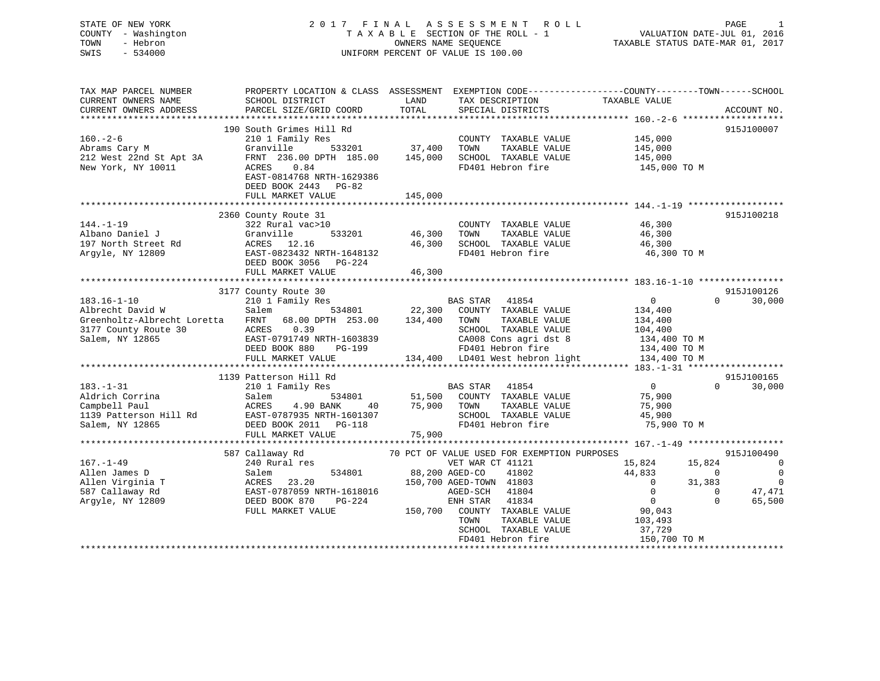STATE OF NEW YORK
COUNTY - Washington
TOWN - Hebron
SWIS - 534000

# 2017 FINAL ASSESSMENT ROLL

TAXABLE SECTION OF THE ROLL - 1
OWNERS NAME SEQUENCE
UNIFORM PERCENT OF VALUE IS 100.00

VALUATION DATE-JUL 01, 2016
TAXABLE STATUS DATE-MAR 01, 2017

```
TAX MAP PARCEL NUMBER          PROPERTY LOCATION & CLASS  ASSESSMENT  EXEMPTION CODE------------------COUNTY--------TOWN------SCHOOL
CURRENT OWNERS NAME            SCHOOL DISTRICT               LAND      TAX DESCRIPTION            TAXABLE VALUE
CURRENT OWNERS ADDRESS         PARCEL SIZE/GRID COORD        TOTAL     SPECIAL DISTRICTS                                  ACCOUNT NO.
******************************************************************************************************* 160.-2-6 *******************
                               190 South Grimes Hill Rd                                                                   915J100007
160.-2-6                       210 1 Family Res                         COUNTY  TAXABLE VALUE          145,000
Abrams Cary M                  Granville      533201        37,400      TOWN    TAXABLE VALUE          145,000
212 West 22nd St Apt 3A        FRNT 236.00 DPTH 185.00     145,000      SCHOOL  TAXABLE VALUE          145,000
New York, NY 10011             ACRES    0.84                            FD401 Hebron fire               145,000 TO M
                               EAST-0814768 NRTH-1629386
                               DEED BOOK 2443   PG-82
                               FULL MARKET VALUE           145,000
******************************************************************************************************* 144.-1-19 ******************
                               2360 County Route 31                                                                       915J100218
144.-1-19                      322 Rural vac>10                         COUNTY  TAXABLE VALUE           46,300
Albano Daniel J                Granville      533201        46,300      TOWN    TAXABLE VALUE           46,300
197 North Street Rd            ACRES   12.16                46,300      SCHOOL  TAXABLE VALUE           46,300
Argyle, NY 12809               EAST-0823432 NRTH-1648132                FD401 Hebron fire                46,300 TO M
                               DEED BOOK 3056   PG-224
                               FULL MARKET VALUE            46,300
******************************************************************************************************* 183.16-1-10 ****************
                               3177 County Route 30                                                                       915J100126
183.16-1-10                    210 1 Family Res                     BAS STAR   41854                     0         0      30,000
Albrecht David W               Salem          534801        22,300  COUNTY  TAXABLE VALUE          134,400
Greenholtz-Albrecht Loretta    FRNT  68.00 DPTH 253.00     134,400  TOWN    TAXABLE VALUE          134,400
3177 County Route 30           ACRES    0.39                        SCHOOL  TAXABLE VALUE          104,400
Salem, NY 12865                EAST-0791749 NRTH-1603839            CA008 Cons agri dst 8           134,400 TO M
                               DEED BOOK 880    PG-199              FD401 Hebron fire               134,400 TO M
                               FULL MARKET VALUE           134,400  LD401 West hebron light         134,400 TO M
******************************************************************************************************* 183.-1-31 ******************
                               1139 Patterson Hill Rd                                                                     915J100165
183.-1-31                      210 1 Family Res                     BAS STAR   41854                     0         0      30,000
Aldrich Corrina                Salem          534801        51,500  COUNTY  TAXABLE VALUE           75,900
Campbell Paul                  ACRES    4.90 BANK     40    75,900  TOWN    TAXABLE VALUE           75,900
1139 Patterson Hill Rd         EAST-0787935 NRTH-1601307            SCHOOL  TAXABLE VALUE           45,900
Salem, NY 12865                DEED BOOK 2011   PG-118              FD401 Hebron fire                75,900 TO M
                               FULL MARKET VALUE            75,900
******************************************************************************************************* 167.-1-49 ******************
                               587 Callaway Rd              70 PCT OF VALUE USED FOR EXEMPTION PURPOSES                  915J100490
167.-1-49                      240 Rural res                        VET WAR CT 41121                15,824    15,824           0
Allen James D                  Salem          534801        88,200  AGED-CO    41802                44,833         0           0
Allen Virginia T               ACRES   23.20               150,700  AGED-TOWN  41803                     0    31,383           0
587 Callaway Rd                EAST-0787059 NRTH-1618016            AGED-SCH   41804                     0         0      47,471
Argyle, NY 12809               DEED BOOK 870    PG-224              ENH STAR   41834                     0         0      65,500
                               FULL MARKET VALUE           150,700  COUNTY  TAXABLE VALUE           90,043
                                                                    TOWN    TAXABLE VALUE          103,493
                                                                    SCHOOL  TAXABLE VALUE           37,729
                                                                    FD401 Hebron fire               150,700 TO M
************************************************************************************************************************************
```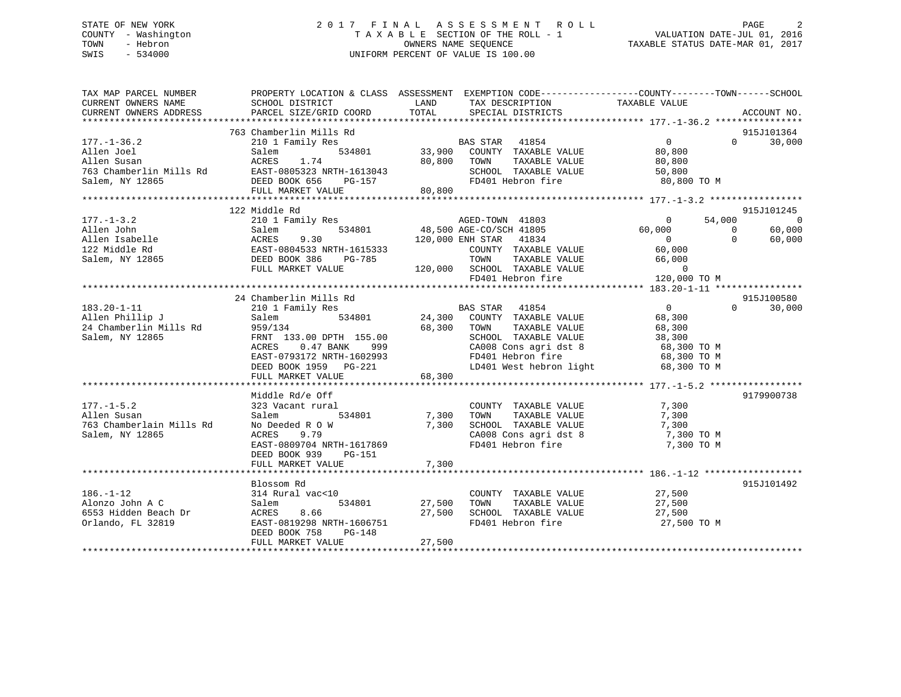STATE OF NEW YORK
COUNTY - Washington
TOWN - Hebron
SWIS - 534000

# 2017 FINAL ASSESSMENT ROLL

TAXABLE SECTION OF THE ROLL - 1
OWNERS NAME SEQUENCE
UNIFORM PERCENT OF VALUE IS 100.00

VALUATION DATE-JUL 01, 2016
TAXABLE STATUS DATE-MAR 01, 2017

```
TAX MAP PARCEL NUMBER          PROPERTY LOCATION & CLASS  ASSESSMENT  EXEMPTION CODE-----------------COUNTY--------TOWN------SCHOOL
CURRENT OWNERS NAME            SCHOOL DISTRICT               LAND      TAX DESCRIPTION            TAXABLE VALUE
CURRENT OWNERS ADDRESS         PARCEL SIZE/GRID COORD        TOTAL     SPECIAL DISTRICTS                                     ACCOUNT NO.
******************************************************************************************************* 177.-1-36.2 ****************
                               763 Chamberlin Mills Rd                                                                       915J101364
177.-1-36.2                    210 1 Family Res                        BAS STAR   41854                 0            0      30,000
Allen Joel                     Salem             534801      33,900    COUNTY  TAXABLE VALUE          80,800
Allen Susan                    ACRES    1.74                 80,800    TOWN    TAXABLE VALUE          80,800
763 Chamberlin Mills Rd        EAST-0805323 NRTH-1613043               SCHOOL  TAXABLE VALUE          50,800
Salem, NY 12865                DEED BOOK 656    PG-157                 FD401 Hebron fire               80,800 TO M
                               FULL MARKET VALUE             80,800
******************************************************************************************************* 177.-1-3.2 *****************
                               122 Middle Rd                                                                                 915J101245
177.-1-3.2                     210 1 Family Res                        AGED-TOWN  41803                 0       54,000           0
Allen John                     Salem             534801      48,500 AGE-CO/SCH 41805               60,000            0      60,000
Allen Isabelle                 ACRES    9.30                120,000 ENH STAR   41834                 0            0      60,000
122 Middle Rd                  EAST-0804533 NRTH-1615333               COUNTY  TAXABLE VALUE          60,000
Salem, NY 12865                DEED BOOK 386    PG-785                 TOWN    TAXABLE VALUE          66,000
                               FULL MARKET VALUE            120,000    SCHOOL  TAXABLE VALUE               0
                                                                       FD401 Hebron fire              120,000 TO M
******************************************************************************************************* 183.20-1-11 ****************
                               24 Chamberlin Mills Rd                                                                        915J100580
183.20-1-11                    210 1 Family Res                        BAS STAR   41854                 0            0      30,000
Allen Phillip J                Salem             534801      24,300    COUNTY  TAXABLE VALUE          68,300
24 Chamberlin Mills Rd         959/134                       68,300    TOWN    TAXABLE VALUE          68,300
Salem, NY 12865                FRNT 133.00 DPTH 155.00                 SCHOOL  TAXABLE VALUE          38,300
                               ACRES    0.47 BANK    999               CA008 Cons agri dst 8           68,300 TO M
                               EAST-0793172 NRTH-1602993               FD401 Hebron fire               68,300 TO M
                               DEED BOOK 1959   PG-221                 LD401 West hebron light         68,300 TO M
                               FULL MARKET VALUE             68,300
******************************************************************************************************* 177.-1-5.2 *****************
                               Middle Rd/e Off                                                                               9179900738
177.-1-5.2                     323 Vacant rural                        COUNTY  TAXABLE VALUE           7,300
Allen Susan                    Salem             534801       7,300    TOWN    TAXABLE VALUE           7,300
763 Chamberlain Mills Rd       No Deeded R O W                7,300    SCHOOL  TAXABLE VALUE           7,300
Salem, NY 12865                ACRES    9.79                           CA008 Cons agri dst 8            7,300 TO M
                               EAST-0809704 NRTH-1617869               FD401 Hebron fire                7,300 TO M
                               DEED BOOK 939    PG-151
                               FULL MARKET VALUE              7,300
******************************************************************************************************* 186.-1-12 ******************
                               Blossom Rd                                                                                    915J101492
186.-1-12                      314 Rural vac<10                        COUNTY  TAXABLE VALUE          27,500
Alonzo John A C                Salem             534801      27,500    TOWN    TAXABLE VALUE          27,500
6553 Hidden Beach Dr           ACRES    8.66                 27,500    SCHOOL  TAXABLE VALUE          27,500
Orlando, FL 32819              EAST-0819298 NRTH-1606751               FD401 Hebron fire               27,500 TO M
                               DEED BOOK 758    PG-148
                               FULL MARKET VALUE             27,500
************************************************************************************************************************************
```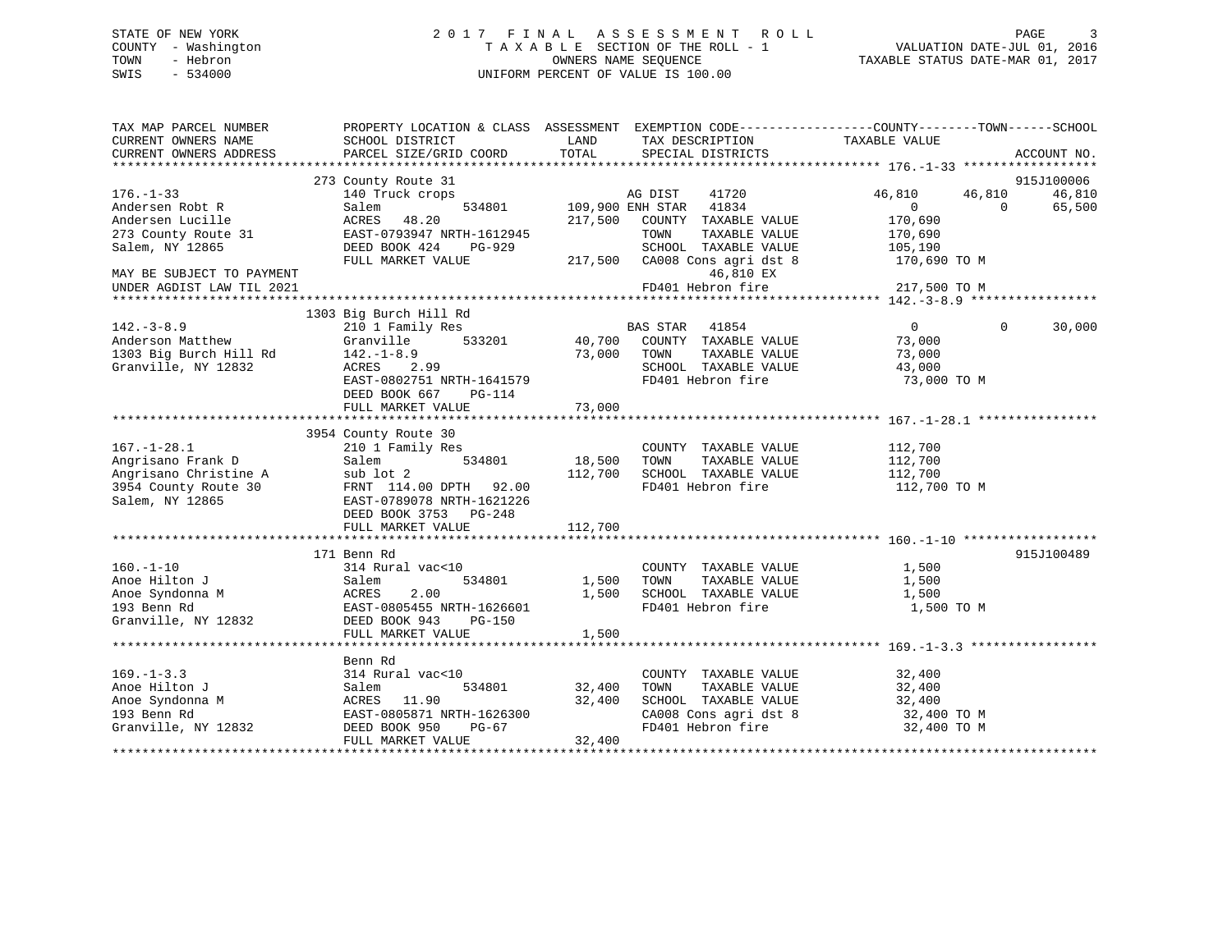STATE OF NEW YORK
COUNTY - Washington
TOWN - Hebron
SWIS - 534000

# 2017 FINAL ASSESSMENT ROLL

TAXABLE SECTION OF THE ROLL - 1
OWNERS NAME SEQUENCE
UNIFORM PERCENT OF VALUE IS 100.00

VALUATION DATE-JUL 01, 2016
TAXABLE STATUS DATE-MAR 01, 2017

```
TAX MAP PARCEL NUMBER          PROPERTY LOCATION & CLASS  ASSESSMENT  EXEMPTION CODE------------------COUNTY--------TOWN------SCHOOL
CURRENT OWNERS NAME            SCHOOL DISTRICT               LAND      TAX DESCRIPTION            TAXABLE VALUE
CURRENT OWNERS ADDRESS         PARCEL SIZE/GRID COORD        TOTAL     SPECIAL DISTRICTS                                    ACCOUNT NO.
******************************************************************************************************* 176.-1-33 ******************
                               273 County Route 31                                                                          915J100006
176.-1-33                      140 Truck crops                      AG DIST    41720              46,810      46,810      46,810
Andersen Robt R                Salem            534801      109,900 ENH STAR   41834                   0           0      65,500
Andersen Lucille               ACRES    48.20               217,500   COUNTY  TAXABLE VALUE          170,690
273 County Route 31            EAST-0793947 NRTH-1612945              TOWN    TAXABLE VALUE          170,690
Salem, NY 12865                DEED BOOK 424     PG-929               SCHOOL  TAXABLE VALUE          105,190
                               FULL MARKET VALUE            217,500   CA008 Cons agri dst 8           170,690 TO M
MAY BE SUBJECT TO PAYMENT                                                  46,810 EX
UNDER AGDIST LAW TIL 2021                                             FD401 Hebron fire               217,500 TO M
******************************************************************************************************* 142.-3-8.9 *****************
                               1303 Big Burch Hill Rd
142.-3-8.9                     210 1 Family Res                     BAS STAR   41854                   0           0      30,000
Anderson Matthew               Granville        533201       40,700   COUNTY  TAXABLE VALUE           73,000
1303 Big Burch Hill Rd         142.-1-8.9                    73,000   TOWN    TAXABLE VALUE           73,000
Granville, NY 12832            ACRES     2.99                         SCHOOL  TAXABLE VALUE           43,000
                               EAST-0802751 NRTH-1641579              FD401 Hebron fire                73,000 TO M
                               DEED BOOK 667     PG-114
                               FULL MARKET VALUE             73,000
******************************************************************************************************* 167.-1-28.1 ****************
                               3954 County Route 30
167.-1-28.1                    210 1 Family Res                       COUNTY  TAXABLE VALUE          112,700
Angrisano Frank D              Salem            534801       18,500   TOWN    TAXABLE VALUE          112,700
Angrisano Christine A          sub lot 2                    112,700   SCHOOL  TAXABLE VALUE          112,700
3954 County Route 30           FRNT  114.00 DPTH   92.00              FD401 Hebron fire               112,700 TO M
Salem, NY 12865                EAST-0789078 NRTH-1621226
                               DEED BOOK 3753    PG-248
                               FULL MARKET VALUE            112,700
******************************************************************************************************* 160.-1-10 ******************
                               171 Benn Rd                                                                                  915J100489
160.-1-10                      314 Rural vac<10                       COUNTY  TAXABLE VALUE            1,500
Anoe Hilton J                  Salem            534801        1,500   TOWN    TAXABLE VALUE            1,500
Anoe Syndonna M                ACRES     2.00                 1,500   SCHOOL  TAXABLE VALUE            1,500
193 Benn Rd                    EAST-0805455 NRTH-1626601              FD401 Hebron fire                 1,500 TO M
Granville, NY 12832            DEED BOOK 943     PG-150
                               FULL MARKET VALUE              1,500
******************************************************************************************************* 169.-1-3.3 *****************
                               Benn Rd
169.-1-3.3                     314 Rural vac<10                       COUNTY  TAXABLE VALUE           32,400
Anoe Hilton J                  Salem            534801       32,400   TOWN    TAXABLE VALUE           32,400
Anoe Syndonna M                ACRES    11.90                32,400   SCHOOL  TAXABLE VALUE           32,400
193 Benn Rd                    EAST-0805871 NRTH-1626300              CA008 Cons agri dst 8            32,400 TO M
Granville, NY 12832            DEED BOOK 950     PG-67                FD401 Hebron fire                32,400 TO M
                               FULL MARKET VALUE             32,400
************************************************************************************************************************************
```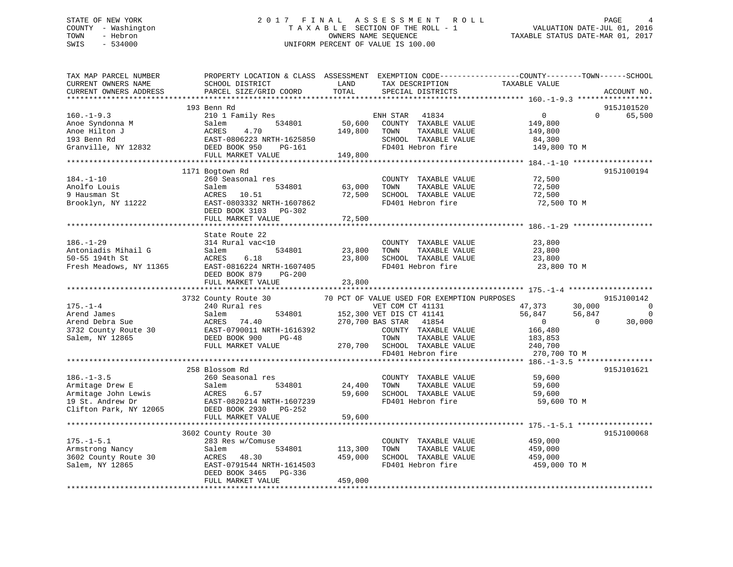STATE OF NEW YORK
COUNTY - Washington
TOWN - Hebron
SWIS - 534000

# 2017 FINAL ASSESSMENT ROLL

TAXABLE SECTION OF THE ROLL - 1
OWNERS NAME SEQUENCE
UNIFORM PERCENT OF VALUE IS 100.00

VALUATION DATE-JUL 01, 2016
TAXABLE STATUS DATE-MAR 01, 2017

```
TAX MAP PARCEL NUMBER          PROPERTY LOCATION & CLASS  ASSESSMENT  EXEMPTION CODE------------------COUNTY--------TOWN------SCHOOL
CURRENT OWNERS NAME            SCHOOL DISTRICT               LAND      TAX DESCRIPTION              TAXABLE VALUE
CURRENT OWNERS ADDRESS         PARCEL SIZE/GRID COORD        TOTAL     SPECIAL DISTRICTS                                        ACCOUNT NO.
******************************************************************************************************* 160.-1-9.3 *****************
                               193 Benn Rd                                                                                   915J101520
160.-1-9.3                     210 1 Family Res                          ENH STAR   41834                   0             0       65,500
Anoe Syndonna M                Salem           534801        50,600      COUNTY  TAXABLE VALUE            149,800
Anoe Hilton J                  ACRES    4.70                149,800      TOWN    TAXABLE VALUE            149,800
193 Benn Rd                    EAST-0806223 NRTH-1625850                 SCHOOL  TAXABLE VALUE             84,300
Granville, NY 12832            DEED BOOK 950    PG-161                   FD401 Hebron fire                149,800 TO M
                               FULL MARKET VALUE           149,800
******************************************************************************************************* 184.-1-10 ******************
                               1171 Bogtown Rd                                                                               915J100194
184.-1-10                      260 Seasonal res                          COUNTY  TAXABLE VALUE             72,500
Anolfo Louis                   Salem           534801        63,000      TOWN    TAXABLE VALUE             72,500
9 Hausman St                   ACRES   10.51                 72,500      SCHOOL  TAXABLE VALUE             72,500
Brooklyn, NY 11222             EAST-0803332 NRTH-1607862                 FD401 Hebron fire                 72,500 TO M
                               DEED BOOK 3103   PG-302
                               FULL MARKET VALUE            72,500
******************************************************************************************************* 186.-1-29 ******************
                               State Route 22
186.-1-29                      314 Rural vac<10                          COUNTY  TAXABLE VALUE             23,800
Antoniadis Mihail G            Salem           534801        23,800      TOWN    TAXABLE VALUE             23,800
50-55 194th St                 ACRES    6.18                 23,800      SCHOOL  TAXABLE VALUE             23,800
Fresh Meadows, NY 11365        EAST-0816224 NRTH-1607405                 FD401 Hebron fire                 23,800 TO M
                               DEED BOOK 879    PG-200
                               FULL MARKET VALUE            23,800
******************************************************************************************************* 175.-1-4 *******************
                               3732 County Route 30         70 PCT OF VALUE USED FOR EXEMPTION PURPOSES                    915J100142
175.-1-4                       240 Rural res                             VET COM CT 41131              47,373        30,000            0
Arend James                    Salem           534801       152,300 VET DIS CT 41141               56,847        56,847            0
Arend Debra Sue                ACRES   74.40                270,700 BAS STAR   41854                    0             0       30,000
3732 County Route 30           EAST-0790011 NRTH-1616392                 COUNTY  TAXABLE VALUE            166,480
Salem, NY 12865                DEED BOOK 900    PG-48                    TOWN    TAXABLE VALUE            183,853
                               FULL MARKET VALUE           270,700      SCHOOL  TAXABLE VALUE            240,700
                                                                         FD401 Hebron fire                270,700 TO M
******************************************************************************************************* 186.-1-3.5 *****************
                               258 Blossom Rd                                                                                915J101621
186.-1-3.5                     260 Seasonal res                          COUNTY  TAXABLE VALUE             59,600
Armitage Drew E                Salem           534801        24,400      TOWN    TAXABLE VALUE             59,600
Armitage John Lewis            ACRES    6.57                 59,600      SCHOOL  TAXABLE VALUE             59,600
19 St. Andrew Dr               EAST-0820214 NRTH-1607239                 FD401 Hebron fire                 59,600 TO M
Clifton Park, NY 12065         DEED BOOK 2930   PG-252
                               FULL MARKET VALUE            59,600
******************************************************************************************************* 175.-1-5.1 *****************
                               3602 County Route 30                                                                          915J100068
175.-1-5.1                     283 Res w/Comuse                          COUNTY  TAXABLE VALUE            459,000
Armstrong Nancy                Salem           534801       113,300      TOWN    TAXABLE VALUE            459,000
3602 County Route 30           ACRES   48.30                459,000      SCHOOL  TAXABLE VALUE            459,000
Salem, NY 12865                EAST-0791544 NRTH-1614503                 FD401 Hebron fire                459,000 TO M
                               DEED BOOK 3465   PG-336
                               FULL MARKET VALUE           459,000
************************************************************************************************************************************
```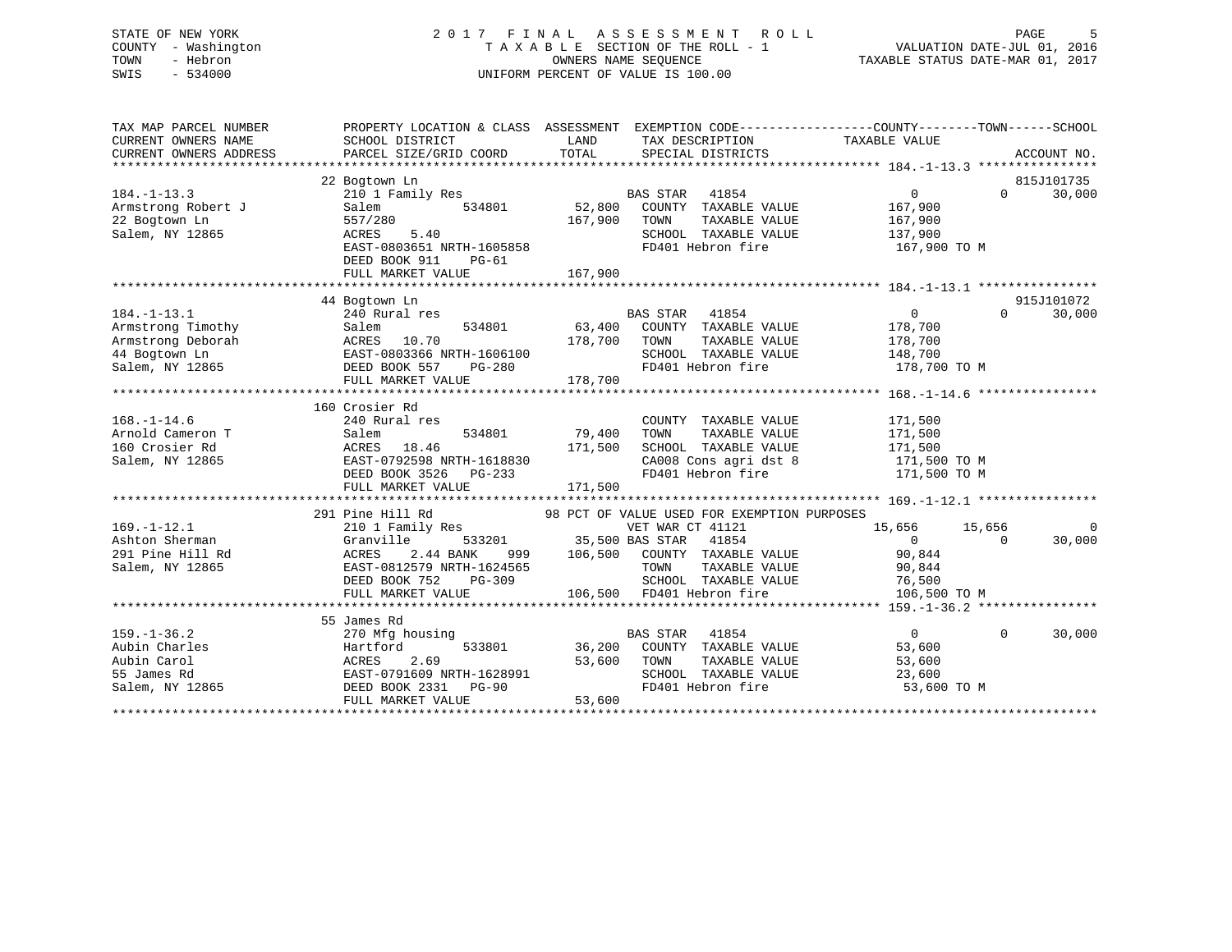STATE OF NEW YORK
COUNTY - Washington
TOWN - Hebron
SWIS - 534000

# 2017 FINAL ASSESSMENT ROLL

TAXABLE SECTION OF THE ROLL - 1
OWNERS NAME SEQUENCE
UNIFORM PERCENT OF VALUE IS 100.00

VALUATION DATE-JUL 01, 2016
TAXABLE STATUS DATE-MAR 01, 2017

```
TAX MAP PARCEL NUMBER          PROPERTY LOCATION & CLASS  ASSESSMENT  EXEMPTION CODE------------------COUNTY--------TOWN------SCHOOL
CURRENT OWNERS NAME            SCHOOL DISTRICT             LAND        TAX DESCRIPTION               TAXABLE VALUE
CURRENT OWNERS ADDRESS         PARCEL SIZE/GRID COORD      TOTAL       SPECIAL DISTRICTS                                      ACCOUNT NO.
******************************************************************************************************* 184.-1-13.3 ****************
                               22 Bogtown Ln                                                                              815J101735
184.-1-13.3                    210 1 Family Res                        BAS STAR   41854                 0            0     30,000
Armstrong Robert J             Salem         534801         52,800     COUNTY  TAXABLE VALUE          167,900
22 Bogtown Ln                  557/280                     167,900     TOWN    TAXABLE VALUE          167,900
Salem, NY 12865                ACRES    5.40                           SCHOOL  TAXABLE VALUE          137,900
                               EAST-0803651 NRTH-1605858               FD401 Hebron fire               167,900 TO M
                               DEED BOOK 911    PG-61
                               FULL MARKET VALUE           167,900
******************************************************************************************************* 184.-1-13.1 ****************
                               44 Bogtown Ln                                                                              915J101072
184.-1-13.1                    240 Rural res                           BAS STAR   41854                 0            0     30,000
Armstrong Timothy              Salem         534801         63,400     COUNTY  TAXABLE VALUE          178,700
Armstrong Deborah              ACRES   10.70               178,700     TOWN    TAXABLE VALUE          178,700
44 Bogtown Ln                  EAST-0803366 NRTH-1606100               SCHOOL  TAXABLE VALUE          148,700
Salem, NY 12865                DEED BOOK 557    PG-280                 FD401 Hebron fire               178,700 TO M
                               FULL MARKET VALUE           178,700
******************************************************************************************************* 168.-1-14.6 ****************
                               160 Crosier Rd
168.-1-14.6                    240 Rural res                           COUNTY  TAXABLE VALUE          171,500
Arnold Cameron T               Salem         534801         79,400     TOWN    TAXABLE VALUE          171,500
160 Crosier Rd                 ACRES   18.46               171,500     SCHOOL  TAXABLE VALUE          171,500
Salem, NY 12865                EAST-0792598 NRTH-1618830               CA008 Cons agri dst 8           171,500 TO M
                               DEED BOOK 3526   PG-233                 FD401 Hebron fire               171,500 TO M
                               FULL MARKET VALUE           171,500
******************************************************************************************************* 169.-1-12.1 ****************
                               291 Pine Hill Rd          98 PCT OF VALUE USED FOR EXEMPTION PURPOSES
169.-1-12.1                    210 1 Family Res                        VET WAR CT 41121            15,656       15,656          0
Ashton Sherman                 Granville     533201         35,500 BAS STAR   41854                 0            0     30,000
291 Pine Hill Rd               ACRES    2.44 BANK    999   106,500     COUNTY  TAXABLE VALUE           90,844
Salem, NY 12865                EAST-0812579 NRTH-1624565               TOWN    TAXABLE VALUE           90,844
                               DEED BOOK 752    PG-309                 SCHOOL  TAXABLE VALUE           76,500
                               FULL MARKET VALUE           106,500     FD401 Hebron fire               106,500 TO M
******************************************************************************************************* 159.-1-36.2 ****************
                               55 James Rd
159.-1-36.2                    270 Mfg housing                         BAS STAR   41854                 0            0     30,000
Aubin Charles                  Hartford      533801         36,200     COUNTY  TAXABLE VALUE           53,600
Aubin Carol                    ACRES    2.69                53,600     TOWN    TAXABLE VALUE           53,600
55 James Rd                    EAST-0791609 NRTH-1628991               SCHOOL  TAXABLE VALUE           23,600
Salem, NY 12865                DEED BOOK 2331   PG-90                  FD401 Hebron fire                53,600 TO M
                               FULL MARKET VALUE            53,600
************************************************************************************************************************************
```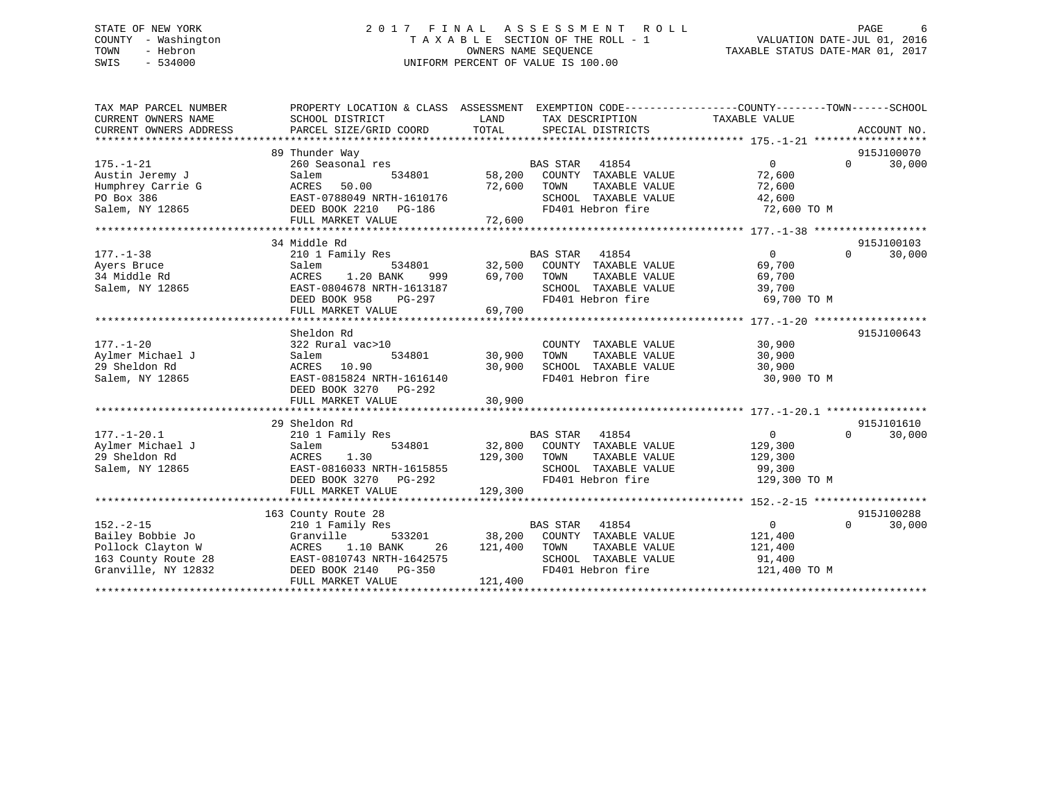STATE OF NEW YORK
COUNTY - Washington
TOWN - Hebron
SWIS - 534000

2017 FINAL ASSESSMENT ROLL
TAXABLE SECTION OF THE ROLL - 1
OWNERS NAME SEQUENCE
UNIFORM PERCENT OF VALUE IS 100.00

VALUATION DATE-JUL 01, 2016
TAXABLE STATUS DATE-MAR 01, 2017

| TAX MAP PARCEL NUMBER / CURRENT OWNERS NAME / CURRENT OWNERS ADDRESS | PROPERTY LOCATION & CLASS / SCHOOL DISTRICT / PARCEL SIZE/GRID COORD | ASSESSMENT LAND / TOTAL | EXEMPTION CODE / TAX DESCRIPTION / SPECIAL DISTRICTS | COUNTY TAXABLE VALUE | TOWN | SCHOOL / ACCOUNT NO. |
|---|---|---|---|---|---|---|
| 175.-1-21 | 89 Thunder Way | | | | | 915J100070 |
| Austin Jeremy J | 260 Seasonal res | | BAS STAR 41854 | 0 | 0 | 30,000 |
| Humphrey Carrie G | Salem 534801 | 58,200 | COUNTY TAXABLE VALUE | 72,600 | | |
| PO Box 386 | ACRES 50.00 | 72,600 | TOWN TAXABLE VALUE | 72,600 | | |
| Salem, NY 12865 | EAST-0788049 NRTH-1610176 | | SCHOOL TAXABLE VALUE | 42,600 | | |
| | DEED BOOK 2210 PG-186 | | FD401 Hebron fire | 72,600 TO M | | |
| | FULL MARKET VALUE | 72,600 | | | | |
| 177.-1-38 | 34 Middle Rd | | | | | 915J100103 |
| Ayers Bruce | 210 1 Family Res | | BAS STAR 41854 | 0 | 0 | 30,000 |
| 34 Middle Rd | Salem 534801 | 32,500 | COUNTY TAXABLE VALUE | 69,700 | | |
| Salem, NY 12865 | ACRES 1.20 BANK 999 | 69,700 | TOWN TAXABLE VALUE | 69,700 | | |
| | EAST-0804678 NRTH-1613187 | | SCHOOL TAXABLE VALUE | 39,700 | | |
| | DEED BOOK 958 PG-297 | | FD401 Hebron fire | 69,700 TO M | | |
| | FULL MARKET VALUE | 69,700 | | | | |
| 177.-1-20 | Sheldon Rd | | | | | 915J100643 |
| Aylmer Michael J | 322 Rural vac>10 | | COUNTY TAXABLE VALUE | 30,900 | | |
| 29 Sheldon Rd | Salem 534801 | 30,900 | TOWN TAXABLE VALUE | 30,900 | | |
| Salem, NY 12865 | ACRES 10.90 | 30,900 | SCHOOL TAXABLE VALUE | 30,900 | | |
| | EAST-0815824 NRTH-1616140 | | FD401 Hebron fire | 30,900 TO M | | |
| | DEED BOOK 3270 PG-292 | | | | | |
| | FULL MARKET VALUE | 30,900 | | | | |
| 177.-1-20.1 | 29 Sheldon Rd | | | | | 915J101610 |
| Aylmer Michael J | 210 1 Family Res | | BAS STAR 41854 | 0 | 0 | 30,000 |
| 29 Sheldon Rd | Salem 534801 | 32,800 | COUNTY TAXABLE VALUE | 129,300 | | |
| Salem, NY 12865 | ACRES 1.30 | 129,300 | TOWN TAXABLE VALUE | 129,300 | | |
| | EAST-0816033 NRTH-1615855 | | SCHOOL TAXABLE VALUE | 99,300 | | |
| | DEED BOOK 3270 PG-292 | | FD401 Hebron fire | 129,300 TO M | | |
| | FULL MARKET VALUE | 129,300 | | | | |
| 152.-2-15 | 163 County Route 28 | | | | | 915J100288 |
| Bailey Bobbie Jo | 210 1 Family Res | | BAS STAR 41854 | 0 | 0 | 30,000 |
| Pollock Clayton W | Granville 533201 | 38,200 | COUNTY TAXABLE VALUE | 121,400 | | |
| 163 County Route 28 | ACRES 1.10 BANK 26 | 121,400 | TOWN TAXABLE VALUE | 121,400 | | |
| Granville, NY 12832 | EAST-0810743 NRTH-1642575 | | SCHOOL TAXABLE VALUE | 91,400 | | |
| | DEED BOOK 2140 PG-350 | | FD401 Hebron fire | 121,400 TO M | | |
| | FULL MARKET VALUE | 121,400 | | | | |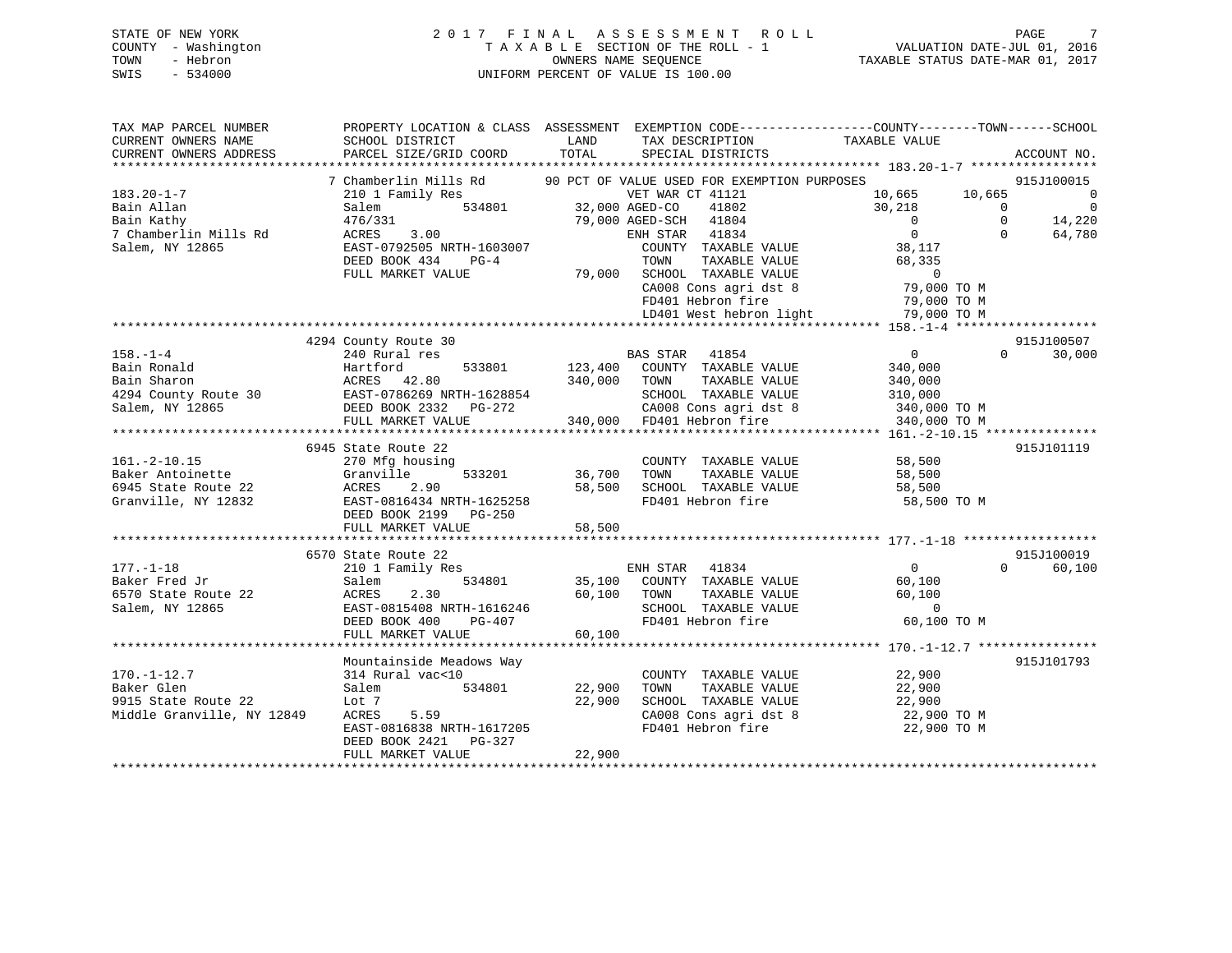STATE OF NEW YORK
COUNTY - Washington
TOWN - Hebron
SWIS - 534000

# 2017 FINAL ASSESSMENT ROLL

TAXABLE SECTION OF THE ROLL - 1
OWNERS NAME SEQUENCE
UNIFORM PERCENT OF VALUE IS 100.00

VALUATION DATE-JUL 01, 2016
TAXABLE STATUS DATE-MAR 01, 2017

```
TAX MAP PARCEL NUMBER          PROPERTY LOCATION & CLASS  ASSESSMENT  EXEMPTION CODE------------------COUNTY--------TOWN------SCHOOL
CURRENT OWNERS NAME            SCHOOL DISTRICT               LAND      TAX DESCRIPTION            TAXABLE VALUE
CURRENT OWNERS ADDRESS         PARCEL SIZE/GRID COORD        TOTAL     SPECIAL DISTRICTS                                   ACCOUNT NO.
******************************************************************************************************* 183.20-1-7 *****************
                        7 Chamberlin Mills Rd          90 PCT OF VALUE USED FOR EXEMPTION PURPOSES                          915J100015
183.20-1-7                     210 1 Family Res                  VET WAR CT 41121             10,665      10,665             0
Bain Allan                     Salem          534801      32,000 AGED-CO     41802            30,218           0             0
Bain Kathy                     476/331                    79,000 AGED-SCH    41804                 0           0        14,220
7 Chamberlin Mills Rd          ACRES     3.00                    ENH STAR    41834                 0           0        64,780
Salem, NY 12865                EAST-0792505 NRTH-1603007         COUNTY   TAXABLE VALUE          38,117
                               DEED BOOK 434    PG-4             TOWN     TAXABLE VALUE          68,335
                               FULL MARKET VALUE          79,000 SCHOOL   TAXABLE VALUE               0
                                                                 CA008 Cons agri dst 8           79,000 TO M
                                                                 FD401 Hebron fire               79,000 TO M
                                                                 LD401 West hebron light         79,000 TO M
******************************************************************************************************* 158.-1-4 *******************
                    4294 County Route 30                                                                              915J100507
158.-1-4                       240 Rural res                     BAS STAR    41854                 0           0        30,000
Bain Ronald                    Hartford       533801     123,400 COUNTY   TAXABLE VALUE         340,000
Bain Sharon                    ACRES    42.80            340,000 TOWN     TAXABLE VALUE         340,000
4294 County Route 30           EAST-0786269 NRTH-1628854         SCHOOL   TAXABLE VALUE         310,000
Salem, NY 12865                DEED BOOK 2332   PG-272           CA008 Cons agri dst 8          340,000 TO M
                               FULL MARKET VALUE         340,000 FD401 Hebron fire              340,000 TO M
******************************************************************************************************* 161.-2-10.15 ***************
                    6945 State Route 22                                                                               915J101119
161.-2-10.15                   270 Mfg housing                   COUNTY   TAXABLE VALUE          58,500
Baker Antoinette               Granville      533201      36,700 TOWN     TAXABLE VALUE          58,500
6945 State Route 22            ACRES     2.90             58,500 SCHOOL   TAXABLE VALUE          58,500
Granville, NY 12832            EAST-0816434 NRTH-1625258         FD401 Hebron fire               58,500 TO M
                               DEED BOOK 2199   PG-250
                               FULL MARKET VALUE          58,500
******************************************************************************************************* 177.-1-18 ******************
                    6570 State Route 22                                                                               915J100019
177.-1-18                      210 1 Family Res                  ENH STAR    41834                 0           0        60,100
Baker Fred Jr                  Salem          534801      35,100 COUNTY   TAXABLE VALUE          60,100
6570 State Route 22            ACRES     2.30             60,100 TOWN     TAXABLE VALUE          60,100
Salem, NY 12865                EAST-0815408 NRTH-1616246         SCHOOL   TAXABLE VALUE               0
                               DEED BOOK 400    PG-407           FD401 Hebron fire               60,100 TO M
                               FULL MARKET VALUE          60,100
******************************************************************************************************* 170.-1-12.7 ****************
                    Mountainside Meadows Way                                                                          915J101793
170.-1-12.7                    314 Rural vac<10                  COUNTY   TAXABLE VALUE          22,900
Baker Glen                     Salem          534801      22,900 TOWN     TAXABLE VALUE          22,900
9915 State Route 22            Lot 7                      22,900 SCHOOL   TAXABLE VALUE          22,900
Middle Granville, NY 12849     ACRES     5.59                    CA008 Cons agri dst 8           22,900 TO M
                               EAST-0816838 NRTH-1617205         FD401 Hebron fire               22,900 TO M
                               DEED BOOK 2421   PG-327
                               FULL MARKET VALUE          22,900
************************************************************************************************************************************
```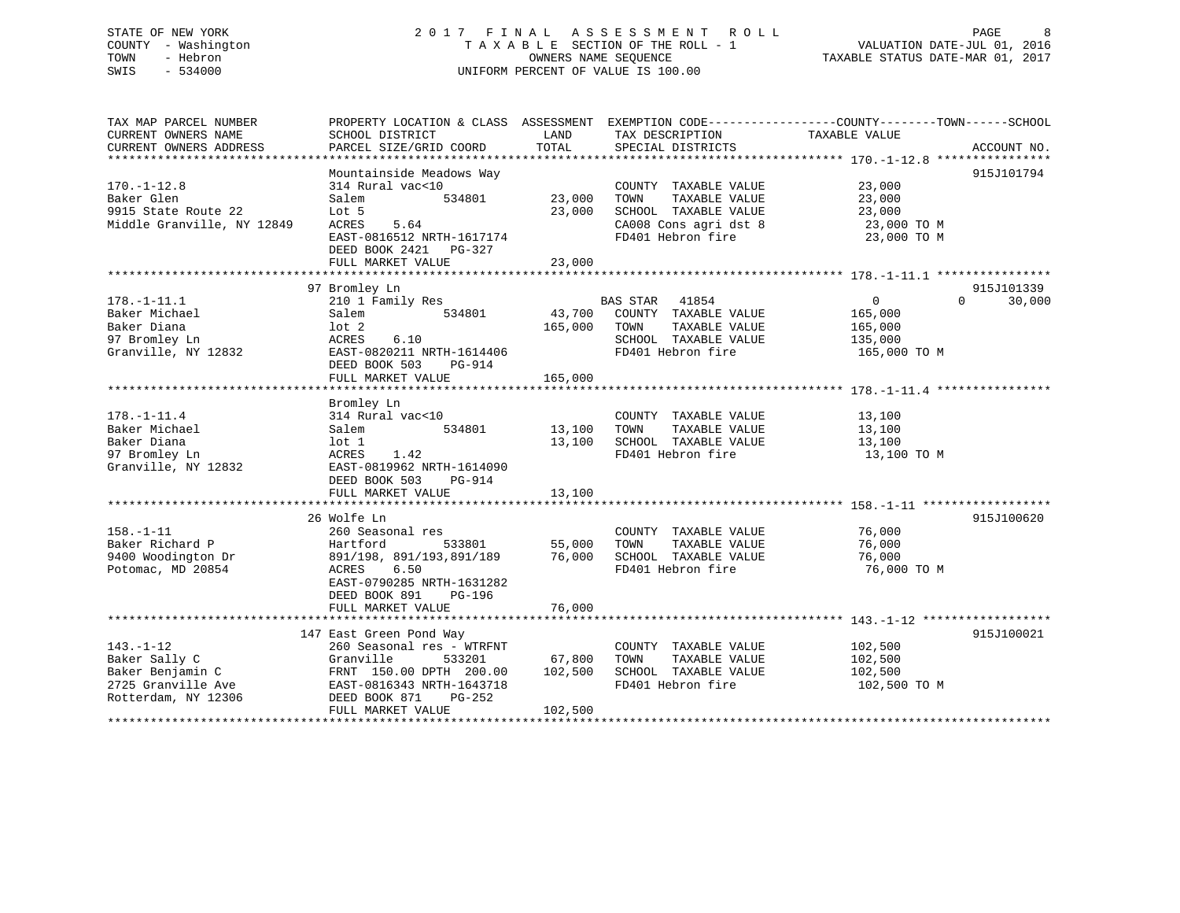STATE OF NEW YORK
COUNTY - Washington
TOWN - Hebron
SWIS - 534000

2017 FINAL ASSESSMENT ROLL
TAXABLE SECTION OF THE ROLL - 1
OWNERS NAME SEQUENCE
UNIFORM PERCENT OF VALUE IS 100.00

VALUATION DATE-JUL 01, 2016
TAXABLE STATUS DATE-MAR 01, 2017

| TAX MAP PARCEL NUMBER / CURRENT OWNERS NAME / CURRENT OWNERS ADDRESS | PROPERTY LOCATION & CLASS / SCHOOL DISTRICT / PARCEL SIZE/GRID COORD | ASSESSMENT LAND | TOTAL | EXEMPTION CODE / TAX DESCRIPTION / SPECIAL DISTRICTS | COUNTY TAXABLE VALUE | TOWN | SCHOOL | ACCOUNT NO. |
|---|---|---|---|---|---|---|---|---|
| **170.-1-12.8** | Mountainside Meadows Way | | | | | | | 915J101794 |
| 170.-1-12.8 | 314 Rural vac<10 | | | COUNTY TAXABLE VALUE | 23,000 | | | |
| Baker Glen | Salem 534801 | 23,000 | | TOWN TAXABLE VALUE | 23,000 | | | |
| 9915 State Route 22 | Lot 5 | | 23,000 | SCHOOL TAXABLE VALUE | 23,000 | | | |
| Middle Granville, NY 12849 | ACRES 5.64 | | | CA008 Cons agri dst 8 | 23,000 TO M | | | |
| | EAST-0816512 NRTH-1617174 | | | FD401 Hebron fire | 23,000 TO M | | | |
| | DEED BOOK 2421 PG-327 | | | | | | | |
| | FULL MARKET VALUE | | 23,000 | | | | | |
| **178.-1-11.1** | 97 Bromley Ln | | | | | | | 915J101339 |
| 178.-1-11.1 | 210 1 Family Res | | | BAS STAR 41854 | 0 | 0 | 30,000 | |
| Baker Michael | Salem 534801 | 43,700 | | COUNTY TAXABLE VALUE | 165,000 | | | |
| Baker Diana | lot 2 | | 165,000 | TOWN TAXABLE VALUE | 165,000 | | | |
| 97 Bromley Ln | ACRES 6.10 | | | SCHOOL TAXABLE VALUE | 135,000 | | | |
| Granville, NY 12832 | EAST-0820211 NRTH-1614406 | | | FD401 Hebron fire | 165,000 TO M | | | |
| | DEED BOOK 503 PG-914 | | | | | | | |
| | FULL MARKET VALUE | | 165,000 | | | | | |
| **178.-1-11.4** | Bromley Ln | | | | | | | |
| 178.-1-11.4 | 314 Rural vac<10 | | | COUNTY TAXABLE VALUE | 13,100 | | | |
| Baker Michael | Salem 534801 | 13,100 | | TOWN TAXABLE VALUE | 13,100 | | | |
| Baker Diana | lot 1 | | 13,100 | SCHOOL TAXABLE VALUE | 13,100 | | | |
| 97 Bromley Ln | ACRES 1.42 | | | FD401 Hebron fire | 13,100 TO M | | | |
| Granville, NY 12832 | EAST-0819962 NRTH-1614090 | | | | | | | |
| | DEED BOOK 503 PG-914 | | | | | | | |
| | FULL MARKET VALUE | | 13,100 | | | | | |
| **158.-1-11** | 26 Wolfe Ln | | | | | | | 915J100620 |
| 158.-1-11 | 260 Seasonal res | | | COUNTY TAXABLE VALUE | 76,000 | | | |
| Baker Richard P | Hartford 533801 | 55,000 | | TOWN TAXABLE VALUE | 76,000 | | | |
| 9400 Woodington Dr | 891/198, 891/193,891/189 | | 76,000 | SCHOOL TAXABLE VALUE | 76,000 | | | |
| Potomac, MD 20854 | ACRES 6.50 | | | FD401 Hebron fire | 76,000 TO M | | | |
| | EAST-0790285 NRTH-1631282 | | | | | | | |
| | DEED BOOK 891 PG-196 | | | | | | | |
| | FULL MARKET VALUE | | 76,000 | | | | | |
| **143.-1-12** | 147 East Green Pond Way | | | | | | | 915J100021 |
| 143.-1-12 | 260 Seasonal res - WTRFNT | | | COUNTY TAXABLE VALUE | 102,500 | | | |
| Baker Sally C | Granville 533201 | 67,800 | | TOWN TAXABLE VALUE | 102,500 | | | |
| Baker Benjamin C | FRNT 150.00 DPTH 200.00 | | 102,500 | SCHOOL TAXABLE VALUE | 102,500 | | | |
| 2725 Granville Ave | EAST-0816343 NRTH-1643718 | | | FD401 Hebron fire | 102,500 TO M | | | |
| Rotterdam, NY 12306 | DEED BOOK 871 PG-252 | | | | | | | |
| | FULL MARKET VALUE | | 102,500 | | | | | |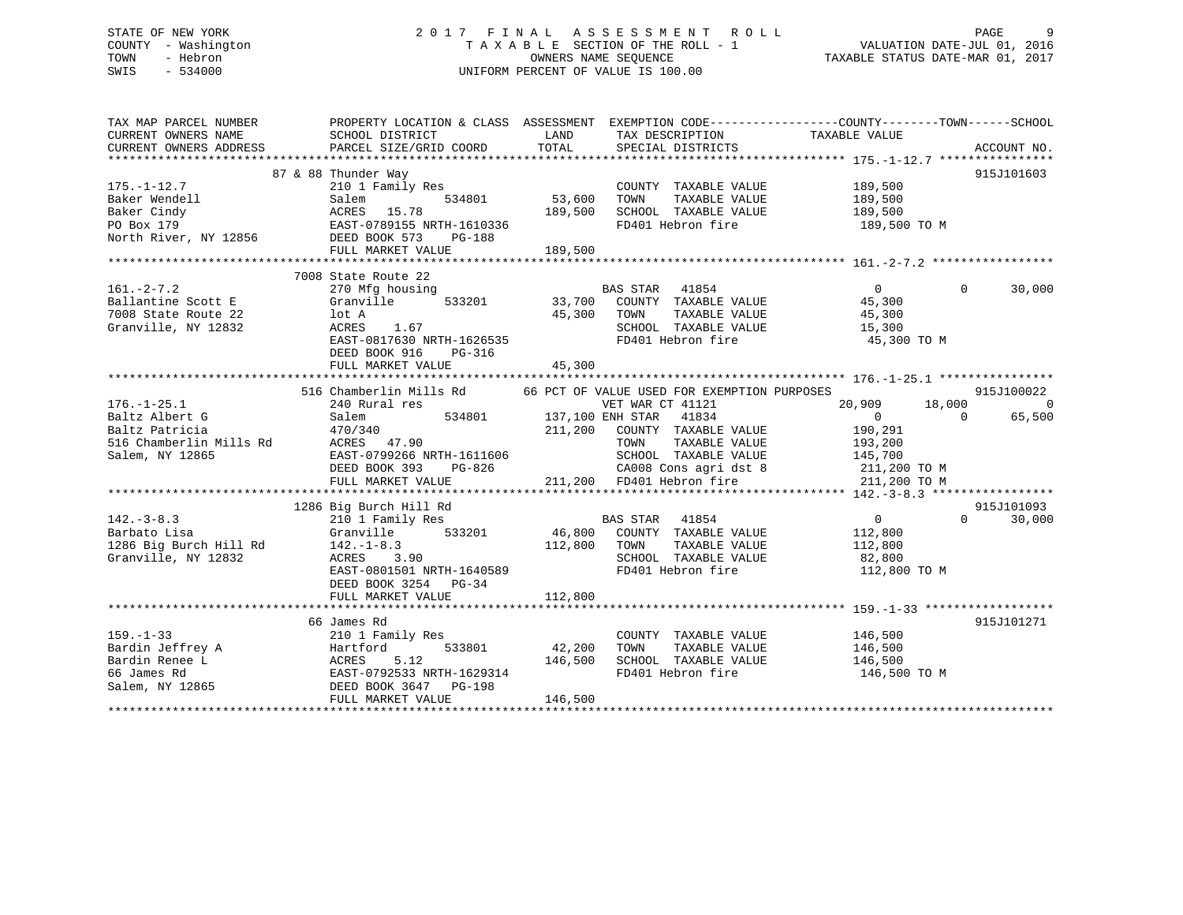STATE OF NEW YORK
COUNTY - Washington
TOWN - Hebron
SWIS - 534000

# 2017 FINAL ASSESSMENT ROLL

TAXABLE SECTION OF THE ROLL - 1
OWNERS NAME SEQUENCE
UNIFORM PERCENT OF VALUE IS 100.00

VALUATION DATE-JUL 01, 2016
TAXABLE STATUS DATE-MAR 01, 2017

```
TAX MAP PARCEL NUMBER          PROPERTY LOCATION & CLASS  ASSESSMENT  EXEMPTION CODE------------------COUNTY--------TOWN------SCHOOL
CURRENT OWNERS NAME            SCHOOL DISTRICT               LAND      TAX DESCRIPTION            TAXABLE VALUE
CURRENT OWNERS ADDRESS         PARCEL SIZE/GRID COORD        TOTAL     SPECIAL DISTRICTS                                    ACCOUNT NO.
******************************************************************************************************* 175.-1-12.7 ****************
                          87 & 88 Thunder Way                                                                               915J101603
175.-1-12.7                    210 1 Family Res                         COUNTY  TAXABLE VALUE          189,500
Baker Wendell                  Salem          534801         53,600    TOWN    TAXABLE VALUE          189,500
Baker Cindy                    ACRES  15.78                 189,500    SCHOOL  TAXABLE VALUE          189,500
PO Box 179                     EAST-0789155 NRTH-1610336               FD401 Hebron fire               189,500 TO M
North River, NY 12856          DEED BOOK 573    PG-188
                               FULL MARKET VALUE            189,500
******************************************************************************************************* 161.-2-7.2 *****************
                          7008 State Route 22
161.-2-7.2                     270 Mfg housing                          BAS STAR   41854                    0          0     30,000
Ballantine Scott E             Granville      533201         33,700    COUNTY  TAXABLE VALUE           45,300
7008 State Route 22            lot A                         45,300    TOWN    TAXABLE VALUE           45,300
Granville, NY 12832            ACRES   1.67                            SCHOOL  TAXABLE VALUE           15,300
                               EAST-0817630 NRTH-1626535               FD401 Hebron fire                45,300 TO M
                               DEED BOOK 916    PG-316
                               FULL MARKET VALUE             45,300
******************************************************************************************************* 176.-1-25.1 ****************
                          516 Chamberlin Mills Rd        66 PCT OF VALUE USED FOR EXEMPTION PURPOSES                        915J100022
176.-1-25.1                    240 Rural res                            VET WAR CT 41121               20,909     18,000          0
Baltz Albert G                 Salem          534801        137,100 ENH STAR   41834                    0          0     65,500
Baltz Patricia                 470/340                      211,200    COUNTY  TAXABLE VALUE          190,291
516 Chamberlin Mills Rd        ACRES  47.90                            TOWN    TAXABLE VALUE          193,200
Salem, NY 12865                EAST-0799266 NRTH-1611606               SCHOOL  TAXABLE VALUE          145,700
                               DEED BOOK 393    PG-826                 CA008 Cons agri dst 8           211,200 TO M
                               FULL MARKET VALUE            211,200    FD401 Hebron fire               211,200 TO M
******************************************************************************************************* 142.-3-8.3 *****************
                          1286 Big Burch Hill Rd                                                                            915J101093
142.-3-8.3                     210 1 Family Res                         BAS STAR   41854                    0          0     30,000
Barbato Lisa                   Granville      533201         46,800    COUNTY  TAXABLE VALUE          112,800
1286 Big Burch Hill Rd         142.-1-8.3                   112,800    TOWN    TAXABLE VALUE          112,800
Granville, NY 12832            ACRES   3.90                            SCHOOL  TAXABLE VALUE           82,800
                               EAST-0801501 NRTH-1640589               FD401 Hebron fire               112,800 TO M
                               DEED BOOK 3254   PG-34
                               FULL MARKET VALUE            112,800
******************************************************************************************************* 159.-1-33 ******************
                          66 James Rd                                                                                       915J101271
159.-1-33                      210 1 Family Res                         COUNTY  TAXABLE VALUE          146,500
Bardin Jeffrey A               Hartford       533801         42,200    TOWN    TAXABLE VALUE          146,500
Bardin Renee L                 ACRES   5.12                 146,500    SCHOOL  TAXABLE VALUE          146,500
66 James Rd                    EAST-0792533 NRTH-1629314               FD401 Hebron fire               146,500 TO M
Salem, NY 12865                DEED BOOK 3647   PG-198
                               FULL MARKET VALUE            146,500
************************************************************************************************************************************
```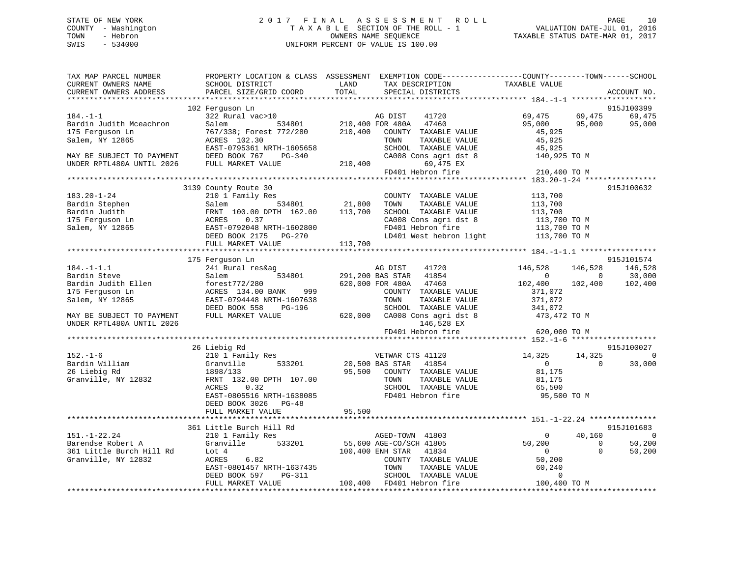STATE OF NEW YORK
COUNTY - Washington
TOWN - Hebron
SWIS - 534000

# 2017 FINAL ASSESSMENT ROLL
TAXABLE SECTION OF THE ROLL - 1
OWNERS NAME SEQUENCE
UNIFORM PERCENT OF VALUE IS 100.00

VALUATION DATE-JUL 01, 2016
TAXABLE STATUS DATE-MAR 01, 2017

```
TAX MAP PARCEL NUMBER          PROPERTY LOCATION & CLASS  ASSESSMENT  EXEMPTION CODE------------------COUNTY--------TOWN------SCHOOL
CURRENT OWNERS NAME            SCHOOL DISTRICT               LAND      TAX DESCRIPTION              TAXABLE VALUE
CURRENT OWNERS ADDRESS         PARCEL SIZE/GRID COORD        TOTAL     SPECIAL DISTRICTS                                      ACCOUNT NO.
******************************************************************************************************* 184.-1-1 *******************
                          102 Ferguson Ln                                                                              915J100399
184.-1-1                     322 Rural vac>10                   AG DIST     41720             69,475      69,475      69,475
Bardin Judith Mceachron      Salem           534801      210,400 FOR 480A    47460             95,000      95,000      95,000
175 Ferguson Ln              767/338; Forest 772/280     210,400    COUNTY  TAXABLE VALUE        45,925
Salem, NY 12865              ACRES 102.30                           TOWN    TAXABLE VALUE        45,925
                             EAST-0795361 NRTH-1605658              SCHOOL  TAXABLE VALUE        45,925
MAY BE SUBJECT TO PAYMENT    DEED BOOK 767    PG-340                CA008 Cons agri dst 8        140,925 TO M
UNDER RPTL480A UNTIL 2026    FULL MARKET VALUE           210,400              69,475 EX
                                                                    FD401 Hebron fire            210,400 TO M
******************************************************************************************************* 183.20-1-24 ****************
                          3139 County Route 30                                                                         915J100632
183.20-1-24                  210 1 Family Res                       COUNTY  TAXABLE VALUE       113,700
Bardin Stephen               Salem           534801       21,800    TOWN    TAXABLE VALUE       113,700
Bardin Judith                FRNT 100.00 DPTH 162.00     113,700    SCHOOL  TAXABLE VALUE       113,700
175 Ferguson Ln              ACRES    0.37                          CA008 Cons agri dst 8        113,700 TO M
Salem, NY 12865              EAST-0792048 NRTH-1602800              FD401 Hebron fire            113,700 TO M
                             DEED BOOK 2175   PG-270                LD401 West hebron light      113,700 TO M
                             FULL MARKET VALUE           113,700
******************************************************************************************************* 184.-1-1.1 *****************
                          175 Ferguson Ln                                                                              915J101574
184.-1-1.1                   241 Rural res&ag                   AG DIST     41720            146,528     146,528     146,528
Bardin Steve                 Salem           534801      291,200 BAS STAR   41854                  0           0      30,000
Bardin Judith Ellen          forest772/280               620,000 FOR 480A    47460            102,400     102,400     102,400
175 Ferguson Ln              ACRES 134.00 BANK     999              COUNTY  TAXABLE VALUE       371,072
Salem, NY 12865              EAST-0794448 NRTH-1607638              TOWN    TAXABLE VALUE       371,072
                             DEED BOOK 558    PG-196                SCHOOL  TAXABLE VALUE       341,072
MAY BE SUBJECT TO PAYMENT    FULL MARKET VALUE           620,000    CA008 Cons agri dst 8        473,472 TO M
UNDER RPTL480A UNTIL 2026                                                    146,528 EX
                                                                    FD401 Hebron fire            620,000 TO M
******************************************************************************************************* 152.-1-6 *******************
                          26 Liebig Rd                                                                                 915J100027
152.-1-6                     210 1 Family Res                   VETWAR CTS 41120              14,325      14,325           0
Bardin William               Granville       533201       20,500 BAS STAR   41854                  0           0      30,000
26 Liebig Rd                 1898/133                     95,500    COUNTY  TAXABLE VALUE        81,175
Granville, NY 12832          FRNT 132.00 DPTH 107.00                TOWN    TAXABLE VALUE        81,175
                             ACRES    0.32                          SCHOOL  TAXABLE VALUE        65,500
                             EAST-0805516 NRTH-1638085              FD401 Hebron fire             95,500 TO M
                             DEED BOOK 3026   PG-48
                             FULL MARKET VALUE            95,500
******************************************************************************************************* 151.-1-22.24 ***************
                          361 Little Burch Hill Rd                                                                     915J101683
151.-1-22.24                 210 1 Family Res                   AGED-TOWN  41803                  0      40,160           0
Barendse Robert A            Granville       533201       55,600 AGE-CO/SCH 41805             50,200           0      50,200
361 Little Burch Hill Rd     Lot 4                       100,400 ENH STAR   41834                  0           0      50,200
Granville, NY 12832          ACRES    6.82                          COUNTY  TAXABLE VALUE        50,200
                             EAST-0801457 NRTH-1637435              TOWN    TAXABLE VALUE        60,240
                             DEED BOOK 597    PG-311                SCHOOL  TAXABLE VALUE             0
                             FULL MARKET VALUE           100,400    FD401 Hebron fire            100,400 TO M
************************************************************************************************************************************
```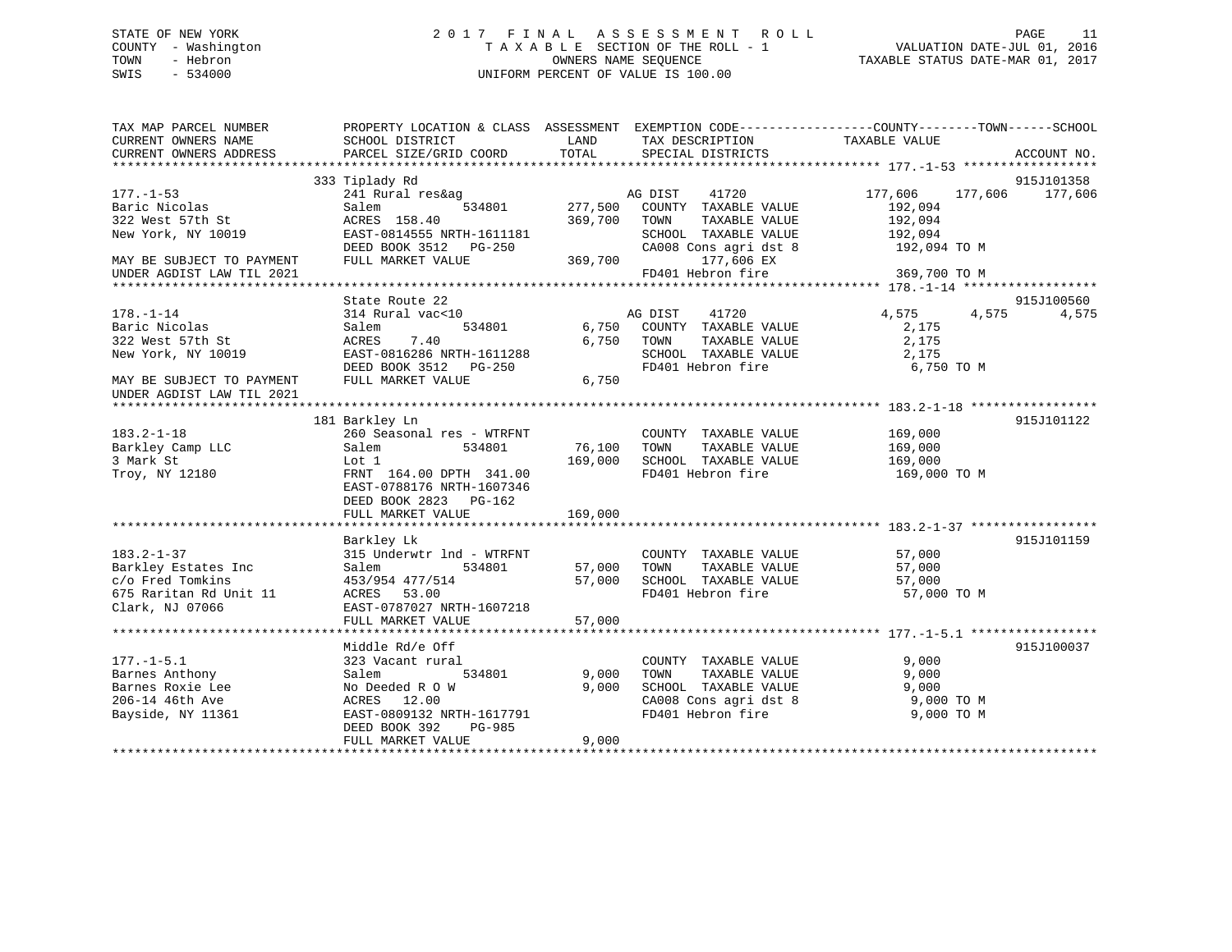STATE OF NEW YORK
COUNTY - Washington
TOWN - Hebron
SWIS - 534000

2017 FINAL ASSESSMENT ROLL
TAXABLE SECTION OF THE ROLL - 1
OWNERS NAME SEQUENCE
UNIFORM PERCENT OF VALUE IS 100.00

VALUATION DATE-JUL 01, 2016
TAXABLE STATUS DATE-MAR 01, 2017

```
TAX MAP PARCEL NUMBER          PROPERTY LOCATION & CLASS  ASSESSMENT  EXEMPTION CODE-----------------COUNTY--------TOWN------SCHOOL
CURRENT OWNERS NAME            SCHOOL DISTRICT               LAND      TAX DESCRIPTION              TAXABLE VALUE
CURRENT OWNERS ADDRESS         PARCEL SIZE/GRID COORD       TOTAL      SPECIAL DISTRICTS                                      ACCOUNT NO.
******************************************************************************************************* 177.-1-53 ******************
                               333 Tiplady Rd                                                                               915J101358
177.-1-53                      241 Rural res&ag                     AG DIST     41720            177,606     177,606     177,606
Baric Nicolas                  Salem           534801    277,500    COUNTY  TAXABLE VALUE          192,094
322 West 57th St               ACRES  158.40             369,700    TOWN    TAXABLE VALUE          192,094
New York, NY 10019             EAST-0814555 NRTH-1611181            SCHOOL  TAXABLE VALUE          192,094
                               DEED BOOK 3512   PG-250              CA008 Cons agri dst 8          192,094 TO M
MAY BE SUBJECT TO PAYMENT      FULL MARKET VALUE         369,700          177,606 EX
UNDER AGDIST LAW TIL 2021                                           FD401 Hebron fire              369,700 TO M
******************************************************************************************************* 178.-1-14 ******************
                               State Route 22                                                                               915J100560
178.-1-14                      314 Rural vac<10                     AG DIST     41720              4,575       4,575       4,575
Baric Nicolas                  Salem           534801      6,750    COUNTY  TAXABLE VALUE            2,175
322 West 57th St               ACRES    7.40               6,750    TOWN    TAXABLE VALUE            2,175
New York, NY 10019             EAST-0816286 NRTH-1611288            SCHOOL  TAXABLE VALUE            2,175
                               DEED BOOK 3512   PG-250              FD401 Hebron fire                6,750 TO M
MAY BE SUBJECT TO PAYMENT      FULL MARKET VALUE           6,750
UNDER AGDIST LAW TIL 2021
******************************************************************************************************* 183.2-1-18 *****************
                               181 Barkley Ln                                                                               915J101122
183.2-1-18                     260 Seasonal res - WTRFNT            COUNTY  TAXABLE VALUE          169,000
Barkley Camp LLC               Salem           534801     76,100    TOWN    TAXABLE VALUE          169,000
3 Mark St                      Lot 1                     169,000    SCHOOL  TAXABLE VALUE          169,000
Troy, NY 12180                 FRNT 164.00 DPTH 341.00              FD401 Hebron fire              169,000 TO M
                               EAST-0788176 NRTH-1607346
                               DEED BOOK 2823   PG-162
                               FULL MARKET VALUE         169,000
******************************************************************************************************* 183.2-1-37 *****************
                               Barkley Lk                                                                                   915J101159
183.2-1-37                     315 Underwtr lnd - WTRFNT            COUNTY  TAXABLE VALUE           57,000
Barkley Estates Inc            Salem           534801     57,000    TOWN    TAXABLE VALUE           57,000
c/o Fred Tomkins               453/954 477/514            57,000    SCHOOL  TAXABLE VALUE           57,000
675 Raritan Rd Unit 11         ACRES   53.00                        FD401 Hebron fire               57,000 TO M
Clark, NJ 07066                EAST-0787027 NRTH-1607218
                               FULL MARKET VALUE          57,000
******************************************************************************************************* 177.-1-5.1 *****************
                               Middle Rd/e Off                                                                              915J100037
177.-1-5.1                     323 Vacant rural                     COUNTY  TAXABLE VALUE            9,000
Barnes Anthony                 Salem           534801      9,000    TOWN    TAXABLE VALUE            9,000
Barnes Roxie Lee               No Deeded R O W             9,000    SCHOOL  TAXABLE VALUE            9,000
206-14 46th Ave                ACRES   12.00                        CA008 Cons agri dst 8            9,000 TO M
Bayside, NY 11361              EAST-0809132 NRTH-1617791            FD401 Hebron fire                9,000 TO M
                               DEED BOOK 392    PG-985
                               FULL MARKET VALUE           9,000
************************************************************************************************************************************
```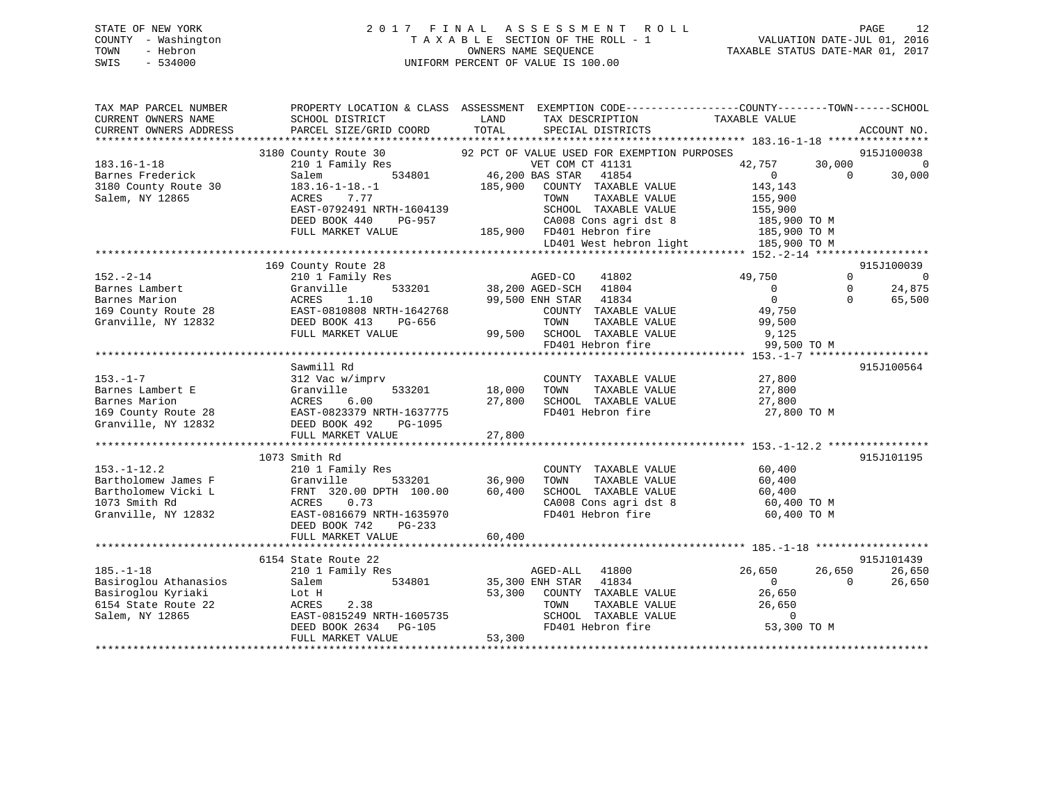STATE OF NEW YORK
COUNTY - Washington
TOWN - Hebron
SWIS - 534000

# 2017 FINAL ASSESSMENT ROLL
TAXABLE SECTION OF THE ROLL - 1
OWNERS NAME SEQUENCE
UNIFORM PERCENT OF VALUE IS 100.00

VALUATION DATE-JUL 01, 2016
TAXABLE STATUS DATE-MAR 01, 2017

```
TAX MAP PARCEL NUMBER          PROPERTY LOCATION & CLASS  ASSESSMENT  EXEMPTION CODE------------------COUNTY--------TOWN------SCHOOL
CURRENT OWNERS NAME            SCHOOL DISTRICT               LAND      TAX DESCRIPTION            TAXABLE VALUE
CURRENT OWNERS ADDRESS         PARCEL SIZE/GRID COORD        TOTAL     SPECIAL DISTRICTS                                    ACCOUNT NO.
******************************************************************************************************* 183.16-1-18 ****************
                    3180 County Route 30           92 PCT OF VALUE USED FOR EXEMPTION PURPOSES                          915J100038
183.16-1-18                    210 1 Family Res                   VET COM CT 41131             42,757      30,000           0
Barnes Frederick               Salem          534801      46,200 BAS STAR   41854                   0           0      30,000
3180 County Route 30           183.16-1-18.-1            185,900   COUNTY  TAXABLE VALUE          143,143
Salem, NY 12865                ACRES    7.77                       TOWN    TAXABLE VALUE          155,900
                               EAST-0792491 NRTH-1604139           SCHOOL  TAXABLE VALUE          155,900
                               DEED BOOK 440    PG-957             CA008 Cons agri dst 8           185,900 TO M
                               FULL MARKET VALUE         185,900   FD401 Hebron fire               185,900 TO M
                                                                   LD401 West hebron light         185,900 TO M
******************************************************************************************************* 152.-2-14 *******************
                    169 County Route 28                                                                             915J100039
152.-2-14                      210 1 Family Res                   AGED-CO     41802             49,750           0           0
Barnes Lambert                 Granville      533201      38,200 AGED-SCH    41804                  0           0      24,875
Barnes Marion                  ACRES    1.10              99,500 ENH STAR    41834                  0           0      65,500
169 County Route 28            EAST-0810808 NRTH-1642768           COUNTY  TAXABLE VALUE           49,750
Granville, NY 12832            DEED BOOK 413    PG-656             TOWN    TAXABLE VALUE           99,500
                               FULL MARKET VALUE          99,500   SCHOOL  TAXABLE VALUE            9,125
                                                                   FD401 Hebron fire                99,500 TO M
******************************************************************************************************* 153.-1-7 ********************
                    Sawmill Rd                                                                                      915J100564
153.-1-7                       312 Vac w/imprv                     COUNTY  TAXABLE VALUE           27,800
Barnes Lambert E               Granville      533201      18,000   TOWN    TAXABLE VALUE           27,800
Barnes Marion                  ACRES    6.00              27,800   SCHOOL  TAXABLE VALUE           27,800
169 County Route 28            EAST-0823379 NRTH-1637775           FD401 Hebron fire                27,800 TO M
Granville, NY 12832            DEED BOOK 492    PG-1095
                               FULL MARKET VALUE          27,800
******************************************************************************************************* 153.-1-12.2 *****************
                    1073 Smith Rd                                                                                   915J101195
153.-1-12.2                    210 1 Family Res                    COUNTY  TAXABLE VALUE           60,400
Bartholomew James F            Granville      533201      36,900   TOWN    TAXABLE VALUE           60,400
Bartholomew Vicki L            FRNT 320.00 DPTH 100.00    60,400   SCHOOL  TAXABLE VALUE           60,400
1073 Smith Rd                  ACRES    0.73                       CA008 Cons agri dst 8            60,400 TO M
Granville, NY 12832            EAST-0816679 NRTH-1635970           FD401 Hebron fire                60,400 TO M
                               DEED BOOK 742    PG-233
                               FULL MARKET VALUE          60,400
******************************************************************************************************* 185.-1-18 *******************
                    6154 State Route 22                                                                             915J101439
185.-1-18                      210 1 Family Res                   AGED-ALL    41800             26,650      26,650      26,650
Basiroglou Athanasios          Salem          534801      35,300 ENH STAR    41834                  0           0      26,650
Basiroglou Kyriaki             Lot H                      53,300   COUNTY  TAXABLE VALUE           26,650
6154 State Route 22            ACRES    2.38                       TOWN    TAXABLE VALUE           26,650
Salem, NY 12865                EAST-0815249 NRTH-1605735           SCHOOL  TAXABLE VALUE                0
                               DEED BOOK 2634   PG-105             FD401 Hebron fire                53,300 TO M
                               FULL MARKET VALUE          53,300
************************************************************************************************************************************
```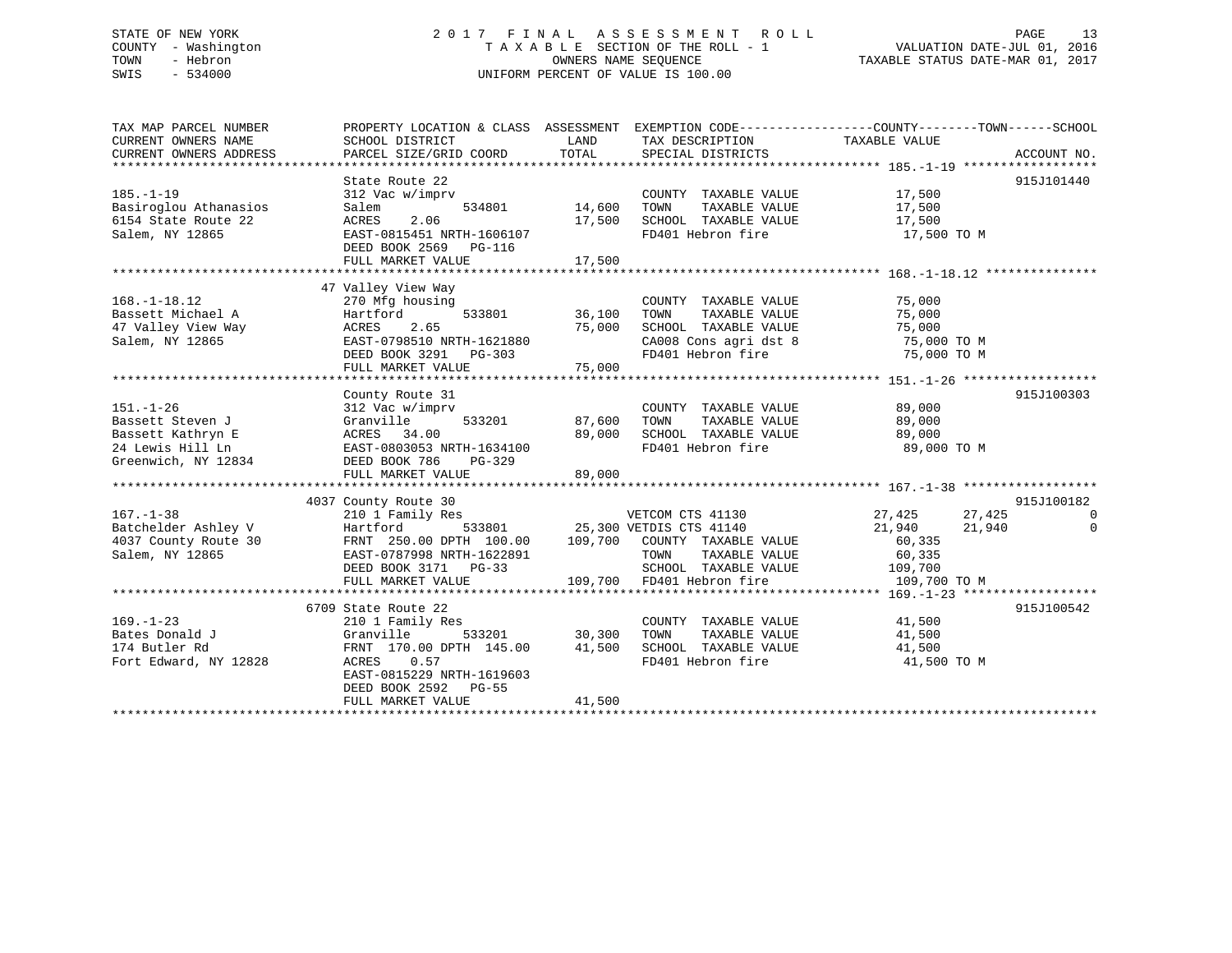STATE OF NEW YORK
COUNTY - Washington
TOWN - Hebron
SWIS - 534000

2017 FINAL ASSESSMENT ROLL
TAXABLE SECTION OF THE ROLL - 1
OWNERS NAME SEQUENCE
UNIFORM PERCENT OF VALUE IS 100.00

VALUATION DATE-JUL 01, 2016
TAXABLE STATUS DATE-MAR 01, 2017

```
TAX MAP PARCEL NUMBER          PROPERTY LOCATION & CLASS  ASSESSMENT  EXEMPTION CODE------------------COUNTY--------TOWN------SCHOOL
CURRENT OWNERS NAME            SCHOOL DISTRICT               LAND      TAX DESCRIPTION             TAXABLE VALUE
CURRENT OWNERS ADDRESS         PARCEL SIZE/GRID COORD       TOTAL      SPECIAL DISTRICTS                                      ACCOUNT NO.
*************************************************************************************************** 185.-1-19 ******************
                               State Route 22                                                                             915J101440
185.-1-19                      312 Vac w/imprv                         COUNTY  TAXABLE VALUE          17,500
Basiroglou Athanasios          Salem          534801       14,600      TOWN    TAXABLE VALUE          17,500
6154 State Route 22            ACRES    2.06               17,500      SCHOOL  TAXABLE VALUE          17,500
Salem, NY 12865                EAST-0815451 NRTH-1606107               FD401 Hebron fire               17,500 TO M
                               DEED BOOK 2569   PG-116
                               FULL MARKET VALUE            17,500
*************************************************************************************************** 168.-1-18.12 ***************
                            47 Valley View Way
168.-1-18.12                   270 Mfg housing                         COUNTY  TAXABLE VALUE          75,000
Bassett Michael A              Hartford       533801       36,100      TOWN    TAXABLE VALUE          75,000
47 Valley View Way             ACRES    2.65               75,000      SCHOOL  TAXABLE VALUE          75,000
Salem, NY 12865                EAST-0798510 NRTH-1621880               CA008 Cons agri dst 8           75,000 TO M
                               DEED BOOK 3291   PG-303                 FD401 Hebron fire               75,000 TO M
                               FULL MARKET VALUE            75,000
*************************************************************************************************** 151.-1-26 ******************
                               County Route 31                                                                            915J100303
151.-1-26                      312 Vac w/imprv                         COUNTY  TAXABLE VALUE          89,000
Bassett Steven J               Granville      533201       87,600      TOWN    TAXABLE VALUE          89,000
Bassett Kathryn E              ACRES   34.00               89,000      SCHOOL  TAXABLE VALUE          89,000
24 Lewis Hill Ln               EAST-0803053 NRTH-1634100               FD401 Hebron fire               89,000 TO M
Greenwich, NY 12834            DEED BOOK 786    PG-329
                               FULL MARKET VALUE            89,000
*************************************************************************************************** 167.-1-38 ******************
                          4037 County Route 30                                                                            915J100182
167.-1-38                      210 1 Family Res                     VETCOM CTS 41130              27,425      27,425            0
Batchelder Ashley V            Hartford       533801       25,300 VETDIS CTS 41140              21,940      21,940            0
4037 County Route 30           FRNT 250.00 DPTH 100.00    109,700     COUNTY  TAXABLE VALUE          60,335
Salem, NY 12865                EAST-0787998 NRTH-1622891               TOWN    TAXABLE VALUE          60,335
                               DEED BOOK 3171   PG-33                  SCHOOL  TAXABLE VALUE         109,700
                               FULL MARKET VALUE           109,700     FD401 Hebron fire              109,700 TO M
*************************************************************************************************** 169.-1-23 ******************
                          6709 State Route 22                                                                             915J100542
169.-1-23                      210 1 Family Res                        COUNTY  TAXABLE VALUE          41,500
Bates Donald J                 Granville      533201       30,300      TOWN    TAXABLE VALUE          41,500
174 Butler Rd                  FRNT 170.00 DPTH 145.00     41,500      SCHOOL  TAXABLE VALUE          41,500
Fort Edward, NY 12828          ACRES    0.57                           FD401 Hebron fire               41,500 TO M
                               EAST-0815229 NRTH-1619603
                               DEED BOOK 2592   PG-55
                               FULL MARKET VALUE            41,500
********************************************************************************************************************************
```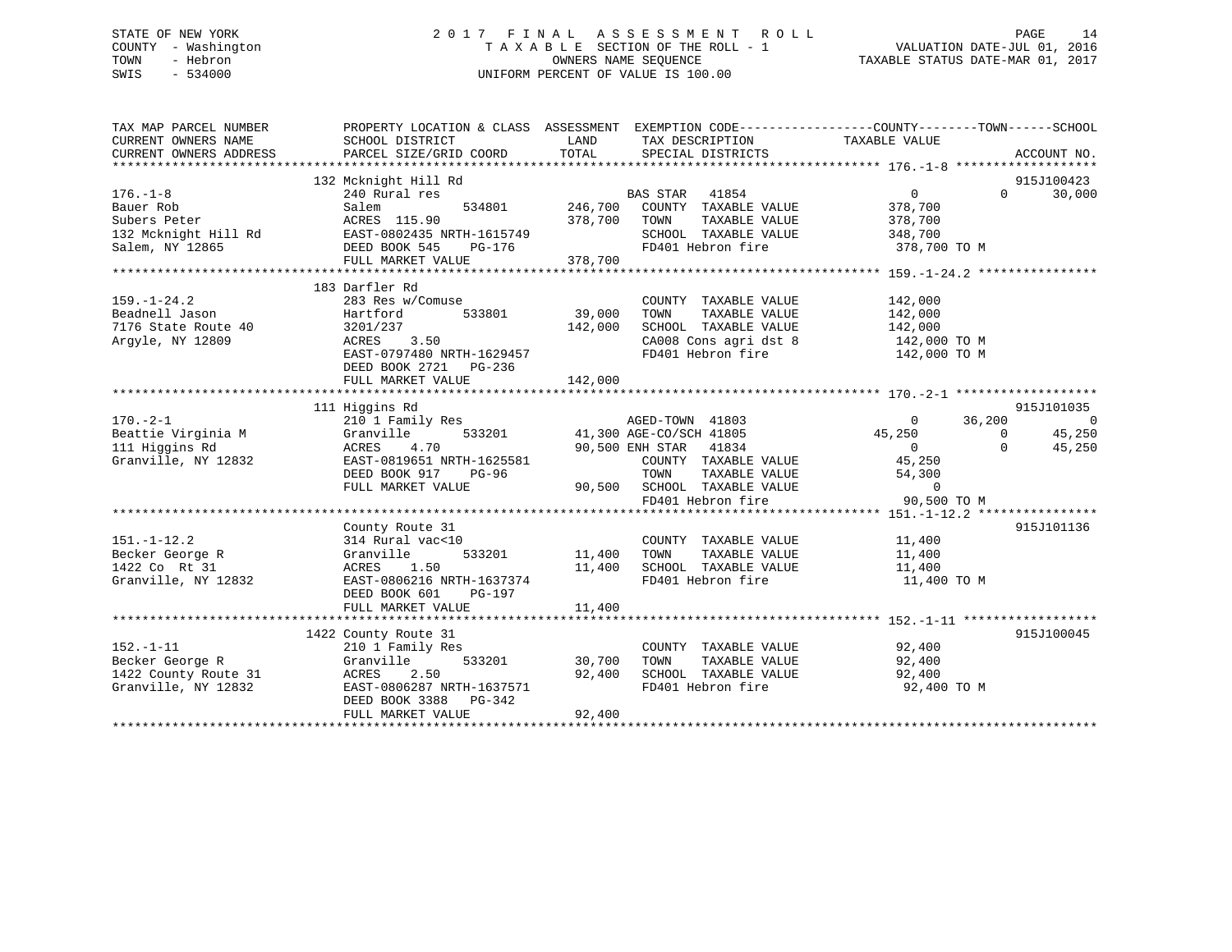STATE OF NEW YORK
COUNTY - Washington
TOWN - Hebron
SWIS - 534000

2017 FINAL ASSESSMENT ROLL
TAXABLE SECTION OF THE ROLL - 1
OWNERS NAME SEQUENCE
UNIFORM PERCENT OF VALUE IS 100.00

VALUATION DATE-JUL 01, 2016
TAXABLE STATUS DATE-MAR 01, 2017

```
TAX MAP PARCEL NUMBER      PROPERTY LOCATION & CLASS  ASSESSMENT  EXEMPTION CODE------------------COUNTY--------TOWN------SCHOOL
CURRENT OWNERS NAME        SCHOOL DISTRICT               LAND      TAX DESCRIPTION            TAXABLE VALUE
CURRENT OWNERS ADDRESS     PARCEL SIZE/GRID COORD        TOTAL     SPECIAL DISTRICTS                                    ACCOUNT NO.
******************************************************************************************************* 176.-1-8 *******************
                          132 Mcknight Hill Rd                                                                    915J100423
176.-1-8                   240 Rural res                          BAS STAR   41854                  0          0     30,000
Bauer Rob                  Salem           534801      246,700   COUNTY  TAXABLE VALUE          378,700
Subers Peter               ACRES  115.90               378,700   TOWN    TAXABLE VALUE          378,700
132 Mcknight Hill Rd       EAST-0802435 NRTH-1615749             SCHOOL  TAXABLE VALUE          348,700
Salem, NY 12865            DEED BOOK 545    PG-176               FD401 Hebron fire               378,700 TO M
                           FULL MARKET VALUE           378,700
******************************************************************************************************* 159.-1-24.2 ****************
                          183 Darfler Rd
159.-1-24.2                283 Res w/Comuse                       COUNTY  TAXABLE VALUE          142,000
Beadnell Jason             Hartford        533801       39,000   TOWN    TAXABLE VALUE          142,000
7176 State Route 40        3201/237                    142,000   SCHOOL  TAXABLE VALUE          142,000
Argyle, NY 12809           ACRES    3.50                          CA008 Cons agri dst 8          142,000 TO M
                           EAST-0797480 NRTH-1629457             FD401 Hebron fire               142,000 TO M
                           DEED BOOK 2721   PG-236
                           FULL MARKET VALUE           142,000
******************************************************************************************************* 170.-2-1 *******************
                          111 Higgins Rd                                                                          915J101035
170.-2-1                   210 1 Family Res                       AGED-TOWN  41803                  0     36,200          0
Beattie Virginia M         Granville       533201       41,300 AGE-CO/SCH 41805             45,250          0     45,250
111 Higgins Rd             ACRES    4.70                90,500 ENH STAR   41834                  0          0     45,250
Granville, NY 12832        EAST-0819651 NRTH-1625581             COUNTY  TAXABLE VALUE           45,250
                           DEED BOOK 917    PG-96                TOWN    TAXABLE VALUE           54,300
                           FULL MARKET VALUE            90,500   SCHOOL  TAXABLE VALUE                0
                                                                 FD401 Hebron fire                90,500 TO M
******************************************************************************************************* 151.-1-12.2 ****************
                          County Route 31                                                                         915J101136
151.-1-12.2                314 Rural vac<10                       COUNTY  TAXABLE VALUE           11,400
Becker George R            Granville       533201       11,400   TOWN    TAXABLE VALUE           11,400
1422 Co  Rt 31             ACRES    1.50                11,400   SCHOOL  TAXABLE VALUE           11,400
Granville, NY 12832        EAST-0806216 NRTH-1637374             FD401 Hebron fire                11,400 TO M
                           DEED BOOK 601    PG-197
                           FULL MARKET VALUE            11,400
******************************************************************************************************* 152.-1-11 ******************
                          1422 County Route 31                                                                    915J100045
152.-1-11                  210 1 Family Res                       COUNTY  TAXABLE VALUE           92,400
Becker George R            Granville       533201       30,700   TOWN    TAXABLE VALUE           92,400
1422 County Route 31       ACRES    2.50                92,400   SCHOOL  TAXABLE VALUE           92,400
Granville, NY 12832        EAST-0806287 NRTH-1637571             FD401 Hebron fire                92,400 TO M
                           DEED BOOK 3388   PG-342
                           FULL MARKET VALUE            92,400
************************************************************************************************************************************
```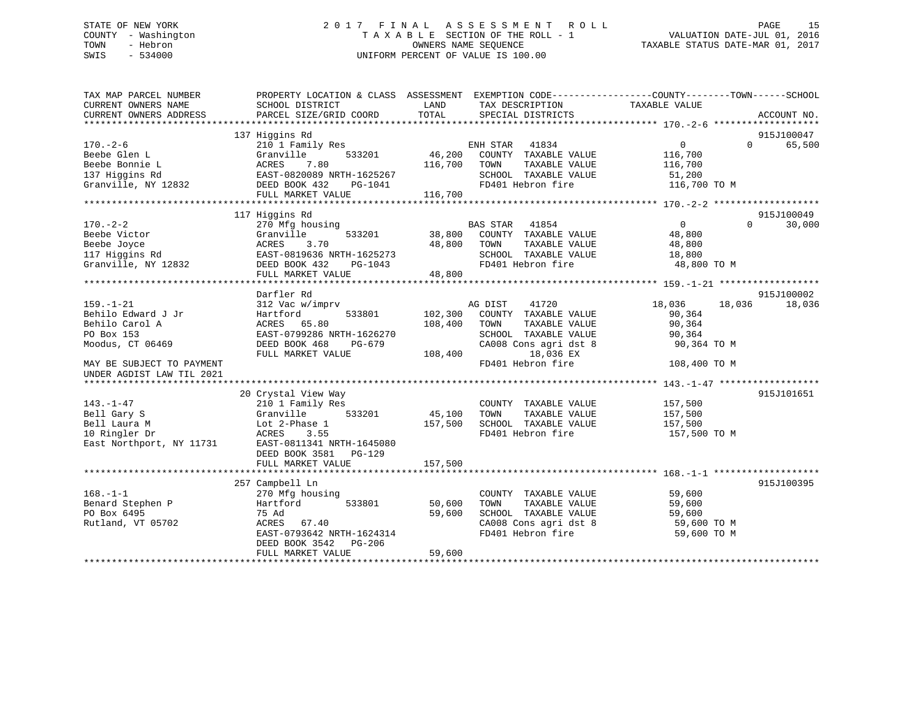STATE OF NEW YORK
COUNTY - Washington
TOWN - Hebron
SWIS - 534000

2017 FINAL ASSESSMENT ROLL
TAXABLE SECTION OF THE ROLL - 1
OWNERS NAME SEQUENCE
UNIFORM PERCENT OF VALUE IS 100.00

VALUATION DATE-JUL 01, 2016
TAXABLE STATUS DATE-MAR 01, 2017

```
TAX MAP PARCEL NUMBER          PROPERTY LOCATION & CLASS  ASSESSMENT  EXEMPTION CODE-----------------COUNTY--------TOWN------SCHOOL
CURRENT OWNERS NAME            SCHOOL DISTRICT              LAND       TAX DESCRIPTION           TAXABLE VALUE
CURRENT OWNERS ADDRESS         PARCEL SIZE/GRID COORD       TOTAL      SPECIAL DISTRICTS                                  ACCOUNT NO.
******************************************************************************************************* 170.-2-6 *******************
                               137 Higgins Rd                                                                             915J100047
170.-2-6                       210 1 Family Res                        ENH STAR   41834              0            0        65,500
Beebe Glen L                   Granville         533201      46,200    COUNTY  TAXABLE VALUE       116,700
Beebe Bonnie L                 ACRES    7.80                116,700    TOWN    TAXABLE VALUE       116,700
137 Higgins Rd                 EAST-0820089 NRTH-1625267               SCHOOL  TAXABLE VALUE        51,200
Granville, NY 12832            DEED BOOK 432     PG-1041               FD401 Hebron fire           116,700 TO M
                               FULL MARKET VALUE            116,700
******************************************************************************************************* 170.-2-2 *******************
                               117 Higgins Rd                                                                             915J100049
170.-2-2                       270 Mfg housing                         BAS STAR   41854              0            0        30,000
Beebe Victor                   Granville         533201      38,800    COUNTY  TAXABLE VALUE        48,800
Beebe Joyce                    ACRES    3.70                 48,800    TOWN    TAXABLE VALUE        48,800
117 Higgins Rd                 EAST-0819636 NRTH-1625273               SCHOOL  TAXABLE VALUE        18,800
Granville, NY 12832            DEED BOOK 432     PG-1043               FD401 Hebron fire            48,800 TO M
                               FULL MARKET VALUE             48,800
******************************************************************************************************* 159.-1-21 ******************
                               Darfler Rd                                                                                 915J100002
159.-1-21                      312 Vac w/imprv                         AG DIST    41720          18,036       18,036       18,036
Behilo Edward J Jr             Hartford          533801     102,300    COUNTY  TAXABLE VALUE        90,364
Behilo Carol A                 ACRES   65.80                108,400    TOWN    TAXABLE VALUE        90,364
PO Box 153                     EAST-0799286 NRTH-1626270               SCHOOL  TAXABLE VALUE        90,364
Moodus, CT 06469               DEED BOOK 468     PG-679                CA008 Cons agri dst 8        90,364 TO M
                               FULL MARKET VALUE            108,400         18,036 EX
MAY BE SUBJECT TO PAYMENT                                              FD401 Hebron fire           108,400 TO M
UNDER AGDIST LAW TIL 2021
******************************************************************************************************* 143.-1-47 ******************
                               20 Crystal View Way                                                                        915J101651
143.-1-47                      210 1 Family Res                        COUNTY  TAXABLE VALUE       157,500
Bell Gary S                    Granville         533201      45,100    TOWN    TAXABLE VALUE       157,500
Bell Laura M                   Lot 2-Phase 1                157,500    SCHOOL  TAXABLE VALUE       157,500
10 Ringler Dr                  ACRES    3.55                           FD401 Hebron fire           157,500 TO M
East Northport, NY 11731       EAST-0811341 NRTH-1645080
                               DEED BOOK 3581    PG-129
                               FULL MARKET VALUE            157,500
******************************************************************************************************* 168.-1-1 *******************
                               257 Campbell Ln                                                                            915J100395
168.-1-1                       270 Mfg housing                         COUNTY  TAXABLE VALUE        59,600
Benard Stephen P               Hartford          533801      50,600    TOWN    TAXABLE VALUE        59,600
PO Box 6495                    75 Ad                         59,600    SCHOOL  TAXABLE VALUE        59,600
Rutland, VT 05702              ACRES   67.40                           CA008 Cons agri dst 8        59,600 TO M
                               EAST-0793642 NRTH-1624314               FD401 Hebron fire            59,600 TO M
                               DEED BOOK 3542    PG-206
                               FULL MARKET VALUE             59,600
************************************************************************************************************************************
```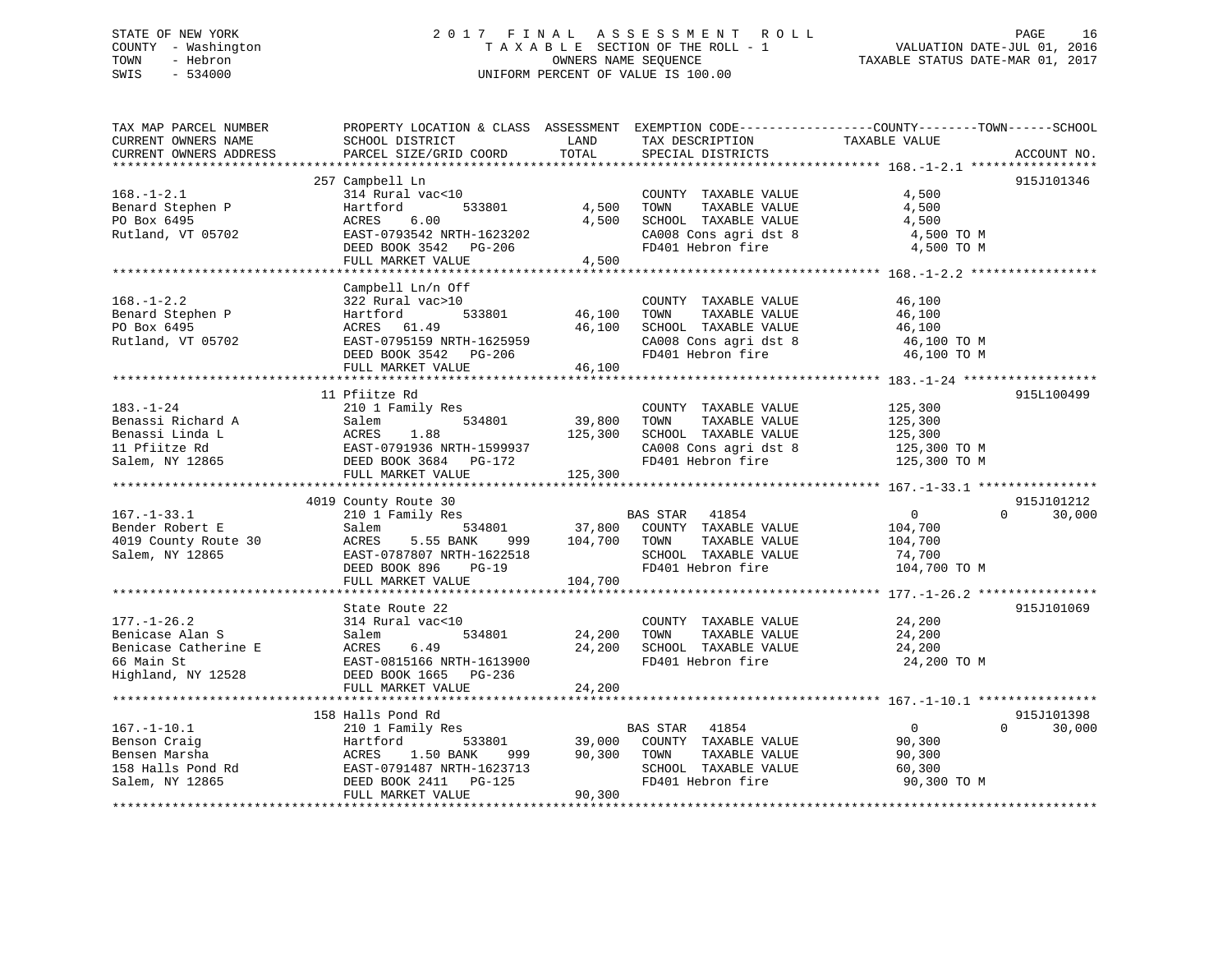STATE OF NEW YORK
COUNTY - Washington
TOWN - Hebron
SWIS - 534000

2017 FINAL ASSESSMENT ROLL
TAXABLE SECTION OF THE ROLL - 1
OWNERS NAME SEQUENCE
UNIFORM PERCENT OF VALUE IS 100.00

VALUATION DATE-JUL 01, 2016
TAXABLE STATUS DATE-MAR 01, 2017

| TAX MAP PARCEL NUMBER / CURRENT OWNERS NAME / CURRENT OWNERS ADDRESS | PROPERTY LOCATION & CLASS / SCHOOL DISTRICT / PARCEL SIZE/GRID COORD | ASSESSMENT LAND | TOTAL | EXEMPTION CODE / TAX DESCRIPTION / SPECIAL DISTRICTS | COUNTY / TOWN / SCHOOL TAXABLE VALUE | ACCOUNT NO. |
|---|---|---|---|---|---|---|
| 168.-1-2.1 | 257 Campbell Ln | | | | | 915J101346 |
| Benard Stephen P | 314 Rural vac<10 | | | COUNTY TAXABLE VALUE | 4,500 | |
| PO Box 6495 | Hartford 533801 | 4,500 | | TOWN TAXABLE VALUE | 4,500 | |
| Rutland, VT 05702 | ACRES 6.00 | | 4,500 | SCHOOL TAXABLE VALUE | 4,500 | |
| | EAST-0793542 NRTH-1623202 | | | CA008 Cons agri dst 8 | 4,500 TO M | |
| | DEED BOOK 3542 PG-206 | | | FD401 Hebron fire | 4,500 TO M | |
| | FULL MARKET VALUE | | 4,500 | | | |
| 168.-1-2.2 | Campbell Ln/n Off | | | | | |
| Benard Stephen P | 322 Rural vac>10 | | | COUNTY TAXABLE VALUE | 46,100 | |
| PO Box 6495 | Hartford 533801 | 46,100 | | TOWN TAXABLE VALUE | 46,100 | |
| Rutland, VT 05702 | ACRES 61.49 | | 46,100 | SCHOOL TAXABLE VALUE | 46,100 | |
| | EAST-0795159 NRTH-1625959 | | | CA008 Cons agri dst 8 | 46,100 TO M | |
| | DEED BOOK 3542 PG-206 | | | FD401 Hebron fire | 46,100 TO M | |
| | FULL MARKET VALUE | | 46,100 | | | |
| 183.-1-24 | 11 Pfiitze Rd | | | | | 915L100499 |
| Benassi Richard A | 210 1 Family Res | | | COUNTY TAXABLE VALUE | 125,300 | |
| Benassi Linda L | Salem 534801 | 39,800 | | TOWN TAXABLE VALUE | 125,300 | |
| 11 Pfiitze Rd | ACRES 1.88 | | 125,300 | SCHOOL TAXABLE VALUE | 125,300 | |
| Salem, NY 12865 | EAST-0791936 NRTH-1599937 | | | CA008 Cons agri dst 8 | 125,300 TO M | |
| | DEED BOOK 3684 PG-172 | | | FD401 Hebron fire | 125,300 TO M | |
| | FULL MARKET VALUE | | 125,300 | | | |
| 167.-1-33.1 | 4019 County Route 30 | | | | | 915J101212 |
| Bender Robert E | 210 1 Family Res | | | BAS STAR 41854 | 0 0 30,000 | |
| 4019 County Route 30 | Salem 534801 | 37,800 | | COUNTY TAXABLE VALUE | 104,700 | |
| Salem, NY 12865 | ACRES 5.55 BANK 999 | | 104,700 | TOWN TAXABLE VALUE | 104,700 | |
| | EAST-0787807 NRTH-1622518 | | | SCHOOL TAXABLE VALUE | 74,700 | |
| | DEED BOOK 896 PG-19 | | | FD401 Hebron fire | 104,700 TO M | |
| | FULL MARKET VALUE | | 104,700 | | | |
| 177.-1-26.2 | State Route 22 | | | | | 915J101069 |
| Benicase Alan S | 314 Rural vac<10 | | | COUNTY TAXABLE VALUE | 24,200 | |
| Benicase Catherine E | Salem 534801 | 24,200 | | TOWN TAXABLE VALUE | 24,200 | |
| 66 Main St | ACRES 6.49 | | 24,200 | SCHOOL TAXABLE VALUE | 24,200 | |
| Highland, NY 12528 | EAST-0815166 NRTH-1613900 | | | FD401 Hebron fire | 24,200 TO M | |
| | DEED BOOK 1665 PG-236 | | | | | |
| | FULL MARKET VALUE | | 24,200 | | | |
| 167.-1-10.1 | 158 Halls Pond Rd | | | | | 915J101398 |
| Benson Craig | 210 1 Family Res | | | BAS STAR 41854 | 0 0 30,000 | |
| Bensen Marsha | Hartford 533801 | 39,000 | | COUNTY TAXABLE VALUE | 90,300 | |
| 158 Halls Pond Rd | ACRES 1.50 BANK 999 | | 90,300 | TOWN TAXABLE VALUE | 90,300 | |
| Salem, NY 12865 | EAST-0791487 NRTH-1623713 | | | SCHOOL TAXABLE VALUE | 60,300 | |
| | DEED BOOK 2411 PG-125 | | | FD401 Hebron fire | 90,300 TO M | |
| | FULL MARKET VALUE | | 90,300 | | | |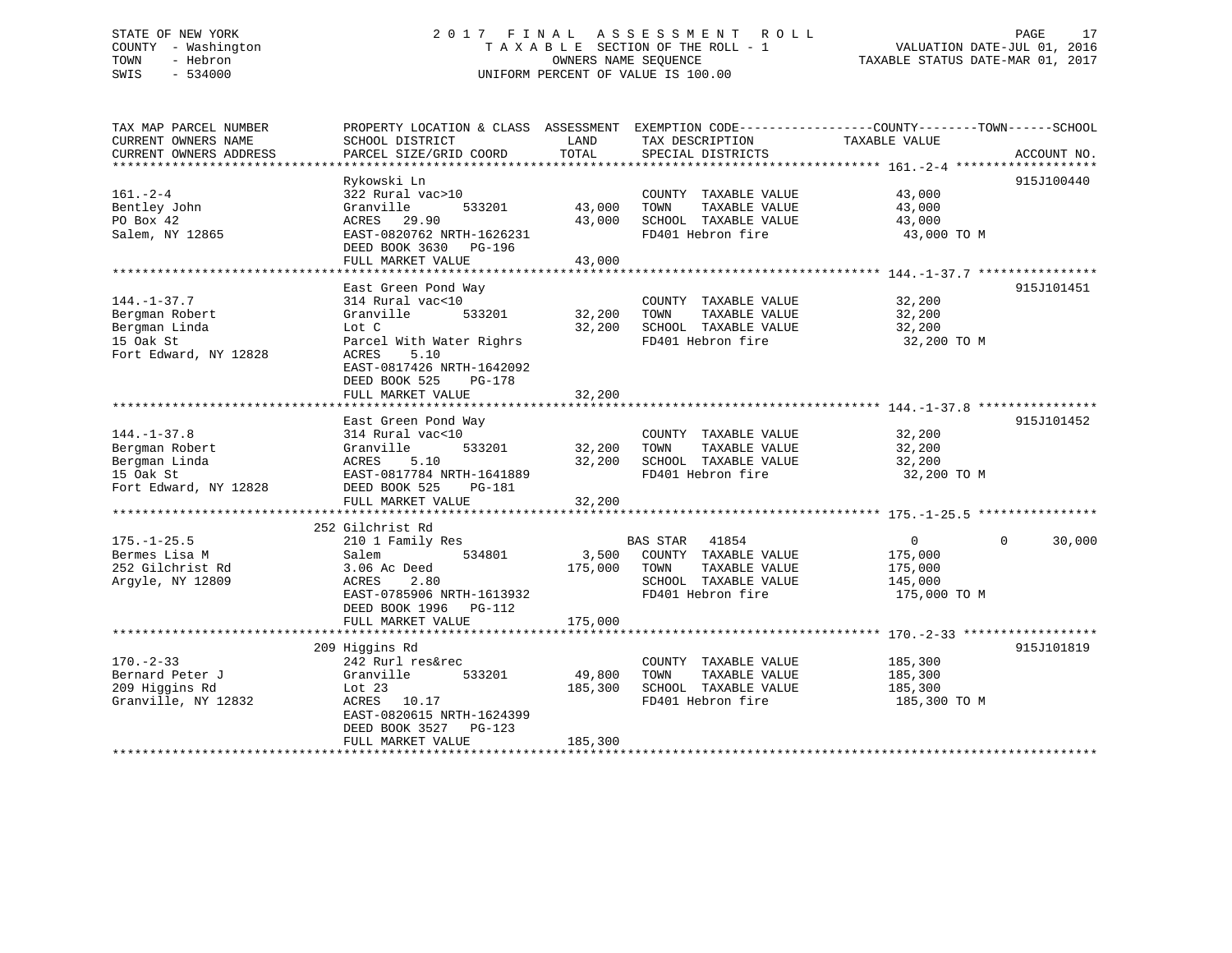STATE OF NEW YORK
COUNTY - Washington
TOWN - Hebron
SWIS - 534000

# 2017 FINAL ASSESSMENT ROLL

TAXABLE SECTION OF THE ROLL - 1
OWNERS NAME SEQUENCE
UNIFORM PERCENT OF VALUE IS 100.00

VALUATION DATE-JUL 01, 2016
TAXABLE STATUS DATE-MAR 01, 2017

| TAX MAP PARCEL NUMBER / CURRENT OWNERS NAME / CURRENT OWNERS ADDRESS | PROPERTY LOCATION & CLASS / SCHOOL DISTRICT / PARCEL SIZE/GRID COORD | ASSESSMENT LAND / TOTAL | EXEMPTION CODE / TAX DESCRIPTION / SPECIAL DISTRICTS | COUNTY / TOWN TAXABLE VALUE | SCHOOL | ACCOUNT NO. |
|---|---|---|---|---|---|---|
| 161.-2-4 | Rykowski Ln | | | | | 915J100440 |
| 161.-2-4 | 322 Rural vac>10 | | COUNTY TAXABLE VALUE | 43,000 | | |
| Bentley John | Granville 533201 | 43,000 | TOWN TAXABLE VALUE | 43,000 | | |
| PO Box 42 | ACRES 29.90 | 43,000 | SCHOOL TAXABLE VALUE | 43,000 | | |
| Salem, NY 12865 | EAST-0820762 NRTH-1626231 | | FD401 Hebron fire | 43,000 TO M | | |
| | DEED BOOK 3630 PG-196 | | | | | |
| | FULL MARKET VALUE | 43,000 | | | | |
| 144.-1-37.7 | East Green Pond Way | | | | | 915J101451 |
| 144.-1-37.7 | 314 Rural vac<10 | | COUNTY TAXABLE VALUE | 32,200 | | |
| Bergman Robert | Granville 533201 | 32,200 | TOWN TAXABLE VALUE | 32,200 | | |
| Bergman Linda | Lot C | 32,200 | SCHOOL TAXABLE VALUE | 32,200 | | |
| 15 Oak St | Parcel With Water Righrs | | FD401 Hebron fire | 32,200 TO M | | |
| Fort Edward, NY 12828 | ACRES 5.10 | | | | | |
| | EAST-0817426 NRTH-1642092 | | | | | |
| | DEED BOOK 525 PG-178 | | | | | |
| | FULL MARKET VALUE | 32,200 | | | | |
| 144.-1-37.8 | East Green Pond Way | | | | | 915J101452 |
| 144.-1-37.8 | 314 Rural vac<10 | | COUNTY TAXABLE VALUE | 32,200 | | |
| Bergman Robert | Granville 533201 | 32,200 | TOWN TAXABLE VALUE | 32,200 | | |
| Bergman Linda | ACRES 5.10 | 32,200 | SCHOOL TAXABLE VALUE | 32,200 | | |
| 15 Oak St | EAST-0817784 NRTH-1641889 | | FD401 Hebron fire | 32,200 TO M | | |
| Fort Edward, NY 12828 | DEED BOOK 525 PG-181 | | | | | |
| | FULL MARKET VALUE | 32,200 | | | | |
| 175.-1-25.5 | 252 Gilchrist Rd | | | | | |
| 175.-1-25.5 | 210 1 Family Res | | BAS STAR 41854 | 0 / 0 | 30,000 | |
| Bermes Lisa M | Salem 534801 | 3,500 | COUNTY TAXABLE VALUE | 175,000 | | |
| 252 Gilchrist Rd | 3.06 Ac Deed | 175,000 | TOWN TAXABLE VALUE | 175,000 | | |
| Argyle, NY 12809 | ACRES 2.80 | | SCHOOL TAXABLE VALUE | 145,000 | | |
| | EAST-0785906 NRTH-1613932 | | FD401 Hebron fire | 175,000 TO M | | |
| | DEED BOOK 1996 PG-112 | | | | | |
| | FULL MARKET VALUE | 175,000 | | | | |
| 170.-2-33 | 209 Higgins Rd | | | | | 915J101819 |
| 170.-2-33 | 242 Rurl res&rec | | COUNTY TAXABLE VALUE | 185,300 | | |
| Bernard Peter J | Granville 533201 | 49,800 | TOWN TAXABLE VALUE | 185,300 | | |
| 209 Higgins Rd | Lot 23 | 185,300 | SCHOOL TAXABLE VALUE | 185,300 | | |
| Granville, NY 12832 | ACRES 10.17 | | FD401 Hebron fire | 185,300 TO M | | |
| | EAST-0820615 NRTH-1624399 | | | | | |
| | DEED BOOK 3527 PG-123 | | | | | |
| | FULL MARKET VALUE | 185,300 | | | | |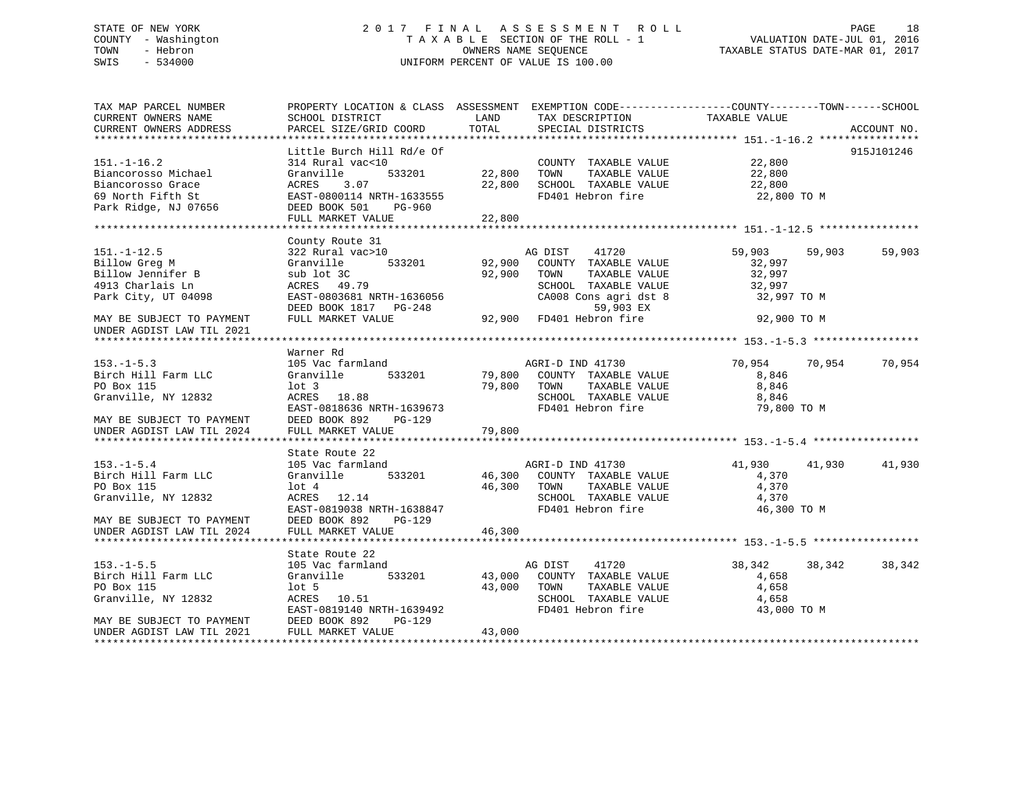STATE OF NEW YORK
COUNTY - Washington
TOWN - Hebron
SWIS - 534000

# 2017 FINAL ASSESSMENT ROLL

TAXABLE SECTION OF THE ROLL - 1
OWNERS NAME SEQUENCE
UNIFORM PERCENT OF VALUE IS 100.00

VALUATION DATE-JUL 01, 2016
TAXABLE STATUS DATE-MAR 01, 2017

| TAX MAP PARCEL NUMBER / CURRENT OWNERS NAME / CURRENT OWNERS ADDRESS | PROPERTY LOCATION & CLASS / SCHOOL DISTRICT / PARCEL SIZE/GRID COORD | ASSESSMENT LAND | TOTAL | EXEMPTION CODE / TAX DESCRIPTION / SPECIAL DISTRICTS | COUNTY TAXABLE VALUE | TOWN | SCHOOL | ACCOUNT NO. |
|---|---|---|---|---|---|---|---|---|
| **151.-1-16.2** | Little Burch Hill Rd/e Of | | | | | | | 915J101246 |
| 151.-1-16.2 | 314 Rural vac<10 | | | COUNTY TAXABLE VALUE | 22,800 | | | |
| Biancorosso Michael | Granville 533201 | 22,800 | | TOWN TAXABLE VALUE | 22,800 | | | |
| Biancorosso Grace | ACRES 3.07 | | 22,800 | SCHOOL TAXABLE VALUE | 22,800 | | | |
| 69 North Fifth St | EAST-0800114 NRTH-1633555 | | | FD401 Hebron fire | 22,800 TO M | | | |
| Park Ridge, NJ 07656 | DEED BOOK 501 PG-960 | | | | | | | |
| | FULL MARKET VALUE | | 22,800 | | | | | |
| **151.-1-12.5** | County Route 31 | | | | | | | |
| 151.-1-12.5 | 322 Rural vac>10 | | | AG DIST 41720 | 59,903 | 59,903 | 59,903 | |
| Billow Greg M | Granville 533201 | 92,900 | | COUNTY TAXABLE VALUE | 32,997 | | | |
| Billow Jennifer B | sub lot 3C | | 92,900 | TOWN TAXABLE VALUE | 32,997 | | | |
| 4913 Charlais Ln | ACRES 49.79 | | | SCHOOL TAXABLE VALUE | 32,997 | | | |
| Park City, UT 04098 | EAST-0803681 NRTH-1636056 | | | CA008 Cons agri dst 8 | 32,997 TO M | | | |
| | DEED BOOK 1817 PG-248 | | | 59,903 EX | | | | |
| MAY BE SUBJECT TO PAYMENT | FULL MARKET VALUE | | 92,900 | FD401 Hebron fire | 92,900 TO M | | | |
| UNDER AGDIST LAW TIL 2021 | | | | | | | | |
| **153.-1-5.3** | Warner Rd | | | | | | | |
| 153.-1-5.3 | 105 Vac farmland | | | AGRI-D IND 41730 | 70,954 | 70,954 | 70,954 | |
| Birch Hill Farm LLC | Granville 533201 | 79,800 | | COUNTY TAXABLE VALUE | 8,846 | | | |
| PO Box 115 | lot 3 | | 79,800 | TOWN TAXABLE VALUE | 8,846 | | | |
| Granville, NY 12832 | ACRES 18.88 | | | SCHOOL TAXABLE VALUE | 8,846 | | | |
| | EAST-0818636 NRTH-1639673 | | | FD401 Hebron fire | 79,800 TO M | | | |
| MAY BE SUBJECT TO PAYMENT | DEED BOOK 892 PG-129 | | | | | | | |
| UNDER AGDIST LAW TIL 2024 | FULL MARKET VALUE | | 79,800 | | | | | |
| **153.-1-5.4** | State Route 22 | | | | | | | |
| 153.-1-5.4 | 105 Vac farmland | | | AGRI-D IND 41730 | 41,930 | 41,930 | 41,930 | |
| Birch Hill Farm LLC | Granville 533201 | 46,300 | | COUNTY TAXABLE VALUE | 4,370 | | | |
| PO Box 115 | lot 4 | | 46,300 | TOWN TAXABLE VALUE | 4,370 | | | |
| Granville, NY 12832 | ACRES 12.14 | | | SCHOOL TAXABLE VALUE | 4,370 | | | |
| | EAST-0819038 NRTH-1638847 | | | FD401 Hebron fire | 46,300 TO M | | | |
| MAY BE SUBJECT TO PAYMENT | DEED BOOK 892 PG-129 | | | | | | | |
| UNDER AGDIST LAW TIL 2024 | FULL MARKET VALUE | | 46,300 | | | | | |
| **153.-1-5.5** | State Route 22 | | | | | | | |
| 153.-1-5.5 | 105 Vac farmland | | | AG DIST 41720 | 38,342 | 38,342 | 38,342 | |
| Birch Hill Farm LLC | Granville 533201 | 43,000 | | COUNTY TAXABLE VALUE | 4,658 | | | |
| PO Box 115 | lot 5 | | 43,000 | TOWN TAXABLE VALUE | 4,658 | | | |
| Granville, NY 12832 | ACRES 10.51 | | | SCHOOL TAXABLE VALUE | 4,658 | | | |
| | EAST-0819140 NRTH-1639492 | | | FD401 Hebron fire | 43,000 TO M | | | |
| MAY BE SUBJECT TO PAYMENT | DEED BOOK 892 PG-129 | | | | | | | |
| UNDER AGDIST LAW TIL 2021 | FULL MARKET VALUE | | 43,000 | | | | | |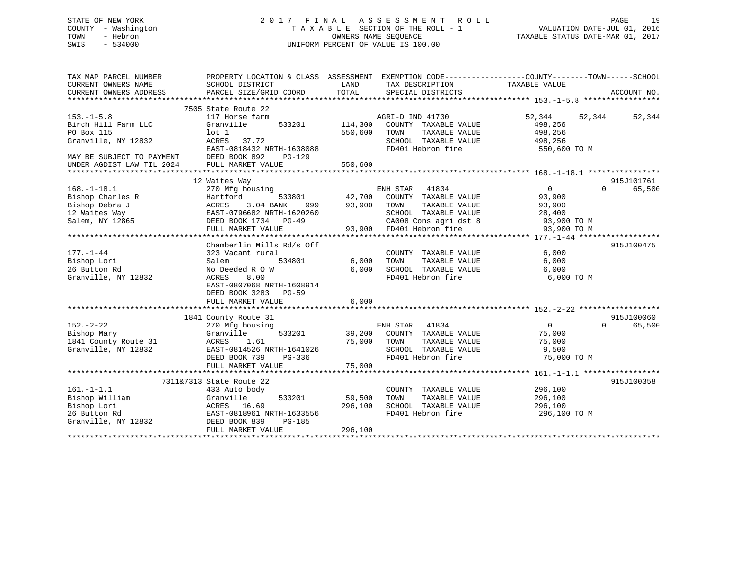STATE OF NEW YORK
COUNTY - Washington
TOWN - Hebron
SWIS - 534000

# 2017 FINAL ASSESSMENT ROLL
TAXABLE SECTION OF THE ROLL - 1
OWNERS NAME SEQUENCE
UNIFORM PERCENT OF VALUE IS 100.00

VALUATION DATE-JUL 01, 2016
TAXABLE STATUS DATE-MAR 01, 2017

| TAX MAP PARCEL NUMBER / CURRENT OWNERS NAME / CURRENT OWNERS ADDRESS | PROPERTY LOCATION & CLASS / SCHOOL DISTRICT / PARCEL SIZE/GRID COORD | ASSESSMENT LAND | TOTAL | EXEMPTION CODE / TAX DESCRIPTION / SPECIAL DISTRICTS | COUNTY | TOWN | SCHOOL / TAXABLE VALUE | ACCOUNT NO. |
|---|---|---|---|---|---|---|---|---|
| **153.-1-5.8** | 7505 State Route 22 | | | | | | | |
| 153.-1-5.8 | 117 Horse farm | | | AGRI-D IND 41730 | 52,344 | 52,344 | 52,344 | |
| Birch Hill Farm LLC | Granville 533201 | 114,300 | | COUNTY TAXABLE VALUE | 498,256 | | | |
| PO Box 115 | lot 1 | | 550,600 | TOWN TAXABLE VALUE | 498,256 | | | |
| Granville, NY 12832 | ACRES 37.72 | | | SCHOOL TAXABLE VALUE | 498,256 | | | |
| | EAST-0818432 NRTH-1638088 | | | FD401 Hebron fire | 550,600 TO M | | | |
| MAY BE SUBJECT TO PAYMENT | DEED BOOK 892 PG-129 | | | | | | | |
| UNDER AGDIST LAW TIL 2024 | FULL MARKET VALUE | | 550,600 | | | | | |
| **168.-1-18.1** | 12 Waites Way | | | | | | | 915J101761 |
| 168.-1-18.1 | 270 Mfg housing | | | ENH STAR 41834 | 0 | 0 | 65,500 | |
| Bishop Charles R | Hartford 533801 | 42,700 | | COUNTY TAXABLE VALUE | 93,900 | | | |
| Bishop Debra J | ACRES 3.04 BANK 999 | | 93,900 | TOWN TAXABLE VALUE | 93,900 | | | |
| 12 Waites Way | EAST-0796682 NRTH-1620260 | | | SCHOOL TAXABLE VALUE | 28,400 | | | |
| Salem, NY 12865 | DEED BOOK 1734 PG-49 | | | CA008 Cons agri dst 8 | 93,900 TO M | | | |
| | FULL MARKET VALUE | | 93,900 | FD401 Hebron fire | 93,900 TO M | | | |
| **177.-1-44** | Chamberlin Mills Rd/s Off | | | | | | | 915J100475 |
| 177.-1-44 | 323 Vacant rural | | | COUNTY TAXABLE VALUE | 6,000 | | | |
| Bishop Lori | Salem 534801 | 6,000 | | TOWN TAXABLE VALUE | 6,000 | | | |
| 26 Button Rd | No Deeded R O W | | 6,000 | SCHOOL TAXABLE VALUE | 6,000 | | | |
| Granville, NY 12832 | ACRES 8.00 | | | FD401 Hebron fire | 6,000 TO M | | | |
| | EAST-0807068 NRTH-1608914 | | | | | | | |
| | DEED BOOK 3283 PG-59 | | | | | | | |
| | FULL MARKET VALUE | | 6,000 | | | | | |
| **152.-2-22** | 1841 County Route 31 | | | | | | | 915J100060 |
| 152.-2-22 | 270 Mfg housing | | | ENH STAR 41834 | 0 | 0 | 65,500 | |
| Bishop Mary | Granville 533201 | 39,200 | | COUNTY TAXABLE VALUE | 75,000 | | | |
| 1841 County Route 31 | ACRES 1.61 | | 75,000 | TOWN TAXABLE VALUE | 75,000 | | | |
| Granville, NY 12832 | EAST-0814526 NRTH-1641026 | | | SCHOOL TAXABLE VALUE | 9,500 | | | |
| | DEED BOOK 739 PG-336 | | | FD401 Hebron fire | 75,000 TO M | | | |
| | FULL MARKET VALUE | | 75,000 | | | | | |
| **161.-1-1.1** | 7311&7313 State Route 22 | | | | | | | 915J100358 |
| 161.-1-1.1 | 433 Auto body | | | COUNTY TAXABLE VALUE | 296,100 | | | |
| Bishop William | Granville 533201 | 59,500 | | TOWN TAXABLE VALUE | 296,100 | | | |
| Bishop Lori | ACRES 16.69 | | 296,100 | SCHOOL TAXABLE VALUE | 296,100 | | | |
| 26 Button Rd | EAST-0818961 NRTH-1633556 | | | FD401 Hebron fire | 296,100 TO M | | | |
| Granville, NY 12832 | DEED BOOK 839 PG-185 | | | | | | | |
| | FULL MARKET VALUE | | 296,100 | | | | | |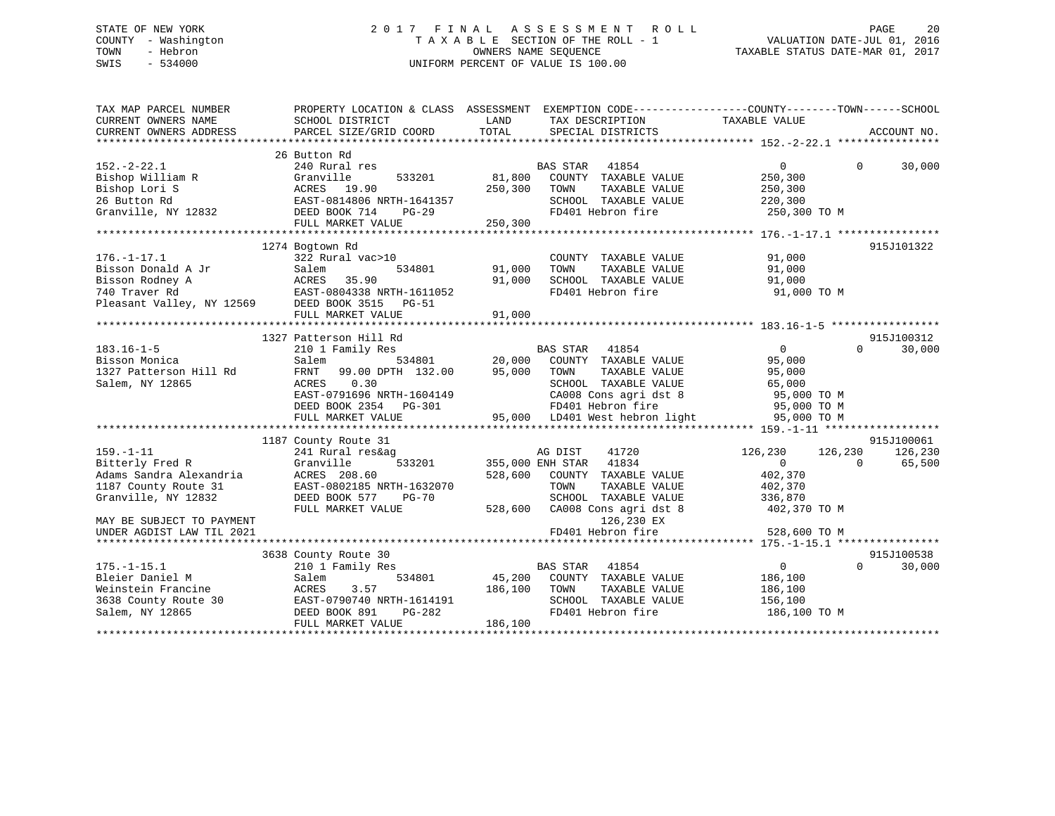STATE OF NEW YORK
COUNTY - Washington
TOWN - Hebron
SWIS - 534000

# 2017 FINAL ASSESSMENT ROLL
TAXABLE SECTION OF THE ROLL - 1
OWNERS NAME SEQUENCE
UNIFORM PERCENT OF VALUE IS 100.00

VALUATION DATE-JUL 01, 2016
TAXABLE STATUS DATE-MAR 01, 2017

```
TAX MAP PARCEL NUMBER          PROPERTY LOCATION & CLASS  ASSESSMENT  EXEMPTION CODE------------------COUNTY--------TOWN------SCHOOL
CURRENT OWNERS NAME            SCHOOL DISTRICT              LAND      TAX DESCRIPTION             TAXABLE VALUE
CURRENT OWNERS ADDRESS         PARCEL SIZE/GRID COORD       TOTAL     SPECIAL DISTRICTS                                    ACCOUNT NO.
******************************************************************************************************* 152.-2-22.1 ****************
                               26 Button Rd
152.-2-22.1                    240 Rural res                          BAS STAR   41854                 0           0      30,000
Bishop William R               Granville        533201     81,800     COUNTY  TAXABLE VALUE        250,300
Bishop Lori S                  ACRES   19.90              250,300     TOWN    TAXABLE VALUE        250,300
26 Button Rd                   EAST-0814806 NRTH-1641357              SCHOOL  TAXABLE VALUE        220,300
Granville, NY 12832            DEED BOOK 714    PG-29                 FD401 Hebron fire              250,300 TO M
                               FULL MARKET VALUE          250,300
******************************************************************************************************* 176.-1-17.1 ****************
                               1274 Bogtown Rd                                                                         915J101322
176.-1-17.1                    322 Rural vac>10                       COUNTY  TAXABLE VALUE         91,000
Bisson Donald A Jr             Salem            534801     91,000     TOWN    TAXABLE VALUE         91,000
Bisson Rodney A                ACRES   35.90               91,000     SCHOOL  TAXABLE VALUE         91,000
740 Traver Rd                  EAST-0804338 NRTH-1611052              FD401 Hebron fire               91,000 TO M
Pleasant Valley, NY 12569      DEED BOOK 3515   PG-51
                               FULL MARKET VALUE           91,000
******************************************************************************************************* 183.16-1-5 *****************
                               1327 Patterson Hill Rd                                                                  915J100312
183.16-1-5                     210 1 Family Res                       BAS STAR   41854                 0           0      30,000
Bisson Monica                  Salem            534801     20,000     COUNTY  TAXABLE VALUE         95,000
1327 Patterson Hill Rd         FRNT   99.00 DPTH 132.00    95,000     TOWN    TAXABLE VALUE         95,000
Salem, NY 12865                ACRES    0.30                          SCHOOL  TAXABLE VALUE         65,000
                               EAST-0791696 NRTH-1604149              CA008 Cons agri dst 8           95,000 TO M
                               DEED BOOK 2354   PG-301                FD401 Hebron fire               95,000 TO M
                               FULL MARKET VALUE           95,000     LD401 West hebron light         95,000 TO M
******************************************************************************************************* 159.-1-11 ******************
                               1187 County Route 31                                                                    915J100061
159.-1-11                      241 Rural res&ag                       AG DIST    41720           126,230     126,230     126,230
Bitterly Fred R                Granville        533201    355,000     ENH STAR   41834                 0           0      65,500
Adams Sandra Alexandria        ACRES  208.60              528,600     COUNTY  TAXABLE VALUE        402,370
1187 County Route 31           EAST-0802185 NRTH-1632070              TOWN    TAXABLE VALUE        402,370
Granville, NY 12832            DEED BOOK 577    PG-70                 SCHOOL  TAXABLE VALUE        336,870
                               FULL MARKET VALUE          528,600     CA008 Cons agri dst 8          402,370 TO M
MAY BE SUBJECT TO PAYMENT                                                   126,230 EX
UNDER AGDIST LAW TIL 2021                                             FD401 Hebron fire              528,600 TO M
******************************************************************************************************* 175.-1-15.1 ****************
                               3638 County Route 30                                                                    915J100538
175.-1-15.1                    210 1 Family Res                       BAS STAR   41854                 0           0      30,000
Bleier Daniel M                Salem            534801     45,200     COUNTY  TAXABLE VALUE        186,100
Weinstein Francine             ACRES    3.57              186,100     TOWN    TAXABLE VALUE        186,100
3638 County Route 30           EAST-0790740 NRTH-1614191              SCHOOL  TAXABLE VALUE        156,100
Salem, NY 12865                DEED BOOK 891    PG-282                FD401 Hebron fire              186,100 TO M
                               FULL MARKET VALUE          186,100
************************************************************************************************************************************
```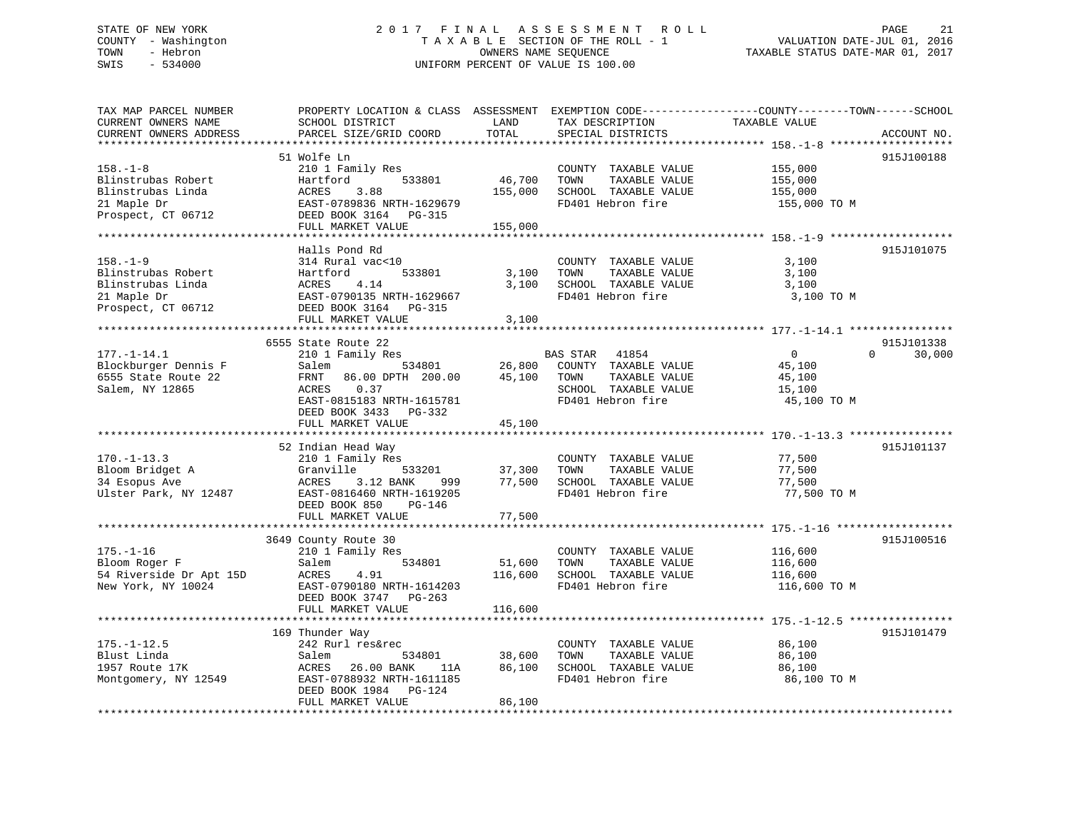STATE OF NEW YORK
COUNTY - Washington
TOWN - Hebron
SWIS - 534000

2017 FINAL ASSESSMENT ROLL
TAXABLE SECTION OF THE ROLL - 1
OWNERS NAME SEQUENCE
UNIFORM PERCENT OF VALUE IS 100.00

VALUATION DATE-JUL 01, 2016
TAXABLE STATUS DATE-MAR 01, 2017

| TAX MAP PARCEL NUMBER / CURRENT OWNERS NAME / CURRENT OWNERS ADDRESS | PROPERTY LOCATION & CLASS / SCHOOL DISTRICT / PARCEL SIZE/GRID COORD | ASSESSMENT LAND | TOTAL | EXEMPTION CODE / TAX DESCRIPTION / SPECIAL DISTRICTS | COUNTY TAXABLE VALUE | TOWN | SCHOOL | ACCOUNT NO. |
|---|---|---|---|---|---|---|---|---|
| 158.-1-8 | 51 Wolfe Ln | | | | | | | 915J100188 |
| Blinstrubas Robert | 210 1 Family Res | | | COUNTY TAXABLE VALUE | 155,000 | | | |
| Blinstrubas Linda | Hartford 533801 | 46,700 | | TOWN TAXABLE VALUE | 155,000 | | | |
| 21 Maple Dr | ACRES 3.88 | | 155,000 | SCHOOL TAXABLE VALUE | 155,000 | | | |
| Prospect, CT 06712 | EAST-0789836 NRTH-1629679 | | | FD401 Hebron fire | 155,000 TO M | | | |
| | DEED BOOK 3164 PG-315 | | | | | | | |
| | FULL MARKET VALUE | | 155,000 | | | | | |
| 158.-1-9 | Halls Pond Rd | | | | | | | 915J101075 |
| Blinstrubas Robert | 314 Rural vac<10 | | | COUNTY TAXABLE VALUE | 3,100 | | | |
| Blinstrubas Linda | Hartford 533801 | 3,100 | | TOWN TAXABLE VALUE | 3,100 | | | |
| 21 Maple Dr | ACRES 4.14 | | 3,100 | SCHOOL TAXABLE VALUE | 3,100 | | | |
| Prospect, CT 06712 | EAST-0790135 NRTH-1629667 | | | FD401 Hebron fire | 3,100 TO M | | | |
| | DEED BOOK 3164 PG-315 | | | | | | | |
| | FULL MARKET VALUE | | 3,100 | | | | | |
| 177.-1-14.1 | 6555 State Route 22 | | | | | | | 915J101338 |
| Blockburger Dennis F | 210 1 Family Res | | | BAS STAR 41854 | 0 | 0 | 30,000 | |
| 6555 State Route 22 | Salem 534801 | 26,800 | | COUNTY TAXABLE VALUE | 45,100 | | | |
| Salem, NY 12865 | FRNT 86.00 DPTH 200.00 | | 45,100 | TOWN TAXABLE VALUE | 45,100 | | | |
| | ACRES 0.37 | | | SCHOOL TAXABLE VALUE | 15,100 | | | |
| | EAST-0815183 NRTH-1615781 | | | FD401 Hebron fire | 45,100 TO M | | | |
| | DEED BOOK 3433 PG-332 | | | | | | | |
| | FULL MARKET VALUE | | 45,100 | | | | | |
| 170.-1-13.3 | 52 Indian Head Way | | | | | | | 915J101137 |
| Bloom Bridget A | 210 1 Family Res | | | COUNTY TAXABLE VALUE | 77,500 | | | |
| 34 Esopus Ave | Granville 533201 | 37,300 | | TOWN TAXABLE VALUE | 77,500 | | | |
| Ulster Park, NY 12487 | ACRES 3.12 BANK 999 | | 77,500 | SCHOOL TAXABLE VALUE | 77,500 | | | |
| | EAST-0816460 NRTH-1619205 | | | FD401 Hebron fire | 77,500 TO M | | | |
| | DEED BOOK 850 PG-146 | | | | | | | |
| | FULL MARKET VALUE | | 77,500 | | | | | |
| 175.-1-16 | 3649 County Route 30 | | | | | | | 915J100516 |
| Bloom Roger F | 210 1 Family Res | | | COUNTY TAXABLE VALUE | 116,600 | | | |
| 54 Riverside Dr Apt 15D | Salem 534801 | 51,600 | | TOWN TAXABLE VALUE | 116,600 | | | |
| New York, NY 10024 | ACRES 4.91 | | 116,600 | SCHOOL TAXABLE VALUE | 116,600 | | | |
| | EAST-0790180 NRTH-1614203 | | | FD401 Hebron fire | 116,600 TO M | | | |
| | DEED BOOK 3747 PG-263 | | | | | | | |
| | FULL MARKET VALUE | | 116,600 | | | | | |
| 175.-1-12.5 | 169 Thunder Way | | | | | | | 915J101479 |
| Blust Linda | 242 Rurl res&rec | | | COUNTY TAXABLE VALUE | 86,100 | | | |
| 1957 Route 17K | Salem 534801 | 38,600 | | TOWN TAXABLE VALUE | 86,100 | | | |
| Montgomery, NY 12549 | ACRES 26.00 BANK 11A | | 86,100 | SCHOOL TAXABLE VALUE | 86,100 | | | |
| | EAST-0788932 NRTH-1611185 | | | FD401 Hebron fire | 86,100 TO M | | | |
| | DEED BOOK 1984 PG-124 | | | | | | | |
| | FULL MARKET VALUE | | 86,100 | | | | | |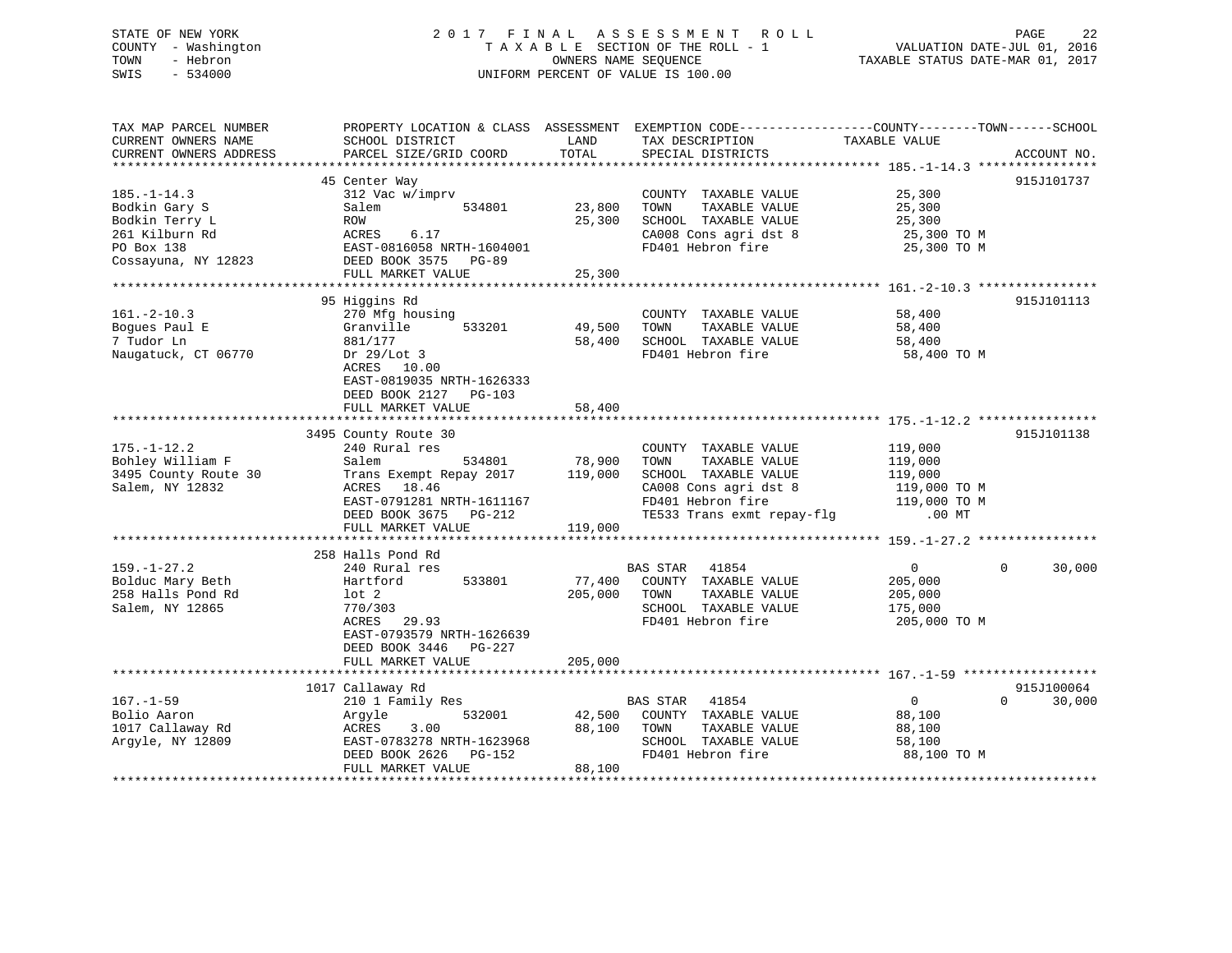STATE OF NEW YORK
COUNTY - Washington
TOWN - Hebron
SWIS - 534000

2 0 1 7 F I N A L A S S E S S M E N T R O L L
T A X A B L E SECTION OF THE ROLL - 1
OWNERS NAME SEQUENCE
UNIFORM PERCENT OF VALUE IS 100.00

VALUATION DATE-JUL 01, 2016
TAXABLE STATUS DATE-MAR 01, 2017

| TAX MAP PARCEL NUMBER / CURRENT OWNERS NAME / CURRENT OWNERS ADDRESS | PROPERTY LOCATION & CLASS / SCHOOL DISTRICT / PARCEL SIZE/GRID COORD | ASSESSMENT LAND | TOTAL | EXEMPTION CODE / TAX DESCRIPTION / SPECIAL DISTRICTS | COUNTY / TOWN / SCHOOL TAXABLE VALUE | ACCOUNT NO. |
|---|---|---|---|---|---|---|
| **185.-1-14.3** | 45 Center Way | | | | | 915J101737 |
| 185.-1-14.3 | 312 Vac w/imprv | | | COUNTY TAXABLE VALUE | 25,300 | |
| Bodkin Gary S | Salem 534801 | 23,800 | | TOWN TAXABLE VALUE | 25,300 | |
| Bodkin Terry L | ROW | | 25,300 | SCHOOL TAXABLE VALUE | 25,300 | |
| 261 Kilburn Rd | ACRES 6.17 | | | CA008 Cons agri dst 8 | 25,300 TO M | |
| PO Box 138 | EAST-0816058 NRTH-1604001 | | | FD401 Hebron fire | 25,300 TO M | |
| Cossayuna, NY 12823 | DEED BOOK 3575 PG-89 | | | | | |
| | FULL MARKET VALUE | | 25,300 | | | |
| **161.-2-10.3** | 95 Higgins Rd | | | | | 915J101113 |
| 161.-2-10.3 | 270 Mfg housing | | | COUNTY TAXABLE VALUE | 58,400 | |
| Bogues Paul E | Granville 533201 | 49,500 | | TOWN TAXABLE VALUE | 58,400 | |
| 7 Tudor Ln | 881/177 | | 58,400 | SCHOOL TAXABLE VALUE | 58,400 | |
| Naugatuck, CT 06770 | Dr 29/Lot 3 | | | FD401 Hebron fire | 58,400 TO M | |
| | ACRES 10.00 | | | | | |
| | EAST-0819035 NRTH-1626333 | | | | | |
| | DEED BOOK 2127 PG-103 | | | | | |
| | FULL MARKET VALUE | | 58,400 | | | |
| **175.-1-12.2** | 3495 County Route 30 | | | | | 915J101138 |
| 175.-1-12.2 | 240 Rural res | | | COUNTY TAXABLE VALUE | 119,000 | |
| Bohley William F | Salem 534801 | 78,900 | | TOWN TAXABLE VALUE | 119,000 | |
| 3495 County Route 30 | Trans Exempt Repay 2017 | | 119,000 | SCHOOL TAXABLE VALUE | 119,000 | |
| Salem, NY 12832 | ACRES 18.46 | | | CA008 Cons agri dst 8 | 119,000 TO M | |
| | EAST-0791281 NRTH-1611167 | | | FD401 Hebron fire | 119,000 TO M | |
| | DEED BOOK 3675 PG-212 | | | TE533 Trans exmt repay-flg | .00 MT | |
| | FULL MARKET VALUE | | 119,000 | | | |
| **159.-1-27.2** | 258 Halls Pond Rd | | | | | |
| 159.-1-27.2 | 240 Rural res | | | BAS STAR 41854 | 0 / 0 / 30,000 | |
| Bolduc Mary Beth | Hartford 533801 | 77,400 | | COUNTY TAXABLE VALUE | 205,000 | |
| 258 Halls Pond Rd | lot 2 | | 205,000 | TOWN TAXABLE VALUE | 205,000 | |
| Salem, NY 12865 | 770/303 | | | SCHOOL TAXABLE VALUE | 175,000 | |
| | ACRES 29.93 | | | FD401 Hebron fire | 205,000 TO M | |
| | EAST-0793579 NRTH-1626639 | | | | | |
| | DEED BOOK 3446 PG-227 | | | | | |
| | FULL MARKET VALUE | | 205,000 | | | |
| **167.-1-59** | 1017 Callaway Rd | | | | | 915J100064 |
| 167.-1-59 | 210 1 Family Res | | | BAS STAR 41854 | 0 / 0 / 30,000 | |
| Bolio Aaron | Argyle 532001 | 42,500 | | COUNTY TAXABLE VALUE | 88,100 | |
| 1017 Callaway Rd | ACRES 3.00 | | 88,100 | TOWN TAXABLE VALUE | 88,100 | |
| Argyle, NY 12809 | EAST-0783278 NRTH-1623968 | | | SCHOOL TAXABLE VALUE | 58,100 | |
| | DEED BOOK 2626 PG-152 | | | FD401 Hebron fire | 88,100 TO M | |
| | FULL MARKET VALUE | | 88,100 | | | |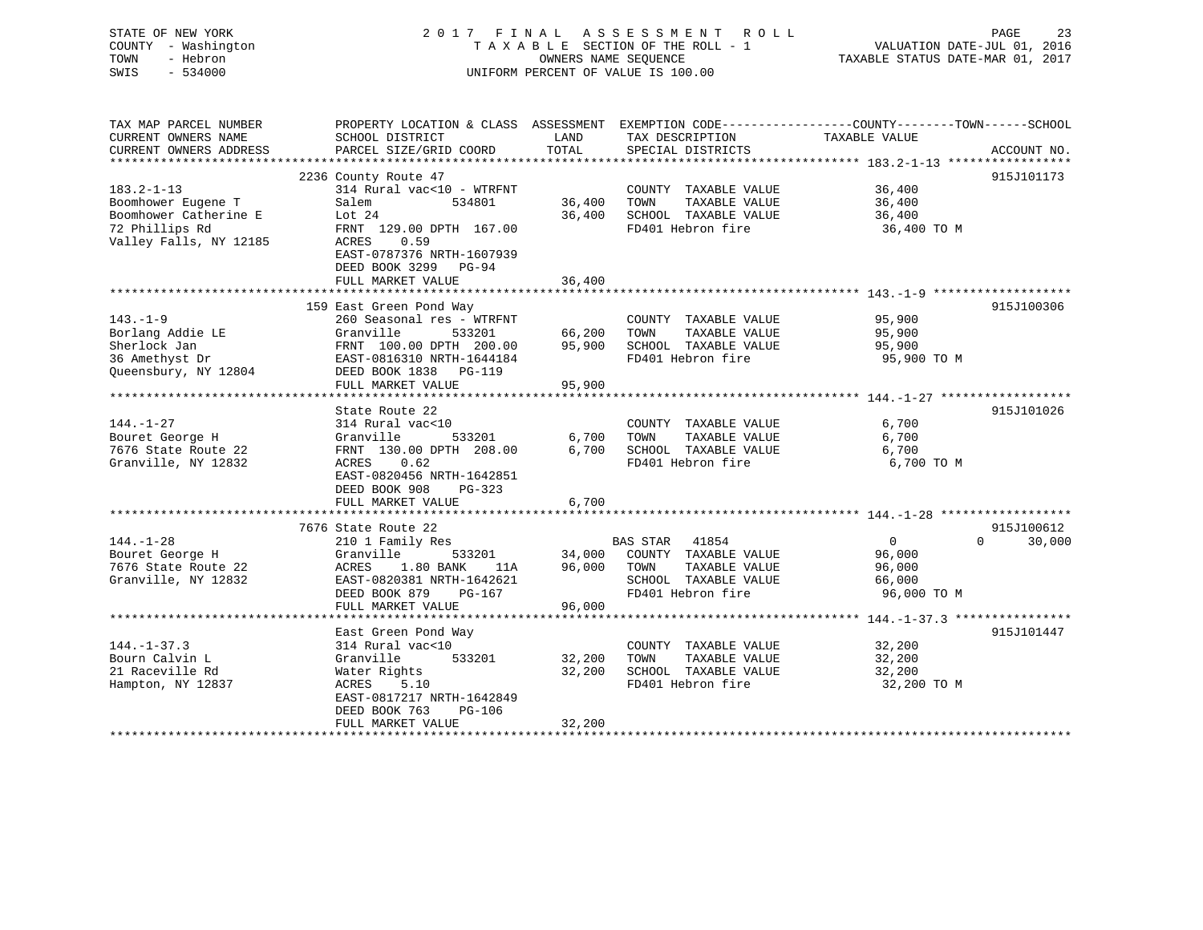STATE OF NEW YORK
COUNTY - Washington
TOWN - Hebron
SWIS - 534000

2017 FINAL ASSESSMENT ROLL
TAXABLE SECTION OF THE ROLL - 1
OWNERS NAME SEQUENCE
UNIFORM PERCENT OF VALUE IS 100.00

VALUATION DATE-JUL 01, 2016
TAXABLE STATUS DATE-MAR 01, 2017

| TAX MAP PARCEL NUMBER / CURRENT OWNERS NAME / CURRENT OWNERS ADDRESS | PROPERTY LOCATION & CLASS / SCHOOL DISTRICT / PARCEL SIZE/GRID COORD | ASSESSMENT LAND | TOTAL | EXEMPTION CODE / TAX DESCRIPTION / SPECIAL DISTRICTS | COUNTY TAXABLE VALUE | TOWN | SCHOOL | ACCOUNT NO. |
|---|---|---|---|---|---|---|---|---|
| 183.2-1-13 | 2236 County Route 47 | | | | | | | 915J101173 |
| Boomhower Eugene T | 314 Rural vac<10 - WTRFNT | | | COUNTY TAXABLE VALUE | 36,400 | | | |
| Boomhower Catherine E | Salem 534801 | 36,400 | | TOWN TAXABLE VALUE | 36,400 | | | |
| 72 Phillips Rd | Lot 24 | | 36,400 | SCHOOL TAXABLE VALUE | 36,400 | | | |
| Valley Falls, NY 12185 | FRNT 129.00 DPTH 167.00 | | | FD401 Hebron fire | 36,400 TO M | | | |
| | ACRES 0.59 | | | | | | | |
| | EAST-0787376 NRTH-1607939 | | | | | | | |
| | DEED BOOK 3299 PG-94 | | | | | | | |
| | FULL MARKET VALUE | | 36,400 | | | | | |
| 143.-1-9 | 159 East Green Pond Way | | | | | | | 915J100306 |
| Borlang Addie LE | 260 Seasonal res - WTRFNT | | | COUNTY TAXABLE VALUE | 95,900 | | | |
| Sherlock Jan | Granville 533201 | 66,200 | | TOWN TAXABLE VALUE | 95,900 | | | |
| 36 Amethyst Dr | FRNT 100.00 DPTH 200.00 | | 95,900 | SCHOOL TAXABLE VALUE | 95,900 | | | |
| Queensbury, NY 12804 | EAST-0816310 NRTH-1644184 | | | FD401 Hebron fire | 95,900 TO M | | | |
| | DEED BOOK 1838 PG-119 | | | | | | | |
| | FULL MARKET VALUE | | 95,900 | | | | | |
| 144.-1-27 | State Route 22 | | | | | | | 915J101026 |
| Bouret George H | 314 Rural vac<10 | | | COUNTY TAXABLE VALUE | 6,700 | | | |
| 7676 State Route 22 | Granville 533201 | 6,700 | | TOWN TAXABLE VALUE | 6,700 | | | |
| Granville, NY 12832 | FRNT 130.00 DPTH 208.00 | | 6,700 | SCHOOL TAXABLE VALUE | 6,700 | | | |
| | ACRES 0.62 | | | FD401 Hebron fire | 6,700 TO M | | | |
| | EAST-0820456 NRTH-1642851 | | | | | | | |
| | DEED BOOK 908 PG-323 | | | | | | | |
| | FULL MARKET VALUE | | 6,700 | | | | | |
| 144.-1-28 | 7676 State Route 22 | | | | | | | 915J100612 |
| Bouret George H | 210 1 Family Res | | | BAS STAR 41854 | 0 | 0 | 30,000 | |
| 7676 State Route 22 | Granville 533201 | 34,000 | | COUNTY TAXABLE VALUE | 96,000 | | | |
| Granville, NY 12832 | ACRES 1.80 BANK 11A | | 96,000 | TOWN TAXABLE VALUE | 96,000 | | | |
| | EAST-0820381 NRTH-1642621 | | | SCHOOL TAXABLE VALUE | 66,000 | | | |
| | DEED BOOK 879 PG-167 | | | FD401 Hebron fire | 96,000 TO M | | | |
| | FULL MARKET VALUE | | 96,000 | | | | | |
| 144.-1-37.3 | East Green Pond Way | | | | | | | 915J101447 |
| Bourn Calvin L | 314 Rural vac<10 | | | COUNTY TAXABLE VALUE | 32,200 | | | |
| 21 Raceville Rd | Granville 533201 | 32,200 | | TOWN TAXABLE VALUE | 32,200 | | | |
| Hampton, NY 12837 | Water Rights | | 32,200 | SCHOOL TAXABLE VALUE | 32,200 | | | |
| | ACRES 5.10 | | | FD401 Hebron fire | 32,200 TO M | | | |
| | EAST-0817217 NRTH-1642849 | | | | | | | |
| | DEED BOOK 763 PG-106 | | | | | | | |
| | FULL MARKET VALUE | | 32,200 | | | | | |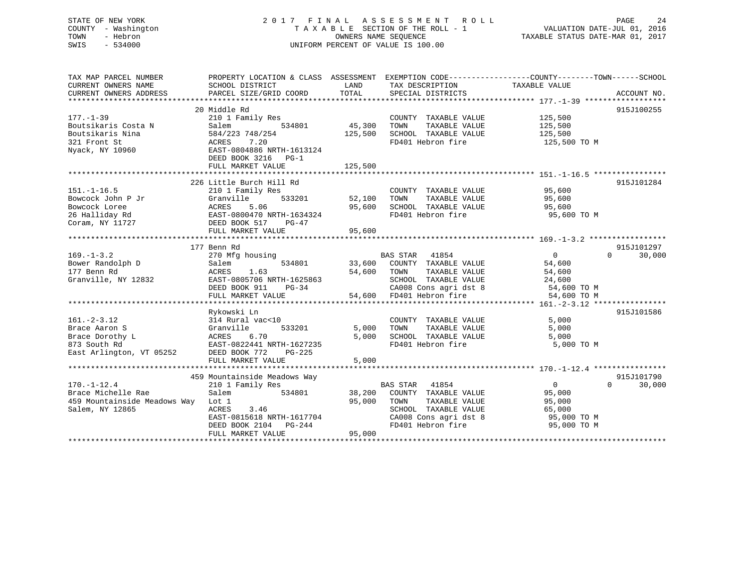STATE OF NEW YORK
COUNTY - Washington
TOWN - Hebron
SWIS - 534000

# 2017 FINAL ASSESSMENT ROLL

TAXABLE SECTION OF THE ROLL - 1
OWNERS NAME SEQUENCE
UNIFORM PERCENT OF VALUE IS 100.00

VALUATION DATE-JUL 01, 2016
TAXABLE STATUS DATE-MAR 01, 2017

```
TAX MAP PARCEL NUMBER          PROPERTY LOCATION & CLASS  ASSESSMENT  EXEMPTION CODE-----------------COUNTY--------TOWN------SCHOOL
CURRENT OWNERS NAME            SCHOOL DISTRICT               LAND      TAX DESCRIPTION              TAXABLE VALUE
CURRENT OWNERS ADDRESS         PARCEL SIZE/GRID COORD        TOTAL     SPECIAL DISTRICTS                                 ACCOUNT NO.
******************************************************************************************************* 177.-1-39 ******************
                               20 Middle Rd                                                                          915J100255
177.-1-39                      210 1 Family Res                        COUNTY  TAXABLE VALUE          125,500
Boutsikaris Costa N            Salem         534801        45,300     TOWN    TAXABLE VALUE          125,500
Boutsikaris Nina               584/223 748/254            125,500     SCHOOL  TAXABLE VALUE          125,500
321 Front St                   ACRES    7.20                          FD401 Hebron fire               125,500 TO M
Nyack, NY 10960                EAST-0804886 NRTH-1613124
                               DEED BOOK 3216   PG-1
                               FULL MARKET VALUE          125,500
******************************************************************************************************* 151.-1-16.5 ****************
                               226 Little Burch Hill Rd                                                              915J101284
151.-1-16.5                    210 1 Family Res                        COUNTY  TAXABLE VALUE           95,600
Bowcock John P Jr              Granville     533201        52,100     TOWN    TAXABLE VALUE           95,600
Bowcock Loree                  ACRES    5.06               95,600     SCHOOL  TAXABLE VALUE           95,600
26 Halliday Rd                 EAST-0800470 NRTH-1634324              FD401 Hebron fire                95,600 TO M
Coram, NY 11727                DEED BOOK 517    PG-47
                               FULL MARKET VALUE           95,600
******************************************************************************************************* 169.-1-3.2 *****************
                               177 Benn Rd                                                                           915J101297
169.-1-3.2                     270 Mfg housing                        BAS STAR  41854                     0          0      30,000
Bower Randolph D               Salem         534801        33,600     COUNTY  TAXABLE VALUE           54,600
177 Benn Rd                    ACRES    1.63               54,600     TOWN    TAXABLE VALUE           54,600
Granville, NY 12832            EAST-0805706 NRTH-1625863              SCHOOL  TAXABLE VALUE           24,600
                               DEED BOOK 911    PG-34                 CA008 Cons agri dst 8            54,600 TO M
                               FULL MARKET VALUE           54,600     FD401 Hebron fire                54,600 TO M
******************************************************************************************************* 161.-2-3.12 ****************
                               Rykowski Ln                                                                           915J101586
161.-2-3.12                    314 Rural vac<10                        COUNTY  TAXABLE VALUE            5,000
Brace Aaron S                  Granville     533201         5,000     TOWN    TAXABLE VALUE            5,000
Brace Dorothy L                ACRES    6.70                5,000     SCHOOL  TAXABLE VALUE            5,000
873 South Rd                   EAST-0822441 NRTH-1627235              FD401 Hebron fire                 5,000 TO M
East Arlington, VT 05252       DEED BOOK 772    PG-225
                               FULL MARKET VALUE            5,000
******************************************************************************************************* 170.-1-12.4 ****************
                               459 Mountainside Meadows Way                                                          915J101790
170.-1-12.4                    210 1 Family Res                       BAS STAR  41854                     0          0      30,000
Brace Michelle Rae             Salem         534801        38,200     COUNTY  TAXABLE VALUE           95,000
459 Mountainside Meadows Way   Lot 1                       95,000     TOWN    TAXABLE VALUE           95,000
Salem, NY 12865                ACRES    3.46                          SCHOOL  TAXABLE VALUE           65,000
                               EAST-0815618 NRTH-1617704              CA008 Cons agri dst 8            95,000 TO M
                               DEED BOOK 2104   PG-244                FD401 Hebron fire                95,000 TO M
                               FULL MARKET VALUE           95,000
************************************************************************************************************************************
```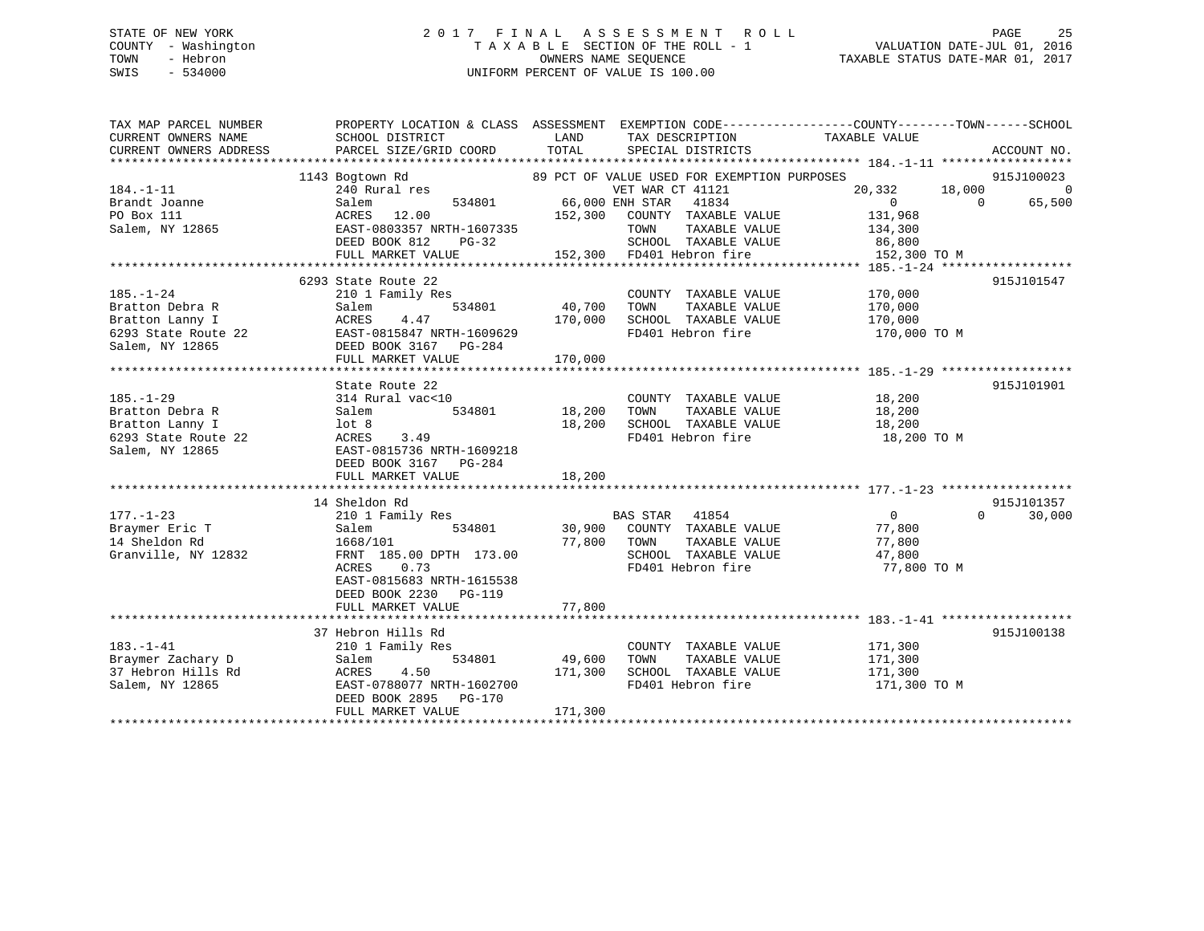STATE OF NEW YORK
COUNTY - Washington
TOWN - Hebron
SWIS - 534000

# 2017 FINAL ASSESSMENT ROLL
TAXABLE SECTION OF THE ROLL - 1
OWNERS NAME SEQUENCE
UNIFORM PERCENT OF VALUE IS 100.00

VALUATION DATE-JUL 01, 2016
TAXABLE STATUS DATE-MAR 01, 2017

```
TAX MAP PARCEL NUMBER      PROPERTY LOCATION & CLASS  ASSESSMENT  EXEMPTION CODE------------------COUNTY--------TOWN------SCHOOL
CURRENT OWNERS NAME        SCHOOL DISTRICT               LAND      TAX DESCRIPTION              TAXABLE VALUE
CURRENT OWNERS ADDRESS     PARCEL SIZE/GRID COORD        TOTAL     SPECIAL DISTRICTS                                    ACCOUNT NO.
******************************************************************************************************* 184.-1-11 ******************
                           1143 Bogtown Rd               89 PCT OF VALUE USED FOR EXEMPTION PURPOSES                        915J100023
184.-1-11                  240 Rural res                       VET WAR CT 41121             20,332     18,000           0
Brandt Joanne              Salem             534801       66,000 ENH STAR   41834                0          0      65,500
PO Box 111                 ACRES   12.00                 152,300   COUNTY  TAXABLE VALUE        131,968
Salem, NY 12865            EAST-0803357 NRTH-1607335               TOWN    TAXABLE VALUE        134,300
                           DEED BOOK 812     PG-32                 SCHOOL  TAXABLE VALUE         86,800
                           FULL MARKET VALUE             152,300   FD401 Hebron fire            152,300 TO M
******************************************************************************************************* 185.-1-24 ******************
                           6293 State Route 22                                                                          915J101547
185.-1-24                  210 1 Family Res                        COUNTY  TAXABLE VALUE        170,000
Bratton Debra R            Salem             534801       40,700   TOWN    TAXABLE VALUE        170,000
Bratton Lanny I            ACRES    4.47                 170,000   SCHOOL  TAXABLE VALUE        170,000
6293 State Route 22        EAST-0815847 NRTH-1609629               FD401 Hebron fire            170,000 TO M
Salem, NY 12865            DEED BOOK 3167   PG-284
                           FULL MARKET VALUE             170,000
******************************************************************************************************* 185.-1-29 ******************
                           State Route 22                                                                               915J101901
185.-1-29                  314 Rural vac<10                        COUNTY  TAXABLE VALUE         18,200
Bratton Debra R            Salem             534801       18,200   TOWN    TAXABLE VALUE         18,200
Bratton Lanny I            lot 8                          18,200   SCHOOL  TAXABLE VALUE         18,200
6293 State Route 22        ACRES    3.49                           FD401 Hebron fire             18,200 TO M
Salem, NY 12865            EAST-0815736 NRTH-1609218
                           DEED BOOK 3167   PG-284
                           FULL MARKET VALUE              18,200
******************************************************************************************************* 177.-1-23 ******************
                           14 Sheldon Rd                                                                                915J101357
177.-1-23                  210 1 Family Res                        BAS STAR   41854                0          0      30,000
Braymer Eric T             Salem             534801       30,900   COUNTY  TAXABLE VALUE         77,800
14 Sheldon Rd              1668/101                       77,800   TOWN    TAXABLE VALUE         77,800
Granville, NY 12832        FRNT 185.00 DPTH 173.00                 SCHOOL  TAXABLE VALUE         47,800
                           ACRES    0.73                           FD401 Hebron fire             77,800 TO M
                           EAST-0815683 NRTH-1615538
                           DEED BOOK 2230   PG-119
                           FULL MARKET VALUE              77,800
******************************************************************************************************* 183.-1-41 ******************
                           37 Hebron Hills Rd                                                                           915J100138
183.-1-41                  210 1 Family Res                        COUNTY  TAXABLE VALUE        171,300
Braymer Zachary D          Salem             534801       49,600   TOWN    TAXABLE VALUE        171,300
37 Hebron Hills Rd         ACRES    4.50                 171,300   SCHOOL  TAXABLE VALUE        171,300
Salem, NY 12865            EAST-0788077 NRTH-1602700               FD401 Hebron fire            171,300 TO M
                           DEED BOOK 2895   PG-170
                           FULL MARKET VALUE             171,300
************************************************************************************************************************************
```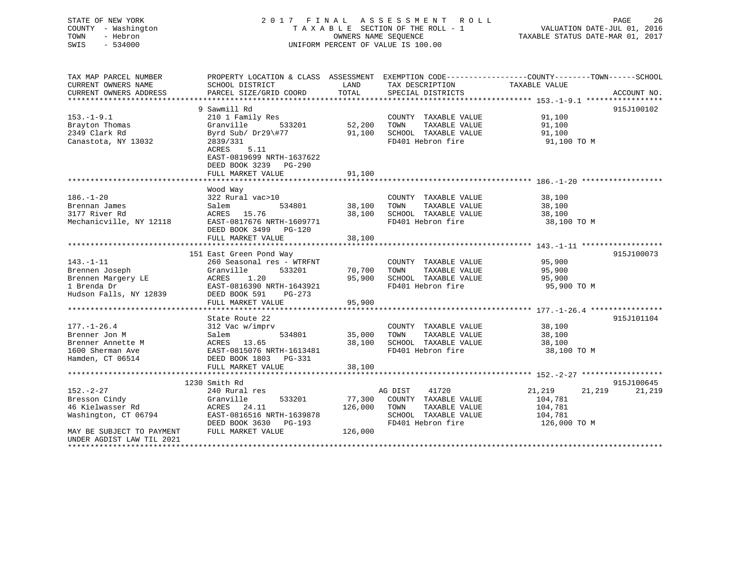STATE OF NEW YORK — 2017 FINAL ASSESSMENT ROLL
COUNTY - Washington — TAXABLE SECTION OF THE ROLL - 1 — VALUATION DATE-JUL 01, 2016
TOWN - Hebron — OWNERS NAME SEQUENCE — TAXABLE STATUS DATE-MAR 01, 2017
SWIS - 534000 — UNIFORM PERCENT OF VALUE IS 100.00

| TAX MAP PARCEL NUMBER / CURRENT OWNERS NAME / CURRENT OWNERS ADDRESS | PROPERTY LOCATION & CLASS / SCHOOL DISTRICT / PARCEL SIZE/GRID COORD | ASSESSMENT LAND | TOTAL | EXEMPTION CODE / TAX DESCRIPTION / SPECIAL DISTRICTS | COUNTY TAXABLE VALUE | TOWN | SCHOOL | ACCOUNT NO. |
|---|---|---|---|---|---|---|---|---|
| **153.-1-9.1** | 9 Sawmill Rd | | | | | | | 915J100102 |
| 153.-1-9.1 | 210 1 Family Res | | | COUNTY TAXABLE VALUE | 91,100 | | | |
| Brayton Thomas | Granville 533201 | 52,200 | | TOWN TAXABLE VALUE | 91,100 | | | |
| 2349 Clark Rd | Byrd Sub/ Dr29\#77 | | 91,100 | SCHOOL TAXABLE VALUE | 91,100 | | | |
| Canastota, NY 13032 | 2839/331 | | | FD401 Hebron fire | 91,100 TO M | | | |
| | ACRES 5.11 | | | | | | | |
| | EAST-0819699 NRTH-1637622 | | | | | | | |
| | DEED BOOK 3239 PG-290 | | | | | | | |
| | FULL MARKET VALUE | | 91,100 | | | | | |
| **186.-1-20** | Wood Way | | | | | | | |
| 186.-1-20 | 322 Rural vac>10 | | | COUNTY TAXABLE VALUE | 38,100 | | | |
| Brennan James | Salem 534801 | 38,100 | | TOWN TAXABLE VALUE | 38,100 | | | |
| 3177 River Rd | ACRES 15.76 | | 38,100 | SCHOOL TAXABLE VALUE | 38,100 | | | |
| Mechanicville, NY 12118 | EAST-0817676 NRTH-1609771 | | | FD401 Hebron fire | 38,100 TO M | | | |
| | DEED BOOK 3499 PG-120 | | | | | | | |
| | FULL MARKET VALUE | | 38,100 | | | | | |
| **143.-1-11** | 151 East Green Pond Way | | | | | | | 915J100073 |
| 143.-1-11 | 260 Seasonal res - WTRFNT | | | COUNTY TAXABLE VALUE | 95,900 | | | |
| Brennen Joseph | Granville 533201 | 70,700 | | TOWN TAXABLE VALUE | 95,900 | | | |
| Brennen Margery LE | ACRES 1.20 | | 95,900 | SCHOOL TAXABLE VALUE | 95,900 | | | |
| 1 Brenda Dr | EAST-0816390 NRTH-1643921 | | | FD401 Hebron fire | 95,900 TO M | | | |
| Hudson Falls, NY 12839 | DEED BOOK 591 PG-273 | | | | | | | |
| | FULL MARKET VALUE | | 95,900 | | | | | |
| **177.-1-26.4** | State Route 22 | | | | | | | 915J101104 |
| 177.-1-26.4 | 312 Vac w/imprv | | | COUNTY TAXABLE VALUE | 38,100 | | | |
| Brenner Jon M | Salem 534801 | 35,000 | | TOWN TAXABLE VALUE | 38,100 | | | |
| Brenner Annette M | ACRES 13.65 | | 38,100 | SCHOOL TAXABLE VALUE | 38,100 | | | |
| 1600 Sherman Ave | EAST-0815076 NRTH-1613481 | | | FD401 Hebron fire | 38,100 TO M | | | |
| Hamden, CT 06514 | DEED BOOK 1803 PG-331 | | | | | | | |
| | FULL MARKET VALUE | | 38,100 | | | | | |
| **152.-2-27** | 1230 Smith Rd | | | | | | | 915J100645 |
| 152.-2-27 | 240 Rural res | | | AG DIST 41720 | 21,219 | 21,219 | 21,219 | |
| Bresson Cindy | Granville 533201 | 77,300 | | COUNTY TAXABLE VALUE | 104,781 | | | |
| 46 Kielwasser Rd | ACRES 24.11 | | 126,000 | TOWN TAXABLE VALUE | 104,781 | | | |
| Washington, CT 06794 | EAST-0816516 NRTH-1639878 | | | SCHOOL TAXABLE VALUE | 104,781 | | | |
| | DEED BOOK 3630 PG-193 | | | FD401 Hebron fire | 126,000 TO M | | | |
| MAY BE SUBJECT TO PAYMENT UNDER AGDIST LAW TIL 2021 | FULL MARKET VALUE | | 126,000 | | | | | |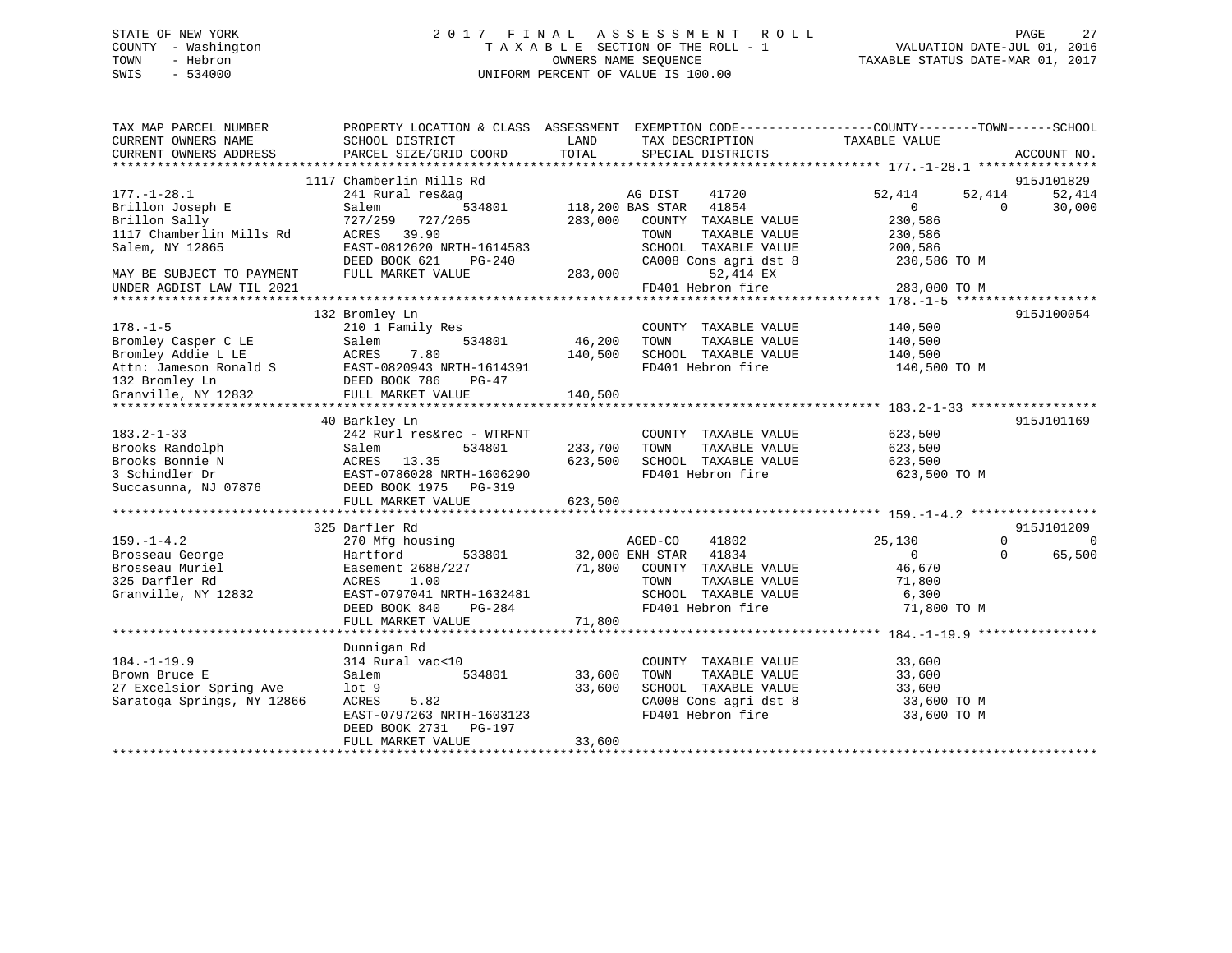STATE OF NEW YORK
COUNTY - Washington
TOWN - Hebron
SWIS - 534000

# 2017 FINAL ASSESSMENT ROLL
TAXABLE SECTION OF THE ROLL - 1
OWNERS NAME SEQUENCE
UNIFORM PERCENT OF VALUE IS 100.00

VALUATION DATE-JUL 01, 2016
TAXABLE STATUS DATE-MAR 01, 2017

```
TAX MAP PARCEL NUMBER          PROPERTY LOCATION & CLASS  ASSESSMENT  EXEMPTION CODE------------------COUNTY--------TOWN------SCHOOL
CURRENT OWNERS NAME            SCHOOL DISTRICT              LAND      TAX DESCRIPTION            TAXABLE VALUE
CURRENT OWNERS ADDRESS         PARCEL SIZE/GRID COORD       TOTAL     SPECIAL DISTRICTS                                       ACCOUNT NO.
******************************************************************************************************* 177.-1-28.1 ****************
                               1117 Chamberlin Mills Rd                                                                       915J101829
177.-1-28.1                    241 Rural res&ag                       AG DIST     41720            52,414      52,414      52,414
Brillon Joseph E               Salem           534801      118,200 BAS STAR   41854                  0           0         30,000
Brillon Sally                  727/259  727/265            283,000    COUNTY  TAXABLE VALUE         230,586
1117 Chamberlin Mills Rd       ACRES   39.90                          TOWN    TAXABLE VALUE         230,586
Salem, NY 12865                EAST-0812620 NRTH-1614583              SCHOOL  TAXABLE VALUE         200,586
                               DEED BOOK 621    PG-240                CA008 Cons agri dst 8          230,586 TO M
MAY BE SUBJECT TO PAYMENT      FULL MARKET VALUE           283,000         52,414 EX
UNDER AGDIST LAW TIL 2021                                             FD401 Hebron fire              283,000 TO M
******************************************************************************************************* 178.-1-5 *******************
                               132 Bromley Ln                                                                                 915J100054
178.-1-5                       210 1 Family Res                       COUNTY  TAXABLE VALUE         140,500
Bromley Casper C LE            Salem           534801       46,200    TOWN    TAXABLE VALUE         140,500
Bromley Addie L LE             ACRES    7.80               140,500    SCHOOL  TAXABLE VALUE         140,500
Attn: Jameson Ronald S         EAST-0820943 NRTH-1614391              FD401 Hebron fire              140,500 TO M
132 Bromley Ln                 DEED BOOK 786    PG-47
Granville, NY 12832            FULL MARKET VALUE           140,500
******************************************************************************************************* 183.2-1-33 *****************
                               40 Barkley Ln                                                                                  915J101169
183.2-1-33                     242 Rurl res&rec - WTRFNT              COUNTY  TAXABLE VALUE         623,500
Brooks Randolph                Salem           534801      233,700    TOWN    TAXABLE VALUE         623,500
Brooks Bonnie N                ACRES   13.35               623,500    SCHOOL  TAXABLE VALUE         623,500
3 Schindler Dr                 EAST-0786028 NRTH-1606290              FD401 Hebron fire              623,500 TO M
Succasunna, NJ 07876           DEED BOOK 1975   PG-319
                               FULL MARKET VALUE           623,500
******************************************************************************************************* 159.-1-4.2 *****************
                               325 Darfler Rd                                                                                 915J101209
159.-1-4.2                     270 Mfg housing                        AGED-CO     41802            25,130           0           0
Brosseau George                Hartford        533801       32,000 ENH STAR   41834                  0           0         65,500
Brosseau Muriel                Easement 2688/227            71,800    COUNTY  TAXABLE VALUE          46,670
325 Darfler Rd                 ACRES    1.00                          TOWN    TAXABLE VALUE          71,800
Granville, NY 12832            EAST-0797041 NRTH-1632481              SCHOOL  TAXABLE VALUE           6,300
                               DEED BOOK 840    PG-284                FD401 Hebron fire               71,800 TO M
                               FULL MARKET VALUE            71,800
******************************************************************************************************* 184.-1-19.9 ****************
                               Dunnigan Rd
184.-1-19.9                    314 Rural vac<10                       COUNTY  TAXABLE VALUE          33,600
Brown Bruce E                  Salem           534801       33,600    TOWN    TAXABLE VALUE          33,600
27 Excelsior Spring Ave        lot 9                        33,600    SCHOOL  TAXABLE VALUE          33,600
Saratoga Springs, NY 12866     ACRES    5.82                          CA008 Cons agri dst 8           33,600 TO M
                               EAST-0797263 NRTH-1603123              FD401 Hebron fire               33,600 TO M
                               DEED BOOK 2731   PG-197
                               FULL MARKET VALUE            33,600
************************************************************************************************************************************
```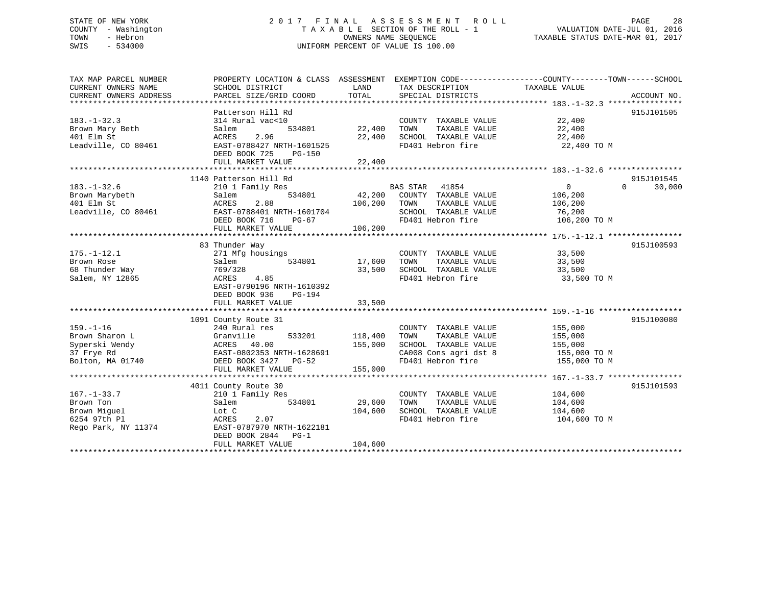STATE OF NEW YORK
COUNTY - Washington
TOWN - Hebron
SWIS - 534000

# 2017 FINAL ASSESSMENT ROLL

TAXABLE SECTION OF THE ROLL - 1
OWNERS NAME SEQUENCE
UNIFORM PERCENT OF VALUE IS 100.00

VALUATION DATE-JUL 01, 2016
TAXABLE STATUS DATE-MAR 01, 2017

| TAX MAP PARCEL NUMBER / CURRENT OWNERS NAME / CURRENT OWNERS ADDRESS | PROPERTY LOCATION & CLASS / SCHOOL DISTRICT / PARCEL SIZE/GRID COORD | ASSESSMENT LAND / TOTAL | EXEMPTION CODE / TAX DESCRIPTION / SPECIAL DISTRICTS | COUNTY / TOWN / SCHOOL TAXABLE VALUE | ACCOUNT NO. |
|---|---|---|---|---|---|
| 183.-1-32.3 | Patterson Hill Rd | | | | 915J101505 |
| Brown Mary Beth | 314 Rural vac<10 | | COUNTY TAXABLE VALUE | 22,400 | |
| 401 Elm St | Salem 534801 | 22,400 | TOWN TAXABLE VALUE | 22,400 | |
| Leadville, CO 80461 | ACRES 2.96 | 22,400 | SCHOOL TAXABLE VALUE | 22,400 | |
| | EAST-0788427 NRTH-1601525 | | FD401 Hebron fire | 22,400 TO M | |
| | DEED BOOK 725 PG-150 | | | | |
| | FULL MARKET VALUE | 22,400 | | | |
| 183.-1-32.6 | 1140 Patterson Hill Rd | | | | 915J101545 |
| Brown Marybeth | 210 1 Family Res | | BAS STAR 41854 | 0 0 30,000 | |
| 401 Elm St | Salem 534801 | 42,200 | COUNTY TAXABLE VALUE | 106,200 | |
| Leadville, CO 80461 | ACRES 2.88 | 106,200 | TOWN TAXABLE VALUE | 106,200 | |
| | EAST-0788401 NRTH-1601704 | | SCHOOL TAXABLE VALUE | 76,200 | |
| | DEED BOOK 716 PG-67 | | FD401 Hebron fire | 106,200 TO M | |
| | FULL MARKET VALUE | 106,200 | | | |
| 175.-1-12.1 | 83 Thunder Way | | | | 915J100593 |
| Brown Rose | 271 Mfg housings | | COUNTY TAXABLE VALUE | 33,500 | |
| 68 Thunder Way | Salem 534801 | 17,600 | TOWN TAXABLE VALUE | 33,500 | |
| Salem, NY 12865 | 769/328 | 33,500 | SCHOOL TAXABLE VALUE | 33,500 | |
| | ACRES 4.85 | | FD401 Hebron fire | 33,500 TO M | |
| | EAST-0790196 NRTH-1610392 | | | | |
| | DEED BOOK 936 PG-194 | | | | |
| | FULL MARKET VALUE | 33,500 | | | |
| 159.-1-16 | 1091 County Route 31 | | | | 915J100080 |
| Brown Sharon L | 240 Rural res | | COUNTY TAXABLE VALUE | 155,000 | |
| Syperski Wendy | Granville 533201 | 118,400 | TOWN TAXABLE VALUE | 155,000 | |
| 37 Frye Rd | ACRES 40.00 | 155,000 | SCHOOL TAXABLE VALUE | 155,000 | |
| Bolton, MA 01740 | EAST-0802353 NRTH-1628691 | | CA008 Cons agri dst 8 | 155,000 TO M | |
| | DEED BOOK 3427 PG-52 | | FD401 Hebron fire | 155,000 TO M | |
| | FULL MARKET VALUE | 155,000 | | | |
| 167.-1-33.7 | 4011 County Route 30 | | | | 915J101593 |
| Brown Ton | 210 1 Family Res | | COUNTY TAXABLE VALUE | 104,600 | |
| Brown Miguel | Salem 534801 | 29,600 | TOWN TAXABLE VALUE | 104,600 | |
| 6254 97th Pl | Lot C | 104,600 | SCHOOL TAXABLE VALUE | 104,600 | |
| Rego Park, NY 11374 | ACRES 2.07 | | FD401 Hebron fire | 104,600 TO M | |
| | EAST-0787970 NRTH-1622181 | | | | |
| | DEED BOOK 2844 PG-1 | | | | |
| | FULL MARKET VALUE | 104,600 | | | |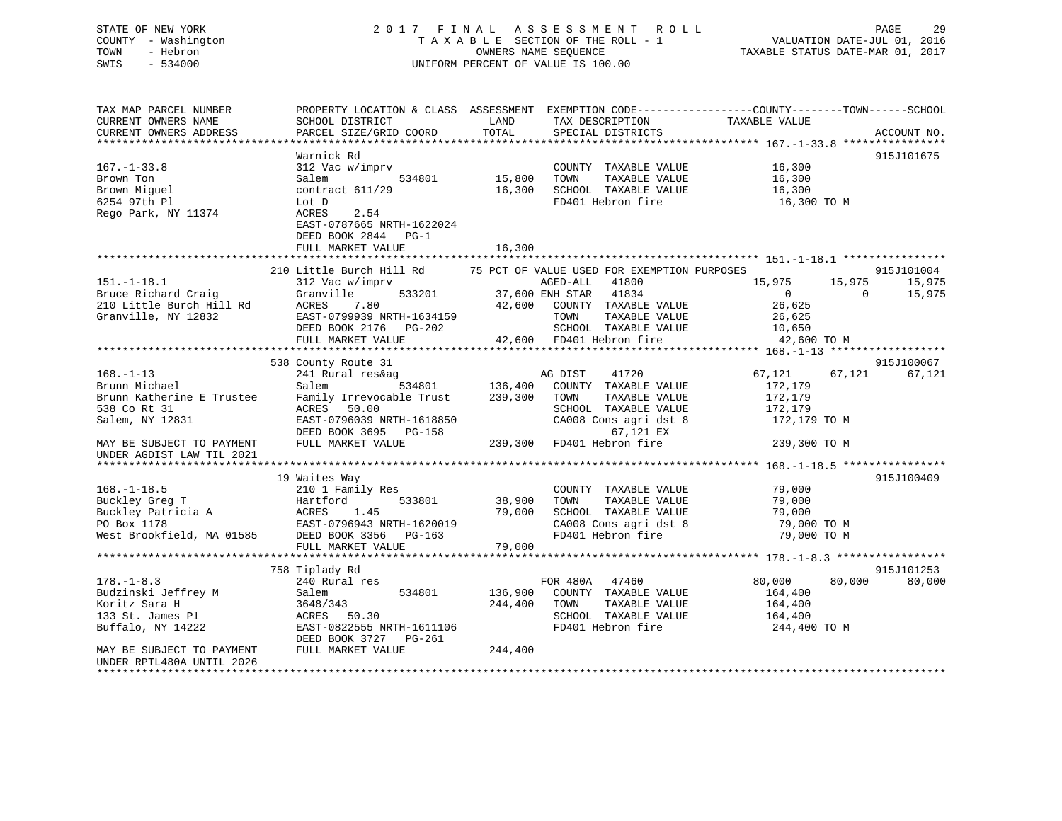STATE OF NEW YORK
COUNTY - Washington
TOWN - Hebron
SWIS - 534000

2017 FINAL ASSESSMENT ROLL
TAXABLE SECTION OF THE ROLL - 1
OWNERS NAME SEQUENCE
UNIFORM PERCENT OF VALUE IS 100.00

VALUATION DATE-JUL 01, 2016
TAXABLE STATUS DATE-MAR 01, 2017

```
TAX MAP PARCEL NUMBER          PROPERTY LOCATION & CLASS  ASSESSMENT  EXEMPTION CODE------------------COUNTY--------TOWN------SCHOOL
CURRENT OWNERS NAME            SCHOOL DISTRICT              LAND       TAX DESCRIPTION              TAXABLE VALUE
CURRENT OWNERS ADDRESS         PARCEL SIZE/GRID COORD       TOTAL      SPECIAL DISTRICTS                                          ACCOUNT NO.
******************************************************************************************************* 167.-1-33.8 ****************
                               Warnick Rd                                                                                    915J101675
167.-1-33.8                    312 Vac w/imprv                          COUNTY  TAXABLE VALUE            16,300
Brown Ton                      Salem          534801       15,800      TOWN    TAXABLE VALUE            16,300
Brown Miguel                   contract 611/29             16,300      SCHOOL  TAXABLE VALUE            16,300
6254 97th Pl                   Lot D                                   FD401 Hebron fire                 16,300 TO M
Rego Park, NY 11374            ACRES    2.54
                               EAST-0787665 NRTH-1622024
                               DEED BOOK 2844   PG-1
                               FULL MARKET VALUE           16,300
******************************************************************************************************* 151.-1-18.1 ****************
                               210 Little Burch Hill Rd       75 PCT OF VALUE USED FOR EXEMPTION PURPOSES                     915J101004
151.-1-18.1                    312 Vac w/imprv                         AGED-ALL    41800              15,975      15,975      15,975
Bruce Richard Craig            Granville      533201       37,600 ENH STAR    41834                  0           0      15,975
210 Little Burch Hill Rd       ACRES    7.80               42,600      COUNTY  TAXABLE VALUE            26,625
Granville, NY 12832            EAST-0799939 NRTH-1634159               TOWN    TAXABLE VALUE            26,625
                               DEED BOOK 2176   PG-202                 SCHOOL  TAXABLE VALUE            10,650
                               FULL MARKET VALUE           42,600      FD401 Hebron fire                 42,600 TO M
******************************************************************************************************* 168.-1-13 ******************
                               538 County Route 31                                                                           915J100067
168.-1-13                      241 Rural res&ag                        AG DIST     41720              67,121      67,121      67,121
Brunn Michael                  Salem          534801      136,400      COUNTY  TAXABLE VALUE           172,179
Brunn Katherine E Trustee      Family Irrevocable Trust   239,300      TOWN    TAXABLE VALUE           172,179
538 Co Rt 31                   ACRES   50.00                           SCHOOL  TAXABLE VALUE           172,179
Salem, NY 12831                EAST-0796039 NRTH-1618850               CA008 Cons agri dst 8            172,179 TO M
                               DEED BOOK 3695   PG-158                         67,121 EX
MAY BE SUBJECT TO PAYMENT      FULL MARKET VALUE          239,300      FD401 Hebron fire                239,300 TO M
UNDER AGDIST LAW TIL 2021
******************************************************************************************************* 168.-1-18.5 ****************
                               19 Waites Way                                                                                 915J100409
168.-1-18.5                    210 1 Family Res                        COUNTY  TAXABLE VALUE            79,000
Buckley Greg T                 Hartford       533801       38,900      TOWN    TAXABLE VALUE            79,000
Buckley Patricia A             ACRES    1.45               79,000      SCHOOL  TAXABLE VALUE            79,000
PO Box 1178                    EAST-0796943 NRTH-1620019               CA008 Cons agri dst 8             79,000 TO M
West Brookfield, MA 01585      DEED BOOK 3356   PG-163                 FD401 Hebron fire                 79,000 TO M
                               FULL MARKET VALUE           79,000
******************************************************************************************************* 178.-1-8.3 *****************
                               758 Tiplady Rd                                                                                915J101253
178.-1-8.3                     240 Rural res                           FOR 480A    47460              80,000      80,000      80,000
Budzinski Jeffrey M            Salem          534801      136,900      COUNTY  TAXABLE VALUE           164,400
Koritz Sara H                  3648/343                   244,400      TOWN    TAXABLE VALUE           164,400
133 St. James Pl               ACRES   50.30                           SCHOOL  TAXABLE VALUE           164,400
Buffalo, NY 14222              EAST-0822555 NRTH-1611106               FD401 Hebron fire                244,400 TO M
                               DEED BOOK 3727   PG-261
MAY BE SUBJECT TO PAYMENT      FULL MARKET VALUE          244,400
UNDER RPTL480A UNTIL 2026
************************************************************************************************************************************
```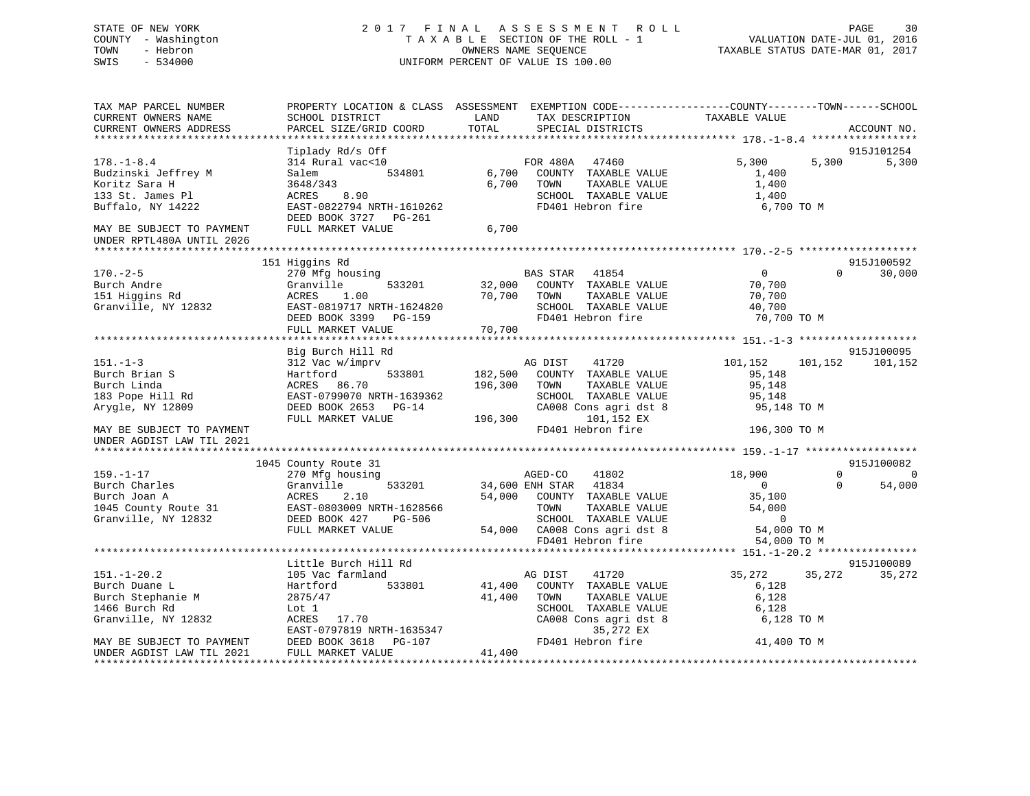STATE OF NEW YORK — 2017 FINAL ASSESSMENT ROLL
COUNTY - Washington — TAXABLE SECTION OF THE ROLL - 1 — VALUATION DATE-JUL 01, 2016
TOWN - Hebron — OWNERS NAME SEQUENCE — TAXABLE STATUS DATE-MAR 01, 2017
SWIS - 534000 — UNIFORM PERCENT OF VALUE IS 100.00

```
TAX MAP PARCEL NUMBER          PROPERTY LOCATION & CLASS  ASSESSMENT  EXEMPTION CODE-----------------COUNTY--------TOWN------SCHOOL
CURRENT OWNERS NAME            SCHOOL DISTRICT               LAND      TAX DESCRIPTION             TAXABLE VALUE
CURRENT OWNERS ADDRESS         PARCEL SIZE/GRID COORD       TOTAL      SPECIAL DISTRICTS                                      ACCOUNT NO.
******************************************************************************************************* 178.-1-8.4 *****************
                               Tiplady Rd/s Off                                                                          915J101254
178.-1-8.4                     314 Rural vac<10                    FOR 480A   47460               5,300       5,300       5,300
Budzinski Jeffrey M            Salem            534801       6,700    COUNTY  TAXABLE VALUE         1,400
Koritz Sara H                  3648/343                     6,700    TOWN    TAXABLE VALUE         1,400
133 St. James Pl               ACRES    8.90                          SCHOOL  TAXABLE VALUE         1,400
Buffalo, NY 14222              EAST-0822794 NRTH-1610262              FD401 Hebron fire              6,700 TO M
                               DEED BOOK 3727   PG-261
MAY BE SUBJECT TO PAYMENT      FULL MARKET VALUE            6,700
UNDER RPTL480A UNTIL 2026
******************************************************************************************************* 170.-2-5 *******************
                               151 Higgins Rd                                                                            915J100592
170.-2-5                       270 Mfg housing                     BAS STAR   41854                   0           0      30,000
Burch Andre                    Granville        533201      32,000    COUNTY  TAXABLE VALUE        70,700
151 Higgins Rd                 ACRES    1.00               70,700    TOWN    TAXABLE VALUE        70,700
Granville, NY 12832            EAST-0819717 NRTH-1624820              SCHOOL  TAXABLE VALUE        40,700
                               DEED BOOK 3399   PG-159                FD401 Hebron fire             70,700 TO M
                               FULL MARKET VALUE           70,700
******************************************************************************************************* 151.-1-3 *******************
                               Big Burch Hill Rd                                                                         915J100095
151.-1-3                       312 Vac w/imprv                     AG DIST    41720             101,152     101,152     101,152
Burch Brian S                  Hartford         533801     182,500    COUNTY  TAXABLE VALUE        95,148
Burch Linda                    ACRES   86.70              196,300    TOWN    TAXABLE VALUE        95,148
183 Pope Hill Rd               EAST-0799070 NRTH-1639362              SCHOOL  TAXABLE VALUE        95,148
Arygle, NY 12809               DEED BOOK 2653   PG-14                 CA008 Cons agri dst 8         95,148 TO M
                               FULL MARKET VALUE          196,300          101,152 EX
MAY BE SUBJECT TO PAYMENT                                              FD401 Hebron fire            196,300 TO M
UNDER AGDIST LAW TIL 2021
******************************************************************************************************* 159.-1-17 ******************
                               1045 County Route 31                                                                      915J100082
159.-1-17                      270 Mfg housing                     AGED-CO    41802              18,900           0           0
Burch Charles                  Granville        533201      34,600 ENH STAR   41834                   0           0      54,000
Burch Joan A                   ACRES    2.10               54,000    COUNTY  TAXABLE VALUE        35,100
1045 County Route 31           EAST-0803009 NRTH-1628566              TOWN    TAXABLE VALUE        54,000
Granville, NY 12832            DEED BOOK 427    PG-506                SCHOOL  TAXABLE VALUE             0
                               FULL MARKET VALUE           54,000    CA008 Cons agri dst 8         54,000 TO M
                                                                      FD401 Hebron fire             54,000 TO M
******************************************************************************************************* 151.-1-20.2 ****************
                               Little Burch Hill Rd                                                                      915J100089
151.-1-20.2                    105 Vac farmland                    AG DIST    41720              35,272      35,272      35,272
Burch Duane L                  Hartford         533801      41,400    COUNTY  TAXABLE VALUE         6,128
Burch Stephanie M              2875/47                     41,400    TOWN    TAXABLE VALUE         6,128
1466 Burch Rd                  Lot 1                                  SCHOOL  TAXABLE VALUE         6,128
Granville, NY 12832            ACRES   17.70                          CA008 Cons agri dst 8          6,128 TO M
                               EAST-0797819 NRTH-1635347                   35,272 EX
MAY BE SUBJECT TO PAYMENT      DEED BOOK 3618   PG-107                FD401 Hebron fire             41,400 TO M
UNDER AGDIST LAW TIL 2021      FULL MARKET VALUE           41,400
************************************************************************************************************************************
```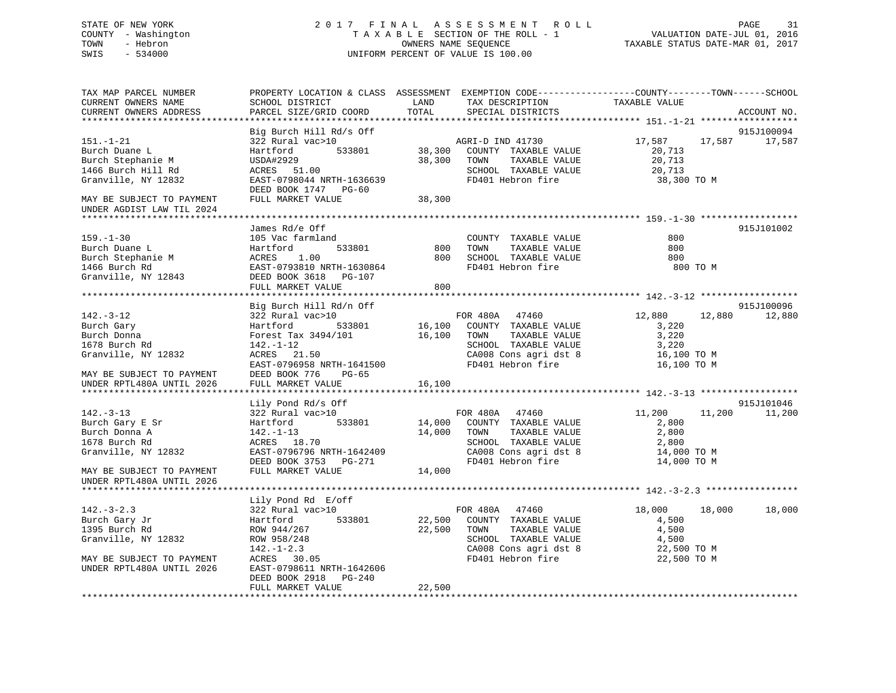STATE OF NEW YORK
COUNTY - Washington
TOWN - Hebron
SWIS - 534000

2017 FINAL ASSESSMENT ROLL
TAXABLE SECTION OF THE ROLL - 1
OWNERS NAME SEQUENCE
UNIFORM PERCENT OF VALUE IS 100.00

VALUATION DATE-JUL 01, 2016
TAXABLE STATUS DATE-MAR 01, 2017

```
TAX MAP PARCEL NUMBER          PROPERTY LOCATION & CLASS  ASSESSMENT  EXEMPTION CODE------------------COUNTY--------TOWN------SCHOOL
CURRENT OWNERS NAME            SCHOOL DISTRICT               LAND      TAX DESCRIPTION             TAXABLE VALUE
CURRENT OWNERS ADDRESS         PARCEL SIZE/GRID COORD        TOTAL     SPECIAL DISTRICTS                                      ACCOUNT NO.
******************************************************************************************************* 151.-1-21 ******************
                               Big Burch Hill Rd/s Off                                                                    915J100094
151.-1-21                      322 Rural vac>10                      AGRI-D IND 41730           17,587      17,587      17,587
Burch Duane L                  Hartford          533801      38,300   COUNTY  TAXABLE VALUE          20,713
Burch Stephanie M              USDA#2929                     38,300   TOWN    TAXABLE VALUE          20,713
1466 Burch Hill Rd             ACRES   51.00                          SCHOOL  TAXABLE VALUE          20,713
Granville, NY 12832            EAST-0798044 NRTH-1636639              FD401 Hebron fire              38,300 TO M
                               DEED BOOK 1747   PG-60
MAY BE SUBJECT TO PAYMENT      FULL MARKET VALUE             38,300
UNDER AGDIST LAW TIL 2024
******************************************************************************************************* 159.-1-30 ******************
                               James Rd/e Off                                                                             915J101002
159.-1-30                      105 Vac farmland                       COUNTY  TAXABLE VALUE             800
Burch Duane L                  Hartford          533801         800   TOWN    TAXABLE VALUE             800
Burch Stephanie M              ACRES    1.00                    800   SCHOOL  TAXABLE VALUE             800
1466 Burch Rd                  EAST-0793810 NRTH-1630864              FD401 Hebron fire                 800 TO M
Granville, NY 12843            DEED BOOK 3618   PG-107
                               FULL MARKET VALUE                800
******************************************************************************************************* 142.-3-12 ******************
                               Big Burch Hill Rd/n Off                                                                    915J100096
142.-3-12                      322 Rural vac>10                      FOR 480A   47460           12,880      12,880      12,880
Burch Gary                     Hartford          533801      16,100   COUNTY  TAXABLE VALUE           3,220
Burch Donna                    Forest Tax 3494/101           16,100   TOWN    TAXABLE VALUE           3,220
1678 Burch Rd                  142.-1-12                              SCHOOL  TAXABLE VALUE           3,220
Granville, NY 12832            ACRES   21.50                          CA008 Cons agri dst 8          16,100 TO M
                               EAST-0796958 NRTH-1641500              FD401 Hebron fire              16,100 TO M
MAY BE SUBJECT TO PAYMENT      DEED BOOK 776    PG-65
UNDER RPTL480A UNTIL 2026      FULL MARKET VALUE             16,100
******************************************************************************************************* 142.-3-13 ******************
                               Lily Pond Rd/s Off                                                                         915J101046
142.-3-13                      322 Rural vac>10                      FOR 480A   47460           11,200      11,200      11,200
Burch Gary E Sr                Hartford          533801      14,000   COUNTY  TAXABLE VALUE           2,800
Burch Donna A                  142.-1-13                     14,000   TOWN    TAXABLE VALUE           2,800
1678 Burch Rd                  ACRES   18.70                          SCHOOL  TAXABLE VALUE           2,800
Granville, NY 12832            EAST-0796796 NRTH-1642409              CA008 Cons agri dst 8          14,000 TO M
                               DEED BOOK 3753   PG-271                FD401 Hebron fire              14,000 TO M
MAY BE SUBJECT TO PAYMENT      FULL MARKET VALUE             14,000
UNDER RPTL480A UNTIL 2026
******************************************************************************************************* 142.-3-2.3 *****************
                               Lily Pond Rd  E/off
142.-3-2.3                     322 Rural vac>10                      FOR 480A   47460           18,000      18,000      18,000
Burch Gary Jr                  Hartford          533801      22,500   COUNTY  TAXABLE VALUE           4,500
1395 Burch Rd                  ROW 944/267                   22,500   TOWN    TAXABLE VALUE           4,500
Granville, NY 12832            ROW 958/248                            SCHOOL  TAXABLE VALUE           4,500
                               142.-1-2.3                             CA008 Cons agri dst 8          22,500 TO M
MAY BE SUBJECT TO PAYMENT      ACRES   30.05                          FD401 Hebron fire              22,500 TO M
UNDER RPTL480A UNTIL 2026      EAST-0798611 NRTH-1642606
                               DEED BOOK 2918   PG-240
                               FULL MARKET VALUE             22,500
************************************************************************************************************************************
```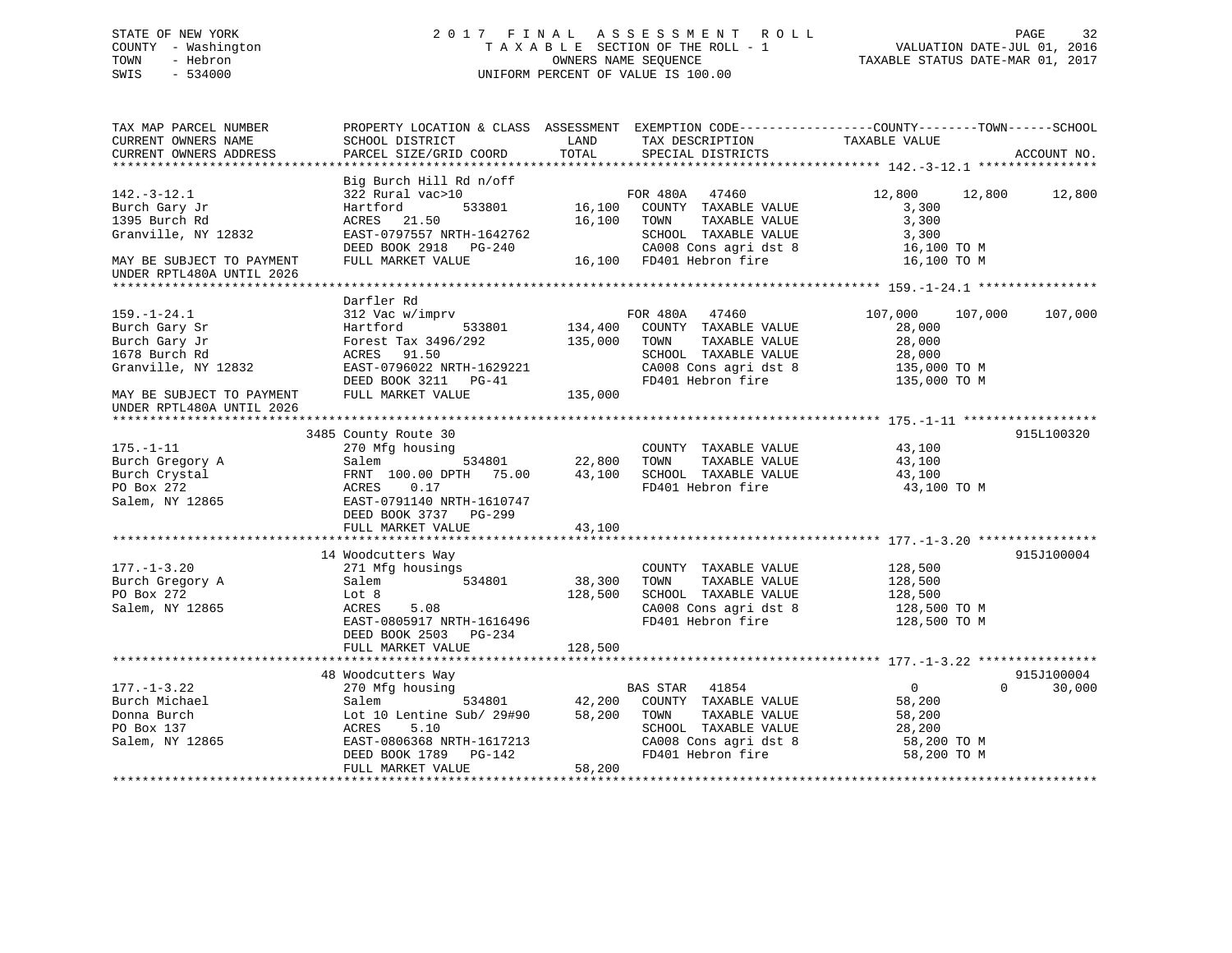STATE OF NEW YORK | 2 0 1 7 F I N A L A S S E S S M E N T R O L L
COUNTY - Washington | T A X A B L E SECTION OF THE ROLL - 1 | VALUATION DATE-JUL 01, 2016
TOWN - Hebron | OWNERS NAME SEQUENCE | TAXABLE STATUS DATE-MAR 01, 2017
SWIS - 534000 | UNIFORM PERCENT OF VALUE IS 100.00

```
TAX MAP PARCEL NUMBER          PROPERTY LOCATION & CLASS  ASSESSMENT  EXEMPTION CODE-----------------COUNTY--------TOWN------SCHOOL
CURRENT OWNERS NAME            SCHOOL DISTRICT               LAND      TAX DESCRIPTION            TAXABLE VALUE
CURRENT OWNERS ADDRESS         PARCEL SIZE/GRID COORD        TOTAL     SPECIAL DISTRICTS                                  ACCOUNT NO.
******************************************************************************************************* 142.-3-12.1 ****************
                               Big Burch Hill Rd n/off
142.-3-12.1                    322 Rural vac>10                      FOR 480A   47460           12,800      12,800      12,800
Burch Gary Jr                  Hartford          533801     16,100    COUNTY  TAXABLE VALUE          3,300
1395 Burch Rd                  ACRES   21.50                16,100    TOWN    TAXABLE VALUE          3,300
Granville, NY 12832            EAST-0797557 NRTH-1642762              SCHOOL  TAXABLE VALUE          3,300
                               DEED BOOK 2918   PG-240                CA008 Cons agri dst 8         16,100 TO M
MAY BE SUBJECT TO PAYMENT      FULL MARKET VALUE            16,100    FD401 Hebron fire             16,100 TO M
UNDER RPTL480A UNTIL 2026
******************************************************************************************************* 159.-1-24.1 ****************
                               Darfler Rd
159.-1-24.1                    312 Vac w/imprv                       FOR 480A   47460          107,000     107,000     107,000
Burch Gary Sr                  Hartford          533801    134,400    COUNTY  TAXABLE VALUE         28,000
Burch Gary Jr                  Forest Tax 3496/292         135,000    TOWN    TAXABLE VALUE         28,000
1678 Burch Rd                  ACRES   91.50                          SCHOOL  TAXABLE VALUE         28,000
Granville, NY 12832            EAST-0796022 NRTH-1629221              CA008 Cons agri dst 8        135,000 TO M
                               DEED BOOK 3211   PG-41                 FD401 Hebron fire            135,000 TO M
MAY BE SUBJECT TO PAYMENT      FULL MARKET VALUE           135,000
UNDER RPTL480A UNTIL 2026
******************************************************************************************************* 175.-1-11 ******************
                            3485 County Route 30                                                                915L100320
175.-1-11                      270 Mfg housing                        COUNTY  TAXABLE VALUE         43,100
Burch Gregory A                Salem             534801     22,800    TOWN    TAXABLE VALUE         43,100
Burch Crystal                  FRNT 100.00 DPTH  75.00      43,100    SCHOOL  TAXABLE VALUE         43,100
PO Box 272                     ACRES    0.17                          FD401 Hebron fire             43,100 TO M
Salem, NY 12865                EAST-0791140 NRTH-1610747
                               DEED BOOK 3737   PG-299
                               FULL MARKET VALUE            43,100
******************************************************************************************************* 177.-1-3.20 ****************
                            14 Woodcutters Way                                                                  915J100004
177.-1-3.20                    271 Mfg housings                       COUNTY  TAXABLE VALUE        128,500
Burch Gregory A                Salem             534801     38,300    TOWN    TAXABLE VALUE        128,500
PO Box 272                     Lot 8                       128,500    SCHOOL  TAXABLE VALUE        128,500
Salem, NY 12865                ACRES    5.08                          CA008 Cons agri dst 8        128,500 TO M
                               EAST-0805917 NRTH-1616496              FD401 Hebron fire            128,500 TO M
                               DEED BOOK 2503   PG-234
                               FULL MARKET VALUE           128,500
******************************************************************************************************* 177.-1-3.22 ****************
                            48 Woodcutters Way                                                                  915J100004
177.-1-3.22                    270 Mfg housing                       BAS STAR   41854                0           0      30,000
Burch Michael                  Salem             534801     42,200    COUNTY  TAXABLE VALUE         58,200
Donna Burch                    Lot 10 Lentine Sub/ 29#90    58,200    TOWN    TAXABLE VALUE         58,200
PO Box 137                     ACRES    5.10                          SCHOOL  TAXABLE VALUE         28,200
Salem, NY 12865                EAST-0806368 NRTH-1617213              CA008 Cons agri dst 8         58,200 TO M
                               DEED BOOK 1789   PG-142                FD401 Hebron fire             58,200 TO M
                               FULL MARKET VALUE            58,200
************************************************************************************************************************************
```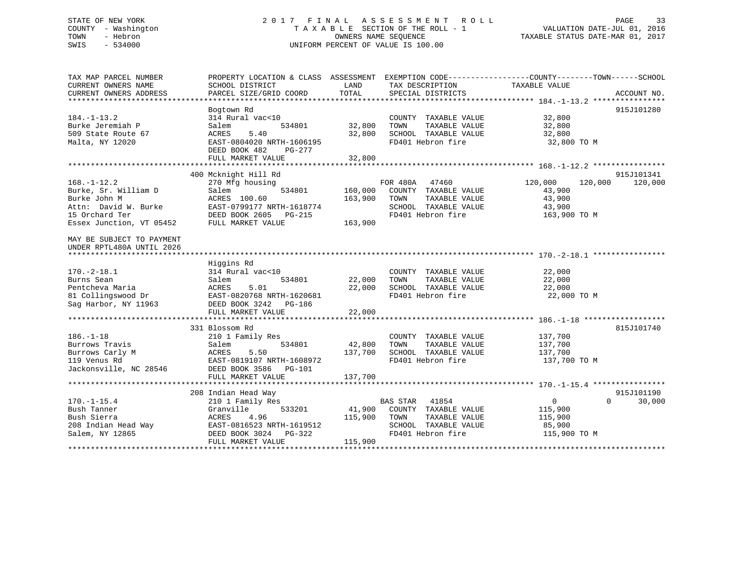STATE OF NEW YORK
COUNTY - Washington
TOWN - Hebron
SWIS - 534000

# 2017 FINAL ASSESSMENT ROLL
TAXABLE SECTION OF THE ROLL - 1
OWNERS NAME SEQUENCE
UNIFORM PERCENT OF VALUE IS 100.00

VALUATION DATE-JUL 01, 2016
TAXABLE STATUS DATE-MAR 01, 2017

| TAX MAP PARCEL NUMBER / CURRENT OWNERS NAME / CURRENT OWNERS ADDRESS | PROPERTY LOCATION & CLASS / SCHOOL DISTRICT / PARCEL SIZE/GRID COORD | ASSESSMENT LAND | TOTAL | EXEMPTION CODE / TAX DESCRIPTION / SPECIAL DISTRICTS | COUNTY TAXABLE VALUE | TOWN | SCHOOL | ACCOUNT NO. |
|---|---|---|---|---|---|---|---|---|
| **184.-1-13.2** | Bogtown Rd | | | | | | | 915J101280 |
| 184.-1-13.2 | 314 Rural vac<10 | | | COUNTY TAXABLE VALUE | 32,800 | | | |
| Burke Jeremiah P | Salem 534801 | 32,800 | | TOWN TAXABLE VALUE | 32,800 | | | |
| 509 State Route 67 | ACRES 5.40 | | 32,800 | SCHOOL TAXABLE VALUE | 32,800 | | | |
| Malta, NY 12020 | EAST-0804020 NRTH-1606195 | | | FD401 Hebron fire | 32,800 TO M | | | |
| | DEED BOOK 482 PG-277 | | | | | | | |
| | FULL MARKET VALUE | | 32,800 | | | | | |
| **168.-1-12.2** | 400 Mcknight Hill Rd | | | | | | | 915J101341 |
| 168.-1-12.2 | 270 Mfg housing | | | FOR 480A 47460 | 120,000 | 120,000 | 120,000 | |
| Burke, Sr. William D | Salem 534801 | 160,000 | | COUNTY TAXABLE VALUE | 43,900 | | | |
| Burke John M | ACRES 100.60 | | 163,900 | TOWN TAXABLE VALUE | 43,900 | | | |
| Attn: David W. Burke | EAST-0799177 NRTH-1618774 | | | SCHOOL TAXABLE VALUE | 43,900 | | | |
| 15 Orchard Ter | DEED BOOK 2605 PG-215 | | | FD401 Hebron fire | 163,900 TO M | | | |
| Essex Junction, VT 05452 | FULL MARKET VALUE | | 163,900 | | | | | |
| MAY BE SUBJECT TO PAYMENT UNDER RPTL480A UNTIL 2026 | | | | | | | | |
| **170.-2-18.1** | Higgins Rd | | | | | | | |
| 170.-2-18.1 | 314 Rural vac<10 | | | COUNTY TAXABLE VALUE | 22,000 | | | |
| Burns Sean | Salem 534801 | 22,000 | | TOWN TAXABLE VALUE | 22,000 | | | |
| Pentcheva Maria | ACRES 5.01 | | 22,000 | SCHOOL TAXABLE VALUE | 22,000 | | | |
| 81 Collingswood Dr | EAST-0820768 NRTH-1620681 | | | FD401 Hebron fire | 22,000 TO M | | | |
| Sag Harbor, NY 11963 | DEED BOOK 3242 PG-186 | | | | | | | |
| | FULL MARKET VALUE | | 22,000 | | | | | |
| **186.-1-18** | 331 Blossom Rd | | | | | | | 815J101740 |
| 186.-1-18 | 210 1 Family Res | | | COUNTY TAXABLE VALUE | 137,700 | | | |
| Burrows Travis | Salem 534801 | 42,800 | | TOWN TAXABLE VALUE | 137,700 | | | |
| Burrows Carly M | ACRES 5.50 | | 137,700 | SCHOOL TAXABLE VALUE | 137,700 | | | |
| 119 Venus Rd | EAST-0819107 NRTH-1608972 | | | FD401 Hebron fire | 137,700 TO M | | | |
| Jacksonville, NC 28546 | DEED BOOK 3586 PG-101 | | | | | | | |
| | FULL MARKET VALUE | | 137,700 | | | | | |
| **170.-1-15.4** | 208 Indian Head Way | | | | | | | 915J101190 |
| 170.-1-15.4 | 210 1 Family Res | | | BAS STAR 41854 | 0 | 0 | 30,000 | |
| Bush Tanner | Granville 533201 | 41,900 | | COUNTY TAXABLE VALUE | 115,900 | | | |
| Bush Sierra | ACRES 4.96 | | 115,900 | TOWN TAXABLE VALUE | 115,900 | | | |
| 208 Indian Head Way | EAST-0816523 NRTH-1619512 | | | SCHOOL TAXABLE VALUE | 85,900 | | | |
| Salem, NY 12865 | DEED BOOK 3024 PG-322 | | | FD401 Hebron fire | 115,900 TO M | | | |
| | FULL MARKET VALUE | | 115,900 | | | | | |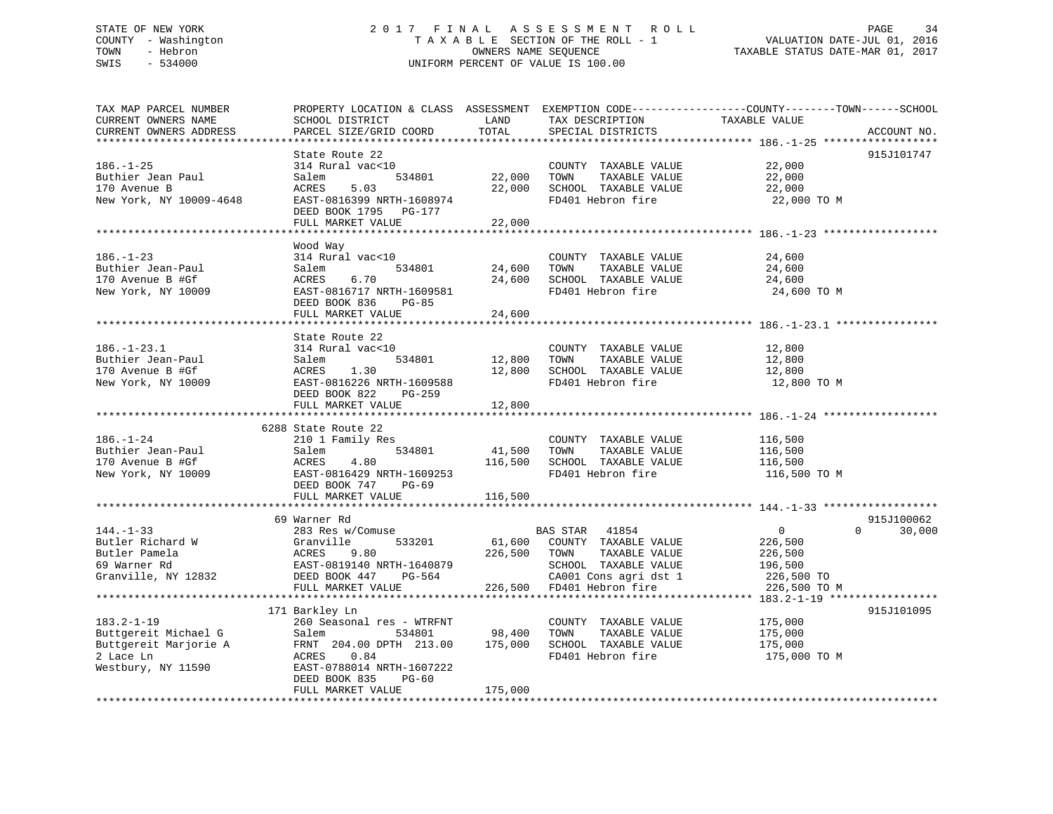STATE OF NEW YORK
COUNTY - Washington
TOWN - Hebron
SWIS - 534000

# 2017 FINAL ASSESSMENT ROLL

TAXABLE SECTION OF THE ROLL - 1
OWNERS NAME SEQUENCE
UNIFORM PERCENT OF VALUE IS 100.00

VALUATION DATE-JUL 01, 2016
TAXABLE STATUS DATE-MAR 01, 2017

| TAX MAP PARCEL NUMBER / CURRENT OWNERS NAME / CURRENT OWNERS ADDRESS | PROPERTY LOCATION & CLASS / SCHOOL DISTRICT / PARCEL SIZE/GRID COORD | ASSESSMENT LAND | TOTAL | EXEMPTION CODE / TAX DESCRIPTION / SPECIAL DISTRICTS | COUNTY / TOWN / SCHOOL TAXABLE VALUE | ACCOUNT NO. |
|---|---|---|---|---|---|---|
| 186.-1-25 | State Route 22 | | | | | 915J101747 |
| Buthier Jean Paul | 314 Rural vac<10 | | | COUNTY TAXABLE VALUE | 22,000 | |
| 170 Avenue B | Salem 534801 | 22,000 | | TOWN TAXABLE VALUE | 22,000 | |
| New York, NY 10009-4648 | ACRES 5.03 | | 22,000 | SCHOOL TAXABLE VALUE | 22,000 | |
| | EAST-0816399 NRTH-1608974 | | | FD401 Hebron fire | 22,000 TO M | |
| | DEED BOOK 1795 PG-177 | | | | | |
| | FULL MARKET VALUE | | 22,000 | | | |
| 186.-1-23 | Wood Way | | | | | |
| Buthier Jean-Paul | 314 Rural vac<10 | | | COUNTY TAXABLE VALUE | 24,600 | |
| 170 Avenue B #Gf | Salem 534801 | 24,600 | | TOWN TAXABLE VALUE | 24,600 | |
| New York, NY 10009 | ACRES 6.70 | | 24,600 | SCHOOL TAXABLE VALUE | 24,600 | |
| | EAST-0816717 NRTH-1609581 | | | FD401 Hebron fire | 24,600 TO M | |
| | DEED BOOK 836 PG-85 | | | | | |
| | FULL MARKET VALUE | | 24,600 | | | |
| 186.-1-23.1 | State Route 22 | | | | | |
| Buthier Jean-Paul | 314 Rural vac<10 | | | COUNTY TAXABLE VALUE | 12,800 | |
| 170 Avenue B #Gf | Salem 534801 | 12,800 | | TOWN TAXABLE VALUE | 12,800 | |
| New York, NY 10009 | ACRES 1.30 | | 12,800 | SCHOOL TAXABLE VALUE | 12,800 | |
| | EAST-0816226 NRTH-1609588 | | | FD401 Hebron fire | 12,800 TO M | |
| | DEED BOOK 822 PG-259 | | | | | |
| | FULL MARKET VALUE | | 12,800 | | | |
| 186.-1-24 | 6288 State Route 22 | | | | | |
| Buthier Jean-Paul | 210 1 Family Res | | | COUNTY TAXABLE VALUE | 116,500 | |
| 170 Avenue B #Gf | Salem 534801 | 41,500 | | TOWN TAXABLE VALUE | 116,500 | |
| New York, NY 10009 | ACRES 4.80 | | 116,500 | SCHOOL TAXABLE VALUE | 116,500 | |
| | EAST-0816429 NRTH-1609253 | | | FD401 Hebron fire | 116,500 TO M | |
| | DEED BOOK 747 PG-69 | | | | | |
| | FULL MARKET VALUE | | 116,500 | | | |
| 144.-1-33 | 69 Warner Rd | | | | | 915J100062 |
| Butler Richard W | 283 Res w/Comuse | | | BAS STAR 41854 | 0 0 30,000 | |
| Butler Pamela | Granville 533201 | 61,600 | | COUNTY TAXABLE VALUE | 226,500 | |
| 69 Warner Rd | ACRES 9.80 | | 226,500 | TOWN TAXABLE VALUE | 226,500 | |
| Granville, NY 12832 | EAST-0819140 NRTH-1640879 | | | SCHOOL TAXABLE VALUE | 196,500 | |
| | DEED BOOK 447 PG-564 | | | CA001 Cons agri dst 1 | 226,500 TO | |
| | FULL MARKET VALUE | | 226,500 | FD401 Hebron fire | 226,500 TO M | |
| 183.2-1-19 | 171 Barkley Ln | | | | | 915J101095 |
| Buttgereit Michael G | 260 Seasonal res - WTRFNT | | | COUNTY TAXABLE VALUE | 175,000 | |
| Buttgereit Marjorie A | Salem 534801 | 98,400 | | TOWN TAXABLE VALUE | 175,000 | |
| 2 Lace Ln | FRNT 204.00 DPTH 213.00 | | 175,000 | SCHOOL TAXABLE VALUE | 175,000 | |
| Westbury, NY 11590 | ACRES 0.84 | | | FD401 Hebron fire | 175,000 TO M | |
| | EAST-0788014 NRTH-1607222 | | | | | |
| | DEED BOOK 835 PG-60 | | | | | |
| | FULL MARKET VALUE | | 175,000 | | | |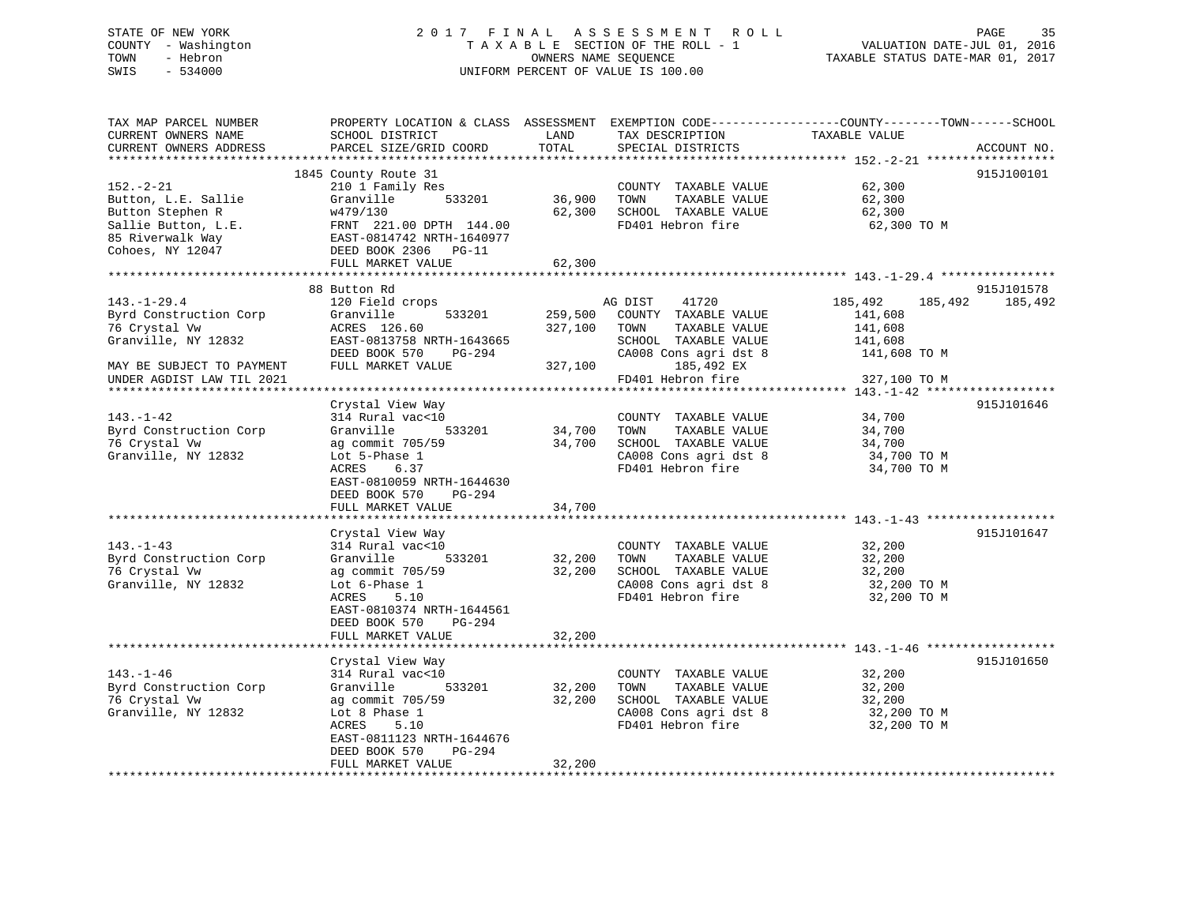STATE OF NEW YORK
COUNTY - Washington
TOWN - Hebron
SWIS - 534000

2017 FINAL ASSESSMENT ROLL
TAXABLE SECTION OF THE ROLL - 1
OWNERS NAME SEQUENCE
UNIFORM PERCENT OF VALUE IS 100.00

VALUATION DATE-JUL 01, 2016
TAXABLE STATUS DATE-MAR 01, 2017

```
TAX MAP PARCEL NUMBER          PROPERTY LOCATION & CLASS  ASSESSMENT  EXEMPTION CODE------------------COUNTY--------TOWN------SCHOOL
CURRENT OWNERS NAME            SCHOOL DISTRICT               LAND      TAX DESCRIPTION              TAXABLE VALUE
CURRENT OWNERS ADDRESS         PARCEL SIZE/GRID COORD        TOTAL     SPECIAL DISTRICTS                                            ACCOUNT NO.
******************************************************************************************************* 152.-2-21 ******************
                               1845 County Route 31                                                                             915J100101
152.-2-21                      210 1 Family Res                         COUNTY  TAXABLE VALUE             62,300
Button, L.E. Sallie            Granville        533201      36,900      TOWN    TAXABLE VALUE             62,300
Button Stephen R               w479/130                     62,300      SCHOOL  TAXABLE VALUE             62,300
Sallie Button, L.E.            FRNT 221.00 DPTH 144.00                  FD401 Hebron fire                  62,300 TO M
85 Riverwalk Way               EAST-0814742 NRTH-1640977
Cohoes, NY 12047               DEED BOOK 2306   PG-11
                               FULL MARKET VALUE            62,300
******************************************************************************************************* 143.-1-29.4 ****************
                               88 Button Rd                                                                                     915J101578
143.-1-29.4                    120 Field crops                          AG DIST     41720              185,492     185,492     185,492
Byrd Construction Corp         Granville        533201     259,500      COUNTY  TAXABLE VALUE            141,608
76 Crystal Vw                  ACRES 126.60                327,100      TOWN    TAXABLE VALUE            141,608
Granville, NY 12832            EAST-0813758 NRTH-1643665                SCHOOL  TAXABLE VALUE            141,608
                               DEED BOOK 570    PG-294                  CA008 Cons agri dst 8             141,608 TO M
MAY BE SUBJECT TO PAYMENT      FULL MARKET VALUE           327,100           185,492 EX
UNDER AGDIST LAW TIL 2021                                               FD401 Hebron fire                 327,100 TO M
******************************************************************************************************* 143.-1-42 ******************
                               Crystal View Way                                                                                 915J101646
143.-1-42                      314 Rural vac<10                         COUNTY  TAXABLE VALUE             34,700
Byrd Construction Corp         Granville        533201      34,700      TOWN    TAXABLE VALUE             34,700
76 Crystal Vw                  ag commit 705/59             34,700      SCHOOL  TAXABLE VALUE             34,700
Granville, NY 12832            Lot 5-Phase 1                            CA008 Cons agri dst 8              34,700 TO M
                               ACRES    6.37                            FD401 Hebron fire                  34,700 TO M
                               EAST-0810059 NRTH-1644630
                               DEED BOOK 570    PG-294
                               FULL MARKET VALUE            34,700
******************************************************************************************************* 143.-1-43 ******************
                               Crystal View Way                                                                                 915J101647
143.-1-43                      314 Rural vac<10                         COUNTY  TAXABLE VALUE             32,200
Byrd Construction Corp         Granville        533201      32,200      TOWN    TAXABLE VALUE             32,200
76 Crystal Vw                  ag commit 705/59             32,200      SCHOOL  TAXABLE VALUE             32,200
Granville, NY 12832            Lot 6-Phase 1                            CA008 Cons agri dst 8              32,200 TO M
                               ACRES    5.10                            FD401 Hebron fire                  32,200 TO M
                               EAST-0810374 NRTH-1644561
                               DEED BOOK 570    PG-294
                               FULL MARKET VALUE            32,200
******************************************************************************************************* 143.-1-46 ******************
                               Crystal View Way                                                                                 915J101650
143.-1-46                      314 Rural vac<10                         COUNTY  TAXABLE VALUE             32,200
Byrd Construction Corp         Granville        533201      32,200      TOWN    TAXABLE VALUE             32,200
76 Crystal Vw                  ag commit 705/59             32,200      SCHOOL  TAXABLE VALUE             32,200
Granville, NY 12832            Lot 8 Phase 1                            CA008 Cons agri dst 8              32,200 TO M
                               ACRES    5.10                            FD401 Hebron fire                  32,200 TO M
                               EAST-0811123 NRTH-1644676
                               DEED BOOK 570    PG-294
                               FULL MARKET VALUE            32,200
************************************************************************************************************************************
```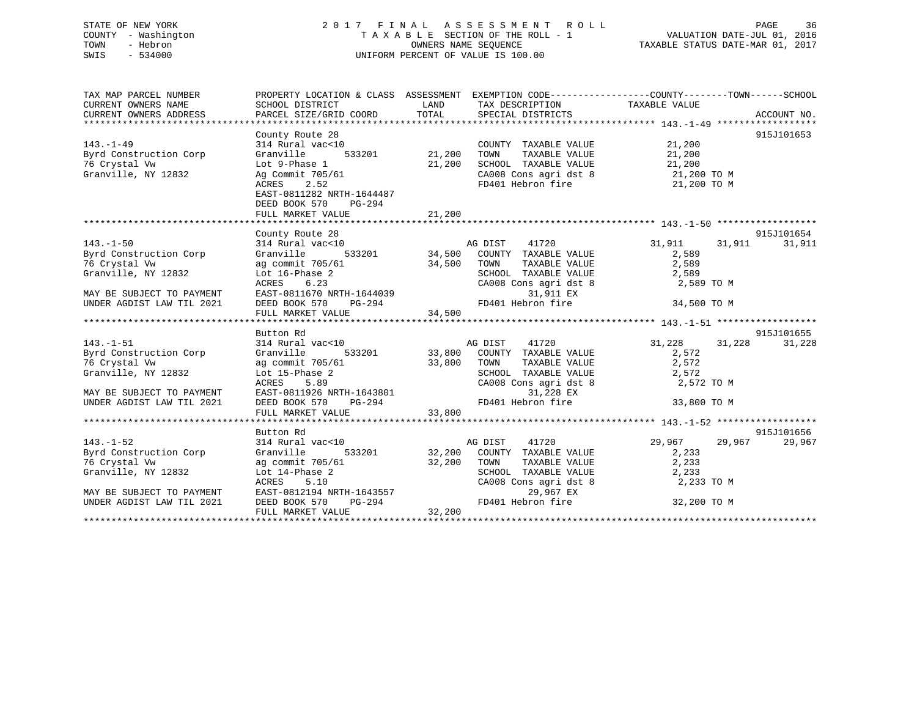STATE OF NEW YORK
COUNTY - Washington
TOWN - Hebron
SWIS - 534000

# 2017 FINAL ASSESSMENT ROLL

TAXABLE SECTION OF THE ROLL - 1
OWNERS NAME SEQUENCE
UNIFORM PERCENT OF VALUE IS 100.00

VALUATION DATE-JUL 01, 2016
TAXABLE STATUS DATE-MAR 01, 2017

| TAX MAP PARCEL NUMBER / CURRENT OWNERS NAME / CURRENT OWNERS ADDRESS | PROPERTY LOCATION & CLASS / SCHOOL DISTRICT / PARCEL SIZE/GRID COORD | ASSESSMENT LAND | TOTAL | EXEMPTION CODE / TAX DESCRIPTION / SPECIAL DISTRICTS | COUNTY TAXABLE VALUE | TOWN | SCHOOL | ACCOUNT NO. |
|---|---|---|---|---|---|---|---|---|
| **143.-1-49** | County Route 28 | | | | | | | 915J101653 |
| | 314 Rural vac<10 | | | COUNTY TAXABLE VALUE | 21,200 | | | |
| Byrd Construction Corp | Granville 533201 | 21,200 | | TOWN TAXABLE VALUE | 21,200 | | | |
| 76 Crystal Vw | Lot 9-Phase 1 | | 21,200 | SCHOOL TAXABLE VALUE | 21,200 | | | |
| Granville, NY 12832 | Ag Commit 705/61 | | | CA008 Cons agri dst 8 | 21,200 TO M | | | |
| | ACRES 2.52 | | | FD401 Hebron fire | 21,200 TO M | | | |
| | EAST-0811282 NRTH-1644487 | | | | | | | |
| | DEED BOOK 570 PG-294 | | | | | | | |
| | FULL MARKET VALUE | | 21,200 | | | | | |
| **143.-1-50** | County Route 28 | | | | | | | 915J101654 |
| | 314 Rural vac<10 | | | AG DIST 41720 | 31,911 | 31,911 | 31,911 | |
| Byrd Construction Corp | Granville 533201 | 34,500 | | COUNTY TAXABLE VALUE | 2,589 | | | |
| 76 Crystal Vw | ag commit 705/61 | | 34,500 | TOWN TAXABLE VALUE | 2,589 | | | |
| Granville, NY 12832 | Lot 16-Phase 2 | | | SCHOOL TAXABLE VALUE | 2,589 | | | |
| | ACRES 6.23 | | | CA008 Cons agri dst 8 | 2,589 TO M | | | |
| MAY BE SUBJECT TO PAYMENT | EAST-0811670 NRTH-1644039 | | | 31,911 EX | | | | |
| UNDER AGDIST LAW TIL 2021 | DEED BOOK 570 PG-294 | | | FD401 Hebron fire | 34,500 TO M | | | |
| | FULL MARKET VALUE | | 34,500 | | | | | |
| **143.-1-51** | Button Rd | | | | | | | 915J101655 |
| | 314 Rural vac<10 | | | AG DIST 41720 | 31,228 | 31,228 | 31,228 | |
| Byrd Construction Corp | Granville 533201 | 33,800 | | COUNTY TAXABLE VALUE | 2,572 | | | |
| 76 Crystal Vw | ag commit 705/61 | | 33,800 | TOWN TAXABLE VALUE | 2,572 | | | |
| Granville, NY 12832 | Lot 15-Phase 2 | | | SCHOOL TAXABLE VALUE | 2,572 | | | |
| | ACRES 5.89 | | | CA008 Cons agri dst 8 | 2,572 TO M | | | |
| MAY BE SUBJECT TO PAYMENT | EAST-0811926 NRTH-1643801 | | | 31,228 EX | | | | |
| UNDER AGDIST LAW TIL 2021 | DEED BOOK 570 PG-294 | | | FD401 Hebron fire | 33,800 TO M | | | |
| | FULL MARKET VALUE | | 33,800 | | | | | |
| **143.-1-52** | Button Rd | | | | | | | 915J101656 |
| | 314 Rural vac<10 | | | AG DIST 41720 | 29,967 | 29,967 | 29,967 | |
| Byrd Construction Corp | Granville 533201 | 32,200 | | COUNTY TAXABLE VALUE | 2,233 | | | |
| 76 Crystal Vw | ag commit 705/61 | | 32,200 | TOWN TAXABLE VALUE | 2,233 | | | |
| Granville, NY 12832 | Lot 14-Phase 2 | | | SCHOOL TAXABLE VALUE | 2,233 | | | |
| | ACRES 5.10 | | | CA008 Cons agri dst 8 | 2,233 TO M | | | |
| MAY BE SUBJECT TO PAYMENT | EAST-0812194 NRTH-1643557 | | | 29,967 EX | | | | |
| UNDER AGDIST LAW TIL 2021 | DEED BOOK 570 PG-294 | | | FD401 Hebron fire | 32,200 TO M | | | |
| | FULL MARKET VALUE | | 32,200 | | | | | |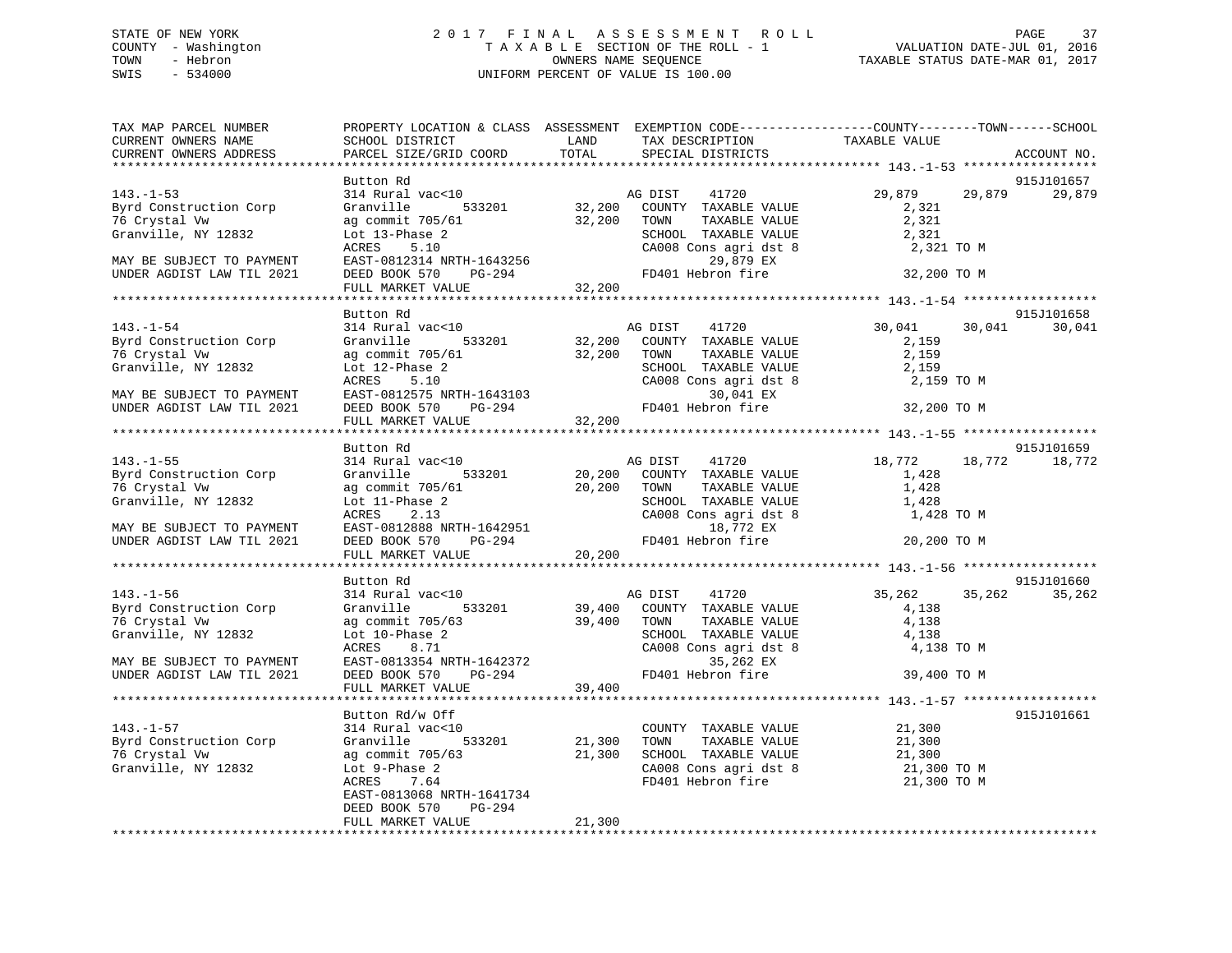STATE OF NEW YORK
COUNTY - Washington
TOWN - Hebron
SWIS - 534000

# 2017 FINAL ASSESSMENT ROLL
TAXABLE SECTION OF THE ROLL - 1
OWNERS NAME SEQUENCE
UNIFORM PERCENT OF VALUE IS 100.00

VALUATION DATE-JUL 01, 2016
TAXABLE STATUS DATE-MAR 01, 2017

| TAX MAP PARCEL NUMBER / CURRENT OWNERS NAME / CURRENT OWNERS ADDRESS | PROPERTY LOCATION & CLASS / SCHOOL DISTRICT / PARCEL SIZE/GRID COORD | ASSESSMENT LAND / TOTAL | EXEMPTION CODE / TAX DESCRIPTION / SPECIAL DISTRICTS | COUNTY TAXABLE VALUE | TOWN | SCHOOL / ACCOUNT NO. |
|---|---|---|---|---|---|---|
| **143.-1-53** | Button Rd | | | | | 915J101657 |
| Byrd Construction Corp | 314 Rural vac<10 | | AG DIST 41720 | 29,879 | 29,879 | 29,879 |
| 76 Crystal Vw | Granville 533201 | 32,200 | COUNTY TAXABLE VALUE | 2,321 | | |
| Granville, NY 12832 | ag commit 705/61 | 32,200 | TOWN TAXABLE VALUE | 2,321 | | |
| | Lot 13-Phase 2 | | SCHOOL TAXABLE VALUE | 2,321 | | |
| | ACRES 5.10 | | CA008 Cons agri dst 8 | 2,321 TO M | | |
| MAY BE SUBJECT TO PAYMENT | EAST-0812314 NRTH-1643256 | | 29,879 EX | | | |
| UNDER AGDIST LAW TIL 2021 | DEED BOOK 570 PG-294 | | FD401 Hebron fire | 32,200 TO M | | |
| | FULL MARKET VALUE | 32,200 | | | | |
| **143.-1-54** | Button Rd | | | | | 915J101658 |
| Byrd Construction Corp | 314 Rural vac<10 | | AG DIST 41720 | 30,041 | 30,041 | 30,041 |
| 76 Crystal Vw | Granville 533201 | 32,200 | COUNTY TAXABLE VALUE | 2,159 | | |
| Granville, NY 12832 | ag commit 705/61 | 32,200 | TOWN TAXABLE VALUE | 2,159 | | |
| | Lot 12-Phase 2 | | SCHOOL TAXABLE VALUE | 2,159 | | |
| | ACRES 5.10 | | CA008 Cons agri dst 8 | 2,159 TO M | | |
| MAY BE SUBJECT TO PAYMENT | EAST-0812575 NRTH-1643103 | | 30,041 EX | | | |
| UNDER AGDIST LAW TIL 2021 | DEED BOOK 570 PG-294 | | FD401 Hebron fire | 32,200 TO M | | |
| | FULL MARKET VALUE | 32,200 | | | | |
| **143.-1-55** | Button Rd | | | | | 915J101659 |
| Byrd Construction Corp | 314 Rural vac<10 | | AG DIST 41720 | 18,772 | 18,772 | 18,772 |
| 76 Crystal Vw | Granville 533201 | 20,200 | COUNTY TAXABLE VALUE | 1,428 | | |
| Granville, NY 12832 | ag commit 705/61 | 20,200 | TOWN TAXABLE VALUE | 1,428 | | |
| | Lot 11-Phase 2 | | SCHOOL TAXABLE VALUE | 1,428 | | |
| | ACRES 2.13 | | CA008 Cons agri dst 8 | 1,428 TO M | | |
| MAY BE SUBJECT TO PAYMENT | EAST-0812888 NRTH-1642951 | | 18,772 EX | | | |
| UNDER AGDIST LAW TIL 2021 | DEED BOOK 570 PG-294 | | FD401 Hebron fire | 20,200 TO M | | |
| | FULL MARKET VALUE | 20,200 | | | | |
| **143.-1-56** | Button Rd | | | | | 915J101660 |
| Byrd Construction Corp | 314 Rural vac<10 | | AG DIST 41720 | 35,262 | 35,262 | 35,262 |
| 76 Crystal Vw | Granville 533201 | 39,400 | COUNTY TAXABLE VALUE | 4,138 | | |
| Granville, NY 12832 | ag commit 705/63 | 39,400 | TOWN TAXABLE VALUE | 4,138 | | |
| | Lot 10-Phase 2 | | SCHOOL TAXABLE VALUE | 4,138 | | |
| | ACRES 8.71 | | CA008 Cons agri dst 8 | 4,138 TO M | | |
| MAY BE SUBJECT TO PAYMENT | EAST-0813354 NRTH-1642372 | | 35,262 EX | | | |
| UNDER AGDIST LAW TIL 2021 | DEED BOOK 570 PG-294 | | FD401 Hebron fire | 39,400 TO M | | |
| | FULL MARKET VALUE | 39,400 | | | | |
| **143.-1-57** | Button Rd/w Off | | | | | 915J101661 |
| Byrd Construction Corp | 314 Rural vac<10 | | COUNTY TAXABLE VALUE | 21,300 | | |
| 76 Crystal Vw | Granville 533201 | 21,300 | TOWN TAXABLE VALUE | 21,300 | | |
| Granville, NY 12832 | ag commit 705/63 | 21,300 | SCHOOL TAXABLE VALUE | 21,300 | | |
| | Lot 9-Phase 2 | | CA008 Cons agri dst 8 | 21,300 TO M | | |
| | ACRES 7.64 | | FD401 Hebron fire | 21,300 TO M | | |
| | EAST-0813068 NRTH-1641734 | | | | | |
| | DEED BOOK 570 PG-294 | | | | | |
| | FULL MARKET VALUE | 21,300 | | | | |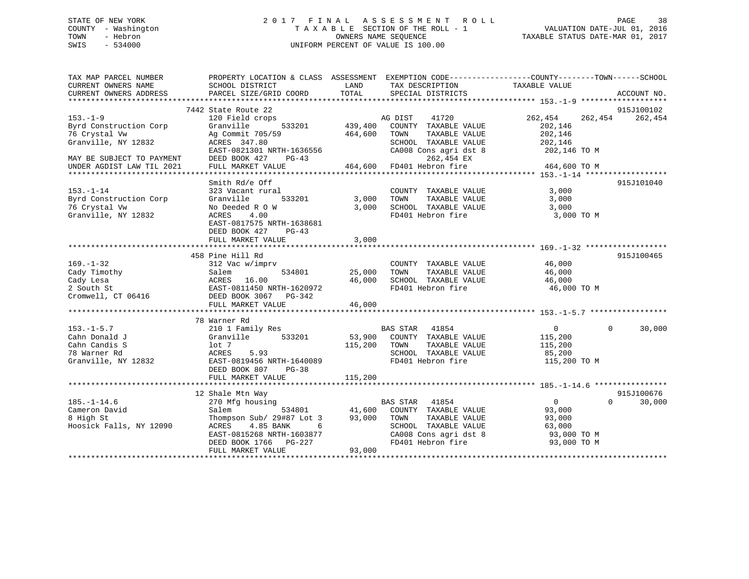STATE OF NEW YORK
COUNTY - Washington
TOWN - Hebron
SWIS - 534000

2017 FINAL ASSESSMENT ROLL
TAXABLE SECTION OF THE ROLL - 1
OWNERS NAME SEQUENCE
UNIFORM PERCENT OF VALUE IS 100.00

VALUATION DATE-JUL 01, 2016
TAXABLE STATUS DATE-MAR 01, 2017

```
TAX MAP PARCEL NUMBER          PROPERTY LOCATION & CLASS  ASSESSMENT  EXEMPTION CODE-----------------COUNTY--------TOWN------SCHOOL
CURRENT OWNERS NAME            SCHOOL DISTRICT              LAND      TAX DESCRIPTION              TAXABLE VALUE
CURRENT OWNERS ADDRESS         PARCEL SIZE/GRID COORD       TOTAL     SPECIAL DISTRICTS                                   ACCOUNT NO.
******************************************************************************************************* 153.-1-9 *******************
                               7442 State Route 22                                                                         915J100102
153.-1-9                       120 Field crops                         AG DIST    41720          262,454    262,454    262,454
Byrd Construction Corp         Granville        533201      439,400    COUNTY  TAXABLE VALUE      202,146
76 Crystal Vw                  Ag Commit 705/59             464,600    TOWN    TAXABLE VALUE      202,146
Granville, NY 12832            ACRES  347.80                           SCHOOL  TAXABLE VALUE      202,146
                               EAST-0821301 NRTH-1636556               CA008 Cons agri dst 8       202,146 TO M
MAY BE SUBJECT TO PAYMENT      DEED BOOK 427    PG-43                        262,454 EX
UNDER AGDIST LAW TIL 2021      FULL MARKET VALUE            464,600    FD401 Hebron fire            464,600 TO M
******************************************************************************************************* 153.-1-14 ******************
                               Smith Rd/e Off                                                                              915J101040
153.-1-14                      323 Vacant rural                        COUNTY  TAXABLE VALUE        3,000
Byrd Construction Corp         Granville        533201        3,000    TOWN    TAXABLE VALUE        3,000
76 Crystal Vw                  No Deeded R O W                3,000    SCHOOL  TAXABLE VALUE        3,000
Granville, NY 12832            ACRES    4.00                           FD401 Hebron fire              3,000 TO M
                               EAST-0817575 NRTH-1638681
                               DEED BOOK 427    PG-43
                               FULL MARKET VALUE              3,000
******************************************************************************************************* 169.-1-32 ******************
                               458 Pine Hill Rd                                                                            915J100465
169.-1-32                      312 Vac w/imprv                         COUNTY  TAXABLE VALUE       46,000
Cady Timothy                   Salem            534801       25,000    TOWN    TAXABLE VALUE       46,000
Cady Lesa                      ACRES   16.00                 46,000    SCHOOL  TAXABLE VALUE       46,000
2 South St                     EAST-0811450 NRTH-1620972               FD401 Hebron fire             46,000 TO M
Cromwell, CT 06416             DEED BOOK 3067   PG-342
                               FULL MARKET VALUE             46,000
******************************************************************************************************* 153.-1-5.7 *****************
                               78 Warner Rd
153.-1-5.7                     210 1 Family Res                        BAS STAR   41854                0          0     30,000
Cahn Donald J                  Granville        533201       53,900    COUNTY  TAXABLE VALUE      115,200
Cahn Candis S                  lot 7                        115,200    TOWN    TAXABLE VALUE      115,200
78 Warner Rd                   ACRES    5.93                           SCHOOL  TAXABLE VALUE       85,200
Granville, NY 12832            EAST-0819456 NRTH-1640089               FD401 Hebron fire            115,200 TO M
                               DEED BOOK 807    PG-38
                               FULL MARKET VALUE            115,200
******************************************************************************************************* 185.-1-14.6 ****************
                               12 Shale Mtn Way                                                                            915J100676
185.-1-14.6                    270 Mfg housing                         BAS STAR   41854                0          0     30,000
Cameron David                  Salem            534801       41,600    COUNTY  TAXABLE VALUE       93,000
8 High St                      Thompson Sub/ 29#87 Lot 3     93,000    TOWN    TAXABLE VALUE       93,000
Hoosick Falls, NY 12090        ACRES    4.85 BANK     6                SCHOOL  TAXABLE VALUE       63,000
                               EAST-0815268 NRTH-1603877               CA008 Cons agri dst 8        93,000 TO M
                               DEED BOOK 1766   PG-227                 FD401 Hebron fire             93,000 TO M
                               FULL MARKET VALUE             93,000
************************************************************************************************************************************
```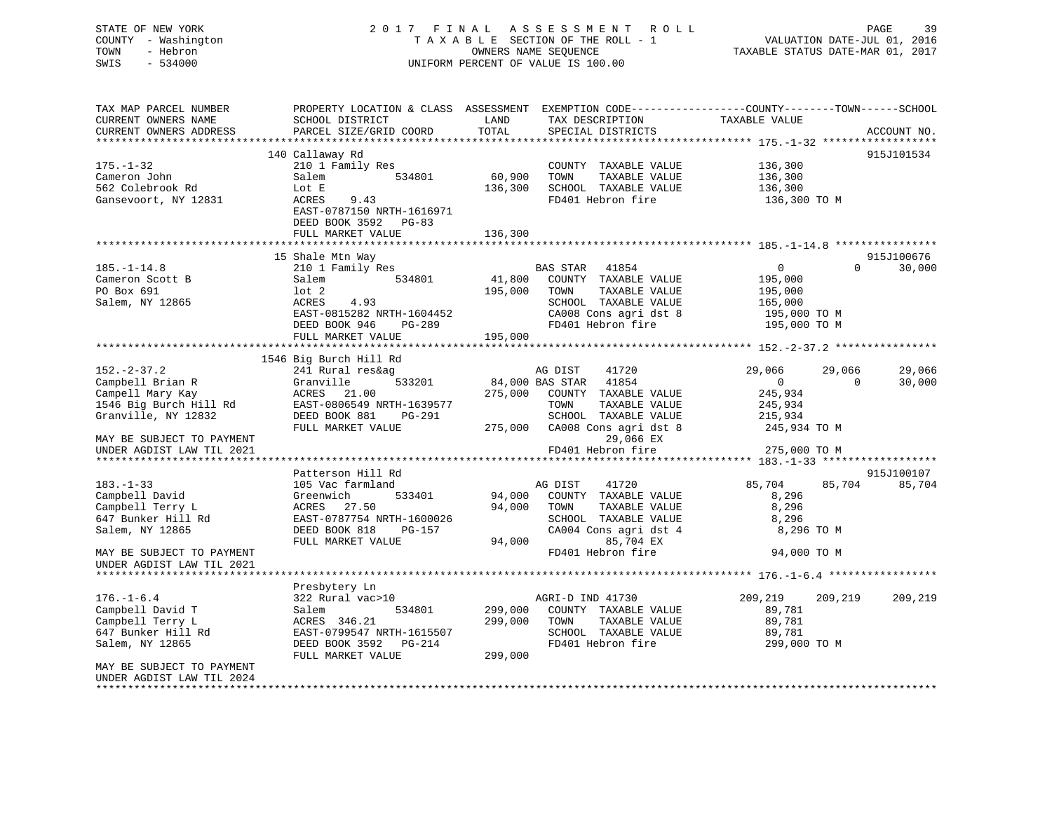STATE OF NEW YORK
COUNTY - Washington
TOWN - Hebron
SWIS - 534000

2017 FINAL ASSESSMENT ROLL
TAXABLE SECTION OF THE ROLL - 1
OWNERS NAME SEQUENCE
UNIFORM PERCENT OF VALUE IS 100.00

VALUATION DATE-JUL 01, 2016
TAXABLE STATUS DATE-MAR 01, 2017

```
TAX MAP PARCEL NUMBER          PROPERTY LOCATION & CLASS  ASSESSMENT  EXEMPTION CODE------------------COUNTY--------TOWN------SCHOOL
CURRENT OWNERS NAME            SCHOOL DISTRICT              LAND      TAX DESCRIPTION              TAXABLE VALUE
CURRENT OWNERS ADDRESS         PARCEL SIZE/GRID COORD       TOTAL     SPECIAL DISTRICTS                                      ACCOUNT NO.
******************************************************************************************************* 175.-1-32 ******************
                               140 Callaway Rd                                                                              915J101534
175.-1-32                      210 1 Family Res                       COUNTY  TAXABLE VALUE          136,300
Cameron John                   Salem          534801        60,900    TOWN    TAXABLE VALUE          136,300
562 Colebrook Rd               Lot E                       136,300    SCHOOL  TAXABLE VALUE          136,300
Gansevoort, NY 12831           ACRES    9.43                          FD401 Hebron fire               136,300 TO M
                               EAST-0787150 NRTH-1616971
                               DEED BOOK 3592   PG-83
                               FULL MARKET VALUE           136,300
******************************************************************************************************* 185.-1-14.8 ****************
                               15 Shale Mtn Way                                                                             915J100676
185.-1-14.8                    210 1 Family Res                       BAS STAR   41854                  0            0       30,000
Cameron Scott B                Salem          534801        41,800    COUNTY  TAXABLE VALUE          195,000
PO Box 691                     lot 2                       195,000    TOWN    TAXABLE VALUE          195,000
Salem, NY 12865                ACRES    4.93                          SCHOOL  TAXABLE VALUE          165,000
                               EAST-0815282 NRTH-1604452              CA008 Cons agri dst 8           195,000 TO M
                               DEED BOOK 946    PG-289                FD401 Hebron fire               195,000 TO M
                               FULL MARKET VALUE           195,000
******************************************************************************************************* 152.-2-37.2 ****************
                               1546 Big Burch Hill Rd
152.-2-37.2                    241 Rural res&ag                       AG DIST    41720             29,066       29,066       29,066
Campbell Brian R               Granville      533201        84,000 BAS STAR   41854                  0            0       30,000
Campell Mary Kay               ACRES   21.00               275,000    COUNTY  TAXABLE VALUE          245,934
1546 Big Burch Hill Rd         EAST-0806549 NRTH-1639577              TOWN    TAXABLE VALUE          245,934
Granville, NY 12832            DEED BOOK 881    PG-291                SCHOOL  TAXABLE VALUE          215,934
                               FULL MARKET VALUE           275,000    CA008 Cons agri dst 8           245,934 TO M
MAY BE SUBJECT TO PAYMENT                                                  29,066 EX
UNDER AGDIST LAW TIL 2021                                             FD401 Hebron fire               275,000 TO M
******************************************************************************************************* 183.-1-33 ******************
                               Patterson Hill Rd                                                                            915J100107
183.-1-33                      105 Vac farmland                       AG DIST    41720             85,704       85,704       85,704
Campbell David                 Greenwich      533401        94,000    COUNTY  TAXABLE VALUE            8,296
Campbell Terry L               ACRES   27.50                94,000    TOWN    TAXABLE VALUE            8,296
647 Bunker Hill Rd             EAST-0787754 NRTH-1600026              SCHOOL  TAXABLE VALUE            8,296
Salem, NY 12865                DEED BOOK 818    PG-157                CA004 Cons agri dst 4             8,296 TO M
                               FULL MARKET VALUE            94,000         85,704 EX
MAY BE SUBJECT TO PAYMENT                                             FD401 Hebron fire                94,000 TO M
UNDER AGDIST LAW TIL 2021
******************************************************************************************************* 176.-1-6.4 *****************
                               Presbytery Ln
176.-1-6.4                     322 Rural vac>10                       AGRI-D IND 41730            209,219      209,219      209,219
Campbell David T               Salem          534801       299,000    COUNTY  TAXABLE VALUE           89,781
Campbell Terry L               ACRES  346.21               299,000    TOWN    TAXABLE VALUE           89,781
647 Bunker Hill Rd             EAST-0799547 NRTH-1615507              SCHOOL  TAXABLE VALUE           89,781
Salem, NY 12865                DEED BOOK 3592   PG-214                FD401 Hebron fire               299,000 TO M
                               FULL MARKET VALUE           299,000
MAY BE SUBJECT TO PAYMENT
UNDER AGDIST LAW TIL 2024
************************************************************************************************************************************
```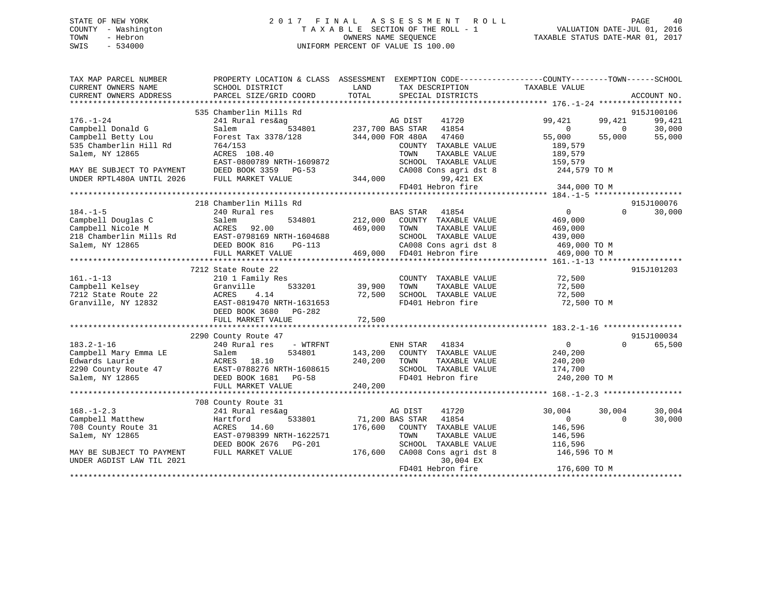STATE OF NEW YORK
COUNTY - Washington
TOWN - Hebron
SWIS - 534000

# 2017 FINAL ASSESSMENT ROLL

TAXABLE SECTION OF THE ROLL - 1
OWNERS NAME SEQUENCE
UNIFORM PERCENT OF VALUE IS 100.00

VALUATION DATE-JUL 01, 2016
TAXABLE STATUS DATE-MAR 01, 2017

```
TAX MAP PARCEL NUMBER          PROPERTY LOCATION & CLASS  ASSESSMENT  EXEMPTION CODE-----------------COUNTY--------TOWN------SCHOOL
CURRENT OWNERS NAME            SCHOOL DISTRICT               LAND      TAX DESCRIPTION            TAXABLE VALUE
CURRENT OWNERS ADDRESS         PARCEL SIZE/GRID COORD        TOTAL     SPECIAL DISTRICTS                                     ACCOUNT NO.
*********************************************************************************************** 176.-1-24 ******************
                               535 Chamberlin Mills Rd                                                                      915J100106
176.-1-24                      241 Rural res&ag                    AG DIST     41720           99,421      99,421      99,421
Campbell Donald G              Salem           534801      237,700 BAS STAR    41854                0           0      30,000
Campbell Betty Lou             Forest Tax 3378/128         344,000 FOR 480A    47460           55,000      55,000      55,000
535 Chamberlin Hill Rd         764/153                             COUNTY  TAXABLE VALUE       189,579
Salem, NY 12865                ACRES  108.40                       TOWN    TAXABLE VALUE       189,579
                               EAST-0800789 NRTH-1609872           SCHOOL  TAXABLE VALUE       159,579
MAY BE SUBJECT TO PAYMENT      DEED BOOK 3359   PG-53              CA008 Cons agri dst 8        244,579 TO M
UNDER RPTL480A UNTIL 2026      FULL MARKET VALUE           344,000          99,421 EX
                                                                   FD401 Hebron fire            344,000 TO M
*********************************************************************************************** 184.-1-5 *******************
                               218 Chamberlin Mills Rd                                                                      915J100076
184.-1-5                       240 Rural res                       BAS STAR    41854                0           0      30,000
Campbell Douglas C             Salem           534801      212,000 COUNTY  TAXABLE VALUE       469,000
Campbell Nicole M              ACRES   92.00               469,000 TOWN    TAXABLE VALUE       469,000
218 Chamberlin Mills Rd        EAST-0798169 NRTH-1604688           SCHOOL  TAXABLE VALUE       439,000
Salem, NY 12865                DEED BOOK 816    PG-113             CA008 Cons agri dst 8        469,000 TO M
                               FULL MARKET VALUE           469,000 FD401 Hebron fire            469,000 TO M
*********************************************************************************************** 161.-1-13 ******************
                               7212 State Route 22                                                                          915J101203
161.-1-13                      210 1 Family Res                    COUNTY  TAXABLE VALUE        72,500
Campbell Kelsey                Granville       533201       39,900 TOWN    TAXABLE VALUE        72,500
7212 State Route 22            ACRES    4.14                72,500 SCHOOL  TAXABLE VALUE        72,500
Granville, NY 12832            EAST-0819470 NRTH-1631653           FD401 Hebron fire             72,500 TO M
                               DEED BOOK 3680   PG-282
                               FULL MARKET VALUE            72,500
*********************************************************************************************** 183.2-1-16 *****************
                               2290 County Route 47                                                                         915J100034
183.2-1-16                     240 Rural res     - WTRFNT          ENH STAR    41834                0           0      65,500
Campbell Mary Emma LE          Salem           534801      143,200 COUNTY  TAXABLE VALUE       240,200
Edwards Laurie                 ACRES   18.10               240,200 TOWN    TAXABLE VALUE       240,200
2290 County Route 47           EAST-0788276 NRTH-1608615           SCHOOL  TAXABLE VALUE       174,700
Salem, NY 12865                DEED BOOK 1681   PG-58              FD401 Hebron fire            240,200 TO M
                               FULL MARKET VALUE           240,200
*********************************************************************************************** 168.-1-2.3 *****************
                               708 County Route 31
168.-1-2.3                     241 Rural res&ag                    AG DIST     41720           30,004      30,004      30,004
Campbell Matthew               Hartford        533801       71,200 BAS STAR    41854                0           0      30,000
708 County Route 31            ACRES   14.60               176,600 COUNTY  TAXABLE VALUE       146,596
Salem, NY 12865                EAST-0798399 NRTH-1622571           TOWN    TAXABLE VALUE       146,596
                               DEED BOOK 2676   PG-201             SCHOOL  TAXABLE VALUE       116,596
MAY BE SUBJECT TO PAYMENT      FULL MARKET VALUE           176,600 CA008 Cons agri dst 8        146,596 TO M
UNDER AGDIST LAW TIL 2021                                                   30,004 EX
                                                                   FD401 Hebron fire            176,600 TO M
******************************************************************************************************************************
```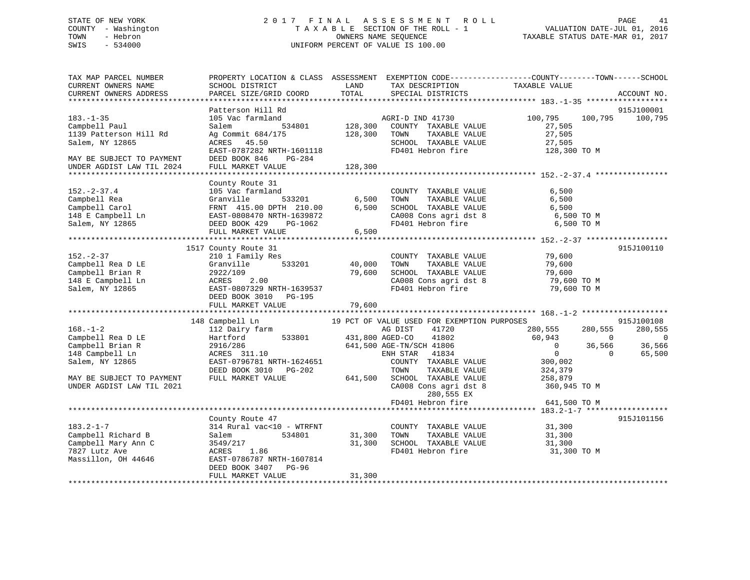STATE OF NEW YORK
COUNTY - Washington
TOWN - Hebron
SWIS - 534000

# 2017 FINAL ASSESSMENT ROLL

TAXABLE SECTION OF THE ROLL - 1
OWNERS NAME SEQUENCE
UNIFORM PERCENT OF VALUE IS 100.00

VALUATION DATE-JUL 01, 2016
TAXABLE STATUS DATE-MAR 01, 2017

```
TAX MAP PARCEL NUMBER          PROPERTY LOCATION & CLASS  ASSESSMENT  EXEMPTION CODE------------------COUNTY--------TOWN------SCHOOL
CURRENT OWNERS NAME            SCHOOL DISTRICT               LAND      TAX DESCRIPTION              TAXABLE VALUE
CURRENT OWNERS ADDRESS         PARCEL SIZE/GRID COORD        TOTAL     SPECIAL DISTRICTS                                      ACCOUNT NO.
******************************************************************************************************* 183.-1-35 ******************
                               Patterson Hill Rd                                                                          915J100001
183.-1-35                      105 Vac farmland                         AGRI-D IND 41730              100,795    100,795     100,795
Campbell Paul                  Salem           534801       128,300    COUNTY  TAXABLE VALUE           27,505
1139 Patterson Hill Rd         Ag Commit 684/175            128,300    TOWN    TAXABLE VALUE           27,505
Salem, NY 12865                ACRES   45.50                            SCHOOL  TAXABLE VALUE           27,505
                               EAST-0787282 NRTH-1601118                FD401 Hebron fire              128,300 TO M
MAY BE SUBJECT TO PAYMENT      DEED BOOK 846    PG-284
UNDER AGDIST LAW TIL 2024      FULL MARKET VALUE            128,300
******************************************************************************************************* 152.-2-37.4 ****************
                               County Route 31
152.-2-37.4                    105 Vac farmland                         COUNTY  TAXABLE VALUE             6,500
Campbell Rea                   Granville       533201         6,500    TOWN    TAXABLE VALUE             6,500
Campbell Carol                 FRNT 415.00 DPTH 210.00        6,500    SCHOOL  TAXABLE VALUE             6,500
148 E Campbell Ln              EAST-0808470 NRTH-1639872                CA008 Cons agri dst 8              6,500 TO M
Salem, NY 12865                DEED BOOK 429    PG-1062                 FD401 Hebron fire                  6,500 TO M
                               FULL MARKET VALUE              6,500
******************************************************************************************************* 152.-2-37 ******************
                          1517 County Route 31                                                                            915J100110
152.-2-37                      210 1 Family Res                         COUNTY  TAXABLE VALUE            79,600
Campbell Rea D LE              Granville       533201        40,000    TOWN    TAXABLE VALUE            79,600
Campbell Brian R               2922/109                      79,600    SCHOOL  TAXABLE VALUE            79,600
148 E Campbell Ln              ACRES    2.00                            CA008 Cons agri dst 8             79,600 TO M
Salem, NY 12865                EAST-0807329 NRTH-1639537                FD401 Hebron fire                 79,600 TO M
                               DEED BOOK 3010   PG-195
                               FULL MARKET VALUE             79,600
******************************************************************************************************* 168.-1-2 *******************
                           148 Campbell Ln                  19 PCT OF VALUE USED FOR EXEMPTION PURPOSES                  915J100108
168.-1-2                       112 Dairy farm                           AG DIST     41720             280,555    280,555     280,555
Campbell Rea D LE              Hartford        533801       431,800 AGED-CO     41802              60,943          0           0
Campbell Brian R               2916/286                     641,500 AGE-TN/SCH 41806                   0     36,566      36,566
148 Campbell Ln                ACRES  311.10                            ENH STAR    41834                   0          0      65,500
Salem, NY 12865                EAST-0796781 NRTH-1624651                COUNTY  TAXABLE VALUE          300,002
                               DEED BOOK 3010   PG-202                  TOWN    TAXABLE VALUE          324,379
MAY BE SUBJECT TO PAYMENT      FULL MARKET VALUE            641,500    SCHOOL  TAXABLE VALUE          258,879
UNDER AGDIST LAW TIL 2021                                               CA008 Cons agri dst 8            360,945 TO M
                                                                              280,555 EX
                                                                        FD401 Hebron fire                641,500 TO M
******************************************************************************************************* 183.2-1-7 ******************
                               County Route 47                                                                            915J101156
183.2-1-7                      314 Rural vac<10 - WTRFNT                COUNTY  TAXABLE VALUE            31,300
Campbell Richard B             Salem           534801        31,300    TOWN    TAXABLE VALUE            31,300
Campbell Mary Ann C            3549/217                      31,300    SCHOOL  TAXABLE VALUE            31,300
7827 Lutz Ave                  ACRES    1.86                            FD401 Hebron fire                 31,300 TO M
Massillon, OH 44646            EAST-0786787 NRTH-1607814
                               DEED BOOK 3407   PG-96
                               FULL MARKET VALUE             31,300
************************************************************************************************************************************
```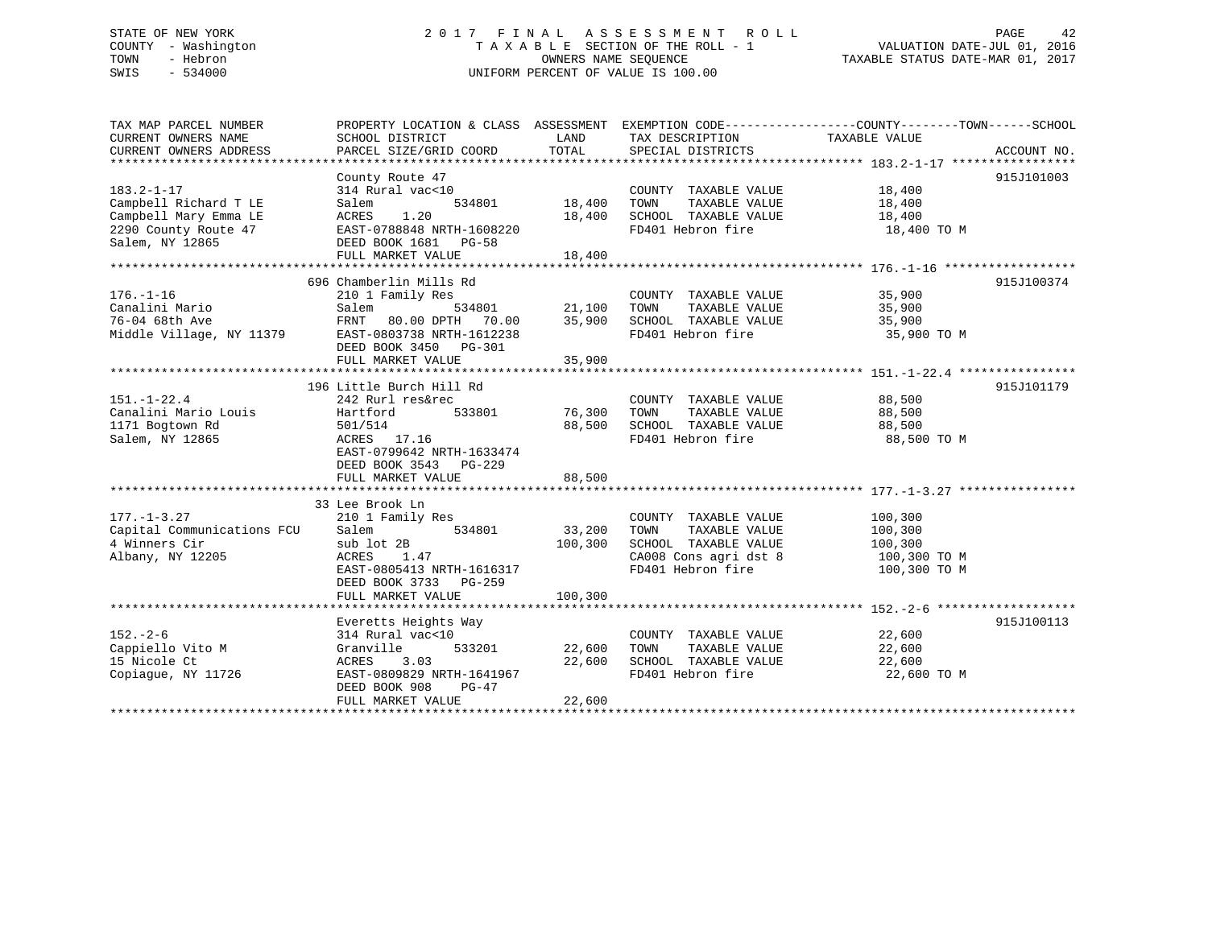STATE OF NEW YORK
COUNTY - Washington
TOWN - Hebron
SWIS - 534000

# 2017 FINAL ASSESSMENT ROLL

TAXABLE SECTION OF THE ROLL - 1
OWNERS NAME SEQUENCE
UNIFORM PERCENT OF VALUE IS 100.00

VALUATION DATE-JUL 01, 2016
TAXABLE STATUS DATE-MAR 01, 2017

| TAX MAP PARCEL NUMBER / CURRENT OWNERS NAME / CURRENT OWNERS ADDRESS | PROPERTY LOCATION & CLASS / SCHOOL DISTRICT / PARCEL SIZE/GRID COORD | ASSESSMENT LAND / TOTAL | EXEMPTION CODE / TAX DESCRIPTION / SPECIAL DISTRICTS | TAXABLE VALUE (COUNTY--TOWN--SCHOOL) | ACCOUNT NO. |
|---|---|---|---|---|---|
| **183.2-1-17** | County Route 47 | | | | 915J101003 |
| 183.2-1-17 | 314 Rural vac<10 | | COUNTY TAXABLE VALUE | 18,400 | |
| Campbell Richard T LE | Salem 534801 | 18,400 | TOWN TAXABLE VALUE | 18,400 | |
| Campbell Mary Emma LE | ACRES 1.20 | 18,400 | SCHOOL TAXABLE VALUE | 18,400 | |
| 2290 County Route 47 | EAST-0788848 NRTH-1608220 | | FD401 Hebron fire | 18,400 TO M | |
| Salem, NY 12865 | DEED BOOK 1681 PG-58 | | | | |
| | FULL MARKET VALUE | 18,400 | | | |
| **176.-1-16** | 696 Chamberlin Mills Rd | | | | 915J100374 |
| 176.-1-16 | 210 1 Family Res | | COUNTY TAXABLE VALUE | 35,900 | |
| Canalini Mario | Salem 534801 | 21,100 | TOWN TAXABLE VALUE | 35,900 | |
| 76-04 68th Ave | FRNT 80.00 DPTH 70.00 | 35,900 | SCHOOL TAXABLE VALUE | 35,900 | |
| Middle Village, NY 11379 | EAST-0803738 NRTH-1612238 | | FD401 Hebron fire | 35,900 TO M | |
| | DEED BOOK 3450 PG-301 | | | | |
| | FULL MARKET VALUE | 35,900 | | | |
| **151.-1-22.4** | 196 Little Burch Hill Rd | | | | 915J101179 |
| 151.-1-22.4 | 242 Rurl res&rec | | COUNTY TAXABLE VALUE | 88,500 | |
| Canalini Mario Louis | Hartford 533801 | 76,300 | TOWN TAXABLE VALUE | 88,500 | |
| 1171 Bogtown Rd | 501/514 | 88,500 | SCHOOL TAXABLE VALUE | 88,500 | |
| Salem, NY 12865 | ACRES 17.16 | | FD401 Hebron fire | 88,500 TO M | |
| | EAST-0799642 NRTH-1633474 | | | | |
| | DEED BOOK 3543 PG-229 | | | | |
| | FULL MARKET VALUE | 88,500 | | | |
| **177.-1-3.27** | 33 Lee Brook Ln | | | | |
| 177.-1-3.27 | 210 1 Family Res | | COUNTY TAXABLE VALUE | 100,300 | |
| Capital Communications FCU | Salem 534801 | 33,200 | TOWN TAXABLE VALUE | 100,300 | |
| 4 Winners Cir | sub lot 2B | 100,300 | SCHOOL TAXABLE VALUE | 100,300 | |
| Albany, NY 12205 | ACRES 1.47 | | CA008 Cons agri dst 8 | 100,300 TO M | |
| | EAST-0805413 NRTH-1616317 | | FD401 Hebron fire | 100,300 TO M | |
| | DEED BOOK 3733 PG-259 | | | | |
| | FULL MARKET VALUE | 100,300 | | | |
| **152.-2-6** | Everetts Heights Way | | | | 915J100113 |
| 152.-2-6 | 314 Rural vac<10 | | COUNTY TAXABLE VALUE | 22,600 | |
| Cappiello Vito M | Granville 533201 | 22,600 | TOWN TAXABLE VALUE | 22,600 | |
| 15 Nicole Ct | ACRES 3.03 | 22,600 | SCHOOL TAXABLE VALUE | 22,600 | |
| Copiague, NY 11726 | EAST-0809829 NRTH-1641967 | | FD401 Hebron fire | 22,600 TO M | |
| | DEED BOOK 908 PG-47 | | | | |
| | FULL MARKET VALUE | 22,600 | | | |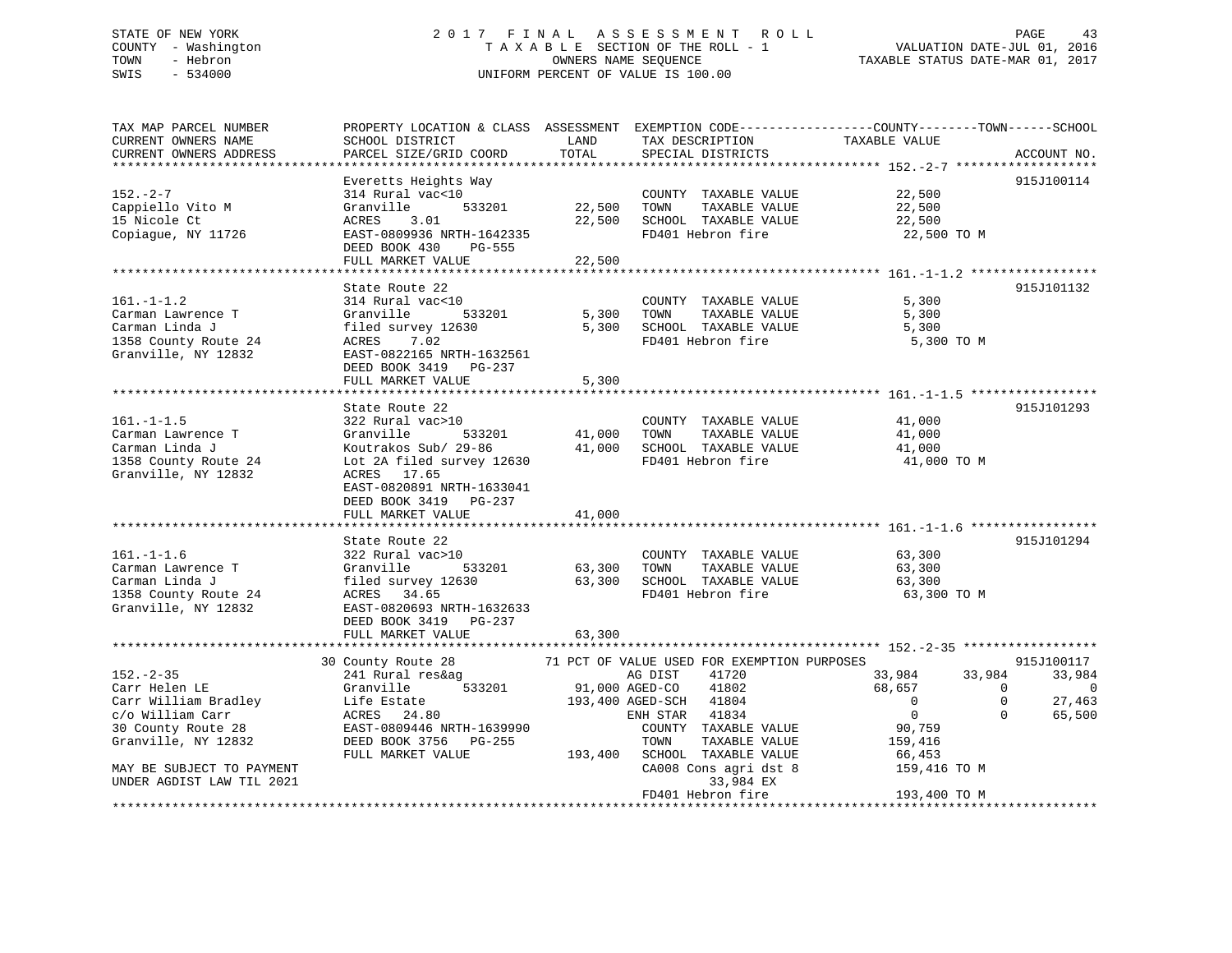STATE OF NEW YORK | 2017 FINAL ASSESSMENT ROLL | PAGE 43
COUNTY - Washington | TAXABLE SECTION OF THE ROLL - 1 | VALUATION DATE-JUL 01, 2016
TOWN - Hebron | OWNERS NAME SEQUENCE | TAXABLE STATUS DATE-MAR 01, 2017
SWIS - 534000 | UNIFORM PERCENT OF VALUE IS 100.00

```
TAX MAP PARCEL NUMBER          PROPERTY LOCATION & CLASS  ASSESSMENT  EXEMPTION CODE-----------------COUNTY--------TOWN------SCHOOL
CURRENT OWNERS NAME            SCHOOL DISTRICT            LAND        TAX DESCRIPTION               TAXABLE VALUE
CURRENT OWNERS ADDRESS         PARCEL SIZE/GRID COORD     TOTAL       SPECIAL DISTRICTS                                   ACCOUNT NO.
******************************************************************************************************* 152.-2-7 *******************
                               Everetts Heights Way                                                                      915J100114
152.-2-7                       314 Rural vac<10                       COUNTY  TAXABLE VALUE           22,500
Cappiello Vito M               Granville       533201       22,500    TOWN    TAXABLE VALUE           22,500
15 Nicole Ct                   ACRES    3.01                22,500    SCHOOL  TAXABLE VALUE           22,500
Copiague, NY 11726             EAST-0809936 NRTH-1642335              FD401 Hebron fire                22,500 TO M
                               DEED BOOK 430    PG-555
                               FULL MARKET VALUE            22,500
******************************************************************************************************* 161.-1-1.2 *****************
                               State Route 22                                                                            915J101132
161.-1-1.2                     314 Rural vac<10                       COUNTY  TAXABLE VALUE            5,300
Carman Lawrence T              Granville       533201        5,300    TOWN    TAXABLE VALUE            5,300
Carman Linda J                 filed survey 12630            5,300    SCHOOL  TAXABLE VALUE            5,300
1358 County Route 24           ACRES    7.02                          FD401 Hebron fire                 5,300 TO M
Granville, NY 12832            EAST-0822165 NRTH-1632561
                               DEED BOOK 3419   PG-237
                               FULL MARKET VALUE             5,300
******************************************************************************************************* 161.-1-1.5 *****************
                               State Route 22                                                                            915J101293
161.-1-1.5                     322 Rural vac>10                       COUNTY  TAXABLE VALUE           41,000
Carman Lawrence T              Granville       533201       41,000    TOWN    TAXABLE VALUE           41,000
Carman Linda J                 Koutrakos Sub/ 29-86         41,000    SCHOOL  TAXABLE VALUE           41,000
1358 County Route 24           Lot 2A filed survey 12630              FD401 Hebron fire                41,000 TO M
Granville, NY 12832            ACRES   17.65
                               EAST-0820891 NRTH-1633041
                               DEED BOOK 3419   PG-237
                               FULL MARKET VALUE            41,000
******************************************************************************************************* 161.-1-1.6 *****************
                               State Route 22                                                                            915J101294
161.-1-1.6                     322 Rural vac>10                       COUNTY  TAXABLE VALUE           63,300
Carman Lawrence T              Granville       533201       63,300    TOWN    TAXABLE VALUE           63,300
Carman Linda J                 filed survey 12630           63,300    SCHOOL  TAXABLE VALUE           63,300
1358 County Route 24           ACRES   34.65                          FD401 Hebron fire                63,300 TO M
Granville, NY 12832            EAST-0820693 NRTH-1632633
                               DEED BOOK 3419   PG-237
                               FULL MARKET VALUE            63,300
******************************************************************************************************* 152.-2-35 ******************
                               30 County Route 28           71 PCT OF VALUE USED FOR EXEMPTION PURPOSES                  915J100117
152.-2-35                      241 Rural res&ag                       AG DIST     41720               33,984      33,984      33,984
Carr Helen LE                  Granville       533201       91,000 AGED-CO     41802               68,657           0           0
Carr William Bradley           Life Estate                 193,400 AGED-SCH    41804                    0           0      27,463
c/o William Carr               ACRES   24.80                          ENH STAR    41834                    0           0      65,500
30 County Route 28             EAST-0809446 NRTH-1639990              COUNTY  TAXABLE VALUE           90,759
Granville, NY 12832            DEED BOOK 3756   PG-255                TOWN    TAXABLE VALUE          159,416
                               FULL MARKET VALUE           193,400    SCHOOL  TAXABLE VALUE           66,453
MAY BE SUBJECT TO PAYMENT                                             CA008 Cons agri dst 8           159,416 TO M
UNDER AGDIST LAW TIL 2021                                                  33,984 EX
                                                                      FD401 Hebron fire               193,400 TO M
************************************************************************************************************************************
```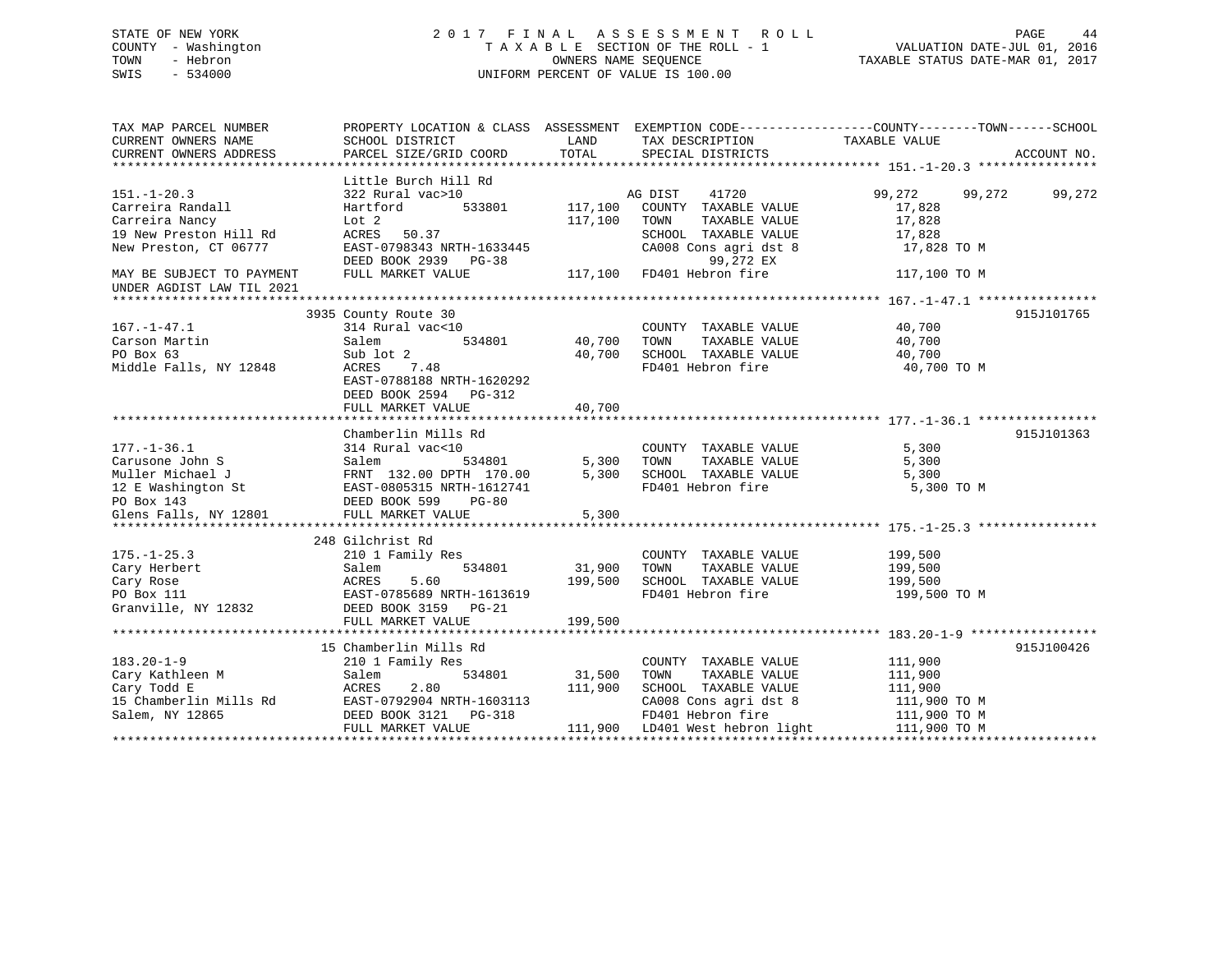STATE OF NEW YORK
COUNTY - Washington
TOWN - Hebron
SWIS - 534000

# 2017 FINAL ASSESSMENT ROLL

TAXABLE SECTION OF THE ROLL - 1
OWNERS NAME SEQUENCE
UNIFORM PERCENT OF VALUE IS 100.00

VALUATION DATE-JUL 01, 2016
TAXABLE STATUS DATE-MAR 01, 2017

| TAX MAP PARCEL NUMBER / CURRENT OWNERS NAME / CURRENT OWNERS ADDRESS | PROPERTY LOCATION & CLASS / SCHOOL DISTRICT / PARCEL SIZE/GRID COORD | ASSESSMENT LAND | TOTAL | EXEMPTION CODE / TAX DESCRIPTION / SPECIAL DISTRICTS | COUNTY / TAXABLE VALUE | TOWN | SCHOOL | ACCOUNT NO. |
|---|---|---|---|---|---|---|---|---|
| **151.-1-20.3** | Little Burch Hill Rd | | | | | | | |
| 151.-1-20.3 | 322 Rural vac>10 | | | AG DIST 41720 | 99,272 | 99,272 | 99,272 | |
| Carreira Randall | Hartford 533801 | 117,100 | | COUNTY TAXABLE VALUE | 17,828 | | | |
| Carreira Nancy | Lot 2 | | 117,100 | TOWN TAXABLE VALUE | 17,828 | | | |
| 19 New Preston Hill Rd | ACRES 50.37 | | | SCHOOL TAXABLE VALUE | 17,828 | | | |
| New Preston, CT 06777 | EAST-0798343 NRTH-1633445 | | | CA008 Cons agri dst 8 | 17,828 TO M | | | |
| | DEED BOOK 2939 PG-38 | | | 99,272 EX | | | | |
| MAY BE SUBJECT TO PAYMENT | FULL MARKET VALUE | | 117,100 | FD401 Hebron fire | 117,100 TO M | | | |
| UNDER AGDIST LAW TIL 2021 | | | | | | | | |
| **167.-1-47.1** | 3935 County Route 30 | | | | | | | 915J101765 |
| 167.-1-47.1 | 314 Rural vac<10 | | | COUNTY TAXABLE VALUE | 40,700 | | | |
| Carson Martin | Salem 534801 | 40,700 | | TOWN TAXABLE VALUE | 40,700 | | | |
| PO Box 63 | Sub lot 2 | | 40,700 | SCHOOL TAXABLE VALUE | 40,700 | | | |
| Middle Falls, NY 12848 | ACRES 7.48 | | | FD401 Hebron fire | 40,700 TO M | | | |
| | EAST-0788188 NRTH-1620292 | | | | | | | |
| | DEED BOOK 2594 PG-312 | | | | | | | |
| | FULL MARKET VALUE | | 40,700 | | | | | |
| **177.-1-36.1** | Chamberlin Mills Rd | | | | | | | 915J101363 |
| 177.-1-36.1 | 314 Rural vac<10 | | | COUNTY TAXABLE VALUE | 5,300 | | | |
| Carusone John S | Salem 534801 | 5,300 | | TOWN TAXABLE VALUE | 5,300 | | | |
| Muller Michael J | FRNT 132.00 DPTH 170.00 | | 5,300 | SCHOOL TAXABLE VALUE | 5,300 | | | |
| 12 E Washington St | EAST-0805315 NRTH-1612741 | | | FD401 Hebron fire | 5,300 TO M | | | |
| PO Box 143 | DEED BOOK 599 PG-80 | | | | | | | |
| Glens Falls, NY 12801 | FULL MARKET VALUE | | 5,300 | | | | | |
| **175.-1-25.3** | 248 Gilchrist Rd | | | | | | | |
| 175.-1-25.3 | 210 1 Family Res | | | COUNTY TAXABLE VALUE | 199,500 | | | |
| Cary Herbert | Salem 534801 | 31,900 | | TOWN TAXABLE VALUE | 199,500 | | | |
| Cary Rose | ACRES 5.60 | | 199,500 | SCHOOL TAXABLE VALUE | 199,500 | | | |
| PO Box 111 | EAST-0785689 NRTH-1613619 | | | FD401 Hebron fire | 199,500 TO M | | | |
| Granville, NY 12832 | DEED BOOK 3159 PG-21 | | | | | | | |
| | FULL MARKET VALUE | | 199,500 | | | | | |
| **183.20-1-9** | 15 Chamberlin Mills Rd | | | | | | | 915J100426 |
| 183.20-1-9 | 210 1 Family Res | | | COUNTY TAXABLE VALUE | 111,900 | | | |
| Cary Kathleen M | Salem 534801 | 31,500 | | TOWN TAXABLE VALUE | 111,900 | | | |
| Cary Todd E | ACRES 2.80 | | 111,900 | SCHOOL TAXABLE VALUE | 111,900 | | | |
| 15 Chamberlin Mills Rd | EAST-0792904 NRTH-1603113 | | | CA008 Cons agri dst 8 | 111,900 TO M | | | |
| Salem, NY 12865 | DEED BOOK 3121 PG-318 | | | FD401 Hebron fire | 111,900 TO M | | | |
| | FULL MARKET VALUE | | 111,900 | LD401 West hebron light | 111,900 TO M | | | |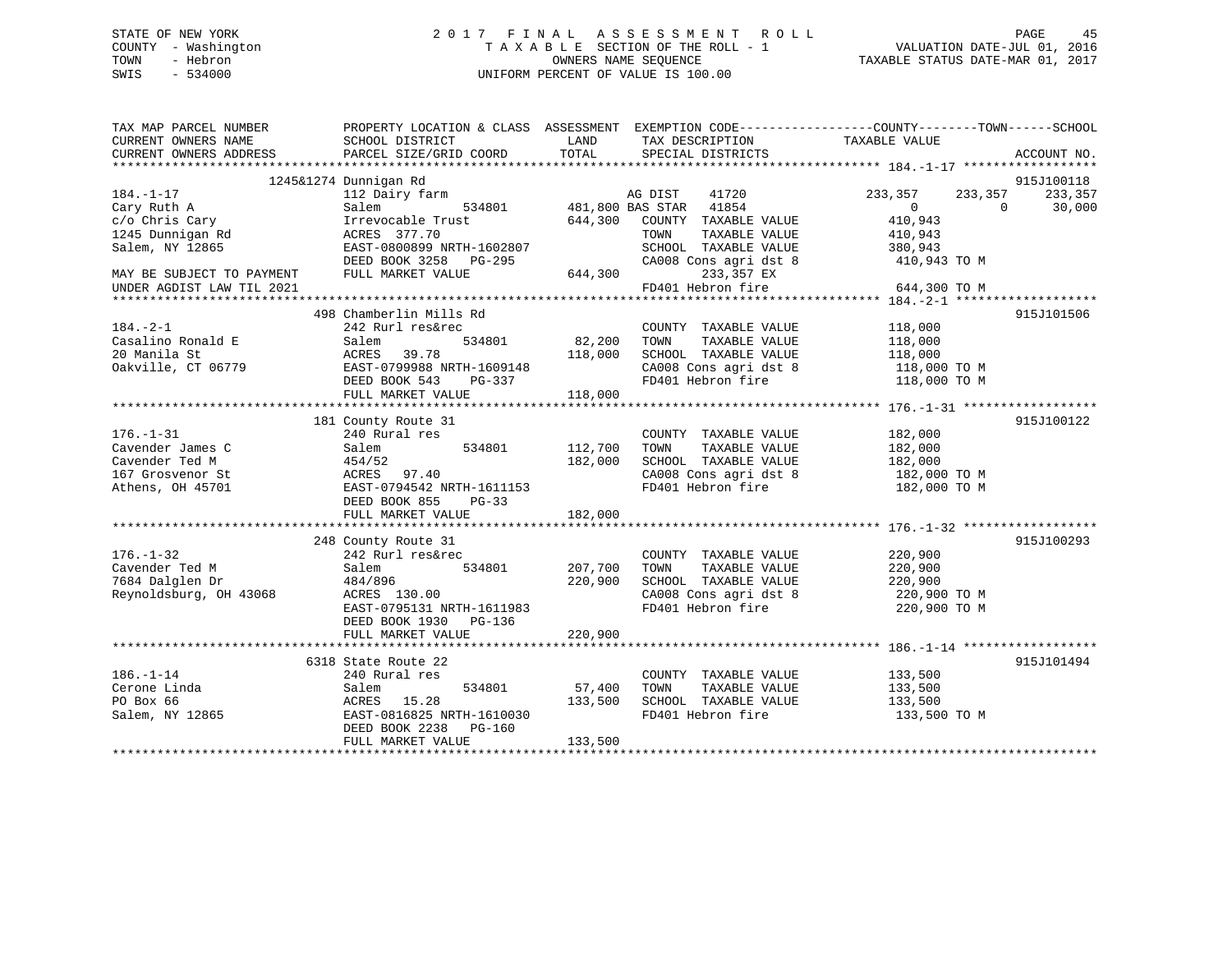STATE OF NEW YORK
COUNTY - Washington
TOWN - Hebron
SWIS - 534000

# 2017 FINAL ASSESSMENT ROLL
TAXABLE SECTION OF THE ROLL - 1
OWNERS NAME SEQUENCE
UNIFORM PERCENT OF VALUE IS 100.00

VALUATION DATE-JUL 01, 2016
TAXABLE STATUS DATE-MAR 01, 2017

```
TAX MAP PARCEL NUMBER          PROPERTY LOCATION & CLASS  ASSESSMENT  EXEMPTION CODE------------------COUNTY--------TOWN------SCHOOL
CURRENT OWNERS NAME            SCHOOL DISTRICT              LAND       TAX DESCRIPTION              TAXABLE VALUE
CURRENT OWNERS ADDRESS         PARCEL SIZE/GRID COORD       TOTAL      SPECIAL DISTRICTS                                          ACCOUNT NO.
******************************************************************************************************* 184.-1-17 ******************
              1245&1274 Dunnigan Rd                                                                                        915J100118
184.-1-17                      112 Dairy farm                      AG DIST      41720          233,357      233,357      233,357
Cary Ruth A                    Salem           534801        481,800 BAS STAR   41854               0            0       30,000
c/o Chris Cary                 Irrevocable Trust             644,300   COUNTY  TAXABLE VALUE          410,943
1245 Dunnigan Rd               ACRES 377.70                            TOWN    TAXABLE VALUE          410,943
Salem, NY 12865                EAST-0800899 NRTH-1602807               SCHOOL  TAXABLE VALUE          380,943
                               DEED BOOK 3258   PG-295                 CA008 Cons agri dst 8           410,943 TO M
MAY BE SUBJECT TO PAYMENT      FULL MARKET VALUE             644,300          233,357 EX
UNDER AGDIST LAW TIL 2021                                              FD401 Hebron fire               644,300 TO M
******************************************************************************************************* 184.-2-1 *******************
               498 Chamberlin Mills Rd                                                                                     915J101506
184.-2-1                       242 Rurl res&rec                        COUNTY  TAXABLE VALUE          118,000
Casalino Ronald E              Salem           534801         82,200   TOWN    TAXABLE VALUE          118,000
20 Manila St                   ACRES  39.78                  118,000   SCHOOL  TAXABLE VALUE          118,000
Oakville, CT 06779             EAST-0799988 NRTH-1609148               CA008 Cons agri dst 8           118,000 TO M
                               DEED BOOK 543    PG-337                 FD401 Hebron fire               118,000 TO M
                               FULL MARKET VALUE             118,000
******************************************************************************************************* 176.-1-31 ******************
               181 County Route 31                                                                                         915J100122
176.-1-31                      240 Rural res                           COUNTY  TAXABLE VALUE          182,000
Cavender James C               Salem           534801        112,700   TOWN    TAXABLE VALUE          182,000
Cavender Ted M                 454/52                        182,000   SCHOOL  TAXABLE VALUE          182,000
167 Grosvenor St               ACRES  97.40                            CA008 Cons agri dst 8           182,000 TO M
Athens, OH 45701               EAST-0794542 NRTH-1611153               FD401 Hebron fire               182,000 TO M
                               DEED BOOK 855    PG-33
                               FULL MARKET VALUE             182,000
******************************************************************************************************* 176.-1-32 ******************
               248 County Route 31                                                                                         915J100293
176.-1-32                      242 Rurl res&rec                        COUNTY  TAXABLE VALUE          220,900
Cavender Ted M                 Salem           534801        207,700   TOWN    TAXABLE VALUE          220,900
7684 Dalglen Dr                484/896                       220,900   SCHOOL  TAXABLE VALUE          220,900
Reynoldsburg, OH 43068         ACRES 130.00                            CA008 Cons agri dst 8           220,900 TO M
                               EAST-0795131 NRTH-1611983               FD401 Hebron fire               220,900 TO M
                               DEED BOOK 1930   PG-136
                               FULL MARKET VALUE             220,900
******************************************************************************************************* 186.-1-14 ******************
              6318 State Route 22                                                                                          915J101494
186.-1-14                      240 Rural res                           COUNTY  TAXABLE VALUE          133,500
Cerone Linda                   Salem           534801         57,400   TOWN    TAXABLE VALUE          133,500
PO Box 66                      ACRES  15.28                  133,500   SCHOOL  TAXABLE VALUE          133,500
Salem, NY 12865                EAST-0816825 NRTH-1610030               FD401 Hebron fire               133,500 TO M
                               DEED BOOK 2238   PG-160
                               FULL MARKET VALUE             133,500
************************************************************************************************************************************
```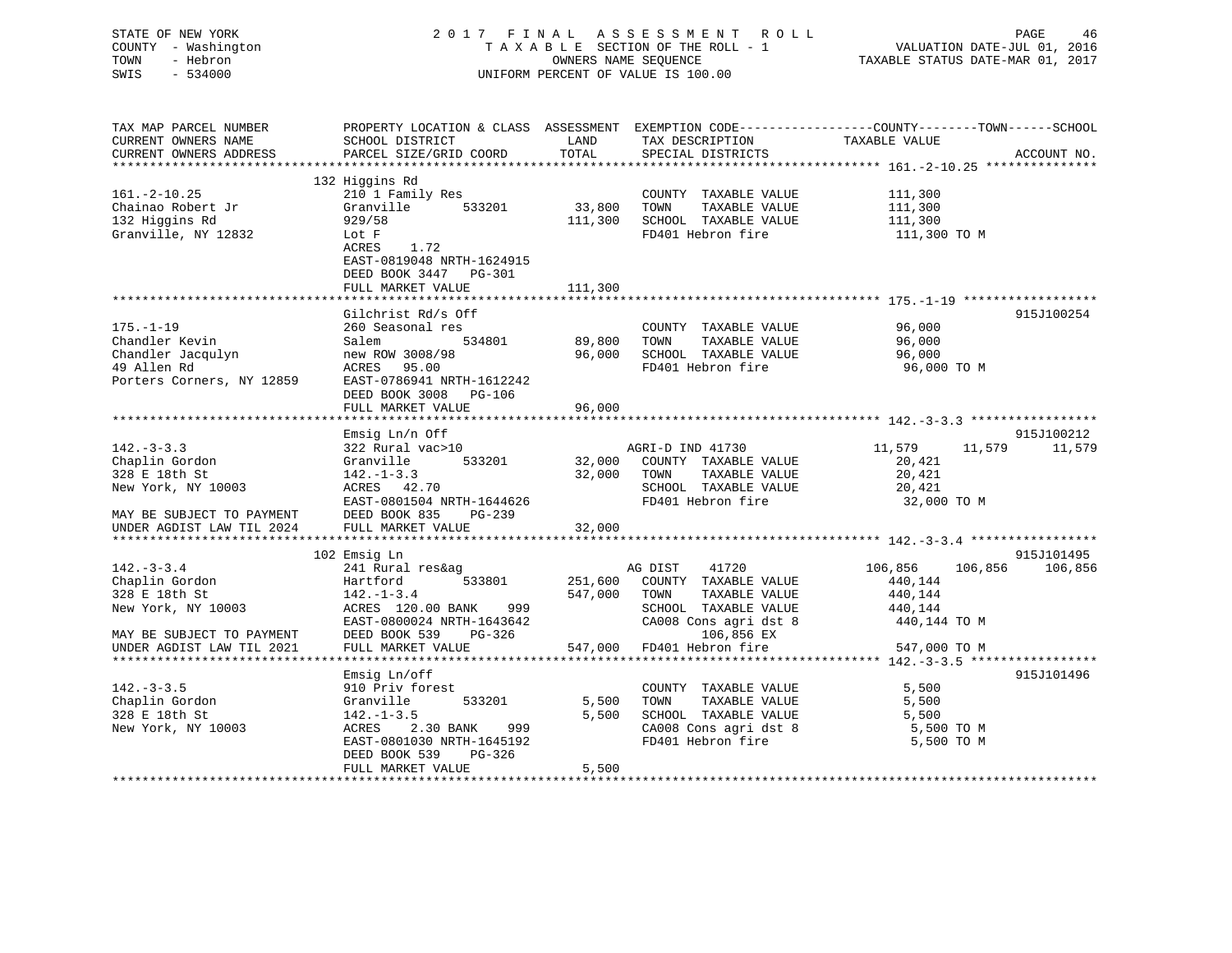STATE OF NEW YORK
COUNTY - Washington
TOWN - Hebron
SWIS - 534000

2 0 1 7 F I N A L A S S E S S M E N T R O L L
T A X A B L E SECTION OF THE ROLL - 1
OWNERS NAME SEQUENCE
UNIFORM PERCENT OF VALUE IS 100.00

VALUATION DATE-JUL 01, 2016
TAXABLE STATUS DATE-MAR 01, 2017

```
TAX MAP PARCEL NUMBER          PROPERTY LOCATION & CLASS  ASSESSMENT  EXEMPTION CODE------------------COUNTY--------TOWN------SCHOOL
CURRENT OWNERS NAME            SCHOOL DISTRICT               LAND      TAX DESCRIPTION            TAXABLE VALUE
CURRENT OWNERS ADDRESS         PARCEL SIZE/GRID COORD        TOTAL     SPECIAL DISTRICTS                                      ACCOUNT NO.
******************************************************************************************************* 161.-2-10.25 ***************
                               132 Higgins Rd
161.-2-10.25                   210 1 Family Res                        COUNTY  TAXABLE VALUE           111,300
Chainao Robert Jr              Granville       533201        33,800    TOWN     TAXABLE VALUE           111,300
132 Higgins Rd                 929/58                       111,300    SCHOOL  TAXABLE VALUE           111,300
Granville, NY 12832            Lot F                                   FD401 Hebron fire                111,300 TO M
                               ACRES     1.72
                               EAST-0819048 NRTH-1624915
                               DEED BOOK 3447   PG-301
                               FULL MARKET VALUE            111,300
******************************************************************************************************* 175.-1-19 ******************
                               Gilchrist Rd/s Off                                                                         915J100254
175.-1-19                      260 Seasonal res                        COUNTY  TAXABLE VALUE            96,000
Chandler Kevin                 Salem           534801        89,800    TOWN     TAXABLE VALUE            96,000
Chandler Jacqulyn              new ROW 3008/98               96,000    SCHOOL  TAXABLE VALUE            96,000
49 Allen Rd                    ACRES    95.00                          FD401 Hebron fire                 96,000 TO M
Porters Corners, NY 12859      EAST-0786941 NRTH-1612242
                               DEED BOOK 3008   PG-106
                               FULL MARKET VALUE             96,000
******************************************************************************************************* 142.-3-3.3 *****************
                               Emsig Ln/n Off                                                                             915J100212
142.-3-3.3                     322 Rural vac>10                        AGRI-D IND 41730             11,579      11,579      11,579
Chaplin Gordon                 Granville       533201        32,000    COUNTY  TAXABLE VALUE            20,421
328 E 18th St                  142.-1-3.3                    32,000    TOWN     TAXABLE VALUE            20,421
New York, NY 10003             ACRES    42.70                          SCHOOL  TAXABLE VALUE            20,421
                               EAST-0801504 NRTH-1644626               FD401 Hebron fire                 32,000 TO M
MAY BE SUBJECT TO PAYMENT      DEED BOOK 835    PG-239
UNDER AGDIST LAW TIL 2024      FULL MARKET VALUE             32,000
******************************************************************************************************* 142.-3-3.4 *****************
                               102 Emsig Ln                                                                               915J101495
142.-3-3.4                     241 Rural res&ag                        AG DIST     41720           106,856     106,856     106,856
Chaplin Gordon                 Hartford        533801       251,600    COUNTY  TAXABLE VALUE           440,144
328 E 18th St                  142.-1-3.4                   547,000    TOWN     TAXABLE VALUE           440,144
New York, NY 10003             ACRES  120.00 BANK     999              SCHOOL  TAXABLE VALUE           440,144
                               EAST-0800024 NRTH-1643642               CA008 Cons agri dst 8            440,144 TO M
MAY BE SUBJECT TO PAYMENT      DEED BOOK 539    PG-326                        106,856 EX
UNDER AGDIST LAW TIL 2021      FULL MARKET VALUE            547,000    FD401 Hebron fire                547,000 TO M
******************************************************************************************************* 142.-3-3.5 *****************
                               Emsig Ln/off                                                                               915J101496
142.-3-3.5                     910 Priv forest                         COUNTY  TAXABLE VALUE             5,500
Chaplin Gordon                 Granville       533201         5,500    TOWN     TAXABLE VALUE             5,500
328 E 18th St                  142.-1-3.5                     5,500    SCHOOL  TAXABLE VALUE             5,500
New York, NY 10003             ACRES    2.30 BANK     999              CA008 Cons agri dst 8              5,500 TO M
                               EAST-0801030 NRTH-1645192               FD401 Hebron fire                  5,500 TO M
                               DEED BOOK 539    PG-326
                               FULL MARKET VALUE              5,500
************************************************************************************************************************************
```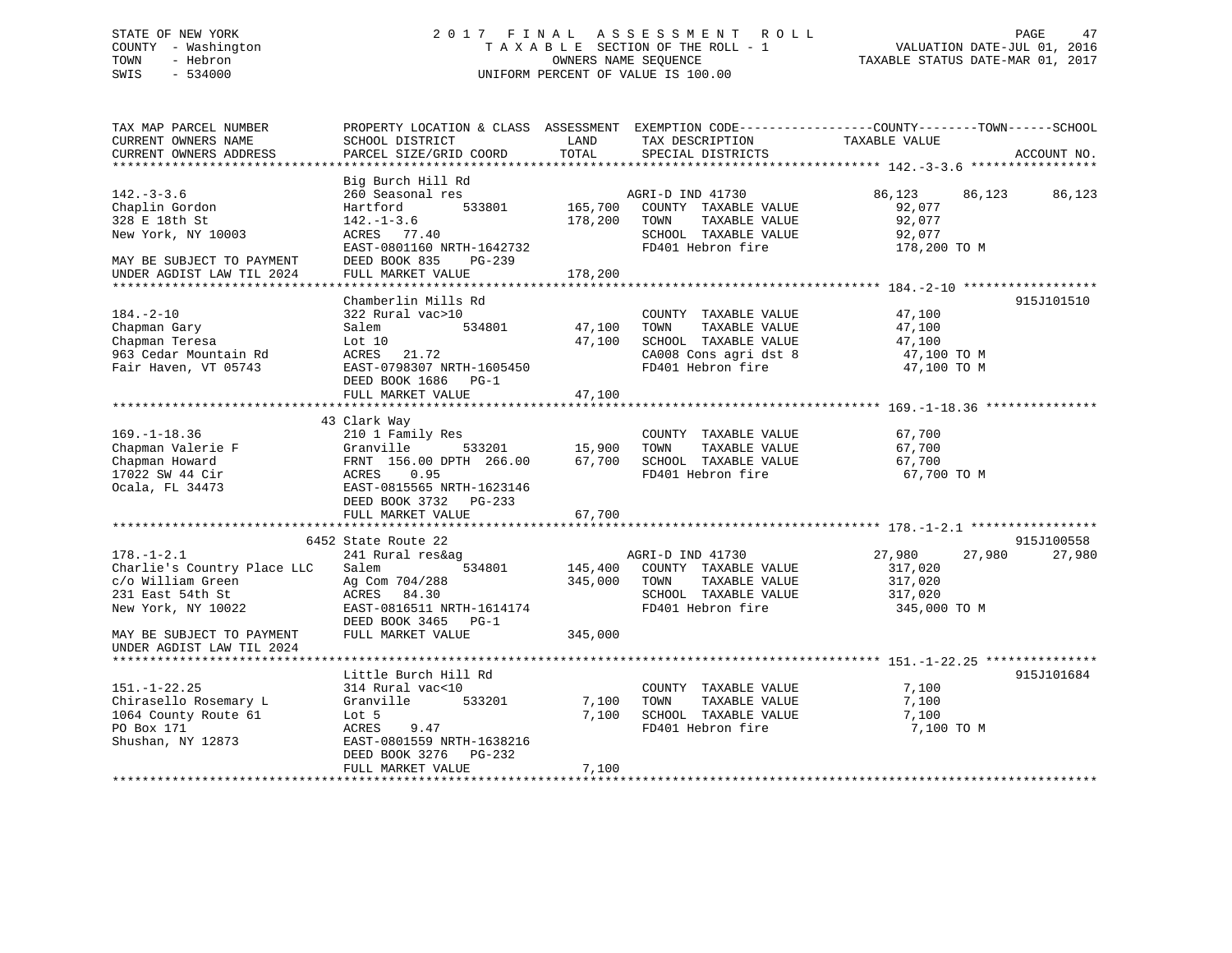STATE OF NEW YORK
COUNTY - Washington
TOWN - Hebron
SWIS - 534000

2 0 1 7 F I N A L A S S E S S M E N T R O L L
T A X A B L E SECTION OF THE ROLL - 1
OWNERS NAME SEQUENCE
UNIFORM PERCENT OF VALUE IS 100.00

VALUATION DATE-JUL 01, 2016
TAXABLE STATUS DATE-MAR 01, 2017

```
TAX MAP PARCEL NUMBER          PROPERTY LOCATION & CLASS  ASSESSMENT  EXEMPTION CODE-----------------COUNTY--------TOWN------SCHOOL
CURRENT OWNERS NAME            SCHOOL DISTRICT               LAND      TAX DESCRIPTION              TAXABLE VALUE
CURRENT OWNERS ADDRESS         PARCEL SIZE/GRID COORD        TOTAL     SPECIAL DISTRICTS                                    ACCOUNT NO.
******************************************************************************************************* 142.-3-3.6 *****************
                               Big Burch Hill Rd
142.-3-3.6                     260 Seasonal res                        AGRI-D IND 41730            86,123      86,123      86,123
Chaplin Gordon                 Hartford          533801     165,700    COUNTY  TAXABLE VALUE          92,077
328 E 18th St                  142.-1-3.6                   178,200    TOWN    TAXABLE VALUE          92,077
New York, NY 10003             ACRES   77.40                           SCHOOL  TAXABLE VALUE          92,077
                               EAST-0801160 NRTH-1642732               FD401 Hebron fire             178,200 TO M
MAY BE SUBJECT TO PAYMENT      DEED BOOK 835     PG-239
UNDER AGDIST LAW TIL 2024      FULL MARKET VALUE            178,200
******************************************************************************************************* 184.-2-10 ******************
                               Chamberlin Mills Rd                                                                      915J101510
184.-2-10                      322 Rural vac>10                        COUNTY  TAXABLE VALUE          47,100
Chapman Gary                   Salem             534801      47,100    TOWN    TAXABLE VALUE          47,100
Chapman Teresa                 Lot 10                        47,100    SCHOOL  TAXABLE VALUE          47,100
963 Cedar Mountain Rd          ACRES   21.72                           CA008 Cons agri dst 8           47,100 TO M
Fair Haven, VT 05743           EAST-0798307 NRTH-1605450               FD401 Hebron fire               47,100 TO M
                               DEED BOOK 1686    PG-1
                               FULL MARKET VALUE             47,100
******************************************************************************************************* 169.-1-18.36 ***************
                            43 Clark Way
169.-1-18.36                   210 1 Family Res                        COUNTY  TAXABLE VALUE          67,700
Chapman Valerie F              Granville         533201      15,900    TOWN    TAXABLE VALUE          67,700
Chapman Howard                 FRNT 156.00 DPTH 266.00       67,700    SCHOOL  TAXABLE VALUE          67,700
17022 SW 44 Cir                ACRES    0.95                           FD401 Hebron fire               67,700 TO M
Ocala, FL 34473                EAST-0815565 NRTH-1623146
                               DEED BOOK 3732    PG-233
                               FULL MARKET VALUE             67,700
******************************************************************************************************* 178.-1-2.1 *****************
                          6452 State Route 22                                                                           915J100558
178.-1-2.1                     241 Rural res&ag                        AGRI-D IND 41730            27,980      27,980      27,980
Charlie's Country Place LLC    Salem             534801     145,400    COUNTY  TAXABLE VALUE         317,020
c/o William Green              Ag Com 704/288               345,000    TOWN    TAXABLE VALUE         317,020
231 East 54th St               ACRES   84.30                           SCHOOL  TAXABLE VALUE         317,020
New York, NY 10022             EAST-0816511 NRTH-1614174               FD401 Hebron fire             345,000 TO M
                               DEED BOOK 3465    PG-1
MAY BE SUBJECT TO PAYMENT      FULL MARKET VALUE            345,000
UNDER AGDIST LAW TIL 2024
******************************************************************************************************* 151.-1-22.25 ***************
                               Little Burch Hill Rd                                                                     915J101684
151.-1-22.25                   314 Rural vac<10                        COUNTY  TAXABLE VALUE           7,100
Chirasello Rosemary L          Granville         533201       7,100    TOWN    TAXABLE VALUE           7,100
1064 County Route 61           Lot 5                          7,100    SCHOOL  TAXABLE VALUE           7,100
PO Box 171                     ACRES    9.47                           FD401 Hebron fire                7,100 TO M
Shushan, NY 12873              EAST-0801559 NRTH-1638216
                               DEED BOOK 3276    PG-232
                               FULL MARKET VALUE              7,100
************************************************************************************************************************************
```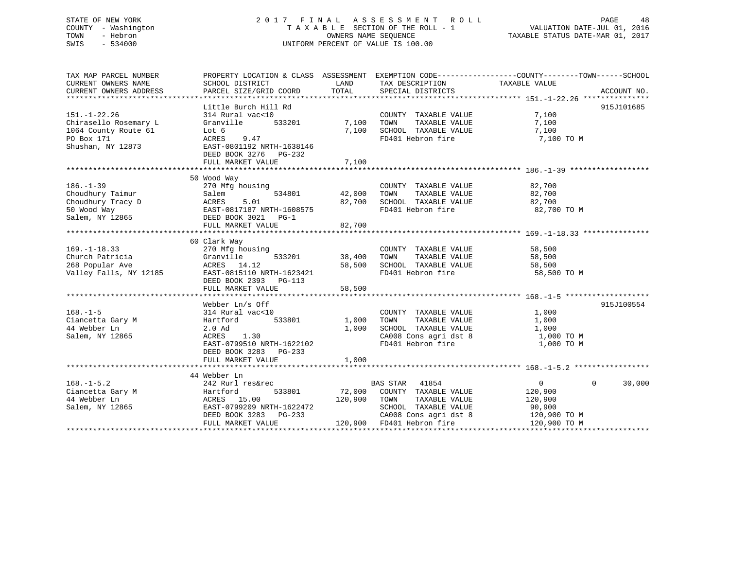STATE OF NEW YORK
COUNTY - Washington
TOWN - Hebron
SWIS - 534000

# 2017 FINAL ASSESSMENT ROLL

TAXABLE SECTION OF THE ROLL - 1
OWNERS NAME SEQUENCE
UNIFORM PERCENT OF VALUE IS 100.00

VALUATION DATE-JUL 01, 2016
TAXABLE STATUS DATE-MAR 01, 2017

| TAX MAP PARCEL NUMBER / CURRENT OWNERS NAME / CURRENT OWNERS ADDRESS | PROPERTY LOCATION & CLASS / SCHOOL DISTRICT / PARCEL SIZE/GRID COORD | ASSESSMENT LAND | TOTAL | EXEMPTION CODE / TAX DESCRIPTION / SPECIAL DISTRICTS | COUNTY / TOWN / SCHOOL TAXABLE VALUE | ACCOUNT NO. |
|---|---|---|---|---|---|---|
| **151.-1-22.26** | Little Burch Hill Rd | | | | | 915J101685 |
| 151.-1-22.26 | 314 Rural vac<10 | | | COUNTY TAXABLE VALUE | 7,100 | |
| Chirasello Rosemary L | Granville 533201 | 7,100 | | TOWN TAXABLE VALUE | 7,100 | |
| 1064 County Route 61 | Lot 6 | | 7,100 | SCHOOL TAXABLE VALUE | 7,100 | |
| PO Box 171 | ACRES 9.47 | | | FD401 Hebron fire | 7,100 TO M | |
| Shushan, NY 12873 | EAST-0801192 NRTH-1638146 | | | | | |
| | DEED BOOK 3276 PG-232 | | | | | |
| | FULL MARKET VALUE | | 7,100 | | | |
| **186.-1-39** | 50 Wood Way | | | | | |
| 186.-1-39 | 270 Mfg housing | | | COUNTY TAXABLE VALUE | 82,700 | |
| Choudhury Taimur | Salem 534801 | 42,000 | | TOWN TAXABLE VALUE | 82,700 | |
| Choudhury Tracy D | ACRES 5.01 | | 82,700 | SCHOOL TAXABLE VALUE | 82,700 | |
| 50 Wood Way | EAST-0817187 NRTH-1608575 | | | FD401 Hebron fire | 82,700 TO M | |
| Salem, NY 12865 | DEED BOOK 3021 PG-1 | | | | | |
| | FULL MARKET VALUE | | 82,700 | | | |
| **169.-1-18.33** | 60 Clark Way | | | | | |
| 169.-1-18.33 | 270 Mfg housing | | | COUNTY TAXABLE VALUE | 58,500 | |
| Church Patricia | Granville 533201 | 38,400 | | TOWN TAXABLE VALUE | 58,500 | |
| 268 Popular Ave | ACRES 14.12 | | 58,500 | SCHOOL TAXABLE VALUE | 58,500 | |
| Valley Falls, NY 12185 | EAST-0815110 NRTH-1623421 | | | FD401 Hebron fire | 58,500 TO M | |
| | DEED BOOK 2393 PG-113 | | | | | |
| | FULL MARKET VALUE | | 58,500 | | | |
| **168.-1-5** | Webber Ln/s Off | | | | | 915J100554 |
| 168.-1-5 | 314 Rural vac<10 | | | COUNTY TAXABLE VALUE | 1,000 | |
| Ciancetta Gary M | Hartford 533801 | 1,000 | | TOWN TAXABLE VALUE | 1,000 | |
| 44 Webber Ln | 2.0 Ad | | 1,000 | SCHOOL TAXABLE VALUE | 1,000 | |
| Salem, NY 12865 | ACRES 1.30 | | | CA008 Cons agri dst 8 | 1,000 TO M | |
| | EAST-0799510 NRTH-1622102 | | | FD401 Hebron fire | 1,000 TO M | |
| | DEED BOOK 3283 PG-233 | | | | | |
| | FULL MARKET VALUE | | 1,000 | | | |
| **168.-1-5.2** | 44 Webber Ln | | | | | |
| 168.-1-5.2 | 242 Rurl res&rec | | | BAS STAR 41854 | 0 / 0 / 30,000 | |
| Ciancetta Gary M | Hartford 533801 | 72,000 | | COUNTY TAXABLE VALUE | 120,900 | |
| 44 Webber Ln | ACRES 15.00 | | 120,900 | TOWN TAXABLE VALUE | 120,900 | |
| Salem, NY 12865 | EAST-0799209 NRTH-1622472 | | | SCHOOL TAXABLE VALUE | 90,900 | |
| | DEED BOOK 3283 PG-233 | | | CA008 Cons agri dst 8 | 120,900 TO M | |
| | FULL MARKET VALUE | | 120,900 | FD401 Hebron fire | 120,900 TO M | |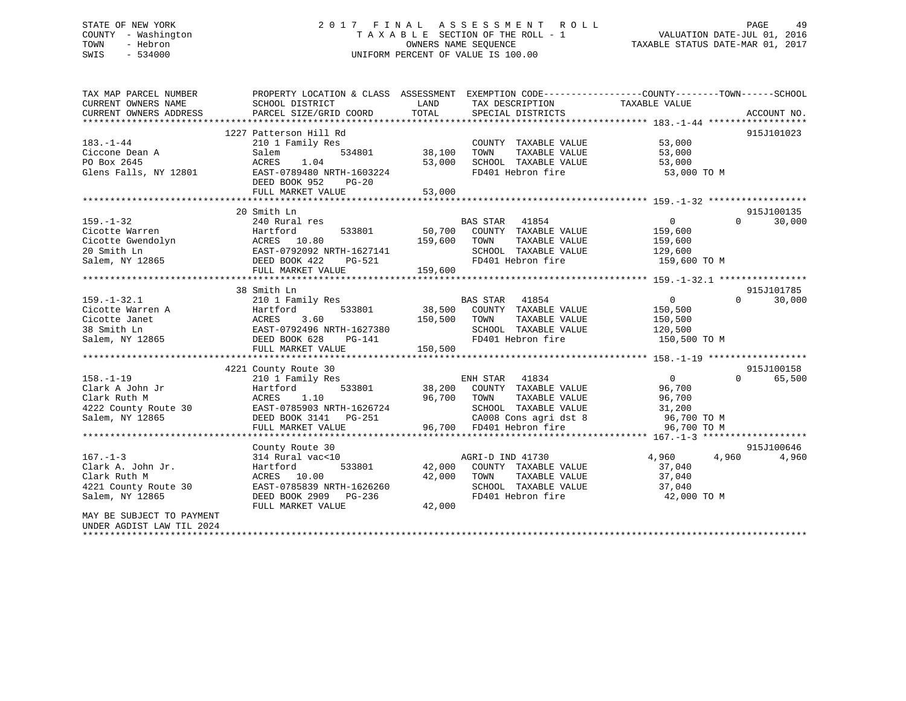STATE OF NEW YORK
COUNTY - Washington
TOWN - Hebron
SWIS - 534000

# 2017 FINAL ASSESSMENT ROLL

TAXABLE SECTION OF THE ROLL - 1
OWNERS NAME SEQUENCE
UNIFORM PERCENT OF VALUE IS 100.00

VALUATION DATE-JUL 01, 2016
TAXABLE STATUS DATE-MAR 01, 2017

| TAX MAP PARCEL NUMBER / CURRENT OWNERS NAME / CURRENT OWNERS ADDRESS | PROPERTY LOCATION & CLASS / SCHOOL DISTRICT / PARCEL SIZE/GRID COORD | ASSESSMENT LAND | TOTAL | EXEMPTION CODE / TAX DESCRIPTION / SPECIAL DISTRICTS | COUNTY / TAXABLE VALUE | TOWN | SCHOOL | ACCOUNT NO. |
|---|---|---|---|---|---|---|---|---|
| **183.-1-44** | 1227 Patterson Hill Rd | | | | | | | 915J101023 |
| 183.-1-44 | 210 1 Family Res | | | COUNTY TAXABLE VALUE | 53,000 | | | |
| Ciccone Dean A | Salem 534801 | 38,100 | | TOWN TAXABLE VALUE | 53,000 | | | |
| PO Box 2645 | ACRES 1.04 | | 53,000 | SCHOOL TAXABLE VALUE | 53,000 | | | |
| Glens Falls, NY 12801 | EAST-0789480 NRTH-1603224 | | | FD401 Hebron fire | 53,000 TO M | | | |
| | DEED BOOK 952 PG-20 | | | | | | | |
| | FULL MARKET VALUE | | 53,000 | | | | | |
| **159.-1-32** | 20 Smith Ln | | | | | | | 915J100135 |
| 159.-1-32 | 240 Rural res | | | BAS STAR 41854 | 0 | 0 | 30,000 | |
| Cicotte Warren | Hartford 533801 | 50,700 | | COUNTY TAXABLE VALUE | 159,600 | | | |
| Cicotte Gwendolyn | ACRES 10.80 | | 159,600 | TOWN TAXABLE VALUE | 159,600 | | | |
| 20 Smith Ln | EAST-0792092 NRTH-1627141 | | | SCHOOL TAXABLE VALUE | 129,600 | | | |
| Salem, NY 12865 | DEED BOOK 422 PG-521 | | | FD401 Hebron fire | 159,600 TO M | | | |
| | FULL MARKET VALUE | | 159,600 | | | | | |
| **159.-1-32.1** | 38 Smith Ln | | | | | | | 915J101785 |
| 159.-1-32.1 | 210 1 Family Res | | | BAS STAR 41854 | 0 | 0 | 30,000 | |
| Cicotte Warren A | Hartford 533801 | 38,500 | | COUNTY TAXABLE VALUE | 150,500 | | | |
| Cicotte Janet | ACRES 3.60 | | 150,500 | TOWN TAXABLE VALUE | 150,500 | | | |
| 38 Smith Ln | EAST-0792496 NRTH-1627380 | | | SCHOOL TAXABLE VALUE | 120,500 | | | |
| Salem, NY 12865 | DEED BOOK 628 PG-141 | | | FD401 Hebron fire | 150,500 TO M | | | |
| | FULL MARKET VALUE | | 150,500 | | | | | |
| **158.-1-19** | 4221 County Route 30 | | | | | | | 915J100158 |
| 158.-1-19 | 210 1 Family Res | | | ENH STAR 41834 | 0 | 0 | 65,500 | |
| Clark A John Jr | Hartford 533801 | 38,200 | | COUNTY TAXABLE VALUE | 96,700 | | | |
| Clark Ruth M | ACRES 1.10 | | 96,700 | TOWN TAXABLE VALUE | 96,700 | | | |
| 4222 County Route 30 | EAST-0785903 NRTH-1626724 | | | SCHOOL TAXABLE VALUE | 31,200 | | | |
| Salem, NY 12865 | DEED BOOK 3141 PG-251 | | | CA008 Cons agri dst 8 | 96,700 TO M | | | |
| | FULL MARKET VALUE | | 96,700 | FD401 Hebron fire | 96,700 TO M | | | |
| **167.-1-3** | County Route 30 | | | | | | | 915J100646 |
| 167.-1-3 | 314 Rural vac<10 | | | AGRI-D IND 41730 | 4,960 | 4,960 | 4,960 | |
| Clark A. John Jr. | Hartford 533801 | 42,000 | | COUNTY TAXABLE VALUE | 37,040 | | | |
| Clark Ruth M | ACRES 10.00 | | 42,000 | TOWN TAXABLE VALUE | 37,040 | | | |
| 4221 County Route 30 | EAST-0785839 NRTH-1626260 | | | SCHOOL TAXABLE VALUE | 37,040 | | | |
| Salem, NY 12865 | DEED BOOK 2909 PG-236 | | | FD401 Hebron fire | 42,000 TO M | | | |
| | FULL MARKET VALUE | | 42,000 | | | | | |
| MAY BE SUBJECT TO PAYMENT UNDER AGDIST LAW TIL 2024 | | | | | | | | |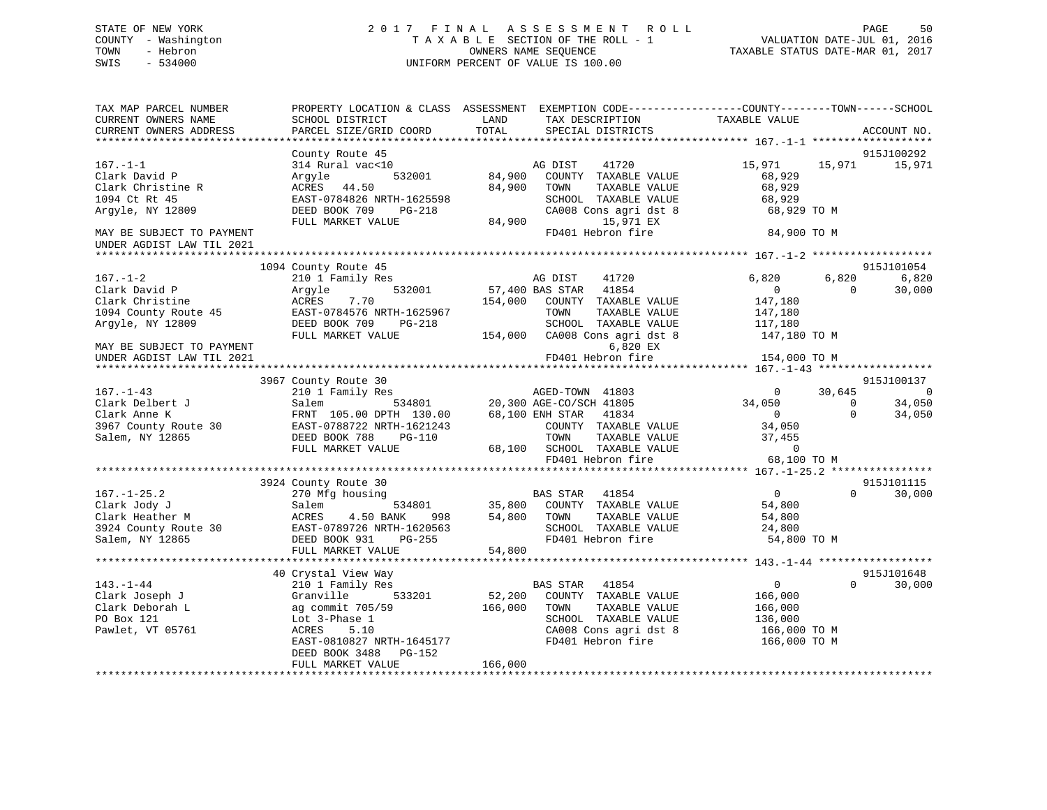STATE OF NEW YORK
COUNTY - Washington
TOWN - Hebron
SWIS - 534000

2017 FINAL ASSESSMENT ROLL
TAXABLE SECTION OF THE ROLL - 1
OWNERS NAME SEQUENCE
UNIFORM PERCENT OF VALUE IS 100.00

VALUATION DATE-JUL 01, 2016
TAXABLE STATUS DATE-MAR 01, 2017

```
TAX MAP PARCEL NUMBER          PROPERTY LOCATION & CLASS  ASSESSMENT  EXEMPTION CODE-----------------COUNTY--------TOWN------SCHOOL
CURRENT OWNERS NAME            SCHOOL DISTRICT               LAND      TAX DESCRIPTION            TAXABLE VALUE
CURRENT OWNERS ADDRESS         PARCEL SIZE/GRID COORD        TOTAL     SPECIAL DISTRICTS                                       ACCOUNT NO.
******************************************************************************************************* 167.-1-1 *******************
                               County Route 45                                                                              915J100292
167.-1-1                       314 Rural vac<10                   AG DIST    41720                15,971      15,971      15,971
Clark David P                  Argyle          532001      84,900   COUNTY  TAXABLE VALUE           68,929
Clark Christine R              ACRES   44.50               84,900   TOWN    TAXABLE VALUE           68,929
1094 Ct Rt 45                  EAST-0784826 NRTH-1625598            SCHOOL  TAXABLE VALUE           68,929
Argyle, NY 12809               DEED BOOK 709    PG-218              CA008 Cons agri dst 8           68,929 TO M
                               FULL MARKET VALUE           84,900          15,971 EX
MAY BE SUBJECT TO PAYMENT                                           FD401 Hebron fire               84,900 TO M
UNDER AGDIST LAW TIL 2021
******************************************************************************************************* 167.-1-2 *******************
                               1094 County Route 45                                                                         915J101054
167.-1-2                       210 1 Family Res                   AG DIST    41720                 6,820       6,820       6,820
Clark David P                  Argyle          532001      57,400 BAS STAR   41854                     0           0      30,000
Clark Christine                ACRES    7.70              154,000   COUNTY  TAXABLE VALUE          147,180
1094 County Route 45           EAST-0784576 NRTH-1625967            TOWN    TAXABLE VALUE          147,180
Argyle, NY 12809               DEED BOOK 709    PG-218              SCHOOL  TAXABLE VALUE          117,180
                               FULL MARKET VALUE          154,000   CA008 Cons agri dst 8          147,180 TO M
MAY BE SUBJECT TO PAYMENT                                                   6,820 EX
UNDER AGDIST LAW TIL 2021                                           FD401 Hebron fire              154,000 TO M
******************************************************************************************************* 167.-1-43 ******************
                               3967 County Route 30                                                                         915J100137
167.-1-43                      210 1 Family Res                   AGED-TOWN  41803                     0      30,645           0
Clark Delbert J                Salem           534801      20,300 AGE-CO/SCH 41805                34,050           0      34,050
Clark Anne K                   FRNT 105.00 DPTH 130.00     68,100 ENH STAR   41834                     0           0      34,050
3967 County Route 30           EAST-0788722 NRTH-1621243            COUNTY  TAXABLE VALUE           34,050
Salem, NY 12865                DEED BOOK 788    PG-110              TOWN    TAXABLE VALUE           37,455
                               FULL MARKET VALUE           68,100   SCHOOL  TAXABLE VALUE                0
                                                                    FD401 Hebron fire               68,100 TO M
******************************************************************************************************* 167.-1-25.2 ****************
                               3924 County Route 30                                                                         915J101115
167.-1-25.2                    270 Mfg housing                    BAS STAR   41854                     0           0      30,000
Clark Jody J                   Salem           534801      35,800   COUNTY  TAXABLE VALUE           54,800
Clark Heather M                ACRES    4.50 BANK    998   54,800   TOWN    TAXABLE VALUE           54,800
3924 County Route 30           EAST-0789726 NRTH-1620563            SCHOOL  TAXABLE VALUE           24,800
Salem, NY 12865                DEED BOOK 931    PG-255              FD401 Hebron fire               54,800 TO M
                               FULL MARKET VALUE           54,800
******************************************************************************************************* 143.-1-44 ******************
                               40 Crystal View Way                                                                          915J101648
143.-1-44                      210 1 Family Res                   BAS STAR   41854                     0           0      30,000
Clark Joseph J                 Granville       533201      52,200   COUNTY  TAXABLE VALUE          166,000
Clark Deborah L                ag commit 705/59           166,000   TOWN    TAXABLE VALUE          166,000
PO Box 121                     Lot 3-Phase 1                        SCHOOL  TAXABLE VALUE          136,000
Pawlet, VT 05761               ACRES    5.10                        CA008 Cons agri dst 8          166,000 TO M
                               EAST-0810827 NRTH-1645177            FD401 Hebron fire              166,000 TO M
                               DEED BOOK 3488   PG-152
                               FULL MARKET VALUE          166,000
************************************************************************************************************************************
```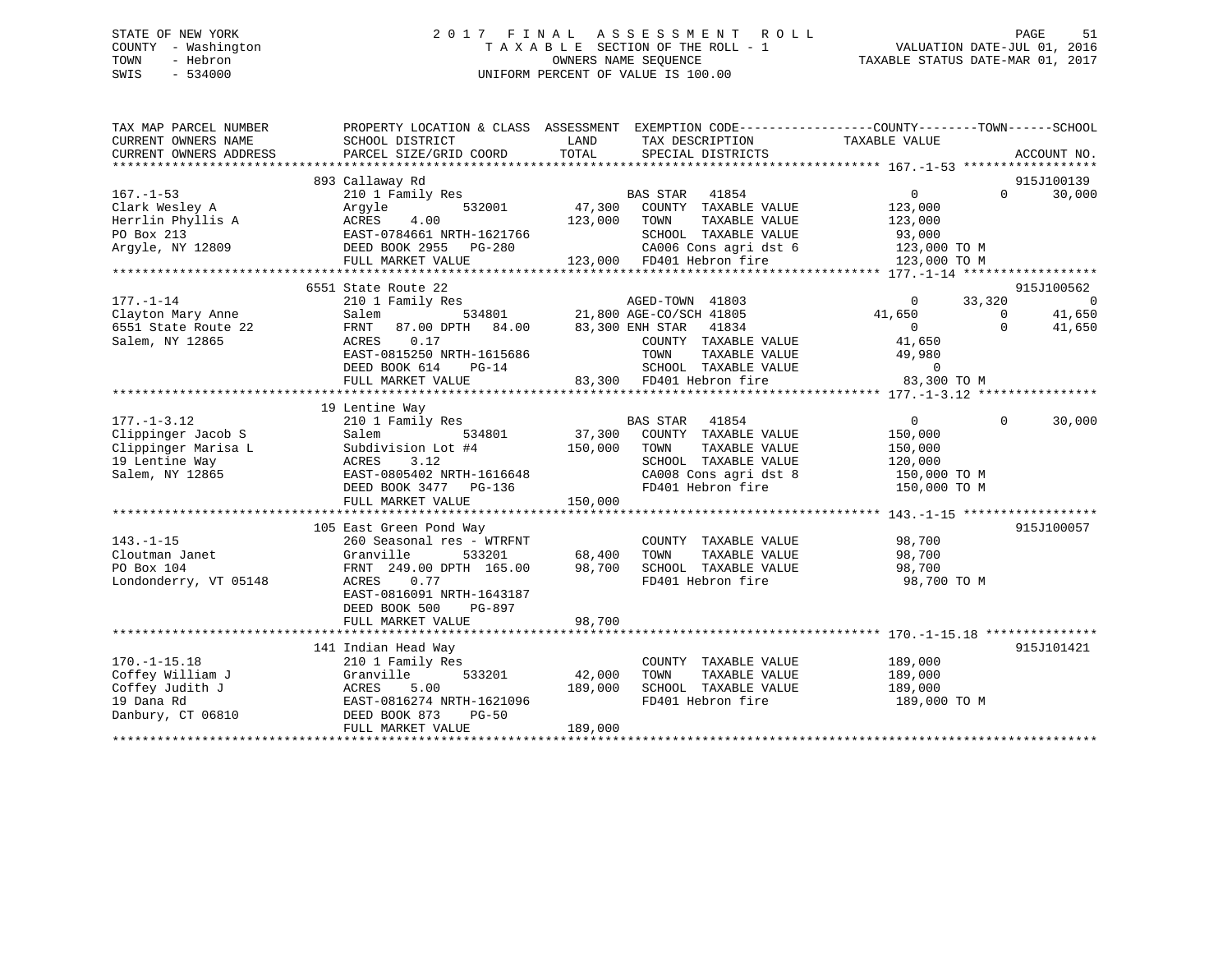STATE OF NEW YORK
COUNTY - Washington
TOWN - Hebron
SWIS - 534000

2017 FINAL ASSESSMENT ROLL
TAXABLE SECTION OF THE ROLL - 1
OWNERS NAME SEQUENCE
UNIFORM PERCENT OF VALUE IS 100.00

VALUATION DATE-JUL 01, 2016
TAXABLE STATUS DATE-MAR 01, 2017

```
TAX MAP PARCEL NUMBER     PROPERTY LOCATION & CLASS  ASSESSMENT  EXEMPTION CODE------------------COUNTY--------TOWN------SCHOOL
CURRENT OWNERS NAME       SCHOOL DISTRICT               LAND      TAX DESCRIPTION              TAXABLE VALUE
CURRENT OWNERS ADDRESS    PARCEL SIZE/GRID COORD        TOTAL     SPECIAL DISTRICTS                                    ACCOUNT NO.
******************************************************************************************************* 167.-1-53 ******************
                          893 Callaway Rd                                                                              915J100139
167.-1-53                 210 1 Family Res                        BAS STAR   41854                 0             0      30,000
Clark Wesley A            Argyle         532001       47,300      COUNTY  TAXABLE VALUE          123,000
Herrlin Phyllis A         ACRES    4.00              123,000      TOWN    TAXABLE VALUE          123,000
PO Box 213                EAST-0784661 NRTH-1621766               SCHOOL  TAXABLE VALUE           93,000
Argyle, NY 12809          DEED BOOK 2955   PG-280                 CA006 Cons agri dst 6          123,000 TO M
                          FULL MARKET VALUE          123,000      FD401 Hebron fire              123,000 TO M
******************************************************************************************************* 177.-1-14 ******************
                          6551 State Route 22                                                                          915J100562
177.-1-14                 210 1 Family Res                        AGED-TOWN  41803                 0        33,320           0
Clayton Mary Anne         Salem          534801       21,800 AGE-CO/SCH 41805             41,650             0      41,650
6551 State Route 22       FRNT    87.00 DPTH   84.00    83,300 ENH STAR   41834                 0             0      41,650
Salem, NY 12865           ACRES    0.17                           COUNTY  TAXABLE VALUE           41,650
                          EAST-0815250 NRTH-1615686               TOWN    TAXABLE VALUE           49,980
                          DEED BOOK 614    PG-14                  SCHOOL  TAXABLE VALUE                0
                          FULL MARKET VALUE           83,300      FD401 Hebron fire               83,300 TO M
******************************************************************************************************* 177.-1-3.12 ****************
                          19 Lentine Way
177.-1-3.12               210 1 Family Res                        BAS STAR   41854                 0             0      30,000
Clippinger Jacob S        Salem          534801       37,300      COUNTY  TAXABLE VALUE          150,000
Clippinger Marisa L       Subdivision Lot #4         150,000      TOWN    TAXABLE VALUE          150,000
19 Lentine Way            ACRES    3.12                           SCHOOL  TAXABLE VALUE          120,000
Salem, NY 12865           EAST-0805402 NRTH-1616648               CA008 Cons agri dst 8          150,000 TO M
                          DEED BOOK 3477   PG-136                 FD401 Hebron fire              150,000 TO M
                          FULL MARKET VALUE          150,000
******************************************************************************************************* 143.-1-15 ******************
                          105 East Green Pond Way                                                                      915J100057
143.-1-15                 260 Seasonal res - WTRFNT               COUNTY  TAXABLE VALUE           98,700
Cloutman Janet            Granville      533201       68,400      TOWN    TAXABLE VALUE           98,700
PO Box 104                FRNT   249.00 DPTH  165.00    98,700    SCHOOL  TAXABLE VALUE           98,700
Londonderry, VT 05148     ACRES    0.77                           FD401 Hebron fire               98,700 TO M
                          EAST-0816091 NRTH-1643187
                          DEED BOOK 500    PG-897
                          FULL MARKET VALUE           98,700
******************************************************************************************************* 170.-1-15.18 ***************
                          141 Indian Head Way                                                                          915J101421
170.-1-15.18              210 1 Family Res                        COUNTY  TAXABLE VALUE          189,000
Coffey William J          Granville      533201       42,000      TOWN    TAXABLE VALUE          189,000
Coffey Judith J           ACRES    5.00              189,000      SCHOOL  TAXABLE VALUE          189,000
19 Dana Rd                EAST-0816274 NRTH-1621096               FD401 Hebron fire              189,000 TO M
Danbury, CT 06810         DEED BOOK 873    PG-50
                          FULL MARKET VALUE          189,000
************************************************************************************************************************************
```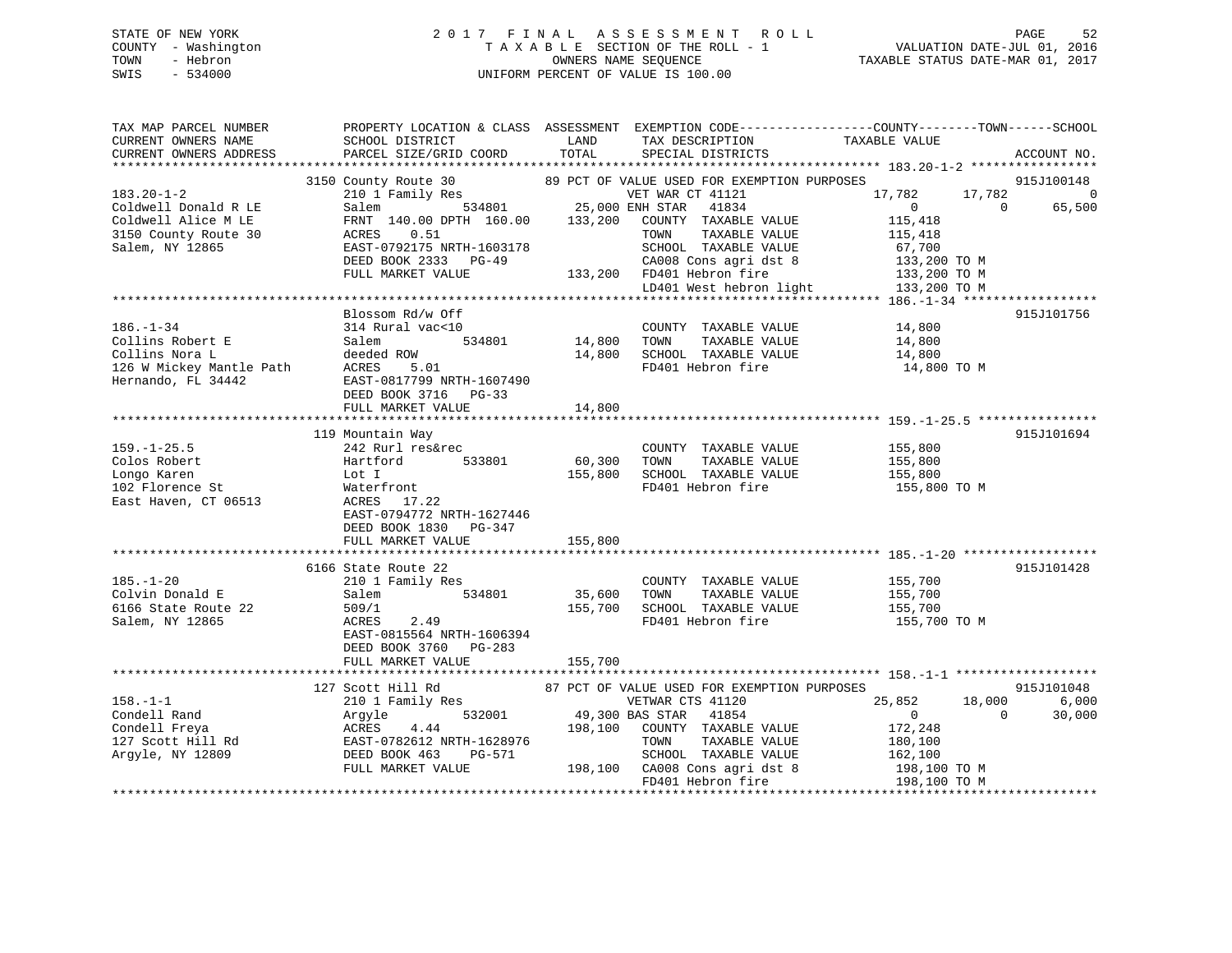STATE OF NEW YORK
COUNTY - Washington
TOWN - Hebron
SWIS - 534000

# 2017 FINAL ASSESSMENT ROLL

TAXABLE SECTION OF THE ROLL - 1
OWNERS NAME SEQUENCE
UNIFORM PERCENT OF VALUE IS 100.00

VALUATION DATE-JUL 01, 2016
TAXABLE STATUS DATE-MAR 01, 2017

| TAX MAP PARCEL NUMBER / CURRENT OWNERS NAME / CURRENT OWNERS ADDRESS | PROPERTY LOCATION & CLASS / SCHOOL DISTRICT / PARCEL SIZE/GRID COORD | LAND / TOTAL | EXEMPTION CODE / TAX DESCRIPTION / SPECIAL DISTRICTS | COUNTY TAXABLE VALUE | TOWN | SCHOOL | ACCOUNT NO. |
|---|---|---|---|---|---|---|---|
| | 3150 County Route 30 | | 89 PCT OF VALUE USED FOR EXEMPTION PURPOSES | | | | 915J100148 |
| 183.20-1-2 | 210 1 Family Res | | VET WAR CT 41121 | 17,782 | 17,782 | 0 | |
| Coldwell Donald R LE | Salem 534801 | 25,000 | ENH STAR 41834 | 0 | 0 | 65,500 | |
| Coldwell Alice M LE | FRNT 140.00 DPTH 160.00 | 133,200 | COUNTY TAXABLE VALUE | 115,418 | | | |
| 3150 County Route 30 | ACRES 0.51 | | TOWN TAXABLE VALUE | 115,418 | | | |
| Salem, NY 12865 | EAST-0792175 NRTH-1603178 | | SCHOOL TAXABLE VALUE | 67,700 | | | |
| | DEED BOOK 2333 PG-49 | | CA008 Cons agri dst 8 | 133,200 TO M | | | |
| | FULL MARKET VALUE | 133,200 | FD401 Hebron fire | 133,200 TO M | | | |
| | | | LD401 West hebron light | 133,200 TO M | | | |
| | Blossom Rd/w Off | | | | | | 915J101756 |
| 186.-1-34 | 314 Rural vac<10 | | COUNTY TAXABLE VALUE | 14,800 | | | |
| Collins Robert E | Salem 534801 | 14,800 | TOWN TAXABLE VALUE | 14,800 | | | |
| Collins Nora L | deeded ROW | 14,800 | SCHOOL TAXABLE VALUE | 14,800 | | | |
| 126 W Mickey Mantle Path | ACRES 5.01 | | FD401 Hebron fire | 14,800 TO M | | | |
| Hernando, FL 34442 | EAST-0817799 NRTH-1607490 | | | | | | |
| | DEED BOOK 3716 PG-33 | | | | | | |
| | FULL MARKET VALUE | 14,800 | | | | | |
| | 119 Mountain Way | | | | | | 915J101694 |
| 159.-1-25.5 | 242 Rurl res&rec | | COUNTY TAXABLE VALUE | 155,800 | | | |
| Colos Robert | Hartford 533801 | 60,300 | TOWN TAXABLE VALUE | 155,800 | | | |
| Longo Karen | Lot I | 155,800 | SCHOOL TAXABLE VALUE | 155,800 | | | |
| 102 Florence St | Waterfront | | FD401 Hebron fire | 155,800 TO M | | | |
| East Haven, CT 06513 | ACRES 17.22 | | | | | | |
| | EAST-0794772 NRTH-1627446 | | | | | | |
| | DEED BOOK 1830 PG-347 | | | | | | |
| | FULL MARKET VALUE | 155,800 | | | | | |
| | 6166 State Route 22 | | | | | | 915J101428 |
| 185.-1-20 | 210 1 Family Res | | COUNTY TAXABLE VALUE | 155,700 | | | |
| Colvin Donald E | Salem 534801 | 35,600 | TOWN TAXABLE VALUE | 155,700 | | | |
| 6166 State Route 22 | 509/1 | 155,700 | SCHOOL TAXABLE VALUE | 155,700 | | | |
| Salem, NY 12865 | ACRES 2.49 | | FD401 Hebron fire | 155,700 TO M | | | |
| | EAST-0815564 NRTH-1606394 | | | | | | |
| | DEED BOOK 3760 PG-283 | | | | | | |
| | FULL MARKET VALUE | 155,700 | | | | | |
| | 127 Scott Hill Rd | | 87 PCT OF VALUE USED FOR EXEMPTION PURPOSES | | | | 915J101048 |
| 158.-1-1 | 210 1 Family Res | | VETWAR CTS 41120 | 25,852 | 18,000 | 6,000 | |
| Condell Rand | Argyle 532001 | 49,300 | BAS STAR 41854 | 0 | 0 | 30,000 | |
| Condell Freya | ACRES 4.44 | 198,100 | COUNTY TAXABLE VALUE | 172,248 | | | |
| 127 Scott Hill Rd | EAST-0782612 NRTH-1628976 | | TOWN TAXABLE VALUE | 180,100 | | | |
| Argyle, NY 12809 | DEED BOOK 463 PG-571 | | SCHOOL TAXABLE VALUE | 162,100 | | | |
| | FULL MARKET VALUE | 198,100 | CA008 Cons agri dst 8 | 198,100 TO M | | | |
| | | | FD401 Hebron fire | 198,100 TO M | | | |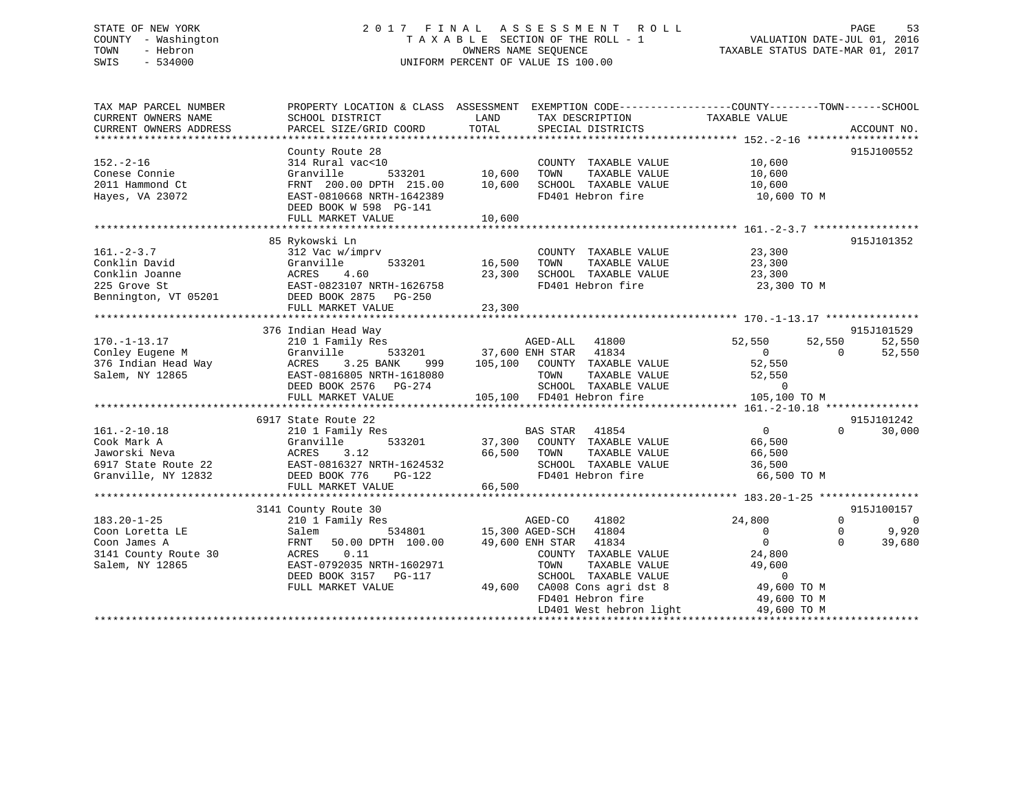STATE OF NEW YORK  
COUNTY - Washington  
TOWN - Hebron  
SWIS - 534000

2 0 1 7 F I N A L A S S E S S M E N T R O L L  
T A X A B L E SECTION OF THE ROLL - 1  
OWNERS NAME SEQUENCE  
UNIFORM PERCENT OF VALUE IS 100.00

VALUATION DATE-JUL 01, 2016  
TAXABLE STATUS DATE-MAR 01, 2017

```
TAX MAP PARCEL NUMBER      PROPERTY LOCATION & CLASS  ASSESSMENT  EXEMPTION CODE------------------COUNTY--------TOWN------SCHOOL
CURRENT OWNERS NAME        SCHOOL DISTRICT             LAND        TAX DESCRIPTION             TAXABLE VALUE
CURRENT OWNERS ADDRESS     PARCEL SIZE/GRID COORD      TOTAL       SPECIAL DISTRICTS                                     ACCOUNT NO.
******************************************************************************************************* 152.-2-16 ******************
                           County Route 28                                                                             915J100552
152.-2-16                  314 Rural vac<10                        COUNTY  TAXABLE VALUE          10,600
Conese Connie              Granville      533201       10,600      TOWN    TAXABLE VALUE          10,600
2011 Hammond Ct            FRNT 200.00 DPTH 215.00     10,600      SCHOOL  TAXABLE VALUE          10,600
Hayes, VA 23072            EAST-0810668 NRTH-1642389               FD401 Hebron fire               10,600 TO M
                           DEED BOOK W 598  PG-141
                           FULL MARKET VALUE           10,600
******************************************************************************************************* 161.-2-3.7 *****************
                           85 Rykowski Ln                                                                              915J101352
161.-2-3.7                 312 Vac w/imprv                         COUNTY  TAXABLE VALUE          23,300
Conklin David              Granville      533201       16,500      TOWN    TAXABLE VALUE          23,300
Conklin Joanne             ACRES    4.60               23,300      SCHOOL  TAXABLE VALUE          23,300
225 Grove St               EAST-0823107 NRTH-1626758               FD401 Hebron fire               23,300 TO M
Bennington, VT 05201       DEED BOOK 2875   PG-250
                           FULL MARKET VALUE           23,300
******************************************************************************************************* 170.-1-13.17 ***************
                           376 Indian Head Way                                                                         915J101529
170.-1-13.17               210 1 Family Res                        AGED-ALL   41800           52,550      52,550      52,550
Conley Eugene M            Granville      533201       37,600 ENH STAR   41834                0           0      52,550
376 Indian Head Way        ACRES    3.25 BANK    999  105,100      COUNTY  TAXABLE VALUE          52,550
Salem, NY 12865            EAST-0816805 NRTH-1618080               TOWN    TAXABLE VALUE          52,550
                           DEED BOOK 2576   PG-274                 SCHOOL  TAXABLE VALUE               0
                           FULL MARKET VALUE          105,100      FD401 Hebron fire              105,100 TO M
******************************************************************************************************* 161.-2-10.18 ***************
                           6917 State Route 22                                                                         915J101242
161.-2-10.18               210 1 Family Res                        BAS STAR   41854                0           0      30,000
Cook Mark A                Granville      533201       37,300      COUNTY  TAXABLE VALUE          66,500
Jaworski Neva              ACRES    3.12               66,500      TOWN    TAXABLE VALUE          66,500
6917 State Route 22        EAST-0816327 NRTH-1624532               SCHOOL  TAXABLE VALUE          36,500
Granville, NY 12832        DEED BOOK 776    PG-122                 FD401 Hebron fire               66,500 TO M
                           FULL MARKET VALUE           66,500
******************************************************************************************************* 183.20-1-25 ****************
                           3141 County Route 30                                                                        915J100157
183.20-1-25                210 1 Family Res                        AGED-CO    41802           24,800           0           0
Coon Loretta LE            Salem          534801       15,300 AGED-SCH   41804                0           0       9,920
Coon James A               FRNT  50.00 DPTH 100.00     49,600 ENH STAR   41834                0           0      39,680
3141 County Route 30       ACRES    0.11                           COUNTY  TAXABLE VALUE          24,800
Salem, NY 12865            EAST-0792035 NRTH-1602971               TOWN    TAXABLE VALUE          49,600
                           DEED BOOK 3157   PG-117                 SCHOOL  TAXABLE VALUE               0
                           FULL MARKET VALUE           49,600      CA008 Cons agri dst 8           49,600 TO M
                                                                   FD401 Hebron fire               49,600 TO M
                                                                   LD401 West hebron light         49,600 TO M
************************************************************************************************************************************
```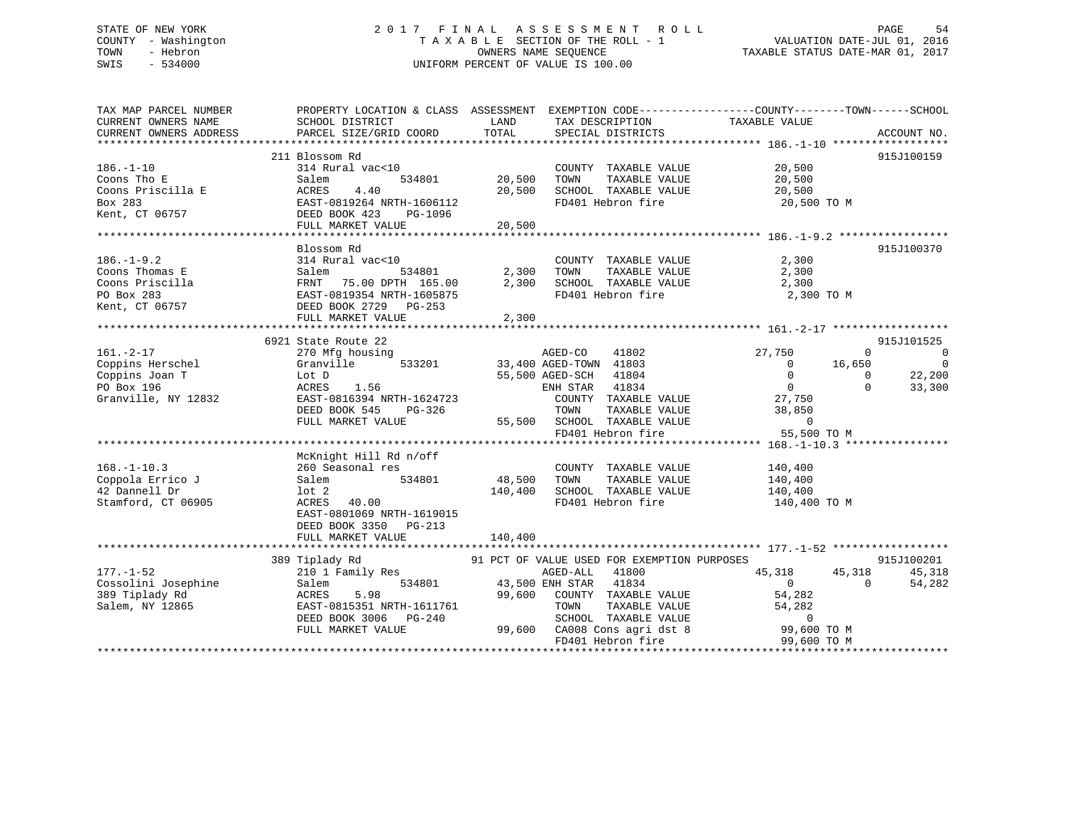STATE OF NEW YORK
COUNTY - Washington
TOWN - Hebron
SWIS - 534000

2 0 1 7 F I N A L A S S E S S M E N T R O L L
T A X A B L E SECTION OF THE ROLL - 1
OWNERS NAME SEQUENCE
UNIFORM PERCENT OF VALUE IS 100.00

VALUATION DATE-JUL 01, 2016
TAXABLE STATUS DATE-MAR 01, 2017

```
TAX MAP PARCEL NUMBER        PROPERTY LOCATION & CLASS  ASSESSMENT  EXEMPTION CODE------------------COUNTY--------TOWN------SCHOOL
CURRENT OWNERS NAME          SCHOOL DISTRICT               LAND      TAX DESCRIPTION              TAXABLE VALUE
CURRENT OWNERS ADDRESS       PARCEL SIZE/GRID COORD        TOTAL     SPECIAL DISTRICTS                                    ACCOUNT NO.
******************************************************************************************************* 186.-1-10 ******************
                             211 Blossom Rd                                                                              915J100159
186.-1-10                    314 Rural vac<10                        COUNTY  TAXABLE VALUE           20,500
Coons Tho E                  Salem          534801       20,500      TOWN    TAXABLE VALUE           20,500
Coons Priscilla E            ACRES    4.40               20,500      SCHOOL  TAXABLE VALUE           20,500
Box 283                      EAST-0819264 NRTH-1606112               FD401 Hebron fire                20,500 TO M
Kent, CT 06757               DEED BOOK 423    PG-1096
                             FULL MARKET VALUE           20,500
******************************************************************************************************* 186.-1-9.2 *****************
                             Blossom Rd                                                                                  915J100370
186.-1-9.2                   314 Rural vac<10                        COUNTY  TAXABLE VALUE            2,300
Coons Thomas E               Salem          534801        2,300      TOWN    TAXABLE VALUE            2,300
Coons Priscilla              FRNT   75.00 DPTH  165.00    2,300      SCHOOL  TAXABLE VALUE            2,300
PO Box 283                   EAST-0819354 NRTH-1605875               FD401 Hebron fire                 2,300 TO M
Kent, CT 06757               DEED BOOK 2729   PG-253
                             FULL MARKET VALUE            2,300
******************************************************************************************************* 161.-2-17 ******************
                             6921 State Route 22                                                                         915J101525
161.-2-17                    270 Mfg housing                         AGED-CO     41802         27,750           0             0
Coppins Herschel             Granville      533201       33,400 AGED-TOWN   41803              0       16,650             0
Coppins Joan T               Lot D                       55,500 AGED-SCH    41804              0            0        22,200
PO Box 196                   ACRES    1.56                          ENH STAR    41834              0            0        33,300
Granville, NY 12832          EAST-0816394 NRTH-1624723               COUNTY  TAXABLE VALUE           27,750
                             DEED BOOK 545    PG-326                 TOWN    TAXABLE VALUE           38,850
                             FULL MARKET VALUE           55,500      SCHOOL  TAXABLE VALUE                0
                                                                     FD401 Hebron fire                55,500 TO M
******************************************************************************************************* 168.-1-10.3 ****************
                             McKnight Hill Rd n/off
168.-1-10.3                  260 Seasonal res                        COUNTY  TAXABLE VALUE          140,400
Coppola Errico J             Salem          534801       48,500      TOWN    TAXABLE VALUE          140,400
42 Dannell Dr                lot 2                      140,400      SCHOOL  TAXABLE VALUE          140,400
Stamford, CT 06905           ACRES   40.00                           FD401 Hebron fire               140,400 TO M
                             EAST-0801069 NRTH-1619015
                             DEED BOOK 3350   PG-213
                             FULL MARKET VALUE          140,400
******************************************************************************************************* 177.-1-52 ******************
                             389 Tiplady Rd              91 PCT OF VALUE USED FOR EXEMPTION PURPOSES                     915J100201
177.-1-52                    210 1 Family Res                        AGED-ALL    41800         45,318      45,318        45,318
Cossolini Josephine          Salem          534801       43,500 ENH STAR    41834              0            0        54,282
389 Tiplady Rd               ACRES    5.98               99,600      COUNTY  TAXABLE VALUE           54,282
Salem, NY 12865              EAST-0815351 NRTH-1611761               TOWN    TAXABLE VALUE           54,282
                             DEED BOOK 3006   PG-240                 SCHOOL  TAXABLE VALUE                0
                             FULL MARKET VALUE           99,600      CA008 Cons agri dst 8            99,600 TO M
                                                                     FD401 Hebron fire                99,600 TO M
************************************************************************************************************************************
```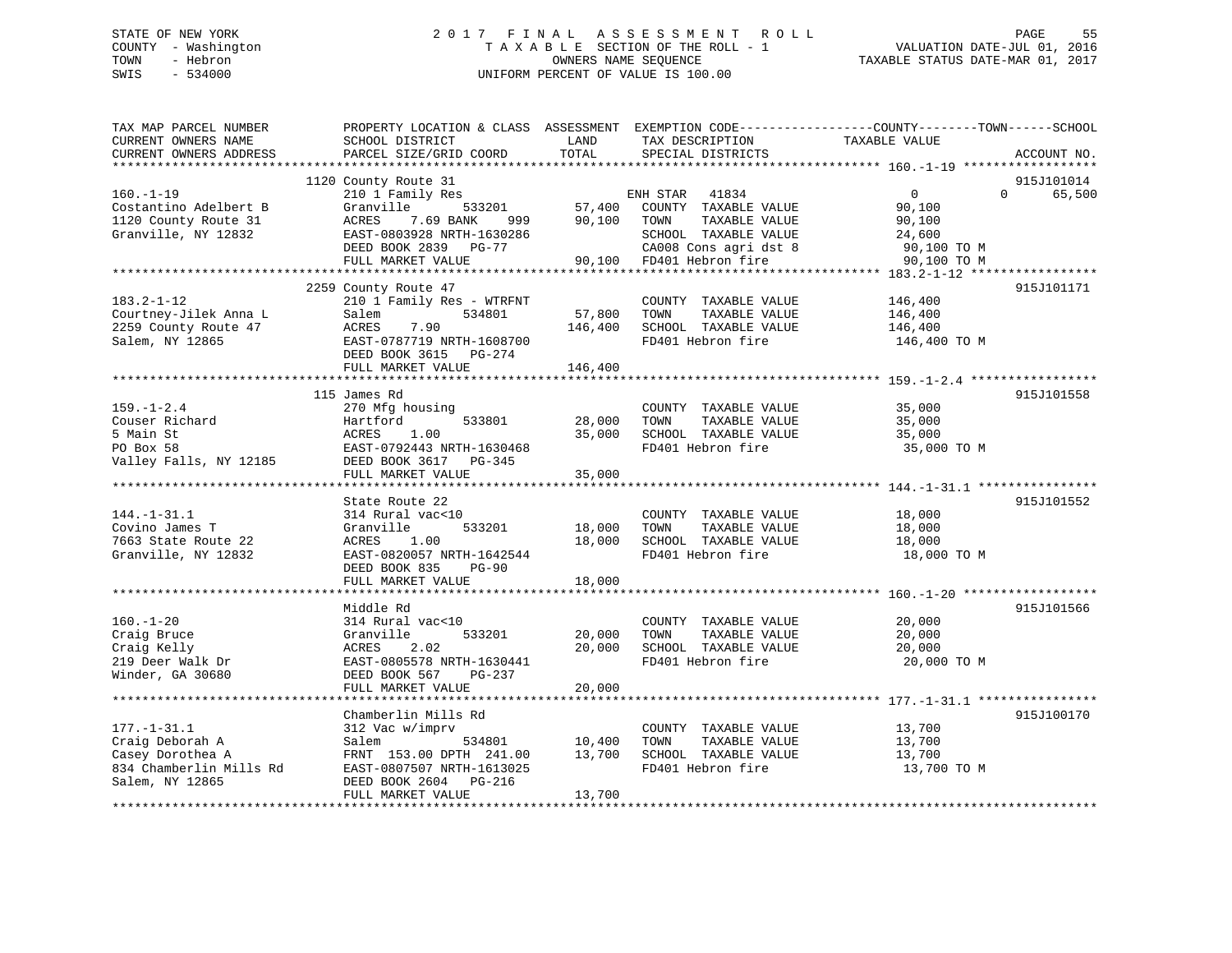STATE OF NEW YORK
COUNTY - Washington
TOWN - Hebron
SWIS - 534000

# 2017 FINAL ASSESSMENT ROLL
TAXABLE SECTION OF THE ROLL - 1
OWNERS NAME SEQUENCE
UNIFORM PERCENT OF VALUE IS 100.00

VALUATION DATE-JUL 01, 2016
TAXABLE STATUS DATE-MAR 01, 2017

| TAX MAP PARCEL NUMBER / CURRENT OWNERS NAME / CURRENT OWNERS ADDRESS | PROPERTY LOCATION & CLASS / SCHOOL DISTRICT / PARCEL SIZE/GRID COORD | ASSESSMENT LAND / TOTAL | EXEMPTION CODE / TAX DESCRIPTION / SPECIAL DISTRICTS | COUNTY | TOWN | SCHOOL | ACCOUNT NO. |
|---|---|---|---|---|---|---|---|
| 160.-1-19 | 1120 County Route 31 | | | | | | 915J101014 |
| Costantino Adelbert B | 210 1 Family Res | | ENH STAR 41834 | 0 | 0 | 65,500 | |
| 1120 County Route 31 | Granville 533201 | 57,400 | COUNTY TAXABLE VALUE | 90,100 | | | |
| Granville, NY 12832 | ACRES 7.69 BANK 999 | 90,100 | TOWN TAXABLE VALUE | | 90,100 | | |
| | EAST-0803928 NRTH-1630286 | | SCHOOL TAXABLE VALUE | | | 24,600 | |
| | DEED BOOK 2839 PG-77 | | CA008 Cons agri dst 8 | 90,100 TO M | | | |
| | FULL MARKET VALUE | 90,100 | FD401 Hebron fire | 90,100 TO M | | | |
| 183.2-1-12 | 2259 County Route 47 | | | | | | 915J101171 |
| Courtney-Jilek Anna L | 210 1 Family Res - WTRFNT | | COUNTY TAXABLE VALUE | 146,400 | | | |
| 2259 County Route 47 | Salem 534801 | 57,800 | TOWN TAXABLE VALUE | | 146,400 | | |
| Salem, NY 12865 | ACRES 7.90 | 146,400 | SCHOOL TAXABLE VALUE | | | 146,400 | |
| | EAST-0787719 NRTH-1608700 | | FD401 Hebron fire | 146,400 TO M | | | |
| | DEED BOOK 3615 PG-274 | | | | | | |
| | FULL MARKET VALUE | 146,400 | | | | | |
| 159.-1-2.4 | 115 James Rd | | | | | | 915J101558 |
| Couser Richard | 270 Mfg housing | | COUNTY TAXABLE VALUE | 35,000 | | | |
| 5 Main St | Hartford 533801 | 28,000 | TOWN TAXABLE VALUE | | 35,000 | | |
| PO Box 58 | ACRES 1.00 | 35,000 | SCHOOL TAXABLE VALUE | | | 35,000 | |
| Valley Falls, NY 12185 | EAST-0792443 NRTH-1630468 | | FD401 Hebron fire | 35,000 TO M | | | |
| | DEED BOOK 3617 PG-345 | | | | | | |
| | FULL MARKET VALUE | 35,000 | | | | | |
| 144.-1-31.1 | State Route 22 | | | | | | 915J101552 |
| Covino James T | 314 Rural vac<10 | | COUNTY TAXABLE VALUE | 18,000 | | | |
| 7663 State Route 22 | Granville 533201 | 18,000 | TOWN TAXABLE VALUE | | 18,000 | | |
| Granville, NY 12832 | ACRES 1.00 | 18,000 | SCHOOL TAXABLE VALUE | | | 18,000 | |
| | EAST-0820057 NRTH-1642544 | | FD401 Hebron fire | 18,000 TO M | | | |
| | DEED BOOK 835 PG-90 | | | | | | |
| | FULL MARKET VALUE | 18,000 | | | | | |
| 160.-1-20 | Middle Rd | | | | | | 915J101566 |
| Craig Bruce | 314 Rural vac<10 | | COUNTY TAXABLE VALUE | 20,000 | | | |
| Craig Kelly | Granville 533201 | 20,000 | TOWN TAXABLE VALUE | | 20,000 | | |
| 219 Deer Walk Dr | ACRES 2.02 | 20,000 | SCHOOL TAXABLE VALUE | | | 20,000 | |
| Winder, GA 30680 | EAST-0805578 NRTH-1630441 | | FD401 Hebron fire | 20,000 TO M | | | |
| | DEED BOOK 567 PG-237 | | | | | | |
| | FULL MARKET VALUE | 20,000 | | | | | |
| 177.-1-31.1 | Chamberlin Mills Rd | | | | | | 915J100170 |
| Craig Deborah A | 312 Vac w/imprv | | COUNTY TAXABLE VALUE | 13,700 | | | |
| Casey Dorothea A | Salem 534801 | 10,400 | TOWN TAXABLE VALUE | | 13,700 | | |
| 834 Chamberlin Mills Rd | FRNT 153.00 DPTH 241.00 | 13,700 | SCHOOL TAXABLE VALUE | | | 13,700 | |
| Salem, NY 12865 | EAST-0807507 NRTH-1613025 | | FD401 Hebron fire | 13,700 TO M | | | |
| | DEED BOOK 2604 PG-216 | | | | | | |
| | FULL MARKET VALUE | 13,700 | | | | | |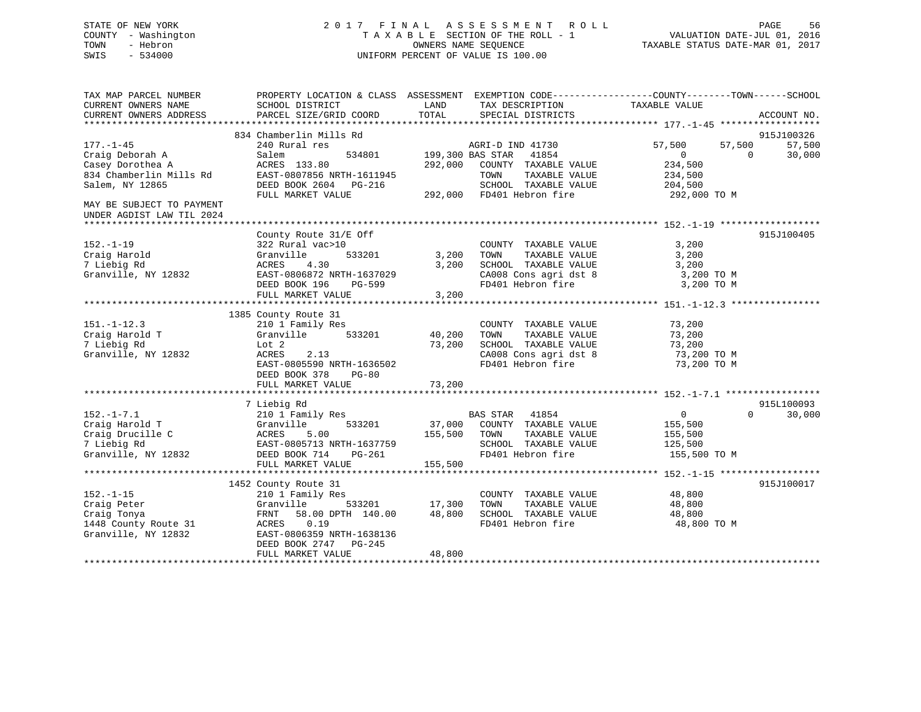STATE OF NEW YORK
COUNTY - Washington
TOWN - Hebron
SWIS - 534000

2 0 1 7 F I N A L A S S E S S M E N T R O L L
T A X A B L E SECTION OF THE ROLL - 1
OWNERS NAME SEQUENCE
UNIFORM PERCENT OF VALUE IS 100.00

VALUATION DATE-JUL 01, 2016
TAXABLE STATUS DATE-MAR 01, 2017

```
TAX MAP PARCEL NUMBER          PROPERTY LOCATION & CLASS  ASSESSMENT  EXEMPTION CODE------------------COUNTY--------TOWN------SCHOOL
CURRENT OWNERS NAME            SCHOOL DISTRICT              LAND      TAX DESCRIPTION              TAXABLE VALUE
CURRENT OWNERS ADDRESS         PARCEL SIZE/GRID COORD       TOTAL     SPECIAL DISTRICTS                                      ACCOUNT NO.
******************************************************************************************************* 177.-1-45 ******************
                               834 Chamberlin Mills Rd                                                                    915J100326
177.-1-45                      240 Rural res                          AGRI-D IND 41730            57,500       57,500       57,500
Craig Deborah A                Salem          534801          199,300 BAS STAR  41854                  0            0       30,000
Casey Dorothea A               ACRES 133.80                   292,000  COUNTY  TAXABLE VALUE       234,500
834 Chamberlin Mills Rd        EAST-0807856 NRTH-1611945                TOWN    TAXABLE VALUE       234,500
Salem, NY 12865                DEED BOOK 2604   PG-216                  SCHOOL  TAXABLE VALUE       204,500
                               FULL MARKET VALUE              292,000  FD401 Hebron fire            292,000 TO M
MAY BE SUBJECT TO PAYMENT
UNDER AGDIST LAW TIL 2024
******************************************************************************************************* 152.-1-19 ******************
                               County Route 31/E Off                                                                      915J100405
152.-1-19                      322 Rural vac>10                        COUNTY  TAXABLE VALUE          3,200
Craig Harold                   Granville      533201            3,200  TOWN    TAXABLE VALUE          3,200
7 Liebig Rd                    ACRES    4.30                    3,200  SCHOOL  TAXABLE VALUE          3,200
Granville, NY 12832            EAST-0806872 NRTH-1637029                CA008 Cons agri dst 8          3,200 TO M
                               DEED BOOK 196    PG-599                  FD401 Hebron fire              3,200 TO M
                               FULL MARKET VALUE                3,200
******************************************************************************************************* 151.-1-12.3 ****************
                               1385 County Route 31
151.-1-12.3                    210 1 Family Res                        COUNTY  TAXABLE VALUE         73,200
Craig Harold T                 Granville      533201           40,200  TOWN    TAXABLE VALUE         73,200
7 Liebig Rd                    Lot 2                           73,200  SCHOOL  TAXABLE VALUE         73,200
Granville, NY 12832            ACRES    2.13                            CA008 Cons agri dst 8         73,200 TO M
                               EAST-0805590 NRTH-1636502                FD401 Hebron fire             73,200 TO M
                               DEED BOOK 378    PG-80
                               FULL MARKET VALUE               73,200
******************************************************************************************************* 152.-1-7.1 *****************
                               7 Liebig Rd                                                                                915L100093
152.-1-7.1                     210 1 Family Res                        BAS STAR  41854                   0            0       30,000
Craig Harold T                 Granville      533201           37,000  COUNTY  TAXABLE VALUE        155,500
Craig Drucille C               ACRES    5.00                  155,500  TOWN    TAXABLE VALUE        155,500
7 Liebig Rd                    EAST-0805713 NRTH-1637759                SCHOOL  TAXABLE VALUE        125,500
Granville, NY 12832            DEED BOOK 714    PG-261                  FD401 Hebron fire            155,500 TO M
                               FULL MARKET VALUE              155,500
******************************************************************************************************* 152.-1-15 ******************
                               1452 County Route 31                                                                       915J100017
152.-1-15                      210 1 Family Res                        COUNTY  TAXABLE VALUE         48,800
Craig Peter                    Granville      533201           17,300  TOWN    TAXABLE VALUE         48,800
Craig Tonya                    FRNT   58.00 DPTH 140.00        48,800  SCHOOL  TAXABLE VALUE         48,800
1448 County Route 31           ACRES    0.19                            FD401 Hebron fire             48,800 TO M
Granville, NY 12832            EAST-0806359 NRTH-1638136
                               DEED BOOK 2747   PG-245
                               FULL MARKET VALUE               48,800
************************************************************************************************************************************
```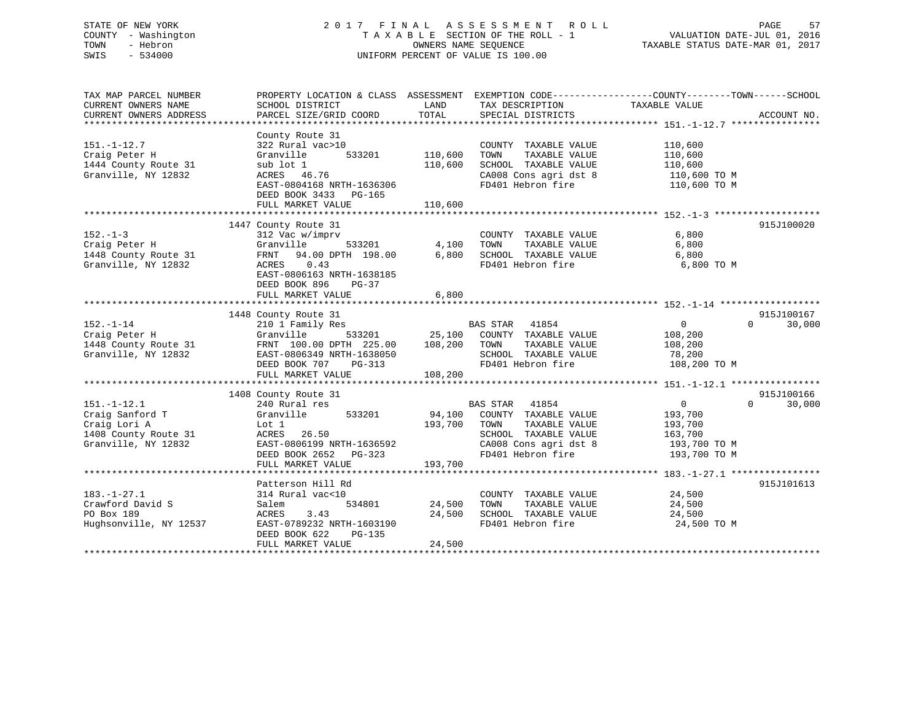STATE OF NEW YORK
COUNTY - Washington
TOWN - Hebron
SWIS - 534000

# 2017 FINAL ASSESSMENT ROLL

TAXABLE SECTION OF THE ROLL - 1
OWNERS NAME SEQUENCE
UNIFORM PERCENT OF VALUE IS 100.00

VALUATION DATE-JUL 01, 2016
TAXABLE STATUS DATE-MAR 01, 2017

| TAX MAP PARCEL NUMBER / CURRENT OWNERS NAME / CURRENT OWNERS ADDRESS | PROPERTY LOCATION & CLASS / SCHOOL DISTRICT / PARCEL SIZE/GRID COORD | ASSESSMENT LAND | TOTAL | EXEMPTION CODE / TAX DESCRIPTION / SPECIAL DISTRICTS | COUNTY / TOWN / SCHOOL TAXABLE VALUE | ACCOUNT NO. |
|---|---|---|---|---|---|---|
| **151.-1-12.7** | County Route 31 | | | | | |
| 151.-1-12.7 | 322 Rural vac>10 | | | COUNTY TAXABLE VALUE | 110,600 | |
| Craig Peter H | Granville 533201 | 110,600 | | TOWN TAXABLE VALUE | 110,600 | |
| 1444 County Route 31 | sub lot 1 | | 110,600 | SCHOOL TAXABLE VALUE | 110,600 | |
| Granville, NY 12832 | ACRES 46.76 | | | CA008 Cons agri dst 8 | 110,600 TO M | |
| | EAST-0804168 NRTH-1636306 | | | FD401 Hebron fire | 110,600 TO M | |
| | DEED BOOK 3433 PG-165 | | | | | |
| | FULL MARKET VALUE | | 110,600 | | | |
| **152.-1-3** | 1447 County Route 31 | | | | | 915J100020 |
| 152.-1-3 | 312 Vac w/imprv | | | COUNTY TAXABLE VALUE | 6,800 | |
| Craig Peter H | Granville 533201 | 4,100 | | TOWN TAXABLE VALUE | 6,800 | |
| 1448 County Route 31 | FRNT 94.00 DPTH 198.00 | | 6,800 | SCHOOL TAXABLE VALUE | 6,800 | |
| Granville, NY 12832 | ACRES 0.43 | | | FD401 Hebron fire | 6,800 TO M | |
| | EAST-0806163 NRTH-1638185 | | | | | |
| | DEED BOOK 896 PG-37 | | | | | |
| | FULL MARKET VALUE | | 6,800 | | | |
| **152.-1-14** | 1448 County Route 31 | | | | | 915J100167 |
| 152.-1-14 | 210 1 Family Res | | | BAS STAR 41854 | 0 0 30,000 | |
| Craig Peter H | Granville 533201 | 25,100 | | COUNTY TAXABLE VALUE | 108,200 | |
| 1448 County Route 31 | FRNT 100.00 DPTH 225.00 | | 108,200 | TOWN TAXABLE VALUE | 108,200 | |
| Granville, NY 12832 | EAST-0806349 NRTH-1638050 | | | SCHOOL TAXABLE VALUE | 78,200 | |
| | DEED BOOK 707 PG-313 | | | FD401 Hebron fire | 108,200 TO M | |
| | FULL MARKET VALUE | | 108,200 | | | |
| **151.-1-12.1** | 1408 County Route 31 | | | | | 915J100166 |
| 151.-1-12.1 | 240 Rural res | | | BAS STAR 41854 | 0 0 30,000 | |
| Craig Sanford T | Granville 533201 | 94,100 | | COUNTY TAXABLE VALUE | 193,700 | |
| Craig Lori A | Lot 1 | | 193,700 | TOWN TAXABLE VALUE | 193,700 | |
| 1408 County Route 31 | ACRES 26.50 | | | SCHOOL TAXABLE VALUE | 163,700 | |
| Granville, NY 12832 | EAST-0806199 NRTH-1636592 | | | CA008 Cons agri dst 8 | 193,700 TO M | |
| | DEED BOOK 2652 PG-323 | | | FD401 Hebron fire | 193,700 TO M | |
| | FULL MARKET VALUE | | 193,700 | | | |
| **183.-1-27.1** | Patterson Hill Rd | | | | | 915J101613 |
| 183.-1-27.1 | 314 Rural vac<10 | | | COUNTY TAXABLE VALUE | 24,500 | |
| Crawford David S | Salem 534801 | 24,500 | | TOWN TAXABLE VALUE | 24,500 | |
| PO Box 189 | ACRES 3.43 | | 24,500 | SCHOOL TAXABLE VALUE | 24,500 | |
| Hughsonville, NY 12537 | EAST-0789232 NRTH-1603190 | | | FD401 Hebron fire | 24,500 TO M | |
| | DEED BOOK 622 PG-135 | | | | | |
| | FULL MARKET VALUE | | 24,500 | | | |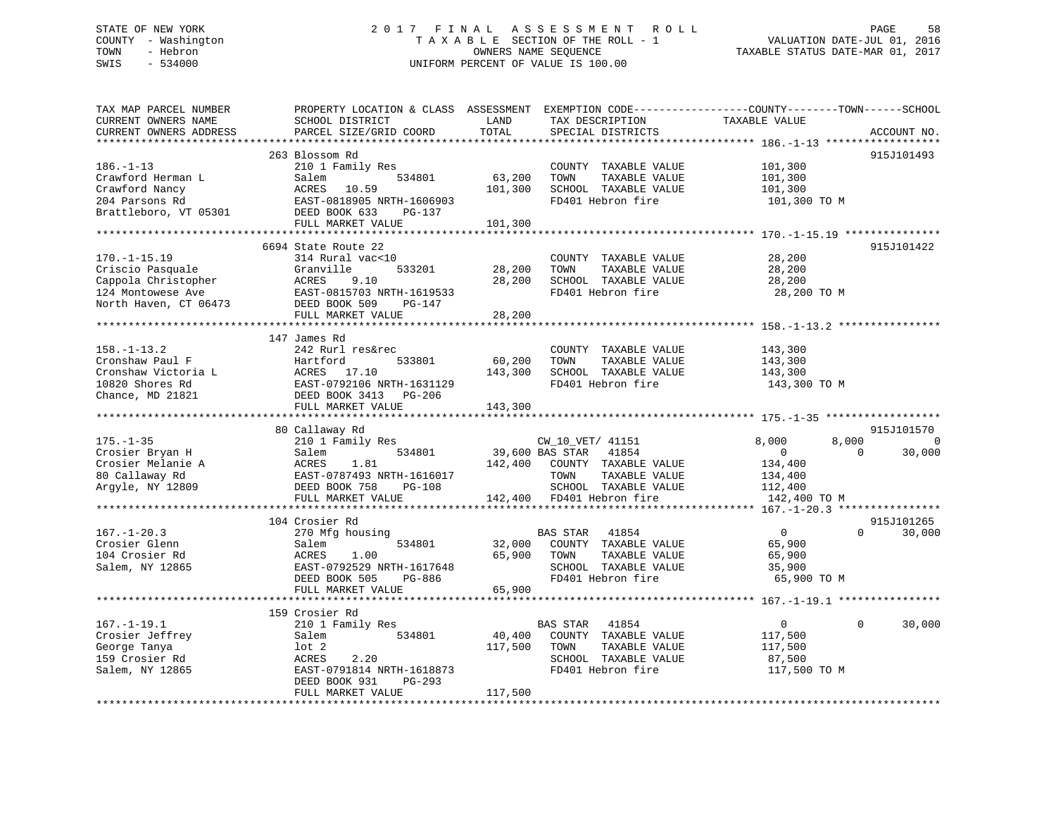STATE OF NEW YORK
COUNTY - Washington
TOWN - Hebron
SWIS - 534000

# 2017 FINAL ASSESSMENT ROLL
TAXABLE SECTION OF THE ROLL - 1
OWNERS NAME SEQUENCE
UNIFORM PERCENT OF VALUE IS 100.00

VALUATION DATE-JUL 01, 2016
TAXABLE STATUS DATE-MAR 01, 2017

| TAX MAP PARCEL NUMBER / CURRENT OWNERS NAME / CURRENT OWNERS ADDRESS | PROPERTY LOCATION & CLASS / SCHOOL DISTRICT / PARCEL SIZE/GRID COORD | ASSESSMENT LAND | TOTAL | EXEMPTION CODE / TAX DESCRIPTION / SPECIAL DISTRICTS | COUNTY TAXABLE VALUE | TOWN | SCHOOL | ACCOUNT NO. |
|---|---|---|---|---|---|---|---|---|
| **186.-1-13** | 263 Blossom Rd | | | | | | | 915J101493 |
| Crawford Herman L | 210 1 Family Res | | | COUNTY TAXABLE VALUE | 101,300 | | | |
| Crawford Nancy | Salem 534801 | 63,200 | | TOWN TAXABLE VALUE | 101,300 | | | |
| 204 Parsons Rd | ACRES 10.59 | | 101,300 | SCHOOL TAXABLE VALUE | 101,300 | | | |
| Brattleboro, VT 05301 | EAST-0818905 NRTH-1606903 | | | FD401 Hebron fire | 101,300 TO M | | | |
| | DEED BOOK 633 PG-137 | | | | | | | |
| | FULL MARKET VALUE | | 101,300 | | | | | |
| **170.-1-15.19** | 6694 State Route 22 | | | | | | | 915J101422 |
| Criscio Pasquale | 314 Rural vac<10 | | | COUNTY TAXABLE VALUE | 28,200 | | | |
| Cappola Christopher | Granville 533201 | 28,200 | | TOWN TAXABLE VALUE | 28,200 | | | |
| 124 Montowese Ave | ACRES 9.10 | | 28,200 | SCHOOL TAXABLE VALUE | 28,200 | | | |
| North Haven, CT 06473 | EAST-0815703 NRTH-1619533 | | | FD401 Hebron fire | 28,200 TO M | | | |
| | DEED BOOK 509 PG-147 | | | | | | | |
| | FULL MARKET VALUE | | 28,200 | | | | | |
| **158.-1-13.2** | 147 James Rd | | | | | | | |
| Cronshaw Paul F | 242 Rurl res&rec | | | COUNTY TAXABLE VALUE | 143,300 | | | |
| Cronshaw Victoria L | Hartford 533801 | 60,200 | | TOWN TAXABLE VALUE | 143,300 | | | |
| 10820 Shores Rd | ACRES 17.10 | | 143,300 | SCHOOL TAXABLE VALUE | 143,300 | | | |
| Chance, MD 21821 | EAST-0792106 NRTH-1631129 | | | FD401 Hebron fire | 143,300 TO M | | | |
| | DEED BOOK 3413 PG-206 | | | | | | | |
| | FULL MARKET VALUE | | 143,300 | | | | | |
| **175.-1-35** | 80 Callaway Rd | | | | | | | 915J101570 |
| Crosier Bryan H | 210 1 Family Res | | | CW_10_VET/ 41151 | 8,000 | 8,000 | 0 | |
| Crosier Melanie A | Salem 534801 | 39,600 | | BAS STAR 41854 | 0 | 0 | 30,000 | |
| 80 Callaway Rd | ACRES 1.81 | | 142,400 | COUNTY TAXABLE VALUE | 134,400 | | | |
| Argyle, NY 12809 | EAST-0787493 NRTH-1616017 | | | TOWN TAXABLE VALUE | 134,400 | | | |
| | DEED BOOK 758 PG-108 | | | SCHOOL TAXABLE VALUE | 112,400 | | | |
| | FULL MARKET VALUE | | 142,400 | FD401 Hebron fire | 142,400 TO M | | | |
| **167.-1-20.3** | 104 Crosier Rd | | | | | | | 915J101265 |
| Crosier Glenn | 270 Mfg housing | | | BAS STAR 41854 | 0 | 0 | 30,000 | |
| 104 Crosier Rd | Salem 534801 | 32,000 | | COUNTY TAXABLE VALUE | 65,900 | | | |
| Salem, NY 12865 | ACRES 1.00 | | 65,900 | TOWN TAXABLE VALUE | 65,900 | | | |
| | EAST-0792529 NRTH-1617648 | | | SCHOOL TAXABLE VALUE | 35,900 | | | |
| | DEED BOOK 505 PG-886 | | | FD401 Hebron fire | 65,900 TO M | | | |
| | FULL MARKET VALUE | | 65,900 | | | | | |
| **167.-1-19.1** | 159 Crosier Rd | | | | | | | |
| Crosier Jeffrey | 210 1 Family Res | | | BAS STAR 41854 | 0 | 0 | 30,000 | |
| George Tanya | Salem 534801 | 40,400 | | COUNTY TAXABLE VALUE | 117,500 | | | |
| 159 Crosier Rd | lot 2 | | 117,500 | TOWN TAXABLE VALUE | 117,500 | | | |
| Salem, NY 12865 | ACRES 2.20 | | | SCHOOL TAXABLE VALUE | 87,500 | | | |
| | EAST-0791814 NRTH-1618873 | | | FD401 Hebron fire | 117,500 TO M | | | |
| | DEED BOOK 931 PG-293 | | | | | | | |
| | FULL MARKET VALUE | | 117,500 | | | | | |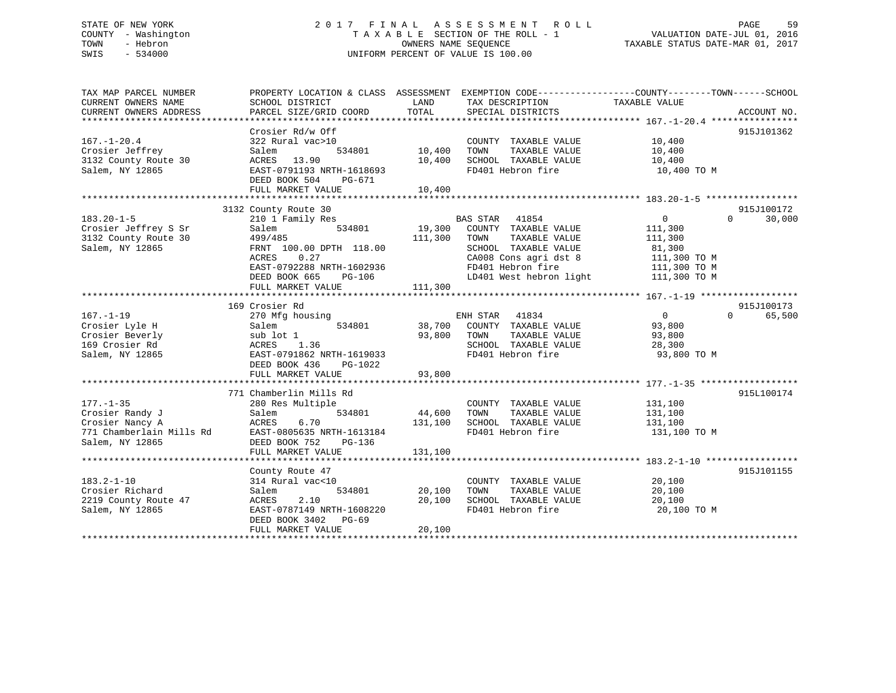STATE OF NEW YORK
COUNTY - Washington
TOWN - Hebron
SWIS - 534000

# 2017 FINAL ASSESSMENT ROLL
TAXABLE SECTION OF THE ROLL - 1
OWNERS NAME SEQUENCE
UNIFORM PERCENT OF VALUE IS 100.00

VALUATION DATE-JUL 01, 2016
TAXABLE STATUS DATE-MAR 01, 2017

```
TAX MAP PARCEL NUMBER         PROPERTY LOCATION & CLASS  ASSESSMENT  EXEMPTION CODE------------------COUNTY--------TOWN------SCHOOL
CURRENT OWNERS NAME           SCHOOL DISTRICT               LAND      TAX DESCRIPTION              TAXABLE VALUE
CURRENT OWNERS ADDRESS        PARCEL SIZE/GRID COORD        TOTAL     SPECIAL DISTRICTS                                       ACCOUNT NO.
******************************************************************************************************* 167.-1-20.4 ****************
                              Crosier Rd/w Off                                                                             915J101362
167.-1-20.4                   322 Rural vac>10                        COUNTY  TAXABLE VALUE            10,400
Crosier Jeffrey               Salem         534801        10,400      TOWN    TAXABLE VALUE            10,400
3132 County Route 30          ACRES  13.90                10,400      SCHOOL  TAXABLE VALUE            10,400
Salem, NY 12865               EAST-0791193 NRTH-1618693               FD401 Hebron fire                 10,400 TO M
                              DEED BOOK 504    PG-671
                              FULL MARKET VALUE           10,400
******************************************************************************************************* 183.20-1-5 *****************
                              3132 County Route 30                                                                         915J100172
183.20-1-5                    210 1 Family Res                       BAS STAR   41854                   0          0     30,000
Crosier Jeffrey S Sr          Salem         534801        19,300      COUNTY  TAXABLE VALUE           111,300
3132 County Route 30          499/485                    111,300      TOWN    TAXABLE VALUE           111,300
Salem, NY 12865               FRNT 100.00 DPTH 118.00                 SCHOOL  TAXABLE VALUE            81,300
                              ACRES   0.27                            CA008 Cons agri dst 8            111,300 TO M
                              EAST-0792288 NRTH-1602936               FD401 Hebron fire                111,300 TO M
                              DEED BOOK 665    PG-106                 LD401 West hebron light          111,300 TO M
                              FULL MARKET VALUE          111,300
******************************************************************************************************* 167.-1-19 ******************
                              169 Crosier Rd                                                                               915J100173
167.-1-19                     270 Mfg housing                        ENH STAR   41834                   0          0     65,500
Crosier Lyle H                Salem         534801        38,700      COUNTY  TAXABLE VALUE            93,800
Crosier Beverly               sub lot 1                   93,800      TOWN    TAXABLE VALUE            93,800
169 Crosier Rd                ACRES   1.36                            SCHOOL  TAXABLE VALUE            28,300
Salem, NY 12865               EAST-0791862 NRTH-1619033               FD401 Hebron fire                 93,800 TO M
                              DEED BOOK 436    PG-1022
                              FULL MARKET VALUE           93,800
******************************************************************************************************* 177.-1-35 ******************
                              771 Chamberlin Mills Rd                                                                      915L100174
177.-1-35                     280 Res Multiple                        COUNTY  TAXABLE VALUE           131,100
Crosier Randy J               Salem         534801        44,600      TOWN    TAXABLE VALUE           131,100
Crosier Nancy A               ACRES   6.70               131,100      SCHOOL  TAXABLE VALUE           131,100
771 Chamberlain Mills Rd      EAST-0805635 NRTH-1613184               FD401 Hebron fire                131,100 TO M
Salem, NY 12865               DEED BOOK 752    PG-136
                              FULL MARKET VALUE          131,100
******************************************************************************************************* 183.2-1-10 *****************
                              County Route 47                                                                              915J101155
183.2-1-10                    314 Rural vac<10                        COUNTY  TAXABLE VALUE            20,100
Crosier Richard               Salem         534801        20,100      TOWN    TAXABLE VALUE            20,100
2219 County Route 47          ACRES   2.10                20,100      SCHOOL  TAXABLE VALUE            20,100
Salem, NY 12865               EAST-0787149 NRTH-1608220               FD401 Hebron fire                 20,100 TO M
                              DEED BOOK 3402   PG-69
                              FULL MARKET VALUE           20,100
************************************************************************************************************************************
```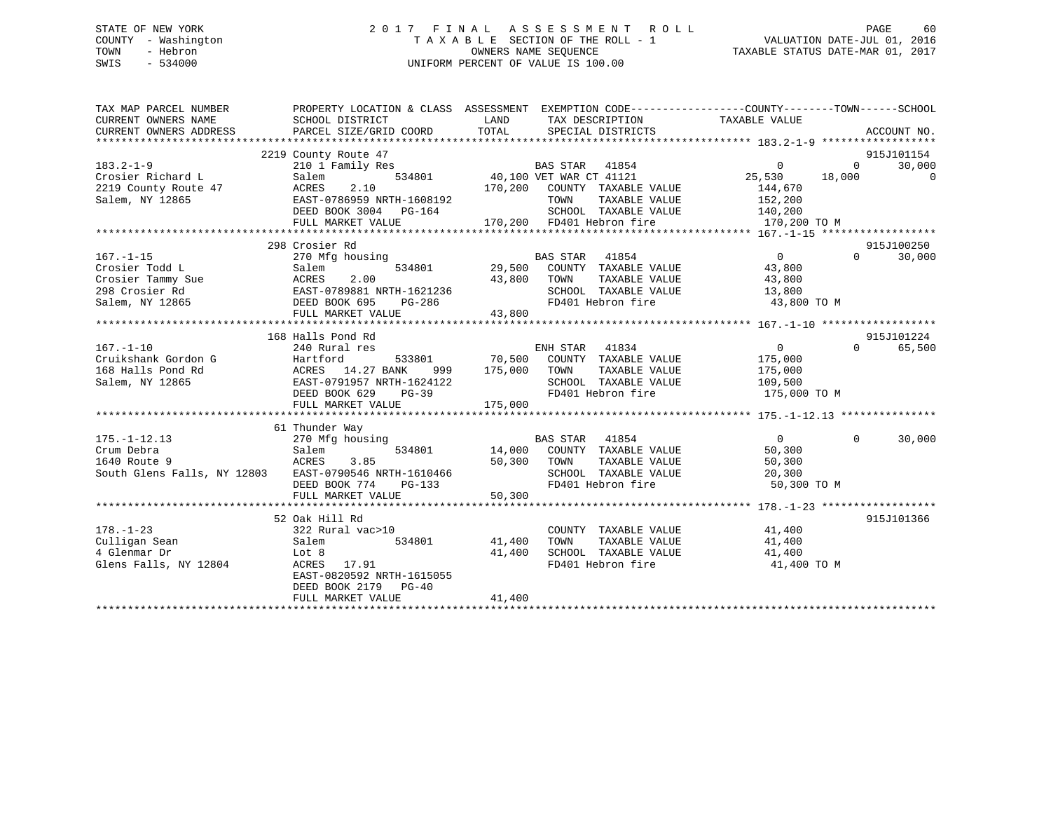STATE OF NEW YORK
COUNTY - Washington
TOWN - Hebron
SWIS - 534000

# 2017 FINAL ASSESSMENT ROLL

TAXABLE SECTION OF THE ROLL - 1
OWNERS NAME SEQUENCE
UNIFORM PERCENT OF VALUE IS 100.00

VALUATION DATE-JUL 01, 2016
TAXABLE STATUS DATE-MAR 01, 2017

```
TAX MAP PARCEL NUMBER         PROPERTY LOCATION & CLASS  ASSESSMENT  EXEMPTION CODE------------------COUNTY--------TOWN------SCHOOL
CURRENT OWNERS NAME           SCHOOL DISTRICT               LAND       TAX DESCRIPTION             TAXABLE VALUE
CURRENT OWNERS ADDRESS        PARCEL SIZE/GRID COORD        TOTAL      SPECIAL DISTRICTS                                      ACCOUNT NO.
******************************************************************************************************* 183.2-1-9 ******************
                         2219 County Route 47                                                                           915J101154
183.2-1-9                     210 1 Family Res                   BAS STAR  41854                   0           0      30,000
Crosier Richard L             Salem          534801        40,100 VET WAR CT 41121           25,530      18,000           0
2219 County Route 47          ACRES    2.10               170,200   COUNTY  TAXABLE VALUE         144,670
Salem, NY 12865               EAST-0786959 NRTH-1608192             TOWN    TAXABLE VALUE         152,200
                              DEED BOOK 3004   PG-164               SCHOOL  TAXABLE VALUE         140,200
                              FULL MARKET VALUE           170,200   FD401 Hebron fire             170,200 TO M
******************************************************************************************************* 167.-1-15 ******************
                          298 Crosier Rd                                                                                915J100250
167.-1-15                     270 Mfg housing                    BAS STAR  41854                   0           0      30,000
Crosier Todd L                Salem          534801        29,500   COUNTY  TAXABLE VALUE          43,800
Crosier Tammy Sue             ACRES    2.00                43,800   TOWN    TAXABLE VALUE          43,800
298 Crosier Rd                EAST-0789881 NRTH-1621236             SCHOOL  TAXABLE VALUE          13,800
Salem, NY 12865               DEED BOOK 695    PG-286               FD401 Hebron fire              43,800 TO M
                              FULL MARKET VALUE            43,800
******************************************************************************************************* 167.-1-10 ******************
                          168 Halls Pond Rd                                                                             915J101224
167.-1-10                     240 Rural res                      ENH STAR  41834                   0           0      65,500
Cruikshank Gordon G           Hartford       533801        70,500   COUNTY  TAXABLE VALUE         175,000
168 Halls Pond Rd             ACRES   14.27 BANK    999   175,000   TOWN    TAXABLE VALUE         175,000
Salem, NY 12865               EAST-0791957 NRTH-1624122             SCHOOL  TAXABLE VALUE         109,500
                              DEED BOOK 629    PG-39                FD401 Hebron fire             175,000 TO M
                              FULL MARKET VALUE           175,000
******************************************************************************************************* 175.-1-12.13 ***************
                           61 Thunder Way
175.-1-12.13                  270 Mfg housing                    BAS STAR  41854                   0           0      30,000
Crum Debra                    Salem          534801        14,000   COUNTY  TAXABLE VALUE          50,300
1640 Route 9                  ACRES    3.85                50,300   TOWN    TAXABLE VALUE          50,300
South Glens Falls, NY 12803   EAST-0790546 NRTH-1610466             SCHOOL  TAXABLE VALUE          20,300
                              DEED BOOK 774    PG-133               FD401 Hebron fire              50,300 TO M
                              FULL MARKET VALUE            50,300
******************************************************************************************************* 178.-1-23 ******************
                           52 Oak Hill Rd                                                                               915J101366
178.-1-23                     322 Rural vac>10                      COUNTY  TAXABLE VALUE          41,400
Culligan Sean                 Salem          534801        41,400   TOWN    TAXABLE VALUE          41,400
4 Glenmar Dr                  Lot 8                        41,400   SCHOOL  TAXABLE VALUE          41,400
Glens Falls, NY 12804         ACRES   17.91                         FD401 Hebron fire              41,400 TO M
                              EAST-0820592 NRTH-1615055
                              DEED BOOK 2179   PG-40
                              FULL MARKET VALUE            41,400
************************************************************************************************************************************
```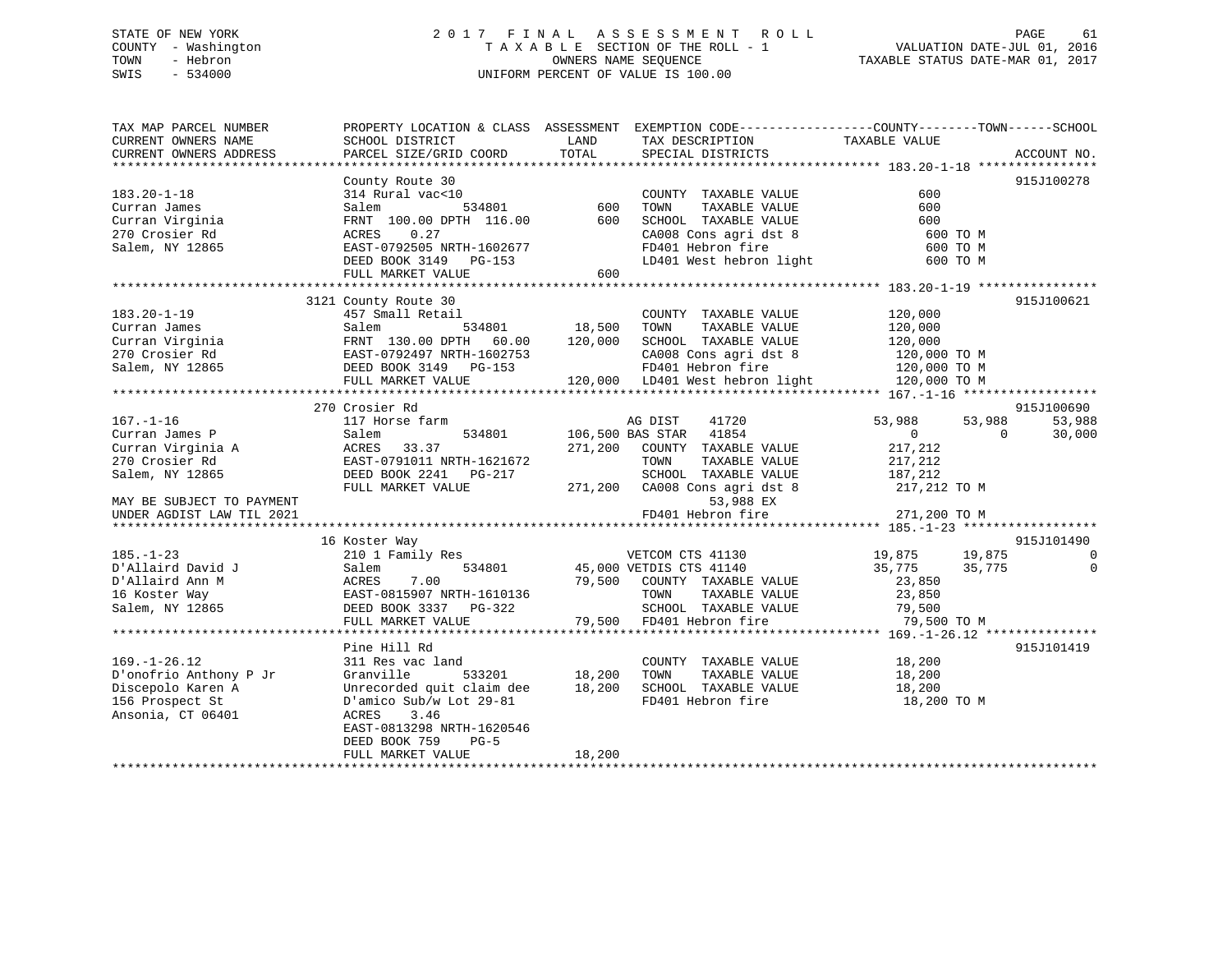STATE OF NEW YORK
COUNTY - Washington
TOWN - Hebron
SWIS - 534000

# 2017 FINAL ASSESSMENT ROLL

TAXABLE SECTION OF THE ROLL - 1
OWNERS NAME SEQUENCE
UNIFORM PERCENT OF VALUE IS 100.00

VALUATION DATE-JUL 01, 2016
TAXABLE STATUS DATE-MAR 01, 2017

```
TAX MAP PARCEL NUMBER        PROPERTY LOCATION & CLASS  ASSESSMENT  EXEMPTION CODE------------------COUNTY--------TOWN------SCHOOL
CURRENT OWNERS NAME          SCHOOL DISTRICT              LAND      TAX DESCRIPTION              TAXABLE VALUE
CURRENT OWNERS ADDRESS       PARCEL SIZE/GRID COORD       TOTAL     SPECIAL DISTRICTS                                    ACCOUNT NO.
******************************************************************************************************* 183.20-1-18 ****************
                             County Route 30                                                                          915J100278
183.20-1-18                  314 Rural vac<10                       COUNTY  TAXABLE VALUE               600
Curran James                 Salem          534801          600     TOWN    TAXABLE VALUE               600
Curran Virginia              FRNT 100.00 DPTH 116.00        600     SCHOOL  TAXABLE VALUE               600
270 Crosier Rd               ACRES    0.27                          CA008 Cons agri dst 8               600 TO M
Salem, NY 12865              EAST-0792505 NRTH-1602677              FD401 Hebron fire                   600 TO M
                             DEED BOOK 3149   PG-153                LD401 West hebron light             600 TO M
                             FULL MARKET VALUE              600
******************************************************************************************************* 183.20-1-19 ****************
                        3121 County Route 30                                                                          915J100621
183.20-1-19                  457 Small Retail                       COUNTY  TAXABLE VALUE           120,000
Curran James                 Salem          534801       18,500     TOWN    TAXABLE VALUE           120,000
Curran Virginia              FRNT 130.00 DPTH  60.00    120,000     SCHOOL  TAXABLE VALUE           120,000
270 Crosier Rd               EAST-0792497 NRTH-1602753              CA008 Cons agri dst 8           120,000 TO M
Salem, NY 12865              DEED BOOK 3149   PG-153                FD401 Hebron fire               120,000 TO M
                             FULL MARKET VALUE          120,000     LD401 West hebron light         120,000 TO M
******************************************************************************************************* 167.-1-16 ******************
                         270 Crosier Rd                                                                               915J100690
167.-1-16                    117 Horse farm                         AG DIST     41720            53,988     53,988     53,988
Curran James P               Salem          534801      106,500 BAS STAR    41854                 0          0     30,000
Curran Virginia A            ACRES   33.37              271,200     COUNTY  TAXABLE VALUE           217,212
270 Crosier Rd               EAST-0791011 NRTH-1621672              TOWN    TAXABLE VALUE           217,212
Salem, NY 12865              DEED BOOK 2241   PG-217                SCHOOL  TAXABLE VALUE           187,212
                             FULL MARKET VALUE          271,200     CA008 Cons agri dst 8           217,212 TO M
MAY BE SUBJECT TO PAYMENT                                                 53,988 EX
UNDER AGDIST LAW TIL 2021                                           FD401 Hebron fire               271,200 TO M
******************************************************************************************************* 185.-1-23 ******************
                          16 Koster Way                                                                               915J101490
185.-1-23                    210 1 Family Res                       VETCOM CTS 41130                 19,875     19,875          0
D'Allaird David J            Salem          534801       45,000 VETDIS CTS 41140                 35,775     35,775          0
D'Allaird Ann M              ACRES    7.00               79,500     COUNTY  TAXABLE VALUE            23,850
16 Koster Way                EAST-0815907 NRTH-1610136              TOWN    TAXABLE VALUE            23,850
Salem, NY 12865              DEED BOOK 3337   PG-322                SCHOOL  TAXABLE VALUE            79,500
                             FULL MARKET VALUE           79,500     FD401 Hebron fire                79,500 TO M
******************************************************************************************************* 169.-1-26.12 ***************
                             Pine Hill Rd                                                                             915J101419
169.-1-26.12                 311 Res vac land                       COUNTY  TAXABLE VALUE            18,200
D'onofrio Anthony P Jr       Granville      533201       18,200     TOWN    TAXABLE VALUE            18,200
Discepolo Karen A            Unrecorded quit claim dee   18,200     SCHOOL  TAXABLE VALUE            18,200
156 Prospect St              D'amico Sub/w Lot 29-81                FD401 Hebron fire                18,200 TO M
Ansonia, CT 06401            ACRES    3.46
                             EAST-0813298 NRTH-1620546
                             DEED BOOK 759    PG-5
                             FULL MARKET VALUE           18,200
************************************************************************************************************************************
```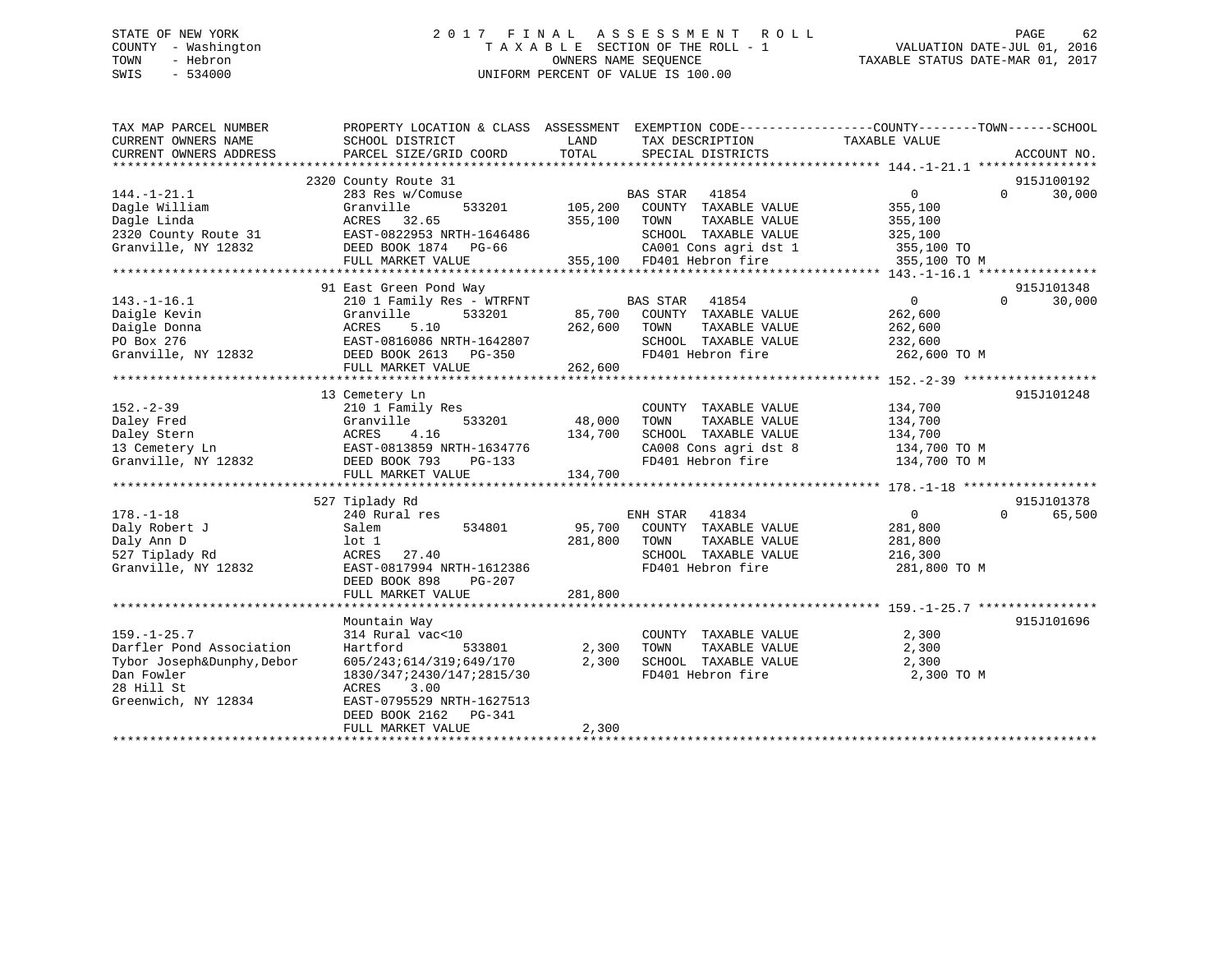STATE OF NEW YORK
COUNTY - Washington
TOWN - Hebron
SWIS - 534000

# 2017 FINAL ASSESSMENT ROLL

TAXABLE SECTION OF THE ROLL - 1
OWNERS NAME SEQUENCE
UNIFORM PERCENT OF VALUE IS 100.00

VALUATION DATE-JUL 01, 2016
TAXABLE STATUS DATE-MAR 01, 2017

| TAX MAP PARCEL NUMBER / CURRENT OWNERS NAME / CURRENT OWNERS ADDRESS | PROPERTY LOCATION & CLASS / SCHOOL DISTRICT / PARCEL SIZE/GRID COORD | ASSESSMENT LAND | TOTAL | EXEMPTION CODE / TAX DESCRIPTION / SPECIAL DISTRICTS | COUNTY / TOWN TAXABLE VALUE | SCHOOL | ACCOUNT NO. |
|---|---|---|---|---|---|---|---|
| 144.-1-21.1 | 2320 County Route 31 | | | | | | 915J100192 |
| Dagle William | 283 Res w/Comuse | | | BAS STAR 41854 | 0 | 0 | 30,000 |
| Dagle Linda | Granville 533201 | 105,200 | | COUNTY TAXABLE VALUE | 355,100 | | |
| 2320 County Route 31 | ACRES 32.65 | | 355,100 | TOWN TAXABLE VALUE | 355,100 | | |
| Granville, NY 12832 | EAST-0822953 NRTH-1646486 | | | SCHOOL TAXABLE VALUE | 325,100 | | |
| | DEED BOOK 1874 PG-66 | | | CA001 Cons agri dst 1 | 355,100 TO | | |
| | FULL MARKET VALUE | | 355,100 | FD401 Hebron fire | 355,100 TO M | | |
| 143.-1-16.1 | 91 East Green Pond Way | | | | | | 915J101348 |
| Daigle Kevin | 210 1 Family Res - WTRFNT | | | BAS STAR 41854 | 0 | 0 | 30,000 |
| Daigle Donna | Granville 533201 | 85,700 | | COUNTY TAXABLE VALUE | 262,600 | | |
| PO Box 276 | ACRES 5.10 | | 262,600 | TOWN TAXABLE VALUE | 262,600 | | |
| Granville, NY 12832 | EAST-0816086 NRTH-1642807 | | | SCHOOL TAXABLE VALUE | 232,600 | | |
| | DEED BOOK 2613 PG-350 | | | FD401 Hebron fire | 262,600 TO M | | |
| | FULL MARKET VALUE | | 262,600 | | | | |
| 152.-2-39 | 13 Cemetery Ln | | | | | | 915J101248 |
| Daley Fred | 210 1 Family Res | | | COUNTY TAXABLE VALUE | 134,700 | | |
| Daley Stern | Granville 533201 | 48,000 | | TOWN TAXABLE VALUE | 134,700 | | |
| 13 Cemetery Ln | ACRES 4.16 | | 134,700 | SCHOOL TAXABLE VALUE | 134,700 | | |
| Granville, NY 12832 | EAST-0813859 NRTH-1634776 | | | CA008 Cons agri dst 8 | 134,700 TO M | | |
| | DEED BOOK 793 PG-133 | | | FD401 Hebron fire | 134,700 TO M | | |
| | FULL MARKET VALUE | | 134,700 | | | | |
| 178.-1-18 | 527 Tiplady Rd | | | | | | 915J101378 |
| Daly Robert J | 240 Rural res | | | ENH STAR 41834 | 0 | 0 | 65,500 |
| Daly Ann D | Salem 534801 | 95,700 | | COUNTY TAXABLE VALUE | 281,800 | | |
| 527 Tiplady Rd | lot 1 | | 281,800 | TOWN TAXABLE VALUE | 281,800 | | |
| Granville, NY 12832 | ACRES 27.40 | | | SCHOOL TAXABLE VALUE | 216,300 | | |
| | EAST-0817994 NRTH-1612386 | | | FD401 Hebron fire | 281,800 TO M | | |
| | DEED BOOK 898 PG-207 | | | | | | |
| | FULL MARKET VALUE | | 281,800 | | | | |
| 159.-1-25.7 | Mountain Way | | | | | | 915J101696 |
| Darfler Pond Association | 314 Rural vac<10 | | | COUNTY TAXABLE VALUE | 2,300 | | |
| Tybor Joseph&Dunphy,Debor | Hartford 533801 | 2,300 | | TOWN TAXABLE VALUE | 2,300 | | |
| Dan Fowler | 605/243;614/319;649/170 | | 2,300 | SCHOOL TAXABLE VALUE | 2,300 | | |
| 28 Hill St | 1830/347;2430/147;2815/30 | | | FD401 Hebron fire | 2,300 TO M | | |
| Greenwich, NY 12834 | ACRES 3.00 | | | | | | |
| | EAST-0795529 NRTH-1627513 | | | | | | |
| | DEED BOOK 2162 PG-341 | | | | | | |
| | FULL MARKET VALUE | | 2,300 | | | | |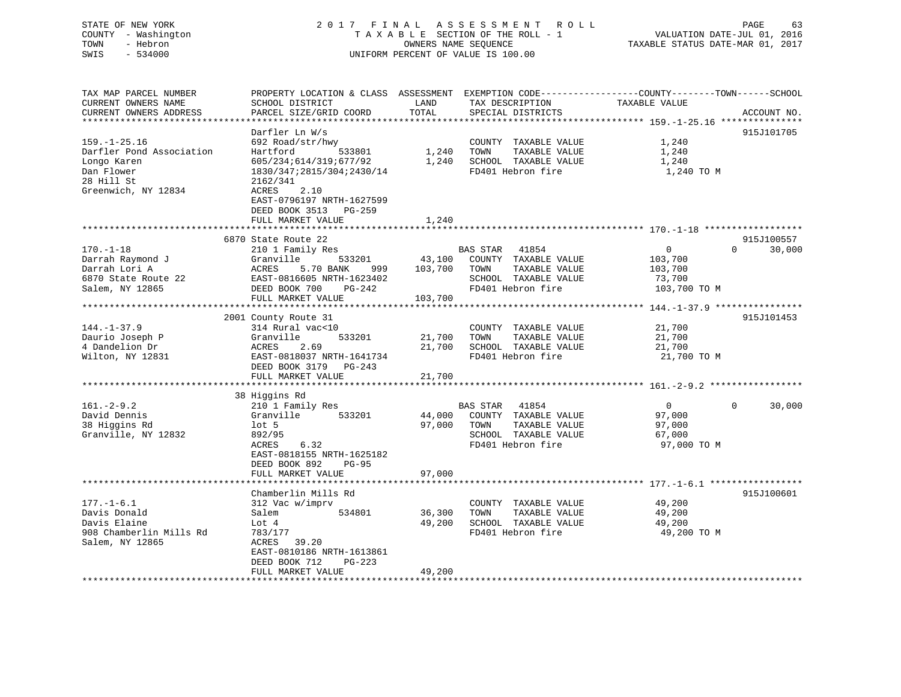STATE OF NEW YORK
COUNTY - Washington
TOWN - Hebron
SWIS - 534000

2 0 1 7 F I N A L A S S E S S M E N T R O L L
T A X A B L E SECTION OF THE ROLL - 1
OWNERS NAME SEQUENCE
UNIFORM PERCENT OF VALUE IS 100.00

VALUATION DATE-JUL 01, 2016
TAXABLE STATUS DATE-MAR 01, 2017

| TAX MAP PARCEL NUMBER / CURRENT OWNERS NAME / CURRENT OWNERS ADDRESS | PROPERTY LOCATION & CLASS / SCHOOL DISTRICT / PARCEL SIZE/GRID COORD | ASSESSMENT LAND / TOTAL | EXEMPTION CODE / TAX DESCRIPTION / SPECIAL DISTRICTS | COUNTY / TOWN / SCHOOL TAXABLE VALUE | ACCOUNT NO. |
|---|---|---|---|---|---|
| **159.-1-25.16** | Darfler Ln W/s | | | | 915J101705 |
| 159.-1-25.16 | 692 Road/str/hwy | | COUNTY TAXABLE VALUE | 1,240 | |
| Darfler Pond Association | Hartford 533801 | 1,240 | TOWN TAXABLE VALUE | 1,240 | |
| Longo Karen | 605/234;614/319;677/92 | 1,240 | SCHOOL TAXABLE VALUE | 1,240 | |
| Dan Flower | 1830/347;2815/304;2430/14 | | FD401 Hebron fire | 1,240 TO M | |
| 28 Hill St | 2162/341 | | | | |
| Greenwich, NY 12834 | ACRES 2.10 | | | | |
| | EAST-0796197 NRTH-1627599 | | | | |
| | DEED BOOK 3513 PG-259 | | | | |
| | FULL MARKET VALUE | 1,240 | | | |
| **170.-1-18** | 6870 State Route 22 | | | | 915J100557 |
| 170.-1-18 | 210 1 Family Res | | BAS STAR 41854 | 0 / 0 / 30,000 | |
| Darrah Raymond J | Granville 533201 | 43,100 | COUNTY TAXABLE VALUE | 103,700 | |
| Darrah Lori A | ACRES 5.70 BANK 999 | 103,700 | TOWN TAXABLE VALUE | 103,700 | |
| 6870 State Route 22 | EAST-0816605 NRTH-1623402 | | SCHOOL TAXABLE VALUE | 73,700 | |
| Salem, NY 12865 | DEED BOOK 700 PG-242 | | FD401 Hebron fire | 103,700 TO M | |
| | FULL MARKET VALUE | 103,700 | | | |
| **144.-1-37.9** | 2001 County Route 31 | | | | 915J101453 |
| 144.-1-37.9 | 314 Rural vac<10 | | COUNTY TAXABLE VALUE | 21,700 | |
| Daurio Joseph P | Granville 533201 | 21,700 | TOWN TAXABLE VALUE | 21,700 | |
| 4 Dandelion Dr | ACRES 2.69 | 21,700 | SCHOOL TAXABLE VALUE | 21,700 | |
| Wilton, NY 12831 | EAST-0818037 NRTH-1641734 | | FD401 Hebron fire | 21,700 TO M | |
| | DEED BOOK 3179 PG-243 | | | | |
| | FULL MARKET VALUE | 21,700 | | | |
| **161.-2-9.2** | 38 Higgins Rd | | | | |
| 161.-2-9.2 | 210 1 Family Res | | BAS STAR 41854 | 0 / 0 / 30,000 | |
| David Dennis | Granville 533201 | 44,000 | COUNTY TAXABLE VALUE | 97,000 | |
| 38 Higgins Rd | lot 5 | 97,000 | TOWN TAXABLE VALUE | 97,000 | |
| Granville, NY 12832 | 892/95 | | SCHOOL TAXABLE VALUE | 67,000 | |
| | ACRES 6.32 | | FD401 Hebron fire | 97,000 TO M | |
| | EAST-0818155 NRTH-1625182 | | | | |
| | DEED BOOK 892 PG-95 | | | | |
| | FULL MARKET VALUE | 97,000 | | | |
| **177.-1-6.1** | Chamberlin Mills Rd | | | | 915J100601 |
| 177.-1-6.1 | 312 Vac w/imprv | | COUNTY TAXABLE VALUE | 49,200 | |
| Davis Donald | Salem 534801 | 36,300 | TOWN TAXABLE VALUE | 49,200 | |
| Davis Elaine | Lot 4 | 49,200 | SCHOOL TAXABLE VALUE | 49,200 | |
| 908 Chamberlin Mills Rd | 783/177 | | FD401 Hebron fire | 49,200 TO M | |
| Salem, NY 12865 | ACRES 39.20 | | | | |
| | EAST-0810186 NRTH-1613861 | | | | |
| | DEED BOOK 712 PG-223 | | | | |
| | FULL MARKET VALUE | 49,200 | | | |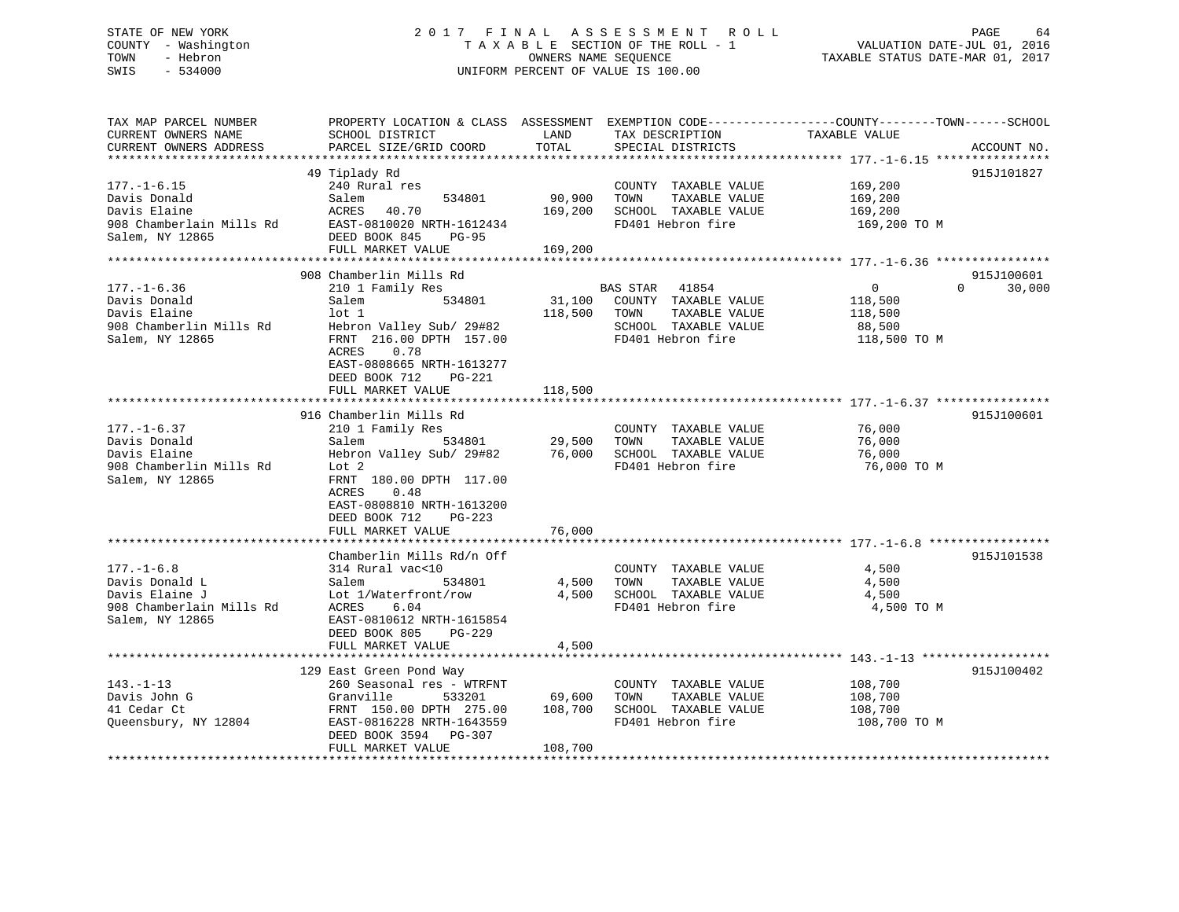STATE OF NEW YORK
COUNTY - Washington
TOWN - Hebron
SWIS - 534000

2 0 1 7 F I N A L A S S E S S M E N T R O L L
T A X A B L E SECTION OF THE ROLL - 1
OWNERS NAME SEQUENCE
UNIFORM PERCENT OF VALUE IS 100.00

VALUATION DATE-JUL 01, 2016
TAXABLE STATUS DATE-MAR 01, 2017

| TAX MAP PARCEL NUMBER / CURRENT OWNERS NAME / CURRENT OWNERS ADDRESS | PROPERTY LOCATION & CLASS / SCHOOL DISTRICT / PARCEL SIZE/GRID COORD | ASSESSMENT LAND | TOTAL | EXEMPTION CODE / TAX DESCRIPTION / SPECIAL DISTRICTS | COUNTY | TOWN | SCHOOL TAXABLE VALUE | ACCOUNT NO. |
|---|---|---|---|---|---|---|---|---|
| **177.-1-6.15** | 49 Tiplady Rd | | | | | | | 915J101827 |
| Davis Donald | 240 Rural res | | | COUNTY TAXABLE VALUE | 169,200 | | | |
| Davis Elaine | Salem 534801 | 90,900 | | TOWN TAXABLE VALUE | | 169,200 | | |
| 908 Chamberlain Mills Rd | ACRES 40.70 | | 169,200 | SCHOOL TAXABLE VALUE | | | 169,200 | |
| Salem, NY 12865 | EAST-0810020 NRTH-1612434 | | | FD401 Hebron fire | 169,200 TO M | | | |
| | DEED BOOK 845 PG-95 | | | | | | | |
| | FULL MARKET VALUE | | 169,200 | | | | | |
| **177.-1-6.36** | 908 Chamberlin Mills Rd | | | | | | | 915J100601 |
| Davis Donald | 210 1 Family Res | | | BAS STAR 41854 | 0 | 0 | 30,000 | |
| Davis Elaine | Salem 534801 | 31,100 | | COUNTY TAXABLE VALUE | 118,500 | | | |
| 908 Chamberlin Mills Rd | lot 1 | | 118,500 | TOWN TAXABLE VALUE | | 118,500 | | |
| Salem, NY 12865 | Hebron Valley Sub/ 29#82 | | | SCHOOL TAXABLE VALUE | | | 88,500 | |
| | FRNT 216.00 DPTH 157.00 | | | FD401 Hebron fire | 118,500 TO M | | | |
| | ACRES 0.78 | | | | | | | |
| | EAST-0808665 NRTH-1613277 | | | | | | | |
| | DEED BOOK 712 PG-221 | | | | | | | |
| | FULL MARKET VALUE | | 118,500 | | | | | |
| **177.-1-6.37** | 916 Chamberlin Mills Rd | | | | | | | 915J100601 |
| Davis Donald | 210 1 Family Res | | | COUNTY TAXABLE VALUE | 76,000 | | | |
| Davis Elaine | Salem 534801 | 29,500 | | TOWN TAXABLE VALUE | | 76,000 | | |
| 908 Chamberlin Mills Rd | Hebron Valley Sub/ 29#82 | | 76,000 | SCHOOL TAXABLE VALUE | | | 76,000 | |
| Salem, NY 12865 | Lot 2 | | | FD401 Hebron fire | 76,000 TO M | | | |
| | FRNT 180.00 DPTH 117.00 | | | | | | | |
| | ACRES 0.48 | | | | | | | |
| | EAST-0808810 NRTH-1613200 | | | | | | | |
| | DEED BOOK 712 PG-223 | | | | | | | |
| | FULL MARKET VALUE | | 76,000 | | | | | |
| **177.-1-6.8** | Chamberlin Mills Rd/n Off | | | | | | | 915J101538 |
| Davis Donald L | 314 Rural vac<10 | | | COUNTY TAXABLE VALUE | 4,500 | | | |
| Davis Elaine J | Salem 534801 | 4,500 | | TOWN TAXABLE VALUE | | 4,500 | | |
| 908 Chamberlain Mills Rd | Lot 1/Waterfront/row | | 4,500 | SCHOOL TAXABLE VALUE | | | 4,500 | |
| Salem, NY 12865 | ACRES 6.04 | | | FD401 Hebron fire | 4,500 TO M | | | |
| | EAST-0810612 NRTH-1615854 | | | | | | | |
| | DEED BOOK 805 PG-229 | | | | | | | |
| | FULL MARKET VALUE | | 4,500 | | | | | |
| **143.-1-13** | 129 East Green Pond Way | | | | | | | 915J100402 |
| Davis John G | 260 Seasonal res - WTRFNT | | | COUNTY TAXABLE VALUE | 108,700 | | | |
| 41 Cedar Ct | Granville 533201 | 69,600 | | TOWN TAXABLE VALUE | | 108,700 | | |
| Queensbury, NY 12804 | FRNT 150.00 DPTH 275.00 | | 108,700 | SCHOOL TAXABLE VALUE | | | 108,700 | |
| | EAST-0816228 NRTH-1643559 | | | FD401 Hebron fire | 108,700 TO M | | | |
| | DEED BOOK 3594 PG-307 | | | | | | | |
| | FULL MARKET VALUE | | 108,700 | | | | | |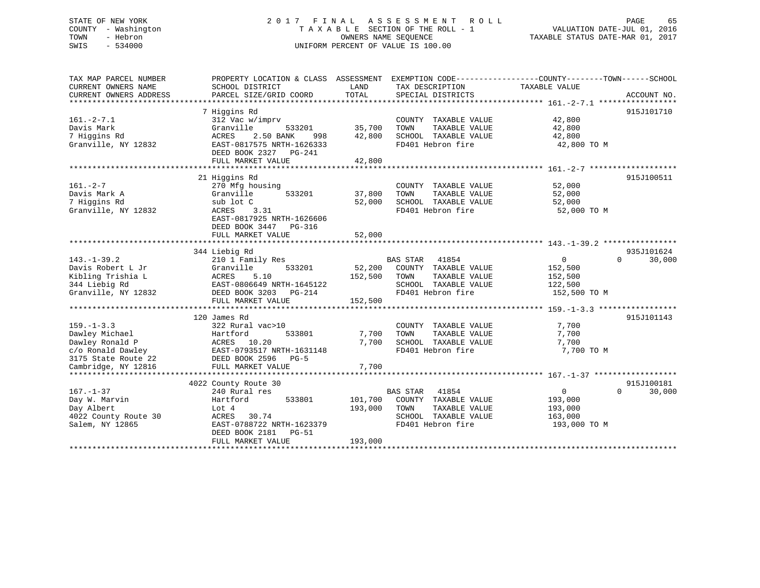STATE OF NEW YORK
COUNTY - Washington
TOWN - Hebron
SWIS - 534000

2017 FINAL ASSESSMENT ROLL
TAXABLE SECTION OF THE ROLL - 1
OWNERS NAME SEQUENCE
UNIFORM PERCENT OF VALUE IS 100.00

VALUATION DATE-JUL 01, 2016
TAXABLE STATUS DATE-MAR 01, 2017

| TAX MAP PARCEL NUMBER / CURRENT OWNERS NAME / CURRENT OWNERS ADDRESS | PROPERTY LOCATION & CLASS / SCHOOL DISTRICT / PARCEL SIZE/GRID COORD | ASSESSMENT LAND | TOTAL | EXEMPTION CODE / TAX DESCRIPTION / SPECIAL DISTRICTS | COUNTY TAXABLE VALUE | TOWN | SCHOOL | ACCOUNT NO. |
|---|---|---|---|---|---|---|---|---|
| **161.-2-7.1** | 7 Higgins Rd | | | | | | | 915J101710 |
| 161.-2-7.1 | 312 Vac w/imprv | | | COUNTY TAXABLE VALUE | 42,800 | | | |
| Davis Mark | Granville 533201 | 35,700 | | TOWN TAXABLE VALUE | 42,800 | | | |
| 7 Higgins Rd | ACRES 2.50 BANK 998 | | 42,800 | SCHOOL TAXABLE VALUE | 42,800 | | | |
| Granville, NY 12832 | EAST-0817575 NRTH-1626333 | | | FD401 Hebron fire | 42,800 TO M | | | |
| | DEED BOOK 2327 PG-241 | | | | | | | |
| | FULL MARKET VALUE | | 42,800 | | | | | |
| **161.-2-7** | 21 Higgins Rd | | | | | | | 915J100511 |
| 161.-2-7 | 270 Mfg housing | | | COUNTY TAXABLE VALUE | 52,000 | | | |
| Davis Mark A | Granville 533201 | 37,800 | | TOWN TAXABLE VALUE | 52,000 | | | |
| 7 Higgins Rd | sub lot C | | 52,000 | SCHOOL TAXABLE VALUE | 52,000 | | | |
| Granville, NY 12832 | ACRES 3.31 | | | FD401 Hebron fire | 52,000 TO M | | | |
| | EAST-0817925 NRTH-1626606 | | | | | | | |
| | DEED BOOK 3447 PG-316 | | | | | | | |
| | FULL MARKET VALUE | | 52,000 | | | | | |
| **143.-1-39.2** | 344 Liebig Rd | | | | | | | 935J101624 |
| 143.-1-39.2 | 210 1 Family Res | | | BAS STAR 41854 | 0 | 0 | 30,000 | |
| Davis Robert L Jr | Granville 533201 | 52,200 | | COUNTY TAXABLE VALUE | 152,500 | | | |
| Kibling Trishia L | ACRES 5.10 | | 152,500 | TOWN TAXABLE VALUE | 152,500 | | | |
| 344 Liebig Rd | EAST-0806649 NRTH-1645122 | | | SCHOOL TAXABLE VALUE | 122,500 | | | |
| Granville, NY 12832 | DEED BOOK 3203 PG-214 | | | FD401 Hebron fire | 152,500 TO M | | | |
| | FULL MARKET VALUE | | 152,500 | | | | | |
| **159.-1-3.3** | 120 James Rd | | | | | | | 915J101143 |
| 159.-1-3.3 | 322 Rural vac>10 | | | COUNTY TAXABLE VALUE | 7,700 | | | |
| Dawley Michael | Hartford 533801 | 7,700 | | TOWN TAXABLE VALUE | 7,700 | | | |
| Dawley Ronald P | ACRES 10.20 | | 7,700 | SCHOOL TAXABLE VALUE | 7,700 | | | |
| c/o Ronald Dawley | EAST-0793517 NRTH-1631148 | | | FD401 Hebron fire | 7,700 TO M | | | |
| 3175 State Route 22 | DEED BOOK 2596 PG-5 | | | | | | | |
| Cambridge, NY 12816 | FULL MARKET VALUE | | 7,700 | | | | | |
| **167.-1-37** | 4022 County Route 30 | | | | | | | 915J100181 |
| 167.-1-37 | 240 Rural res | | | BAS STAR 41854 | 0 | 0 | 30,000 | |
| Day W. Marvin | Hartford 533801 | 101,700 | | COUNTY TAXABLE VALUE | 193,000 | | | |
| Day Albert | Lot 4 | | 193,000 | TOWN TAXABLE VALUE | 193,000 | | | |
| 4022 County Route 30 | ACRES 30.74 | | | SCHOOL TAXABLE VALUE | 163,000 | | | |
| Salem, NY 12865 | EAST-0788722 NRTH-1623379 | | | FD401 Hebron fire | 193,000 TO M | | | |
| | DEED BOOK 2181 PG-51 | | | | | | | |
| | FULL MARKET VALUE | | 193,000 | | | | | |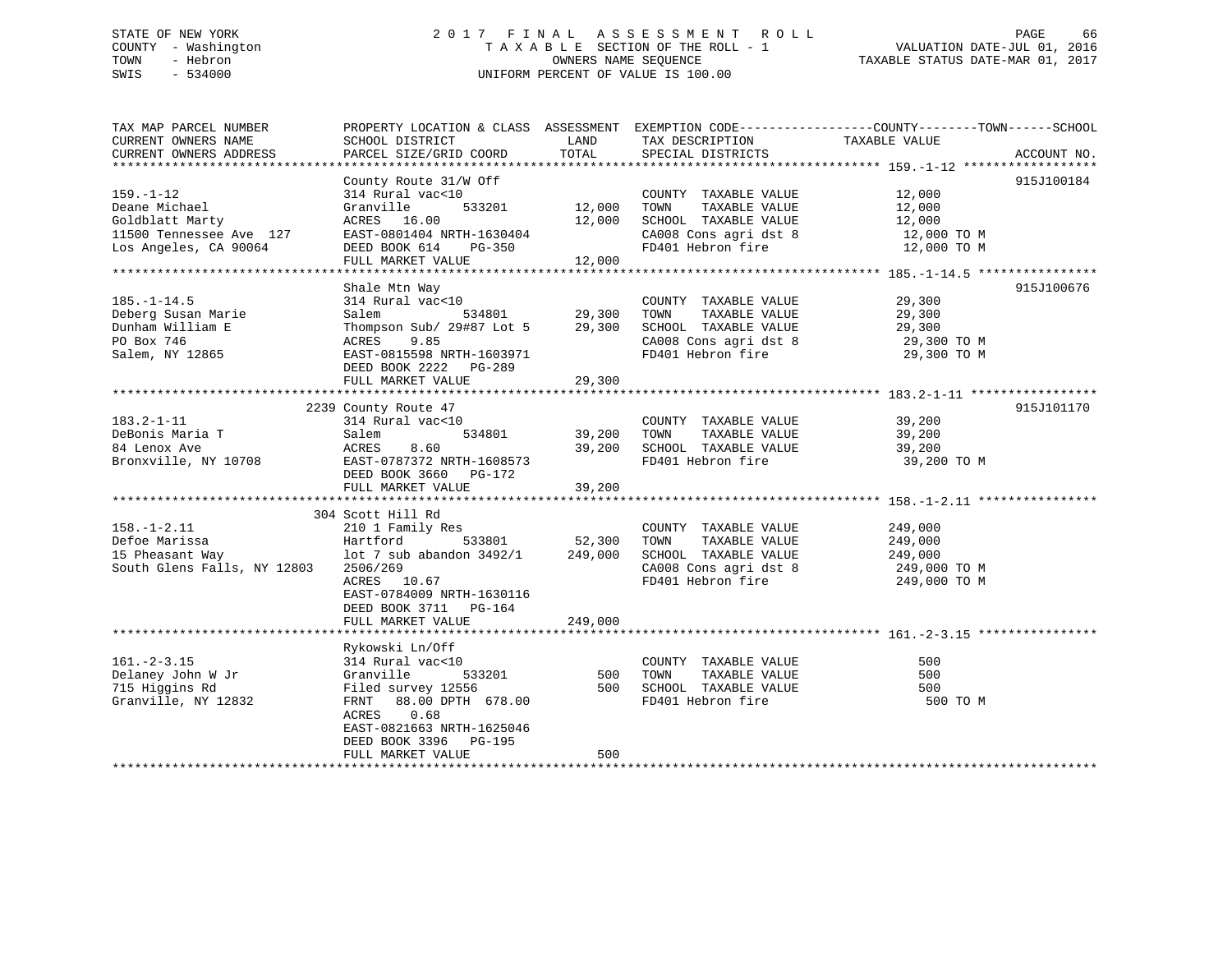STATE OF NEW YORK
COUNTY - Washington
TOWN - Hebron
SWIS - 534000

# 2017 FINAL ASSESSMENT ROLL

TAXABLE SECTION OF THE ROLL - 1
OWNERS NAME SEQUENCE
UNIFORM PERCENT OF VALUE IS 100.00

VALUATION DATE-JUL 01, 2016
TAXABLE STATUS DATE-MAR 01, 2017

| TAX MAP PARCEL NUMBER / CURRENT OWNERS NAME / CURRENT OWNERS ADDRESS | PROPERTY LOCATION & CLASS / SCHOOL DISTRICT / PARCEL SIZE/GRID COORD | ASSESSMENT LAND / TOTAL | EXEMPTION CODE / TAX DESCRIPTION / SPECIAL DISTRICTS | COUNTY--------TOWN------SCHOOL TAXABLE VALUE | ACCOUNT NO. |
|---|---|---|---|---|---|
| **159.-1-12** | County Route 31/W Off | | | | 915J100184 |
| 159.-1-12 | 314 Rural vac<10 | | COUNTY TAXABLE VALUE | 12,000 | |
| Deane Michael | Granville 533201 | 12,000 | TOWN TAXABLE VALUE | 12,000 | |
| Goldblatt Marty | ACRES 16.00 | 12,000 | SCHOOL TAXABLE VALUE | 12,000 | |
| 11500 Tennessee Ave 127 | EAST-0801404 NRTH-1630404 | | CA008 Cons agri dst 8 | 12,000 TO M | |
| Los Angeles, CA 90064 | DEED BOOK 614 PG-350 | | FD401 Hebron fire | 12,000 TO M | |
| | FULL MARKET VALUE | 12,000 | | | |
| **185.-1-14.5** | Shale Mtn Way | | | | 915J100676 |
| 185.-1-14.5 | 314 Rural vac<10 | | COUNTY TAXABLE VALUE | 29,300 | |
| Deberg Susan Marie | Salem 534801 | 29,300 | TOWN TAXABLE VALUE | 29,300 | |
| Dunham William E | Thompson Sub/ 29#87 Lot 5 | 29,300 | SCHOOL TAXABLE VALUE | 29,300 | |
| PO Box 746 | ACRES 9.85 | | CA008 Cons agri dst 8 | 29,300 TO M | |
| Salem, NY 12865 | EAST-0815598 NRTH-1603971 | | FD401 Hebron fire | 29,300 TO M | |
| | DEED BOOK 2222 PG-289 | | | | |
| | FULL MARKET VALUE | 29,300 | | | |
| **183.2-1-11** | 2239 County Route 47 | | | | 915J101170 |
| 183.2-1-11 | 314 Rural vac<10 | | COUNTY TAXABLE VALUE | 39,200 | |
| DeBonis Maria T | Salem 534801 | 39,200 | TOWN TAXABLE VALUE | 39,200 | |
| 84 Lenox Ave | ACRES 8.60 | 39,200 | SCHOOL TAXABLE VALUE | 39,200 | |
| Bronxville, NY 10708 | EAST-0787372 NRTH-1608573 | | FD401 Hebron fire | 39,200 TO M | |
| | DEED BOOK 3660 PG-172 | | | | |
| | FULL MARKET VALUE | 39,200 | | | |
| **158.-1-2.11** | 304 Scott Hill Rd | | | | |
| 158.-1-2.11 | 210 1 Family Res | | COUNTY TAXABLE VALUE | 249,000 | |
| Defoe Marissa | Hartford 533801 | 52,300 | TOWN TAXABLE VALUE | 249,000 | |
| 15 Pheasant Way | lot 7 sub abandon 3492/1 | 249,000 | SCHOOL TAXABLE VALUE | 249,000 | |
| South Glens Falls, NY 12803 | 2506/269 | | CA008 Cons agri dst 8 | 249,000 TO M | |
| | ACRES 10.67 | | FD401 Hebron fire | 249,000 TO M | |
| | EAST-0784009 NRTH-1630116 | | | | |
| | DEED BOOK 3711 PG-164 | | | | |
| | FULL MARKET VALUE | 249,000 | | | |
| **161.-2-3.15** | Rykowski Ln/Off | | | | |
| 161.-2-3.15 | 314 Rural vac<10 | | COUNTY TAXABLE VALUE | 500 | |
| Delaney John W Jr | Granville 533201 | 500 | TOWN TAXABLE VALUE | 500 | |
| 715 Higgins Rd | Filed survey 12556 | 500 | SCHOOL TAXABLE VALUE | 500 | |
| Granville, NY 12832 | FRNT 88.00 DPTH 678.00 | | FD401 Hebron fire | 500 TO M | |
| | ACRES 0.68 | | | | |
| | EAST-0821663 NRTH-1625046 | | | | |
| | DEED BOOK 3396 PG-195 | | | | |
| | FULL MARKET VALUE | 500 | | | |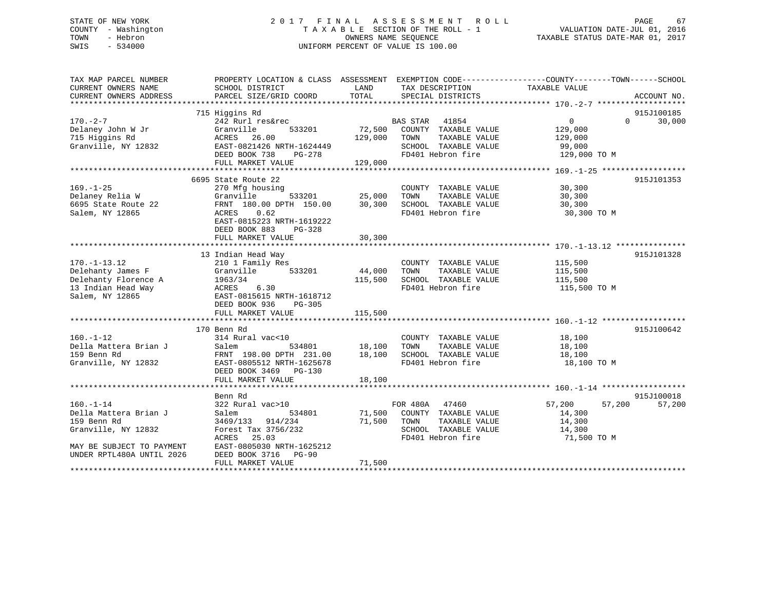STATE OF NEW YORK — 2017 FINAL ASSESSMENT ROLL
COUNTY - Washington — TAXABLE SECTION OF THE ROLL - 1 — VALUATION DATE-JUL 01, 2016
TOWN - Hebron — OWNERS NAME SEQUENCE — TAXABLE STATUS DATE-MAR 01, 2017
SWIS - 534000 — UNIFORM PERCENT OF VALUE IS 100.00

| TAX MAP PARCEL NUMBER / CURRENT OWNERS NAME / CURRENT OWNERS ADDRESS | PROPERTY LOCATION & CLASS / SCHOOL DISTRICT / PARCEL SIZE/GRID COORD | ASSESSMENT LAND | TOTAL | EXEMPTION CODE / TAX DESCRIPTION / SPECIAL DISTRICTS | COUNTY TAXABLE VALUE | TOWN | SCHOOL | ACCOUNT NO. |
|---|---|---|---|---|---|---|---|---|
| **170.-2-7** | 715 Higgins Rd | | | | | | | 915J100185 |
| Delaney John W Jr | 242 Rurl res&rec | | | BAS STAR 41854 | 0 | 0 | 30,000 | |
| 715 Higgins Rd | Granville 533201 | 72,500 | | COUNTY TAXABLE VALUE | 129,000 | | | |
| Granville, NY 12832 | ACRES 26.00 | | 129,000 | TOWN TAXABLE VALUE | 129,000 | | | |
| | EAST-0821426 NRTH-1624449 | | | SCHOOL TAXABLE VALUE | 99,000 | | | |
| | DEED BOOK 738 PG-278 | | | FD401 Hebron fire | 129,000 TO M | | | |
| | FULL MARKET VALUE | | 129,000 | | | | | |
| **169.-1-25** | 6695 State Route 22 | | | | | | | 915J101353 |
| Delaney Relia W | 270 Mfg housing | | | COUNTY TAXABLE VALUE | 30,300 | | | |
| 6695 State Route 22 | Granville 533201 | 25,000 | | TOWN TAXABLE VALUE | 30,300 | | | |
| Salem, NY 12865 | FRNT 180.00 DPTH 150.00 | | 30,300 | SCHOOL TAXABLE VALUE | 30,300 | | | |
| | ACRES 0.62 | | | FD401 Hebron fire | 30,300 TO M | | | |
| | EAST-0815223 NRTH-1619222 | | | | | | | |
| | DEED BOOK 883 PG-328 | | | | | | | |
| | FULL MARKET VALUE | | 30,300 | | | | | |
| **170.-1-13.12** | 13 Indian Head Way | | | | | | | 915J101328 |
| Delehanty James F | 210 1 Family Res | | | COUNTY TAXABLE VALUE | 115,500 | | | |
| Delehanty Florence A | Granville 533201 | 44,000 | | TOWN TAXABLE VALUE | 115,500 | | | |
| 13 Indian Head Way | 1963/34 | | 115,500 | SCHOOL TAXABLE VALUE | 115,500 | | | |
| Salem, NY 12865 | ACRES 6.30 | | | FD401 Hebron fire | 115,500 TO M | | | |
| | EAST-0815615 NRTH-1618712 | | | | | | | |
| | DEED BOOK 936 PG-305 | | | | | | | |
| | FULL MARKET VALUE | | 115,500 | | | | | |
| **160.-1-12** | 170 Benn Rd | | | | | | | 915J100642 |
| Della Mattera Brian J | 314 Rural vac<10 | | | COUNTY TAXABLE VALUE | 18,100 | | | |
| 159 Benn Rd | Salem 534801 | 18,100 | | TOWN TAXABLE VALUE | 18,100 | | | |
| Granville, NY 12832 | FRNT 198.00 DPTH 231.00 | | 18,100 | SCHOOL TAXABLE VALUE | 18,100 | | | |
| | EAST-0805512 NRTH-1625678 | | | FD401 Hebron fire | 18,100 TO M | | | |
| | DEED BOOK 3469 PG-130 | | | | | | | |
| | FULL MARKET VALUE | | 18,100 | | | | | |
| **160.-1-14** | Benn Rd | | | | | | | 915J100018 |
| Della Mattera Brian J | 322 Rural vac>10 | | | FOR 480A 47460 | 57,200 | 57,200 | 57,200 | |
| 159 Benn Rd | Salem 534801 | 71,500 | | COUNTY TAXABLE VALUE | 14,300 | | | |
| Granville, NY 12832 | 3469/133 914/234 | | 71,500 | TOWN TAXABLE VALUE | 14,300 | | | |
| | Forest Tax 3756/232 | | | SCHOOL TAXABLE VALUE | 14,300 | | | |
| | ACRES 25.03 | | | FD401 Hebron fire | 71,500 TO M | | | |
| MAY BE SUBJECT TO PAYMENT | EAST-0805030 NRTH-1625212 | | | | | | | |
| UNDER RPTL480A UNTIL 2026 | DEED BOOK 3716 PG-90 | | | | | | | |
| | FULL MARKET VALUE | | 71,500 | | | | | |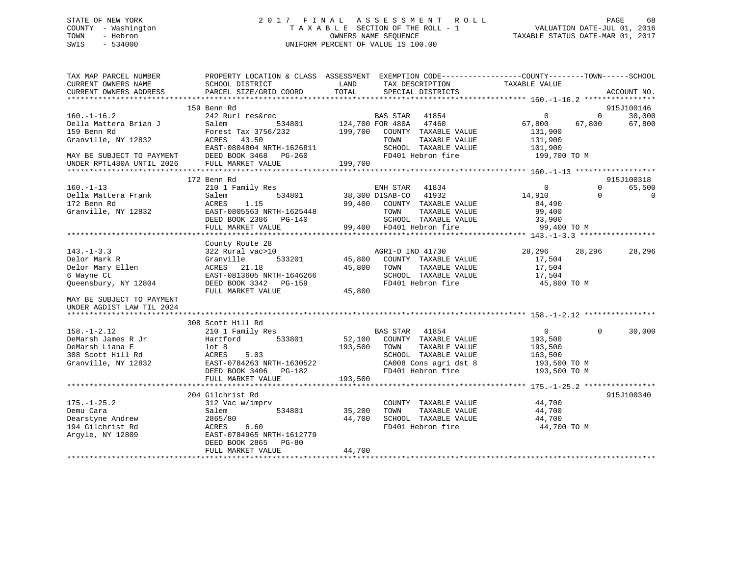STATE OF NEW YORK
COUNTY - Washington
TOWN - Hebron
SWIS - 534000

2 0 1 7 F I N A L A S S E S S M E N T R O L L
T A X A B L E SECTION OF THE ROLL - 1
OWNERS NAME SEQUENCE
UNIFORM PERCENT OF VALUE IS 100.00

VALUATION DATE-JUL 01, 2016
TAXABLE STATUS DATE-MAR 01, 2017

```
TAX MAP PARCEL NUMBER          PROPERTY LOCATION & CLASS  ASSESSMENT  EXEMPTION CODE------------------COUNTY--------TOWN------SCHOOL
CURRENT OWNERS NAME            SCHOOL DISTRICT               LAND      TAX DESCRIPTION             TAXABLE VALUE
CURRENT OWNERS ADDRESS         PARCEL SIZE/GRID COORD        TOTAL     SPECIAL DISTRICTS                                    ACCOUNT NO.
******************************************************************************************************* 160.-1-16.2 ****************
                               159 Benn Rd                                                                                  915J100146
160.-1-16.2                    242 Rurl res&rec                        BAS STAR   41854                 0             0      30,000
Della Mattera Brian J          Salem           534801     124,700 FOR 480A   47460            67,800        67,800      67,800
159 Benn Rd                    Forest Tax 3756/232        199,700    COUNTY  TAXABLE VALUE           131,900
Granville, NY 12832            ACRES   43.50                         TOWN    TAXABLE VALUE           131,900
                               EAST-0804804 NRTH-1626811             SCHOOL  TAXABLE VALUE           101,900
MAY BE SUBJECT TO PAYMENT      DEED BOOK 3468   PG-260               FD401 Hebron fire               199,700 TO M
UNDER RPTL480A UNTIL 2026      FULL MARKET VALUE          199,700
******************************************************************************************************* 160.-1-13 ******************
                               172 Benn Rd                                                                                  915J100318
160.-1-13                      210 1 Family Res                        ENH STAR   41834                 0             0      65,500
Della Mattera Frank            Salem           534801      38,300 DISAB-CO   41932            14,910             0           0
172 Benn Rd                    ACRES    1.15                99,400    COUNTY  TAXABLE VALUE            84,490
Granville, NY 12832            EAST-0805563 NRTH-1625448             TOWN    TAXABLE VALUE            99,400
                               DEED BOOK 2386   PG-140               SCHOOL  TAXABLE VALUE            33,900
                               FULL MARKET VALUE           99,400   FD401 Hebron fire                99,400 TO M
******************************************************************************************************* 143.-1-3.3 *****************
                               County Route 28
143.-1-3.3                     322 Rural vac>10                        AGRI-D IND 41730             28,296        28,296      28,296
Delor Mark R                   Granville       533201      45,800    COUNTY  TAXABLE VALUE            17,504
Delor Mary Ellen               ACRES   21.18                45,800    TOWN    TAXABLE VALUE            17,504
6 Wayne Ct                     EAST-0813605 NRTH-1646266             SCHOOL  TAXABLE VALUE            17,504
Queensbury, NY 12804           DEED BOOK 3342   PG-159               FD401 Hebron fire                45,800 TO M
                               FULL MARKET VALUE           45,800
MAY BE SUBJECT TO PAYMENT
UNDER AGDIST LAW TIL 2024
******************************************************************************************************* 158.-1-2.12 ****************
                               308 Scott Hill Rd
158.-1-2.12                    210 1 Family Res                        BAS STAR   41854                 0             0      30,000
DeMarsh James R Jr             Hartford        533801      52,100    COUNTY  TAXABLE VALUE           193,500
DeMarsh Liana E                lot 8                       193,500    TOWN    TAXABLE VALUE           193,500
308 Scott Hill Rd              ACRES    5.03                         SCHOOL  TAXABLE VALUE           163,500
Granville, NY 12832            EAST-0784263 NRTH-1630522             CA008 Cons agri dst 8           193,500 TO M
                               DEED BOOK 3406   PG-182               FD401 Hebron fire               193,500 TO M
                               FULL MARKET VALUE          193,500
******************************************************************************************************* 175.-1-25.2 ****************
                               204 Gilchrist Rd                                                                             915J100340
175.-1-25.2                    312 Vac w/imprv                         COUNTY  TAXABLE VALUE            44,700
Demu Cara                      Salem           534801      35,200    TOWN    TAXABLE VALUE            44,700
Dearstyne Andrew               2865/80                     44,700    SCHOOL  TAXABLE VALUE            44,700
194 Gilchrist Rd               ACRES    6.60                         FD401 Hebron fire                44,700 TO M
Argyle, NY 12809               EAST-0784965 NRTH-1612779
                               DEED BOOK 2865   PG-80
                               FULL MARKET VALUE           44,700
************************************************************************************************************************************
```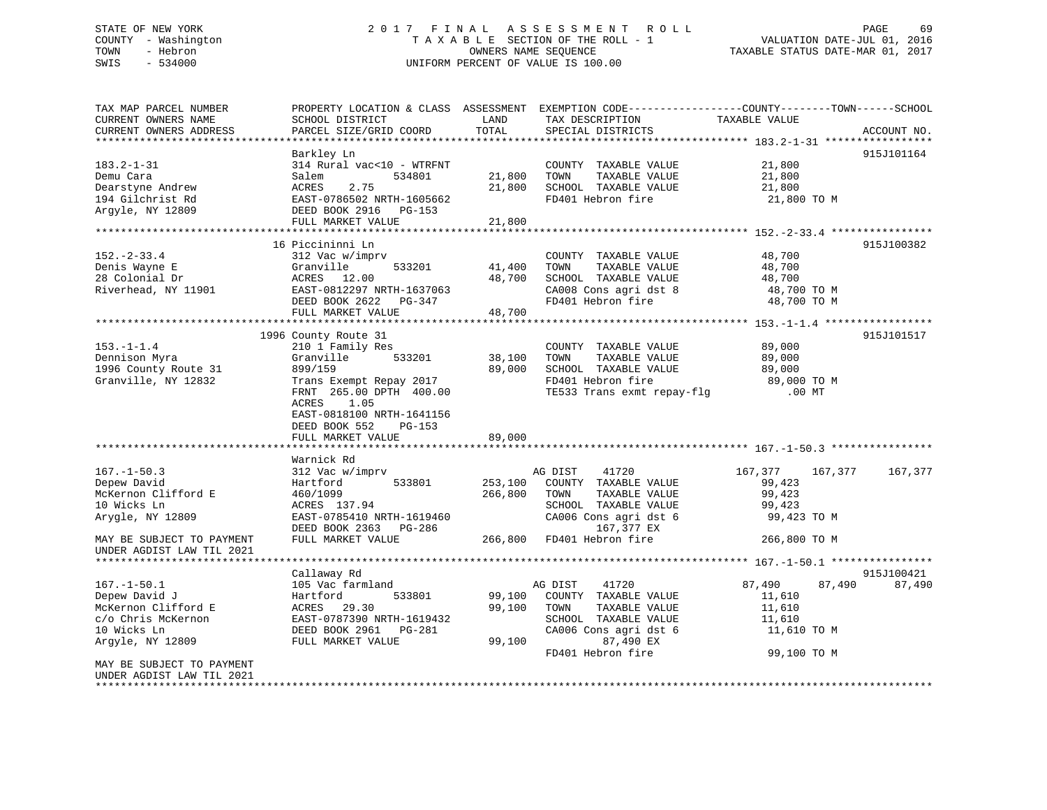STATE OF NEW YORK
COUNTY - Washington
TOWN - Hebron
SWIS - 534000

2017 FINAL ASSESSMENT ROLL
TAXABLE SECTION OF THE ROLL - 1
OWNERS NAME SEQUENCE
UNIFORM PERCENT OF VALUE IS 100.00

VALUATION DATE-JUL 01, 2016
TAXABLE STATUS DATE-MAR 01, 2017

```
TAX MAP PARCEL NUMBER          PROPERTY LOCATION & CLASS  ASSESSMENT  EXEMPTION CODE-----------------COUNTY--------TOWN------SCHOOL
CURRENT OWNERS NAME            SCHOOL DISTRICT               LAND      TAX DESCRIPTION              TAXABLE VALUE
CURRENT OWNERS ADDRESS         PARCEL SIZE/GRID COORD        TOTAL     SPECIAL DISTRICTS                                    ACCOUNT NO.
*********************************************************************************************** 183.2-1-31 *****************
                               Barkley Ln                                                                                915J101164
183.2-1-31                     314 Rural vac<10 - WTRFNT               COUNTY  TAXABLE VALUE          21,800
Demu Cara                      Salem           534801       21,800     TOWN    TAXABLE VALUE          21,800
Dearstyne Andrew               ACRES    2.75                21,800     SCHOOL  TAXABLE VALUE          21,800
194 Gilchrist Rd               EAST-0786502 NRTH-1605662               FD401 Hebron fire               21,800 TO M
Argyle, NY 12809               DEED BOOK 2916   PG-153
                               FULL MARKET VALUE            21,800
*********************************************************************************************** 152.-2-33.4 ****************
                             16 Piccininni Ln                                                                            915J100382
152.-2-33.4                    312 Vac w/imprv                         COUNTY  TAXABLE VALUE          48,700
Denis Wayne E                  Granville       533201       41,400     TOWN    TAXABLE VALUE          48,700
28 Colonial Dr                 ACRES   12.00                48,700     SCHOOL  TAXABLE VALUE          48,700
Riverhead, NY 11901            EAST-0812297 NRTH-1637063               CA008 Cons agri dst 8           48,700 TO M
                               DEED BOOK 2622   PG-347                 FD401 Hebron fire               48,700 TO M
                               FULL MARKET VALUE            48,700
*********************************************************************************************** 153.-1-1.4 *****************
                           1996 County Route 31                                                                          915J101517
153.-1-1.4                     210 1 Family Res                        COUNTY  TAXABLE VALUE          89,000
Dennison Myra                  Granville       533201       38,100     TOWN    TAXABLE VALUE          89,000
1996 County Route 31           899/159                      89,000     SCHOOL  TAXABLE VALUE          89,000
Granville, NY 12832            Trans Exempt Repay 2017                 FD401 Hebron fire               89,000 TO M
                               FRNT 265.00 DPTH 400.00                 TE533 Trans exmt repay-flg         .00 MT
                               ACRES    1.05
                               EAST-0818100 NRTH-1641156
                               DEED BOOK 552    PG-153
                               FULL MARKET VALUE            89,000
*********************************************************************************************** 167.-1-50.3 ****************
                               Warnick Rd
167.-1-50.3                    312 Vac w/imprv                         AG DIST     41720          167,377     167,377     167,377
Depew David                    Hartford        533801      253,100     COUNTY  TAXABLE VALUE          99,423
McKernon Clifford E            460/1099                    266,800     TOWN    TAXABLE VALUE          99,423
10 Wicks Ln                    ACRES  137.94                           SCHOOL  TAXABLE VALUE          99,423
Arygle, NY 12809               EAST-0785410 NRTH-1619460               CA006 Cons agri dst 6           99,423 TO M
                               DEED BOOK 2363   PG-286                        167,377 EX
MAY BE SUBJECT TO PAYMENT      FULL MARKET VALUE           266,800     FD401 Hebron fire              266,800 TO M
UNDER AGDIST LAW TIL 2021
*********************************************************************************************** 167.-1-50.1 ****************
                               Callaway Rd                                                                               915J100421
167.-1-50.1                    105 Vac farmland                        AG DIST     41720           87,490      87,490      87,490
Depew David J                  Hartford        533801       99,100     COUNTY  TAXABLE VALUE          11,610
McKernon Clifford E            ACRES   29.30                99,100     TOWN    TAXABLE VALUE          11,610
c/o Chris McKernon             EAST-0787390 NRTH-1619432               SCHOOL  TAXABLE VALUE          11,610
10 Wicks Ln                    DEED BOOK 2961   PG-281                 CA006 Cons agri dst 6           11,610 TO M
Argyle, NY 12809               FULL MARKET VALUE            99,100            87,490 EX
                                                                       FD401 Hebron fire               99,100 TO M
MAY BE SUBJECT TO PAYMENT
UNDER AGDIST LAW TIL 2021
******************************************************************************************************************************
```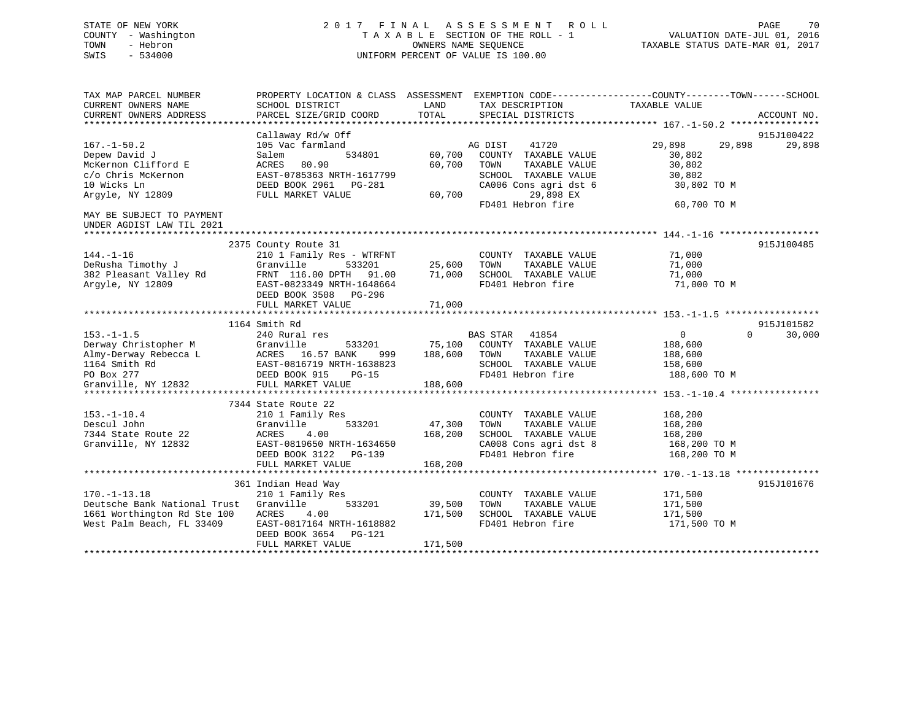STATE OF NEW YORK
COUNTY - Washington
TOWN - Hebron
SWIS - 534000

2 0 1 7 F I N A L A S S E S S M E N T R O L L
T A X A B L E SECTION OF THE ROLL - 1
OWNERS NAME SEQUENCE
UNIFORM PERCENT OF VALUE IS 100.00

VALUATION DATE-JUL 01, 2016
TAXABLE STATUS DATE-MAR 01, 2017

```
TAX MAP PARCEL NUMBER          PROPERTY LOCATION & CLASS  ASSESSMENT  EXEMPTION CODE------------------COUNTY--------TOWN------SCHOOL
CURRENT OWNERS NAME            SCHOOL DISTRICT               LAND      TAX DESCRIPTION            TAXABLE VALUE
CURRENT OWNERS ADDRESS         PARCEL SIZE/GRID COORD        TOTAL     SPECIAL DISTRICTS                                      ACCOUNT NO.
******************************************************************************************************* 167.-1-50.2 ****************
                               Callaway Rd/w Off                                                                       915J100422
167.-1-50.2                    105 Vac farmland                      AG DIST     41720              29,898      29,898      29,898
Depew David J                  Salem          534801         60,700   COUNTY  TAXABLE VALUE          30,802
McKernon Clifford E            ACRES   80.90                 60,700   TOWN    TAXABLE VALUE          30,802
c/o Chris McKernon             EAST-0785363 NRTH-1617799              SCHOOL  TAXABLE VALUE          30,802
10 Wicks Ln                    DEED BOOK 2961   PG-281                CA006 Cons agri dst 6           30,802 TO M
Argyle, NY 12809               FULL MARKET VALUE             60,700        29,898 EX
                                                                      FD401 Hebron fire               60,700 TO M
MAY BE SUBJECT TO PAYMENT
UNDER AGDIST LAW TIL 2021
******************************************************************************************************* 144.-1-16 ******************
                               2375 County Route 31                                                                    915J100485
144.-1-16                      210 1 Family Res - WTRFNT              COUNTY  TAXABLE VALUE          71,000
DeRusha Timothy J              Granville      533201         25,600   TOWN    TAXABLE VALUE          71,000
382 Pleasant Valley Rd         FRNT 116.00 DPTH  91.00       71,000   SCHOOL  TAXABLE VALUE          71,000
Argyle, NY 12809               EAST-0823349 NRTH-1648664              FD401 Hebron fire               71,000 TO M
                               DEED BOOK 3508   PG-296
                               FULL MARKET VALUE             71,000
******************************************************************************************************* 153.-1-1.5 *****************
                               1164 Smith Rd                                                                           915J101582
153.-1-1.5                     240 Rural res                          BAS STAR    41854                   0           0      30,000
Derway Christopher M           Granville      533201         75,100   COUNTY  TAXABLE VALUE         188,600
Almy-Derway Rebecca L          ACRES   16.57 BANK     999   188,600   TOWN    TAXABLE VALUE         188,600
1164 Smith Rd                  EAST-0816719 NRTH-1638823              SCHOOL  TAXABLE VALUE         158,600
PO Box 277                     DEED BOOK 915    PG-15                 FD401 Hebron fire              188,600 TO M
Granville, NY 12832            FULL MARKET VALUE            188,600
******************************************************************************************************* 153.-1-10.4 ****************
                               7344 State Route 22
153.-1-10.4                    210 1 Family Res                       COUNTY  TAXABLE VALUE         168,200
Descul John                    Granville      533201         47,300   TOWN    TAXABLE VALUE         168,200
7344 State Route 22            ACRES    4.00                168,200   SCHOOL  TAXABLE VALUE         168,200
Granville, NY 12832            EAST-0819650 NRTH-1634650              CA008 Cons agri dst 8          168,200 TO M
                               DEED BOOK 3122   PG-139                FD401 Hebron fire              168,200 TO M
                               FULL MARKET VALUE            168,200
******************************************************************************************************* 170.-1-13.18 ***************
                               361 Indian Head Way                                                                     915J101676
170.-1-13.18                   210 1 Family Res                       COUNTY  TAXABLE VALUE         171,500
Deutsche Bank National Trust   Granville      533201         39,500   TOWN    TAXABLE VALUE         171,500
1661 Worthington Rd Ste 100    ACRES    4.00                171,500   SCHOOL  TAXABLE VALUE         171,500
West Palm Beach, FL 33409      EAST-0817164 NRTH-1618882              FD401 Hebron fire              171,500 TO M
                               DEED BOOK 3654   PG-121
                               FULL MARKET VALUE            171,500
************************************************************************************************************************************
```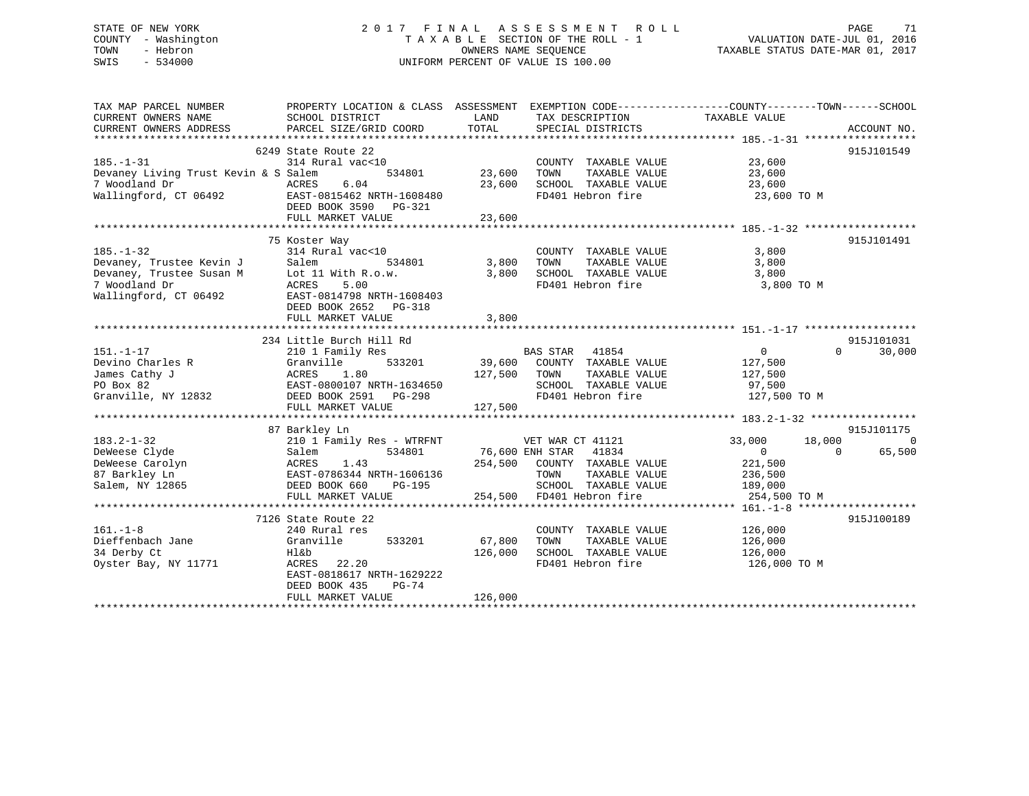STATE OF NEW YORK
COUNTY - Washington
TOWN - Hebron
SWIS - 534000

2017 FINAL ASSESSMENT ROLL
TAXABLE SECTION OF THE ROLL - 1
OWNERS NAME SEQUENCE
UNIFORM PERCENT OF VALUE IS 100.00

VALUATION DATE-JUL 01, 2016
TAXABLE STATUS DATE-MAR 01, 2017

| TAX MAP PARCEL NUMBER / CURRENT OWNERS NAME / CURRENT OWNERS ADDRESS | PROPERTY LOCATION & CLASS / SCHOOL DISTRICT / PARCEL SIZE/GRID COORD | ASSESSMENT LAND | TOTAL | EXEMPTION CODE / TAX DESCRIPTION / SPECIAL DISTRICTS | COUNTY TAXABLE VALUE | TOWN | SCHOOL | ACCOUNT NO. |
|---|---|---|---|---|---|---|---|---|
| 185.-1-31 | 6249 State Route 22 | | | | | | | 915J101549 |
| 185.-1-31 | 314 Rural vac<10 | | | COUNTY TAXABLE VALUE | 23,600 | | | |
| Devaney Living Trust Kevin & S | Salem 534801 | 23,600 | | TOWN TAXABLE VALUE | 23,600 | | | |
| 7 Woodland Dr | ACRES 6.04 | | 23,600 | SCHOOL TAXABLE VALUE | 23,600 | | | |
| Wallingford, CT 06492 | EAST-0815462 NRTH-1608480 | | | FD401 Hebron fire | 23,600 TO M | | | |
| | DEED BOOK 3590 PG-321 | | | | | | | |
| | FULL MARKET VALUE | | 23,600 | | | | | |
| 185.-1-32 | 75 Koster Way | | | | | | | 915J101491 |
| 185.-1-32 | 314 Rural vac<10 | | | COUNTY TAXABLE VALUE | 3,800 | | | |
| Devaney, Trustee Kevin J | Salem 534801 | 3,800 | | TOWN TAXABLE VALUE | 3,800 | | | |
| Devaney, Trustee Susan M | Lot 11 With R.o.w. | | 3,800 | SCHOOL TAXABLE VALUE | 3,800 | | | |
| 7 Woodland Dr | ACRES 5.00 | | | FD401 Hebron fire | 3,800 TO M | | | |
| Wallingford, CT 06492 | EAST-0814798 NRTH-1608403 | | | | | | | |
| | DEED BOOK 2652 PG-318 | | | | | | | |
| | FULL MARKET VALUE | | 3,800 | | | | | |
| 151.-1-17 | 234 Little Burch Hill Rd | | | | | | | 915J101031 |
| 151.-1-17 | 210 1 Family Res | | | BAS STAR 41854 | 0 | 0 | 30,000 | |
| Devino Charles R | Granville 533201 | 39,600 | | COUNTY TAXABLE VALUE | 127,500 | | | |
| James Cathy J | ACRES 1.80 | | 127,500 | TOWN TAXABLE VALUE | 127,500 | | | |
| PO Box 82 | EAST-0800107 NRTH-1634650 | | | SCHOOL TAXABLE VALUE | 97,500 | | | |
| Granville, NY 12832 | DEED BOOK 2591 PG-298 | | | FD401 Hebron fire | 127,500 TO M | | | |
| | FULL MARKET VALUE | | 127,500 | | | | | |
| 183.2-1-32 | 87 Barkley Ln | | | | | | | 915J101175 |
| 183.2-1-32 | 210 1 Family Res - WTRFNT | | | VET WAR CT 41121 | 33,000 | 18,000 | 0 | |
| DeWeese Clyde | Salem 534801 | 76,600 | | ENH STAR 41834 | 0 | 0 | 65,500 | |
| DeWeese Carolyn | ACRES 1.43 | | 254,500 | COUNTY TAXABLE VALUE | 221,500 | | | |
| 87 Barkley Ln | EAST-0786344 NRTH-1606136 | | | TOWN TAXABLE VALUE | 236,500 | | | |
| Salem, NY 12865 | DEED BOOK 660 PG-195 | | | SCHOOL TAXABLE VALUE | 189,000 | | | |
| | FULL MARKET VALUE | | 254,500 | FD401 Hebron fire | 254,500 TO M | | | |
| 161.-1-8 | 7126 State Route 22 | | | | | | | 915J100189 |
| 161.-1-8 | 240 Rural res | | | COUNTY TAXABLE VALUE | 126,000 | | | |
| Dieffenbach Jane | Granville 533201 | 67,800 | | TOWN TAXABLE VALUE | 126,000 | | | |
| 34 Derby Ct | Hl&b | | 126,000 | SCHOOL TAXABLE VALUE | 126,000 | | | |
| Oyster Bay, NY 11771 | ACRES 22.20 | | | FD401 Hebron fire | 126,000 TO M | | | |
| | EAST-0818617 NRTH-1629222 | | | | | | | |
| | DEED BOOK 435 PG-74 | | | | | | | |
| | FULL MARKET VALUE | | 126,000 | | | | | |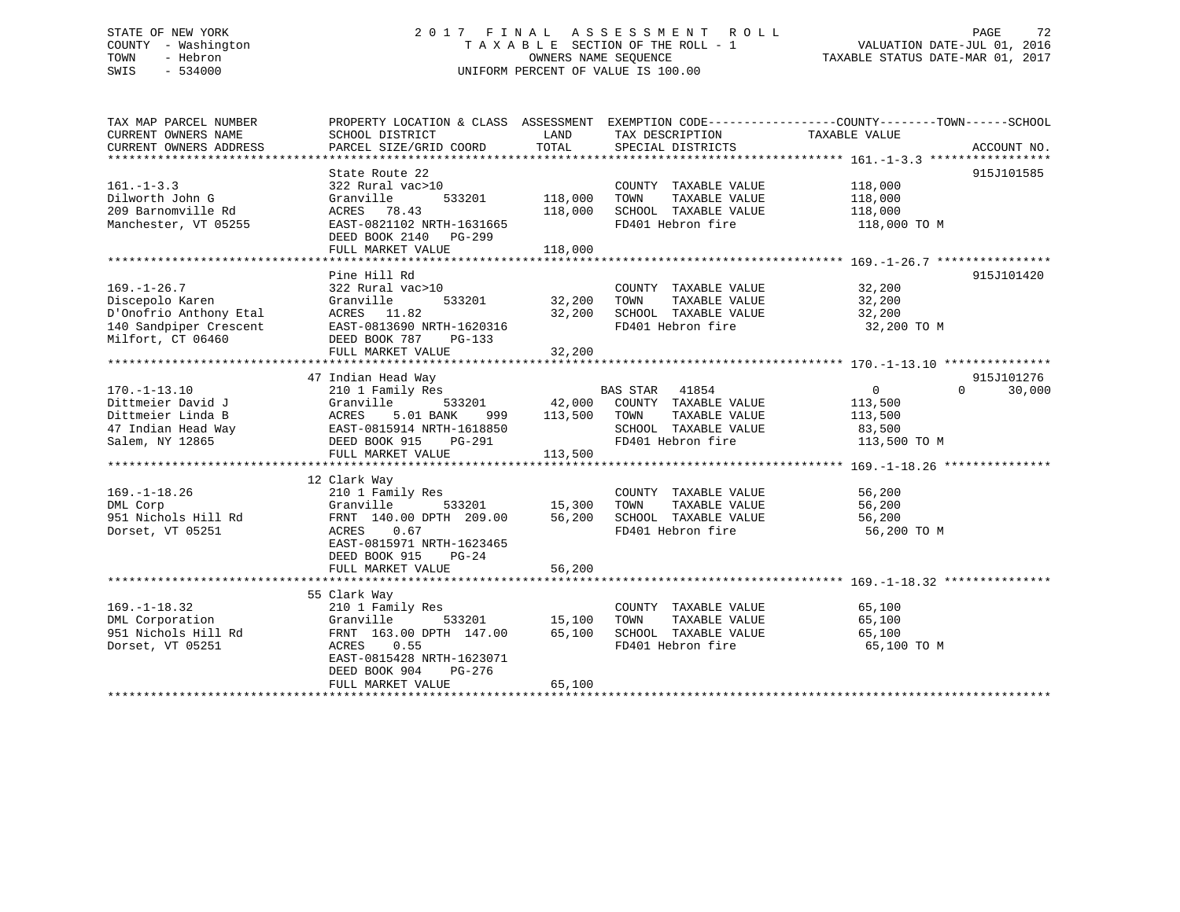STATE OF NEW YORK
COUNTY - Washington
TOWN - Hebron
SWIS - 534000

# 2017 FINAL ASSESSMENT ROLL

TAXABLE SECTION OF THE ROLL - 1
OWNERS NAME SEQUENCE
UNIFORM PERCENT OF VALUE IS 100.00

VALUATION DATE-JUL 01, 2016
TAXABLE STATUS DATE-MAR 01, 2017

| TAX MAP PARCEL NUMBER / CURRENT OWNERS NAME / CURRENT OWNERS ADDRESS | PROPERTY LOCATION & CLASS / SCHOOL DISTRICT / PARCEL SIZE/GRID COORD | ASSESSMENT LAND | TOTAL | EXEMPTION CODE / TAX DESCRIPTION / SPECIAL DISTRICTS | COUNTY TAXABLE VALUE | TOWN | SCHOOL | ACCOUNT NO. |
|---|---|---|---|---|---|---|---|---|
| 161.-1-3.3 | State Route 22 | | | | | | | 915J101585 |
| 161.-1-3.3 | 322 Rural vac>10 | | | COUNTY TAXABLE VALUE | 118,000 | | | |
| Dilworth John G | Granville 533201 | 118,000 | | TOWN TAXABLE VALUE | 118,000 | | | |
| 209 Barnomville Rd | ACRES 78.43 | | 118,000 | SCHOOL TAXABLE VALUE | 118,000 | | | |
| Manchester, VT 05255 | EAST-0821102 NRTH-1631665 | | | FD401 Hebron fire | 118,000 TO M | | | |
| | DEED BOOK 2140 PG-299 | | | | | | | |
| | FULL MARKET VALUE | | 118,000 | | | | | |
| 169.-1-26.7 | Pine Hill Rd | | | | | | | 915J101420 |
| 169.-1-26.7 | 322 Rural vac>10 | | | COUNTY TAXABLE VALUE | 32,200 | | | |
| Discepolo Karen | Granville 533201 | 32,200 | | TOWN TAXABLE VALUE | 32,200 | | | |
| D'Onofrio Anthony Etal | ACRES 11.82 | | 32,200 | SCHOOL TAXABLE VALUE | 32,200 | | | |
| 140 Sandpiper Crescent | EAST-0813690 NRTH-1620316 | | | FD401 Hebron fire | 32,200 TO M | | | |
| Milfort, CT 06460 | DEED BOOK 787 PG-133 | | | | | | | |
| | FULL MARKET VALUE | | 32,200 | | | | | |
| 170.-1-13.10 | 47 Indian Head Way | | | | | | | 915J101276 |
| 170.-1-13.10 | 210 1 Family Res | | | BAS STAR 41854 | 0 | 0 | 30,000 | |
| Dittmeier David J | Granville 533201 | 42,000 | | COUNTY TAXABLE VALUE | 113,500 | | | |
| Dittmeier Linda B | ACRES 5.01 BANK 999 | | 113,500 | TOWN TAXABLE VALUE | 113,500 | | | |
| 47 Indian Head Way | EAST-0815914 NRTH-1618850 | | | SCHOOL TAXABLE VALUE | 83,500 | | | |
| Salem, NY 12865 | DEED BOOK 915 PG-291 | | | FD401 Hebron fire | 113,500 TO M | | | |
| | FULL MARKET VALUE | | 113,500 | | | | | |
| 169.-1-18.26 | 12 Clark Way | | | | | | | |
| 169.-1-18.26 | 210 1 Family Res | | | COUNTY TAXABLE VALUE | 56,200 | | | |
| DML Corp | Granville 533201 | 15,300 | | TOWN TAXABLE VALUE | 56,200 | | | |
| 951 Nichols Hill Rd | FRNT 140.00 DPTH 209.00 | | 56,200 | SCHOOL TAXABLE VALUE | 56,200 | | | |
| Dorset, VT 05251 | ACRES 0.67 | | | FD401 Hebron fire | 56,200 TO M | | | |
| | EAST-0815971 NRTH-1623465 | | | | | | | |
| | DEED BOOK 915 PG-24 | | | | | | | |
| | FULL MARKET VALUE | | 56,200 | | | | | |
| 169.-1-18.32 | 55 Clark Way | | | | | | | |
| 169.-1-18.32 | 210 1 Family Res | | | COUNTY TAXABLE VALUE | 65,100 | | | |
| DML Corporation | Granville 533201 | 15,100 | | TOWN TAXABLE VALUE | 65,100 | | | |
| 951 Nichols Hill Rd | FRNT 163.00 DPTH 147.00 | | 65,100 | SCHOOL TAXABLE VALUE | 65,100 | | | |
| Dorset, VT 05251 | ACRES 0.55 | | | FD401 Hebron fire | 65,100 TO M | | | |
| | EAST-0815428 NRTH-1623071 | | | | | | | |
| | DEED BOOK 904 PG-276 | | | | | | | |
| | FULL MARKET VALUE | | 65,100 | | | | | |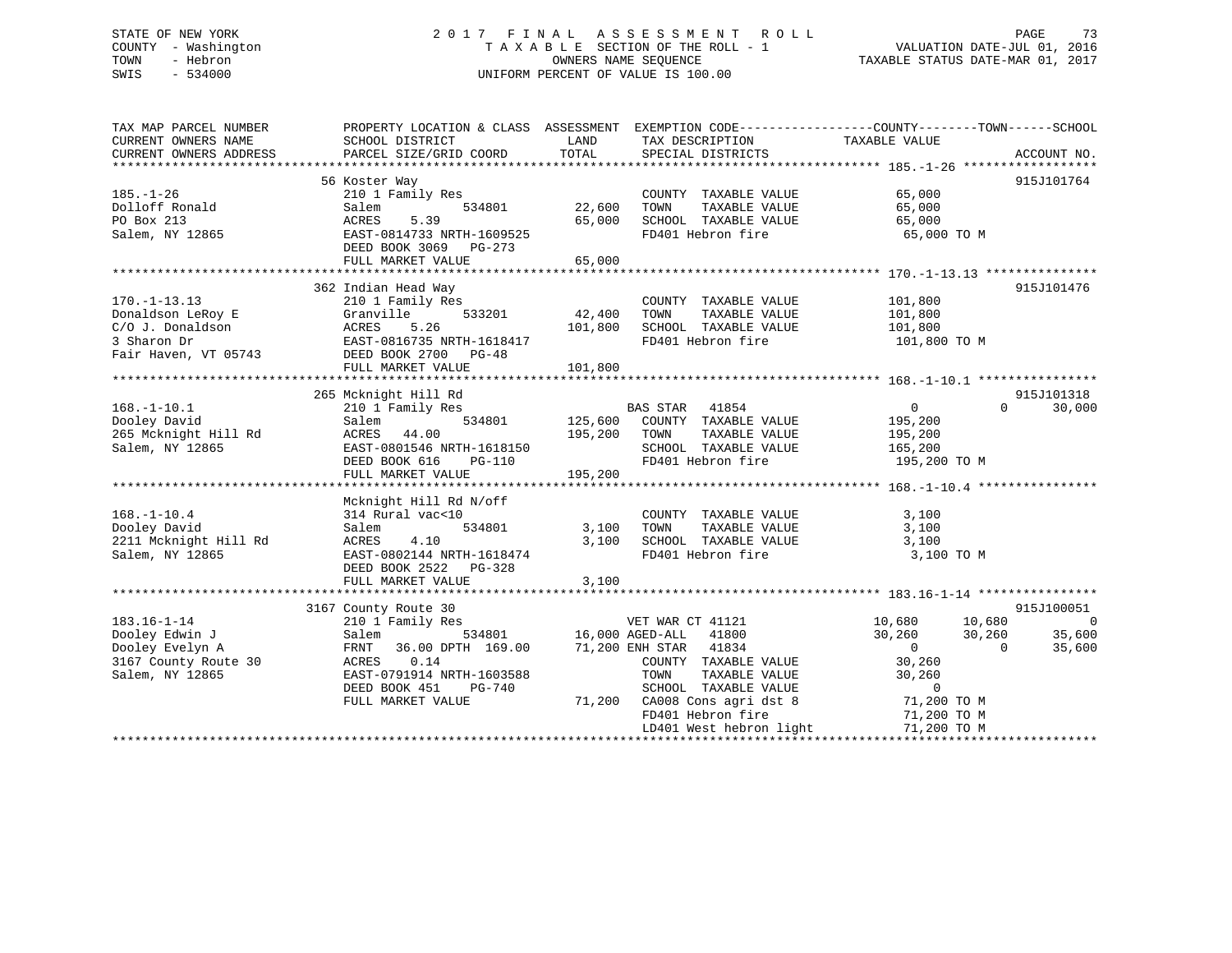STATE OF NEW YORK — 2017 FINAL ASSESSMENT ROLL
COUNTY - Washington — TAXABLE SECTION OF THE ROLL - 1 — VALUATION DATE-JUL 01, 2016
TOWN - Hebron — OWNERS NAME SEQUENCE — TAXABLE STATUS DATE-MAR 01, 2017
SWIS - 534000 — UNIFORM PERCENT OF VALUE IS 100.00

```
TAX MAP PARCEL NUMBER          PROPERTY LOCATION & CLASS  ASSESSMENT  EXEMPTION CODE------------------COUNTY--------TOWN------SCHOOL
CURRENT OWNERS NAME            SCHOOL DISTRICT             LAND       TAX DESCRIPTION              TAXABLE VALUE
CURRENT OWNERS ADDRESS         PARCEL SIZE/GRID COORD      TOTAL      SPECIAL DISTRICTS                                   ACCOUNT NO.
******************************************************************************************************* 185.-1-26 ******************
                               56 Koster Way                                                                               915J101764
185.-1-26                      210 1 Family Res                       COUNTY  TAXABLE VALUE           65,000
Dolloff Ronald                 Salem          534801       22,600     TOWN    TAXABLE VALUE           65,000
PO Box 213                     ACRES    5.39               65,000     SCHOOL  TAXABLE VALUE           65,000
Salem, NY 12865                EAST-0814733 NRTH-1609525              FD401 Hebron fire                65,000 TO M
                               DEED BOOK 3069   PG-273
                               FULL MARKET VALUE           65,000
******************************************************************************************************* 170.-1-13.13 ***************
                               362 Indian Head Way                                                                         915J101476
170.-1-13.13                   210 1 Family Res                       COUNTY  TAXABLE VALUE          101,800
Donaldson LeRoy E              Granville      533201       42,400     TOWN    TAXABLE VALUE          101,800
C/O J. Donaldson               ACRES    5.26              101,800     SCHOOL  TAXABLE VALUE          101,800
3 Sharon Dr                    EAST-0816735 NRTH-1618417              FD401 Hebron fire               101,800 TO M
Fair Haven, VT 05743           DEED BOOK 2700   PG-48
                               FULL MARKET VALUE          101,800
******************************************************************************************************* 168.-1-10.1 ****************
                               265 Mcknight Hill Rd                                                                        915J101318
168.-1-10.1                    210 1 Family Res                       BAS STAR   41854                    0          0      30,000
Dooley David                   Salem          534801      125,600     COUNTY  TAXABLE VALUE          195,200
265 Mcknight Hill Rd           ACRES   44.00              195,200     TOWN    TAXABLE VALUE          195,200
Salem, NY 12865                EAST-0801546 NRTH-1618150              SCHOOL  TAXABLE VALUE          165,200
                               DEED BOOK 616    PG-110                FD401 Hebron fire               195,200 TO M
                               FULL MARKET VALUE          195,200
******************************************************************************************************* 168.-1-10.4 ****************
                               Mcknight Hill Rd N/off
168.-1-10.4                    314 Rural vac<10                       COUNTY  TAXABLE VALUE            3,100
Dooley David                   Salem          534801        3,100     TOWN    TAXABLE VALUE            3,100
2211 Mcknight Hill Rd          ACRES    4.10                3,100     SCHOOL  TAXABLE VALUE            3,100
Salem, NY 12865                EAST-0802144 NRTH-1618474              FD401 Hebron fire                 3,100 TO M
                               DEED BOOK 2522   PG-328
                               FULL MARKET VALUE            3,100
******************************************************************************************************* 183.16-1-14 ****************
                               3167 County Route 30                                                                        915J100051
183.16-1-14                    210 1 Family Res                       VET WAR CT 41121                10,680     10,680          0
Dooley Edwin J                 Salem          534801       16,000 AGED-ALL   41800                30,260     30,260     35,600
Dooley Evelyn A                FRNT   36.00 DPTH 169.00    71,200 ENH STAR   41834                     0          0     35,600
3167 County Route 30           ACRES    0.14                          COUNTY  TAXABLE VALUE           30,260
Salem, NY 12865                EAST-0791914 NRTH-1603588              TOWN    TAXABLE VALUE           30,260
                               DEED BOOK 451    PG-740                SCHOOL  TAXABLE VALUE                0
                               FULL MARKET VALUE           71,200     CA008 Cons agri dst 8            71,200 TO M
                                                                      FD401 Hebron fire                71,200 TO M
                                                                      LD401 West hebron light          71,200 TO M
************************************************************************************************************************************
```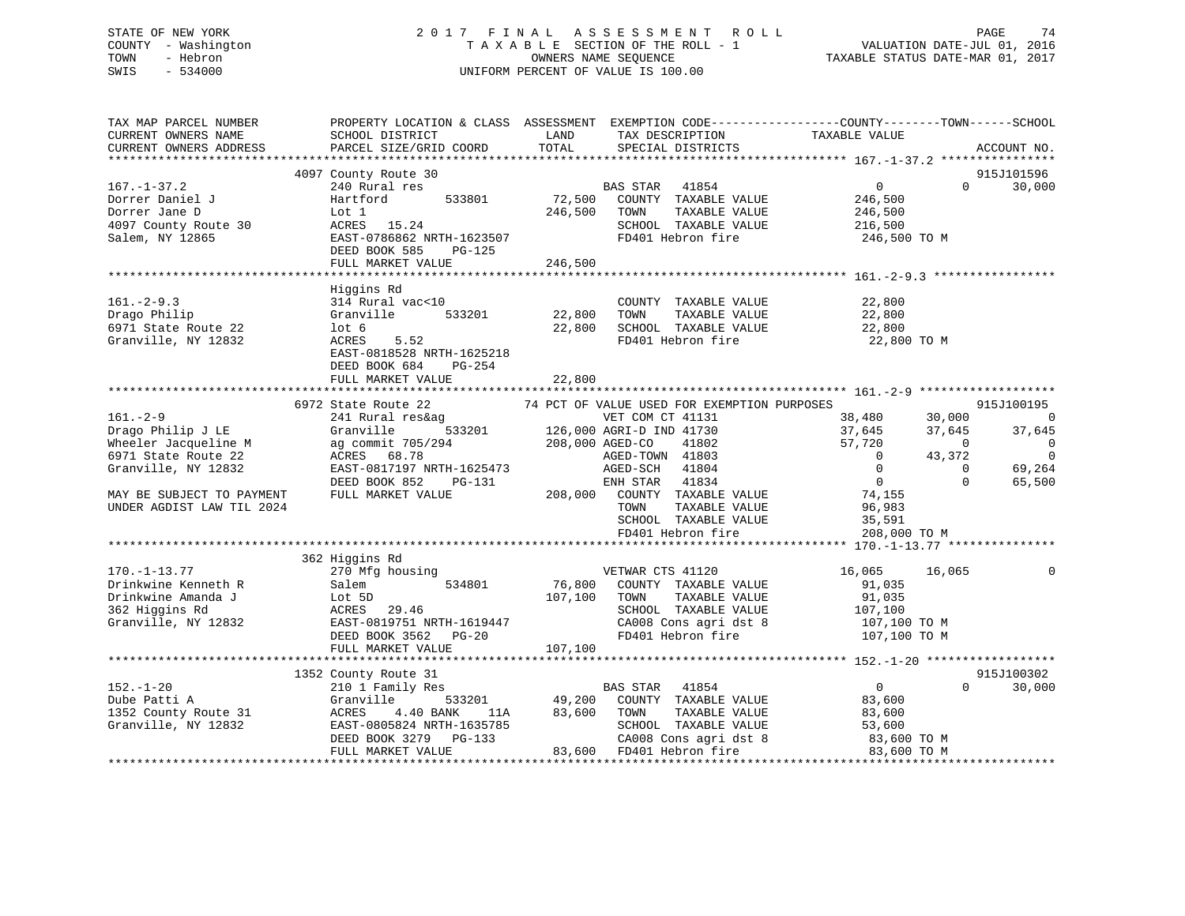STATE OF NEW YORK  
COUNTY - Washington  
TOWN - Hebron  
SWIS - 534000

2 0 1 7 F I N A L A S S E S S M E N T R O L L  
T A X A B L E SECTION OF THE ROLL - 1  
OWNERS NAME SEQUENCE  
UNIFORM PERCENT OF VALUE IS 100.00

VALUATION DATE-JUL 01, 2016  
TAXABLE STATUS DATE-MAR 01, 2017

```
TAX MAP PARCEL NUMBER          PROPERTY LOCATION & CLASS  ASSESSMENT  EXEMPTION CODE------------------COUNTY--------TOWN------SCHOOL
CURRENT OWNERS NAME            SCHOOL DISTRICT               LAND      TAX DESCRIPTION              TAXABLE VALUE
CURRENT OWNERS ADDRESS         PARCEL SIZE/GRID COORD        TOTAL     SPECIAL DISTRICTS                                         ACCOUNT NO.
******************************************************************************************************* 167.-1-37.2 ****************
                           4097 County Route 30                                                                               915J101596
167.-1-37.2                    240 Rural res                              BAS STAR   41854                      0            0     30,000
Dorrer Daniel J                Hartford         533801        72,500      COUNTY  TAXABLE VALUE            246,500
Dorrer Jane D                  Lot 1                         246,500      TOWN    TAXABLE VALUE            246,500
4097 County Route 30           ACRES   15.24                              SCHOOL  TAXABLE VALUE            216,500
Salem, NY 12865                EAST-0786862 NRTH-1623507                  FD401 Hebron fire                 246,500 TO M
                               DEED BOOK 585     PG-125
                               FULL MARKET VALUE             246,500
******************************************************************************************************* 161.-2-9.3 *****************
                               Higgins Rd
161.-2-9.3                     314 Rural vac<10                           COUNTY  TAXABLE VALUE             22,800
Drago Philip                   Granville        533201        22,800      TOWN    TAXABLE VALUE             22,800
6971 State Route 22            lot 6                          22,800      SCHOOL  TAXABLE VALUE             22,800
Granville, NY 12832            ACRES    5.52                              FD401 Hebron fire                  22,800 TO M
                               EAST-0818528 NRTH-1625218
                               DEED BOOK 684     PG-254
                               FULL MARKET VALUE              22,800
******************************************************************************************************* 161.-2-9 *******************
                           6972 State Route 22             74 PCT OF VALUE USED FOR EXEMPTION PURPOSES                         915J100195
161.-2-9                       241 Rural res&ag                           VET COM CT 41131                 38,480       30,000          0
Drago Philip J LE              Granville        533201       126,000 AGRI-D IND 41730                 37,645       37,645     37,645
Wheeler Jacqueline M           ag commit 705/294             208,000 AGED-CO    41802                 57,720            0          0
6971 State Route 22            ACRES   68.78                              AGED-TOWN  41803                      0       43,372          0
Granville, NY 12832            EAST-0817197 NRTH-1625473                  AGED-SCH   41804                      0            0     69,264
                               DEED BOOK 852     PG-131                   ENH STAR   41834                      0            0     65,500
MAY BE SUBJECT TO PAYMENT      FULL MARKET VALUE             208,000      COUNTY  TAXABLE VALUE             74,155
UNDER AGDIST LAW TIL 2024                                                 TOWN    TAXABLE VALUE             96,983
                                                                          SCHOOL  TAXABLE VALUE             35,591
                                                                          FD401 Hebron fire                 208,000 TO M
******************************************************************************************************* 170.-1-13.77 ***************
                           362 Higgins Rd
170.-1-13.77                   270 Mfg housing                            VETWAR CTS 41120                 16,065       16,065          0
Drinkwine Kenneth R            Salem            534801        76,800      COUNTY  TAXABLE VALUE             91,035
Drinkwine Amanda J             Lot 5D                        107,100      TOWN    TAXABLE VALUE             91,035
362 Higgins Rd                 ACRES   29.46                              SCHOOL  TAXABLE VALUE            107,100
Granville, NY 12832            EAST-0819751 NRTH-1619447                  CA008 Cons agri dst 8             107,100 TO M
                               DEED BOOK 3562    PG-20                    FD401 Hebron fire                 107,100 TO M
                               FULL MARKET VALUE             107,100
******************************************************************************************************* 152.-1-20 ******************
                          1352 County Route 31                                                                                915J100302
152.-1-20                      210 1 Family Res                           BAS STAR   41854                      0            0     30,000
Dube Patti A                   Granville        533201        49,200      COUNTY  TAXABLE VALUE             83,600
1352 County Route 31           ACRES    4.40 BANK    11A      83,600      TOWN    TAXABLE VALUE             83,600
Granville, NY 12832            EAST-0805824 NRTH-1635785                  SCHOOL  TAXABLE VALUE             53,600
                               DEED BOOK 3279    PG-133                   CA008 Cons agri dst 8              83,600 TO M
                               FULL MARKET VALUE              83,600      FD401 Hebron fire                  83,600 TO M
************************************************************************************************************************************
```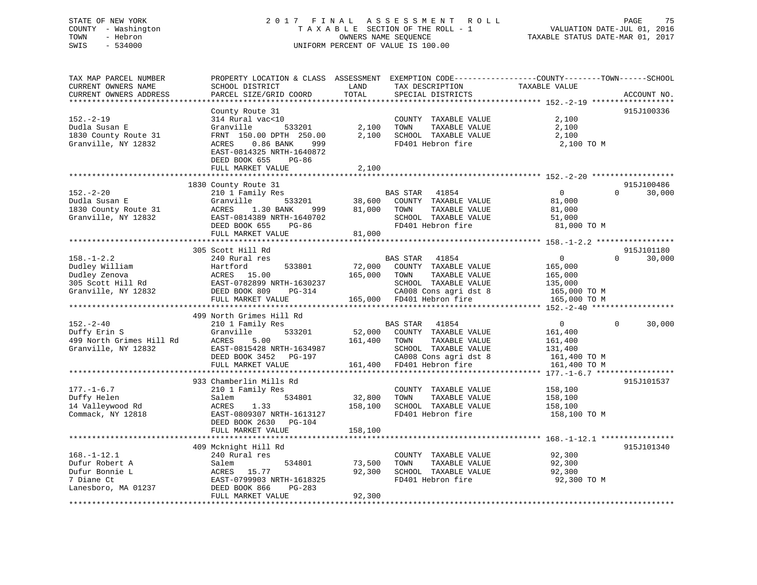STATE OF NEW YORK
COUNTY - Washington
TOWN - Hebron
SWIS - 534000

# 2017 FINAL ASSESSMENT ROLL
TAXABLE SECTION OF THE ROLL - 1
OWNERS NAME SEQUENCE
UNIFORM PERCENT OF VALUE IS 100.00

VALUATION DATE-JUL 01, 2016
TAXABLE STATUS DATE-MAR 01, 2017

| TAX MAP PARCEL NUMBER / CURRENT OWNERS NAME / CURRENT OWNERS ADDRESS | PROPERTY LOCATION & CLASS / SCHOOL DISTRICT / PARCEL SIZE/GRID COORD | ASSESSMENT LAND | TOTAL | EXEMPTION CODE / TAX DESCRIPTION / SPECIAL DISTRICTS | COUNTY / TOWN TAXABLE VALUE | SCHOOL | ACCOUNT NO. |
|---|---|---|---|---|---|---|---|
| **152.-2-19** | County Route 31 | | | | | | 915J100336 |
| Dudla Susan E | 314 Rural vac<10 | | | COUNTY TAXABLE VALUE | 2,100 | | |
| 1830 County Route 31 | Granville 533201 | 2,100 | | TOWN TAXABLE VALUE | 2,100 | | |
| Granville, NY 12832 | FRNT 150.00 DPTH 250.00 | | 2,100 | SCHOOL TAXABLE VALUE | 2,100 | | |
| | ACRES 0.86 BANK 999 | | | FD401 Hebron fire | 2,100 TO M | | |
| | EAST-0814325 NRTH-1640872 | | | | | | |
| | DEED BOOK 655 PG-86 | | | | | | |
| | FULL MARKET VALUE | | 2,100 | | | | |
| **152.-2-20** | 1830 County Route 31 | | | | | | 915J100486 |
| Dudla Susan E | 210 1 Family Res | | | BAS STAR 41854 | 0 | 0 30,000 | |
| 1830 County Route 31 | Granville 533201 | 38,600 | | COUNTY TAXABLE VALUE | 81,000 | | |
| Granville, NY 12832 | ACRES 1.30 BANK 999 | | 81,000 | TOWN TAXABLE VALUE | 81,000 | | |
| | EAST-0814389 NRTH-1640702 | | | SCHOOL TAXABLE VALUE | 51,000 | | |
| | DEED BOOK 655 PG-86 | | | FD401 Hebron fire | 81,000 TO M | | |
| | FULL MARKET VALUE | | 81,000 | | | | |
| **158.-1-2.2** | 305 Scott Hill Rd | | | | | | 915J101180 |
| Dudley William | 240 Rural res | | | BAS STAR 41854 | 0 | 0 30,000 | |
| Dudley Zenova | Hartford 533801 | 72,000 | | COUNTY TAXABLE VALUE | 165,000 | | |
| 305 Scott Hill Rd | ACRES 15.00 | | 165,000 | TOWN TAXABLE VALUE | 165,000 | | |
| Granville, NY 12832 | EAST-0782899 NRTH-1630237 | | | SCHOOL TAXABLE VALUE | 135,000 | | |
| | DEED BOOK 809 PG-314 | | | CA008 Cons agri dst 8 | 165,000 TO M | | |
| | FULL MARKET VALUE | | 165,000 | FD401 Hebron fire | 165,000 TO M | | |
| **152.-2-40** | 499 North Grimes Hill Rd | | | | | | |
| Duffy Erin S | 210 1 Family Res | | | BAS STAR 41854 | 0 | 0 30,000 | |
| 499 North Grimes Hill Rd | Granville 533201 | 52,000 | | COUNTY TAXABLE VALUE | 161,400 | | |
| Granville, NY 12832 | ACRES 5.00 | | 161,400 | TOWN TAXABLE VALUE | 161,400 | | |
| | EAST-0815428 NRTH-1634987 | | | SCHOOL TAXABLE VALUE | 131,400 | | |
| | DEED BOOK 3452 PG-197 | | | CA008 Cons agri dst 8 | 161,400 TO M | | |
| | FULL MARKET VALUE | | 161,400 | FD401 Hebron fire | 161,400 TO M | | |
| **177.-1-6.7** | 933 Chamberlin Mills Rd | | | | | | 915J101537 |
| Duffy Helen | 210 1 Family Res | | | COUNTY TAXABLE VALUE | 158,100 | | |
| 14 Valleywood Rd | Salem 534801 | 32,800 | | TOWN TAXABLE VALUE | 158,100 | | |
| Commack, NY 12818 | ACRES 1.33 | | 158,100 | SCHOOL TAXABLE VALUE | 158,100 | | |
| | EAST-0809307 NRTH-1613127 | | | FD401 Hebron fire | 158,100 TO M | | |
| | DEED BOOK 2630 PG-104 | | | | | | |
| | FULL MARKET VALUE | | 158,100 | | | | |
| **168.-1-12.1** | 409 Mcknight Hill Rd | | | | | | 915J101340 |
| Dufur Robert A | 240 Rural res | | | COUNTY TAXABLE VALUE | 92,300 | | |
| Dufur Bonnie L | Salem 534801 | 73,500 | | TOWN TAXABLE VALUE | 92,300 | | |
| 7 Diane Ct | ACRES 15.77 | | 92,300 | SCHOOL TAXABLE VALUE | 92,300 | | |
| Lanesboro, MA 01237 | EAST-0799903 NRTH-1618325 | | | FD401 Hebron fire | 92,300 TO M | | |
| | DEED BOOK 866 PG-283 | | | | | | |
| | FULL MARKET VALUE | | 92,300 | | | | |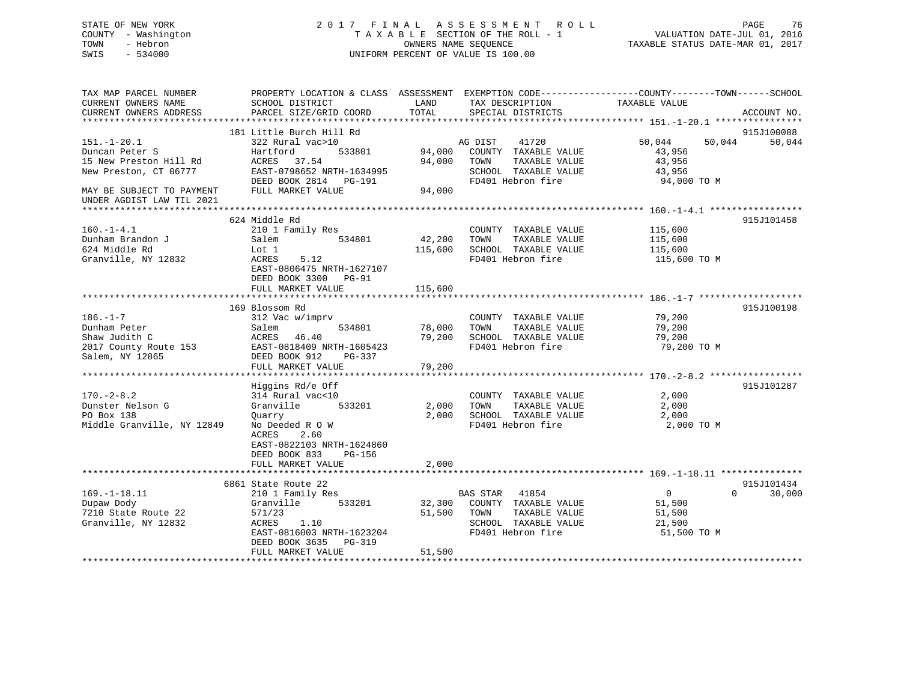STATE OF NEW YORK  
COUNTY - Washington  
TOWN - Hebron  
SWIS - 534000

2 0 1 7 F I N A L A S S E S S M E N T R O L L  
T A X A B L E SECTION OF THE ROLL - 1  
OWNERS NAME SEQUENCE  
UNIFORM PERCENT OF VALUE IS 100.00

VALUATION DATE-JUL 01, 2016  
TAXABLE STATUS DATE-MAR 01, 2017

| TAX MAP PARCEL NUMBER / CURRENT OWNERS NAME / CURRENT OWNERS ADDRESS | PROPERTY LOCATION & CLASS / SCHOOL DISTRICT / PARCEL SIZE/GRID COORD | ASSESSMENT LAND | TOTAL | EXEMPTION CODE / TAX DESCRIPTION / SPECIAL DISTRICTS | COUNTY TAXABLE VALUE | TOWN | SCHOOL | ACCOUNT NO. |
|---|---|---|---|---|---|---|---|---|
| 151.-1-20.1 | 181 Little Burch Hill Rd | | | | | | | 915J100088 |
| 151.-1-20.1 | 322 Rural vac>10 | | | AG DIST 41720 | 50,044 | 50,044 | 50,044 | |
| Duncan Peter S | Hartford 533801 | 94,000 | | COUNTY TAXABLE VALUE | 43,956 | | | |
| 15 New Preston Hill Rd | ACRES 37.54 | | 94,000 | TOWN TAXABLE VALUE | 43,956 | | | |
| New Preston, CT 06777 | EAST-0798652 NRTH-1634995 | | | SCHOOL TAXABLE VALUE | 43,956 | | | |
| | DEED BOOK 2814 PG-191 | | | FD401 Hebron fire | 94,000 TO M | | | |
| MAY BE SUBJECT TO PAYMENT UNDER AGDIST LAW TIL 2021 | FULL MARKET VALUE | | 94,000 | | | | | |
| 160.-1-4.1 | 624 Middle Rd | | | | | | | 915J101458 |
| 160.-1-4.1 | 210 1 Family Res | | | COUNTY TAXABLE VALUE | 115,600 | | | |
| Dunham Brandon J | Salem 534801 | 42,200 | | TOWN TAXABLE VALUE | 115,600 | | | |
| 624 Middle Rd | Lot 1 | | 115,600 | SCHOOL TAXABLE VALUE | 115,600 | | | |
| Granville, NY 12832 | ACRES 5.12 | | | FD401 Hebron fire | 115,600 TO M | | | |
| | EAST-0806475 NRTH-1627107 | | | | | | | |
| | DEED BOOK 3300 PG-91 | | | | | | | |
| | FULL MARKET VALUE | | 115,600 | | | | | |
| 186.-1-7 | 169 Blossom Rd | | | | | | | 915J100198 |
| 186.-1-7 | 312 Vac w/imprv | | | COUNTY TAXABLE VALUE | 79,200 | | | |
| Dunham Peter | Salem 534801 | 78,000 | | TOWN TAXABLE VALUE | 79,200 | | | |
| Shaw Judith C | ACRES 46.40 | | 79,200 | SCHOOL TAXABLE VALUE | 79,200 | | | |
| 2017 County Route 153 | EAST-0818409 NRTH-1605423 | | | FD401 Hebron fire | 79,200 TO M | | | |
| Salem, NY 12865 | DEED BOOK 912 PG-337 | | | | | | | |
| | FULL MARKET VALUE | | 79,200 | | | | | |
| 170.-2-8.2 | Higgins Rd/e Off | | | | | | | 915J101287 |
| 170.-2-8.2 | 314 Rural vac<10 | | | COUNTY TAXABLE VALUE | 2,000 | | | |
| Dunster Nelson G | Granville 533201 | 2,000 | | TOWN TAXABLE VALUE | 2,000 | | | |
| PO Box 138 | Quarry | | 2,000 | SCHOOL TAXABLE VALUE | 2,000 | | | |
| Middle Granville, NY 12849 | No Deeded R O W | | | FD401 Hebron fire | 2,000 TO M | | | |
| | ACRES 2.60 | | | | | | | |
| | EAST-0822103 NRTH-1624860 | | | | | | | |
| | DEED BOOK 833 PG-156 | | | | | | | |
| | FULL MARKET VALUE | | 2,000 | | | | | |
| 169.-1-18.11 | 6861 State Route 22 | | | | | | | 915J101434 |
| 169.-1-18.11 | 210 1 Family Res | | | BAS STAR 41854 | 0 | 0 | 30,000 | |
| Dupaw Dody | Granville 533201 | 32,300 | | COUNTY TAXABLE VALUE | 51,500 | | | |
| 7210 State Route 22 | 571/23 | | 51,500 | TOWN TAXABLE VALUE | 51,500 | | | |
| Granville, NY 12832 | ACRES 1.10 | | | SCHOOL TAXABLE VALUE | 21,500 | | | |
| | EAST-0816003 NRTH-1623204 | | | FD401 Hebron fire | 51,500 TO M | | | |
| | DEED BOOK 3635 PG-319 | | | | | | | |
| | FULL MARKET VALUE | | 51,500 | | | | | |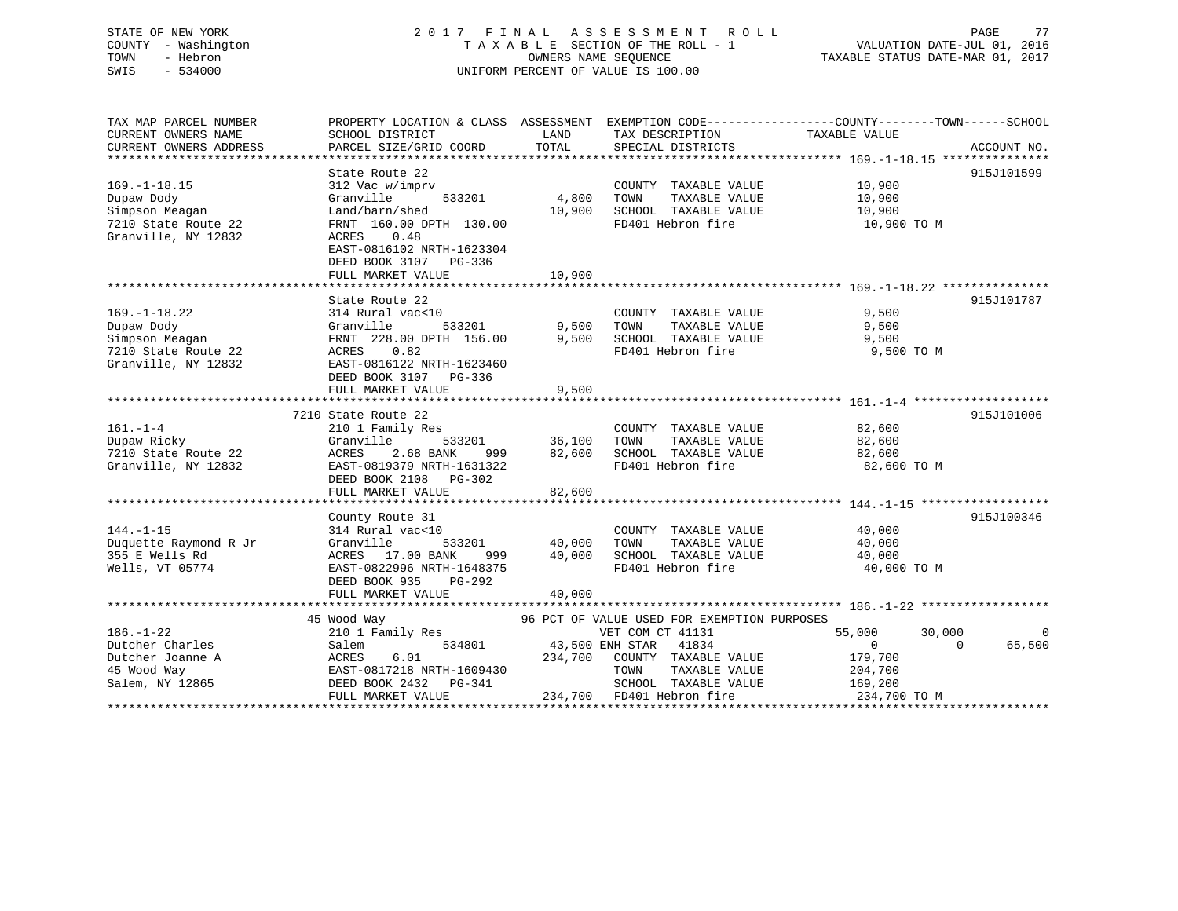STATE OF NEW YORK
COUNTY - Washington
TOWN - Hebron
SWIS - 534000

2 0 1 7 F I N A L A S S E S S M E N T R O L L
T A X A B L E SECTION OF THE ROLL - 1
OWNERS NAME SEQUENCE
UNIFORM PERCENT OF VALUE IS 100.00

VALUATION DATE-JUL 01, 2016
TAXABLE STATUS DATE-MAR 01, 2017

```
TAX MAP PARCEL NUMBER          PROPERTY LOCATION & CLASS  ASSESSMENT  EXEMPTION CODE------------------COUNTY--------TOWN------SCHOOL
CURRENT OWNERS NAME            SCHOOL DISTRICT              LAND      TAX DESCRIPTION            TAXABLE VALUE
CURRENT OWNERS ADDRESS         PARCEL SIZE/GRID COORD      TOTAL      SPECIAL DISTRICTS                                   ACCOUNT NO.
******************************************************************************************************* 169.-1-18.15 ***************
                               State Route 22                                                                          915J101599
169.-1-18.15                   312 Vac w/imprv                        COUNTY  TAXABLE VALUE          10,900
Dupaw Dody                     Granville      533201        4,800     TOWN    TAXABLE VALUE          10,900
Simpson Meagan                 Land/barn/shed              10,900     SCHOOL  TAXABLE VALUE          10,900
7210 State Route 22            FRNT 160.00 DPTH 130.00                FD401 Hebron fire               10,900 TO M
Granville, NY 12832            ACRES    0.48
                               EAST-0816102 NRTH-1623304
                               DEED BOOK 3107   PG-336
                               FULL MARKET VALUE           10,900
******************************************************************************************************* 169.-1-18.22 ***************
                               State Route 22                                                                          915J101787
169.-1-18.22                   314 Rural vac<10                       COUNTY  TAXABLE VALUE           9,500
Dupaw Dody                     Granville      533201        9,500     TOWN    TAXABLE VALUE           9,500
Simpson Meagan                 FRNT 228.00 DPTH 156.00      9,500     SCHOOL  TAXABLE VALUE           9,500
7210 State Route 22            ACRES    0.82                          FD401 Hebron fire                9,500 TO M
Granville, NY 12832            EAST-0816122 NRTH-1623460
                               DEED BOOK 3107   PG-336
                               FULL MARKET VALUE            9,500
******************************************************************************************************* 161.-1-4 *******************
                          7210 State Route 22                                                                          915J101006
161.-1-4                       210 1 Family Res                       COUNTY  TAXABLE VALUE          82,600
Dupaw Ricky                    Granville      533201       36,100     TOWN    TAXABLE VALUE          82,600
7210 State Route 22            ACRES    2.68 BANK    999   82,600     SCHOOL  TAXABLE VALUE          82,600
Granville, NY 12832            EAST-0819379 NRTH-1631322              FD401 Hebron fire               82,600 TO M
                               DEED BOOK 2108   PG-302
                               FULL MARKET VALUE           82,600
******************************************************************************************************* 144.-1-15 ******************
                               County Route 31                                                                         915J100346
144.-1-15                      314 Rural vac<10                       COUNTY  TAXABLE VALUE          40,000
Duquette Raymond R Jr          Granville      533201       40,000     TOWN    TAXABLE VALUE          40,000
355 E Wells Rd                 ACRES   17.00 BANK    999   40,000     SCHOOL  TAXABLE VALUE          40,000
Wells, VT 05774                EAST-0822996 NRTH-1648375              FD401 Hebron fire               40,000 TO M
                               DEED BOOK 935    PG-292
                               FULL MARKET VALUE           40,000
******************************************************************************************************* 186.-1-22 ******************
                            45 Wood Way                    96 PCT OF VALUE USED FOR EXEMPTION PURPOSES
186.-1-22                      210 1 Family Res                VET COM CT 41131              55,000      30,000           0
Dutcher Charles                Salem          534801       43,500 ENH STAR  41834                 0           0      65,500
Dutcher Joanne A               ACRES    6.01              234,700     COUNTY  TAXABLE VALUE         179,700
45 Wood Way                    EAST-0817218 NRTH-1609430              TOWN    TAXABLE VALUE         204,700
Salem, NY 12865                DEED BOOK 2432   PG-341                SCHOOL  TAXABLE VALUE         169,200
                               FULL MARKET VALUE          234,700     FD401 Hebron fire              234,700 TO M
************************************************************************************************************************************
```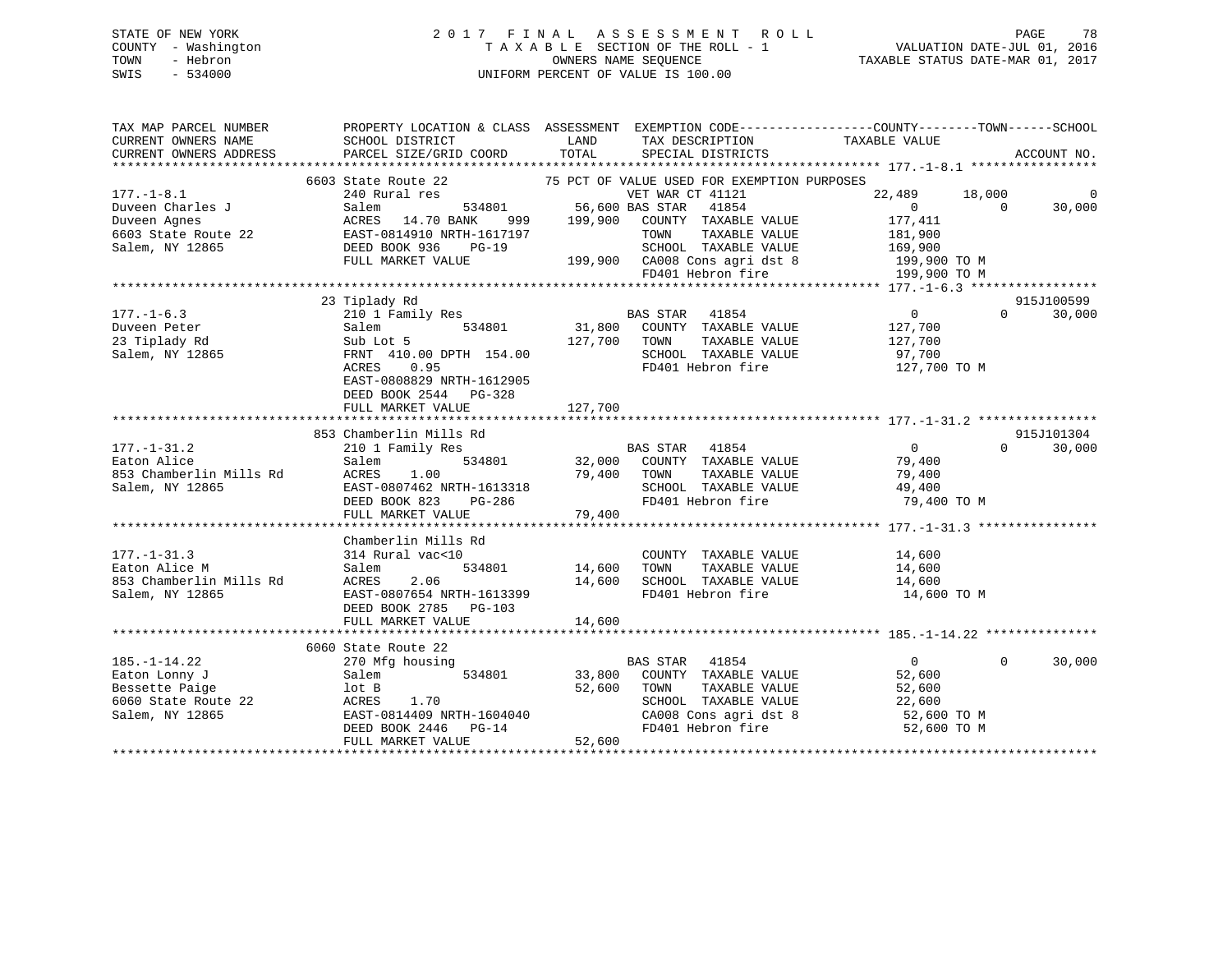STATE OF NEW YORK
COUNTY - Washington
TOWN - Hebron
SWIS - 534000

2 0 1 7 F I N A L A S S E S S M E N T R O L L
T A X A B L E SECTION OF THE ROLL - 1
OWNERS NAME SEQUENCE
UNIFORM PERCENT OF VALUE IS 100.00

VALUATION DATE-JUL 01, 2016
TAXABLE STATUS DATE-MAR 01, 2017

```
TAX MAP PARCEL NUMBER          PROPERTY LOCATION & CLASS  ASSESSMENT  EXEMPTION CODE------------------COUNTY--------TOWN------SCHOOL
CURRENT OWNERS NAME            SCHOOL DISTRICT               LAND      TAX DESCRIPTION              TAXABLE VALUE
CURRENT OWNERS ADDRESS         PARCEL SIZE/GRID COORD        TOTAL     SPECIAL DISTRICTS                                    ACCOUNT NO.
******************************************************************************************************* 177.-1-8.1 *****************
                               6603 State Route 22          75 PCT OF VALUE USED FOR EXEMPTION PURPOSES
177.-1-8.1                     240 Rural res                       VET WAR CT 41121              22,489      18,000             0
Duveen Charles J               Salem          534801         56,600 BAS STAR   41854                  0           0        30,000
Duveen Agnes                   ACRES  14.70 BANK    999     199,900   COUNTY  TAXABLE VALUE        177,411
6603 State Route 22            EAST-0814910 NRTH-1617197              TOWN    TAXABLE VALUE        181,900
Salem, NY 12865                DEED BOOK 936    PG-19                 SCHOOL  TAXABLE VALUE        169,900
                               FULL MARKET VALUE           199,900   CA008 Cons agri dst 8         199,900 TO M
                                                                      FD401 Hebron fire             199,900 TO M
******************************************************************************************************* 177.-1-6.3 *****************
                               23 Tiplady Rd                                                                        915J100599
177.-1-6.3                     210 1 Family Res                    BAS STAR   41854                  0           0        30,000
Duveen Peter                   Salem          534801         31,800   COUNTY  TAXABLE VALUE        127,700
23 Tiplady Rd                  Sub Lot 5                    127,700   TOWN    TAXABLE VALUE        127,700
Salem, NY 12865                FRNT 410.00 DPTH 154.00                SCHOOL  TAXABLE VALUE         97,700
                               ACRES    0.95                          FD401 Hebron fire             127,700 TO M
                               EAST-0808829 NRTH-1612905
                               DEED BOOK 2544   PG-328
                               FULL MARKET VALUE           127,700
******************************************************************************************************* 177.-1-31.2 ****************
                               853 Chamberlin Mills Rd                                                              915J101304
177.-1-31.2                    210 1 Family Res                    BAS STAR   41854                  0           0        30,000
Eaton Alice                    Salem          534801         32,000   COUNTY  TAXABLE VALUE         79,400
853 Chamberlin Mills Rd        ACRES    1.00                 79,400   TOWN    TAXABLE VALUE         79,400
Salem, NY 12865                EAST-0807462 NRTH-1613318              SCHOOL  TAXABLE VALUE         49,400
                               DEED BOOK 823    PG-286                FD401 Hebron fire              79,400 TO M
                               FULL MARKET VALUE            79,400
******************************************************************************************************* 177.-1-31.3 ****************
                               Chamberlin Mills Rd
177.-1-31.3                    314 Rural vac<10                       COUNTY  TAXABLE VALUE         14,600
Eaton Alice M                  Salem          534801         14,600   TOWN    TAXABLE VALUE         14,600
853 Chamberlin Mills Rd        ACRES    2.06                 14,600   SCHOOL  TAXABLE VALUE         14,600
Salem, NY 12865                EAST-0807654 NRTH-1613399              FD401 Hebron fire              14,600 TO M
                               DEED BOOK 2785   PG-103
                               FULL MARKET VALUE            14,600
******************************************************************************************************* 185.-1-14.22 ***************
                               6060 State Route 22
185.-1-14.22                   270 Mfg housing                     BAS STAR   41854                  0           0        30,000
Eaton Lonny J                  Salem          534801         33,800   COUNTY  TAXABLE VALUE         52,600
Bessette Paige                 lot B                         52,600   TOWN    TAXABLE VALUE         52,600
6060 State Route 22            ACRES    1.70                          SCHOOL  TAXABLE VALUE         22,600
Salem, NY 12865                EAST-0814409 NRTH-1604040              CA008 Cons agri dst 8          52,600 TO M
                               DEED BOOK 2446   PG-14                 FD401 Hebron fire              52,600 TO M
                               FULL MARKET VALUE            52,600
************************************************************************************************************************************
```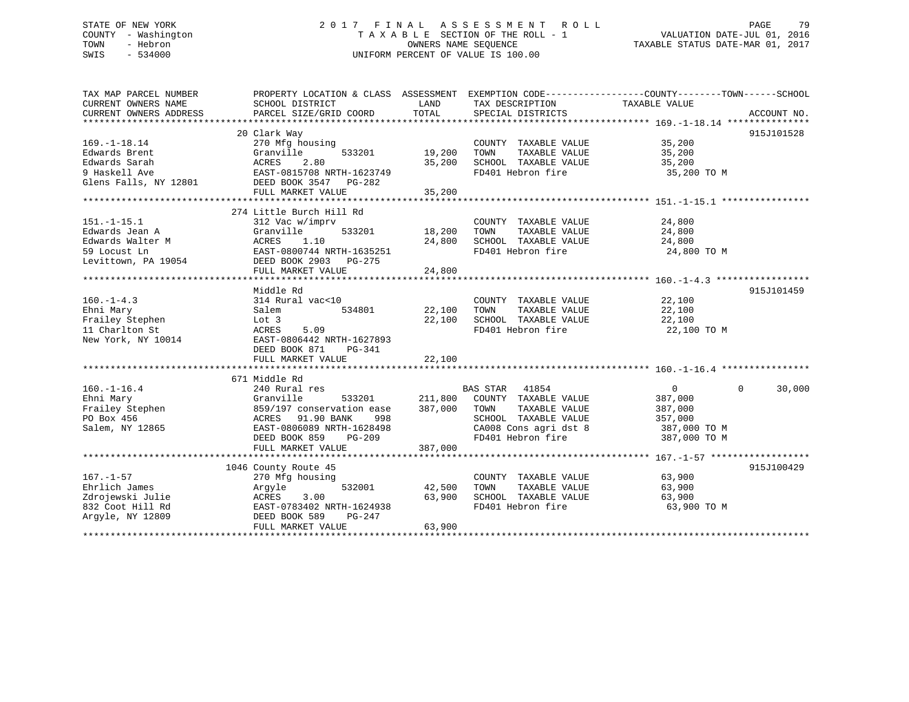STATE OF NEW YORK
COUNTY - Washington
TOWN - Hebron
SWIS - 534000

2017 FINAL ASSESSMENT ROLL
TAXABLE SECTION OF THE ROLL - 1
OWNERS NAME SEQUENCE
UNIFORM PERCENT OF VALUE IS 100.00

VALUATION DATE-JUL 01, 2016
TAXABLE STATUS DATE-MAR 01, 2017

| TAX MAP PARCEL NUMBER / CURRENT OWNERS NAME / CURRENT OWNERS ADDRESS | PROPERTY LOCATION & CLASS / SCHOOL DISTRICT / PARCEL SIZE/GRID COORD | ASSESSMENT LAND | TOTAL | EXEMPTION CODE / TAX DESCRIPTION / SPECIAL DISTRICTS | COUNTY TAXABLE VALUE | TOWN | SCHOOL | ACCOUNT NO. |
|---|---|---|---|---|---|---|---|---|
| 169.-1-18.14 | 20 Clark Way | | | | | | | 915J101528 |
| 169.-1-18.14 | 270 Mfg housing | | | COUNTY TAXABLE VALUE | 35,200 | | | |
| Edwards Brent | Granville 533201 | 19,200 | | TOWN TAXABLE VALUE | 35,200 | | | |
| Edwards Sarah | ACRES 2.80 | | 35,200 | SCHOOL TAXABLE VALUE | 35,200 | | | |
| 9 Haskell Ave | EAST-0815708 NRTH-1623749 | | | FD401 Hebron fire | 35,200 TO M | | | |
| Glens Falls, NY 12801 | DEED BOOK 3547 PG-282 | | | | | | | |
| | FULL MARKET VALUE | | 35,200 | | | | | |
| 151.-1-15.1 | 274 Little Burch Hill Rd | | | | | | | |
| 151.-1-15.1 | 312 Vac w/imprv | | | COUNTY TAXABLE VALUE | 24,800 | | | |
| Edwards Jean A | Granville 533201 | 18,200 | | TOWN TAXABLE VALUE | 24,800 | | | |
| Edwards Walter M | ACRES 1.10 | | 24,800 | SCHOOL TAXABLE VALUE | 24,800 | | | |
| 59 Locust Ln | EAST-0800744 NRTH-1635251 | | | FD401 Hebron fire | 24,800 TO M | | | |
| Levittown, PA 19054 | DEED BOOK 2903 PG-275 | | | | | | | |
| | FULL MARKET VALUE | | 24,800 | | | | | |
| 160.-1-4.3 | Middle Rd | | | | | | | 915J101459 |
| 160.-1-4.3 | 314 Rural vac<10 | | | COUNTY TAXABLE VALUE | 22,100 | | | |
| Ehni Mary | Salem 534801 | 22,100 | | TOWN TAXABLE VALUE | 22,100 | | | |
| Frailey Stephen | Lot 3 | | 22,100 | SCHOOL TAXABLE VALUE | 22,100 | | | |
| 11 Charlton St | ACRES 5.09 | | | FD401 Hebron fire | 22,100 TO M | | | |
| New York, NY 10014 | EAST-0806442 NRTH-1627893 | | | | | | | |
| | DEED BOOK 871 PG-341 | | | | | | | |
| | FULL MARKET VALUE | | 22,100 | | | | | |
| 160.-1-16.4 | 671 Middle Rd | | | | | | | |
| 160.-1-16.4 | 240 Rural res | | | BAS STAR 41854 | 0 | 0 | 30,000 | |
| Ehni Mary | Granville 533201 | 211,800 | | COUNTY TAXABLE VALUE | 387,000 | | | |
| Frailey Stephen | 859/197 conservation ease | | 387,000 | TOWN TAXABLE VALUE | 387,000 | | | |
| PO Box 456 | ACRES 91.90 BANK 998 | | | SCHOOL TAXABLE VALUE | 357,000 | | | |
| Salem, NY 12865 | EAST-0806089 NRTH-1628498 | | | CA008 Cons agri dst 8 | 387,000 TO M | | | |
| | DEED BOOK 859 PG-209 | | | FD401 Hebron fire | 387,000 TO M | | | |
| | FULL MARKET VALUE | | 387,000 | | | | | |
| 167.-1-57 | 1046 County Route 45 | | | | | | | 915J100429 |
| 167.-1-57 | 270 Mfg housing | | | COUNTY TAXABLE VALUE | 63,900 | | | |
| Ehrlich James | Argyle 532001 | 42,500 | | TOWN TAXABLE VALUE | 63,900 | | | |
| Zdrojewski Julie | ACRES 3.00 | | 63,900 | SCHOOL TAXABLE VALUE | 63,900 | | | |
| 832 Coot Hill Rd | EAST-0783402 NRTH-1624938 | | | FD401 Hebron fire | 63,900 TO M | | | |
| Argyle, NY 12809 | DEED BOOK 589 PG-247 | | | | | | | |
| | FULL MARKET VALUE | | 63,900 | | | | | |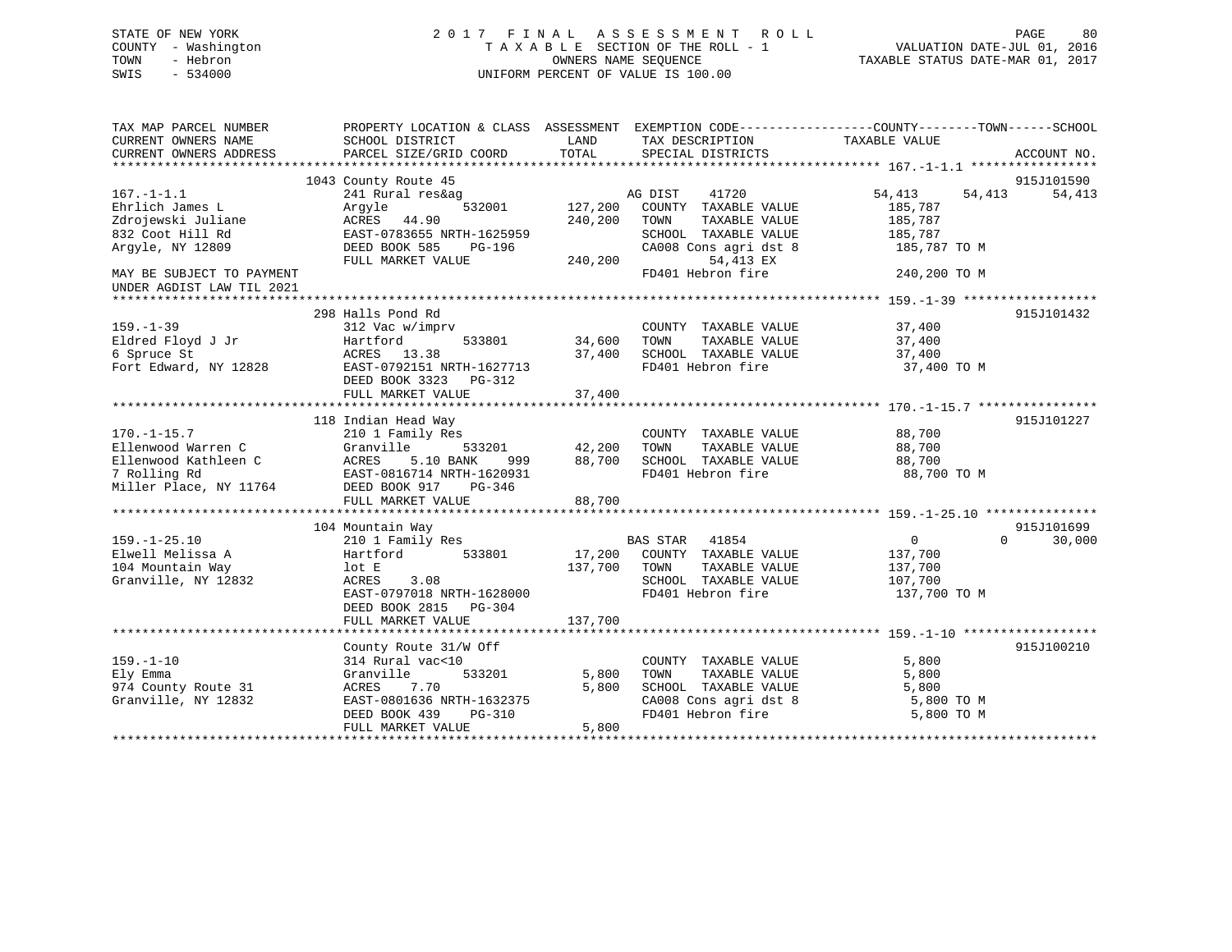STATE OF NEW YORK
COUNTY - Washington
TOWN - Hebron
SWIS - 534000

2 0 1 7 F I N A L A S S E S S M E N T R O L L
T A X A B L E SECTION OF THE ROLL - 1
OWNERS NAME SEQUENCE
UNIFORM PERCENT OF VALUE IS 100.00

VALUATION DATE-JUL 01, 2016
TAXABLE STATUS DATE-MAR 01, 2017

```
TAX MAP PARCEL NUMBER          PROPERTY LOCATION & CLASS  ASSESSMENT  EXEMPTION CODE------------------COUNTY--------TOWN------SCHOOL
CURRENT OWNERS NAME            SCHOOL DISTRICT              LAND      TAX DESCRIPTION              TAXABLE VALUE
CURRENT OWNERS ADDRESS         PARCEL SIZE/GRID COORD       TOTAL     SPECIAL DISTRICTS                                         ACCOUNT NO.
****************************************************************************************************** 167.-1-1.1 *****************
                               1043 County Route 45                                                                         915J101590
167.-1-1.1                     241 Rural res&ag                         AG DIST     41720                54,413      54,413      54,413
Ehrlich James L                Argyle            532001     127,200     COUNTY  TAXABLE VALUE             185,787
Zdrojewski Juliane             ACRES   44.90                240,200     TOWN    TAXABLE VALUE             185,787
832 Coot Hill Rd               EAST-0783655 NRTH-1625959                SCHOOL  TAXABLE VALUE             185,787
Argyle, NY 12809               DEED BOOK 585     PG-196                 CA008 Cons agri dst 8              185,787 TO M
                               FULL MARKET VALUE            240,200           54,413 EX
MAY BE SUBJECT TO PAYMENT                                               FD401 Hebron fire                  240,200 TO M
UNDER AGDIST LAW TIL 2021
****************************************************************************************************** 159.-1-39 ******************
                               298 Halls Pond Rd                                                                            915J101432
159.-1-39                      312 Vac w/imprv                          COUNTY  TAXABLE VALUE              37,400
Eldred Floyd J Jr              Hartford          533801      34,600     TOWN    TAXABLE VALUE              37,400
6 Spruce St                    ACRES   13.38                 37,400     SCHOOL  TAXABLE VALUE              37,400
Fort Edward, NY 12828          EAST-0792151 NRTH-1627713                FD401 Hebron fire                   37,400 TO M
                               DEED BOOK 3323    PG-312
                               FULL MARKET VALUE             37,400
****************************************************************************************************** 170.-1-15.7 ****************
                               118 Indian Head Way                                                                          915J101227
170.-1-15.7                    210 1 Family Res                         COUNTY  TAXABLE VALUE              88,700
Ellenwood Warren C             Granville         533201      42,200     TOWN    TAXABLE VALUE              88,700
Ellenwood Kathleen C           ACRES    5.10 BANK    999     88,700     SCHOOL  TAXABLE VALUE              88,700
7 Rolling Rd                   EAST-0816714 NRTH-1620931                FD401 Hebron fire                   88,700 TO M
Miller Place, NY 11764         DEED BOOK 917     PG-346
                               FULL MARKET VALUE             88,700
****************************************************************************************************** 159.-1-25.10 ***************
                               104 Mountain Way                                                                             915J101699
159.-1-25.10                   210 1 Family Res                         BAS STAR    41854                     0           0      30,000
Elwell Melissa A               Hartford          533801      17,200     COUNTY  TAXABLE VALUE             137,700
104 Mountain Way               lot E                        137,700     TOWN    TAXABLE VALUE             137,700
Granville, NY 12832            ACRES    3.08                            SCHOOL  TAXABLE VALUE             107,700
                               EAST-0797018 NRTH-1628000                FD401 Hebron fire                  137,700 TO M
                               DEED BOOK 2815    PG-304
                               FULL MARKET VALUE            137,700
****************************************************************************************************** 159.-1-10 ******************
                               County Route 31/W Off                                                                        915J100210
159.-1-10                      314 Rural vac<10                         COUNTY  TAXABLE VALUE               5,800
Ely Emma                       Granville         533201       5,800     TOWN    TAXABLE VALUE               5,800
974 County Route 31            ACRES    7.70                  5,800     SCHOOL  TAXABLE VALUE               5,800
Granville, NY 12832            EAST-0801636 NRTH-1632375                CA008 Cons agri dst 8                5,800 TO M
                               DEED BOOK 439     PG-310                 FD401 Hebron fire                    5,800 TO M
                               FULL MARKET VALUE              5,800
************************************************************************************************************************************
```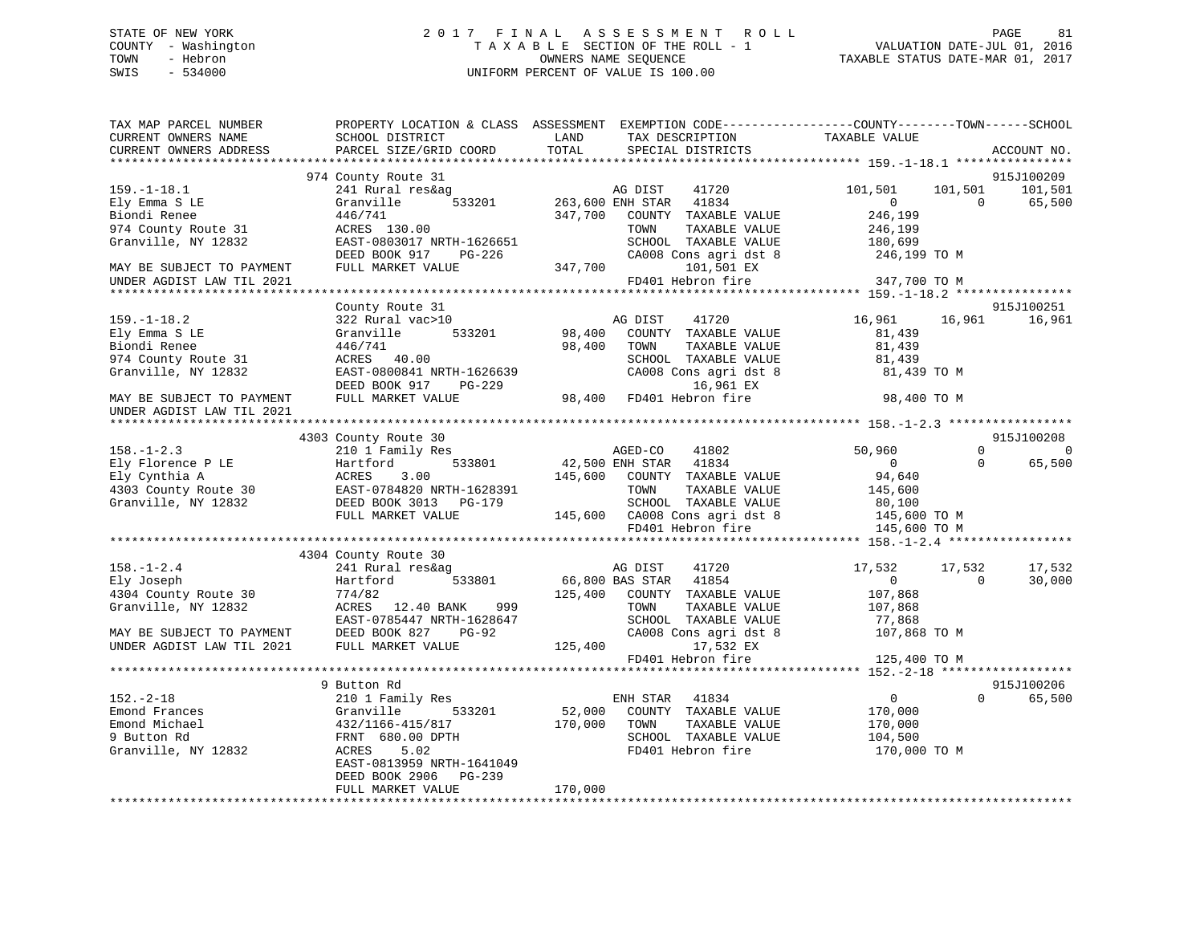STATE OF NEW YORK
COUNTY - Washington
TOWN - Hebron
SWIS - 534000

2 0 1 7 F I N A L A S S E S S M E N T R O L L
T A X A B L E SECTION OF THE ROLL - 1
OWNERS NAME SEQUENCE
UNIFORM PERCENT OF VALUE IS 100.00

VALUATION DATE-JUL 01, 2016
TAXABLE STATUS DATE-MAR 01, 2017

```
TAX MAP PARCEL NUMBER          PROPERTY LOCATION & CLASS  ASSESSMENT  EXEMPTION CODE------------------COUNTY--------TOWN------SCHOOL
CURRENT OWNERS NAME            SCHOOL DISTRICT             LAND       TAX DESCRIPTION              TAXABLE VALUE
CURRENT OWNERS ADDRESS         PARCEL SIZE/GRID COORD      TOTAL      SPECIAL DISTRICTS                                         ACCOUNT NO.
******************************************************************************************************* 159.-1-18.1 ****************
                               974 County Route 31                                                                              915J100209
159.-1-18.1                    241 Rural res&ag                       AG DIST    41720              101,501     101,501     101,501
Ely Emma S LE                  Granville       533201     263,600 ENH STAR   41834                    0           0      65,500
Biondi Renee                   446/741                    347,700    COUNTY  TAXABLE VALUE           246,199
974 County Route 31            ACRES 130.00                          TOWN    TAXABLE VALUE           246,199
Granville, NY 12832            EAST-0803017 NRTH-1626651             SCHOOL  TAXABLE VALUE           180,699
                               DEED BOOK 917    PG-226               CA008 Cons agri dst 8            246,199 TO M
MAY BE SUBJECT TO PAYMENT      FULL MARKET VALUE          347,700          101,501 EX
UNDER AGDIST LAW TIL 2021                                            FD401 Hebron fire                347,700 TO M
******************************************************************************************************* 159.-1-18.2 ****************
                               County Route 31                                                                                  915J100251
159.-1-18.2                    322 Rural vac>10                       AG DIST    41720               16,961      16,961      16,961
Ely Emma S LE                  Granville       533201      98,400    COUNTY  TAXABLE VALUE            81,439
Biondi Renee                   446/741                     98,400    TOWN    TAXABLE VALUE            81,439
974 County Route 31            ACRES  40.00                          SCHOOL  TAXABLE VALUE            81,439
Granville, NY 12832            EAST-0800841 NRTH-1626639             CA008 Cons agri dst 8             81,439 TO M
                               DEED BOOK 917    PG-229                      16,961 EX
MAY BE SUBJECT TO PAYMENT      FULL MARKET VALUE           98,400    FD401 Hebron fire                 98,400 TO M
UNDER AGDIST LAW TIL 2021
******************************************************************************************************* 158.-1-2.3 *****************
                               4303 County Route 30                                                                             915J100208
158.-1-2.3                     210 1 Family Res                       AGED-CO    41802               50,960           0           0
Ely Florence P LE              Hartford        533801      42,500 ENH STAR   41834                    0           0      65,500
Ely Cynthia A                  ACRES    3.00              145,600    COUNTY  TAXABLE VALUE            94,640
4303 County Route 30           EAST-0784820 NRTH-1628391             TOWN    TAXABLE VALUE           145,600
Granville, NY 12832            DEED BOOK 3013   PG-179               SCHOOL  TAXABLE VALUE            80,100
                               FULL MARKET VALUE          145,600    CA008 Cons agri dst 8            145,600 TO M
                                                                     FD401 Hebron fire                145,600 TO M
******************************************************************************************************* 158.-1-2.4 *****************
                               4304 County Route 30
158.-1-2.4                     241 Rural res&ag                       AG DIST    41720               17,532      17,532      17,532
Ely Joseph                     Hartford        533801      66,800 BAS STAR   41854                    0           0      30,000
4304 County Route 30           774/82                     125,400    COUNTY  TAXABLE VALUE           107,868
Granville, NY 12832            ACRES  12.40 BANK    999              TOWN    TAXABLE VALUE           107,868
                               EAST-0785447 NRTH-1628647             SCHOOL  TAXABLE VALUE            77,868
MAY BE SUBJECT TO PAYMENT      DEED BOOK 827    PG-92                CA008 Cons agri dst 8            107,868 TO M
UNDER AGDIST LAW TIL 2021      FULL MARKET VALUE          125,400           17,532 EX
                                                                     FD401 Hebron fire                125,400 TO M
******************************************************************************************************* 152.-2-18 ******************
                               9 Button Rd                                                                                      915J100206
152.-2-18                      210 1 Family Res                       ENH STAR   41834                    0           0      65,500
Emond Frances                  Granville       533201      52,000    COUNTY  TAXABLE VALUE           170,000
Emond Michael                  432/1166-415/817           170,000    TOWN    TAXABLE VALUE           170,000
9 Button Rd                    FRNT 680.00 DPTH                      SCHOOL  TAXABLE VALUE           104,500
Granville, NY 12832            ACRES    5.02                         FD401 Hebron fire                170,000 TO M
                               EAST-0813959 NRTH-1641049
                               DEED BOOK 2906   PG-239
                               FULL MARKET VALUE          170,000
************************************************************************************************************************************
```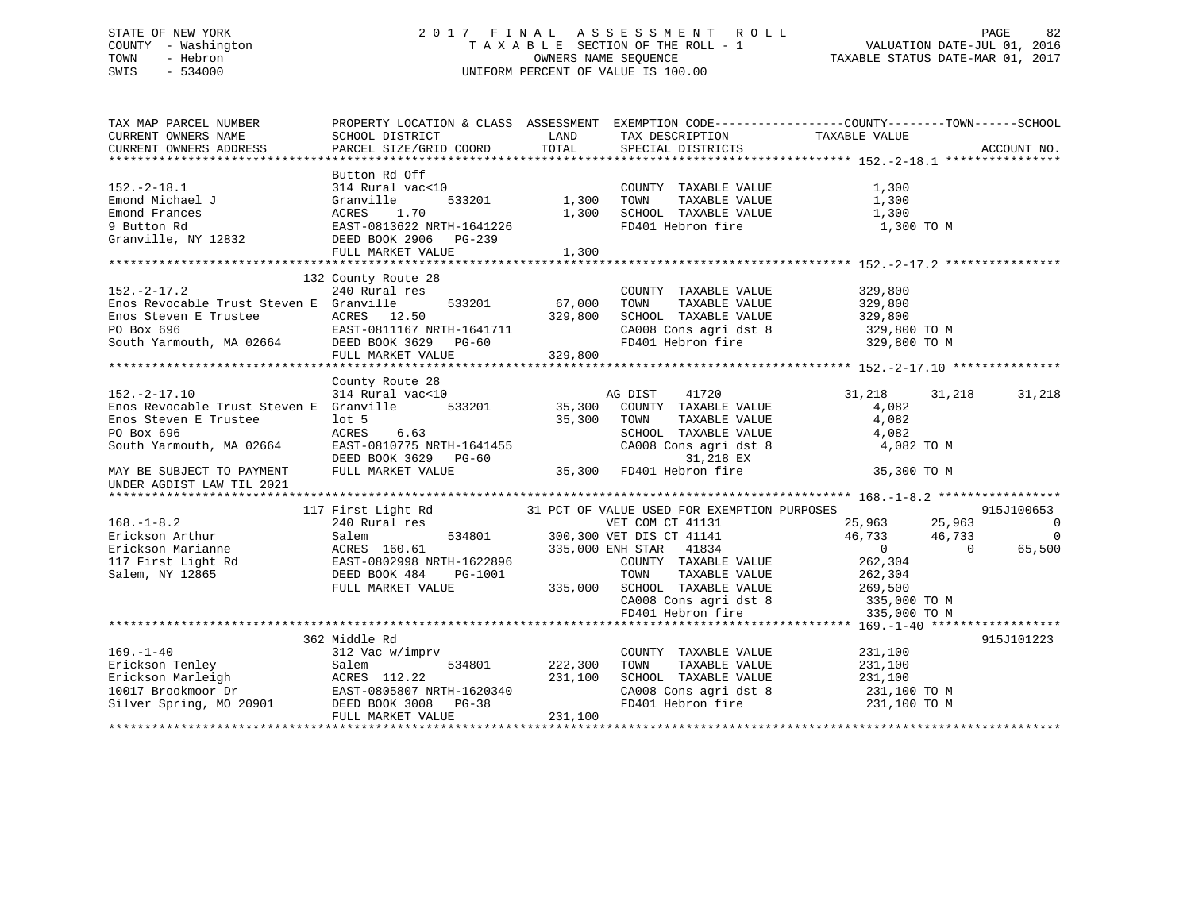STATE OF NEW YORK — 2017 FINAL ASSESSMENT ROLL
COUNTY - Washington — TAXABLE SECTION OF THE ROLL - 1 — VALUATION DATE-JUL 01, 2016
TOWN - Hebron — OWNERS NAME SEQUENCE — TAXABLE STATUS DATE-MAR 01, 2017
SWIS - 534000 — UNIFORM PERCENT OF VALUE IS 100.00

```
TAX MAP PARCEL NUMBER          PROPERTY LOCATION & CLASS  ASSESSMENT  EXEMPTION CODE------------------COUNTY--------TOWN------SCHOOL
CURRENT OWNERS NAME            SCHOOL DISTRICT               LAND      TAX DESCRIPTION             TAXABLE VALUE
CURRENT OWNERS ADDRESS         PARCEL SIZE/GRID COORD        TOTAL     SPECIAL DISTRICTS                                    ACCOUNT NO.
******************************************************************************************************* 152.-2-18.1 ****************
                               Button Rd Off
152.-2-18.1                    314 Rural vac<10                        COUNTY  TAXABLE VALUE          1,300
Emond Michael J                Granville      533201       1,300      TOWN    TAXABLE VALUE          1,300
Emond Frances                  ACRES    1.70               1,300      SCHOOL  TAXABLE VALUE          1,300
9 Button Rd                    EAST-0813622 NRTH-1641226               FD401 Hebron fire               1,300 TO M
Granville, NY 12832            DEED BOOK 2906   PG-239
                               FULL MARKET VALUE            1,300
******************************************************************************************************* 152.-2-17.2 ****************
                               132 County Route 28
152.-2-17.2                    240 Rural res                           COUNTY  TAXABLE VALUE        329,800
Enos Revocable Trust Steven E  Granville      533201      67,000      TOWN    TAXABLE VALUE        329,800
Enos Steven E Trustee          ACRES   12.50             329,800      SCHOOL  TAXABLE VALUE        329,800
PO Box 696                     EAST-0811167 NRTH-1641711               CA008 Cons agri dst 8          329,800 TO M
South Yarmouth, MA 02664       DEED BOOK 3629   PG-60                  FD401 Hebron fire              329,800 TO M
                               FULL MARKET VALUE          329,800
******************************************************************************************************* 152.-2-17.10 ***************
                               County Route 28
152.-2-17.10                   314 Rural vac<10                        AG DIST    41720              31,218     31,218     31,218
Enos Revocable Trust Steven E  Granville      533201      35,300      COUNTY  TAXABLE VALUE          4,082
Enos Steven E Trustee          lot 5                      35,300      TOWN    TAXABLE VALUE          4,082
PO Box 696                     ACRES    6.63                          SCHOOL  TAXABLE VALUE          4,082
South Yarmouth, MA 02664       EAST-0810775 NRTH-1641455               CA008 Cons agri dst 8            4,082 TO M
                               DEED BOOK 3629   PG-60                        31,218 EX
MAY BE SUBJECT TO PAYMENT      FULL MARKET VALUE           35,300     FD401 Hebron fire               35,300 TO M
UNDER AGDIST LAW TIL 2021
******************************************************************************************************* 168.-1-8.2 *****************
                               117 First Light Rd          31 PCT OF VALUE USED FOR EXEMPTION PURPOSES                        915J100653
168.-1-8.2                     240 Rural res                           VET COM CT 41131              25,963     25,963          0
Erickson Arthur                Salem          534801     300,300 VET DIS CT 41141                  46,733     46,733          0
Erickson Marianne              ACRES  160.61             335,000 ENH STAR  41834                        0          0     65,500
117 First Light Rd             EAST-0802998 NRTH-1622896               COUNTY  TAXABLE VALUE        262,304
Salem, NY 12865                DEED BOOK 484    PG-1001                TOWN    TAXABLE VALUE        262,304
                               FULL MARKET VALUE          335,000     SCHOOL  TAXABLE VALUE        269,500
                                                                       CA008 Cons agri dst 8          335,000 TO M
                                                                       FD401 Hebron fire              335,000 TO M
******************************************************************************************************* 169.-1-40 ******************
                               362 Middle Rd                                                                          915J101223
169.-1-40                      312 Vac w/imprv                         COUNTY  TAXABLE VALUE        231,100
Erickson Tenley                Salem          534801     222,300      TOWN    TAXABLE VALUE        231,100
Erickson Marleigh              ACRES  112.22             231,100      SCHOOL  TAXABLE VALUE        231,100
10017 Brookmoor Dr             EAST-0805807 NRTH-1620340               CA008 Cons agri dst 8          231,100 TO M
Silver Spring, MO 20901        DEED BOOK 3008   PG-38                  FD401 Hebron fire              231,100 TO M
                               FULL MARKET VALUE          231,100
************************************************************************************************************************************
```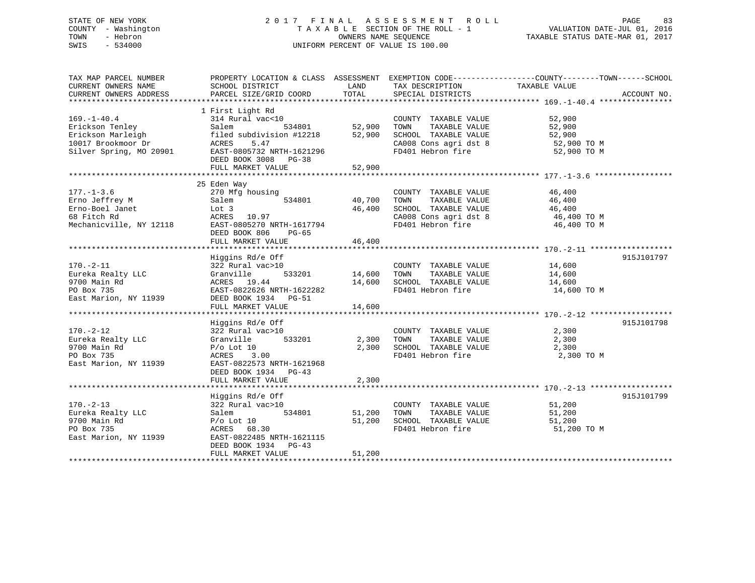STATE OF NEW YORK
COUNTY - Washington
TOWN - Hebron
SWIS - 534000

# 2017 FINAL ASSESSMENT ROLL
TAXABLE SECTION OF THE ROLL - 1
OWNERS NAME SEQUENCE
UNIFORM PERCENT OF VALUE IS 100.00

VALUATION DATE-JUL 01, 2016
TAXABLE STATUS DATE-MAR 01, 2017

| TAX MAP PARCEL NUMBER / CURRENT OWNERS NAME / CURRENT OWNERS ADDRESS | PROPERTY LOCATION & CLASS / SCHOOL DISTRICT / PARCEL SIZE/GRID COORD | ASSESSMENT LAND | TOTAL | EXEMPTION CODE / TAX DESCRIPTION / SPECIAL DISTRICTS | COUNTY--------TOWN------SCHOOL TAXABLE VALUE | ACCOUNT NO. |
|---|---|---|---|---|---|---|
| 169.-1-40.4 | 1 First Light Rd | | | | | |
| 169.-1-40.4 | 314 Rural vac<10 | | | COUNTY TAXABLE VALUE | 52,900 | |
| Erickson Tenley | Salem 534801 | 52,900 | | TOWN TAXABLE VALUE | 52,900 | |
| Erickson Marleigh | filed subdivision #12218 | | 52,900 | SCHOOL TAXABLE VALUE | 52,900 | |
| 10017 Brookmoor Dr | ACRES 5.47 | | | CA008 Cons agri dst 8 | 52,900 TO M | |
| Silver Spring, MO 20901 | EAST-0805732 NRTH-1621296 | | | FD401 Hebron fire | 52,900 TO M | |
| | DEED BOOK 3008 PG-38 | | | | | |
| | FULL MARKET VALUE | | 52,900 | | | |
| 177.-1-3.6 | 25 Eden Way | | | | | |
| 177.-1-3.6 | 270 Mfg housing | | | COUNTY TAXABLE VALUE | 46,400 | |
| Erno Jeffrey M | Salem 534801 | 40,700 | | TOWN TAXABLE VALUE | 46,400 | |
| Erno-Boel Janet | Lot 3 | | 46,400 | SCHOOL TAXABLE VALUE | 46,400 | |
| 68 Fitch Rd | ACRES 10.97 | | | CA008 Cons agri dst 8 | 46,400 TO M | |
| Mechanicville, NY 12118 | EAST-0805270 NRTH-1617794 | | | FD401 Hebron fire | 46,400 TO M | |
| | DEED BOOK 806 PG-65 | | | | | |
| | FULL MARKET VALUE | | 46,400 | | | |
| 170.-2-11 | Higgins Rd/e Off | | | | | 915J101797 |
| 170.-2-11 | 322 Rural vac>10 | | | COUNTY TAXABLE VALUE | 14,600 | |
| Eureka Realty LLC | Granville 533201 | 14,600 | | TOWN TAXABLE VALUE | 14,600 | |
| 9700 Main Rd | ACRES 19.44 | | 14,600 | SCHOOL TAXABLE VALUE | 14,600 | |
| PO Box 735 | EAST-0822626 NRTH-1622282 | | | FD401 Hebron fire | 14,600 TO M | |
| East Marion, NY 11939 | DEED BOOK 1934 PG-51 | | | | | |
| | FULL MARKET VALUE | | 14,600 | | | |
| 170.-2-12 | Higgins Rd/e Off | | | | | 915J101798 |
| 170.-2-12 | 322 Rural vac>10 | | | COUNTY TAXABLE VALUE | 2,300 | |
| Eureka Realty LLC | Granville 533201 | 2,300 | | TOWN TAXABLE VALUE | 2,300 | |
| 9700 Main Rd | P/o Lot 10 | | 2,300 | SCHOOL TAXABLE VALUE | 2,300 | |
| PO Box 735 | ACRES 3.00 | | | FD401 Hebron fire | 2,300 TO M | |
| East Marion, NY 11939 | EAST-0822573 NRTH-1621968 | | | | | |
| | DEED BOOK 1934 PG-43 | | | | | |
| | FULL MARKET VALUE | | 2,300 | | | |
| 170.-2-13 | Higgins Rd/e Off | | | | | 915J101799 |
| 170.-2-13 | 322 Rural vac>10 | | | COUNTY TAXABLE VALUE | 51,200 | |
| Eureka Realty LLC | Salem 534801 | 51,200 | | TOWN TAXABLE VALUE | 51,200 | |
| 9700 Main Rd | P/o Lot 10 | | 51,200 | SCHOOL TAXABLE VALUE | 51,200 | |
| PO Box 735 | ACRES 68.30 | | | FD401 Hebron fire | 51,200 TO M | |
| East Marion, NY 11939 | EAST-0822485 NRTH-1621115 | | | | | |
| | DEED BOOK 1934 PG-43 | | | | | |
| | FULL MARKET VALUE | | 51,200 | | | |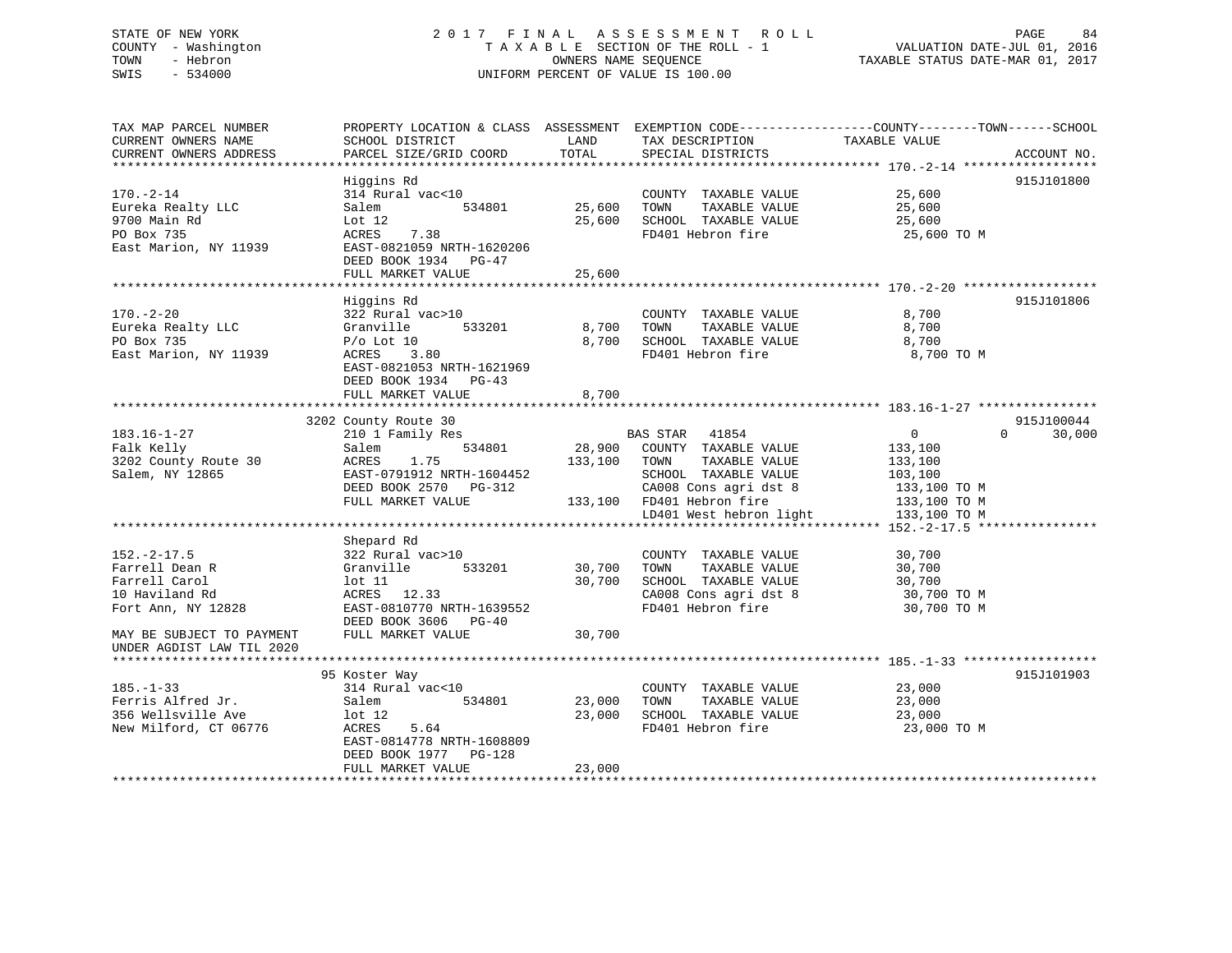STATE OF NEW YORK
COUNTY - Washington
TOWN - Hebron
SWIS - 534000

# 2017 FINAL ASSESSMENT ROLL
TAXABLE SECTION OF THE ROLL - 1
OWNERS NAME SEQUENCE
UNIFORM PERCENT OF VALUE IS 100.00

VALUATION DATE-JUL 01, 2016
TAXABLE STATUS DATE-MAR 01, 2017

| TAX MAP PARCEL NUMBER / CURRENT OWNERS NAME / CURRENT OWNERS ADDRESS | PROPERTY LOCATION & CLASS / SCHOOL DISTRICT / PARCEL SIZE/GRID COORD | ASSESSMENT LAND | TOTAL | EXEMPTION CODE / TAX DESCRIPTION / SPECIAL DISTRICTS | COUNTY / TOWN TAXABLE VALUE | SCHOOL | ACCOUNT NO. |
|---|---|---|---|---|---|---|---|
| **170.-2-14** | Higgins Rd | | | | | | 915J101800 |
| 170.-2-14 | 314 Rural vac<10 | | | COUNTY TAXABLE VALUE | 25,600 | | |
| Eureka Realty LLC | Salem 534801 | 25,600 | | TOWN TAXABLE VALUE | 25,600 | | |
| 9700 Main Rd | Lot 12 | | 25,600 | SCHOOL TAXABLE VALUE | 25,600 | | |
| PO Box 735 | ACRES 7.38 | | | FD401 Hebron fire | 25,600 TO M | | |
| East Marion, NY 11939 | EAST-0821059 NRTH-1620206 | | | | | | |
| | DEED BOOK 1934 PG-47 | | | | | | |
| | FULL MARKET VALUE | | 25,600 | | | | |
| **170.-2-20** | Higgins Rd | | | | | | 915J101806 |
| 170.-2-20 | 322 Rural vac>10 | | | COUNTY TAXABLE VALUE | 8,700 | | |
| Eureka Realty LLC | Granville 533201 | 8,700 | | TOWN TAXABLE VALUE | 8,700 | | |
| PO Box 735 | P/o Lot 10 | | 8,700 | SCHOOL TAXABLE VALUE | 8,700 | | |
| East Marion, NY 11939 | ACRES 3.80 | | | FD401 Hebron fire | 8,700 TO M | | |
| | EAST-0821053 NRTH-1621969 | | | | | | |
| | DEED BOOK 1934 PG-43 | | | | | | |
| | FULL MARKET VALUE | | 8,700 | | | | |
| **183.16-1-27** | 3202 County Route 30 | | | | | | 915J100044 |
| 183.16-1-27 | 210 1 Family Res | | | BAS STAR 41854 | 0 0 | 30,000 | |
| Falk Kelly | Salem 534801 | 28,900 | | COUNTY TAXABLE VALUE | 133,100 | | |
| 3202 County Route 30 | ACRES 1.75 | | 133,100 | TOWN TAXABLE VALUE | 133,100 | | |
| Salem, NY 12865 | EAST-0791912 NRTH-1604452 | | | SCHOOL TAXABLE VALUE | 103,100 | | |
| | DEED BOOK 2570 PG-312 | | | CA008 Cons agri dst 8 | 133,100 TO M | | |
| | FULL MARKET VALUE | | 133,100 | FD401 Hebron fire | 133,100 TO M | | |
| | | | | LD401 West hebron light | 133,100 TO M | | |
| **152.-2-17.5** | Shepard Rd | | | | | | |
| 152.-2-17.5 | 322 Rural vac>10 | | | COUNTY TAXABLE VALUE | 30,700 | | |
| Farrell Dean R | Granville 533201 | 30,700 | | TOWN TAXABLE VALUE | 30,700 | | |
| Farrell Carol | lot 11 | | 30,700 | SCHOOL TAXABLE VALUE | 30,700 | | |
| 10 Haviland Rd | ACRES 12.33 | | | CA008 Cons agri dst 8 | 30,700 TO M | | |
| Fort Ann, NY 12828 | EAST-0810770 NRTH-1639552 | | | FD401 Hebron fire | 30,700 TO M | | |
| | DEED BOOK 3606 PG-40 | | | | | | |
| MAY BE SUBJECT TO PAYMENT UNDER AGDIST LAW TIL 2020 | FULL MARKET VALUE | | 30,700 | | | | |
| **185.-1-33** | 95 Koster Way | | | | | | 915J101903 |
| 185.-1-33 | 314 Rural vac<10 | | | COUNTY TAXABLE VALUE | 23,000 | | |
| Ferris Alfred Jr. | Salem 534801 | 23,000 | | TOWN TAXABLE VALUE | 23,000 | | |
| 356 Wellsville Ave | lot 12 | | 23,000 | SCHOOL TAXABLE VALUE | 23,000 | | |
| New Milford, CT 06776 | ACRES 5.64 | | | FD401 Hebron fire | 23,000 TO M | | |
| | EAST-0814778 NRTH-1608809 | | | | | | |
| | DEED BOOK 1977 PG-128 | | | | | | |
| | FULL MARKET VALUE | | 23,000 | | | | |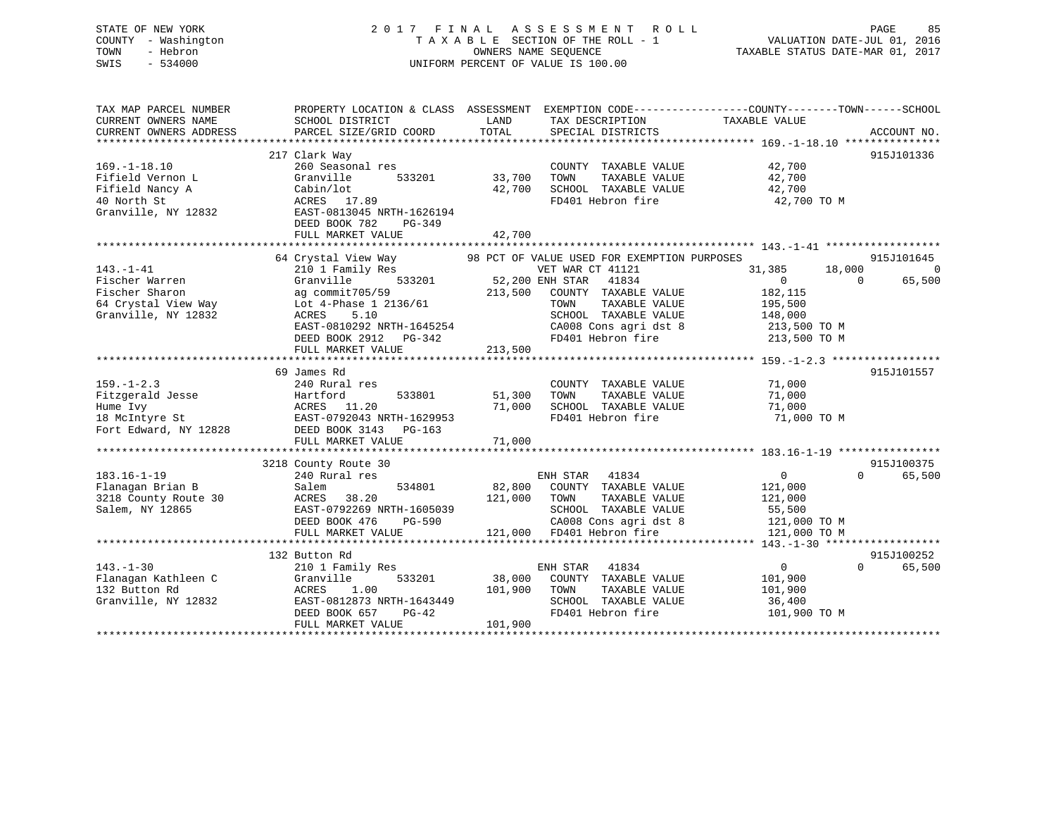STATE OF NEW YORK
COUNTY - Washington
TOWN - Hebron
SWIS - 534000

2017 FINAL ASSESSMENT ROLL
TAXABLE SECTION OF THE ROLL - 1
OWNERS NAME SEQUENCE
UNIFORM PERCENT OF VALUE IS 100.00

VALUATION DATE-JUL 01, 2016
TAXABLE STATUS DATE-MAR 01, 2017

| TAX MAP PARCEL NUMBER / CURRENT OWNERS NAME / CURRENT OWNERS ADDRESS | PROPERTY LOCATION & CLASS / SCHOOL DISTRICT / PARCEL SIZE/GRID COORD | ASSESSMENT LAND | TOTAL | EXEMPTION CODE / TAX DESCRIPTION / SPECIAL DISTRICTS | COUNTY TAXABLE VALUE | TOWN | SCHOOL | ACCOUNT NO. |
|---|---|---|---|---|---|---|---|---|
| **169.-1-18.10** | 217 Clark Way | | | | | | | 915J101336 |
| Fifield Vernon L | 260 Seasonal res | | | COUNTY TAXABLE VALUE | 42,700 | | | |
| Fifield Nancy A | Granville 533201 | 33,700 | | TOWN TAXABLE VALUE | 42,700 | | | |
| 40 North St | Cabin/lot | | 42,700 | SCHOOL TAXABLE VALUE | 42,700 | | | |
| Granville, NY 12832 | ACRES 17.89 | | | FD401 Hebron fire | 42,700 TO M | | | |
| | EAST-0813045 NRTH-1626194 | | | | | | | |
| | DEED BOOK 782 PG-349 | | | | | | | |
| | FULL MARKET VALUE | | 42,700 | | | | | |
| **143.-1-41** | 64 Crystal View Way | | | 98 PCT OF VALUE USED FOR EXEMPTION PURPOSES | | | | 915J101645 |
| Fischer Warren | 210 1 Family Res | | | VET WAR CT 41121 | 31,385 | 18,000 | 0 | |
| Fischer Sharon | Granville 533201 | 52,200 | | ENH STAR 41834 | 0 | 0 | 65,500 | |
| 64 Crystal View Way | ag commit705/59 | | 213,500 | COUNTY TAXABLE VALUE | 182,115 | | | |
| Granville, NY 12832 | Lot 4-Phase 1 2136/61 | | | TOWN TAXABLE VALUE | 195,500 | | | |
| | ACRES 5.10 | | | SCHOOL TAXABLE VALUE | 148,000 | | | |
| | EAST-0810292 NRTH-1645254 | | | CA008 Cons agri dst 8 | 213,500 TO M | | | |
| | DEED BOOK 2912 PG-342 | | | FD401 Hebron fire | 213,500 TO M | | | |
| | FULL MARKET VALUE | | 213,500 | | | | | |
| **159.-1-2.3** | 69 James Rd | | | | | | | 915J101557 |
| Fitzgerald Jesse | 240 Rural res | | | COUNTY TAXABLE VALUE | 71,000 | | | |
| Hume Ivy | Hartford 533801 | 51,300 | | TOWN TAXABLE VALUE | 71,000 | | | |
| 18 McIntyre St | ACRES 11.20 | | 71,000 | SCHOOL TAXABLE VALUE | 71,000 | | | |
| Fort Edward, NY 12828 | EAST-0792043 NRTH-1629953 | | | FD401 Hebron fire | 71,000 TO M | | | |
| | DEED BOOK 3143 PG-163 | | | | | | | |
| | FULL MARKET VALUE | | 71,000 | | | | | |
| **183.16-1-19** | 3218 County Route 30 | | | | | | | 915J100375 |
| Flanagan Brian B | 240 Rural res | | | ENH STAR 41834 | 0 | 0 | 65,500 | |
| 3218 County Route 30 | Salem 534801 | 82,800 | | COUNTY TAXABLE VALUE | 121,000 | | | |
| Salem, NY 12865 | ACRES 38.20 | | 121,000 | TOWN TAXABLE VALUE | 121,000 | | | |
| | EAST-0792269 NRTH-1605039 | | | SCHOOL TAXABLE VALUE | 55,500 | | | |
| | DEED BOOK 476 PG-590 | | | CA008 Cons agri dst 8 | 121,000 TO M | | | |
| | FULL MARKET VALUE | | 121,000 | FD401 Hebron fire | 121,000 TO M | | | |
| **143.-1-30** | 132 Button Rd | | | | | | | 915J100252 |
| Flanagan Kathleen C | 210 1 Family Res | | | ENH STAR 41834 | 0 | 0 | 65,500 | |
| 132 Button Rd | Granville 533201 | 38,000 | | COUNTY TAXABLE VALUE | 101,900 | | | |
| Granville, NY 12832 | ACRES 1.00 | | 101,900 | TOWN TAXABLE VALUE | 101,900 | | | |
| | EAST-0812873 NRTH-1643449 | | | SCHOOL TAXABLE VALUE | 36,400 | | | |
| | DEED BOOK 657 PG-42 | | | FD401 Hebron fire | 101,900 TO M | | | |
| | FULL MARKET VALUE | | 101,900 | | | | | |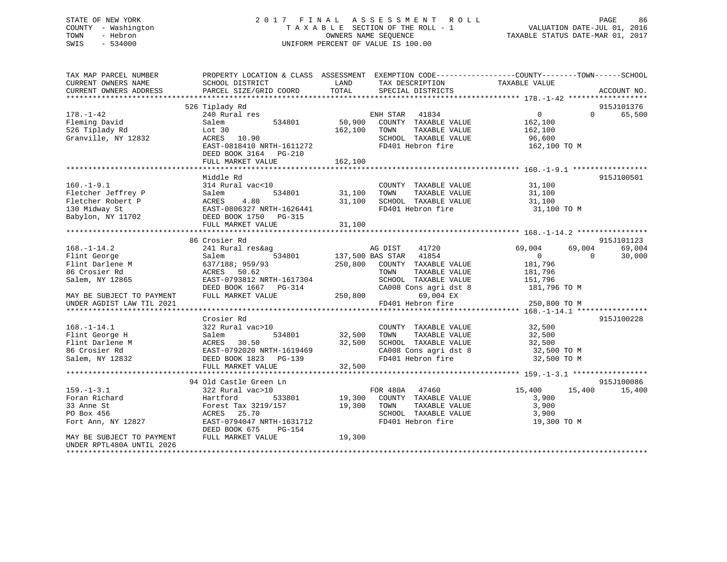STATE OF NEW YORK                    2 0 1 7   F I N A L   A S S E S S M E N T   R O L L
COUNTY - Washington                  T A X A B L E  SECTION OF THE ROLL - 1                VALUATION DATE-JUL 01, 2016
TOWN - Hebron                        OWNERS NAME SEQUENCE                                  TAXABLE STATUS DATE-MAR 01, 2017
SWIS - 534000                        UNIFORM PERCENT OF VALUE IS 100.00

```
TAX MAP PARCEL NUMBER      PROPERTY LOCATION & CLASS  ASSESSMENT  EXEMPTION CODE------------------COUNTY--------TOWN------SCHOOL
CURRENT OWNERS NAME        SCHOOL DISTRICT             LAND        TAX DESCRIPTION              TAXABLE VALUE
CURRENT OWNERS ADDRESS     PARCEL SIZE/GRID COORD      TOTAL       SPECIAL DISTRICTS                                     ACCOUNT NO.
*********************************************************************************************** 178.-1-42 ******************
                           526 Tiplady Rd                                                                             915J101376
178.-1-42                  240 Rural res                           ENH STAR   41834             0              0      65,500
Fleming David              Salem          534801       50,900      COUNTY  TAXABLE VALUE        162,100
526 Tiplady Rd             Lot 30                     162,100      TOWN    TAXABLE VALUE        162,100
Granville, NY 12832        ACRES   10.90                           SCHOOL  TAXABLE VALUE         96,600
                           EAST-0818410 NRTH-1611272               FD401 Hebron fire            162,100 TO M
                           DEED BOOK 3164   PG-210
                           FULL MARKET VALUE          162,100
*********************************************************************************************** 160.-1-9.1 *****************
                           Middle Rd                                                                                  915J100501
160.-1-9.1                 314 Rural vac<10                        COUNTY  TAXABLE VALUE         31,100
Fletcher Jeffrey P         Salem          534801       31,100      TOWN    TAXABLE VALUE         31,100
Fletcher Robert P          ACRES    4.80               31,100      SCHOOL  TAXABLE VALUE         31,100
130 Midway St              EAST-0806327 NRTH-1626441               FD401 Hebron fire             31,100 TO M
Babylon, NY 11702          DEED BOOK 1750   PG-315
                           FULL MARKET VALUE           31,100
*********************************************************************************************** 168.-1-14.2 ****************
                           86 Crosier Rd                                                                              915J101123
168.-1-14.2                241 Rural res&ag                        AG DIST    41720          69,004         69,004      69,004
Flint George               Salem          534801      137,500 BAS STAR   41854                  0              0      30,000
Flint Darlene M            637/188; 959/93            250,800      COUNTY  TAXABLE VALUE        181,796
86 Crosier Rd              ACRES   50.62                           TOWN    TAXABLE VALUE        181,796
Salem, NY 12865            EAST-0793812 NRTH-1617304               SCHOOL  TAXABLE VALUE        151,796
                           DEED BOOK 1667   PG-314                 CA008 Cons agri dst 8        181,796 TO M
MAY BE SUBJECT TO PAYMENT  FULL MARKET VALUE          250,800              69,004 EX
UNDER AGDIST LAW TIL 2021                                          FD401 Hebron fire            250,800 TO M
*********************************************************************************************** 168.-1-14.1 ****************
                           Crosier Rd                                                                                 915J100228
168.-1-14.1                322 Rural vac>10                        COUNTY  TAXABLE VALUE         32,500
Flint George H             Salem          534801       32,500      TOWN    TAXABLE VALUE         32,500
Flint Darlene M            ACRES   30.50               32,500      SCHOOL  TAXABLE VALUE         32,500
86 Crosier Rd              EAST-0792020 NRTH-1619469               CA008 Cons agri dst 8         32,500 TO M
Salem, NY 12832            DEED BOOK 1823   PG-139                 FD401 Hebron fire             32,500 TO M
                           FULL MARKET VALUE           32,500
*********************************************************************************************** 159.-1-3.1 *****************
                           94 Old Castle Green Ln                                                                     915J100086
159.-1-3.1                 322 Rural vac>10                        FOR 480A   47460          15,400         15,400      15,400
Foran Richard              Hartford       533801       19,300      COUNTY  TAXABLE VALUE          3,900
33 Anne St                 Forest Tax 3219/157         19,300      TOWN    TAXABLE VALUE          3,900
PO Box 456                 ACRES   25.70                           SCHOOL  TAXABLE VALUE          3,900
Fort Ann, NY 12827         EAST-0794047 NRTH-1631712               FD401 Hebron fire             19,300 TO M
                           DEED BOOK 675    PG-154
MAY BE SUBJECT TO PAYMENT  FULL MARKET VALUE           19,300
UNDER RPTL480A UNTIL 2026
******************************************************************************************************************************
```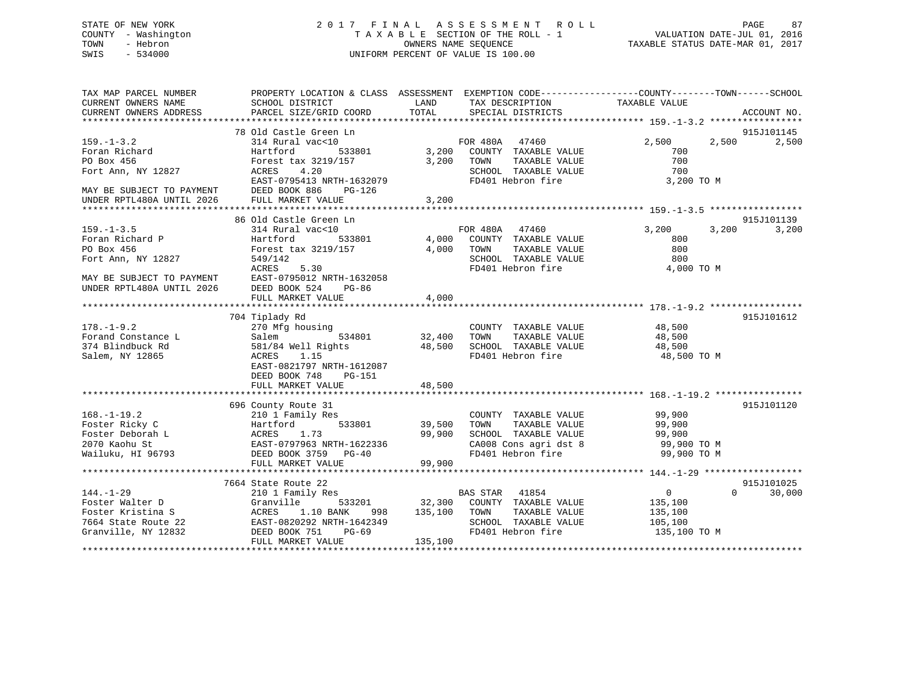STATE OF NEW YORK
COUNTY - Washington
TOWN - Hebron
SWIS - 534000

# 2017 FINAL ASSESSMENT ROLL

TAXABLE SECTION OF THE ROLL - 1
OWNERS NAME SEQUENCE
UNIFORM PERCENT OF VALUE IS 100.00

VALUATION DATE-JUL 01, 2016
TAXABLE STATUS DATE-MAR 01, 2017

| TAX MAP PARCEL NUMBER / CURRENT OWNERS NAME / CURRENT OWNERS ADDRESS | PROPERTY LOCATION & CLASS / SCHOOL DISTRICT / PARCEL SIZE/GRID COORD | ASSESSMENT LAND | TOTAL | EXEMPTION CODE / TAX DESCRIPTION / SPECIAL DISTRICTS | COUNTY TAXABLE VALUE | TOWN | SCHOOL | ACCOUNT NO. |
|---|---|---|---|---|---|---|---|---|
| **159.-1-3.2** | 78 Old Castle Green Ln | | | | | | | 915J101145 |
| 159.-1-3.2 | 314 Rural vac<10 | | | FOR 480A 47460 | 2,500 | 2,500 | 2,500 | |
| Foran Richard | Hartford 533801 | 3,200 | | COUNTY TAXABLE VALUE | 700 | | | |
| PO Box 456 | Forest tax 3219/157 | | 3,200 | TOWN TAXABLE VALUE | 700 | | | |
| Fort Ann, NY 12827 | ACRES 4.20 | | | SCHOOL TAXABLE VALUE | 700 | | | |
| | EAST-0795413 NRTH-1632079 | | | FD401 Hebron fire | 3,200 TO M | | | |
| MAY BE SUBJECT TO PAYMENT | DEED BOOK 886 PG-126 | | | | | | | |
| UNDER RPTL480A UNTIL 2026 | FULL MARKET VALUE | | 3,200 | | | | | |
| **159.-1-3.5** | 86 Old Castle Green Ln | | | | | | | 915J101139 |
| 159.-1-3.5 | 314 Rural vac<10 | | | FOR 480A 47460 | 3,200 | 3,200 | 3,200 | |
| Foran Richard P | Hartford 533801 | 4,000 | | COUNTY TAXABLE VALUE | 800 | | | |
| PO Box 456 | Forest tax 3219/157 | | 4,000 | TOWN TAXABLE VALUE | 800 | | | |
| Fort Ann, NY 12827 | 549/142 | | | SCHOOL TAXABLE VALUE | 800 | | | |
| | ACRES 5.30 | | | FD401 Hebron fire | 4,000 TO M | | | |
| MAY BE SUBJECT TO PAYMENT | EAST-0795012 NRTH-1632058 | | | | | | | |
| UNDER RPTL480A UNTIL 2026 | DEED BOOK 524 PG-86 | | | | | | | |
| | FULL MARKET VALUE | | 4,000 | | | | | |
| **178.-1-9.2** | 704 Tiplady Rd | | | | | | | 915J101612 |
| 178.-1-9.2 | 270 Mfg housing | | | COUNTY TAXABLE VALUE | 48,500 | | | |
| Forand Constance L | Salem 534801 | 32,400 | | TOWN TAXABLE VALUE | 48,500 | | | |
| 374 Blindbuck Rd | 581/84 Well Rights | | 48,500 | SCHOOL TAXABLE VALUE | 48,500 | | | |
| Salem, NY 12865 | ACRES 1.15 | | | FD401 Hebron fire | 48,500 TO M | | | |
| | EAST-0821797 NRTH-1612087 | | | | | | | |
| | DEED BOOK 748 PG-151 | | | | | | | |
| | FULL MARKET VALUE | | 48,500 | | | | | |
| **168.-1-19.2** | 696 County Route 31 | | | | | | | 915J101120 |
| 168.-1-19.2 | 210 1 Family Res | | | COUNTY TAXABLE VALUE | 99,900 | | | |
| Foster Ricky C | Hartford 533801 | 39,500 | | TOWN TAXABLE VALUE | 99,900 | | | |
| Foster Deborah L | ACRES 1.73 | | 99,900 | SCHOOL TAXABLE VALUE | 99,900 | | | |
| 2070 Kaohu St | EAST-0797963 NRTH-1622336 | | | CA008 Cons agri dst 8 | 99,900 TO M | | | |
| Wailuku, HI 96793 | DEED BOOK 3759 PG-40 | | | FD401 Hebron fire | 99,900 TO M | | | |
| | FULL MARKET VALUE | | 99,900 | | | | | |
| **144.-1-29** | 7664 State Route 22 | | | | | | | 915J101025 |
| 144.-1-29 | 210 1 Family Res | | | BAS STAR 41854 | 0 | 0 | 30,000 | |
| Foster Walter D | Granville 533201 | 32,300 | | COUNTY TAXABLE VALUE | 135,100 | | | |
| Foster Kristina S | ACRES 1.10 BANK 998 | | 135,100 | TOWN TAXABLE VALUE | 135,100 | | | |
| 7664 State Route 22 | EAST-0820292 NRTH-1642349 | | | SCHOOL TAXABLE VALUE | 105,100 | | | |
| Granville, NY 12832 | DEED BOOK 751 PG-69 | | | FD401 Hebron fire | 135,100 TO M | | | |
| | FULL MARKET VALUE | | 135,100 | | | | | |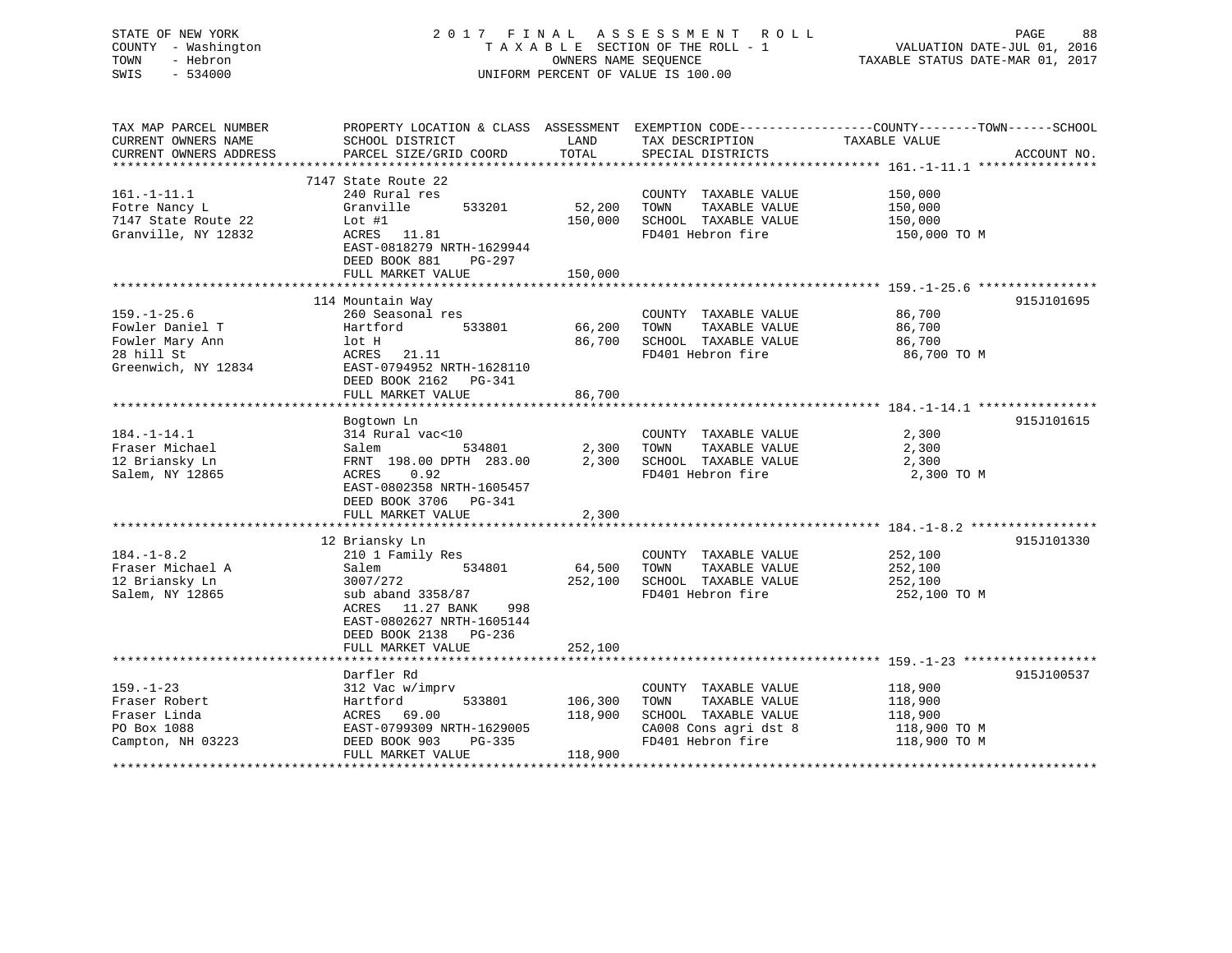STATE OF NEW YORK — COUNTY - Washington — TOWN - Hebron — SWIS - 534000

# 2017 FINAL ASSESSMENT ROLL

TAXABLE SECTION OF THE ROLL - 1
OWNERS NAME SEQUENCE
UNIFORM PERCENT OF VALUE IS 100.00

VALUATION DATE-JUL 01, 2016
TAXABLE STATUS DATE-MAR 01, 2017

| TAX MAP PARCEL NUMBER / CURRENT OWNERS NAME / CURRENT OWNERS ADDRESS | PROPERTY LOCATION & CLASS / SCHOOL DISTRICT / PARCEL SIZE/GRID COORD | ASSESSMENT LAND / TOTAL | EXEMPTION CODE / TAX DESCRIPTION / SPECIAL DISTRICTS | TAXABLE VALUE (COUNTY / TOWN / SCHOOL) | ACCOUNT NO. |
|---|---|---|---|---|---|
| **161.-1-11.1** | 7147 State Route 22 | | | | |
| Fotre Nancy L | 240 Rural res | | COUNTY TAXABLE VALUE | 150,000 | |
| 7147 State Route 22 | Granville 533201 | 52,200 | TOWN TAXABLE VALUE | 150,000 | |
| Granville, NY 12832 | Lot #1 | 150,000 | SCHOOL TAXABLE VALUE | 150,000 | |
| | ACRES 11.81 | | FD401 Hebron fire | 150,000 TO M | |
| | EAST-0818279 NRTH-1629944 | | | | |
| | DEED BOOK 881 PG-297 | | | | |
| | FULL MARKET VALUE | 150,000 | | | |
| **159.-1-25.6** | 114 Mountain Way | | | | 915J101695 |
| Fowler Daniel T | 260 Seasonal res | | COUNTY TAXABLE VALUE | 86,700 | |
| Fowler Mary Ann | Hartford 533801 | 66,200 | TOWN TAXABLE VALUE | 86,700 | |
| 28 hill St | lot H | 86,700 | SCHOOL TAXABLE VALUE | 86,700 | |
| Greenwich, NY 12834 | ACRES 21.11 | | FD401 Hebron fire | 86,700 TO M | |
| | EAST-0794952 NRTH-1628110 | | | | |
| | DEED BOOK 2162 PG-341 | | | | |
| | FULL MARKET VALUE | 86,700 | | | |
| **184.-1-14.1** | Bogtown Ln | | | | 915J101615 |
| Fraser Michael | 314 Rural vac<10 | | COUNTY TAXABLE VALUE | 2,300 | |
| 12 Briansky Ln | Salem 534801 | 2,300 | TOWN TAXABLE VALUE | 2,300 | |
| Salem, NY 12865 | FRNT 198.00 DPTH 283.00 | 2,300 | SCHOOL TAXABLE VALUE | 2,300 | |
| | ACRES 0.92 | | FD401 Hebron fire | 2,300 TO M | |
| | EAST-0802358 NRTH-1605457 | | | | |
| | DEED BOOK 3706 PG-341 | | | | |
| | FULL MARKET VALUE | 2,300 | | | |
| **184.-1-8.2** | 12 Briansky Ln | | | | 915J101330 |
| Fraser Michael A | 210 1 Family Res | | COUNTY TAXABLE VALUE | 252,100 | |
| 12 Briansky Ln | Salem 534801 | 64,500 | TOWN TAXABLE VALUE | 252,100 | |
| Salem, NY 12865 | 3007/272 | 252,100 | SCHOOL TAXABLE VALUE | 252,100 | |
| | sub aband 3358/87 | | FD401 Hebron fire | 252,100 TO M | |
| | ACRES 11.27 BANK 998 | | | | |
| | EAST-0802627 NRTH-1605144 | | | | |
| | DEED BOOK 2138 PG-236 | | | | |
| | FULL MARKET VALUE | 252,100 | | | |
| **159.-1-23** | Darfler Rd | | | | 915J100537 |
| Fraser Robert | 312 Vac w/imprv | | COUNTY TAXABLE VALUE | 118,900 | |
| Fraser Linda | Hartford 533801 | 106,300 | TOWN TAXABLE VALUE | 118,900 | |
| PO Box 1088 | ACRES 69.00 | 118,900 | SCHOOL TAXABLE VALUE | 118,900 | |
| Campton, NH 03223 | EAST-0799309 NRTH-1629005 | | CA008 Cons agri dst 8 | 118,900 TO M | |
| | DEED BOOK 903 PG-335 | | FD401 Hebron fire | 118,900 TO M | |
| | FULL MARKET VALUE | 118,900 | | | |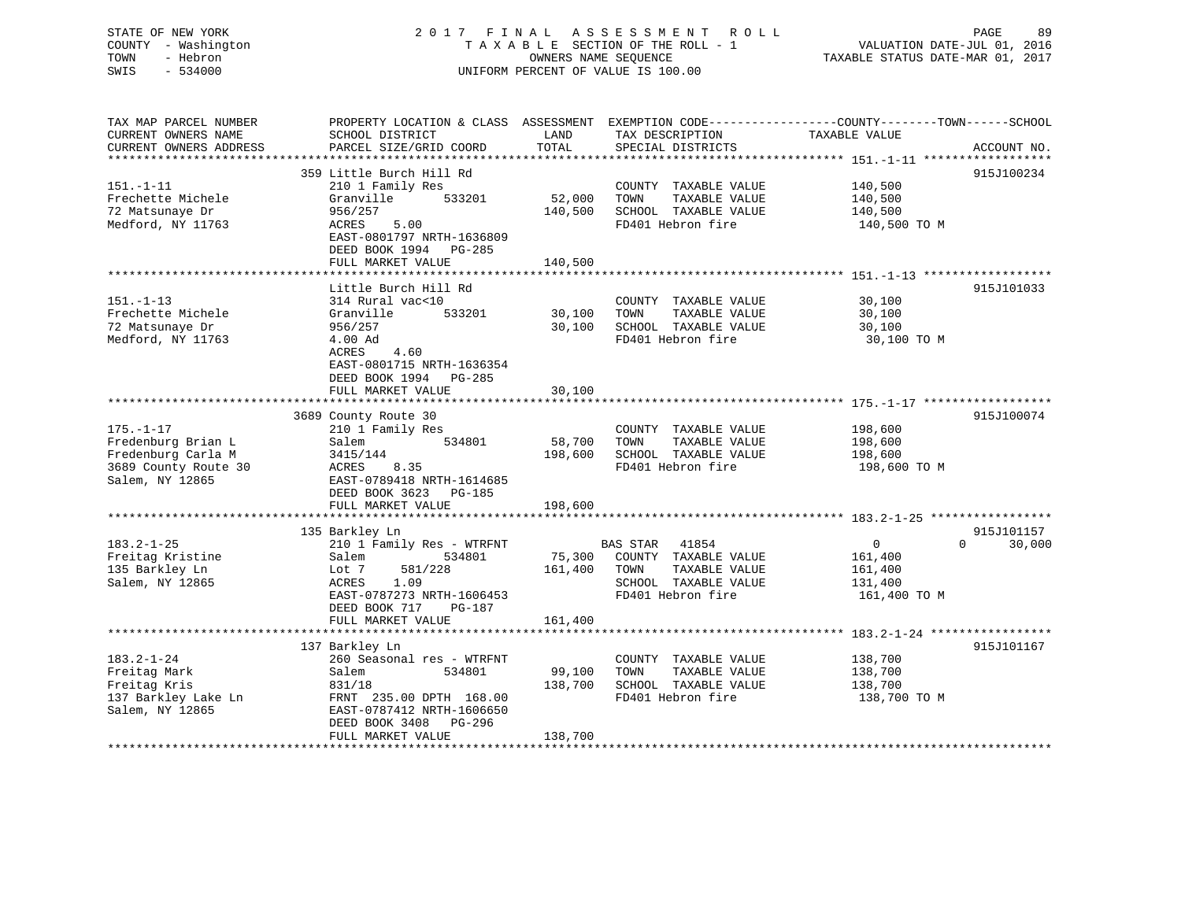STATE OF NEW YORK
COUNTY - Washington
TOWN - Hebron
SWIS - 534000

2 0 1 7 F I N A L A S S E S S M E N T R O L L
T A X A B L E SECTION OF THE ROLL - 1
OWNERS NAME SEQUENCE
UNIFORM PERCENT OF VALUE IS 100.00

VALUATION DATE-JUL 01, 2016
TAXABLE STATUS DATE-MAR 01, 2017

| TAX MAP PARCEL NUMBER / CURRENT OWNERS NAME / CURRENT OWNERS ADDRESS | PROPERTY LOCATION & CLASS / SCHOOL DISTRICT / PARCEL SIZE/GRID COORD | ASSESSMENT LAND | TOTAL | EXEMPTION CODE / TAX DESCRIPTION / SPECIAL DISTRICTS | COUNTY TAXABLE VALUE | TOWN | SCHOOL | ACCOUNT NO. |
|---|---|---|---|---|---|---|---|---|
| 151.-1-11 | 359 Little Burch Hill Rd | | | | | | | 915J100234 |
| | 210 1 Family Res | | | COUNTY TAXABLE VALUE | 140,500 | | | |
| Frechette Michele | Granville 533201 | 52,000 | | TOWN TAXABLE VALUE | 140,500 | | | |
| 72 Matsunaye Dr | 956/257 | | 140,500 | SCHOOL TAXABLE VALUE | 140,500 | | | |
| Medford, NY 11763 | ACRES 5.00 | | | FD401 Hebron fire | 140,500 TO M | | | |
| | EAST-0801797 NRTH-1636809 | | | | | | | |
| | DEED BOOK 1994 PG-285 | | | | | | | |
| | FULL MARKET VALUE | | 140,500 | | | | | |
| 151.-1-13 | Little Burch Hill Rd | | | | | | | 915J101033 |
| | 314 Rural vac<10 | | | COUNTY TAXABLE VALUE | 30,100 | | | |
| Frechette Michele | Granville 533201 | 30,100 | | TOWN TAXABLE VALUE | 30,100 | | | |
| 72 Matsunaye Dr | 956/257 | | 30,100 | SCHOOL TAXABLE VALUE | 30,100 | | | |
| Medford, NY 11763 | 4.00 Ad | | | FD401 Hebron fire | 30,100 TO M | | | |
| | ACRES 4.60 | | | | | | | |
| | EAST-0801715 NRTH-1636354 | | | | | | | |
| | DEED BOOK 1994 PG-285 | | | | | | | |
| | FULL MARKET VALUE | | 30,100 | | | | | |
| 175.-1-17 | 3689 County Route 30 | | | | | | | 915J100074 |
| | 210 1 Family Res | | | COUNTY TAXABLE VALUE | 198,600 | | | |
| Fredenburg Brian L | Salem 534801 | 58,700 | | TOWN TAXABLE VALUE | 198,600 | | | |
| Fredenburg Carla M | 3415/144 | | 198,600 | SCHOOL TAXABLE VALUE | 198,600 | | | |
| 3689 County Route 30 | ACRES 8.35 | | | FD401 Hebron fire | 198,600 TO M | | | |
| Salem, NY 12865 | EAST-0789418 NRTH-1614685 | | | | | | | |
| | DEED BOOK 3623 PG-185 | | | | | | | |
| | FULL MARKET VALUE | | 198,600 | | | | | |
| 183.2-1-25 | 135 Barkley Ln | | | | | | | 915J101157 |
| | 210 1 Family Res - WTRFNT | | | BAS STAR 41854 | 0 | 0 | 30,000 | |
| Freitag Kristine | Salem 534801 | 75,300 | | COUNTY TAXABLE VALUE | 161,400 | | | |
| 135 Barkley Ln | Lot 7 581/228 | | 161,400 | TOWN TAXABLE VALUE | 161,400 | | | |
| Salem, NY 12865 | ACRES 1.09 | | | SCHOOL TAXABLE VALUE | 131,400 | | | |
| | EAST-0787273 NRTH-1606453 | | | FD401 Hebron fire | 161,400 TO M | | | |
| | DEED BOOK 717 PG-187 | | | | | | | |
| | FULL MARKET VALUE | | 161,400 | | | | | |
| 183.2-1-24 | 137 Barkley Ln | | | | | | | 915J101167 |
| | 260 Seasonal res - WTRFNT | | | COUNTY TAXABLE VALUE | 138,700 | | | |
| Freitag Mark | Salem 534801 | 99,100 | | TOWN TAXABLE VALUE | 138,700 | | | |
| Freitag Kris | 831/18 | | 138,700 | SCHOOL TAXABLE VALUE | 138,700 | | | |
| 137 Barkley Lake Ln | FRNT 235.00 DPTH 168.00 | | | FD401 Hebron fire | 138,700 TO M | | | |
| Salem, NY 12865 | EAST-0787412 NRTH-1606650 | | | | | | | |
| | DEED BOOK 3408 PG-296 | | | | | | | |
| | FULL MARKET VALUE | | 138,700 | | | | | |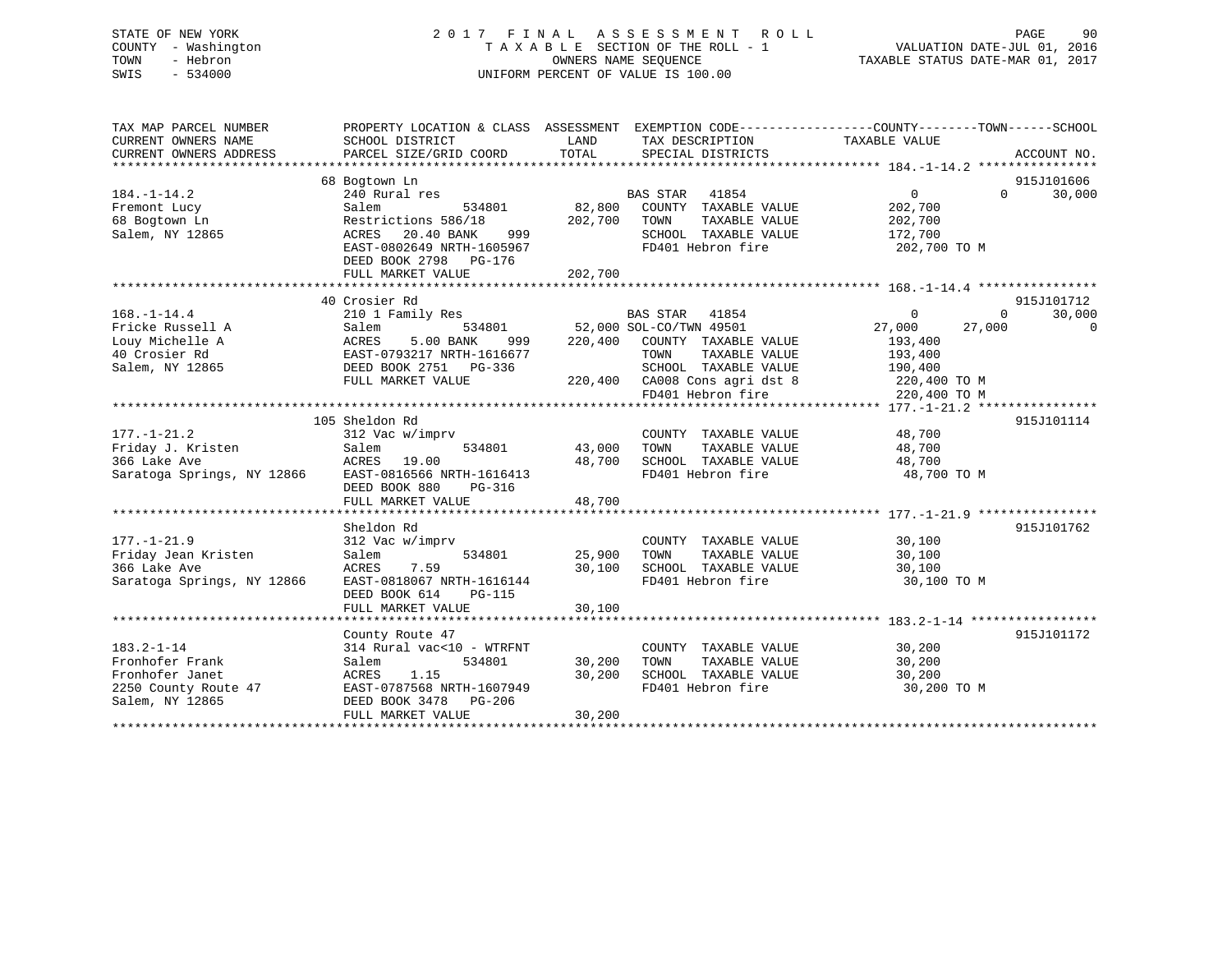STATE OF NEW YORK
COUNTY - Washington
TOWN - Hebron
SWIS - 534000

2 0 1 7 F I N A L A S S E S S M E N T R O L L
T A X A B L E SECTION OF THE ROLL - 1
OWNERS NAME SEQUENCE
UNIFORM PERCENT OF VALUE IS 100.00

VALUATION DATE-JUL 01, 2016
TAXABLE STATUS DATE-MAR 01, 2017

```
TAX MAP PARCEL NUMBER          PROPERTY LOCATION & CLASS  ASSESSMENT  EXEMPTION CODE------------------COUNTY--------TOWN------SCHOOL
CURRENT OWNERS NAME            SCHOOL DISTRICT               LAND       TAX DESCRIPTION             TAXABLE VALUE
CURRENT OWNERS ADDRESS         PARCEL SIZE/GRID COORD        TOTAL      SPECIAL DISTRICTS                                      ACCOUNT NO.
******************************************************************************************************* 184.-1-14.2 ****************
                               68 Bogtown Ln                                                                                915J101606
184.-1-14.2                    240 Rural res                            BAS STAR   41854                 0            0       30,000
Fremont Lucy                   Salem          534801        82,800      COUNTY  TAXABLE VALUE           202,700
68 Bogtown Ln                  Restrictions 586/18         202,700      TOWN    TAXABLE VALUE           202,700
Salem, NY 12865                ACRES   20.40 BANK     999               SCHOOL  TAXABLE VALUE           172,700
                               EAST-0802649 NRTH-1605967                FD401 Hebron fire                202,700 TO M
                               DEED BOOK 2798   PG-176
                               FULL MARKET VALUE           202,700
******************************************************************************************************* 168.-1-14.4 ****************
                               40 Crosier Rd                                                                                915J101712
168.-1-14.4                    210 1 Family Res                         BAS STAR   41854                 0            0       30,000
Fricke Russell A               Salem          534801        52,000 SOL-CO/TWN 49501                 27,000       27,000            0
Louy Michelle A                ACRES    5.00 BANK     999  220,400      COUNTY  TAXABLE VALUE           193,400
40 Crosier Rd                  EAST-0793217 NRTH-1616677                TOWN    TAXABLE VALUE           193,400
Salem, NY 12865                DEED BOOK 2751   PG-336                  SCHOOL  TAXABLE VALUE           190,400
                               FULL MARKET VALUE           220,400      CA008 Cons agri dst 8            220,400 TO M
                                                                        FD401 Hebron fire                220,400 TO M
******************************************************************************************************* 177.-1-21.2 ****************
                               105 Sheldon Rd                                                                               915J101114
177.-1-21.2                    312 Vac w/imprv                          COUNTY  TAXABLE VALUE            48,700
Friday J. Kristen              Salem          534801        43,000      TOWN    TAXABLE VALUE            48,700
366 Lake Ave                   ACRES   19.00                48,700      SCHOOL  TAXABLE VALUE            48,700
Saratoga Springs, NY 12866     EAST-0816566 NRTH-1616413                FD401 Hebron fire                 48,700 TO M
                               DEED BOOK 880    PG-316
                               FULL MARKET VALUE            48,700
******************************************************************************************************* 177.-1-21.9 ****************
                               Sheldon Rd                                                                                   915J101762
177.-1-21.9                    312 Vac w/imprv                          COUNTY  TAXABLE VALUE            30,100
Friday Jean Kristen            Salem          534801        25,900      TOWN    TAXABLE VALUE            30,100
366 Lake Ave                   ACRES    7.59                30,100      SCHOOL  TAXABLE VALUE            30,100
Saratoga Springs, NY 12866     EAST-0818067 NRTH-1616144                FD401 Hebron fire                 30,100 TO M
                               DEED BOOK 614    PG-115
                               FULL MARKET VALUE            30,100
******************************************************************************************************* 183.2-1-14 *****************
                               County Route 47                                                                              915J101172
183.2-1-14                     314 Rural vac<10 - WTRFNT                COUNTY  TAXABLE VALUE            30,200
Fronhofer Frank                Salem          534801        30,200      TOWN    TAXABLE VALUE            30,200
Fronhofer Janet                ACRES    1.15                30,200      SCHOOL  TAXABLE VALUE            30,200
2250 County Route 47           EAST-0787568 NRTH-1607949                FD401 Hebron fire                 30,200 TO M
Salem, NY 12865                DEED BOOK 3478   PG-206
                               FULL MARKET VALUE            30,200
************************************************************************************************************************************
```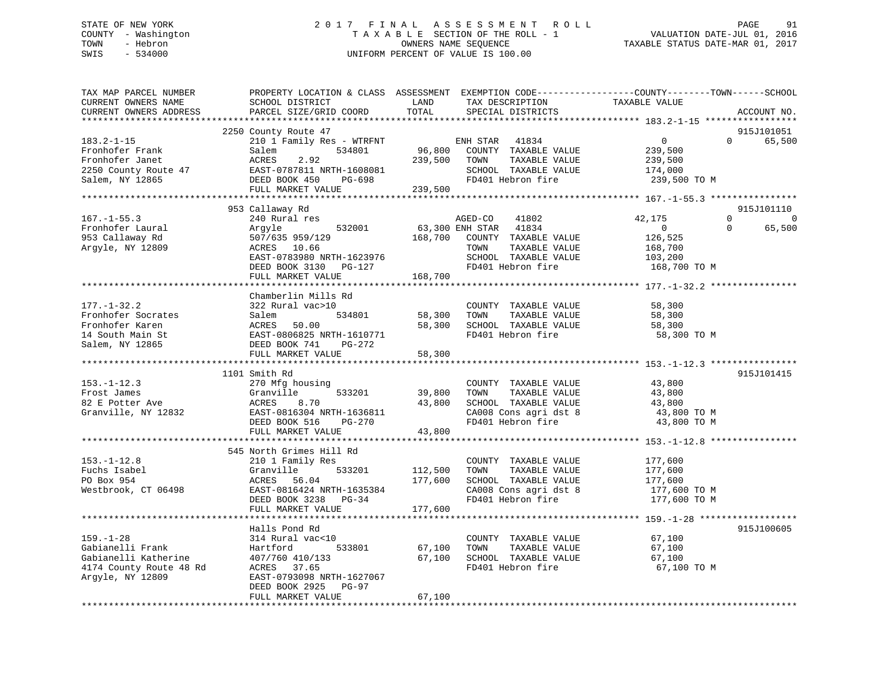STATE OF NEW YORK
COUNTY - Washington
TOWN - Hebron
SWIS - 534000

# 2017 FINAL ASSESSMENT ROLL
TAXABLE SECTION OF THE ROLL - 1
OWNERS NAME SEQUENCE
UNIFORM PERCENT OF VALUE IS 100.00

VALUATION DATE-JUL 01, 2016
TAXABLE STATUS DATE-MAR 01, 2017

| TAX MAP PARCEL NUMBER / CURRENT OWNERS NAME / CURRENT OWNERS ADDRESS | PROPERTY LOCATION & CLASS / SCHOOL DISTRICT / PARCEL SIZE/GRID COORD | ASSESSMENT LAND | TOTAL | EXEMPTION CODE / TAX DESCRIPTION / SPECIAL DISTRICTS | COUNTY TAXABLE VALUE | TOWN | SCHOOL | ACCOUNT NO. |
|---|---|---|---|---|---|---|---|---|
| **183.2-1-15** | 2250 County Route 47 | | | | | | | 915J101051 |
| Fronhofer Frank | 210 1 Family Res - WTRFNT | | | ENH STAR 41834 | 0 | 0 | 65,500 | |
| Fronhofer Janet | Salem 534801 | 96,800 | | COUNTY TAXABLE VALUE | 239,500 | | | |
| 2250 County Route 47 | ACRES 2.92 | | 239,500 | TOWN TAXABLE VALUE | 239,500 | | | |
| Salem, NY 12865 | EAST-0787811 NRTH-1608081 | | | SCHOOL TAXABLE VALUE | 174,000 | | | |
| | DEED BOOK 450 PG-698 | | | FD401 Hebron fire | 239,500 TO M | | | |
| | FULL MARKET VALUE | | 239,500 | | | | | |
| **167.-1-55.3** | 953 Callaway Rd | | | | | | | 915J101110 |
| Fronhofer Laural | 240 Rural res | | | AGED-CO 41802 | 42,175 | 0 | 0 | |
| 953 Callaway Rd | Argyle 532001 | 63,300 | | ENH STAR 41834 | 0 | 0 | 65,500 | |
| Argyle, NY 12809 | 507/635 959/129 | | 168,700 | COUNTY TAXABLE VALUE | 126,525 | | | |
| | ACRES 10.66 | | | TOWN TAXABLE VALUE | 168,700 | | | |
| | EAST-0783980 NRTH-1623976 | | | SCHOOL TAXABLE VALUE | 103,200 | | | |
| | DEED BOOK 3130 PG-127 | | | FD401 Hebron fire | 168,700 TO M | | | |
| | FULL MARKET VALUE | | 168,700 | | | | | |
| **177.-1-32.2** | Chamberlin Mills Rd | | | | | | | |
| Fronhofer Socrates | 322 Rural vac>10 | | | COUNTY TAXABLE VALUE | 58,300 | | | |
| Fronhofer Karen | Salem 534801 | 58,300 | | TOWN TAXABLE VALUE | 58,300 | | | |
| 14 South Main St | ACRES 50.00 | | 58,300 | SCHOOL TAXABLE VALUE | 58,300 | | | |
| Salem, NY 12865 | EAST-0806825 NRTH-1610771 | | | FD401 Hebron fire | 58,300 TO M | | | |
| | DEED BOOK 741 PG-272 | | | | | | | |
| | FULL MARKET VALUE | | 58,300 | | | | | |
| **153.-1-12.3** | 1101 Smith Rd | | | | | | | 915J101415 |
| Frost James | 270 Mfg housing | | | COUNTY TAXABLE VALUE | 43,800 | | | |
| 82 E Potter Ave | Granville 533201 | 39,800 | | TOWN TAXABLE VALUE | 43,800 | | | |
| Granville, NY 12832 | ACRES 8.70 | | 43,800 | SCHOOL TAXABLE VALUE | 43,800 | | | |
| | EAST-0816304 NRTH-1636811 | | | CA008 Cons agri dst 8 | 43,800 TO M | | | |
| | DEED BOOK 516 PG-270 | | | FD401 Hebron fire | 43,800 TO M | | | |
| | FULL MARKET VALUE | | 43,800 | | | | | |
| **153.-1-12.8** | 545 North Grimes Hill Rd | | | | | | | |
| Fuchs Isabel | 210 1 Family Res | | | COUNTY TAXABLE VALUE | 177,600 | | | |
| PO Box 954 | Granville 533201 | 112,500 | | TOWN TAXABLE VALUE | 177,600 | | | |
| Westbrook, CT 06498 | ACRES 56.04 | | 177,600 | SCHOOL TAXABLE VALUE | 177,600 | | | |
| | EAST-0816424 NRTH-1635384 | | | CA008 Cons agri dst 8 | 177,600 TO M | | | |
| | DEED BOOK 3238 PG-34 | | | FD401 Hebron fire | 177,600 TO M | | | |
| | FULL MARKET VALUE | | 177,600 | | | | | |
| **159.-1-28** | Halls Pond Rd | | | | | | | 915J100605 |
| Gabianelli Frank | 314 Rural vac<10 | | | COUNTY TAXABLE VALUE | 67,100 | | | |
| Gabianelli Katherine | Hartford 533801 | 67,100 | | TOWN TAXABLE VALUE | 67,100 | | | |
| 4174 County Route 48 Rd | 407/760 410/133 | | 67,100 | SCHOOL TAXABLE VALUE | 67,100 | | | |
| Argyle, NY 12809 | ACRES 37.65 | | | FD401 Hebron fire | 67,100 TO M | | | |
| | EAST-0793098 NRTH-1627067 | | | | | | | |
| | DEED BOOK 2925 PG-97 | | | | | | | |
| | FULL MARKET VALUE | | 67,100 | | | | | |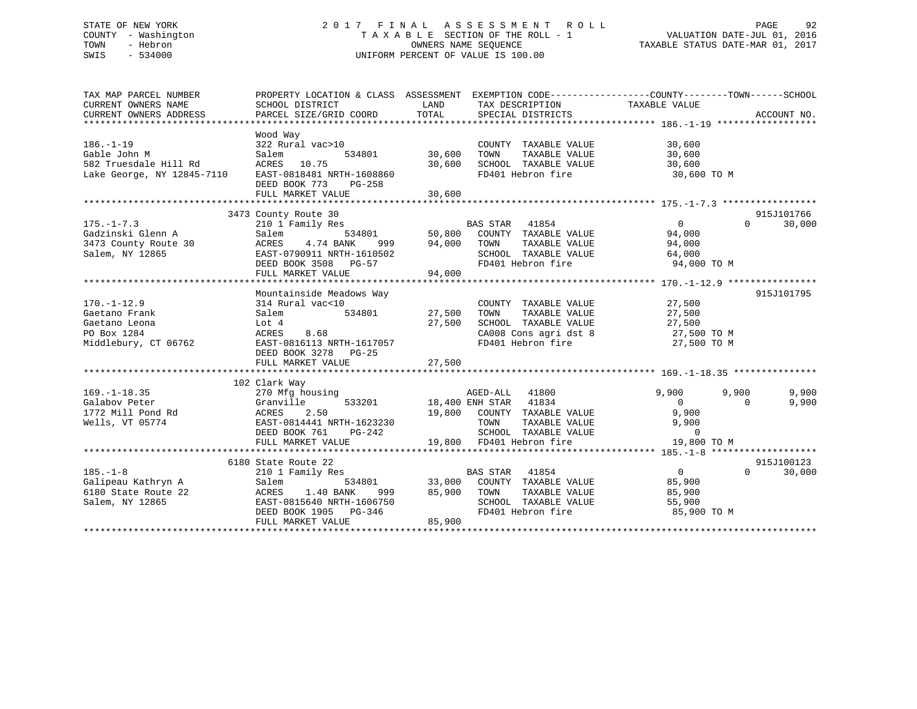STATE OF NEW YORK
COUNTY - Washington
TOWN - Hebron
SWIS - 534000

# 2017 FINAL ASSESSMENT ROLL

TAXABLE SECTION OF THE ROLL - 1
OWNERS NAME SEQUENCE
UNIFORM PERCENT OF VALUE IS 100.00

VALUATION DATE-JUL 01, 2016
TAXABLE STATUS DATE-MAR 01, 2017

```
TAX MAP PARCEL NUMBER          PROPERTY LOCATION & CLASS  ASSESSMENT  EXEMPTION CODE------------------COUNTY--------TOWN------SCHOOL
CURRENT OWNERS NAME            SCHOOL DISTRICT               LAND      TAX DESCRIPTION             TAXABLE VALUE
CURRENT OWNERS ADDRESS         PARCEL SIZE/GRID COORD        TOTAL     SPECIAL DISTRICTS                                     ACCOUNT NO.
******************************************************************************************************* 186.-1-19 ******************
                               Wood Way
186.-1-19                      322 Rural vac>10                        COUNTY  TAXABLE VALUE          30,600
Gable John M                   Salem           534801       30,600     TOWN    TAXABLE VALUE          30,600
582 Truesdale Hill Rd          ACRES  10.75                 30,600     SCHOOL  TAXABLE VALUE          30,600
Lake George, NY 12845-7110     EAST-0818481 NRTH-1608860               FD401 Hebron fire               30,600 TO M
                               DEED BOOK 773    PG-258
                               FULL MARKET VALUE            30,600
******************************************************************************************************* 175.-1-7.3 *****************
                            3473 County Route 30                                                                          915J101766
175.-1-7.3                     210 1 Family Res                        BAS STAR   41854                  0             0     30,000
Gadzinski Glenn A              Salem           534801       50,800     COUNTY  TAXABLE VALUE          94,000
3473 County Route 30           ACRES   4.74 BANK     999    94,000     TOWN    TAXABLE VALUE          94,000
Salem, NY 12865                EAST-0790911 NRTH-1610502               SCHOOL  TAXABLE VALUE          64,000
                               DEED BOOK 3508   PG-57                  FD401 Hebron fire               94,000 TO M
                               FULL MARKET VALUE            94,000
******************************************************************************************************* 170.-1-12.9 ****************
                               Mountainside Meadows Way                                                                   915J101795
170.-1-12.9                    314 Rural vac<10                        COUNTY  TAXABLE VALUE          27,500
Gaetano Frank                  Salem           534801       27,500     TOWN    TAXABLE VALUE          27,500
Gaetano Leona                  Lot 4                        27,500     SCHOOL  TAXABLE VALUE          27,500
PO Box 1284                    ACRES    8.68                           CA008 Cons agri dst 8           27,500 TO M
Middlebury, CT 06762           EAST-0816113 NRTH-1617057               FD401 Hebron fire               27,500 TO M
                               DEED BOOK 3278   PG-25
                               FULL MARKET VALUE            27,500
******************************************************************************************************* 169.-1-18.35 ***************
                             102 Clark Way
169.-1-18.35                   270 Mfg housing                         AGED-ALL   41800              9,900         9,900      9,900
Galabov Peter                  Granville       533201       18,400 ENH STAR   41834                  0             0      9,900
1772 Mill Pond Rd              ACRES    2.50                19,800     COUNTY  TAXABLE VALUE           9,900
Wells, VT 05774                EAST-0814441 NRTH-1623230               TOWN    TAXABLE VALUE           9,900
                               DEED BOOK 761    PG-242                 SCHOOL  TAXABLE VALUE               0
                               FULL MARKET VALUE            19,800     FD401 Hebron fire               19,800 TO M
******************************************************************************************************* 185.-1-8 *******************
                            6180 State Route 22                                                                           915J100123
185.-1-8                       210 1 Family Res                        BAS STAR   41854                  0             0     30,000
Galipeau Kathryn A             Salem           534801       33,000     COUNTY  TAXABLE VALUE          85,900
6180 State Route 22            ACRES   1.40 BANK     999    85,900     TOWN    TAXABLE VALUE          85,900
Salem, NY 12865                EAST-0815640 NRTH-1606750               SCHOOL  TAXABLE VALUE          55,900
                               DEED BOOK 1905   PG-346                 FD401 Hebron fire               85,900 TO M
                               FULL MARKET VALUE            85,900
************************************************************************************************************************************
```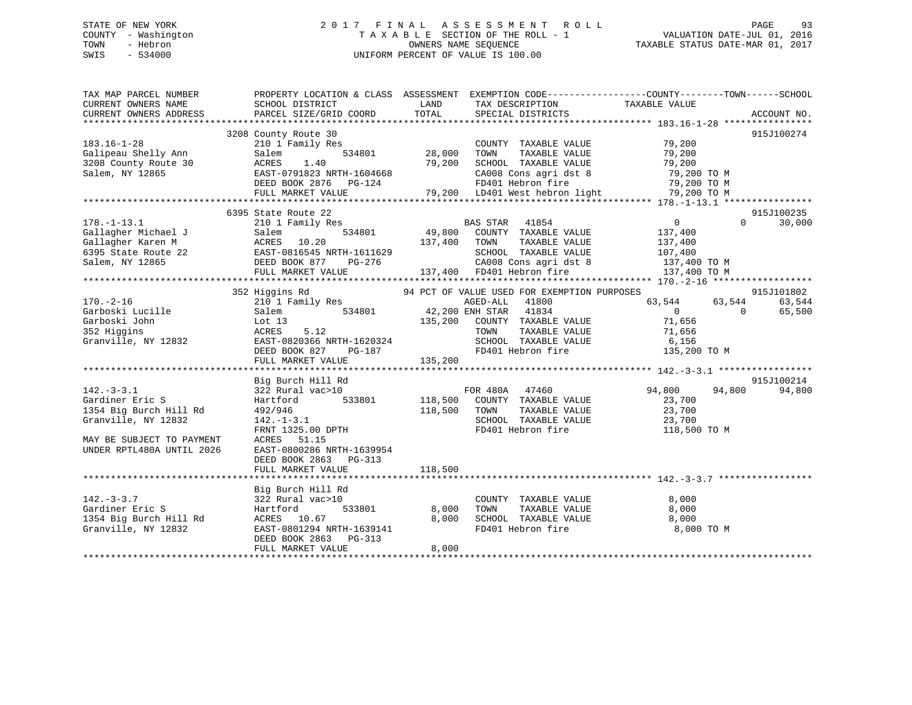STATE OF NEW YORK
COUNTY - Washington
TOWN - Hebron
SWIS - 534000

# 2017 FINAL ASSESSMENT ROLL

TAXABLE SECTION OF THE ROLL - 1
OWNERS NAME SEQUENCE
UNIFORM PERCENT OF VALUE IS 100.00

VALUATION DATE-JUL 01, 2016
TAXABLE STATUS DATE-MAR 01, 2017

```
TAX MAP PARCEL NUMBER          PROPERTY LOCATION & CLASS  ASSESSMENT  EXEMPTION CODE------------------COUNTY--------TOWN------SCHOOL
CURRENT OWNERS NAME            SCHOOL DISTRICT              LAND      TAX DESCRIPTION             TAXABLE VALUE
CURRENT OWNERS ADDRESS         PARCEL SIZE/GRID COORD      TOTAL      SPECIAL DISTRICTS                                    ACCOUNT NO.
******************************************************************************************************* 183.16-1-28 ****************
                               3208 County Route 30                                                                        915J100274
183.16-1-28                    210 1 Family Res                        COUNTY  TAXABLE VALUE          79,200
Galipeau Shelly Ann            Salem          534801        28,000     TOWN    TAXABLE VALUE          79,200
3208 County Route 30           ACRES    1.40                79,200     SCHOOL  TAXABLE VALUE          79,200
Salem, NY 12865                EAST-0791823 NRTH-1604668               CA008 Cons agri dst 8          79,200 TO M
                               DEED BOOK 2876   PG-124                 FD401 Hebron fire              79,200 TO M
                               FULL MARKET VALUE            79,200     LD401 West hebron light        79,200 TO M
******************************************************************************************************* 178.-1-13.1 ****************
                               6395 State Route 22                                                                         915J100235
178.-1-13.1                    210 1 Family Res                        BAS STAR   41854                    0           0      30,000
Gallagher Michael J            Salem          534801        49,800     COUNTY  TAXABLE VALUE         137,400
Gallagher Karen M              ACRES   10.20               137,400     TOWN    TAXABLE VALUE         137,400
6395 State Route 22            EAST-0816545 NRTH-1611629               SCHOOL  TAXABLE VALUE         107,400
Salem, NY 12865                DEED BOOK 877    PG-276                 CA008 Cons agri dst 8          137,400 TO M
                               FULL MARKET VALUE           137,400     FD401 Hebron fire              137,400 TO M
******************************************************************************************************* 170.-2-16 ******************
                               352 Higgins Rd               94 PCT OF VALUE USED FOR EXEMPTION PURPOSES                    915J101802
170.-2-16                      210 1 Family Res                        AGED-ALL   41800               63,544      63,544      63,544
Garboski Lucille               Salem          534801        42,200 ENH STAR   41834                    0           0      65,500
Garboski John                  Lot 13                      135,200     COUNTY  TAXABLE VALUE          71,656
352 Higgins                    ACRES    5.12                           TOWN    TAXABLE VALUE          71,656
Granville, NY 12832            EAST-0820366 NRTH-1620324               SCHOOL  TAXABLE VALUE           6,156
                               DEED BOOK 827    PG-187                 FD401 Hebron fire              135,200 TO M
                               FULL MARKET VALUE           135,200
******************************************************************************************************* 142.-3-3.1 *****************
                               Big Burch Hill Rd                                                                           915J100214
142.-3-3.1                     322 Rural vac>10                        FOR 480A   47460               94,800      94,800      94,800
Gardiner Eric S                Hartford       533801       118,500     COUNTY  TAXABLE VALUE          23,700
1354 Big Burch Hill Rd         492/946                     118,500     TOWN    TAXABLE VALUE          23,700
Granville, NY 12832            142.-1-3.1                              SCHOOL  TAXABLE VALUE          23,700
                               FRNT 1325.00 DPTH                       FD401 Hebron fire              118,500 TO M
MAY BE SUBJECT TO PAYMENT      ACRES   51.15
UNDER RPTL480A UNTIL 2026      EAST-0800286 NRTH-1639954
                               DEED BOOK 2863   PG-313
                               FULL MARKET VALUE           118,500
******************************************************************************************************* 142.-3-3.7 *****************
                               Big Burch Hill Rd
142.-3-3.7                     322 Rural vac>10                        COUNTY  TAXABLE VALUE           8,000
Gardiner Eric S                Hartford       533801         8,000     TOWN    TAXABLE VALUE           8,000
1354 Big Burch Hill Rd         ACRES   10.67                 8,000     SCHOOL  TAXABLE VALUE           8,000
Granville, NY 12832            EAST-0801294 NRTH-1639141               FD401 Hebron fire               8,000 TO M
                               DEED BOOK 2863   PG-313
                               FULL MARKET VALUE             8,000
************************************************************************************************************************************
```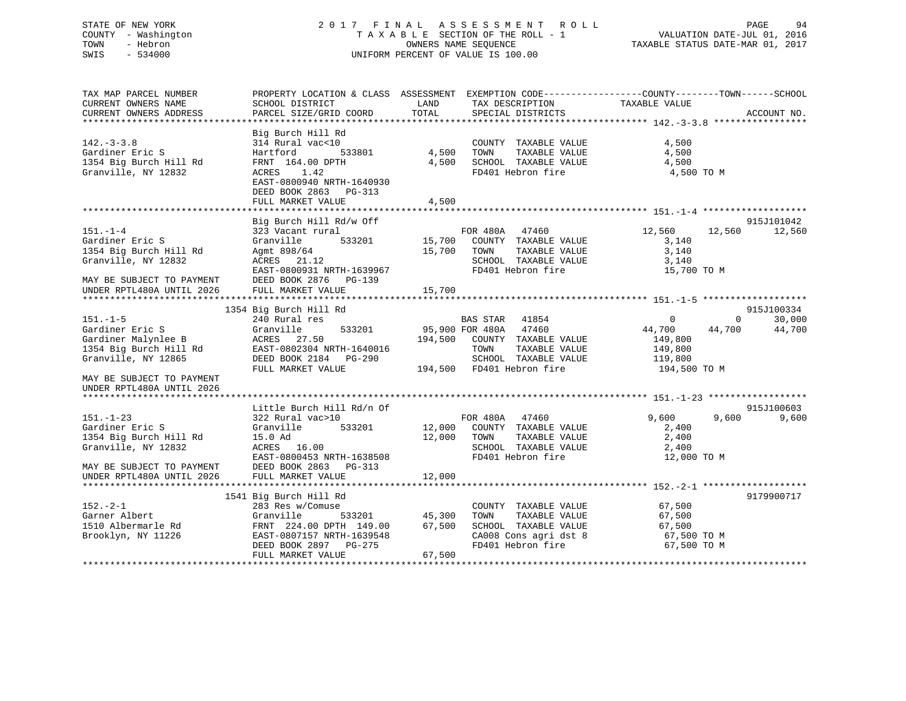STATE OF NEW YORK | 2017 FINAL ASSESSMENT ROLL | VALUATION DATE-JUL 01, 2016
COUNTY - Washington | TAXABLE SECTION OF THE ROLL - 1 | TAXABLE STATUS DATE-MAR 01, 2017
TOWN - Hebron | OWNERS NAME SEQUENCE
SWIS - 534000 | UNIFORM PERCENT OF VALUE IS 100.00

```
TAX MAP PARCEL NUMBER          PROPERTY LOCATION & CLASS  ASSESSMENT  EXEMPTION CODE------------------COUNTY--------TOWN------SCHOOL
CURRENT OWNERS NAME            SCHOOL DISTRICT               LAND      TAX DESCRIPTION            TAXABLE VALUE
CURRENT OWNERS ADDRESS         PARCEL SIZE/GRID COORD        TOTAL     SPECIAL DISTRICTS                                    ACCOUNT NO.
******************************************************************************************************* 142.-3-3.8 *****************
                               Big Burch Hill Rd
142.-3-3.8                     314 Rural vac<10                        COUNTY  TAXABLE VALUE              4,500
Gardiner Eric S                Hartford          533801        4,500   TOWN    TAXABLE VALUE              4,500
1354 Big Burch Hill Rd         FRNT 164.00 DPTH                4,500   SCHOOL  TAXABLE VALUE              4,500
Granville, NY 12832            ACRES    1.42                           FD401 Hebron fire                   4,500 TO M
                               EAST-0800940 NRTH-1640930
                               DEED BOOK 2863   PG-313
                               FULL MARKET VALUE               4,500
******************************************************************************************************* 151.-1-4 *******************
                               Big Burch Hill Rd/w Off                                                                 915J101042
151.-1-4                       323 Vacant rural                        FOR 480A   47460             12,560     12,560     12,560
Gardiner Eric S                Granville         533201       15,700   COUNTY  TAXABLE VALUE              3,140
1354 Big Burch Hill Rd         Agmt 898/64                    15,700   TOWN    TAXABLE VALUE              3,140
Granville, NY 12832            ACRES   21.12                           SCHOOL  TAXABLE VALUE              3,140
                               EAST-0800931 NRTH-1639967               FD401 Hebron fire                  15,700 TO M
MAY BE SUBJECT TO PAYMENT      DEED BOOK 2876   PG-139
UNDER RPTL480A UNTIL 2026      FULL MARKET VALUE              15,700
******************************************************************************************************* 151.-1-5 *******************
                            1354 Big Burch Hill Rd                                                                     915J100334
151.-1-5                       240 Rural res                           BAS STAR   41854                  0          0     30,000
Gardiner Eric S                Granville         533201       95,900 FOR 480A   47460             44,700     44,700     44,700
Gardiner Malynlee B            ACRES   27.50                 194,500   COUNTY  TAXABLE VALUE            149,800
1354 Big Burch Hill Rd         EAST-0802304 NRTH-1640016               TOWN    TAXABLE VALUE            149,800
Granville, NY 12865            DEED BOOK 2184   PG-290                 SCHOOL  TAXABLE VALUE            119,800
                               FULL MARKET VALUE             194,500   FD401 Hebron fire                 194,500 TO M
MAY BE SUBJECT TO PAYMENT
UNDER RPTL480A UNTIL 2026
******************************************************************************************************* 151.-1-23 ******************
                               Little Burch Hill Rd/n Of                                                               915J100603
151.-1-23                      322 Rural vac>10                        FOR 480A   47460              9,600      9,600      9,600
Gardiner Eric S                Granville         533201       12,000   COUNTY  TAXABLE VALUE              2,400
1354 Big Burch Hill Rd         15.0 Ad                        12,000   TOWN    TAXABLE VALUE              2,400
Granville, NY 12832            ACRES   16.00                           SCHOOL  TAXABLE VALUE              2,400
                               EAST-0800453 NRTH-1638508               FD401 Hebron fire                  12,000 TO M
MAY BE SUBJECT TO PAYMENT      DEED BOOK 2863   PG-313
UNDER RPTL480A UNTIL 2026      FULL MARKET VALUE              12,000
******************************************************************************************************* 152.-2-1 *******************
                            1541 Big Burch Hill Rd                                                                     9179900717
152.-2-1                       283 Res w/Comuse                        COUNTY  TAXABLE VALUE             67,500
Garner Albert                  Granville         533201       45,300   TOWN    TAXABLE VALUE             67,500
1510 Albermarle Rd             FRNT 224.00 DPTH 149.00        67,500   SCHOOL  TAXABLE VALUE             67,500
Brooklyn, NY 11226             EAST-0807157 NRTH-1639548               CA008 Cons agri dst 8              67,500 TO M
                               DEED BOOK 2897   PG-275                 FD401 Hebron fire                  67,500 TO M
                               FULL MARKET VALUE              67,500
************************************************************************************************************************************
```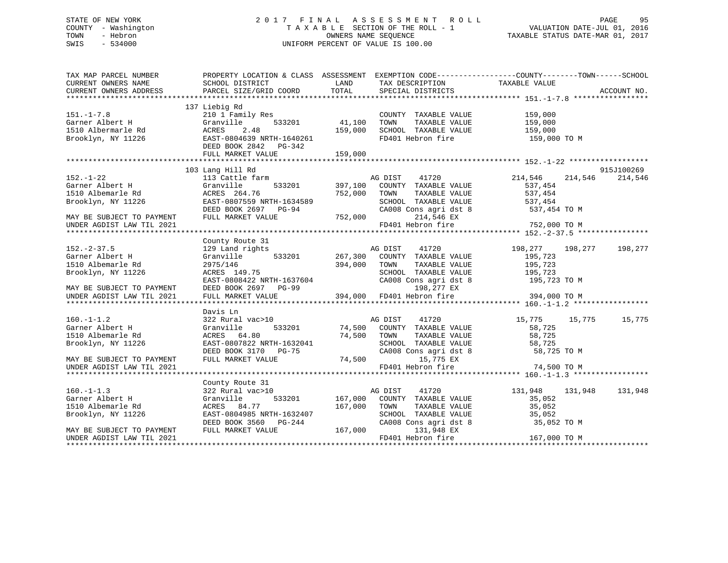STATE OF NEW YORK
COUNTY - Washington
TOWN - Hebron
SWIS - 534000

# 2017 FINAL ASSESSMENT ROLL

TAXABLE SECTION OF THE ROLL - 1
OWNERS NAME SEQUENCE
UNIFORM PERCENT OF VALUE IS 100.00

VALUATION DATE-JUL 01, 2016
TAXABLE STATUS DATE-MAR 01, 2017

```
TAX MAP PARCEL NUMBER        PROPERTY LOCATION & CLASS  ASSESSMENT  EXEMPTION CODE------------------COUNTY--------TOWN------SCHOOL
CURRENT OWNERS NAME          SCHOOL DISTRICT              LAND      TAX DESCRIPTION             TAXABLE VALUE
CURRENT OWNERS ADDRESS       PARCEL SIZE/GRID COORD       TOTAL     SPECIAL DISTRICTS                                  ACCOUNT NO.
******************************************************************************************************* 151.-1-7.8 *****************
                             137 Liebig Rd
151.-1-7.8                   210 1 Family Res                        COUNTY  TAXABLE VALUE         159,000
Garner Albert H              Granville       533201       41,100     TOWN    TAXABLE VALUE         159,000
1510 Albermarle Rd           ACRES    2.48               159,000     SCHOOL  TAXABLE VALUE         159,000
Brooklyn, NY 11226           EAST-0804639 NRTH-1640261               FD401 Hebron fire              159,000 TO M
                             DEED BOOK 2842   PG-342
                             FULL MARKET VALUE           159,000
******************************************************************************************************* 152.-1-22 ******************
                             103 Lang Hill Rd                                                                          915J100269
152.-1-22                    113 Cattle farm                         AG DIST     41720             214,546    214,546    214,546
Garner Albert H              Granville       533201      397,100     COUNTY  TAXABLE VALUE         537,454
1510 Albemarle Rd            ACRES  264.76               752,000     TOWN    TAXABLE VALUE         537,454
Brooklyn, NY 11226           EAST-0807559 NRTH-1634589               SCHOOL  TAXABLE VALUE         537,454
                             DEED BOOK 2697   PG-94                  CA008 Cons agri dst 8          537,454 TO M
MAY BE SUBJECT TO PAYMENT    FULL MARKET VALUE           752,000          214,546 EX
UNDER AGDIST LAW TIL 2021                                            FD401 Hebron fire              752,000 TO M
******************************************************************************************************* 152.-2-37.5 ****************
                             County Route 31
152.-2-37.5                  129 Land rights                         AG DIST     41720             198,277    198,277    198,277
Garner Albert H              Granville       533201      267,300     COUNTY  TAXABLE VALUE         195,723
1510 Albemarle Rd            2975/146                    394,000     TOWN    TAXABLE VALUE         195,723
Brooklyn, NY 11226           ACRES  149.75                           SCHOOL  TAXABLE VALUE         195,723
                             EAST-0808422 NRTH-1637604               CA008 Cons agri dst 8          195,723 TO M
MAY BE SUBJECT TO PAYMENT    DEED BOOK 2697   PG-99                       198,277 EX
UNDER AGDIST LAW TIL 2021    FULL MARKET VALUE           394,000     FD401 Hebron fire              394,000 TO M
******************************************************************************************************* 160.-1-1.2 *****************
                             Davis Ln
160.-1-1.2                   322 Rural vac>10                        AG DIST     41720              15,775     15,775     15,775
Garner Albert H              Granville       533201       74,500     COUNTY  TAXABLE VALUE          58,725
1510 Albemarle Rd            ACRES   64.80                74,500     TOWN    TAXABLE VALUE          58,725
Brooklyn, NY 11226           EAST-0807822 NRTH-1632041               SCHOOL  TAXABLE VALUE          58,725
                             DEED BOOK 3170   PG-75                  CA008 Cons agri dst 8           58,725 TO M
MAY BE SUBJECT TO PAYMENT    FULL MARKET VALUE            74,500           15,775 EX
UNDER AGDIST LAW TIL 2021                                            FD401 Hebron fire               74,500 TO M
******************************************************************************************************* 160.-1-1.3 *****************
                             County Route 31
160.-1-1.3                   322 Rural vac>10                        AG DIST     41720             131,948    131,948    131,948
Garner Albert H              Granville       533201      167,000     COUNTY  TAXABLE VALUE          35,052
1510 Albemarle Rd            ACRES   84.77               167,000     TOWN    TAXABLE VALUE          35,052
Brooklyn, NY 11226           EAST-0804985 NRTH-1632407               SCHOOL  TAXABLE VALUE          35,052
                             DEED BOOK 3560   PG-244                 CA008 Cons agri dst 8           35,052 TO M
MAY BE SUBJECT TO PAYMENT    FULL MARKET VALUE           167,000          131,948 EX
UNDER AGDIST LAW TIL 2021                                            FD401 Hebron fire              167,000 TO M
************************************************************************************************************************************
```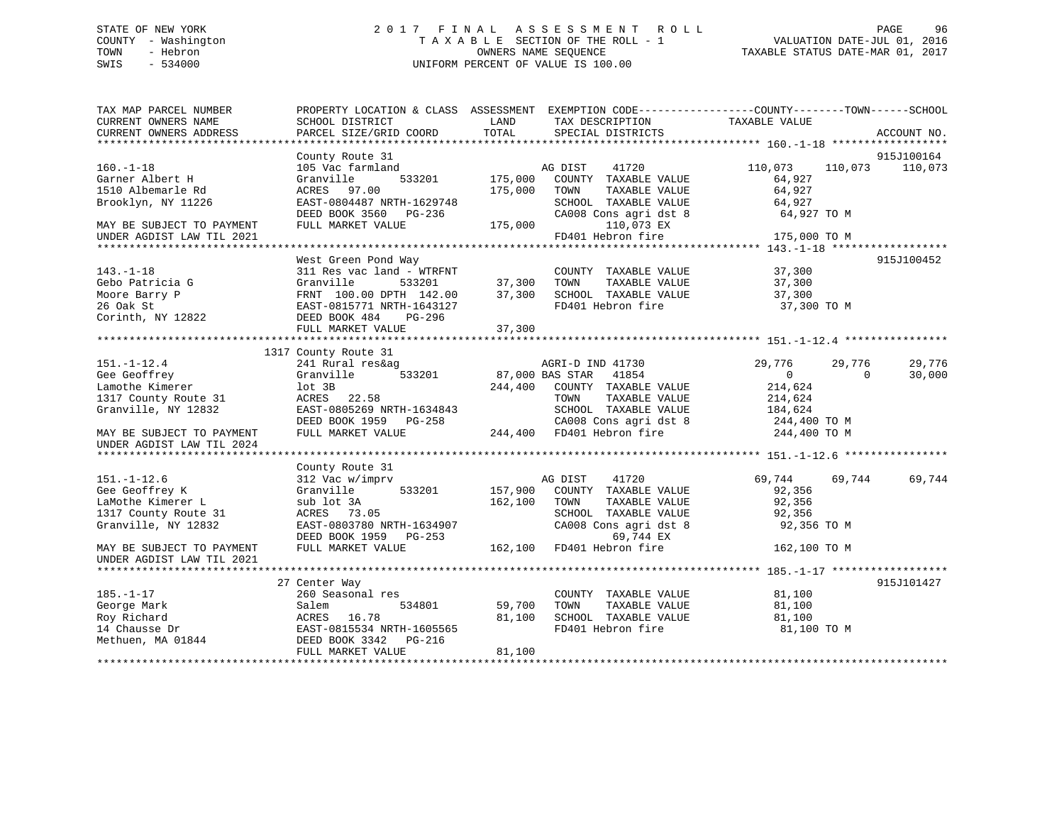STATE OF NEW YORK
COUNTY - Washington
TOWN - Hebron
SWIS - 534000

# 2017 FINAL ASSESSMENT ROLL

TAXABLE SECTION OF THE ROLL - 1
OWNERS NAME SEQUENCE
UNIFORM PERCENT OF VALUE IS 100.00

VALUATION DATE-JUL 01, 2016
TAXABLE STATUS DATE-MAR 01, 2017

```
TAX MAP PARCEL NUMBER          PROPERTY LOCATION & CLASS  ASSESSMENT  EXEMPTION CODE------------------COUNTY--------TOWN------SCHOOL
CURRENT OWNERS NAME            SCHOOL DISTRICT             LAND        TAX DESCRIPTION              TAXABLE VALUE
CURRENT OWNERS ADDRESS         PARCEL SIZE/GRID COORD      TOTAL       SPECIAL DISTRICTS                                         ACCOUNT NO.
******************************************************************************************************* 160.-1-18 ******************
                               County Route 31                                                                               915J100164
160.-1-18                      105 Vac farmland                        AG DIST     41720          110,073     110,073     110,073
Garner Albert H                Granville        533201     175,000     COUNTY  TAXABLE VALUE        64,927
1510 Albemarle Rd              ACRES   97.00               175,000     TOWN    TAXABLE VALUE        64,927
Brooklyn, NY 11226             EAST-0804487 NRTH-1629748               SCHOOL  TAXABLE VALUE        64,927
                               DEED BOOK 3560   PG-236                 CA008 Cons agri dst 8         64,927 TO M
MAY BE SUBJECT TO PAYMENT      FULL MARKET VALUE           175,000            110,073 EX
UNDER AGDIST LAW TIL 2021                                              FD401 Hebron fire            175,000 TO M
******************************************************************************************************* 143.-1-18 ******************
                               West Green Pond Way                                                                           915J100452
143.-1-18                      311 Res vac land - WTRFNT               COUNTY  TAXABLE VALUE        37,300
Gebo Patricia G                Granville        533201      37,300     TOWN    TAXABLE VALUE        37,300
Moore Barry P                  FRNT 100.00 DPTH 142.00      37,300     SCHOOL  TAXABLE VALUE        37,300
26 Oak St                      EAST-0815771 NRTH-1643127               FD401 Hebron fire             37,300 TO M
Corinth, NY 12822              DEED BOOK 484    PG-296
                               FULL MARKET VALUE            37,300
******************************************************************************************************* 151.-1-12.4 ****************
                          1317 County Route 31
151.-1-12.4                    241 Rural res&ag                        AGRI-D IND 41730            29,776      29,776      29,776
Gee Geoffrey                   Granville        533201      87,000 BAS STAR    41854                0           0      30,000
Lamothe Kimerer                lot 3B                      244,400     COUNTY  TAXABLE VALUE       214,624
1317 County Route 31           ACRES   22.58                           TOWN    TAXABLE VALUE       214,624
Granville, NY 12832            EAST-0805269 NRTH-1634843               SCHOOL  TAXABLE VALUE       184,624
                               DEED BOOK 1959   PG-258                 CA008 Cons agri dst 8        244,400 TO M
MAY BE SUBJECT TO PAYMENT      FULL MARKET VALUE           244,400     FD401 Hebron fire            244,400 TO M
UNDER AGDIST LAW TIL 2024
******************************************************************************************************* 151.-1-12.6 ****************
                               County Route 31
151.-1-12.6                    312 Vac w/imprv                         AG DIST     41720           69,744      69,744      69,744
Gee Geoffrey K                 Granville        533201     157,900     COUNTY  TAXABLE VALUE        92,356
LaMothe Kimerer L              sub lot 3A                  162,100     TOWN    TAXABLE VALUE        92,356
1317 County Route 31           ACRES   73.05                           SCHOOL  TAXABLE VALUE        92,356
Granville, NY 12832            EAST-0803780 NRTH-1634907               CA008 Cons agri dst 8         92,356 TO M
                               DEED BOOK 1959   PG-253                         69,744 EX
MAY BE SUBJECT TO PAYMENT      FULL MARKET VALUE           162,100     FD401 Hebron fire            162,100 TO M
UNDER AGDIST LAW TIL 2021
******************************************************************************************************* 185.-1-17 ******************
                            27 Center Way                                                                                    915J101427
185.-1-17                      260 Seasonal res                        COUNTY  TAXABLE VALUE        81,100
George Mark                    Salem            534801      59,700     TOWN    TAXABLE VALUE        81,100
Roy Richard                    ACRES   16.78                81,100     SCHOOL  TAXABLE VALUE        81,100
14 Chausse Dr                  EAST-0815534 NRTH-1605565               FD401 Hebron fire             81,100 TO M
Methuen, MA 01844              DEED BOOK 3342   PG-216
                               FULL MARKET VALUE            81,100
************************************************************************************************************************************
```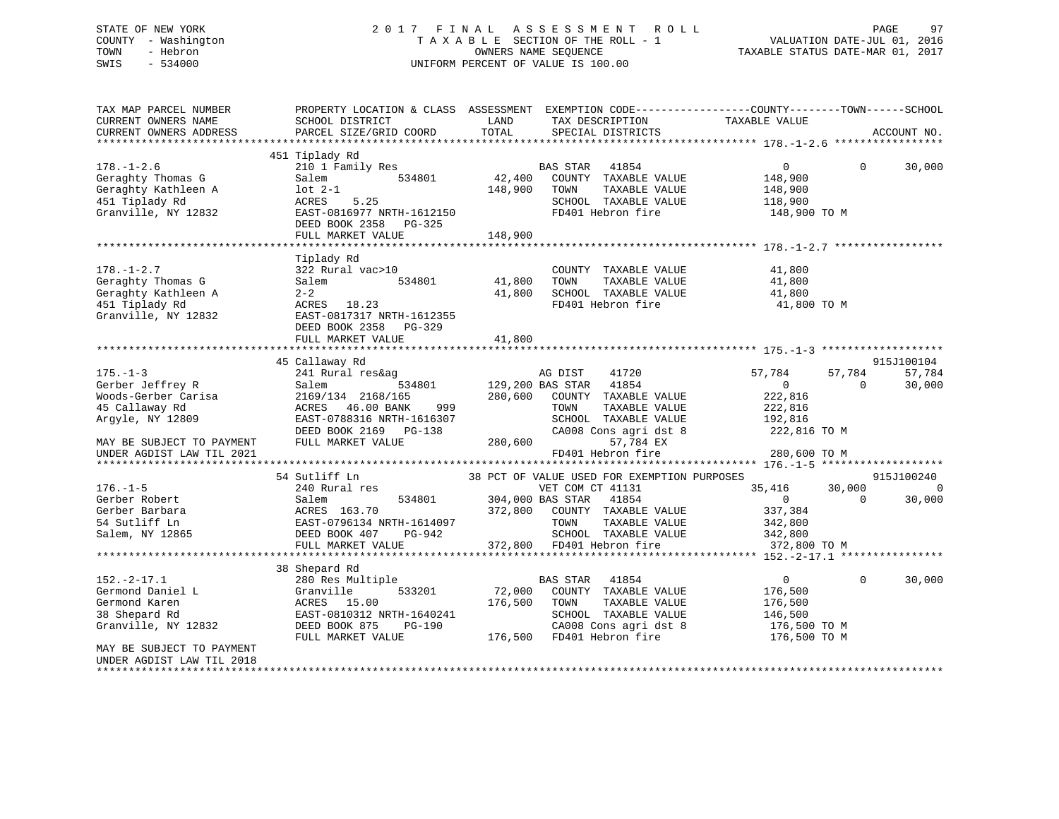STATE OF NEW YORK                         2017 FINAL ASSESSMENT ROLL
COUNTY - Washington                       TAXABLE SECTION OF THE ROLL - 1                VALUATION DATE-JUL 01, 2016
TOWN - Hebron                             OWNERS NAME SEQUENCE                    TAXABLE STATUS DATE-MAR 01, 2017
SWIS - 534000                             UNIFORM PERCENT OF VALUE IS 100.00

```
TAX MAP PARCEL NUMBER          PROPERTY LOCATION & CLASS  ASSESSMENT  EXEMPTION CODE-----------------COUNTY--------TOWN------SCHOOL
CURRENT OWNERS NAME            SCHOOL DISTRICT              LAND      TAX DESCRIPTION              TAXABLE VALUE
CURRENT OWNERS ADDRESS         PARCEL SIZE/GRID COORD       TOTAL     SPECIAL DISTRICTS                                     ACCOUNT NO.
******************************************************************************************************* 178.-1-2.6 *****************
                               451 Tiplady Rd
178.-1-2.6                     210 1 Family Res                       BAS STAR   41854                  0          0       30,000
Geraghty Thomas G              Salem          534801        42,400    COUNTY  TAXABLE VALUE       148,900
Geraghty Kathleen A            lot 2-1                     148,900    TOWN    TAXABLE VALUE       148,900
451 Tiplady Rd                 ACRES    5.25                          SCHOOL  TAXABLE VALUE       118,900
Granville, NY 12832            EAST-0816977 NRTH-1612150              FD401 Hebron fire            148,900 TO M
                               DEED BOOK 2358   PG-325
                               FULL MARKET VALUE           148,900
******************************************************************************************************* 178.-1-2.7 *****************
                               Tiplady Rd
178.-1-2.7                     322 Rural vac>10                       COUNTY  TAXABLE VALUE        41,800
Geraghty Thomas G              Salem          534801        41,800    TOWN    TAXABLE VALUE        41,800
Geraghty Kathleen A            2-2                          41,800    SCHOOL  TAXABLE VALUE        41,800
451 Tiplady Rd                 ACRES   18.23                          FD401 Hebron fire             41,800 TO M
Granville, NY 12832            EAST-0817317 NRTH-1612355
                               DEED BOOK 2358   PG-329
                               FULL MARKET VALUE            41,800
******************************************************************************************************* 175.-1-3 *******************
                               45 Callaway Rd                                                                          915J100104
175.-1-3                       241 Rural res&ag                       AG DIST    41720             57,784     57,784       57,784
Gerber Jeffrey R               Salem          534801       129,200 BAS STAR  41854                  0          0       30,000
Woods-Gerber Carisa            2169/134  2168/165          280,600    COUNTY  TAXABLE VALUE       222,816
45 Callaway Rd                 ACRES   46.00 BANK    999              TOWN    TAXABLE VALUE       222,816
Argyle, NY 12809               EAST-0788316 NRTH-1616307              SCHOOL  TAXABLE VALUE       192,816
                               DEED BOOK 2169   PG-138                CA008 Cons agri dst 8        222,816 TO M
MAY BE SUBJECT TO PAYMENT      FULL MARKET VALUE           280,600          57,784 EX
UNDER AGDIST LAW TIL 2021                                             FD401 Hebron fire            280,600 TO M
******************************************************************************************************* 176.-1-5 *******************
                               54 Sutliff Ln                 38 PCT OF VALUE USED FOR EXEMPTION PURPOSES               915J100240
176.-1-5                       240 Rural res                          VET COM CT 41131             35,416     30,000            0
Gerber Robert                  Salem          534801       304,000 BAS STAR  41854                  0          0       30,000
Gerber Barbara                 ACRES  163.70               372,800    COUNTY  TAXABLE VALUE       337,384
54 Sutliff Ln                  EAST-0796134 NRTH-1614097              TOWN    TAXABLE VALUE       342,800
Salem, NY 12865                DEED BOOK 407    PG-942                SCHOOL  TAXABLE VALUE       342,800
                               FULL MARKET VALUE           372,800    FD401 Hebron fire            372,800 TO M
******************************************************************************************************* 152.-2-17.1 ****************
                               38 Shepard Rd
152.-2-17.1                    280 Res Multiple                       BAS STAR   41854                  0          0       30,000
Germond Daniel L               Granville      533201        72,000    COUNTY  TAXABLE VALUE       176,500
Germond Karen                  ACRES   15.00               176,500    TOWN    TAXABLE VALUE       176,500
38 Shepard Rd                  EAST-0810312 NRTH-1640241              SCHOOL  TAXABLE VALUE       146,500
Granville, NY 12832            DEED BOOK 875    PG-190                CA008 Cons agri dst 8        176,500 TO M
                               FULL MARKET VALUE           176,500    FD401 Hebron fire            176,500 TO M
MAY BE SUBJECT TO PAYMENT
UNDER AGDIST LAW TIL 2018
************************************************************************************************************************************
```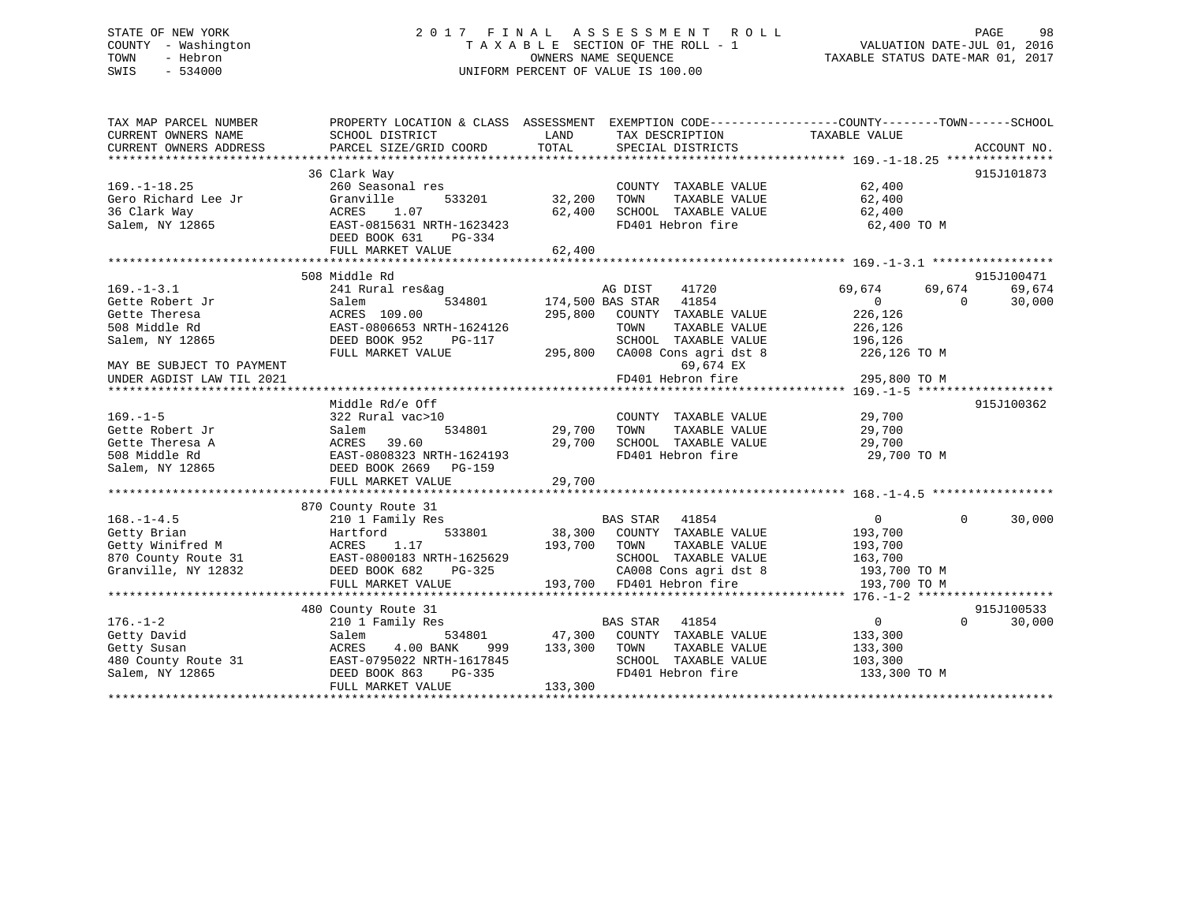STATE OF NEW YORK
COUNTY - Washington
TOWN - Hebron
SWIS - 534000

# 2017 FINAL ASSESSMENT ROLL
TAXABLE SECTION OF THE ROLL - 1
OWNERS NAME SEQUENCE
UNIFORM PERCENT OF VALUE IS 100.00

VALUATION DATE-JUL 01, 2016
TAXABLE STATUS DATE-MAR 01, 2017

```
TAX MAP PARCEL NUMBER          PROPERTY LOCATION & CLASS  ASSESSMENT  EXEMPTION CODE------------------COUNTY--------TOWN------SCHOOL
CURRENT OWNERS NAME            SCHOOL DISTRICT               LAND      TAX DESCRIPTION              TAXABLE VALUE
CURRENT OWNERS ADDRESS         PARCEL SIZE/GRID COORD        TOTAL     SPECIAL DISTRICTS                                          ACCOUNT NO.
******************************************************************************************************* 169.-1-18.25 ***************
                               36 Clark Way                                                                                    915J101873
169.-1-18.25                   260 Seasonal res                           COUNTY  TAXABLE VALUE              62,400
Gero Richard Lee Jr            Granville         533201       32,200     TOWN    TAXABLE VALUE              62,400
36 Clark Way                   ACRES     1.07                 62,400     SCHOOL  TAXABLE VALUE              62,400
Salem, NY 12865                EAST-0815631 NRTH-1623423                 FD401 Hebron fire                   62,400 TO M
                               DEED BOOK 631    PG-334
                               FULL MARKET VALUE              62,400
******************************************************************************************************* 169.-1-3.1 *****************
                               508 Middle Rd                                                                                   915J100471
169.-1-3.1                     241 Rural res&ag                           AG DIST     41720             69,674      69,674      69,674
Gette Robert Jr                Salem             534801      174,500 BAS STAR    41854                  0           0      30,000
Gette Theresa                  ACRES  109.00                 295,800    COUNTY  TAXABLE VALUE             226,126
508 Middle Rd                  EAST-0806653 NRTH-1624126                 TOWN    TAXABLE VALUE             226,126
Salem, NY 12865                DEED BOOK 952    PG-117                   SCHOOL  TAXABLE VALUE             196,126
                               FULL MARKET VALUE             295,800    CA008 Cons agri dst 8              226,126 TO M
MAY BE SUBJECT TO PAYMENT                                                        69,674 EX
UNDER AGDIST LAW TIL 2021                                                FD401 Hebron fire                  295,800 TO M
******************************************************************************************************* 169.-1-5 *******************
                               Middle Rd/e Off                                                                                 915J100362
169.-1-5                       322 Rural vac>10                           COUNTY  TAXABLE VALUE              29,700
Gette Robert Jr                Salem             534801       29,700     TOWN    TAXABLE VALUE              29,700
Gette Theresa A                ACRES   39.60                  29,700     SCHOOL  TAXABLE VALUE              29,700
508 Middle Rd                  EAST-0808323 NRTH-1624193                 FD401 Hebron fire                   29,700 TO M
Salem, NY 12865                DEED BOOK 2669   PG-159
                               FULL MARKET VALUE              29,700
******************************************************************************************************* 168.-1-4.5 *****************
                               870 County Route 31
168.-1-4.5                     210 1 Family Res                           BAS STAR    41854                  0           0      30,000
Getty Brian                    Hartford          533801       38,300     COUNTY  TAXABLE VALUE             193,700
Getty Winifred M               ACRES     1.17                193,700     TOWN    TAXABLE VALUE             193,700
870 County Route 31            EAST-0800183 NRTH-1625629                 SCHOOL  TAXABLE VALUE             163,700
Granville, NY 12832            DEED BOOK 682    PG-325                   CA008 Cons agri dst 8              193,700 TO M
                               FULL MARKET VALUE             193,700     FD401 Hebron fire                  193,700 TO M
******************************************************************************************************* 176.-1-2 *******************
                               480 County Route 31                                                                             915J100533
176.-1-2                       210 1 Family Res                           BAS STAR    41854                  0           0      30,000
Getty David                    Salem             534801       47,300     COUNTY  TAXABLE VALUE             133,300
Getty Susan                    ACRES     4.00 BANK    999    133,300     TOWN    TAXABLE VALUE             133,300
480 County Route 31            EAST-0795022 NRTH-1617845                 SCHOOL  TAXABLE VALUE             103,300
Salem, NY 12865                DEED BOOK 863    PG-335                   FD401 Hebron fire                  133,300 TO M
                               FULL MARKET VALUE             133,300
************************************************************************************************************************************
```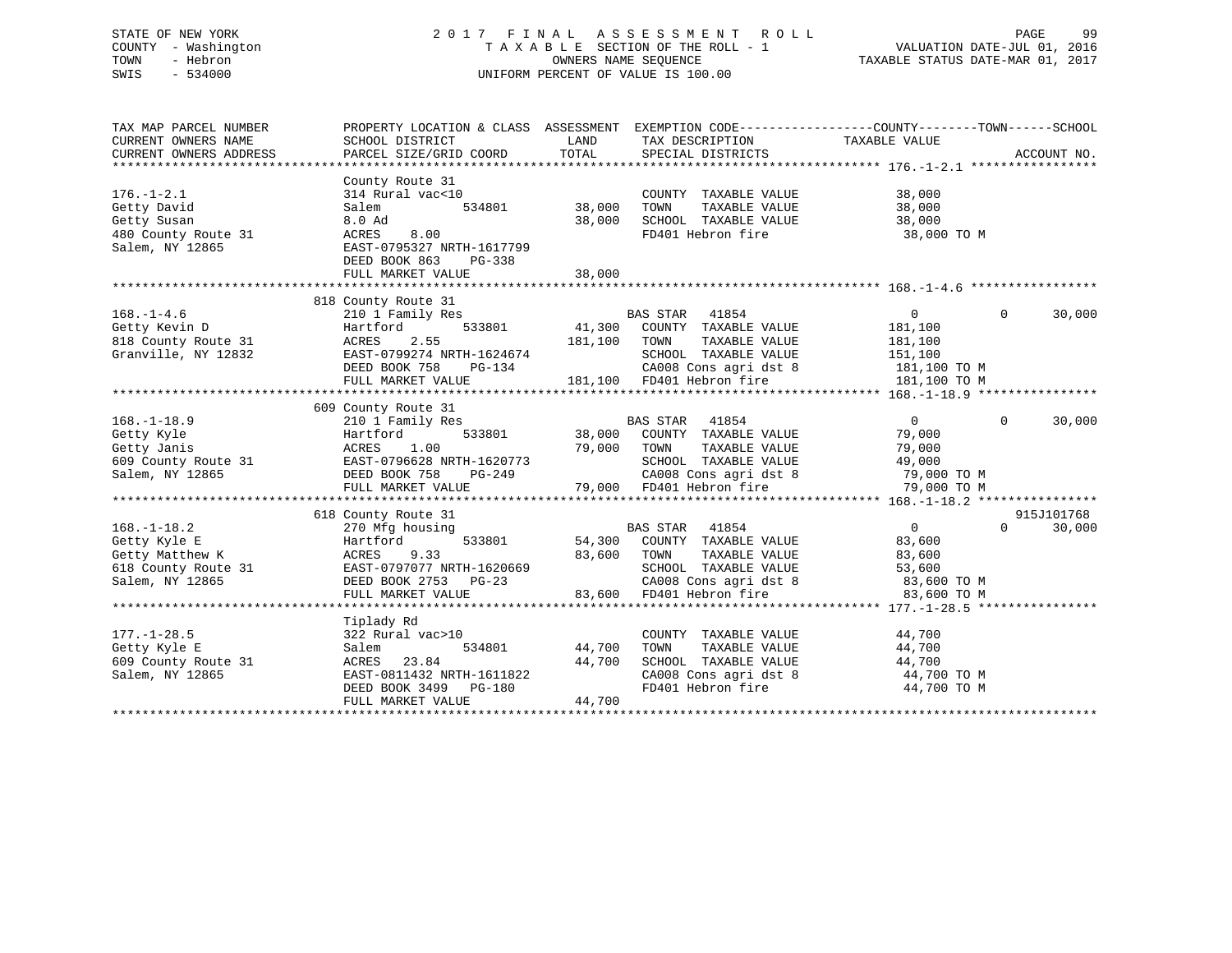STATE OF NEW YORK
COUNTY - Washington
TOWN - Hebron
SWIS - 534000

2 0 1 7 F I N A L A S S E S S M E N T R O L L
T A X A B L E SECTION OF THE ROLL - 1
OWNERS NAME SEQUENCE
UNIFORM PERCENT OF VALUE IS 100.00

VALUATION DATE-JUL 01, 2016
TAXABLE STATUS DATE-MAR 01, 2017

| TAX MAP PARCEL NUMBER / CURRENT OWNERS NAME / CURRENT OWNERS ADDRESS | PROPERTY LOCATION & CLASS / SCHOOL DISTRICT / PARCEL SIZE/GRID COORD | ASSESSMENT LAND / TOTAL | EXEMPTION CODE / TAX DESCRIPTION / SPECIAL DISTRICTS | COUNTY / TAXABLE VALUE | TOWN | SCHOOL / ACCOUNT NO. |
|---|---|---|---|---|---|---|
| **176.-1-2.1** | County Route 31 | | | | | |
| 176.-1-2.1 | 314 Rural vac<10 | | COUNTY TAXABLE VALUE | 38,000 | | |
| Getty David | Salem 534801 | 38,000 | TOWN TAXABLE VALUE | 38,000 | | |
| Getty Susan | 8.0 Ad | 38,000 | SCHOOL TAXABLE VALUE | 38,000 | | |
| 480 County Route 31 | ACRES 8.00 | | FD401 Hebron fire | 38,000 TO M | | |
| Salem, NY 12865 | EAST-0795327 NRTH-1617799 | | | | | |
| | DEED BOOK 863 PG-338 | | | | | |
| | FULL MARKET VALUE | 38,000 | | | | |
| **168.-1-4.6** | 818 County Route 31 | | | | | |
| 168.-1-4.6 | 210 1 Family Res | | BAS STAR 41854 | 0 | 0 | 30,000 |
| Getty Kevin D | Hartford 533801 | 41,300 | COUNTY TAXABLE VALUE | 181,100 | | |
| 818 County Route 31 | ACRES 2.55 | 181,100 | TOWN TAXABLE VALUE | 181,100 | | |
| Granville, NY 12832 | EAST-0799274 NRTH-1624674 | | SCHOOL TAXABLE VALUE | 151,100 | | |
| | DEED BOOK 758 PG-134 | | CA008 Cons agri dst 8 | 181,100 TO M | | |
| | FULL MARKET VALUE | 181,100 | FD401 Hebron fire | 181,100 TO M | | |
| **168.-1-18.9** | 609 County Route 31 | | | | | |
| 168.-1-18.9 | 210 1 Family Res | | BAS STAR 41854 | 0 | 0 | 30,000 |
| Getty Kyle | Hartford 533801 | 38,000 | COUNTY TAXABLE VALUE | 79,000 | | |
| Getty Janis | ACRES 1.00 | 79,000 | TOWN TAXABLE VALUE | 79,000 | | |
| 609 County Route 31 | EAST-0796628 NRTH-1620773 | | SCHOOL TAXABLE VALUE | 49,000 | | |
| Salem, NY 12865 | DEED BOOK 758 PG-249 | | CA008 Cons agri dst 8 | 79,000 TO M | | |
| | FULL MARKET VALUE | 79,000 | FD401 Hebron fire | 79,000 TO M | | |
| **168.-1-18.2** | 618 County Route 31 | | | | | 915J101768 |
| 168.-1-18.2 | 270 Mfg housing | | BAS STAR 41854 | 0 | 0 | 30,000 |
| Getty Kyle E | Hartford 533801 | 54,300 | COUNTY TAXABLE VALUE | 83,600 | | |
| Getty Matthew K | ACRES 9.33 | 83,600 | TOWN TAXABLE VALUE | 83,600 | | |
| 618 County Route 31 | EAST-0797077 NRTH-1620669 | | SCHOOL TAXABLE VALUE | 53,600 | | |
| Salem, NY 12865 | DEED BOOK 2753 PG-23 | | CA008 Cons agri dst 8 | 83,600 TO M | | |
| | FULL MARKET VALUE | 83,600 | FD401 Hebron fire | 83,600 TO M | | |
| **177.-1-28.5** | Tiplady Rd | | | | | |
| 177.-1-28.5 | 322 Rural vac>10 | | COUNTY TAXABLE VALUE | 44,700 | | |
| Getty Kyle E | Salem 534801 | 44,700 | TOWN TAXABLE VALUE | 44,700 | | |
| 609 County Route 31 | ACRES 23.84 | 44,700 | SCHOOL TAXABLE VALUE | 44,700 | | |
| Salem, NY 12865 | EAST-0811432 NRTH-1611822 | | CA008 Cons agri dst 8 | 44,700 TO M | | |
| | DEED BOOK 3499 PG-180 | | FD401 Hebron fire | 44,700 TO M | | |
| | FULL MARKET VALUE | 44,700 | | | | |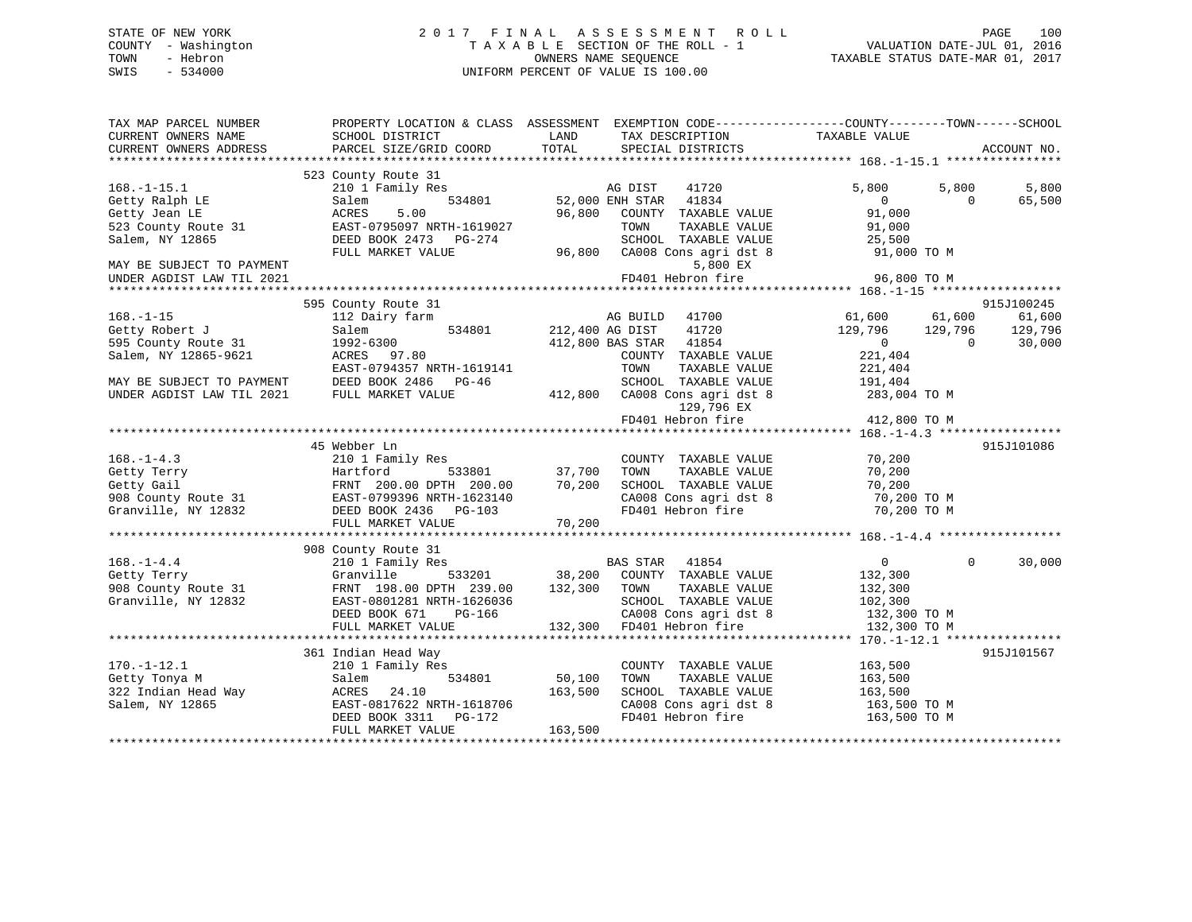STATE OF NEW YORK
COUNTY - Washington
TOWN - Hebron
SWIS - 534000

# 2017 FINAL ASSESSMENT ROLL
TAXABLE SECTION OF THE ROLL - 1
OWNERS NAME SEQUENCE
UNIFORM PERCENT OF VALUE IS 100.00

VALUATION DATE-JUL 01, 2016
TAXABLE STATUS DATE-MAR 01, 2017

```
TAX MAP PARCEL NUMBER          PROPERTY LOCATION & CLASS  ASSESSMENT  EXEMPTION CODE------------------COUNTY--------TOWN------SCHOOL
CURRENT OWNERS NAME            SCHOOL DISTRICT               LAND      TAX DESCRIPTION            TAXABLE VALUE
CURRENT OWNERS ADDRESS         PARCEL SIZE/GRID COORD        TOTAL     SPECIAL DISTRICTS                                    ACCOUNT NO.
******************************************************************************************************* 168.-1-15.1 ****************
                               523 County Route 31
168.-1-15.1                    210 1 Family Res                  AG DIST    41720              5,800        5,800        5,800
Getty Ralph LE                 Salem           534801     52,000 ENH STAR   41834                  0            0       65,500
Getty Jean LE                  ACRES    5.00              96,800   COUNTY  TAXABLE VALUE          91,000
523 County Route 31            EAST-0795097 NRTH-1619027            TOWN    TAXABLE VALUE          91,000
Salem, NY 12865                DEED BOOK 2473   PG-274              SCHOOL  TAXABLE VALUE          25,500
                               FULL MARKET VALUE          96,800   CA008 Cons agri dst 8           91,000 TO M
MAY BE SUBJECT TO PAYMENT                                                5,800 EX
UNDER AGDIST LAW TIL 2021                                           FD401 Hebron fire               96,800 TO M
******************************************************************************************************* 168.-1-15 ******************
                               595 County Route 31                                                                  915J100245
168.-1-15                      112 Dairy farm                    AG BUILD   41700             61,600       61,600       61,600
Getty Robert J                 Salem           534801    212,400 AG DIST    41720            129,796      129,796      129,796
595 County Route 31            1992-6300                 412,800 BAS STAR   41854                  0            0       30,000
Salem, NY 12865-9621           ACRES   97.80                        COUNTY  TAXABLE VALUE         221,404
                               EAST-0794357 NRTH-1619141            TOWN    TAXABLE VALUE         221,404
MAY BE SUBJECT TO PAYMENT      DEED BOOK 2486   PG-46               SCHOOL  TAXABLE VALUE         191,404
UNDER AGDIST LAW TIL 2021      FULL MARKET VALUE         412,800   CA008 Cons agri dst 8          283,004 TO M
                                                                         129,796 EX
                                                                    FD401 Hebron fire              412,800 TO M
******************************************************************************************************* 168.-1-4.3 *****************
                               45 Webber Ln                                                                         915J101086
168.-1-4.3                     210 1 Family Res                     COUNTY  TAXABLE VALUE          70,200
Getty Terry                    Hartford        533801     37,700   TOWN    TAXABLE VALUE          70,200
Getty Gail                     FRNT 200.00 DPTH 200.00    70,200   SCHOOL  TAXABLE VALUE          70,200
908 County Route 31            EAST-0799396 NRTH-1623140            CA008 Cons agri dst 8           70,200 TO M
Granville, NY 12832            DEED BOOK 2436   PG-103              FD401 Hebron fire               70,200 TO M
                               FULL MARKET VALUE          70,200
******************************************************************************************************* 168.-1-4.4 *****************
                               908 County Route 31
168.-1-4.4                     210 1 Family Res                  BAS STAR   41854                  0            0       30,000
Getty Terry                    Granville       533201     38,200   COUNTY  TAXABLE VALUE         132,300
908 County Route 31            FRNT 198.00 DPTH 239.00   132,300   TOWN    TAXABLE VALUE         132,300
Granville, NY 12832            EAST-0801281 NRTH-1626036            SCHOOL  TAXABLE VALUE         102,300
                               DEED BOOK 671    PG-166              CA008 Cons agri dst 8          132,300 TO M
                               FULL MARKET VALUE         132,300   FD401 Hebron fire              132,300 TO M
******************************************************************************************************* 170.-1-12.1 ****************
                               361 Indian Head Way                                                                  915J101567
170.-1-12.1                    210 1 Family Res                     COUNTY  TAXABLE VALUE         163,500
Getty Tonya M                  Salem           534801     50,100   TOWN    TAXABLE VALUE         163,500
322 Indian Head Way            ACRES   24.10             163,500   SCHOOL  TAXABLE VALUE         163,500
Salem, NY 12865                EAST-0817622 NRTH-1618706            CA008 Cons agri dst 8          163,500 TO M
                               DEED BOOK 3311   PG-172              FD401 Hebron fire              163,500 TO M
                               FULL MARKET VALUE         163,500
************************************************************************************************************************************
```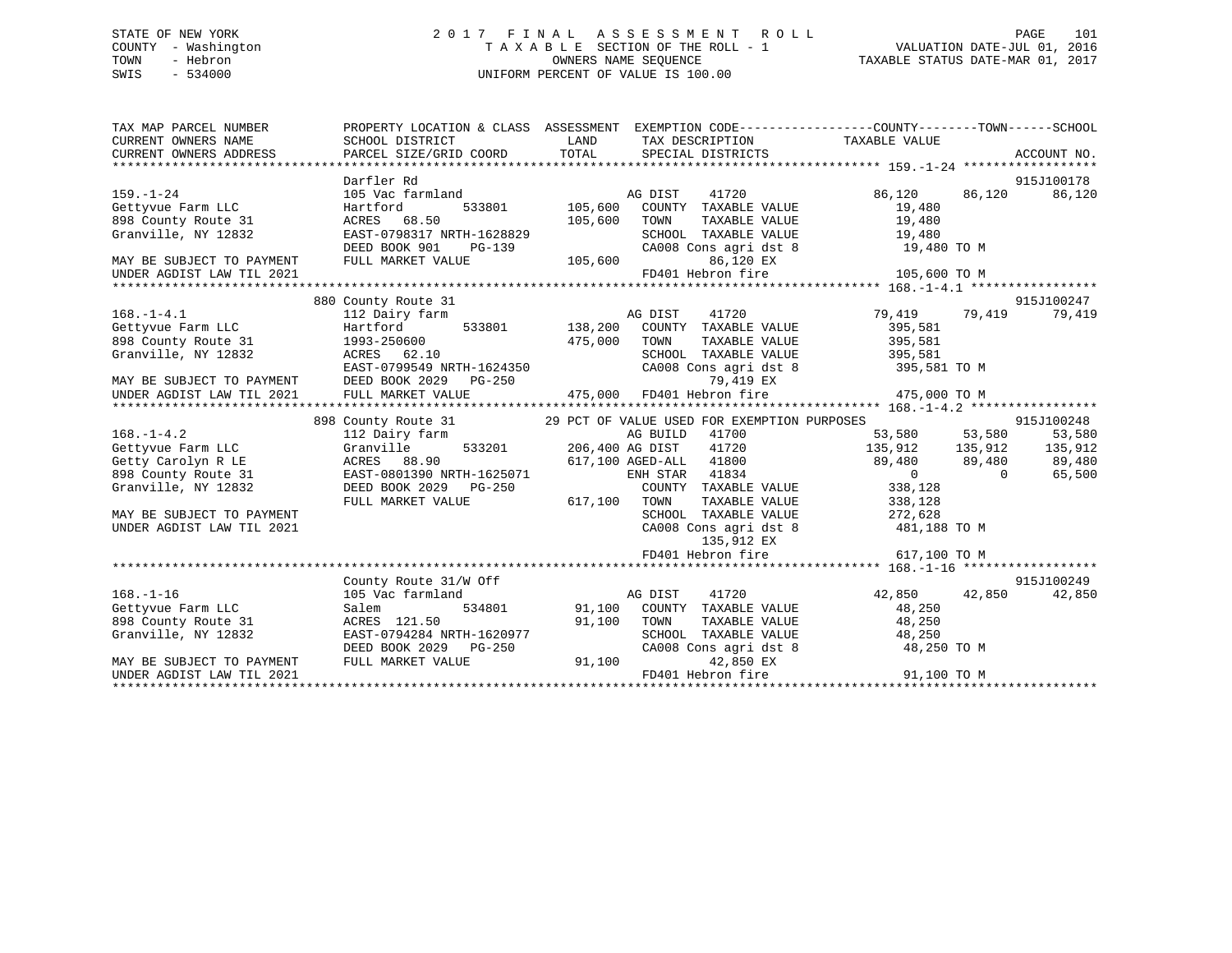STATE OF NEW YORK
COUNTY - Washington
TOWN - Hebron
SWIS - 534000

2017 FINAL ASSESSMENT ROLL
TAXABLE SECTION OF THE ROLL - 1
OWNERS NAME SEQUENCE
UNIFORM PERCENT OF VALUE IS 100.00

VALUATION DATE-JUL 01, 2016
TAXABLE STATUS DATE-MAR 01, 2017

```
TAX MAP PARCEL NUMBER      PROPERTY LOCATION & CLASS  ASSESSMENT  EXEMPTION CODE------------------COUNTY--------TOWN------SCHOOL
CURRENT OWNERS NAME        SCHOOL DISTRICT               LAND      TAX DESCRIPTION            TAXABLE VALUE
CURRENT OWNERS ADDRESS     PARCEL SIZE/GRID COORD       TOTAL      SPECIAL DISTRICTS                                  ACCOUNT NO.
******************************************************************************************************* 159.-1-24 ******************
                           Darfler Rd                                                                               915J100178
159.-1-24                  105 Vac farmland                     AG DIST    41720            86,120     86,120     86,120
Gettyvue Farm LLC          Hartford         533801     105,600   COUNTY  TAXABLE VALUE         19,480
898 County Route 31        ACRES  68.50                105,600   TOWN    TAXABLE VALUE         19,480
Granville, NY 12832        EAST-0798317 NRTH-1628829              SCHOOL  TAXABLE VALUE         19,480
                           DEED BOOK 901    PG-139                CA008 Cons agri dst 8          19,480 TO M
MAY BE SUBJECT TO PAYMENT  FULL MARKET VALUE           105,600          86,120 EX
UNDER AGDIST LAW TIL 2021                                         FD401 Hebron fire             105,600 TO M
******************************************************************************************************* 168.-1-4.1 *****************
                       880 County Route 31                                                                          915J100247
168.-1-4.1                 112 Dairy farm                       AG DIST    41720            79,419     79,419     79,419
Gettyvue Farm LLC          Hartford         533801     138,200   COUNTY  TAXABLE VALUE        395,581
898 County Route 31        1993-250600                 475,000   TOWN    TAXABLE VALUE        395,581
Granville, NY 12832        ACRES  62.10                           SCHOOL  TAXABLE VALUE        395,581
                           EAST-0799549 NRTH-1624350              CA008 Cons agri dst 8         395,581 TO M
MAY BE SUBJECT TO PAYMENT  DEED BOOK 2029   PG-250                      79,419 EX
UNDER AGDIST LAW TIL 2021  FULL MARKET VALUE           475,000   FD401 Hebron fire             475,000 TO M
******************************************************************************************************* 168.-1-4.2 *****************
                       898 County Route 31          29 PCT OF VALUE USED FOR EXEMPTION PURPOSES                     915J100248
168.-1-4.2                 112 Dairy farm                       AG BUILD   41700            53,580     53,580     53,580
Gettyvue Farm LLC          Granville        533201     206,400 AG DIST    41720           135,912    135,912    135,912
Getty Carolyn R LE         ACRES  88.90                617,100 AGED-ALL   41800            89,480     89,480     89,480
898 County Route 31        EAST-0801390 NRTH-1625071            ENH STAR   41834                 0          0     65,500
Granville, NY 12832        DEED BOOK 2029   PG-250                COUNTY  TAXABLE VALUE        338,128
                           FULL MARKET VALUE           617,100   TOWN    TAXABLE VALUE        338,128
MAY BE SUBJECT TO PAYMENT                                         SCHOOL  TAXABLE VALUE        272,628
UNDER AGDIST LAW TIL 2021                                         CA008 Cons agri dst 8         481,188 TO M
                                                                       135,912 EX
                                                                  FD401 Hebron fire             617,100 TO M
******************************************************************************************************* 168.-1-16 ******************
                           County Route 31/W Off                                                                    915J100249
168.-1-16                  105 Vac farmland                     AG DIST    41720            42,850     42,850     42,850
Gettyvue Farm LLC          Salem            534801      91,100   COUNTY  TAXABLE VALUE         48,250
898 County Route 31        ACRES 121.50                 91,100   TOWN    TAXABLE VALUE         48,250
Granville, NY 12832        EAST-0794284 NRTH-1620977              SCHOOL  TAXABLE VALUE         48,250
                           DEED BOOK 2029   PG-250                CA008 Cons agri dst 8          48,250 TO M
MAY BE SUBJECT TO PAYMENT  FULL MARKET VALUE            91,100          42,850 EX
UNDER AGDIST LAW TIL 2021                                         FD401 Hebron fire              91,100 TO M
************************************************************************************************************************************
```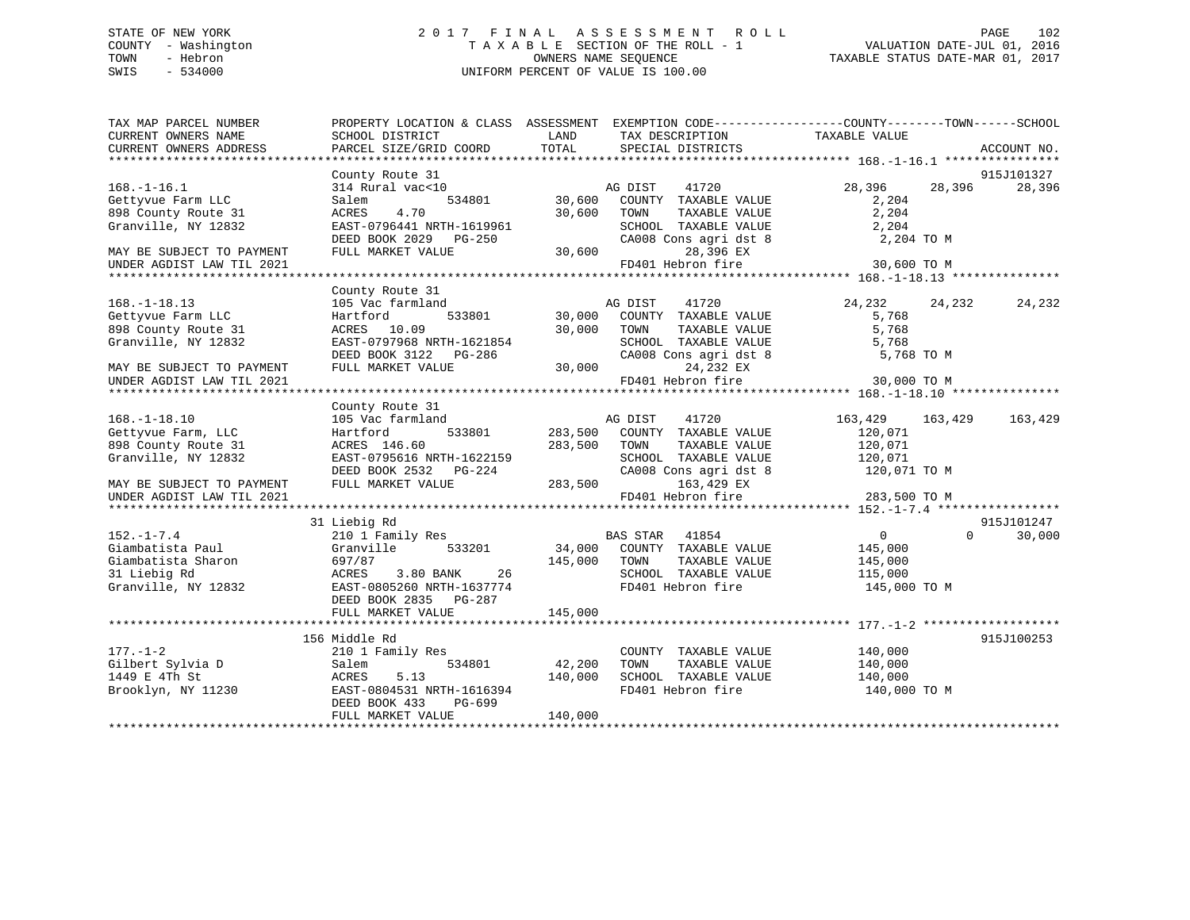STATE OF NEW YORK
COUNTY - Washington
TOWN - Hebron
SWIS - 534000

# 2017 FINAL ASSESSMENT ROLL

TAXABLE SECTION OF THE ROLL - 1
OWNERS NAME SEQUENCE
UNIFORM PERCENT OF VALUE IS 100.00

VALUATION DATE-JUL 01, 2016
TAXABLE STATUS DATE-MAR 01, 2017

| TAX MAP PARCEL NUMBER / CURRENT OWNERS NAME / CURRENT OWNERS ADDRESS | PROPERTY LOCATION & CLASS / SCHOOL DISTRICT / PARCEL SIZE/GRID COORD | ASSESSMENT LAND | TOTAL | EXEMPTION CODE / TAX DESCRIPTION / SPECIAL DISTRICTS | COUNTY TAXABLE VALUE | TOWN | SCHOOL | ACCOUNT NO. |
|---|---|---|---|---|---|---|---|---|
| | County Route 31 | | | | | | | 915J101327 |
| 168.-1-16.1 | 314 Rural vac<10 | | | AG DIST 41720 | 28,396 | 28,396 | 28,396 | |
| Gettyvue Farm LLC | Salem 534801 | 30,600 | | COUNTY TAXABLE VALUE | 2,204 | | | |
| 898 County Route 31 | ACRES 4.70 | | 30,600 | TOWN TAXABLE VALUE | 2,204 | | | |
| Granville, NY 12832 | EAST-0796441 NRTH-1619961 | | | SCHOOL TAXABLE VALUE | 2,204 | | | |
| | DEED BOOK 2029 PG-250 | | | CA008 Cons agri dst 8 | 2,204 TO M | | | |
| MAY BE SUBJECT TO PAYMENT | FULL MARKET VALUE | | 30,600 | 28,396 EX | | | | |
| UNDER AGDIST LAW TIL 2021 | | | | FD401 Hebron fire | 30,600 TO M | | | |
| | County Route 31 | | | | | | | |
| 168.-1-18.13 | 105 Vac farmland | | | AG DIST 41720 | 24,232 | 24,232 | 24,232 | |
| Gettyvue Farm LLC | Hartford 533801 | 30,000 | | COUNTY TAXABLE VALUE | 5,768 | | | |
| 898 County Route 31 | ACRES 10.09 | | 30,000 | TOWN TAXABLE VALUE | 5,768 | | | |
| Granville, NY 12832 | EAST-0797968 NRTH-1621854 | | | SCHOOL TAXABLE VALUE | 5,768 | | | |
| | DEED BOOK 3122 PG-286 | | | CA008 Cons agri dst 8 | 5,768 TO M | | | |
| MAY BE SUBJECT TO PAYMENT | FULL MARKET VALUE | | 30,000 | 24,232 EX | | | | |
| UNDER AGDIST LAW TIL 2021 | | | | FD401 Hebron fire | 30,000 TO M | | | |
| | County Route 31 | | | | | | | |
| 168.-1-18.10 | 105 Vac farmland | | | AG DIST 41720 | 163,429 | 163,429 | 163,429 | |
| Gettyvue Farm, LLC | Hartford 533801 | 283,500 | | COUNTY TAXABLE VALUE | 120,071 | | | |
| 898 County Route 31 | ACRES 146.60 | | 283,500 | TOWN TAXABLE VALUE | 120,071 | | | |
| Granville, NY 12832 | EAST-0795616 NRTH-1622159 | | | SCHOOL TAXABLE VALUE | 120,071 | | | |
| | DEED BOOK 2532 PG-224 | | | CA008 Cons agri dst 8 | 120,071 TO M | | | |
| MAY BE SUBJECT TO PAYMENT | FULL MARKET VALUE | | 283,500 | 163,429 EX | | | | |
| UNDER AGDIST LAW TIL 2021 | | | | FD401 Hebron fire | 283,500 TO M | | | |
| | 31 Liebig Rd | | | | | | | 915J101247 |
| 152.-1-7.4 | 210 1 Family Res | | | BAS STAR 41854 | 0 | 0 | 30,000 | |
| Giambatista Paul | Granville 533201 | 34,000 | | COUNTY TAXABLE VALUE | 145,000 | | | |
| Giambatista Sharon | 697/87 | | 145,000 | TOWN TAXABLE VALUE | 145,000 | | | |
| 31 Liebig Rd | ACRES 3.80 BANK 26 | | | SCHOOL TAXABLE VALUE | 115,000 | | | |
| Granville, NY 12832 | EAST-0805260 NRTH-1637774 | | | FD401 Hebron fire | 145,000 TO M | | | |
| | DEED BOOK 2835 PG-287 | | | | | | | |
| | FULL MARKET VALUE | | 145,000 | | | | | |
| | 156 Middle Rd | | | | | | | 915J100253 |
| 177.-1-2 | 210 1 Family Res | | | COUNTY TAXABLE VALUE | 140,000 | | | |
| Gilbert Sylvia D | Salem 534801 | 42,200 | | TOWN TAXABLE VALUE | 140,000 | | | |
| 1449 E 4Th St | ACRES 5.13 | | 140,000 | SCHOOL TAXABLE VALUE | 140,000 | | | |
| Brooklyn, NY 11230 | EAST-0804531 NRTH-1616394 | | | FD401 Hebron fire | 140,000 TO M | | | |
| | DEED BOOK 433 PG-699 | | | | | | | |
| | FULL MARKET VALUE | | 140,000 | | | | | |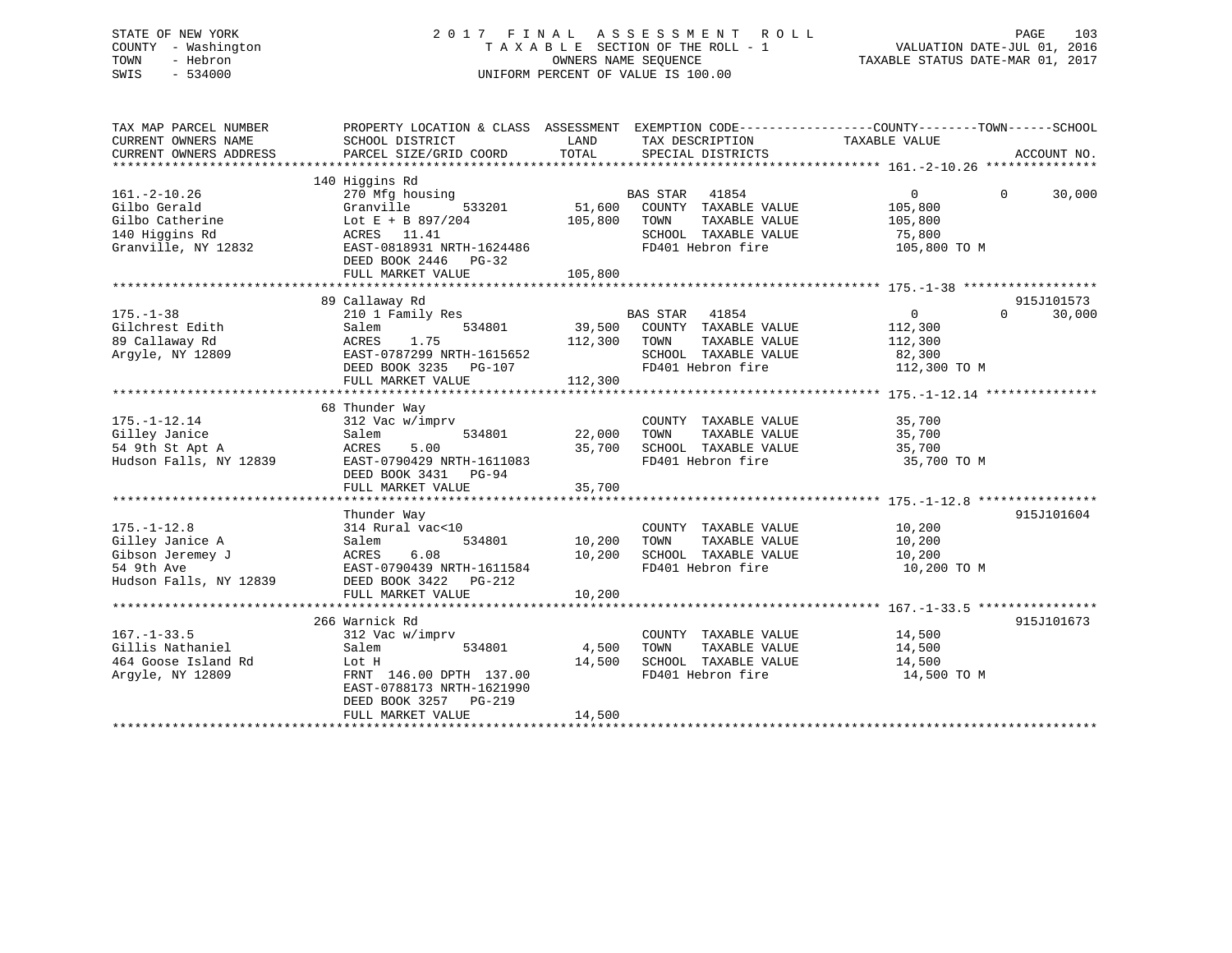STATE OF NEW YORK
COUNTY - Washington
TOWN - Hebron
SWIS - 534000

2017 FINAL ASSESSMENT ROLL
TAXABLE SECTION OF THE ROLL - 1
OWNERS NAME SEQUENCE
UNIFORM PERCENT OF VALUE IS 100.00

VALUATION DATE-JUL 01, 2016
TAXABLE STATUS DATE-MAR 01, 2017

| TAX MAP PARCEL NUMBER / CURRENT OWNERS NAME / CURRENT OWNERS ADDRESS | PROPERTY LOCATION & CLASS / SCHOOL DISTRICT / PARCEL SIZE/GRID COORD | ASSESSMENT LAND | TOTAL | EXEMPTION CODE / TAX DESCRIPTION / SPECIAL DISTRICTS | COUNTY TAXABLE VALUE | TOWN | SCHOOL | ACCOUNT NO. |
|---|---|---|---|---|---|---|---|---|
| 161.-2-10.26 | 140 Higgins Rd | | | | | | | |
| 161.-2-10.26 | 270 Mfg housing | | | BAS STAR 41854 | 0 | 0 | 30,000 | |
| Gilbo Gerald | Granville 533201 | 51,600 | | COUNTY TAXABLE VALUE | 105,800 | | | |
| Gilbo Catherine | Lot E + B 897/204 | | 105,800 | TOWN TAXABLE VALUE | 105,800 | | | |
| 140 Higgins Rd | ACRES 11.41 | | | SCHOOL TAXABLE VALUE | 75,800 | | | |
| Granville, NY 12832 | EAST-0818931 NRTH-1624486 | | | FD401 Hebron fire | 105,800 TO M | | | |
| | DEED BOOK 2446 PG-32 | | | | | | | |
| | FULL MARKET VALUE | | 105,800 | | | | | |
| 175.-1-38 | 89 Callaway Rd | | | | | | | 915J101573 |
| 175.-1-38 | 210 1 Family Res | | | BAS STAR 41854 | 0 | 0 | 30,000 | |
| Gilchrest Edith | Salem 534801 | 39,500 | | COUNTY TAXABLE VALUE | 112,300 | | | |
| 89 Callaway Rd | ACRES 1.75 | | 112,300 | TOWN TAXABLE VALUE | 112,300 | | | |
| Argyle, NY 12809 | EAST-0787299 NRTH-1615652 | | | SCHOOL TAXABLE VALUE | 82,300 | | | |
| | DEED BOOK 3235 PG-107 | | | FD401 Hebron fire | 112,300 TO M | | | |
| | FULL MARKET VALUE | | 112,300 | | | | | |
| 175.-1-12.14 | 68 Thunder Way | | | | | | | |
| 175.-1-12.14 | 312 Vac w/imprv | | | COUNTY TAXABLE VALUE | 35,700 | | | |
| Gilley Janice | Salem 534801 | 22,000 | | TOWN TAXABLE VALUE | 35,700 | | | |
| 54 9th St Apt A | ACRES 5.00 | | 35,700 | SCHOOL TAXABLE VALUE | 35,700 | | | |
| Hudson Falls, NY 12839 | EAST-0790429 NRTH-1611083 | | | FD401 Hebron fire | 35,700 TO M | | | |
| | DEED BOOK 3431 PG-94 | | | | | | | |
| | FULL MARKET VALUE | | 35,700 | | | | | |
| 175.-1-12.8 | Thunder Way | | | | | | | 915J101604 |
| 175.-1-12.8 | 314 Rural vac<10 | | | COUNTY TAXABLE VALUE | 10,200 | | | |
| Gilley Janice A | Salem 534801 | 10,200 | | TOWN TAXABLE VALUE | 10,200 | | | |
| Gibson Jeremey J | ACRES 6.08 | | 10,200 | SCHOOL TAXABLE VALUE | 10,200 | | | |
| 54 9th Ave | EAST-0790439 NRTH-1611584 | | | FD401 Hebron fire | 10,200 TO M | | | |
| Hudson Falls, NY 12839 | DEED BOOK 3422 PG-212 | | | | | | | |
| | FULL MARKET VALUE | | 10,200 | | | | | |
| 167.-1-33.5 | 266 Warnick Rd | | | | | | | 915J101673 |
| 167.-1-33.5 | 312 Vac w/imprv | | | COUNTY TAXABLE VALUE | 14,500 | | | |
| Gillis Nathaniel | Salem 534801 | 4,500 | | TOWN TAXABLE VALUE | 14,500 | | | |
| 464 Goose Island Rd | Lot H | | 14,500 | SCHOOL TAXABLE VALUE | 14,500 | | | |
| Argyle, NY 12809 | FRNT 146.00 DPTH 137.00 | | | FD401 Hebron fire | 14,500 TO M | | | |
| | EAST-0788173 NRTH-1621990 | | | | | | | |
| | DEED BOOK 3257 PG-219 | | | | | | | |
| | FULL MARKET VALUE | | 14,500 | | | | | |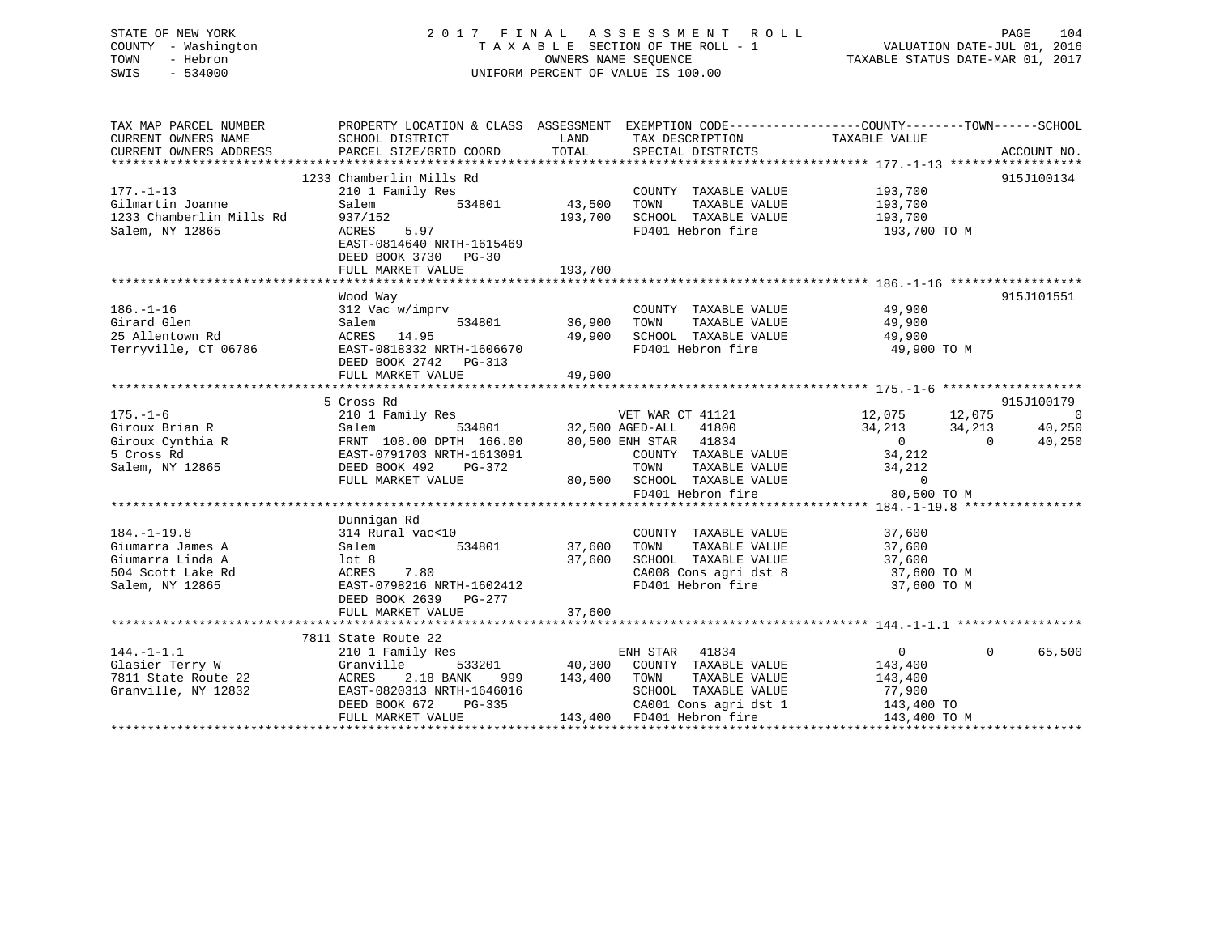STATE OF NEW YORK
COUNTY - Washington
TOWN - Hebron
SWIS - 534000

# 2017 FINAL ASSESSMENT ROLL
TAXABLE SECTION OF THE ROLL - 1
OWNERS NAME SEQUENCE
UNIFORM PERCENT OF VALUE IS 100.00

VALUATION DATE-JUL 01, 2016
TAXABLE STATUS DATE-MAR 01, 2017

| TAX MAP PARCEL NUMBER / CURRENT OWNERS NAME / CURRENT OWNERS ADDRESS | PROPERTY LOCATION & CLASS / SCHOOL DISTRICT / PARCEL SIZE/GRID COORD | ASSESSMENT LAND / TOTAL | EXEMPTION CODE / TAX DESCRIPTION / SPECIAL DISTRICTS | COUNTY TAXABLE VALUE | TOWN | SCHOOL | ACCOUNT NO. |
|---|---|---|---|---|---|---|---|
| **177.-1-13** | 1233 Chamberlin Mills Rd | | | | | | 915J100134 |
| 177.-1-13 | 210 1 Family Res | | COUNTY TAXABLE VALUE | 193,700 | | | |
| Gilmartin Joanne | Salem 534801 | 43,500 | TOWN TAXABLE VALUE | 193,700 | | | |
| 1233 Chamberlin Mills Rd | 937/152 | 193,700 | SCHOOL TAXABLE VALUE | 193,700 | | | |
| Salem, NY 12865 | ACRES 5.97 | | FD401 Hebron fire | 193,700 TO M | | | |
| | EAST-0814640 NRTH-1615469 | | | | | | |
| | DEED BOOK 3730 PG-30 | | | | | | |
| | FULL MARKET VALUE | 193,700 | | | | | |
| **186.-1-16** | Wood Way | | | | | | 915J101551 |
| 186.-1-16 | 312 Vac w/imprv | | COUNTY TAXABLE VALUE | 49,900 | | | |
| Girard Glen | Salem 534801 | 36,900 | TOWN TAXABLE VALUE | 49,900 | | | |
| 25 Allentown Rd | ACRES 14.95 | 49,900 | SCHOOL TAXABLE VALUE | 49,900 | | | |
| Terryville, CT 06786 | EAST-0818332 NRTH-1606670 | | FD401 Hebron fire | 49,900 TO M | | | |
| | DEED BOOK 2742 PG-313 | | | | | | |
| | FULL MARKET VALUE | 49,900 | | | | | |
| **175.-1-6** | 5 Cross Rd | | | | | | 915J100179 |
| 175.-1-6 | 210 1 Family Res | | VET WAR CT 41121 | 12,075 | 12,075 | 0 | |
| Giroux Brian R | Salem 534801 | 32,500 | AGED-ALL 41800 | 34,213 | 34,213 | 40,250 | |
| Giroux Cynthia R | FRNT 108.00 DPTH 166.00 | 80,500 | ENH STAR 41834 | 0 | 0 | 40,250 | |
| 5 Cross Rd | EAST-0791703 NRTH-1613091 | | COUNTY TAXABLE VALUE | 34,212 | | | |
| Salem, NY 12865 | DEED BOOK 492 PG-372 | | TOWN TAXABLE VALUE | 34,212 | | | |
| | FULL MARKET VALUE | 80,500 | SCHOOL TAXABLE VALUE | 0 | | | |
| | | | FD401 Hebron fire | 80,500 TO M | | | |
| **184.-1-19.8** | Dunnigan Rd | | | | | | |
| 184.-1-19.8 | 314 Rural vac<10 | | COUNTY TAXABLE VALUE | 37,600 | | | |
| Giumarra James A | Salem 534801 | 37,600 | TOWN TAXABLE VALUE | 37,600 | | | |
| Giumarra Linda A | lot 8 | 37,600 | SCHOOL TAXABLE VALUE | 37,600 | | | |
| 504 Scott Lake Rd | ACRES 7.80 | | CA008 Cons agri dst 8 | 37,600 TO M | | | |
| Salem, NY 12865 | EAST-0798216 NRTH-1602412 | | FD401 Hebron fire | 37,600 TO M | | | |
| | DEED BOOK 2639 PG-277 | | | | | | |
| | FULL MARKET VALUE | 37,600 | | | | | |
| **144.-1-1.1** | 7811 State Route 22 | | | | | | |
| 144.-1-1.1 | 210 1 Family Res | | ENH STAR 41834 | 0 | 0 | 65,500 | |
| Glasier Terry W | Granville 533201 | 40,300 | COUNTY TAXABLE VALUE | 143,400 | | | |
| 7811 State Route 22 | ACRES 2.18 BANK 999 | 143,400 | TOWN TAXABLE VALUE | 143,400 | | | |
| Granville, NY 12832 | EAST-0820313 NRTH-1646016 | | SCHOOL TAXABLE VALUE | 77,900 | | | |
| | DEED BOOK 672 PG-335 | | CA001 Cons agri dst 1 | 143,400 TO | | | |
| | FULL MARKET VALUE | 143,400 | FD401 Hebron fire | 143,400 TO M | | | |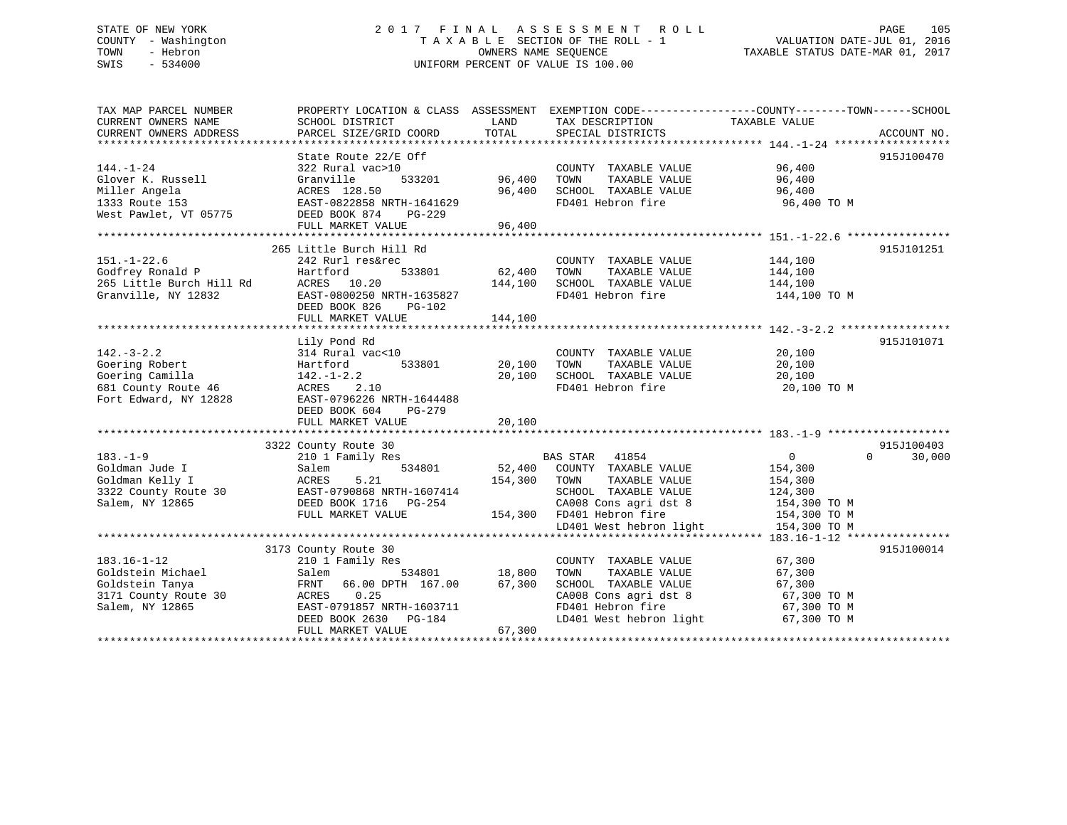STATE OF NEW YORK
COUNTY - Washington
TOWN - Hebron
SWIS - 534000

2017 FINAL ASSESSMENT ROLL
TAXABLE SECTION OF THE ROLL - 1
OWNERS NAME SEQUENCE
UNIFORM PERCENT OF VALUE IS 100.00

VALUATION DATE-JUL 01, 2016
TAXABLE STATUS DATE-MAR 01, 2017

```
TAX MAP PARCEL NUMBER          PROPERTY LOCATION & CLASS  ASSESSMENT  EXEMPTION CODE-----------------COUNTY--------TOWN------SCHOOL
CURRENT OWNERS NAME            SCHOOL DISTRICT               LAND      TAX DESCRIPTION             TAXABLE VALUE
CURRENT OWNERS ADDRESS         PARCEL SIZE/GRID COORD        TOTAL     SPECIAL DISTRICTS                                      ACCOUNT NO.
****************************************************************************************************** 144.-1-24 ******************
                               State Route 22/E Off                                                                          915J100470
144.-1-24                      322 Rural vac>10                        COUNTY  TAXABLE VALUE           96,400
Glover K. Russell              Granville         533201      96,400    TOWN    TAXABLE VALUE           96,400
Miller Angela                  ACRES  128.50                  96,400   SCHOOL  TAXABLE VALUE           96,400
1333 Route 153                 EAST-0822858 NRTH-1641629               FD401 Hebron fire                96,400 TO M
West Pawlet, VT 05775          DEED BOOK 874    PG-229
                               FULL MARKET VALUE              96,400
****************************************************************************************************** 151.-1-22.6 ****************
                               265 Little Burch Hill Rd                                                                      915J101251
151.-1-22.6                    242 Rurl res&rec                        COUNTY  TAXABLE VALUE          144,100
Godfrey Ronald P               Hartford          533801      62,400    TOWN    TAXABLE VALUE          144,100
265 Little Burch Hill Rd       ACRES   10.20                 144,100   SCHOOL  TAXABLE VALUE          144,100
Granville, NY 12832            EAST-0800250 NRTH-1635827               FD401 Hebron fire               144,100 TO M
                               DEED BOOK 826    PG-102
                               FULL MARKET VALUE             144,100
****************************************************************************************************** 142.-3-2.2 *****************
                               Lily Pond Rd                                                                                  915J101071
142.-3-2.2                     314 Rural vac<10                        COUNTY  TAXABLE VALUE           20,100
Goering Robert                 Hartford          533801      20,100    TOWN    TAXABLE VALUE           20,100
Goering Camilla                142.-1-2.2                     20,100   SCHOOL  TAXABLE VALUE           20,100
681 County Route 46            ACRES    2.10                           FD401 Hebron fire                20,100 TO M
Fort Edward, NY 12828          EAST-0796226 NRTH-1644488
                               DEED BOOK 604    PG-279
                               FULL MARKET VALUE              20,100
****************************************************************************************************** 183.-1-9 *******************
                               3322 County Route 30                                                                          915J100403
183.-1-9                       210 1 Family Res                        BAS STAR  41854                    0             0      30,000
Goldman Jude I                 Salem             534801      52,400    COUNTY  TAXABLE VALUE          154,300
Goldman Kelly I                ACRES    5.21                 154,300   TOWN    TAXABLE VALUE          154,300
3322 County Route 30           EAST-0790868 NRTH-1607414               SCHOOL  TAXABLE VALUE          124,300
Salem, NY 12865                DEED BOOK 1716   PG-254                 CA008 Cons agri dst 8           154,300 TO M
                               FULL MARKET VALUE             154,300   FD401 Hebron fire               154,300 TO M
                                                                       LD401 West hebron light         154,300 TO M
****************************************************************************************************** 183.16-1-12 ****************
                               3173 County Route 30                                                                          915J100014
183.16-1-12                    210 1 Family Res                        COUNTY  TAXABLE VALUE           67,300
Goldstein Michael              Salem             534801      18,800    TOWN    TAXABLE VALUE           67,300
Goldstein Tanya                FRNT   66.00 DPTH 167.00       67,300   SCHOOL  TAXABLE VALUE           67,300
3171 County Route 30           ACRES    0.25                           CA008 Cons agri dst 8            67,300 TO M
Salem, NY 12865                EAST-0791857 NRTH-1603711               FD401 Hebron fire                67,300 TO M
                               DEED BOOK 2630   PG-184                 LD401 West hebron light          67,300 TO M
                               FULL MARKET VALUE              67,300
************************************************************************************************************************************
```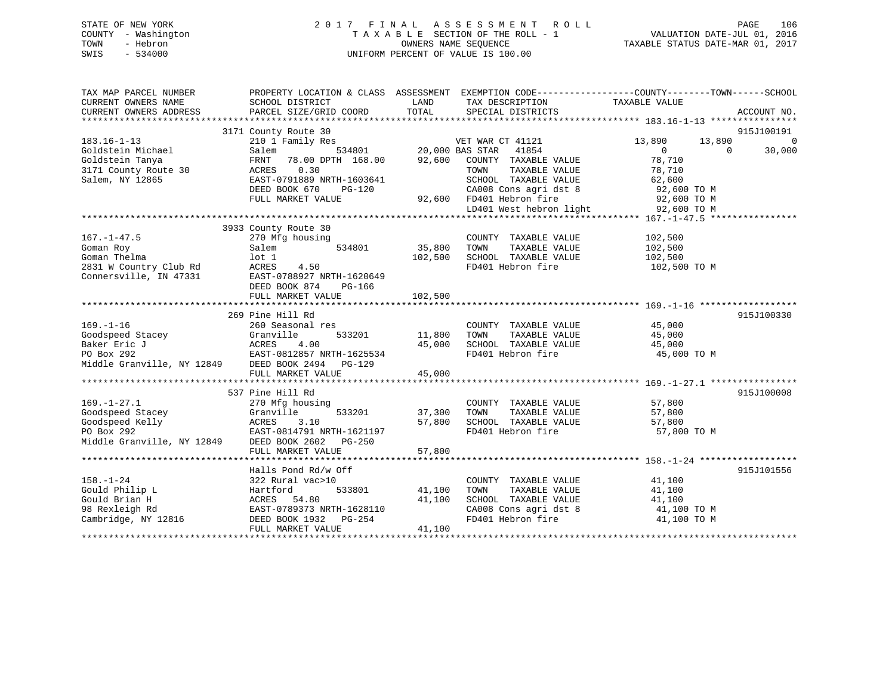STATE OF NEW YORK — 2017 FINAL ASSESSMENT ROLL
COUNTY - Washington — TAXABLE SECTION OF THE ROLL - 1 — VALUATION DATE-JUL 01, 2016
TOWN - Hebron — OWNERS NAME SEQUENCE — TAXABLE STATUS DATE-MAR 01, 2017
SWIS - 534000 — UNIFORM PERCENT OF VALUE IS 100.00

| TAX MAP PARCEL NUMBER / CURRENT OWNERS NAME / CURRENT OWNERS ADDRESS | PROPERTY LOCATION & CLASS / SCHOOL DISTRICT / PARCEL SIZE/GRID COORD | ASSESSMENT LAND | TOTAL | EXEMPTION CODE / TAX DESCRIPTION / SPECIAL DISTRICTS | COUNTY TAXABLE VALUE | TOWN | SCHOOL | ACCOUNT NO. |
|---|---|---|---|---|---|---|---|---|
| 183.16-1-13 | 3171 County Route 30 | | | | | | | 915J100191 |
| | 210 1 Family Res | | | VET WAR CT 41121 | 13,890 | 13,890 | 0 | |
| Goldstein Michael | Salem 534801 | 20,000 | | BAS STAR 41854 | 0 | 0 | 30,000 | |
| Goldstein Tanya | FRNT 78.00 DPTH 168.00 | | 92,600 | COUNTY TAXABLE VALUE | 78,710 | | | |
| 3171 County Route 30 | ACRES 0.30 | | | TOWN TAXABLE VALUE | 78,710 | | | |
| Salem, NY 12865 | EAST-0791889 NRTH-1603641 | | | SCHOOL TAXABLE VALUE | 62,600 | | | |
| | DEED BOOK 670 PG-120 | | | CA008 Cons agri dst 8 | 92,600 TO M | | | |
| | FULL MARKET VALUE | | 92,600 | FD401 Hebron fire | 92,600 TO M | | | |
| | | | | LD401 West hebron light | 92,600 TO M | | | |
| 167.-1-47.5 | 3933 County Route 30 | | | | | | | |
| | 270 Mfg housing | | | COUNTY TAXABLE VALUE | 102,500 | | | |
| Goman Roy | Salem 534801 | 35,800 | | TOWN TAXABLE VALUE | 102,500 | | | |
| Goman Thelma | lot 1 | | 102,500 | SCHOOL TAXABLE VALUE | 102,500 | | | |
| 2831 W Country Club Rd | ACRES 4.50 | | | FD401 Hebron fire | 102,500 TO M | | | |
| Connersville, IN 47331 | EAST-0788927 NRTH-1620649 | | | | | | | |
| | DEED BOOK 874 PG-166 | | | | | | | |
| | FULL MARKET VALUE | | 102,500 | | | | | |
| 169.-1-16 | 269 Pine Hill Rd | | | | | | | 915J100330 |
| | 260 Seasonal res | | | COUNTY TAXABLE VALUE | 45,000 | | | |
| Goodspeed Stacey | Granville 533201 | 11,800 | | TOWN TAXABLE VALUE | 45,000 | | | |
| Baker Eric J | ACRES 4.00 | | 45,000 | SCHOOL TAXABLE VALUE | 45,000 | | | |
| PO Box 292 | EAST-0812857 NRTH-1625534 | | | FD401 Hebron fire | 45,000 TO M | | | |
| Middle Granville, NY 12849 | DEED BOOK 2494 PG-129 | | | | | | | |
| | FULL MARKET VALUE | | 45,000 | | | | | |
| 169.-1-27.1 | 537 Pine Hill Rd | | | | | | | 915J100008 |
| | 270 Mfg housing | | | COUNTY TAXABLE VALUE | 57,800 | | | |
| Goodspeed Stacey | Granville 533201 | 37,300 | | TOWN TAXABLE VALUE | 57,800 | | | |
| Goodspeed Kelly | ACRES 3.10 | | 57,800 | SCHOOL TAXABLE VALUE | 57,800 | | | |
| PO Box 292 | EAST-0814791 NRTH-1621197 | | | FD401 Hebron fire | 57,800 TO M | | | |
| Middle Granville, NY 12849 | DEED BOOK 2602 PG-250 | | | | | | | |
| | FULL MARKET VALUE | | 57,800 | | | | | |
| 158.-1-24 | Halls Pond Rd/w Off | | | | | | | 915J101556 |
| | 322 Rural vac>10 | | | COUNTY TAXABLE VALUE | 41,100 | | | |
| Gould Philip L | Hartford 533801 | 41,100 | | TOWN TAXABLE VALUE | 41,100 | | | |
| Gould Brian H | ACRES 54.80 | | 41,100 | SCHOOL TAXABLE VALUE | 41,100 | | | |
| 98 Rexleigh Rd | EAST-0789373 NRTH-1628110 | | | CA008 Cons agri dst 8 | 41,100 TO M | | | |
| Cambridge, NY 12816 | DEED BOOK 1932 PG-254 | | | FD401 Hebron fire | 41,100 TO M | | | |
| | FULL MARKET VALUE | | 41,100 | | | | | |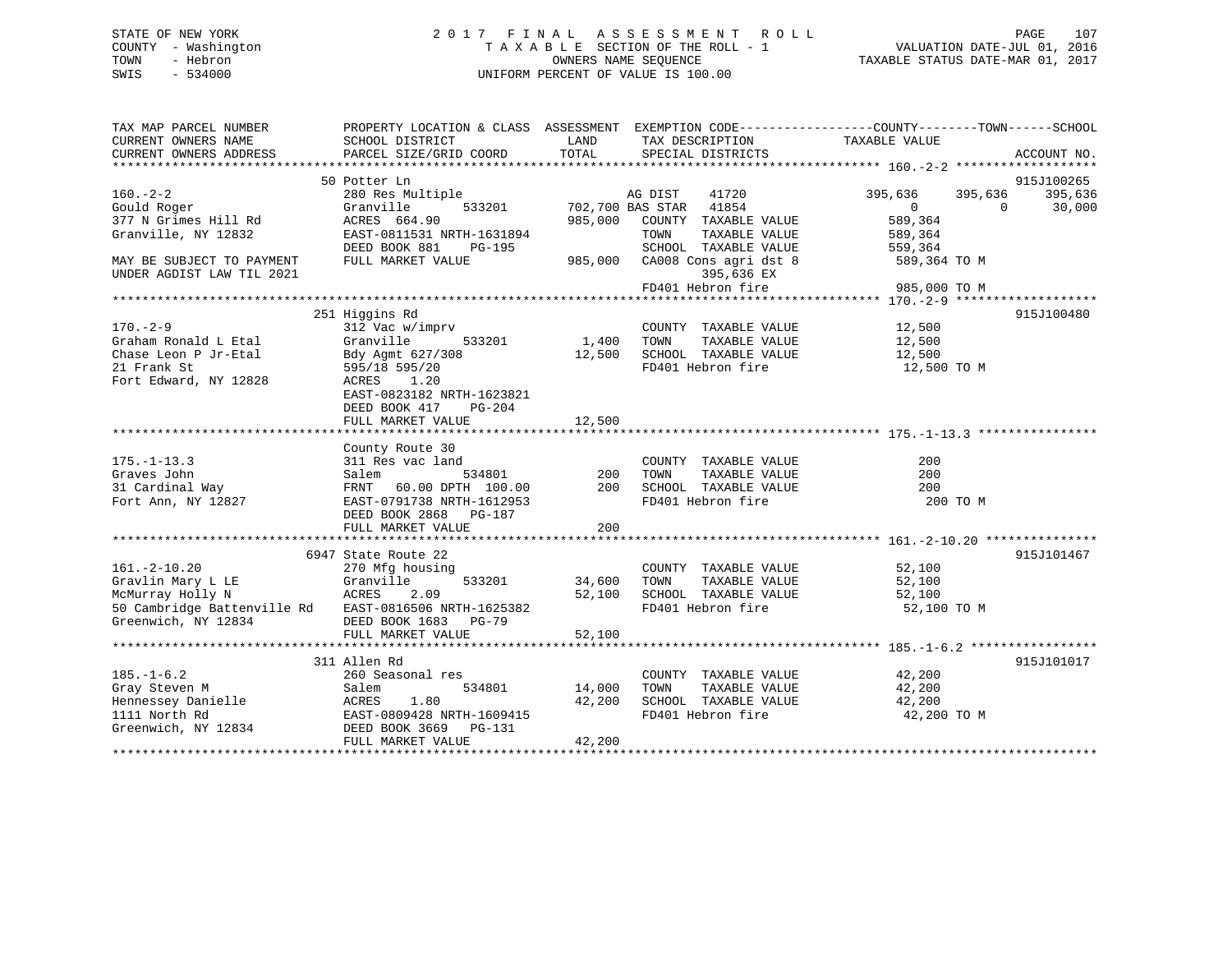STATE OF NEW YORK
COUNTY - Washington
TOWN - Hebron
SWIS - 534000

# 2017 FINAL ASSESSMENT ROLL
TAXABLE SECTION OF THE ROLL - 1
OWNERS NAME SEQUENCE
UNIFORM PERCENT OF VALUE IS 100.00

VALUATION DATE-JUL 01, 2016
TAXABLE STATUS DATE-MAR 01, 2017

```
TAX MAP PARCEL NUMBER          PROPERTY LOCATION & CLASS  ASSESSMENT  EXEMPTION CODE------------------COUNTY--------TOWN------SCHOOL
CURRENT OWNERS NAME            SCHOOL DISTRICT              LAND       TAX DESCRIPTION              TAXABLE VALUE
CURRENT OWNERS ADDRESS         PARCEL SIZE/GRID COORD       TOTAL      SPECIAL DISTRICTS                                      ACCOUNT NO.
******************************************************************************************************* 160.-2-2 *******************
                               50 Potter Ln                                                                                915J100265
160.-2-2                       280 Res Multiple                    AG DIST     41720           395,636     395,636     395,636
Gould Roger                    Granville       533201      702,700 BAS STAR    41854                 0           0      30,000
377 N Grimes Hill Rd           ACRES  664.90               985,000   COUNTY  TAXABLE VALUE          589,364
Granville, NY 12832            EAST-0811531 NRTH-1631894             TOWN    TAXABLE VALUE          589,364
                               DEED BOOK 881    PG-195               SCHOOL  TAXABLE VALUE          559,364
MAY BE SUBJECT TO PAYMENT      FULL MARKET VALUE           985,000   CA008 Cons agri dst 8          589,364 TO M
UNDER AGDIST LAW TIL 2021                                                395,636 EX
                                                                     FD401 Hebron fire              985,000 TO M
******************************************************************************************************* 170.-2-9 *******************
                               251 Higgins Rd                                                                              915J100480
170.-2-9                       312 Vac w/imprv                       COUNTY  TAXABLE VALUE           12,500
Graham Ronald L Etal           Granville       533201        1,400   TOWN    TAXABLE VALUE           12,500
Chase Leon P Jr-Etal           Bdy Agmt 627/308             12,500   SCHOOL  TAXABLE VALUE           12,500
21 Frank St                    595/18 595/20                         FD401 Hebron fire               12,500 TO M
Fort Edward, NY 12828          ACRES    1.20
                               EAST-0823182 NRTH-1623821
                               DEED BOOK 417    PG-204
                               FULL MARKET VALUE            12,500
******************************************************************************************************* 175.-1-13.3 ****************
                               County Route 30
175.-1-13.3                    311 Res vac land                      COUNTY  TAXABLE VALUE              200
Graves John                    Salem           534801          200   TOWN    TAXABLE VALUE              200
31 Cardinal Way                FRNT   60.00 DPTH 100.00        200   SCHOOL  TAXABLE VALUE              200
Fort Ann, NY 12827             EAST-0791738 NRTH-1612953             FD401 Hebron fire                  200 TO M
                               DEED BOOK 2868   PG-187
                               FULL MARKET VALUE               200
******************************************************************************************************* 161.-2-10.20 ***************
                               6947 State Route 22                                                                         915J101467
161.-2-10.20                   270 Mfg housing                       COUNTY  TAXABLE VALUE           52,100
Gravlin Mary L LE              Granville       533201       34,600   TOWN    TAXABLE VALUE           52,100
McMurray Holly N               ACRES    2.09                52,100   SCHOOL  TAXABLE VALUE           52,100
50 Cambridge Battenville Rd    EAST-0816506 NRTH-1625382             FD401 Hebron fire               52,100 TO M
Greenwich, NY 12834            DEED BOOK 1683   PG-79
                               FULL MARKET VALUE            52,100
******************************************************************************************************* 185.-1-6.2 *****************
                               311 Allen Rd                                                                                915J101017
185.-1-6.2                     260 Seasonal res                      COUNTY  TAXABLE VALUE           42,200
Gray Steven M                  Salem           534801       14,000   TOWN    TAXABLE VALUE           42,200
Hennessey Danielle             ACRES    1.80                42,200   SCHOOL  TAXABLE VALUE           42,200
1111 North Rd                  EAST-0809428 NRTH-1609415             FD401 Hebron fire               42,200 TO M
Greenwich, NY 12834            DEED BOOK 3669   PG-131
                               FULL MARKET VALUE            42,200
************************************************************************************************************************************
```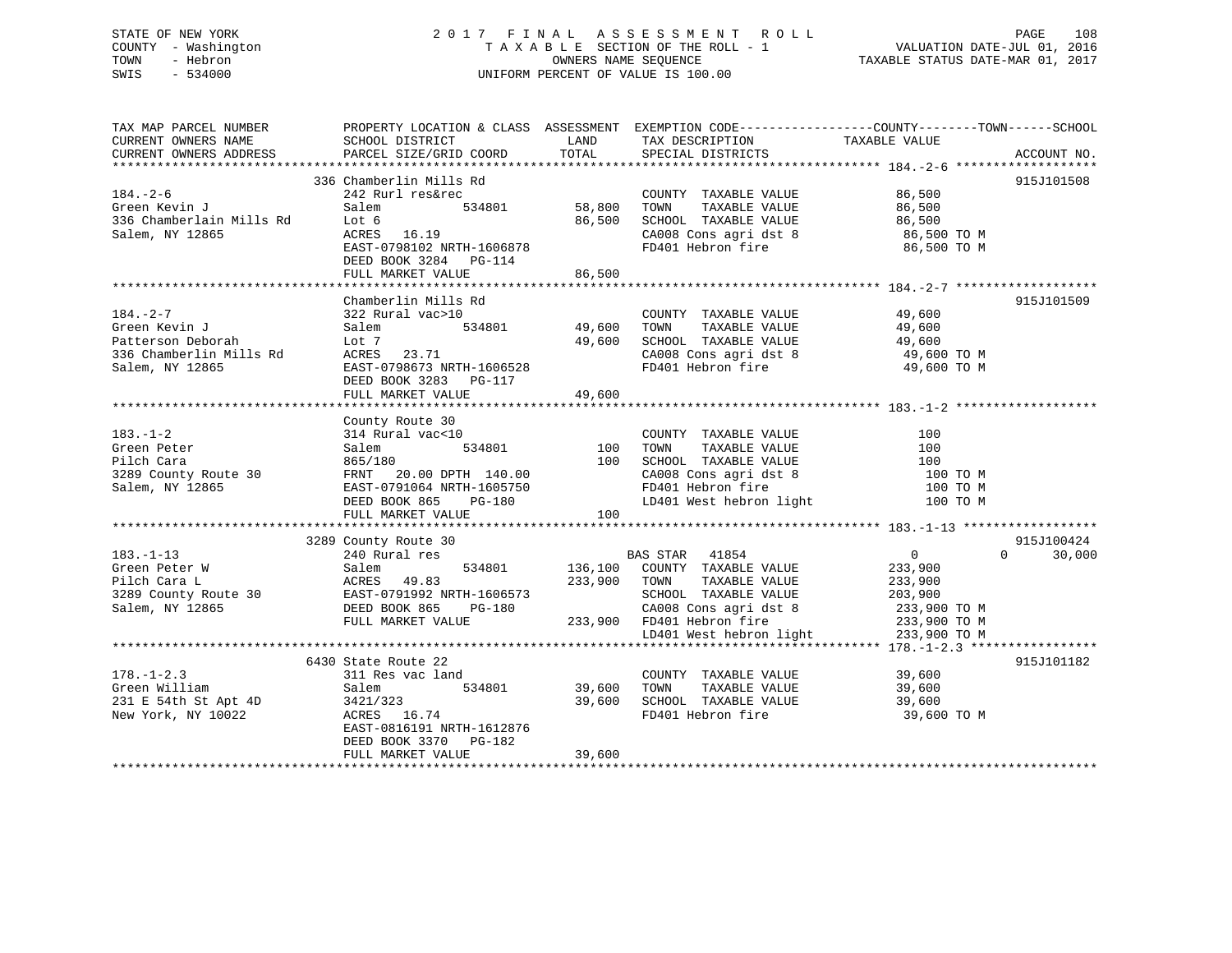STATE OF NEW YORK
COUNTY - Washington
TOWN - Hebron
SWIS - 534000

2 0 1 7 F I N A L A S S E S S M E N T R O L L
T A X A B L E SECTION OF THE ROLL - 1
OWNERS NAME SEQUENCE
UNIFORM PERCENT OF VALUE IS 100.00

VALUATION DATE-JUL 01, 2016
TAXABLE STATUS DATE-MAR 01, 2017

| TAX MAP PARCEL NUMBER / CURRENT OWNERS NAME / CURRENT OWNERS ADDRESS | PROPERTY LOCATION & CLASS / SCHOOL DISTRICT / PARCEL SIZE/GRID COORD | ASSESSMENT LAND | TOTAL | EXEMPTION CODE / TAX DESCRIPTION / SPECIAL DISTRICTS | COUNTY / TOWN TAXABLE VALUE | SCHOOL | ACCOUNT NO. |
|---|---|---|---|---|---|---|---|
| **184.-2-6** | 336 Chamberlin Mills Rd | | | | | | 915J101508 |
| 184.-2-6 | 242 Rurl res&rec | | | COUNTY TAXABLE VALUE | 86,500 | | |
| Green Kevin J | Salem 534801 | 58,800 | | TOWN TAXABLE VALUE | 86,500 | | |
| 336 Chamberlain Mills Rd | Lot 6 | | 86,500 | SCHOOL TAXABLE VALUE | 86,500 | | |
| Salem, NY 12865 | ACRES 16.19 | | | CA008 Cons agri dst 8 | 86,500 TO M | | |
| | EAST-0798102 NRTH-1606878 | | | FD401 Hebron fire | 86,500 TO M | | |
| | DEED BOOK 3284 PG-114 | | | | | | |
| | FULL MARKET VALUE | | 86,500 | | | | |
| **184.-2-7** | Chamberlin Mills Rd | | | | | | 915J101509 |
| 184.-2-7 | 322 Rural vac>10 | | | COUNTY TAXABLE VALUE | 49,600 | | |
| Green Kevin J | Salem 534801 | 49,600 | | TOWN TAXABLE VALUE | 49,600 | | |
| Patterson Deborah | Lot 7 | | 49,600 | SCHOOL TAXABLE VALUE | 49,600 | | |
| 336 Chamberlin Mills Rd | ACRES 23.71 | | | CA008 Cons agri dst 8 | 49,600 TO M | | |
| Salem, NY 12865 | EAST-0798673 NRTH-1606528 | | | FD401 Hebron fire | 49,600 TO M | | |
| | DEED BOOK 3283 PG-117 | | | | | | |
| | FULL MARKET VALUE | | 49,600 | | | | |
| **183.-1-2** | County Route 30 | | | | | | |
| 183.-1-2 | 314 Rural vac<10 | | | COUNTY TAXABLE VALUE | 100 | | |
| Green Peter | Salem 534801 | 100 | | TOWN TAXABLE VALUE | 100 | | |
| Pilch Cara | 865/180 | | 100 | SCHOOL TAXABLE VALUE | 100 | | |
| 3289 County Route 30 | FRNT 20.00 DPTH 140.00 | | | CA008 Cons agri dst 8 | 100 TO M | | |
| Salem, NY 12865 | EAST-0791064 NRTH-1605750 | | | FD401 Hebron fire | 100 TO M | | |
| | DEED BOOK 865 PG-180 | | | LD401 West hebron light | 100 TO M | | |
| | FULL MARKET VALUE | | 100 | | | | |
| **183.-1-13** | 3289 County Route 30 | | | | | | 915J100424 |
| 183.-1-13 | 240 Rural res | | | BAS STAR 41854 | 0 | 0 | 30,000 |
| Green Peter W | Salem 534801 | 136,100 | | COUNTY TAXABLE VALUE | 233,900 | | |
| Pilch Cara L | ACRES 49.83 | | 233,900 | TOWN TAXABLE VALUE | 233,900 | | |
| 3289 County Route 30 | EAST-0791992 NRTH-1606573 | | | SCHOOL TAXABLE VALUE | 203,900 | | |
| Salem, NY 12865 | DEED BOOK 865 PG-180 | | | CA008 Cons agri dst 8 | 233,900 TO M | | |
| | FULL MARKET VALUE | | 233,900 | FD401 Hebron fire | 233,900 TO M | | |
| | | | | LD401 West hebron light | 233,900 TO M | | |
| **178.-1-2.3** | 6430 State Route 22 | | | | | | 915J101182 |
| 178.-1-2.3 | 311 Res vac land | | | COUNTY TAXABLE VALUE | 39,600 | | |
| Green William | Salem 534801 | 39,600 | | TOWN TAXABLE VALUE | 39,600 | | |
| 231 E 54th St Apt 4D | 3421/323 | | 39,600 | SCHOOL TAXABLE VALUE | 39,600 | | |
| New York, NY 10022 | ACRES 16.74 | | | FD401 Hebron fire | 39,600 TO M | | |
| | EAST-0816191 NRTH-1612876 | | | | | | |
| | DEED BOOK 3370 PG-182 | | | | | | |
| | FULL MARKET VALUE | | 39,600 | | | | |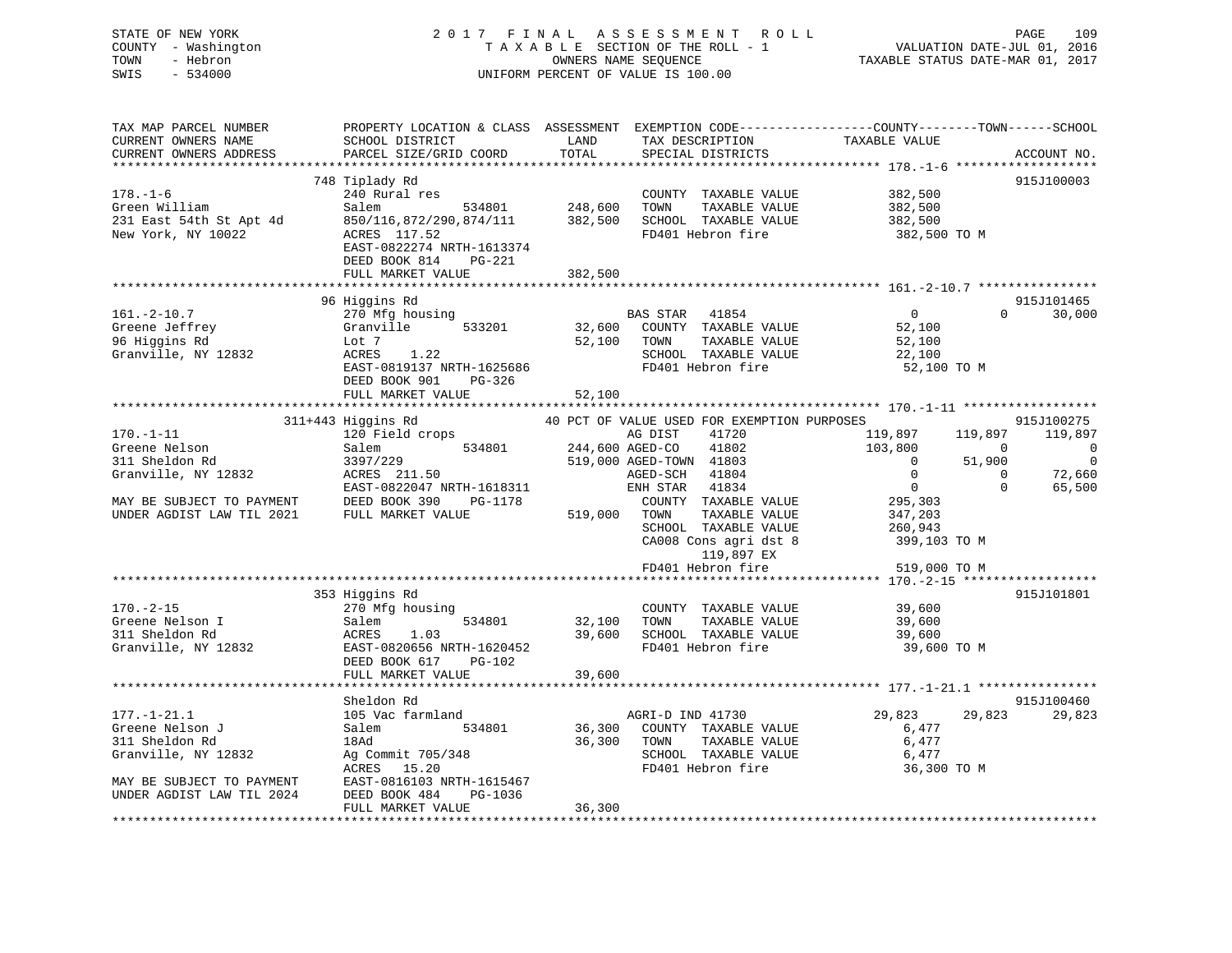STATE OF NEW YORK
COUNTY - Washington
TOWN - Hebron
SWIS - 534000

2 0 1 7 F I N A L A S S E S S M E N T R O L L
T A X A B L E SECTION OF THE ROLL - 1
OWNERS NAME SEQUENCE
UNIFORM PERCENT OF VALUE IS 100.00

VALUATION DATE-JUL 01, 2016
TAXABLE STATUS DATE-MAR 01, 2017

```
TAX MAP PARCEL NUMBER          PROPERTY LOCATION & CLASS  ASSESSMENT  EXEMPTION CODE------------------COUNTY--------TOWN------SCHOOL
CURRENT OWNERS NAME            SCHOOL DISTRICT               LAND      TAX DESCRIPTION             TAXABLE VALUE
CURRENT OWNERS ADDRESS         PARCEL SIZE/GRID COORD        TOTAL     SPECIAL DISTRICTS                                    ACCOUNT NO.
******************************************************************************************************* 178.-1-6 *******************
                               748 Tiplady Rd                                                                               915J100003
178.-1-6                       240 Rural res                           COUNTY  TAXABLE VALUE          382,500
Green William                  Salem          534801       248,600     TOWN    TAXABLE VALUE          382,500
231 East 54th St Apt 4d        850/116,872/290,874/111     382,500     SCHOOL  TAXABLE VALUE          382,500
New York, NY 10022             ACRES  117.52                           FD401 Hebron fire              382,500 TO M
                               EAST-0822274 NRTH-1613374
                               DEED BOOK 814    PG-221
                               FULL MARKET VALUE           382,500
******************************************************************************************************* 161.-2-10.7 ****************
                               96 Higgins Rd                                                                                915J101465
161.-2-10.7                    270 Mfg housing                         BAS STAR   41854                     0           0       30,000
Greene Jeffrey                 Granville      533201        32,600     COUNTY  TAXABLE VALUE           52,100
96 Higgins Rd                  Lot 7                         52,100    TOWN    TAXABLE VALUE           52,100
Granville, NY 12832            ACRES    1.22                           SCHOOL  TAXABLE VALUE           22,100
                               EAST-0819137 NRTH-1625686               FD401 Hebron fire               52,100 TO M
                               DEED BOOK 901    PG-326
                               FULL MARKET VALUE            52,100
******************************************************************************************************* 170.-1-11 ******************
                               311+443 Higgins Rd                  40 PCT OF VALUE USED FOR EXEMPTION PURPOSES                      915J100275
170.-1-11                      120 Field crops                         AG DIST    41720               119,897     119,897      119,897
Greene Nelson                  Salem          534801       244,600 AGED-CO    41802               103,800           0            0
311 Sheldon Rd                 3397/229                    519,000 AGED-TOWN  41803                     0      51,900            0
Granville, NY 12832            ACRES  211.50                           AGED-SCH   41804                     0           0       72,660
                               EAST-0822047 NRTH-1618311               ENH STAR   41834                     0           0       65,500
MAY BE SUBJECT TO PAYMENT      DEED BOOK 390    PG-1178                COUNTY  TAXABLE VALUE          295,303
UNDER AGDIST LAW TIL 2021      FULL MARKET VALUE           519,000     TOWN    TAXABLE VALUE          347,203
                                                                       SCHOOL  TAXABLE VALUE          260,943
                                                                       CA008 Cons agri dst 8          399,103 TO M
                                                                                 119,897 EX
                                                                       FD401 Hebron fire              519,000 TO M
******************************************************************************************************* 170.-2-15 ******************
                               353 Higgins Rd                                                                               915J101801
170.-2-15                      270 Mfg housing                         COUNTY  TAXABLE VALUE           39,600
Greene Nelson I                Salem          534801        32,100     TOWN    TAXABLE VALUE           39,600
311 Sheldon Rd                 ACRES    1.03                 39,600    SCHOOL  TAXABLE VALUE           39,600
Granville, NY 12832            EAST-0820656 NRTH-1620452               FD401 Hebron fire               39,600 TO M
                               DEED BOOK 617    PG-102
                               FULL MARKET VALUE            39,600
******************************************************************************************************* 177.-1-21.1 ****************
                               Sheldon Rd                                                                                   915J100460
177.-1-21.1                    105 Vac farmland                        AGRI-D IND 41730                29,823      29,823       29,823
Greene Nelson J                Salem          534801        36,300     COUNTY  TAXABLE VALUE            6,477
311 Sheldon Rd                 18Ad                          36,300    TOWN    TAXABLE VALUE            6,477
Granville, NY 12832            Ag Commit 705/348                       SCHOOL  TAXABLE VALUE            6,477
                               ACRES   15.20                           FD401 Hebron fire               36,300 TO M
MAY BE SUBJECT TO PAYMENT      EAST-0816103 NRTH-1615467
UNDER AGDIST LAW TIL 2024      DEED BOOK 484    PG-1036
                               FULL MARKET VALUE            36,300
************************************************************************************************************************************
```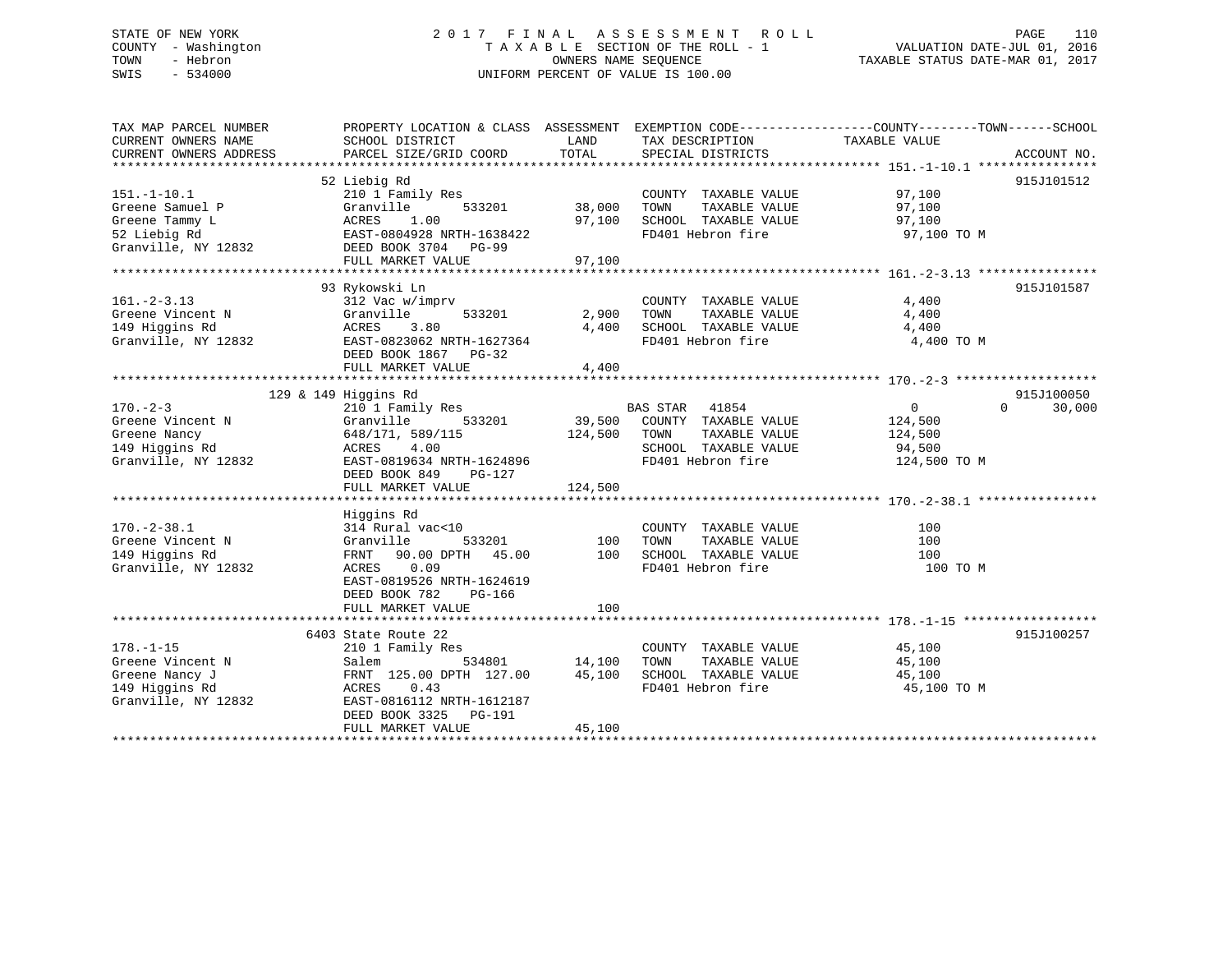STATE OF NEW YORK — 2017 FINAL ASSESSMENT ROLL
COUNTY - Washington — TAXABLE SECTION OF THE ROLL - 1 — VALUATION DATE-JUL 01, 2016
TOWN - Hebron — OWNERS NAME SEQUENCE — TAXABLE STATUS DATE-MAR 01, 2017
SWIS - 534000 — UNIFORM PERCENT OF VALUE IS 100.00

| TAX MAP PARCEL NUMBER / CURRENT OWNERS NAME / CURRENT OWNERS ADDRESS | PROPERTY LOCATION & CLASS / SCHOOL DISTRICT / PARCEL SIZE/GRID COORD | ASSESSMENT LAND / TOTAL | EXEMPTION CODE / TAX DESCRIPTION / SPECIAL DISTRICTS | COUNTY / TOWN / SCHOOL TAXABLE VALUE | ACCOUNT NO. |
|---|---|---|---|---|---|
| **151.-1-10.1** | 52 Liebig Rd | | | | 915J101512 |
| Greene Samuel P | 210 1 Family Res | | COUNTY TAXABLE VALUE | 97,100 | |
| Greene Tammy L | Granville 533201 | 38,000 | TOWN TAXABLE VALUE | 97,100 | |
| 52 Liebig Rd | ACRES 1.00 | 97,100 | SCHOOL TAXABLE VALUE | 97,100 | |
| Granville, NY 12832 | EAST-0804928 NRTH-1638422 | | FD401 Hebron fire | 97,100 TO M | |
| | DEED BOOK 3704 PG-99 | | | | |
| | FULL MARKET VALUE | 97,100 | | | |
| **161.-2-3.13** | 93 Rykowski Ln | | | | 915J101587 |
| Greene Vincent N | 312 Vac w/imprv | | COUNTY TAXABLE VALUE | 4,400 | |
| 149 Higgins Rd | Granville 533201 | 2,900 | TOWN TAXABLE VALUE | 4,400 | |
| Granville, NY 12832 | ACRES 3.80 | 4,400 | SCHOOL TAXABLE VALUE | 4,400 | |
| | EAST-0823062 NRTH-1627364 | | FD401 Hebron fire | 4,400 TO M | |
| | DEED BOOK 1867 PG-32 | | | | |
| | FULL MARKET VALUE | 4,400 | | | |
| **170.-2-3** | 129 & 149 Higgins Rd | | | | 915J100050 |
| Greene Vincent N | 210 1 Family Res | | BAS STAR 41854 | 0 / 0 / 30,000 | |
| Greene Nancy | Granville 533201 | 39,500 | COUNTY TAXABLE VALUE | 124,500 | |
| 149 Higgins Rd | 648/171, 589/115 | 124,500 | TOWN TAXABLE VALUE | 124,500 | |
| Granville, NY 12832 | ACRES 4.00 | | SCHOOL TAXABLE VALUE | 94,500 | |
| | EAST-0819634 NRTH-1624896 | | FD401 Hebron fire | 124,500 TO M | |
| | DEED BOOK 849 PG-127 | | | | |
| | FULL MARKET VALUE | 124,500 | | | |
| **170.-2-38.1** | Higgins Rd | | | | |
| Greene Vincent N | 314 Rural vac<10 | | COUNTY TAXABLE VALUE | 100 | |
| 149 Higgins Rd | Granville 533201 | 100 | TOWN TAXABLE VALUE | 100 | |
| Granville, NY 12832 | FRNT 90.00 DPTH 45.00 | 100 | SCHOOL TAXABLE VALUE | 100 | |
| | ACRES 0.09 | | FD401 Hebron fire | 100 TO M | |
| | EAST-0819526 NRTH-1624619 | | | | |
| | DEED BOOK 782 PG-166 | | | | |
| | FULL MARKET VALUE | 100 | | | |
| **178.-1-15** | 6403 State Route 22 | | | | 915J100257 |
| Greene Vincent N | 210 1 Family Res | | COUNTY TAXABLE VALUE | 45,100 | |
| Greene Nancy J | Salem 534801 | 14,100 | TOWN TAXABLE VALUE | 45,100 | |
| 149 Higgins Rd | FRNT 125.00 DPTH 127.00 | 45,100 | SCHOOL TAXABLE VALUE | 45,100 | |
| Granville, NY 12832 | ACRES 0.43 | | FD401 Hebron fire | 45,100 TO M | |
| | EAST-0816112 NRTH-1612187 | | | | |
| | DEED BOOK 3325 PG-191 | | | | |
| | FULL MARKET VALUE | 45,100 | | | |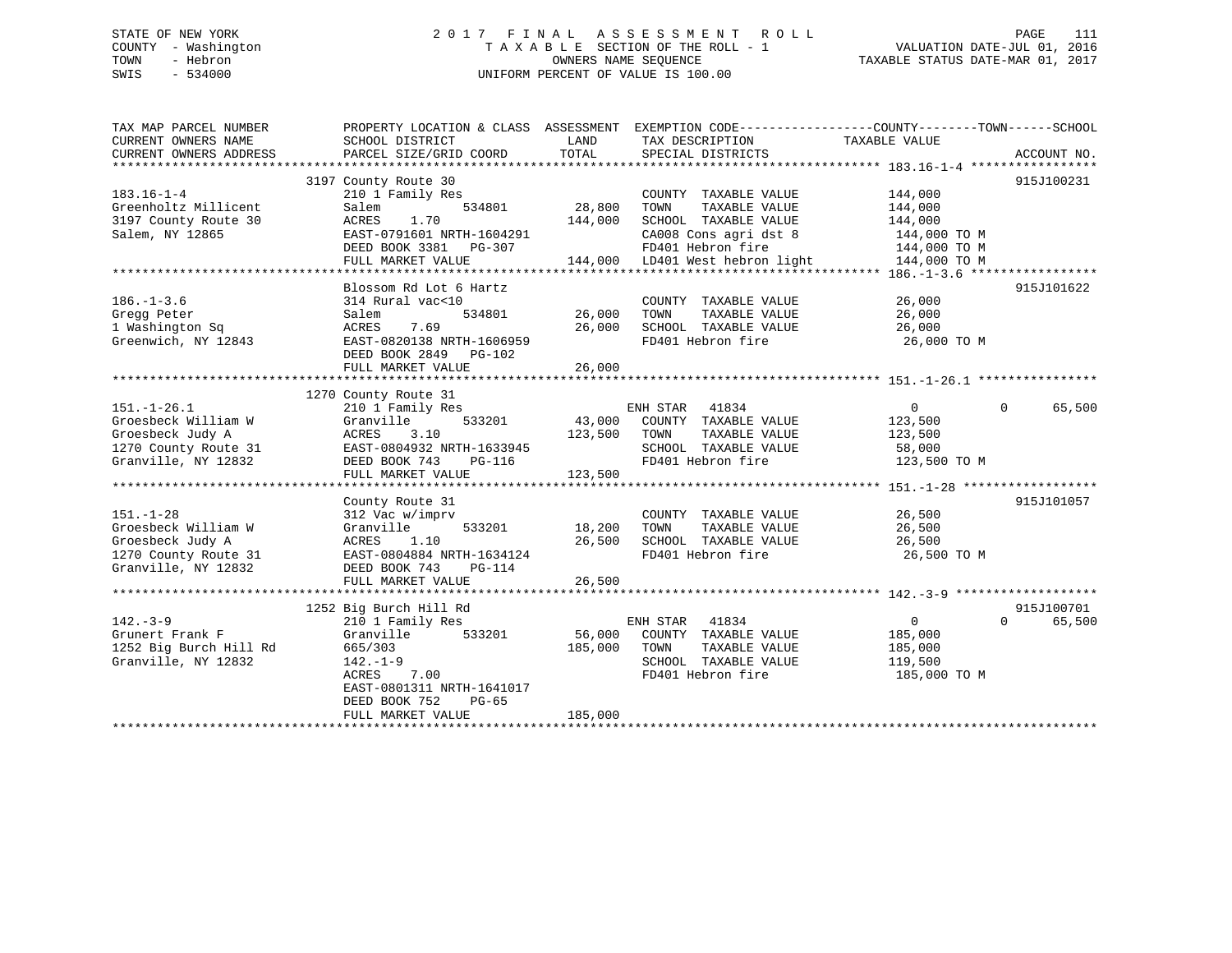STATE OF NEW YORK
COUNTY - Washington
TOWN - Hebron
SWIS - 534000

2 0 1 7 F I N A L A S S E S S M E N T R O L L
T A X A B L E SECTION OF THE ROLL - 1
OWNERS NAME SEQUENCE
UNIFORM PERCENT OF VALUE IS 100.00

VALUATION DATE-JUL 01, 2016
TAXABLE STATUS DATE-MAR 01, 2017

```
TAX MAP PARCEL NUMBER          PROPERTY LOCATION & CLASS  ASSESSMENT  EXEMPTION CODE------------------COUNTY--------TOWN------SCHOOL
CURRENT OWNERS NAME            SCHOOL DISTRICT               LAND      TAX DESCRIPTION            TAXABLE VALUE
CURRENT OWNERS ADDRESS         PARCEL SIZE/GRID COORD        TOTAL     SPECIAL DISTRICTS                                     ACCOUNT NO.
******************************************************************************************************* 183.16-1-4 *****************
                               3197 County Route 30                                                                          915J100231
183.16-1-4                     210 1 Family Res                        COUNTY  TAXABLE VALUE          144,000
Greenholtz Millicent           Salem          534801       28,800      TOWN    TAXABLE VALUE          144,000
3197 County Route 30           ACRES    1.70              144,000      SCHOOL  TAXABLE VALUE          144,000
Salem, NY 12865                EAST-0791601 NRTH-1604291               CA008 Cons agri dst 8           144,000 TO M
                               DEED BOOK 3381   PG-307                 FD401 Hebron fire               144,000 TO M
                               FULL MARKET VALUE          144,000      LD401 West hebron light         144,000 TO M
******************************************************************************************************* 186.-1-3.6 *****************
                               Blossom Rd Lot 6 Hartz                                                                        915J101622
186.-1-3.6                     314 Rural vac<10                        COUNTY  TAXABLE VALUE           26,000
Gregg Peter                    Salem          534801       26,000      TOWN    TAXABLE VALUE           26,000
1 Washington Sq                ACRES    7.69               26,000      SCHOOL  TAXABLE VALUE           26,000
Greenwich, NY 12843            EAST-0820138 NRTH-1606959               FD401 Hebron fire                26,000 TO M
                               DEED BOOK 2849   PG-102
                               FULL MARKET VALUE           26,000
******************************************************************************************************* 151.-1-26.1 ****************
                               1270 County Route 31
151.-1-26.1                    210 1 Family Res                        ENH STAR   41834                    0           0      65,500
Groesbeck William W            Granville      533201       43,000      COUNTY  TAXABLE VALUE          123,500
Groesbeck Judy A               ACRES    3.10              123,500      TOWN    TAXABLE VALUE          123,500
1270 County Route 31           EAST-0804932 NRTH-1633945               SCHOOL  TAXABLE VALUE           58,000
Granville, NY 12832            DEED BOOK 743    PG-116                 FD401 Hebron fire               123,500 TO M
                               FULL MARKET VALUE          123,500
******************************************************************************************************* 151.-1-28 ******************
                               County Route 31                                                                               915J101057
151.-1-28                      312 Vac w/imprv                         COUNTY  TAXABLE VALUE           26,500
Groesbeck William W            Granville      533201       18,200      TOWN    TAXABLE VALUE           26,500
Groesbeck Judy A               ACRES    1.10               26,500      SCHOOL  TAXABLE VALUE           26,500
1270 County Route 31           EAST-0804884 NRTH-1634124               FD401 Hebron fire                26,500 TO M
Granville, NY 12832            DEED BOOK 743    PG-114
                               FULL MARKET VALUE           26,500
******************************************************************************************************* 142.-3-9 *******************
                               1252 Big Burch Hill Rd                                                                        915J100701
142.-3-9                       210 1 Family Res                        ENH STAR   41834                    0           0      65,500
Grunert Frank F                Granville      533201       56,000      COUNTY  TAXABLE VALUE          185,000
1252 Big Burch Hill Rd         665/303                    185,000      TOWN    TAXABLE VALUE          185,000
Granville, NY 12832            142.-1-9                                SCHOOL  TAXABLE VALUE          119,500
                               ACRES    7.00                           FD401 Hebron fire               185,000 TO M
                               EAST-0801311 NRTH-1641017
                               DEED BOOK 752    PG-65
                               FULL MARKET VALUE          185,000
************************************************************************************************************************************
```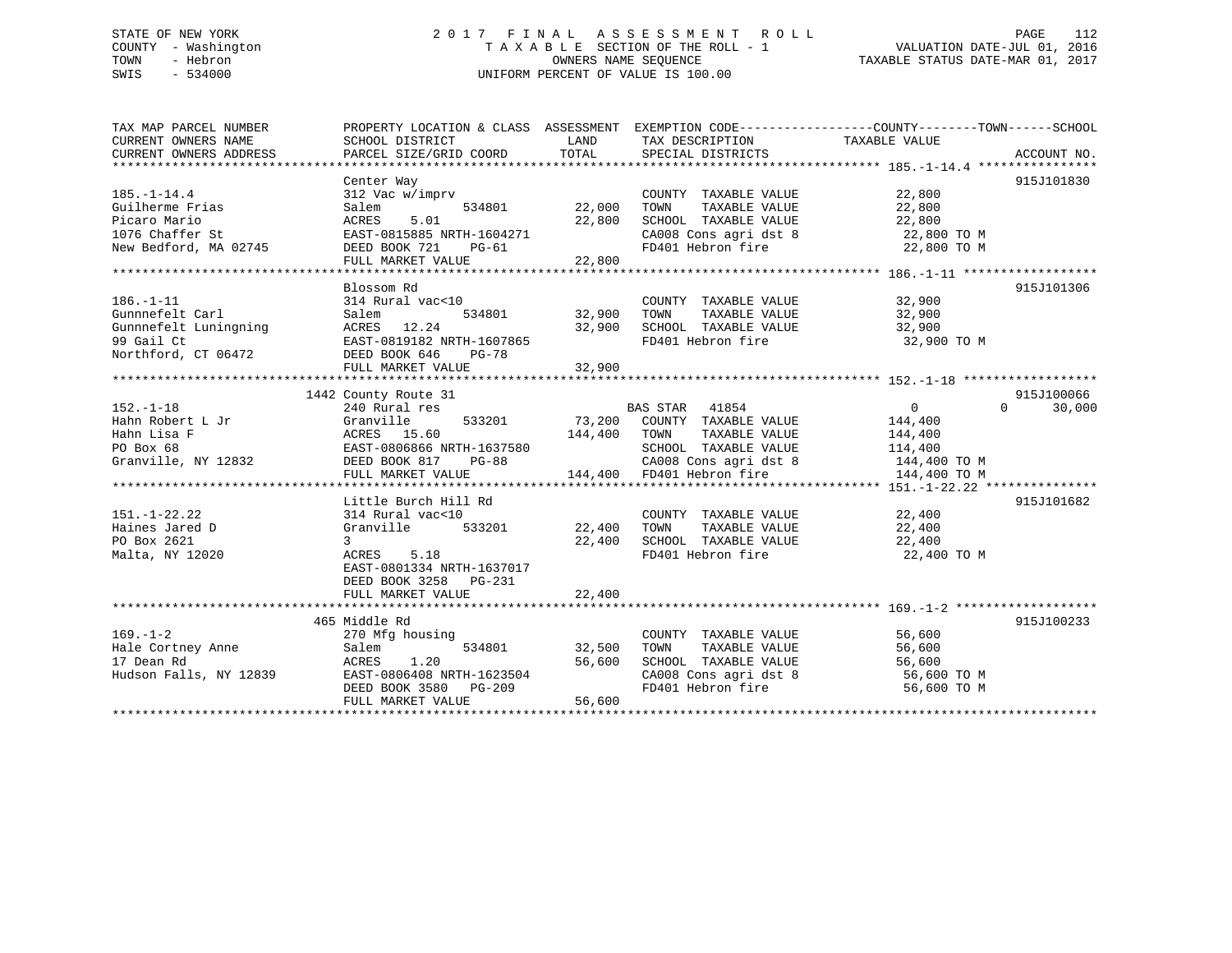STATE OF NEW YORK
COUNTY - Washington
TOWN - Hebron
SWIS - 534000

2 0 1 7 F I N A L A S S E S S M E N T R O L L
T A X A B L E SECTION OF THE ROLL - 1
OWNERS NAME SEQUENCE
UNIFORM PERCENT OF VALUE IS 100.00

VALUATION DATE-JUL 01, 2016
TAXABLE STATUS DATE-MAR 01, 2017

| TAX MAP PARCEL NUMBER / CURRENT OWNERS NAME / CURRENT OWNERS ADDRESS | PROPERTY LOCATION & CLASS / SCHOOL DISTRICT / PARCEL SIZE/GRID COORD | ASSESSMENT LAND | TOTAL | EXEMPTION CODE / TAX DESCRIPTION / SPECIAL DISTRICTS | COUNTY / TOWN TAXABLE VALUE | SCHOOL | ACCOUNT NO. |
|---|---|---|---|---|---|---|---|
| 185.-1-14.4 | Center Way | | | | | | 915J101830 |
| 185.-1-14.4 | 312 Vac w/imprv | | | COUNTY TAXABLE VALUE | 22,800 | | |
| Guilherme Frias | Salem 534801 | 22,000 | | TOWN TAXABLE VALUE | 22,800 | | |
| Picaro Mario | ACRES 5.01 | | 22,800 | SCHOOL TAXABLE VALUE | 22,800 | | |
| 1076 Chaffer St | EAST-0815885 NRTH-1604271 | | | CA008 Cons agri dst 8 | 22,800 TO M | | |
| New Bedford, MA 02745 | DEED BOOK 721 PG-61 | | | FD401 Hebron fire | 22,800 TO M | | |
| | FULL MARKET VALUE | | 22,800 | | | | |
| 186.-1-11 | Blossom Rd | | | | | | 915J101306 |
| 186.-1-11 | 314 Rural vac<10 | | | COUNTY TAXABLE VALUE | 32,900 | | |
| Gunnnefelt Carl | Salem 534801 | 32,900 | | TOWN TAXABLE VALUE | 32,900 | | |
| Gunnnefelt Luningning | ACRES 12.24 | | 32,900 | SCHOOL TAXABLE VALUE | 32,900 | | |
| 99 Gail Ct | EAST-0819182 NRTH-1607865 | | | FD401 Hebron fire | 32,900 TO M | | |
| Northford, CT 06472 | DEED BOOK 646 PG-78 | | | | | | |
| | FULL MARKET VALUE | | 32,900 | | | | |
| 152.-1-18 | 1442 County Route 31 | | | | | | 915J100066 |
| 152.-1-18 | 240 Rural res | | | BAS STAR 41854 | 0 | 0 30,000 | |
| Hahn Robert L Jr | Granville 533201 | 73,200 | | COUNTY TAXABLE VALUE | 144,400 | | |
| Hahn Lisa F | ACRES 15.60 | | 144,400 | TOWN TAXABLE VALUE | 144,400 | | |
| PO Box 68 | EAST-0806866 NRTH-1637580 | | | SCHOOL TAXABLE VALUE | 114,400 | | |
| Granville, NY 12832 | DEED BOOK 817 PG-88 | | | CA008 Cons agri dst 8 | 144,400 TO M | | |
| | FULL MARKET VALUE | | 144,400 | FD401 Hebron fire | 144,400 TO M | | |
| 151.-1-22.22 | Little Burch Hill Rd | | | | | | 915J101682 |
| 151.-1-22.22 | 314 Rural vac<10 | | | COUNTY TAXABLE VALUE | 22,400 | | |
| Haines Jared D | Granville 533201 | 22,400 | | TOWN TAXABLE VALUE | 22,400 | | |
| PO Box 2621 | 3 | | 22,400 | SCHOOL TAXABLE VALUE | 22,400 | | |
| Malta, NY 12020 | ACRES 5.18 | | | FD401 Hebron fire | 22,400 TO M | | |
| | EAST-0801334 NRTH-1637017 | | | | | | |
| | DEED BOOK 3258 PG-231 | | | | | | |
| | FULL MARKET VALUE | | 22,400 | | | | |
| 169.-1-2 | 465 Middle Rd | | | | | | 915J100233 |
| 169.-1-2 | 270 Mfg housing | | | COUNTY TAXABLE VALUE | 56,600 | | |
| Hale Cortney Anne | Salem 534801 | 32,500 | | TOWN TAXABLE VALUE | 56,600 | | |
| 17 Dean Rd | ACRES 1.20 | | 56,600 | SCHOOL TAXABLE VALUE | 56,600 | | |
| Hudson Falls, NY 12839 | EAST-0806408 NRTH-1623504 | | | CA008 Cons agri dst 8 | 56,600 TO M | | |
| | DEED BOOK 3580 PG-209 | | | FD401 Hebron fire | 56,600 TO M | | |
| | FULL MARKET VALUE | | 56,600 | | | | |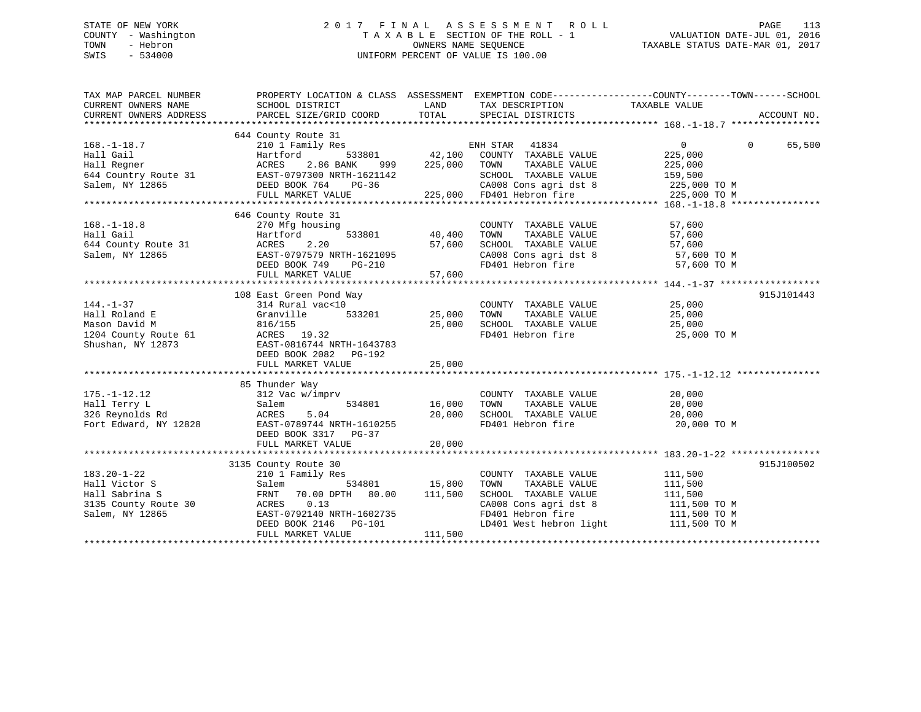STATE OF NEW YORK
COUNTY - Washington
TOWN - Hebron
SWIS - 534000

# 2017 FINAL ASSESSMENT ROLL

TAXABLE SECTION OF THE ROLL - 1
OWNERS NAME SEQUENCE
UNIFORM PERCENT OF VALUE IS 100.00

VALUATION DATE-JUL 01, 2016
TAXABLE STATUS DATE-MAR 01, 2017

| TAX MAP PARCEL NUMBER / CURRENT OWNERS NAME / CURRENT OWNERS ADDRESS | PROPERTY LOCATION & CLASS / SCHOOL DISTRICT / PARCEL SIZE/GRID COORD | ASSESSMENT LAND | TOTAL | EXEMPTION CODE / TAX DESCRIPTION / SPECIAL DISTRICTS | COUNTY / TOWN / SCHOOL TAXABLE VALUE | ACCOUNT NO. |
|---|---|---|---|---|---|---|
| 168.-1-18.7 | 644 County Route 31 | | | | | |
| 168.-1-18.7 | 210 1 Family Res | | | ENH STAR 41834 | 0 0 65,500 | |
| Hall Gail | Hartford 533801 | 42,100 | | COUNTY TAXABLE VALUE | 225,000 | |
| Hall Regner | ACRES 2.86 BANK 999 | | 225,000 | TOWN TAXABLE VALUE | 225,000 | |
| 644 Country Route 31 | EAST-0797300 NRTH-1621142 | | | SCHOOL TAXABLE VALUE | 159,500 | |
| Salem, NY 12865 | DEED BOOK 764 PG-36 | | | CA008 Cons agri dst 8 | 225,000 TO M | |
| | FULL MARKET VALUE | | 225,000 | FD401 Hebron fire | 225,000 TO M | |
| 168.-1-18.8 | 646 County Route 31 | | | | | |
| 168.-1-18.8 | 270 Mfg housing | | | COUNTY TAXABLE VALUE | 57,600 | |
| Hall Gail | Hartford 533801 | 40,400 | | TOWN TAXABLE VALUE | 57,600 | |
| 644 County Route 31 | ACRES 2.20 | | 57,600 | SCHOOL TAXABLE VALUE | 57,600 | |
| Salem, NY 12865 | EAST-0797579 NRTH-1621095 | | | CA008 Cons agri dst 8 | 57,600 TO M | |
| | DEED BOOK 749 PG-210 | | | FD401 Hebron fire | 57,600 TO M | |
| | FULL MARKET VALUE | | 57,600 | | | |
| 144.-1-37 | 108 East Green Pond Way | | | | | 915J101443 |
| 144.-1-37 | 314 Rural vac<10 | | | COUNTY TAXABLE VALUE | 25,000 | |
| Hall Roland E | Granville 533201 | 25,000 | | TOWN TAXABLE VALUE | 25,000 | |
| Mason David M | 816/155 | | 25,000 | SCHOOL TAXABLE VALUE | 25,000 | |
| 1204 County Route 61 | ACRES 19.32 | | | FD401 Hebron fire | 25,000 TO M | |
| Shushan, NY 12873 | EAST-0816744 NRTH-1643783 | | | | | |
| | DEED BOOK 2082 PG-192 | | | | | |
| | FULL MARKET VALUE | | 25,000 | | | |
| 175.-1-12.12 | 85 Thunder Way | | | | | |
| 175.-1-12.12 | 312 Vac w/imprv | | | COUNTY TAXABLE VALUE | 20,000 | |
| Hall Terry L | Salem 534801 | 16,000 | | TOWN TAXABLE VALUE | 20,000 | |
| 326 Reynolds Rd | ACRES 5.04 | | 20,000 | SCHOOL TAXABLE VALUE | 20,000 | |
| Fort Edward, NY 12828 | EAST-0789744 NRTH-1610255 | | | FD401 Hebron fire | 20,000 TO M | |
| | DEED BOOK 3317 PG-37 | | | | | |
| | FULL MARKET VALUE | | 20,000 | | | |
| 183.20-1-22 | 3135 County Route 30 | | | | | 915J100502 |
| 183.20-1-22 | 210 1 Family Res | | | COUNTY TAXABLE VALUE | 111,500 | |
| Hall Victor S | Salem 534801 | 15,800 | | TOWN TAXABLE VALUE | 111,500 | |
| Hall Sabrina S | FRNT 70.00 DPTH 80.00 | | 111,500 | SCHOOL TAXABLE VALUE | 111,500 | |
| 3135 County Route 30 | ACRES 0.13 | | | CA008 Cons agri dst 8 | 111,500 TO M | |
| Salem, NY 12865 | EAST-0792140 NRTH-1602735 | | | FD401 Hebron fire | 111,500 TO M | |
| | DEED BOOK 2146 PG-101 | | | LD401 West hebron light | 111,500 TO M | |
| | FULL MARKET VALUE | | 111,500 | | | |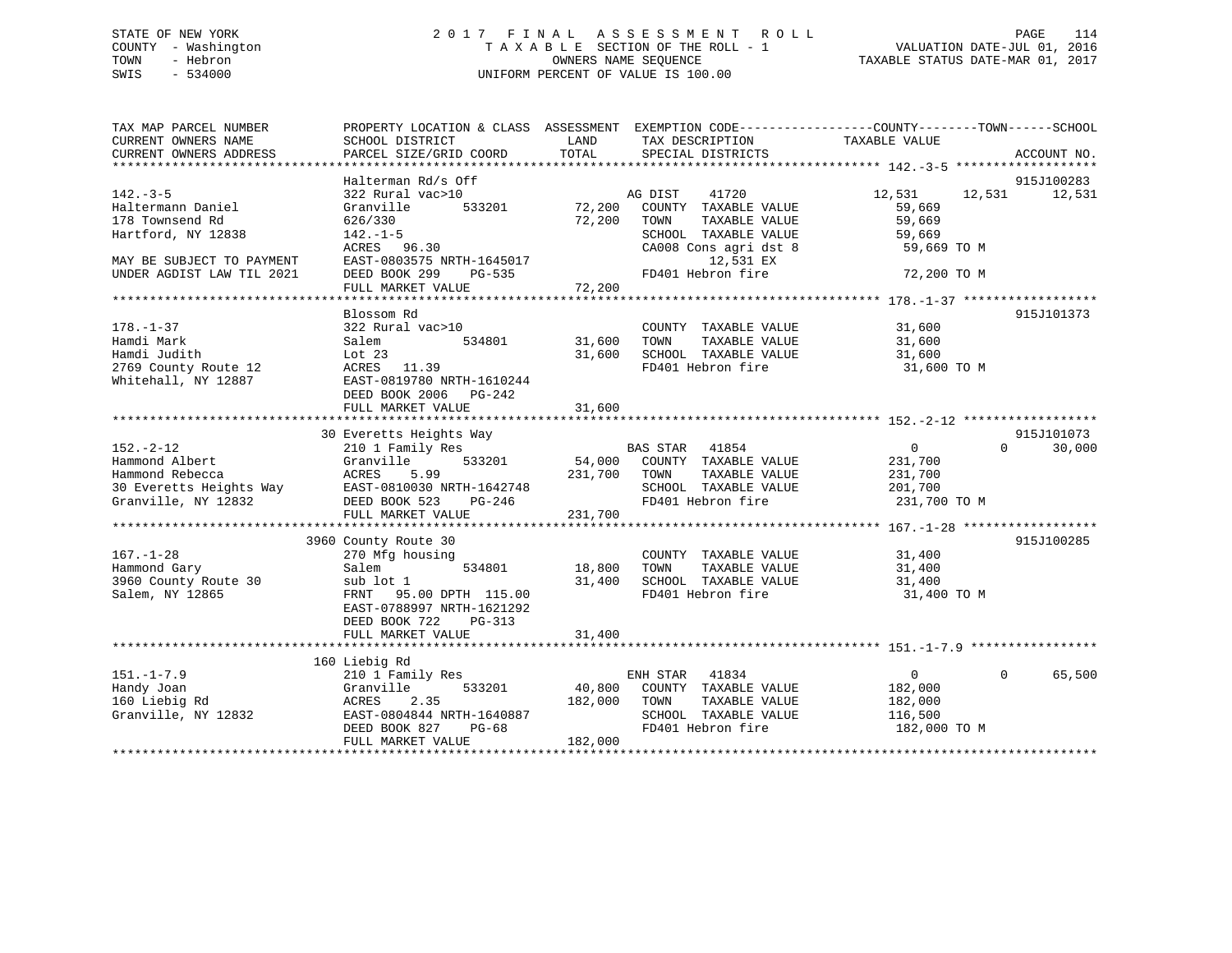STATE OF NEW YORK
COUNTY - Washington
TOWN - Hebron
SWIS - 534000

2 0 1 7 F I N A L A S S E S S M E N T R O L L
T A X A B L E SECTION OF THE ROLL - 1
OWNERS NAME SEQUENCE
UNIFORM PERCENT OF VALUE IS 100.00

VALUATION DATE-JUL 01, 2016
TAXABLE STATUS DATE-MAR 01, 2017

```
TAX MAP PARCEL NUMBER          PROPERTY LOCATION & CLASS  ASSESSMENT  EXEMPTION CODE------------------COUNTY--------TOWN------SCHOOL
CURRENT OWNERS NAME            SCHOOL DISTRICT               LAND      TAX DESCRIPTION            TAXABLE VALUE
CURRENT OWNERS ADDRESS         PARCEL SIZE/GRID COORD        TOTAL     SPECIAL DISTRICTS                                      ACCOUNT NO.
******************************************************************************************************* 142.-3-5 *******************
                               Halterman Rd/s Off                                                                          915J100283
142.-3-5                       322 Rural vac>10                         AG DIST    41720             12,531      12,531      12,531
Haltermann Daniel              Granville       533201        72,200   COUNTY  TAXABLE VALUE           59,669
178 Townsend Rd                626/330                       72,200   TOWN    TAXABLE VALUE           59,669
Hartford, NY 12838             142.-1-5                                SCHOOL  TAXABLE VALUE           59,669
                               ACRES  96.30                            CA008 Cons agri dst 8           59,669 TO M
MAY BE SUBJECT TO PAYMENT      EAST-0803575 NRTH-1645017                      12,531 EX
UNDER AGDIST LAW TIL 2021      DEED BOOK 299    PG-535                 FD401 Hebron fire               72,200 TO M
                               FULL MARKET VALUE             72,200
******************************************************************************************************* 178.-1-37 ******************
                               Blossom Rd                                                                                  915J101373
178.-1-37                      322 Rural vac>10                         COUNTY  TAXABLE VALUE           31,600
Hamdi Mark                     Salem           534801        31,600   TOWN    TAXABLE VALUE           31,600
Hamdi Judith                   Lot 23                        31,600   SCHOOL  TAXABLE VALUE           31,600
2769 County Route 12           ACRES  11.39                            FD401 Hebron fire               31,600 TO M
Whitehall, NY 12887            EAST-0819780 NRTH-1610244
                               DEED BOOK 2006   PG-242
                               FULL MARKET VALUE             31,600
******************************************************************************************************* 152.-2-12 ******************
                               30 Everetts Heights Way                                                                     915J101073
152.-2-12                      210 1 Family Res                         BAS STAR   41854                  0           0      30,000
Hammond Albert                 Granville       533201        54,000   COUNTY  TAXABLE VALUE          231,700
Hammond Rebecca                ACRES   5.99                 231,700   TOWN    TAXABLE VALUE          231,700
30 Everetts Heights Way        EAST-0810030 NRTH-1642748               SCHOOL  TAXABLE VALUE          201,700
Granville, NY 12832            DEED BOOK 523    PG-246                 FD401 Hebron fire              231,700 TO M
                               FULL MARKET VALUE            231,700
******************************************************************************************************* 167.-1-28 ******************
                               3960 County Route 30                                                                        915J100285
167.-1-28                      270 Mfg housing                          COUNTY  TAXABLE VALUE           31,400
Hammond Gary                   Salem           534801        18,800   TOWN    TAXABLE VALUE           31,400
3960 County Route 30           sub lot 1                     31,400   SCHOOL  TAXABLE VALUE           31,400
Salem, NY 12865                FRNT  95.00 DPTH 115.00                 FD401 Hebron fire               31,400 TO M
                               EAST-0788997 NRTH-1621292
                               DEED BOOK 722    PG-313
                               FULL MARKET VALUE             31,400
******************************************************************************************************* 151.-1-7.9 *****************
                               160 Liebig Rd
151.-1-7.9                     210 1 Family Res                         ENH STAR   41834                  0           0      65,500
Handy Joan                     Granville       533201        40,800   COUNTY  TAXABLE VALUE          182,000
160 Liebig Rd                  ACRES   2.35                 182,000   TOWN    TAXABLE VALUE          182,000
Granville, NY 12832            EAST-0804844 NRTH-1640887               SCHOOL  TAXABLE VALUE          116,500
                               DEED BOOK 827    PG-68                  FD401 Hebron fire              182,000 TO M
                               FULL MARKET VALUE            182,000
************************************************************************************************************************************
```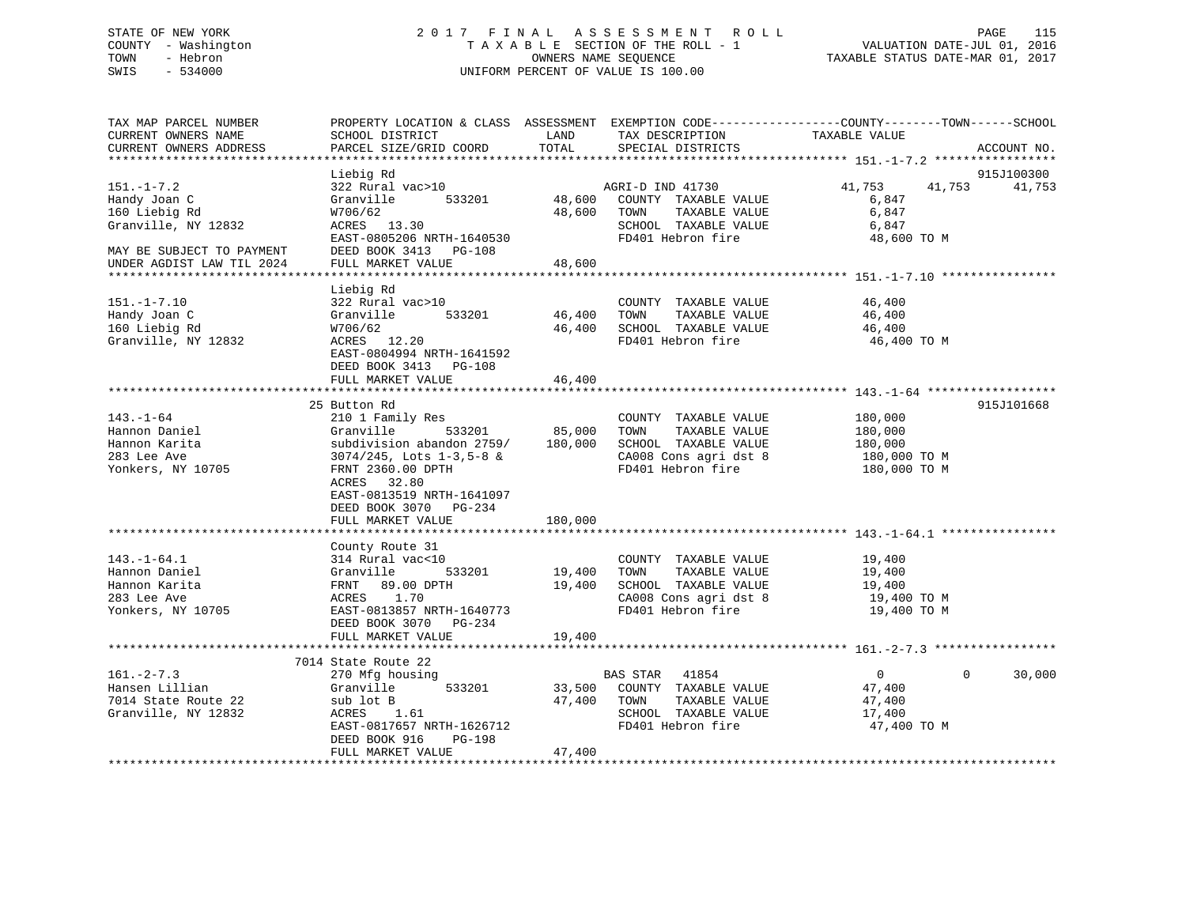STATE OF NEW YORK
COUNTY - Washington
TOWN - Hebron
SWIS - 534000

2017 FINAL ASSESSMENT ROLL
TAXABLE SECTION OF THE ROLL - 1
OWNERS NAME SEQUENCE
UNIFORM PERCENT OF VALUE IS 100.00

VALUATION DATE-JUL 01, 2016
TAXABLE STATUS DATE-MAR 01, 2017

```
TAX MAP PARCEL NUMBER          PROPERTY LOCATION & CLASS  ASSESSMENT  EXEMPTION CODE------------------COUNTY--------TOWN------SCHOOL
CURRENT OWNERS NAME            SCHOOL DISTRICT               LAND      TAX DESCRIPTION              TAXABLE VALUE
CURRENT OWNERS ADDRESS         PARCEL SIZE/GRID COORD        TOTAL     SPECIAL DISTRICTS                                        ACCOUNT NO.
******************************************************************************************************* 151.-1-7.2 *****************
                               Liebig Rd                                                                                    915J100300
151.-1-7.2                     322 Rural vac>10                        AGRI-D IND 41730              41,753      41,753      41,753
Handy Joan C                   Granville        533201       48,600    COUNTY  TAXABLE VALUE           6,847
160 Liebig Rd                  W706/62                       48,600    TOWN    TAXABLE VALUE           6,847
Granville, NY 12832            ACRES  13.30                            SCHOOL  TAXABLE VALUE           6,847
                               EAST-0805206 NRTH-1640530               FD401 Hebron fire              48,600 TO M
MAY BE SUBJECT TO PAYMENT      DEED BOOK 3413   PG-108
UNDER AGDIST LAW TIL 2024      FULL MARKET VALUE             48,600
******************************************************************************************************* 151.-1-7.10 ****************
                               Liebig Rd
151.-1-7.10                    322 Rural vac>10                        COUNTY  TAXABLE VALUE          46,400
Handy Joan C                   Granville        533201       46,400    TOWN    TAXABLE VALUE          46,400
160 Liebig Rd                  W706/62                       46,400    SCHOOL  TAXABLE VALUE          46,400
Granville, NY 12832            ACRES  12.20                            FD401 Hebron fire              46,400 TO M
                               EAST-0804994 NRTH-1641592
                               DEED BOOK 3413   PG-108
                               FULL MARKET VALUE             46,400
******************************************************************************************************* 143.-1-64 ******************
                               25 Button Rd                                                                                 915J101668
143.-1-64                      210 1 Family Res                        COUNTY  TAXABLE VALUE         180,000
Hannon Daniel                  Granville        533201       85,000    TOWN    TAXABLE VALUE         180,000
Hannon Karita                  subdivision abandon 2759/    180,000    SCHOOL  TAXABLE VALUE         180,000
283 Lee Ave                    3074/245, Lots 1-3,5-8 &                CA008 Cons agri dst 8         180,000 TO M
Yonkers, NY 10705              FRNT 2360.00 DPTH                       FD401 Hebron fire             180,000 TO M
                               ACRES  32.80
                               EAST-0813519 NRTH-1641097
                               DEED BOOK 3070   PG-234
                               FULL MARKET VALUE            180,000
******************************************************************************************************* 143.-1-64.1 ****************
                               County Route 31
143.-1-64.1                    314 Rural vac<10                        COUNTY  TAXABLE VALUE          19,400
Hannon Daniel                  Granville        533201       19,400    TOWN    TAXABLE VALUE          19,400
Hannon Karita                  FRNT   89.00 DPTH             19,400    SCHOOL  TAXABLE VALUE          19,400
283 Lee Ave                    ACRES   1.70                            CA008 Cons agri dst 8          19,400 TO M
Yonkers, NY 10705              EAST-0813857 NRTH-1640773               FD401 Hebron fire              19,400 TO M
                               DEED BOOK 3070   PG-234
                               FULL MARKET VALUE             19,400
******************************************************************************************************* 161.-2-7.3 *****************
                               7014 State Route 22
161.-2-7.3                     270 Mfg housing                         BAS STAR   41854                   0           0      30,000
Hansen Lillian                 Granville        533201       33,500    COUNTY  TAXABLE VALUE          47,400
7014 State Route 22            sub lot B                     47,400    TOWN    TAXABLE VALUE          47,400
Granville, NY 12832            ACRES   1.61                            SCHOOL  TAXABLE VALUE          17,400
                               EAST-0817657 NRTH-1626712               FD401 Hebron fire              47,400 TO M
                               DEED BOOK 916    PG-198
                               FULL MARKET VALUE             47,400
************************************************************************************************************************************
```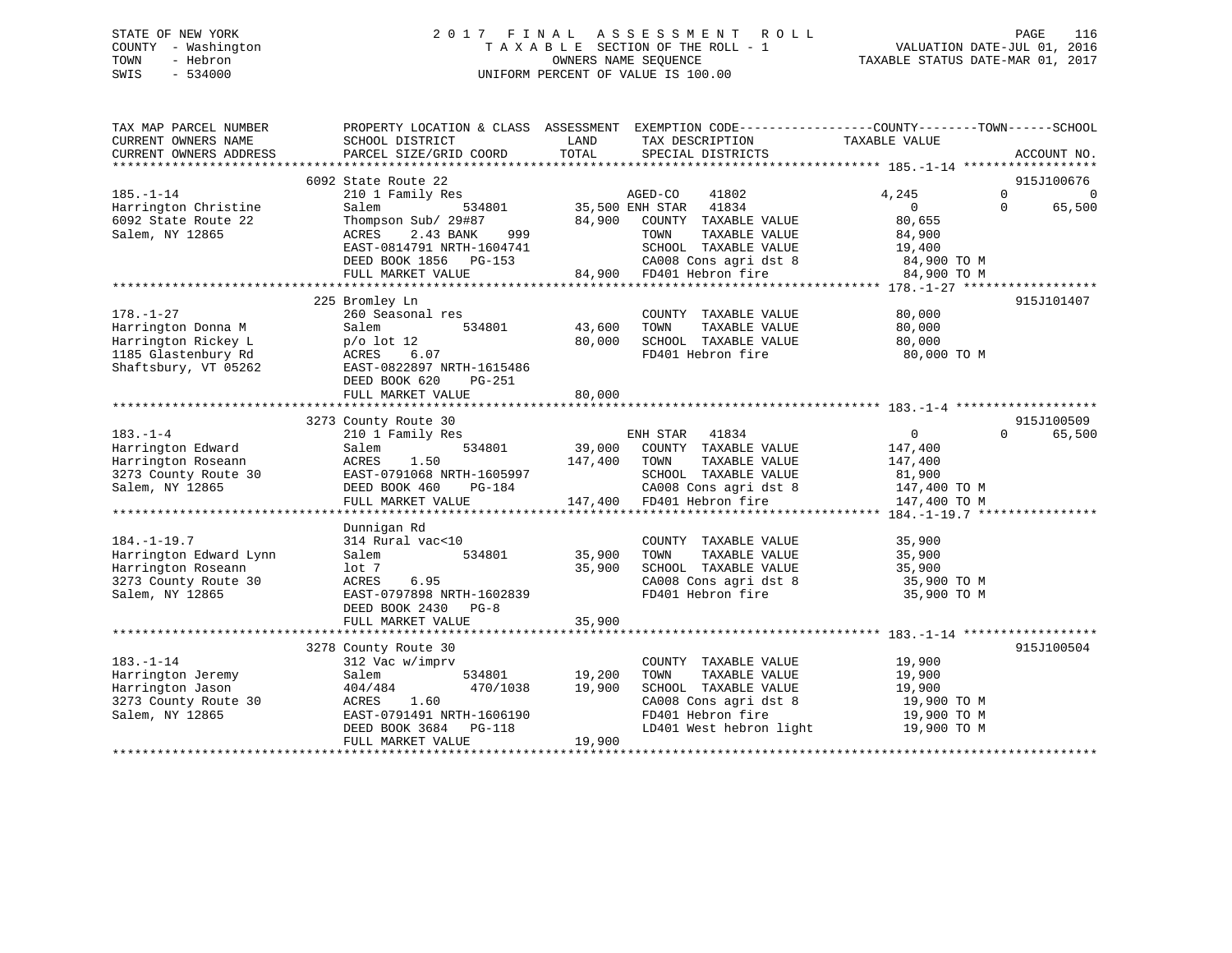STATE OF NEW YORK
COUNTY - Washington
TOWN - Hebron
SWIS - 534000

# 2017 FINAL ASSESSMENT ROLL
TAXABLE SECTION OF THE ROLL - 1
OWNERS NAME SEQUENCE
UNIFORM PERCENT OF VALUE IS 100.00

VALUATION DATE-JUL 01, 2016
TAXABLE STATUS DATE-MAR 01, 2017

```
TAX MAP PARCEL NUMBER          PROPERTY LOCATION & CLASS  ASSESSMENT  EXEMPTION CODE------------------COUNTY--------TOWN------SCHOOL
CURRENT OWNERS NAME            SCHOOL DISTRICT              LAND        TAX DESCRIPTION              TAXABLE VALUE
CURRENT OWNERS ADDRESS         PARCEL SIZE/GRID COORD       TOTAL       SPECIAL DISTRICTS                                       ACCOUNT NO.
****************************************************************************************************** 185.-1-14 ******************
                               6092 State Route 22                                                                          915J100676
185.-1-14                      210 1 Family Res                         AGED-CO     41802               4,245           0           0
Harrington Christine           Salem              534801      35,500 ENH STAR   41834                   0           0      65,500
6092 State Route 22            Thompson Sub/ 29#87            84,900    COUNTY  TAXABLE VALUE          80,655
Salem, NY 12865                ACRES     2.43 BANK     999              TOWN    TAXABLE VALUE          84,900
                               EAST-0814791 NRTH-1604741                SCHOOL  TAXABLE VALUE          19,400
                               DEED BOOK 1856   PG-153                  CA008 Cons agri dst 8           84,900 TO M
                               FULL MARKET VALUE              84,900    FD401 Hebron fire               84,900 TO M
****************************************************************************************************** 178.-1-27 ******************
                               225 Bromley Ln                                                                               915J101407
178.-1-27                      260 Seasonal res                         COUNTY  TAXABLE VALUE          80,000
Harrington Donna M             Salem              534801      43,600    TOWN    TAXABLE VALUE          80,000
Harrington Rickey L            p/o lot 12                     80,000    SCHOOL  TAXABLE VALUE          80,000
1185 Glastenbury Rd            ACRES     6.07                           FD401 Hebron fire               80,000 TO M
Shaftsbury, VT 05262           EAST-0822897 NRTH-1615486
                               DEED BOOK 620    PG-251
                               FULL MARKET VALUE              80,000
****************************************************************************************************** 183.-1-4 *******************
                               3273 County Route 30                                                                         915J100509
183.-1-4                       210 1 Family Res                         ENH STAR    41834                   0           0      65,500
Harrington Edward              Salem              534801      39,000    COUNTY  TAXABLE VALUE         147,400
Harrington Roseann             ACRES     1.50                147,400    TOWN    TAXABLE VALUE         147,400
3273 County Route 30           EAST-0791068 NRTH-1605997                SCHOOL  TAXABLE VALUE          81,900
Salem, NY 12865                DEED BOOK 460    PG-184                  CA008 Cons agri dst 8          147,400 TO M
                               FULL MARKET VALUE             147,400    FD401 Hebron fire              147,400 TO M
****************************************************************************************************** 184.-1-19.7 ****************
                               Dunnigan Rd
184.-1-19.7                    314 Rural vac<10                         COUNTY  TAXABLE VALUE          35,900
Harrington Edward Lynn         Salem              534801      35,900    TOWN    TAXABLE VALUE          35,900
Harrington Roseann             lot 7                          35,900    SCHOOL  TAXABLE VALUE          35,900
3273 County Route 30           ACRES     6.95                           CA008 Cons agri dst 8           35,900 TO M
Salem, NY 12865                EAST-0797898 NRTH-1602839                FD401 Hebron fire               35,900 TO M
                               DEED BOOK 2430   PG-8
                               FULL MARKET VALUE              35,900
****************************************************************************************************** 183.-1-14 ******************
                               3278 County Route 30                                                                         915J100504
183.-1-14                      312 Vac w/imprv                          COUNTY  TAXABLE VALUE          19,900
Harrington Jeremy              Salem              534801      19,200    TOWN    TAXABLE VALUE          19,900
Harrington Jason               404/484          470/1038      19,900    SCHOOL  TAXABLE VALUE          19,900
3273 County Route 30           ACRES     1.60                           CA008 Cons agri dst 8           19,900 TO M
Salem, NY 12865                EAST-0791491 NRTH-1606190                FD401 Hebron fire               19,900 TO M
                               DEED BOOK 3684   PG-118                  LD401 West hebron light         19,900 TO M
                               FULL MARKET VALUE              19,900
************************************************************************************************************************************
```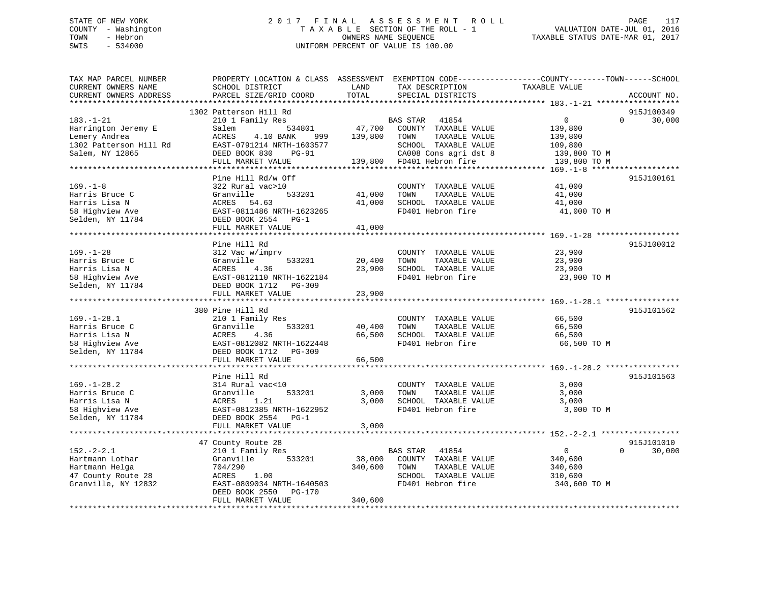STATE OF NEW YORK
COUNTY - Washington
TOWN - Hebron
SWIS - 534000

# 2017 FINAL ASSESSMENT ROLL

TAXABLE SECTION OF THE ROLL - 1
OWNERS NAME SEQUENCE
UNIFORM PERCENT OF VALUE IS 100.00

VALUATION DATE-JUL 01, 2016
TAXABLE STATUS DATE-MAR 01, 2017

| TAX MAP PARCEL NUMBER / CURRENT OWNERS NAME / CURRENT OWNERS ADDRESS | PROPERTY LOCATION & CLASS / SCHOOL DISTRICT / PARCEL SIZE/GRID COORD | ASSESSMENT LAND / TOTAL | EXEMPTION CODE / TAX DESCRIPTION / SPECIAL DISTRICTS | COUNTY | TOWN | SCHOOL / ACCOUNT NO. |
|---|---|---|---|---|---|---|
| **183.-1-21** | 1302 Patterson Hill Rd | | | | | 915J100349 |
| | 210 1 Family Res | | BAS STAR 41854 | 0 | 0 | 30,000 |
| Harrington Jeremy E | Salem 534801 | 47,700 | COUNTY TAXABLE VALUE | 139,800 | | |
| Lemery Andrea | ACRES 4.10 BANK 999 | 139,800 | TOWN TAXABLE VALUE | | 139,800 | |
| 1302 Patterson Hill Rd | EAST-0791214 NRTH-1603577 | | SCHOOL TAXABLE VALUE | | | 109,800 |
| Salem, NY 12865 | DEED BOOK 830 PG-91 | | CA008 Cons agri dst 8 | 139,800 TO M | | |
| | FULL MARKET VALUE | 139,800 | FD401 Hebron fire | 139,800 TO M | | |
| **169.-1-8** | Pine Hill Rd/w Off | | | | | 915J100161 |
| | 322 Rural vac>10 | | COUNTY TAXABLE VALUE | 41,000 | | |
| Harris Bruce C | Granville 533201 | 41,000 | TOWN TAXABLE VALUE | | 41,000 | |
| Harris Lisa N | ACRES 54.63 | 41,000 | SCHOOL TAXABLE VALUE | | | 41,000 |
| 58 Highview Ave | EAST-0811486 NRTH-1623265 | | FD401 Hebron fire | 41,000 TO M | | |
| Selden, NY 11784 | DEED BOOK 2554 PG-1 | | | | | |
| | FULL MARKET VALUE | 41,000 | | | | |
| **169.-1-28** | Pine Hill Rd | | | | | 915J100012 |
| | 312 Vac w/imprv | | COUNTY TAXABLE VALUE | 23,900 | | |
| Harris Bruce C | Granville 533201 | 20,400 | TOWN TAXABLE VALUE | | 23,900 | |
| Harris Lisa N | ACRES 4.36 | 23,900 | SCHOOL TAXABLE VALUE | | | 23,900 |
| 58 Highview Ave | EAST-0812110 NRTH-1622184 | | FD401 Hebron fire | 23,900 TO M | | |
| Selden, NY 11784 | DEED BOOK 1712 PG-309 | | | | | |
| | FULL MARKET VALUE | 23,900 | | | | |
| **169.-1-28.1** | 380 Pine Hill Rd | | | | | 915J101562 |
| | 210 1 Family Res | | COUNTY TAXABLE VALUE | 66,500 | | |
| Harris Bruce C | Granville 533201 | 40,400 | TOWN TAXABLE VALUE | | 66,500 | |
| Harris Lisa N | ACRES 4.36 | 66,500 | SCHOOL TAXABLE VALUE | | | 66,500 |
| 58 Highview Ave | EAST-0812082 NRTH-1622448 | | FD401 Hebron fire | 66,500 TO M | | |
| Selden, NY 11784 | DEED BOOK 1712 PG-309 | | | | | |
| | FULL MARKET VALUE | 66,500 | | | | |
| **169.-1-28.2** | Pine Hill Rd | | | | | 915J101563 |
| | 314 Rural vac<10 | | COUNTY TAXABLE VALUE | 3,000 | | |
| Harris Bruce C | Granville 533201 | 3,000 | TOWN TAXABLE VALUE | | 3,000 | |
| Harris Lisa N | ACRES 1.21 | 3,000 | SCHOOL TAXABLE VALUE | | | 3,000 |
| 58 Highview Ave | EAST-0812385 NRTH-1622952 | | FD401 Hebron fire | 3,000 TO M | | |
| Selden, NY 11784 | DEED BOOK 2554 PG-1 | | | | | |
| | FULL MARKET VALUE | 3,000 | | | | |
| **152.-2-2.1** | 47 County Route 28 | | | | | 915J101010 |
| | 210 1 Family Res | | BAS STAR 41854 | 0 | 0 | 30,000 |
| Hartmann Lothar | Granville 533201 | 38,000 | COUNTY TAXABLE VALUE | 340,600 | | |
| Hartmann Helga | 704/290 | 340,600 | TOWN TAXABLE VALUE | | 340,600 | |
| 47 County Route 28 | ACRES 1.00 | | SCHOOL TAXABLE VALUE | | | 310,600 |
| Granville, NY 12832 | EAST-0809034 NRTH-1640503 | | FD401 Hebron fire | 340,600 TO M | | |
| | DEED BOOK 2550 PG-170 | | | | | |
| | FULL MARKET VALUE | 340,600 | | | | |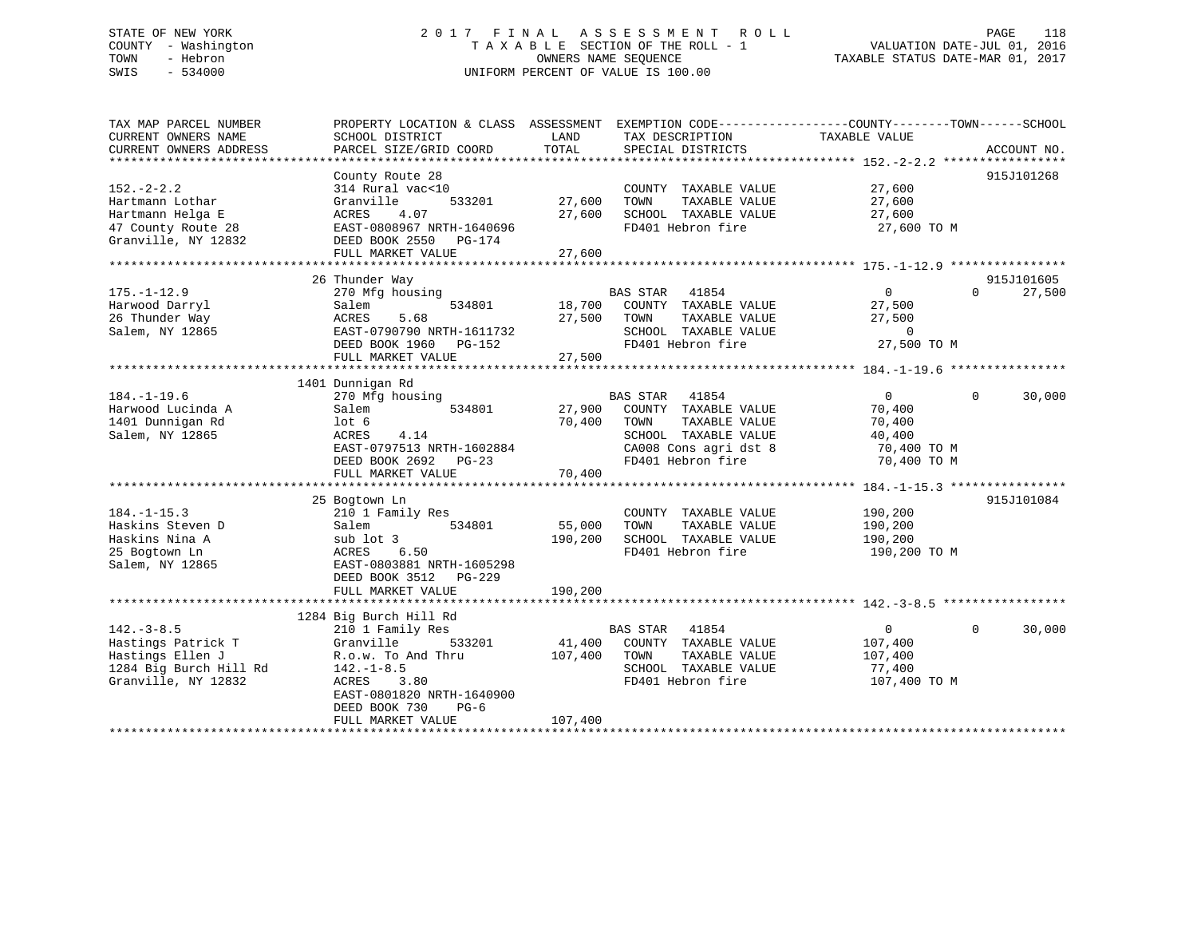STATE OF NEW YORK
COUNTY - Washington
TOWN - Hebron
SWIS - 534000

# 2017 FINAL ASSESSMENT ROLL

TAXABLE SECTION OF THE ROLL - 1
OWNERS NAME SEQUENCE
UNIFORM PERCENT OF VALUE IS 100.00

VALUATION DATE-JUL 01, 2016
TAXABLE STATUS DATE-MAR 01, 2017

| TAX MAP PARCEL NUMBER / CURRENT OWNERS NAME / CURRENT OWNERS ADDRESS | PROPERTY LOCATION & CLASS / SCHOOL DISTRICT / PARCEL SIZE/GRID COORD | ASSESSMENT LAND | TOTAL | EXEMPTION CODE / TAX DESCRIPTION / SPECIAL DISTRICTS | COUNTY / TAXABLE VALUE | TOWN | SCHOOL | ACCOUNT NO. |
|---|---|---|---|---|---|---|---|---|
| **152.-2-2.2** | County Route 28 | | | | | | | 915J101268 |
| 152.-2-2.2 | 314 Rural vac<10 | | | COUNTY TAXABLE VALUE | 27,600 | | | |
| Hartmann Lothar | Granville 533201 | 27,600 | | TOWN TAXABLE VALUE | 27,600 | | | |
| Hartmann Helga E | ACRES 4.07 | | 27,600 | SCHOOL TAXABLE VALUE | 27,600 | | | |
| 47 County Route 28 | EAST-0808967 NRTH-1640696 | | | FD401 Hebron fire | 27,600 TO M | | | |
| Granville, NY 12832 | DEED BOOK 2550 PG-174 | | | | | | | |
| | FULL MARKET VALUE | | 27,600 | | | | | |
| **175.-1-12.9** | 26 Thunder Way | | | | | | | 915J101605 |
| 175.-1-12.9 | 270 Mfg housing | | | BAS STAR 41854 | 0 | 0 | 27,500 | |
| Harwood Darryl | Salem 534801 | 18,700 | | COUNTY TAXABLE VALUE | 27,500 | | | |
| 26 Thunder Way | ACRES 5.68 | | 27,500 | TOWN TAXABLE VALUE | 27,500 | | | |
| Salem, NY 12865 | EAST-0790790 NRTH-1611732 | | | SCHOOL TAXABLE VALUE | 0 | | | |
| | DEED BOOK 1960 PG-152 | | | FD401 Hebron fire | 27,500 TO M | | | |
| | FULL MARKET VALUE | | 27,500 | | | | | |
| **184.-1-19.6** | 1401 Dunnigan Rd | | | | | | | |
| 184.-1-19.6 | 270 Mfg housing | | | BAS STAR 41854 | 0 | 0 | 30,000 | |
| Harwood Lucinda A | Salem 534801 | 27,900 | | COUNTY TAXABLE VALUE | 70,400 | | | |
| 1401 Dunnigan Rd | lot 6 | | 70,400 | TOWN TAXABLE VALUE | 70,400 | | | |
| Salem, NY 12865 | ACRES 4.14 | | | SCHOOL TAXABLE VALUE | 40,400 | | | |
| | EAST-0797513 NRTH-1602884 | | | CA008 Cons agri dst 8 | 70,400 TO M | | | |
| | DEED BOOK 2692 PG-23 | | | FD401 Hebron fire | 70,400 TO M | | | |
| | FULL MARKET VALUE | | 70,400 | | | | | |
| **184.-1-15.3** | 25 Bogtown Ln | | | | | | | 915J101084 |
| 184.-1-15.3 | 210 1 Family Res | | | COUNTY TAXABLE VALUE | 190,200 | | | |
| Haskins Steven D | Salem 534801 | 55,000 | | TOWN TAXABLE VALUE | 190,200 | | | |
| Haskins Nina A | sub lot 3 | | 190,200 | SCHOOL TAXABLE VALUE | 190,200 | | | |
| 25 Bogtown Ln | ACRES 6.50 | | | FD401 Hebron fire | 190,200 TO M | | | |
| Salem, NY 12865 | EAST-0803881 NRTH-1605298 | | | | | | | |
| | DEED BOOK 3512 PG-229 | | | | | | | |
| | FULL MARKET VALUE | | 190,200 | | | | | |
| **142.-3-8.5** | 1284 Big Burch Hill Rd | | | | | | | |
| 142.-3-8.5 | 210 1 Family Res | | | BAS STAR 41854 | 0 | 0 | 30,000 | |
| Hastings Patrick T | Granville 533201 | 41,400 | | COUNTY TAXABLE VALUE | 107,400 | | | |
| Hastings Ellen J | R.o.w. To And Thru | | 107,400 | TOWN TAXABLE VALUE | 107,400 | | | |
| 1284 Big Burch Hill Rd | 142.-1-8.5 | | | SCHOOL TAXABLE VALUE | 77,400 | | | |
| Granville, NY 12832 | ACRES 3.80 | | | FD401 Hebron fire | 107,400 TO M | | | |
| | EAST-0801820 NRTH-1640900 | | | | | | | |
| | DEED BOOK 730 PG-6 | | | | | | | |
| | FULL MARKET VALUE | | 107,400 | | | | | |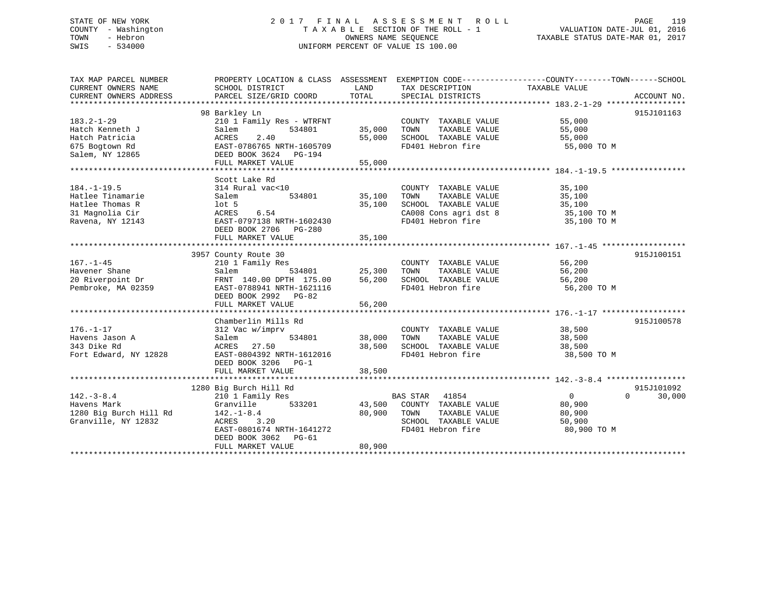STATE OF NEW YORK
COUNTY - Washington
TOWN - Hebron
SWIS - 534000

2017 FINAL ASSESSMENT ROLL
TAXABLE SECTION OF THE ROLL - 1
OWNERS NAME SEQUENCE
UNIFORM PERCENT OF VALUE IS 100.00

VALUATION DATE-JUL 01, 2016
TAXABLE STATUS DATE-MAR 01, 2017

| TAX MAP PARCEL NUMBER / CURRENT OWNERS NAME / CURRENT OWNERS ADDRESS | PROPERTY LOCATION & CLASS / SCHOOL DISTRICT / PARCEL SIZE/GRID COORD | ASSESSMENT LAND | TOTAL | EXEMPTION CODE / TAX DESCRIPTION / SPECIAL DISTRICTS | COUNTY | TOWN | SCHOOL / ACCOUNT NO. |
|---|---|---|---|---|---|---|---|
| **183.2-1-29** | 98 Barkley Ln | | | | | | 915J101163 |
| | 210 1 Family Res - WTRFNT | | | COUNTY TAXABLE VALUE | 55,000 | | |
| Hatch Kenneth J | Salem 534801 | 35,000 | | TOWN TAXABLE VALUE | | 55,000 | |
| Hatch Patricia | ACRES 2.40 | | 55,000 | SCHOOL TAXABLE VALUE | | | 55,000 |
| 675 Bogtown Rd | EAST-0786765 NRTH-1605709 | | | FD401 Hebron fire | 55,000 TO M | | |
| Salem, NY 12865 | DEED BOOK 3624 PG-194 | | | | | | |
| | FULL MARKET VALUE | | 55,000 | | | | |
| **184.-1-19.5** | Scott Lake Rd | | | | | | |
| | 314 Rural vac<10 | | | COUNTY TAXABLE VALUE | 35,100 | | |
| Hatlee Tinamarie | Salem 534801 | 35,100 | | TOWN TAXABLE VALUE | | 35,100 | |
| Hatlee Thomas R | lot 5 | | 35,100 | SCHOOL TAXABLE VALUE | | | 35,100 |
| 31 Magnolia Cir | ACRES 6.54 | | | CA008 Cons agri dst 8 | 35,100 TO M | | |
| Ravena, NY 12143 | EAST-0797138 NRTH-1602430 | | | FD401 Hebron fire | 35,100 TO M | | |
| | DEED BOOK 2706 PG-280 | | | | | | |
| | FULL MARKET VALUE | | 35,100 | | | | |
| **167.-1-45** | 3957 County Route 30 | | | | | | 915J100151 |
| | 210 1 Family Res | | | COUNTY TAXABLE VALUE | 56,200 | | |
| Havener Shane | Salem 534801 | 25,300 | | TOWN TAXABLE VALUE | | 56,200 | |
| 20 Riverpoint Dr | FRNT 140.00 DPTH 175.00 | | 56,200 | SCHOOL TAXABLE VALUE | | | 56,200 |
| Pembroke, MA 02359 | EAST-0788941 NRTH-1621116 | | | FD401 Hebron fire | 56,200 TO M | | |
| | DEED BOOK 2992 PG-82 | | | | | | |
| | FULL MARKET VALUE | | 56,200 | | | | |
| **176.-1-17** | Chamberlin Mills Rd | | | | | | 915J100578 |
| | 312 Vac w/imprv | | | COUNTY TAXABLE VALUE | 38,500 | | |
| Havens Jason A | Salem 534801 | 38,000 | | TOWN TAXABLE VALUE | | 38,500 | |
| 343 Dike Rd | ACRES 27.50 | | 38,500 | SCHOOL TAXABLE VALUE | | | 38,500 |
| Fort Edward, NY 12828 | EAST-0804392 NRTH-1612016 | | | FD401 Hebron fire | 38,500 TO M | | |
| | DEED BOOK 3206 PG-1 | | | | | | |
| | FULL MARKET VALUE | | 38,500 | | | | |
| **142.-3-8.4** | 1280 Big Burch Hill Rd | | | | | | 915J101092 |
| | 210 1 Family Res | | | BAS STAR 41854 | 0 | 0 | 30,000 |
| Havens Mark | Granville 533201 | 43,500 | | COUNTY TAXABLE VALUE | 80,900 | | |
| 1280 Big Burch Hill Rd | 142.-1-8.4 | | 80,900 | TOWN TAXABLE VALUE | | 80,900 | |
| Granville, NY 12832 | ACRES 3.20 | | | SCHOOL TAXABLE VALUE | | | 50,900 |
| | EAST-0801674 NRTH-1641272 | | | FD401 Hebron fire | 80,900 TO M | | |
| | DEED BOOK 3062 PG-61 | | | | | | |
| | FULL MARKET VALUE | | 80,900 | | | | |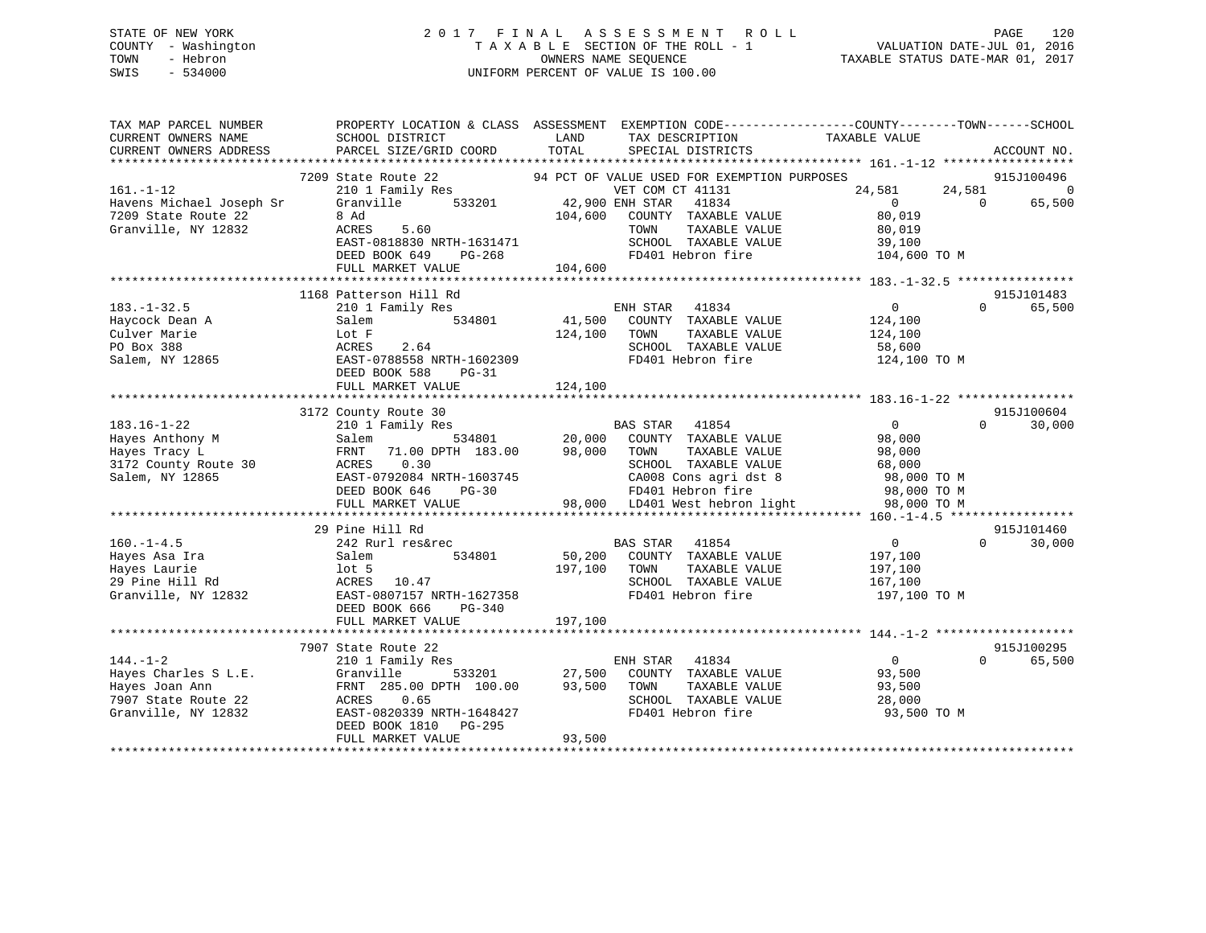STATE OF NEW YORK
COUNTY - Washington
TOWN - Hebron
SWIS - 534000

# 2017 FINAL ASSESSMENT ROLL

TAXABLE SECTION OF THE ROLL - 1
OWNERS NAME SEQUENCE
UNIFORM PERCENT OF VALUE IS 100.00

VALUATION DATE-JUL 01, 2016
TAXABLE STATUS DATE-MAR 01, 2017

| TAX MAP PARCEL NUMBER / CURRENT OWNERS NAME / CURRENT OWNERS ADDRESS | PROPERTY LOCATION & CLASS / SCHOOL DISTRICT / PARCEL SIZE/GRID COORD | ASSESSMENT LAND | TOTAL | EXEMPTION CODE / TAX DESCRIPTION / SPECIAL DISTRICTS | COUNTY TAXABLE VALUE | TOWN | SCHOOL | ACCOUNT NO. |
|---|---|---|---|---|---|---|---|---|
| 161.-1-12 | 7209 State Route 22 | | | 94 PCT OF VALUE USED FOR EXEMPTION PURPOSES | | | | 915J100496 |
| | 210 1 Family Res | | | VET COM CT 41131 | 24,581 | 24,581 | 0 | |
| Havens Michael Joseph Sr | Granville 533201 | 42,900 | | ENH STAR 41834 | 0 | 0 | 65,500 | |
| 7209 State Route 22 | 8 Ad | | 104,600 | COUNTY TAXABLE VALUE | 80,019 | | | |
| Granville, NY 12832 | ACRES 5.60 | | | TOWN TAXABLE VALUE | 80,019 | | | |
| | EAST-0818830 NRTH-1631471 | | | SCHOOL TAXABLE VALUE | 39,100 | | | |
| | DEED BOOK 649 PG-268 | | | FD401 Hebron fire | 104,600 TO M | | | |
| | FULL MARKET VALUE | | 104,600 | | | | | |
| 183.-1-32.5 | 1168 Patterson Hill Rd | | | | | | | 915J101483 |
| Haycock Dean A | 210 1 Family Res | | | ENH STAR 41834 | 0 | 0 | 65,500 | |
| Culver Marie | Salem 534801 | 41,500 | | COUNTY TAXABLE VALUE | 124,100 | | | |
| PO Box 388 | Lot F | | 124,100 | TOWN TAXABLE VALUE | 124,100 | | | |
| Salem, NY 12865 | ACRES 2.64 | | | SCHOOL TAXABLE VALUE | 58,600 | | | |
| | EAST-0788558 NRTH-1602309 | | | FD401 Hebron fire | 124,100 TO M | | | |
| | DEED BOOK 588 PG-31 | | | | | | | |
| | FULL MARKET VALUE | | 124,100 | | | | | |
| 183.16-1-22 | 3172 County Route 30 | | | | | | | 915J100604 |
| Hayes Anthony M | 210 1 Family Res | | | BAS STAR 41854 | 0 | 0 | 30,000 | |
| Hayes Tracy L | Salem 534801 | 20,000 | | COUNTY TAXABLE VALUE | 98,000 | | | |
| 3172 County Route 30 | FRNT 71.00 DPTH 183.00 | | 98,000 | TOWN TAXABLE VALUE | 98,000 | | | |
| Salem, NY 12865 | ACRES 0.30 | | | SCHOOL TAXABLE VALUE | 68,000 | | | |
| | EAST-0792084 NRTH-1603745 | | | CA008 Cons agri dst 8 | 98,000 TO M | | | |
| | DEED BOOK 646 PG-30 | | | FD401 Hebron fire | 98,000 TO M | | | |
| | FULL MARKET VALUE | | 98,000 | LD401 West hebron light | 98,000 TO M | | | |
| 160.-1-4.5 | 29 Pine Hill Rd | | | | | | | 915J101460 |
| Hayes Asa Ira | 242 Rurl res&rec | | | BAS STAR 41854 | 0 | 0 | 30,000 | |
| Hayes Laurie | Salem 534801 | 50,200 | | COUNTY TAXABLE VALUE | 197,100 | | | |
| 29 Pine Hill Rd | lot 5 | | 197,100 | TOWN TAXABLE VALUE | 197,100 | | | |
| Granville, NY 12832 | ACRES 10.47 | | | SCHOOL TAXABLE VALUE | 167,100 | | | |
| | EAST-0807157 NRTH-1627358 | | | FD401 Hebron fire | 197,100 TO M | | | |
| | DEED BOOK 666 PG-340 | | | | | | | |
| | FULL MARKET VALUE | | 197,100 | | | | | |
| 144.-1-2 | 7907 State Route 22 | | | | | | | 915J100295 |
| Hayes Charles S L.E. | 210 1 Family Res | | | ENH STAR 41834 | 0 | 0 | 65,500 | |
| Hayes Joan Ann | Granville 533201 | 27,500 | | COUNTY TAXABLE VALUE | 93,500 | | | |
| 7907 State Route 22 | FRNT 285.00 DPTH 100.00 | | 93,500 | TOWN TAXABLE VALUE | 93,500 | | | |
| Granville, NY 12832 | ACRES 0.65 | | | SCHOOL TAXABLE VALUE | 28,000 | | | |
| | EAST-0820339 NRTH-1648427 | | | FD401 Hebron fire | 93,500 TO M | | | |
| | DEED BOOK 1810 PG-295 | | | | | | | |
| | FULL MARKET VALUE | | 93,500 | | | | | |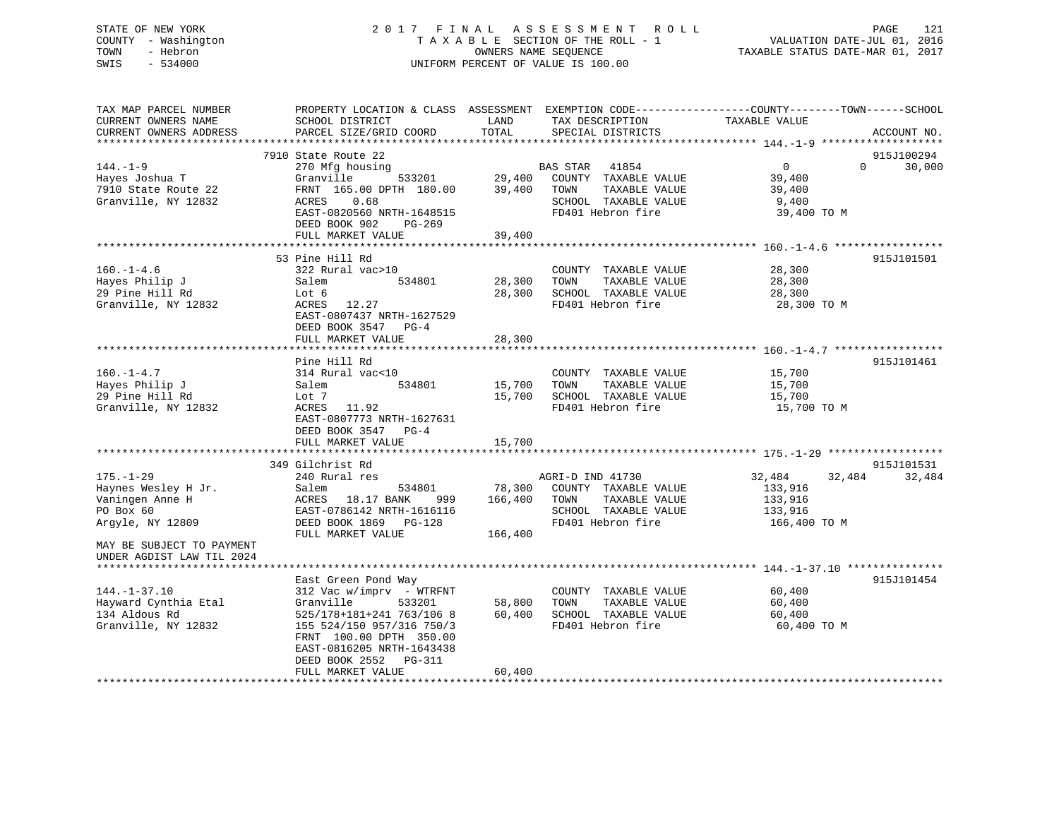STATE OF NEW YORK
COUNTY - Washington
TOWN - Hebron
SWIS - 534000

2017 FINAL ASSESSMENT ROLL
TAXABLE SECTION OF THE ROLL - 1
OWNERS NAME SEQUENCE
UNIFORM PERCENT OF VALUE IS 100.00

VALUATION DATE-JUL 01, 2016
TAXABLE STATUS DATE-MAR 01, 2017

| TAX MAP PARCEL NUMBER / CURRENT OWNERS NAME / CURRENT OWNERS ADDRESS | PROPERTY LOCATION & CLASS / SCHOOL DISTRICT / PARCEL SIZE/GRID COORD | ASSESSMENT LAND / TOTAL | EXEMPTION CODE / TAX DESCRIPTION / SPECIAL DISTRICTS | COUNTY TAXABLE VALUE | TOWN | SCHOOL | ACCOUNT NO. |
|---|---|---|---|---|---|---|---|
| 144.-1-9 | 7910 State Route 22 | | | | | | 915J100294 |
| Hayes Joshua T | 270 Mfg housing | | BAS STAR 41854 | 0 | 0 | 30,000 | |
| 7910 State Route 22 | Granville 533201 | 29,400 | COUNTY TAXABLE VALUE | 39,400 | | | |
| Granville, NY 12832 | FRNT 165.00 DPTH 180.00 | 39,400 | TOWN TAXABLE VALUE | 39,400 | | | |
| | ACRES 0.68 | | SCHOOL TAXABLE VALUE | 9,400 | | | |
| | EAST-0820560 NRTH-1648515 | | FD401 Hebron fire | 39,400 TO M | | | |
| | DEED BOOK 902 PG-269 | | | | | | |
| | FULL MARKET VALUE | 39,400 | | | | | |
| 160.-1-4.6 | 53 Pine Hill Rd | | | | | | 915J101501 |
| Hayes Philip J | 322 Rural vac>10 | | COUNTY TAXABLE VALUE | 28,300 | | | |
| 29 Pine Hill Rd | Salem 534801 | 28,300 | TOWN TAXABLE VALUE | 28,300 | | | |
| Granville, NY 12832 | Lot 6 | 28,300 | SCHOOL TAXABLE VALUE | 28,300 | | | |
| | ACRES 12.27 | | FD401 Hebron fire | 28,300 TO M | | | |
| | EAST-0807437 NRTH-1627529 | | | | | | |
| | DEED BOOK 3547 PG-4 | | | | | | |
| | FULL MARKET VALUE | 28,300 | | | | | |
| 160.-1-4.7 | Pine Hill Rd | | | | | | 915J101461 |
| Hayes Philip J | 314 Rural vac<10 | | COUNTY TAXABLE VALUE | 15,700 | | | |
| 29 Pine Hill Rd | Salem 534801 | 15,700 | TOWN TAXABLE VALUE | 15,700 | | | |
| Granville, NY 12832 | Lot 7 | 15,700 | SCHOOL TAXABLE VALUE | 15,700 | | | |
| | ACRES 11.92 | | FD401 Hebron fire | 15,700 TO M | | | |
| | EAST-0807773 NRTH-1627631 | | | | | | |
| | DEED BOOK 3547 PG-4 | | | | | | |
| | FULL MARKET VALUE | 15,700 | | | | | |
| 175.-1-29 | 349 Gilchrist Rd | | | | | | 915J101531 |
| Haynes Wesley H Jr. | 240 Rural res | | AGRI-D IND 41730 | 32,484 | 32,484 | 32,484 | |
| Vaningen Anne H | Salem 534801 | 78,300 | COUNTY TAXABLE VALUE | 133,916 | | | |
| PO Box 60 | ACRES 18.17 BANK 999 | 166,400 | TOWN TAXABLE VALUE | 133,916 | | | |
| Argyle, NY 12809 | EAST-0786142 NRTH-1616116 | | SCHOOL TAXABLE VALUE | 133,916 | | | |
| | DEED BOOK 1869 PG-128 | | FD401 Hebron fire | 166,400 TO M | | | |
| | FULL MARKET VALUE | 166,400 | | | | | |
| MAY BE SUBJECT TO PAYMENT UNDER AGDIST LAW TIL 2024 | | | | | | | |
| 144.-1-37.10 | East Green Pond Way | | | | | | 915J101454 |
| Hayward Cynthia Etal | 312 Vac w/imprv - WTRFNT | | COUNTY TAXABLE VALUE | 60,400 | | | |
| 134 Aldous Rd | Granville 533201 | 58,800 | TOWN TAXABLE VALUE | 60,400 | | | |
| Granville, NY 12832 | 525/178+181+241 763/106 8 | 60,400 | SCHOOL TAXABLE VALUE | 60,400 | | | |
| | 155 524/150 957/316 750/3 | | FD401 Hebron fire | 60,400 TO M | | | |
| | FRNT 100.00 DPTH 350.00 | | | | | | |
| | EAST-0816205 NRTH-1643438 | | | | | | |
| | DEED BOOK 2552 PG-311 | | | | | | |
| | FULL MARKET VALUE | 60,400 | | | | | |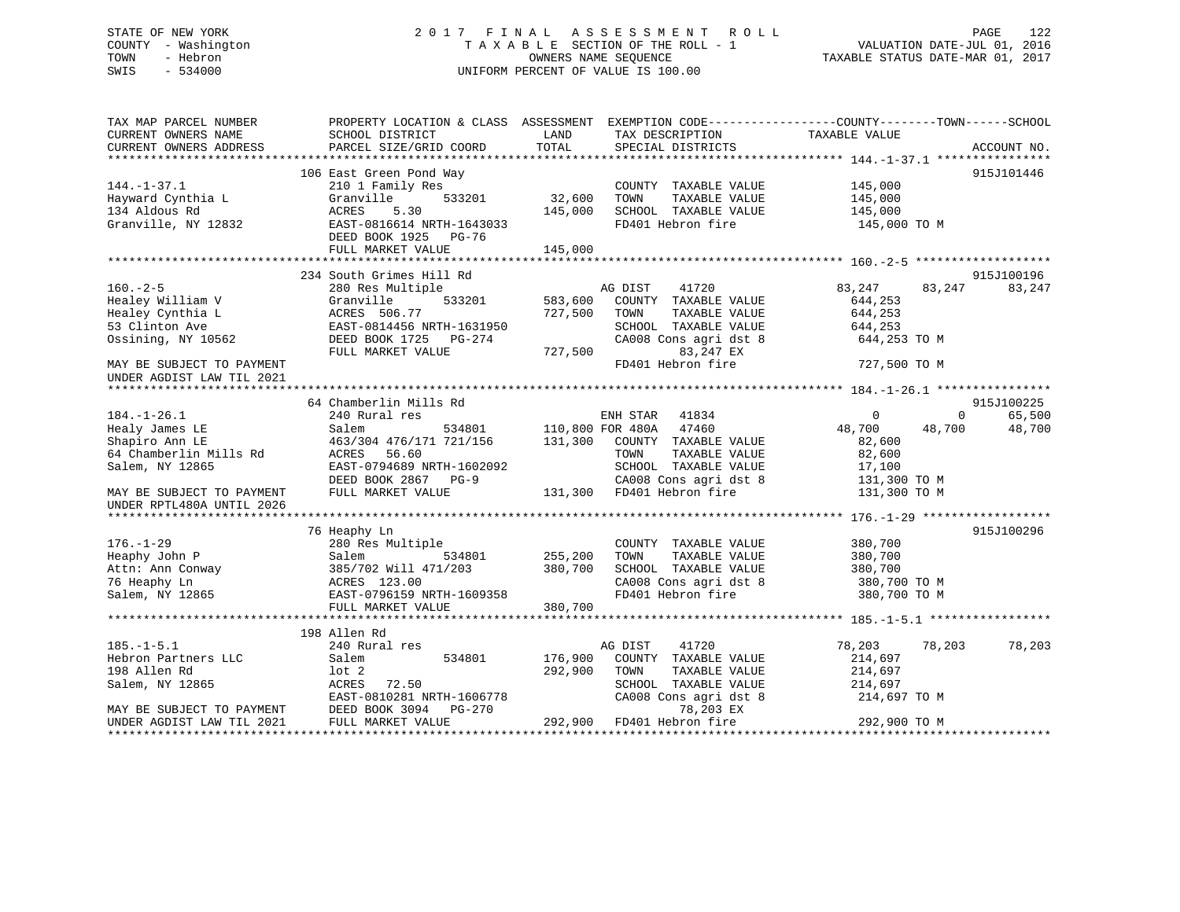STATE OF NEW YORK
COUNTY - Washington
TOWN - Hebron
SWIS - 534000

# 2017 FINAL ASSESSMENT ROLL

TAXABLE SECTION OF THE ROLL - 1
OWNERS NAME SEQUENCE
UNIFORM PERCENT OF VALUE IS 100.00

VALUATION DATE-JUL 01, 2016
TAXABLE STATUS DATE-MAR 01, 2017

```
TAX MAP PARCEL NUMBER          PROPERTY LOCATION & CLASS  ASSESSMENT  EXEMPTION CODE------------------COUNTY--------TOWN------SCHOOL
CURRENT OWNERS NAME            SCHOOL DISTRICT              LAND      TAX DESCRIPTION            TAXABLE VALUE
CURRENT OWNERS ADDRESS         PARCEL SIZE/GRID COORD       TOTAL     SPECIAL DISTRICTS                                       ACCOUNT NO.
******************************************************************************************************* 144.-1-37.1 ****************
                          106 East Green Pond Way                                                                       915J101446
144.-1-37.1                    210 1 Family Res                      COUNTY  TAXABLE VALUE           145,000
Hayward Cynthia L              Granville       533201      32,600    TOWN    TAXABLE VALUE           145,000
134 Aldous Rd                  ACRES    5.30              145,000    SCHOOL  TAXABLE VALUE           145,000
Granville, NY 12832            EAST-0816614 NRTH-1643033             FD401 Hebron fire                145,000 TO M
                               DEED BOOK 1925   PG-76
                               FULL MARKET VALUE          145,000
******************************************************************************************************* 160.-2-5 *******************
                          234 South Grimes Hill Rd                                                                      915J100196
160.-2-5                       280 Res Multiple                      AG DIST     41720          83,247      83,247      83,247
Healey William V               Granville       533201     583,600    COUNTY  TAXABLE VALUE           644,253
Healey Cynthia L               ACRES  506.77              727,500    TOWN    TAXABLE VALUE           644,253
53 Clinton Ave                 EAST-0814456 NRTH-1631950             SCHOOL  TAXABLE VALUE           644,253
Ossining, NY 10562             DEED BOOK 1725   PG-274               CA008 Cons agri dst 8            644,253 TO M
                               FULL MARKET VALUE          727,500          83,247 EX
MAY BE SUBJECT TO PAYMENT                                            FD401 Hebron fire                727,500 TO M
UNDER AGDIST LAW TIL 2021
******************************************************************************************************* 184.-1-26.1 ****************
                          64 Chamberlin Mills Rd                                                                        915J100225
184.-1-26.1                    240 Rural res                         ENH STAR    41834               0           0      65,500
Healy James LE                 Salem           534801     110,800 FOR 480A   47460          48,700      48,700      48,700
Shapiro Ann LE                 463/304 476/171 721/156    131,300    COUNTY  TAXABLE VALUE            82,600
64 Chamberlin Mills Rd         ACRES   56.60                         TOWN    TAXABLE VALUE            82,600
Salem, NY 12865                EAST-0794689 NRTH-1602092             SCHOOL  TAXABLE VALUE            17,100
                               DEED BOOK 2867   PG-9                 CA008 Cons agri dst 8            131,300 TO M
MAY BE SUBJECT TO PAYMENT      FULL MARKET VALUE          131,300    FD401 Hebron fire                131,300 TO M
UNDER RPTL480A UNTIL 2026
******************************************************************************************************* 176.-1-29 ******************
                          76 Heaphy Ln                                                                                  915J100296
176.-1-29                      280 Res Multiple                      COUNTY  TAXABLE VALUE           380,700
Heaphy John P                  Salem           534801     255,200    TOWN    TAXABLE VALUE           380,700
Attn: Ann Conway               385/702 Will 471/203       380,700    SCHOOL  TAXABLE VALUE           380,700
76 Heaphy Ln                   ACRES  123.00                         CA008 Cons agri dst 8            380,700 TO M
Salem, NY 12865                EAST-0796159 NRTH-1609358             FD401 Hebron fire                380,700 TO M
                               FULL MARKET VALUE          380,700
******************************************************************************************************* 185.-1-5.1 *****************
                          198 Allen Rd
185.-1-5.1                     240 Rural res                         AG DIST     41720          78,203      78,203      78,203
Hebron Partners LLC            Salem           534801     176,900    COUNTY  TAXABLE VALUE           214,697
198 Allen Rd                   lot 2                      292,900    TOWN    TAXABLE VALUE           214,697
Salem, NY 12865                ACRES   72.50                         SCHOOL  TAXABLE VALUE           214,697
                               EAST-0810281 NRTH-1606778             CA008 Cons agri dst 8            214,697 TO M
MAY BE SUBJECT TO PAYMENT      DEED BOOK 3094   PG-270                     78,203 EX
UNDER AGDIST LAW TIL 2021      FULL MARKET VALUE          292,900    FD401 Hebron fire                292,900 TO M
************************************************************************************************************************************
```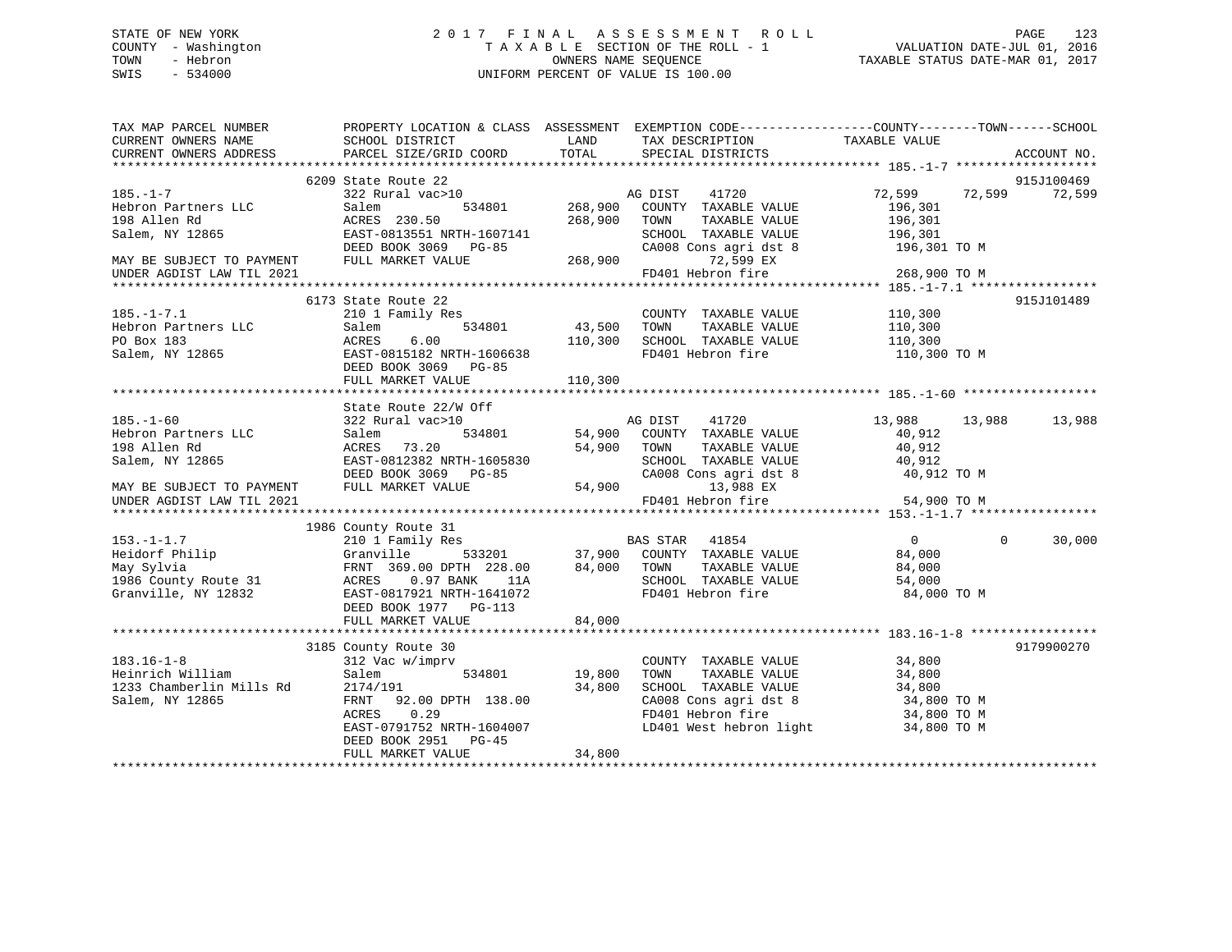STATE OF NEW YORK
COUNTY - Washington
TOWN - Hebron
SWIS - 534000

2017 FINAL ASSESSMENT ROLL
TAXABLE SECTION OF THE ROLL - 1
OWNERS NAME SEQUENCE
UNIFORM PERCENT OF VALUE IS 100.00

VALUATION DATE-JUL 01, 2016
TAXABLE STATUS DATE-MAR 01, 2017

```
TAX MAP PARCEL NUMBER          PROPERTY LOCATION & CLASS  ASSESSMENT  EXEMPTION CODE------------------COUNTY--------TOWN------SCHOOL
CURRENT OWNERS NAME            SCHOOL DISTRICT               LAND      TAX DESCRIPTION              TAXABLE VALUE
CURRENT OWNERS ADDRESS         PARCEL SIZE/GRID COORD        TOTAL     SPECIAL DISTRICTS                                          ACCOUNT NO.
****************************************************************************************************** 185.-1-7 *******************
                               6209 State Route 22                                                                          915J100469
185.-1-7                       322 Rural vac>10                        AG DIST    41720          72,599      72,599      72,599
Hebron Partners LLC            Salem            534801      268,900   COUNTY  TAXABLE VALUE         196,301
198 Allen Rd                   ACRES  230.50                268,900   TOWN    TAXABLE VALUE         196,301
Salem, NY 12865                EAST-0813551 NRTH-1607141              SCHOOL  TAXABLE VALUE         196,301
                               DEED BOOK 3069   PG-85                 CA008 Cons agri dst 8          196,301 TO M
MAY BE SUBJECT TO PAYMENT      FULL MARKET VALUE            268,900          72,599 EX
UNDER AGDIST LAW TIL 2021                                             FD401 Hebron fire              268,900 TO M
****************************************************************************************************** 185.-1-7.1 *****************
                               6173 State Route 22                                                                          915J101489
185.-1-7.1                     210 1 Family Res                        COUNTY  TAXABLE VALUE         110,300
Hebron Partners LLC            Salem            534801       43,500   TOWN    TAXABLE VALUE         110,300
PO Box 183                     ACRES    6.00                110,300   SCHOOL  TAXABLE VALUE         110,300
Salem, NY 12865                EAST-0815182 NRTH-1606638              FD401 Hebron fire              110,300 TO M
                               DEED BOOK 3069   PG-85
                               FULL MARKET VALUE            110,300
****************************************************************************************************** 185.-1-60 ******************
                               State Route 22/W Off
185.-1-60                      322 Rural vac>10                        AG DIST    41720          13,988      13,988      13,988
Hebron Partners LLC            Salem            534801       54,900   COUNTY  TAXABLE VALUE          40,912
198 Allen Rd                   ACRES   73.20                 54,900   TOWN    TAXABLE VALUE          40,912
Salem, NY 12865                EAST-0812382 NRTH-1605830              SCHOOL  TAXABLE VALUE          40,912
                               DEED BOOK 3069   PG-85                 CA008 Cons agri dst 8           40,912 TO M
MAY BE SUBJECT TO PAYMENT      FULL MARKET VALUE             54,900          13,988 EX
UNDER AGDIST LAW TIL 2021                                             FD401 Hebron fire               54,900 TO M
****************************************************************************************************** 153.-1-1.7 *****************
                               1986 County Route 31
153.-1-1.7                     210 1 Family Res                        BAS STAR   41854               0           0      30,000
Heidorf Philip                 Granville        533201       37,900   COUNTY  TAXABLE VALUE          84,000
May Sylvia                     FRNT 369.00 DPTH 228.00       84,000   TOWN    TAXABLE VALUE          84,000
1986 County Route 31           ACRES    0.97 BANK    11A              SCHOOL  TAXABLE VALUE          54,000
Granville, NY 12832            EAST-0817921 NRTH-1641072              FD401 Hebron fire               84,000 TO M
                               DEED BOOK 1977   PG-113
                               FULL MARKET VALUE             84,000
****************************************************************************************************** 183.16-1-8 *****************
                               3185 County Route 30                                                                         9179900270
183.16-1-8                     312 Vac w/imprv                         COUNTY  TAXABLE VALUE          34,800
Heinrich William               Salem            534801       19,800   TOWN    TAXABLE VALUE          34,800
1233 Chamberlin Mills Rd       2174/191                      34,800   SCHOOL  TAXABLE VALUE          34,800
Salem, NY 12865                FRNT  92.00 DPTH 138.00                CA008 Cons agri dst 8           34,800 TO M
                               ACRES    0.29                          FD401 Hebron fire               34,800 TO M
                               EAST-0791752 NRTH-1604007              LD401 West hebron light         34,800 TO M
                               DEED BOOK 2951   PG-45
                               FULL MARKET VALUE             34,800
************************************************************************************************************************************
```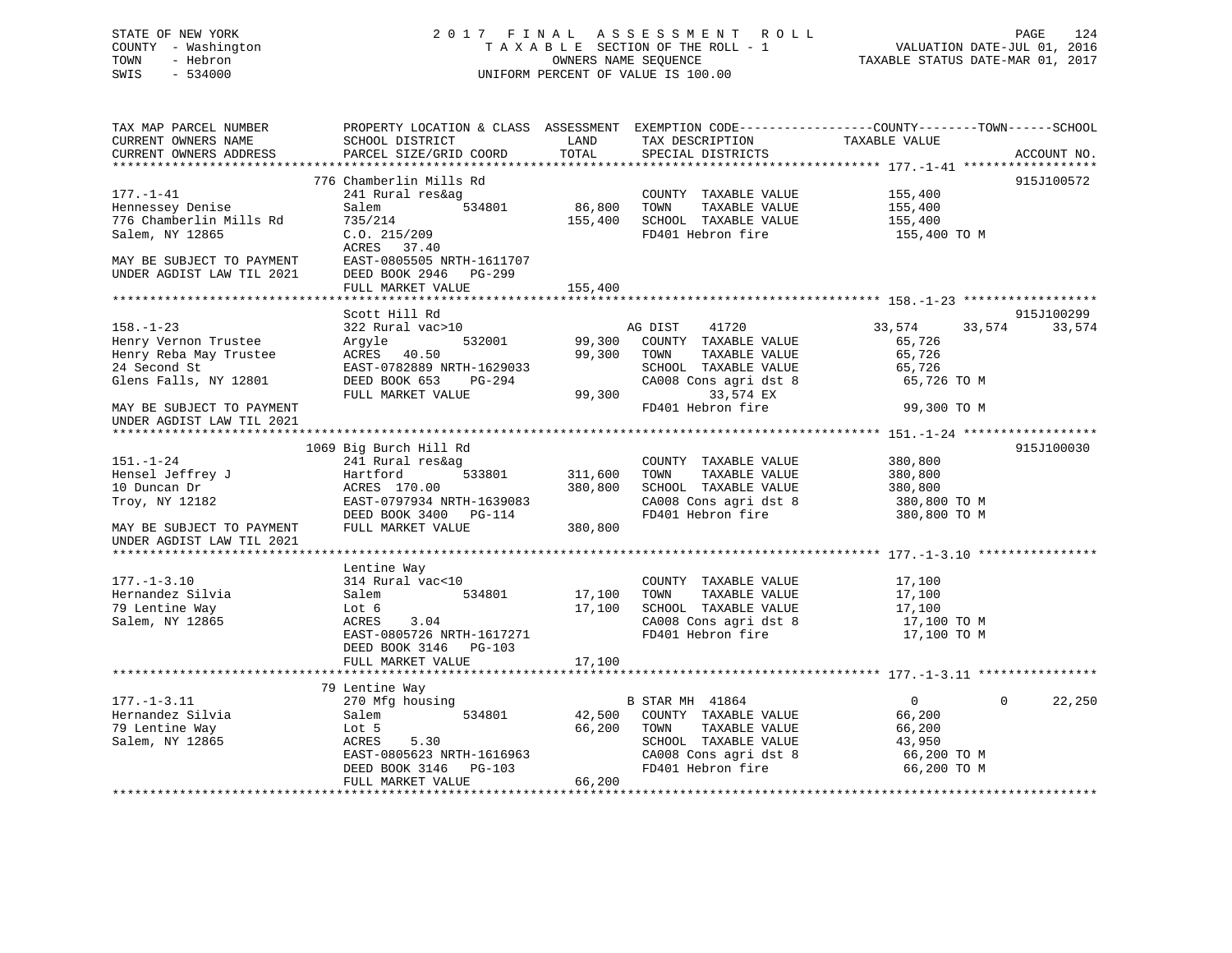STATE OF NEW YORK
COUNTY - Washington
TOWN - Hebron
SWIS - 534000

2 0 1 7 F I N A L A S S E S S M E N T R O L L
T A X A B L E SECTION OF THE ROLL - 1
OWNERS NAME SEQUENCE
UNIFORM PERCENT OF VALUE IS 100.00

VALUATION DATE-JUL 01, 2016
TAXABLE STATUS DATE-MAR 01, 2017

```
TAX MAP PARCEL NUMBER          PROPERTY LOCATION & CLASS  ASSESSMENT  EXEMPTION CODE------------------COUNTY--------TOWN------SCHOOL
CURRENT OWNERS NAME            SCHOOL DISTRICT               LAND      TAX DESCRIPTION            TAXABLE VALUE
CURRENT OWNERS ADDRESS         PARCEL SIZE/GRID COORD        TOTAL     SPECIAL DISTRICTS                                       ACCOUNT NO.
*********************************************************************************************************** 177.-1-41 ******************
                               776 Chamberlin Mills Rd                                                                         915J100572
177.-1-41                      241 Rural res&ag                        COUNTY  TAXABLE VALUE            155,400
Hennessey Denise               Salem          534801        86,800     TOWN    TAXABLE VALUE            155,400
776 Chamberlin Mills Rd        735/214                     155,400     SCHOOL  TAXABLE VALUE            155,400
Salem, NY 12865                C.O. 215/209                            FD401 Hebron fire                 155,400 TO M
                               ACRES  37.40
MAY BE SUBJECT TO PAYMENT      EAST-0805505 NRTH-1611707
UNDER AGDIST LAW TIL 2021      DEED BOOK 2946   PG-299
                               FULL MARKET VALUE           155,400
*********************************************************************************************************** 158.-1-23 ******************
                               Scott Hill Rd                                                                                   915J100299
158.-1-23                      322 Rural vac>10                        AG DIST     41720              33,574      33,574      33,574
Henry Vernon Trustee           Argyle         532001        99,300     COUNTY  TAXABLE VALUE             65,726
Henry Reba May Trustee         ACRES  40.50                 99,300     TOWN    TAXABLE VALUE             65,726
24 Second St                   EAST-0782889 NRTH-1629033               SCHOOL  TAXABLE VALUE             65,726
Glens Falls, NY 12801          DEED BOOK 653    PG-294                 CA008 Cons agri dst 8              65,726 TO M
                               FULL MARKET VALUE            99,300          33,574 EX
MAY BE SUBJECT TO PAYMENT                                              FD401 Hebron fire                  99,300 TO M
UNDER AGDIST LAW TIL 2021
*********************************************************************************************************** 151.-1-24 ******************
                               1069 Big Burch Hill Rd                                                                          915J100030
151.-1-24                      241 Rural res&ag                        COUNTY  TAXABLE VALUE            380,800
Hensel Jeffrey J               Hartford       533801       311,600     TOWN    TAXABLE VALUE            380,800
10 Duncan Dr                   ACRES 170.00                380,800     SCHOOL  TAXABLE VALUE            380,800
Troy, NY 12182                 EAST-0797934 NRTH-1639083               CA008 Cons agri dst 8             380,800 TO M
                               DEED BOOK 3400   PG-114                 FD401 Hebron fire                 380,800 TO M
MAY BE SUBJECT TO PAYMENT      FULL MARKET VALUE           380,800
UNDER AGDIST LAW TIL 2021
*********************************************************************************************************** 177.-1-3.10 ****************
                               Lentine Way
177.-1-3.10                    314 Rural vac<10                        COUNTY  TAXABLE VALUE             17,100
Hernandez Silvia               Salem          534801        17,100     TOWN    TAXABLE VALUE             17,100
79 Lentine Way                 Lot 6                        17,100     SCHOOL  TAXABLE VALUE             17,100
Salem, NY 12865                ACRES   3.04                            CA008 Cons agri dst 8              17,100 TO M
                               EAST-0805726 NRTH-1617271               FD401 Hebron fire                  17,100 TO M
                               DEED BOOK 3146   PG-103
                               FULL MARKET VALUE            17,100
*********************************************************************************************************** 177.-1-3.11 ****************
                               79 Lentine Way
177.-1-3.11                    270 Mfg housing                         B STAR MH  41864                    0           0      22,250
Hernandez Silvia               Salem          534801        42,500     COUNTY  TAXABLE VALUE             66,200
79 Lentine Way                 Lot 5                        66,200     TOWN    TAXABLE VALUE             66,200
Salem, NY 12865                ACRES   5.30                            SCHOOL  TAXABLE VALUE             43,950
                               EAST-0805623 NRTH-1616963               CA008 Cons agri dst 8              66,200 TO M
                               DEED BOOK 3146   PG-103                 FD401 Hebron fire                  66,200 TO M
                               FULL MARKET VALUE            66,200
************************************************************************************************************************************
```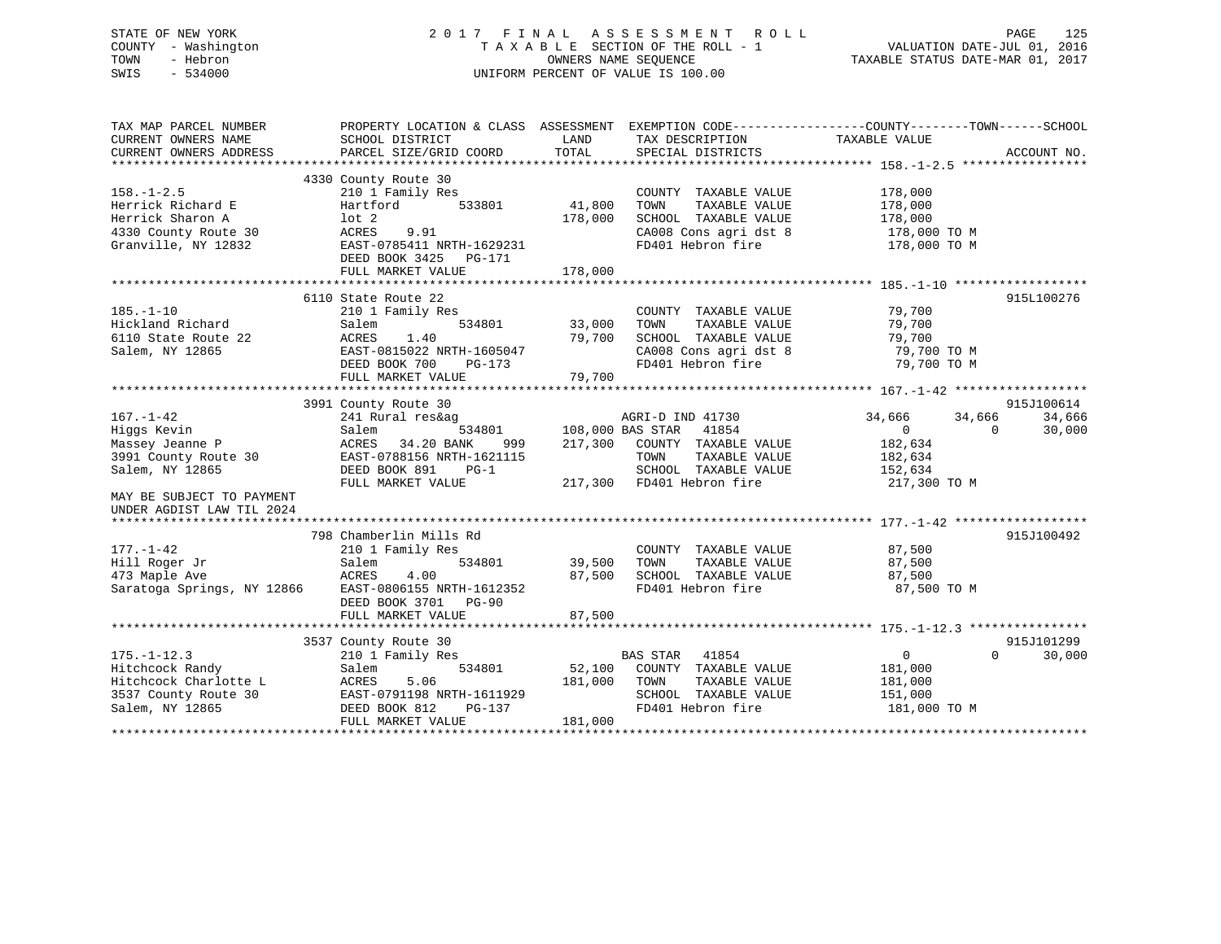STATE OF NEW YORK
COUNTY - Washington
TOWN - Hebron
SWIS - 534000

2 0 1 7 F I N A L A S S E S S M E N T R O L L
T A X A B L E SECTION OF THE ROLL - 1
OWNERS NAME SEQUENCE
UNIFORM PERCENT OF VALUE IS 100.00

VALUATION DATE-JUL 01, 2016
TAXABLE STATUS DATE-MAR 01, 2017

```
TAX MAP PARCEL NUMBER          PROPERTY LOCATION & CLASS  ASSESSMENT  EXEMPTION CODE------------------COUNTY--------TOWN------SCHOOL
CURRENT OWNERS NAME            SCHOOL DISTRICT               LAND      TAX DESCRIPTION             TAXABLE VALUE
CURRENT OWNERS ADDRESS         PARCEL SIZE/GRID COORD        TOTAL     SPECIAL DISTRICTS                                      ACCOUNT NO.
******************************************************************************************************* 158.-1-2.5 *****************
                          4330 County Route 30
158.-1-2.5                     210 1 Family Res                         COUNTY  TAXABLE VALUE           178,000
Herrick Richard E              Hartford          533801      41,800     TOWN    TAXABLE VALUE           178,000
Herrick Sharon A               lot 2                        178,000     SCHOOL  TAXABLE VALUE           178,000
4330 County Route 30           ACRES    9.91                            CA008 Cons agri dst 8            178,000 TO M
Granville, NY 12832            EAST-0785411 NRTH-1629231                FD401 Hebron fire                178,000 TO M
                               DEED BOOK 3425   PG-171
                               FULL MARKET VALUE            178,000
******************************************************************************************************* 185.-1-10 ******************
                          6110 State Route 22                                                                          915L100276
185.-1-10                      210 1 Family Res                         COUNTY  TAXABLE VALUE            79,700
Hickland Richard               Salem             534801      33,000     TOWN    TAXABLE VALUE            79,700
6110 State Route 22            ACRES    1.40                 79,700     SCHOOL  TAXABLE VALUE            79,700
Salem, NY 12865                EAST-0815022 NRTH-1605047                CA008 Cons agri dst 8             79,700 TO M
                               DEED BOOK 700    PG-173                  FD401 Hebron fire                 79,700 TO M
                               FULL MARKET VALUE             79,700
******************************************************************************************************* 167.-1-42 ******************
                          3991 County Route 30                                                                         915J100614
167.-1-42                      241 Rural res&ag                         AGRI-D IND 41730            34,666     34,666     34,666
Higgs Kevin                    Salem             534801     108,000 BAS STAR   41854                  0          0     30,000
Massey Jeanne P                ACRES   34.20 BANK     999   217,300     COUNTY  TAXABLE VALUE           182,634
3991 County Route 30           EAST-0788156 NRTH-1621115                TOWN    TAXABLE VALUE           182,634
Salem, NY 12865                DEED BOOK 891    PG-1                    SCHOOL  TAXABLE VALUE           152,634
                               FULL MARKET VALUE            217,300     FD401 Hebron fire                217,300 TO M
MAY BE SUBJECT TO PAYMENT
UNDER AGDIST LAW TIL 2024
******************************************************************************************************* 177.-1-42 ******************
                           798 Chamberlin Mills Rd                                                                     915J100492
177.-1-42                      210 1 Family Res                         COUNTY  TAXABLE VALUE            87,500
Hill Roger Jr                  Salem             534801      39,500     TOWN    TAXABLE VALUE            87,500
473 Maple Ave                  ACRES    4.00                 87,500     SCHOOL  TAXABLE VALUE            87,500
Saratoga Springs, NY 12866     EAST-0806155 NRTH-1612352                FD401 Hebron fire                 87,500 TO M
                               DEED BOOK 3701   PG-90
                               FULL MARKET VALUE             87,500
******************************************************************************************************* 175.-1-12.3 ****************
                          3537 County Route 30                                                                         915J101299
175.-1-12.3                    210 1 Family Res                         BAS STAR   41854                  0          0     30,000
Hitchcock Randy                Salem             534801      52,100     COUNTY  TAXABLE VALUE           181,000
Hitchcock Charlotte L          ACRES    5.06                181,000     TOWN    TAXABLE VALUE           181,000
3537 County Route 30           EAST-0791198 NRTH-1611929                SCHOOL  TAXABLE VALUE           151,000
Salem, NY 12865                DEED BOOK 812    PG-137                  FD401 Hebron fire                181,000 TO M
                               FULL MARKET VALUE            181,000
************************************************************************************************************************************
```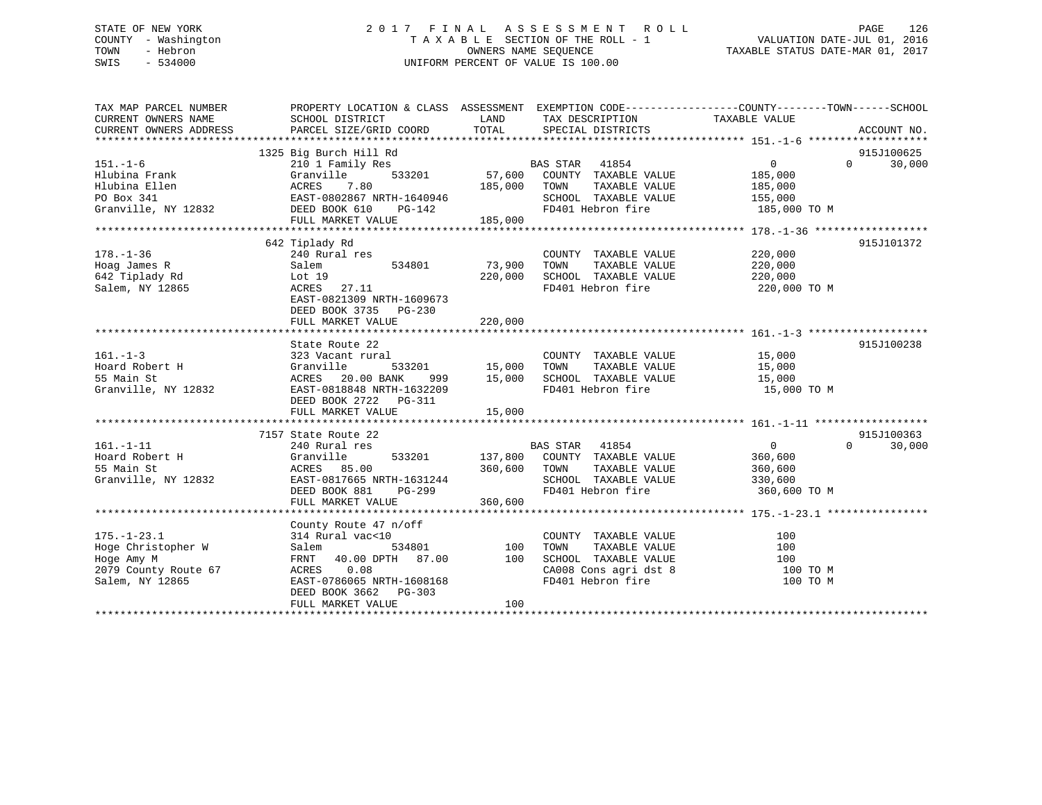STATE OF NEW YORK
COUNTY - Washington
TOWN - Hebron
SWIS - 534000

2017 FINAL ASSESSMENT ROLL
TAXABLE SECTION OF THE ROLL - 1
OWNERS NAME SEQUENCE
UNIFORM PERCENT OF VALUE IS 100.00

VALUATION DATE-JUL 01, 2016
TAXABLE STATUS DATE-MAR 01, 2017

| TAX MAP PARCEL NUMBER / CURRENT OWNERS NAME / CURRENT OWNERS ADDRESS | PROPERTY LOCATION & CLASS / SCHOOL DISTRICT / PARCEL SIZE/GRID COORD | ASSESSMENT LAND | TOTAL | EXEMPTION CODE / TAX DESCRIPTION / SPECIAL DISTRICTS | COUNTY TAXABLE VALUE | TOWN | SCHOOL | ACCOUNT NO. |
|---|---|---|---|---|---|---|---|---|
| **151.-1-6** | 1325 Big Burch Hill Rd | | | | | | | 915J100625 |
| 151.-1-6 | 210 1 Family Res | | | BAS STAR 41854 | 0 | 0 | 30,000 | |
| Hlubina Frank | Granville 533201 | 57,600 | | COUNTY TAXABLE VALUE | 185,000 | | | |
| Hlubina Ellen | ACRES 7.80 | | 185,000 | TOWN TAXABLE VALUE | 185,000 | | | |
| PO Box 341 | EAST-0802867 NRTH-1640946 | | | SCHOOL TAXABLE VALUE | 155,000 | | | |
| Granville, NY 12832 | DEED BOOK 610 PG-142 | | | FD401 Hebron fire | 185,000 TO M | | | |
| | FULL MARKET VALUE | | 185,000 | | | | | |
| **178.-1-36** | 642 Tiplady Rd | | | | | | | 915J101372 |
| 178.-1-36 | 240 Rural res | | | COUNTY TAXABLE VALUE | 220,000 | | | |
| Hoag James R | Salem 534801 | 73,900 | | TOWN TAXABLE VALUE | 220,000 | | | |
| 642 Tiplady Rd | Lot 19 | | 220,000 | SCHOOL TAXABLE VALUE | 220,000 | | | |
| Salem, NY 12865 | ACRES 27.11 | | | FD401 Hebron fire | 220,000 TO M | | | |
| | EAST-0821309 NRTH-1609673 | | | | | | | |
| | DEED BOOK 3735 PG-230 | | | | | | | |
| | FULL MARKET VALUE | | 220,000 | | | | | |
| **161.-1-3** | State Route 22 | | | | | | | 915J100238 |
| 161.-1-3 | 323 Vacant rural | | | COUNTY TAXABLE VALUE | 15,000 | | | |
| Hoard Robert H | Granville 533201 | 15,000 | | TOWN TAXABLE VALUE | 15,000 | | | |
| 55 Main St | ACRES 20.00 BANK 999 | | 15,000 | SCHOOL TAXABLE VALUE | 15,000 | | | |
| Granville, NY 12832 | EAST-0818848 NRTH-1632209 | | | FD401 Hebron fire | 15,000 TO M | | | |
| | DEED BOOK 2722 PG-311 | | | | | | | |
| | FULL MARKET VALUE | | 15,000 | | | | | |
| **161.-1-11** | 7157 State Route 22 | | | | | | | 915J100363 |
| 161.-1-11 | 240 Rural res | | | BAS STAR 41854 | 0 | 0 | 30,000 | |
| Hoard Robert H | Granville 533201 | 137,800 | | COUNTY TAXABLE VALUE | 360,600 | | | |
| 55 Main St | ACRES 85.00 | | 360,600 | TOWN TAXABLE VALUE | 360,600 | | | |
| Granville, NY 12832 | EAST-0817665 NRTH-1631244 | | | SCHOOL TAXABLE VALUE | 330,600 | | | |
| | DEED BOOK 881 PG-299 | | | FD401 Hebron fire | 360,600 TO M | | | |
| | FULL MARKET VALUE | | 360,600 | | | | | |
| **175.-1-23.1** | County Route 47 n/off | | | | | | | |
| 175.-1-23.1 | 314 Rural vac<10 | | | COUNTY TAXABLE VALUE | 100 | | | |
| Hoge Christopher W | Salem 534801 | 100 | | TOWN TAXABLE VALUE | 100 | | | |
| Hoge Amy M | FRNT 40.00 DPTH 87.00 | | 100 | SCHOOL TAXABLE VALUE | 100 | | | |
| 2079 County Route 67 | ACRES 0.08 | | | CA008 Cons agri dst 8 | 100 TO M | | | |
| Salem, NY 12865 | EAST-0786065 NRTH-1608168 | | | FD401 Hebron fire | 100 TO M | | | |
| | DEED BOOK 3662 PG-303 | | | | | | | |
| | FULL MARKET VALUE | | 100 | | | | | |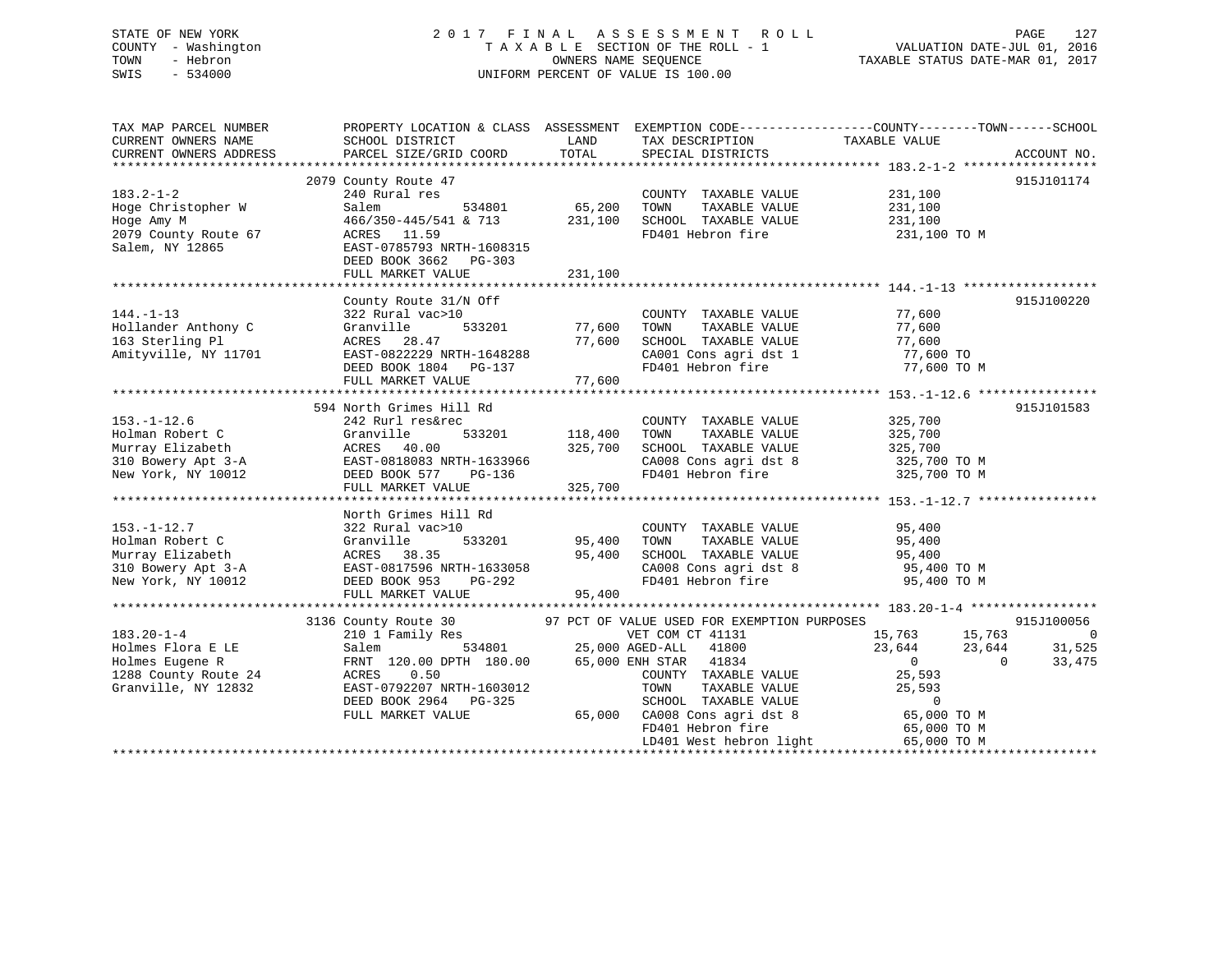STATE OF NEW YORK
COUNTY - Washington
TOWN - Hebron
SWIS - 534000

# 2017 FINAL ASSESSMENT ROLL

TAXABLE SECTION OF THE ROLL - 1
OWNERS NAME SEQUENCE
UNIFORM PERCENT OF VALUE IS 100.00

VALUATION DATE-JUL 01, 2016
TAXABLE STATUS DATE-MAR 01, 2017

```
TAX MAP PARCEL NUMBER      PROPERTY LOCATION & CLASS  ASSESSMENT  EXEMPTION CODE------------------COUNTY--------TOWN------SCHOOL
CURRENT OWNERS NAME        SCHOOL DISTRICT             LAND       TAX DESCRIPTION            TAXABLE VALUE
CURRENT OWNERS ADDRESS     PARCEL SIZE/GRID COORD      TOTAL      SPECIAL DISTRICTS                                      ACCOUNT NO.
******************************************************************************************** 183.2-1-2 ******************
                           2079 County Route 47                                                                         915J101174
183.2-1-2                  240 Rural res                          COUNTY  TAXABLE VALUE          231,100
Hoge Christopher W         Salem           534801      65,200     TOWN    TAXABLE VALUE          231,100
Hoge Amy M                 466/350-445/541 & 713      231,100     SCHOOL  TAXABLE VALUE          231,100
2079 County Route 67       ACRES   11.59                          FD401 Hebron fire              231,100 TO M
Salem, NY 12865            EAST-0785793 NRTH-1608315
                           DEED BOOK 3662   PG-303
                           FULL MARKET VALUE          231,100
******************************************************************************************** 144.-1-13 ******************
                           County Route 31/N Off                                                                        915J100220
144.-1-13                  322 Rural vac>10                       COUNTY  TAXABLE VALUE           77,600
Hollander Anthony C        Granville       533201      77,600     TOWN    TAXABLE VALUE           77,600
163 Sterling Pl            ACRES   28.47               77,600     SCHOOL  TAXABLE VALUE           77,600
Amityville, NY 11701       EAST-0822229 NRTH-1648288              CA001 Cons agri dst 1           77,600 TO
                           DEED BOOK 1804   PG-137                FD401 Hebron fire               77,600 TO M
                           FULL MARKET VALUE           77,600
******************************************************************************************** 153.-1-12.6 ****************
                           594 North Grimes Hill Rd                                                                     915J101583
153.-1-12.6                242 Rurl res&rec                       COUNTY  TAXABLE VALUE          325,700
Holman Robert C            Granville       533201     118,400     TOWN    TAXABLE VALUE          325,700
Murray Elizabeth           ACRES   40.00              325,700     SCHOOL  TAXABLE VALUE          325,700
310 Bowery Apt 3-A         EAST-0818083 NRTH-1633966              CA008 Cons agri dst 8          325,700 TO M
New York, NY 10012         DEED BOOK 577    PG-136                FD401 Hebron fire              325,700 TO M
                           FULL MARKET VALUE          325,700
******************************************************************************************** 153.-1-12.7 ****************
                           North Grimes Hill Rd
153.-1-12.7                322 Rural vac>10                       COUNTY  TAXABLE VALUE           95,400
Holman Robert C            Granville       533201      95,400     TOWN    TAXABLE VALUE           95,400
Murray Elizabeth           ACRES   38.35               95,400     SCHOOL  TAXABLE VALUE           95,400
310 Bowery Apt 3-A         EAST-0817596 NRTH-1633058              CA008 Cons agri dst 8           95,400 TO M
New York, NY 10012         DEED BOOK 953    PG-292                FD401 Hebron fire               95,400 TO M
                           FULL MARKET VALUE           95,400
******************************************************************************************** 183.20-1-4 *****************
                           3136 County Route 30        97 PCT OF VALUE USED FOR EXEMPTION PURPOSES                      915J100056
183.20-1-4                 210 1 Family Res                       VET COM CT 41131          15,763      15,763           0
Holmes Flora E LE          Salem           534801      25,000 AGED-ALL    41800             23,644      23,644      31,525
Holmes Eugene R            FRNT 120.00 DPTH 180.00     65,000 ENH STAR    41834                  0           0      33,475
1288 County Route 24       ACRES    0.50                          COUNTY  TAXABLE VALUE           25,593
Granville, NY 12832        EAST-0792207 NRTH-1603012              TOWN    TAXABLE VALUE           25,593
                           DEED BOOK 2964   PG-325                SCHOOL  TAXABLE VALUE                0
                           FULL MARKET VALUE           65,000     CA008 Cons agri dst 8           65,000 TO M
                                                                  FD401 Hebron fire               65,000 TO M
                                                                  LD401 West hebron light         65,000 TO M
**************************************************************************************************************************
```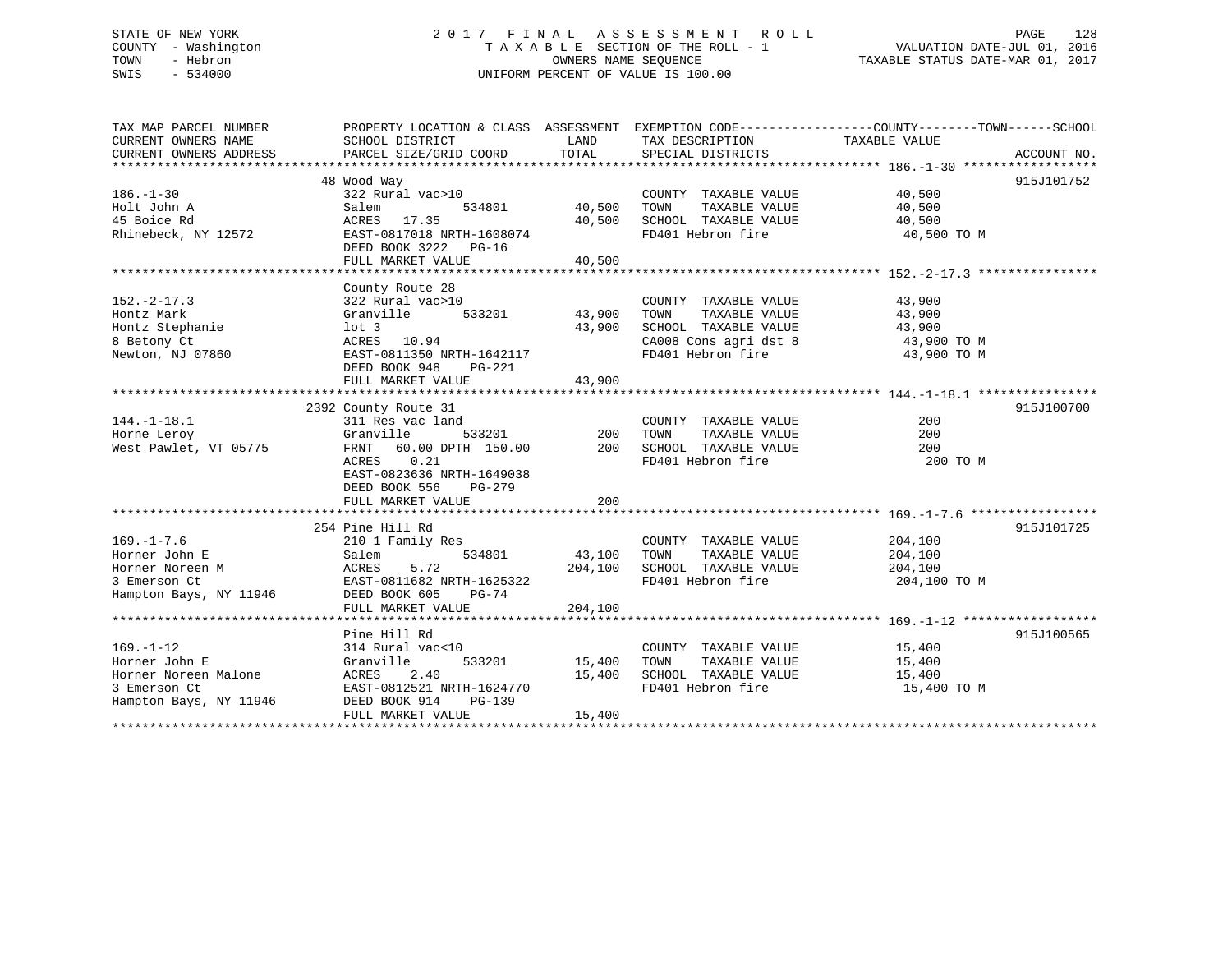STATE OF NEW YORK
COUNTY - Washington
TOWN - Hebron
SWIS - 534000

2017 FINAL ASSESSMENT ROLL
TAXABLE SECTION OF THE ROLL - 1
OWNERS NAME SEQUENCE
UNIFORM PERCENT OF VALUE IS 100.00

VALUATION DATE-JUL 01, 2016
TAXABLE STATUS DATE-MAR 01, 2017

| TAX MAP PARCEL NUMBER / CURRENT OWNERS NAME / CURRENT OWNERS ADDRESS | PROPERTY LOCATION & CLASS / SCHOOL DISTRICT / PARCEL SIZE/GRID COORD | ASSESSMENT LAND / TOTAL | EXEMPTION CODE / TAX DESCRIPTION / SPECIAL DISTRICTS | COUNTY--------TOWN------SCHOOL TAXABLE VALUE | ACCOUNT NO. |
|---|---|---|---|---|---|
| 186.-1-30 | 48 Wood Way | | | | 915J101752 |
| 186.-1-30 | 322 Rural vac>10 | | COUNTY TAXABLE VALUE | 40,500 | |
| Holt John A | Salem 534801 | 40,500 | TOWN TAXABLE VALUE | 40,500 | |
| 45 Boice Rd | ACRES 17.35 | 40,500 | SCHOOL TAXABLE VALUE | 40,500 | |
| Rhinebeck, NY 12572 | EAST-0817018 NRTH-1608074 | | FD401 Hebron fire | 40,500 TO M | |
| | DEED BOOK 3222 PG-16 | | | | |
| | FULL MARKET VALUE | 40,500 | | | |
| 152.-2-17.3 | County Route 28 | | | | |
| 152.-2-17.3 | 322 Rural vac>10 | | COUNTY TAXABLE VALUE | 43,900 | |
| Hontz Mark | Granville 533201 | 43,900 | TOWN TAXABLE VALUE | 43,900 | |
| Hontz Stephanie | lot 3 | 43,900 | SCHOOL TAXABLE VALUE | 43,900 | |
| 8 Betony Ct | ACRES 10.94 | | CA008 Cons agri dst 8 | 43,900 TO M | |
| Newton, NJ 07860 | EAST-0811350 NRTH-1642117 | | FD401 Hebron fire | 43,900 TO M | |
| | DEED BOOK 948 PG-221 | | | | |
| | FULL MARKET VALUE | 43,900 | | | |
| 144.-1-18.1 | 2392 County Route 31 | | | | 915J100700 |
| 144.-1-18.1 | 311 Res vac land | | COUNTY TAXABLE VALUE | 200 | |
| Horne Leroy | Granville 533201 | 200 | TOWN TAXABLE VALUE | 200 | |
| West Pawlet, VT 05775 | FRNT 60.00 DPTH 150.00 | 200 | SCHOOL TAXABLE VALUE | 200 | |
| | ACRES 0.21 | | FD401 Hebron fire | 200 TO M | |
| | EAST-0823636 NRTH-1649038 | | | | |
| | DEED BOOK 556 PG-279 | | | | |
| | FULL MARKET VALUE | 200 | | | |
| 169.-1-7.6 | 254 Pine Hill Rd | | | | 915J101725 |
| 169.-1-7.6 | 210 1 Family Res | | COUNTY TAXABLE VALUE | 204,100 | |
| Horner John E | Salem 534801 | 43,100 | TOWN TAXABLE VALUE | 204,100 | |
| Horner Noreen M | ACRES 5.72 | 204,100 | SCHOOL TAXABLE VALUE | 204,100 | |
| 3 Emerson Ct | EAST-0811682 NRTH-1625322 | | FD401 Hebron fire | 204,100 TO M | |
| Hampton Bays, NY 11946 | DEED BOOK 605 PG-74 | | | | |
| | FULL MARKET VALUE | 204,100 | | | |
| 169.-1-12 | Pine Hill Rd | | | | 915J100565 |
| 169.-1-12 | 314 Rural vac<10 | | COUNTY TAXABLE VALUE | 15,400 | |
| Horner John E | Granville 533201 | 15,400 | TOWN TAXABLE VALUE | 15,400 | |
| Horner Noreen Malone | ACRES 2.40 | 15,400 | SCHOOL TAXABLE VALUE | 15,400 | |
| 3 Emerson Ct | EAST-0812521 NRTH-1624770 | | FD401 Hebron fire | 15,400 TO M | |
| Hampton Bays, NY 11946 | DEED BOOK 914 PG-139 | | | | |
| | FULL MARKET VALUE | 15,400 | | | |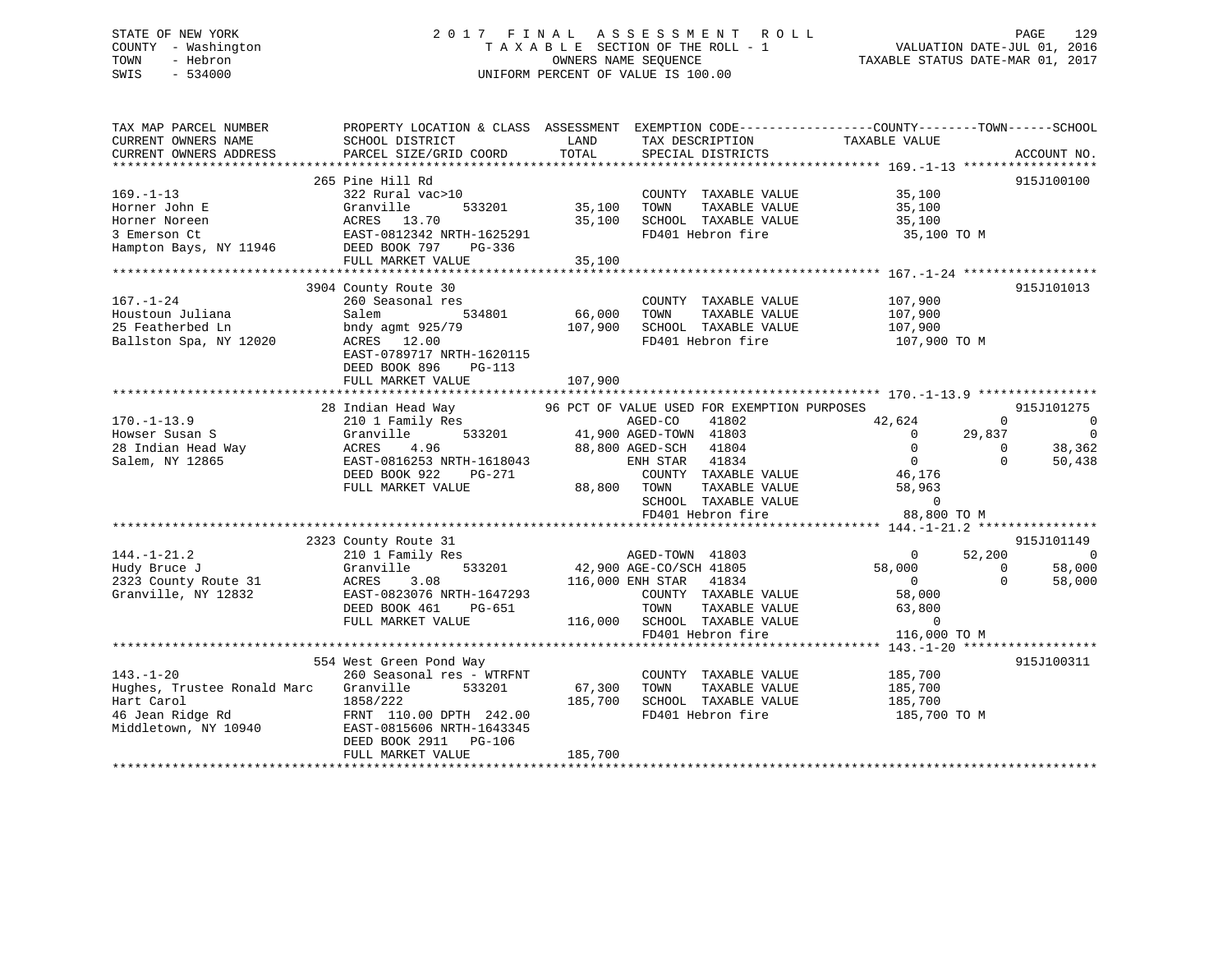STATE OF NEW YORK
COUNTY - Washington
TOWN - Hebron
SWIS - 534000

# 2017 FINAL ASSESSMENT ROLL

TAXABLE SECTION OF THE ROLL - 1
OWNERS NAME SEQUENCE
UNIFORM PERCENT OF VALUE IS 100.00

VALUATION DATE-JUL 01, 2016
TAXABLE STATUS DATE-MAR 01, 2017

```
TAX MAP PARCEL NUMBER          PROPERTY LOCATION & CLASS  ASSESSMENT  EXEMPTION CODE------------------COUNTY--------TOWN------SCHOOL
CURRENT OWNERS NAME            SCHOOL DISTRICT               LAND      TAX DESCRIPTION              TAXABLE VALUE
CURRENT OWNERS ADDRESS         PARCEL SIZE/GRID COORD        TOTAL     SPECIAL DISTRICTS                                     ACCOUNT NO.
******************************************************************************************************* 169.-1-13 ******************
                          265 Pine Hill Rd                                                                                915J100100
169.-1-13                      322 Rural vac>10                        COUNTY  TAXABLE VALUE           35,100
Horner John E                  Granville        533201      35,100     TOWN    TAXABLE VALUE           35,100
Horner Noreen                  ACRES  13.70                 35,100     SCHOOL  TAXABLE VALUE           35,100
3 Emerson Ct                   EAST-0812342 NRTH-1625291               FD401 Hebron fire                35,100 TO M
Hampton Bays, NY 11946         DEED BOOK 797    PG-336
                               FULL MARKET VALUE            35,100
******************************************************************************************************* 167.-1-24 ******************
                          3904 County Route 30                                                                            915J101013
167.-1-24                      260 Seasonal res                        COUNTY  TAXABLE VALUE          107,900
Houstoun Juliana               Salem            534801      66,000     TOWN    TAXABLE VALUE          107,900
25 Featherbed Ln               bndy agmt 925/79            107,900     SCHOOL  TAXABLE VALUE          107,900
Ballston Spa, NY 12020         ACRES  12.00                            FD401 Hebron fire               107,900 TO M
                               EAST-0789717 NRTH-1620115
                               DEED BOOK 896    PG-113
                               FULL MARKET VALUE           107,900
******************************************************************************************************* 170.-1-13.9 ****************
                          28 Indian Head Way            96 PCT OF VALUE USED FOR EXEMPTION PURPOSES                       915J101275
170.-1-13.9                    210 1 Family Res                 AGED-CO     41802              42,624           0             0
Howser Susan S                 Granville        533201      41,900 AGED-TOWN  41803                  0      29,837             0
28 Indian Head Way             ACRES   4.96                 88,800 AGED-SCH   41804                  0           0        38,362
Salem, NY 12865                EAST-0816253 NRTH-1618043          ENH STAR   41834                  0           0        50,438
                               DEED BOOK 922    PG-271                 COUNTY  TAXABLE VALUE           46,176
                               FULL MARKET VALUE            88,800     TOWN    TAXABLE VALUE           58,963
                                                                       SCHOOL  TAXABLE VALUE                0
                                                                       FD401 Hebron fire                88,800 TO M
******************************************************************************************************* 144.-1-21.2 ****************
                          2323 County Route 31                                                                            915J101149
144.-1-21.2                    210 1 Family Res                 AGED-TOWN  41803                        0      52,200             0
Hudy Bruce J                   Granville        533201      42,900 AGE-CO/SCH 41805             58,000           0        58,000
2323 County Route 31           ACRES   3.08                116,000 ENH STAR   41834                  0           0        58,000
Granville, NY 12832            EAST-0823076 NRTH-1647293               COUNTY  TAXABLE VALUE           58,000
                               DEED BOOK 461    PG-651                 TOWN    TAXABLE VALUE           63,800
                               FULL MARKET VALUE           116,000     SCHOOL  TAXABLE VALUE                0
                                                                       FD401 Hebron fire               116,000 TO M
******************************************************************************************************* 143.-1-20 ******************
                          554 West Green Pond Way                                                                         915J100311
143.-1-20                      260 Seasonal res - WTRFNT               COUNTY  TAXABLE VALUE          185,700
Hughes, Trustee Ronald Marc    Granville        533201      67,300     TOWN    TAXABLE VALUE          185,700
Hart Carol                     1858/222                    185,700     SCHOOL  TAXABLE VALUE          185,700
46 Jean Ridge Rd               FRNT 110.00 DPTH 242.00                 FD401 Hebron fire               185,700 TO M
Middletown, NY 10940           EAST-0815606 NRTH-1643345
                               DEED BOOK 2911   PG-106
                               FULL MARKET VALUE           185,700
************************************************************************************************************************************
```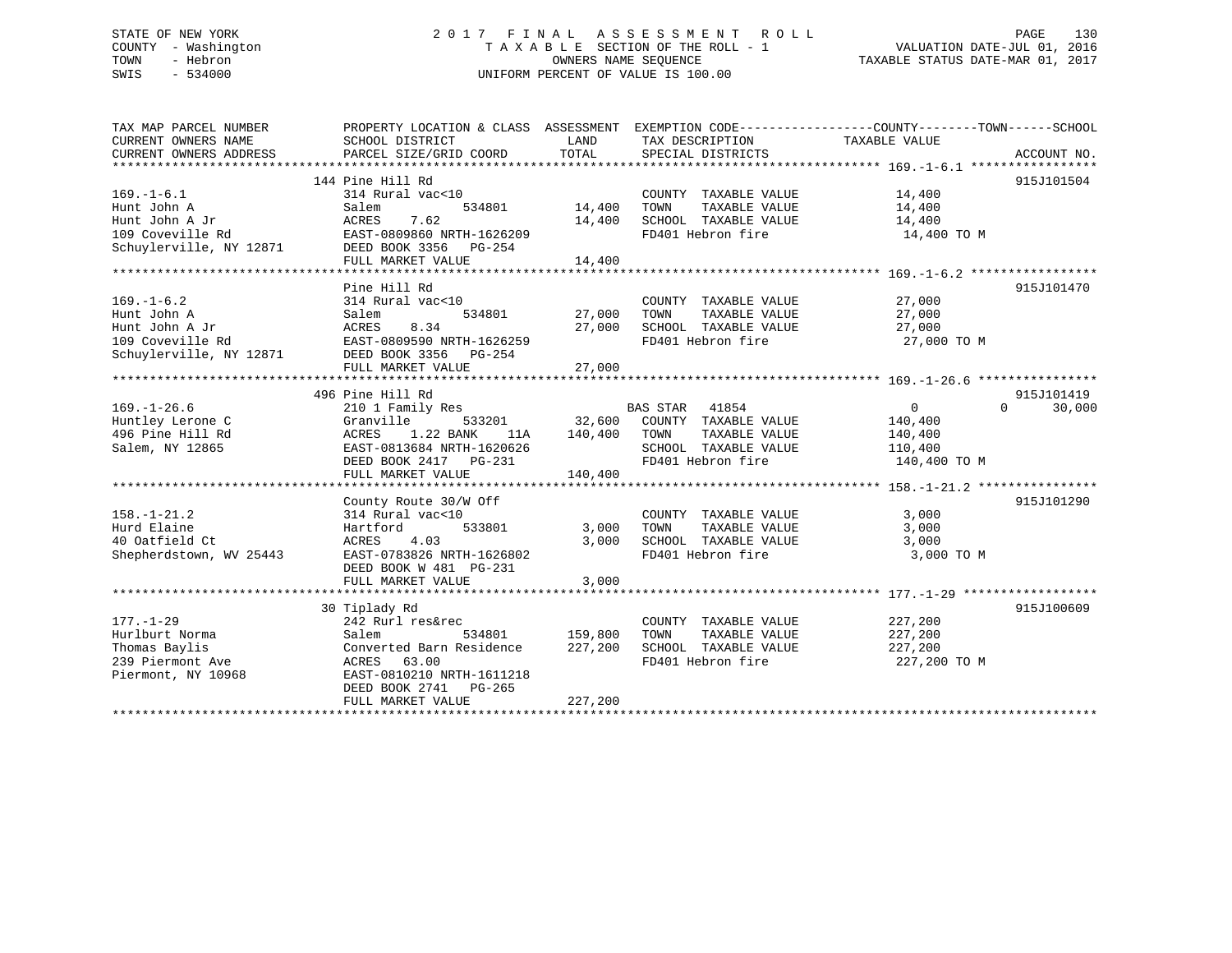STATE OF NEW YORK
COUNTY - Washington
TOWN - Hebron
SWIS - 534000

# 2017 FINAL ASSESSMENT ROLL
TAXABLE SECTION OF THE ROLL - 1
OWNERS NAME SEQUENCE
UNIFORM PERCENT OF VALUE IS 100.00

VALUATION DATE-JUL 01, 2016
TAXABLE STATUS DATE-MAR 01, 2017

```
TAX MAP PARCEL NUMBER          PROPERTY LOCATION & CLASS  ASSESSMENT  EXEMPTION CODE-----------------COUNTY--------TOWN------SCHOOL
CURRENT OWNERS NAME            SCHOOL DISTRICT               LAND      TAX DESCRIPTION             TAXABLE VALUE
CURRENT OWNERS ADDRESS         PARCEL SIZE/GRID COORD        TOTAL     SPECIAL DISTRICTS                                   ACCOUNT NO.
******************************************************************************************************* 169.-1-6.1 *****************
                               144 Pine Hill Rd                                                                            915J101504
169.-1-6.1                     314 Rural vac<10                        COUNTY  TAXABLE VALUE             14,400
Hunt John A                    Salem          534801        14,400    TOWN    TAXABLE VALUE             14,400
Hunt John A Jr                 ACRES    7.62                14,400    SCHOOL  TAXABLE VALUE             14,400
109 Coveville Rd               EAST-0809860 NRTH-1626209               FD401 Hebron fire                  14,400 TO M
Schuylerville, NY 12871        DEED BOOK 3356   PG-254
                               FULL MARKET VALUE            14,400
******************************************************************************************************* 169.-1-6.2 *****************
                               Pine Hill Rd                                                                                915J101470
169.-1-6.2                     314 Rural vac<10                        COUNTY  TAXABLE VALUE             27,000
Hunt John A                    Salem          534801        27,000    TOWN    TAXABLE VALUE             27,000
Hunt John A Jr                 ACRES    8.34                27,000    SCHOOL  TAXABLE VALUE             27,000
109 Coveville Rd               EAST-0809590 NRTH-1626259               FD401 Hebron fire                  27,000 TO M
Schuylerville, NY 12871        DEED BOOK 3356   PG-254
                               FULL MARKET VALUE            27,000
******************************************************************************************************* 169.-1-26.6 ****************
                               496 Pine Hill Rd                                                                            915J101419
169.-1-26.6                    210 1 Family Res                        BAS STAR   41854                   0            0     30,000
Huntley Lerone C               Granville      533201        32,600    COUNTY  TAXABLE VALUE            140,400
496 Pine Hill Rd               ACRES    1.22 BANK    11A   140,400    TOWN    TAXABLE VALUE            140,400
Salem, NY 12865                EAST-0813684 NRTH-1620626               SCHOOL  TAXABLE VALUE            110,400
                               DEED BOOK 2417   PG-231                 FD401 Hebron fire                 140,400 TO M
                               FULL MARKET VALUE           140,400
******************************************************************************************************* 158.-1-21.2 ****************
                               County Route 30/W Off                                                                       915J101290
158.-1-21.2                    314 Rural vac<10                        COUNTY  TAXABLE VALUE              3,000
Hurd Elaine                    Hartford       533801         3,000    TOWN    TAXABLE VALUE              3,000
40 Oatfield Ct                 ACRES    4.03                 3,000    SCHOOL  TAXABLE VALUE              3,000
Shepherdstown, WV 25443        EAST-0783826 NRTH-1626802               FD401 Hebron fire                   3,000 TO M
                               DEED BOOK W 481  PG-231
                               FULL MARKET VALUE             3,000
******************************************************************************************************* 177.-1-29 ******************
                               30 Tiplady Rd                                                                               915J100609
177.-1-29                      242 Rurl res&rec                        COUNTY  TAXABLE VALUE            227,200
Hurlburt Norma                 Salem          534801       159,800    TOWN    TAXABLE VALUE            227,200
Thomas Baylis                  Converted Barn Residence    227,200    SCHOOL  TAXABLE VALUE            227,200
239 Piermont Ave               ACRES   63.00                           FD401 Hebron fire                 227,200 TO M
Piermont, NY 10968             EAST-0810210 NRTH-1611218
                               DEED BOOK 2741   PG-265
                               FULL MARKET VALUE           227,200
************************************************************************************************************************************
```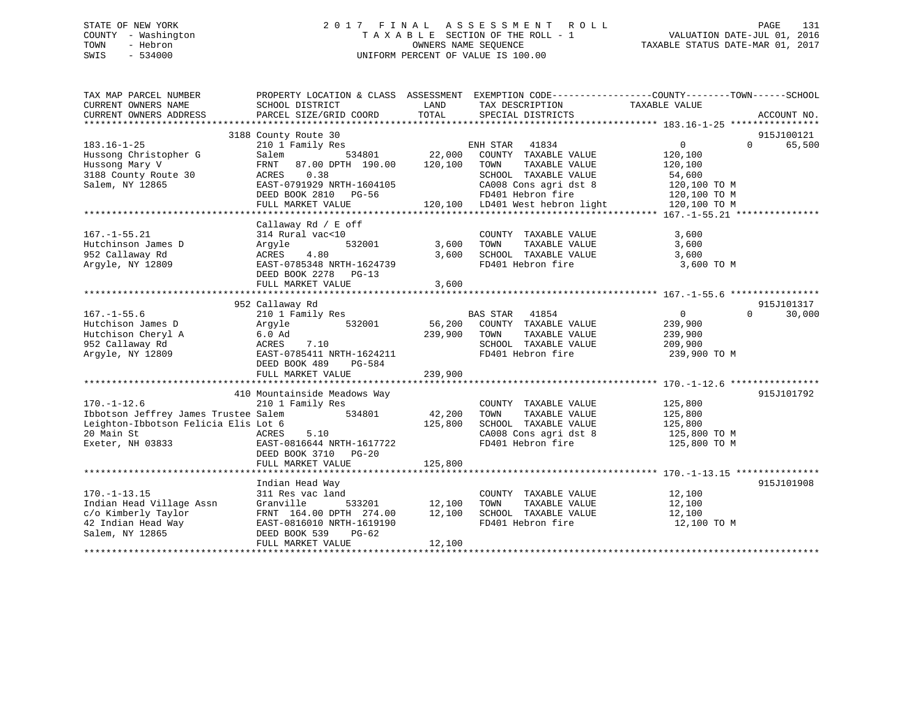STATE OF NEW YORK
COUNTY - Washington
TOWN - Hebron
SWIS - 534000

2017 FINAL ASSESSMENT ROLL
TAXABLE SECTION OF THE ROLL - 1
OWNERS NAME SEQUENCE
UNIFORM PERCENT OF VALUE IS 100.00

VALUATION DATE-JUL 01, 2016
TAXABLE STATUS DATE-MAR 01, 2017

```
TAX MAP PARCEL NUMBER          PROPERTY LOCATION & CLASS  ASSESSMENT  EXEMPTION CODE------------------COUNTY--------TOWN------SCHOOL
CURRENT OWNERS NAME            SCHOOL DISTRICT               LAND      TAX DESCRIPTION              TAXABLE VALUE
CURRENT OWNERS ADDRESS         PARCEL SIZE/GRID COORD       TOTAL      SPECIAL DISTRICTS                                        ACCOUNT NO.
******************************************************************************************************* 183.16-1-25 ****************
                               3188 County Route 30                                                                         915J100121
183.16-1-25                    210 1 Family Res                         ENH STAR   41834              0             0      65,500
Hussong Christopher G          Salem           534801        22,000    COUNTY  TAXABLE VALUE         120,100
Hussong Mary V                 FRNT  87.00 DPTH 190.00      120,100    TOWN    TAXABLE VALUE         120,100
3188 County Route 30           ACRES    0.38                           SCHOOL  TAXABLE VALUE          54,600
Salem, NY 12865                EAST-0791929 NRTH-1604105               CA008 Cons agri dst 8         120,100 TO M
                               DEED BOOK 2810   PG-56                  FD401 Hebron fire             120,100 TO M
                               FULL MARKET VALUE            120,100    LD401 West hebron light       120,100 TO M
******************************************************************************************************* 167.-1-55.21 ***************
                               Callaway Rd / E off
167.-1-55.21                   314 Rural vac<10                         COUNTY  TAXABLE VALUE           3,600
Hutchinson James D             Argyle          532001         3,600    TOWN    TAXABLE VALUE           3,600
952 Callaway Rd                ACRES    4.80                  3,600    SCHOOL  TAXABLE VALUE           3,600
Argyle, NY 12809               EAST-0785348 NRTH-1624739               FD401 Hebron fire               3,600 TO M
                               DEED BOOK 2278   PG-13
                               FULL MARKET VALUE              3,600
******************************************************************************************************* 167.-1-55.6 ****************
                               952 Callaway Rd                                                                              915J101317
167.-1-55.6                    210 1 Family Res                         BAS STAR   41854              0             0      30,000
Hutchison James D              Argyle          532001        56,200    COUNTY  TAXABLE VALUE         239,900
Hutchison Cheryl A             6.0 Ad                       239,900    TOWN    TAXABLE VALUE         239,900
952 Callaway Rd                ACRES    7.10                           SCHOOL  TAXABLE VALUE         209,900
Argyle, NY 12809               EAST-0785411 NRTH-1624211               FD401 Hebron fire             239,900 TO M
                               DEED BOOK 489    PG-584
                               FULL MARKET VALUE            239,900
******************************************************************************************************* 170.-1-12.6 ****************
                               410 Mountainside Meadows Way                                                                 915J101792
170.-1-12.6                    210 1 Family Res                         COUNTY  TAXABLE VALUE         125,800
Ibbotson Jeffrey James Trustee Salem           534801        42,200    TOWN    TAXABLE VALUE         125,800
Leighton-Ibbotson Felicia Elis Lot 6                        125,800    SCHOOL  TAXABLE VALUE         125,800
20 Main St                     ACRES    5.10                           CA008 Cons agri dst 8         125,800 TO M
Exeter, NH 03833               EAST-0816644 NRTH-1617722               FD401 Hebron fire             125,800 TO M
                               DEED BOOK 3710   PG-20
                               FULL MARKET VALUE            125,800
******************************************************************************************************* 170.-1-13.15 ***************
                               Indian Head Way                                                                              915J101908
170.-1-13.15                   311 Res vac land                         COUNTY  TAXABLE VALUE          12,100
Indian Head Village Assn       Granville       533201        12,100    TOWN    TAXABLE VALUE          12,100
c/o Kimberly Taylor            FRNT 164.00 DPTH 274.00       12,100    SCHOOL  TAXABLE VALUE          12,100
42 Indian Head Way             EAST-0816010 NRTH-1619190               FD401 Hebron fire              12,100 TO M
Salem, NY 12865                DEED BOOK 539    PG-62
                               FULL MARKET VALUE             12,100
************************************************************************************************************************************
```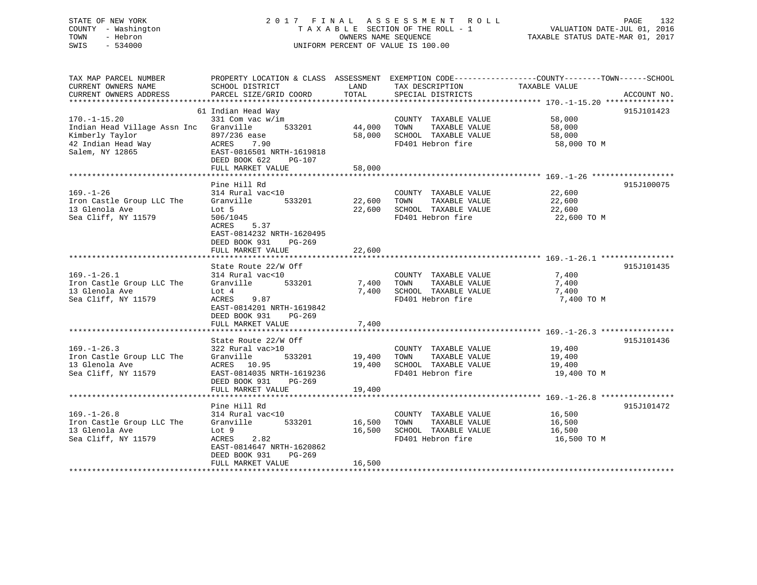STATE OF NEW YORK
COUNTY - Washington
TOWN - Hebron
SWIS - 534000

2 0 1 7 F I N A L A S S E S S M E N T R O L L
T A X A B L E SECTION OF THE ROLL - 1
OWNERS NAME SEQUENCE
UNIFORM PERCENT OF VALUE IS 100.00

VALUATION DATE-JUL 01, 2016
TAXABLE STATUS DATE-MAR 01, 2017

| TAX MAP PARCEL NUMBER / CURRENT OWNERS NAME / CURRENT OWNERS ADDRESS | PROPERTY LOCATION & CLASS / SCHOOL DISTRICT / PARCEL SIZE/GRID COORD | ASSESSMENT LAND | TOTAL | EXEMPTION CODE / TAX DESCRIPTION / SPECIAL DISTRICTS | COUNTY--------TOWN------SCHOOL TAXABLE VALUE | ACCOUNT NO. |
|---|---|---|---|---|---|---|
| **170.-1-15.20** | 61 Indian Head Way | | | | | 915J101423 |
| 170.-1-15.20 | 331 Com vac w/im | | | COUNTY TAXABLE VALUE | 58,000 | |
| Indian Head Village Assn Inc | Granville 533201 | 44,000 | | TOWN TAXABLE VALUE | 58,000 | |
| Kimberly Taylor | 897/236 ease | | 58,000 | SCHOOL TAXABLE VALUE | 58,000 | |
| 42 Indian Head Way | ACRES 7.90 | | | FD401 Hebron fire | 58,000 TO M | |
| Salem, NY 12865 | EAST-0816501 NRTH-1619818 | | | | | |
| | DEED BOOK 622 PG-107 | | | | | |
| | FULL MARKET VALUE | | 58,000 | | | |
| **169.-1-26** | Pine Hill Rd | | | | | 915J100075 |
| 169.-1-26 | 314 Rural vac<10 | | | COUNTY TAXABLE VALUE | 22,600 | |
| Iron Castle Group LLC The | Granville 533201 | 22,600 | | TOWN TAXABLE VALUE | 22,600 | |
| 13 Glenola Ave | Lot 5 | | 22,600 | SCHOOL TAXABLE VALUE | 22,600 | |
| Sea Cliff, NY 11579 | 506/1045 | | | FD401 Hebron fire | 22,600 TO M | |
| | ACRES 5.37 | | | | | |
| | EAST-0814232 NRTH-1620495 | | | | | |
| | DEED BOOK 931 PG-269 | | | | | |
| | FULL MARKET VALUE | | 22,600 | | | |
| **169.-1-26.1** | State Route 22/W Off | | | | | 915J101435 |
| 169.-1-26.1 | 314 Rural vac<10 | | | COUNTY TAXABLE VALUE | 7,400 | |
| Iron Castle Group LLC The | Granville 533201 | 7,400 | | TOWN TAXABLE VALUE | 7,400 | |
| 13 Glenola Ave | Lot 4 | | 7,400 | SCHOOL TAXABLE VALUE | 7,400 | |
| Sea Cliff, NY 11579 | ACRES 9.87 | | | FD401 Hebron fire | 7,400 TO M | |
| | EAST-0814201 NRTH-1619842 | | | | | |
| | DEED BOOK 931 PG-269 | | | | | |
| | FULL MARKET VALUE | | 7,400 | | | |
| **169.-1-26.3** | State Route 22/W Off | | | | | 915J101436 |
| 169.-1-26.3 | 322 Rural vac>10 | | | COUNTY TAXABLE VALUE | 19,400 | |
| Iron Castle Group LLC The | Granville 533201 | 19,400 | | TOWN TAXABLE VALUE | 19,400 | |
| 13 Glenola Ave | ACRES 10.95 | | 19,400 | SCHOOL TAXABLE VALUE | 19,400 | |
| Sea Cliff, NY 11579 | EAST-0814035 NRTH-1619236 | | | FD401 Hebron fire | 19,400 TO M | |
| | DEED BOOK 931 PG-269 | | | | | |
| | FULL MARKET VALUE | | 19,400 | | | |
| **169.-1-26.8** | Pine Hill Rd | | | | | 915J101472 |
| 169.-1-26.8 | 314 Rural vac<10 | | | COUNTY TAXABLE VALUE | 16,500 | |
| Iron Castle Group LLC The | Granville 533201 | 16,500 | | TOWN TAXABLE VALUE | 16,500 | |
| 13 Glenola Ave | Lot 9 | | 16,500 | SCHOOL TAXABLE VALUE | 16,500 | |
| Sea Cliff, NY 11579 | ACRES 2.82 | | | FD401 Hebron fire | 16,500 TO M | |
| | EAST-0814647 NRTH-1620862 | | | | | |
| | DEED BOOK 931 PG-269 | | | | | |
| | FULL MARKET VALUE | | 16,500 | | | |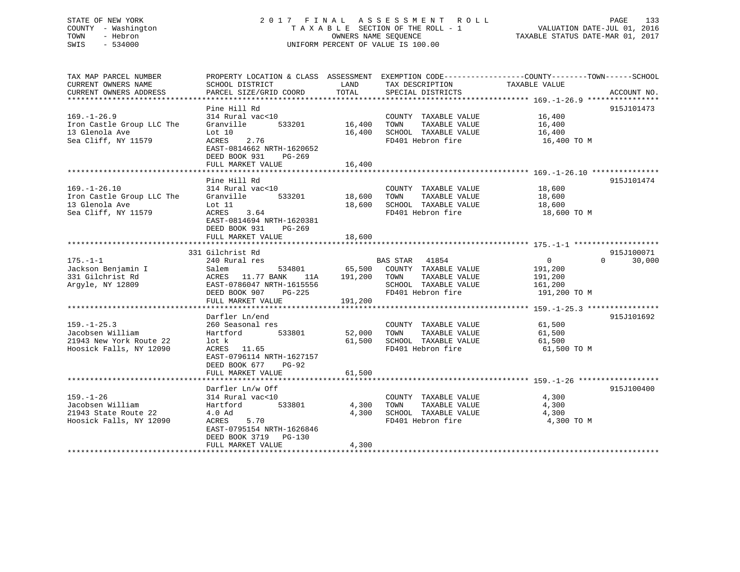STATE OF NEW YORK
COUNTY - Washington
TOWN - Hebron
SWIS - 534000

2 0 1 7 F I N A L A S S E S S M E N T R O L L
T A X A B L E SECTION OF THE ROLL - 1
OWNERS NAME SEQUENCE
UNIFORM PERCENT OF VALUE IS 100.00

VALUATION DATE-JUL 01, 2016
TAXABLE STATUS DATE-MAR 01, 2017

```
TAX MAP PARCEL NUMBER          PROPERTY LOCATION & CLASS  ASSESSMENT  EXEMPTION CODE------------------COUNTY--------TOWN------SCHOOL
CURRENT OWNERS NAME            SCHOOL DISTRICT               LAND      TAX DESCRIPTION             TAXABLE VALUE
CURRENT OWNERS ADDRESS         PARCEL SIZE/GRID COORD        TOTAL     SPECIAL DISTRICTS                                      ACCOUNT NO.
******************************************************************************************************* 169.-1-26.9 ****************
                               Pine Hill Rd                                                                                915J101473
169.-1-26.9                    314 Rural vac<10                        COUNTY  TAXABLE VALUE             16,400
Iron Castle Group LLC The      Granville       533201        16,400    TOWN    TAXABLE VALUE             16,400
13 Glenola Ave                 Lot 10                        16,400    SCHOOL  TAXABLE VALUE             16,400
Sea Cliff, NY 11579            ACRES    2.76                           FD401 Hebron fire                  16,400 TO M
                               EAST-0814662 NRTH-1620652
                               DEED BOOK 931    PG-269
                               FULL MARKET VALUE             16,400
******************************************************************************************************* 169.-1-26.10 ***************
                               Pine Hill Rd                                                                                915J101474
169.-1-26.10                   314 Rural vac<10                        COUNTY  TAXABLE VALUE             18,600
Iron Castle Group LLC The      Granville       533201        18,600    TOWN    TAXABLE VALUE             18,600
13 Glenola Ave                 Lot 11                        18,600    SCHOOL  TAXABLE VALUE             18,600
Sea Cliff, NY 11579            ACRES    3.64                           FD401 Hebron fire                  18,600 TO M
                               EAST-0814694 NRTH-1620381
                               DEED BOOK 931    PG-269
                               FULL MARKET VALUE             18,600
******************************************************************************************************* 175.-1-1 *******************
                            331 Gilchrist Rd                                                                               915J100071
175.-1-1                       240 Rural res                           BAS STAR   41854                      0          0      30,000
Jackson Benjamin I             Salem           534801        65,500    COUNTY  TAXABLE VALUE            191,200
331 Gilchrist Rd               ACRES   11.77 BANK     11A   191,200    TOWN    TAXABLE VALUE            191,200
Argyle, NY 12809               EAST-0786047 NRTH-1615556               SCHOOL  TAXABLE VALUE            161,200
                               DEED BOOK 907    PG-225                 FD401 Hebron fire                 191,200 TO M
                               FULL MARKET VALUE            191,200
******************************************************************************************************* 159.-1-25.3 ****************
                               Darfler Ln/end                                                                              915J101692
159.-1-25.3                    260 Seasonal res                        COUNTY  TAXABLE VALUE             61,500
Jacobsen William               Hartford        533801        52,000    TOWN    TAXABLE VALUE             61,500
21943 New York Route 22        lot k                         61,500    SCHOOL  TAXABLE VALUE             61,500
Hoosick Falls, NY 12090        ACRES   11.65                           FD401 Hebron fire                  61,500 TO M
                               EAST-0796114 NRTH-1627157
                               DEED BOOK 677    PG-92
                               FULL MARKET VALUE             61,500
******************************************************************************************************* 159.-1-26 ******************
                               Darfler Ln/w Off                                                                            915J100400
159.-1-26                      314 Rural vac<10                        COUNTY  TAXABLE VALUE              4,300
Jacobsen William               Hartford        533801         4,300    TOWN    TAXABLE VALUE              4,300
21943 State Route 22           4.0 Ad                         4,300    SCHOOL  TAXABLE VALUE              4,300
Hoosick Falls, NY 12090        ACRES    5.70                           FD401 Hebron fire                   4,300 TO M
                               EAST-0795154 NRTH-1626846
                               DEED BOOK 3719   PG-130
                               FULL MARKET VALUE              4,300
************************************************************************************************************************************
```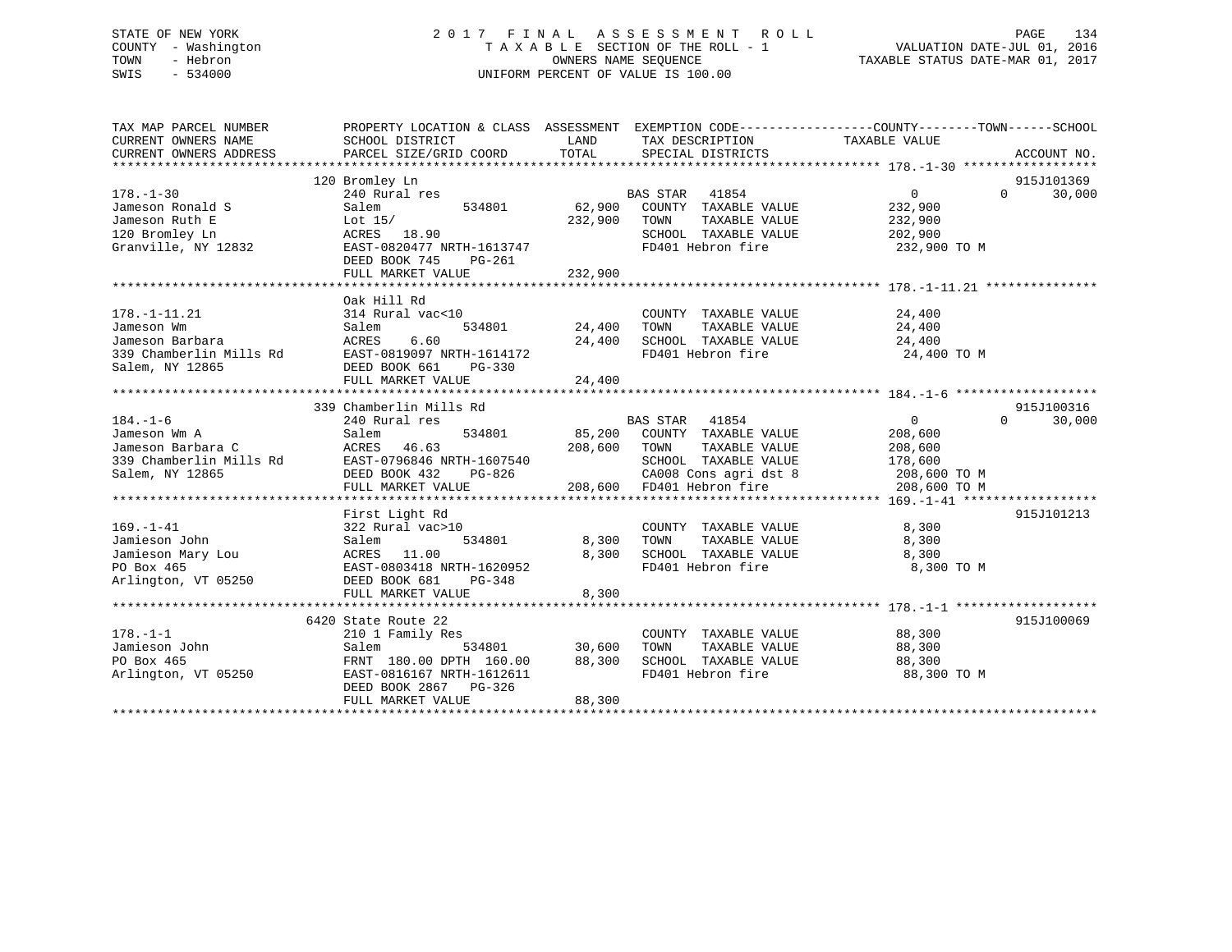STATE OF NEW YORK
COUNTY - Washington
TOWN - Hebron
SWIS - 534000

# 2017 FINAL ASSESSMENT ROLL

TAXABLE SECTION OF THE ROLL - 1
OWNERS NAME SEQUENCE
UNIFORM PERCENT OF VALUE IS 100.00

VALUATION DATE-JUL 01, 2016
TAXABLE STATUS DATE-MAR 01, 2017

```
TAX MAP PARCEL NUMBER          PROPERTY LOCATION & CLASS  ASSESSMENT  EXEMPTION CODE------------------COUNTY--------TOWN------SCHOOL
CURRENT OWNERS NAME            SCHOOL DISTRICT              LAND      TAX DESCRIPTION            TAXABLE VALUE
CURRENT OWNERS ADDRESS         PARCEL SIZE/GRID COORD       TOTAL     SPECIAL DISTRICTS                                     ACCOUNT NO.
******************************************************************************************************* 178.-1-30 ******************
                               120 Bromley Ln                                                                             915J101369
178.-1-30                      240 Rural res                          BAS STAR   41854                 0             0      30,000
Jameson Ronald S               Salem          534801       62,900     COUNTY  TAXABLE VALUE          232,900
Jameson Ruth E                 Lot 15/                    232,900     TOWN    TAXABLE VALUE          232,900
120 Bromley Ln                 ACRES   18.90                          SCHOOL  TAXABLE VALUE          202,900
Granville, NY 12832            EAST-0820477 NRTH-1613747              FD401 Hebron fire              232,900 TO M
                               DEED BOOK 745    PG-261
                               FULL MARKET VALUE          232,900
******************************************************************************************************* 178.-1-11.21 ***************
                               Oak Hill Rd
178.-1-11.21                   314 Rural vac<10                       COUNTY  TAXABLE VALUE           24,400
Jameson Wm                     Salem          534801       24,400     TOWN    TAXABLE VALUE           24,400
Jameson Barbara                ACRES    6.60               24,400     SCHOOL  TAXABLE VALUE           24,400
339 Chamberlin Mills Rd        EAST-0819097 NRTH-1614172              FD401 Hebron fire               24,400 TO M
Salem, NY 12865                DEED BOOK 661    PG-330
                               FULL MARKET VALUE           24,400
******************************************************************************************************* 184.-1-6 *******************
                               339 Chamberlin Mills Rd                                                                    915J100316
184.-1-6                       240 Rural res                          BAS STAR   41854                 0             0      30,000
Jameson Wm A                   Salem          534801       85,200     COUNTY  TAXABLE VALUE          208,600
Jameson Barbara C              ACRES   46.63              208,600     TOWN    TAXABLE VALUE          208,600
339 Chamberlin Mills Rd        EAST-0796846 NRTH-1607540              SCHOOL  TAXABLE VALUE          178,600
Salem, NY 12865                DEED BOOK 432    PG-826                CA008 Cons agri dst 8          208,600 TO M
                               FULL MARKET VALUE          208,600     FD401 Hebron fire              208,600 TO M
******************************************************************************************************* 169.-1-41 ******************
                               First Light Rd                                                                             915J101213
169.-1-41                      322 Rural vac>10                       COUNTY  TAXABLE VALUE            8,300
Jamieson John                  Salem          534801        8,300     TOWN    TAXABLE VALUE            8,300
Jamieson Mary Lou              ACRES   11.00                8,300     SCHOOL  TAXABLE VALUE            8,300
PO Box 465                     EAST-0803418 NRTH-1620952              FD401 Hebron fire                8,300 TO M
Arlington, VT 05250            DEED BOOK 681    PG-348
                               FULL MARKET VALUE            8,300
******************************************************************************************************* 178.-1-1 *******************
                               6420 State Route 22                                                                        915J100069
178.-1-1                       210 1 Family Res                       COUNTY  TAXABLE VALUE           88,300
Jamieson John                  Salem          534801       30,600     TOWN    TAXABLE VALUE           88,300
PO Box 465                     FRNT 180.00 DPTH 160.00     88,300     SCHOOL  TAXABLE VALUE           88,300
Arlington, VT 05250            EAST-0816167 NRTH-1612611              FD401 Hebron fire               88,300 TO M
                               DEED BOOK 2867   PG-326
                               FULL MARKET VALUE           88,300
************************************************************************************************************************************
```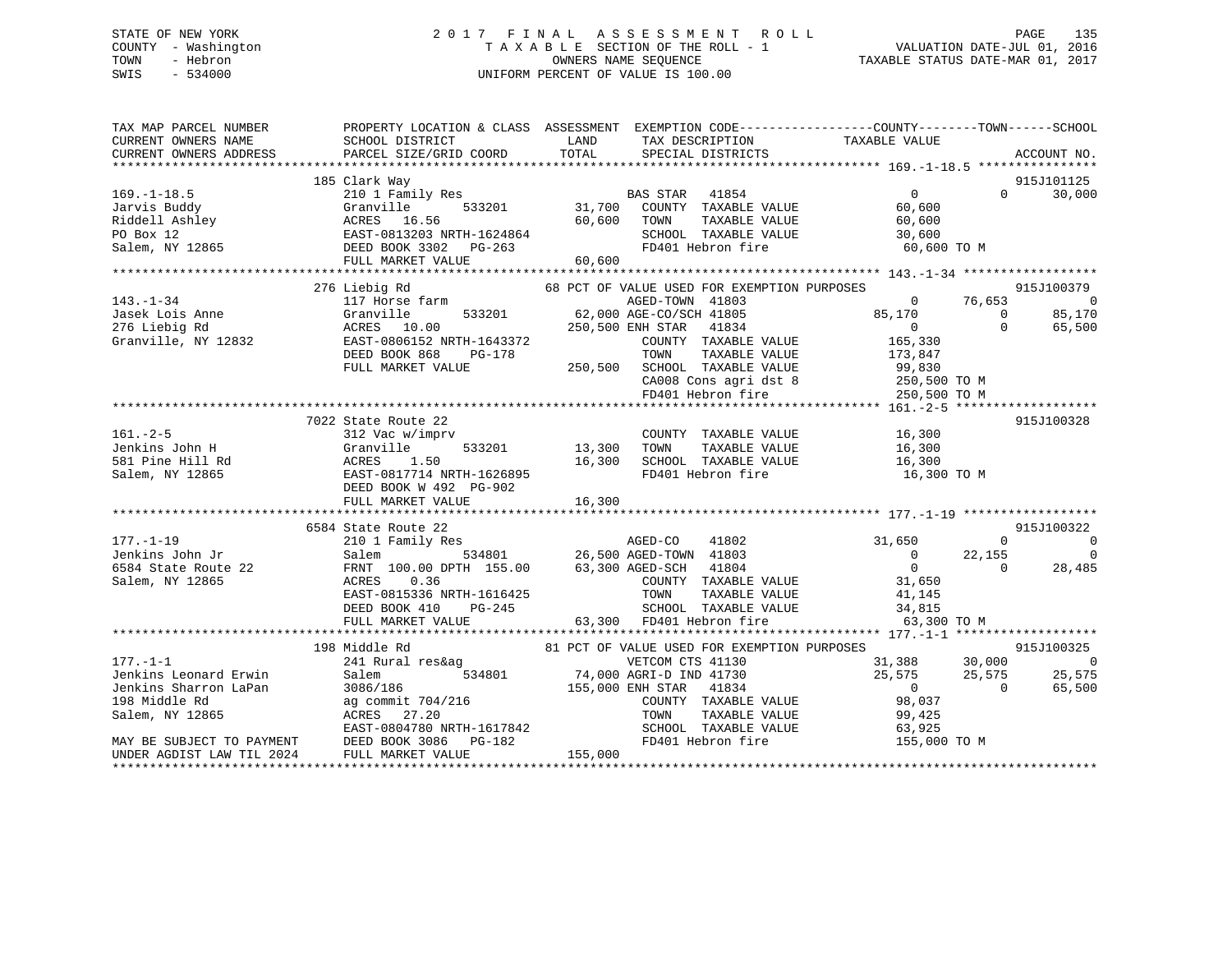STATE OF NEW YORK · COUNTY - Washington · TOWN - Hebron · SWIS - 534000

**2017 FINAL ASSESSMENT ROLL**
TAXABLE SECTION OF THE ROLL - 1
OWNERS NAME SEQUENCE
UNIFORM PERCENT OF VALUE IS 100.00

VALUATION DATE-JUL 01, 2016
TAXABLE STATUS DATE-MAR 01, 2017

```
TAX MAP PARCEL NUMBER          PROPERTY LOCATION & CLASS  ASSESSMENT  EXEMPTION CODE-----------------COUNTY--------TOWN------SCHOOL
CURRENT OWNERS NAME            SCHOOL DISTRICT              LAND      TAX DESCRIPTION            TAXABLE VALUE
CURRENT OWNERS ADDRESS         PARCEL SIZE/GRID COORD       TOTAL     SPECIAL DISTRICTS                                      ACCOUNT NO.
******************************************************************************************************* 169.-1-18.5 ****************
                      185 Clark Way                                                                                         915J101125
169.-1-18.5                    210 1 Family Res                       BAS STAR   41854                 0            0       30,000
Jarvis Buddy                   Granville       533201       31,700    COUNTY  TAXABLE VALUE       60,600
Riddell Ashley                 ACRES  16.56                 60,600    TOWN    TAXABLE VALUE       60,600
PO Box 12                      EAST-0813203 NRTH-1624864              SCHOOL  TAXABLE VALUE       30,600
Salem, NY 12865                DEED BOOK 3302   PG-263                FD401 Hebron fire            60,600 TO M
                               FULL MARKET VALUE            60,600
******************************************************************************************************* 143.-1-34 ******************
                      276 Liebig Rd                  68 PCT OF VALUE USED FOR EXEMPTION PURPOSES                            915J100379
143.-1-34                      117 Horse farm                         AGED-TOWN  41803                 0       76,653            0
Jasek Lois Anne                Granville       533201       62,000 AGE-CO/SCH 41805              85,170            0       85,170
276 Liebig Rd                  ACRES  10.00                250,500 ENH STAR   41834                    0            0       65,500
Granville, NY 12832            EAST-0806152 NRTH-1643372              COUNTY  TAXABLE VALUE      165,330
                               DEED BOOK 868    PG-178                TOWN    TAXABLE VALUE      173,847
                               FULL MARKET VALUE           250,500    SCHOOL  TAXABLE VALUE       99,830
                                                                      CA008 Cons agri dst 8       250,500 TO M
                                                                      FD401 Hebron fire           250,500 TO M
******************************************************************************************************* 161.-2-5 *******************
                      7022 State Route 22                                                                                   915J100328
161.-2-5                       312 Vac w/imprv                        COUNTY  TAXABLE VALUE       16,300
Jenkins John H                 Granville       533201       13,300    TOWN    TAXABLE VALUE       16,300
581 Pine Hill Rd               ACRES   1.50                 16,300    SCHOOL  TAXABLE VALUE       16,300
Salem, NY 12865                EAST-0817714 NRTH-1626895              FD401 Hebron fire            16,300 TO M
                               DEED BOOK W 492  PG-902
                               FULL MARKET VALUE            16,300
******************************************************************************************************* 177.-1-19 ******************
                      6584 State Route 22                                                                                   915J100322
177.-1-19                      210 1 Family Res                       AGED-CO    41802            31,650            0            0
Jenkins John Jr                Salem           534801       26,500 AGED-TOWN  41803                    0       22,155            0
6584 State Route 22            FRNT 100.00 DPTH 155.00      63,300 AGED-SCH   41804                    0            0       28,485
Salem, NY 12865                ACRES   0.36                           COUNTY  TAXABLE VALUE       31,650
                               EAST-0815336 NRTH-1616425              TOWN    TAXABLE VALUE       41,145
                               DEED BOOK 410    PG-245                SCHOOL  TAXABLE VALUE       34,815
                               FULL MARKET VALUE            63,300    FD401 Hebron fire            63,300 TO M
******************************************************************************************************* 177.-1-1 *******************
                      198 Middle Rd                  81 PCT OF VALUE USED FOR EXEMPTION PURPOSES                            915J100325
177.-1-1                       241 Rural res&ag                       VETCOM CTS 41130            31,388       30,000            0
Jenkins Leonard Erwin          Salem           534801       74,000 AGRI-D IND 41730               25,575       25,575       25,575
Jenkins Sharron LaPan          3086/186                    155,000 ENH STAR   41834                    0            0       65,500
198 Middle Rd                  ag commit 704/216                      COUNTY  TAXABLE VALUE       98,037
Salem, NY 12865                ACRES  27.20                           TOWN    TAXABLE VALUE       99,425
                               EAST-0804780 NRTH-1617842              SCHOOL  TAXABLE VALUE       63,925
MAY BE SUBJECT TO PAYMENT      DEED BOOK 3086   PG-182                FD401 Hebron fire           155,000 TO M
UNDER AGDIST LAW TIL 2024      FULL MARKET VALUE           155,000
************************************************************************************************************************************
```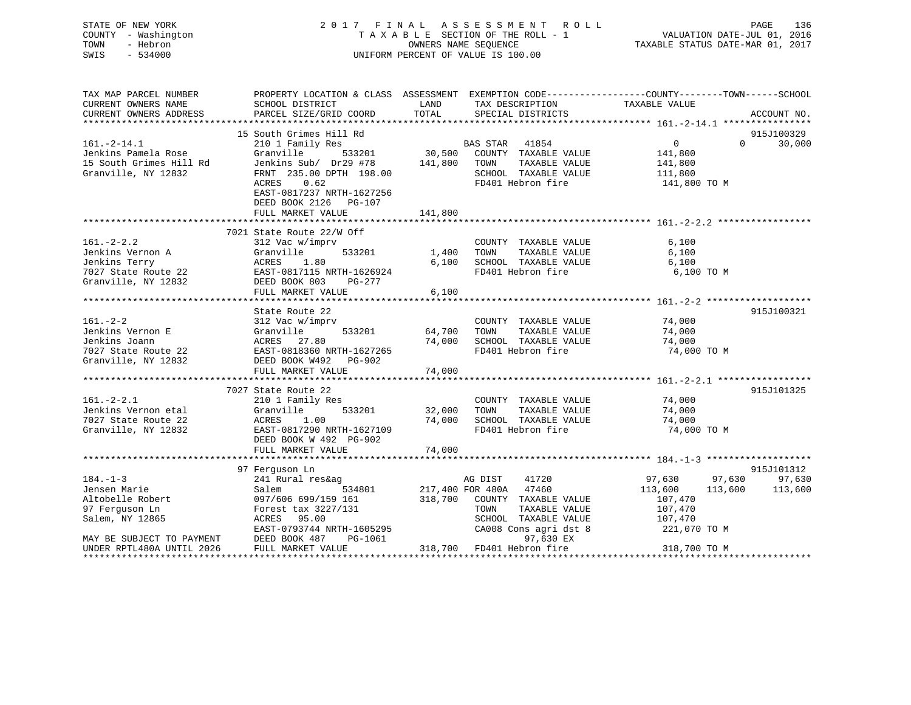STATE OF NEW YORK
COUNTY - Washington
TOWN - Hebron
SWIS - 534000

2 0 1 7 F I N A L A S S E S S M E N T R O L L
T A X A B L E SECTION OF THE ROLL - 1
OWNERS NAME SEQUENCE
UNIFORM PERCENT OF VALUE IS 100.00

VALUATION DATE-JUL 01, 2016
TAXABLE STATUS DATE-MAR 01, 2017

```
TAX MAP PARCEL NUMBER          PROPERTY LOCATION & CLASS  ASSESSMENT  EXEMPTION CODE-----------------COUNTY--------TOWN------SCHOOL
CURRENT OWNERS NAME            SCHOOL DISTRICT            LAND        TAX DESCRIPTION              TAXABLE VALUE
CURRENT OWNERS ADDRESS         PARCEL SIZE/GRID COORD     TOTAL       SPECIAL DISTRICTS                                          ACCOUNT NO.
*********************************************************************************************** 161.-2-14.1 ****************
                               15 South Grimes Hill Rd                                                                        915J100329
161.-2-14.1                    210 1 Family Res                       BAS STAR   41854                     0           0        30,000
Jenkins Pamela Rose            Granville        533201      30,500   COUNTY  TAXABLE VALUE            141,800
15 South Grimes Hill Rd        Jenkins Sub/  Dr29 #78      141,800   TOWN    TAXABLE VALUE            141,800
Granville, NY 12832            FRNT  235.00 DPTH  198.00              SCHOOL  TAXABLE VALUE            111,800
                               ACRES     0.62                         FD401 Hebron fire                  141,800 TO M
                               EAST-0817237 NRTH-1627256
                               DEED BOOK 2126   PG-107
                               FULL MARKET VALUE           141,800
*********************************************************************************************** 161.-2-2.2 *****************
                               7021 State Route 22/W Off
161.-2-2.2                     312 Vac w/imprv                        COUNTY  TAXABLE VALUE              6,100
Jenkins Vernon A               Granville        533201       1,400   TOWN    TAXABLE VALUE              6,100
Jenkins Terry                  ACRES     1.80                 6,100   SCHOOL  TAXABLE VALUE              6,100
7027 State Route 22            EAST-0817115 NRTH-1626924              FD401 Hebron fire                    6,100 TO M
Granville, NY 12832            DEED BOOK 803    PG-277
                               FULL MARKET VALUE             6,100
*********************************************************************************************** 161.-2-2 *******************
                               State Route 22                                                                                 915J100321
161.-2-2                       312 Vac w/imprv                        COUNTY  TAXABLE VALUE             74,000
Jenkins Vernon E               Granville        533201      64,700   TOWN    TAXABLE VALUE             74,000
Jenkins Joann                  ACRES    27.80               74,000   SCHOOL  TAXABLE VALUE             74,000
7027 State Route 22            EAST-0818360 NRTH-1627265              FD401 Hebron fire                   74,000 TO M
Granville, NY 12832            DEED BOOK W492   PG-902
                               FULL MARKET VALUE            74,000
*********************************************************************************************** 161.-2-2.1 *****************
                               7027 State Route 22                                                                            915J101325
161.-2-2.1                     210 1 Family Res                       COUNTY  TAXABLE VALUE             74,000
Jenkins Vernon etal            Granville        533201      32,000   TOWN    TAXABLE VALUE             74,000
7027 State Route 22            ACRES     1.00               74,000   SCHOOL  TAXABLE VALUE             74,000
Granville, NY 12832            EAST-0817290 NRTH-1627109              FD401 Hebron fire                   74,000 TO M
                               DEED BOOK W 492  PG-902
                               FULL MARKET VALUE            74,000
*********************************************************************************************** 184.-1-3 *******************
                               97 Ferguson Ln                                                                                 915J101312
184.-1-3                       241 Rural res&ag                       AG DIST    41720               97,630      97,630        97,630
Jensen Marie                   Salem            534801     217,400 FOR 480A   47460               113,600     113,600       113,600
Altobelle Robert               097/606 699/159 161         318,700   COUNTY  TAXABLE VALUE            107,470
97 Ferguson Ln                 Forest tax 3227/131                    TOWN    TAXABLE VALUE            107,470
Salem, NY 12865                ACRES    95.00                         SCHOOL  TAXABLE VALUE            107,470
                               EAST-0793744 NRTH-1605295              CA008 Cons agri dst 8              221,070 TO M
MAY BE SUBJECT TO PAYMENT      DEED BOOK 487    PG-1061                          97,630 EX
UNDER RPTL480A UNTIL 2026      FULL MARKET VALUE           318,700   FD401 Hebron fire                  318,700 TO M
****************************************************************************************************************************
```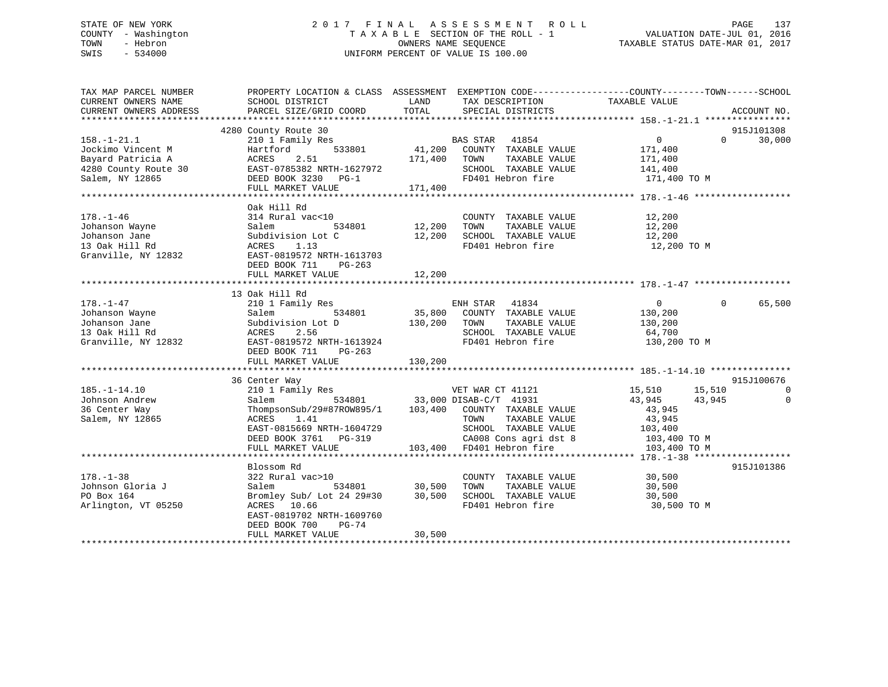STATE OF NEW YORK
COUNTY - Washington
TOWN - Hebron
SWIS - 534000

2017 FINAL ASSESSMENT ROLL
TAXABLE SECTION OF THE ROLL - 1
OWNERS NAME SEQUENCE
UNIFORM PERCENT OF VALUE IS 100.00

VALUATION DATE-JUL 01, 2016
TAXABLE STATUS DATE-MAR 01, 2017

```
TAX MAP PARCEL NUMBER          PROPERTY LOCATION & CLASS  ASSESSMENT  EXEMPTION CODE------------------COUNTY--------TOWN------SCHOOL
CURRENT OWNERS NAME            SCHOOL DISTRICT               LAND      TAX DESCRIPTION             TAXABLE VALUE
CURRENT OWNERS ADDRESS         PARCEL SIZE/GRID COORD        TOTAL     SPECIAL DISTRICTS                                    ACCOUNT NO.
******************************************************************************************************* 158.-1-21.1 ****************
                          4280 County Route 30                                                                          915J101308
158.-1-21.1                    210 1 Family Res                   BAS STAR   41854                0            0       30,000
Jockimo Vincent M              Hartford         533801      41,200   COUNTY  TAXABLE VALUE          171,400
Bayard Patricia A              ACRES    2.51               171,400   TOWN    TAXABLE VALUE          171,400
4280 County Route 30           EAST-0785382 NRTH-1627972             SCHOOL  TAXABLE VALUE          141,400
Salem, NY 12865                DEED BOOK 3230   PG-1                 FD401 Hebron fire               171,400 TO M
                               FULL MARKET VALUE           171,400
******************************************************************************************************* 178.-1-46 ******************
                               Oak Hill Rd
178.-1-46                      314 Rural vac<10                      COUNTY  TAXABLE VALUE           12,200
Johanson Wayne                 Salem            534801      12,200   TOWN    TAXABLE VALUE           12,200
Johanson Jane                  Subdivision Lot C            12,200   SCHOOL  TAXABLE VALUE           12,200
13 Oak Hill Rd                 ACRES    1.13                         FD401 Hebron fire                12,200 TO M
Granville, NY 12832            EAST-0819572 NRTH-1613703
                               DEED BOOK 711    PG-263
                               FULL MARKET VALUE            12,200
******************************************************************************************************* 178.-1-47 ******************
                            13 Oak Hill Rd
178.-1-47                      210 1 Family Res                   ENH STAR   41834                0            0       65,500
Johanson Wayne                 Salem            534801      35,800   COUNTY  TAXABLE VALUE          130,200
Johanson Jane                  Subdivision Lot D           130,200   TOWN    TAXABLE VALUE          130,200
13 Oak Hill Rd                 ACRES    2.56                         SCHOOL  TAXABLE VALUE           64,700
Granville, NY 12832            EAST-0819572 NRTH-1613924             FD401 Hebron fire               130,200 TO M
                               DEED BOOK 711    PG-263
                               FULL MARKET VALUE           130,200
******************************************************************************************************* 185.-1-14.10 ***************
                            36 Center Way                                                                               915J100676
185.-1-14.10                   210 1 Family Res                   VET WAR CT 41121            15,510       15,510            0
Johnson Andrew                 Salem            534801      33,000 DISAB-C/T  41931            43,945       43,945            0
36 Center Way                  ThompsonSub/29#87ROW895/1   103,400   COUNTY  TAXABLE VALUE           43,945
Salem, NY 12865                ACRES    1.41                         TOWN    TAXABLE VALUE           43,945
                               EAST-0815669 NRTH-1604729             SCHOOL  TAXABLE VALUE          103,400
                               DEED BOOK 3761   PG-319               CA008 Cons agri dst 8           103,400 TO M
                               FULL MARKET VALUE           103,400   FD401 Hebron fire               103,400 TO M
******************************************************************************************************* 178.-1-38 ******************
                               Blossom Rd                                                                               915J101386
178.-1-38                      322 Rural vac>10                      COUNTY  TAXABLE VALUE           30,500
Johnson Gloria J               Salem            534801      30,500   TOWN    TAXABLE VALUE           30,500
PO Box 164                     Bromley Sub/ Lot 24 29#30    30,500   SCHOOL  TAXABLE VALUE           30,500
Arlington, VT 05250            ACRES   10.66                         FD401 Hebron fire                30,500 TO M
                               EAST-0819702 NRTH-1609760
                               DEED BOOK 700    PG-74
                               FULL MARKET VALUE            30,500
************************************************************************************************************************************
```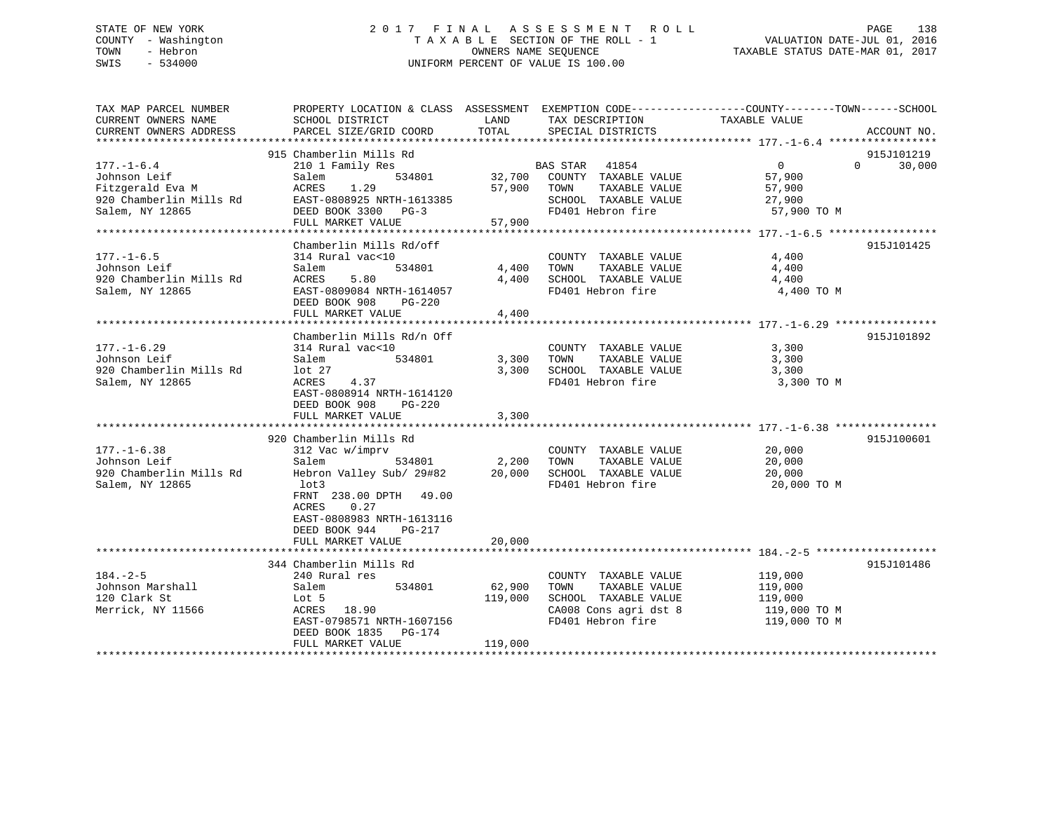STATE OF NEW YORK — 2017 FINAL ASSESSMENT ROLL
COUNTY - Washington — TAXABLE SECTION OF THE ROLL - 1 — VALUATION DATE-JUL 01, 2016
TOWN - Hebron — OWNERS NAME SEQUENCE — TAXABLE STATUS DATE-MAR 01, 2017
SWIS - 534000 — UNIFORM PERCENT OF VALUE IS 100.00

| TAX MAP PARCEL NUMBER / CURRENT OWNERS NAME / CURRENT OWNERS ADDRESS | PROPERTY LOCATION & CLASS / SCHOOL DISTRICT / PARCEL SIZE/GRID COORD | ASSESSMENT LAND | TOTAL | EXEMPTION CODE / TAX DESCRIPTION / SPECIAL DISTRICTS | COUNTY | TOWN | SCHOOL / TAXABLE VALUE | ACCOUNT NO. |
|---|---|---|---|---|---|---|---|---|
| **177.-1-6.4** | 915 Chamberlin Mills Rd | | | | | | | 915J101219 |
| Johnson Leif | 210 1 Family Res | | | BAS STAR 41854 | 0 | 0 | 30,000 | |
| Fitzgerald Eva M | Salem 534801 | 32,700 | | COUNTY TAXABLE VALUE | 57,900 | | | |
| 920 Chamberlin Mills Rd | ACRES 1.29 | | 57,900 | TOWN TAXABLE VALUE | | 57,900 | | |
| Salem, NY 12865 | EAST-0808925 NRTH-1613385 | | | SCHOOL TAXABLE VALUE | | | 27,900 | |
| | DEED BOOK 3300 PG-3 | | | FD401 Hebron fire | | | 57,900 TO M | |
| | FULL MARKET VALUE | | 57,900 | | | | | |
| **177.-1-6.5** | Chamberlin Mills Rd/off | | | | | | | 915J101425 |
| Johnson Leif | 314 Rural vac<10 | | | COUNTY TAXABLE VALUE | 4,400 | | | |
| 920 Chamberlin Mills Rd | Salem 534801 | 4,400 | | TOWN TAXABLE VALUE | | 4,400 | | |
| Salem, NY 12865 | ACRES 5.80 | | 4,400 | SCHOOL TAXABLE VALUE | | | 4,400 | |
| | EAST-0809084 NRTH-1614057 | | | FD401 Hebron fire | | | 4,400 TO M | |
| | DEED BOOK 908 PG-220 | | | | | | | |
| | FULL MARKET VALUE | | 4,400 | | | | | |
| **177.-1-6.29** | Chamberlin Mills Rd/n Off | | | | | | | 915J101892 |
| Johnson Leif | 314 Rural vac<10 | | | COUNTY TAXABLE VALUE | 3,300 | | | |
| 920 Chamberlin Mills Rd | Salem 534801 | 3,300 | | TOWN TAXABLE VALUE | | 3,300 | | |
| Salem, NY 12865 | lot 27 | | 3,300 | SCHOOL TAXABLE VALUE | | | 3,300 | |
| | ACRES 4.37 | | | FD401 Hebron fire | | | 3,300 TO M | |
| | EAST-0808914 NRTH-1614120 | | | | | | | |
| | DEED BOOK 908 PG-220 | | | | | | | |
| | FULL MARKET VALUE | | 3,300 | | | | | |
| **177.-1-6.38** | 920 Chamberlin Mills Rd | | | | | | | 915J100601 |
| Johnson Leif | 312 Vac w/imprv | | | COUNTY TAXABLE VALUE | 20,000 | | | |
| 920 Chamberlin Mills Rd | Salem 534801 | 2,200 | | TOWN TAXABLE VALUE | | 20,000 | | |
| Salem, NY 12865 | Hebron Valley Sub/ 29#82 | | 20,000 | SCHOOL TAXABLE VALUE | | | 20,000 | |
| | lot3 | | | FD401 Hebron fire | | | 20,000 TO M | |
| | FRNT 238.00 DPTH 49.00 | | | | | | | |
| | ACRES 0.27 | | | | | | | |
| | EAST-0808983 NRTH-1613116 | | | | | | | |
| | DEED BOOK 944 PG-217 | | | | | | | |
| | FULL MARKET VALUE | | 20,000 | | | | | |
| **184.-2-5** | 344 Chamberlin Mills Rd | | | | | | | 915J101486 |
| Johnson Marshall | 240 Rural res | | | COUNTY TAXABLE VALUE | 119,000 | | | |
| 120 Clark St | Salem 534801 | 62,900 | | TOWN TAXABLE VALUE | | 119,000 | | |
| Merrick, NY 11566 | Lot 5 | | 119,000 | SCHOOL TAXABLE VALUE | | | 119,000 | |
| | ACRES 18.90 | | | CA008 Cons agri dst 8 | | | 119,000 TO M | |
| | EAST-0798571 NRTH-1607156 | | | FD401 Hebron fire | | | 119,000 TO M | |
| | DEED BOOK 1835 PG-174 | | | | | | | |
| | FULL MARKET VALUE | | 119,000 | | | | | |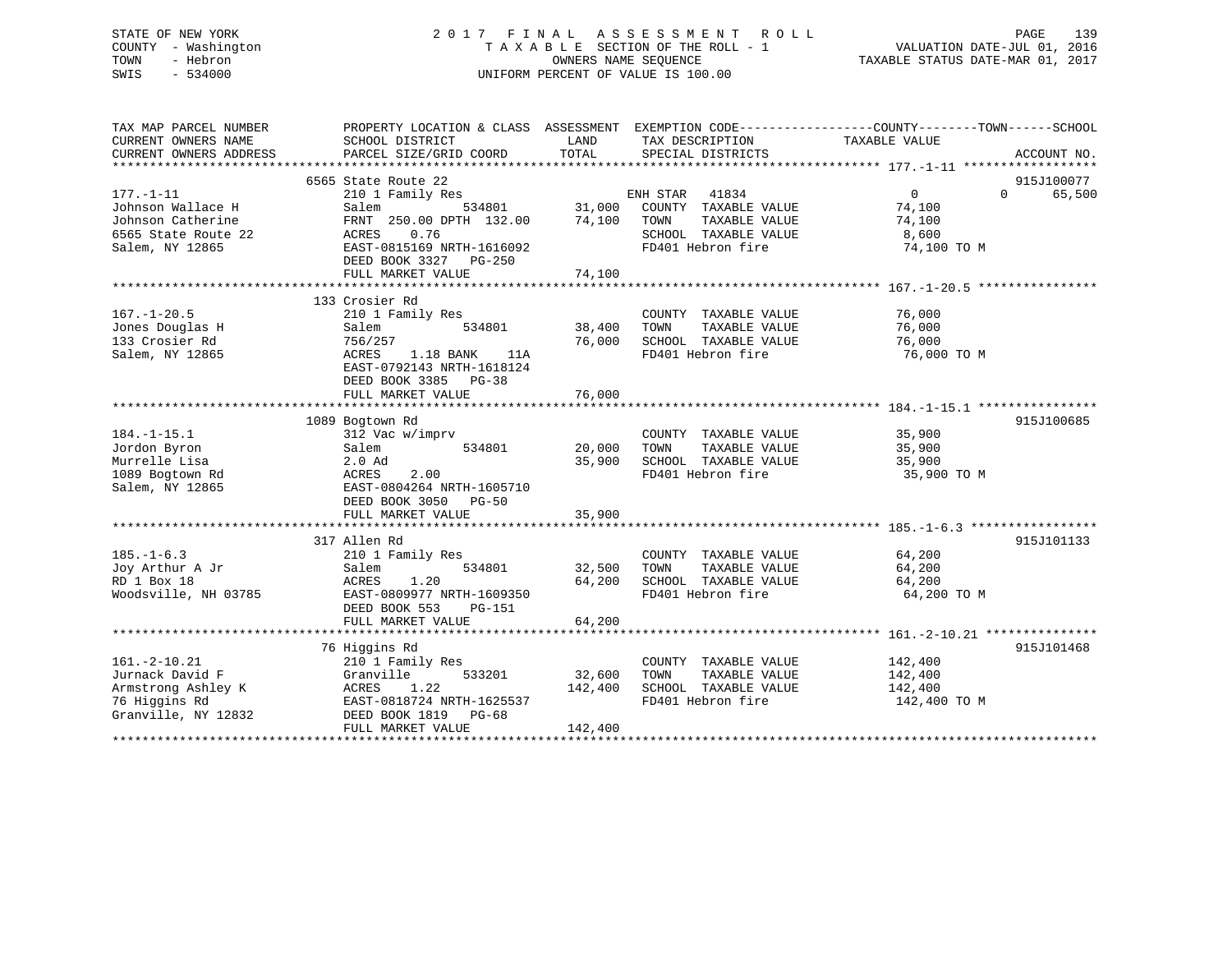STATE OF NEW YORK
COUNTY - Washington
TOWN - Hebron
SWIS - 534000

# 2017 FINAL ASSESSMENT ROLL

TAXABLE SECTION OF THE ROLL - 1
OWNERS NAME SEQUENCE
UNIFORM PERCENT OF VALUE IS 100.00

VALUATION DATE-JUL 01, 2016
TAXABLE STATUS DATE-MAR 01, 2017

| TAX MAP PARCEL NUMBER / CURRENT OWNERS NAME / CURRENT OWNERS ADDRESS | PROPERTY LOCATION & CLASS / SCHOOL DISTRICT / PARCEL SIZE/GRID COORD | ASSESSMENT LAND | TOTAL | EXEMPTION CODE / TAX DESCRIPTION / SPECIAL DISTRICTS | COUNTY | TOWN | SCHOOL / TAXABLE VALUE | ACCOUNT NO. |
|---|---|---|---|---|---|---|---|---|
| **177.-1-11** | 6565 State Route 22 | | | | | | | 915J100077 |
| Johnson Wallace H | 210 1 Family Res | | | ENH STAR 41834 | 0 | 0 | 65,500 | |
| Johnson Catherine | Salem 534801 | 31,000 | | COUNTY TAXABLE VALUE | 74,100 | | | |
| 6565 State Route 22 | FRNT 250.00 DPTH 132.00 | | 74,100 | TOWN TAXABLE VALUE | | 74,100 | | |
| Salem, NY 12865 | ACRES 0.76 | | | SCHOOL TAXABLE VALUE | | | 8,600 | |
| | EAST-0815169 NRTH-1616092 | | | FD401 Hebron fire | | | 74,100 TO M | |
| | DEED BOOK 3327 PG-250 | | | | | | | |
| | FULL MARKET VALUE | | 74,100 | | | | | |
| **167.-1-20.5** | 133 Crosier Rd | | | | | | | |
| Jones Douglas H | 210 1 Family Res | | | COUNTY TAXABLE VALUE | 76,000 | | | |
| 133 Crosier Rd | Salem 534801 | 38,400 | | TOWN TAXABLE VALUE | | 76,000 | | |
| Salem, NY 12865 | 756/257 | | 76,000 | SCHOOL TAXABLE VALUE | | | 76,000 | |
| | ACRES 1.18 BANK 11A | | | FD401 Hebron fire | | | 76,000 TO M | |
| | EAST-0792143 NRTH-1618124 | | | | | | | |
| | DEED BOOK 3385 PG-38 | | | | | | | |
| | FULL MARKET VALUE | | 76,000 | | | | | |
| **184.-1-15.1** | 1089 Bogtown Rd | | | | | | | 915J100685 |
| Jordon Byron | 312 Vac w/imprv | | | COUNTY TAXABLE VALUE | 35,900 | | | |
| Murrelle Lisa | Salem 534801 | 20,000 | | TOWN TAXABLE VALUE | | 35,900 | | |
| 1089 Bogtown Rd | 2.0 Ad | | 35,900 | SCHOOL TAXABLE VALUE | | | 35,900 | |
| Salem, NY 12865 | ACRES 2.00 | | | FD401 Hebron fire | | | 35,900 TO M | |
| | EAST-0804264 NRTH-1605710 | | | | | | | |
| | DEED BOOK 3050 PG-50 | | | | | | | |
| | FULL MARKET VALUE | | 35,900 | | | | | |
| **185.-1-6.3** | 317 Allen Rd | | | | | | | 915J101133 |
| Joy Arthur A Jr | 210 1 Family Res | | | COUNTY TAXABLE VALUE | 64,200 | | | |
| RD 1 Box 18 | Salem 534801 | 32,500 | | TOWN TAXABLE VALUE | | 64,200 | | |
| Woodsville, NH 03785 | ACRES 1.20 | | 64,200 | SCHOOL TAXABLE VALUE | | | 64,200 | |
| | EAST-0809977 NRTH-1609350 | | | FD401 Hebron fire | | | 64,200 TO M | |
| | DEED BOOK 553 PG-151 | | | | | | | |
| | FULL MARKET VALUE | | 64,200 | | | | | |
| **161.-2-10.21** | 76 Higgins Rd | | | | | | | 915J101468 |
| Jurnack David F | 210 1 Family Res | | | COUNTY TAXABLE VALUE | 142,400 | | | |
| Armstrong Ashley K | Granville 533201 | 32,600 | | TOWN TAXABLE VALUE | | 142,400 | | |
| 76 Higgins Rd | ACRES 1.22 | | 142,400 | SCHOOL TAXABLE VALUE | | | 142,400 | |
| Granville, NY 12832 | EAST-0818724 NRTH-1625537 | | | FD401 Hebron fire | | | 142,400 TO M | |
| | DEED BOOK 1819 PG-68 | | | | | | | |
| | FULL MARKET VALUE | | 142,400 | | | | | |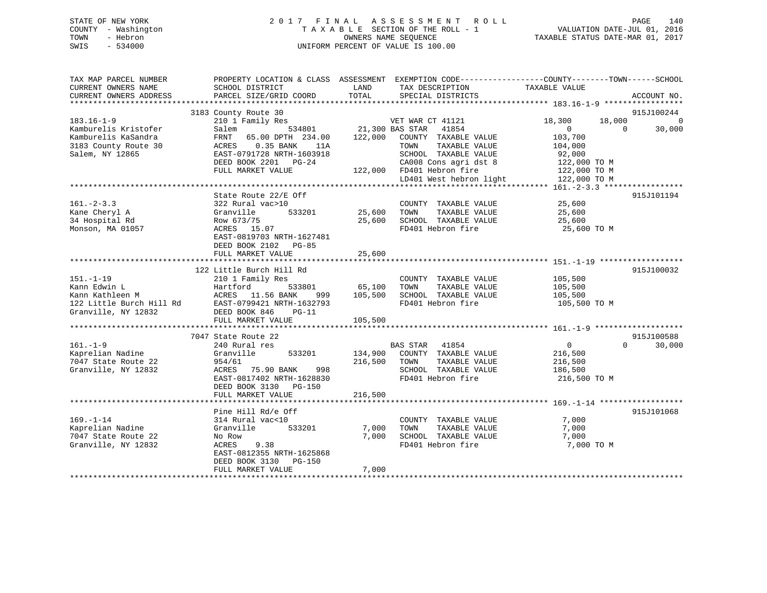STATE OF NEW YORK
COUNTY - Washington
TOWN - Hebron
SWIS - 534000

# 2017 FINAL ASSESSMENT ROLL

TAXABLE SECTION OF THE ROLL - 1
OWNERS NAME SEQUENCE
UNIFORM PERCENT OF VALUE IS 100.00

VALUATION DATE-JUL 01, 2016
TAXABLE STATUS DATE-MAR 01, 2017

| TAX MAP PARCEL NUMBER / CURRENT OWNERS NAME / CURRENT OWNERS ADDRESS | PROPERTY LOCATION & CLASS / SCHOOL DISTRICT / PARCEL SIZE/GRID COORD | ASSESSMENT LAND / TOTAL | EXEMPTION CODE / TAX DESCRIPTION / SPECIAL DISTRICTS | COUNTY TAXABLE VALUE | TOWN | SCHOOL | ACCOUNT NO. |
|---|---|---|---|---|---|---|---|
| 183.16-1-9 | 3183 County Route 30 | | | | | | 915J100244 |
| 183.16-1-9 | 210 1 Family Res | | VET WAR CT 41121 | 18,300 | 18,000 | 0 | |
| Kamburelis Kristofer | Salem 534801 | 21,300 | BAS STAR 41854 | 0 | 0 | 30,000 | |
| Kamburelis KaSandra | FRNT 65.00 DPTH 234.00 | 122,000 | COUNTY TAXABLE VALUE | 103,700 | | | |
| 3183 County Route 30 | ACRES 0.35 BANK 11A | | TOWN TAXABLE VALUE | 104,000 | | | |
| Salem, NY 12865 | EAST-0791728 NRTH-1603918 | | SCHOOL TAXABLE VALUE | 92,000 | | | |
| | DEED BOOK 2201 PG-24 | | CA008 Cons agri dst 8 | 122,000 TO M | | | |
| | FULL MARKET VALUE | 122,000 | FD401 Hebron fire | 122,000 TO M | | | |
| | | | LD401 West hebron light | 122,000 TO M | | | |
| 161.-2-3.3 | State Route 22/E Off | | | | | | 915J101194 |
| 161.-2-3.3 | 322 Rural vac>10 | | COUNTY TAXABLE VALUE | 25,600 | | | |
| Kane Cheryl A | Granville 533201 | 25,600 | TOWN TAXABLE VALUE | 25,600 | | | |
| 34 Hospital Rd | Row 673/75 | 25,600 | SCHOOL TAXABLE VALUE | 25,600 | | | |
| Monson, MA 01057 | ACRES 15.07 | | FD401 Hebron fire | 25,600 TO M | | | |
| | EAST-0819703 NRTH-1627481 | | | | | | |
| | DEED BOOK 2102 PG-85 | | | | | | |
| | FULL MARKET VALUE | 25,600 | | | | | |
| 151.-1-19 | 122 Little Burch Hill Rd | | | | | | 915J100032 |
| 151.-1-19 | 210 1 Family Res | | COUNTY TAXABLE VALUE | 105,500 | | | |
| Kann Edwin L | Hartford 533801 | 65,100 | TOWN TAXABLE VALUE | 105,500 | | | |
| Kann Kathleen M | ACRES 11.56 BANK 999 | 105,500 | SCHOOL TAXABLE VALUE | 105,500 | | | |
| 122 Little Burch Hill Rd | EAST-0799421 NRTH-1632793 | | FD401 Hebron fire | 105,500 TO M | | | |
| Granville, NY 12832 | DEED BOOK 846 PG-11 | | | | | | |
| | FULL MARKET VALUE | 105,500 | | | | | |
| 161.-1-9 | 7047 State Route 22 | | | | | | 915J100588 |
| 161.-1-9 | 240 Rural res | | BAS STAR 41854 | 0 | 0 | 30,000 | |
| Kaprelian Nadine | Granville 533201 | 134,900 | COUNTY TAXABLE VALUE | 216,500 | | | |
| 7047 State Route 22 | 954/61 | 216,500 | TOWN TAXABLE VALUE | 216,500 | | | |
| Granville, NY 12832 | ACRES 75.90 BANK 998 | | SCHOOL TAXABLE VALUE | 186,500 | | | |
| | EAST-0817402 NRTH-1628830 | | FD401 Hebron fire | 216,500 TO M | | | |
| | DEED BOOK 3130 PG-150 | | | | | | |
| | FULL MARKET VALUE | 216,500 | | | | | |
| 169.-1-14 | Pine Hill Rd/e Off | | | | | | 915J101068 |
| 169.-1-14 | 314 Rural vac<10 | | COUNTY TAXABLE VALUE | 7,000 | | | |
| Kaprelian Nadine | Granville 533201 | 7,000 | TOWN TAXABLE VALUE | 7,000 | | | |
| 7047 State Route 22 | No Row | 7,000 | SCHOOL TAXABLE VALUE | 7,000 | | | |
| Granville, NY 12832 | ACRES 9.38 | | FD401 Hebron fire | 7,000 TO M | | | |
| | EAST-0812355 NRTH-1625868 | | | | | | |
| | DEED BOOK 3130 PG-150 | | | | | | |
| | FULL MARKET VALUE | 7,000 | | | | | |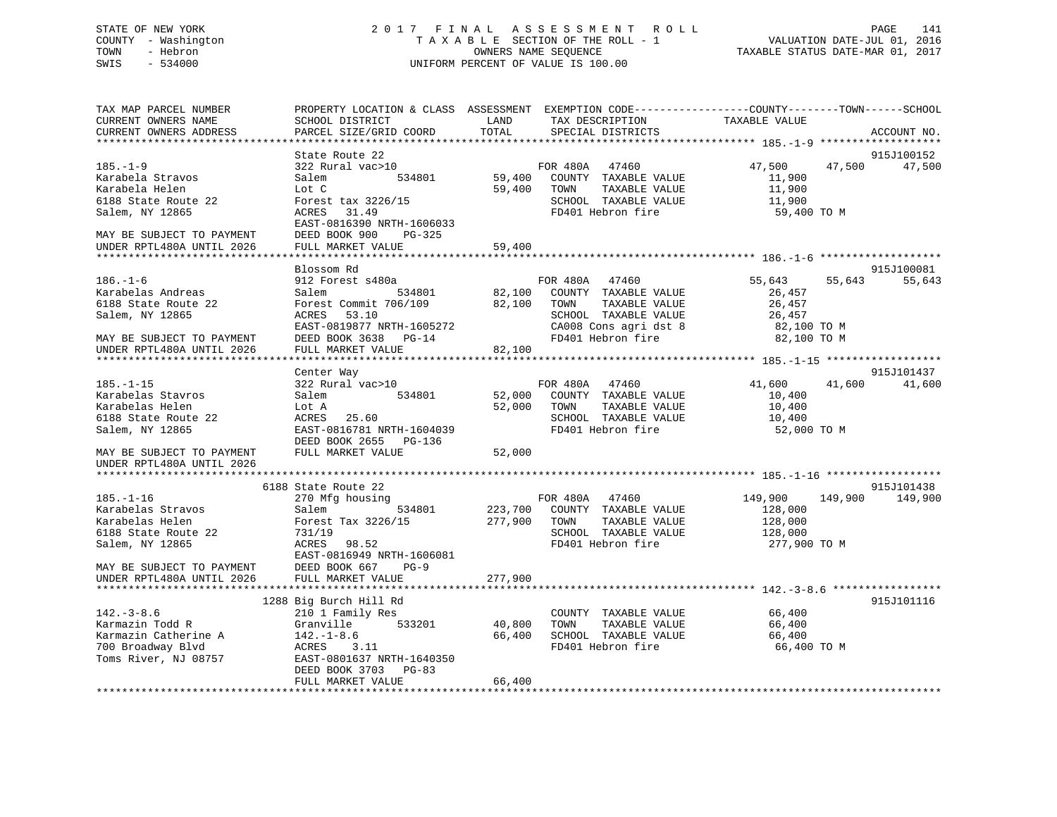STATE OF NEW YORK
COUNTY - Washington
TOWN - Hebron
SWIS - 534000

# 2017 FINAL ASSESSMENT ROLL
TAXABLE SECTION OF THE ROLL - 1
OWNERS NAME SEQUENCE
UNIFORM PERCENT OF VALUE IS 100.00

VALUATION DATE-JUL 01, 2016
TAXABLE STATUS DATE-MAR 01, 2017

| TAX MAP PARCEL NUMBER / CURRENT OWNERS NAME / CURRENT OWNERS ADDRESS | PROPERTY LOCATION & CLASS / SCHOOL DISTRICT / PARCEL SIZE/GRID COORD | ASSESSMENT LAND | TOTAL | EXEMPTION CODE / TAX DESCRIPTION / SPECIAL DISTRICTS | COUNTY | TOWN | SCHOOL / ACCOUNT NO. |
|---|---|---|---|---|---|---|---|
| 185.-1-9 | State Route 22 | | | | | | 915J100152 |
| Karabela Stravos | 322 Rural vac>10 | | | FOR 480A 47460 | 47,500 | 47,500 | 47,500 |
| Karabela Helen | Salem 534801 | 59,400 | | COUNTY TAXABLE VALUE | 11,900 | | |
| 6188 State Route 22 | Lot C | | 59,400 | TOWN TAXABLE VALUE | | 11,900 | |
| Salem, NY 12865 | Forest tax 3226/15 | | | SCHOOL TAXABLE VALUE | | | 11,900 |
| | ACRES 31.49 | | | FD401 Hebron fire | 59,400 TO M | | |
| | EAST-0816390 NRTH-1606033 | | | | | | |
| MAY BE SUBJECT TO PAYMENT | DEED BOOK 900 PG-325 | | | | | | |
| UNDER RPTL480A UNTIL 2026 | FULL MARKET VALUE | | 59,400 | | | | |
| 186.-1-6 | Blossom Rd | | | | | | 915J100081 |
| Karabelas Andreas | 912 Forest s480a | | | FOR 480A 47460 | 55,643 | 55,643 | 55,643 |
| 6188 State Route 22 | Salem 534801 | 82,100 | | COUNTY TAXABLE VALUE | 26,457 | | |
| Salem, NY 12865 | Forest Commit 706/109 | | 82,100 | TOWN TAXABLE VALUE | | 26,457 | |
| | ACRES 53.10 | | | SCHOOL TAXABLE VALUE | | | 26,457 |
| | EAST-0819877 NRTH-1605272 | | | CA008 Cons agri dst 8 | 82,100 TO M | | |
| MAY BE SUBJECT TO PAYMENT | DEED BOOK 3638 PG-14 | | | FD401 Hebron fire | 82,100 TO M | | |
| UNDER RPTL480A UNTIL 2026 | FULL MARKET VALUE | | 82,100 | | | | |
| 185.-1-15 | Center Way | | | | | | 915J101437 |
| Karabelas Stavros | 322 Rural vac>10 | | | FOR 480A 47460 | 41,600 | 41,600 | 41,600 |
| Karabelas Helen | Salem 534801 | 52,000 | | COUNTY TAXABLE VALUE | 10,400 | | |
| 6188 State Route 22 | Lot A | | 52,000 | TOWN TAXABLE VALUE | | 10,400 | |
| Salem, NY 12865 | ACRES 25.60 | | | SCHOOL TAXABLE VALUE | | | 10,400 |
| | EAST-0816781 NRTH-1604039 | | | FD401 Hebron fire | 52,000 TO M | | |
| | DEED BOOK 2655 PG-136 | | | | | | |
| MAY BE SUBJECT TO PAYMENT | FULL MARKET VALUE | | 52,000 | | | | |
| UNDER RPTL480A UNTIL 2026 | | | | | | | |
| 185.-1-16 | 6188 State Route 22 | | | | | | 915J101438 |
| Karabelas Stravos | 270 Mfg housing | | | FOR 480A 47460 | 149,900 | 149,900 | 149,900 |
| Karabelas Helen | Salem 534801 | 223,700 | | COUNTY TAXABLE VALUE | 128,000 | | |
| 6188 State Route 22 | Forest Tax 3226/15 | | 277,900 | TOWN TAXABLE VALUE | | 128,000 | |
| Salem, NY 12865 | 731/19 | | | SCHOOL TAXABLE VALUE | | | 128,000 |
| | ACRES 98.52 | | | FD401 Hebron fire | 277,900 TO M | | |
| | EAST-0816949 NRTH-1606081 | | | | | | |
| MAY BE SUBJECT TO PAYMENT | DEED BOOK 667 PG-9 | | | | | | |
| UNDER RPTL480A UNTIL 2026 | FULL MARKET VALUE | | 277,900 | | | | |
| 142.-3-8.6 | 1288 Big Burch Hill Rd | | | | | | 915J101116 |
| Karmazin Todd R | 210 1 Family Res | | | COUNTY TAXABLE VALUE | 66,400 | | |
| Karmazin Catherine A | Granville 533201 | 40,800 | | TOWN TAXABLE VALUE | | 66,400 | |
| 700 Broadway Blvd | 142.-1-8.6 | | 66,400 | SCHOOL TAXABLE VALUE | | | 66,400 |
| Toms River, NJ 08757 | ACRES 3.11 | | | FD401 Hebron fire | 66,400 TO M | | |
| | EAST-0801637 NRTH-1640350 | | | | | | |
| | DEED BOOK 3703 PG-83 | | | | | | |
| | FULL MARKET VALUE | | 66,400 | | | | |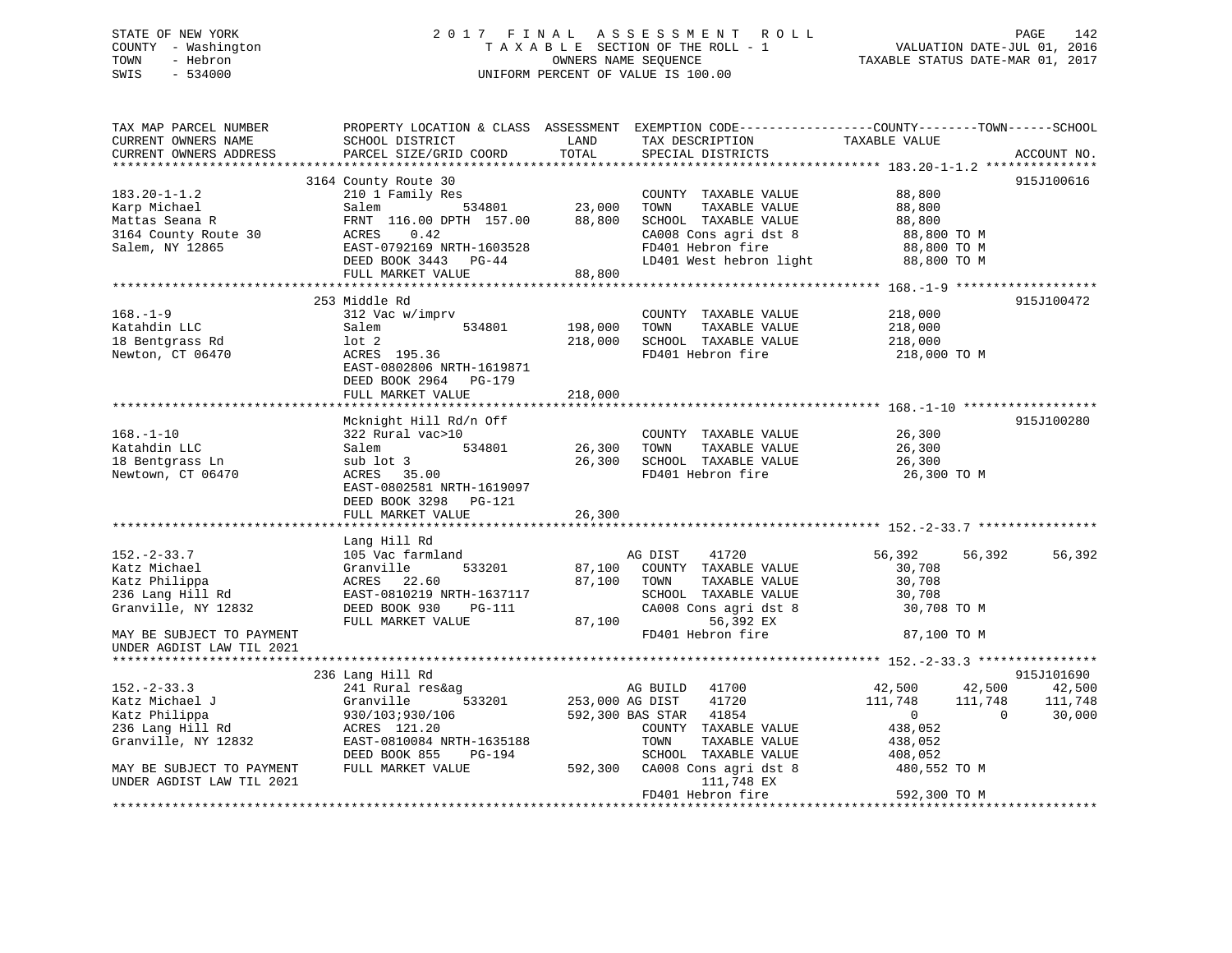STATE OF NEW YORK
COUNTY - Washington
TOWN - Hebron
SWIS - 534000

2017 FINAL ASSESSMENT ROLL
TAXABLE SECTION OF THE ROLL - 1
OWNERS NAME SEQUENCE
UNIFORM PERCENT OF VALUE IS 100.00

VALUATION DATE-JUL 01, 2016
TAXABLE STATUS DATE-MAR 01, 2017

```
TAX MAP PARCEL NUMBER          PROPERTY LOCATION & CLASS  ASSESSMENT  EXEMPTION CODE------------------COUNTY--------TOWN------SCHOOL
CURRENT OWNERS NAME            SCHOOL DISTRICT               LAND      TAX DESCRIPTION              TAXABLE VALUE
CURRENT OWNERS ADDRESS         PARCEL SIZE/GRID COORD        TOTAL     SPECIAL DISTRICTS                                        ACCOUNT NO.
******************************************************************************************************* 183.20-1-1.2 ***************
                               3164 County Route 30                                                                        915J100616
183.20-1-1.2                   210 1 Family Res                        COUNTY  TAXABLE VALUE             88,800
Karp Michael                   Salem            534801       23,000    TOWN    TAXABLE VALUE             88,800
Mattas Seana R                 FRNT 116.00 DPTH 157.00       88,800    SCHOOL  TAXABLE VALUE             88,800
3164 County Route 30           ACRES    0.42                           CA008 Cons agri dst 8              88,800 TO M
Salem, NY 12865                EAST-0792169 NRTH-1603528               FD401 Hebron fire                  88,800 TO M
                               DEED BOOK 3443   PG-44                  LD401 West hebron light            88,800 TO M
                               FULL MARKET VALUE             88,800
******************************************************************************************************* 168.-1-9 *******************
                               253 Middle Rd                                                                               915J100472
168.-1-9                       312 Vac w/imprv                         COUNTY  TAXABLE VALUE            218,000
Katahdin LLC                   Salem            534801      198,000    TOWN    TAXABLE VALUE            218,000
18 Bentgrass Rd                lot 2                        218,000    SCHOOL  TAXABLE VALUE            218,000
Newton, CT 06470               ACRES  195.36                           FD401 Hebron fire                 218,000 TO M
                               EAST-0802806 NRTH-1619871
                               DEED BOOK 2964   PG-179
                               FULL MARKET VALUE            218,000
******************************************************************************************************* 168.-1-10 ******************
                               Mcknight Hill Rd/n Off                                                                      915J100280
168.-1-10                      322 Rural vac>10                        COUNTY  TAXABLE VALUE             26,300
Katahdin LLC                   Salem            534801       26,300    TOWN    TAXABLE VALUE             26,300
18 Bentgrass Ln                sub lot 3                     26,300    SCHOOL  TAXABLE VALUE             26,300
Newtown, CT 06470              ACRES   35.00                           FD401 Hebron fire                  26,300 TO M
                               EAST-0802581 NRTH-1619097
                               DEED BOOK 3298   PG-121
                               FULL MARKET VALUE             26,300
******************************************************************************************************* 152.-2-33.7 ****************
                               Lang Hill Rd
152.-2-33.7                    105 Vac farmland                        AG DIST     41720              56,392      56,392      56,392
Katz Michael                   Granville        533201       87,100    COUNTY  TAXABLE VALUE             30,708
Katz Philippa                  ACRES   22.60                 87,100    TOWN    TAXABLE VALUE             30,708
236 Lang Hill Rd               EAST-0810219 NRTH-1637117               SCHOOL  TAXABLE VALUE             30,708
Granville, NY 12832            DEED BOOK 930    PG-111                 CA008 Cons agri dst 8              30,708 TO M
                               FULL MARKET VALUE             87,100         56,392 EX
MAY BE SUBJECT TO PAYMENT                                              FD401 Hebron fire                  87,100 TO M
UNDER AGDIST LAW TIL 2021
******************************************************************************************************* 152.-2-33.3 ****************
                               236 Lang Hill Rd                                                                            915J101690
152.-2-33.3                    241 Rural res&ag                        AG BUILD    41700              42,500      42,500      42,500
Katz Michael J                 Granville        533201      253,000 AG DIST     41720             111,748     111,748     111,748
Katz Philippa                  930/103;930/106              592,300 BAS STAR    41854                   0           0      30,000
236 Lang Hill Rd               ACRES  121.20                           COUNTY  TAXABLE VALUE            438,052
Granville, NY 12832            EAST-0810084 NRTH-1635188               TOWN    TAXABLE VALUE            438,052
                               DEED BOOK 855    PG-194                 SCHOOL  TAXABLE VALUE            408,052
MAY BE SUBJECT TO PAYMENT      FULL MARKET VALUE            592,300    CA008 Cons agri dst 8             480,552 TO M
UNDER AGDIST LAW TIL 2021                                                  111,748 EX
                                                                       FD401 Hebron fire                 592,300 TO M
************************************************************************************************************************************
```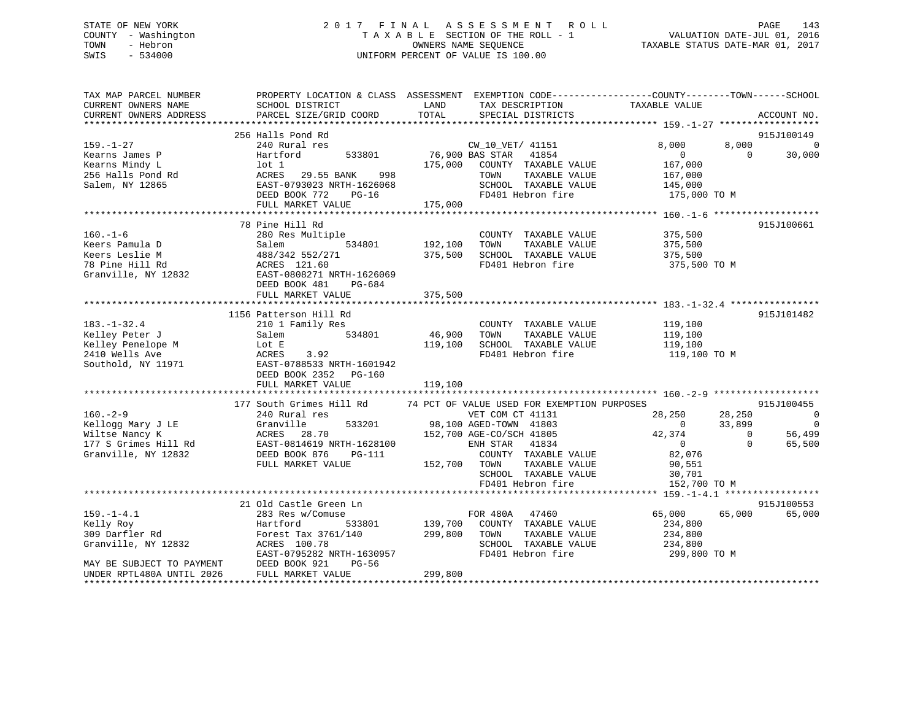STATE OF NEW YORK
COUNTY - Washington
TOWN - Hebron
SWIS - 534000

2017 FINAL ASSESSMENT ROLL
TAXABLE SECTION OF THE ROLL - 1
OWNERS NAME SEQUENCE
UNIFORM PERCENT OF VALUE IS 100.00

VALUATION DATE-JUL 01, 2016
TAXABLE STATUS DATE-MAR 01, 2017

```
TAX MAP PARCEL NUMBER          PROPERTY LOCATION & CLASS  ASSESSMENT  EXEMPTION CODE-----------------COUNTY--------TOWN------SCHOOL
CURRENT OWNERS NAME            SCHOOL DISTRICT               LAND      TAX DESCRIPTION            TAXABLE VALUE
CURRENT OWNERS ADDRESS         PARCEL SIZE/GRID COORD       TOTAL      SPECIAL DISTRICTS                                   ACCOUNT NO.
******************************************************************************************************* 159.-1-27 ******************
                               256 Halls Pond Rd                                                                           915J100149
159.-1-27                      240 Rural res                          CW_10_VET/ 41151             8,000       8,000            0
Kearns James P                 Hartford        533801       76,900 BAS STAR   41854                 0           0        30,000
Kearns Mindy L                 lot 1                       175,000    COUNTY  TAXABLE VALUE        167,000
256 Halls Pond Rd              ACRES   29.55 BANK    998              TOWN    TAXABLE VALUE        167,000
Salem, NY 12865                EAST-0793023 NRTH-1626068              SCHOOL  TAXABLE VALUE        145,000
                               DEED BOOK 772    PG-16                 FD401 Hebron fire             175,000 TO M
                               FULL MARKET VALUE           175,000
******************************************************************************************************* 160.-1-6 *******************
                               78 Pine Hill Rd                                                                             915J100661
160.-1-6                       280 Res Multiple                       COUNTY  TAXABLE VALUE        375,500
Keers Pamula D                 Salem           534801      192,100    TOWN    TAXABLE VALUE        375,500
Keers Leslie M                 488/342 552/271             375,500    SCHOOL  TAXABLE VALUE        375,500
78 Pine Hill Rd                ACRES  121.60                          FD401 Hebron fire             375,500 TO M
Granville, NY 12832            EAST-0808271 NRTH-1626069
                               DEED BOOK 481    PG-684
                               FULL MARKET VALUE           375,500
******************************************************************************************************* 183.-1-32.4 ****************
                               1156 Patterson Hill Rd                                                                      915J101482
183.-1-32.4                    210 1 Family Res                       COUNTY  TAXABLE VALUE        119,100
Kelley Peter J                 Salem           534801       46,900    TOWN    TAXABLE VALUE        119,100
Kelley Penelope M              Lot E                       119,100    SCHOOL  TAXABLE VALUE        119,100
2410 Wells Ave                 ACRES    3.92                          FD401 Hebron fire             119,100 TO M
Southold, NY 11971             EAST-0788533 NRTH-1601942
                               DEED BOOK 2352   PG-160
                               FULL MARKET VALUE           119,100
******************************************************************************************************* 160.-2-9 *******************
                               177 South Grimes Hill Rd       74 PCT OF VALUE USED FOR EXEMPTION PURPOSES                  915J100455
160.-2-9                       240 Rural res                          VET COM CT 41131            28,250      28,250            0
Kellogg Mary J LE              Granville       533201       98,100 AGED-TOWN  41803                 0      33,899            0
Wiltse Nancy K                 ACRES   28.70               152,700 AGE-CO/SCH 41805            42,374           0        56,499
177 S Grimes Hill Rd           EAST-0814619 NRTH-1628100              ENH STAR   41834                 0           0        65,500
Granville, NY 12832            DEED BOOK 876    PG-111                COUNTY  TAXABLE VALUE         82,076
                               FULL MARKET VALUE           152,700    TOWN    TAXABLE VALUE         90,551
                                                                      SCHOOL  TAXABLE VALUE         30,701
                                                                      FD401 Hebron fire             152,700 TO M
******************************************************************************************************* 159.-1-4.1 *****************
                               21 Old Castle Green Ln                                                                      915J100553
159.-1-4.1                     283 Res w/Comuse                       FOR 480A   47460            65,000      65,000        65,000
Kelly Roy                      Hartford        533801      139,700    COUNTY  TAXABLE VALUE        234,800
309 Darfler Rd                 Forest Tax 3761/140         299,800    TOWN    TAXABLE VALUE        234,800
Granville, NY 12832            ACRES  100.78                          SCHOOL  TAXABLE VALUE        234,800
                               EAST-0795282 NRTH-1630957              FD401 Hebron fire             299,800 TO M
MAY BE SUBJECT TO PAYMENT      DEED BOOK 921    PG-56
UNDER RPTL480A UNTIL 2026      FULL MARKET VALUE           299,800
************************************************************************************************************************************
```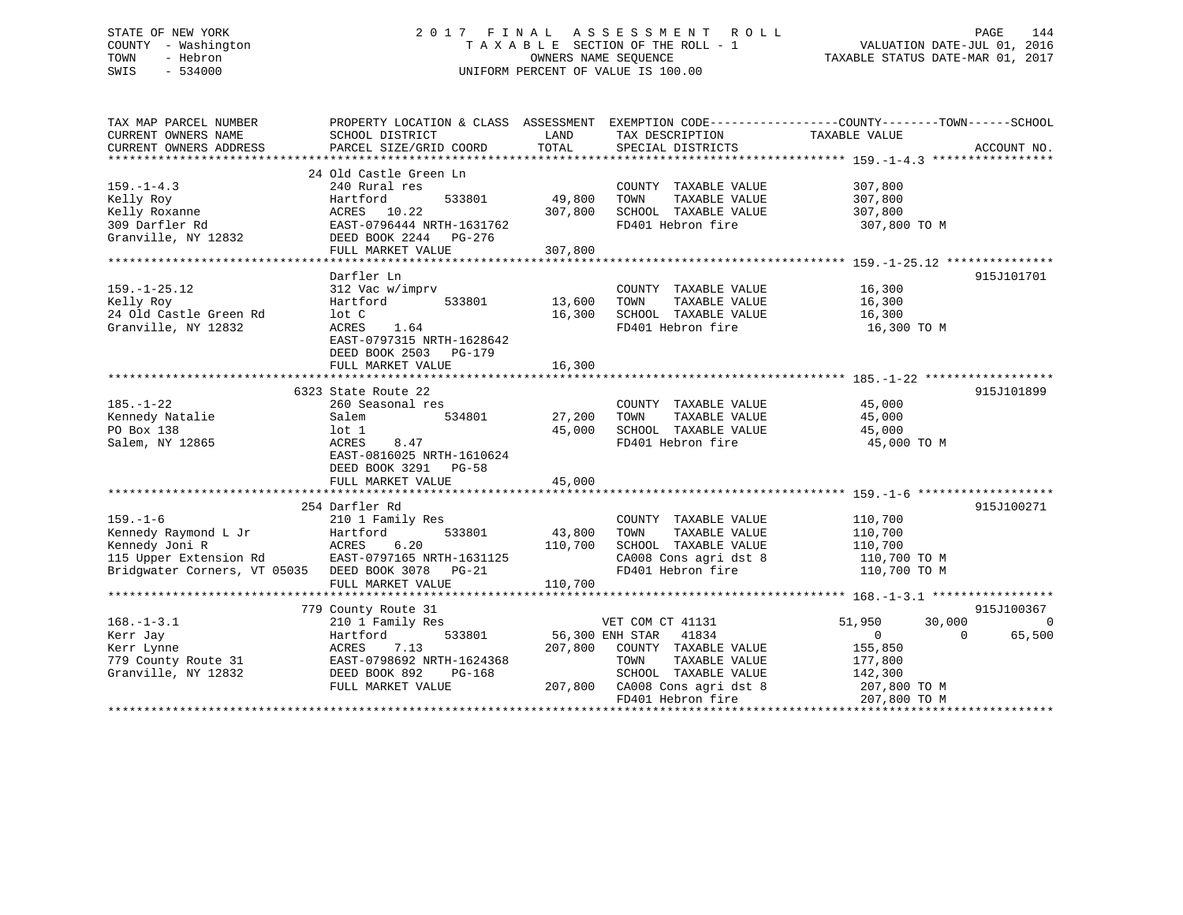STATE OF NEW YORK
COUNTY - Washington
TOWN - Hebron
SWIS - 534000

# 2017 FINAL ASSESSMENT ROLL
TAXABLE SECTION OF THE ROLL - 1
OWNERS NAME SEQUENCE
UNIFORM PERCENT OF VALUE IS 100.00

VALUATION DATE-JUL 01, 2016
TAXABLE STATUS DATE-MAR 01, 2017

| TAX MAP PARCEL NUMBER / CURRENT OWNERS NAME / CURRENT OWNERS ADDRESS | PROPERTY LOCATION & CLASS / SCHOOL DISTRICT / PARCEL SIZE/GRID COORD | ASSESSMENT LAND / TOTAL | EXEMPTION CODE / TAX DESCRIPTION / SPECIAL DISTRICTS | COUNTY TAXABLE VALUE | TOWN | SCHOOL | ACCOUNT NO. |
|---|---|---|---|---|---|---|---|
| **159.-1-4.3** | 24 Old Castle Green Ln | | | | | | |
| 159.-1-4.3 | 240 Rural res | | COUNTY TAXABLE VALUE | 307,800 | | | |
| Kelly Roy | Hartford 533801 | 49,800 | TOWN TAXABLE VALUE | 307,800 | | | |
| Kelly Roxanne | ACRES 10.22 | 307,800 | SCHOOL TAXABLE VALUE | 307,800 | | | |
| 309 Darfler Rd | EAST-0796444 NRTH-1631762 | | FD401 Hebron fire | 307,800 TO M | | | |
| Granville, NY 12832 | DEED BOOK 2244 PG-276 | | | | | | |
| | FULL MARKET VALUE | 307,800 | | | | | |
| **159.-1-25.12** | Darfler Ln | | | | | | 915J101701 |
| 159.-1-25.12 | 312 Vac w/imprv | | COUNTY TAXABLE VALUE | 16,300 | | | |
| Kelly Roy | Hartford 533801 | 13,600 | TOWN TAXABLE VALUE | 16,300 | | | |
| 24 Old Castle Green Rd | lot C | 16,300 | SCHOOL TAXABLE VALUE | 16,300 | | | |
| Granville, NY 12832 | ACRES 1.64 | | FD401 Hebron fire | 16,300 TO M | | | |
| | EAST-0797315 NRTH-1628642 | | | | | | |
| | DEED BOOK 2503 PG-179 | | | | | | |
| | FULL MARKET VALUE | 16,300 | | | | | |
| **185.-1-22** | 6323 State Route 22 | | | | | | 915J101899 |
| 185.-1-22 | 260 Seasonal res | | COUNTY TAXABLE VALUE | 45,000 | | | |
| Kennedy Natalie | Salem 534801 | 27,200 | TOWN TAXABLE VALUE | 45,000 | | | |
| PO Box 138 | lot 1 | 45,000 | SCHOOL TAXABLE VALUE | 45,000 | | | |
| Salem, NY 12865 | ACRES 8.47 | | FD401 Hebron fire | 45,000 TO M | | | |
| | EAST-0816025 NRTH-1610624 | | | | | | |
| | DEED BOOK 3291 PG-58 | | | | | | |
| | FULL MARKET VALUE | 45,000 | | | | | |
| **159.-1-6** | 254 Darfler Rd | | | | | | 915J100271 |
| 159.-1-6 | 210 1 Family Res | | COUNTY TAXABLE VALUE | 110,700 | | | |
| Kennedy Raymond L Jr | Hartford 533801 | 43,800 | TOWN TAXABLE VALUE | 110,700 | | | |
| Kennedy Joni R | ACRES 6.20 | 110,700 | SCHOOL TAXABLE VALUE | 110,700 | | | |
| 115 Upper Extension Rd | EAST-0797165 NRTH-1631125 | | CA008 Cons agri dst 8 | 110,700 TO M | | | |
| Bridgwater Corners, VT 05035 | DEED BOOK 3078 PG-21 | | FD401 Hebron fire | 110,700 TO M | | | |
| | FULL MARKET VALUE | 110,700 | | | | | |
| **168.-1-3.1** | 779 County Route 31 | | | | | | 915J100367 |
| 168.-1-3.1 | 210 1 Family Res | | VET COM CT 41131 | 51,950 | 30,000 | 0 | |
| Kerr Jay | Hartford 533801 | 56,300 | ENH STAR 41834 | 0 | 0 | 65,500 | |
| Kerr Lynne | ACRES 7.13 | 207,800 | COUNTY TAXABLE VALUE | 155,850 | | | |
| 779 County Route 31 | EAST-0798692 NRTH-1624368 | | TOWN TAXABLE VALUE | 177,800 | | | |
| Granville, NY 12832 | DEED BOOK 892 PG-168 | | SCHOOL TAXABLE VALUE | 142,300 | | | |
| | FULL MARKET VALUE | 207,800 | CA008 Cons agri dst 8 | 207,800 TO M | | | |
| | | | FD401 Hebron fire | 207,800 TO M | | | |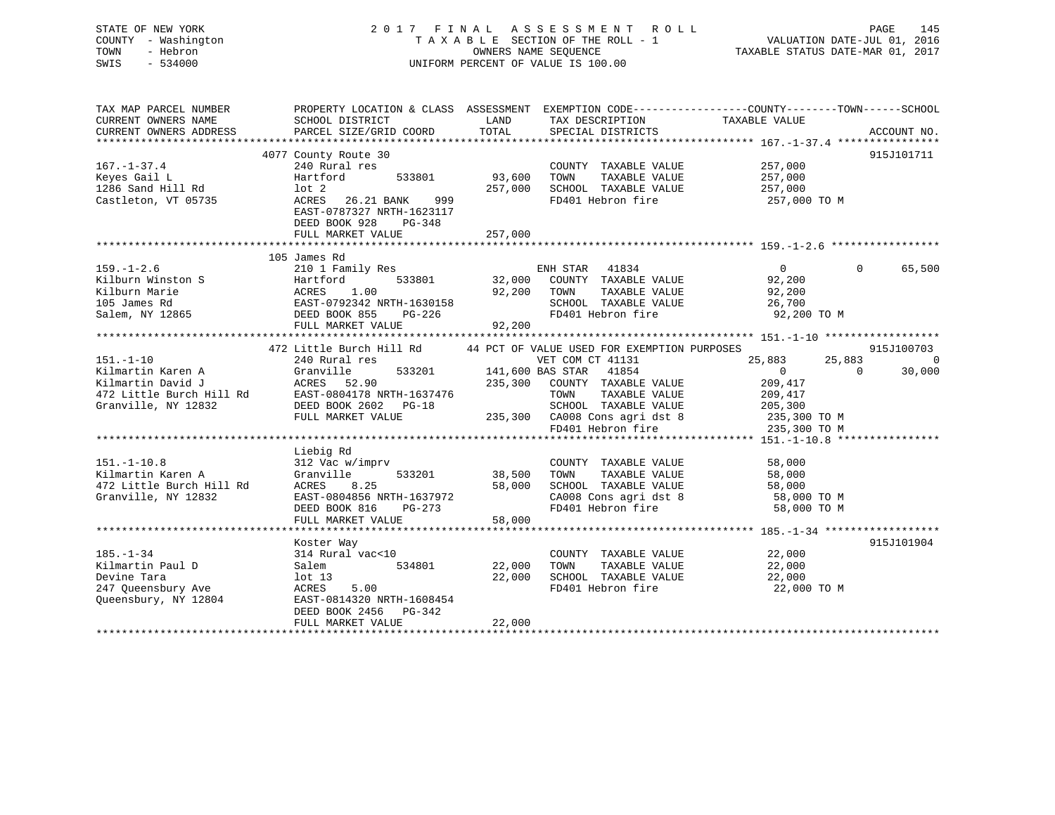STATE OF NEW YORK
COUNTY - Washington
TOWN - Hebron
SWIS - 534000

# 2017 FINAL ASSESSMENT ROLL
TAXABLE SECTION OF THE ROLL - 1
OWNERS NAME SEQUENCE
UNIFORM PERCENT OF VALUE IS 100.00

VALUATION DATE-JUL 01, 2016
TAXABLE STATUS DATE-MAR 01, 2017

```
TAX MAP PARCEL NUMBER          PROPERTY LOCATION & CLASS  ASSESSMENT  EXEMPTION CODE------------------COUNTY--------TOWN------SCHOOL
CURRENT OWNERS NAME            SCHOOL DISTRICT               LAND      TAX DESCRIPTION            TAXABLE VALUE
CURRENT OWNERS ADDRESS         PARCEL SIZE/GRID COORD        TOTAL     SPECIAL DISTRICTS                                  ACCOUNT NO.
******************************************************************************************************* 167.-1-37.4 ****************
                               4077 County Route 30                                                                    915J101711
167.-1-37.4                    240 Rural res                          COUNTY  TAXABLE VALUE          257,000
Keyes Gail L                   Hartford        533801       93,600    TOWN    TAXABLE VALUE          257,000
1286 Sand Hill Rd              lot 2                       257,000    SCHOOL  TAXABLE VALUE          257,000
Castleton, VT 05735            ACRES  26.21 BANK    999               FD401 Hebron fire               257,000 TO M
                               EAST-0787327 NRTH-1623117
                               DEED BOOK 928    PG-348
                               FULL MARKET VALUE           257,000
******************************************************************************************************* 159.-1-2.6 *****************
                               105 James Rd
159.-1-2.6                     210 1 Family Res                    ENH STAR   41834                 0          0     65,500
Kilburn Winston S              Hartford        533801       32,000    COUNTY  TAXABLE VALUE           92,200
Kilburn Marie                  ACRES    1.00                92,200    TOWN    TAXABLE VALUE           92,200
105 James Rd                   EAST-0792342 NRTH-1630158              SCHOOL  TAXABLE VALUE           26,700
Salem, NY 12865                DEED BOOK 855    PG-226                FD401 Hebron fire                92,200 TO M
                               FULL MARKET VALUE            92,200
******************************************************************************************************* 151.-1-10 ******************
                               472 Little Burch Hill Rd      44 PCT OF VALUE USED FOR EXEMPTION PURPOSES                 915J100703
151.-1-10                      240 Rural res                       VET COM CT 41131            25,883     25,883          0
Kilmartin Karen A              Granville       533201      141,600 BAS STAR   41854                 0          0     30,000
Kilmartin David J              ACRES  52.90               235,300    COUNTY  TAXABLE VALUE          209,417
472 Little Burch Hill Rd       EAST-0804178 NRTH-1637476              TOWN    TAXABLE VALUE          209,417
Granville, NY 12832            DEED BOOK 2602   PG-18                 SCHOOL  TAXABLE VALUE          205,300
                               FULL MARKET VALUE           235,300    CA008 Cons agri dst 8           235,300 TO M
                                                                      FD401 Hebron fire               235,300 TO M
******************************************************************************************************* 151.-1-10.8 ****************
                               Liebig Rd
151.-1-10.8                    312 Vac w/imprv                        COUNTY  TAXABLE VALUE           58,000
Kilmartin Karen A              Granville       533201       38,500    TOWN    TAXABLE VALUE           58,000
472 Little Burch Hill Rd       ACRES    8.25                58,000    SCHOOL  TAXABLE VALUE           58,000
Granville, NY 12832            EAST-0804856 NRTH-1637972              CA008 Cons agri dst 8            58,000 TO M
                               DEED BOOK 816    PG-273                FD401 Hebron fire                58,000 TO M
                               FULL MARKET VALUE            58,000
******************************************************************************************************* 185.-1-34 ******************
                               Koster Way                                                                              915J101904
185.-1-34                      314 Rural vac<10                       COUNTY  TAXABLE VALUE           22,000
Kilmartin Paul D               Salem           534801       22,000    TOWN    TAXABLE VALUE           22,000
Devine Tara                    lot 13                       22,000    SCHOOL  TAXABLE VALUE           22,000
247 Queensbury Ave             ACRES    5.00                          FD401 Hebron fire                22,000 TO M
Queensbury, NY 12804           EAST-0814320 NRTH-1608454
                               DEED BOOK 2456   PG-342
                               FULL MARKET VALUE            22,000
************************************************************************************************************************************
```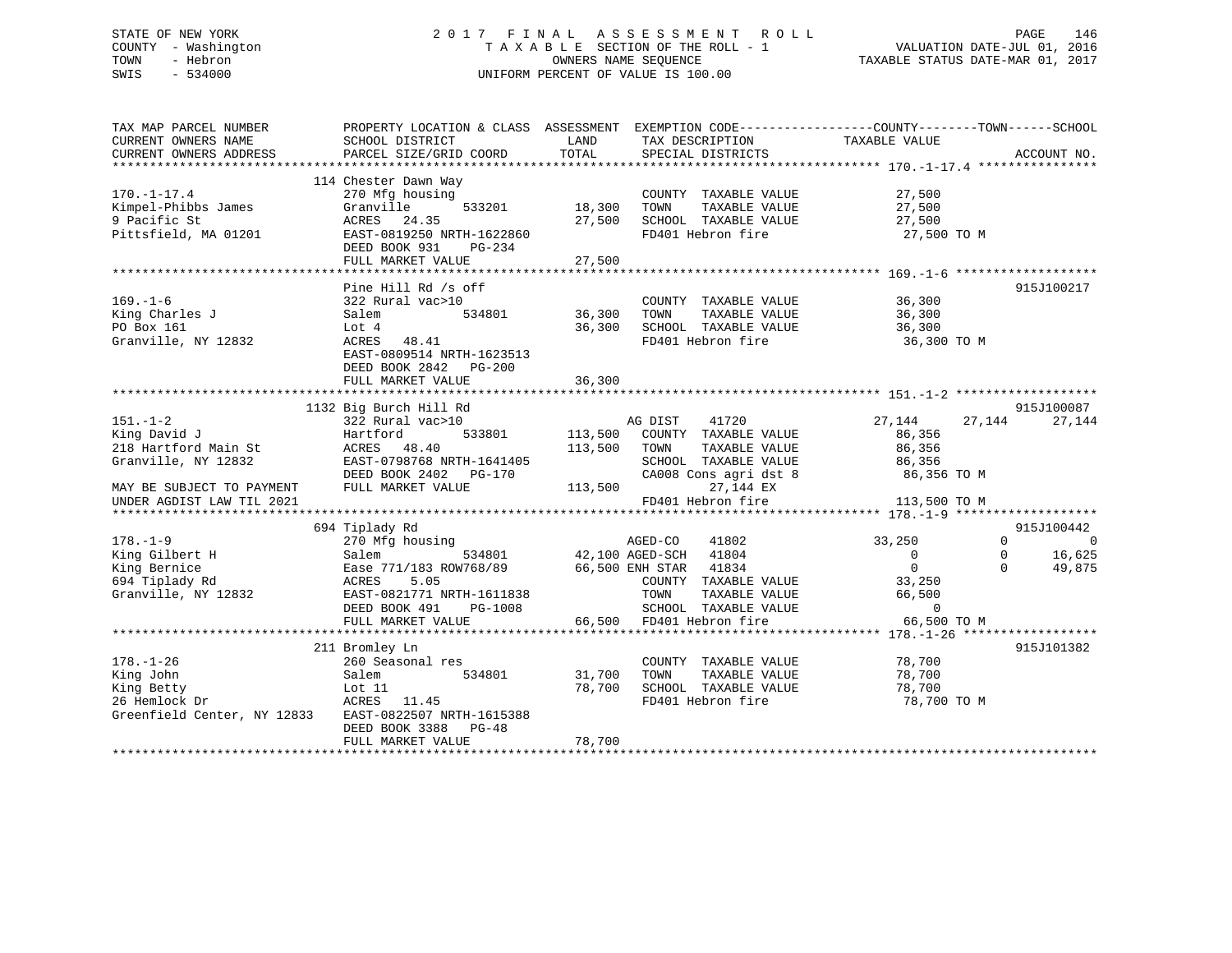STATE OF NEW YORK
COUNTY - Washington
TOWN - Hebron
SWIS - 534000

2 0 1 7 F I N A L A S S E S S M E N T R O L L
T A X A B L E SECTION OF THE ROLL - 1
OWNERS NAME SEQUENCE
UNIFORM PERCENT OF VALUE IS 100.00

VALUATION DATE-JUL 01, 2016
TAXABLE STATUS DATE-MAR 01, 2017

```
TAX MAP PARCEL NUMBER        PROPERTY LOCATION & CLASS  ASSESSMENT  EXEMPTION CODE------------------COUNTY--------TOWN------SCHOOL
CURRENT OWNERS NAME          SCHOOL DISTRICT             LAND        TAX DESCRIPTION              TAXABLE VALUE
CURRENT OWNERS ADDRESS       PARCEL SIZE/GRID COORD      TOTAL       SPECIAL DISTRICTS                                   ACCOUNT NO.
****************************************************************************************************** 170.-1-17.4 ****************
                             114 Chester Dawn Way
170.-1-17.4                  270 Mfg housing                         COUNTY  TAXABLE VALUE            27,500
Kimpel-Phibbs James          Granville      533201       18,300      TOWN    TAXABLE VALUE            27,500
9 Pacific St                 ACRES  24.35                27,500      SCHOOL  TAXABLE VALUE            27,500
Pittsfield, MA 01201         EAST-0819250 NRTH-1622860               FD401 Hebron fire                 27,500 TO M
                             DEED BOOK 931    PG-234
                             FULL MARKET VALUE           27,500
****************************************************************************************************** 169.-1-6 *******************
                             Pine Hill Rd /s off                                                                      915J100217
169.-1-6                     322 Rural vac>10                        COUNTY  TAXABLE VALUE            36,300
King Charles J               Salem          534801       36,300      TOWN    TAXABLE VALUE            36,300
PO Box 161                   Lot 4                       36,300      SCHOOL  TAXABLE VALUE            36,300
Granville, NY 12832          ACRES  48.41                            FD401 Hebron fire                 36,300 TO M
                             EAST-0809514 NRTH-1623513
                             DEED BOOK 2842   PG-200
                             FULL MARKET VALUE           36,300
****************************************************************************************************** 151.-1-2 *******************
                             1132 Big Burch Hill Rd                                                                   915J100087
151.-1-2                     322 Rural vac>10                        AG DIST     41720             27,144      27,144      27,144
King David J                 Hartford       533801      113,500      COUNTY  TAXABLE VALUE            86,356
218 Hartford Main St         ACRES  48.40               113,500      TOWN    TAXABLE VALUE            86,356
Granville, NY 12832          EAST-0798768 NRTH-1641405               SCHOOL  TAXABLE VALUE            86,356
                             DEED BOOK 2402   PG-170                 CA008 Cons agri dst 8             86,356 TO M
MAY BE SUBJECT TO PAYMENT    FULL MARKET VALUE          113,500              27,144 EX
UNDER AGDIST LAW TIL 2021                                            FD401 Hebron fire                113,500 TO M
****************************************************************************************************** 178.-1-9 *******************
                             694 Tiplady Rd                                                                           915J100442
178.-1-9                     270 Mfg housing                         AGED-CO     41802             33,250           0           0
King Gilbert H               Salem          534801       42,100 AGED-SCH     41804                  0           0      16,625
King Bernice                 Ease 771/183 ROW768/89      66,500 ENH STAR     41834                  0           0      49,875
694 Tiplady Rd               ACRES   5.05                            COUNTY  TAXABLE VALUE            33,250
Granville, NY 12832          EAST-0821771 NRTH-1611838               TOWN    TAXABLE VALUE            66,500
                             DEED BOOK 491    PG-1008                SCHOOL  TAXABLE VALUE                 0
                             FULL MARKET VALUE           66,500      FD401 Hebron fire                 66,500 TO M
****************************************************************************************************** 178.-1-26 ******************
                             211 Bromley Ln                                                                           915J101382
178.-1-26                    260 Seasonal res                        COUNTY  TAXABLE VALUE            78,700
King John                    Salem          534801       31,700      TOWN    TAXABLE VALUE            78,700
King Betty                   Lot 11                      78,700      SCHOOL  TAXABLE VALUE            78,700
26 Hemlock Dr                ACRES  11.45                            FD401 Hebron fire                 78,700 TO M
Greenfield Center, NY 12833  EAST-0822507 NRTH-1615388
                             DEED BOOK 3388   PG-48
                             FULL MARKET VALUE           78,700
************************************************************************************************************************************
```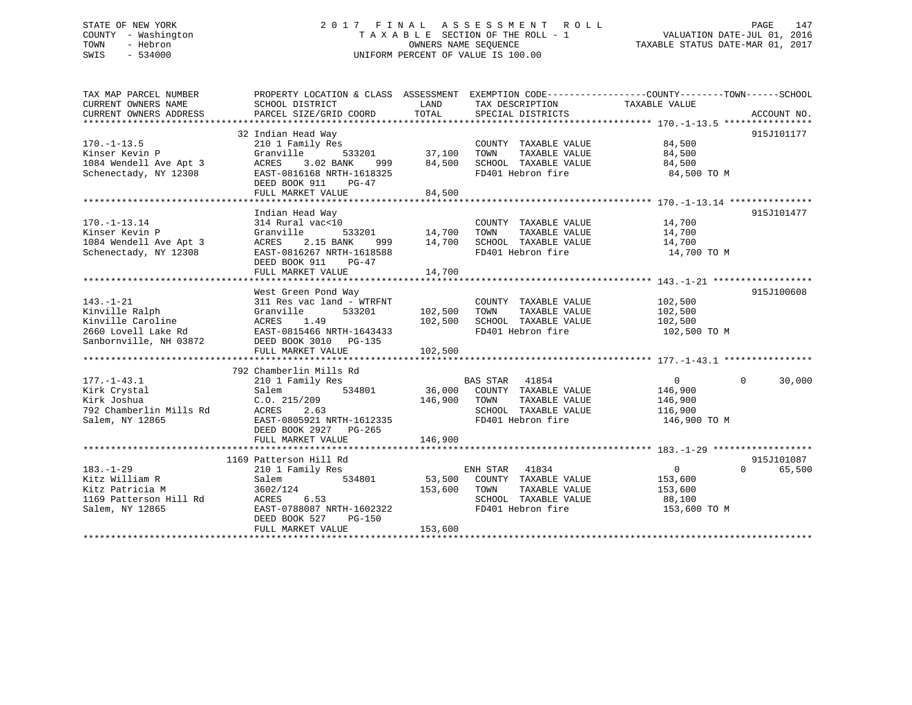STATE OF NEW YORK
COUNTY - Washington
TOWN - Hebron
SWIS - 534000

2017 FINAL ASSESSMENT ROLL
TAXABLE SECTION OF THE ROLL - 1
OWNERS NAME SEQUENCE
UNIFORM PERCENT OF VALUE IS 100.00

VALUATION DATE-JUL 01, 2016
TAXABLE STATUS DATE-MAR 01, 2017

| TAX MAP PARCEL NUMBER / CURRENT OWNERS NAME / CURRENT OWNERS ADDRESS | PROPERTY LOCATION & CLASS / SCHOOL DISTRICT / PARCEL SIZE/GRID COORD | ASSESSMENT LAND | TOTAL | EXEMPTION CODE / TAX DESCRIPTION / SPECIAL DISTRICTS | COUNTY TAXABLE VALUE | TOWN | SCHOOL | ACCOUNT NO. |
|---|---|---|---|---|---|---|---|---|
| 170.-1-13.5 | 32 Indian Head Way | | | | | | | 915J101177 |
| Kinser Kevin P | 210 1 Family Res | | | COUNTY TAXABLE VALUE | 84,500 | | | |
| 1084 Wendell Ave Apt 3 | Granville 533201 | 37,100 | | TOWN TAXABLE VALUE | 84,500 | | | |
| Schenectady, NY 12308 | ACRES 3.02 BANK 999 | | 84,500 | SCHOOL TAXABLE VALUE | 84,500 | | | |
| | EAST-0816168 NRTH-1618325 | | | FD401 Hebron fire | 84,500 TO M | | | |
| | DEED BOOK 911 PG-47 | | | | | | | |
| | FULL MARKET VALUE | | 84,500 | | | | | |
| 170.-1-13.14 | Indian Head Way | | | | | | | 915J101477 |
| Kinser Kevin P | 314 Rural vac<10 | | | COUNTY TAXABLE VALUE | 14,700 | | | |
| 1084 Wendell Ave Apt 3 | Granville 533201 | 14,700 | | TOWN TAXABLE VALUE | 14,700 | | | |
| Schenectady, NY 12308 | ACRES 2.15 BANK 999 | | 14,700 | SCHOOL TAXABLE VALUE | 14,700 | | | |
| | EAST-0816267 NRTH-1618588 | | | FD401 Hebron fire | 14,700 TO M | | | |
| | DEED BOOK 911 PG-47 | | | | | | | |
| | FULL MARKET VALUE | | 14,700 | | | | | |
| 143.-1-21 | West Green Pond Way | | | | | | | 915J100608 |
| Kinville Ralph | 311 Res vac land - WTRFNT | | | COUNTY TAXABLE VALUE | 102,500 | | | |
| Kinville Caroline | Granville 533201 | 102,500 | | TOWN TAXABLE VALUE | 102,500 | | | |
| 2660 Lovell Lake Rd | ACRES 1.49 | | 102,500 | SCHOOL TAXABLE VALUE | 102,500 | | | |
| Sanbornville, NH 03872 | EAST-0815466 NRTH-1643433 | | | FD401 Hebron fire | 102,500 TO M | | | |
| | DEED BOOK 3010 PG-135 | | | | | | | |
| | FULL MARKET VALUE | | 102,500 | | | | | |
| 177.-1-43.1 | 792 Chamberlin Mills Rd | | | | | | | |
| Kirk Crystal | 210 1 Family Res | | | BAS STAR 41854 | 0 | 0 | 30,000 | |
| Kirk Joshua | Salem 534801 | 36,000 | | COUNTY TAXABLE VALUE | 146,900 | | | |
| 792 Chamberlin Mills Rd | C.O. 215/209 | | 146,900 | TOWN TAXABLE VALUE | 146,900 | | | |
| Salem, NY 12865 | ACRES 2.63 | | | SCHOOL TAXABLE VALUE | 116,900 | | | |
| | EAST-0805921 NRTH-1612335 | | | FD401 Hebron fire | 146,900 TO M | | | |
| | DEED BOOK 2927 PG-265 | | | | | | | |
| | FULL MARKET VALUE | | 146,900 | | | | | |
| 183.-1-29 | 1169 Patterson Hill Rd | | | | | | | 915J101087 |
| Kitz William R | 210 1 Family Res | | | ENH STAR 41834 | 0 | 0 | 65,500 | |
| Kitz Patricia M | Salem 534801 | 53,500 | | COUNTY TAXABLE VALUE | 153,600 | | | |
| 1169 Patterson Hill Rd | 3602/124 | | 153,600 | TOWN TAXABLE VALUE | 153,600 | | | |
| Salem, NY 12865 | ACRES 6.53 | | | SCHOOL TAXABLE VALUE | 88,100 | | | |
| | EAST-0788087 NRTH-1602322 | | | FD401 Hebron fire | 153,600 TO M | | | |
| | DEED BOOK 527 PG-150 | | | | | | | |
| | FULL MARKET VALUE | | 153,600 | | | | | |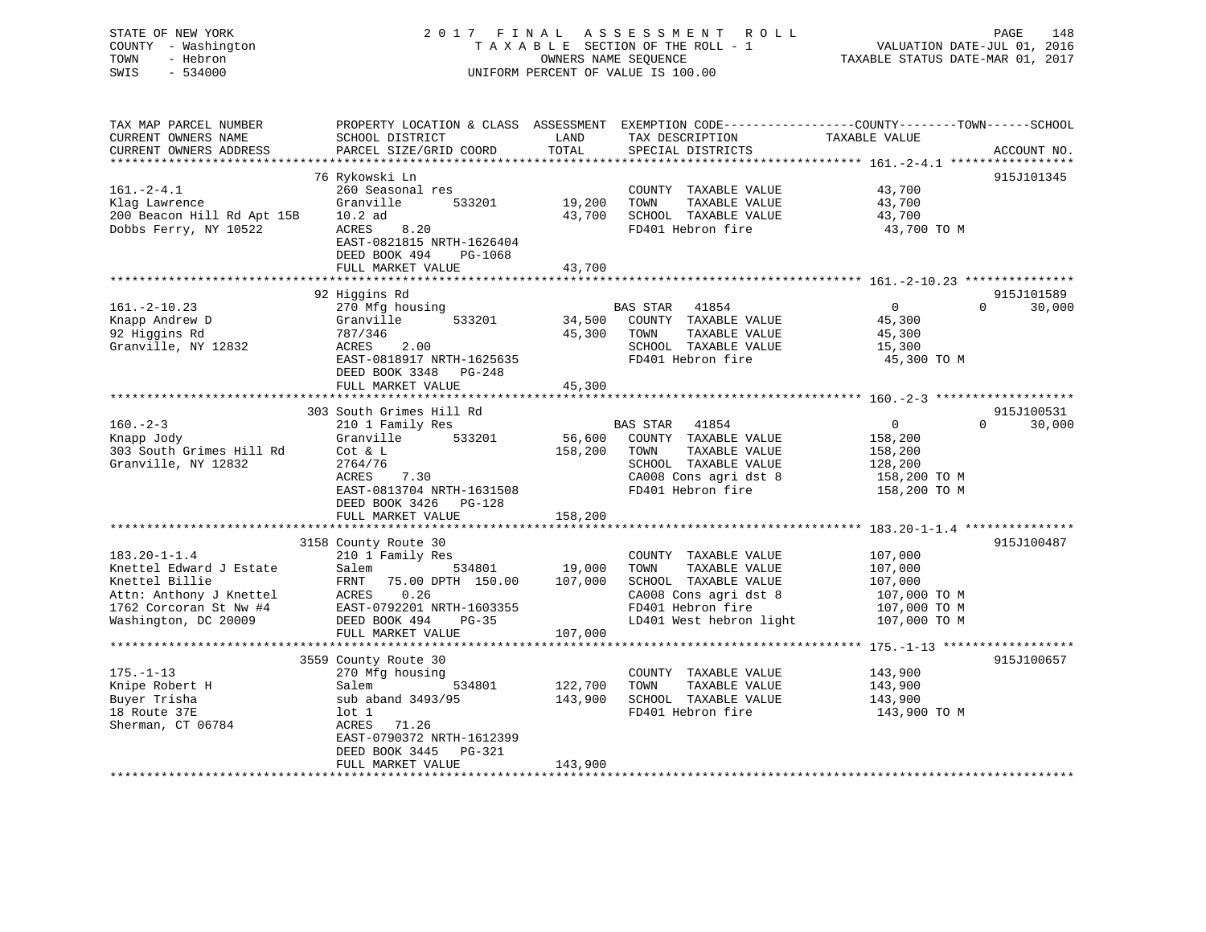STATE OF NEW YORK
COUNTY - Washington
TOWN - Hebron
SWIS - 534000

# 2017 FINAL ASSESSMENT ROLL

TAXABLE SECTION OF THE ROLL - 1
OWNERS NAME SEQUENCE
UNIFORM PERCENT OF VALUE IS 100.00

VALUATION DATE-JUL 01, 2016
TAXABLE STATUS DATE-MAR 01, 2017

| TAX MAP PARCEL NUMBER / CURRENT OWNERS NAME / CURRENT OWNERS ADDRESS | PROPERTY LOCATION & CLASS / SCHOOL DISTRICT / PARCEL SIZE/GRID COORD | ASSESSMENT LAND | TOTAL | EXEMPTION CODE / TAX DESCRIPTION / SPECIAL DISTRICTS | COUNTY / TAXABLE VALUE | TOWN | SCHOOL | ACCOUNT NO. |
|---|---|---|---|---|---|---|---|---|
| **161.-2-4.1** | 76 Rykowski Ln | | | | | | | 915J101345 |
| 161.-2-4.1 | 260 Seasonal res | | | COUNTY TAXABLE VALUE | 43,700 | | | |
| Klag Lawrence | Granville 533201 | 19,200 | | TOWN TAXABLE VALUE | 43,700 | | | |
| 200 Beacon Hill Rd Apt 15B | 10.2 ad | | 43,700 | SCHOOL TAXABLE VALUE | 43,700 | | | |
| Dobbs Ferry, NY 10522 | ACRES 8.20 | | | FD401 Hebron fire | 43,700 TO M | | | |
| | EAST-0821815 NRTH-1626404 | | | | | | | |
| | DEED BOOK 494 PG-1068 | | | | | | | |
| | FULL MARKET VALUE | | 43,700 | | | | | |
| **161.-2-10.23** | 92 Higgins Rd | | | | | | | 915J101589 |
| 161.-2-10.23 | 270 Mfg housing | | | BAS STAR 41854 | 0 | 0 | 30,000 | |
| Knapp Andrew D | Granville 533201 | 34,500 | | COUNTY TAXABLE VALUE | 45,300 | | | |
| 92 Higgins Rd | 787/346 | | 45,300 | TOWN TAXABLE VALUE | 45,300 | | | |
| Granville, NY 12832 | ACRES 2.00 | | | SCHOOL TAXABLE VALUE | 15,300 | | | |
| | EAST-0818917 NRTH-1625635 | | | FD401 Hebron fire | 45,300 TO M | | | |
| | DEED BOOK 3348 PG-248 | | | | | | | |
| | FULL MARKET VALUE | | 45,300 | | | | | |
| **160.-2-3** | 303 South Grimes Hill Rd | | | | | | | 915J100531 |
| 160.-2-3 | 210 1 Family Res | | | BAS STAR 41854 | 0 | 0 | 30,000 | |
| Knapp Jody | Granville 533201 | 56,600 | | COUNTY TAXABLE VALUE | 158,200 | | | |
| 303 South Grimes Hill Rd | Cot & L | | 158,200 | TOWN TAXABLE VALUE | 158,200 | | | |
| Granville, NY 12832 | 2764/76 | | | SCHOOL TAXABLE VALUE | 128,200 | | | |
| | ACRES 7.30 | | | CA008 Cons agri dst 8 | 158,200 TO M | | | |
| | EAST-0813704 NRTH-1631508 | | | FD401 Hebron fire | 158,200 TO M | | | |
| | DEED BOOK 3426 PG-128 | | | | | | | |
| | FULL MARKET VALUE | | 158,200 | | | | | |
| **183.20-1-1.4** | 3158 County Route 30 | | | | | | | 915J100487 |
| 183.20-1-1.4 | 210 1 Family Res | | | COUNTY TAXABLE VALUE | 107,000 | | | |
| Knettel Edward J Estate | Salem 534801 | 19,000 | | TOWN TAXABLE VALUE | 107,000 | | | |
| Knettel Billie | FRNT 75.00 DPTH 150.00 | | 107,000 | SCHOOL TAXABLE VALUE | 107,000 | | | |
| Attn: Anthony J Knettel | ACRES 0.26 | | | CA008 Cons agri dst 8 | 107,000 TO M | | | |
| 1762 Corcoran St Nw #4 | EAST-0792201 NRTH-1603355 | | | FD401 Hebron fire | 107,000 TO M | | | |
| Washington, DC 20009 | DEED BOOK 494 PG-35 | | | LD401 West hebron light | 107,000 TO M | | | |
| | FULL MARKET VALUE | | 107,000 | | | | | |
| **175.-1-13** | 3559 County Route 30 | | | | | | | 915J100657 |
| 175.-1-13 | 270 Mfg housing | | | COUNTY TAXABLE VALUE | 143,900 | | | |
| Knipe Robert H | Salem 534801 | 122,700 | | TOWN TAXABLE VALUE | 143,900 | | | |
| Buyer Trisha | sub aband 3493/95 | | 143,900 | SCHOOL TAXABLE VALUE | 143,900 | | | |
| 18 Route 37E | lot 1 | | | FD401 Hebron fire | 143,900 TO M | | | |
| Sherman, CT 06784 | ACRES 71.26 | | | | | | | |
| | EAST-0790372 NRTH-1612399 | | | | | | | |
| | DEED BOOK 3445 PG-321 | | | | | | | |
| | FULL MARKET VALUE | | 143,900 | | | | | |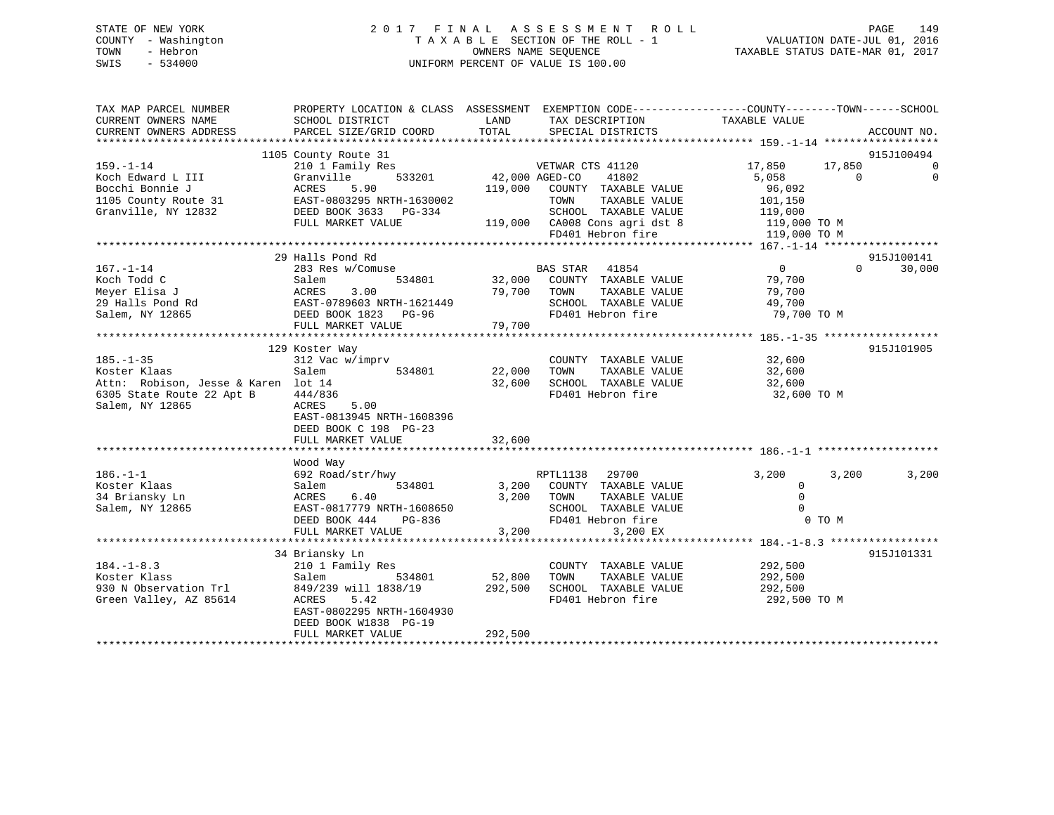STATE OF NEW YORK
COUNTY - Washington
TOWN - Hebron
SWIS - 534000

2017 FINAL ASSESSMENT ROLL
TAXABLE SECTION OF THE ROLL - 1
OWNERS NAME SEQUENCE
UNIFORM PERCENT OF VALUE IS 100.00

VALUATION DATE-JUL 01, 2016
TAXABLE STATUS DATE-MAR 01, 2017

```
TAX MAP PARCEL NUMBER          PROPERTY LOCATION & CLASS  ASSESSMENT  EXEMPTION CODE------------------COUNTY--------TOWN------SCHOOL
CURRENT OWNERS NAME            SCHOOL DISTRICT             LAND       TAX DESCRIPTION               TAXABLE VALUE
CURRENT OWNERS ADDRESS         PARCEL SIZE/GRID COORD      TOTAL      SPECIAL DISTRICTS                                    ACCOUNT NO.
******************************************************************************************************* 159.-1-14 ******************
                             1105 County Route 31                                                                        915J100494
159.-1-14                    210 1 Family Res                  VETWAR CTS 41120          17,850       17,850             0
Koch Edward L III            Granville        533201      42,000 AGED-CO    41802          5,058            0             0
Bocchi Bonnie J              ACRES     5.90             119,000   COUNTY  TAXABLE VALUE      96,092
1105 County Route 31         EAST-0803295 NRTH-1630002            TOWN    TAXABLE VALUE     101,150
Granville, NY 12832          DEED BOOK 3633   PG-334              SCHOOL  TAXABLE VALUE     119,000
                             FULL MARKET VALUE          119,000   CA008 Cons agri dst 8      119,000 TO M
                                                                  FD401 Hebron fire          119,000 TO M
******************************************************************************************************* 167.-1-14 ******************
                             29 Halls Pond Rd                                                                            915J100141
167.-1-14                    283 Res w/Comuse                  BAS STAR   41854                  0            0        30,000
Koch Todd C                  Salem            534801      32,000   COUNTY  TAXABLE VALUE      79,700
Meyer Elisa J                ACRES     3.00              79,700   TOWN    TAXABLE VALUE      79,700
29 Halls Pond Rd             EAST-0789603 NRTH-1621449            SCHOOL  TAXABLE VALUE      49,700
Salem, NY 12865              DEED BOOK 1823   PG-96               FD401 Hebron fire           79,700 TO M
                             FULL MARKET VALUE           79,700
******************************************************************************************************* 185.-1-35 ******************
                             129 Koster Way                                                                              915J101905
185.-1-35                    312 Vac w/imprv                      COUNTY  TAXABLE VALUE      32,600
Koster Klaas                 Salem            534801      22,000   TOWN    TAXABLE VALUE      32,600
Attn:  Robison, Jesse & Karen  lot 14                     32,600   SCHOOL  TAXABLE VALUE      32,600
6305 State Route 22 Apt B    444/836                              FD401 Hebron fire           32,600 TO M
Salem, NY 12865              ACRES     5.00
                             EAST-0813945 NRTH-1608396
                             DEED BOOK C 198  PG-23
                             FULL MARKET VALUE           32,600
******************************************************************************************************* 186.-1-1 *******************
                             Wood Way
186.-1-1                     692 Road/str/hwy                  RPTL1138   29700              3,200        3,200         3,200
Koster Klaas                 Salem            534801       3,200   COUNTY  TAXABLE VALUE           0
34 Briansky Ln               ACRES     6.40               3,200   TOWN    TAXABLE VALUE           0
Salem, NY 12865              EAST-0817779 NRTH-1608650            SCHOOL  TAXABLE VALUE           0
                             DEED BOOK 444    PG-836              FD401 Hebron fire                0 TO M
                             FULL MARKET VALUE            3,200          3,200 EX
******************************************************************************************************* 184.-1-8.3 *****************
                             34 Briansky Ln                                                                              915J101331
184.-1-8.3                   210 1 Family Res                     COUNTY  TAXABLE VALUE     292,500
Koster Klass                 Salem            534801      52,800   TOWN    TAXABLE VALUE     292,500
930 N Observation Trl        849/239 will 1838/19       292,500   SCHOOL  TAXABLE VALUE     292,500
Green Valley, AZ 85614       ACRES     5.42                       FD401 Hebron fire          292,500 TO M
                             EAST-0802295 NRTH-1604930
                             DEED BOOK W1838  PG-19
                             FULL MARKET VALUE          292,500
************************************************************************************************************************************
```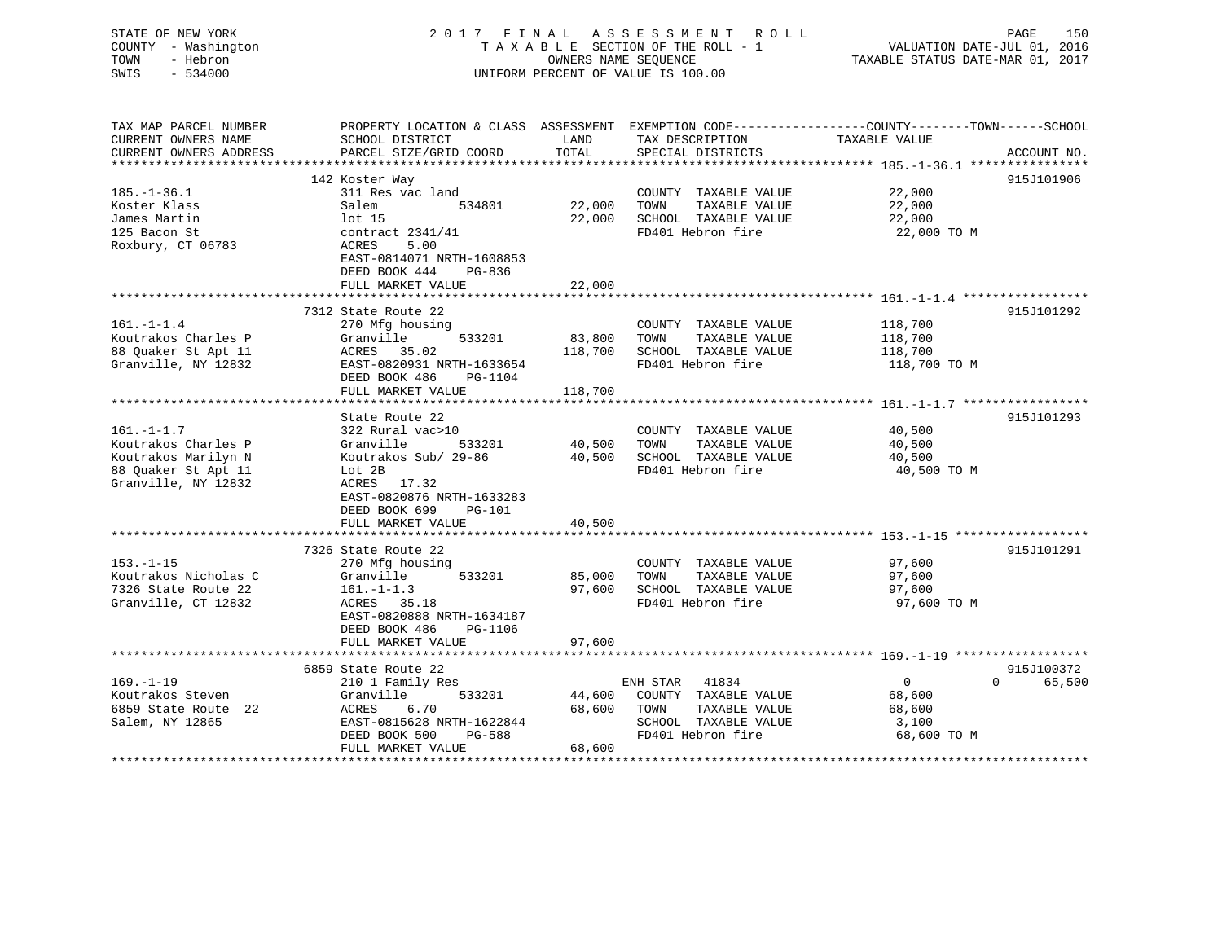STATE OF NEW YORK | 2017 FINAL ASSESSMENT ROLL | VALUATION DATE-JUL 01, 2016
COUNTY - Washington | TAXABLE SECTION OF THE ROLL - 1 | TAXABLE STATUS DATE-MAR 01, 2017
TOWN - Hebron | OWNERS NAME SEQUENCE
SWIS - 534000 | UNIFORM PERCENT OF VALUE IS 100.00

| TAX MAP PARCEL NUMBER<br>CURRENT OWNERS NAME<br>CURRENT OWNERS ADDRESS | PROPERTY LOCATION & CLASS<br>SCHOOL DISTRICT<br>PARCEL SIZE/GRID COORD | ASSESSMENT<br>LAND<br>TOTAL | EXEMPTION CODE<br>TAX DESCRIPTION<br>SPECIAL DISTRICTS | COUNTY--------TOWN------SCHOOL<br>TAXABLE VALUE | ACCOUNT NO. |
|---|---|---|---|---|---|
| **185.-1-36.1** | 142 Koster Way | | | | 915J101906 |
| 185.-1-36.1 | 311 Res vac land | | COUNTY TAXABLE VALUE | 22,000 | |
| Koster Klass | Salem 534801 | 22,000 | TOWN TAXABLE VALUE | 22,000 | |
| James Martin | lot 15 | 22,000 | SCHOOL TAXABLE VALUE | 22,000 | |
| 125 Bacon St | contract 2341/41 | | FD401 Hebron fire | 22,000 TO M | |
| Roxbury, CT 06783 | ACRES 5.00 | | | | |
| | EAST-0814071 NRTH-1608853 | | | | |
| | DEED BOOK 444 PG-836 | | | | |
| | FULL MARKET VALUE | 22,000 | | | |
| **161.-1-1.4** | 7312 State Route 22 | | | | 915J101292 |
| 161.-1-1.4 | 270 Mfg housing | | COUNTY TAXABLE VALUE | 118,700 | |
| Koutrakos Charles P | Granville 533201 | 83,800 | TOWN TAXABLE VALUE | 118,700 | |
| 88 Quaker St Apt 11 | ACRES 35.02 | 118,700 | SCHOOL TAXABLE VALUE | 118,700 | |
| Granville, NY 12832 | EAST-0820931 NRTH-1633654 | | FD401 Hebron fire | 118,700 TO M | |
| | DEED BOOK 486 PG-1104 | | | | |
| | FULL MARKET VALUE | 118,700 | | | |
| **161.-1-1.7** | State Route 22 | | | | 915J101293 |
| 161.-1-1.7 | 322 Rural vac>10 | | COUNTY TAXABLE VALUE | 40,500 | |
| Koutrakos Charles P | Granville 533201 | 40,500 | TOWN TAXABLE VALUE | 40,500 | |
| Koutrakos Marilyn N | Koutrakos Sub/ 29-86 | 40,500 | SCHOOL TAXABLE VALUE | 40,500 | |
| 88 Quaker St Apt 11 | Lot 2B | | FD401 Hebron fire | 40,500 TO M | |
| Granville, NY 12832 | ACRES 17.32 | | | | |
| | EAST-0820876 NRTH-1633283 | | | | |
| | DEED BOOK 699 PG-101 | | | | |
| | FULL MARKET VALUE | 40,500 | | | |
| **153.-1-15** | 7326 State Route 22 | | | | 915J101291 |
| 153.-1-15 | 270 Mfg housing | | COUNTY TAXABLE VALUE | 97,600 | |
| Koutrakos Nicholas C | Granville 533201 | 85,000 | TOWN TAXABLE VALUE | 97,600 | |
| 7326 State Route 22 | 161.-1-1.3 | 97,600 | SCHOOL TAXABLE VALUE | 97,600 | |
| Granville, CT 12832 | ACRES 35.18 | | FD401 Hebron fire | 97,600 TO M | |
| | EAST-0820888 NRTH-1634187 | | | | |
| | DEED BOOK 486 PG-1106 | | | | |
| | FULL MARKET VALUE | 97,600 | | | |
| **169.-1-19** | 6859 State Route 22 | | | | 915J100372 |
| 169.-1-19 | 210 1 Family Res | | ENH STAR 41834 | 0 0 65,500 | |
| Koutrakos Steven | Granville 533201 | 44,600 | COUNTY TAXABLE VALUE | 68,600 | |
| 6859 State Route 22 | ACRES 6.70 | 68,600 | TOWN TAXABLE VALUE | 68,600 | |
| Salem, NY 12865 | EAST-0815628 NRTH-1622844 | | SCHOOL TAXABLE VALUE | 3,100 | |
| | DEED BOOK 500 PG-588 | | FD401 Hebron fire | 68,600 TO M | |
| | FULL MARKET VALUE | 68,600 | | | |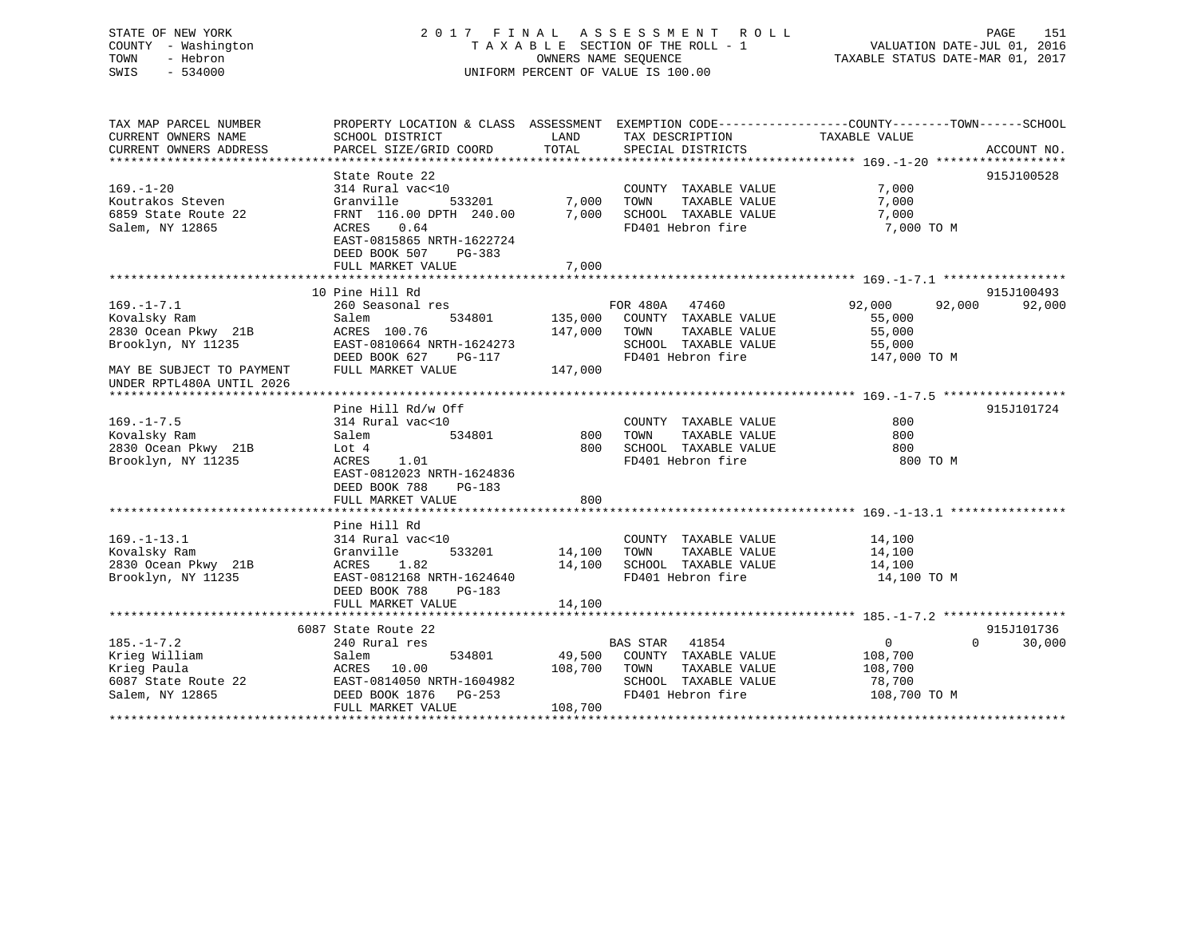STATE OF NEW YORK
COUNTY - Washington
TOWN - Hebron
SWIS - 534000

# 2017 FINAL ASSESSMENT ROLL

TAXABLE SECTION OF THE ROLL - 1
OWNERS NAME SEQUENCE
UNIFORM PERCENT OF VALUE IS 100.00

VALUATION DATE-JUL 01, 2016
TAXABLE STATUS DATE-MAR 01, 2017

| TAX MAP PARCEL NUMBER / CURRENT OWNERS NAME / CURRENT OWNERS ADDRESS | PROPERTY LOCATION & CLASS / SCHOOL DISTRICT / PARCEL SIZE/GRID COORD | ASSESSMENT LAND | TOTAL | EXEMPTION CODE / TAX DESCRIPTION / SPECIAL DISTRICTS | COUNTY TAXABLE VALUE | TOWN | SCHOOL | ACCOUNT NO. |
|---|---|---|---|---|---|---|---|---|
| **169.-1-20** | State Route 22 | | | | | | | 915J100528 |
| Koutrakos Steven | 314 Rural vac<10 | | | COUNTY TAXABLE VALUE | 7,000 | | | |
| 6859 State Route 22 | Granville 533201 | 7,000 | | TOWN TAXABLE VALUE | 7,000 | | | |
| Salem, NY 12865 | FRNT 116.00 DPTH 240.00 | | 7,000 | SCHOOL TAXABLE VALUE | 7,000 | | | |
| | ACRES 0.64 | | | FD401 Hebron fire | 7,000 TO M | | | |
| | EAST-0815865 NRTH-1622724 | | | | | | | |
| | DEED BOOK 507 PG-383 | | | | | | | |
| | FULL MARKET VALUE | | 7,000 | | | | | |
| **169.-1-7.1** | 10 Pine Hill Rd | | | | | | | 915J100493 |
| Kovalsky Ram | 260 Seasonal res | | | FOR 480A 47460 | 92,000 | 92,000 | 92,000 | |
| 2830 Ocean Pkwy 21B | Salem 534801 | 135,000 | | COUNTY TAXABLE VALUE | 55,000 | | | |
| Brooklyn, NY 11235 | ACRES 100.76 | | 147,000 | TOWN TAXABLE VALUE | 55,000 | | | |
| | EAST-0810664 NRTH-1624273 | | | SCHOOL TAXABLE VALUE | 55,000 | | | |
| | DEED BOOK 627 PG-117 | | | FD401 Hebron fire | 147,000 TO M | | | |
| MAY BE SUBJECT TO PAYMENT UNDER RPTL480A UNTIL 2026 | FULL MARKET VALUE | | 147,000 | | | | | |
| **169.-1-7.5** | Pine Hill Rd/w Off | | | | | | | 915J101724 |
| Kovalsky Ram | 314 Rural vac<10 | | | COUNTY TAXABLE VALUE | 800 | | | |
| 2830 Ocean Pkwy 21B | Salem 534801 | 800 | | TOWN TAXABLE VALUE | 800 | | | |
| Brooklyn, NY 11235 | Lot 4 | | 800 | SCHOOL TAXABLE VALUE | 800 | | | |
| | ACRES 1.01 | | | FD401 Hebron fire | 800 TO M | | | |
| | EAST-0812023 NRTH-1624836 | | | | | | | |
| | DEED BOOK 788 PG-183 | | | | | | | |
| | FULL MARKET VALUE | | 800 | | | | | |
| **169.-1-13.1** | Pine Hill Rd | | | | | | | |
| Kovalsky Ram | 314 Rural vac<10 | | | COUNTY TAXABLE VALUE | 14,100 | | | |
| 2830 Ocean Pkwy 21B | Granville 533201 | 14,100 | | TOWN TAXABLE VALUE | 14,100 | | | |
| Brooklyn, NY 11235 | ACRES 1.82 | | 14,100 | SCHOOL TAXABLE VALUE | 14,100 | | | |
| | EAST-0812168 NRTH-1624640 | | | FD401 Hebron fire | 14,100 TO M | | | |
| | DEED BOOK 788 PG-183 | | | | | | | |
| | FULL MARKET VALUE | | 14,100 | | | | | |
| **185.-1-7.2** | 6087 State Route 22 | | | | | | | 915J101736 |
| Krieg William | 240 Rural res | | | BAS STAR 41854 | 0 | 0 | 30,000 | |
| Krieg Paula | Salem 534801 | 49,500 | | COUNTY TAXABLE VALUE | 108,700 | | | |
| 6087 State Route 22 | ACRES 10.00 | | 108,700 | TOWN TAXABLE VALUE | 108,700 | | | |
| Salem, NY 12865 | EAST-0814050 NRTH-1604982 | | | SCHOOL TAXABLE VALUE | 78,700 | | | |
| | DEED BOOK 1876 PG-253 | | | FD401 Hebron fire | 108,700 TO M | | | |
| | FULL MARKET VALUE | | 108,700 | | | | | |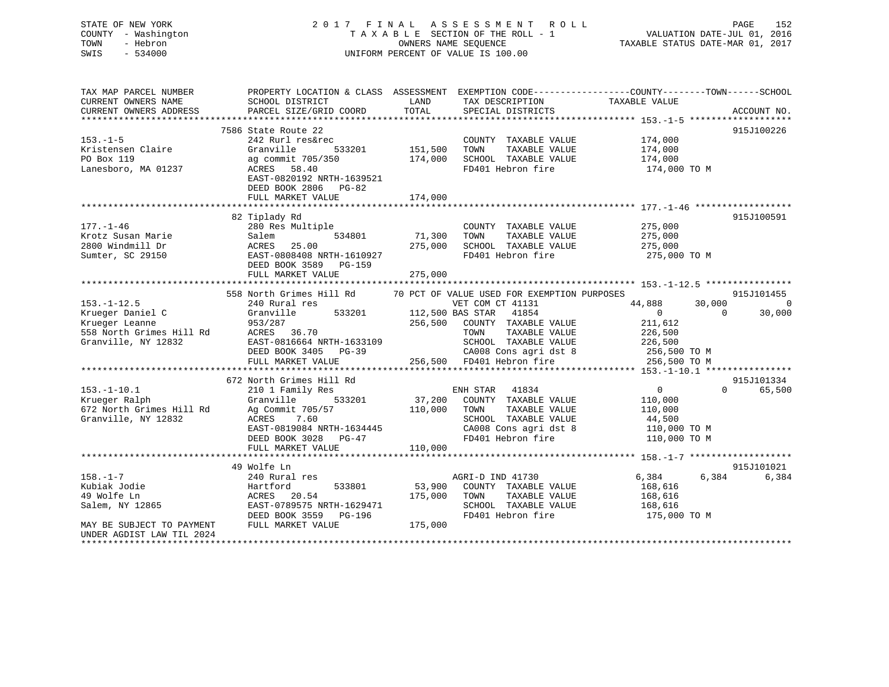STATE OF NEW YORK
COUNTY - Washington
TOWN - Hebron
SWIS - 534000

2 0 1 7 F I N A L A S S E S S M E N T R O L L
T A X A B L E SECTION OF THE ROLL - 1
OWNERS NAME SEQUENCE
UNIFORM PERCENT OF VALUE IS 100.00

VALUATION DATE-JUL 01, 2016
TAXABLE STATUS DATE-MAR 01, 2017

```
TAX MAP PARCEL NUMBER        PROPERTY LOCATION & CLASS  ASSESSMENT  EXEMPTION CODE------------------COUNTY--------TOWN------SCHOOL
CURRENT OWNERS NAME          SCHOOL DISTRICT              LAND      TAX DESCRIPTION             TAXABLE VALUE
CURRENT OWNERS ADDRESS       PARCEL SIZE/GRID COORD       TOTAL     SPECIAL DISTRICTS                                    ACCOUNT NO.
******************************************************************************************************* 153.-1-5 *******************
                             7586 State Route 22                                                                          915J100226
153.-1-5                     242 Rurl res&rec                       COUNTY  TAXABLE VALUE          174,000
Kristensen Claire            Granville       533201     151,500    TOWN    TAXABLE VALUE          174,000
PO Box 119                   ag commit 705/350          174,000    SCHOOL  TAXABLE VALUE          174,000
Lanesboro, MA 01237          ACRES   58.40                          FD401 Hebron fire               174,000 TO M
                             EAST-0820192 NRTH-1639521
                             DEED BOOK 2806   PG-82
                             FULL MARKET VALUE          174,000
******************************************************************************************************* 177.-1-46 ******************
                             82 Tiplady Rd                                                                                915J100591
177.-1-46                    280 Res Multiple                       COUNTY  TAXABLE VALUE          275,000
Krotz Susan Marie            Salem           534801      71,300    TOWN    TAXABLE VALUE          275,000
2800 Windmill Dr             ACRES   25.00              275,000    SCHOOL  TAXABLE VALUE          275,000
Sumter, SC 29150             EAST-0808408 NRTH-1610927              FD401 Hebron fire               275,000 TO M
                             DEED BOOK 3589   PG-159
                             FULL MARKET VALUE          275,000
******************************************************************************************************* 153.-1-12.5 ****************
                             558 North Grimes Hill Rd    70 PCT OF VALUE USED FOR EXEMPTION PURPOSES                     915J101455
153.-1-12.5                  240 Rural res                          VET COM CT 41131               44,888      30,000            0
Krueger Daniel C             Granville       533201     112,500 BAS STAR   41854                        0           0       30,000
Krueger Leanne               953/287                    256,500    COUNTY  TAXABLE VALUE          211,612
558 North Grimes Hill Rd     ACRES   36.70                          TOWN    TAXABLE VALUE          226,500
Granville, NY 12832          EAST-0816664 NRTH-1633109              SCHOOL  TAXABLE VALUE          226,500
                             DEED BOOK 3405   PG-39                 CA008 Cons agri dst 8           256,500 TO M
                             FULL MARKET VALUE          256,500    FD401 Hebron fire               256,500 TO M
******************************************************************************************************* 153.-1-10.1 ****************
                             672 North Grimes Hill Rd                                                                     915J101334
153.-1-10.1                  210 1 Family Res                       ENH STAR   41834                        0           0       65,500
Krueger Ralph                Granville       533201      37,200    COUNTY  TAXABLE VALUE          110,000
672 North Grimes Hill Rd     Ag Commit 705/57           110,000    TOWN    TAXABLE VALUE          110,000
Granville, NY 12832          ACRES    7.60                          SCHOOL  TAXABLE VALUE           44,500
                             EAST-0819084 NRTH-1634445              CA008 Cons agri dst 8           110,000 TO M
                             DEED BOOK 3028   PG-47                 FD401 Hebron fire               110,000 TO M
                             FULL MARKET VALUE          110,000
******************************************************************************************************* 158.-1-7 *******************
                             49 Wolfe Ln                                                                                  915J101021
158.-1-7                     240 Rural res                          AGRI-D IND 41730                6,384       6,384        6,384
Kubiak Jodie                 Hartford        533801      53,900    COUNTY  TAXABLE VALUE          168,616
49 Wolfe Ln                  ACRES   20.54              175,000    TOWN    TAXABLE VALUE          168,616
Salem, NY 12865              EAST-0789575 NRTH-1629471              SCHOOL  TAXABLE VALUE          168,616
                             DEED BOOK 3559   PG-196                FD401 Hebron fire               175,000 TO M
MAY BE SUBJECT TO PAYMENT    FULL MARKET VALUE          175,000
UNDER AGDIST LAW TIL 2024
************************************************************************************************************************************
```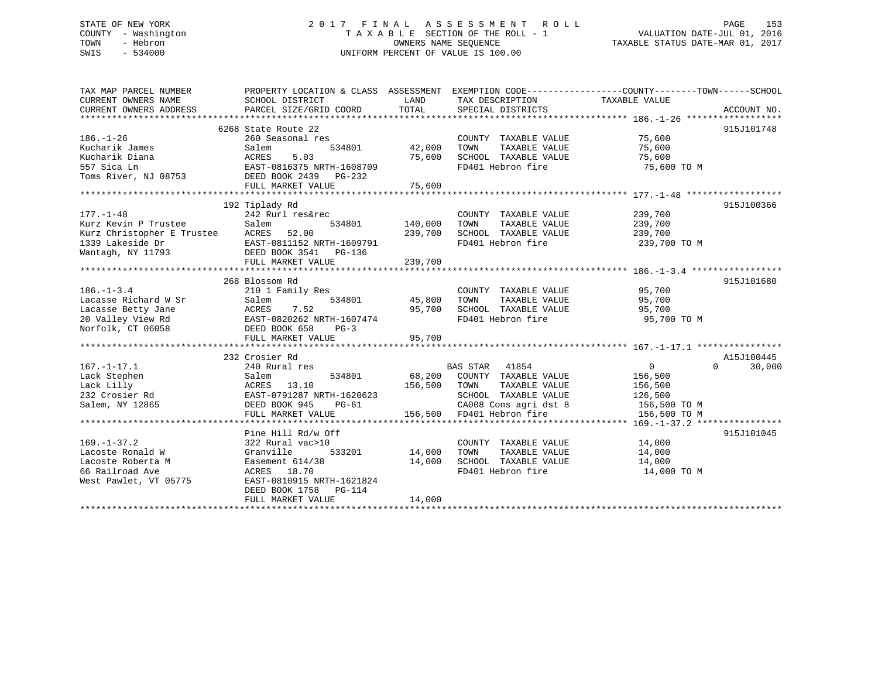STATE OF NEW YORK
COUNTY - Washington
TOWN - Hebron
SWIS - 534000

2 0 1 7 F I N A L A S S E S S M E N T R O L L
T A X A B L E SECTION OF THE ROLL - 1
OWNERS NAME SEQUENCE
UNIFORM PERCENT OF VALUE IS 100.00

VALUATION DATE-JUL 01, 2016
TAXABLE STATUS DATE-MAR 01, 2017

```
TAX MAP PARCEL NUMBER          PROPERTY LOCATION & CLASS  ASSESSMENT  EXEMPTION CODE------------------COUNTY--------TOWN------SCHOOL
CURRENT OWNERS NAME            SCHOOL DISTRICT              LAND       TAX DESCRIPTION             TAXABLE VALUE
CURRENT OWNERS ADDRESS         PARCEL SIZE/GRID COORD       TOTAL      SPECIAL DISTRICTS                                          ACCOUNT NO.
****************************************************************************************************** 186.-1-26 ******************
                               6268 State Route 22                                                                              915J101748
186.-1-26                      260 Seasonal res                        COUNTY  TAXABLE VALUE            75,600
Kucharik James                 Salem          534801       42,000      TOWN    TAXABLE VALUE            75,600
Kucharik Diana                 ACRES    5.03               75,600      SCHOOL  TAXABLE VALUE            75,600
557 Sica Ln                    EAST-0816375 NRTH-1608709               FD401 Hebron fire                 75,600 TO M
Toms River, NJ 08753           DEED BOOK 2439   PG-232
                               FULL MARKET VALUE           75,600
****************************************************************************************************** 177.-1-48 ******************
                               192 Tiplady Rd                                                                                   915J100366
177.-1-48                      242 Rurl res&rec                        COUNTY  TAXABLE VALUE           239,700
Kurz Kevin P Trustee           Salem          534801      140,000      TOWN    TAXABLE VALUE           239,700
Kurz Christopher E Trustee     ACRES   52.00              239,700      SCHOOL  TAXABLE VALUE           239,700
1339 Lakeside Dr               EAST-0811152 NRTH-1609791               FD401 Hebron fire                239,700 TO M
Wantagh, NY 11793              DEED BOOK 3541   PG-136
                               FULL MARKET VALUE          239,700
****************************************************************************************************** 186.-1-3.4 *****************
                               268 Blossom Rd                                                                                   915J101680
186.-1-3.4                     210 1 Family Res                        COUNTY  TAXABLE VALUE            95,700
Lacasse Richard W Sr           Salem          534801       45,800      TOWN    TAXABLE VALUE            95,700
Lacasse Betty Jane             ACRES    7.52               95,700      SCHOOL  TAXABLE VALUE            95,700
20 Valley View Rd              EAST-0820262 NRTH-1607474               FD401 Hebron fire                 95,700 TO M
Norfolk, CT 06058              DEED BOOK 658    PG-3
                               FULL MARKET VALUE           95,700
****************************************************************************************************** 167.-1-17.1 ****************
                               232 Crosier Rd                                                                                   A15J100445
167.-1-17.1                    240 Rural res                           BAS STAR  41854                       0          0      30,000
Lack Stephen                   Salem          534801       68,200      COUNTY  TAXABLE VALUE           156,500
Lack Lilly                     ACRES   13.10              156,500      TOWN    TAXABLE VALUE           156,500
232 Crosier Rd                 EAST-0791287 NRTH-1620623               SCHOOL  TAXABLE VALUE           126,500
Salem, NY 12865                DEED BOOK 945    PG-61                  CA008 Cons agri dst 8            156,500 TO M
                               FULL MARKET VALUE          156,500      FD401 Hebron fire                156,500 TO M
****************************************************************************************************** 169.-1-37.2 ****************
                               Pine Hill Rd/w Off                                                                               915J101045
169.-1-37.2                    322 Rural vac>10                        COUNTY  TAXABLE VALUE            14,000
Lacoste Ronald W               Granville      533201       14,000      TOWN    TAXABLE VALUE            14,000
Lacoste Roberta M              Easement 614/38             14,000      SCHOOL  TAXABLE VALUE            14,000
66 Railroad Ave                ACRES   18.70                           FD401 Hebron fire                 14,000 TO M
West Pawlet, VT 05775          EAST-0810915 NRTH-1621824
                               DEED BOOK 1758   PG-114
                               FULL MARKET VALUE           14,000
************************************************************************************************************************************
```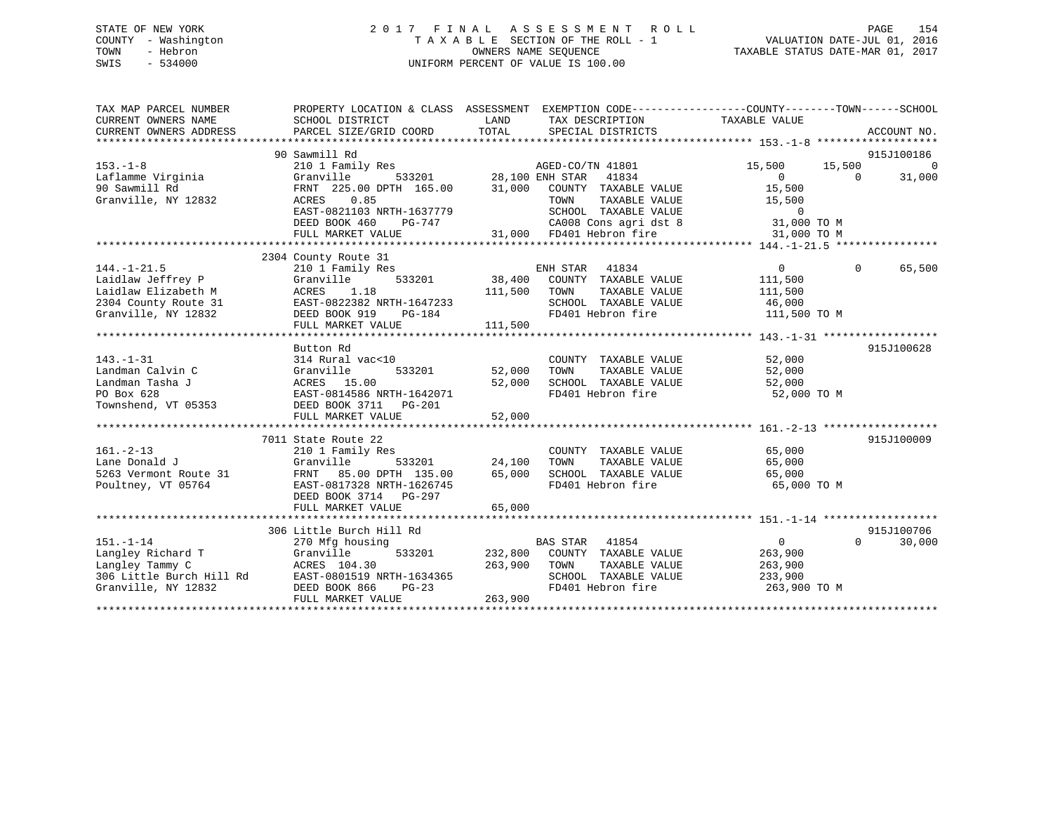STATE OF NEW YORK
COUNTY - Washington
TOWN - Hebron
SWIS - 534000

# 2017 FINAL ASSESSMENT ROLL
TAXABLE SECTION OF THE ROLL - 1
OWNERS NAME SEQUENCE
UNIFORM PERCENT OF VALUE IS 100.00

VALUATION DATE-JUL 01, 2016
TAXABLE STATUS DATE-MAR 01, 2017

| TAX MAP PARCEL NUMBER / CURRENT OWNERS NAME / CURRENT OWNERS ADDRESS | PROPERTY LOCATION & CLASS / SCHOOL DISTRICT / PARCEL SIZE/GRID COORD | ASSESSMENT LAND | TOTAL | EXEMPTION CODE / TAX DESCRIPTION / SPECIAL DISTRICTS | COUNTY TAXABLE VALUE | TOWN | SCHOOL | ACCOUNT NO. |
|---|---|---|---|---|---|---|---|---|
| 153.-1-8 | 90 Sawmill Rd | | | | | | | 915J100186 |
| Laflamme Virginia | 210 1 Family Res | | | AGED-CO/TN 41801 | 15,500 | 15,500 | 0 | |
| 90 Sawmill Rd | Granville 533201 | 28,100 | | ENH STAR 41834 | 0 | 0 | 31,000 | |
| Granville, NY 12832 | FRNT 225.00 DPTH 165.00 | | 31,000 | COUNTY TAXABLE VALUE | 15,500 | | | |
| | ACRES 0.85 | | | TOWN TAXABLE VALUE | 15,500 | | | |
| | EAST-0821103 NRTH-1637779 | | | SCHOOL TAXABLE VALUE | 0 | | | |
| | DEED BOOK 460 PG-747 | | | CA008 Cons agri dst 8 | 31,000 TO M | | | |
| | FULL MARKET VALUE | | 31,000 | FD401 Hebron fire | 31,000 TO M | | | |
| 144.-1-21.5 | 2304 County Route 31 | | | | | | | |
| Laidlaw Jeffrey P | 210 1 Family Res | | | ENH STAR 41834 | 0 | 0 | 65,500 | |
| Laidlaw Elizabeth M | Granville 533201 | 38,400 | | COUNTY TAXABLE VALUE | 111,500 | | | |
| 2304 County Route 31 | ACRES 1.18 | | 111,500 | TOWN TAXABLE VALUE | 111,500 | | | |
| Granville, NY 12832 | EAST-0822382 NRTH-1647233 | | | SCHOOL TAXABLE VALUE | 46,000 | | | |
| | DEED BOOK 919 PG-184 | | | FD401 Hebron fire | 111,500 TO M | | | |
| | FULL MARKET VALUE | | 111,500 | | | | | |
| 143.-1-31 | Button Rd | | | | | | | 915J100628 |
| Landman Calvin C | 314 Rural vac<10 | | | COUNTY TAXABLE VALUE | 52,000 | | | |
| Landman Tasha J | Granville 533201 | 52,000 | | TOWN TAXABLE VALUE | 52,000 | | | |
| PO Box 628 | ACRES 15.00 | | 52,000 | SCHOOL TAXABLE VALUE | 52,000 | | | |
| Townshend, VT 05353 | EAST-0814586 NRTH-1642071 | | | FD401 Hebron fire | 52,000 TO M | | | |
| | DEED BOOK 3711 PG-201 | | | | | | | |
| | FULL MARKET VALUE | | 52,000 | | | | | |
| 161.-2-13 | 7011 State Route 22 | | | | | | | 915J100009 |
| Lane Donald J | 210 1 Family Res | | | COUNTY TAXABLE VALUE | 65,000 | | | |
| 5263 Vermont Route 31 | Granville 533201 | 24,100 | | TOWN TAXABLE VALUE | 65,000 | | | |
| Poultney, VT 05764 | FRNT 85.00 DPTH 135.00 | | 65,000 | SCHOOL TAXABLE VALUE | 65,000 | | | |
| | EAST-0817328 NRTH-1626745 | | | FD401 Hebron fire | 65,000 TO M | | | |
| | DEED BOOK 3714 PG-297 | | | | | | | |
| | FULL MARKET VALUE | | 65,000 | | | | | |
| 151.-1-14 | 306 Little Burch Hill Rd | | | | | | | 915J100706 |
| Langley Richard T | 270 Mfg housing | | | BAS STAR 41854 | 0 | 0 | 30,000 | |
| Langley Tammy C | Granville 533201 | 232,800 | | COUNTY TAXABLE VALUE | 263,900 | | | |
| 306 Little Burch Hill Rd | ACRES 104.30 | | 263,900 | TOWN TAXABLE VALUE | 263,900 | | | |
| Granville, NY 12832 | EAST-0801519 NRTH-1634365 | | | SCHOOL TAXABLE VALUE | 233,900 | | | |
| | DEED BOOK 866 PG-23 | | | FD401 Hebron fire | 263,900 TO M | | | |
| | FULL MARKET VALUE | | 263,900 | | | | | |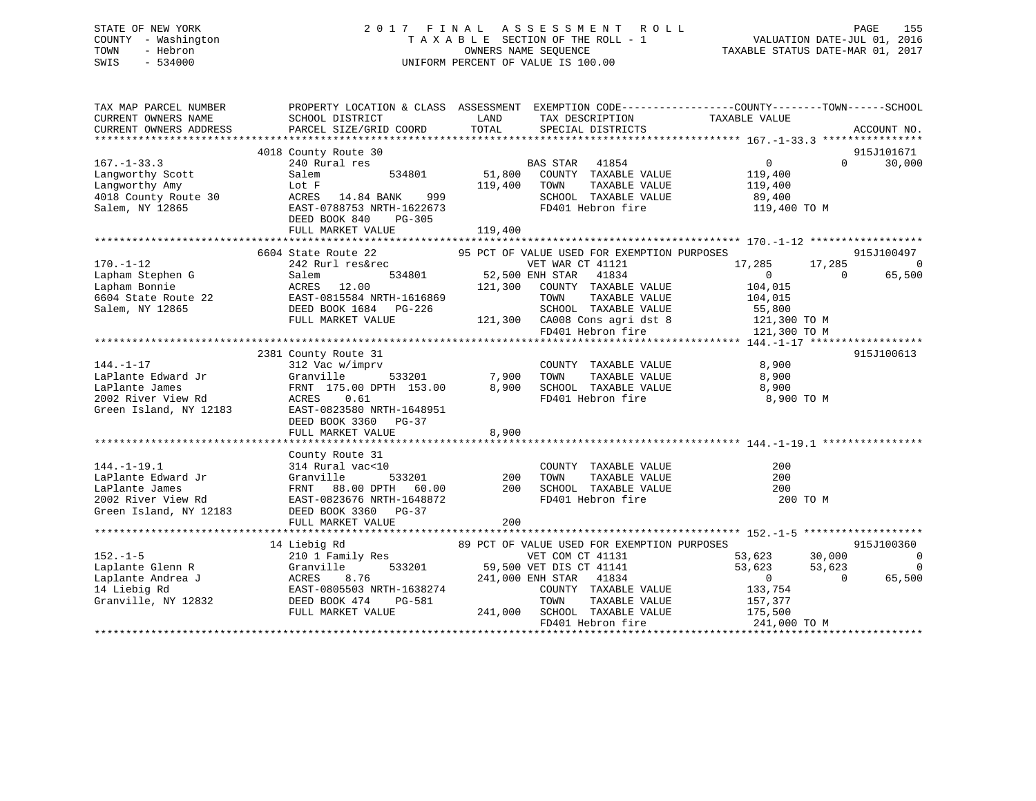STATE OF NEW YORK
COUNTY - Washington
TOWN - Hebron
SWIS - 534000

2 0 1 7 F I N A L A S S E S S M E N T R O L L
T A X A B L E SECTION OF THE ROLL - 1
OWNERS NAME SEQUENCE
UNIFORM PERCENT OF VALUE IS 100.00

VALUATION DATE-JUL 01, 2016
TAXABLE STATUS DATE-MAR 01, 2017

```
TAX MAP PARCEL NUMBER          PROPERTY LOCATION & CLASS  ASSESSMENT  EXEMPTION CODE------------------COUNTY--------TOWN------SCHOOL
CURRENT OWNERS NAME            SCHOOL DISTRICT              LAND      TAX DESCRIPTION            TAXABLE VALUE
CURRENT OWNERS ADDRESS         PARCEL SIZE/GRID COORD       TOTAL     SPECIAL DISTRICTS                                    ACCOUNT NO.
******************************************************************************************************** 167.-1-33.3 ****************
                               4018 County Route 30                                                                        915J101671
167.-1-33.3                    240 Rural res                          BAS STAR   41854                 0             0      30,000
Langworthy Scott               Salem           534801       51,800    COUNTY  TAXABLE VALUE       119,400
Langworthy Amy                 Lot F                       119,400    TOWN    TAXABLE VALUE       119,400
4018 County Route 30           ACRES   14.84 BANK    999              SCHOOL  TAXABLE VALUE        89,400
Salem, NY 12865                EAST-0788753 NRTH-1622673              FD401 Hebron fire            119,400 TO M
                               DEED BOOK 840    PG-305
                               FULL MARKET VALUE           119,400
******************************************************************************************************** 170.-1-12 ******************
                               6604 State Route 22          95 PCT OF VALUE USED FOR EXEMPTION PURPOSES                   915J100497
170.-1-12                      242 Rurl res&rec                       VET WAR CT 41121             17,285        17,285           0
Lapham Stephen G               Salem           534801       52,500 ENH STAR   41834                 0             0      65,500
Lapham Bonnie                  ACRES   12.00               121,300    COUNTY  TAXABLE VALUE       104,015
6604 State Route 22            EAST-0815584 NRTH-1616869              TOWN    TAXABLE VALUE       104,015
Salem, NY 12865                DEED BOOK 1684   PG-226                SCHOOL  TAXABLE VALUE        55,800
                               FULL MARKET VALUE           121,300    CA008 Cons agri dst 8        121,300 TO M
                                                                      FD401 Hebron fire            121,300 TO M
******************************************************************************************************** 144.-1-17 ******************
                               2381 County Route 31                                                                        915J100613
144.-1-17                      312 Vac w/imprv                        COUNTY  TAXABLE VALUE         8,900
LaPlante Edward Jr             Granville       533201        7,900    TOWN    TAXABLE VALUE         8,900
LaPlante James                 FRNT 175.00 DPTH 153.00       8,900    SCHOOL  TAXABLE VALUE         8,900
2002 River View Rd             ACRES    0.61                          FD401 Hebron fire              8,900 TO M
Green Island, NY 12183         EAST-0823580 NRTH-1648951
                               DEED BOOK 3360   PG-37
                               FULL MARKET VALUE             8,900
******************************************************************************************************** 144.-1-19.1 ****************
                               County Route 31
144.-1-19.1                    314 Rural vac<10                       COUNTY  TAXABLE VALUE           200
LaPlante Edward Jr             Granville       533201          200    TOWN    TAXABLE VALUE           200
LaPlante James                 FRNT  88.00 DPTH  60.00         200    SCHOOL  TAXABLE VALUE           200
2002 River View Rd             EAST-0823676 NRTH-1648872              FD401 Hebron fire                200 TO M
Green Island, NY 12183         DEED BOOK 3360   PG-37
                               FULL MARKET VALUE               200
******************************************************************************************************** 152.-1-5 *******************
                               14 Liebig Rd                 89 PCT OF VALUE USED FOR EXEMPTION PURPOSES                   915J100360
152.-1-5                       210 1 Family Res                       VET COM CT 41131             53,623        30,000           0
Laplante Glenn R               Granville       533201       59,500 VET DIS CT 41141                53,623        53,623           0
Laplante Andrea J              ACRES    8.76               241,000 ENH STAR   41834                 0             0      65,500
14 Liebig Rd                   EAST-0805503 NRTH-1638274              COUNTY  TAXABLE VALUE       133,754
Granville, NY 12832            DEED BOOK 474    PG-581                TOWN    TAXABLE VALUE       157,377
                               FULL MARKET VALUE           241,000    SCHOOL  TAXABLE VALUE       175,500
                                                                      FD401 Hebron fire            241,000 TO M
************************************************************************************************************************************
```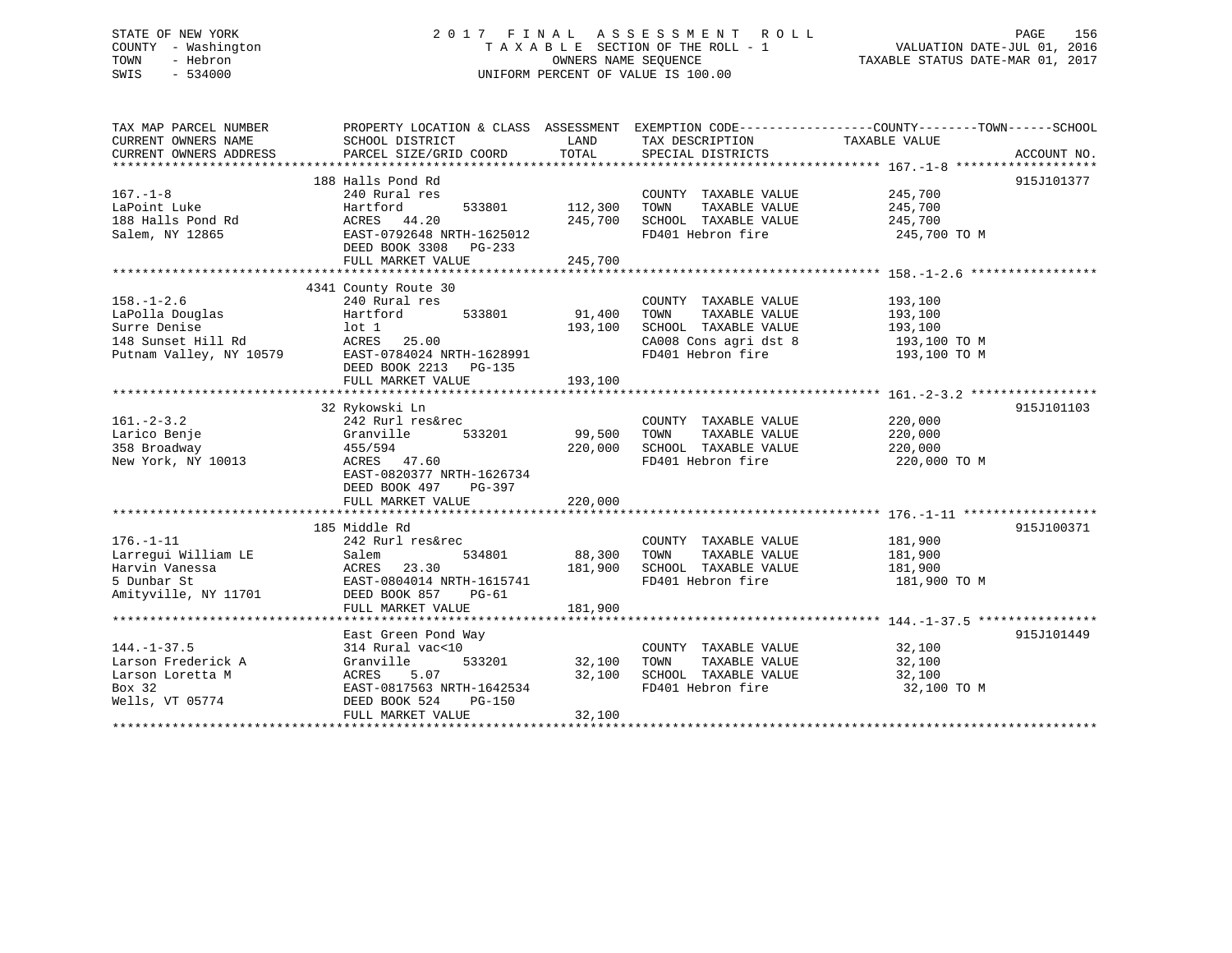STATE OF NEW YORK
COUNTY - Washington
TOWN - Hebron
SWIS - 534000

2017 FINAL ASSESSMENT ROLL
TAXABLE SECTION OF THE ROLL - 1
OWNERS NAME SEQUENCE
UNIFORM PERCENT OF VALUE IS 100.00

VALUATION DATE-JUL 01, 2016
TAXABLE STATUS DATE-MAR 01, 2017

| TAX MAP PARCEL NUMBER / CURRENT OWNERS NAME / CURRENT OWNERS ADDRESS | PROPERTY LOCATION & CLASS / SCHOOL DISTRICT / PARCEL SIZE/GRID COORD | ASSESSMENT LAND | TOTAL | EXEMPTION CODE / TAX DESCRIPTION / SPECIAL DISTRICTS | COUNTY--------TOWN------SCHOOL TAXABLE VALUE | ACCOUNT NO. |
|---|---|---|---|---|---|---|
| **167.-1-8** | 188 Halls Pond Rd | | | | | 915J101377 |
| LaPoint Luke | 240 Rural res | | | COUNTY TAXABLE VALUE | 245,700 | |
| 188 Halls Pond Rd | Hartford 533801 | 112,300 | | TOWN TAXABLE VALUE | 245,700 | |
| Salem, NY 12865 | ACRES 44.20 | | 245,700 | SCHOOL TAXABLE VALUE | 245,700 | |
| | EAST-0792648 NRTH-1625012 | | | FD401 Hebron fire | 245,700 TO M | |
| | DEED BOOK 3308 PG-233 | | | | | |
| | FULL MARKET VALUE | | 245,700 | | | |
| **158.-1-2.6** | 4341 County Route 30 | | | | | |
| LaPolla Douglas | 240 Rural res | | | COUNTY TAXABLE VALUE | 193,100 | |
| Surre Denise | Hartford 533801 | 91,400 | | TOWN TAXABLE VALUE | 193,100 | |
| 148 Sunset Hill Rd | lot 1 | | 193,100 | SCHOOL TAXABLE VALUE | 193,100 | |
| Putnam Valley, NY 10579 | ACRES 25.00 | | | CA008 Cons agri dst 8 | 193,100 TO M | |
| | EAST-0784024 NRTH-1628991 | | | FD401 Hebron fire | 193,100 TO M | |
| | DEED BOOK 2213 PG-135 | | | | | |
| | FULL MARKET VALUE | | 193,100 | | | |
| **161.-2-3.2** | 32 Rykowski Ln | | | | | 915J101103 |
| Larico Benje | 242 Rurl res&rec | | | COUNTY TAXABLE VALUE | 220,000 | |
| 358 Broadway | Granville 533201 | 99,500 | | TOWN TAXABLE VALUE | 220,000 | |
| New York, NY 10013 | 455/594 | | 220,000 | SCHOOL TAXABLE VALUE | 220,000 | |
| | ACRES 47.60 | | | FD401 Hebron fire | 220,000 TO M | |
| | EAST-0820377 NRTH-1626734 | | | | | |
| | DEED BOOK 497 PG-397 | | | | | |
| | FULL MARKET VALUE | | 220,000 | | | |
| **176.-1-11** | 185 Middle Rd | | | | | 915J100371 |
| Larregui William LE | 242 Rurl res&rec | | | COUNTY TAXABLE VALUE | 181,900 | |
| Harvin Vanessa | Salem 534801 | 88,300 | | TOWN TAXABLE VALUE | 181,900 | |
| 5 Dunbar St | ACRES 23.30 | | 181,900 | SCHOOL TAXABLE VALUE | 181,900 | |
| Amityville, NY 11701 | EAST-0804014 NRTH-1615741 | | | FD401 Hebron fire | 181,900 TO M | |
| | DEED BOOK 857 PG-61 | | | | | |
| | FULL MARKET VALUE | | 181,900 | | | |
| **144.-1-37.5** | East Green Pond Way | | | | | 915J101449 |
| Larson Frederick A | 314 Rural vac<10 | | | COUNTY TAXABLE VALUE | 32,100 | |
| Larson Loretta M | Granville 533201 | 32,100 | | TOWN TAXABLE VALUE | 32,100 | |
| Box 32 | ACRES 5.07 | | 32,100 | SCHOOL TAXABLE VALUE | 32,100 | |
| Wells, VT 05774 | EAST-0817563 NRTH-1642534 | | | FD401 Hebron fire | 32,100 TO M | |
| | DEED BOOK 524 PG-150 | | | | | |
| | FULL MARKET VALUE | | 32,100 | | | |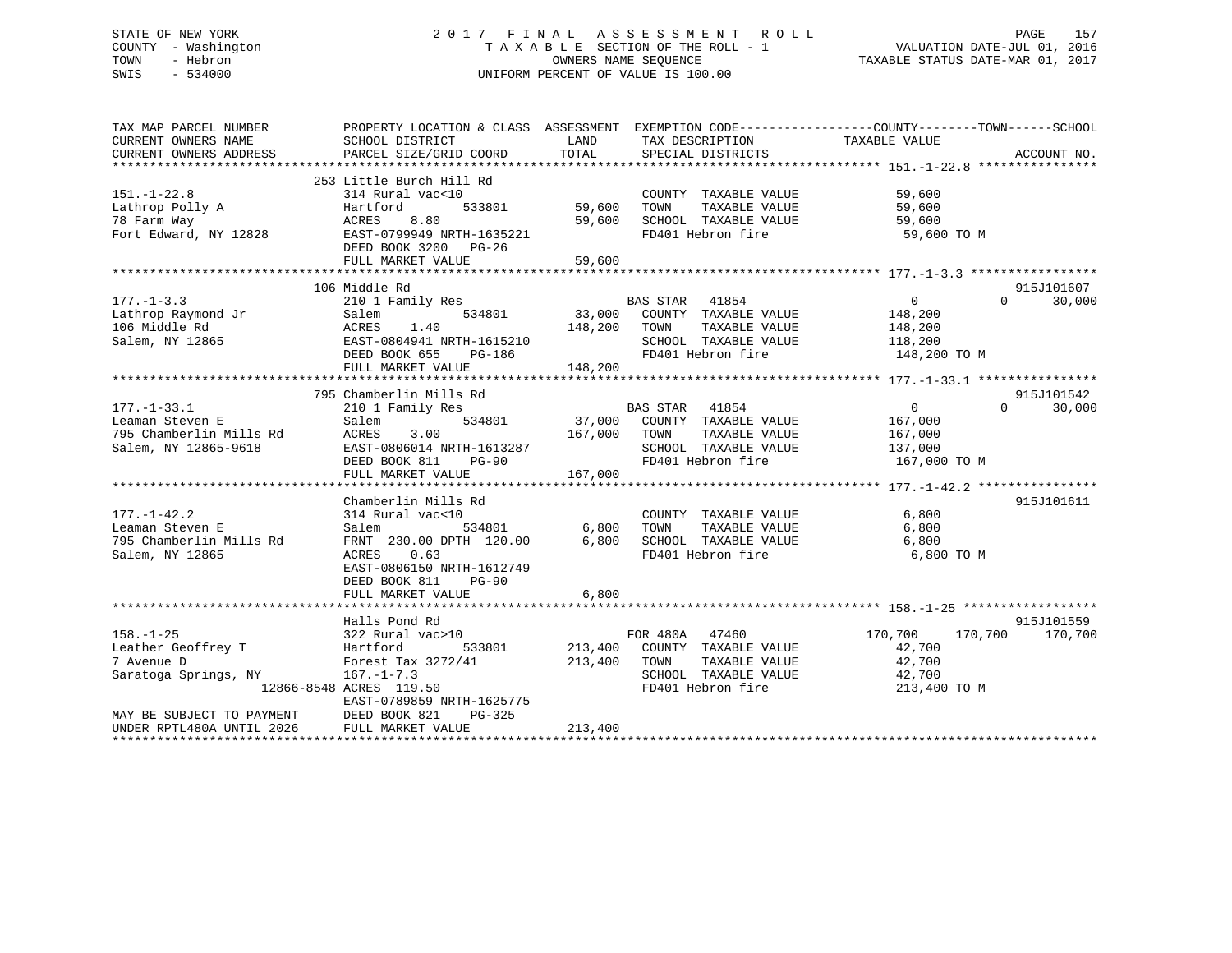STATE OF NEW YORK — 2017 FINAL ASSESSMENT ROLL
COUNTY - Washington — TAXABLE SECTION OF THE ROLL - 1 — VALUATION DATE-JUL 01, 2016
TOWN - Hebron — OWNERS NAME SEQUENCE — TAXABLE STATUS DATE-MAR 01, 2017
SWIS - 534000 — UNIFORM PERCENT OF VALUE IS 100.00

| TAX MAP PARCEL NUMBER / CURRENT OWNERS NAME / CURRENT OWNERS ADDRESS | PROPERTY LOCATION & CLASS / SCHOOL DISTRICT / PARCEL SIZE/GRID COORD | ASSESSMENT LAND / TOTAL | EXEMPTION CODE / TAX DESCRIPTION / SPECIAL DISTRICTS | COUNTY | TOWN | SCHOOL | ACCOUNT NO. |
|---|---|---|---|---|---|---|---|
| **151.-1-22.8** | 253 Little Burch Hill Rd | | | | | | |
| 151.-1-22.8 | 314 Rural vac<10 | | COUNTY TAXABLE VALUE | 59,600 | | | |
| Lathrop Polly A | Hartford 533801 | 59,600 | TOWN TAXABLE VALUE | | 59,600 | | |
| 78 Farm Way | ACRES 8.80 | 59,600 | SCHOOL TAXABLE VALUE | | | 59,600 | |
| Fort Edward, NY 12828 | EAST-0799949 NRTH-1635221 | | FD401 Hebron fire | 59,600 TO M | | | |
| | DEED BOOK 3200 PG-26 | | | | | | |
| | FULL MARKET VALUE | 59,600 | | | | | |
| **177.-1-3.3** | 106 Middle Rd | | | | | | 915J101607 |
| 177.-1-3.3 | 210 1 Family Res | | BAS STAR 41854 | 0 | 0 | 30,000 | |
| Lathrop Raymond Jr | Salem 534801 | 33,000 | COUNTY TAXABLE VALUE | 148,200 | | | |
| 106 Middle Rd | ACRES 1.40 | 148,200 | TOWN TAXABLE VALUE | | 148,200 | | |
| Salem, NY 12865 | EAST-0804941 NRTH-1615210 | | SCHOOL TAXABLE VALUE | | | 118,200 | |
| | DEED BOOK 655 PG-186 | | FD401 Hebron fire | 148,200 TO M | | | |
| | FULL MARKET VALUE | 148,200 | | | | | |
| **177.-1-33.1** | 795 Chamberlin Mills Rd | | | | | | 915J101542 |
| 177.-1-33.1 | 210 1 Family Res | | BAS STAR 41854 | 0 | 0 | 30,000 | |
| Leaman Steven E | Salem 534801 | 37,000 | COUNTY TAXABLE VALUE | 167,000 | | | |
| 795 Chamberlin Mills Rd | ACRES 3.00 | 167,000 | TOWN TAXABLE VALUE | | 167,000 | | |
| Salem, NY 12865-9618 | EAST-0806014 NRTH-1613287 | | SCHOOL TAXABLE VALUE | | | 137,000 | |
| | DEED BOOK 811 PG-90 | | FD401 Hebron fire | 167,000 TO M | | | |
| | FULL MARKET VALUE | 167,000 | | | | | |
| **177.-1-42.2** | Chamberlin Mills Rd | | | | | | 915J101611 |
| 177.-1-42.2 | 314 Rural vac<10 | | COUNTY TAXABLE VALUE | 6,800 | | | |
| Leaman Steven E | Salem 534801 | 6,800 | TOWN TAXABLE VALUE | | 6,800 | | |
| 795 Chamberlin Mills Rd | FRNT 230.00 DPTH 120.00 | 6,800 | SCHOOL TAXABLE VALUE | | | 6,800 | |
| Salem, NY 12865 | ACRES 0.63 | | FD401 Hebron fire | 6,800 TO M | | | |
| | EAST-0806150 NRTH-1612749 | | | | | | |
| | DEED BOOK 811 PG-90 | | | | | | |
| | FULL MARKET VALUE | 6,800 | | | | | |
| **158.-1-25** | Halls Pond Rd | | | | | | 915J101559 |
| 158.-1-25 | 322 Rural vac>10 | | FOR 480A 47460 | 170,700 | 170,700 | 170,700 | |
| Leather Geoffrey T | Hartford 533801 | 213,400 | COUNTY TAXABLE VALUE | 42,700 | | | |
| 7 Avenue D | Forest Tax 3272/41 | 213,400 | TOWN TAXABLE VALUE | | 42,700 | | |
| Saratoga Springs, NY | 167.-1-7.3 | | SCHOOL TAXABLE VALUE | | | 42,700 | |
| 12866-8548 | ACRES 119.50 | | FD401 Hebron fire | 213,400 TO M | | | |
| | EAST-0789859 NRTH-1625775 | | | | | | |
| MAY BE SUBJECT TO PAYMENT | DEED BOOK 821 PG-325 | | | | | | |
| UNDER RPTL480A UNTIL 2026 | FULL MARKET VALUE | 213,400 | | | | | |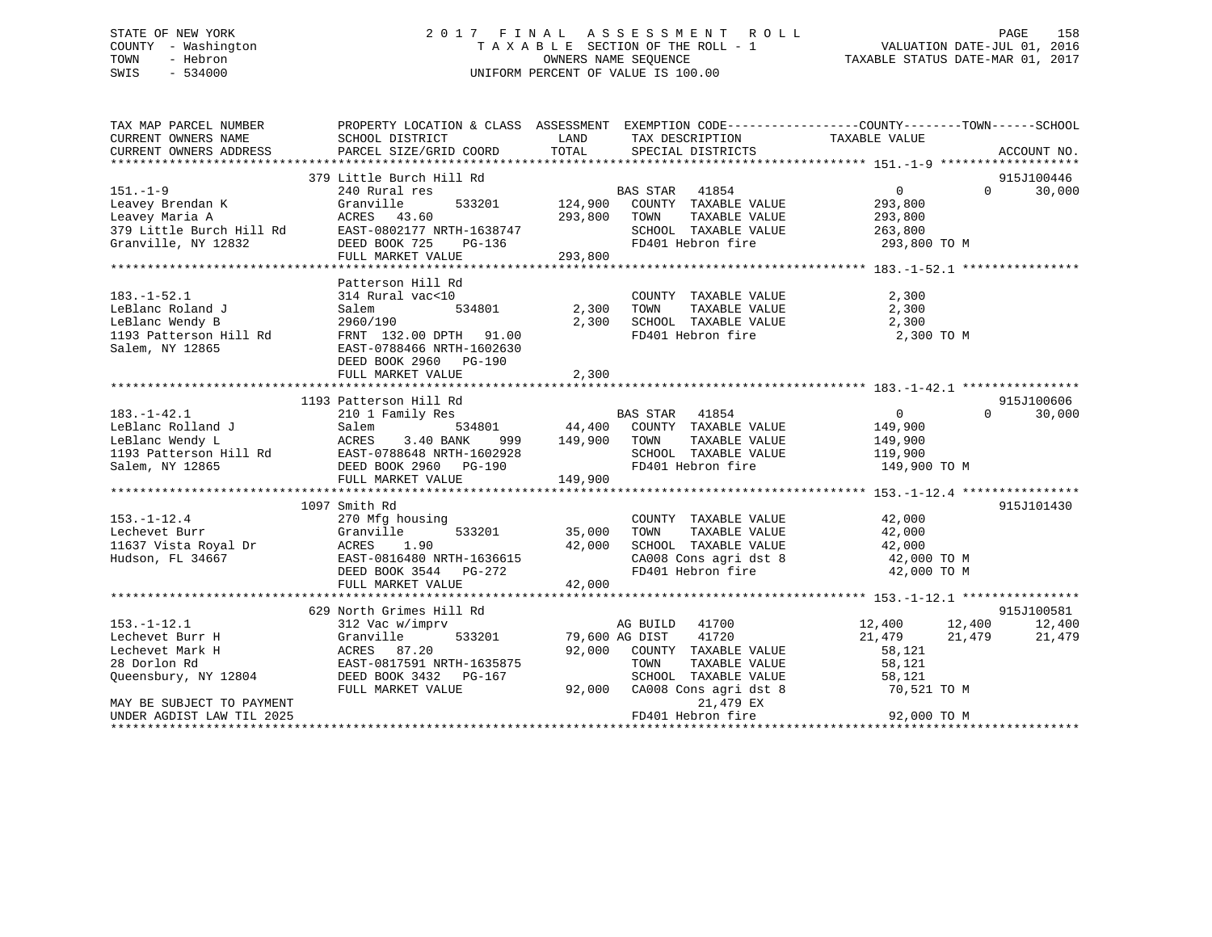STATE OF NEW YORK
COUNTY - Washington
TOWN - Hebron
SWIS - 534000

# 2017 FINAL ASSESSMENT ROLL
TAXABLE SECTION OF THE ROLL - 1
OWNERS NAME SEQUENCE
UNIFORM PERCENT OF VALUE IS 100.00

VALUATION DATE-JUL 01, 2016
TAXABLE STATUS DATE-MAR 01, 2017

```
TAX MAP PARCEL NUMBER      PROPERTY LOCATION & CLASS  ASSESSMENT  EXEMPTION CODE------------------COUNTY--------TOWN------SCHOOL
CURRENT OWNERS NAME        SCHOOL DISTRICT              LAND      TAX DESCRIPTION            TAXABLE VALUE
CURRENT OWNERS ADDRESS     PARCEL SIZE/GRID COORD       TOTAL     SPECIAL DISTRICTS                                    ACCOUNT NO.
******************************************************************************************************* 151.-1-9 *******************
                           379 Little Burch Hill Rd                                                                    915J100446
151.-1-9                   240 Rural res                          BAS STAR   41854                  0           0       30,000
Leavey Brendan K           Granville         533201    124,900    COUNTY  TAXABLE VALUE       293,800
Leavey Maria A             ACRES   43.60               293,800    TOWN    TAXABLE VALUE       293,800
379 Little Burch Hill Rd   EAST-0802177 NRTH-1638747              SCHOOL  TAXABLE VALUE       263,800
Granville, NY 12832        DEED BOOK 725    PG-136                FD401 Hebron fire           293,800 TO M
                           FULL MARKET VALUE           293,800
******************************************************************************************************* 183.-1-52.1 ****************
                           Patterson Hill Rd
183.-1-52.1                314 Rural vac<10                       COUNTY  TAXABLE VALUE         2,300
LeBlanc Roland J           Salem             534801      2,300    TOWN    TAXABLE VALUE         2,300
LeBlanc Wendy B            2960/190                      2,300    SCHOOL  TAXABLE VALUE         2,300
1193 Patterson Hill Rd     FRNT 132.00 DPTH  91.00                FD401 Hebron fire             2,300 TO M
Salem, NY 12865            EAST-0788466 NRTH-1602630
                           DEED BOOK 2960   PG-190
                           FULL MARKET VALUE             2,300
******************************************************************************************************* 183.-1-42.1 ****************
                           1193 Patterson Hill Rd                                                                      915J100606
183.-1-42.1                210 1 Family Res                       BAS STAR   41854                  0           0       30,000
LeBlanc Rolland J          Salem             534801     44,400    COUNTY  TAXABLE VALUE       149,900
LeBlanc Wendy L            ACRES    3.40 BANK     999  149,900    TOWN    TAXABLE VALUE       149,900
1193 Patterson Hill Rd     EAST-0788648 NRTH-1602928              SCHOOL  TAXABLE VALUE       119,900
Salem, NY 12865            DEED BOOK 2960   PG-190                FD401 Hebron fire           149,900 TO M
                           FULL MARKET VALUE           149,900
******************************************************************************************************* 153.-1-12.4 ****************
                           1097 Smith Rd                                                                               915J101430
153.-1-12.4                270 Mfg housing                        COUNTY  TAXABLE VALUE        42,000
Lechevet Burr              Granville         533201     35,000    TOWN    TAXABLE VALUE        42,000
11637 Vista Royal Dr       ACRES    1.90                42,000    SCHOOL  TAXABLE VALUE        42,000
Hudson, FL 34667           EAST-0816480 NRTH-1636615              CA008 Cons agri dst 8        42,000 TO M
                           DEED BOOK 3544   PG-272                FD401 Hebron fire            42,000 TO M
                           FULL MARKET VALUE            42,000
******************************************************************************************************* 153.-1-12.1 ****************
                           629 North Grimes Hill Rd                                                                    915J100581
153.-1-12.1                312 Vac w/imprv                        AG BUILD   41700             12,400      12,400       12,400
Lechevet Burr H            Granville         533201     79,600 AG DIST    41720             21,479      21,479       21,479
Lechevet Mark H            ACRES   87.20                92,000    COUNTY  TAXABLE VALUE        58,121
28 Dorlon Rd               EAST-0817591 NRTH-1635875              TOWN    TAXABLE VALUE        58,121
Queensbury, NY 12804       DEED BOOK 3432   PG-167                SCHOOL  TAXABLE VALUE        58,121
                           FULL MARKET VALUE            92,000    CA008 Cons agri dst 8        70,521 TO M
MAY BE SUBJECT TO PAYMENT                                               21,479 EX
UNDER AGDIST LAW TIL 2025                                         FD401 Hebron fire            92,000 TO M
************************************************************************************************************************************
```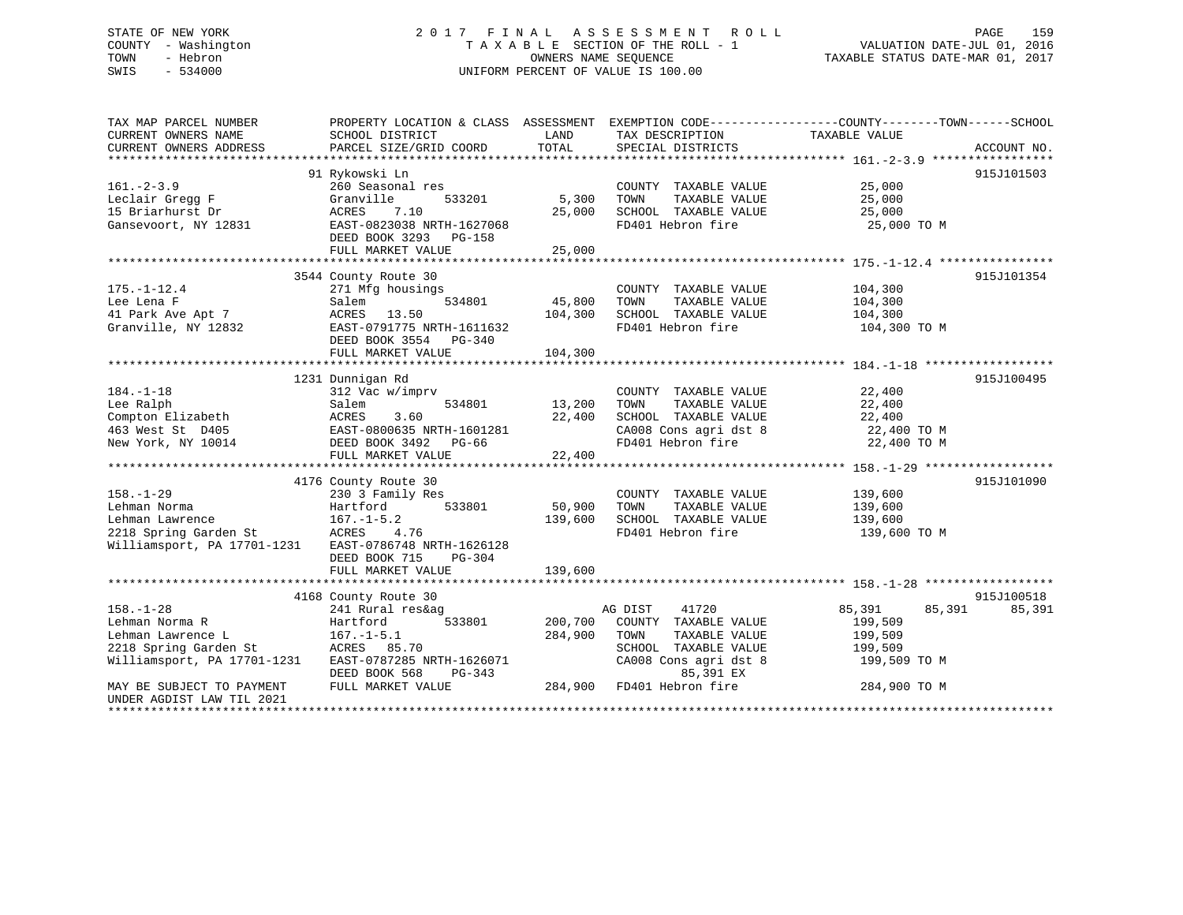STATE OF NEW YORK
COUNTY - Washington
TOWN - Hebron
SWIS - 534000

# 2017 FINAL ASSESSMENT ROLL
TAXABLE SECTION OF THE ROLL - 1
OWNERS NAME SEQUENCE
UNIFORM PERCENT OF VALUE IS 100.00

VALUATION DATE-JUL 01, 2016
TAXABLE STATUS DATE-MAR 01, 2017

| TAX MAP PARCEL NUMBER / CURRENT OWNERS NAME / CURRENT OWNERS ADDRESS | PROPERTY LOCATION & CLASS / SCHOOL DISTRICT / PARCEL SIZE/GRID COORD | ASSESSMENT LAND | TOTAL | EXEMPTION CODE / TAX DESCRIPTION / SPECIAL DISTRICTS | COUNTY TAXABLE VALUE | TOWN | SCHOOL | ACCOUNT NO. |
|---|---|---|---|---|---|---|---|---|
| 161.-2-3.9 | 91 Rykowski Ln | | | | | | | 915J101503 |
| 161.-2-3.9 | 260 Seasonal res | | | COUNTY TAXABLE VALUE | 25,000 | | | |
| Leclair Gregg F | Granville 533201 | 5,300 | | TOWN TAXABLE VALUE | 25,000 | | | |
| 15 Briarhurst Dr | ACRES 7.10 | | 25,000 | SCHOOL TAXABLE VALUE | 25,000 | | | |
| Gansevoort, NY 12831 | EAST-0823038 NRTH-1627068 | | | FD401 Hebron fire | 25,000 TO M | | | |
| | DEED BOOK 3293 PG-158 | | | | | | | |
| | FULL MARKET VALUE | | 25,000 | | | | | |
| 175.-1-12.4 | 3544 County Route 30 | | | | | | | 915J101354 |
| 175.-1-12.4 | 271 Mfg housings | | | COUNTY TAXABLE VALUE | 104,300 | | | |
| Lee Lena F | Salem 534801 | 45,800 | | TOWN TAXABLE VALUE | 104,300 | | | |
| 41 Park Ave Apt 7 | ACRES 13.50 | | 104,300 | SCHOOL TAXABLE VALUE | 104,300 | | | |
| Granville, NY 12832 | EAST-0791775 NRTH-1611632 | | | FD401 Hebron fire | 104,300 TO M | | | |
| | DEED BOOK 3554 PG-340 | | | | | | | |
| | FULL MARKET VALUE | | 104,300 | | | | | |
| 184.-1-18 | 1231 Dunnigan Rd | | | | | | | 915J100495 |
| 184.-1-18 | 312 Vac w/imprv | | | COUNTY TAXABLE VALUE | 22,400 | | | |
| Lee Ralph | Salem 534801 | 13,200 | | TOWN TAXABLE VALUE | 22,400 | | | |
| Compton Elizabeth | ACRES 3.60 | | 22,400 | SCHOOL TAXABLE VALUE | 22,400 | | | |
| 463 West St D405 | EAST-0800635 NRTH-1601281 | | | CA008 Cons agri dst 8 | 22,400 TO M | | | |
| New York, NY 10014 | DEED BOOK 3492 PG-66 | | | FD401 Hebron fire | 22,400 TO M | | | |
| | FULL MARKET VALUE | | 22,400 | | | | | |
| 158.-1-29 | 4176 County Route 30 | | | | | | | 915J101090 |
| 158.-1-29 | 230 3 Family Res | | | COUNTY TAXABLE VALUE | 139,600 | | | |
| Lehman Norma | Hartford 533801 | 50,900 | | TOWN TAXABLE VALUE | 139,600 | | | |
| Lehman Lawrence | 167.-1-5.2 | | 139,600 | SCHOOL TAXABLE VALUE | 139,600 | | | |
| 2218 Spring Garden St | ACRES 4.76 | | | FD401 Hebron fire | 139,600 TO M | | | |
| Williamsport, PA 17701-1231 | EAST-0786748 NRTH-1626128 | | | | | | | |
| | DEED BOOK 715 PG-304 | | | | | | | |
| | FULL MARKET VALUE | | 139,600 | | | | | |
| 158.-1-28 | 4168 County Route 30 | | | | | | | 915J100518 |
| 158.-1-28 | 241 Rural res&ag | | | AG DIST 41720 | 85,391 | 85,391 | 85,391 | |
| Lehman Norma R | Hartford 533801 | 200,700 | | COUNTY TAXABLE VALUE | 199,509 | | | |
| Lehman Lawrence L | 167.-1-5.1 | | 284,900 | TOWN TAXABLE VALUE | 199,509 | | | |
| 2218 Spring Garden St | ACRES 85.70 | | | SCHOOL TAXABLE VALUE | 199,509 | | | |
| Williamsport, PA 17701-1231 | EAST-0787285 NRTH-1626071 | | | CA008 Cons agri dst 8 | 199,509 TO M | | | |
| | DEED BOOK 568 PG-343 | | | 85,391 EX | | | | |
| MAY BE SUBJECT TO PAYMENT UNDER AGDIST LAW TIL 2021 | FULL MARKET VALUE | | 284,900 | FD401 Hebron fire | 284,900 TO M | | | |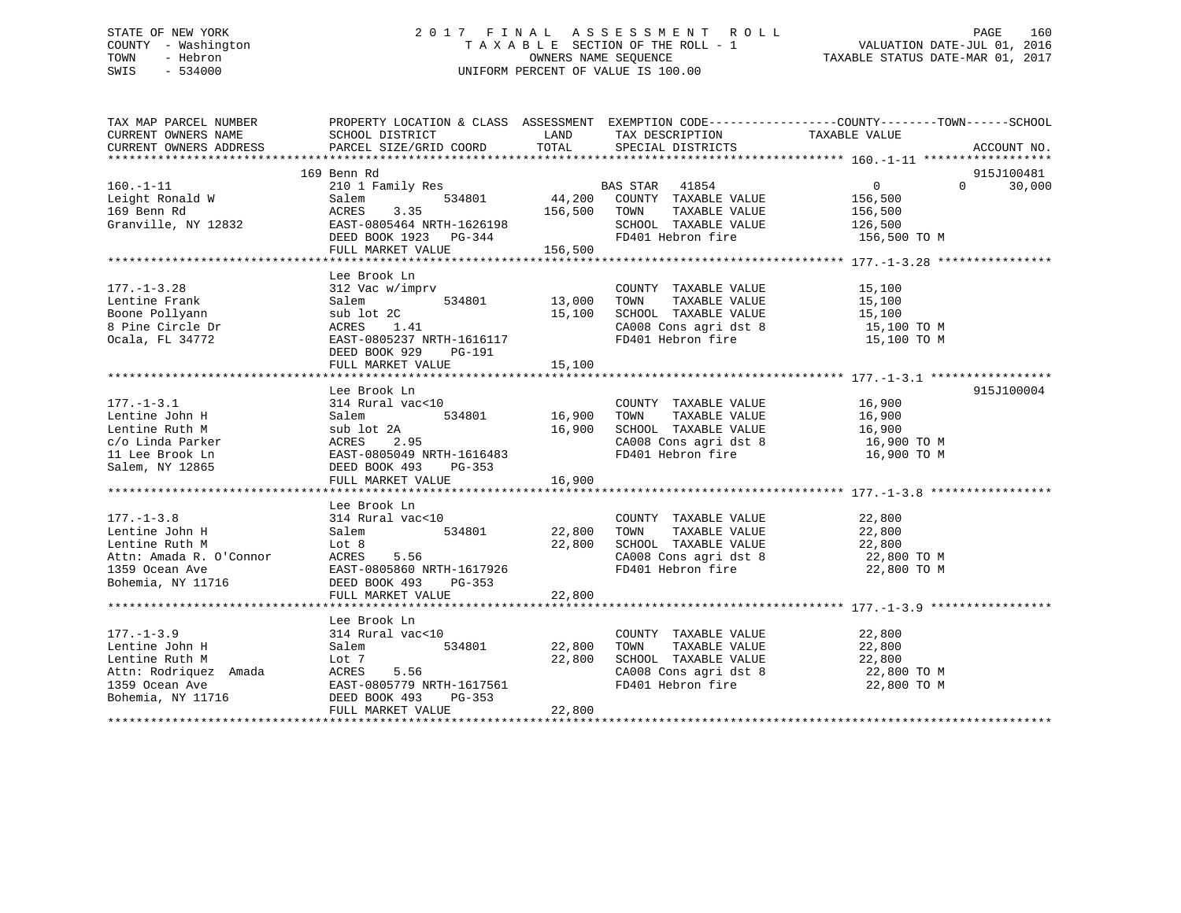STATE OF NEW YORK
COUNTY - Washington
TOWN - Hebron
SWIS - 534000

2017 FINAL ASSESSMENT ROLL
TAXABLE SECTION OF THE ROLL - 1
OWNERS NAME SEQUENCE
UNIFORM PERCENT OF VALUE IS 100.00

VALUATION DATE-JUL 01, 2016
TAXABLE STATUS DATE-MAR 01, 2017

| TAX MAP PARCEL NUMBER / CURRENT OWNERS NAME / CURRENT OWNERS ADDRESS | PROPERTY LOCATION & CLASS / SCHOOL DISTRICT / PARCEL SIZE/GRID COORD | ASSESSMENT LAND / TOTAL | EXEMPTION CODE / TAX DESCRIPTION / SPECIAL DISTRICTS | COUNTY / TOWN / SCHOOL TAXABLE VALUE | ACCOUNT NO. |
|---|---|---|---|---|---|
| 160.-1-11 | 169 Benn Rd | | | | 915J100481 |
| Leight Ronald W | 210 1 Family Res | | BAS STAR 41854 | 0 0 30,000 | |
| 169 Benn Rd | Salem 534801 | 44,200 | COUNTY TAXABLE VALUE | 156,500 | |
| Granville, NY 12832 | ACRES 3.35 | 156,500 | TOWN TAXABLE VALUE | 156,500 | |
| | EAST-0805464 NRTH-1626198 | | SCHOOL TAXABLE VALUE | 126,500 | |
| | DEED BOOK 1923 PG-344 | | FD401 Hebron fire | 156,500 TO M | |
| | FULL MARKET VALUE | 156,500 | | | |
| 177.-1-3.28 | Lee Brook Ln | | | | |
| Lentine Frank | 312 Vac w/imprv | | COUNTY TAXABLE VALUE | 15,100 | |
| Boone Pollyann | Salem 534801 | 13,000 | TOWN TAXABLE VALUE | 15,100 | |
| 8 Pine Circle Dr | sub lot 2C | 15,100 | SCHOOL TAXABLE VALUE | 15,100 | |
| Ocala, FL 34772 | ACRES 1.41 | | CA008 Cons agri dst 8 | 15,100 TO M | |
| | EAST-0805237 NRTH-1616117 | | FD401 Hebron fire | 15,100 TO M | |
| | DEED BOOK 929 PG-191 | | | | |
| | FULL MARKET VALUE | 15,100 | | | |
| 177.-1-3.1 | Lee Brook Ln | | | | 915J100004 |
| Lentine John H | 314 Rural vac<10 | | COUNTY TAXABLE VALUE | 16,900 | |
| Lentine Ruth M | Salem 534801 | 16,900 | TOWN TAXABLE VALUE | 16,900 | |
| c/o Linda Parker | sub lot 2A | 16,900 | SCHOOL TAXABLE VALUE | 16,900 | |
| 11 Lee Brook Ln | ACRES 2.95 | | CA008 Cons agri dst 8 | 16,900 TO M | |
| Salem, NY 12865 | EAST-0805049 NRTH-1616483 | | FD401 Hebron fire | 16,900 TO M | |
| | DEED BOOK 493 PG-353 | | | | |
| | FULL MARKET VALUE | 16,900 | | | |
| 177.-1-3.8 | Lee Brook Ln | | | | |
| Lentine John H | 314 Rural vac<10 | | COUNTY TAXABLE VALUE | 22,800 | |
| Lentine Ruth M | Salem 534801 | 22,800 | TOWN TAXABLE VALUE | 22,800 | |
| Attn: Amada R. O'Connor | Lot 8 | 22,800 | SCHOOL TAXABLE VALUE | 22,800 | |
| 1359 Ocean Ave | ACRES 5.56 | | CA008 Cons agri dst 8 | 22,800 TO M | |
| Bohemia, NY 11716 | EAST-0805860 NRTH-1617926 | | FD401 Hebron fire | 22,800 TO M | |
| | DEED BOOK 493 PG-353 | | | | |
| | FULL MARKET VALUE | 22,800 | | | |
| 177.-1-3.9 | Lee Brook Ln | | | | |
| Lentine John H | 314 Rural vac<10 | | COUNTY TAXABLE VALUE | 22,800 | |
| Lentine Ruth M | Salem 534801 | 22,800 | TOWN TAXABLE VALUE | 22,800 | |
| Attn: Rodriquez Amada | Lot 7 | 22,800 | SCHOOL TAXABLE VALUE | 22,800 | |
| 1359 Ocean Ave | ACRES 5.56 | | CA008 Cons agri dst 8 | 22,800 TO M | |
| Bohemia, NY 11716 | EAST-0805779 NRTH-1617561 | | FD401 Hebron fire | 22,800 TO M | |
| | DEED BOOK 493 PG-353 | | | | |
| | FULL MARKET VALUE | 22,800 | | | |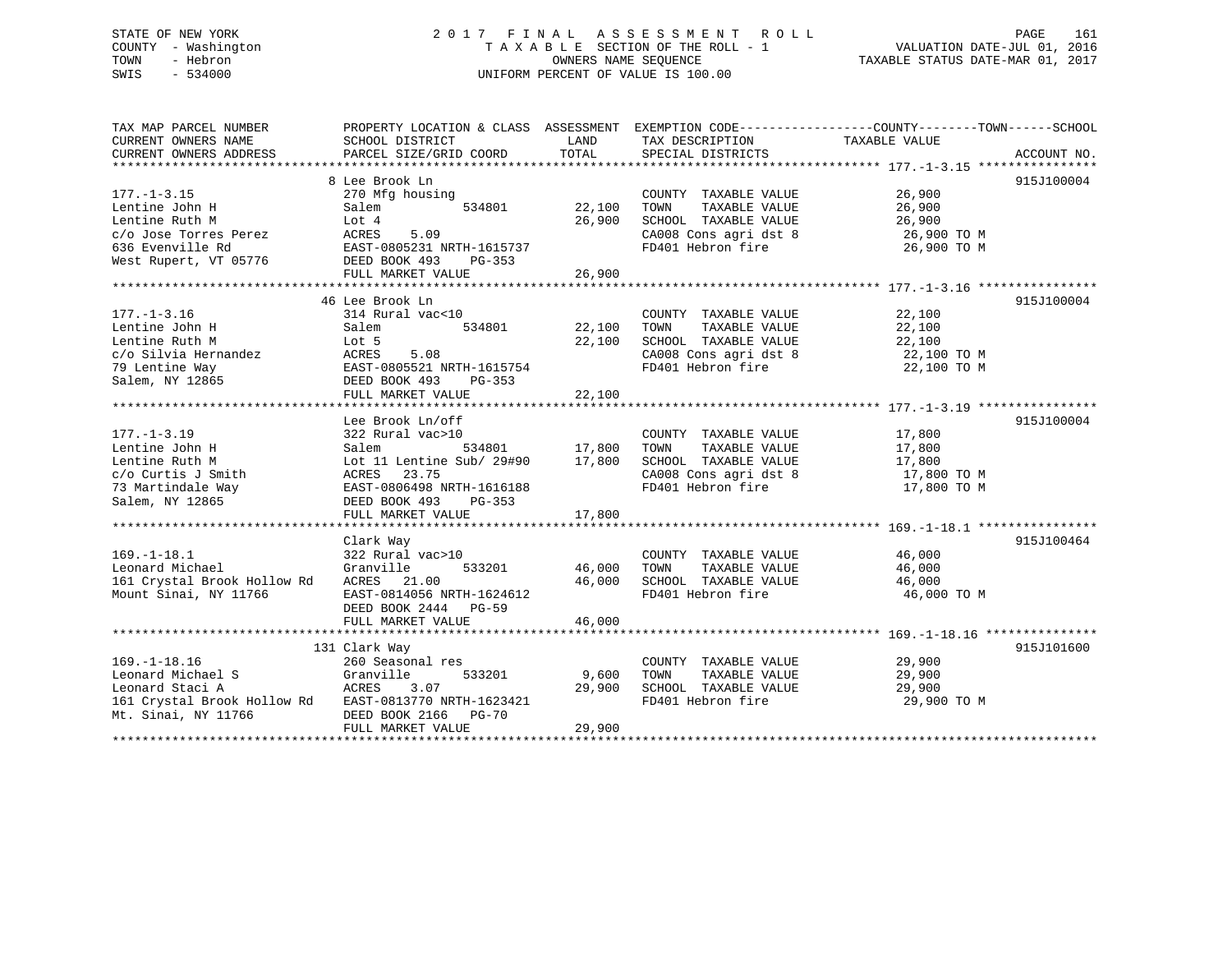STATE OF NEW YORK
COUNTY - Washington
TOWN - Hebron
SWIS - 534000

# 2017 FINAL ASSESSMENT ROLL

TAXABLE SECTION OF THE ROLL - 1
OWNERS NAME SEQUENCE
UNIFORM PERCENT OF VALUE IS 100.00

VALUATION DATE-JUL 01, 2016
TAXABLE STATUS DATE-MAR 01, 2017

| TAX MAP PARCEL NUMBER / CURRENT OWNERS NAME / CURRENT OWNERS ADDRESS | PROPERTY LOCATION & CLASS / SCHOOL DISTRICT / PARCEL SIZE/GRID COORD | ASSESSMENT LAND | TOTAL | EXEMPTION CODE / TAX DESCRIPTION / SPECIAL DISTRICTS | COUNTY--TOWN--SCHOOL TAXABLE VALUE | ACCOUNT NO. |
|---|---|---|---|---|---|---|
| 177.-1-3.15 | 8 Lee Brook Ln | | | | | 915J100004 |
| | 270 Mfg housing | | | COUNTY TAXABLE VALUE | 26,900 | |
| Lentine John H | Salem 534801 | 22,100 | | TOWN TAXABLE VALUE | 26,900 | |
| Lentine Ruth M | Lot 4 | | 26,900 | SCHOOL TAXABLE VALUE | 26,900 | |
| c/o Jose Torres Perez | ACRES 5.09 | | | CA008 Cons agri dst 8 | 26,900 TO M | |
| 636 Evenville Rd | EAST-0805231 NRTH-1615737 | | | FD401 Hebron fire | 26,900 TO M | |
| West Rupert, VT 05776 | DEED BOOK 493 PG-353 | | | | | |
| | FULL MARKET VALUE | | 26,900 | | | |
| 177.-1-3.16 | 46 Lee Brook Ln | | | | | 915J100004 |
| | 314 Rural vac<10 | | | COUNTY TAXABLE VALUE | 22,100 | |
| Lentine John H | Salem 534801 | 22,100 | | TOWN TAXABLE VALUE | 22,100 | |
| Lentine Ruth M | Lot 5 | | 22,100 | SCHOOL TAXABLE VALUE | 22,100 | |
| c/o Silvia Hernandez | ACRES 5.08 | | | CA008 Cons agri dst 8 | 22,100 TO M | |
| 79 Lentine Way | EAST-0805521 NRTH-1615754 | | | FD401 Hebron fire | 22,100 TO M | |
| Salem, NY 12865 | DEED BOOK 493 PG-353 | | | | | |
| | FULL MARKET VALUE | | 22,100 | | | |
| 177.-1-3.19 | Lee Brook Ln/off | | | | | 915J100004 |
| | 322 Rural vac>10 | | | COUNTY TAXABLE VALUE | 17,800 | |
| Lentine John H | Salem 534801 | 17,800 | | TOWN TAXABLE VALUE | 17,800 | |
| Lentine Ruth M | Lot 11 Lentine Sub/ 29#90 | | 17,800 | SCHOOL TAXABLE VALUE | 17,800 | |
| c/o Curtis J Smith | ACRES 23.75 | | | CA008 Cons agri dst 8 | 17,800 TO M | |
| 73 Martindale Way | EAST-0806498 NRTH-1616188 | | | FD401 Hebron fire | 17,800 TO M | |
| Salem, NY 12865 | DEED BOOK 493 PG-353 | | | | | |
| | FULL MARKET VALUE | | 17,800 | | | |
| 169.-1-18.1 | Clark Way | | | | | 915J100464 |
| | 322 Rural vac>10 | | | COUNTY TAXABLE VALUE | 46,000 | |
| Leonard Michael | Granville 533201 | 46,000 | | TOWN TAXABLE VALUE | 46,000 | |
| 161 Crystal Brook Hollow Rd | ACRES 21.00 | | 46,000 | SCHOOL TAXABLE VALUE | 46,000 | |
| Mount Sinai, NY 11766 | EAST-0814056 NRTH-1624612 | | | FD401 Hebron fire | 46,000 TO M | |
| | DEED BOOK 2444 PG-59 | | | | | |
| | FULL MARKET VALUE | | 46,000 | | | |
| 169.-1-18.16 | 131 Clark Way | | | | | 915J101600 |
| | 260 Seasonal res | | | COUNTY TAXABLE VALUE | 29,900 | |
| Leonard Michael S | Granville 533201 | 9,600 | | TOWN TAXABLE VALUE | 29,900 | |
| Leonard Staci A | ACRES 3.07 | | 29,900 | SCHOOL TAXABLE VALUE | 29,900 | |
| 161 Crystal Brook Hollow Rd | EAST-0813770 NRTH-1623421 | | | FD401 Hebron fire | 29,900 TO M | |
| Mt. Sinai, NY 11766 | DEED BOOK 2166 PG-70 | | | | | |
| | FULL MARKET VALUE | | 29,900 | | | |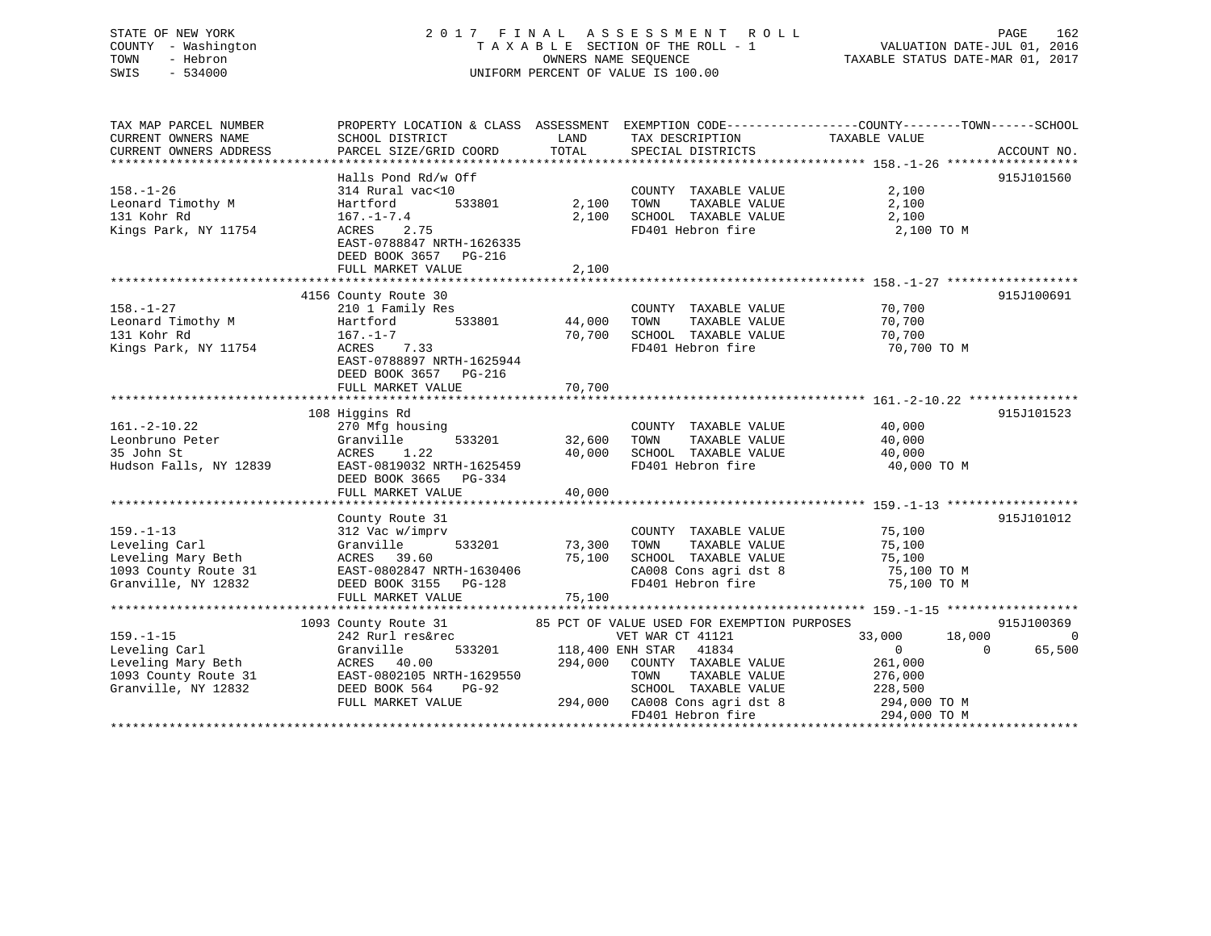STATE OF NEW YORK
COUNTY - Washington
TOWN - Hebron
SWIS - 534000

2 0 1 7 F I N A L A S S E S S M E N T R O L L
T A X A B L E SECTION OF THE ROLL - 1
OWNERS NAME SEQUENCE
UNIFORM PERCENT OF VALUE IS 100.00

VALUATION DATE-JUL 01, 2016
TAXABLE STATUS DATE-MAR 01, 2017

| TAX MAP PARCEL NUMBER / CURRENT OWNERS NAME / CURRENT OWNERS ADDRESS | PROPERTY LOCATION & CLASS / SCHOOL DISTRICT / PARCEL SIZE/GRID COORD | ASSESSMENT LAND / TOTAL | EXEMPTION CODE / TAX DESCRIPTION / SPECIAL DISTRICTS | COUNTY / TAXABLE VALUE | TOWN | SCHOOL | ACCOUNT NO. |
|---|---|---|---|---|---|---|---|
| **158.-1-26** | Halls Pond Rd/w Off | | | | | | 915J101560 |
| 158.-1-26 | 314 Rural vac<10 | | COUNTY TAXABLE VALUE | 2,100 | | | |
| Leonard Timothy M | Hartford 533801 | 2,100 | TOWN TAXABLE VALUE | 2,100 | | | |
| 131 Kohr Rd | 167.-1-7.4 | 2,100 | SCHOOL TAXABLE VALUE | 2,100 | | | |
| Kings Park, NY 11754 | ACRES 2.75 | | FD401 Hebron fire | 2,100 TO M | | | |
| | EAST-0788847 NRTH-1626335 | | | | | | |
| | DEED BOOK 3657 PG-216 | | | | | | |
| | FULL MARKET VALUE | 2,100 | | | | | |
| **158.-1-27** | 4156 County Route 30 | | | | | | 915J100691 |
| 158.-1-27 | 210 1 Family Res | | COUNTY TAXABLE VALUE | 70,700 | | | |
| Leonard Timothy M | Hartford 533801 | 44,000 | TOWN TAXABLE VALUE | 70,700 | | | |
| 131 Kohr Rd | 167.-1-7 | 70,700 | SCHOOL TAXABLE VALUE | 70,700 | | | |
| Kings Park, NY 11754 | ACRES 7.33 | | FD401 Hebron fire | 70,700 TO M | | | |
| | EAST-0788897 NRTH-1625944 | | | | | | |
| | DEED BOOK 3657 PG-216 | | | | | | |
| | FULL MARKET VALUE | 70,700 | | | | | |
| **161.-2-10.22** | 108 Higgins Rd | | | | | | 915J101523 |
| 161.-2-10.22 | 270 Mfg housing | | COUNTY TAXABLE VALUE | 40,000 | | | |
| Leonbruno Peter | Granville 533201 | 32,600 | TOWN TAXABLE VALUE | 40,000 | | | |
| 35 John St | ACRES 1.22 | 40,000 | SCHOOL TAXABLE VALUE | 40,000 | | | |
| Hudson Falls, NY 12839 | EAST-0819032 NRTH-1625459 | | FD401 Hebron fire | 40,000 TO M | | | |
| | DEED BOOK 3665 PG-334 | | | | | | |
| | FULL MARKET VALUE | 40,000 | | | | | |
| **159.-1-13** | County Route 31 | | | | | | 915J101012 |
| 159.-1-13 | 312 Vac w/imprv | | COUNTY TAXABLE VALUE | 75,100 | | | |
| Leveling Carl | Granville 533201 | 73,300 | TOWN TAXABLE VALUE | 75,100 | | | |
| Leveling Mary Beth | ACRES 39.60 | 75,100 | SCHOOL TAXABLE VALUE | 75,100 | | | |
| 1093 County Route 31 | EAST-0802847 NRTH-1630406 | | CA008 Cons agri dst 8 | 75,100 TO M | | | |
| Granville, NY 12832 | DEED BOOK 3155 PG-128 | | FD401 Hebron fire | 75,100 TO M | | | |
| | FULL MARKET VALUE | 75,100 | | | | | |
| **159.-1-15** | 1093 County Route 31 | | 85 PCT OF VALUE USED FOR EXEMPTION PURPOSES | | | | 915J100369 |
| 159.-1-15 | 242 Rurl res&rec | | VET WAR CT 41121 | 33,000 | 18,000 | 0 | |
| Leveling Carl | Granville 533201 | 118,400 | ENH STAR 41834 | 0 | 0 | 65,500 | |
| Leveling Mary Beth | ACRES 40.00 | 294,000 | COUNTY TAXABLE VALUE | 261,000 | | | |
| 1093 County Route 31 | EAST-0802105 NRTH-1629550 | | TOWN TAXABLE VALUE | 276,000 | | | |
| Granville, NY 12832 | DEED BOOK 564 PG-92 | | SCHOOL TAXABLE VALUE | 228,500 | | | |
| | FULL MARKET VALUE | 294,000 | CA008 Cons agri dst 8 | 294,000 TO M | | | |
| | | | FD401 Hebron fire | 294,000 TO M | | | |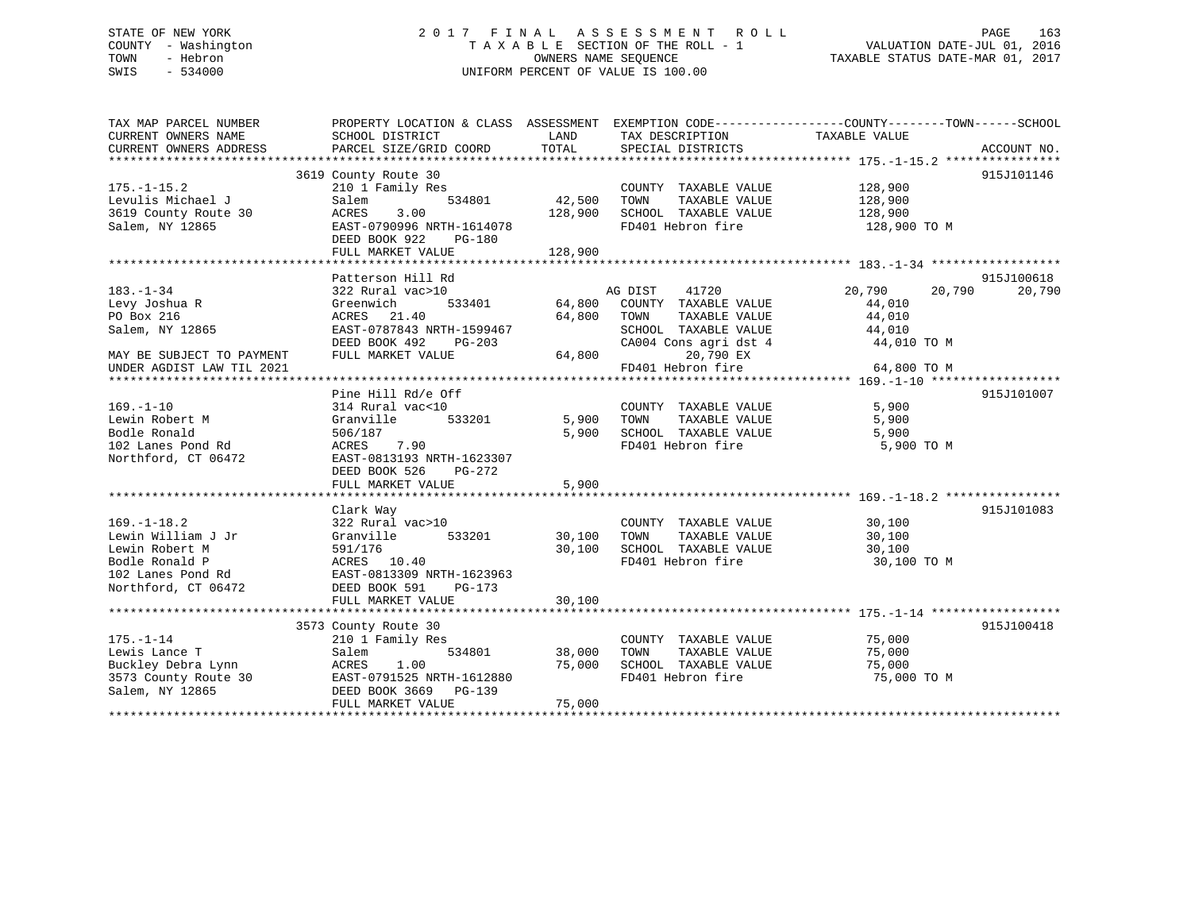STATE OF NEW YORK
COUNTY - Washington
TOWN - Hebron
SWIS - 534000

# 2017 FINAL ASSESSMENT ROLL

TAXABLE SECTION OF THE ROLL - 1
OWNERS NAME SEQUENCE
UNIFORM PERCENT OF VALUE IS 100.00

VALUATION DATE-JUL 01, 2016
TAXABLE STATUS DATE-MAR 01, 2017

| TAX MAP PARCEL NUMBER / CURRENT OWNERS NAME / CURRENT OWNERS ADDRESS | PROPERTY LOCATION & CLASS / SCHOOL DISTRICT / PARCEL SIZE/GRID COORD | ASSESSMENT LAND | TOTAL | EXEMPTION CODE / TAX DESCRIPTION / SPECIAL DISTRICTS | COUNTY TAXABLE VALUE | TOWN | SCHOOL | ACCOUNT NO. |
|---|---|---|---|---|---|---|---|---|
| 175.-1-15.2 | 3619 County Route 30 | | | | | | | 915J101146 |
| 175.-1-15.2 | 210 1 Family Res | | | COUNTY TAXABLE VALUE | 128,900 | | | |
| Levulis Michael J | Salem 534801 | 42,500 | | TOWN TAXABLE VALUE | 128,900 | | | |
| 3619 County Route 30 | ACRES 3.00 | | 128,900 | SCHOOL TAXABLE VALUE | 128,900 | | | |
| Salem, NY 12865 | EAST-0790996 NRTH-1614078 | | | FD401 Hebron fire | 128,900 TO M | | | |
| | DEED BOOK 922 PG-180 | | | | | | | |
| | FULL MARKET VALUE | | 128,900 | | | | | |
| 183.-1-34 | Patterson Hill Rd | | | | | | | 915J100618 |
| 183.-1-34 | 322 Rural vac>10 | | | AG DIST 41720 | 20,790 | 20,790 | 20,790 | |
| Levy Joshua R | Greenwich 533401 | 64,800 | | COUNTY TAXABLE VALUE | 44,010 | | | |
| PO Box 216 | ACRES 21.40 | | 64,800 | TOWN TAXABLE VALUE | 44,010 | | | |
| Salem, NY 12865 | EAST-0787843 NRTH-1599467 | | | SCHOOL TAXABLE VALUE | 44,010 | | | |
| | DEED BOOK 492 PG-203 | | | CA004 Cons agri dst 4 | 44,010 TO M | | | |
| MAY BE SUBJECT TO PAYMENT | FULL MARKET VALUE | | 64,800 | 20,790 EX | | | | |
| UNDER AGDIST LAW TIL 2021 | | | | FD401 Hebron fire | 64,800 TO M | | | |
| 169.-1-10 | Pine Hill Rd/e Off | | | | | | | 915J101007 |
| 169.-1-10 | 314 Rural vac<10 | | | COUNTY TAXABLE VALUE | 5,900 | | | |
| Lewin Robert M | Granville 533201 | 5,900 | | TOWN TAXABLE VALUE | 5,900 | | | |
| Bodle Ronald | 506/187 | | 5,900 | SCHOOL TAXABLE VALUE | 5,900 | | | |
| 102 Lanes Pond Rd | ACRES 7.90 | | | FD401 Hebron fire | 5,900 TO M | | | |
| Northford, CT 06472 | EAST-0813193 NRTH-1623307 | | | | | | | |
| | DEED BOOK 526 PG-272 | | | | | | | |
| | FULL MARKET VALUE | | 5,900 | | | | | |
| 169.-1-18.2 | Clark Way | | | | | | | 915J101083 |
| 169.-1-18.2 | 322 Rural vac>10 | | | COUNTY TAXABLE VALUE | 30,100 | | | |
| Lewin William J Jr | Granville 533201 | 30,100 | | TOWN TAXABLE VALUE | 30,100 | | | |
| Lewin Robert M | 591/176 | | 30,100 | SCHOOL TAXABLE VALUE | 30,100 | | | |
| Bodle Ronald P | ACRES 10.40 | | | FD401 Hebron fire | 30,100 TO M | | | |
| 102 Lanes Pond Rd | EAST-0813309 NRTH-1623963 | | | | | | | |
| Northford, CT 06472 | DEED BOOK 591 PG-173 | | | | | | | |
| | FULL MARKET VALUE | | 30,100 | | | | | |
| 175.-1-14 | 3573 County Route 30 | | | | | | | 915J100418 |
| 175.-1-14 | 210 1 Family Res | | | COUNTY TAXABLE VALUE | 75,000 | | | |
| Lewis Lance T | Salem 534801 | 38,000 | | TOWN TAXABLE VALUE | 75,000 | | | |
| Buckley Debra Lynn | ACRES 1.00 | | 75,000 | SCHOOL TAXABLE VALUE | 75,000 | | | |
| 3573 County Route 30 | EAST-0791525 NRTH-1612880 | | | FD401 Hebron fire | 75,000 TO M | | | |
| Salem, NY 12865 | DEED BOOK 3669 PG-139 | | | | | | | |
| | FULL MARKET VALUE | | 75,000 | | | | | |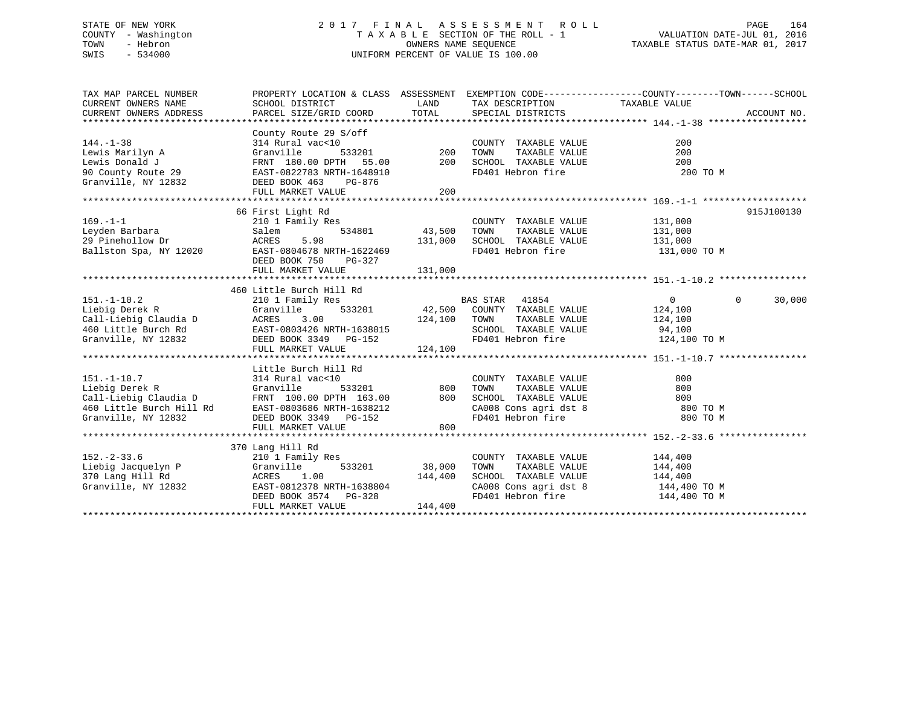STATE OF NEW YORK
COUNTY - Washington
TOWN - Hebron
SWIS - 534000

# 2017 FINAL ASSESSMENT ROLL
TAXABLE SECTION OF THE ROLL - 1
OWNERS NAME SEQUENCE
UNIFORM PERCENT OF VALUE IS 100.00

VALUATION DATE-JUL 01, 2016
TAXABLE STATUS DATE-MAR 01, 2017

| TAX MAP PARCEL NUMBER / CURRENT OWNERS NAME / CURRENT OWNERS ADDRESS | PROPERTY LOCATION & CLASS / SCHOOL DISTRICT / PARCEL SIZE/GRID COORD | ASSESSMENT LAND | TOTAL | EXEMPTION CODE / TAX DESCRIPTION / SPECIAL DISTRICTS | COUNTY TAXABLE VALUE | TOWN | SCHOOL | ACCOUNT NO. |
|---|---|---|---|---|---|---|---|---|
| **144.-1-38** | County Route 29 S/off | | | | | | | |
| 144.-1-38 | 314 Rural vac<10 | | | COUNTY TAXABLE VALUE | 200 | | | |
| Lewis Marilyn A | Granville 533201 | 200 | | TOWN TAXABLE VALUE | 200 | | | |
| Lewis Donald J | FRNT 180.00 DPTH 55.00 | | 200 | SCHOOL TAXABLE VALUE | 200 | | | |
| 90 County Route 29 | EAST-0822783 NRTH-1648910 | | | FD401 Hebron fire | 200 TO M | | | |
| Granville, NY 12832 | DEED BOOK 463 PG-876 | | | | | | | |
| | FULL MARKET VALUE | | 200 | | | | | |
| **169.-1-1** | 66 First Light Rd | | | | | | | 915J100130 |
| 169.-1-1 | 210 1 Family Res | | | COUNTY TAXABLE VALUE | 131,000 | | | |
| Leyden Barbara | Salem 534801 | 43,500 | | TOWN TAXABLE VALUE | 131,000 | | | |
| 29 Pinehollow Dr | ACRES 5.98 | | 131,000 | SCHOOL TAXABLE VALUE | 131,000 | | | |
| Ballston Spa, NY 12020 | EAST-0804678 NRTH-1622469 | | | FD401 Hebron fire | 131,000 TO M | | | |
| | DEED BOOK 750 PG-327 | | | | | | | |
| | FULL MARKET VALUE | | 131,000 | | | | | |
| **151.-1-10.2** | 460 Little Burch Hill Rd | | | | | | | |
| 151.-1-10.2 | 210 1 Family Res | | | BAS STAR 41854 | 0 | 0 | 30,000 | |
| Liebig Derek R | Granville 533201 | 42,500 | | COUNTY TAXABLE VALUE | 124,100 | | | |
| Call-Liebig Claudia D | ACRES 3.00 | | 124,100 | TOWN TAXABLE VALUE | 124,100 | | | |
| 460 Little Burch Rd | EAST-0803426 NRTH-1638015 | | | SCHOOL TAXABLE VALUE | 94,100 | | | |
| Granville, NY 12832 | DEED BOOK 3349 PG-152 | | | FD401 Hebron fire | 124,100 TO M | | | |
| | FULL MARKET VALUE | | 124,100 | | | | | |
| **151.-1-10.7** | Little Burch Hill Rd | | | | | | | |
| 151.-1-10.7 | 314 Rural vac<10 | | | COUNTY TAXABLE VALUE | 800 | | | |
| Liebig Derek R | Granville 533201 | 800 | | TOWN TAXABLE VALUE | 800 | | | |
| Call-Liebig Claudia D | FRNT 100.00 DPTH 163.00 | | 800 | SCHOOL TAXABLE VALUE | 800 | | | |
| 460 Little Burch Hill Rd | EAST-0803686 NRTH-1638212 | | | CA008 Cons agri dst 8 | 800 TO M | | | |
| Granville, NY 12832 | DEED BOOK 3349 PG-152 | | | FD401 Hebron fire | 800 TO M | | | |
| | FULL MARKET VALUE | | 800 | | | | | |
| **152.-2-33.6** | 370 Lang Hill Rd | | | | | | | |
| 152.-2-33.6 | 210 1 Family Res | | | COUNTY TAXABLE VALUE | 144,400 | | | |
| Liebig Jacquelyn P | Granville 533201 | 38,000 | | TOWN TAXABLE VALUE | 144,400 | | | |
| 370 Lang Hill Rd | ACRES 1.00 | | 144,400 | SCHOOL TAXABLE VALUE | 144,400 | | | |
| Granville, NY 12832 | EAST-0812378 NRTH-1638804 | | | CA008 Cons agri dst 8 | 144,400 TO M | | | |
| | DEED BOOK 3574 PG-328 | | | FD401 Hebron fire | 144,400 TO M | | | |
| | FULL MARKET VALUE | | 144,400 | | | | | |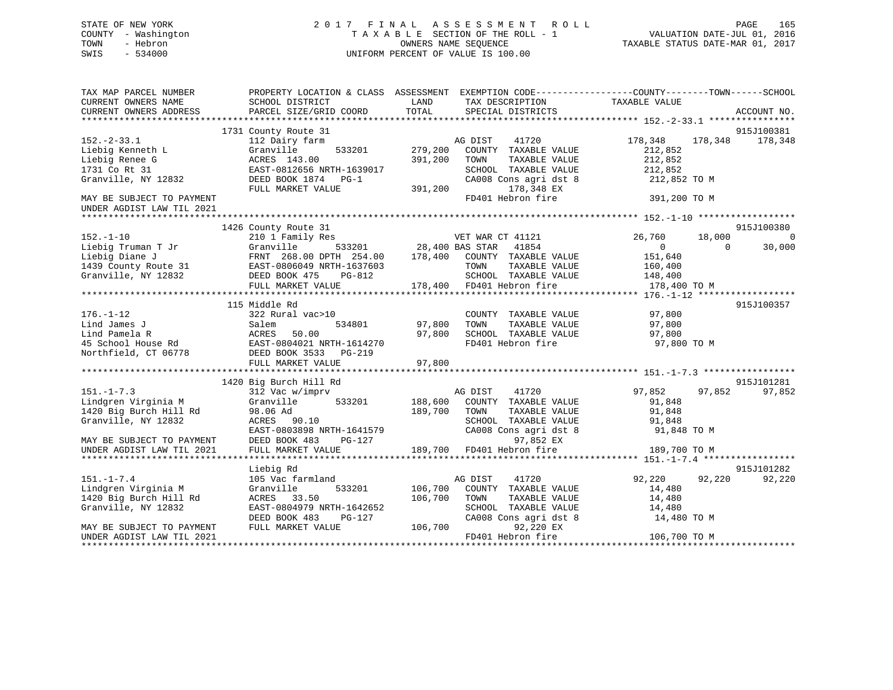STATE OF NEW YORK
COUNTY - Washington
TOWN - Hebron
SWIS - 534000

# 2017 FINAL ASSESSMENT ROLL
TAXABLE SECTION OF THE ROLL - 1
OWNERS NAME SEQUENCE
UNIFORM PERCENT OF VALUE IS 100.00

VALUATION DATE-JUL 01, 2016
TAXABLE STATUS DATE-MAR 01, 2017

```
TAX MAP PARCEL NUMBER          PROPERTY LOCATION & CLASS  ASSESSMENT  EXEMPTION CODE-----------------COUNTY--------TOWN------SCHOOL
CURRENT OWNERS NAME            SCHOOL DISTRICT            LAND        TAX DESCRIPTION             TAXABLE VALUE
CURRENT OWNERS ADDRESS         PARCEL SIZE/GRID COORD     TOTAL       SPECIAL DISTRICTS                                      ACCOUNT NO.
******************************************************************************************************* 152.-2-33.1 ****************
                               1731 County Route 31                                                                          915J100381
152.-2-33.1                    112 Dairy farm                         AG DIST     41720           178,348    178,348    178,348
Liebig Kenneth L               Granville        533201    279,200     COUNTY  TAXABLE VALUE       212,852
Liebig Renee G                 ACRES 143.00               391,200     TOWN    TAXABLE VALUE       212,852
1731 Co Rt 31                  EAST-0812656 NRTH-1639017              SCHOOL  TAXABLE VALUE       212,852
Granville, NY 12832            DEED BOOK 1874   PG-1                  CA008 Cons agri dst 8        212,852 TO M
                               FULL MARKET VALUE          391,200          178,348 EX
MAY BE SUBJECT TO PAYMENT                                             FD401 Hebron fire            391,200 TO M
UNDER AGDIST LAW TIL 2021
******************************************************************************************************* 152.-1-10 ******************
                               1426 County Route 31                                                                          915J100380
152.-1-10                      210 1 Family Res                       VET WAR CT 41121             26,760     18,000          0
Liebig Truman T Jr             Granville        533201     28,400 BAS STAR   41854                  0          0     30,000
Liebig Diane J                 FRNT 268.00 DPTH 254.00    178,400     COUNTY  TAXABLE VALUE       151,640
1439 County Route 31           EAST-0806049 NRTH-1637603              TOWN    TAXABLE VALUE       160,400
Granville, NY 12832            DEED BOOK 475    PG-812                SCHOOL  TAXABLE VALUE       148,400
                               FULL MARKET VALUE          178,400     FD401 Hebron fire            178,400 TO M
******************************************************************************************************* 176.-1-12 ******************
                               115 Middle Rd                                                                                 915J100357
176.-1-12                      322 Rural vac>10                       COUNTY  TAXABLE VALUE        97,800
Lind James J                   Salem            534801     97,800     TOWN    TAXABLE VALUE        97,800
Lind Pamela R                  ACRES  50.00                97,800     SCHOOL  TAXABLE VALUE        97,800
45 School House Rd             EAST-0804021 NRTH-1614270              FD401 Hebron fire             97,800 TO M
Northfield, CT 06778           DEED BOOK 3533   PG-219
                               FULL MARKET VALUE           97,800
******************************************************************************************************* 151.-1-7.3 *****************
                               1420 Big Burch Hill Rd                                                                        915J101281
151.-1-7.3                     312 Vac w/imprv                        AG DIST     41720            97,852     97,852     97,852
Lindgren Virginia M            Granville        533201    188,600     COUNTY  TAXABLE VALUE        91,848
1420 Big Burch Hill Rd         98.06 Ad                   189,700     TOWN    TAXABLE VALUE        91,848
Granville, NY 12832            ACRES  90.10                           SCHOOL  TAXABLE VALUE        91,848
                               EAST-0803898 NRTH-1641579              CA008 Cons agri dst 8         91,848 TO M
MAY BE SUBJECT TO PAYMENT      DEED BOOK 483    PG-127                      97,852 EX
UNDER AGDIST LAW TIL 2021      FULL MARKET VALUE          189,700     FD401 Hebron fire            189,700 TO M
******************************************************************************************************* 151.-1-7.4 *****************
                               Liebig Rd                                                                                     915J101282
151.-1-7.4                     105 Vac farmland                       AG DIST     41720            92,220     92,220     92,220
Lindgren Virginia M            Granville        533201    106,700     COUNTY  TAXABLE VALUE        14,480
1420 Big Burch Hill Rd         ACRES  33.50               106,700     TOWN    TAXABLE VALUE        14,480
Granville, NY 12832            EAST-0804979 NRTH-1642652              SCHOOL  TAXABLE VALUE        14,480
                               DEED BOOK 483    PG-127                CA008 Cons agri dst 8         14,480 TO M
MAY BE SUBJECT TO PAYMENT      FULL MARKET VALUE          106,700          92,220 EX
UNDER AGDIST LAW TIL 2021                                             FD401 Hebron fire            106,700 TO M
************************************************************************************************************************************
```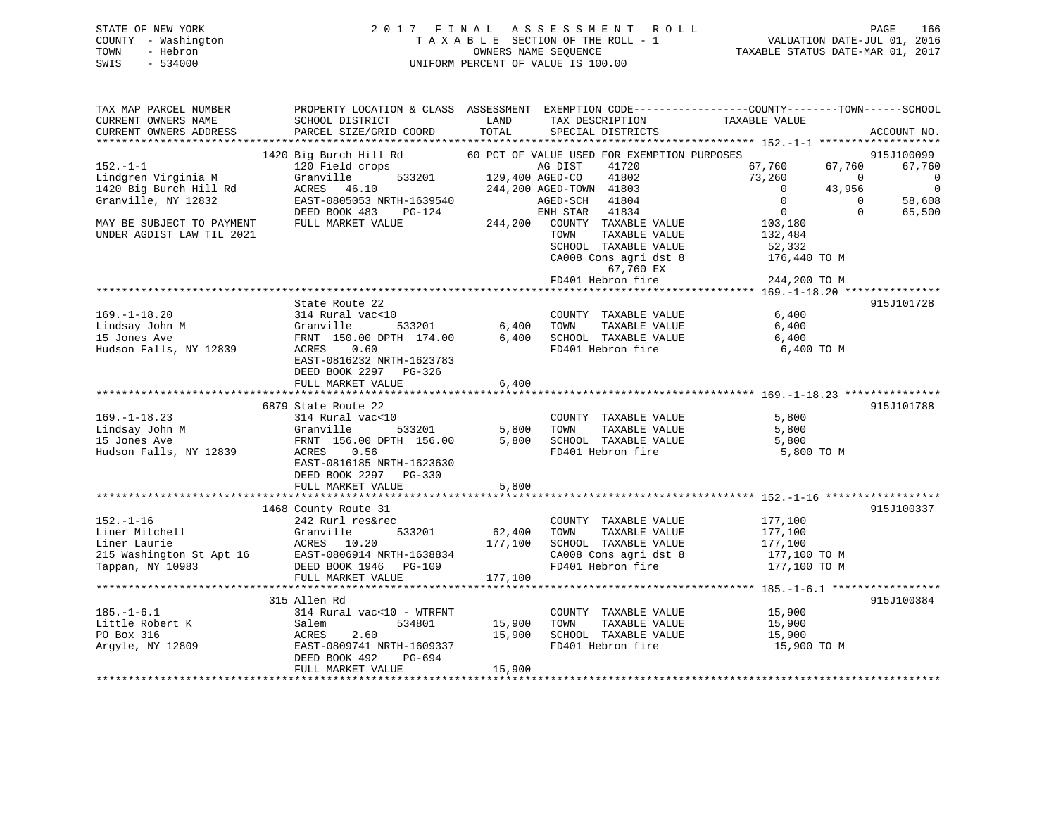STATE OF NEW YORK
COUNTY - Washington
TOWN - Hebron
SWIS - 534000

# 2017 FINAL ASSESSMENT ROLL
TAXABLE SECTION OF THE ROLL - 1
OWNERS NAME SEQUENCE
UNIFORM PERCENT OF VALUE IS 100.00

VALUATION DATE-JUL 01, 2016
TAXABLE STATUS DATE-MAR 01, 2017

```
TAX MAP PARCEL NUMBER          PROPERTY LOCATION & CLASS  ASSESSMENT  EXEMPTION CODE------------------COUNTY--------TOWN------SCHOOL
CURRENT OWNERS NAME            SCHOOL DISTRICT               LAND      TAX DESCRIPTION            TAXABLE VALUE
CURRENT OWNERS ADDRESS         PARCEL SIZE/GRID COORD        TOTAL     SPECIAL DISTRICTS                                      ACCOUNT NO.
*********************************************************************************************** 152.-1-1 *******************
                    1420 Big Burch Hill Rd         60 PCT OF VALUE USED FOR EXEMPTION PURPOSES                          915J100099
152.-1-1                       120 Field crops                    AG DIST     41720              67,760      67,760      67,760
Lindgren Virginia M            Granville      533201       129,400 AGED-CO     41802              73,260           0           0
1420 Big Burch Hill Rd         ACRES  46.10                244,200 AGED-TOWN  41803                   0      43,956           0
Granville, NY 12832            EAST-0805053 NRTH-1639540           AGED-SCH   41804                   0           0      58,608
                               DEED BOOK 483    PG-124             ENH STAR   41834                   0           0      65,500
MAY BE SUBJECT TO PAYMENT      FULL MARKET VALUE           244,200  COUNTY  TAXABLE VALUE          103,180
UNDER AGDIST LAW TIL 2021                                           TOWN    TAXABLE VALUE          132,484
                                                                    SCHOOL  TAXABLE VALUE           52,332
                                                                    CA008 Cons agri dst 8          176,440 TO M
                                                                          67,760 EX
                                                                    FD401 Hebron fire              244,200 TO M
*********************************************************************************************** 169.-1-18.20 ***************
                               State Route 22                                                                     915J101728
169.-1-18.20                   314 Rural vac<10                     COUNTY  TAXABLE VALUE            6,400
Lindsay John M                 Granville      533201         6,400  TOWN    TAXABLE VALUE            6,400
15 Jones Ave                   FRNT 150.00 DPTH 174.00       6,400  SCHOOL  TAXABLE VALUE            6,400
Hudson Falls, NY 12839         ACRES   0.60                          FD401 Hebron fire                6,400 TO M
                               EAST-0816232 NRTH-1623783
                               DEED BOOK 2297   PG-326
                               FULL MARKET VALUE             6,400
*********************************************************************************************** 169.-1-18.23 ***************
                    6879 State Route 22                                                                           915J101788
169.-1-18.23                   314 Rural vac<10                     COUNTY  TAXABLE VALUE            5,800
Lindsay John M                 Granville      533201         5,800  TOWN    TAXABLE VALUE            5,800
15 Jones Ave                   FRNT 156.00 DPTH 156.00       5,800  SCHOOL  TAXABLE VALUE            5,800
Hudson Falls, NY 12839         ACRES   0.56                          FD401 Hebron fire                5,800 TO M
                               EAST-0816185 NRTH-1623630
                               DEED BOOK 2297   PG-330
                               FULL MARKET VALUE             5,800
*********************************************************************************************** 152.-1-16 ******************
                    1468 County Route 31                                                                          915J100337
152.-1-16                      242 Rurl res&rec                     COUNTY  TAXABLE VALUE          177,100
Liner Mitchell                 Granville      533201        62,400  TOWN    TAXABLE VALUE          177,100
Liner Laurie                   ACRES  10.20                177,100  SCHOOL  TAXABLE VALUE          177,100
215 Washington St Apt 16       EAST-0806914 NRTH-1638834            CA008 Cons agri dst 8          177,100 TO M
Tappan, NY 10983               DEED BOOK 1946   PG-109              FD401 Hebron fire              177,100 TO M
                               FULL MARKET VALUE           177,100
*********************************************************************************************** 185.-1-6.1 *****************
                    315 Allen Rd                                                                                  915J100384
185.-1-6.1                     314 Rural vac<10 - WTRFNT            COUNTY  TAXABLE VALUE           15,900
Little Robert K                Salem          534801        15,900  TOWN    TAXABLE VALUE           15,900
PO Box 316                     ACRES   2.60                 15,900  SCHOOL  TAXABLE VALUE           15,900
Argyle, NY 12809               EAST-0809741 NRTH-1609337            FD401 Hebron fire               15,900 TO M
                               DEED BOOK 492    PG-694
                               FULL MARKET VALUE            15,900
************************************************************************************************************************************
```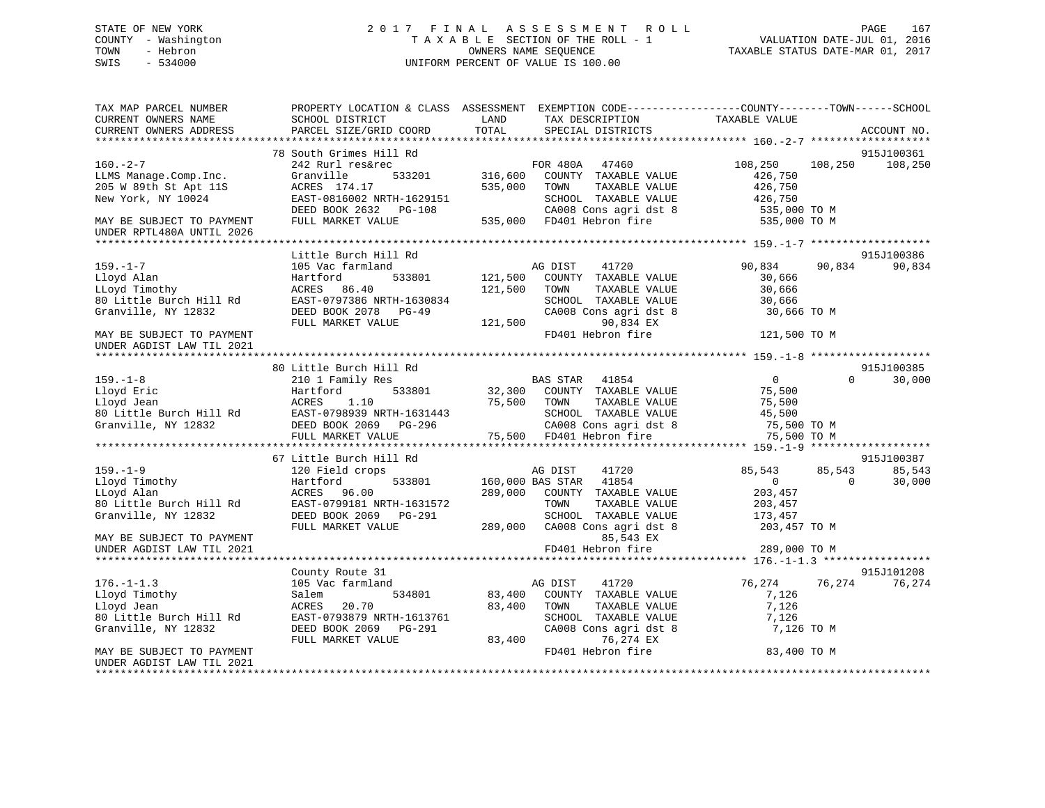STATE OF NEW YORK
COUNTY - Washington
TOWN - Hebron
SWIS - 534000

2017 FINAL ASSESSMENT ROLL
TAXABLE SECTION OF THE ROLL - 1
OWNERS NAME SEQUENCE
UNIFORM PERCENT OF VALUE IS 100.00

VALUATION DATE-JUL 01, 2016
TAXABLE STATUS DATE-MAR 01, 2017

```
TAX MAP PARCEL NUMBER          PROPERTY LOCATION & CLASS  ASSESSMENT  EXEMPTION CODE------------------COUNTY--------TOWN------SCHOOL
CURRENT OWNERS NAME            SCHOOL DISTRICT              LAND       TAX DESCRIPTION              TAXABLE VALUE
CURRENT OWNERS ADDRESS         PARCEL SIZE/GRID COORD       TOTAL      SPECIAL DISTRICTS                                      ACCOUNT NO.
******************************************************************************************************* 160.-2-7 *******************
                               78 South Grimes Hill Rd                                                                        915J100361
160.-2-7                       242 Rurl res&rec                         FOR 480A   47460              108,250    108,250    108,250
LLMS Manage.Comp.Inc.          Granville      533201       316,600     COUNTY  TAXABLE VALUE            426,750
205 W 89th St Apt 11S          ACRES 174.17                535,000     TOWN    TAXABLE VALUE            426,750
New York, NY 10024             EAST-0816002 NRTH-1629151               SCHOOL  TAXABLE VALUE            426,750
                               DEED BOOK 2632   PG-108                 CA008 Cons agri dst 8           535,000 TO M
MAY BE SUBJECT TO PAYMENT      FULL MARKET VALUE           535,000     FD401 Hebron fire               535,000 TO M
UNDER RPTL480A UNTIL 2026
******************************************************************************************************* 159.-1-7 *******************
                               Little Burch Hill Rd                                                                           915J100386
159.-1-7                       105 Vac farmland                         AG DIST    41720               90,834     90,834     90,834
Lloyd Alan                     Hartford       533801       121,500     COUNTY  TAXABLE VALUE             30,666
LLoyd Timothy                  ACRES  86.40                121,500     TOWN    TAXABLE VALUE             30,666
80 Little Burch Hill Rd        EAST-0797386 NRTH-1630834               SCHOOL  TAXABLE VALUE             30,666
Granville, NY 12832            DEED BOOK 2078   PG-49                  CA008 Cons agri dst 8            30,666 TO M
                               FULL MARKET VALUE           121,500            90,834 EX
MAY BE SUBJECT TO PAYMENT                                              FD401 Hebron fire               121,500 TO M
UNDER AGDIST LAW TIL 2021
******************************************************************************************************* 159.-1-8 *******************
                               80 Little Burch Hill Rd                                                                        915J100385
159.-1-8                       210 1 Family Res                         BAS STAR   41854                    0          0     30,000
Lloyd Eric                     Hartford       533801        32,300     COUNTY  TAXABLE VALUE             75,500
Lloyd Jean                     ACRES   1.10                 75,500     TOWN    TAXABLE VALUE             75,500
80 Little Burch Hill Rd        EAST-0798939 NRTH-1631443               SCHOOL  TAXABLE VALUE             45,500
Granville, NY 12832            DEED BOOK 2069   PG-296                 CA008 Cons agri dst 8            75,500 TO M
                               FULL MARKET VALUE            75,500     FD401 Hebron fire                75,500 TO M
******************************************************************************************************* 159.-1-9 *******************
                               67 Little Burch Hill Rd                                                                        915J100387
159.-1-9                       120 Field crops                          AG DIST    41720               85,543     85,543     85,543
Lloyd Timothy                  Hartford       533801       160,000 BAS STAR   41854                    0          0     30,000
LLoyd Alan                     ACRES  96.00                289,000     COUNTY  TAXABLE VALUE            203,457
80 Little Burch Hill Rd        EAST-0799181 NRTH-1631572               TOWN    TAXABLE VALUE            203,457
Granville, NY 12832            DEED BOOK 2069   PG-291                 SCHOOL  TAXABLE VALUE            173,457
                               FULL MARKET VALUE           289,000     CA008 Cons agri dst 8           203,457 TO M
MAY BE SUBJECT TO PAYMENT                                                     85,543 EX
UNDER AGDIST LAW TIL 2021                                              FD401 Hebron fire               289,000 TO M
******************************************************************************************************* 176.-1-1.3 *****************
                               County Route 31                                                                                915J101208
176.-1-1.3                     105 Vac farmland                         AG DIST    41720               76,274     76,274     76,274
Lloyd Timothy                  Salem          534801        83,400     COUNTY  TAXABLE VALUE              7,126
Lloyd Jean                     ACRES  20.70                 83,400     TOWN    TAXABLE VALUE              7,126
80 Little Burch Hill Rd        EAST-0793879 NRTH-1613761               SCHOOL  TAXABLE VALUE              7,126
Granville, NY 12832            DEED BOOK 2069   PG-291                 CA008 Cons agri dst 8             7,126 TO M
                               FULL MARKET VALUE            83,400            76,274 EX
MAY BE SUBJECT TO PAYMENT                                              FD401 Hebron fire                83,400 TO M
UNDER AGDIST LAW TIL 2021
************************************************************************************************************************************
```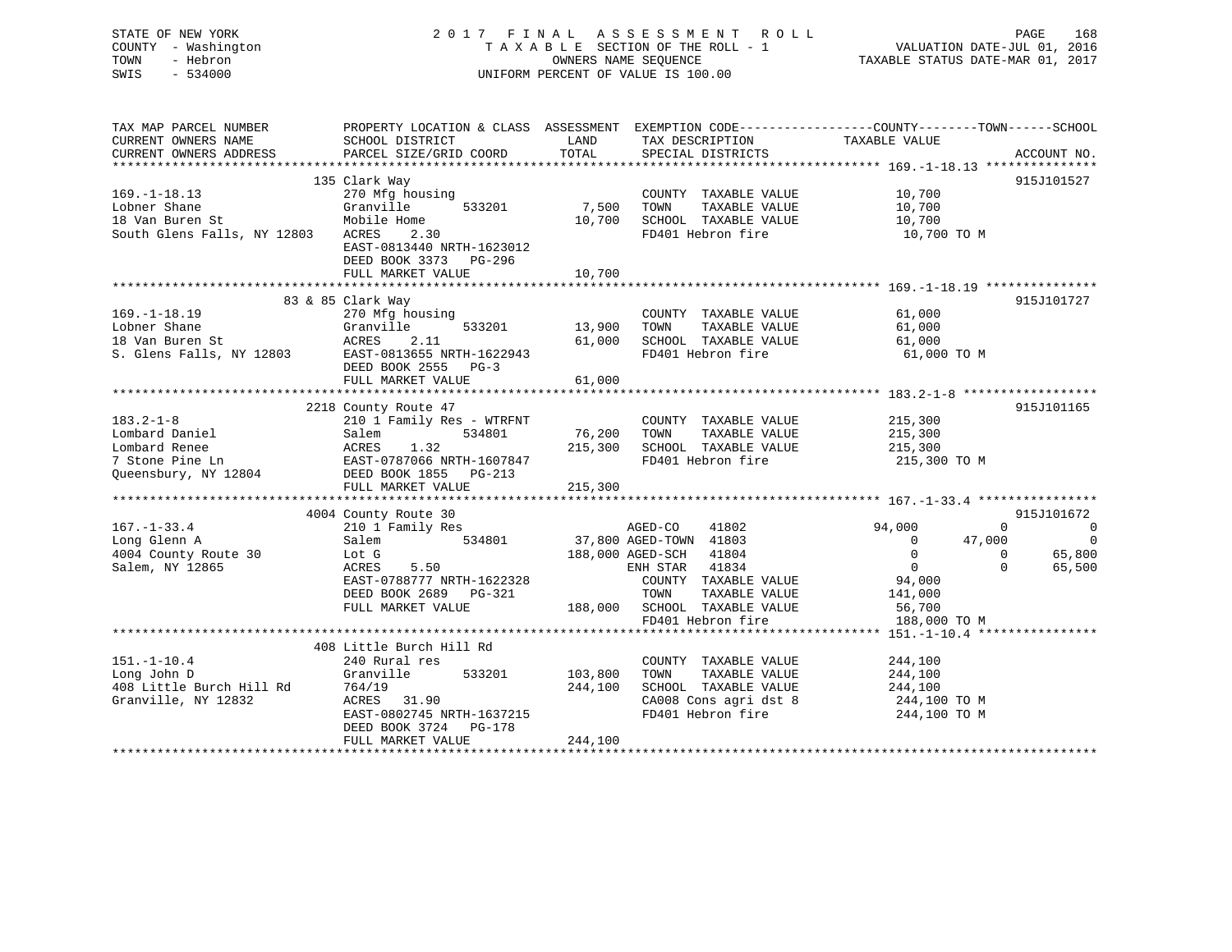STATE OF NEW YORK
COUNTY - Washington
TOWN - Hebron
SWIS - 534000

# 2017 FINAL ASSESSMENT ROLL
TAXABLE SECTION OF THE ROLL - 1
OWNERS NAME SEQUENCE
UNIFORM PERCENT OF VALUE IS 100.00

VALUATION DATE-JUL 01, 2016
TAXABLE STATUS DATE-MAR 01, 2017

| TAX MAP PARCEL NUMBER / CURRENT OWNERS NAME / CURRENT OWNERS ADDRESS | PROPERTY LOCATION & CLASS / SCHOOL DISTRICT / PARCEL SIZE/GRID COORD | ASSESSMENT LAND | TOTAL | EXEMPTION CODE / TAX DESCRIPTION / SPECIAL DISTRICTS | COUNTY TAXABLE VALUE | TOWN | SCHOOL | ACCOUNT NO. |
|---|---|---|---|---|---|---|---|---|
| **169.-1-18.13** | 135 Clark Way | | | | | | | 915J101527 |
| 169.-1-18.13 | 270 Mfg housing | | | COUNTY TAXABLE VALUE | 10,700 | | | |
| Lobner Shane | Granville 533201 | 7,500 | | TOWN TAXABLE VALUE | 10,700 | | | |
| 18 Van Buren St | Mobile Home | | 10,700 | SCHOOL TAXABLE VALUE | 10,700 | | | |
| South Glens Falls, NY 12803 | ACRES 2.30 | | | FD401 Hebron fire | 10,700 TO M | | | |
| | EAST-0813440 NRTH-1623012 | | | | | | | |
| | DEED BOOK 3373 PG-296 | | | | | | | |
| | FULL MARKET VALUE | | 10,700 | | | | | |
| **169.-1-18.19** | 83 & 85 Clark Way | | | | | | | 915J101727 |
| 169.-1-18.19 | 270 Mfg housing | | | COUNTY TAXABLE VALUE | 61,000 | | | |
| Lobner Shane | Granville 533201 | 13,900 | | TOWN TAXABLE VALUE | 61,000 | | | |
| 18 Van Buren St | ACRES 2.11 | | 61,000 | SCHOOL TAXABLE VALUE | 61,000 | | | |
| S. Glens Falls, NY 12803 | EAST-0813655 NRTH-1622943 | | | FD401 Hebron fire | 61,000 TO M | | | |
| | DEED BOOK 2555 PG-3 | | | | | | | |
| | FULL MARKET VALUE | | 61,000 | | | | | |
| **183.2-1-8** | 2218 County Route 47 | | | | | | | 915J101165 |
| 183.2-1-8 | 210 1 Family Res - WTRFNT | | | COUNTY TAXABLE VALUE | 215,300 | | | |
| Lombard Daniel | Salem 534801 | 76,200 | | TOWN TAXABLE VALUE | 215,300 | | | |
| Lombard Renee | ACRES 1.32 | | 215,300 | SCHOOL TAXABLE VALUE | 215,300 | | | |
| 7 Stone Pine Ln | EAST-0787066 NRTH-1607847 | | | FD401 Hebron fire | 215,300 TO M | | | |
| Queensbury, NY 12804 | DEED BOOK 1855 PG-213 | | | | | | | |
| | FULL MARKET VALUE | | 215,300 | | | | | |
| **167.-1-33.4** | 4004 County Route 30 | | | | | | | 915J101672 |
| 167.-1-33.4 | 210 1 Family Res | | | AGED-CO 41802 | 94,000 | 0 | 0 | |
| Long Glenn A | Salem 534801 | 37,800 | | AGED-TOWN 41803 | 0 | 47,000 | 0 | |
| 4004 County Route 30 | Lot G | | 188,000 | AGED-SCH 41804 | 0 | 0 | 65,800 | |
| Salem, NY 12865 | ACRES 5.50 | | | ENH STAR 41834 | 0 | 0 | 65,500 | |
| | EAST-0788777 NRTH-1622328 | | | COUNTY TAXABLE VALUE | 94,000 | | | |
| | DEED BOOK 2689 PG-321 | | | TOWN TAXABLE VALUE | 141,000 | | | |
| | FULL MARKET VALUE | | 188,000 | SCHOOL TAXABLE VALUE | 56,700 | | | |
| | | | | FD401 Hebron fire | 188,000 TO M | | | |
| **151.-1-10.4** | 408 Little Burch Hill Rd | | | | | | | |
| 151.-1-10.4 | 240 Rural res | | | COUNTY TAXABLE VALUE | 244,100 | | | |
| Long John D | Granville 533201 | 103,800 | | TOWN TAXABLE VALUE | 244,100 | | | |
| 408 Little Burch Hill Rd | 764/19 | | 244,100 | SCHOOL TAXABLE VALUE | 244,100 | | | |
| Granville, NY 12832 | ACRES 31.90 | | | CA008 Cons agri dst 8 | 244,100 TO M | | | |
| | EAST-0802745 NRTH-1637215 | | | FD401 Hebron fire | 244,100 TO M | | | |
| | DEED BOOK 3724 PG-178 | | | | | | | |
| | FULL MARKET VALUE | | 244,100 | | | | | |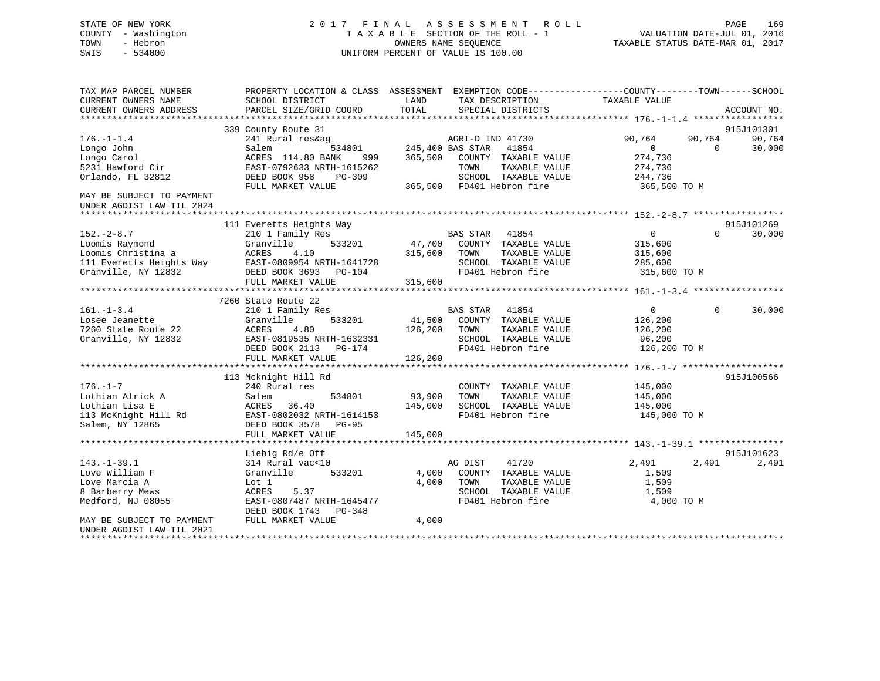STATE OF NEW YORK
COUNTY - Washington
TOWN - Hebron
SWIS - 534000

# 2017 FINAL ASSESSMENT ROLL
TAXABLE SECTION OF THE ROLL - 1
OWNERS NAME SEQUENCE
UNIFORM PERCENT OF VALUE IS 100.00

VALUATION DATE-JUL 01, 2016
TAXABLE STATUS DATE-MAR 01, 2017

```
TAX MAP PARCEL NUMBER          PROPERTY LOCATION & CLASS  ASSESSMENT  EXEMPTION CODE------------------COUNTY--------TOWN------SCHOOL
CURRENT OWNERS NAME            SCHOOL DISTRICT              LAND       TAX DESCRIPTION            TAXABLE VALUE
CURRENT OWNERS ADDRESS         PARCEL SIZE/GRID COORD       TOTAL      SPECIAL DISTRICTS                                     ACCOUNT NO.
******************************************************************************************************* 176.-1-1.4 *****************
                               339 County Route 31                                                                          915J101301
176.-1-1.4                     241 Rural res&ag                       AGRI-D IND 41730            90,764      90,764      90,764
Longo John                     Salem           534801      245,400 BAS STAR   41854                   0           0      30,000
Longo Carol                    ACRES 114.80 BANK    999    365,500   COUNTY  TAXABLE VALUE        274,736
5231 Hawford Cir               EAST-0792633 NRTH-1615262             TOWN    TAXABLE VALUE        274,736
Orlando, FL 32812              DEED BOOK 958    PG-309               SCHOOL  TAXABLE VALUE        244,736
                               FULL MARKET VALUE           365,500   FD401 Hebron fire            365,500 TO M
MAY BE SUBJECT TO PAYMENT
UNDER AGDIST LAW TIL 2024
******************************************************************************************************* 152.-2-8.7 *****************
                               111 Everetts Heights Way                                                                     915J101269
152.-2-8.7                     210 1 Family Res                       BAS STAR   41854                0           0      30,000
Loomis Raymond                 Granville       533201       47,700   COUNTY  TAXABLE VALUE        315,600
Loomis Christina a             ACRES    4.10               315,600   TOWN    TAXABLE VALUE        315,600
111 Everetts Heights Way       EAST-0809954 NRTH-1641728             SCHOOL  TAXABLE VALUE        285,600
Granville, NY 12832            DEED BOOK 3693   PG-104               FD401 Hebron fire            315,600 TO M
                               FULL MARKET VALUE           315,600
******************************************************************************************************* 161.-1-3.4 *****************
                               7260 State Route 22
161.-1-3.4                     210 1 Family Res                       BAS STAR   41854                0           0      30,000
Losee Jeanette                 Granville       533201       41,500   COUNTY  TAXABLE VALUE        126,200
7260 State Route 22            ACRES    4.80               126,200   TOWN    TAXABLE VALUE        126,200
Granville, NY 12832            EAST-0819535 NRTH-1632331             SCHOOL  TAXABLE VALUE         96,200
                               DEED BOOK 2113   PG-174               FD401 Hebron fire            126,200 TO M
                               FULL MARKET VALUE           126,200
******************************************************************************************************* 176.-1-7 *******************
                               113 Mcknight Hill Rd                                                                         915J100566
176.-1-7                       240 Rural res                          COUNTY  TAXABLE VALUE        145,000
Lothian Alrick A               Salem           534801       93,900   TOWN    TAXABLE VALUE        145,000
Lothian Lisa E                 ACRES   36.40               145,000   SCHOOL  TAXABLE VALUE        145,000
113 McKnight Hill Rd           EAST-0802032 NRTH-1614153             FD401 Hebron fire            145,000 TO M
Salem, NY 12865                DEED BOOK 3578   PG-95
                               FULL MARKET VALUE           145,000
******************************************************************************************************* 143.-1-39.1 ****************
                               Liebig Rd/e Off                                                                              915J101623
143.-1-39.1                    314 Rural vac<10                       AG DIST    41720             2,491       2,491       2,491
Love William F                 Granville       533201        4,000   COUNTY  TAXABLE VALUE          1,509
Love Marcia A                  Lot 1                         4,000   TOWN    TAXABLE VALUE          1,509
8 Barberry Mews                ACRES    5.37                         SCHOOL  TAXABLE VALUE          1,509
Medford, NJ 08055              EAST-0807487 NRTH-1645477             FD401 Hebron fire              4,000 TO M
                               DEED BOOK 1743   PG-348
MAY BE SUBJECT TO PAYMENT      FULL MARKET VALUE             4,000
UNDER AGDIST LAW TIL 2021
************************************************************************************************************************************
```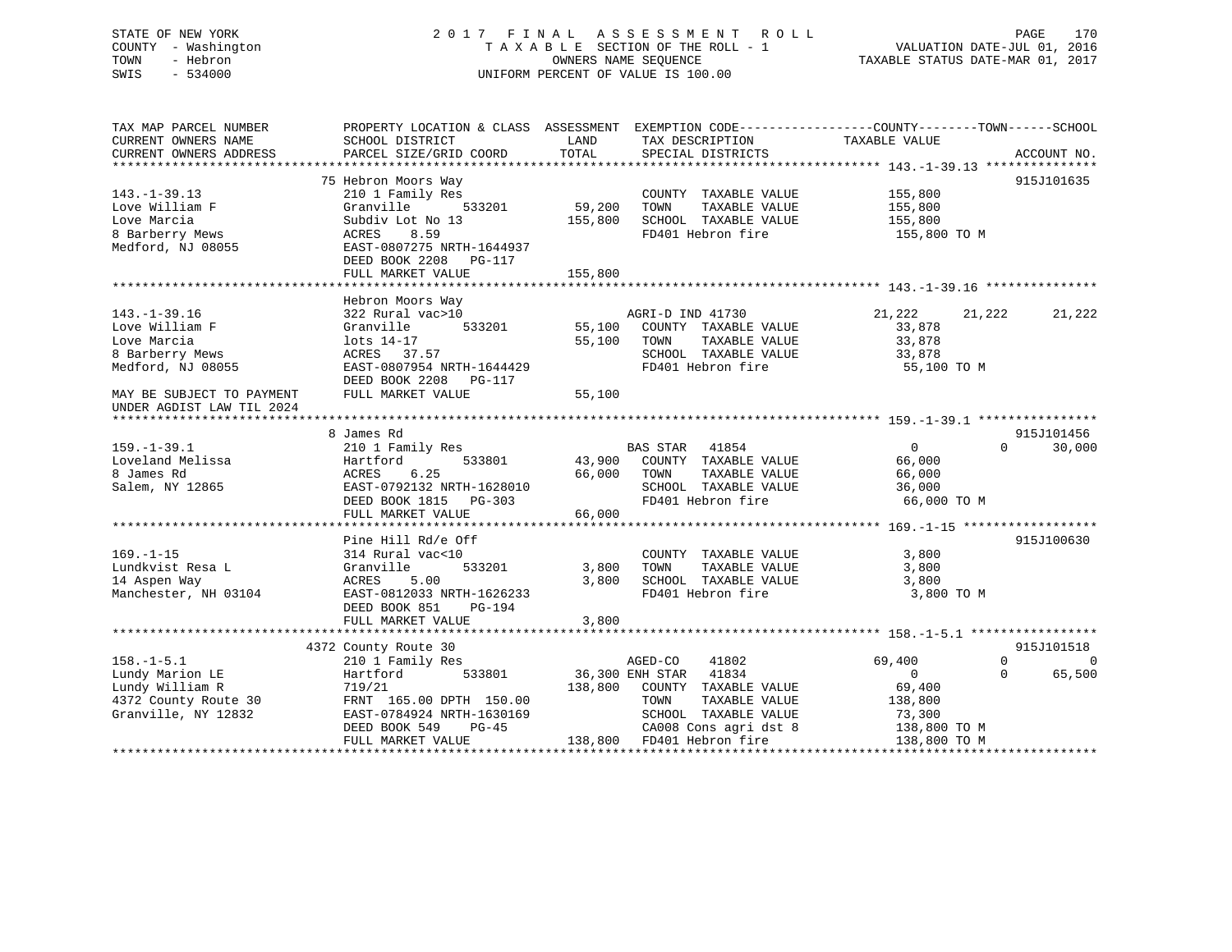STATE OF NEW YORK | 2017 FINAL ASSESSMENT ROLL | PAGE 170
COUNTY - Washington | TAXABLE SECTION OF THE ROLL - 1 | VALUATION DATE-JUL 01, 2016
TOWN - Hebron | OWNERS NAME SEQUENCE | TAXABLE STATUS DATE-MAR 01, 2017
SWIS - 534000 | UNIFORM PERCENT OF VALUE IS 100.00

```
TAX MAP PARCEL NUMBER          PROPERTY LOCATION & CLASS  ASSESSMENT  EXEMPTION CODE------------------COUNTY--------TOWN------SCHOOL
CURRENT OWNERS NAME            SCHOOL DISTRICT               LAND      TAX DESCRIPTION            TAXABLE VALUE
CURRENT OWNERS ADDRESS         PARCEL SIZE/GRID COORD        TOTAL     SPECIAL DISTRICTS                                  ACCOUNT NO.
******************************************************************************************************* 143.-1-39.13 ***************
                               75 Hebron Moors Way                                                                        915J101635
143.-1-39.13                   210 1 Family Res                         COUNTY  TAXABLE VALUE          155,800
Love William F                 Granville      533201       59,200      TOWN    TAXABLE VALUE          155,800
Love Marcia                    Subdiv Lot No 13           155,800      SCHOOL  TAXABLE VALUE          155,800
8 Barberry Mews                ACRES    8.59                            FD401 Hebron fire              155,800 TO M
Medford, NJ 08055              EAST-0807275 NRTH-1644937
                               DEED BOOK 2208   PG-117
                               FULL MARKET VALUE          155,800
******************************************************************************************************* 143.-1-39.16 ***************
                               Hebron Moors Way
143.-1-39.16                   322 Rural vac>10                 AGRI-D IND 41730              21,222      21,222      21,222
Love William F                 Granville      533201       55,100   COUNTY  TAXABLE VALUE          33,878
Love Marcia                    lots 14-17                  55,100   TOWN    TAXABLE VALUE          33,878
8 Barberry Mews                ACRES   37.57                         SCHOOL  TAXABLE VALUE          33,878
Medford, NJ 08055              EAST-0807954 NRTH-1644429             FD401 Hebron fire               55,100 TO M
                               DEED BOOK 2208   PG-117
MAY BE SUBJECT TO PAYMENT      FULL MARKET VALUE           55,100
UNDER AGDIST LAW TIL 2024
******************************************************************************************************* 159.-1-39.1 ****************
                               8 James Rd                                                                                 915J101456
159.-1-39.1                    210 1 Family Res                 BAS STAR   41854                    0           0       30,000
Loveland Melissa               Hartford       533801       43,900   COUNTY  TAXABLE VALUE          66,000
8 James Rd                     ACRES    6.25               66,000   TOWN    TAXABLE VALUE          66,000
Salem, NY 12865                EAST-0792132 NRTH-1628010             SCHOOL  TAXABLE VALUE          36,000
                               DEED BOOK 1815   PG-303               FD401 Hebron fire               66,000 TO M
                               FULL MARKET VALUE           66,000
******************************************************************************************************* 169.-1-15 ******************
                               Pine Hill Rd/e Off                                                                         915J100630
169.-1-15                      314 Rural vac<10                      COUNTY  TAXABLE VALUE           3,800
Lundkvist Resa L               Granville      533201        3,800   TOWN    TAXABLE VALUE           3,800
14 Aspen Way                   ACRES    5.00                3,800   SCHOOL  TAXABLE VALUE           3,800
Manchester, NH 03104           EAST-0812033 NRTH-1626233             FD401 Hebron fire                3,800 TO M
                               DEED BOOK 851    PG-194
                               FULL MARKET VALUE            3,800
******************************************************************************************************* 158.-1-5.1 *****************
                               4372 County Route 30                                                                       915J101518
158.-1-5.1                     210 1 Family Res                 AGED-CO    41802               69,400           0           0
Lundy Marion LE                Hartford       533801       36,300 ENH STAR   41834                    0           0       65,500
Lundy William R                719/21                     138,800   COUNTY  TAXABLE VALUE          69,400
4372 County Route 30           FRNT 165.00 DPTH 150.00              TOWN    TAXABLE VALUE         138,800
Granville, NY 12832            EAST-0784924 NRTH-1630169             SCHOOL  TAXABLE VALUE          73,300
                               DEED BOOK 549    PG-45                CA008 Cons agri dst 8          138,800 TO M
                               FULL MARKET VALUE          138,800   FD401 Hebron fire              138,800 TO M
************************************************************************************************************************************
```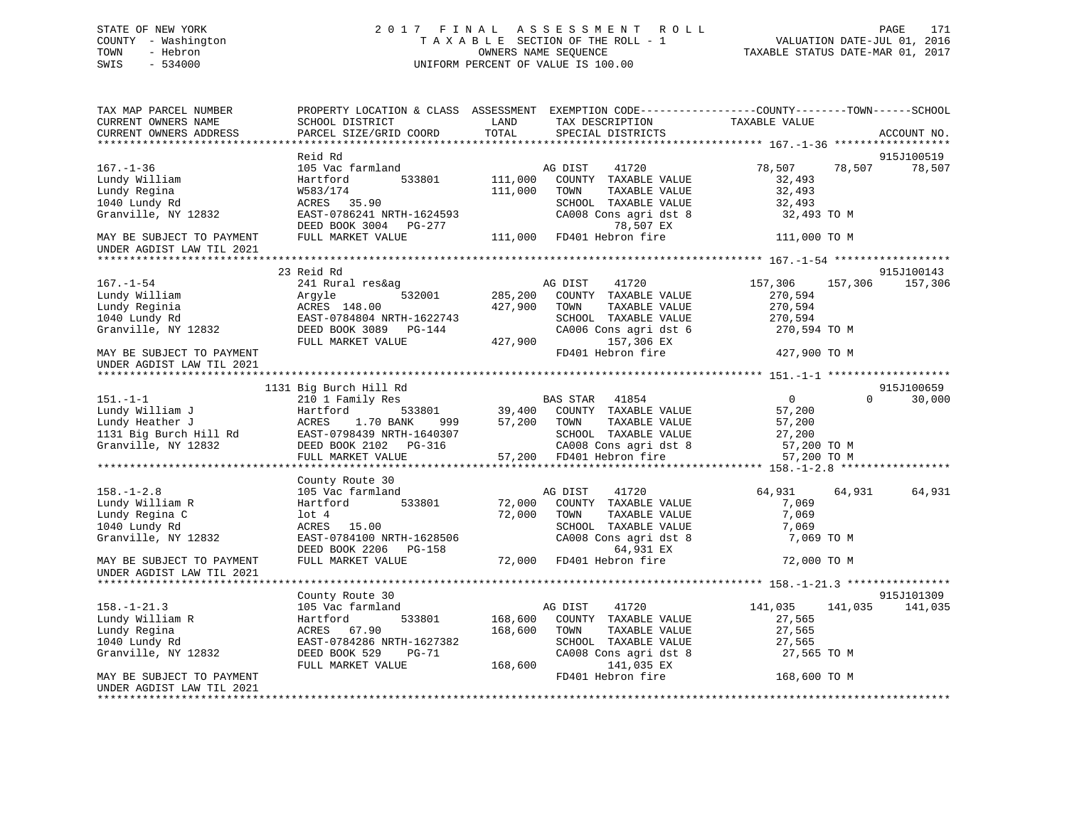STATE OF NEW YORK
COUNTY - Washington
TOWN - Hebron
SWIS - 534000

2 0 1 7 F I N A L A S S E S S M E N T R O L L
T A X A B L E SECTION OF THE ROLL - 1
OWNERS NAME SEQUENCE
UNIFORM PERCENT OF VALUE IS 100.00

VALUATION DATE-JUL 01, 2016
TAXABLE STATUS DATE-MAR 01, 2017

```
TAX MAP PARCEL NUMBER          PROPERTY LOCATION & CLASS  ASSESSMENT  EXEMPTION CODE------------------COUNTY--------TOWN------SCHOOL
CURRENT OWNERS NAME            SCHOOL DISTRICT               LAND      TAX DESCRIPTION              TAXABLE VALUE
CURRENT OWNERS ADDRESS         PARCEL SIZE/GRID COORD        TOTAL     SPECIAL DISTRICTS                                          ACCOUNT NO.
******************************************************************************************************* 167.-1-36 ******************
                               Reid Rd                                                                                        915J100519
167.-1-36                      105 Vac farmland                       AG DIST    41720               78,507     78,507      78,507
Lundy William                  Hartford        533801      111,000    COUNTY  TAXABLE VALUE            32,493
Lundy Regina                   W583/174                    111,000    TOWN    TAXABLE VALUE            32,493
1040 Lundy Rd                  ACRES   35.90                          SCHOOL  TAXABLE VALUE            32,493
Granville, NY 12832            EAST-0786241 NRTH-1624593              CA008 Cons agri dst 8             32,493 TO M
                               DEED BOOK 3004   PG-277                        78,507 EX
MAY BE SUBJECT TO PAYMENT      FULL MARKET VALUE           111,000    FD401 Hebron fire                111,000 TO M
UNDER AGDIST LAW TIL 2021
******************************************************************************************************* 167.-1-54 ******************
                               23 Reid Rd                                                                                     915J100143
167.-1-54                      241 Rural res&ag                       AG DIST    41720              157,306    157,306     157,306
Lundy William                  Argyle          532001      285,200    COUNTY  TAXABLE VALUE           270,594
Lundy Reginia                  ACRES  148.00               427,900    TOWN    TAXABLE VALUE           270,594
1040 Lundy Rd                  EAST-0784804 NRTH-1622743              SCHOOL  TAXABLE VALUE           270,594
Granville, NY 12832            DEED BOOK 3089   PG-144                CA006 Cons agri dst 6            270,594 TO M
                               FULL MARKET VALUE           427,900           157,306 EX
MAY BE SUBJECT TO PAYMENT                                             FD401 Hebron fire                427,900 TO M
UNDER AGDIST LAW TIL 2021
******************************************************************************************************* 151.-1-1 *******************
                               1131 Big Burch Hill Rd                                                                         915J100659
151.-1-1                       210 1 Family Res                       BAS STAR   41854                    0          0      30,000
Lundy William J                Hartford        533801       39,400    COUNTY  TAXABLE VALUE            57,200
Lundy Heather J                ACRES    1.70 BANK    999    57,200    TOWN    TAXABLE VALUE            57,200
1131 Big Burch Hill Rd         EAST-0798439 NRTH-1640307              SCHOOL  TAXABLE VALUE            27,200
Granville, NY 12832            DEED BOOK 2102   PG-316                CA008 Cons agri dst 8             57,200 TO M
                               FULL MARKET VALUE            57,200    FD401 Hebron fire                 57,200 TO M
******************************************************************************************************* 158.-1-2.8 *****************
                               County Route 30
158.-1-2.8                     105 Vac farmland                       AG DIST    41720               64,931     64,931      64,931
Lundy William R                Hartford        533801       72,000    COUNTY  TAXABLE VALUE             7,069
Lundy Regina C                 lot 4                        72,000    TOWN    TAXABLE VALUE             7,069
1040 Lundy Rd                  ACRES   15.00                          SCHOOL  TAXABLE VALUE             7,069
Granville, NY 12832            EAST-0784100 NRTH-1628506              CA008 Cons agri dst 8              7,069 TO M
                               DEED BOOK 2206   PG-158                        64,931 EX
MAY BE SUBJECT TO PAYMENT      FULL MARKET VALUE            72,000    FD401 Hebron fire                 72,000 TO M
UNDER AGDIST LAW TIL 2021
******************************************************************************************************* 158.-1-21.3 ****************
                               County Route 30                                                                                915J101309
158.-1-21.3                    105 Vac farmland                       AG DIST    41720              141,035    141,035     141,035
Lundy William R                Hartford        533801      168,600    COUNTY  TAXABLE VALUE            27,565
Lundy Regina                   ACRES   67.90               168,600    TOWN    TAXABLE VALUE            27,565
1040 Lundy Rd                  EAST-0784286 NRTH-1627382              SCHOOL  TAXABLE VALUE            27,565
Granville, NY 12832            DEED BOOK 529    PG-71                 CA008 Cons agri dst 8             27,565 TO M
                               FULL MARKET VALUE           168,600           141,035 EX
MAY BE SUBJECT TO PAYMENT                                             FD401 Hebron fire                168,600 TO M
UNDER AGDIST LAW TIL 2021
************************************************************************************************************************************
```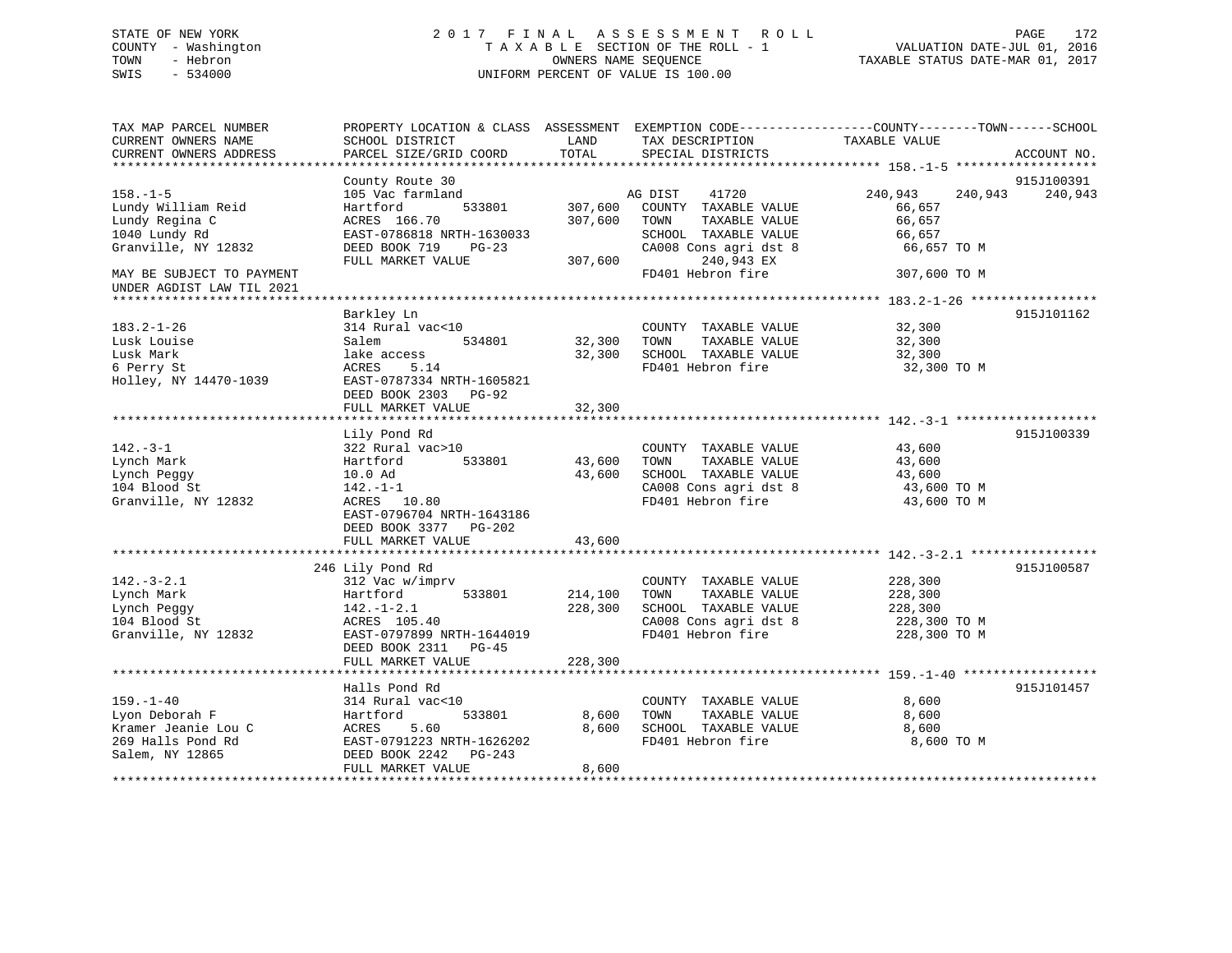STATE OF NEW YORK
COUNTY - Washington
TOWN - Hebron
SWIS - 534000

2 0 1 7 F I N A L A S S E S S M E N T R O L L
T A X A B L E SECTION OF THE ROLL - 1
OWNERS NAME SEQUENCE
UNIFORM PERCENT OF VALUE IS 100.00

VALUATION DATE-JUL 01, 2016
TAXABLE STATUS DATE-MAR 01, 2017

```
TAX MAP PARCEL NUMBER          PROPERTY LOCATION & CLASS  ASSESSMENT  EXEMPTION CODE------------------COUNTY--------TOWN------SCHOOL
CURRENT OWNERS NAME            SCHOOL DISTRICT               LAND      TAX DESCRIPTION             TAXABLE VALUE
CURRENT OWNERS ADDRESS         PARCEL SIZE/GRID COORD        TOTAL     SPECIAL DISTRICTS                                      ACCOUNT NO.
******************************************************************************************************* 158.-1-5 *******************
                               County Route 30                                                                            915J100391
158.-1-5                       105 Vac farmland                         AG DIST     41720           240,943    240,943     240,943
Lundy William Reid             Hartford         533801      307,600    COUNTY  TAXABLE VALUE          66,657
Lundy Regina C                 ACRES  166.70                 307,600    TOWN    TAXABLE VALUE          66,657
1040 Lundy Rd                  EAST-0786818 NRTH-1630033               SCHOOL  TAXABLE VALUE          66,657
Granville, NY 12832            DEED BOOK 719    PG-23                  CA008 Cons agri dst 8           66,657 TO M
                               FULL MARKET VALUE             307,600         240,943 EX
MAY BE SUBJECT TO PAYMENT                                               FD401 Hebron fire              307,600 TO M
UNDER AGDIST LAW TIL 2021
******************************************************************************************************* 183.2-1-26 *****************
                               Barkley Ln                                                                                 915J101162
183.2-1-26                     314 Rural vac<10                         COUNTY  TAXABLE VALUE          32,300
Lusk Louise                    Salem            534801       32,300    TOWN    TAXABLE VALUE          32,300
Lusk Mark                      lake access                    32,300    SCHOOL  TAXABLE VALUE          32,300
6 Perry St                     ACRES    5.14                            FD401 Hebron fire               32,300 TO M
Holley, NY 14470-1039          EAST-0787334 NRTH-1605821
                               DEED BOOK 2303   PG-92
                               FULL MARKET VALUE              32,300
******************************************************************************************************* 142.-3-1 *******************
                               Lily Pond Rd                                                                               915J100339
142.-3-1                       322 Rural vac>10                         COUNTY  TAXABLE VALUE          43,600
Lynch Mark                     Hartford         533801       43,600    TOWN    TAXABLE VALUE          43,600
Lynch Peggy                    10.0 Ad                        43,600    SCHOOL  TAXABLE VALUE          43,600
104 Blood St                   142.-1-1                                 CA008 Cons agri dst 8           43,600 TO M
Granville, NY 12832            ACRES   10.80                            FD401 Hebron fire               43,600 TO M
                               EAST-0796704 NRTH-1643186
                               DEED BOOK 3377   PG-202
                               FULL MARKET VALUE              43,600
******************************************************************************************************* 142.-3-2.1 *****************
                           246 Lily Pond Rd                                                                               915J100587
142.-3-2.1                     312 Vac w/imprv                          COUNTY  TAXABLE VALUE         228,300
Lynch Mark                     Hartford         533801      214,100    TOWN    TAXABLE VALUE         228,300
Lynch Peggy                    142.-1-2.1                    228,300    SCHOOL  TAXABLE VALUE         228,300
104 Blood St                   ACRES  105.40                            CA008 Cons agri dst 8          228,300 TO M
Granville, NY 12832            EAST-0797899 NRTH-1644019               FD401 Hebron fire              228,300 TO M
                               DEED BOOK 2311   PG-45
                               FULL MARKET VALUE             228,300
******************************************************************************************************* 159.-1-40 ******************
                               Halls Pond Rd                                                                              915J101457
159.-1-40                      314 Rural vac<10                         COUNTY  TAXABLE VALUE           8,600
Lyon Deborah F                 Hartford         533801        8,600    TOWN    TAXABLE VALUE           8,600
Kramer Jeanie Lou C            ACRES    5.60                   8,600    SCHOOL  TAXABLE VALUE           8,600
269 Halls Pond Rd              EAST-0791223 NRTH-1626202               FD401 Hebron fire                8,600 TO M
Salem, NY 12865                DEED BOOK 2242   PG-243
                               FULL MARKET VALUE               8,600
************************************************************************************************************************************
```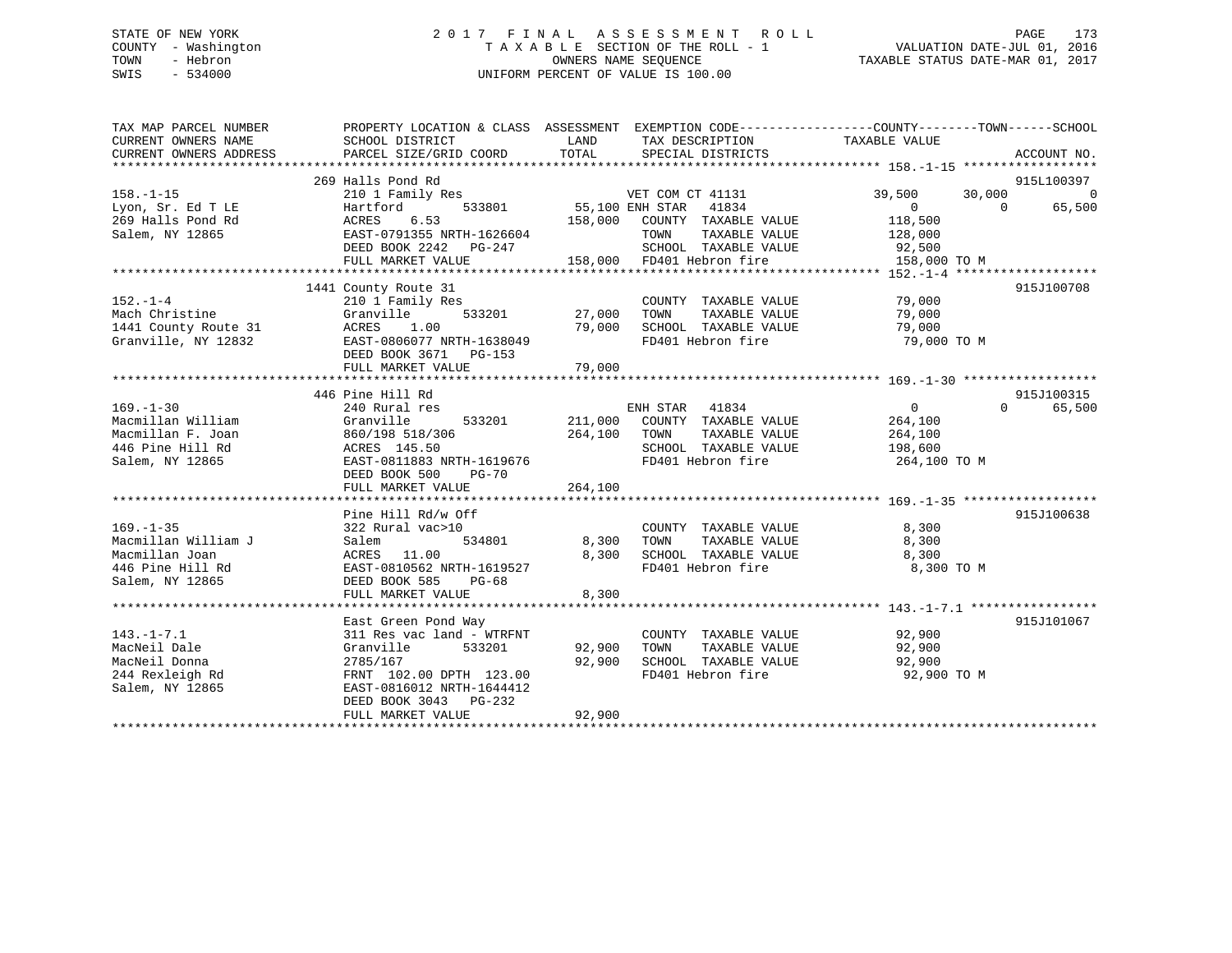STATE OF NEW YORK
COUNTY - Washington
TOWN - Hebron
SWIS - 534000

# 2017 FINAL ASSESSMENT ROLL
TAXABLE SECTION OF THE ROLL - 1
OWNERS NAME SEQUENCE
UNIFORM PERCENT OF VALUE IS 100.00

VALUATION DATE-JUL 01, 2016
TAXABLE STATUS DATE-MAR 01, 2017

| TAX MAP PARCEL NUMBER / CURRENT OWNERS NAME / CURRENT OWNERS ADDRESS | PROPERTY LOCATION & CLASS / SCHOOL DISTRICT / PARCEL SIZE/GRID COORD | ASSESSMENT LAND / TOTAL | EXEMPTION CODE / TAX DESCRIPTION / SPECIAL DISTRICTS | COUNTY | TOWN | SCHOOL | ACCOUNT NO. |
|---|---|---|---|---|---|---|---|
| 158.-1-15 | 269 Halls Pond Rd | | | | | | 915L100397 |
| Lyon, Sr. Ed T LE | 210 1 Family Res | | VET COM CT 41131 | 39,500 | 30,000 | 0 | |
| 269 Halls Pond Rd | Hartford 533801 | 55,100 | ENH STAR 41834 | 0 | 0 | 65,500 | |
| Salem, NY 12865 | ACRES 6.53 | 158,000 | COUNTY TAXABLE VALUE | 118,500 | | | |
| | EAST-0791355 NRTH-1626604 | | TOWN TAXABLE VALUE | 128,000 | | | |
| | DEED BOOK 2242 PG-247 | | SCHOOL TAXABLE VALUE | 92,500 | | | |
| | FULL MARKET VALUE | 158,000 | FD401 Hebron fire | 158,000 TO M | | | |
| 152.-1-4 | 1441 County Route 31 | | | | | | 915J100708 |
| Mach Christine | 210 1 Family Res | | COUNTY TAXABLE VALUE | 79,000 | | | |
| 1441 County Route 31 | Granville 533201 | 27,000 | TOWN TAXABLE VALUE | 79,000 | | | |
| Granville, NY 12832 | ACRES 1.00 | 79,000 | SCHOOL TAXABLE VALUE | 79,000 | | | |
| | EAST-0806077 NRTH-1638049 | | FD401 Hebron fire | 79,000 TO M | | | |
| | DEED BOOK 3671 PG-153 | | | | | | |
| | FULL MARKET VALUE | 79,000 | | | | | |
| 169.-1-30 | 446 Pine Hill Rd | | | | | | 915J100315 |
| Macmillan William | 240 Rural res | | ENH STAR 41834 | 0 | 0 | 65,500 | |
| Macmillan F. Joan | Granville 533201 | 211,000 | COUNTY TAXABLE VALUE | 264,100 | | | |
| 446 Pine Hill Rd | 860/198 518/306 | 264,100 | TOWN TAXABLE VALUE | 264,100 | | | |
| Salem, NY 12865 | ACRES 145.50 | | SCHOOL TAXABLE VALUE | 198,600 | | | |
| | EAST-0811883 NRTH-1619676 | | FD401 Hebron fire | 264,100 TO M | | | |
| | DEED BOOK 500 PG-70 | | | | | | |
| | FULL MARKET VALUE | 264,100 | | | | | |
| 169.-1-35 | Pine Hill Rd/w Off | | | | | | 915J100638 |
| Macmillan William J | 322 Rural vac>10 | | COUNTY TAXABLE VALUE | 8,300 | | | |
| Macmillan Joan | Salem 534801 | 8,300 | TOWN TAXABLE VALUE | 8,300 | | | |
| 446 Pine Hill Rd | ACRES 11.00 | 8,300 | SCHOOL TAXABLE VALUE | 8,300 | | | |
| Salem, NY 12865 | EAST-0810562 NRTH-1619527 | | FD401 Hebron fire | 8,300 TO M | | | |
| | DEED BOOK 585 PG-68 | | | | | | |
| | FULL MARKET VALUE | 8,300 | | | | | |
| 143.-1-7.1 | East Green Pond Way | | | | | | 915J101067 |
| MacNeil Dale | 311 Res vac land - WTRFNT | | COUNTY TAXABLE VALUE | 92,900 | | | |
| MacNeil Donna | Granville 533201 | 92,900 | TOWN TAXABLE VALUE | 92,900 | | | |
| 244 Rexleigh Rd | 2785/167 | 92,900 | SCHOOL TAXABLE VALUE | 92,900 | | | |
| Salem, NY 12865 | FRNT 102.00 DPTH 123.00 | | FD401 Hebron fire | 92,900 TO M | | | |
| | EAST-0816012 NRTH-1644412 | | | | | | |
| | DEED BOOK 3043 PG-232 | | | | | | |
| | FULL MARKET VALUE | 92,900 | | | | | |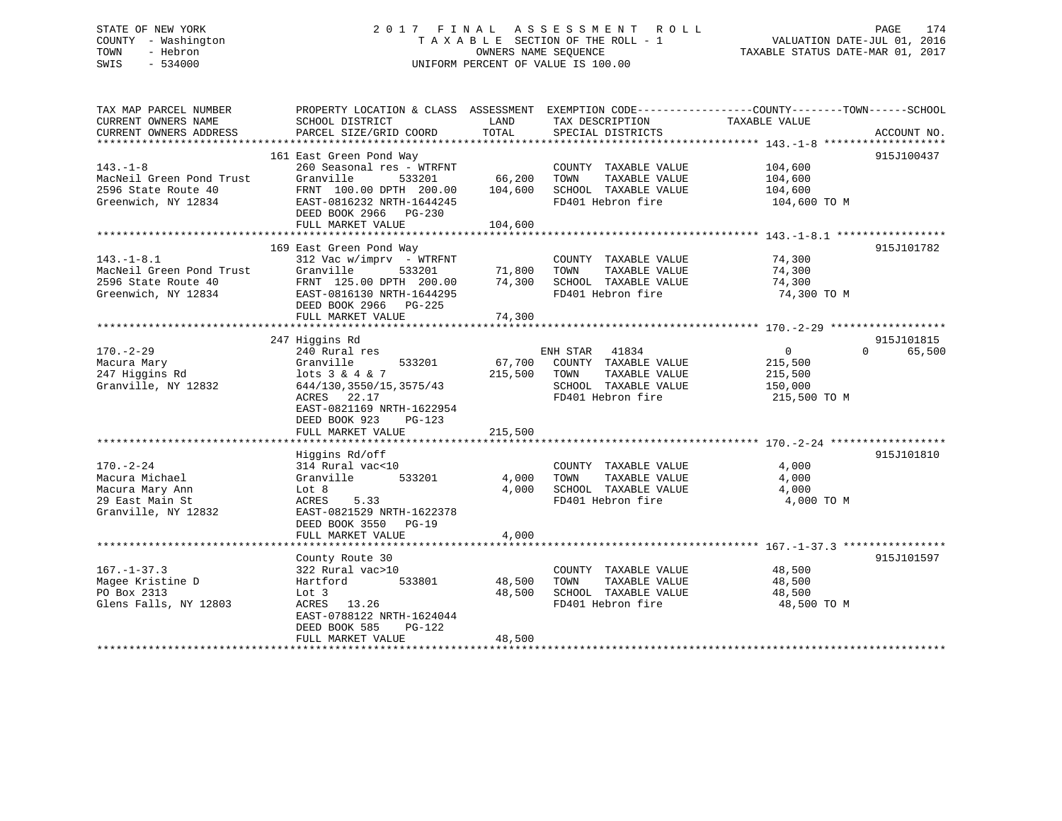STATE OF NEW YORK
COUNTY - Washington
TOWN - Hebron
SWIS - 534000

# 2017 FINAL ASSESSMENT ROLL

TAXABLE SECTION OF THE ROLL - 1
OWNERS NAME SEQUENCE
UNIFORM PERCENT OF VALUE IS 100.00

VALUATION DATE-JUL 01, 2016
TAXABLE STATUS DATE-MAR 01, 2017

| TAX MAP PARCEL NUMBER / CURRENT OWNERS NAME / CURRENT OWNERS ADDRESS | PROPERTY LOCATION & CLASS / SCHOOL DISTRICT / PARCEL SIZE/GRID COORD | ASSESSMENT LAND | TOTAL | EXEMPTION CODE / TAX DESCRIPTION / SPECIAL DISTRICTS | COUNTY TAXABLE VALUE | TOWN | SCHOOL | ACCOUNT NO. |
|---|---|---|---|---|---|---|---|---|
| | 161 East Green Pond Way | | | | | | | 915J100437 |
| 143.-1-8 | 260 Seasonal res - WTRFNT | | | COUNTY TAXABLE VALUE | 104,600 | | | |
| MacNeil Green Pond Trust | Granville 533201 | 66,200 | | TOWN TAXABLE VALUE | 104,600 | | | |
| 2596 State Route 40 | FRNT 100.00 DPTH 200.00 | | 104,600 | SCHOOL TAXABLE VALUE | 104,600 | | | |
| Greenwich, NY 12834 | EAST-0816232 NRTH-1644245 | | | FD401 Hebron fire | 104,600 TO M | | | |
| | DEED BOOK 2966 PG-230 | | | | | | | |
| | FULL MARKET VALUE | | 104,600 | | | | | |
| | 169 East Green Pond Way | | | | | | | 915J101782 |
| 143.-1-8.1 | 312 Vac w/imprv - WTRFNT | | | COUNTY TAXABLE VALUE | 74,300 | | | |
| MacNeil Green Pond Trust | Granville 533201 | 71,800 | | TOWN TAXABLE VALUE | 74,300 | | | |
| 2596 State Route 40 | FRNT 125.00 DPTH 200.00 | | 74,300 | SCHOOL TAXABLE VALUE | 74,300 | | | |
| Greenwich, NY 12834 | EAST-0816130 NRTH-1644295 | | | FD401 Hebron fire | 74,300 TO M | | | |
| | DEED BOOK 2966 PG-225 | | | | | | | |
| | FULL MARKET VALUE | | 74,300 | | | | | |
| | 247 Higgins Rd | | | | | | | 915J101815 |
| 170.-2-29 | 240 Rural res | | | ENH STAR 41834 | 0 | 0 | 65,500 | |
| Macura Mary | Granville 533201 | 67,700 | | COUNTY TAXABLE VALUE | 215,500 | | | |
| 247 Higgins Rd | lots 3 & 4 & 7 | | 215,500 | TOWN TAXABLE VALUE | 215,500 | | | |
| Granville, NY 12832 | 644/130,3550/15,3575/43 | | | SCHOOL TAXABLE VALUE | 150,000 | | | |
| | ACRES 22.17 | | | FD401 Hebron fire | 215,500 TO M | | | |
| | EAST-0821169 NRTH-1622954 | | | | | | | |
| | DEED BOOK 923 PG-123 | | | | | | | |
| | FULL MARKET VALUE | | 215,500 | | | | | |
| | Higgins Rd/off | | | | | | | 915J101810 |
| 170.-2-24 | 314 Rural vac<10 | | | COUNTY TAXABLE VALUE | 4,000 | | | |
| Macura Michael | Granville 533201 | 4,000 | | TOWN TAXABLE VALUE | 4,000 | | | |
| Macura Mary Ann | Lot 8 | | 4,000 | SCHOOL TAXABLE VALUE | 4,000 | | | |
| 29 East Main St | ACRES 5.33 | | | FD401 Hebron fire | 4,000 TO M | | | |
| Granville, NY 12832 | EAST-0821529 NRTH-1622378 | | | | | | | |
| | DEED BOOK 3550 PG-19 | | | | | | | |
| | FULL MARKET VALUE | | 4,000 | | | | | |
| | County Route 30 | | | | | | | 915J101597 |
| 167.-1-37.3 | 322 Rural vac>10 | | | COUNTY TAXABLE VALUE | 48,500 | | | |
| Magee Kristine D | Hartford 533801 | 48,500 | | TOWN TAXABLE VALUE | 48,500 | | | |
| PO Box 2313 | Lot 3 | | 48,500 | SCHOOL TAXABLE VALUE | 48,500 | | | |
| Glens Falls, NY 12803 | ACRES 13.26 | | | FD401 Hebron fire | 48,500 TO M | | | |
| | EAST-0788122 NRTH-1624044 | | | | | | | |
| | DEED BOOK 585 PG-122 | | | | | | | |
| | FULL MARKET VALUE | | 48,500 | | | | | |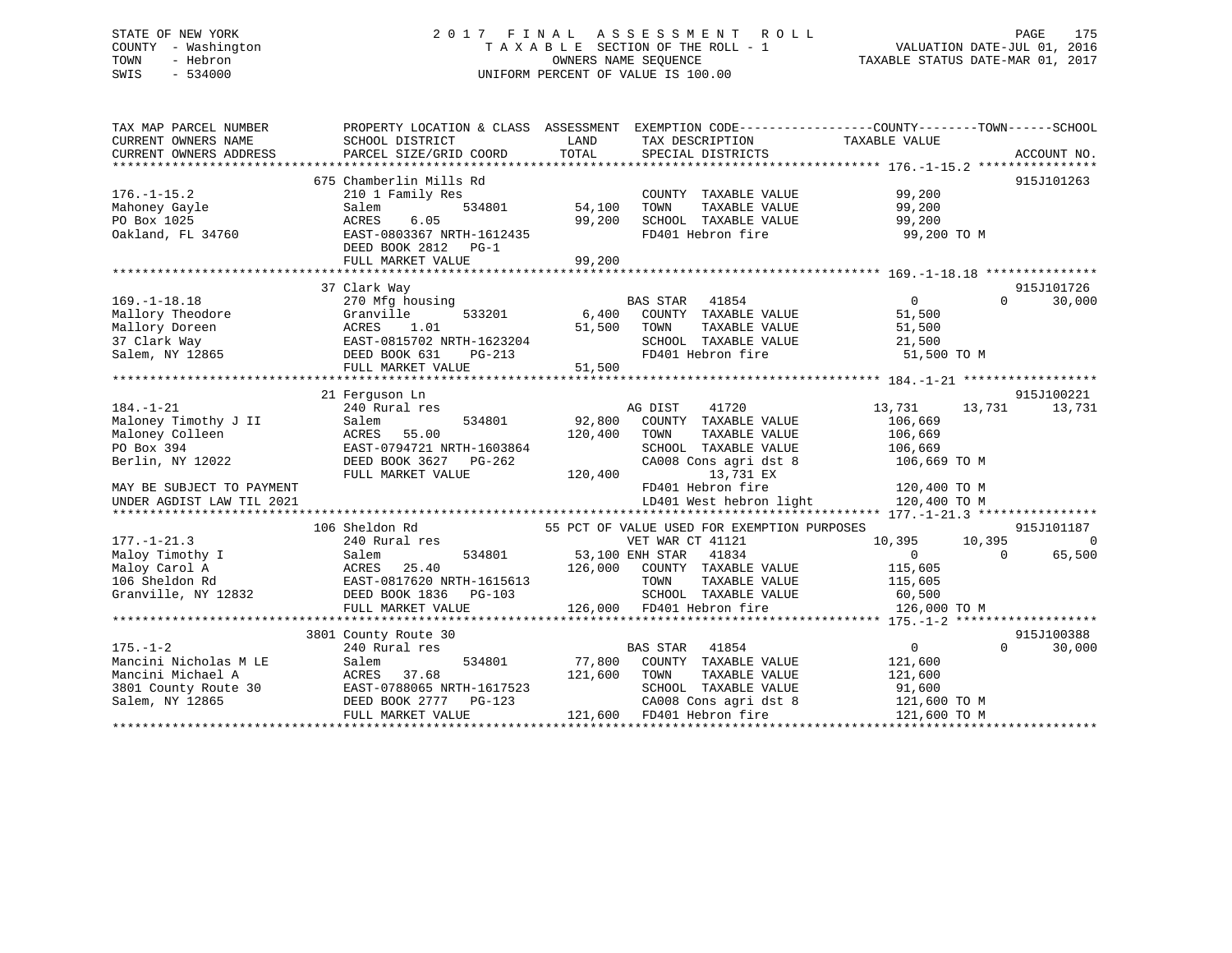STATE OF NEW YORK
COUNTY - Washington
TOWN - Hebron
SWIS - 534000

# 2017 FINAL ASSESSMENT ROLL
TAXABLE SECTION OF THE ROLL - 1
OWNERS NAME SEQUENCE
UNIFORM PERCENT OF VALUE IS 100.00

VALUATION DATE-JUL 01, 2016
TAXABLE STATUS DATE-MAR 01, 2017

```
TAX MAP PARCEL NUMBER          PROPERTY LOCATION & CLASS  ASSESSMENT  EXEMPTION CODE------------------COUNTY--------TOWN------SCHOOL
CURRENT OWNERS NAME            SCHOOL DISTRICT              LAND      TAX DESCRIPTION            TAXABLE VALUE
CURRENT OWNERS ADDRESS         PARCEL SIZE/GRID COORD       TOTAL     SPECIAL DISTRICTS                                      ACCOUNT NO.
******************************************************************************************************* 176.-1-15.2 ****************
                          675 Chamberlin Mills Rd                                                                           915J101263
176.-1-15.2                    210 1 Family Res                         COUNTY  TAXABLE VALUE           99,200
Mahoney Gayle                  Salem          534801       54,100       TOWN    TAXABLE VALUE           99,200
PO Box 1025                    ACRES    6.05               99,200       SCHOOL  TAXABLE VALUE           99,200
Oakland, FL 34760              EAST-0803367 NRTH-1612435                FD401 Hebron fire                99,200 TO M
                               DEED BOOK 2812   PG-1
                               FULL MARKET VALUE           99,200
******************************************************************************************************* 169.-1-18.18 ***************
                          37 Clark Way                                                                                      915J101726
169.-1-18.18                   270 Mfg housing                          BAS STAR  41854                  0            0      30,000
Mallory Theodore               Granville      533201        6,400       COUNTY  TAXABLE VALUE           51,500
Mallory Doreen                 ACRES    1.01               51,500       TOWN    TAXABLE VALUE           51,500
37 Clark Way                   EAST-0815702 NRTH-1623204                SCHOOL  TAXABLE VALUE           21,500
Salem, NY 12865                DEED BOOK 631    PG-213                  FD401 Hebron fire                51,500 TO M
                               FULL MARKET VALUE           51,500
******************************************************************************************************* 184.-1-21 ******************
                          21 Ferguson Ln                                                                                    915J100221
184.-1-21                      240 Rural res                            AG DIST    41720              13,731       13,731      13,731
Maloney Timothy J II           Salem          534801       92,800       COUNTY  TAXABLE VALUE          106,669
Maloney Colleen                ACRES   55.00              120,400       TOWN    TAXABLE VALUE          106,669
PO Box 394                     EAST-0794721 NRTH-1603864                SCHOOL  TAXABLE VALUE          106,669
Berlin, NY 12022               DEED BOOK 3627   PG-262                  CA008 Cons agri dst 8          106,669 TO M
                               FULL MARKET VALUE          120,400             13,731 EX
MAY BE SUBJECT TO PAYMENT                                               FD401 Hebron fire               120,400 TO M
UNDER AGDIST LAW TIL 2021                                               LD401 West hebron light         120,400 TO M
******************************************************************************************************* 177.-1-21.3 ****************
                          106 Sheldon Rd                55 PCT OF VALUE USED FOR EXEMPTION PURPOSES                         915J101187
177.-1-21.3                    240 Rural res                            VET WAR CT 41121              10,395       10,395           0
Maloy Timothy I                Salem          534801       53,100 ENH STAR  41834                      0            0      65,500
Maloy Carol A                  ACRES   25.40              126,000       COUNTY  TAXABLE VALUE          115,605
106 Sheldon Rd                 EAST-0817620 NRTH-1615613                TOWN    TAXABLE VALUE          115,605
Granville, NY 12832            DEED BOOK 1836   PG-103                  SCHOOL  TAXABLE VALUE           60,500
                               FULL MARKET VALUE          126,000       FD401 Hebron fire               126,000 TO M
******************************************************************************************************* 175.-1-2 *******************
                          3801 County Route 30                                                                              915J100388
175.-1-2                       240 Rural res                            BAS STAR  41854                  0            0      30,000
Mancini Nicholas M LE          Salem          534801       77,800       COUNTY  TAXABLE VALUE          121,600
Mancini Michael A              ACRES   37.68              121,600       TOWN    TAXABLE VALUE          121,600
3801 County Route 30           EAST-0788065 NRTH-1617523                SCHOOL  TAXABLE VALUE           91,600
Salem, NY 12865                DEED BOOK 2777   PG-123                  CA008 Cons agri dst 8          121,600 TO M
                               FULL MARKET VALUE          121,600       FD401 Hebron fire               121,600 TO M
************************************************************************************************************************************
```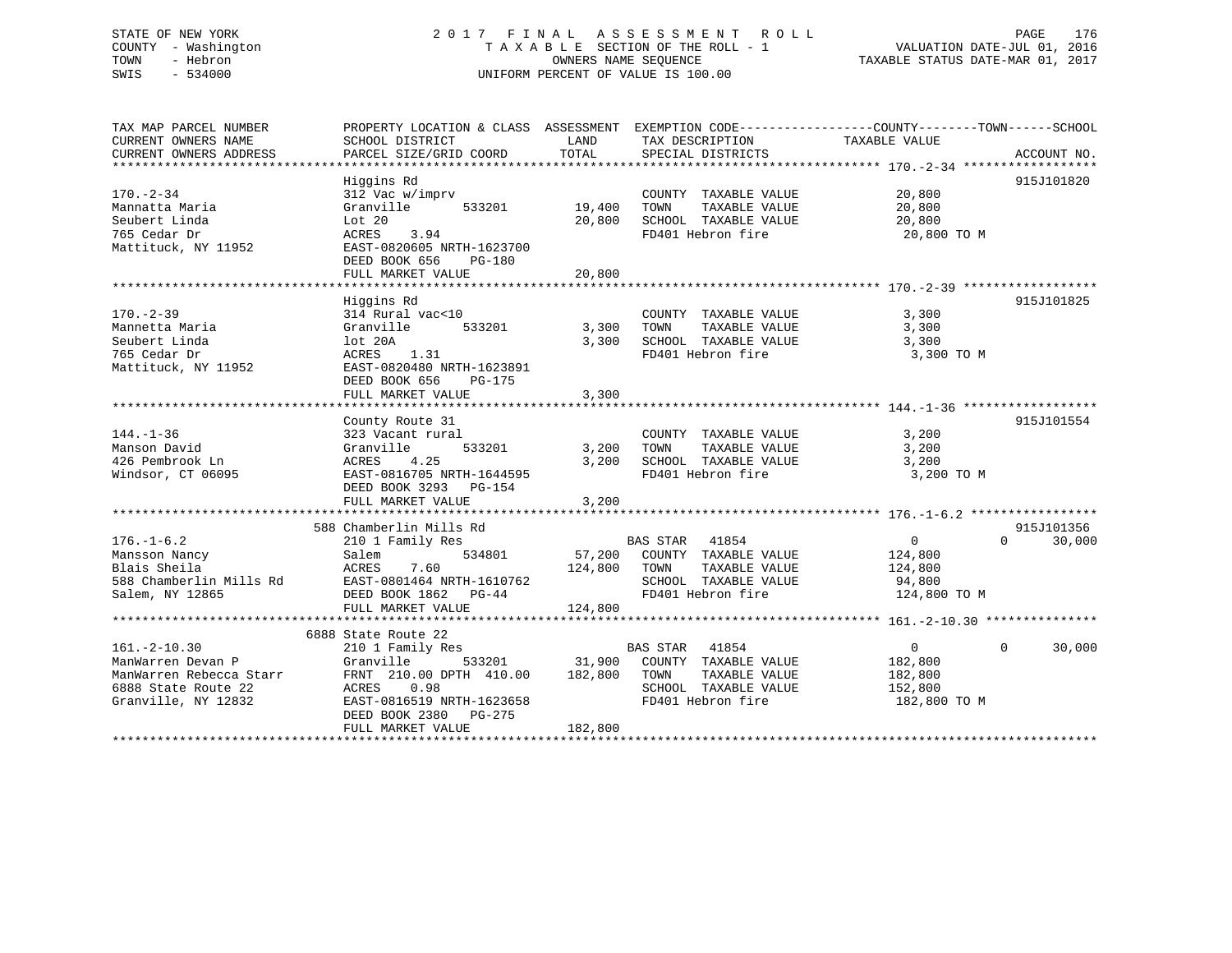STATE OF NEW YORK
COUNTY - Washington
TOWN - Hebron
SWIS - 534000

2 0 1 7 F I N A L A S S E S S M E N T R O L L
T A X A B L E SECTION OF THE ROLL - 1
OWNERS NAME SEQUENCE
UNIFORM PERCENT OF VALUE IS 100.00

VALUATION DATE-JUL 01, 2016
TAXABLE STATUS DATE-MAR 01, 2017

| TAX MAP PARCEL NUMBER / CURRENT OWNERS NAME / CURRENT OWNERS ADDRESS | PROPERTY LOCATION & CLASS / SCHOOL DISTRICT / PARCEL SIZE/GRID COORD | ASSESSMENT LAND / TOTAL | EXEMPTION CODE / TAX DESCRIPTION / SPECIAL DISTRICTS | COUNTY | TOWN | SCHOOL TAXABLE VALUE | ACCOUNT NO. |
|---|---|---|---|---|---|---|---|
| **170.-2-34** | Higgins Rd | | | | | | 915J101820 |
| 170.-2-34 | 312 Vac w/imprv | | COUNTY TAXABLE VALUE | 20,800 | | | |
| Mannatta Maria | Granville 533201 | 19,400 | TOWN TAXABLE VALUE | | 20,800 | | |
| Seubert Linda | Lot 20 | 20,800 | SCHOOL TAXABLE VALUE | | | 20,800 | |
| 765 Cedar Dr | ACRES 3.94 | | FD401 Hebron fire | 20,800 TO M | | | |
| Mattituck, NY 11952 | EAST-0820605 NRTH-1623700 | | | | | | |
| | DEED BOOK 656 PG-180 | | | | | | |
| | FULL MARKET VALUE | 20,800 | | | | | |
| **170.-2-39** | Higgins Rd | | | | | | 915J101825 |
| 170.-2-39 | 314 Rural vac<10 | | COUNTY TAXABLE VALUE | 3,300 | | | |
| Mannetta Maria | Granville 533201 | 3,300 | TOWN TAXABLE VALUE | | 3,300 | | |
| Seubert Linda | lot 20A | 3,300 | SCHOOL TAXABLE VALUE | | | 3,300 | |
| 765 Cedar Dr | ACRES 1.31 | | FD401 Hebron fire | 3,300 TO M | | | |
| Mattituck, NY 11952 | EAST-0820480 NRTH-1623891 | | | | | | |
| | DEED BOOK 656 PG-175 | | | | | | |
| | FULL MARKET VALUE | 3,300 | | | | | |
| **144.-1-36** | County Route 31 | | | | | | 915J101554 |
| 144.-1-36 | 323 Vacant rural | | COUNTY TAXABLE VALUE | 3,200 | | | |
| Manson David | Granville 533201 | 3,200 | TOWN TAXABLE VALUE | | 3,200 | | |
| 426 Pembrook Ln | ACRES 4.25 | 3,200 | SCHOOL TAXABLE VALUE | | | 3,200 | |
| Windsor, CT 06095 | EAST-0816705 NRTH-1644595 | | FD401 Hebron fire | 3,200 TO M | | | |
| | DEED BOOK 3293 PG-154 | | | | | | |
| | FULL MARKET VALUE | 3,200 | | | | | |
| **176.-1-6.2** | 588 Chamberlin Mills Rd | | | | | | 915J101356 |
| 176.-1-6.2 | 210 1 Family Res | | BAS STAR 41854 | 0 | 0 | 30,000 | |
| Mansson Nancy | Salem 534801 | 57,200 | COUNTY TAXABLE VALUE | 124,800 | | | |
| Blais Sheila | ACRES 7.60 | 124,800 | TOWN TAXABLE VALUE | | 124,800 | | |
| 588 Chamberlin Mills Rd | EAST-0801464 NRTH-1610762 | | SCHOOL TAXABLE VALUE | | | 94,800 | |
| Salem, NY 12865 | DEED BOOK 1862 PG-44 | | FD401 Hebron fire | 124,800 TO M | | | |
| | FULL MARKET VALUE | 124,800 | | | | | |
| **161.-2-10.30** | 6888 State Route 22 | | | | | | |
| 161.-2-10.30 | 210 1 Family Res | | BAS STAR 41854 | 0 | 0 | 30,000 | |
| ManWarren Devan P | Granville 533201 | 31,900 | COUNTY TAXABLE VALUE | 182,800 | | | |
| ManWarren Rebecca Starr | FRNT 210.00 DPTH 410.00 | 182,800 | TOWN TAXABLE VALUE | | 182,800 | | |
| 6888 State Route 22 | ACRES 0.98 | | SCHOOL TAXABLE VALUE | | | 152,800 | |
| Granville, NY 12832 | EAST-0816519 NRTH-1623658 | | FD401 Hebron fire | 182,800 TO M | | | |
| | DEED BOOK 2380 PG-275 | | | | | | |
| | FULL MARKET VALUE | 182,800 | | | | | |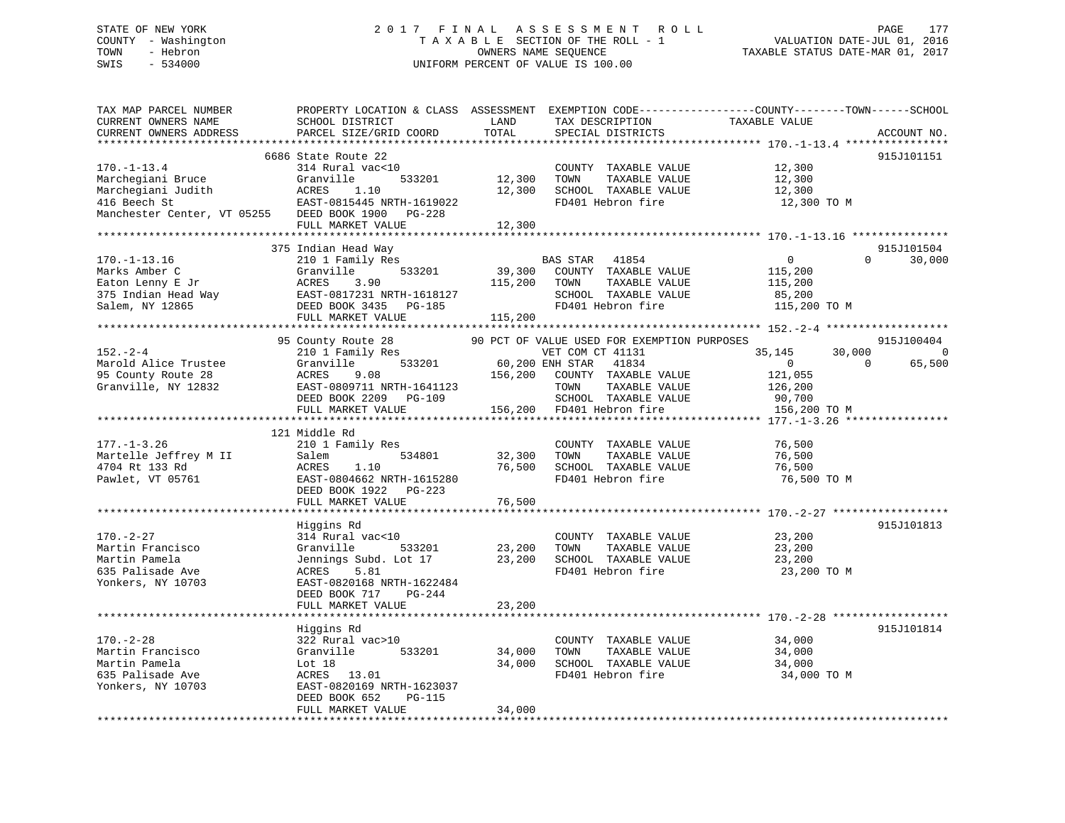STATE OF NEW YORK
COUNTY - Washington
TOWN - Hebron
SWIS - 534000

2017 FINAL ASSESSMENT ROLL
TAXABLE SECTION OF THE ROLL - 1
OWNERS NAME SEQUENCE
UNIFORM PERCENT OF VALUE IS 100.00

VALUATION DATE-JUL 01, 2016
TAXABLE STATUS DATE-MAR 01, 2017

| TAX MAP PARCEL NUMBER / CURRENT OWNERS NAME / CURRENT OWNERS ADDRESS | PROPERTY LOCATION & CLASS / SCHOOL DISTRICT / PARCEL SIZE/GRID COORD | ASSESSMENT LAND | TOTAL | EXEMPTION CODE / TAX DESCRIPTION / SPECIAL DISTRICTS | COUNTY TAXABLE VALUE | TOWN | SCHOOL | ACCOUNT NO. |
|---|---|---|---|---|---|---|---|---|
| **170.-1-13.4** | 6686 State Route 22 | | | | | | | 915J101151 |
| 170.-1-13.4 | 314 Rural vac<10 | | | COUNTY TAXABLE VALUE | 12,300 | | | |
| Marchegiani Bruce | Granville 533201 | 12,300 | | TOWN TAXABLE VALUE | 12,300 | | | |
| Marchegiani Judith | ACRES 1.10 | | 12,300 | SCHOOL TAXABLE VALUE | 12,300 | | | |
| 416 Beech St | EAST-0815445 NRTH-1619022 | | | FD401 Hebron fire | 12,300 TO M | | | |
| Manchester Center, VT 05255 | DEED BOOK 1900 PG-228 | | | | | | | |
| | FULL MARKET VALUE | | 12,300 | | | | | |
| **170.-1-13.16** | 375 Indian Head Way | | | | | | | 915J101504 |
| 170.-1-13.16 | 210 1 Family Res | | | BAS STAR 41854 | 0 | 0 | 30,000 | |
| Marks Amber C | Granville 533201 | 39,300 | | COUNTY TAXABLE VALUE | 115,200 | | | |
| Eaton Lenny E Jr | ACRES 3.90 | | 115,200 | TOWN TAXABLE VALUE | 115,200 | | | |
| 375 Indian Head Way | EAST-0817231 NRTH-1618127 | | | SCHOOL TAXABLE VALUE | 85,200 | | | |
| Salem, NY 12865 | DEED BOOK 3435 PG-185 | | | FD401 Hebron fire | 115,200 TO M | | | |
| | FULL MARKET VALUE | | 115,200 | | | | | |
| **152.-2-4** | 95 County Route 28 | | | 90 PCT OF VALUE USED FOR EXEMPTION PURPOSES | | | | 915J100404 |
| 152.-2-4 | 210 1 Family Res | | | VET COM CT 41131 | 35,145 | 30,000 | 0 | |
| Marold Alice Trustee | Granville 533201 | 60,200 | | ENH STAR 41834 | 0 | 0 | 65,500 | |
| 95 County Route 28 | ACRES 9.08 | | 156,200 | COUNTY TAXABLE VALUE | 121,055 | | | |
| Granville, NY 12832 | EAST-0809711 NRTH-1641123 | | | TOWN TAXABLE VALUE | 126,200 | | | |
| | DEED BOOK 2209 PG-109 | | | SCHOOL TAXABLE VALUE | 90,700 | | | |
| | FULL MARKET VALUE | | 156,200 | FD401 Hebron fire | 156,200 TO M | | | |
| **177.-1-3.26** | 121 Middle Rd | | | | | | | |
| 177.-1-3.26 | 210 1 Family Res | | | COUNTY TAXABLE VALUE | 76,500 | | | |
| Martelle Jeffrey M II | Salem 534801 | 32,300 | | TOWN TAXABLE VALUE | 76,500 | | | |
| 4704 Rt 133 Rd | ACRES 1.10 | | 76,500 | SCHOOL TAXABLE VALUE | 76,500 | | | |
| Pawlet, VT 05761 | EAST-0804662 NRTH-1615280 | | | FD401 Hebron fire | 76,500 TO M | | | |
| | DEED BOOK 1922 PG-223 | | | | | | | |
| | FULL MARKET VALUE | | 76,500 | | | | | |
| **170.-2-27** | Higgins Rd | | | | | | | 915J101813 |
| 170.-2-27 | 314 Rural vac<10 | | | COUNTY TAXABLE VALUE | 23,200 | | | |
| Martin Francisco | Granville 533201 | 23,200 | | TOWN TAXABLE VALUE | 23,200 | | | |
| Martin Pamela | Jennings Subd. Lot 17 | | 23,200 | SCHOOL TAXABLE VALUE | 23,200 | | | |
| 635 Palisade Ave | ACRES 5.81 | | | FD401 Hebron fire | 23,200 TO M | | | |
| Yonkers, NY 10703 | EAST-0820168 NRTH-1622484 | | | | | | | |
| | DEED BOOK 717 PG-244 | | | | | | | |
| | FULL MARKET VALUE | | 23,200 | | | | | |
| **170.-2-28** | Higgins Rd | | | | | | | 915J101814 |
| 170.-2-28 | 322 Rural vac>10 | | | COUNTY TAXABLE VALUE | 34,000 | | | |
| Martin Francisco | Granville 533201 | 34,000 | | TOWN TAXABLE VALUE | 34,000 | | | |
| Martin Pamela | Lot 18 | | 34,000 | SCHOOL TAXABLE VALUE | 34,000 | | | |
| 635 Palisade Ave | ACRES 13.01 | | | FD401 Hebron fire | 34,000 TO M | | | |
| Yonkers, NY 10703 | EAST-0820169 NRTH-1623037 | | | | | | | |
| | DEED BOOK 652 PG-115 | | | | | | | |
| | FULL MARKET VALUE | | 34,000 | | | | | |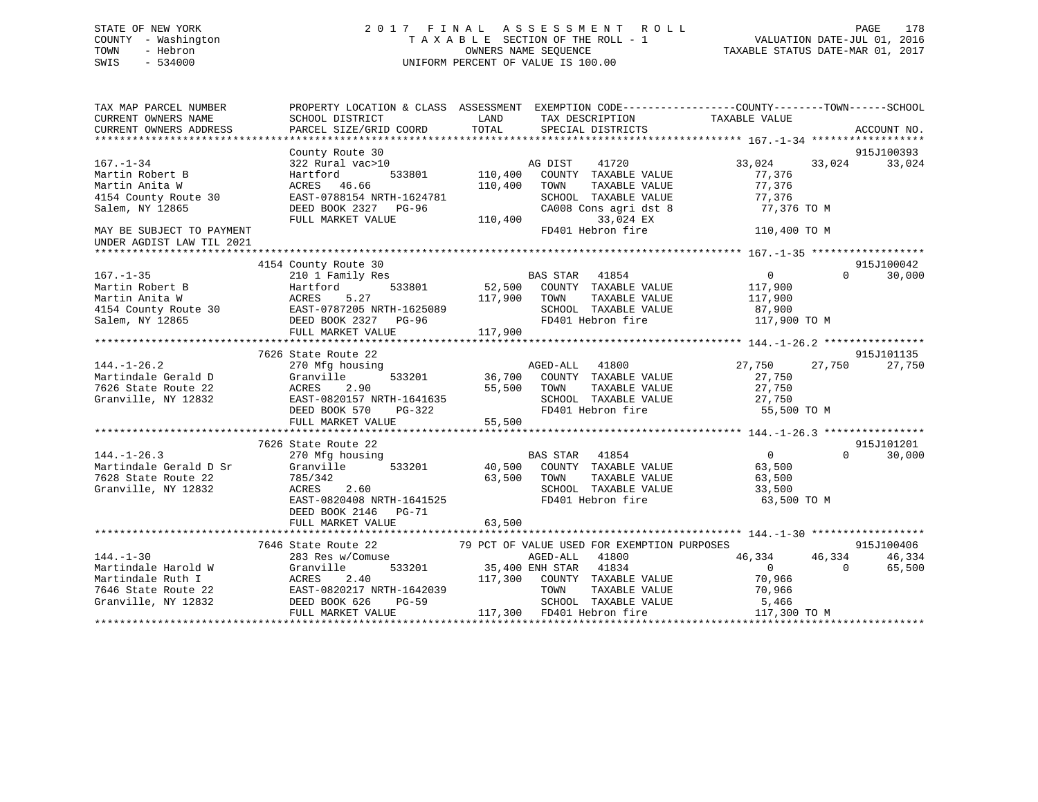STATE OF NEW YORK
COUNTY - Washington
TOWN - Hebron
SWIS - 534000

2017 FINAL ASSESSMENT ROLL
TAXABLE SECTION OF THE ROLL - 1
OWNERS NAME SEQUENCE
UNIFORM PERCENT OF VALUE IS 100.00

VALUATION DATE-JUL 01, 2016
TAXABLE STATUS DATE-MAR 01, 2017

```
TAX MAP PARCEL NUMBER          PROPERTY LOCATION & CLASS  ASSESSMENT  EXEMPTION CODE-----------------COUNTY--------TOWN------SCHOOL
CURRENT OWNERS NAME            SCHOOL DISTRICT              LAND       TAX DESCRIPTION              TAXABLE VALUE
CURRENT OWNERS ADDRESS         PARCEL SIZE/GRID COORD       TOTAL      SPECIAL DISTRICTS                                   ACCOUNT NO.
*********************************************************************************************** 167.-1-34 ******************
                               County Route 30                                                                          915J100393
167.-1-34                      322 Rural vac>10                      AG DIST    41720            33,024     33,024     33,024
Martin Robert B                Hartford         533801     110,400   COUNTY  TAXABLE VALUE         77,376
Martin Anita W                 ACRES   46.66              110,400   TOWN    TAXABLE VALUE         77,376
4154 County Route 30           EAST-0788154 NRTH-1624781             SCHOOL  TAXABLE VALUE         77,376
Salem, NY 12865                DEED BOOK 2327   PG-96                CA008 Cons agri dst 8          77,376 TO M
                               FULL MARKET VALUE          110,400            33,024 EX
MAY BE SUBJECT TO PAYMENT                                            FD401 Hebron fire             110,400 TO M
UNDER AGDIST LAW TIL 2021
*********************************************************************************************** 167.-1-35 ******************
                               4154 County Route 30                                                                     915J100042
167.-1-35                      210 1 Family Res                      BAS STAR   41854                  0          0     30,000
Martin Robert B                Hartford         533801      52,500   COUNTY  TAXABLE VALUE        117,900
Martin Anita W                 ACRES    5.27              117,900   TOWN    TAXABLE VALUE        117,900
4154 County Route 30           EAST-0787205 NRTH-1625089             SCHOOL  TAXABLE VALUE         87,900
Salem, NY 12865                DEED BOOK 2327   PG-96                FD401 Hebron fire             117,900 TO M
                               FULL MARKET VALUE          117,900
*********************************************************************************************** 144.-1-26.2 ****************
                               7626 State Route 22                                                                      915J101135
144.-1-26.2                    270 Mfg housing                       AGED-ALL   41800            27,750     27,750     27,750
Martindale Gerald D            Granville        533201      36,700   COUNTY  TAXABLE VALUE         27,750
7626 State Route 22            ACRES    2.90               55,500   TOWN    TAXABLE VALUE         27,750
Granville, NY 12832            EAST-0820157 NRTH-1641635             SCHOOL  TAXABLE VALUE         27,750
                               DEED BOOK 570    PG-322               FD401 Hebron fire              55,500 TO M
                               FULL MARKET VALUE           55,500
*********************************************************************************************** 144.-1-26.3 ****************
                               7626 State Route 22                                                                      915J101201
144.-1-26.3                    270 Mfg housing                       BAS STAR   41854                  0          0     30,000
Martindale Gerald D Sr         Granville        533201      40,500   COUNTY  TAXABLE VALUE         63,500
7628 State Route 22            785/342                      63,500   TOWN    TAXABLE VALUE         63,500
Granville, NY 12832            ACRES    2.60                         SCHOOL  TAXABLE VALUE         33,500
                               EAST-0820408 NRTH-1641525             FD401 Hebron fire              63,500 TO M
                               DEED BOOK 2146   PG-71
                               FULL MARKET VALUE           63,500
*********************************************************************************************** 144.-1-30 ******************
                               7646 State Route 22            79 PCT OF VALUE USED FOR EXEMPTION PURPOSES               915J100406
144.-1-30                      283 Res w/Comuse                      AGED-ALL   41800            46,334     46,334     46,334
Martindale Harold W            Granville        533201      35,400 ENH STAR  41834                  0          0     65,500
Martindale Ruth I              ACRES    2.40              117,300   COUNTY  TAXABLE VALUE         70,966
7646 State Route 22            EAST-0820217 NRTH-1642039             TOWN    TAXABLE VALUE         70,966
Granville, NY 12832            DEED BOOK 626    PG-59                SCHOOL  TAXABLE VALUE          5,466
                               FULL MARKET VALUE          117,300   FD401 Hebron fire             117,300 TO M
****************************************************************************************************************************
```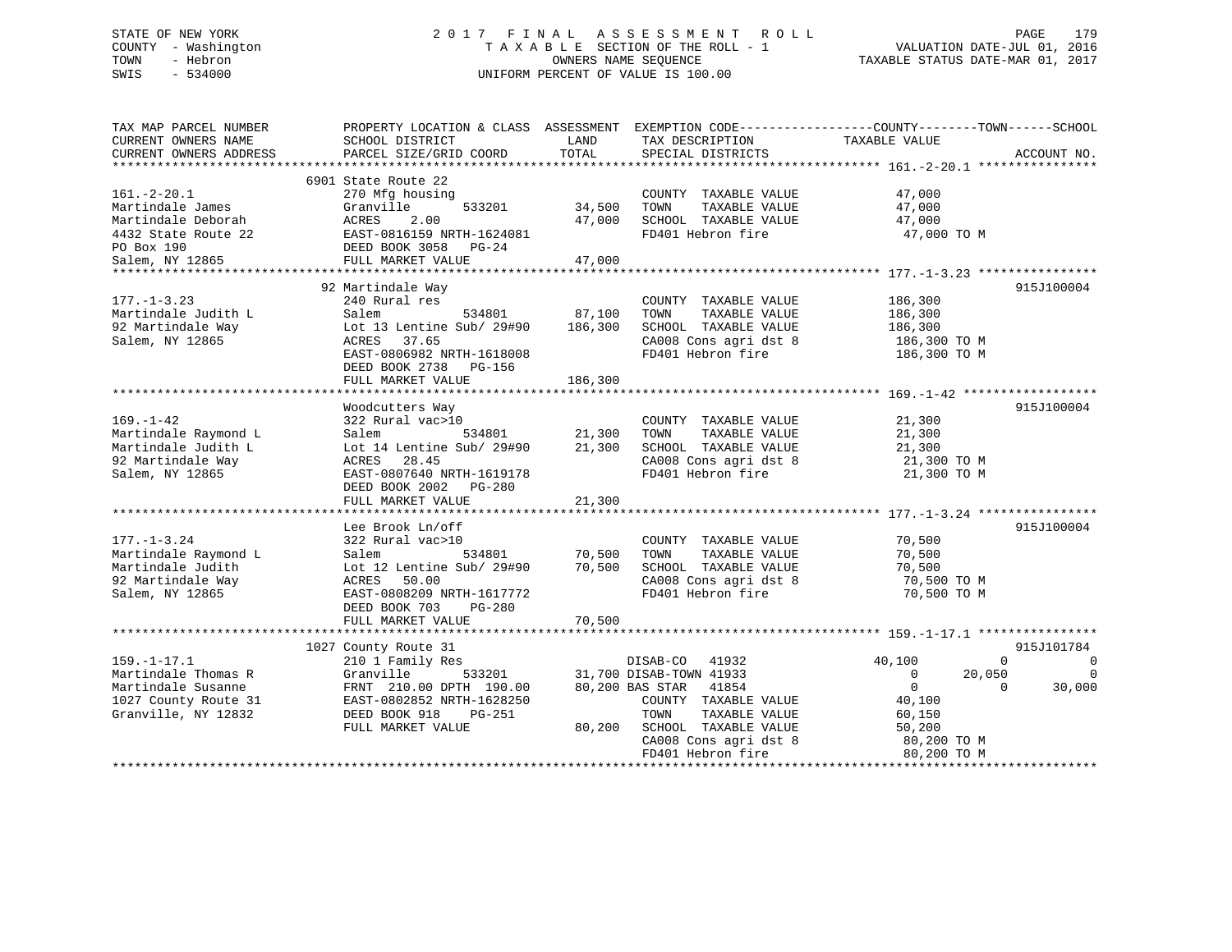STATE OF NEW YORK
COUNTY - Washington
TOWN - Hebron
SWIS - 534000

# 2017 FINAL ASSESSMENT ROLL

TAXABLE SECTION OF THE ROLL - 1
OWNERS NAME SEQUENCE
UNIFORM PERCENT OF VALUE IS 100.00

VALUATION DATE-JUL 01, 2016
TAXABLE STATUS DATE-MAR 01, 2017

```
TAX MAP PARCEL NUMBER          PROPERTY LOCATION & CLASS  ASSESSMENT  EXEMPTION CODE------------------COUNTY--------TOWN------SCHOOL
CURRENT OWNERS NAME            SCHOOL DISTRICT               LAND      TAX DESCRIPTION              TAXABLE VALUE
CURRENT OWNERS ADDRESS         PARCEL SIZE/GRID COORD        TOTAL     SPECIAL DISTRICTS                                     ACCOUNT NO.
******************************************************************************************************* 161.-2-20.1 ****************
                               6901 State Route 22
161.-2-20.1                    270 Mfg housing                          COUNTY  TAXABLE VALUE            47,000
Martindale James               Granville       533201        34,500     TOWN    TAXABLE VALUE            47,000
Martindale Deborah             ACRES    2.00                 47,000     SCHOOL  TAXABLE VALUE            47,000
4432 State Route 22            EAST-0816159 NRTH-1624081                FD401 Hebron fire                 47,000 TO M
PO Box 190                     DEED BOOK 3058   PG-24
Salem, NY 12865                FULL MARKET VALUE             47,000
******************************************************************************************************* 177.-1-3.23 ****************
                               92 Martindale Way                                                                      915J100004
177.-1-3.23                    240 Rural res                            COUNTY  TAXABLE VALUE           186,300
Martindale Judith L            Salem           534801        87,100     TOWN    TAXABLE VALUE           186,300
92 Martindale Way              Lot 13 Lentine Sub/ 29#90    186,300     SCHOOL  TAXABLE VALUE           186,300
Salem, NY 12865                ACRES   37.65                            CA008 Cons agri dst 8            186,300 TO M
                               EAST-0806982 NRTH-1618008                FD401 Hebron fire                186,300 TO M
                               DEED BOOK 2738   PG-156
                               FULL MARKET VALUE            186,300
******************************************************************************************************* 169.-1-42 ******************
                               Woodcutters Way                                                                        915J100004
169.-1-42                      322 Rural vac>10                         COUNTY  TAXABLE VALUE            21,300
Martindale Raymond L           Salem           534801        21,300     TOWN    TAXABLE VALUE            21,300
Martindale Judith L            Lot 14 Lentine Sub/ 29#90     21,300     SCHOOL  TAXABLE VALUE            21,300
92 Martindale Way              ACRES   28.45                            CA008 Cons agri dst 8             21,300 TO M
Salem, NY 12865                EAST-0807640 NRTH-1619178                FD401 Hebron fire                 21,300 TO M
                               DEED BOOK 2002   PG-280
                               FULL MARKET VALUE             21,300
******************************************************************************************************* 177.-1-3.24 ****************
                               Lee Brook Ln/off                                                                       915J100004
177.-1-3.24                    322 Rural vac>10                         COUNTY  TAXABLE VALUE            70,500
Martindale Raymond L           Salem           534801        70,500     TOWN    TAXABLE VALUE            70,500
Martindale Judith              Lot 12 Lentine Sub/ 29#90     70,500     SCHOOL  TAXABLE VALUE            70,500
92 Martindale Way              ACRES   50.00                            CA008 Cons agri dst 8             70,500 TO M
Salem, NY 12865                EAST-0808209 NRTH-1617772                FD401 Hebron fire                 70,500 TO M
                               DEED BOOK 703    PG-280
                               FULL MARKET VALUE             70,500
******************************************************************************************************* 159.-1-17.1 ****************
                               1027 County Route 31                                                                   915J101784
159.-1-17.1                    210 1 Family Res                     DISAB-CO   41932              40,100            0            0
Martindale Thomas R            Granville       533201        31,700 DISAB-TOWN 41933                   0       20,050            0
Martindale Susanne             FRNT 210.00 DPTH 190.00       80,200 BAS STAR   41854                   0            0       30,000
1027 County Route 31           EAST-0802852 NRTH-1628250                COUNTY  TAXABLE VALUE            40,100
Granville, NY 12832            DEED BOOK 918    PG-251                  TOWN    TAXABLE VALUE            60,150
                               FULL MARKET VALUE             80,200     SCHOOL  TAXABLE VALUE            50,200
                                                                        CA008 Cons agri dst 8             80,200 TO M
                                                                        FD401 Hebron fire                 80,200 TO M
************************************************************************************************************************************
```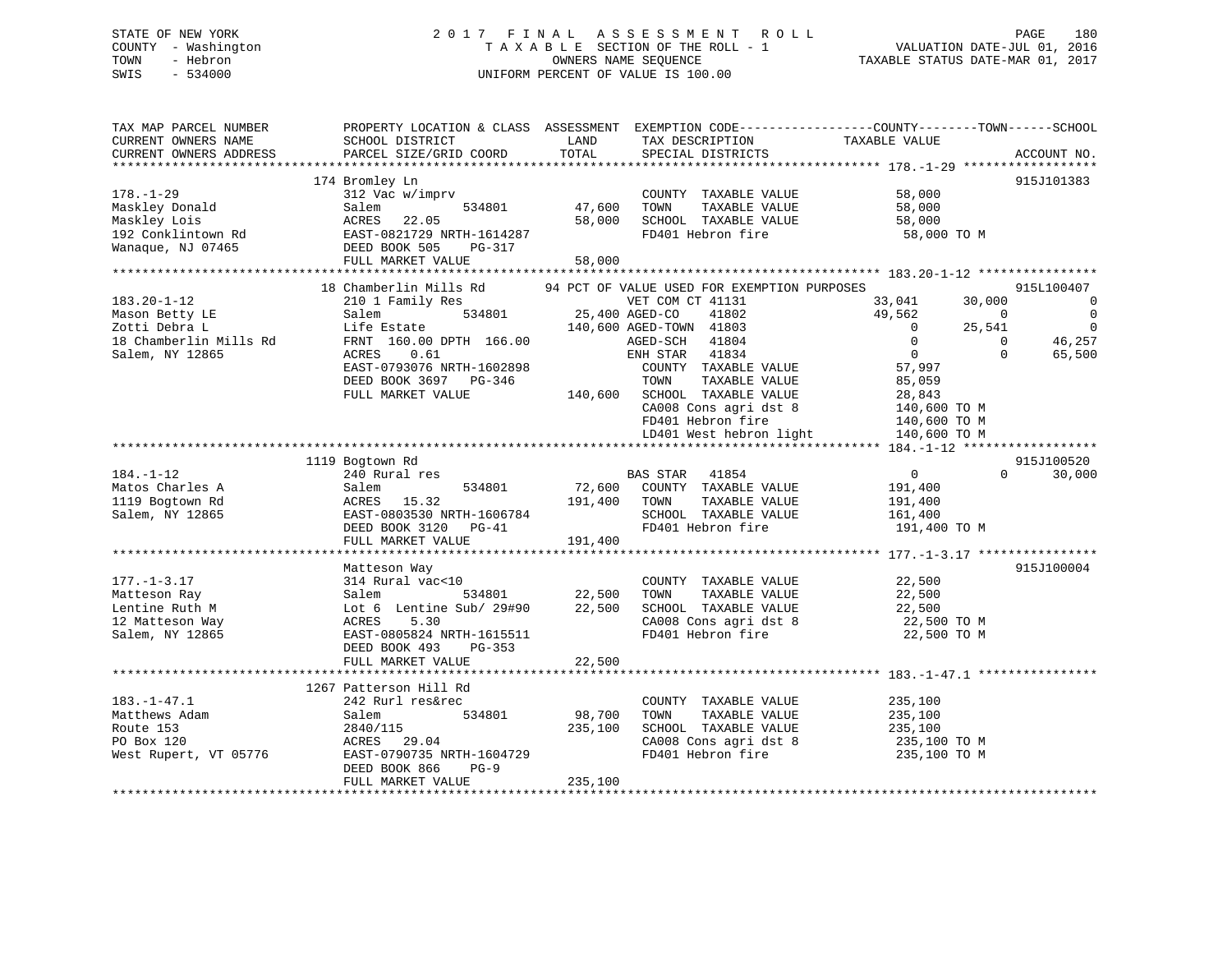STATE OF NEW YORK
COUNTY - Washington
TOWN - Hebron
SWIS - 534000

2 0 1 7 F I N A L A S S E S S M E N T R O L L
T A X A B L E SECTION OF THE ROLL - 1
OWNERS NAME SEQUENCE
UNIFORM PERCENT OF VALUE IS 100.00

VALUATION DATE-JUL 01, 2016
TAXABLE STATUS DATE-MAR 01, 2017

```
TAX MAP PARCEL NUMBER          PROPERTY LOCATION & CLASS  ASSESSMENT  EXEMPTION CODE------------------COUNTY--------TOWN------SCHOOL
CURRENT OWNERS NAME            SCHOOL DISTRICT               LAND      TAX DESCRIPTION            TAXABLE VALUE
CURRENT OWNERS ADDRESS         PARCEL SIZE/GRID COORD        TOTAL     SPECIAL DISTRICTS                                       ACCOUNT NO.
******************************************************************************************************* 178.-1-29 ******************
                               174 Bromley Ln                                                                                  915J101383
178.-1-29                      312 Vac w/imprv                          COUNTY  TAXABLE VALUE             58,000
Maskley Donald                 Salem          534801         47,600    TOWN    TAXABLE VALUE             58,000
Maskley Lois                   ACRES  22.05                  58,000    SCHOOL  TAXABLE VALUE             58,000
192 Conklintown Rd             EAST-0821729 NRTH-1614287                FD401 Hebron fire                 58,000 TO M
Wanaque, NJ 07465              DEED BOOK 505    PG-317
                               FULL MARKET VALUE             58,000
******************************************************************************************************* 183.20-1-12 ****************
                               18 Chamberlin Mills Rd        94 PCT OF VALUE USED FOR EXEMPTION PURPOSES                      915L100407
183.20-1-12                    210 1 Family Res                         VET COM CT 41131             33,041       30,000             0
Mason Betty LE                 Salem          534801         25,400 AGED-CO    41802                 49,562            0             0
Zotti Debra L                  Life Estate                  140,600 AGED-TOWN  41803                      0       25,541             0
18 Chamberlin Mills Rd         FRNT 160.00 DPTH 166.00                  AGED-SCH   41804                  0            0        46,257
Salem, NY 12865                ACRES   0.61                             ENH STAR   41834                  0            0        65,500
                               EAST-0793076 NRTH-1602898                COUNTY  TAXABLE VALUE             57,997
                               DEED BOOK 3697   PG-346                  TOWN    TAXABLE VALUE             85,059
                               FULL MARKET VALUE            140,600    SCHOOL  TAXABLE VALUE             28,843
                                                                        CA008 Cons agri dst 8             140,600 TO M
                                                                        FD401 Hebron fire                 140,600 TO M
                                                                        LD401 West hebron light           140,600 TO M
******************************************************************************************************* 184.-1-12 ******************
                               1119 Bogtown Rd                                                                                 915J100520
184.-1-12                      240 Rural res                            BAS STAR   41854                  0            0        30,000
Matos Charles A                Salem          534801         72,600    COUNTY  TAXABLE VALUE            191,400
1119 Bogtown Rd                ACRES  15.32                 191,400    TOWN    TAXABLE VALUE            191,400
Salem, NY 12865                EAST-0803530 NRTH-1606784                SCHOOL  TAXABLE VALUE            161,400
                               DEED BOOK 3120   PG-41                   FD401 Hebron fire                 191,400 TO M
                               FULL MARKET VALUE            191,400
******************************************************************************************************* 177.-1-3.17 ****************
                               Matteson Way                                                                                    915J100004
177.-1-3.17                    314 Rural vac<10                         COUNTY  TAXABLE VALUE             22,500
Matteson Ray                   Salem          534801         22,500    TOWN    TAXABLE VALUE             22,500
Lentine Ruth M                 Lot 6  Lentine Sub/ 29#90     22,500    SCHOOL  TAXABLE VALUE             22,500
12 Matteson Way                ACRES   5.30                             CA008 Cons agri dst 8             22,500 TO M
Salem, NY 12865                EAST-0805824 NRTH-1615511                FD401 Hebron fire                 22,500 TO M
                               DEED BOOK 493    PG-353
                               FULL MARKET VALUE             22,500
******************************************************************************************************* 183.-1-47.1 ****************
                               1267 Patterson Hill Rd
183.-1-47.1                    242 Rurl res&rec                         COUNTY  TAXABLE VALUE            235,100
Matthews Adam                  Salem          534801         98,700    TOWN    TAXABLE VALUE            235,100
Route 153                      2840/115                     235,100    SCHOOL  TAXABLE VALUE            235,100
PO Box 120                     ACRES  29.04                             CA008 Cons agri dst 8             235,100 TO M
West Rupert, VT 05776          EAST-0790735 NRTH-1604729                FD401 Hebron fire                 235,100 TO M
                               DEED BOOK 866    PG-9
                               FULL MARKET VALUE            235,100
************************************************************************************************************************************
```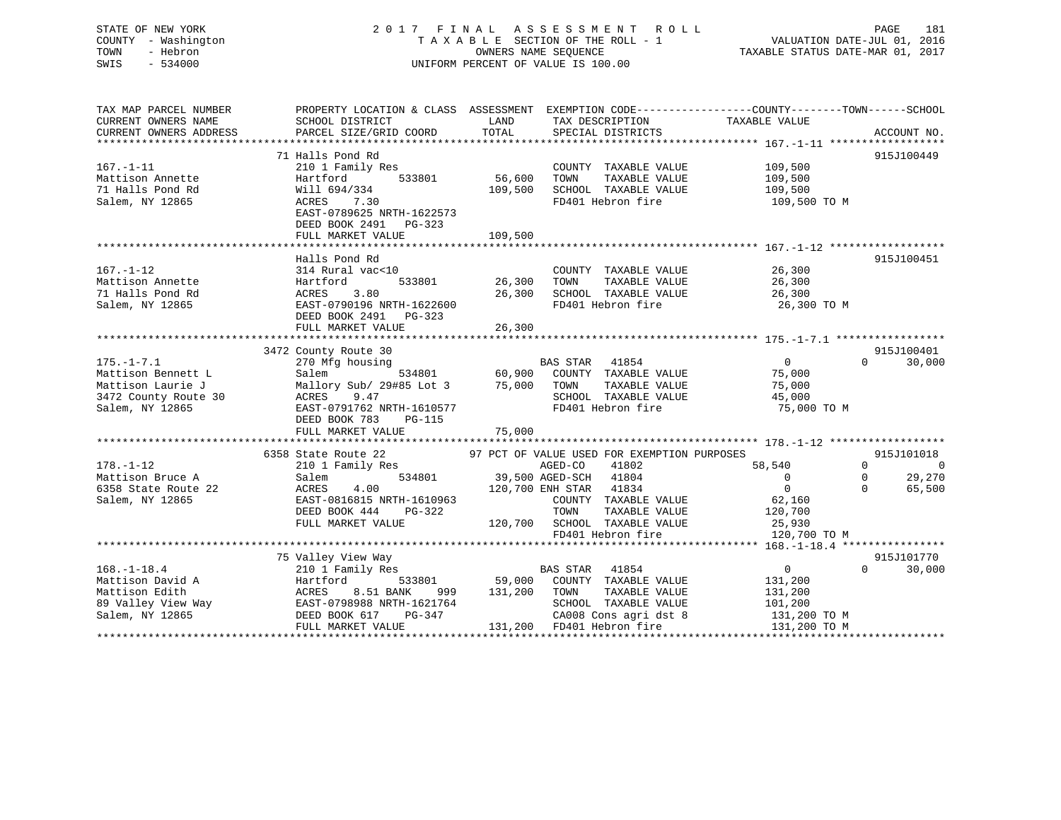STATE OF NEW YORK
COUNTY - Washington
TOWN - Hebron
SWIS - 534000

# 2017 FINAL ASSESSMENT ROLL

TAXABLE SECTION OF THE ROLL - 1
OWNERS NAME SEQUENCE
UNIFORM PERCENT OF VALUE IS 100.00

VALUATION DATE-JUL 01, 2016
TAXABLE STATUS DATE-MAR 01, 2017

| TAX MAP PARCEL NUMBER / CURRENT OWNERS NAME / CURRENT OWNERS ADDRESS | PROPERTY LOCATION & CLASS / SCHOOL DISTRICT / PARCEL SIZE/GRID COORD | ASSESSMENT LAND | ASSESSMENT TOTAL | EXEMPTION CODE / TAX DESCRIPTION / SPECIAL DISTRICTS | COUNTY TAXABLE VALUE | TOWN | SCHOOL | ACCOUNT NO. |
|---|---|---|---|---|---|---|---|---|
| **167.-1-11** | 71 Halls Pond Rd | | | | | | | 915J100449 |
| Mattison Annette | 210 1 Family Res | | | COUNTY TAXABLE VALUE | 109,500 | | | |
| 71 Halls Pond Rd | Hartford 533801 | 56,600 | | TOWN TAXABLE VALUE | 109,500 | | | |
| Salem, NY 12865 | Will 694/334 | | 109,500 | SCHOOL TAXABLE VALUE | 109,500 | | | |
| | ACRES 7.30 | | | FD401 Hebron fire | 109,500 TO M | | | |
| | EAST-0789625 NRTH-1622573 | | | | | | | |
| | DEED BOOK 2491 PG-323 | | | | | | | |
| | FULL MARKET VALUE | | 109,500 | | | | | |
| **167.-1-12** | Halls Pond Rd | | | | | | | 915J100451 |
| Mattison Annette | 314 Rural vac<10 | | | COUNTY TAXABLE VALUE | 26,300 | | | |
| 71 Halls Pond Rd | Hartford 533801 | 26,300 | | TOWN TAXABLE VALUE | 26,300 | | | |
| Salem, NY 12865 | ACRES 3.80 | | 26,300 | SCHOOL TAXABLE VALUE | 26,300 | | | |
| | EAST-0790196 NRTH-1622600 | | | FD401 Hebron fire | 26,300 TO M | | | |
| | DEED BOOK 2491 PG-323 | | | | | | | |
| | FULL MARKET VALUE | | 26,300 | | | | | |
| **175.-1-7.1** | 3472 County Route 30 | | | | | | | 915J100401 |
| Mattison Bennett L | 270 Mfg housing | | | BAS STAR 41854 | 0 | 0 | 30,000 | |
| Mattison Laurie J | Salem 534801 | 60,900 | | COUNTY TAXABLE VALUE | 75,000 | | | |
| 3472 County Route 30 | Mallory Sub/ 29#85 Lot 3 | | 75,000 | TOWN TAXABLE VALUE | 75,000 | | | |
| Salem, NY 12865 | ACRES 9.47 | | | SCHOOL TAXABLE VALUE | 45,000 | | | |
| | EAST-0791762 NRTH-1610577 | | | FD401 Hebron fire | 75,000 TO M | | | |
| | DEED BOOK 783 PG-115 | | | | | | | |
| | FULL MARKET VALUE | | 75,000 | | | | | |
| **178.-1-12** | 6358 State Route 22 | | | 97 PCT OF VALUE USED FOR EXEMPTION PURPOSES | | | | 915J101018 |
| Mattison Bruce A | 210 1 Family Res | | | AGED-CO 41802 | 58,540 | 0 | 0 | |
| 6358 State Route 22 | Salem 534801 | 39,500 | | AGED-SCH 41804 | 0 | 0 | 29,270 | |
| Salem, NY 12865 | ACRES 4.00 | | 120,700 | ENH STAR 41834 | 0 | 0 | 65,500 | |
| | EAST-0816815 NRTH-1610963 | | | COUNTY TAXABLE VALUE | 62,160 | | | |
| | DEED BOOK 444 PG-322 | | | TOWN TAXABLE VALUE | 120,700 | | | |
| | FULL MARKET VALUE | | 120,700 | SCHOOL TAXABLE VALUE | 25,930 | | | |
| | | | | FD401 Hebron fire | 120,700 TO M | | | |
| **168.-1-18.4** | 75 Valley View Way | | | | | | | 915J101770 |
| Mattison David A | 210 1 Family Res | | | BAS STAR 41854 | 0 | 0 | 30,000 | |
| Mattison Edith | Hartford 533801 | 59,000 | | COUNTY TAXABLE VALUE | 131,200 | | | |
| 89 Valley View Way | ACRES 8.51 BANK 999 | | 131,200 | TOWN TAXABLE VALUE | 131,200 | | | |
| Salem, NY 12865 | EAST-0798988 NRTH-1621764 | | | SCHOOL TAXABLE VALUE | 101,200 | | | |
| | DEED BOOK 617 PG-347 | | | CA008 Cons agri dst 8 | 131,200 TO M | | | |
| | FULL MARKET VALUE | | 131,200 | FD401 Hebron fire | 131,200 TO M | | | |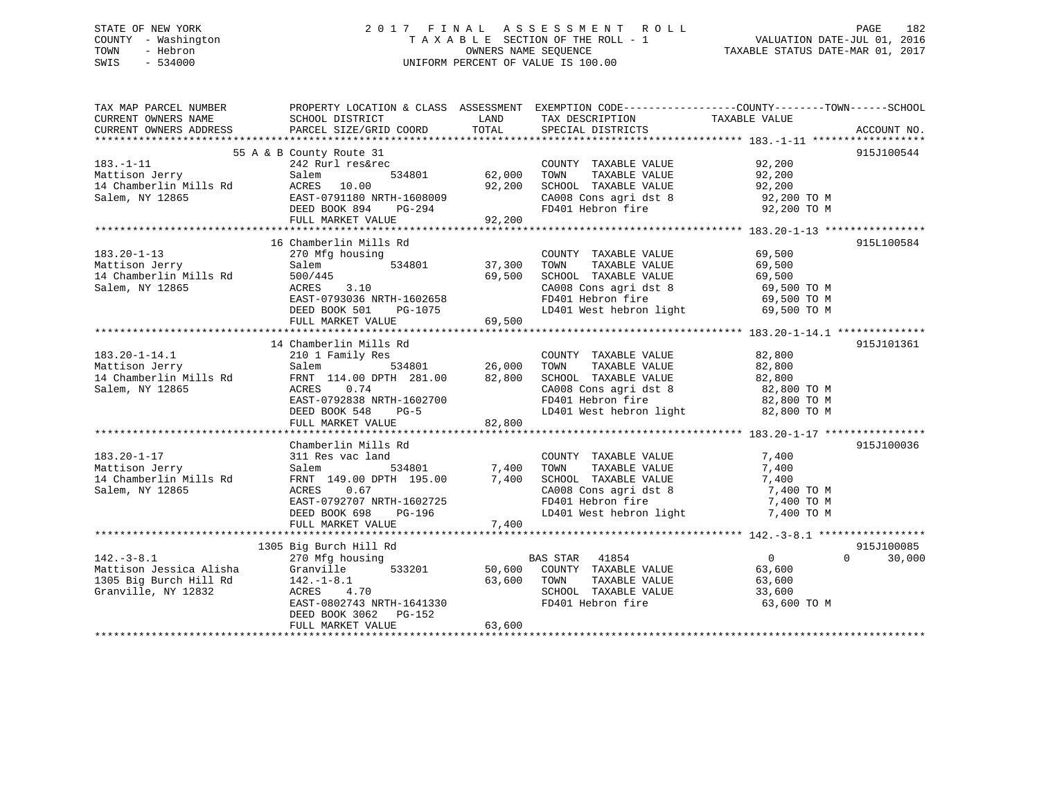STATE OF NEW YORK
COUNTY - Washington
TOWN - Hebron
SWIS - 534000

# 2017 FINAL ASSESSMENT ROLL

TAXABLE SECTION OF THE ROLL - 1
OWNERS NAME SEQUENCE
UNIFORM PERCENT OF VALUE IS 100.00

VALUATION DATE-JUL 01, 2016
TAXABLE STATUS DATE-MAR 01, 2017

```
TAX MAP PARCEL NUMBER          PROPERTY LOCATION & CLASS  ASSESSMENT  EXEMPTION CODE------------------COUNTY--------TOWN------SCHOOL
CURRENT OWNERS NAME            SCHOOL DISTRICT               LAND      TAX DESCRIPTION             TAXABLE VALUE
CURRENT OWNERS ADDRESS         PARCEL SIZE/GRID COORD        TOTAL     SPECIAL DISTRICTS                                  ACCOUNT NO.
******************************************************************************************************* 183.-1-11 ******************
                          55 A & B County Route 31                                                                         915J100544
183.-1-11                      242 Rurl res&rec                        COUNTY  TAXABLE VALUE            92,200
Mattison Jerry                 Salem          534801        62,000     TOWN    TAXABLE VALUE            92,200
14 Chamberlin Mills Rd         ACRES  10.00                 92,200     SCHOOL  TAXABLE VALUE            92,200
Salem, NY 12865                EAST-0791180 NRTH-1608009               CA008 Cons agri dst 8             92,200 TO M
                               DEED BOOK 894    PG-294                 FD401 Hebron fire                 92,200 TO M
                               FULL MARKET VALUE            92,200
******************************************************************************************************* 183.20-1-13 ****************
                            16 Chamberlin Mills Rd                                                                         915L100584
183.20-1-13                    270 Mfg housing                         COUNTY  TAXABLE VALUE            69,500
Mattison Jerry                 Salem          534801        37,300     TOWN    TAXABLE VALUE            69,500
14 Chamberlin Mills Rd         500/445                      69,500     SCHOOL  TAXABLE VALUE            69,500
Salem, NY 12865                ACRES   3.10                            CA008 Cons agri dst 8             69,500 TO M
                               EAST-0793036 NRTH-1602658               FD401 Hebron fire                 69,500 TO M
                               DEED BOOK 501    PG-1075                LD401 West hebron light           69,500 TO M
                               FULL MARKET VALUE            69,500
******************************************************************************************************* 183.20-1-14.1 **************
                            14 Chamberlin Mills Rd                                                                         915J101361
183.20-1-14.1                  210 1 Family Res                        COUNTY  TAXABLE VALUE            82,800
Mattison Jerry                 Salem          534801        26,000     TOWN    TAXABLE VALUE            82,800
14 Chamberlin Mills Rd         FRNT 114.00 DPTH 281.00      82,800     SCHOOL  TAXABLE VALUE            82,800
Salem, NY 12865                ACRES   0.74                            CA008 Cons agri dst 8             82,800 TO M
                               EAST-0792838 NRTH-1602700               FD401 Hebron fire                 82,800 TO M
                               DEED BOOK 548    PG-5                   LD401 West hebron light           82,800 TO M
                               FULL MARKET VALUE            82,800
******************************************************************************************************* 183.20-1-17 ****************
                               Chamberlin Mills Rd                                                                         915J100036
183.20-1-17                    311 Res vac land                        COUNTY  TAXABLE VALUE             7,400
Mattison Jerry                 Salem          534801         7,400     TOWN    TAXABLE VALUE             7,400
14 Chamberlin Mills Rd         FRNT 149.00 DPTH 195.00       7,400     SCHOOL  TAXABLE VALUE             7,400
Salem, NY 12865                ACRES   0.67                            CA008 Cons agri dst 8              7,400 TO M
                               EAST-0792707 NRTH-1602725               FD401 Hebron fire                  7,400 TO M
                               DEED BOOK 698    PG-196                 LD401 West hebron light            7,400 TO M
                               FULL MARKET VALUE             7,400
******************************************************************************************************* 142.-3-8.1 *****************
                          1305 Big Burch Hill Rd                                                                           915J100085
142.-3-8.1                     270 Mfg housing                         BAS STAR   41854                   0            0     30,000
Mattison Jessica Alisha        Granville      533201        50,600     COUNTY  TAXABLE VALUE            63,600
1305 Big Burch Hill Rd         142.-1-8.1                   63,600     TOWN    TAXABLE VALUE            63,600
Granville, NY 12832            ACRES   4.70                            SCHOOL  TAXABLE VALUE            33,600
                               EAST-0802743 NRTH-1641330               FD401 Hebron fire                 63,600 TO M
                               DEED BOOK 3062   PG-152
                               FULL MARKET VALUE            63,600
************************************************************************************************************************************
```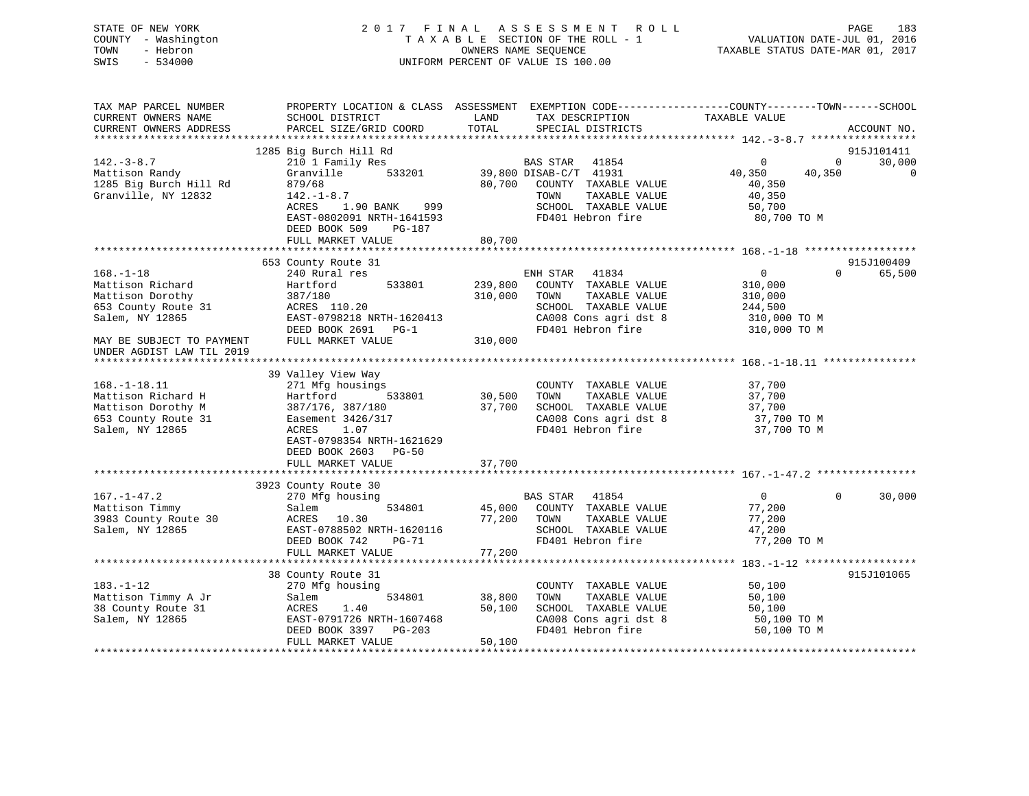STATE OF NEW YORK — 2017 FINAL ASSESSMENT ROLL
COUNTY - Washington — TAXABLE SECTION OF THE ROLL - 1 — VALUATION DATE-JUL 01, 2016
TOWN - Hebron — OWNERS NAME SEQUENCE — TAXABLE STATUS DATE-MAR 01, 2017
SWIS - 534000 — UNIFORM PERCENT OF VALUE IS 100.00

```
TAX MAP PARCEL NUMBER          PROPERTY LOCATION & CLASS  ASSESSMENT  EXEMPTION CODE------------------COUNTY--------TOWN------SCHOOL
CURRENT OWNERS NAME            SCHOOL DISTRICT               LAND      TAX DESCRIPTION            TAXABLE VALUE
CURRENT OWNERS ADDRESS         PARCEL SIZE/GRID COORD        TOTAL     SPECIAL DISTRICTS                                    ACCOUNT NO.
******************************************************************************************************* 142.-3-8.7 *****************
                               1285 Big Burch Hill Rd                                                                       915J101411
142.-3-8.7                     210 1 Family Res                        BAS STAR   41854                0          0       30,000
Mattison Randy                 Granville       533201       39,800 DISAB-C/T  41931           40,350     40,350            0
1285 Big Burch Hill Rd         879/68                       80,700   COUNTY  TAXABLE VALUE        40,350
Granville, NY 12832            142.-1-8.7                            TOWN    TAXABLE VALUE        40,350
                               ACRES    1.90 BANK    999             SCHOOL  TAXABLE VALUE        50,700
                               EAST-0802091 NRTH-1641593             FD401 Hebron fire             80,700 TO M
                               DEED BOOK 509    PG-187
                               FULL MARKET VALUE            80,700
******************************************************************************************************* 168.-1-18 ******************
                               653 County Route 31                                                                          915J100409
168.-1-18                      240 Rural res                           ENH STAR   41834                0          0       65,500
Mattison Richard               Hartford        533801      239,800   COUNTY  TAXABLE VALUE       310,000
Mattison Dorothy               387/180                     310,000   TOWN    TAXABLE VALUE       310,000
653 County Route 31            ACRES  110.20                         SCHOOL  TAXABLE VALUE       244,500
Salem, NY 12865                EAST-0798218 NRTH-1620413             CA008 Cons agri dst 8        310,000 TO M
                               DEED BOOK 2691   PG-1                 FD401 Hebron fire            310,000 TO M
MAY BE SUBJECT TO PAYMENT      FULL MARKET VALUE           310,000
UNDER AGDIST LAW TIL 2019
******************************************************************************************************* 168.-1-18.11 ***************
                               39 Valley View Way
168.-1-18.11                   271 Mfg housings                        COUNTY  TAXABLE VALUE        37,700
Mattison Richard H             Hartford        533801       30,500   TOWN    TAXABLE VALUE        37,700
Mattison Dorothy M             387/176, 387/180             37,700   SCHOOL  TAXABLE VALUE        37,700
653 County Route 31            Easement 3426/317                     CA008 Cons agri dst 8         37,700 TO M
Salem, NY 12865                ACRES    1.07                         FD401 Hebron fire             37,700 TO M
                               EAST-0798354 NRTH-1621629
                               DEED BOOK 2603   PG-50
                               FULL MARKET VALUE            37,700
******************************************************************************************************* 167.-1-47.2 ****************
                               3923 County Route 30
167.-1-47.2                    270 Mfg housing                         BAS STAR   41854                0          0       30,000
Mattison Timmy                 Salem           534801       45,000   COUNTY  TAXABLE VALUE        77,200
3983 County Route 30           ACRES   10.30                77,200   TOWN    TAXABLE VALUE        77,200
Salem, NY 12865                EAST-0788502 NRTH-1620116             SCHOOL  TAXABLE VALUE        47,200
                               DEED BOOK 742    PG-71                FD401 Hebron fire             77,200 TO M
                               FULL MARKET VALUE            77,200
******************************************************************************************************* 183.-1-12 ******************
                               38 County Route 31                                                                           915J101065
183.-1-12                      270 Mfg housing                         COUNTY  TAXABLE VALUE        50,100
Mattison Timmy A Jr            Salem           534801       38,800   TOWN    TAXABLE VALUE        50,100
38 County Route 31             ACRES    1.40                50,100   SCHOOL  TAXABLE VALUE        50,100
Salem, NY 12865                EAST-0791726 NRTH-1607468             CA008 Cons agri dst 8         50,100 TO M
                               DEED BOOK 3397   PG-203               FD401 Hebron fire             50,100 TO M
                               FULL MARKET VALUE            50,100
************************************************************************************************************************************
```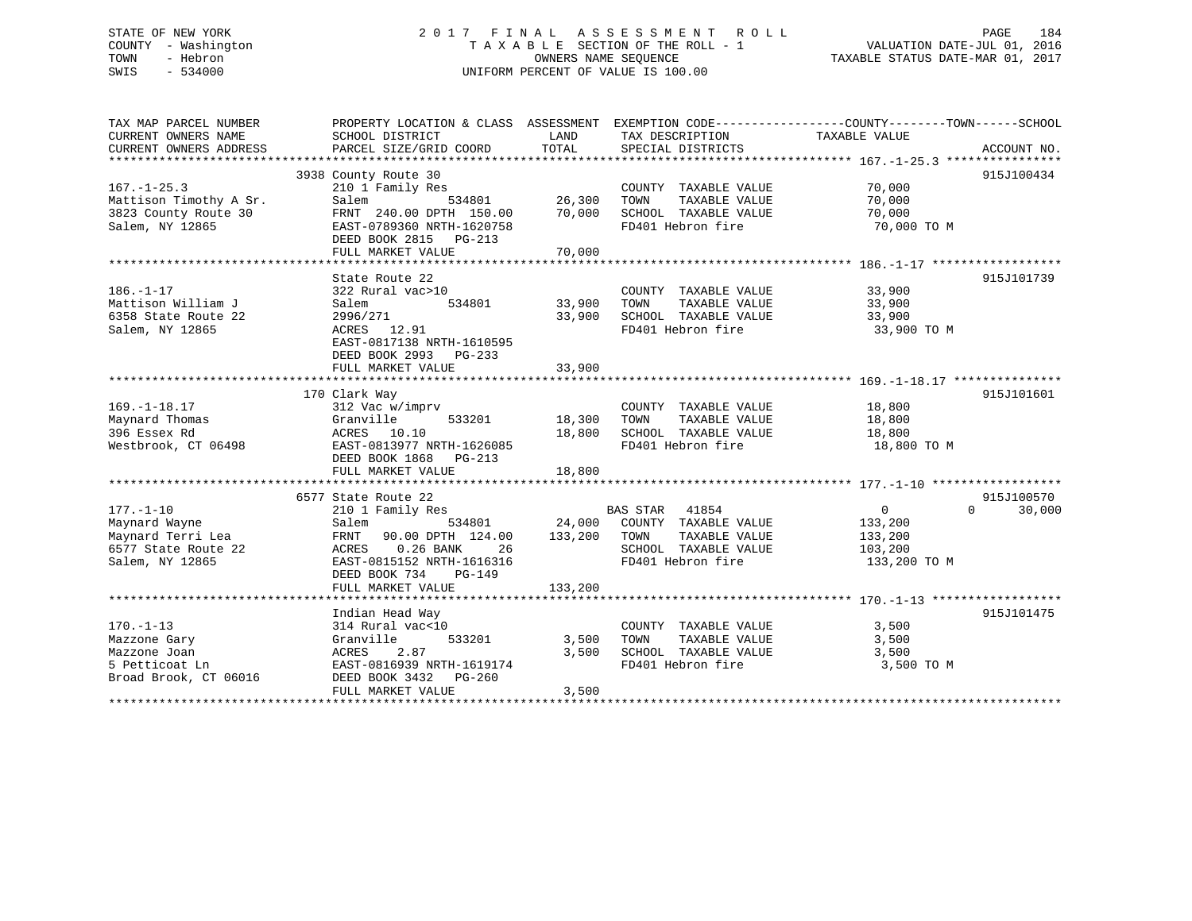STATE OF NEW YORK
COUNTY - Washington
TOWN - Hebron
SWIS - 534000

# 2017 FINAL ASSESSMENT ROLL
TAXABLE SECTION OF THE ROLL - 1
OWNERS NAME SEQUENCE
UNIFORM PERCENT OF VALUE IS 100.00

VALUATION DATE-JUL 01, 2016
TAXABLE STATUS DATE-MAR 01, 2017

| TAX MAP PARCEL NUMBER / CURRENT OWNERS NAME / CURRENT OWNERS ADDRESS | PROPERTY LOCATION & CLASS / SCHOOL DISTRICT / PARCEL SIZE/GRID COORD | ASSESSMENT LAND | TOTAL | EXEMPTION CODE / TAX DESCRIPTION / SPECIAL DISTRICTS | COUNTY / TOWN TAXABLE VALUE | SCHOOL | ACCOUNT NO. |
|---|---|---|---|---|---|---|---|
| 167.-1-25.3 | 3938 County Route 30 | | | | | | 915J100434 |
| 167.-1-25.3 | 210 1 Family Res | | | COUNTY TAXABLE VALUE | 70,000 | | |
| Mattison Timothy A Sr. | Salem 534801 | 26,300 | | TOWN TAXABLE VALUE | 70,000 | | |
| 3823 County Route 30 | FRNT 240.00 DPTH 150.00 | | 70,000 | SCHOOL TAXABLE VALUE | 70,000 | | |
| Salem, NY 12865 | EAST-0789360 NRTH-1620758 | | | FD401 Hebron fire | 70,000 TO M | | |
| | DEED BOOK 2815 PG-213 | | | | | | |
| | FULL MARKET VALUE | | 70,000 | | | | |
| 186.-1-17 | State Route 22 | | | | | | 915J101739 |
| 186.-1-17 | 322 Rural vac>10 | | | COUNTY TAXABLE VALUE | 33,900 | | |
| Mattison William J | Salem 534801 | 33,900 | | TOWN TAXABLE VALUE | 33,900 | | |
| 6358 State Route 22 | 2996/271 | | 33,900 | SCHOOL TAXABLE VALUE | 33,900 | | |
| Salem, NY 12865 | ACRES 12.91 | | | FD401 Hebron fire | 33,900 TO M | | |
| | EAST-0817138 NRTH-1610595 | | | | | | |
| | DEED BOOK 2993 PG-233 | | | | | | |
| | FULL MARKET VALUE | | 33,900 | | | | |
| 169.-1-18.17 | 170 Clark Way | | | | | | 915J101601 |
| 169.-1-18.17 | 312 Vac w/imprv | | | COUNTY TAXABLE VALUE | 18,800 | | |
| Maynard Thomas | Granville 533201 | 18,300 | | TOWN TAXABLE VALUE | 18,800 | | |
| 396 Essex Rd | ACRES 10.10 | | 18,800 | SCHOOL TAXABLE VALUE | 18,800 | | |
| Westbrook, CT 06498 | EAST-0813977 NRTH-1626085 | | | FD401 Hebron fire | 18,800 TO M | | |
| | DEED BOOK 1868 PG-213 | | | | | | |
| | FULL MARKET VALUE | | 18,800 | | | | |
| 177.-1-10 | 6577 State Route 22 | | | | | | 915J100570 |
| 177.-1-10 | 210 1 Family Res | | | BAS STAR 41854 | 0 | 0 30,000 | |
| Maynard Wayne | Salem 534801 | 24,000 | | COUNTY TAXABLE VALUE | 133,200 | | |
| Maynard Terri Lea | FRNT 90.00 DPTH 124.00 | | 133,200 | TOWN TAXABLE VALUE | 133,200 | | |
| 6577 State Route 22 | ACRES 0.26 BANK 26 | | | SCHOOL TAXABLE VALUE | 103,200 | | |
| Salem, NY 12865 | EAST-0815152 NRTH-1616316 | | | FD401 Hebron fire | 133,200 TO M | | |
| | DEED BOOK 734 PG-149 | | | | | | |
| | FULL MARKET VALUE | | 133,200 | | | | |
| 170.-1-13 | Indian Head Way | | | | | | 915J101475 |
| 170.-1-13 | 314 Rural vac<10 | | | COUNTY TAXABLE VALUE | 3,500 | | |
| Mazzone Gary | Granville 533201 | 3,500 | | TOWN TAXABLE VALUE | 3,500 | | |
| Mazzone Joan | ACRES 2.87 | | 3,500 | SCHOOL TAXABLE VALUE | 3,500 | | |
| 5 Petticoat Ln | EAST-0816939 NRTH-1619174 | | | FD401 Hebron fire | 3,500 TO M | | |
| Broad Brook, CT 06016 | DEED BOOK 3432 PG-260 | | | | | | |
| | FULL MARKET VALUE | | 3,500 | | | | |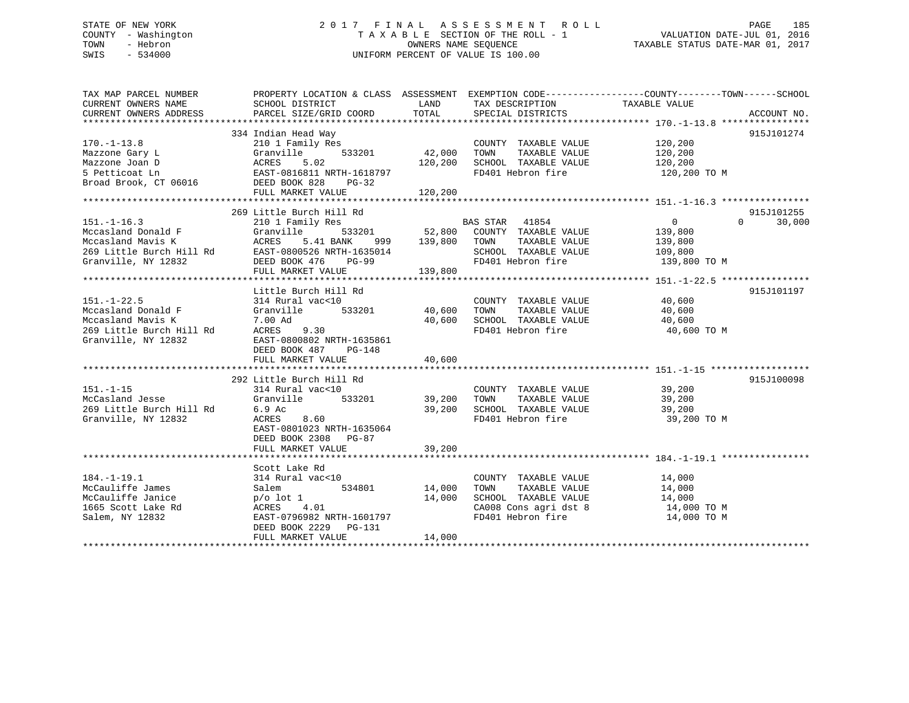STATE OF NEW YORK
COUNTY - Washington
TOWN - Hebron
SWIS - 534000

2 0 1 7 F I N A L A S S E S S M E N T R O L L
T A X A B L E SECTION OF THE ROLL - 1
OWNERS NAME SEQUENCE
UNIFORM PERCENT OF VALUE IS 100.00

VALUATION DATE-JUL 01, 2016
TAXABLE STATUS DATE-MAR 01, 2017

| TAX MAP PARCEL NUMBER / CURRENT OWNERS NAME / CURRENT OWNERS ADDRESS | PROPERTY LOCATION & CLASS / SCHOOL DISTRICT / PARCEL SIZE/GRID COORD | ASSESSMENT LAND | TOTAL | EXEMPTION CODE / TAX DESCRIPTION / SPECIAL DISTRICTS | COUNTY | TOWN | SCHOOL TAXABLE VALUE | ACCOUNT NO. |
|---|---|---|---|---|---|---|---|---|
| **170.-1-13.8** | 334 Indian Head Way | | | | | | | 915J101274 |
| Mazzone Gary L | 210 1 Family Res | | | COUNTY TAXABLE VALUE | 120,200 | | | |
| Mazzone Joan D | Granville 533201 | 42,000 | | TOWN TAXABLE VALUE | | 120,200 | | |
| 5 Petticoat Ln | ACRES 5.02 | | 120,200 | SCHOOL TAXABLE VALUE | | | 120,200 | |
| Broad Brook, CT 06016 | EAST-0816811 NRTH-1618797 | | | FD401 Hebron fire | 120,200 TO M | | | |
| | DEED BOOK 828 PG-32 | | | | | | | |
| | FULL MARKET VALUE | | 120,200 | | | | | |
| **151.-1-16.3** | 269 Little Burch Hill Rd | | | | | | | 915J101255 |
| Mccasland Donald F | 210 1 Family Res | | | BAS STAR 41854 | 0 | 0 | 30,000 | |
| Mccasland Mavis K | Granville 533201 | 52,800 | | COUNTY TAXABLE VALUE | 139,800 | | | |
| 269 Little Burch Hill Rd | ACRES 5.41 BANK 999 | | 139,800 | TOWN TAXABLE VALUE | | 139,800 | | |
| Granville, NY 12832 | EAST-0800526 NRTH-1635014 | | | SCHOOL TAXABLE VALUE | | | 109,800 | |
| | DEED BOOK 476 PG-99 | | | FD401 Hebron fire | 139,800 TO M | | | |
| | FULL MARKET VALUE | | 139,800 | | | | | |
| **151.-1-22.5** | Little Burch Hill Rd | | | | | | | 915J101197 |
| Mccasland Donald F | 314 Rural vac<10 | | | COUNTY TAXABLE VALUE | 40,600 | | | |
| Mccasland Mavis K | Granville 533201 | 40,600 | | TOWN TAXABLE VALUE | | 40,600 | | |
| 269 Little Burch Hill Rd | 7.00 Ad | | 40,600 | SCHOOL TAXABLE VALUE | | | 40,600 | |
| Granville, NY 12832 | ACRES 9.30 | | | FD401 Hebron fire | 40,600 TO M | | | |
| | EAST-0800802 NRTH-1635861 | | | | | | | |
| | DEED BOOK 487 PG-148 | | | | | | | |
| | FULL MARKET VALUE | | 40,600 | | | | | |
| **151.-1-15** | 292 Little Burch Hill Rd | | | | | | | 915J100098 |
| McCasland Jesse | 314 Rural vac<10 | | | COUNTY TAXABLE VALUE | 39,200 | | | |
| 269 Little Burch Hill Rd | Granville 533201 | 39,200 | | TOWN TAXABLE VALUE | | 39,200 | | |
| Granville, NY 12832 | 6.9 Ac | | 39,200 | SCHOOL TAXABLE VALUE | | | 39,200 | |
| | ACRES 8.60 | | | FD401 Hebron fire | 39,200 TO M | | | |
| | EAST-0801023 NRTH-1635064 | | | | | | | |
| | DEED BOOK 2308 PG-87 | | | | | | | |
| | FULL MARKET VALUE | | 39,200 | | | | | |
| **184.-1-19.1** | Scott Lake Rd | | | | | | | |
| McCauliffe James | 314 Rural vac<10 | | | COUNTY TAXABLE VALUE | 14,000 | | | |
| McCauliffe Janice | Salem 534801 | 14,000 | | TOWN TAXABLE VALUE | | 14,000 | | |
| 1665 Scott Lake Rd | p/o lot 1 | | 14,000 | SCHOOL TAXABLE VALUE | | | 14,000 | |
| Salem, NY 12832 | ACRES 4.01 | | | CA008 Cons agri dst 8 | 14,000 TO M | | | |
| | EAST-0796982 NRTH-1601797 | | | FD401 Hebron fire | 14,000 TO M | | | |
| | DEED BOOK 2229 PG-131 | | | | | | | |
| | FULL MARKET VALUE | | 14,000 | | | | | |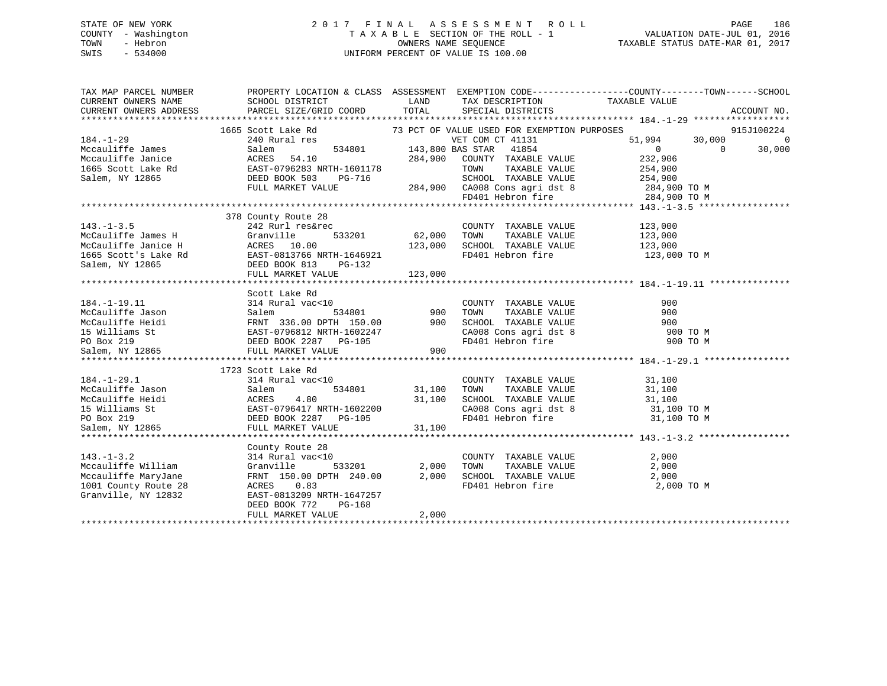STATE OF NEW YORK — 2017 FINAL ASSESSMENT ROLL
COUNTY - Washington — TAXABLE SECTION OF THE ROLL - 1 — VALUATION DATE-JUL 01, 2016
TOWN - Hebron — OWNERS NAME SEQUENCE — TAXABLE STATUS DATE-MAR 01, 2017
SWIS - 534000 — UNIFORM PERCENT OF VALUE IS 100.00

```
TAX MAP PARCEL NUMBER          PROPERTY LOCATION & CLASS  ASSESSMENT  EXEMPTION CODE------------------COUNTY--------TOWN------SCHOOL
CURRENT OWNERS NAME            SCHOOL DISTRICT              LAND      TAX DESCRIPTION            TAXABLE VALUE
CURRENT OWNERS ADDRESS         PARCEL SIZE/GRID COORD       TOTAL     SPECIAL DISTRICTS                                    ACCOUNT NO.
******************************************************************************************************* 184.-1-29 ******************
                            1665 Scott Lake Rd             73 PCT OF VALUE USED FOR EXEMPTION PURPOSES                      915J100224
184.-1-29                    240 Rural res                         VET COM CT 41131              51,994      30,000            0
Mccauliffe James             Salem             534801    143,800 BAS STAR  41854                  0            0        30,000
Mccauliffe Janice            ACRES  54.10                284,900   COUNTY  TAXABLE VALUE         232,906
1665 Scott Lake Rd           EAST-0796283 NRTH-1601178             TOWN    TAXABLE VALUE         254,900
Salem, NY 12865              DEED BOOK 503    PG-716               SCHOOL  TAXABLE VALUE         254,900
                             FULL MARKET VALUE           284,900   CA008 Cons agri dst 8          284,900 TO M
                                                                   FD401 Hebron fire              284,900 TO M
******************************************************************************************************* 143.-1-3.5 *****************
                            378 County Route 28
143.-1-3.5                   242 Rurl res&rec                      COUNTY  TAXABLE VALUE         123,000
McCauliffe James H           Granville         533201     62,000   TOWN    TAXABLE VALUE         123,000
McCauliffe Janice H          ACRES  10.00                123,000   SCHOOL  TAXABLE VALUE         123,000
1665 Scott's Lake Rd         EAST-0813766 NRTH-1646921             FD401 Hebron fire              123,000 TO M
Salem, NY 12865              DEED BOOK 813    PG-132
                             FULL MARKET VALUE           123,000
******************************************************************************************************* 184.-1-19.11 ***************
                             Scott Lake Rd
184.-1-19.11                 314 Rural vac<10                      COUNTY  TAXABLE VALUE             900
McCauliffe Jason             Salem             534801        900   TOWN    TAXABLE VALUE             900
McCauliffe Heidi             FRNT 336.00 DPTH 150.00         900   SCHOOL  TAXABLE VALUE             900
15 Williams St               EAST-0796812 NRTH-1602247             CA008 Cons agri dst 8              900 TO M
PO Box 219                   DEED BOOK 2287   PG-105               FD401 Hebron fire                  900 TO M
Salem, NY 12865              FULL MARKET VALUE               900
******************************************************************************************************* 184.-1-29.1 ****************
                            1723 Scott Lake Rd
184.-1-29.1                  314 Rural vac<10                      COUNTY  TAXABLE VALUE          31,100
McCauliffe Jason             Salem             534801     31,100   TOWN    TAXABLE VALUE          31,100
McCauliffe Heidi             ACRES   4.80                 31,100   SCHOOL  TAXABLE VALUE          31,100
15 Williams St               EAST-0796417 NRTH-1602200             CA008 Cons agri dst 8           31,100 TO M
PO Box 219                   DEED BOOK 2287   PG-105               FD401 Hebron fire               31,100 TO M
Salem, NY 12865              FULL MARKET VALUE            31,100
******************************************************************************************************* 143.-1-3.2 *****************
                             County Route 28
143.-1-3.2                   314 Rural vac<10                      COUNTY  TAXABLE VALUE           2,000
Mccauliffe William           Granville         533201      2,000   TOWN    TAXABLE VALUE           2,000
Mccauliffe MaryJane          FRNT 150.00 DPTH 240.00       2,000   SCHOOL  TAXABLE VALUE           2,000
1001 County Route 28         ACRES   0.83                          FD401 Hebron fire                2,000 TO M
Granville, NY 12832          EAST-0813209 NRTH-1647257
                             DEED BOOK 772    PG-168
                             FULL MARKET VALUE             2,000
************************************************************************************************************************************
```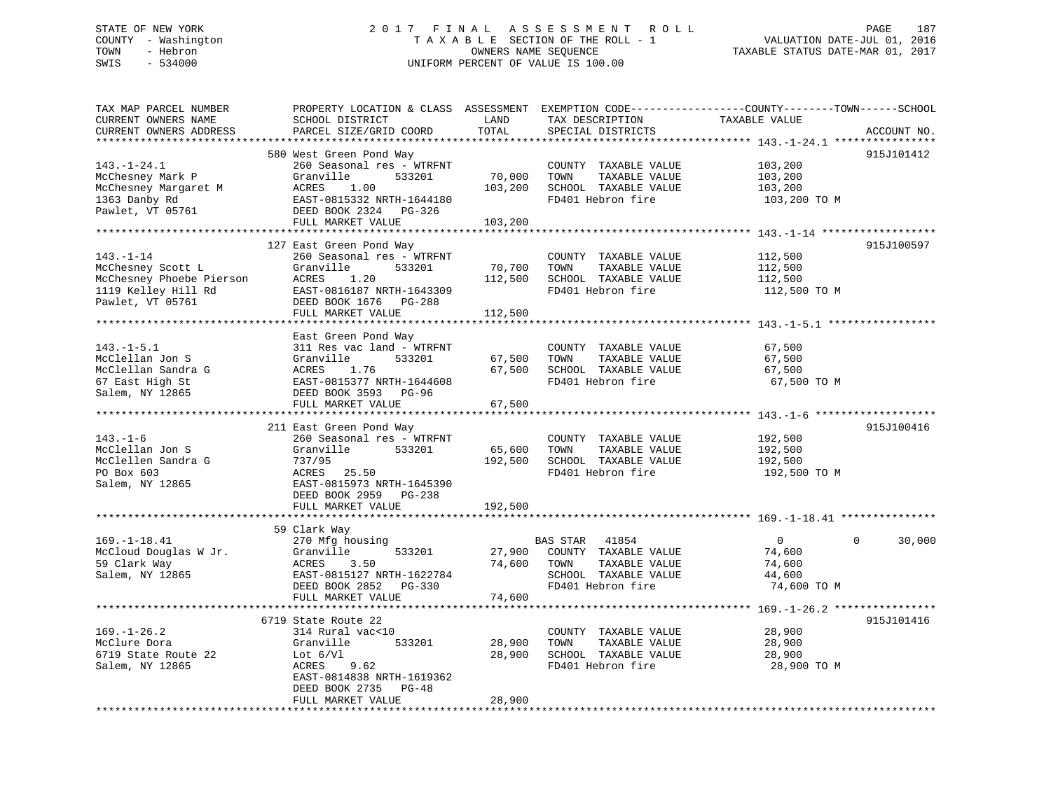STATE OF NEW YORK
COUNTY - Washington
TOWN - Hebron
SWIS - 534000

# 2017 FINAL ASSESSMENT ROLL
TAXABLE SECTION OF THE ROLL - 1
OWNERS NAME SEQUENCE
UNIFORM PERCENT OF VALUE IS 100.00

VALUATION DATE-JUL 01, 2016
TAXABLE STATUS DATE-MAR 01, 2017

| TAX MAP PARCEL NUMBER / CURRENT OWNERS NAME / CURRENT OWNERS ADDRESS | PROPERTY LOCATION & CLASS / SCHOOL DISTRICT / PARCEL SIZE/GRID COORD | ASSESSMENT LAND | TOTAL | EXEMPTION CODE / TAX DESCRIPTION / SPECIAL DISTRICTS | COUNTY/TOWN/SCHOOL TAXABLE VALUE | ACCOUNT NO. |
|---|---|---|---|---|---|---|
| 143.-1-24.1 | 580 West Green Pond Way | | | | | 915J101412 |
| McChesney Mark P | 260 Seasonal res - WTRFNT | | | COUNTY TAXABLE VALUE | 103,200 | |
| McChesney Margaret M | Granville 533201 | 70,000 | | TOWN TAXABLE VALUE | 103,200 | |
| 1363 Danby Rd | ACRES 1.00 | | 103,200 | SCHOOL TAXABLE VALUE | 103,200 | |
| Pawlet, VT 05761 | EAST-0815332 NRTH-1644180 | | | FD401 Hebron fire | 103,200 TO M | |
| | DEED BOOK 2324 PG-326 | | | | | |
| | FULL MARKET VALUE | | 103,200 | | | |
| 143.-1-14 | 127 East Green Pond Way | | | | | 915J100597 |
| McChesney Scott L | 260 Seasonal res - WTRFNT | | | COUNTY TAXABLE VALUE | 112,500 | |
| McChesney Phoebe Pierson | Granville 533201 | 70,700 | | TOWN TAXABLE VALUE | 112,500 | |
| 1119 Kelley Hill Rd | ACRES 1.20 | | 112,500 | SCHOOL TAXABLE VALUE | 112,500 | |
| Pawlet, VT 05761 | EAST-0816187 NRTH-1643309 | | | FD401 Hebron fire | 112,500 TO M | |
| | DEED BOOK 1676 PG-288 | | | | | |
| | FULL MARKET VALUE | | 112,500 | | | |
| 143.-1-5.1 | East Green Pond Way | | | | | |
| McClellan Jon S | 311 Res vac land - WTRFNT | | | COUNTY TAXABLE VALUE | 67,500 | |
| McClellan Sandra G | Granville 533201 | 67,500 | | TOWN TAXABLE VALUE | 67,500 | |
| 67 East High St | ACRES 1.76 | | 67,500 | SCHOOL TAXABLE VALUE | 67,500 | |
| Salem, NY 12865 | EAST-0815377 NRTH-1644608 | | | FD401 Hebron fire | 67,500 TO M | |
| | DEED BOOK 3593 PG-96 | | | | | |
| | FULL MARKET VALUE | | 67,500 | | | |
| 143.-1-6 | 211 East Green Pond Way | | | | | 915J100416 |
| McClellan Jon S | 260 Seasonal res - WTRFNT | | | COUNTY TAXABLE VALUE | 192,500 | |
| McClellen Sandra G | Granville 533201 | 65,600 | | TOWN TAXABLE VALUE | 192,500 | |
| PO Box 603 | 737/95 | | 192,500 | SCHOOL TAXABLE VALUE | 192,500 | |
| Salem, NY 12865 | ACRES 25.50 | | | FD401 Hebron fire | 192,500 TO M | |
| | EAST-0815973 NRTH-1645390 | | | | | |
| | DEED BOOK 2959 PG-238 | | | | | |
| | FULL MARKET VALUE | | 192,500 | | | |
| 169.-1-18.41 | 59 Clark Way | | | | | |
| McCloud Douglas W Jr. | 270 Mfg housing | | | BAS STAR 41854 | 0 / 0 / 30,000 | |
| 59 Clark Way | Granville 533201 | 27,900 | | COUNTY TAXABLE VALUE | 74,600 | |
| Salem, NY 12865 | ACRES 3.50 | | 74,600 | TOWN TAXABLE VALUE | 74,600 | |
| | EAST-0815127 NRTH-1622784 | | | SCHOOL TAXABLE VALUE | 44,600 | |
| | DEED BOOK 2852 PG-330 | | | FD401 Hebron fire | 74,600 TO M | |
| | FULL MARKET VALUE | | 74,600 | | | |
| 169.-1-26.2 | 6719 State Route 22 | | | | | 915J101416 |
| McClure Dora | 314 Rural vac<10 | | | COUNTY TAXABLE VALUE | 28,900 | |
| 6719 State Route 22 | Granville 533201 | 28,900 | | TOWN TAXABLE VALUE | 28,900 | |
| Salem, NY 12865 | Lot 6/Vl | | 28,900 | SCHOOL TAXABLE VALUE | 28,900 | |
| | ACRES 9.62 | | | FD401 Hebron fire | 28,900 TO M | |
| | EAST-0814838 NRTH-1619362 | | | | | |
| | DEED BOOK 2735 PG-48 | | | | | |
| | FULL MARKET VALUE | | 28,900 | | | |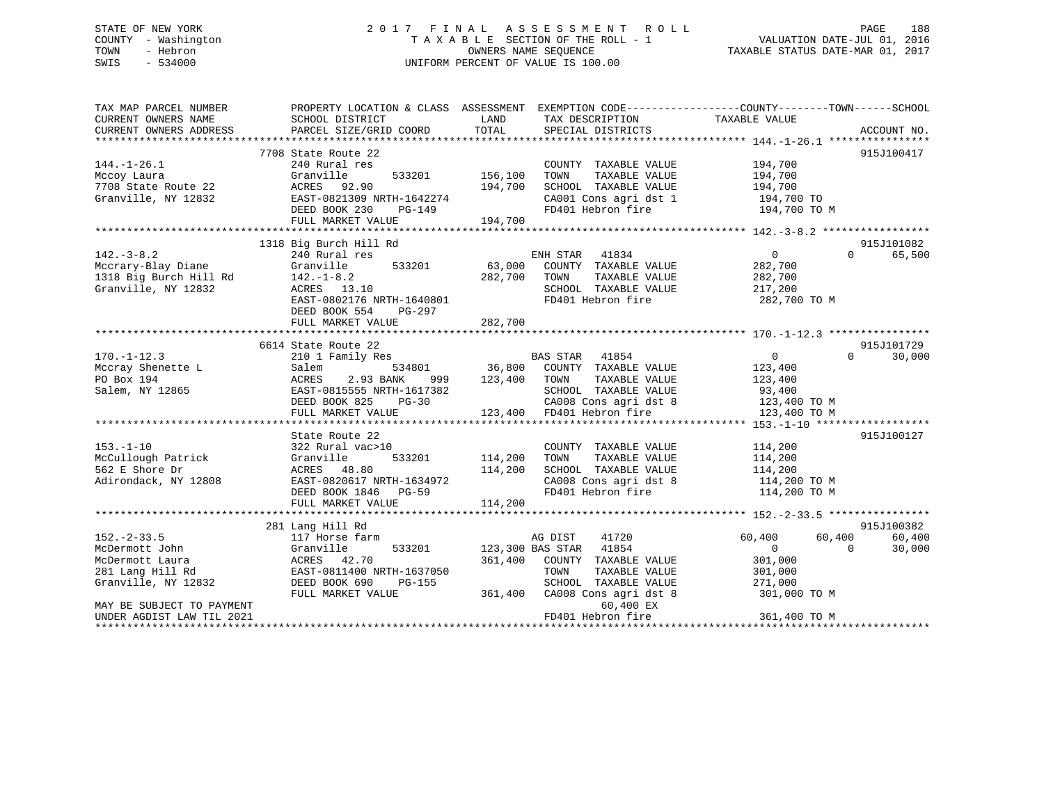STATE OF NEW YORK — COUNTY - Washington — TOWN - Hebron — SWIS - 534000

# 2017 FINAL ASSESSMENT ROLL

TAXABLE SECTION OF THE ROLL - 1 — OWNERS NAME SEQUENCE — UNIFORM PERCENT OF VALUE IS 100.00

VALUATION DATE-JUL 01, 2016 — TAXABLE STATUS DATE-MAR 01, 2017

| TAX MAP PARCEL NUMBER / CURRENT OWNERS NAME / CURRENT OWNERS ADDRESS | PROPERTY LOCATION & CLASS / SCHOOL DISTRICT / PARCEL SIZE/GRID COORD | ASSESSMENT LAND | TOTAL | EXEMPTION CODE / TAX DESCRIPTION / SPECIAL DISTRICTS | COUNTY | TOWN | SCHOOL | ACCOUNT NO. |
|---|---|---|---|---|---|---|---|---|
| **144.-1-26.1** | 7708 State Route 22 | | | | | | | 915J100417 |
| Mccoy Laura | 240 Rural res | | | COUNTY TAXABLE VALUE | 194,700 | | | |
| 7708 State Route 22 | Granville 533201 | 156,100 | | TOWN TAXABLE VALUE | | 194,700 | | |
| Granville, NY 12832 | ACRES 92.90 | | 194,700 | SCHOOL TAXABLE VALUE | | | 194,700 | |
| | EAST-0821309 NRTH-1642274 | | | CA001 Cons agri dst 1 | 194,700 TO | | | |
| | DEED BOOK 230 PG-149 | | | FD401 Hebron fire | 194,700 TO M | | | |
| | FULL MARKET VALUE | | 194,700 | | | | | |
| **142.-3-8.2** | 1318 Big Burch Hill Rd | | | | | | | 915J101082 |
| Mccrary-Blay Diane | 240 Rural res | | | ENH STAR 41834 | 0 | 0 | 65,500 | |
| 1318 Big Burch Hill Rd | Granville 533201 | 63,000 | | COUNTY TAXABLE VALUE | 282,700 | | | |
| Granville, NY 12832 | 142.-1-8.2 | | 282,700 | TOWN TAXABLE VALUE | | 282,700 | | |
| | ACRES 13.10 | | | SCHOOL TAXABLE VALUE | | | 217,200 | |
| | EAST-0802176 NRTH-1640801 | | | FD401 Hebron fire | 282,700 TO M | | | |
| | DEED BOOK 554 PG-297 | | | | | | | |
| | FULL MARKET VALUE | | 282,700 | | | | | |
| **170.-1-12.3** | 6614 State Route 22 | | | | | | | 915J101729 |
| Mccray Shenette L | 210 1 Family Res | | | BAS STAR 41854 | 0 | 0 | 30,000 | |
| PO Box 194 | Salem 534801 | 36,800 | | COUNTY TAXABLE VALUE | 123,400 | | | |
| Salem, NY 12865 | ACRES 2.93 BANK 999 | | 123,400 | TOWN TAXABLE VALUE | | 123,400 | | |
| | EAST-0815555 NRTH-1617382 | | | SCHOOL TAXABLE VALUE | | | 93,400 | |
| | DEED BOOK 825 PG-30 | | | CA008 Cons agri dst 8 | 123,400 TO M | | | |
| | FULL MARKET VALUE | | 123,400 | FD401 Hebron fire | 123,400 TO M | | | |
| **153.-1-10** | State Route 22 | | | | | | | 915J100127 |
| McCullough Patrick | 322 Rural vac>10 | | | COUNTY TAXABLE VALUE | 114,200 | | | |
| 562 E Shore Dr | Granville 533201 | 114,200 | | TOWN TAXABLE VALUE | | 114,200 | | |
| Adirondack, NY 12808 | ACRES 48.80 | | 114,200 | SCHOOL TAXABLE VALUE | | | 114,200 | |
| | EAST-0820617 NRTH-1634972 | | | CA008 Cons agri dst 8 | 114,200 TO M | | | |
| | DEED BOOK 1846 PG-59 | | | FD401 Hebron fire | 114,200 TO M | | | |
| | FULL MARKET VALUE | | 114,200 | | | | | |
| **152.-2-33.5** | 281 Lang Hill Rd | | | | | | | 915J100382 |
| McDermott John | 117 Horse farm | | | AG DIST 41720 | 60,400 | 60,400 | 60,400 | |
| McDermott Laura | Granville 533201 | 123,300 | | BAS STAR 41854 | 0 | 0 | 30,000 | |
| 281 Lang Hill Rd | ACRES 42.70 | | 361,400 | COUNTY TAXABLE VALUE | 301,000 | | | |
| Granville, NY 12832 | EAST-0811400 NRTH-1637050 | | | TOWN TAXABLE VALUE | | 301,000 | | |
| | DEED BOOK 690 PG-155 | | | SCHOOL TAXABLE VALUE | | | 271,000 | |
| | FULL MARKET VALUE | | 361,400 | CA008 Cons agri dst 8 | 301,000 TO M | | | |
| MAY BE SUBJECT TO PAYMENT | | | | 60,400 EX | | | | |
| UNDER AGDIST LAW TIL 2021 | | | | FD401 Hebron fire | 361,400 TO M | | | |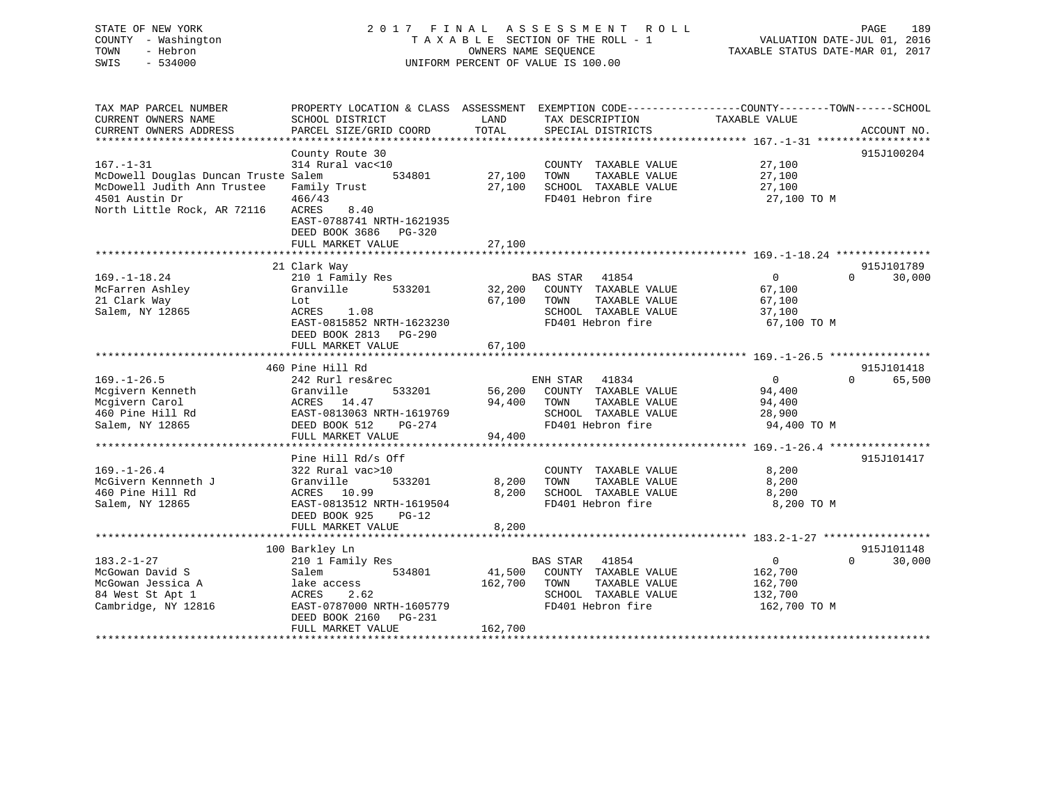STATE OF NEW YORK
COUNTY - Washington
TOWN - Hebron
SWIS - 534000

2017 FINAL ASSESSMENT ROLL
TAXABLE SECTION OF THE ROLL - 1
OWNERS NAME SEQUENCE
UNIFORM PERCENT OF VALUE IS 100.00

VALUATION DATE-JUL 01, 2016
TAXABLE STATUS DATE-MAR 01, 2017

```
TAX MAP PARCEL NUMBER          PROPERTY LOCATION & CLASS  ASSESSMENT  EXEMPTION CODE------------------COUNTY--------TOWN------SCHOOL
CURRENT OWNERS NAME            SCHOOL DISTRICT              LAND      TAX DESCRIPTION              TAXABLE VALUE
CURRENT OWNERS ADDRESS         PARCEL SIZE/GRID COORD       TOTAL     SPECIAL DISTRICTS                                      ACCOUNT NO.
******************************************************************************************************* 167.-1-31 ******************
                               County Route 30                                                                              915J100204
167.-1-31                      314 Rural vac<10                       COUNTY  TAXABLE VALUE             27,100
McDowell Douglas Duncan Truste Salem           534801       27,100    TOWN    TAXABLE VALUE             27,100
McDowell Judith Ann Trustee    Family Trust                 27,100    SCHOOL  TAXABLE VALUE             27,100
4501 Austin Dr                 466/43                                 FD401 Hebron fire                  27,100 TO M
North Little Rock, AR 72116    ACRES    8.40
                               EAST-0788741 NRTH-1621935
                               DEED BOOK 3686   PG-320
                               FULL MARKET VALUE            27,100
******************************************************************************************************* 169.-1-18.24 ***************
                               21 Clark Way                                                                                 915J101789
169.-1-18.24                   210 1 Family Res                       BAS STAR   41854                   0            0      30,000
McFarren Ashley                Granville       533201       32,200    COUNTY  TAXABLE VALUE             67,100
21 Clark Way                   Lot                          67,100    TOWN    TAXABLE VALUE             67,100
Salem, NY 12865                ACRES    1.08                          SCHOOL  TAXABLE VALUE             37,100
                               EAST-0815852 NRTH-1623230              FD401 Hebron fire                  67,100 TO M
                               DEED BOOK 2813   PG-290
                               FULL MARKET VALUE            67,100
******************************************************************************************************* 169.-1-26.5 ****************
                               460 Pine Hill Rd                                                                             915J101418
169.-1-26.5                    242 Rurl res&rec                       ENH STAR   41834                   0            0      65,500
Mcgivern Kenneth               Granville       533201       56,200    COUNTY  TAXABLE VALUE             94,400
Mcgivern Carol                 ACRES   14.47                94,400    TOWN    TAXABLE VALUE             94,400
460 Pine Hill Rd               EAST-0813063 NRTH-1619769              SCHOOL  TAXABLE VALUE             28,900
Salem, NY 12865                DEED BOOK 512    PG-274                FD401 Hebron fire                  94,400 TO M
                               FULL MARKET VALUE            94,400
******************************************************************************************************* 169.-1-26.4 ****************
                               Pine Hill Rd/s Off                                                                           915J101417
169.-1-26.4                    322 Rural vac>10                       COUNTY  TAXABLE VALUE              8,200
McGivern Kennneth J            Granville       533201        8,200    TOWN    TAXABLE VALUE              8,200
460 Pine Hill Rd               ACRES   10.99                 8,200    SCHOOL  TAXABLE VALUE              8,200
Salem, NY 12865                EAST-0813512 NRTH-1619504              FD401 Hebron fire                   8,200 TO M
                               DEED BOOK 925    PG-12
                               FULL MARKET VALUE             8,200
******************************************************************************************************* 183.2-1-27 *****************
                               100 Barkley Ln                                                                               915J101148
183.2-1-27                     210 1 Family Res                       BAS STAR   41854                   0            0      30,000
McGowan David S                Salem           534801       41,500    COUNTY  TAXABLE VALUE            162,700
McGowan Jessica A              lake access                 162,700    TOWN    TAXABLE VALUE            162,700
84 West St Apt 1               ACRES    2.62                          SCHOOL  TAXABLE VALUE            132,700
Cambridge, NY 12816            EAST-0787000 NRTH-1605779              FD401 Hebron fire                 162,700 TO M
                               DEED BOOK 2160   PG-231
                               FULL MARKET VALUE           162,700
************************************************************************************************************************************
```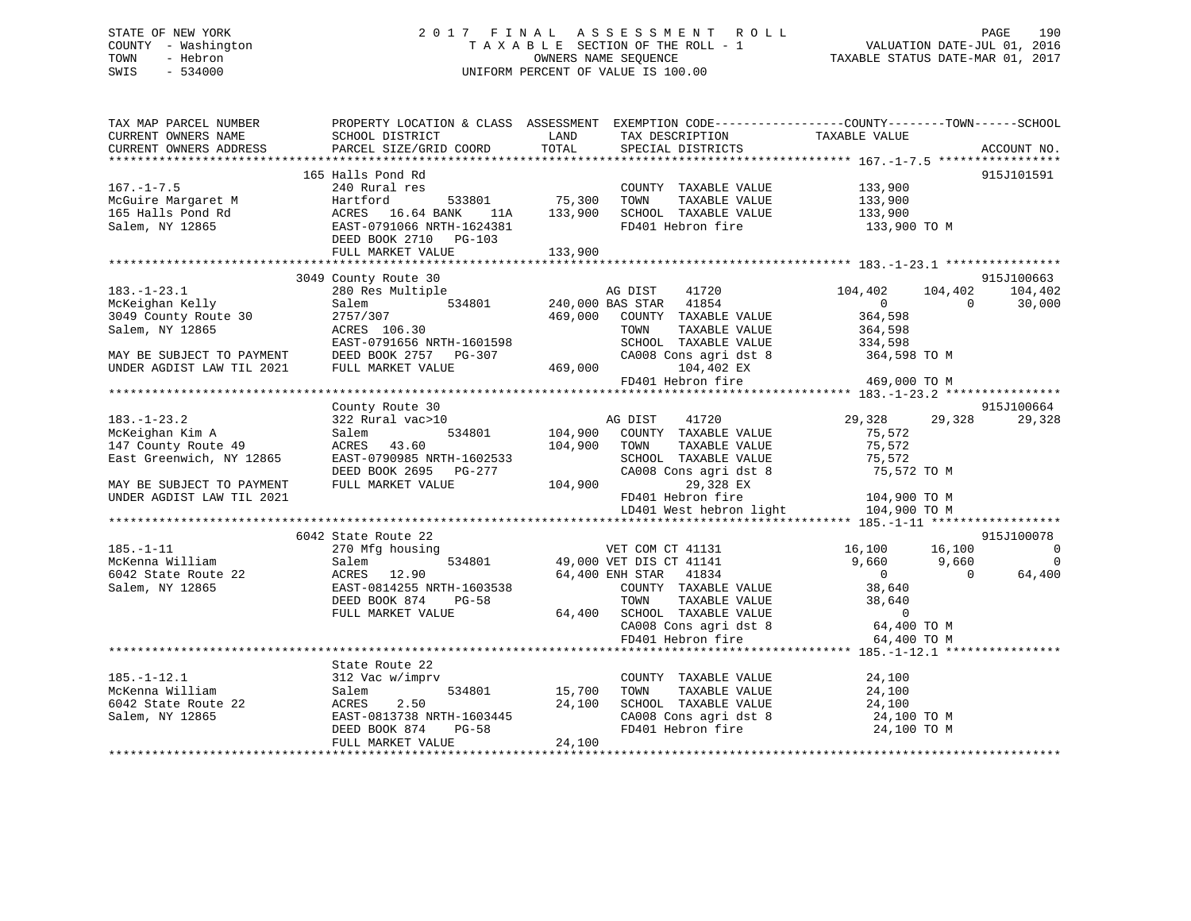STATE OF NEW YORK
COUNTY - Washington
TOWN - Hebron
SWIS - 534000

# 2017 FINAL ASSESSMENT ROLL
TAXABLE SECTION OF THE ROLL - 1
OWNERS NAME SEQUENCE
UNIFORM PERCENT OF VALUE IS 100.00

VALUATION DATE-JUL 01, 2016
TAXABLE STATUS DATE-MAR 01, 2017

```
TAX MAP PARCEL NUMBER          PROPERTY LOCATION & CLASS  ASSESSMENT  EXEMPTION CODE------------------COUNTY--------TOWN------SCHOOL
CURRENT OWNERS NAME            SCHOOL DISTRICT             LAND        TAX DESCRIPTION             TAXABLE VALUE
CURRENT OWNERS ADDRESS         PARCEL SIZE/GRID COORD      TOTAL       SPECIAL DISTRICTS                                        ACCOUNT NO.
************************************************************************************************** 167.-1-7.5 *****************
                               165 Halls Pond Rd                                                                            915J101591
167.-1-7.5                     240 Rural res                           COUNTY  TAXABLE VALUE          133,900
McGuire Margaret M             Hartford          533801    75,300      TOWN    TAXABLE VALUE          133,900
165 Halls Pond Rd              ACRES  16.64 BANK    11A    133,900     SCHOOL  TAXABLE VALUE          133,900
Salem, NY 12865                EAST-0791066 NRTH-1624381               FD401 Hebron fire               133,900 TO M
                               DEED BOOK 2710   PG-103
                               FULL MARKET VALUE           133,900
************************************************************************************************** 183.-1-23.1 ****************
                               3049 County Route 30                                                                         915J100663
183.-1-23.1                    280 Res Multiple                        AG DIST    41720               104,402     104,402     104,402
McKeighan Kelly                Salem             534801    240,000 BAS STAR   41854                     0           0      30,000
3049 County Route 30           2757/307                    469,000     COUNTY  TAXABLE VALUE          364,598
Salem, NY 12865                ACRES 106.30                            TOWN    TAXABLE VALUE          364,598
                               EAST-0791656 NRTH-1601598               SCHOOL  TAXABLE VALUE          334,598
MAY BE SUBJECT TO PAYMENT      DEED BOOK 2757   PG-307                 CA008 Cons agri dst 8           364,598 TO M
UNDER AGDIST LAW TIL 2021      FULL MARKET VALUE           469,000            104,402 EX
                                                                       FD401 Hebron fire               469,000 TO M
************************************************************************************************** 183.-1-23.2 ****************
                               County Route 30                                                                              915J100664
183.-1-23.2                    322 Rural vac>10                        AG DIST    41720                29,328      29,328      29,328
McKeighan Kim A                Salem             534801    104,900     COUNTY  TAXABLE VALUE           75,572
147 County Route 49            ACRES  43.60                104,900     TOWN    TAXABLE VALUE           75,572
East Greenwich, NY 12865       EAST-0790985 NRTH-1602533               SCHOOL  TAXABLE VALUE           75,572
                               DEED BOOK 2695   PG-277                 CA008 Cons agri dst 8            75,572 TO M
MAY BE SUBJECT TO PAYMENT      FULL MARKET VALUE           104,900             29,328 EX
UNDER AGDIST LAW TIL 2021                                              FD401 Hebron fire               104,900 TO M
                                                                       LD401 West hebron light         104,900 TO M
************************************************************************************************** 185.-1-11 ******************
                               6042 State Route 22                                                                          915J100078
185.-1-11                      270 Mfg housing                         VET COM CT 41131                16,100      16,100           0
McKenna William                Salem             534801    49,000 VET DIS CT 41141                  9,660       9,660           0
6042 State Route 22            ACRES  12.90                 64,400 ENH STAR   41834                     0           0      64,400
Salem, NY 12865                EAST-0814255 NRTH-1603538               COUNTY  TAXABLE VALUE           38,640
                               DEED BOOK 874    PG-58                  TOWN    TAXABLE VALUE           38,640
                               FULL MARKET VALUE            64,400     SCHOOL  TAXABLE VALUE                0
                                                                       CA008 Cons agri dst 8            64,400 TO M
                                                                       FD401 Hebron fire                64,400 TO M
************************************************************************************************** 185.-1-12.1 ****************
                               State Route 22
185.-1-12.1                    312 Vac w/imprv                         COUNTY  TAXABLE VALUE           24,100
McKenna William                Salem             534801     15,700     TOWN    TAXABLE VALUE           24,100
6042 State Route 22            ACRES   2.50                 24,100     SCHOOL  TAXABLE VALUE           24,100
Salem, NY 12865                EAST-0813738 NRTH-1603445               CA008 Cons agri dst 8            24,100 TO M
                               DEED BOOK 874    PG-58                  FD401 Hebron fire                24,100 TO M
                               FULL MARKET VALUE            24,100
********************************************************************************************************************************
```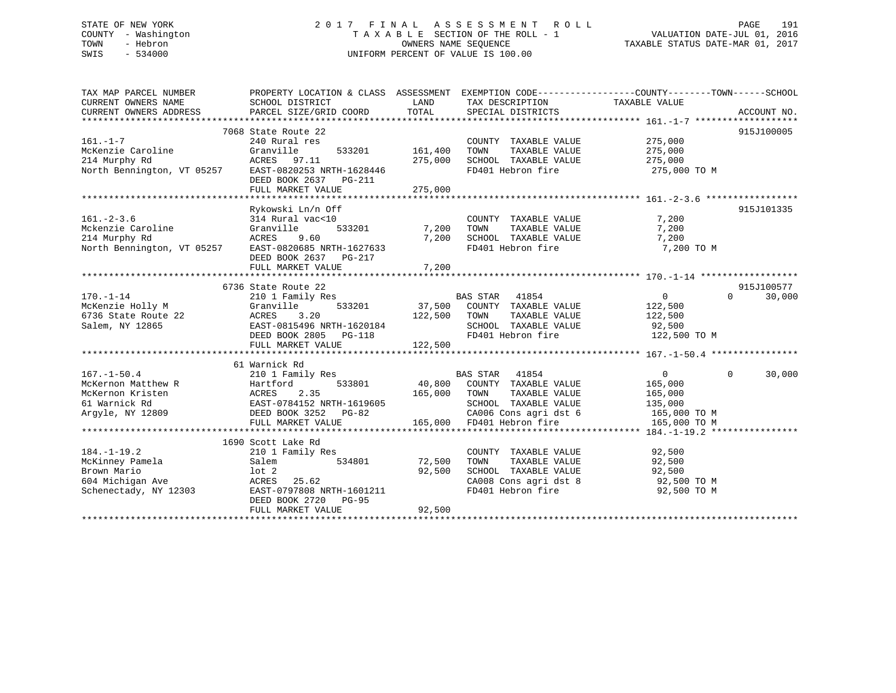STATE OF NEW YORK
COUNTY - Washington
TOWN - Hebron
SWIS - 534000

2017 FINAL ASSESSMENT ROLL
TAXABLE SECTION OF THE ROLL - 1
OWNERS NAME SEQUENCE
UNIFORM PERCENT OF VALUE IS 100.00

VALUATION DATE-JUL 01, 2016
TAXABLE STATUS DATE-MAR 01, 2017

```
TAX MAP PARCEL NUMBER        PROPERTY LOCATION & CLASS  ASSESSMENT  EXEMPTION CODE------------------COUNTY--------TOWN------SCHOOL
CURRENT OWNERS NAME          SCHOOL DISTRICT               LAND      TAX DESCRIPTION              TAXABLE VALUE
CURRENT OWNERS ADDRESS       PARCEL SIZE/GRID COORD        TOTAL     SPECIAL DISTRICTS                                     ACCOUNT NO.
******************************************************************************************************* 161.-1-7 *******************
                          7068 State Route 22                                                                        915J100005
161.-1-7                     240 Rural res                           COUNTY  TAXABLE VALUE            275,000
McKenzie Caroline            Granville        533201     161,400     TOWN    TAXABLE VALUE            275,000
214 Murphy Rd                ACRES   97.11               275,000     SCHOOL  TAXABLE VALUE            275,000
North Bennington, VT 05257   EAST-0820253 NRTH-1628446               FD401 Hebron fire                 275,000 TO M
                             DEED BOOK 2637   PG-211
                             FULL MARKET VALUE           275,000
******************************************************************************************************* 161.-2-3.6 *****************
                             Rykowski Ln/n Off                                                                       915J101335
161.-2-3.6                   314 Rural vac<10                        COUNTY  TAXABLE VALUE              7,200
Mckenzie Caroline            Granville        533201       7,200     TOWN    TAXABLE VALUE              7,200
214 Murphy Rd                ACRES    9.60                 7,200     SCHOOL  TAXABLE VALUE              7,200
North Bennington, VT 05257   EAST-0820685 NRTH-1627633               FD401 Hebron fire                   7,200 TO M
                             DEED BOOK 2637   PG-217
                             FULL MARKET VALUE             7,200
******************************************************************************************************* 170.-1-14 ******************
                          6736 State Route 22                                                                        915J100577
170.-1-14                    210 1 Family Res                        BAS STAR   41854                   0            0     30,000
McKenzie Holly M             Granville        533201      37,500     COUNTY  TAXABLE VALUE            122,500
6736 State Route 22          ACRES    3.20               122,500     TOWN    TAXABLE VALUE            122,500
Salem, NY 12865              EAST-0815496 NRTH-1620184               SCHOOL  TAXABLE VALUE             92,500
                             DEED BOOK 2805   PG-118                 FD401 Hebron fire                 122,500 TO M
                             FULL MARKET VALUE           122,500
******************************************************************************************************* 167.-1-50.4 ****************
                          61 Warnick Rd
167.-1-50.4                  210 1 Family Res                        BAS STAR   41854                   0            0     30,000
McKernon Matthew R           Hartford         533801      40,800     COUNTY  TAXABLE VALUE            165,000
McKernon Kristen             ACRES    2.35               165,000     TOWN    TAXABLE VALUE            165,000
61 Warnick Rd                EAST-0784152 NRTH-1619605               SCHOOL  TAXABLE VALUE            135,000
Argyle, NY 12809             DEED BOOK 3252   PG-82                  CA006 Cons agri dst 6             165,000 TO M
                             FULL MARKET VALUE           165,000     FD401 Hebron fire                 165,000 TO M
******************************************************************************************************* 184.-1-19.2 ****************
                          1690 Scott Lake Rd
184.-1-19.2                  210 1 Family Res                        COUNTY  TAXABLE VALUE             92,500
McKinney Pamela              Salem            534801      72,500     TOWN    TAXABLE VALUE             92,500
Brown Mario                  lot 2                        92,500     SCHOOL  TAXABLE VALUE             92,500
604 Michigan Ave             ACRES   25.62                           CA008 Cons agri dst 8              92,500 TO M
Schenectady, NY 12303        EAST-0797808 NRTH-1601211               FD401 Hebron fire                  92,500 TO M
                             DEED BOOK 2720   PG-95
                             FULL MARKET VALUE            92,500
************************************************************************************************************************************
```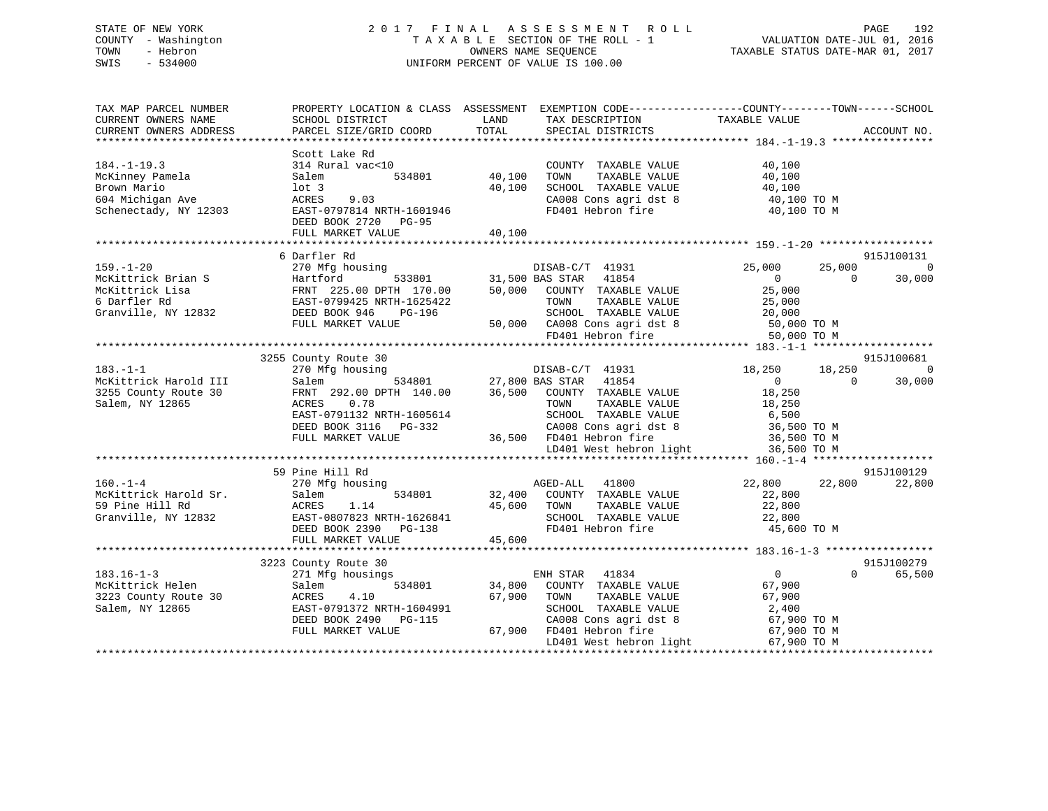STATE OF NEW YORK
COUNTY - Washington
TOWN - Hebron
SWIS - 534000

# 2017 FINAL ASSESSMENT ROLL

TAXABLE SECTION OF THE ROLL - 1
OWNERS NAME SEQUENCE
UNIFORM PERCENT OF VALUE IS 100.00

VALUATION DATE-JUL 01, 2016
TAXABLE STATUS DATE-MAR 01, 2017

```
TAX MAP PARCEL NUMBER          PROPERTY LOCATION & CLASS  ASSESSMENT  EXEMPTION CODE------------------COUNTY--------TOWN------SCHOOL
CURRENT OWNERS NAME            SCHOOL DISTRICT             LAND       TAX DESCRIPTION            TAXABLE VALUE
CURRENT OWNERS ADDRESS         PARCEL SIZE/GRID COORD      TOTAL      SPECIAL DISTRICTS                                          ACCOUNT NO.
******************************************************************************************************* 184.-1-19.3 ****************
                               Scott Lake Rd
184.-1-19.3                    314 Rural vac<10                       COUNTY  TAXABLE VALUE          40,100
McKinney Pamela                Salem          534801       40,100     TOWN    TAXABLE VALUE          40,100
Brown Mario                    lot 3                       40,100     SCHOOL  TAXABLE VALUE          40,100
604 Michigan Ave               ACRES    9.03                          CA008 Cons agri dst 8            40,100 TO M
Schenectady, NY 12303          EAST-0797814 NRTH-1601946              FD401 Hebron fire                40,100 TO M
                               DEED BOOK 2720   PG-95
                               FULL MARKET VALUE           40,100
******************************************************************************************************* 159.-1-20 ******************
                               6 Darfler Rd                                                                               915J100131
159.-1-20                      270 Mfg housing                        DISAB-C/T  41931               25,000       25,000           0
McKittrick Brian S             Hartford       533801       31,500 BAS STAR   41854                        0            0      30,000
McKittrick Lisa                FRNT 225.00 DPTH 170.00     50,000     COUNTY  TAXABLE VALUE          25,000
6 Darfler Rd                   EAST-0799425 NRTH-1625422              TOWN    TAXABLE VALUE          25,000
Granville, NY 12832            DEED BOOK 946    PG-196                SCHOOL  TAXABLE VALUE          20,000
                               FULL MARKET VALUE           50,000     CA008 Cons agri dst 8            50,000 TO M
                                                                      FD401 Hebron fire                50,000 TO M
******************************************************************************************************* 183.-1-1 *******************
                               3255 County Route 30                                                                       915J100681
183.-1-1                       270 Mfg housing                        DISAB-C/T  41931               18,250       18,250           0
McKittrick Harold III          Salem          534801       27,800 BAS STAR   41854                        0            0      30,000
3255 County Route 30           FRNT 292.00 DPTH 140.00     36,500     COUNTY  TAXABLE VALUE          18,250
Salem, NY 12865                ACRES    0.78                          TOWN    TAXABLE VALUE          18,250
                               EAST-0791132 NRTH-1605614              SCHOOL  TAXABLE VALUE           6,500
                               DEED BOOK 3116   PG-332                CA008 Cons agri dst 8            36,500 TO M
                               FULL MARKET VALUE           36,500     FD401 Hebron fire                36,500 TO M
                                                                      LD401 West hebron light          36,500 TO M
******************************************************************************************************* 160.-1-4 *******************
                               59 Pine Hill Rd                                                                            915J100129
160.-1-4                       270 Mfg housing                        AGED-ALL   41800               22,800       22,800      22,800
McKittrick Harold Sr.          Salem          534801       32,400     COUNTY  TAXABLE VALUE          22,800
59 Pine Hill Rd                ACRES    1.14               45,600     TOWN    TAXABLE VALUE          22,800
Granville, NY 12832            EAST-0807823 NRTH-1626841              SCHOOL  TAXABLE VALUE          22,800
                               DEED BOOK 2390   PG-138                FD401 Hebron fire                45,600 TO M
                               FULL MARKET VALUE           45,600
******************************************************************************************************* 183.16-1-3 *****************
                               3223 County Route 30                                                                       915J100279
183.16-1-3                     271 Mfg housings                       ENH STAR   41834                    0            0      65,500
McKittrick Helen               Salem          534801       34,800     COUNTY  TAXABLE VALUE          67,900
3223 County Route 30           ACRES    4.10               67,900     TOWN    TAXABLE VALUE          67,900
Salem, NY 12865                EAST-0791372 NRTH-1604991              SCHOOL  TAXABLE VALUE           2,400
                               DEED BOOK 2490   PG-115                CA008 Cons agri dst 8            67,900 TO M
                               FULL MARKET VALUE           67,900     FD401 Hebron fire                67,900 TO M
                                                                      LD401 West hebron light          67,900 TO M
************************************************************************************************************************************
```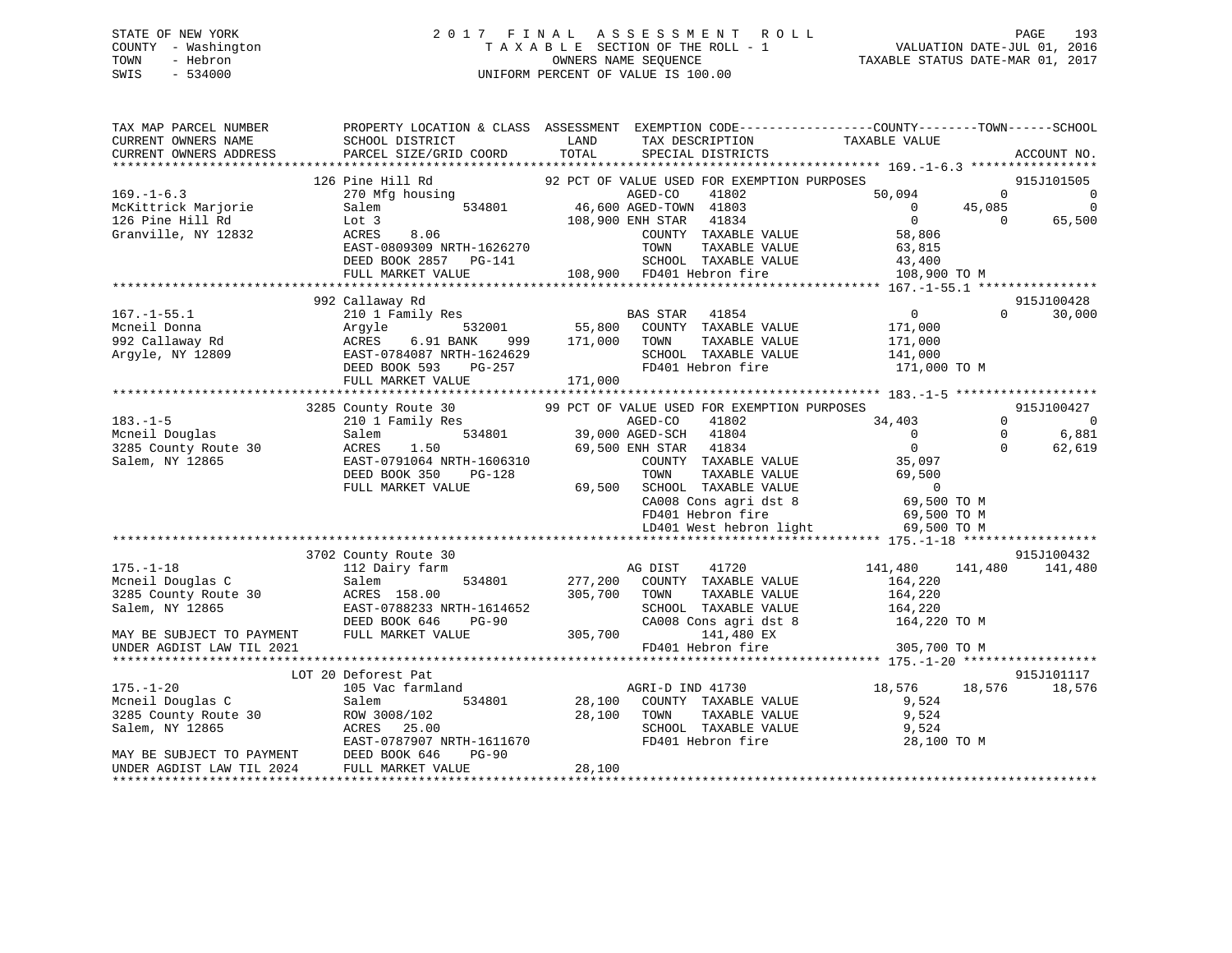STATE OF NEW YORK — 2017 FINAL ASSESSMENT ROLL
COUNTY - Washington — TAXABLE SECTION OF THE ROLL - 1 — VALUATION DATE-JUL 01, 2016
TOWN - Hebron — OWNERS NAME SEQUENCE — TAXABLE STATUS DATE-MAR 01, 2017
SWIS - 534000 — UNIFORM PERCENT OF VALUE IS 100.00

```
TAX MAP PARCEL NUMBER          PROPERTY LOCATION & CLASS  ASSESSMENT  EXEMPTION CODE------------------COUNTY--------TOWN------SCHOOL
CURRENT OWNERS NAME            SCHOOL DISTRICT               LAND      TAX DESCRIPTION            TAXABLE VALUE
CURRENT OWNERS ADDRESS         PARCEL SIZE/GRID COORD        TOTAL     SPECIAL DISTRICTS                                    ACCOUNT NO.
******************************************************************************************************* 169.-1-6.3 *****************
                  126 Pine Hill Rd                 92 PCT OF VALUE USED FOR EXEMPTION PURPOSES                               915J101505
169.-1-6.3                     270 Mfg housing                     AGED-CO     41802           50,094         0            0
McKittrick Marjorie            Salem          534801        46,600 AGED-TOWN  41803                0    45,085            0
126 Pine Hill Rd               Lot 3                       108,900 ENH STAR   41834                0         0       65,500
Granville, NY 12832            ACRES    8.06                        COUNTY  TAXABLE VALUE           58,806
                               EAST-0809309 NRTH-1626270            TOWN    TAXABLE VALUE           63,815
                               DEED BOOK 2857   PG-141              SCHOOL  TAXABLE VALUE           43,400
                               FULL MARKET VALUE           108,900  FD401 Hebron fire              108,900 TO M
******************************************************************************************************* 167.-1-55.1 ****************
                  992 Callaway Rd                                                                                            915J100428
167.-1-55.1                    210 1 Family Res                     BAS STAR   41854                0         0       30,000
Mcneil Donna                   Argyle         532001        55,800  COUNTY  TAXABLE VALUE          171,000
992 Callaway Rd                ACRES    6.91 BANK    999   171,000  TOWN    TAXABLE VALUE          171,000
Argyle, NY 12809               EAST-0784087 NRTH-1624629            SCHOOL  TAXABLE VALUE          141,000
                               DEED BOOK 593    PG-257              FD401 Hebron fire              171,000 TO M
                               FULL MARKET VALUE           171,000
******************************************************************************************************* 183.-1-5 *******************
                  3285 County Route 30             99 PCT OF VALUE USED FOR EXEMPTION PURPOSES                               915J100427
183.-1-5                       210 1 Family Res                     AGED-CO     41802           34,403         0            0
Mcneil Douglas                 Salem          534801        39,000 AGED-SCH   41804                0         0        6,881
3285 County Route 30           ACRES    1.50                69,500 ENH STAR   41834                0         0       62,619
Salem, NY 12865                EAST-0791064 NRTH-1606310            COUNTY  TAXABLE VALUE           35,097
                               DEED BOOK 350    PG-128              TOWN    TAXABLE VALUE           69,500
                               FULL MARKET VALUE            69,500  SCHOOL  TAXABLE VALUE                0
                                                                    CA008 Cons agri dst 8           69,500 TO M
                                                                    FD401 Hebron fire               69,500 TO M
                                                                    LD401 West hebron light         69,500 TO M
******************************************************************************************************* 175.-1-18 ******************
                  3702 County Route 30                                                                                       915J100432
175.-1-18                      112 Dairy farm                       AG DIST     41720          141,480   141,480      141,480
Mcneil Douglas C               Salem          534801       277,200  COUNTY  TAXABLE VALUE          164,220
3285 County Route 30           ACRES  158.00               305,700  TOWN    TAXABLE VALUE          164,220
Salem, NY 12865                EAST-0788233 NRTH-1614652            SCHOOL  TAXABLE VALUE          164,220
                               DEED BOOK 646    PG-90               CA008 Cons agri dst 8          164,220 TO M
MAY BE SUBJECT TO PAYMENT      FULL MARKET VALUE           305,700         141,480 EX
UNDER AGDIST LAW TIL 2021                                           FD401 Hebron fire              305,700 TO M
******************************************************************************************************* 175.-1-20 ******************
                  LOT 20 Deforest Pat                                                                                        915J101117
175.-1-20                      105 Vac farmland                     AGRI-D IND 41730                18,576    18,576       18,576
Mcneil Douglas C               Salem          534801        28,100  COUNTY  TAXABLE VALUE            9,524
3285 County Route 30           ROW 3008/102                 28,100  TOWN    TAXABLE VALUE            9,524
Salem, NY 12865                ACRES   25.00                        SCHOOL  TAXABLE VALUE            9,524
                               EAST-0787907 NRTH-1611670            FD401 Hebron fire               28,100 TO M
MAY BE SUBJECT TO PAYMENT      DEED BOOK 646    PG-90
UNDER AGDIST LAW TIL 2024      FULL MARKET VALUE            28,100
************************************************************************************************************************************
```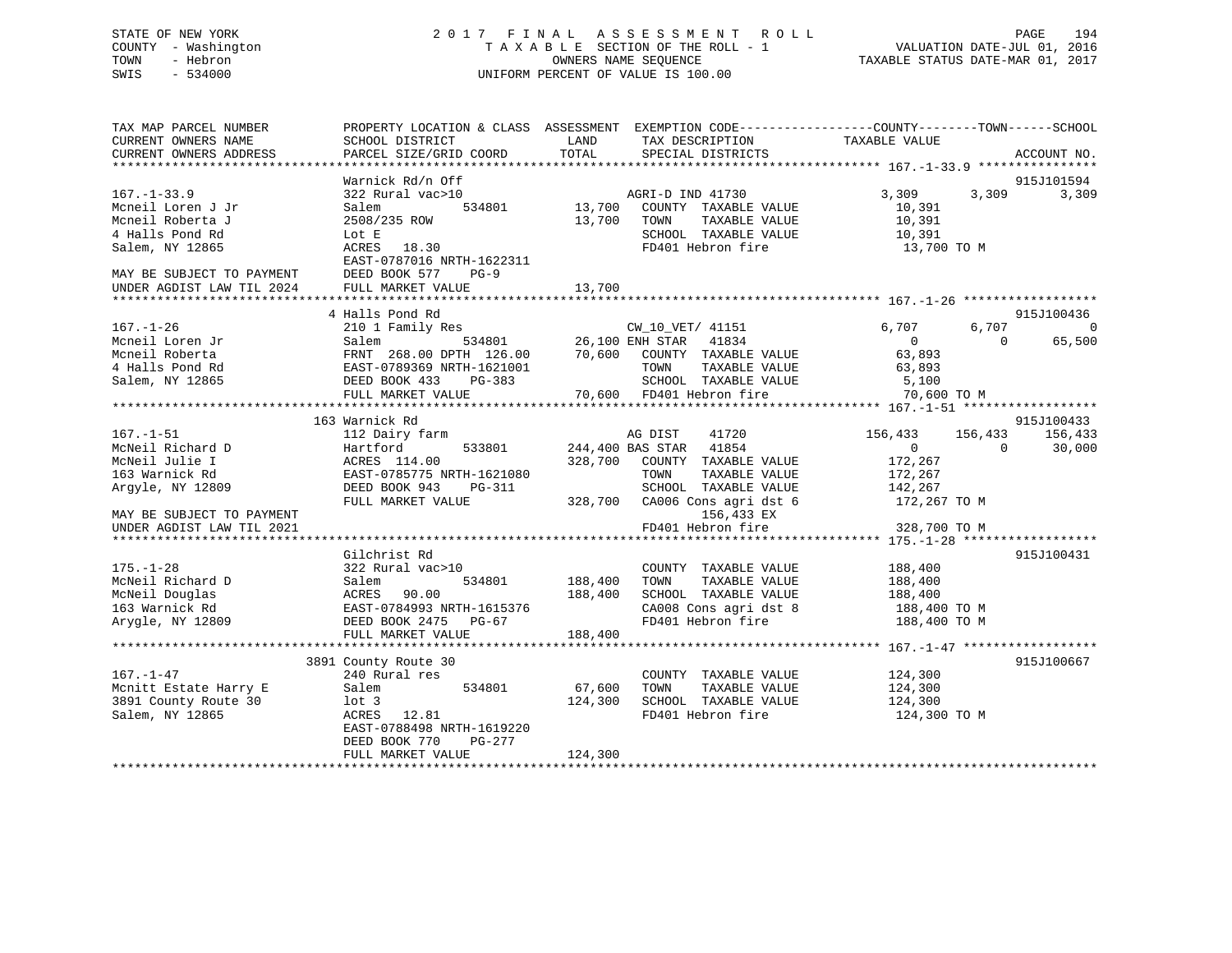STATE OF NEW YORK
COUNTY - Washington
TOWN - Hebron
SWIS - 534000

# 2017 FINAL ASSESSMENT ROLL
TAXABLE SECTION OF THE ROLL - 1
OWNERS NAME SEQUENCE
UNIFORM PERCENT OF VALUE IS 100.00

VALUATION DATE-JUL 01, 2016
TAXABLE STATUS DATE-MAR 01, 2017

```
TAX MAP PARCEL NUMBER          PROPERTY LOCATION & CLASS  ASSESSMENT  EXEMPTION CODE------------------COUNTY--------TOWN------SCHOOL
CURRENT OWNERS NAME            SCHOOL DISTRICT               LAND      TAX DESCRIPTION            TAXABLE VALUE
CURRENT OWNERS ADDRESS         PARCEL SIZE/GRID COORD       TOTAL      SPECIAL DISTRICTS                                    ACCOUNT NO.
******************************************************************************************************* 167.-1-33.9 ****************
                               Warnick Rd/n Off                                                                             915J101594
167.-1-33.9                    322 Rural vac>10                       AGRI-D IND 41730             3,309       3,309       3,309
Mcneil Loren J Jr              Salem          534801        13,700    COUNTY  TAXABLE VALUE         10,391
Mcneil Roberta J               2508/235 ROW                 13,700    TOWN    TAXABLE VALUE         10,391
4 Halls Pond Rd                Lot E                                  SCHOOL  TAXABLE VALUE         10,391
Salem, NY 12865                ACRES  18.30                           FD401 Hebron fire              13,700 TO M
                               EAST-0787016 NRTH-1622311
MAY BE SUBJECT TO PAYMENT      DEED BOOK 577    PG-9
UNDER AGDIST LAW TIL 2024      FULL MARKET VALUE            13,700
******************************************************************************************************* 167.-1-26 ******************
                               4 Halls Pond Rd                                                                              915J100436
167.-1-26                      210 1 Family Res                       CW_10_VET/ 41151             6,707       6,707           0
Mcneil Loren Jr                Salem          534801        26,100 ENH STAR   41834                  0           0      65,500
Mcneil Roberta                 FRNT 268.00 DPTH 126.00      70,600    COUNTY  TAXABLE VALUE         63,893
4 Halls Pond Rd                EAST-0789369 NRTH-1621001              TOWN    TAXABLE VALUE         63,893
Salem, NY 12865                DEED BOOK 433    PG-383                SCHOOL  TAXABLE VALUE          5,100
                               FULL MARKET VALUE            70,600    FD401 Hebron fire              70,600 TO M
******************************************************************************************************* 167.-1-51 ******************
                               163 Warnick Rd                                                                               915J100433
167.-1-51                      112 Dairy farm                         AG DIST    41720           156,433     156,433     156,433
McNeil Richard D               Hartford       533801       244,400 BAS STAR   41854                  0           0      30,000
McNeil Julie I                 ACRES 114.00                328,700    COUNTY  TAXABLE VALUE        172,267
163 Warnick Rd                 EAST-0785775 NRTH-1621080              TOWN    TAXABLE VALUE        172,267
Argyle, NY 12809               DEED BOOK 943    PG-311                SCHOOL  TAXABLE VALUE        142,267
                               FULL MARKET VALUE           328,700    CA006 Cons agri dst 6         172,267 TO M
MAY BE SUBJECT TO PAYMENT                                                  156,433 EX
UNDER AGDIST LAW TIL 2021                                             FD401 Hebron fire             328,700 TO M
******************************************************************************************************* 175.-1-28 ******************
                               Gilchrist Rd                                                                                 915J100431
175.-1-28                      322 Rural vac>10                       COUNTY  TAXABLE VALUE        188,400
McNeil Richard D               Salem          534801       188,400    TOWN    TAXABLE VALUE        188,400
McNeil Douglas                 ACRES  90.00                188,400    SCHOOL  TAXABLE VALUE        188,400
163 Warnick Rd                 EAST-0784993 NRTH-1615376              CA008 Cons agri dst 8         188,400 TO M
Arygle, NY 12809               DEED BOOK 2475   PG-67                 FD401 Hebron fire             188,400 TO M
                               FULL MARKET VALUE           188,400
******************************************************************************************************* 167.-1-47 ******************
                               3891 County Route 30                                                                         915J100667
167.-1-47                      240 Rural res                          COUNTY  TAXABLE VALUE        124,300
Mcnitt Estate Harry E          Salem          534801        67,600    TOWN    TAXABLE VALUE        124,300
3891 County Route 30           lot 3                       124,300    SCHOOL  TAXABLE VALUE        124,300
Salem, NY 12865                ACRES  12.81                           FD401 Hebron fire             124,300 TO M
                               EAST-0788498 NRTH-1619220
                               DEED BOOK 770    PG-277
                               FULL MARKET VALUE           124,300
************************************************************************************************************************************
```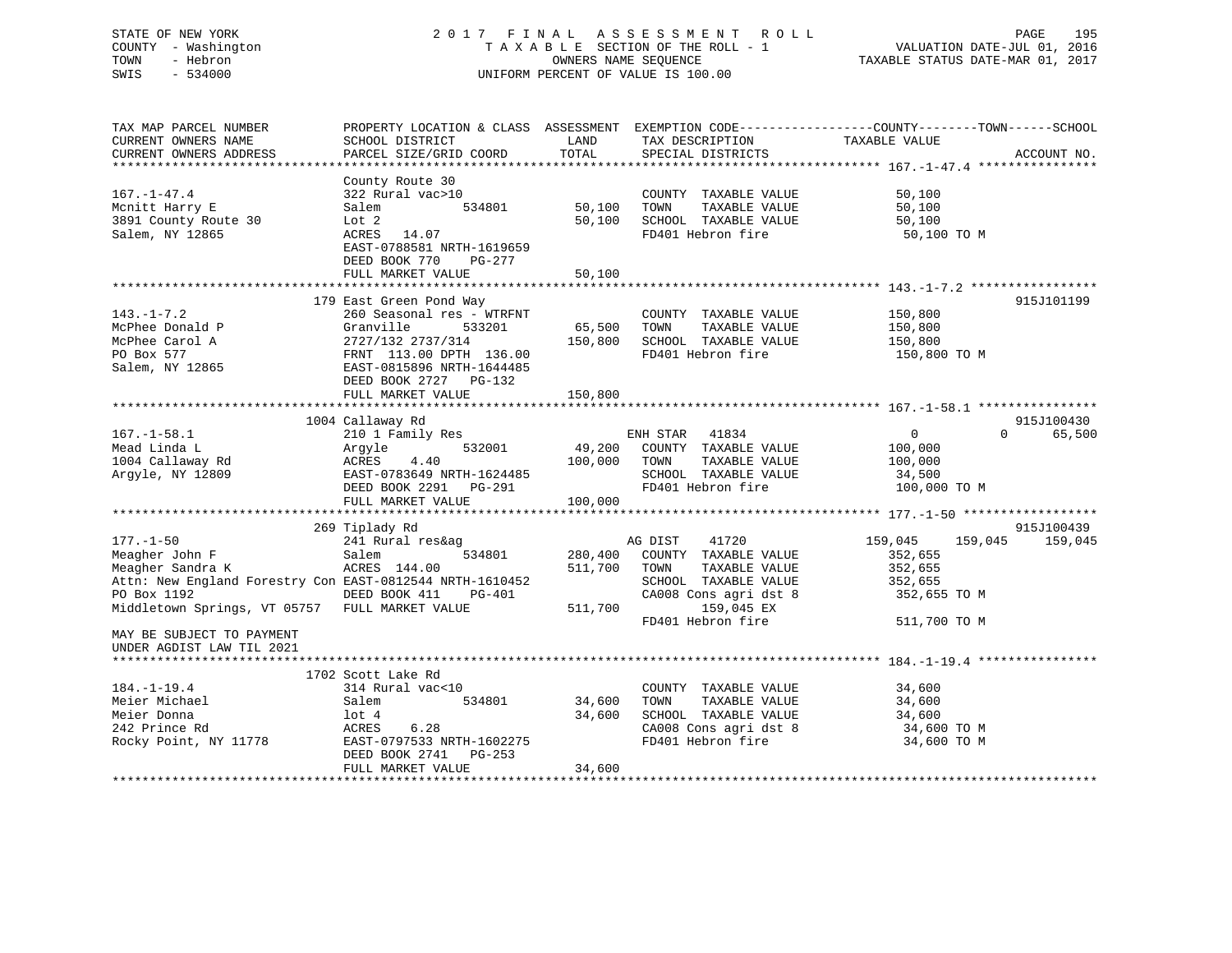STATE OF NEW YORK
COUNTY - Washington
TOWN - Hebron
SWIS - 534000

2 0 1 7 F I N A L A S S E S S M E N T R O L L
T A X A B L E SECTION OF THE ROLL - 1
OWNERS NAME SEQUENCE
UNIFORM PERCENT OF VALUE IS 100.00

VALUATION DATE-JUL 01, 2016
TAXABLE STATUS DATE-MAR 01, 2017

```
TAX MAP PARCEL NUMBER          PROPERTY LOCATION & CLASS  ASSESSMENT  EXEMPTION CODE------------------COUNTY--------TOWN------SCHOOL
CURRENT OWNERS NAME            SCHOOL DISTRICT              LAND       TAX DESCRIPTION             TAXABLE VALUE
CURRENT OWNERS ADDRESS         PARCEL SIZE/GRID COORD       TOTAL      SPECIAL DISTRICTS                                     ACCOUNT NO.
******************************************************************************************************* 167.-1-47.4 ****************
                               County Route 30
167.-1-47.4                    322 Rural vac>10                        COUNTY  TAXABLE VALUE           50,100
Mcnitt Harry E                 Salem           534801       50,100     TOWN    TAXABLE VALUE           50,100
3891 County Route 30           Lot 2                        50,100     SCHOOL  TAXABLE VALUE           50,100
Salem, NY 12865                ACRES   14.07                           FD401 Hebron fire                50,100 TO M
                               EAST-0788581 NRTH-1619659
                               DEED BOOK 770     PG-277
                               FULL MARKET VALUE            50,100
******************************************************************************************************* 143.-1-7.2 *****************
                               179 East Green Pond Way                                                                   915J101199
143.-1-7.2                     260 Seasonal res - WTRFNT               COUNTY  TAXABLE VALUE          150,800
McPhee Donald P                Granville       533201       65,500     TOWN    TAXABLE VALUE          150,800
McPhee Carol A                 2727/132 2737/314           150,800     SCHOOL  TAXABLE VALUE          150,800
PO Box 577                     FRNT  113.00 DPTH  136.00               FD401 Hebron fire               150,800 TO M
Salem, NY 12865                EAST-0815896 NRTH-1644485
                               DEED BOOK 2727    PG-132
                               FULL MARKET VALUE           150,800
******************************************************************************************************* 167.-1-58.1 ****************
                               1004 Callaway Rd                                                                          915J100430
167.-1-58.1                    210 1 Family Res                        ENH STAR   41834                  0             0       65,500
Mead Linda L                   Argyle          532001       49,200     COUNTY  TAXABLE VALUE          100,000
1004 Callaway Rd               ACRES    4.40               100,000     TOWN    TAXABLE VALUE          100,000
Argyle, NY 12809               EAST-0783649 NRTH-1624485               SCHOOL  TAXABLE VALUE           34,500
                               DEED BOOK 2291    PG-291                FD401 Hebron fire               100,000 TO M
                               FULL MARKET VALUE           100,000
******************************************************************************************************* 177.-1-50 ******************
                               269 Tiplady Rd                                                                            915J100439
177.-1-50                      241 Rural res&ag                        AG DIST    41720            159,045       159,045      159,045
Meagher John F                 Salem           534801      280,400     COUNTY  TAXABLE VALUE          352,655
Meagher Sandra K               ACRES  144.00               511,700     TOWN    TAXABLE VALUE          352,655
Attn: New England Forestry Con EAST-0812544 NRTH-1610452               SCHOOL  TAXABLE VALUE          352,655
PO Box 1192                    DEED BOOK 411     PG-401                CA008 Cons agri dst 8           352,655 TO M
Middletown Springs, VT 05757   FULL MARKET VALUE           511,700          159,045 EX
                                                                       FD401 Hebron fire               511,700 TO M
MAY BE SUBJECT TO PAYMENT
UNDER AGDIST LAW TIL 2021
******************************************************************************************************* 184.-1-19.4 ****************
                               1702 Scott Lake Rd
184.-1-19.4                    314 Rural vac<10                        COUNTY  TAXABLE VALUE           34,600
Meier Michael                  Salem           534801       34,600     TOWN    TAXABLE VALUE           34,600
Meier Donna                    lot 4                        34,600     SCHOOL  TAXABLE VALUE           34,600
242 Prince Rd                  ACRES    6.28                           CA008 Cons agri dst 8            34,600 TO M
Rocky Point, NY 11778          EAST-0797533 NRTH-1602275               FD401 Hebron fire                34,600 TO M
                               DEED BOOK 2741    PG-253
                               FULL MARKET VALUE            34,600
************************************************************************************************************************************
```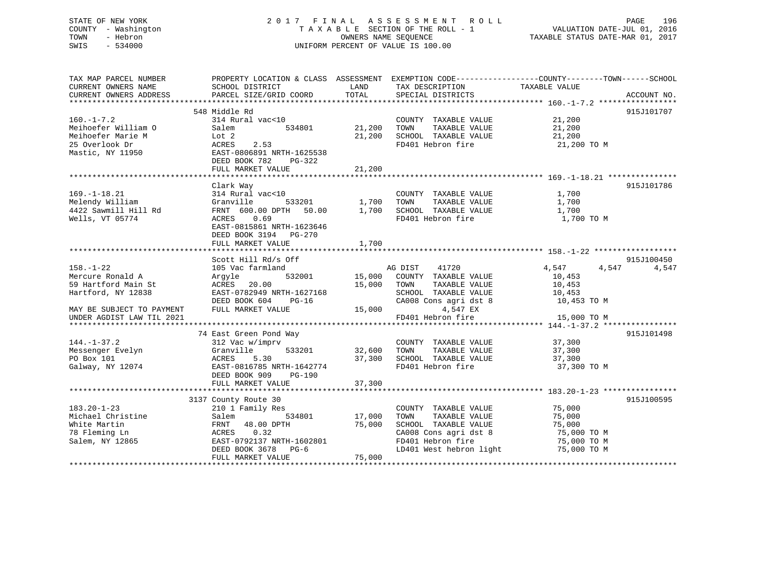STATE OF NEW YORK
COUNTY - Washington
TOWN - Hebron
SWIS - 534000

# 2017 FINAL ASSESSMENT ROLL

TAXABLE SECTION OF THE ROLL - 1
OWNERS NAME SEQUENCE
UNIFORM PERCENT OF VALUE IS 100.00

VALUATION DATE-JUL 01, 2016
TAXABLE STATUS DATE-MAR 01, 2017

| TAX MAP PARCEL NUMBER / CURRENT OWNERS NAME / CURRENT OWNERS ADDRESS | PROPERTY LOCATION & CLASS / SCHOOL DISTRICT / PARCEL SIZE/GRID COORD | ASSESSMENT LAND | TOTAL | EXEMPTION CODE / TAX DESCRIPTION / SPECIAL DISTRICTS | COUNTY TAXABLE VALUE | TOWN | SCHOOL | ACCOUNT NO. |
|---|---|---|---|---|---|---|---|---|
| 160.-1-7.2 | 548 Middle Rd | | | | | | | 915J101707 |
| | 314 Rural vac<10 | | | COUNTY TAXABLE VALUE | 21,200 | | | |
| Meihoefer William O | Salem 534801 | 21,200 | | TOWN TAXABLE VALUE | 21,200 | | | |
| Meihoefer Marie M | Lot 2 | | 21,200 | SCHOOL TAXABLE VALUE | 21,200 | | | |
| 25 Overlook Dr | ACRES 2.53 | | | FD401 Hebron fire | 21,200 TO M | | | |
| Mastic, NY 11950 | EAST-0806891 NRTH-1625538 | | | | | | | |
| | DEED BOOK 782 PG-322 | | | | | | | |
| | FULL MARKET VALUE | | 21,200 | | | | | |
| 169.-1-18.21 | Clark Way | | | | | | | 915J101786 |
| | 314 Rural vac<10 | | | COUNTY TAXABLE VALUE | 1,700 | | | |
| Melendy William | Granville 533201 | 1,700 | | TOWN TAXABLE VALUE | 1,700 | | | |
| 4422 Sawmill Hill Rd | FRNT 600.00 DPTH 50.00 | | 1,700 | SCHOOL TAXABLE VALUE | 1,700 | | | |
| Wells, VT 05774 | ACRES 0.69 | | | FD401 Hebron fire | 1,700 TO M | | | |
| | EAST-0815861 NRTH-1623646 | | | | | | | |
| | DEED BOOK 3194 PG-270 | | | | | | | |
| | FULL MARKET VALUE | | 1,700 | | | | | |
| 158.-1-22 | Scott Hill Rd/s Off | | | | | | | 915J100450 |
| | 105 Vac farmland | | | AG DIST 41720 | 4,547 | 4,547 | 4,547 | |
| Mercure Ronald A | Argyle 532001 | 15,000 | | COUNTY TAXABLE VALUE | 10,453 | | | |
| 59 Hartford Main St | ACRES 20.00 | | 15,000 | TOWN TAXABLE VALUE | 10,453 | | | |
| Hartford, NY 12838 | EAST-0782949 NRTH-1627168 | | | SCHOOL TAXABLE VALUE | 10,453 | | | |
| | DEED BOOK 604 PG-16 | | | CA008 Cons agri dst 8 | 10,453 TO M | | | |
| MAY BE SUBJECT TO PAYMENT | FULL MARKET VALUE | | 15,000 | 4,547 EX | | | | |
| UNDER AGDIST LAW TIL 2021 | | | | FD401 Hebron fire | 15,000 TO M | | | |
| 144.-1-37.2 | 74 East Green Pond Way | | | | | | | 915J101498 |
| | 312 Vac w/imprv | | | COUNTY TAXABLE VALUE | 37,300 | | | |
| Messenger Evelyn | Granville 533201 | 32,600 | | TOWN TAXABLE VALUE | 37,300 | | | |
| PO Box 101 | ACRES 5.30 | | 37,300 | SCHOOL TAXABLE VALUE | 37,300 | | | |
| Galway, NY 12074 | EAST-0816785 NRTH-1642774 | | | FD401 Hebron fire | 37,300 TO M | | | |
| | DEED BOOK 909 PG-190 | | | | | | | |
| | FULL MARKET VALUE | | 37,300 | | | | | |
| 183.20-1-23 | 3137 County Route 30 | | | | | | | 915J100595 |
| | 210 1 Family Res | | | COUNTY TAXABLE VALUE | 75,000 | | | |
| Michael Christine | Salem 534801 | 17,000 | | TOWN TAXABLE VALUE | 75,000 | | | |
| White Martin | FRNT 48.00 DPTH | | 75,000 | SCHOOL TAXABLE VALUE | 75,000 | | | |
| 78 Fleming Ln | ACRES 0.32 | | | CA008 Cons agri dst 8 | 75,000 TO M | | | |
| Salem, NY 12865 | EAST-0792137 NRTH-1602801 | | | FD401 Hebron fire | 75,000 TO M | | | |
| | DEED BOOK 3678 PG-6 | | | LD401 West hebron light | 75,000 TO M | | | |
| | FULL MARKET VALUE | | 75,000 | | | | | |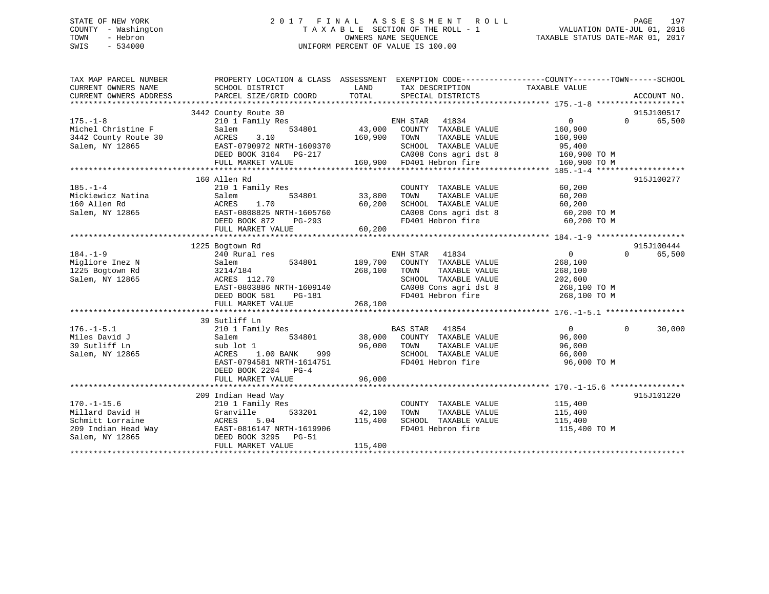STATE OF NEW YORK
COUNTY - Washington
TOWN - Hebron
SWIS - 534000

# 2017 FINAL ASSESSMENT ROLL
TAXABLE SECTION OF THE ROLL - 1
OWNERS NAME SEQUENCE
UNIFORM PERCENT OF VALUE IS 100.00

VALUATION DATE-JUL 01, 2016
TAXABLE STATUS DATE-MAR 01, 2017

| TAX MAP PARCEL NUMBER / CURRENT OWNERS NAME / CURRENT OWNERS ADDRESS | PROPERTY LOCATION & CLASS / SCHOOL DISTRICT / PARCEL SIZE/GRID COORD | ASSESSMENT LAND | TOTAL | EXEMPTION CODE / TAX DESCRIPTION / SPECIAL DISTRICTS | COUNTY / TOWN TAXABLE VALUE | SCHOOL | ACCOUNT NO. |
|---|---|---|---|---|---|---|---|
| 175.-1-8 | 3442 County Route 30 | | | | | | 915J100517 |
| Michel Christine F | 210 1 Family Res | | | ENH STAR 41834 | 0 | 0 65,500 | |
| 3442 County Route 30 | Salem 534801 | 43,000 | | COUNTY TAXABLE VALUE | 160,900 | | |
| Salem, NY 12865 | ACRES 3.10 | | 160,900 | TOWN TAXABLE VALUE | 160,900 | | |
| | EAST-0790972 NRTH-1609370 | | | SCHOOL TAXABLE VALUE | 95,400 | | |
| | DEED BOOK 3164 PG-217 | | | CA008 Cons agri dst 8 | 160,900 TO M | | |
| | FULL MARKET VALUE | | 160,900 | FD401 Hebron fire | 160,900 TO M | | |
| 185.-1-4 | 160 Allen Rd | | | | | | 915J100277 |
| Mickiewicz Natina | 210 1 Family Res | | | COUNTY TAXABLE VALUE | 60,200 | | |
| 160 Allen Rd | Salem 534801 | 33,800 | | TOWN TAXABLE VALUE | 60,200 | | |
| Salem, NY 12865 | ACRES 1.70 | | 60,200 | SCHOOL TAXABLE VALUE | 60,200 | | |
| | EAST-0808825 NRTH-1605760 | | | CA008 Cons agri dst 8 | 60,200 TO M | | |
| | DEED BOOK 872 PG-293 | | | FD401 Hebron fire | 60,200 TO M | | |
| | FULL MARKET VALUE | | 60,200 | | | | |
| 184.-1-9 | 1225 Bogtown Rd | | | | | | 915J100444 |
| Migliore Inez N | 240 Rural res | | | ENH STAR 41834 | 0 | 0 65,500 | |
| 1225 Bogtown Rd | Salem 534801 | 189,700 | | COUNTY TAXABLE VALUE | 268,100 | | |
| Salem, NY 12865 | 3214/184 | | 268,100 | TOWN TAXABLE VALUE | 268,100 | | |
| | ACRES 112.70 | | | SCHOOL TAXABLE VALUE | 202,600 | | |
| | EAST-0803886 NRTH-1609140 | | | CA008 Cons agri dst 8 | 268,100 TO M | | |
| | DEED BOOK 581 PG-181 | | | FD401 Hebron fire | 268,100 TO M | | |
| | FULL MARKET VALUE | | 268,100 | | | | |
| 176.-1-5.1 | 39 Sutliff Ln | | | | | | |
| Miles David J | 210 1 Family Res | | | BAS STAR 41854 | 0 | 0 30,000 | |
| 39 Sutliff Ln | Salem 534801 | 38,000 | | COUNTY TAXABLE VALUE | 96,000 | | |
| Salem, NY 12865 | sub lot 1 | | 96,000 | TOWN TAXABLE VALUE | 96,000 | | |
| | ACRES 1.00 BANK 999 | | | SCHOOL TAXABLE VALUE | 66,000 | | |
| | EAST-0794581 NRTH-1614751 | | | FD401 Hebron fire | 96,000 TO M | | |
| | DEED BOOK 2204 PG-4 | | | | | | |
| | FULL MARKET VALUE | | 96,000 | | | | |
| 170.-1-15.6 | 209 Indian Head Way | | | | | | 915J101220 |
| Millard David H | 210 1 Family Res | | | COUNTY TAXABLE VALUE | 115,400 | | |
| Schmitt Lorraine | Granville 533201 | 42,100 | | TOWN TAXABLE VALUE | 115,400 | | |
| 209 Indian Head Way | ACRES 5.04 | | 115,400 | SCHOOL TAXABLE VALUE | 115,400 | | |
| Salem, NY 12865 | EAST-0816147 NRTH-1619906 | | | FD401 Hebron fire | 115,400 TO M | | |
| | DEED BOOK 3295 PG-51 | | | | | | |
| | FULL MARKET VALUE | | 115,400 | | | | |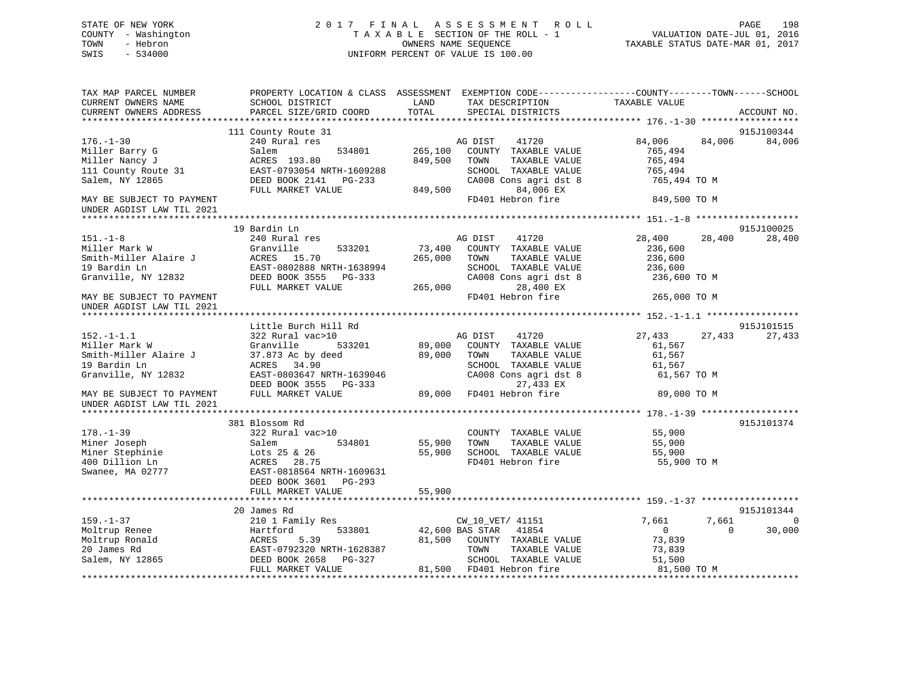STATE OF NEW YORK
COUNTY - Washington
TOWN - Hebron
SWIS - 534000

# 2017 FINAL ASSESSMENT ROLL

TAXABLE SECTION OF THE ROLL - 1
OWNERS NAME SEQUENCE
UNIFORM PERCENT OF VALUE IS 100.00

VALUATION DATE-JUL 01, 2016
TAXABLE STATUS DATE-MAR 01, 2017

| TAX MAP PARCEL NUMBER / CURRENT OWNERS NAME / CURRENT OWNERS ADDRESS | PROPERTY LOCATION & CLASS / SCHOOL DISTRICT / PARCEL SIZE/GRID COORD | ASSESSMENT LAND | TOTAL | EXEMPTION CODE / TAX DESCRIPTION / SPECIAL DISTRICTS | COUNTY TAXABLE VALUE | TOWN | SCHOOL | ACCOUNT NO. |
|---|---|---|---|---|---|---|---|---|
| 176.-1-30 | 111 County Route 31 | | | | | | | 915J100344 |
| 176.-1-30 | 240 Rural res | | | AG DIST 41720 | 84,006 | 84,006 | 84,006 | |
| Miller Barry G | Salem 534801 | 265,100 | | COUNTY TAXABLE VALUE | 765,494 | | | |
| Miller Nancy J | ACRES 193.80 | | 849,500 | TOWN TAXABLE VALUE | 765,494 | | | |
| 111 County Route 31 | EAST-0793054 NRTH-1609288 | | | SCHOOL TAXABLE VALUE | 765,494 | | | |
| Salem, NY 12865 | DEED BOOK 2141 PG-233 | | | CA008 Cons agri dst 8 | 765,494 TO M | | | |
| | FULL MARKET VALUE | | 849,500 | 84,006 EX | | | | |
| MAY BE SUBJECT TO PAYMENT UNDER AGDIST LAW TIL 2021 | | | | FD401 Hebron fire | 849,500 TO M | | | |
| 151.-1-8 | 19 Bardin Ln | | | | | | | 915J100025 |
| 151.-1-8 | 240 Rural res | | | AG DIST 41720 | 28,400 | 28,400 | 28,400 | |
| Miller Mark W | Granville 533201 | 73,400 | | COUNTY TAXABLE VALUE | 236,600 | | | |
| Smith-Miller Alaire J | ACRES 15.70 | | 265,000 | TOWN TAXABLE VALUE | 236,600 | | | |
| 19 Bardin Ln | EAST-0802888 NRTH-1638994 | | | SCHOOL TAXABLE VALUE | 236,600 | | | |
| Granville, NY 12832 | DEED BOOK 3555 PG-333 | | | CA008 Cons agri dst 8 | 236,600 TO M | | | |
| | FULL MARKET VALUE | | 265,000 | 28,400 EX | | | | |
| MAY BE SUBJECT TO PAYMENT UNDER AGDIST LAW TIL 2021 | | | | FD401 Hebron fire | 265,000 TO M | | | |
| 152.-1-1.1 | Little Burch Hill Rd | | | | | | | 915J101515 |
| 152.-1-1.1 | 322 Rural vac>10 | | | AG DIST 41720 | 27,433 | 27,433 | 27,433 | |
| Miller Mark W | Granville 533201 | 89,000 | | COUNTY TAXABLE VALUE | 61,567 | | | |
| Smith-Miller Alaire J | 37.873 Ac by deed | | 89,000 | TOWN TAXABLE VALUE | 61,567 | | | |
| 19 Bardin Ln | ACRES 34.90 | | | SCHOOL TAXABLE VALUE | 61,567 | | | |
| Granville, NY 12832 | EAST-0803647 NRTH-1639046 | | | CA008 Cons agri dst 8 | 61,567 TO M | | | |
| | DEED BOOK 3555 PG-333 | | | 27,433 EX | | | | |
| MAY BE SUBJECT TO PAYMENT UNDER AGDIST LAW TIL 2021 | FULL MARKET VALUE | | 89,000 | FD401 Hebron fire | 89,000 TO M | | | |
| 178.-1-39 | 381 Blossom Rd | | | | | | | 915J101374 |
| 178.-1-39 | 322 Rural vac>10 | | | COUNTY TAXABLE VALUE | 55,900 | | | |
| Miner Joseph | Salem 534801 | 55,900 | | TOWN TAXABLE VALUE | 55,900 | | | |
| Miner Stephinie | Lots 25 & 26 | | 55,900 | SCHOOL TAXABLE VALUE | 55,900 | | | |
| 400 Dillion Ln | ACRES 28.75 | | | FD401 Hebron fire | 55,900 TO M | | | |
| Swanee, MA 02777 | EAST-0818564 NRTH-1609631 | | | | | | | |
| | DEED BOOK 3601 PG-293 | | | | | | | |
| | FULL MARKET VALUE | | 55,900 | | | | | |
| 159.-1-37 | 20 James Rd | | | | | | | 915J101344 |
| 159.-1-37 | 210 1 Family Res | | | CW_10_VET/ 41151 | 7,661 | 7,661 | 0 | |
| Moltrup Renee | Hartford 533801 | 42,600 | | BAS STAR 41854 | 0 | 0 | 30,000 | |
| Moltrup Ronald | ACRES 5.39 | | 81,500 | COUNTY TAXABLE VALUE | 73,839 | | | |
| 20 James Rd | EAST-0792320 NRTH-1628387 | | | TOWN TAXABLE VALUE | 73,839 | | | |
| Salem, NY 12865 | DEED BOOK 2658 PG-327 | | | SCHOOL TAXABLE VALUE | 51,500 | | | |
| | FULL MARKET VALUE | | 81,500 | FD401 Hebron fire | 81,500 TO M | | | |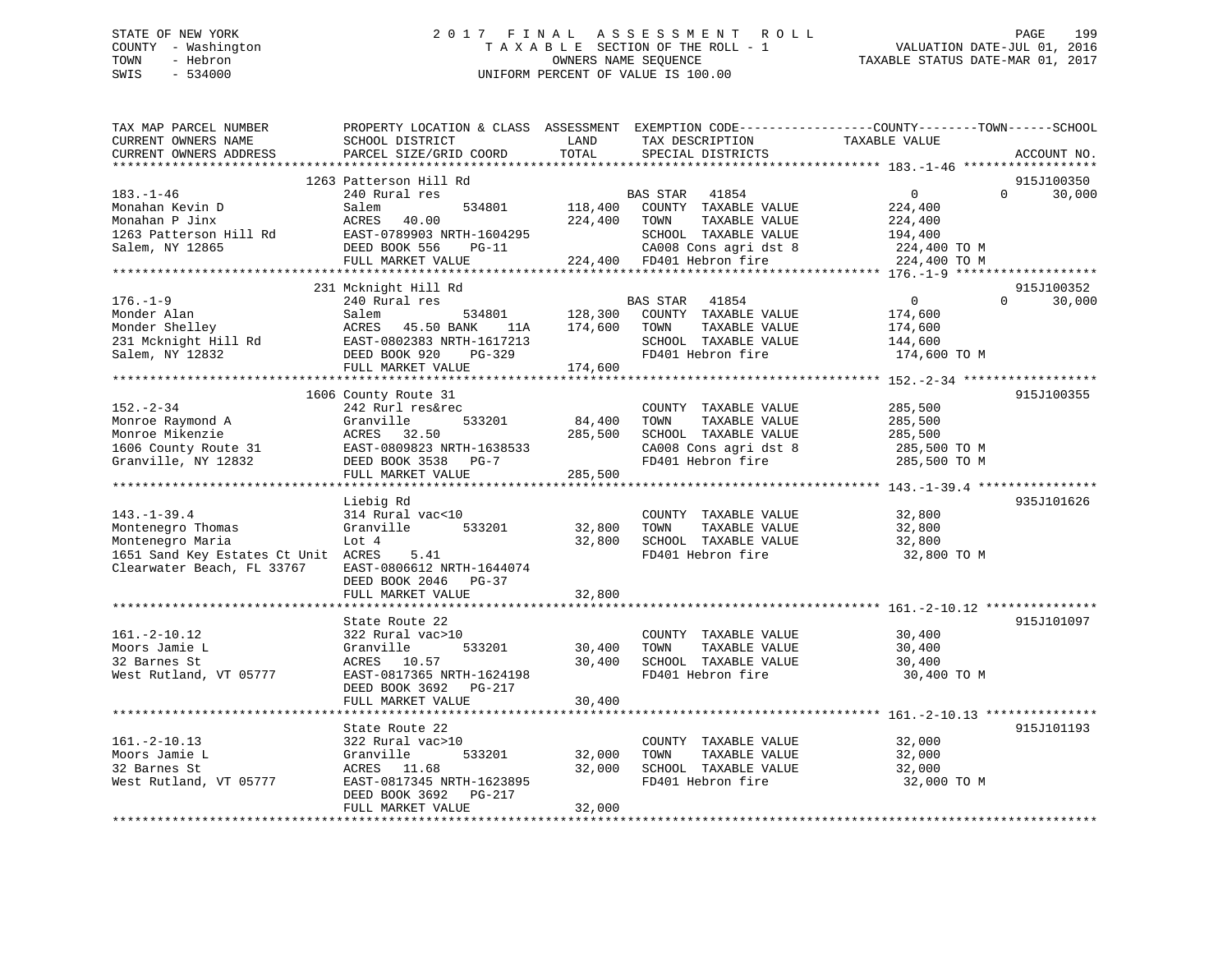STATE OF NEW YORK
COUNTY - Washington
TOWN - Hebron
SWIS - 534000

# 2017 FINAL ASSESSMENT ROLL

TAXABLE SECTION OF THE ROLL - 1
OWNERS NAME SEQUENCE
UNIFORM PERCENT OF VALUE IS 100.00

VALUATION DATE-JUL 01, 2016
TAXABLE STATUS DATE-MAR 01, 2017

| TAX MAP PARCEL NUMBER / CURRENT OWNERS NAME / CURRENT OWNERS ADDRESS | PROPERTY LOCATION & CLASS / SCHOOL DISTRICT / PARCEL SIZE/GRID COORD | ASSESSMENT LAND / TOTAL | EXEMPTION CODE / TAX DESCRIPTION / SPECIAL DISTRICTS | COUNTY TAXABLE VALUE | TOWN | SCHOOL | ACCOUNT NO. |
|---|---|---|---|---|---|---|---|
| 183.-1-46 | 1263 Patterson Hill Rd | | | | | | 915J100350 |
| Monahan Kevin D | 240 Rural res | | BAS STAR 41854 | 0 | 0 | 30,000 | |
| Monahan P Jinx | Salem 534801 | 118,400 | COUNTY TAXABLE VALUE | 224,400 | | | |
| 1263 Patterson Hill Rd | ACRES 40.00 | 224,400 | TOWN TAXABLE VALUE | 224,400 | | | |
| Salem, NY 12865 | EAST-0789903 NRTH-1604295 | | SCHOOL TAXABLE VALUE | 194,400 | | | |
| | DEED BOOK 556 PG-11 | | CA008 Cons agri dst 8 | 224,400 TO M | | | |
| | FULL MARKET VALUE | 224,400 | FD401 Hebron fire | 224,400 TO M | | | |
| 176.-1-9 | 231 Mcknight Hill Rd | | | | | | 915J100352 |
| Monder Alan | 240 Rural res | | BAS STAR 41854 | 0 | 0 | 30,000 | |
| Monder Shelley | Salem 534801 | 128,300 | COUNTY TAXABLE VALUE | 174,600 | | | |
| 231 Mcknight Hill Rd | ACRES 45.50 BANK 11A | 174,600 | TOWN TAXABLE VALUE | 174,600 | | | |
| Salem, NY 12832 | EAST-0802383 NRTH-1617213 | | SCHOOL TAXABLE VALUE | 144,600 | | | |
| | DEED BOOK 920 PG-329 | | FD401 Hebron fire | 174,600 TO M | | | |
| | FULL MARKET VALUE | 174,600 | | | | | |
| 152.-2-34 | 1606 County Route 31 | | | | | | 915J100355 |
| Monroe Raymond A | 242 Rurl res&rec | | COUNTY TAXABLE VALUE | 285,500 | | | |
| Monroe Mikenzie | Granville 533201 | 84,400 | TOWN TAXABLE VALUE | 285,500 | | | |
| 1606 County Route 31 | ACRES 32.50 | 285,500 | SCHOOL TAXABLE VALUE | 285,500 | | | |
| Granville, NY 12832 | EAST-0809823 NRTH-1638533 | | CA008 Cons agri dst 8 | 285,500 TO M | | | |
| | DEED BOOK 3538 PG-7 | | FD401 Hebron fire | 285,500 TO M | | | |
| | FULL MARKET VALUE | 285,500 | | | | | |
| 143.-1-39.4 | Liebig Rd | | | | | | 935J101626 |
| Montenegro Thomas | 314 Rural vac<10 | | COUNTY TAXABLE VALUE | 32,800 | | | |
| Montenegro Maria | Granville 533201 | 32,800 | TOWN TAXABLE VALUE | 32,800 | | | |
| 1651 Sand Key Estates Ct Unit | Lot 4 | 32,800 | SCHOOL TAXABLE VALUE | 32,800 | | | |
| Clearwater Beach, FL 33767 | ACRES 5.41 | | FD401 Hebron fire | 32,800 TO M | | | |
| | EAST-0806612 NRTH-1644074 | | | | | | |
| | DEED BOOK 2046 PG-37 | | | | | | |
| | FULL MARKET VALUE | 32,800 | | | | | |
| 161.-2-10.12 | State Route 22 | | | | | | 915J101097 |
| Moors Jamie L | 322 Rural vac>10 | | COUNTY TAXABLE VALUE | 30,400 | | | |
| 32 Barnes St | Granville 533201 | 30,400 | TOWN TAXABLE VALUE | 30,400 | | | |
| West Rutland, VT 05777 | ACRES 10.57 | 30,400 | SCHOOL TAXABLE VALUE | 30,400 | | | |
| | EAST-0817365 NRTH-1624198 | | FD401 Hebron fire | 30,400 TO M | | | |
| | DEED BOOK 3692 PG-217 | | | | | | |
| | FULL MARKET VALUE | 30,400 | | | | | |
| 161.-2-10.13 | State Route 22 | | | | | | 915J101193 |
| Moors Jamie L | 322 Rural vac>10 | | COUNTY TAXABLE VALUE | 32,000 | | | |
| 32 Barnes St | Granville 533201 | 32,000 | TOWN TAXABLE VALUE | 32,000 | | | |
| West Rutland, VT 05777 | ACRES 11.68 | 32,000 | SCHOOL TAXABLE VALUE | 32,000 | | | |
| | EAST-0817345 NRTH-1623895 | | FD401 Hebron fire | 32,000 TO M | | | |
| | DEED BOOK 3692 PG-217 | | | | | | |
| | FULL MARKET VALUE | 32,000 | | | | | |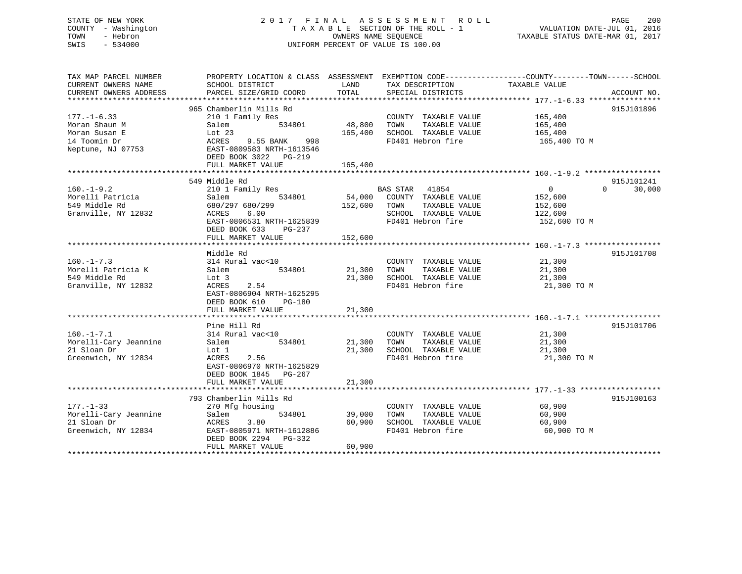STATE OF NEW YORK
COUNTY - Washington
TOWN - Hebron
SWIS - 534000

# 2017 FINAL ASSESSMENT ROLL

TAXABLE SECTION OF THE ROLL - 1
OWNERS NAME SEQUENCE
UNIFORM PERCENT OF VALUE IS 100.00

VALUATION DATE-JUL 01, 2016
TAXABLE STATUS DATE-MAR 01, 2017

| TAX MAP PARCEL NUMBER / CURRENT OWNERS NAME / CURRENT OWNERS ADDRESS | PROPERTY LOCATION & CLASS / SCHOOL DISTRICT / PARCEL SIZE/GRID COORD | ASSESSMENT LAND | TOTAL | EXEMPTION CODE / TAX DESCRIPTION / SPECIAL DISTRICTS | COUNTY TAXABLE VALUE | TOWN | SCHOOL | ACCOUNT NO. |
|---|---|---|---|---|---|---|---|---|
| 177.-1-6.33 | 965 Chamberlin Mills Rd | | | | | | | 915J101896 |
| Moran Shaun M | 210 1 Family Res | | | COUNTY TAXABLE VALUE | 165,400 | | | |
| Moran Susan E | Salem 534801 | 48,800 | | TOWN TAXABLE VALUE | 165,400 | | | |
| 14 Toomin Dr | Lot 23 | | 165,400 | SCHOOL TAXABLE VALUE | 165,400 | | | |
| Neptune, NJ 07753 | ACRES 9.55 BANK 998 | | | FD401 Hebron fire | 165,400 TO M | | | |
| | EAST-0809583 NRTH-1613546 | | | | | | | |
| | DEED BOOK 3022 PG-219 | | | | | | | |
| | FULL MARKET VALUE | | 165,400 | | | | | |
| 160.-1-9.2 | 549 Middle Rd | | | | | | | 915J101241 |
| Morelli Patricia | 210 1 Family Res | | | BAS STAR 41854 | 0 | 0 | 30,000 | |
| 549 Middle Rd | Salem 534801 | 54,000 | | COUNTY TAXABLE VALUE | 152,600 | | | |
| Granville, NY 12832 | 680/297 680/299 | | 152,600 | TOWN TAXABLE VALUE | 152,600 | | | |
| | ACRES 6.00 | | | SCHOOL TAXABLE VALUE | 122,600 | | | |
| | EAST-0806531 NRTH-1625839 | | | FD401 Hebron fire | 152,600 TO M | | | |
| | DEED BOOK 633 PG-237 | | | | | | | |
| | FULL MARKET VALUE | | 152,600 | | | | | |
| 160.-1-7.3 | Middle Rd | | | | | | | 915J101708 |
| Morelli Patricia K | 314 Rural vac<10 | | | COUNTY TAXABLE VALUE | 21,300 | | | |
| 549 Middle Rd | Salem 534801 | 21,300 | | TOWN TAXABLE VALUE | 21,300 | | | |
| Granville, NY 12832 | Lot 3 | | 21,300 | SCHOOL TAXABLE VALUE | 21,300 | | | |
| | ACRES 2.54 | | | FD401 Hebron fire | 21,300 TO M | | | |
| | EAST-0806904 NRTH-1625295 | | | | | | | |
| | DEED BOOK 610 PG-180 | | | | | | | |
| | FULL MARKET VALUE | | 21,300 | | | | | |
| 160.-1-7.1 | Pine Hill Rd | | | | | | | 915J101706 |
| Morelli-Cary Jeannine | 314 Rural vac<10 | | | COUNTY TAXABLE VALUE | 21,300 | | | |
| 21 Sloan Dr | Salem 534801 | 21,300 | | TOWN TAXABLE VALUE | 21,300 | | | |
| Greenwich, NY 12834 | Lot 1 | | 21,300 | SCHOOL TAXABLE VALUE | 21,300 | | | |
| | ACRES 2.56 | | | FD401 Hebron fire | 21,300 TO M | | | |
| | EAST-0806970 NRTH-1625829 | | | | | | | |
| | DEED BOOK 1845 PG-267 | | | | | | | |
| | FULL MARKET VALUE | | 21,300 | | | | | |
| 177.-1-33 | 793 Chamberlin Mills Rd | | | | | | | 915J100163 |
| Morelli-Cary Jeannine | 270 Mfg housing | | | COUNTY TAXABLE VALUE | 60,900 | | | |
| 21 Sloan Dr | Salem 534801 | 39,000 | | TOWN TAXABLE VALUE | 60,900 | | | |
| Greenwich, NY 12834 | ACRES 3.80 | | 60,900 | SCHOOL TAXABLE VALUE | 60,900 | | | |
| | EAST-0805971 NRTH-1612886 | | | FD401 Hebron fire | 60,900 TO M | | | |
| | DEED BOOK 2294 PG-332 | | | | | | | |
| | FULL MARKET VALUE | | 60,900 | | | | | |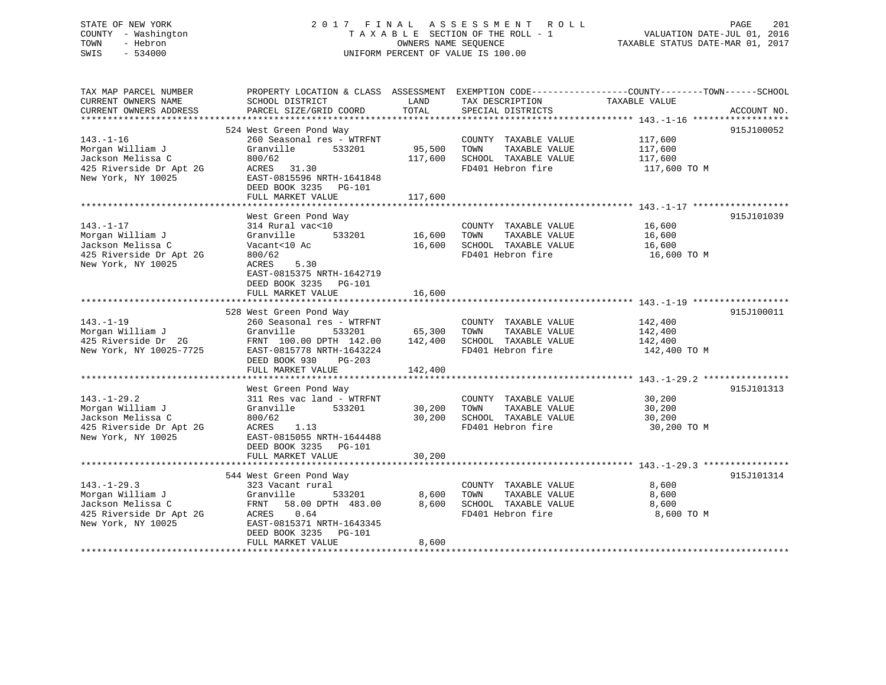STATE OF NEW YORK
COUNTY - Washington
TOWN - Hebron
SWIS - 534000

# 2017 FINAL ASSESSMENT ROLL

TAXABLE SECTION OF THE ROLL - 1
OWNERS NAME SEQUENCE
UNIFORM PERCENT OF VALUE IS 100.00

VALUATION DATE-JUL 01, 2016
TAXABLE STATUS DATE-MAR 01, 2017

| TAX MAP PARCEL NUMBER / CURRENT OWNERS NAME / CURRENT OWNERS ADDRESS | PROPERTY LOCATION & CLASS / SCHOOL DISTRICT / PARCEL SIZE/GRID COORD | ASSESSMENT LAND | ASSESSMENT TOTAL | EXEMPTION CODE / TAX DESCRIPTION / SPECIAL DISTRICTS | COUNTY--------TOWN------SCHOOL TAXABLE VALUE | ACCOUNT NO. |
|---|---|---|---|---|---|---|
| **143.-1-16** | 524 West Green Pond Way | | | | | 915J100052 |
| Morgan William J | 260 Seasonal res - WTRFNT | | | COUNTY TAXABLE VALUE | 117,600 | |
| Jackson Melissa C | Granville 533201 | 95,500 | | TOWN TAXABLE VALUE | 117,600 | |
| 425 Riverside Dr Apt 2G | 800/62 | | 117,600 | SCHOOL TAXABLE VALUE | 117,600 | |
| New York, NY 10025 | ACRES 31.30 | | | FD401 Hebron fire | 117,600 TO M | |
| | EAST-0815596 NRTH-1641848 | | | | | |
| | DEED BOOK 3235 PG-101 | | | | | |
| | FULL MARKET VALUE | | 117,600 | | | |
| **143.-1-17** | West Green Pond Way | | | | | 915J101039 |
| Morgan William J | 314 Rural vac<10 | | | COUNTY TAXABLE VALUE | 16,600 | |
| Jackson Melissa C | Granville 533201 | 16,600 | | TOWN TAXABLE VALUE | 16,600 | |
| 425 Riverside Dr Apt 2G | Vacant<10 Ac | | 16,600 | SCHOOL TAXABLE VALUE | 16,600 | |
| New York, NY 10025 | 800/62 | | | FD401 Hebron fire | 16,600 TO M | |
| | ACRES 5.30 | | | | | |
| | EAST-0815375 NRTH-1642719 | | | | | |
| | DEED BOOK 3235 PG-101 | | | | | |
| | FULL MARKET VALUE | | 16,600 | | | |
| **143.-1-19** | 528 West Green Pond Way | | | | | 915J100011 |
| Morgan William J | 260 Seasonal res - WTRFNT | | | COUNTY TAXABLE VALUE | 142,400 | |
| 425 Riverside Dr 2G | Granville 533201 | 65,300 | | TOWN TAXABLE VALUE | 142,400 | |
| New York, NY 10025-7725 | FRNT 100.00 DPTH 142.00 | | 142,400 | SCHOOL TAXABLE VALUE | 142,400 | |
| | EAST-0815778 NRTH-1643224 | | | FD401 Hebron fire | 142,400 TO M | |
| | DEED BOOK 930 PG-203 | | | | | |
| | FULL MARKET VALUE | | 142,400 | | | |
| **143.-1-29.2** | West Green Pond Way | | | | | 915J101313 |
| Morgan William J | 311 Res vac land - WTRFNT | | | COUNTY TAXABLE VALUE | 30,200 | |
| Jackson Melissa C | Granville 533201 | 30,200 | | TOWN TAXABLE VALUE | 30,200 | |
| 425 Riverside Dr Apt 2G | 800/62 | | 30,200 | SCHOOL TAXABLE VALUE | 30,200 | |
| New York, NY 10025 | ACRES 1.13 | | | FD401 Hebron fire | 30,200 TO M | |
| | EAST-0815055 NRTH-1644488 | | | | | |
| | DEED BOOK 3235 PG-101 | | | | | |
| | FULL MARKET VALUE | | 30,200 | | | |
| **143.-1-29.3** | 544 West Green Pond Way | | | | | 915J101314 |
| Morgan William J | 323 Vacant rural | | | COUNTY TAXABLE VALUE | 8,600 | |
| Jackson Melissa C | Granville 533201 | 8,600 | | TOWN TAXABLE VALUE | 8,600 | |
| 425 Riverside Dr Apt 2G | FRNT 58.00 DPTH 483.00 | | 8,600 | SCHOOL TAXABLE VALUE | 8,600 | |
| New York, NY 10025 | ACRES 0.64 | | | FD401 Hebron fire | 8,600 TO M | |
| | EAST-0815371 NRTH-1643345 | | | | | |
| | DEED BOOK 3235 PG-101 | | | | | |
| | FULL MARKET VALUE | | 8,600 | | | |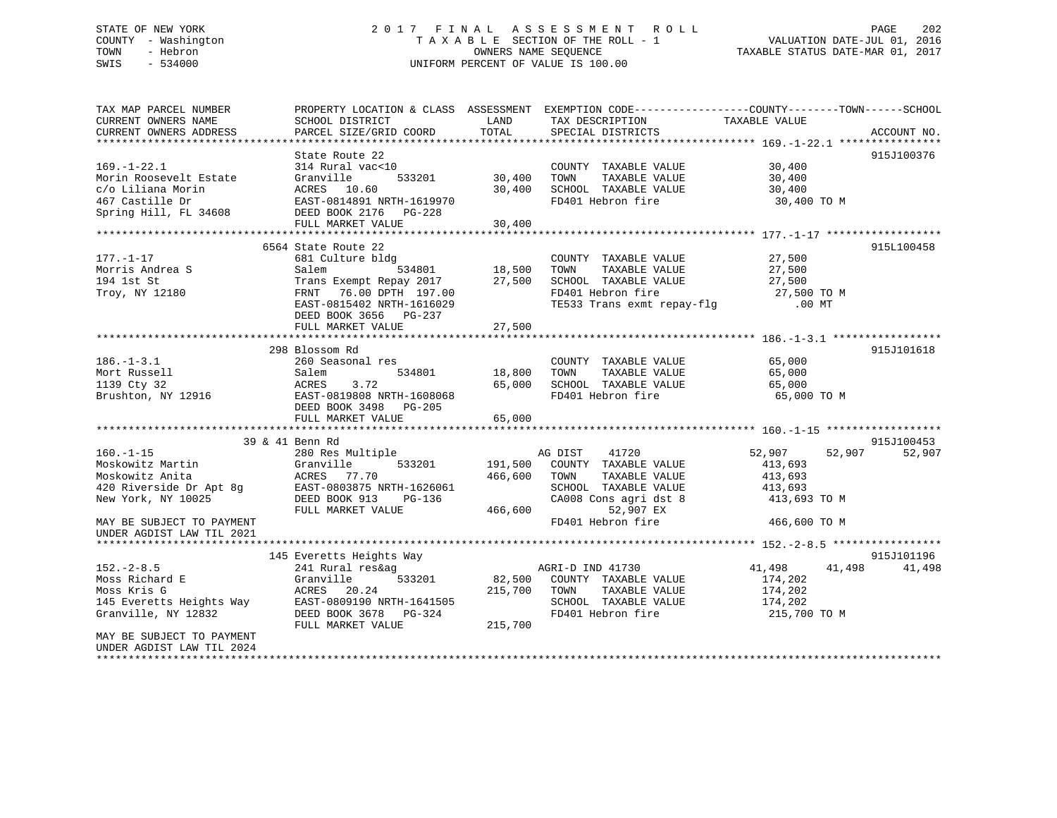STATE OF NEW YORK
COUNTY - Washington
TOWN - Hebron
SWIS - 534000

2017 FINAL ASSESSMENT ROLL
TAXABLE SECTION OF THE ROLL - 1
OWNERS NAME SEQUENCE
UNIFORM PERCENT OF VALUE IS 100.00

VALUATION DATE-JUL 01, 2016
TAXABLE STATUS DATE-MAR 01, 2017

```
TAX MAP PARCEL NUMBER          PROPERTY LOCATION & CLASS  ASSESSMENT  EXEMPTION CODE------------------COUNTY--------TOWN------SCHOOL
CURRENT OWNERS NAME            SCHOOL DISTRICT               LAND      TAX DESCRIPTION              TAXABLE VALUE
CURRENT OWNERS ADDRESS         PARCEL SIZE/GRID COORD       TOTAL      SPECIAL DISTRICTS                                    ACCOUNT NO.
******************************************************************************************************* 169.-1-22.1 ****************
                               State Route 22                                                                         915J100376
169.-1-22.1                    314 Rural vac<10                        COUNTY  TAXABLE VALUE           30,400
Morin Roosevelt Estate         Granville        533201       30,400    TOWN    TAXABLE VALUE           30,400
c/o Liliana Morin              ACRES   10.60                 30,400    SCHOOL  TAXABLE VALUE           30,400
467 Castille Dr                EAST-0814891 NRTH-1619970               FD401 Hebron fire                30,400 TO M
Spring Hill, FL 34608          DEED BOOK 2176   PG-228
                               FULL MARKET VALUE             30,400
******************************************************************************************************* 177.-1-17 ******************
                          6564 State Route 22                                                                         915L100458
177.-1-17                      681 Culture bldg                        COUNTY  TAXABLE VALUE           27,500
Morris Andrea S                Salem            534801       18,500    TOWN    TAXABLE VALUE           27,500
194 1st St                     Trans Exempt Repay 2017       27,500    SCHOOL  TAXABLE VALUE           27,500
Troy, NY 12180                 FRNT   76.00 DPTH 197.00                FD401 Hebron fire                27,500 TO M
                               EAST-0815402 NRTH-1616029               TE533 Trans exmt repay-flg          .00 MT
                               DEED BOOK 3656   PG-237
                               FULL MARKET VALUE             27,500
******************************************************************************************************* 186.-1-3.1 *****************
                           298 Blossom Rd                                                                             915J101618
186.-1-3.1                     260 Seasonal res                        COUNTY  TAXABLE VALUE           65,000
Mort Russell                   Salem            534801       18,800    TOWN    TAXABLE VALUE           65,000
1139 Cty 32                    ACRES    3.72                 65,000    SCHOOL  TAXABLE VALUE           65,000
Brushton, NY 12916             EAST-0819808 NRTH-1608068               FD401 Hebron fire                65,000 TO M
                               DEED BOOK 3498   PG-205
                               FULL MARKET VALUE             65,000
******************************************************************************************************* 160.-1-15 ******************
                       39 & 41 Benn Rd                                                                                915J100453
160.-1-15                      280 Res Multiple                        AG DIST    41720               52,907      52,907      52,907
Moskowitz Martin               Granville        533201      191,500    COUNTY  TAXABLE VALUE          413,693
Moskowitz Anita                ACRES   77.70                466,600    TOWN    TAXABLE VALUE          413,693
420 Riverside Dr Apt 8g        EAST-0803875 NRTH-1626061               SCHOOL  TAXABLE VALUE          413,693
New York, NY 10025             DEED BOOK 913    PG-136                 CA008 Cons agri dst 8           413,693 TO M
                               FULL MARKET VALUE            466,600          52,907 EX
MAY BE SUBJECT TO PAYMENT                                              FD401 Hebron fire               466,600 TO M
UNDER AGDIST LAW TIL 2021
******************************************************************************************************* 152.-2-8.5 *****************
                           145 Everetts Heights Way                                                                   915J101196
152.-2-8.5                     241 Rural res&ag                        AGRI-D IND 41730                41,498      41,498      41,498
Moss Richard E                 Granville        533201       82,500    COUNTY  TAXABLE VALUE          174,202
Moss Kris G                    ACRES   20.24                215,700    TOWN    TAXABLE VALUE          174,202
145 Everetts Heights Way       EAST-0809190 NRTH-1641505               SCHOOL  TAXABLE VALUE          174,202
Granville, NY 12832            DEED BOOK 3678   PG-324                 FD401 Hebron fire               215,700 TO M
                               FULL MARKET VALUE            215,700
MAY BE SUBJECT TO PAYMENT
UNDER AGDIST LAW TIL 2024
************************************************************************************************************************************
```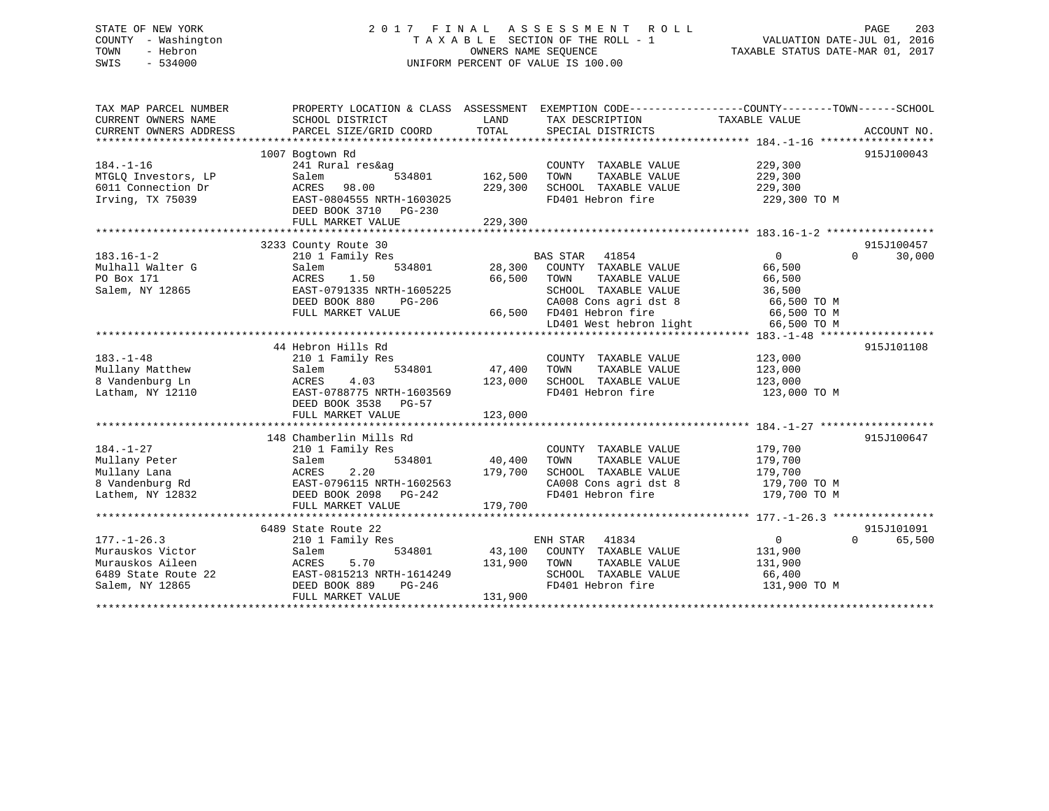STATE OF NEW YORK
COUNTY - Washington
TOWN - Hebron
SWIS - 534000

2 0 1 7 F I N A L A S S E S S M E N T R O L L
T A X A B L E SECTION OF THE ROLL - 1
OWNERS NAME SEQUENCE
UNIFORM PERCENT OF VALUE IS 100.00

VALUATION DATE-JUL 01, 2016
TAXABLE STATUS DATE-MAR 01, 2017

```
TAX MAP PARCEL NUMBER          PROPERTY LOCATION & CLASS  ASSESSMENT  EXEMPTION CODE------------------COUNTY--------TOWN------SCHOOL
CURRENT OWNERS NAME            SCHOOL DISTRICT              LAND      TAX DESCRIPTION             TAXABLE VALUE
CURRENT OWNERS ADDRESS         PARCEL SIZE/GRID COORD       TOTAL     SPECIAL DISTRICTS                                   ACCOUNT NO.
******************************************************************************************************* 184.-1-16 ******************
                               1007 Bogtown Rd                                                                              915J100043
184.-1-16                      241 Rural res&ag                       COUNTY  TAXABLE VALUE          229,300
MTGLQ Investors, LP            Salem          534801      162,500    TOWN    TAXABLE VALUE          229,300
6011 Connection Dr             ACRES  98.00               229,300    SCHOOL  TAXABLE VALUE          229,300
Irving, TX 75039               EAST-0804555 NRTH-1603025             FD401 Hebron fire               229,300 TO M
                               DEED BOOK 3710  PG-230
                               FULL MARKET VALUE          229,300
******************************************************************************************************* 183.16-1-2 *****************
                               3233 County Route 30                                                                         915J100457
183.16-1-2                     210 1 Family Res                       BAS STAR  41854                  0            0      30,000
Mulhall Walter G               Salem          534801       28,300    COUNTY  TAXABLE VALUE           66,500
PO Box 171                     ACRES   1.50                66,500    TOWN    TAXABLE VALUE           66,500
Salem, NY 12865                EAST-0791335 NRTH-1605225             SCHOOL  TAXABLE VALUE           36,500
                               DEED BOOK 880   PG-206                CA008 Cons agri dst 8            66,500 TO M
                               FULL MARKET VALUE           66,500    FD401 Hebron fire                66,500 TO M
                                                                     LD401 West hebron light          66,500 TO M
******************************************************************************************************* 183.-1-48 ******************
                               44 Hebron Hills Rd                                                                           915J101108
183.-1-48                      210 1 Family Res                       COUNTY  TAXABLE VALUE          123,000
Mullany Matthew                Salem          534801       47,400    TOWN    TAXABLE VALUE          123,000
8 Vandenburg Ln                ACRES   4.03               123,000    SCHOOL  TAXABLE VALUE          123,000
Latham, NY 12110               EAST-0788775 NRTH-1603569             FD401 Hebron fire               123,000 TO M
                               DEED BOOK 3538  PG-57
                               FULL MARKET VALUE          123,000
******************************************************************************************************* 184.-1-27 ******************
                               148 Chamberlin Mills Rd                                                                      915J100647
184.-1-27                      210 1 Family Res                       COUNTY  TAXABLE VALUE          179,700
Mullany Peter                  Salem          534801       40,400    TOWN    TAXABLE VALUE          179,700
Mullany Lana                   ACRES   2.20               179,700    SCHOOL  TAXABLE VALUE          179,700
8 Vandenburg Rd                EAST-0796115 NRTH-1602563             CA008 Cons agri dst 8           179,700 TO M
Lathem, NY 12832               DEED BOOK 2098  PG-242                FD401 Hebron fire               179,700 TO M
                               FULL MARKET VALUE          179,700
******************************************************************************************************* 177.-1-26.3 ****************
                               6489 State Route 22                                                                          915J101091
177.-1-26.3                    210 1 Family Res                       ENH STAR  41834                  0            0      65,500
Murauskos Victor               Salem          534801       43,100    COUNTY  TAXABLE VALUE          131,900
Murauskos Aileen               ACRES   5.70               131,900    TOWN    TAXABLE VALUE          131,900
6489 State Route 22            EAST-0815213 NRTH-1614249             SCHOOL  TAXABLE VALUE           66,400
Salem, NY 12865                DEED BOOK 889   PG-246                FD401 Hebron fire               131,900 TO M
                               FULL MARKET VALUE          131,900
************************************************************************************************************************************
```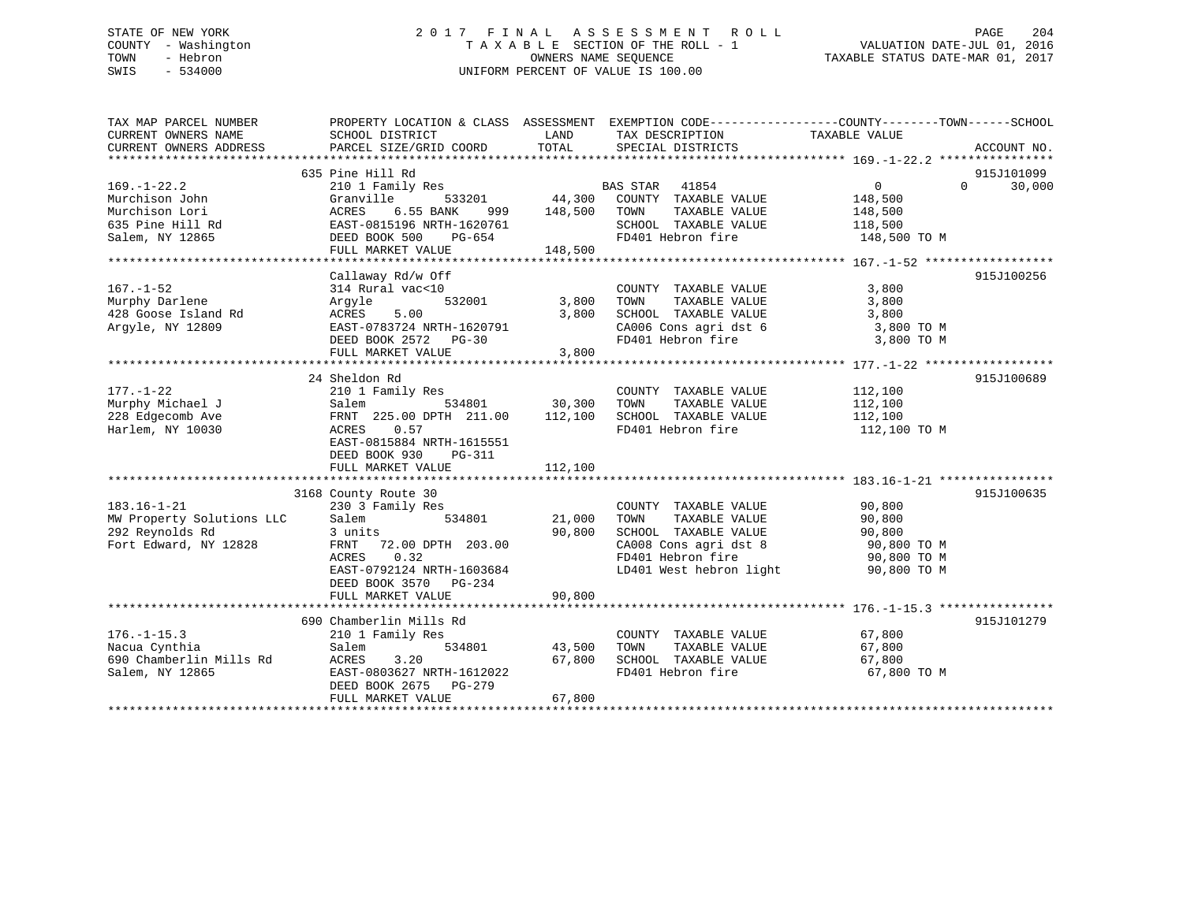STATE OF NEW YORK
COUNTY - Washington
TOWN - Hebron
SWIS - 534000

# 2017 FINAL ASSESSMENT ROLL

TAXABLE SECTION OF THE ROLL - 1
OWNERS NAME SEQUENCE
UNIFORM PERCENT OF VALUE IS 100.00

VALUATION DATE-JUL 01, 2016
TAXABLE STATUS DATE-MAR 01, 2017

| TAX MAP PARCEL NUMBER / CURRENT OWNERS NAME / CURRENT OWNERS ADDRESS | PROPERTY LOCATION & CLASS / SCHOOL DISTRICT / PARCEL SIZE/GRID COORD | ASSESSMENT LAND | TOTAL | EXEMPTION CODE / TAX DESCRIPTION / SPECIAL DISTRICTS | COUNTY TAXABLE VALUE | TOWN | SCHOOL | ACCOUNT NO. |
|---|---|---|---|---|---|---|---|---|
| 169.-1-22.2 | 635 Pine Hill Rd | | | | | | | 915J101099 |
| | 210 1 Family Res | | | BAS STAR 41854 | 0 | 0 | 30,000 | |
| Murchison John | Granville 533201 | 44,300 | | COUNTY TAXABLE VALUE | 148,500 | | | |
| Murchison Lori | ACRES 6.55 BANK 999 | | 148,500 | TOWN TAXABLE VALUE | 148,500 | | | |
| 635 Pine Hill Rd | EAST-0815196 NRTH-1620761 | | | SCHOOL TAXABLE VALUE | 118,500 | | | |
| Salem, NY 12865 | DEED BOOK 500 PG-654 | | | FD401 Hebron fire | 148,500 TO M | | | |
| | FULL MARKET VALUE | | 148,500 | | | | | |
| 167.-1-52 | Callaway Rd/w Off | | | | | | | 915J100256 |
| | 314 Rural vac<10 | | | COUNTY TAXABLE VALUE | 3,800 | | | |
| Murphy Darlene | Argyle 532001 | 3,800 | | TOWN TAXABLE VALUE | 3,800 | | | |
| 428 Goose Island Rd | ACRES 5.00 | | 3,800 | SCHOOL TAXABLE VALUE | 3,800 | | | |
| Argyle, NY 12809 | EAST-0783724 NRTH-1620791 | | | CA006 Cons agri dst 6 | 3,800 TO M | | | |
| | DEED BOOK 2572 PG-30 | | | FD401 Hebron fire | 3,800 TO M | | | |
| | FULL MARKET VALUE | | 3,800 | | | | | |
| 177.-1-22 | 24 Sheldon Rd | | | | | | | 915J100689 |
| | 210 1 Family Res | | | COUNTY TAXABLE VALUE | 112,100 | | | |
| Murphy Michael J | Salem 534801 | 30,300 | | TOWN TAXABLE VALUE | 112,100 | | | |
| 228 Edgecomb Ave | FRNT 225.00 DPTH 211.00 | | 112,100 | SCHOOL TAXABLE VALUE | 112,100 | | | |
| Harlem, NY 10030 | ACRES 0.57 | | | FD401 Hebron fire | 112,100 TO M | | | |
| | EAST-0815884 NRTH-1615551 | | | | | | | |
| | DEED BOOK 930 PG-311 | | | | | | | |
| | FULL MARKET VALUE | | 112,100 | | | | | |
| 183.16-1-21 | 3168 County Route 30 | | | | | | | 915J100635 |
| | 230 3 Family Res | | | COUNTY TAXABLE VALUE | 90,800 | | | |
| MW Property Solutions LLC | Salem 534801 | 21,000 | | TOWN TAXABLE VALUE | 90,800 | | | |
| 292 Reynolds Rd | 3 units | | 90,800 | SCHOOL TAXABLE VALUE | 90,800 | | | |
| Fort Edward, NY 12828 | FRNT 72.00 DPTH 203.00 | | | CA008 Cons agri dst 8 | 90,800 TO M | | | |
| | ACRES 0.32 | | | FD401 Hebron fire | 90,800 TO M | | | |
| | EAST-0792124 NRTH-1603684 | | | LD401 West hebron light | 90,800 TO M | | | |
| | DEED BOOK 3570 PG-234 | | | | | | | |
| | FULL MARKET VALUE | | 90,800 | | | | | |
| 176.-1-15.3 | 690 Chamberlin Mills Rd | | | | | | | 915J101279 |
| | 210 1 Family Res | | | COUNTY TAXABLE VALUE | 67,800 | | | |
| Nacua Cynthia | Salem 534801 | 43,500 | | TOWN TAXABLE VALUE | 67,800 | | | |
| 690 Chamberlin Mills Rd | ACRES 3.20 | | 67,800 | SCHOOL TAXABLE VALUE | 67,800 | | | |
| Salem, NY 12865 | EAST-0803627 NRTH-1612022 | | | FD401 Hebron fire | 67,800 TO M | | | |
| | DEED BOOK 2675 PG-279 | | | | | | | |
| | FULL MARKET VALUE | | 67,800 | | | | | |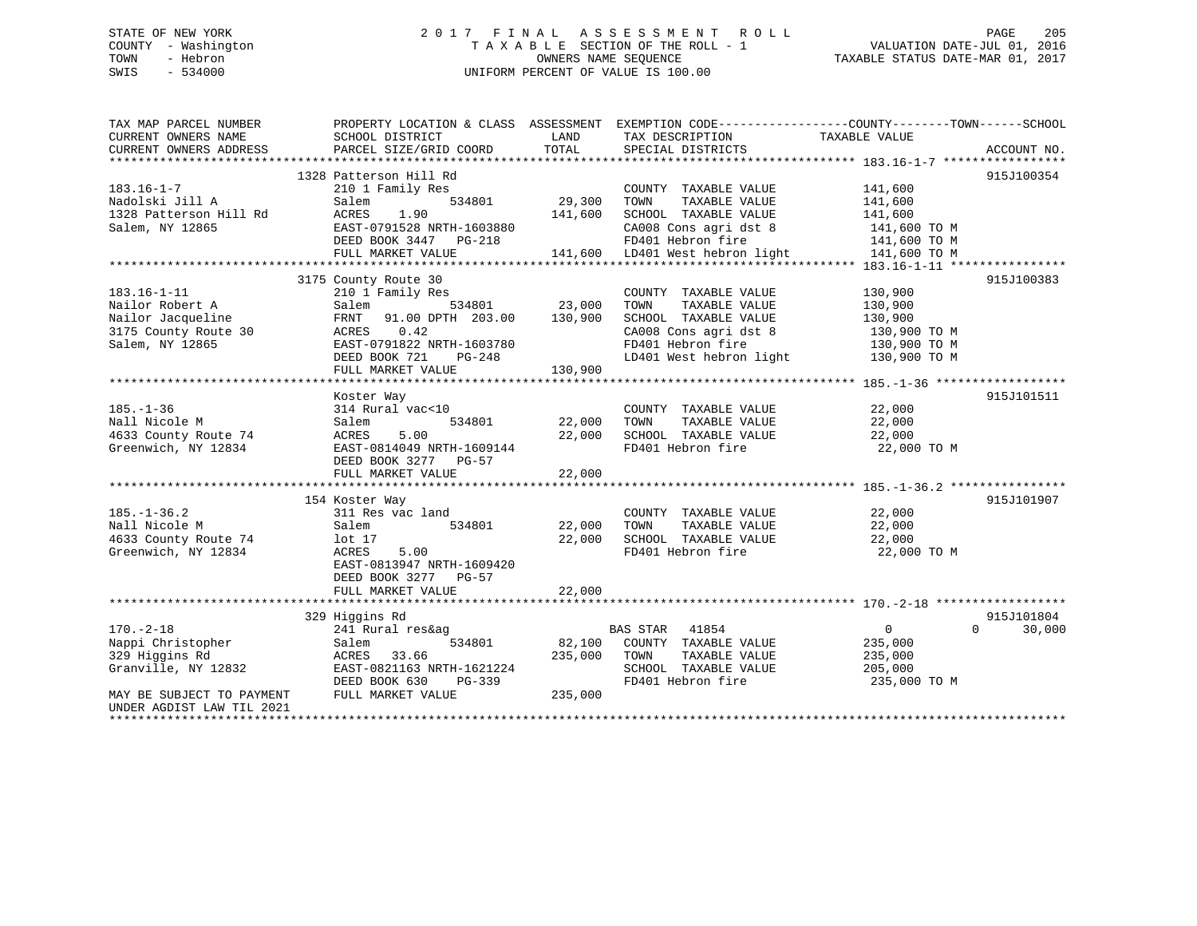STATE OF NEW YORK
COUNTY - Washington
TOWN - Hebron
SWIS - 534000

# 2017 FINAL ASSESSMENT ROLL

TAXABLE SECTION OF THE ROLL - 1
OWNERS NAME SEQUENCE
UNIFORM PERCENT OF VALUE IS 100.00

VALUATION DATE-JUL 01, 2016
TAXABLE STATUS DATE-MAR 01, 2017

| TAX MAP PARCEL NUMBER / CURRENT OWNERS NAME / CURRENT OWNERS ADDRESS | PROPERTY LOCATION & CLASS / SCHOOL DISTRICT / PARCEL SIZE/GRID COORD | ASSESSMENT LAND | TOTAL | EXEMPTION CODE / TAX DESCRIPTION / SPECIAL DISTRICTS | COUNTY / TOWN / SCHOOL TAXABLE VALUE | ACCOUNT NO. |
|---|---|---|---|---|---|---|
| 183.16-1-7 | 1328 Patterson Hill Rd | | | | | 915J100354 |
| Nadolski Jill A | 210 1 Family Res | | | COUNTY TAXABLE VALUE | 141,600 | |
| 1328 Patterson Hill Rd | Salem 534801 | 29,300 | | TOWN TAXABLE VALUE | 141,600 | |
| Salem, NY 12865 | ACRES 1.90 | | 141,600 | SCHOOL TAXABLE VALUE | 141,600 | |
| | EAST-0791528 NRTH-1603880 | | | CA008 Cons agri dst 8 | 141,600 TO M | |
| | DEED BOOK 3447 PG-218 | | | FD401 Hebron fire | 141,600 TO M | |
| | FULL MARKET VALUE | | 141,600 | LD401 West hebron light | 141,600 TO M | |
| 183.16-1-11 | 3175 County Route 30 | | | | | 915J100383 |
| Nailor Robert A | 210 1 Family Res | | | COUNTY TAXABLE VALUE | 130,900 | |
| Nailor Jacqueline | Salem 534801 | 23,000 | | TOWN TAXABLE VALUE | 130,900 | |
| 3175 County Route 30 | FRNT 91.00 DPTH 203.00 | | 130,900 | SCHOOL TAXABLE VALUE | 130,900 | |
| Salem, NY 12865 | ACRES 0.42 | | | CA008 Cons agri dst 8 | 130,900 TO M | |
| | EAST-0791822 NRTH-1603780 | | | FD401 Hebron fire | 130,900 TO M | |
| | DEED BOOK 721 PG-248 | | | LD401 West hebron light | 130,900 TO M | |
| | FULL MARKET VALUE | | 130,900 | | | |
| 185.-1-36 | Koster Way | | | | | 915J101511 |
| Nall Nicole M | 314 Rural vac<10 | | | COUNTY TAXABLE VALUE | 22,000 | |
| 4633 County Route 74 | Salem 534801 | 22,000 | | TOWN TAXABLE VALUE | 22,000 | |
| Greenwich, NY 12834 | ACRES 5.00 | | 22,000 | SCHOOL TAXABLE VALUE | 22,000 | |
| | EAST-0814049 NRTH-1609144 | | | FD401 Hebron fire | 22,000 TO M | |
| | DEED BOOK 3277 PG-57 | | | | | |
| | FULL MARKET VALUE | | 22,000 | | | |
| 185.-1-36.2 | 154 Koster Way | | | | | 915J101907 |
| Nall Nicole M | 311 Res vac land | | | COUNTY TAXABLE VALUE | 22,000 | |
| 4633 County Route 74 | Salem 534801 | 22,000 | | TOWN TAXABLE VALUE | 22,000 | |
| Greenwich, NY 12834 | lot 17 | | 22,000 | SCHOOL TAXABLE VALUE | 22,000 | |
| | ACRES 5.00 | | | FD401 Hebron fire | 22,000 TO M | |
| | EAST-0813947 NRTH-1609420 | | | | | |
| | DEED BOOK 3277 PG-57 | | | | | |
| | FULL MARKET VALUE | | 22,000 | | | |
| 170.-2-18 | 329 Higgins Rd | | | | | 915J101804 |
| Nappi Christopher | 241 Rural res&ag | | | BAS STAR 41854 | 0 0 30,000 | |
| 329 Higgins Rd | Salem 534801 | 82,100 | | COUNTY TAXABLE VALUE | 235,000 | |
| Granville, NY 12832 | ACRES 33.66 | | 235,000 | TOWN TAXABLE VALUE | 235,000 | |
| | EAST-0821163 NRTH-1621224 | | | SCHOOL TAXABLE VALUE | 205,000 | |
| | DEED BOOK 630 PG-339 | | | FD401 Hebron fire | 235,000 TO M | |
| MAY BE SUBJECT TO PAYMENT UNDER AGDIST LAW TIL 2021 | FULL MARKET VALUE | | 235,000 | | | |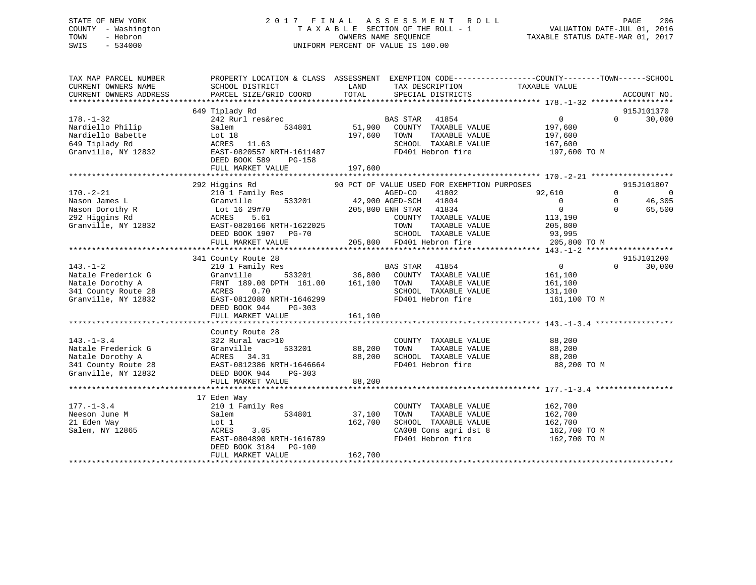STATE OF NEW YORK
COUNTY - Washington
TOWN - Hebron
SWIS - 534000

2017 FINAL ASSESSMENT ROLL
TAXABLE SECTION OF THE ROLL - 1
OWNERS NAME SEQUENCE
UNIFORM PERCENT OF VALUE IS 100.00

VALUATION DATE-JUL 01, 2016
TAXABLE STATUS DATE-MAR 01, 2017

```
TAX MAP PARCEL NUMBER          PROPERTY LOCATION & CLASS  ASSESSMENT  EXEMPTION CODE------------------COUNTY--------TOWN------SCHOOL
CURRENT OWNERS NAME            SCHOOL DISTRICT               LAND      TAX DESCRIPTION              TAXABLE VALUE
CURRENT OWNERS ADDRESS         PARCEL SIZE/GRID COORD        TOTAL     SPECIAL DISTRICTS                                    ACCOUNT NO.
******************************************************************************************************* 178.-1-32 ******************
                               649 Tiplady Rd                                                                               915J101370
178.-1-32                      242 Rurl res&rec                        BAS STAR   41854                0            0      30,000
Nardiello Philip               Salem          534801        51,900    COUNTY  TAXABLE VALUE         197,600
Nardiello Babette              Lot 18                       197,600   TOWN    TAXABLE VALUE         197,600
649 Tiplady Rd                 ACRES  11.63                           SCHOOL  TAXABLE VALUE         167,600
Granville, NY 12832            EAST-0820557 NRTH-1611487              FD401 Hebron fire              197,600 TO M
                               DEED BOOK 589    PG-158
                               FULL MARKET VALUE            197,600
******************************************************************************************************* 170.-2-21 ******************
                               292 Higgins Rd              90 PCT OF VALUE USED FOR EXEMPTION PURPOSES                      915J101807
170.-2-21                      210 1 Family Res                        AGED-CO    41802           92,610            0           0
Nason James L                  Granville      533201     42,900 AGED-SCH   41804                0            0      46,305
Nason Dorothy R                Lot 16 29#70            205,800 ENH STAR   41834                0            0      65,500
292 Higgins Rd                 ACRES   5.61                           COUNTY  TAXABLE VALUE         113,190
Granville, NY 12832            EAST-0820166 NRTH-1622025              TOWN    TAXABLE VALUE         205,800
                               DEED BOOK 1907   PG-70                 SCHOOL  TAXABLE VALUE          93,995
                               FULL MARKET VALUE            205,800   FD401 Hebron fire              205,800 TO M
******************************************************************************************************* 143.-1-2 *******************
                               341 County Route 28                                                                          915J101200
143.-1-2                       210 1 Family Res                        BAS STAR   41854                0            0      30,000
Natale Frederick G             Granville      533201        36,800    COUNTY  TAXABLE VALUE         161,100
Natale Dorothy A               FRNT 189.00 DPTH 161.00      161,100   TOWN    TAXABLE VALUE         161,100
341 County Route 28            ACRES   0.70                           SCHOOL  TAXABLE VALUE         131,100
Granville, NY 12832            EAST-0812080 NRTH-1646299              FD401 Hebron fire              161,100 TO M
                               DEED BOOK 944    PG-303
                               FULL MARKET VALUE            161,100
******************************************************************************************************* 143.-1-3.4 *****************
                               County Route 28
143.-1-3.4                     322 Rural vac>10                        COUNTY  TAXABLE VALUE          88,200
Natale Frederick G             Granville      533201        88,200    TOWN    TAXABLE VALUE          88,200
Natale Dorothy A               ACRES  34.31                  88,200   SCHOOL  TAXABLE VALUE          88,200
341 County Route 28            EAST-0812386 NRTH-1646664              FD401 Hebron fire               88,200 TO M
Granville, NY 12832            DEED BOOK 944    PG-303
                               FULL MARKET VALUE             88,200
******************************************************************************************************* 177.-1-3.4 *****************
                               17 Eden Way
177.-1-3.4                     210 1 Family Res                        COUNTY  TAXABLE VALUE         162,700
Neeson June M                  Salem          534801        37,100    TOWN    TAXABLE VALUE         162,700
21 Eden Way                    Lot 1                        162,700   SCHOOL  TAXABLE VALUE         162,700
Salem, NY 12865                ACRES   3.05                           CA008 Cons agri dst 8          162,700 TO M
                               EAST-0804890 NRTH-1616789              FD401 Hebron fire              162,700 TO M
                               DEED BOOK 3184   PG-100
                               FULL MARKET VALUE            162,700
************************************************************************************************************************************
```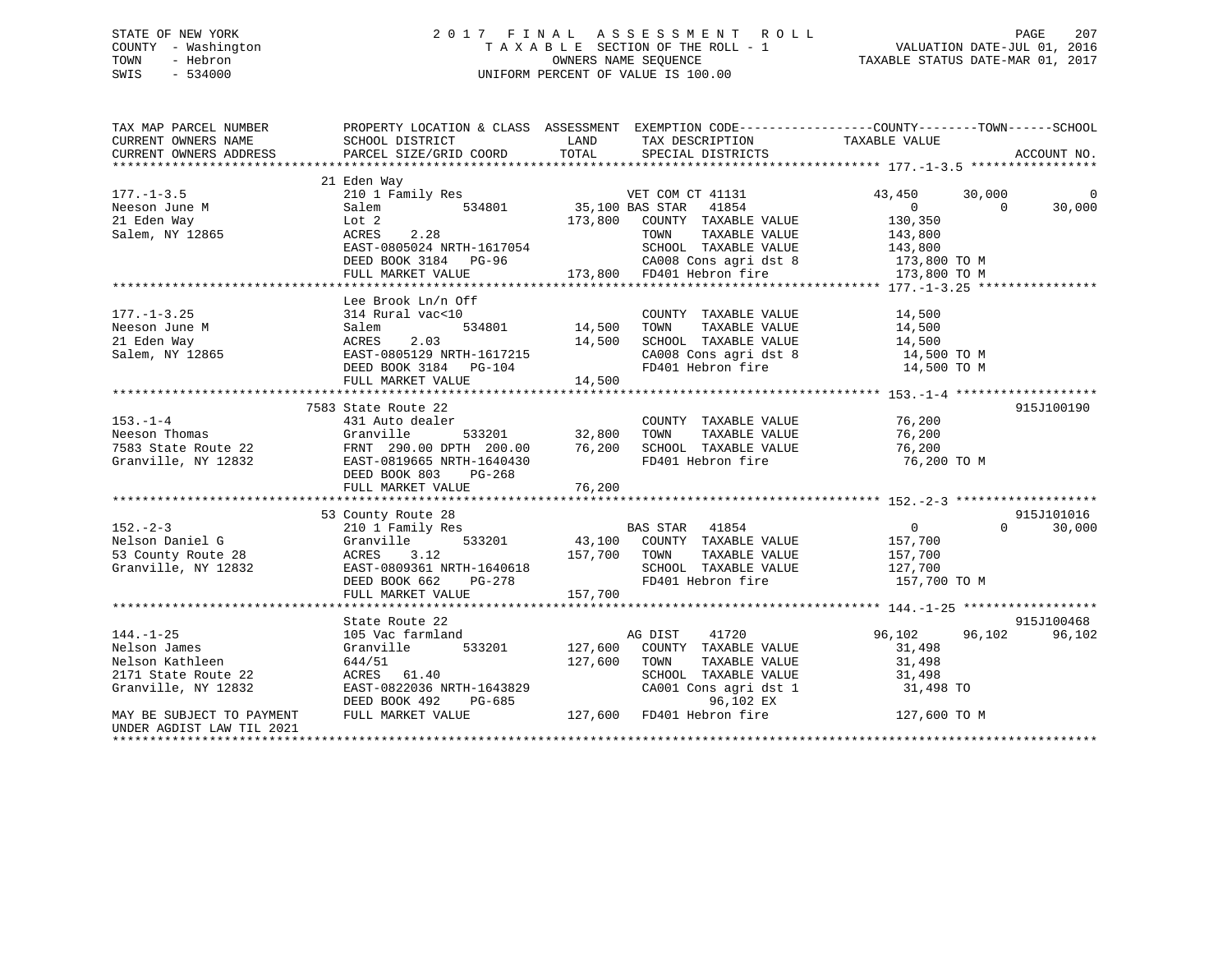STATE OF NEW YORK
COUNTY - Washington
TOWN - Hebron
SWIS - 534000

2017 FINAL ASSESSMENT ROLL
TAXABLE SECTION OF THE ROLL - 1
OWNERS NAME SEQUENCE
UNIFORM PERCENT OF VALUE IS 100.00

VALUATION DATE-JUL 01, 2016
TAXABLE STATUS DATE-MAR 01, 2017

```
TAX MAP PARCEL NUMBER          PROPERTY LOCATION & CLASS  ASSESSMENT  EXEMPTION CODE------------------COUNTY--------TOWN------SCHOOL
CURRENT OWNERS NAME            SCHOOL DISTRICT               LAND      TAX DESCRIPTION               TAXABLE VALUE
CURRENT OWNERS ADDRESS         PARCEL SIZE/GRID COORD        TOTAL     SPECIAL DISTRICTS                                      ACCOUNT NO.
******************************************************************************************************* 177.-1-3.5 *****************
                               21 Eden Way
177.-1-3.5                     210 1 Family Res                         VET COM CT 41131              43,450      30,000           0
Neeson June M                  Salem          534801         35,100 BAS STAR   41854                    0           0      30,000
21 Eden Way                    Lot 2                        173,800   COUNTY  TAXABLE VALUE            130,350
Salem, NY 12865                ACRES    2.28                          TOWN    TAXABLE VALUE            143,800
                               EAST-0805024 NRTH-1617054              SCHOOL  TAXABLE VALUE            143,800
                               DEED BOOK 3184   PG-96                 CA008 Cons agri dst 8             173,800 TO M
                               FULL MARKET VALUE            173,800   FD401 Hebron fire                 173,800 TO M
******************************************************************************************************* 177.-1-3.25 ****************
                               Lee Brook Ln/n Off
177.-1-3.25                    314 Rural vac<10                         COUNTY  TAXABLE VALUE             14,500
Neeson June M                  Salem          534801         14,500   TOWN    TAXABLE VALUE             14,500
21 Eden Way                    ACRES    2.03                 14,500   SCHOOL  TAXABLE VALUE             14,500
Salem, NY 12865                EAST-0805129 NRTH-1617215              CA008 Cons agri dst 8              14,500 TO M
                               DEED BOOK 3184   PG-104                FD401 Hebron fire                  14,500 TO M
                               FULL MARKET VALUE             14,500
******************************************************************************************************* 153.-1-4 *******************
                               7583 State Route 22                                                                        915J100190
153.-1-4                       431 Auto dealer                          COUNTY  TAXABLE VALUE             76,200
Neeson Thomas                  Granville      533201         32,800   TOWN    TAXABLE VALUE             76,200
7583 State Route 22            FRNT 290.00 DPTH 200.00       76,200   SCHOOL  TAXABLE VALUE             76,200
Granville, NY 12832            EAST-0819665 NRTH-1640430              FD401 Hebron fire                  76,200 TO M
                               DEED BOOK 803    PG-268
                               FULL MARKET VALUE             76,200
******************************************************************************************************* 152.-2-3 *******************
                               53 County Route 28                                                                         915J101016
152.-2-3                       210 1 Family Res                         BAS STAR   41854                    0           0      30,000
Nelson Daniel G                Granville      533201         43,100   COUNTY  TAXABLE VALUE            157,700
53 County Route 28             ACRES    3.12                157,700   TOWN    TAXABLE VALUE            157,700
Granville, NY 12832            EAST-0809361 NRTH-1640618              SCHOOL  TAXABLE VALUE            127,700
                               DEED BOOK 662    PG-278                FD401 Hebron fire                 157,700 TO M
                               FULL MARKET VALUE            157,700
******************************************************************************************************* 144.-1-25 ******************
                               State Route 22                                                                             915J100468
144.-1-25                      105 Vac farmland                         AG DIST    41720              96,102      96,102      96,102
Nelson James                   Granville      533201        127,600   COUNTY  TAXABLE VALUE             31,498
Nelson Kathleen                644/51                       127,600   TOWN    TAXABLE VALUE             31,498
2171 State Route 22            ACRES   61.40                          SCHOOL  TAXABLE VALUE             31,498
Granville, NY 12832            EAST-0822036 NRTH-1643829              CA001 Cons agri dst 1              31,498 TO
                               DEED BOOK 492    PG-685                       96,102 EX
MAY BE SUBJECT TO PAYMENT      FULL MARKET VALUE            127,600   FD401 Hebron fire                 127,600 TO M
UNDER AGDIST LAW TIL 2021
************************************************************************************************************************************
```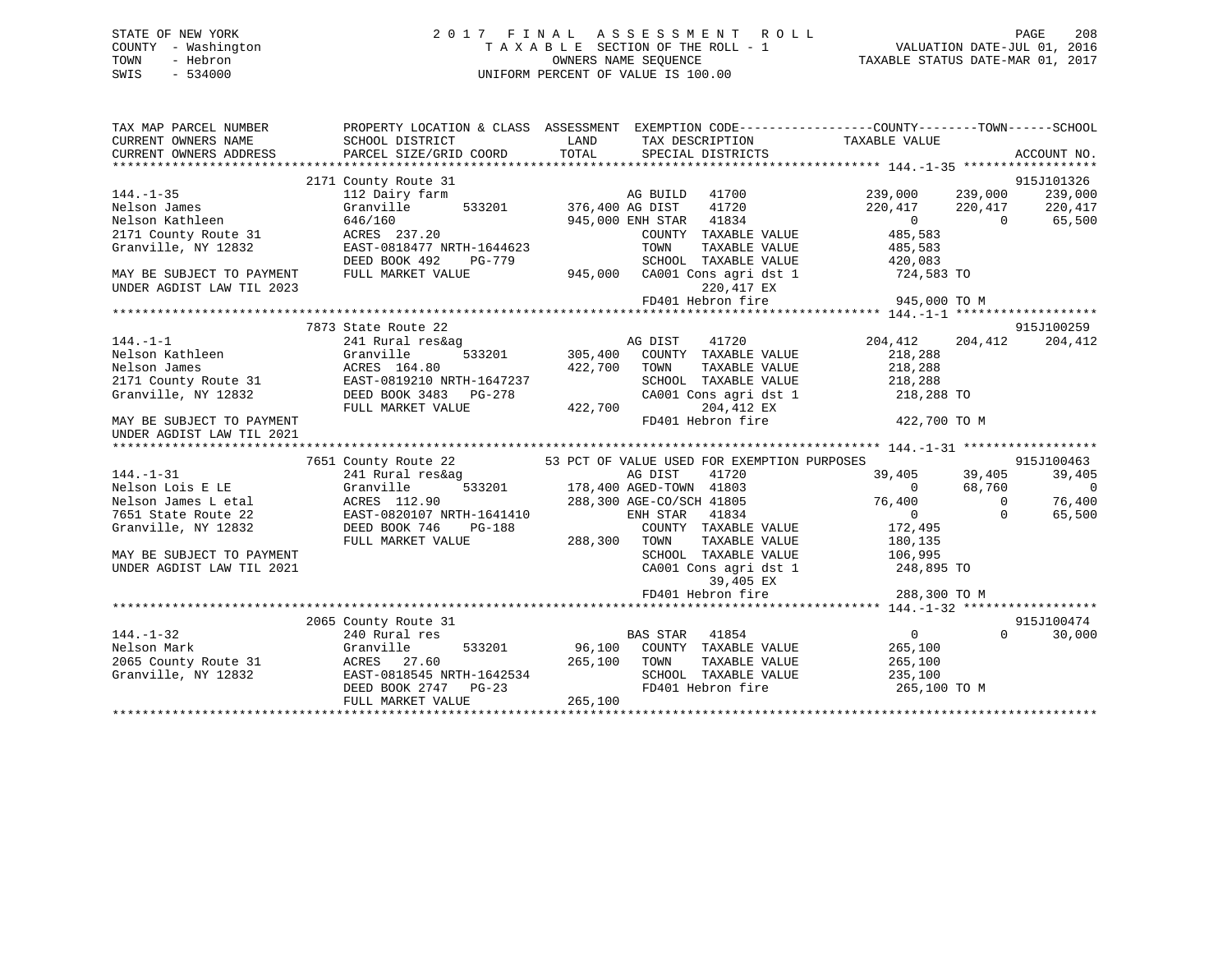STATE OF NEW YORK
COUNTY - Washington
TOWN - Hebron
SWIS - 534000

# 2017 FINAL ASSESSMENT ROLL

TAXABLE SECTION OF THE ROLL - 1
OWNERS NAME SEQUENCE
UNIFORM PERCENT OF VALUE IS 100.00

VALUATION DATE-JUL 01, 2016
TAXABLE STATUS DATE-MAR 01, 2017

```
TAX MAP PARCEL NUMBER        PROPERTY LOCATION & CLASS  ASSESSMENT  EXEMPTION CODE------------------COUNTY--------TOWN------SCHOOL
CURRENT OWNERS NAME          SCHOOL DISTRICT               LAND      TAX DESCRIPTION            TAXABLE VALUE
CURRENT OWNERS ADDRESS       PARCEL SIZE/GRID COORD       TOTAL      SPECIAL DISTRICTS                                        ACCOUNT NO.
******************************************************************************************************* 144.-1-35 ******************
                             2171 County Route 31                                                                           915J101326
144.-1-35                    112 Dairy farm                        AG BUILD   41700            239,000     239,000     239,000
Nelson James                 Granville       533201      376,400 AG DIST    41720            220,417     220,417     220,417
Nelson Kathleen              646/160                     945,000 ENH STAR   41834                  0           0      65,500
2171 County Route 31         ACRES 237.20                          COUNTY  TAXABLE VALUE          485,583
Granville, NY 12832          EAST-0818477 NRTH-1644623             TOWN    TAXABLE VALUE          485,583
                             DEED BOOK 492    PG-779               SCHOOL  TAXABLE VALUE          420,083
MAY BE SUBJECT TO PAYMENT    FULL MARKET VALUE           945,000   CA001 Cons agri dst 1         724,583 TO
UNDER AGDIST LAW TIL 2023                                                 220,417 EX
                                                                   FD401 Hebron fire             945,000 TO M
******************************************************************************************************* 144.-1-1 *******************
                             7873 State Route 22                                                                            915J100259
144.-1-1                     241 Rural res&ag                      AG DIST    41720            204,412     204,412     204,412
Nelson Kathleen              Granville       533201      305,400   COUNTY  TAXABLE VALUE          218,288
Nelson James                 ACRES 164.80                422,700   TOWN    TAXABLE VALUE          218,288
2171 County Route 31         EAST-0819210 NRTH-1647237             SCHOOL  TAXABLE VALUE          218,288
Granville, NY 12832          DEED BOOK 3483   PG-278               CA001 Cons agri dst 1         218,288 TO
                             FULL MARKET VALUE           422,700          204,412 EX
MAY BE SUBJECT TO PAYMENT                                          FD401 Hebron fire             422,700 TO M
UNDER AGDIST LAW TIL 2021
******************************************************************************************************* 144.-1-31 ******************
                             7651 County Route 22         53 PCT OF VALUE USED FOR EXEMPTION PURPOSES                       915J100463
144.-1-31                    241 Rural res&ag                      AG DIST    41720             39,405      39,405      39,405
Nelson Lois E LE             Granville       533201      178,400 AGED-TOWN  41803                  0      68,760           0
Nelson James L etal          ACRES 112.90                288,300 AGE-CO/SCH 41805             76,400           0      76,400
7651 State Route 22          EAST-0820107 NRTH-1641410             ENH STAR   41834                  0           0      65,500
Granville, NY 12832          DEED BOOK 746    PG-188               COUNTY  TAXABLE VALUE          172,495
                             FULL MARKET VALUE           288,300   TOWN    TAXABLE VALUE          180,135
MAY BE SUBJECT TO PAYMENT                                          SCHOOL  TAXABLE VALUE          106,995
UNDER AGDIST LAW TIL 2021                                          CA001 Cons agri dst 1         248,895 TO
                                                                           39,405 EX
                                                                   FD401 Hebron fire             288,300 TO M
******************************************************************************************************* 144.-1-32 ******************
                             2065 County Route 31                                                                           915J100474
144.-1-32                    240 Rural res                         BAS STAR   41854                  0           0      30,000
Nelson Mark                  Granville       533201       96,100   COUNTY  TAXABLE VALUE          265,100
2065 County Route 31         ACRES  27.60                265,100   TOWN    TAXABLE VALUE          265,100
Granville, NY 12832          EAST-0818545 NRTH-1642534             SCHOOL  TAXABLE VALUE          235,100
                             DEED BOOK 2747   PG-23                FD401 Hebron fire             265,100 TO M
                             FULL MARKET VALUE           265,100
************************************************************************************************************************************
```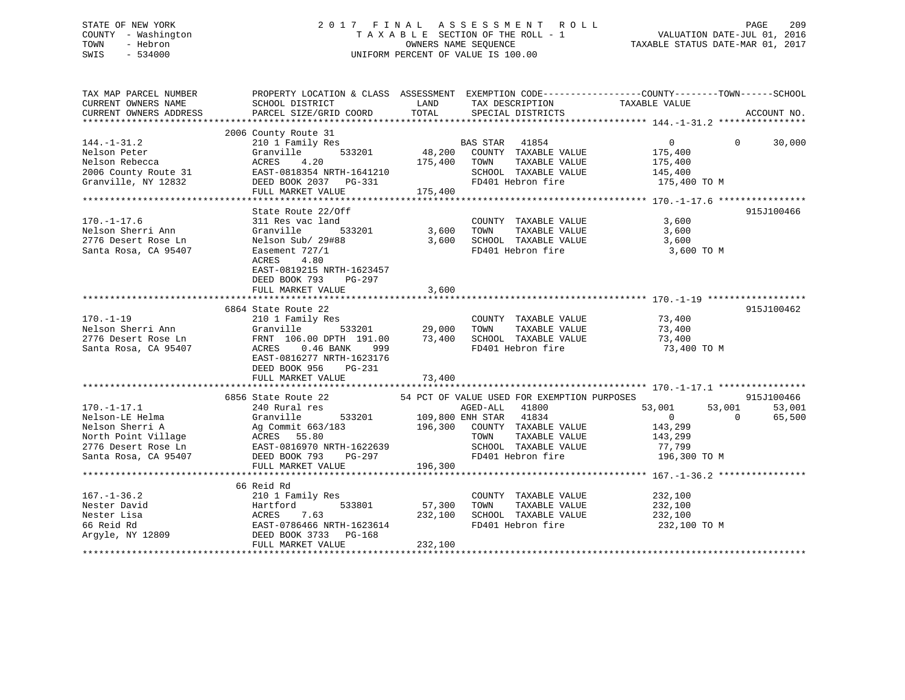STATE OF NEW YORK
COUNTY - Washington
TOWN - Hebron
SWIS - 534000

# 2017 FINAL ASSESSMENT ROLL

TAXABLE SECTION OF THE ROLL - 1
OWNERS NAME SEQUENCE
UNIFORM PERCENT OF VALUE IS 100.00

VALUATION DATE-JUL 01, 2016
TAXABLE STATUS DATE-MAR 01, 2017

| TAX MAP PARCEL NUMBER / CURRENT OWNERS NAME / CURRENT OWNERS ADDRESS | PROPERTY LOCATION & CLASS / SCHOOL DISTRICT / PARCEL SIZE/GRID COORD | ASSESSMENT LAND | TOTAL | EXEMPTION CODE / TAX DESCRIPTION / SPECIAL DISTRICTS | COUNTY TAXABLE VALUE | TOWN | SCHOOL | ACCOUNT NO. |
|---|---|---|---|---|---|---|---|---|
| **144.-1-31.2** | 2006 County Route 31 | | | | | | | |
| 144.-1-31.2 | 210 1 Family Res | | | BAS STAR 41854 | 0 | 0 | 30,000 | |
| Nelson Peter | Granville 533201 | 48,200 | | COUNTY TAXABLE VALUE | 175,400 | | | |
| Nelson Rebecca | ACRES 4.20 | | 175,400 | TOWN TAXABLE VALUE | 175,400 | | | |
| 2006 County Route 31 | EAST-0818354 NRTH-1641210 | | | SCHOOL TAXABLE VALUE | 145,400 | | | |
| Granville, NY 12832 | DEED BOOK 2037 PG-331 | | | FD401 Hebron fire | 175,400 TO M | | | |
| | FULL MARKET VALUE | | 175,400 | | | | | |
| **170.-1-17.6** | State Route 22/Off | | | | | | | 915J100466 |
| 170.-1-17.6 | 311 Res vac land | | | COUNTY TAXABLE VALUE | 3,600 | | | |
| Nelson Sherri Ann | Granville 533201 | 3,600 | | TOWN TAXABLE VALUE | 3,600 | | | |
| 2776 Desert Rose Ln | Nelson Sub/ 29#88 | | 3,600 | SCHOOL TAXABLE VALUE | 3,600 | | | |
| Santa Rosa, CA 95407 | Easement 727/1 | | | FD401 Hebron fire | 3,600 TO M | | | |
| | ACRES 4.80 | | | | | | | |
| | EAST-0819215 NRTH-1623457 | | | | | | | |
| | DEED BOOK 793 PG-297 | | | | | | | |
| | FULL MARKET VALUE | | 3,600 | | | | | |
| **170.-1-19** | 6864 State Route 22 | | | | | | | 915J100462 |
| 170.-1-19 | 210 1 Family Res | | | COUNTY TAXABLE VALUE | 73,400 | | | |
| Nelson Sherri Ann | Granville 533201 | 29,000 | | TOWN TAXABLE VALUE | 73,400 | | | |
| 2776 Desert Rose Ln | FRNT 106.00 DPTH 191.00 | | 73,400 | SCHOOL TAXABLE VALUE | 73,400 | | | |
| Santa Rosa, CA 95407 | ACRES 0.46 BANK 999 | | | FD401 Hebron fire | 73,400 TO M | | | |
| | EAST-0816277 NRTH-1623176 | | | | | | | |
| | DEED BOOK 956 PG-231 | | | | | | | |
| | FULL MARKET VALUE | | 73,400 | | | | | |
| **170.-1-17.1** | 6856 State Route 22 | | | 54 PCT OF VALUE USED FOR EXEMPTION PURPOSES | | | | 915J100466 |
| 170.-1-17.1 | 240 Rural res | | | AGED-ALL 41800 | 53,001 | 53,001 | 53,001 | |
| Nelson-LE Helma | Granville 533201 | 109,800 | | ENH STAR 41834 | 0 | 0 | 65,500 | |
| Nelson Sherri A | Ag Commit 663/183 | | 196,300 | COUNTY TAXABLE VALUE | 143,299 | | | |
| North Point Village | ACRES 55.80 | | | TOWN TAXABLE VALUE | 143,299 | | | |
| 2776 Desert Rose Ln | EAST-0816970 NRTH-1622639 | | | SCHOOL TAXABLE VALUE | 77,799 | | | |
| Santa Rosa, CA 95407 | DEED BOOK 793 PG-297 | | | FD401 Hebron fire | 196,300 TO M | | | |
| | FULL MARKET VALUE | | 196,300 | | | | | |
| **167.-1-36.2** | 66 Reid Rd | | | | | | | |
| 167.-1-36.2 | 210 1 Family Res | | | COUNTY TAXABLE VALUE | 232,100 | | | |
| Nester David | Hartford 533801 | 57,300 | | TOWN TAXABLE VALUE | 232,100 | | | |
| Nester Lisa | ACRES 7.63 | | 232,100 | SCHOOL TAXABLE VALUE | 232,100 | | | |
| 66 Reid Rd | EAST-0786466 NRTH-1623614 | | | FD401 Hebron fire | 232,100 TO M | | | |
| Argyle, NY 12809 | DEED BOOK 3733 PG-168 | | | | | | | |
| | FULL MARKET VALUE | | 232,100 | | | | | |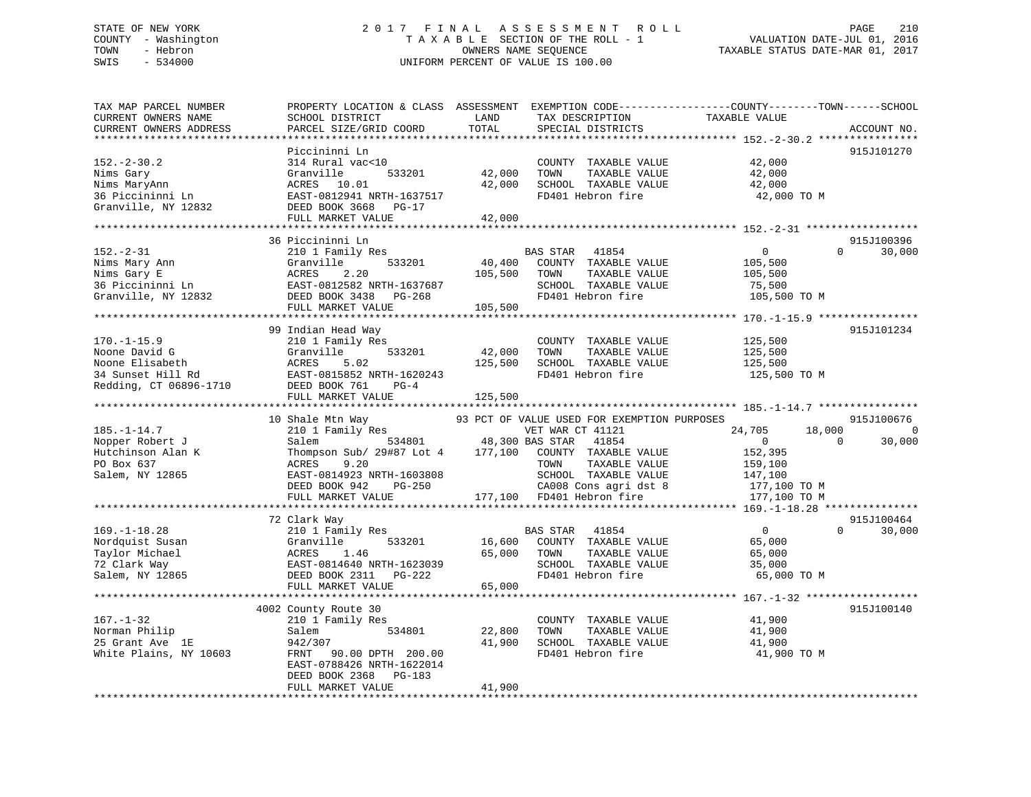STATE OF NEW YORK                2017 FINAL ASSESSMENT ROLL
COUNTY - Washington              TAXABLE SECTION OF THE ROLL - 1          VALUATION DATE-JUL 01, 2016
TOWN - Hebron                    OWNERS NAME SEQUENCE                     TAXABLE STATUS DATE-MAR 01, 2017
SWIS - 534000                    UNIFORM PERCENT OF VALUE IS 100.00

| TAX MAP PARCEL NUMBER / CURRENT OWNERS NAME / CURRENT OWNERS ADDRESS | PROPERTY LOCATION & CLASS / SCHOOL DISTRICT / PARCEL SIZE/GRID COORD | ASSESSMENT LAND | TOTAL | EXEMPTION CODE / TAX DESCRIPTION / SPECIAL DISTRICTS | COUNTY TAXABLE VALUE | TOWN | SCHOOL | ACCOUNT NO. |
|---|---|---|---|---|---|---|---|---|
| **152.-2-30.2** | Piccininni Ln | | | | | | | 915J101270 |
| 152.-2-30.2 | 314 Rural vac<10 | | | COUNTY TAXABLE VALUE | 42,000 | | | |
| Nims Gary | Granville 533201 | 42,000 | | TOWN TAXABLE VALUE | | 42,000 | | |
| Nims MaryAnn | ACRES 10.01 | | 42,000 | SCHOOL TAXABLE VALUE | | | 42,000 | |
| 36 Piccininni Ln | EAST-0812941 NRTH-1637517 | | | FD401 Hebron fire | 42,000 TO M | | | |
| Granville, NY 12832 | DEED BOOK 3668 PG-17 | | | | | | | |
| | FULL MARKET VALUE | | 42,000 | | | | | |
| **152.-2-31** | 36 Piccininni Ln | | | | | | | 915J100396 |
| 152.-2-31 | 210 1 Family Res | | | BAS STAR 41854 | 0 | 0 | 30,000 | |
| Nims Mary Ann | Granville 533201 | 40,400 | | COUNTY TAXABLE VALUE | 105,500 | | | |
| Nims Gary E | ACRES 2.20 | | 105,500 | TOWN TAXABLE VALUE | | 105,500 | | |
| 36 Piccininni Ln | EAST-0812582 NRTH-1637687 | | | SCHOOL TAXABLE VALUE | | | 75,500 | |
| Granville, NY 12832 | DEED BOOK 3438 PG-268 | | | FD401 Hebron fire | 105,500 TO M | | | |
| | FULL MARKET VALUE | | 105,500 | | | | | |
| **170.-1-15.9** | 99 Indian Head Way | | | | | | | 915J101234 |
| 170.-1-15.9 | 210 1 Family Res | | | COUNTY TAXABLE VALUE | 125,500 | | | |
| Noone David G | Granville 533201 | 42,000 | | TOWN TAXABLE VALUE | | 125,500 | | |
| Noone Elisabeth | ACRES 5.02 | | 125,500 | SCHOOL TAXABLE VALUE | | | 125,500 | |
| 34 Sunset Hill Rd | EAST-0815852 NRTH-1620243 | | | FD401 Hebron fire | 125,500 TO M | | | |
| Redding, CT 06896-1710 | DEED BOOK 761 PG-4 | | | | | | | |
| | FULL MARKET VALUE | | 125,500 | | | | | |
| **185.-1-14.7** | 10 Shale Mtn Way | | | 93 PCT OF VALUE USED FOR EXEMPTION PURPOSES | | | | 915J100676 |
| 185.-1-14.7 | 210 1 Family Res | | | VET WAR CT 41121 | 24,705 | 18,000 | 0 | |
| Nopper Robert J | Salem 534801 | 48,300 | | BAS STAR 41854 | 0 | 0 | 30,000 | |
| Hutchinson Alan K | Thompson Sub/ 29#87 Lot 4 | | 177,100 | COUNTY TAXABLE VALUE | 152,395 | | | |
| PO Box 637 | ACRES 9.20 | | | TOWN TAXABLE VALUE | | 159,100 | | |
| Salem, NY 12865 | EAST-0814923 NRTH-1603808 | | | SCHOOL TAXABLE VALUE | | | 147,100 | |
| | DEED BOOK 942 PG-250 | | | CA008 Cons agri dst 8 | 177,100 TO M | | | |
| | FULL MARKET VALUE | | 177,100 | FD401 Hebron fire | 177,100 TO M | | | |
| **169.-1-18.28** | 72 Clark Way | | | | | | | 915J100464 |
| 169.-1-18.28 | 210 1 Family Res | | | BAS STAR 41854 | 0 | 0 | 30,000 | |
| Nordquist Susan | Granville 533201 | 16,600 | | COUNTY TAXABLE VALUE | 65,000 | | | |
| Taylor Michael | ACRES 1.46 | | 65,000 | TOWN TAXABLE VALUE | | 65,000 | | |
| 72 Clark Way | EAST-0814640 NRTH-1623039 | | | SCHOOL TAXABLE VALUE | | | 35,000 | |
| Salem, NY 12865 | DEED BOOK 2311 PG-222 | | | FD401 Hebron fire | 65,000 TO M | | | |
| | FULL MARKET VALUE | | 65,000 | | | | | |
| **167.-1-32** | 4002 County Route 30 | | | | | | | 915J100140 |
| 167.-1-32 | 210 1 Family Res | | | COUNTY TAXABLE VALUE | 41,900 | | | |
| Norman Philip | Salem 534801 | 22,800 | | TOWN TAXABLE VALUE | | 41,900 | | |
| 25 Grant Ave 1E | 942/307 | | 41,900 | SCHOOL TAXABLE VALUE | | | 41,900 | |
| White Plains, NY 10603 | FRNT 90.00 DPTH 200.00 | | | FD401 Hebron fire | 41,900 TO M | | | |
| | EAST-0788426 NRTH-1622014 | | | | | | | |
| | DEED BOOK 2368 PG-183 | | | | | | | |
| | FULL MARKET VALUE | | 41,900 | | | | | |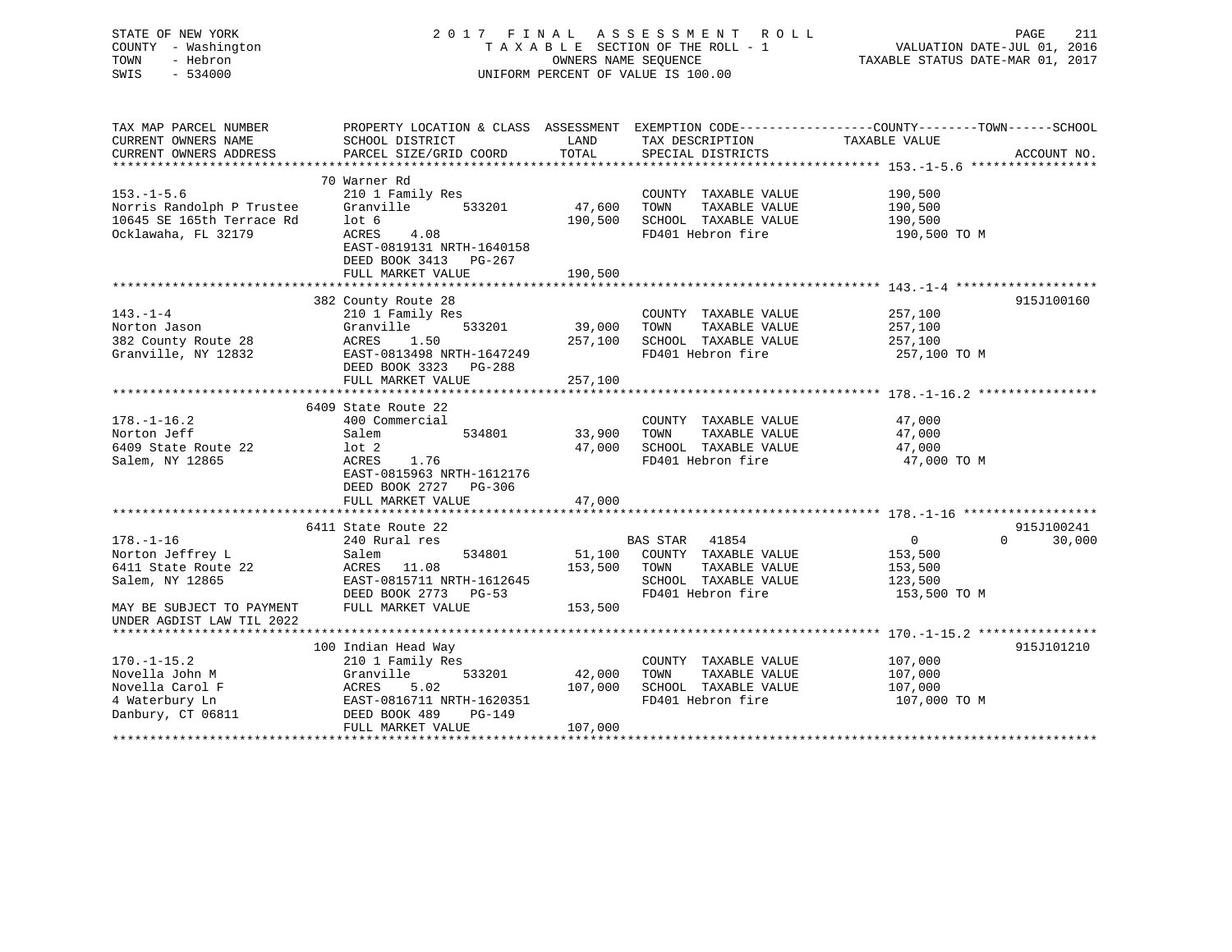STATE OF NEW YORK
COUNTY - Washington
TOWN - Hebron
SWIS - 534000

2017 FINAL ASSESSMENT ROLL
TAXABLE SECTION OF THE ROLL - 1
OWNERS NAME SEQUENCE
UNIFORM PERCENT OF VALUE IS 100.00

VALUATION DATE-JUL 01, 2016
TAXABLE STATUS DATE-MAR 01, 2017

| TAX MAP PARCEL NUMBER / CURRENT OWNERS NAME / CURRENT OWNERS ADDRESS | PROPERTY LOCATION & CLASS / SCHOOL DISTRICT / PARCEL SIZE/GRID COORD | ASSESSMENT LAND | TOTAL | EXEMPTION CODE / TAX DESCRIPTION / SPECIAL DISTRICTS | COUNTY / TOWN / SCHOOL TAXABLE VALUE | ACCOUNT NO. |
|---|---|---|---|---|---|---|
| **153.-1-5.6** | 70 Warner Rd | | | | | |
| 153.-1-5.6 | 210 1 Family Res | | | COUNTY TAXABLE VALUE | 190,500 | |
| Norris Randolph P Trustee | Granville 533201 | 47,600 | | TOWN TAXABLE VALUE | 190,500 | |
| 10645 SE 165th Terrace Rd | lot 6 | | 190,500 | SCHOOL TAXABLE VALUE | 190,500 | |
| Ocklawaha, FL 32179 | ACRES 4.08 | | | FD401 Hebron fire | 190,500 TO M | |
| | EAST-0819131 NRTH-1640158 | | | | | |
| | DEED BOOK 3413 PG-267 | | | | | |
| | FULL MARKET VALUE | | 190,500 | | | |
| **143.-1-4** | 382 County Route 28 | | | | | 915J100160 |
| 143.-1-4 | 210 1 Family Res | | | COUNTY TAXABLE VALUE | 257,100 | |
| Norton Jason | Granville 533201 | 39,000 | | TOWN TAXABLE VALUE | 257,100 | |
| 382 County Route 28 | ACRES 1.50 | | 257,100 | SCHOOL TAXABLE VALUE | 257,100 | |
| Granville, NY 12832 | EAST-0813498 NRTH-1647249 | | | FD401 Hebron fire | 257,100 TO M | |
| | DEED BOOK 3323 PG-288 | | | | | |
| | FULL MARKET VALUE | | 257,100 | | | |
| **178.-1-16.2** | 6409 State Route 22 | | | | | |
| 178.-1-16.2 | 400 Commercial | | | COUNTY TAXABLE VALUE | 47,000 | |
| Norton Jeff | Salem 534801 | 33,900 | | TOWN TAXABLE VALUE | 47,000 | |
| 6409 State Route 22 | lot 2 | | 47,000 | SCHOOL TAXABLE VALUE | 47,000 | |
| Salem, NY 12865 | ACRES 1.76 | | | FD401 Hebron fire | 47,000 TO M | |
| | EAST-0815963 NRTH-1612176 | | | | | |
| | DEED BOOK 2727 PG-306 | | | | | |
| | FULL MARKET VALUE | | 47,000 | | | |
| **178.-1-16** | 6411 State Route 22 | | | | | 915J100241 |
| 178.-1-16 | 240 Rural res | | | BAS STAR 41854 | 0 0 30,000 | |
| Norton Jeffrey L | Salem 534801 | 51,100 | | COUNTY TAXABLE VALUE | 153,500 | |
| 6411 State Route 22 | ACRES 11.08 | | 153,500 | TOWN TAXABLE VALUE | 153,500 | |
| Salem, NY 12865 | EAST-0815711 NRTH-1612645 | | | SCHOOL TAXABLE VALUE | 123,500 | |
| | DEED BOOK 2773 PG-53 | | | FD401 Hebron fire | 153,500 TO M | |
| MAY BE SUBJECT TO PAYMENT | FULL MARKET VALUE | | 153,500 | | | |
| UNDER AGDIST LAW TIL 2022 | | | | | | |
| **170.-1-15.2** | 100 Indian Head Way | | | | | 915J101210 |
| 170.-1-15.2 | 210 1 Family Res | | | COUNTY TAXABLE VALUE | 107,000 | |
| Novella John M | Granville 533201 | 42,000 | | TOWN TAXABLE VALUE | 107,000 | |
| Novella Carol F | ACRES 5.02 | | 107,000 | SCHOOL TAXABLE VALUE | 107,000 | |
| 4 Waterbury Ln | EAST-0816711 NRTH-1620351 | | | FD401 Hebron fire | 107,000 TO M | |
| Danbury, CT 06811 | DEED BOOK 489 PG-149 | | | | | |
| | FULL MARKET VALUE | | 107,000 | | | |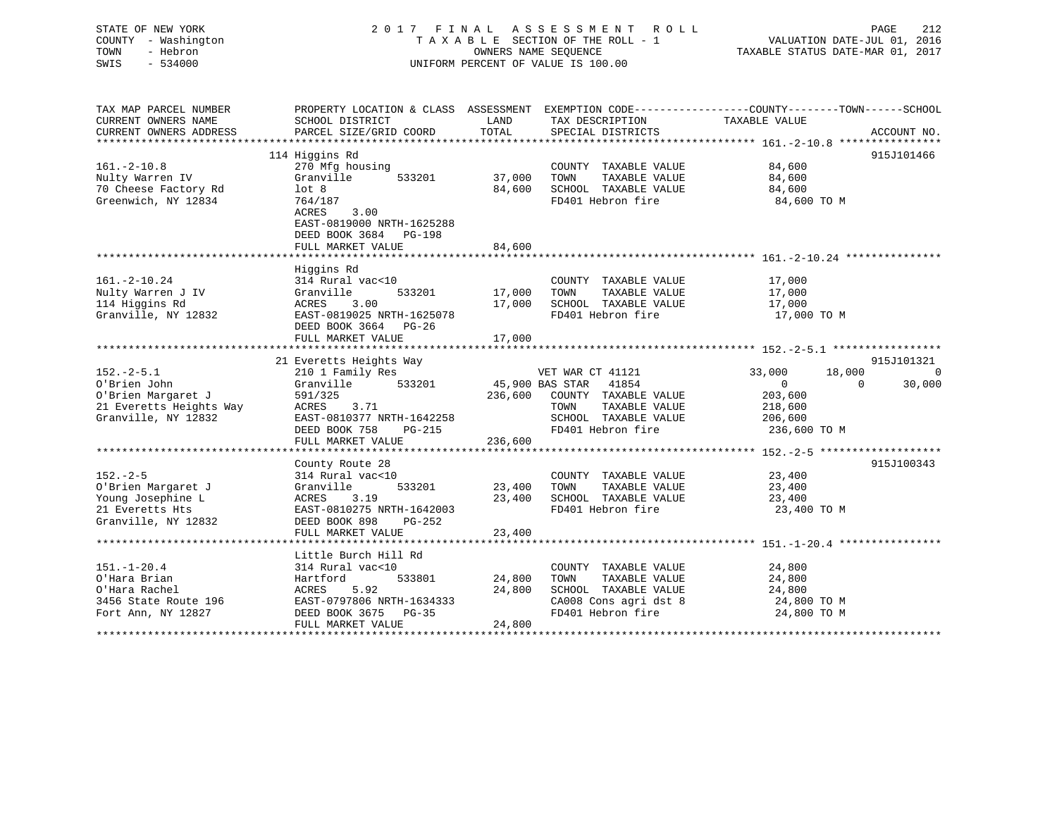STATE OF NEW YORK
COUNTY - Washington
TOWN - Hebron
SWIS - 534000

# 2017 FINAL ASSESSMENT ROLL
TAXABLE SECTION OF THE ROLL - 1
OWNERS NAME SEQUENCE
UNIFORM PERCENT OF VALUE IS 100.00

VALUATION DATE-JUL 01, 2016
TAXABLE STATUS DATE-MAR 01, 2017

| TAX MAP PARCEL NUMBER / CURRENT OWNERS NAME / CURRENT OWNERS ADDRESS | PROPERTY LOCATION & CLASS / SCHOOL DISTRICT / PARCEL SIZE/GRID COORD | ASSESSMENT LAND | TOTAL | EXEMPTION CODE / TAX DESCRIPTION / SPECIAL DISTRICTS | COUNTY TAXABLE VALUE | TOWN | SCHOOL | ACCOUNT NO. |
|---|---|---|---|---|---|---|---|---|
| 161.-2-10.8 | 114 Higgins Rd | | | | | | | 915J101466 |
| Nulty Warren IV | 270 Mfg housing | | | COUNTY TAXABLE VALUE | 84,600 | | | |
| 70 Cheese Factory Rd | Granville 533201 | 37,000 | | TOWN TAXABLE VALUE | 84,600 | | | |
| Greenwich, NY 12834 | lot 8 | | 84,600 | SCHOOL TAXABLE VALUE | 84,600 | | | |
| | 764/187 | | | FD401 Hebron fire | 84,600 TO M | | | |
| | ACRES 3.00 | | | | | | | |
| | EAST-0819000 NRTH-1625288 | | | | | | | |
| | DEED BOOK 3684 PG-198 | | | | | | | |
| | FULL MARKET VALUE | | 84,600 | | | | | |
| 161.-2-10.24 | Higgins Rd | | | | | | | |
| Nulty Warren J IV | 314 Rural vac<10 | | | COUNTY TAXABLE VALUE | 17,000 | | | |
| 114 Higgins Rd | Granville 533201 | 17,000 | | TOWN TAXABLE VALUE | 17,000 | | | |
| Granville, NY 12832 | ACRES 3.00 | | 17,000 | SCHOOL TAXABLE VALUE | 17,000 | | | |
| | EAST-0819025 NRTH-1625078 | | | FD401 Hebron fire | 17,000 TO M | | | |
| | DEED BOOK 3664 PG-26 | | | | | | | |
| | FULL MARKET VALUE | | 17,000 | | | | | |
| 152.-2-5.1 | 21 Everetts Heights Way | | | | | | | 915J101321 |
| O'Brien John | 210 1 Family Res | | | VET WAR CT 41121 | 33,000 | 18,000 | 0 | |
| O'Brien Margaret J | Granville 533201 | 45,900 | | BAS STAR 41854 | 0 | 0 | 30,000 | |
| 21 Everetts Heights Way | 591/325 | | 236,600 | COUNTY TAXABLE VALUE | 203,600 | | | |
| Granville, NY 12832 | ACRES 3.71 | | | TOWN TAXABLE VALUE | 218,600 | | | |
| | EAST-0810377 NRTH-1642258 | | | SCHOOL TAXABLE VALUE | 206,600 | | | |
| | DEED BOOK 758 PG-215 | | | FD401 Hebron fire | 236,600 TO M | | | |
| | FULL MARKET VALUE | | 236,600 | | | | | |
| 152.-2-5 | County Route 28 | | | | | | | 915J100343 |
| O'Brien Margaret J | 314 Rural vac<10 | | | COUNTY TAXABLE VALUE | 23,400 | | | |
| Young Josephine L | Granville 533201 | 23,400 | | TOWN TAXABLE VALUE | 23,400 | | | |
| 21 Everetts Hts | ACRES 3.19 | | 23,400 | SCHOOL TAXABLE VALUE | 23,400 | | | |
| Granville, NY 12832 | EAST-0810275 NRTH-1642003 | | | FD401 Hebron fire | 23,400 TO M | | | |
| | DEED BOOK 898 PG-252 | | | | | | | |
| | FULL MARKET VALUE | | 23,400 | | | | | |
| 151.-1-20.4 | Little Burch Hill Rd | | | | | | | |
| O'Hara Brian | 314 Rural vac<10 | | | COUNTY TAXABLE VALUE | 24,800 | | | |
| O'Hara Rachel | Hartford 533801 | 24,800 | | TOWN TAXABLE VALUE | 24,800 | | | |
| 3456 State Route 196 | ACRES 5.92 | | 24,800 | SCHOOL TAXABLE VALUE | 24,800 | | | |
| Fort Ann, NY 12827 | EAST-0797806 NRTH-1634333 | | | CA008 Cons agri dst 8 | 24,800 TO M | | | |
| | DEED BOOK 3675 PG-35 | | | FD401 Hebron fire | 24,800 TO M | | | |
| | FULL MARKET VALUE | | 24,800 | | | | | |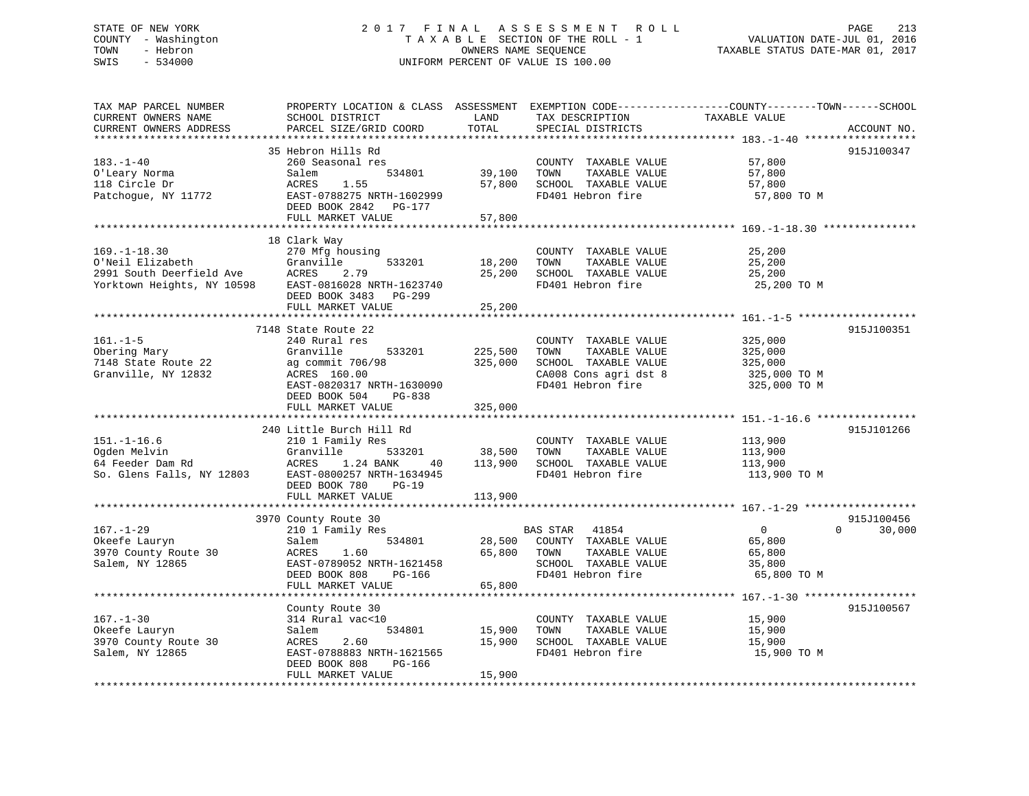STATE OF NEW YORK | 2017 FINAL ASSESSMENT ROLL | VALUATION DATE-JUL 01, 2016
COUNTY - Washington | TAXABLE SECTION OF THE ROLL - 1 | TAXABLE STATUS DATE-MAR 01, 2017
TOWN - Hebron | OWNERS NAME SEQUENCE
SWIS - 534000 | UNIFORM PERCENT OF VALUE IS 100.00

| TAX MAP PARCEL NUMBER / CURRENT OWNERS NAME / CURRENT OWNERS ADDRESS | PROPERTY LOCATION & CLASS / SCHOOL DISTRICT / PARCEL SIZE/GRID COORD | ASSESSMENT LAND / TOTAL | EXEMPTION CODE / TAX DESCRIPTION / SPECIAL DISTRICTS | COUNTY--------TOWN------SCHOOL TAXABLE VALUE | ACCOUNT NO. |
|---|---|---|---|---|---|
| **183.-1-40** | 35 Hebron Hills Rd | | | | 915J100347 |
| 183.-1-40 | 260 Seasonal res | | COUNTY TAXABLE VALUE | 57,800 | |
| O'Leary Norma | Salem 534801 | 39,100 | TOWN TAXABLE VALUE | 57,800 | |
| 118 Circle Dr | ACRES 1.55 | 57,800 | SCHOOL TAXABLE VALUE | 57,800 | |
| Patchogue, NY 11772 | EAST-0788275 NRTH-1602999 | | FD401 Hebron fire | 57,800 TO M | |
| | DEED BOOK 2842 PG-177 | | | | |
| | FULL MARKET VALUE | 57,800 | | | |
| **169.-1-18.30** | 18 Clark Way | | | | |
| 169.-1-18.30 | 270 Mfg housing | | COUNTY TAXABLE VALUE | 25,200 | |
| O'Neil Elizabeth | Granville 533201 | 18,200 | TOWN TAXABLE VALUE | 25,200 | |
| 2991 South Deerfield Ave | ACRES 2.79 | 25,200 | SCHOOL TAXABLE VALUE | 25,200 | |
| Yorktown Heights, NY 10598 | EAST-0816028 NRTH-1623740 | | FD401 Hebron fire | 25,200 TO M | |
| | DEED BOOK 3483 PG-299 | | | | |
| | FULL MARKET VALUE | 25,200 | | | |
| **161.-1-5** | 7148 State Route 22 | | | | 915J100351 |
| 161.-1-5 | 240 Rural res | | COUNTY TAXABLE VALUE | 325,000 | |
| Obering Mary | Granville 533201 | 225,500 | TOWN TAXABLE VALUE | 325,000 | |
| 7148 State Route 22 | ag commit 706/98 | 325,000 | SCHOOL TAXABLE VALUE | 325,000 | |
| Granville, NY 12832 | ACRES 160.00 | | CA008 Cons agri dst 8 | 325,000 TO M | |
| | EAST-0820317 NRTH-1630090 | | FD401 Hebron fire | 325,000 TO M | |
| | DEED BOOK 504 PG-838 | | | | |
| | FULL MARKET VALUE | 325,000 | | | |
| **151.-1-16.6** | 240 Little Burch Hill Rd | | | | 915J101266 |
| 151.-1-16.6 | 210 1 Family Res | | COUNTY TAXABLE VALUE | 113,900 | |
| Ogden Melvin | Granville 533201 | 38,500 | TOWN TAXABLE VALUE | 113,900 | |
| 64 Feeder Dam Rd | ACRES 1.24 BANK 40 | 113,900 | SCHOOL TAXABLE VALUE | 113,900 | |
| So. Glens Falls, NY 12803 | EAST-0800257 NRTH-1634945 | | FD401 Hebron fire | 113,900 TO M | |
| | DEED BOOK 780 PG-19 | | | | |
| | FULL MARKET VALUE | 113,900 | | | |
| **167.-1-29** | 3970 County Route 30 | | | | 915J100456 |
| 167.-1-29 | 210 1 Family Res | | BAS STAR 41854 | 0 0 30,000 | |
| Okeefe Lauryn | Salem 534801 | 28,500 | COUNTY TAXABLE VALUE | 65,800 | |
| 3970 County Route 30 | ACRES 1.60 | 65,800 | TOWN TAXABLE VALUE | 65,800 | |
| Salem, NY 12865 | EAST-0789052 NRTH-1621458 | | SCHOOL TAXABLE VALUE | 35,800 | |
| | DEED BOOK 808 PG-166 | | FD401 Hebron fire | 65,800 TO M | |
| | FULL MARKET VALUE | 65,800 | | | |
| **167.-1-30** | County Route 30 | | | | 915J100567 |
| 167.-1-30 | 314 Rural vac<10 | | COUNTY TAXABLE VALUE | 15,900 | |
| Okeefe Lauryn | Salem 534801 | 15,900 | TOWN TAXABLE VALUE | 15,900 | |
| 3970 County Route 30 | ACRES 2.60 | 15,900 | SCHOOL TAXABLE VALUE | 15,900 | |
| Salem, NY 12865 | EAST-0788883 NRTH-1621565 | | FD401 Hebron fire | 15,900 TO M | |
| | DEED BOOK 808 PG-166 | | | | |
| | FULL MARKET VALUE | 15,900 | | | |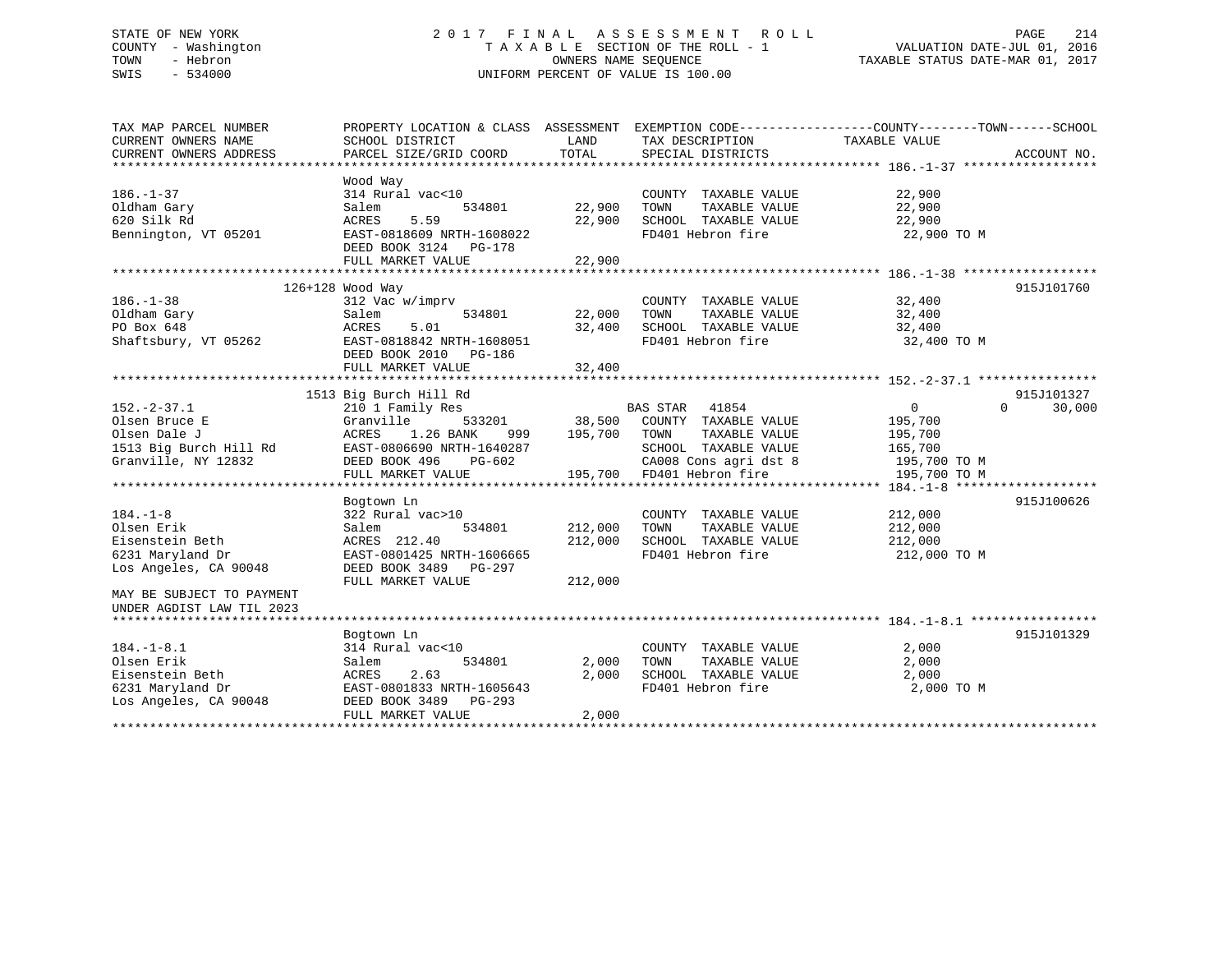STATE OF NEW YORK
COUNTY - Washington
TOWN - Hebron
SWIS - 534000

# 2017 FINAL ASSESSMENT ROLL

TAXABLE SECTION OF THE ROLL - 1
OWNERS NAME SEQUENCE
UNIFORM PERCENT OF VALUE IS 100.00

VALUATION DATE-JUL 01, 2016
TAXABLE STATUS DATE-MAR 01, 2017

| TAX MAP PARCEL NUMBER / CURRENT OWNERS NAME / CURRENT OWNERS ADDRESS | PROPERTY LOCATION & CLASS / SCHOOL DISTRICT / PARCEL SIZE/GRID COORD | ASSESSMENT LAND | TOTAL | EXEMPTION CODE / TAX DESCRIPTION / SPECIAL DISTRICTS | COUNTY / TOWN / SCHOOL TAXABLE VALUE | ACCOUNT NO. |
|---|---|---|---|---|---|---|
| **186.-1-37** | Wood Way | | | | | |
| 186.-1-37 | 314 Rural vac<10 | | | COUNTY TAXABLE VALUE | 22,900 | |
| Oldham Gary | Salem 534801 | 22,900 | | TOWN TAXABLE VALUE | 22,900 | |
| 620 Silk Rd | ACRES 5.59 | | 22,900 | SCHOOL TAXABLE VALUE | 22,900 | |
| Bennington, VT 05201 | EAST-0818609 NRTH-1608022 | | | FD401 Hebron fire | 22,900 TO M | |
| | DEED BOOK 3124 PG-178 | | | | | |
| | FULL MARKET VALUE | | 22,900 | | | |
| **186.-1-38** | 126+128 Wood Way | | | | | 915J101760 |
| 186.-1-38 | 312 Vac w/imprv | | | COUNTY TAXABLE VALUE | 32,400 | |
| Oldham Gary | Salem 534801 | 22,000 | | TOWN TAXABLE VALUE | 32,400 | |
| PO Box 648 | ACRES 5.01 | | 32,400 | SCHOOL TAXABLE VALUE | 32,400 | |
| Shaftsbury, VT 05262 | EAST-0818842 NRTH-1608051 | | | FD401 Hebron fire | 32,400 TO M | |
| | DEED BOOK 2010 PG-186 | | | | | |
| | FULL MARKET VALUE | | 32,400 | | | |
| **152.-2-37.1** | 1513 Big Burch Hill Rd | | | | | 915J101327 |
| 152.-2-37.1 | 210 1 Family Res | | | BAS STAR 41854 | 0 0 30,000 | |
| Olsen Bruce E | Granville 533201 | 38,500 | | COUNTY TAXABLE VALUE | 195,700 | |
| Olsen Dale J | ACRES 1.26 BANK 999 | | 195,700 | TOWN TAXABLE VALUE | 195,700 | |
| 1513 Big Burch Hill Rd | EAST-0806690 NRTH-1640287 | | | SCHOOL TAXABLE VALUE | 165,700 | |
| Granville, NY 12832 | DEED BOOK 496 PG-602 | | | CA008 Cons agri dst 8 | 195,700 TO M | |
| | FULL MARKET VALUE | | 195,700 | FD401 Hebron fire | 195,700 TO M | |
| **184.-1-8** | Bogtown Ln | | | | | 915J100626 |
| 184.-1-8 | 322 Rural vac>10 | | | COUNTY TAXABLE VALUE | 212,000 | |
| Olsen Erik | Salem 534801 | 212,000 | | TOWN TAXABLE VALUE | 212,000 | |
| Eisenstein Beth | ACRES 212.40 | | 212,000 | SCHOOL TAXABLE VALUE | 212,000 | |
| 6231 Maryland Dr | EAST-0801425 NRTH-1606665 | | | FD401 Hebron fire | 212,000 TO M | |
| Los Angeles, CA 90048 | DEED BOOK 3489 PG-297 | | | | | |
| | FULL MARKET VALUE | | 212,000 | | | |
| MAY BE SUBJECT TO PAYMENT UNDER AGDIST LAW TIL 2023 | | | | | | |
| **184.-1-8.1** | Bogtown Ln | | | | | 915J101329 |
| 184.-1-8.1 | 314 Rural vac<10 | | | COUNTY TAXABLE VALUE | 2,000 | |
| Olsen Erik | Salem 534801 | 2,000 | | TOWN TAXABLE VALUE | 2,000 | |
| Eisenstein Beth | ACRES 2.63 | | 2,000 | SCHOOL TAXABLE VALUE | 2,000 | |
| 6231 Maryland Dr | EAST-0801833 NRTH-1605643 | | | FD401 Hebron fire | 2,000 TO M | |
| Los Angeles, CA 90048 | DEED BOOK 3489 PG-293 | | | | | |
| | FULL MARKET VALUE | | 2,000 | | | |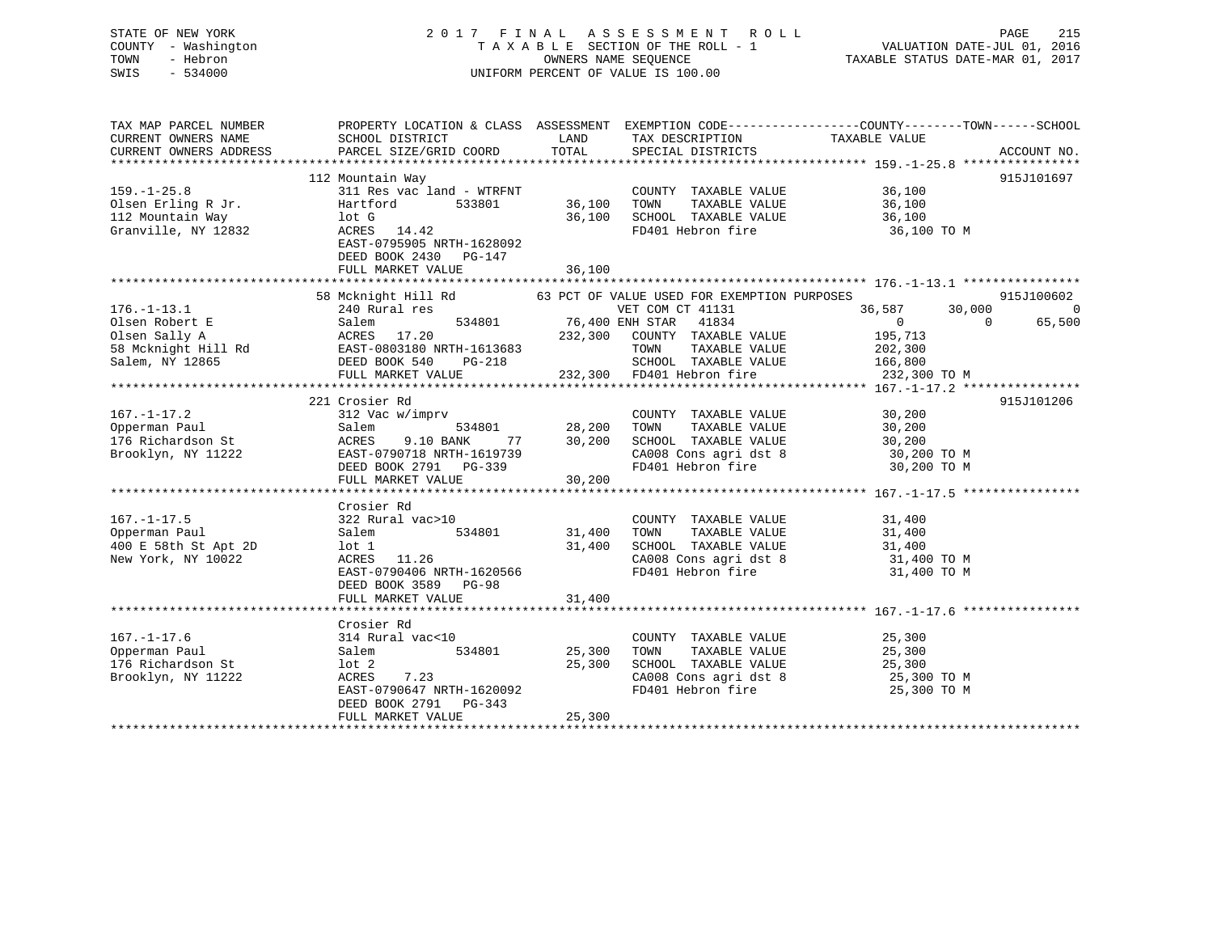STATE OF NEW YORK
COUNTY - Washington
TOWN - Hebron
SWIS - 534000

# 2017 FINAL ASSESSMENT ROLL

TAXABLE SECTION OF THE ROLL - 1
OWNERS NAME SEQUENCE
UNIFORM PERCENT OF VALUE IS 100.00

VALUATION DATE-JUL 01, 2016
TAXABLE STATUS DATE-MAR 01, 2017

```
TAX MAP PARCEL NUMBER     PROPERTY LOCATION & CLASS  ASSESSMENT  EXEMPTION CODE------------------COUNTY--------TOWN------SCHOOL
CURRENT OWNERS NAME       SCHOOL DISTRICT               LAND      TAX DESCRIPTION            TAXABLE VALUE
CURRENT OWNERS ADDRESS    PARCEL SIZE/GRID COORD       TOTAL      SPECIAL DISTRICTS                                    ACCOUNT NO.
******************************************************************************************************* 159.-1-25.8 ****************
                          112 Mountain Way                                                                             915J101697
159.-1-25.8               311 Res vac land - WTRFNT              COUNTY  TAXABLE VALUE            36,100
Olsen Erling R Jr.        Hartford        533801      36,100     TOWN    TAXABLE VALUE            36,100
112 Mountain Way          lot G                       36,100     SCHOOL  TAXABLE VALUE            36,100
Granville, NY 12832       ACRES   14.42                          FD401 Hebron fire                 36,100 TO M
                          EAST-0795905 NRTH-1628092
                          DEED BOOK 2430   PG-147
                          FULL MARKET VALUE           36,100
******************************************************************************************************* 176.-1-13.1 ****************
                          58 Mcknight Hill Rd          63 PCT OF VALUE USED FOR EXEMPTION PURPOSES                     915J100602
176.-1-13.1               240 Rural res                          VET COM CT 41131           36,587       30,000              0
Olsen Robert E            Salem           534801      76,400 ENH STAR   41834                   0            0         65,500
Olsen Sally A             ACRES   17.20              232,300     COUNTY  TAXABLE VALUE           195,713
58 Mcknight Hill Rd       EAST-0803180 NRTH-1613683              TOWN    TAXABLE VALUE           202,300
Salem, NY 12865           DEED BOOK 540    PG-218                SCHOOL  TAXABLE VALUE           166,800
                          FULL MARKET VALUE          232,300     FD401 Hebron fire                232,300 TO M
******************************************************************************************************* 167.-1-17.2 ****************
                          221 Crosier Rd                                                                               915J101206
167.-1-17.2               312 Vac w/imprv                        COUNTY  TAXABLE VALUE            30,200
Opperman Paul             Salem           534801      28,200     TOWN    TAXABLE VALUE            30,200
176 Richardson St         ACRES    9.10 BANK     77   30,200     SCHOOL  TAXABLE VALUE            30,200
Brooklyn, NY 11222        EAST-0790718 NRTH-1619739              CA008 Cons agri dst 8             30,200 TO M
                          DEED BOOK 2791   PG-339                FD401 Hebron fire                 30,200 TO M
                          FULL MARKET VALUE           30,200
******************************************************************************************************* 167.-1-17.5 ****************
                          Crosier Rd
167.-1-17.5               322 Rural vac>10                       COUNTY  TAXABLE VALUE            31,400
Opperman Paul             Salem           534801      31,400     TOWN    TAXABLE VALUE            31,400
400 E 58th St Apt 2D      lot 1                       31,400     SCHOOL  TAXABLE VALUE            31,400
New York, NY 10022        ACRES   11.26                          CA008 Cons agri dst 8             31,400 TO M
                          EAST-0790406 NRTH-1620566              FD401 Hebron fire                 31,400 TO M
                          DEED BOOK 3589   PG-98
                          FULL MARKET VALUE           31,400
******************************************************************************************************* 167.-1-17.6 ****************
                          Crosier Rd
167.-1-17.6               314 Rural vac<10                       COUNTY  TAXABLE VALUE            25,300
Opperman Paul             Salem           534801      25,300     TOWN    TAXABLE VALUE            25,300
176 Richardson St         lot 2                       25,300     SCHOOL  TAXABLE VALUE            25,300
Brooklyn, NY 11222        ACRES    7.23                          CA008 Cons agri dst 8             25,300 TO M
                          EAST-0790647 NRTH-1620092              FD401 Hebron fire                 25,300 TO M
                          DEED BOOK 2791   PG-343
                          FULL MARKET VALUE           25,300
************************************************************************************************************************************
```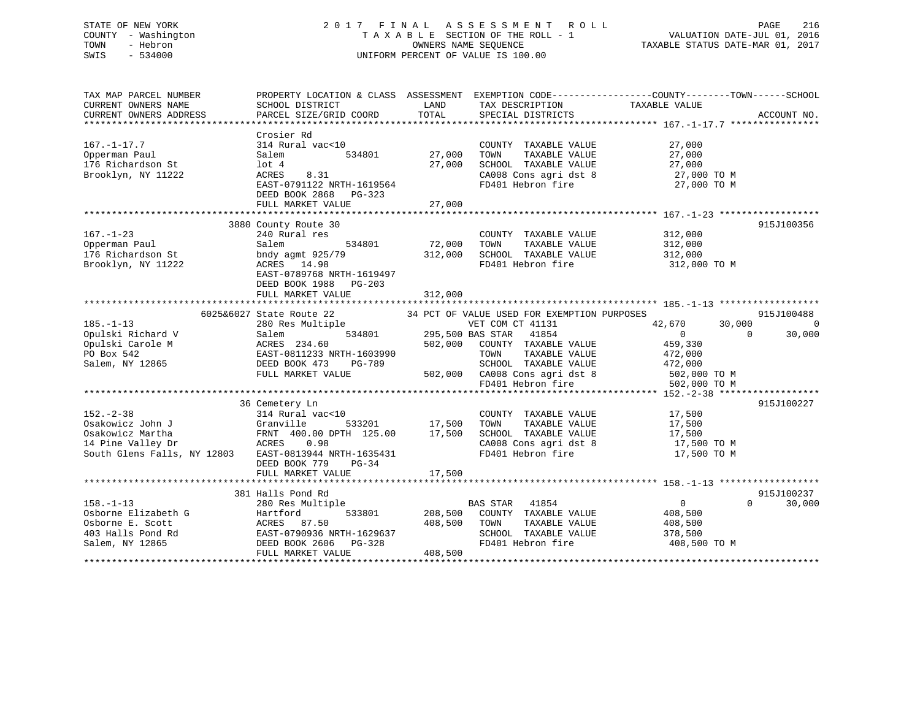STATE OF NEW YORK
COUNTY - Washington
TOWN - Hebron
SWIS - 534000

2 0 1 7 F I N A L A S S E S S M E N T R O L L
T A X A B L E SECTION OF THE ROLL - 1
OWNERS NAME SEQUENCE
UNIFORM PERCENT OF VALUE IS 100.00

VALUATION DATE-JUL 01, 2016
TAXABLE STATUS DATE-MAR 01, 2017

| TAX MAP PARCEL NUMBER / CURRENT OWNERS NAME / CURRENT OWNERS ADDRESS | PROPERTY LOCATION & CLASS / SCHOOL DISTRICT / PARCEL SIZE/GRID COORD | ASSESSMENT LAND | TOTAL | EXEMPTION CODE / TAX DESCRIPTION / SPECIAL DISTRICTS | COUNTY TAXABLE VALUE | TOWN | SCHOOL | ACCOUNT NO. |
|---|---|---|---|---|---|---|---|---|
| **167.-1-17.7** | Crosier Rd | | | | | | | |
| 167.-1-17.7 | 314 Rural vac<10 | | | COUNTY TAXABLE VALUE | 27,000 | | | |
| Opperman Paul | Salem 534801 | 27,000 | | TOWN TAXABLE VALUE | 27,000 | | | |
| 176 Richardson St | lot 4 | | 27,000 | SCHOOL TAXABLE VALUE | 27,000 | | | |
| Brooklyn, NY 11222 | ACRES 8.31 | | | CA008 Cons agri dst 8 | 27,000 TO M | | | |
| | EAST-0791122 NRTH-1619564 | | | FD401 Hebron fire | 27,000 TO M | | | |
| | DEED BOOK 2868 PG-323 | | | | | | | |
| | FULL MARKET VALUE | | 27,000 | | | | | |
| **167.-1-23** | 3880 County Route 30 | | | | | | | 915J100356 |
| 167.-1-23 | 240 Rural res | | | COUNTY TAXABLE VALUE | 312,000 | | | |
| Opperman Paul | Salem 534801 | 72,000 | | TOWN TAXABLE VALUE | 312,000 | | | |
| 176 Richardson St | bndy agmt 925/79 | | 312,000 | SCHOOL TAXABLE VALUE | 312,000 | | | |
| Brooklyn, NY 11222 | ACRES 14.98 | | | FD401 Hebron fire | 312,000 TO M | | | |
| | EAST-0789768 NRTH-1619497 | | | | | | | |
| | DEED BOOK 1988 PG-203 | | | | | | | |
| | FULL MARKET VALUE | | 312,000 | | | | | |
| **185.-1-13** | 6025&6027 State Route 22 | | | 34 PCT OF VALUE USED FOR EXEMPTION PURPOSES | | | | 915J100488 |
| 185.-1-13 | 280 Res Multiple | | | VET COM CT 41131 | 42,670 | 30,000 | 0 | |
| Opulski Richard V | Salem 534801 | 295,500 | | BAS STAR 41854 | 0 | 0 | 30,000 | |
| Opulski Carole M | ACRES 234.60 | | 502,000 | COUNTY TAXABLE VALUE | 459,330 | | | |
| PO Box 542 | EAST-0811233 NRTH-1603990 | | | TOWN TAXABLE VALUE | 472,000 | | | |
| Salem, NY 12865 | DEED BOOK 473 PG-789 | | | SCHOOL TAXABLE VALUE | 472,000 | | | |
| | FULL MARKET VALUE | | 502,000 | CA008 Cons agri dst 8 | 502,000 TO M | | | |
| | | | | FD401 Hebron fire | 502,000 TO M | | | |
| **152.-2-38** | 36 Cemetery Ln | | | | | | | 915J100227 |
| 152.-2-38 | 314 Rural vac<10 | | | COUNTY TAXABLE VALUE | 17,500 | | | |
| Osakowicz John J | Granville 533201 | 17,500 | | TOWN TAXABLE VALUE | 17,500 | | | |
| Osakowicz Martha | FRNT 400.00 DPTH 125.00 | | 17,500 | SCHOOL TAXABLE VALUE | 17,500 | | | |
| 14 Pine Valley Dr | ACRES 0.98 | | | CA008 Cons agri dst 8 | 17,500 TO M | | | |
| South Glens Falls, NY 12803 | EAST-0813944 NRTH-1635431 | | | FD401 Hebron fire | 17,500 TO M | | | |
| | DEED BOOK 779 PG-34 | | | | | | | |
| | FULL MARKET VALUE | | 17,500 | | | | | |
| **158.-1-13** | 381 Halls Pond Rd | | | | | | | 915J100237 |
| 158.-1-13 | 280 Res Multiple | | | BAS STAR 41854 | 0 | 0 | 30,000 | |
| Osborne Elizabeth G | Hartford 533801 | 208,500 | | COUNTY TAXABLE VALUE | 408,500 | | | |
| Osborne E. Scott | ACRES 87.50 | | 408,500 | TOWN TAXABLE VALUE | 408,500 | | | |
| 403 Halls Pond Rd | EAST-0790936 NRTH-1629637 | | | SCHOOL TAXABLE VALUE | 378,500 | | | |
| Salem, NY 12865 | DEED BOOK 2606 PG-328 | | | FD401 Hebron fire | 408,500 TO M | | | |
| | FULL MARKET VALUE | | 408,500 | | | | | |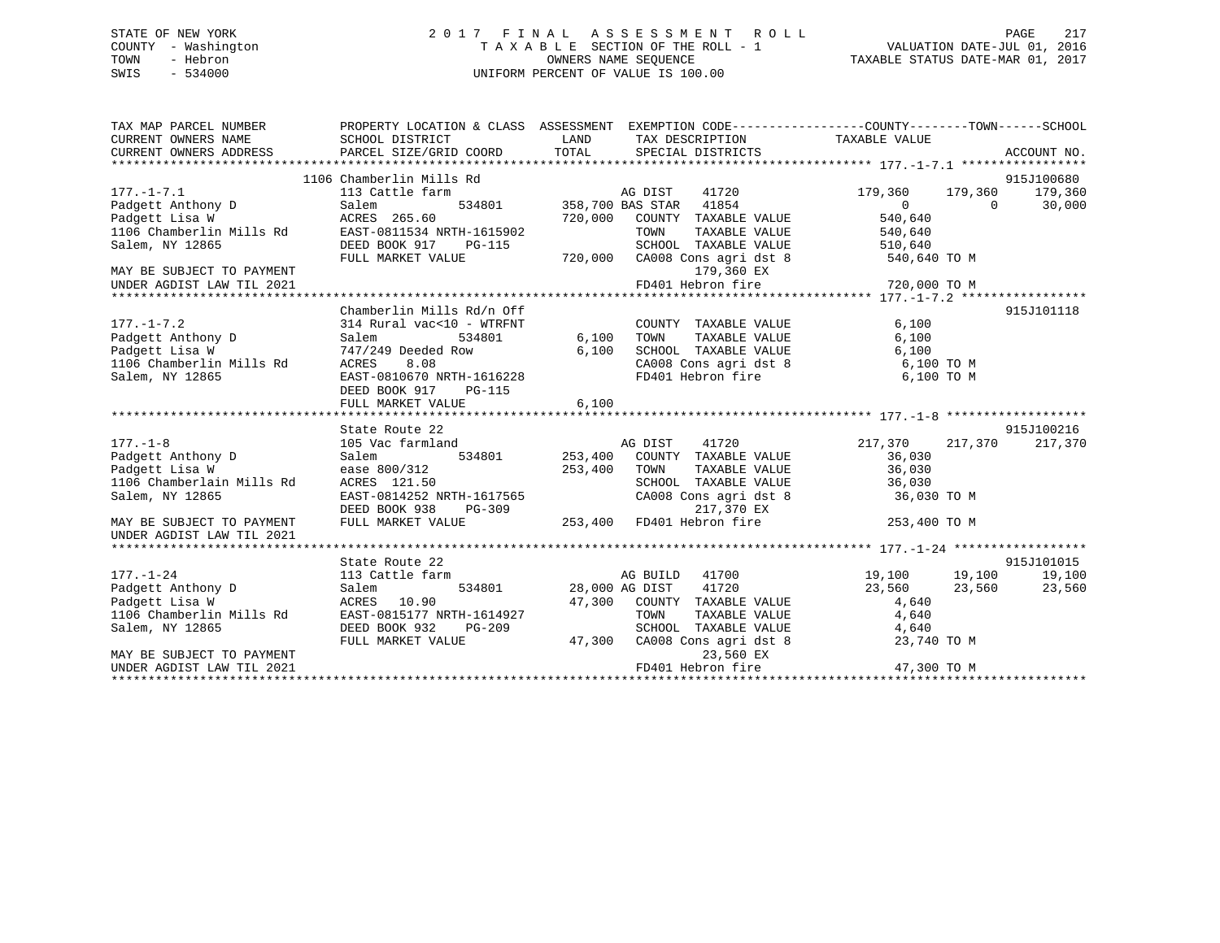STATE OF NEW YORK — 2017 FINAL ASSESSMENT ROLL
COUNTY - Washington — TAXABLE SECTION OF THE ROLL - 1 — VALUATION DATE-JUL 01, 2016
TOWN - Hebron — OWNERS NAME SEQUENCE — TAXABLE STATUS DATE-MAR 01, 2017
SWIS - 534000 — UNIFORM PERCENT OF VALUE IS 100.00

| TAX MAP PARCEL NUMBER / CURRENT OWNERS NAME / CURRENT OWNERS ADDRESS | PROPERTY LOCATION & CLASS / SCHOOL DISTRICT / PARCEL SIZE/GRID COORD | ASSESSMENT LAND / TOTAL | EXEMPTION CODE / TAX DESCRIPTION / SPECIAL DISTRICTS | COUNTY TAXABLE VALUE | TOWN | SCHOOL | ACCOUNT NO. |
|---|---|---|---|---|---|---|---|
| **177.-1-7.1** | 1106 Chamberlin Mills Rd | | | | | | 915J100680 |
| 177.-1-7.1 | 113 Cattle farm | | AG DIST 41720 | 179,360 | 179,360 | 179,360 | |
| Padgett Anthony D | Salem 534801 | 358,700 | BAS STAR 41854 | 0 | 0 | 30,000 | |
| Padgett Lisa W | ACRES 265.60 | 720,000 | COUNTY TAXABLE VALUE | 540,640 | | | |
| 1106 Chamberlin Mills Rd | EAST-0811534 NRTH-1615902 | | TOWN TAXABLE VALUE | 540,640 | | | |
| Salem, NY 12865 | DEED BOOK 917 PG-115 | | SCHOOL TAXABLE VALUE | 510,640 | | | |
| | FULL MARKET VALUE | 720,000 | CA008 Cons agri dst 8 | 540,640 TO M | | | |
| MAY BE SUBJECT TO PAYMENT | | | 179,360 EX | | | | |
| UNDER AGDIST LAW TIL 2021 | | | FD401 Hebron fire | 720,000 TO M | | | |
| **177.-1-7.2** | Chamberlin Mills Rd/n Off | | | | | | 915J101118 |
| 177.-1-7.2 | 314 Rural vac<10 - WTRFNT | | COUNTY TAXABLE VALUE | 6,100 | | | |
| Padgett Anthony D | Salem 534801 | 6,100 | TOWN TAXABLE VALUE | 6,100 | | | |
| Padgett Lisa W | 747/249 Deeded Row | 6,100 | SCHOOL TAXABLE VALUE | 6,100 | | | |
| 1106 Chamberlin Mills Rd | ACRES 8.08 | | CA008 Cons agri dst 8 | 6,100 TO M | | | |
| Salem, NY 12865 | EAST-0810670 NRTH-1616228 | | FD401 Hebron fire | 6,100 TO M | | | |
| | DEED BOOK 917 PG-115 | | | | | | |
| | FULL MARKET VALUE | 6,100 | | | | | |
| **177.-1-8** | State Route 22 | | | | | | 915J100216 |
| 177.-1-8 | 105 Vac farmland | | AG DIST 41720 | 217,370 | 217,370 | 217,370 | |
| Padgett Anthony D | Salem 534801 | 253,400 | COUNTY TAXABLE VALUE | 36,030 | | | |
| Padgett Lisa W | ease 800/312 | 253,400 | TOWN TAXABLE VALUE | 36,030 | | | |
| 1106 Chamberlain Mills Rd | ACRES 121.50 | | SCHOOL TAXABLE VALUE | 36,030 | | | |
| Salem, NY 12865 | EAST-0814252 NRTH-1617565 | | CA008 Cons agri dst 8 | 36,030 TO M | | | |
| | DEED BOOK 938 PG-309 | | 217,370 EX | | | | |
| MAY BE SUBJECT TO PAYMENT | FULL MARKET VALUE | 253,400 | FD401 Hebron fire | 253,400 TO M | | | |
| UNDER AGDIST LAW TIL 2021 | | | | | | | |
| **177.-1-24** | State Route 22 | | | | | | 915J101015 |
| 177.-1-24 | 113 Cattle farm | | AG BUILD 41700 | 19,100 | 19,100 | 19,100 | |
| Padgett Anthony D | Salem 534801 | 28,000 | AG DIST 41720 | 23,560 | 23,560 | 23,560 | |
| Padgett Lisa W | ACRES 10.90 | 47,300 | COUNTY TAXABLE VALUE | 4,640 | | | |
| 1106 Chamberlin Mills Rd | EAST-0815177 NRTH-1614927 | | TOWN TAXABLE VALUE | 4,640 | | | |
| Salem, NY 12865 | DEED BOOK 932 PG-209 | | SCHOOL TAXABLE VALUE | 4,640 | | | |
| | FULL MARKET VALUE | 47,300 | CA008 Cons agri dst 8 | 23,740 TO M | | | |
| MAY BE SUBJECT TO PAYMENT | | | 23,560 EX | | | | |
| UNDER AGDIST LAW TIL 2021 | | | FD401 Hebron fire | 47,300 TO M | | | |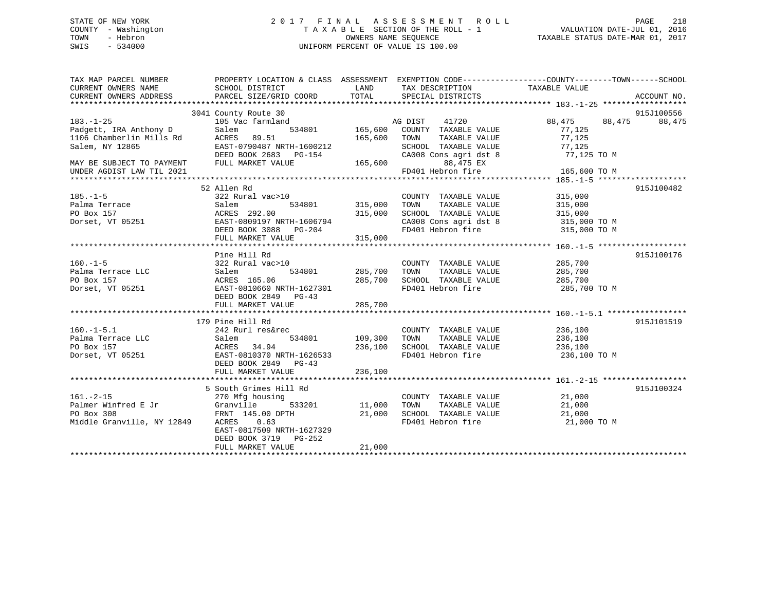STATE OF NEW YORK
COUNTY - Washington
TOWN - Hebron
SWIS - 534000

2017 FINAL ASSESSMENT ROLL
TAXABLE SECTION OF THE ROLL - 1
OWNERS NAME SEQUENCE
UNIFORM PERCENT OF VALUE IS 100.00

VALUATION DATE-JUL 01, 2016
TAXABLE STATUS DATE-MAR 01, 2017

| TAX MAP PARCEL NUMBER / CURRENT OWNERS NAME / CURRENT OWNERS ADDRESS | PROPERTY LOCATION & CLASS / SCHOOL DISTRICT / PARCEL SIZE/GRID COORD | ASSESSMENT LAND | TOTAL | EXEMPTION CODE / TAX DESCRIPTION / SPECIAL DISTRICTS | COUNTY | TOWN | SCHOOL / ACCOUNT NO. |
|---|---|---|---|---|---|---|---|
| **183.-1-25** | 3041 County Route 30 | | | | | | 915J100556 |
| 183.-1-25 | 105 Vac farmland | | | AG DIST 41720 | 88,475 | 88,475 | 88,475 |
| Padgett, IRA Anthony D | Salem 534801 | 165,600 | | COUNTY TAXABLE VALUE | 77,125 | | |
| 1106 Chamberlin Mills Rd | ACRES 89.51 | | 165,600 | TOWN TAXABLE VALUE | 77,125 | | |
| Salem, NY 12865 | EAST-0790487 NRTH-1600212 | | | SCHOOL TAXABLE VALUE | 77,125 | | |
| | DEED BOOK 2683 PG-154 | | | CA008 Cons agri dst 8 | 77,125 TO M | | |
| MAY BE SUBJECT TO PAYMENT | FULL MARKET VALUE | | 165,600 | 88,475 EX | | | |
| UNDER AGDIST LAW TIL 2021 | | | | FD401 Hebron fire | 165,600 TO M | | |
| **185.-1-5** | 52 Allen Rd | | | | | | 915J100482 |
| 185.-1-5 | 322 Rural vac>10 | | | COUNTY TAXABLE VALUE | 315,000 | | |
| Palma Terrace | Salem 534801 | 315,000 | | TOWN TAXABLE VALUE | 315,000 | | |
| PO Box 157 | ACRES 292.00 | | 315,000 | SCHOOL TAXABLE VALUE | 315,000 | | |
| Dorset, VT 05251 | EAST-0809197 NRTH-1606794 | | | CA008 Cons agri dst 8 | 315,000 TO M | | |
| | DEED BOOK 3088 PG-204 | | | FD401 Hebron fire | 315,000 TO M | | |
| | FULL MARKET VALUE | | 315,000 | | | | |
| **160.-1-5** | Pine Hill Rd | | | | | | 915J100176 |
| 160.-1-5 | 322 Rural vac>10 | | | COUNTY TAXABLE VALUE | 285,700 | | |
| Palma Terrace LLC | Salem 534801 | 285,700 | | TOWN TAXABLE VALUE | 285,700 | | |
| PO Box 157 | ACRES 165.06 | | 285,700 | SCHOOL TAXABLE VALUE | 285,700 | | |
| Dorset, VT 05251 | EAST-0810660 NRTH-1627301 | | | FD401 Hebron fire | 285,700 TO M | | |
| | DEED BOOK 2849 PG-43 | | | | | | |
| | FULL MARKET VALUE | | 285,700 | | | | |
| **160.-1-5.1** | 179 Pine Hill Rd | | | | | | 915J101519 |
| 160.-1-5.1 | 242 Rurl res&rec | | | COUNTY TAXABLE VALUE | 236,100 | | |
| Palma Terrace LLC | Salem 534801 | 109,300 | | TOWN TAXABLE VALUE | 236,100 | | |
| PO Box 157 | ACRES 34.94 | | 236,100 | SCHOOL TAXABLE VALUE | 236,100 | | |
| Dorset, VT 05251 | EAST-0810370 NRTH-1626533 | | | FD401 Hebron fire | 236,100 TO M | | |
| | DEED BOOK 2849 PG-43 | | | | | | |
| | FULL MARKET VALUE | | 236,100 | | | | |
| **161.-2-15** | 5 South Grimes Hill Rd | | | | | | 915J100324 |
| 161.-2-15 | 270 Mfg housing | | | COUNTY TAXABLE VALUE | 21,000 | | |
| Palmer Winfred E Jr | Granville 533201 | 11,000 | | TOWN TAXABLE VALUE | 21,000 | | |
| PO Box 308 | FRNT 145.00 DPTH | | 21,000 | SCHOOL TAXABLE VALUE | 21,000 | | |
| Middle Granville, NY 12849 | ACRES 0.63 | | | FD401 Hebron fire | 21,000 TO M | | |
| | EAST-0817509 NRTH-1627329 | | | | | | |
| | DEED BOOK 3719 PG-252 | | | | | | |
| | FULL MARKET VALUE | | 21,000 | | | | |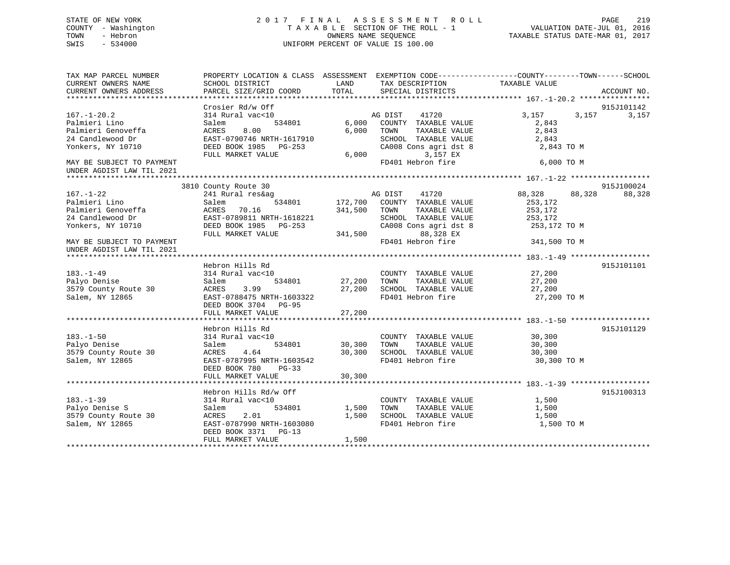STATE OF NEW YORK  
COUNTY - Washington  
TOWN - Hebron  
SWIS - 534000

2 0 1 7 F I N A L A S S E S S M E N T R O L L  
T A X A B L E SECTION OF THE ROLL - 1  
OWNERS NAME SEQUENCE  
UNIFORM PERCENT OF VALUE IS 100.00

VALUATION DATE-JUL 01, 2016  
TAXABLE STATUS DATE-MAR 01, 2017

```
TAX MAP PARCEL NUMBER          PROPERTY LOCATION & CLASS  ASSESSMENT  EXEMPTION CODE------------------COUNTY--------TOWN------SCHOOL
CURRENT OWNERS NAME            SCHOOL DISTRICT               LAND      TAX DESCRIPTION            TAXABLE VALUE
CURRENT OWNERS ADDRESS         PARCEL SIZE/GRID COORD        TOTAL     SPECIAL DISTRICTS                                    ACCOUNT NO.
******************************************************************************************************* 167.-1-20.2 ****************
                               Crosier Rd/w Off                                                                          915J101142
167.-1-20.2                    314 Rural vac<10                       AG DIST    41720            3,157      3,157      3,157
Palmieri Lino                  Salem           534801        6,000    COUNTY  TAXABLE VALUE          2,843
Palmieri Genoveffa             ACRES    8.00                  6,000    TOWN    TAXABLE VALUE          2,843
24 Candlewood Dr               EAST-0790746 NRTH-1617910               SCHOOL  TAXABLE VALUE          2,843
Yonkers, NY 10710              DEED BOOK 1985   PG-253                 CA008 Cons agri dst 8          2,843 TO M
                               FULL MARKET VALUE             6,000              3,157 EX
MAY BE SUBJECT TO PAYMENT                                              FD401 Hebron fire              6,000 TO M
UNDER AGDIST LAW TIL 2021
******************************************************************************************************* 167.-1-22 ******************
                            3810 County Route 30                                                                          915J100024
167.-1-22                      241 Rural res&ag                        AG DIST    41720            88,328     88,328     88,328
Palmieri Lino                  Salem           534801      172,700    COUNTY  TAXABLE VALUE        253,172
Palmieri Genoveffa             ACRES   70.16              341,500    TOWN    TAXABLE VALUE        253,172
24 Candlewood Dr               EAST-0789811 NRTH-1618221               SCHOOL  TAXABLE VALUE        253,172
Yonkers, NY 10710              DEED BOOK 1985   PG-253                 CA008 Cons agri dst 8        253,172 TO M
                               FULL MARKET VALUE           341,500             88,328 EX
MAY BE SUBJECT TO PAYMENT                                              FD401 Hebron fire            341,500 TO M
UNDER AGDIST LAW TIL 2021
******************************************************************************************************* 183.-1-49 ******************
                               Hebron Hills Rd                                                                            915J101101
183.-1-49                      314 Rural vac<10                        COUNTY  TAXABLE VALUE         27,200
Palyo Denise                   Salem           534801       27,200    TOWN    TAXABLE VALUE         27,200
3579 County Route 30           ACRES    3.99                27,200    SCHOOL  TAXABLE VALUE         27,200
Salem, NY 12865                EAST-0788475 NRTH-1603322               FD401 Hebron fire             27,200 TO M
                               DEED BOOK 3704   PG-95
                               FULL MARKET VALUE            27,200
******************************************************************************************************* 183.-1-50 ******************
                               Hebron Hills Rd                                                                            915J101129
183.-1-50                      314 Rural vac<10                        COUNTY  TAXABLE VALUE         30,300
Palyo Denise                   Salem           534801       30,300    TOWN    TAXABLE VALUE         30,300
3579 County Route 30           ACRES    4.64                30,300    SCHOOL  TAXABLE VALUE         30,300
Salem, NY 12865                EAST-0787995 NRTH-1603542               FD401 Hebron fire             30,300 TO M
                               DEED BOOK 780    PG-33
                               FULL MARKET VALUE            30,300
******************************************************************************************************* 183.-1-39 ******************
                               Hebron Hills Rd/w Off                                                                      915J100313
183.-1-39                      314 Rural vac<10                        COUNTY  TAXABLE VALUE          1,500
Palyo Denise S                 Salem           534801        1,500    TOWN    TAXABLE VALUE          1,500
3579 County Route 30           ACRES    2.01                 1,500    SCHOOL  TAXABLE VALUE          1,500
Salem, NY 12865                EAST-0787990 NRTH-1603080               FD401 Hebron fire              1,500 TO M
                               DEED BOOK 3371   PG-13
                               FULL MARKET VALUE             1,500
************************************************************************************************************************************
```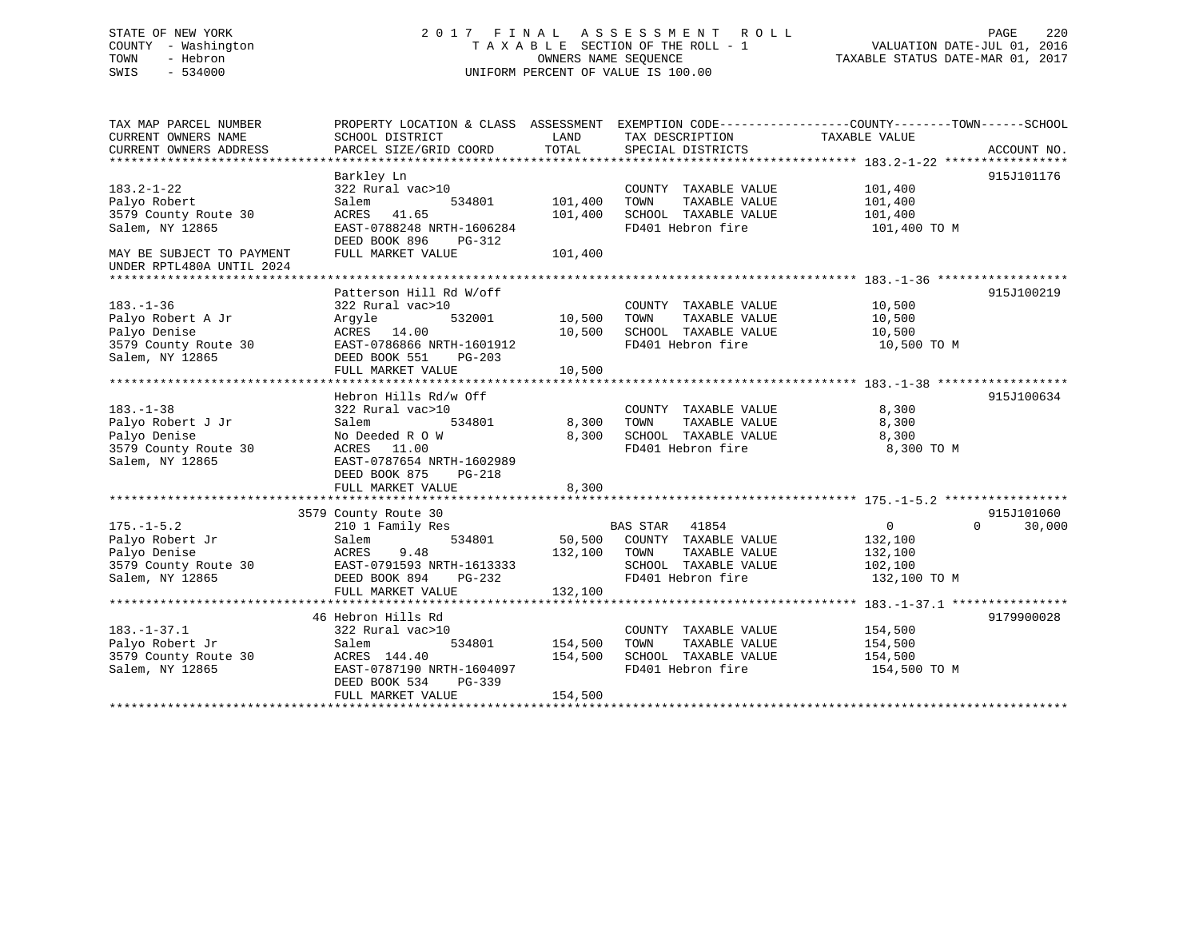STATE OF NEW YORK
COUNTY - Washington
TOWN - Hebron
SWIS - 534000

# 2017 FINAL ASSESSMENT ROLL
TAXABLE SECTION OF THE ROLL - 1
OWNERS NAME SEQUENCE
UNIFORM PERCENT OF VALUE IS 100.00

VALUATION DATE-JUL 01, 2016
TAXABLE STATUS DATE-MAR 01, 2017

| TAX MAP PARCEL NUMBER / CURRENT OWNERS NAME / CURRENT OWNERS ADDRESS | PROPERTY LOCATION & CLASS / SCHOOL DISTRICT / PARCEL SIZE/GRID COORD | ASSESSMENT LAND / TOTAL | EXEMPTION CODE / TAX DESCRIPTION / SPECIAL DISTRICTS | COUNTY / TAXABLE VALUE | TOWN | SCHOOL | ACCOUNT NO. |
|---|---|---|---|---|---|---|---|
| **183.2-1-22** | Barkley Ln | | | | | | 915J101176 |
| 183.2-1-22 | 322 Rural vac>10 | | COUNTY TAXABLE VALUE | 101,400 | | | |
| Palyo Robert | Salem 534801 | 101,400 | TOWN TAXABLE VALUE | 101,400 | | | |
| 3579 County Route 30 | ACRES 41.65 | 101,400 | SCHOOL TAXABLE VALUE | 101,400 | | | |
| Salem, NY 12865 | EAST-0788248 NRTH-1606284 | | FD401 Hebron fire | 101,400 TO M | | | |
| | DEED BOOK 896 PG-312 | | | | | | |
| MAY BE SUBJECT TO PAYMENT UNDER RPTL480A UNTIL 2024 | FULL MARKET VALUE | 101,400 | | | | | |
| **183.-1-36** | Patterson Hill Rd W/off | | | | | | 915J100219 |
| 183.-1-36 | 322 Rural vac>10 | | COUNTY TAXABLE VALUE | 10,500 | | | |
| Palyo Robert A Jr | Argyle 532001 | 10,500 | TOWN TAXABLE VALUE | 10,500 | | | |
| Palyo Denise | ACRES 14.00 | 10,500 | SCHOOL TAXABLE VALUE | 10,500 | | | |
| 3579 County Route 30 | EAST-0786866 NRTH-1601912 | | FD401 Hebron fire | 10,500 TO M | | | |
| Salem, NY 12865 | DEED BOOK 551 PG-203 | | | | | | |
| | FULL MARKET VALUE | 10,500 | | | | | |
| **183.-1-38** | Hebron Hills Rd/w Off | | | | | | 915J100634 |
| 183.-1-38 | 322 Rural vac>10 | | COUNTY TAXABLE VALUE | 8,300 | | | |
| Palyo Robert J Jr | Salem 534801 | 8,300 | TOWN TAXABLE VALUE | 8,300 | | | |
| Palyo Denise | No Deeded R O W | 8,300 | SCHOOL TAXABLE VALUE | 8,300 | | | |
| 3579 County Route 30 | ACRES 11.00 | | FD401 Hebron fire | 8,300 TO M | | | |
| Salem, NY 12865 | EAST-0787654 NRTH-1602989 | | | | | | |
| | DEED BOOK 875 PG-218 | | | | | | |
| | FULL MARKET VALUE | 8,300 | | | | | |
| **175.-1-5.2** | 3579 County Route 30 | | | | | | 915J101060 |
| 175.-1-5.2 | 210 1 Family Res | | BAS STAR 41854 | 0 | 0 | 30,000 | |
| Palyo Robert Jr | Salem 534801 | 50,500 | COUNTY TAXABLE VALUE | 132,100 | | | |
| Palyo Denise | ACRES 9.48 | 132,100 | TOWN TAXABLE VALUE | 132,100 | | | |
| 3579 County Route 30 | EAST-0791593 NRTH-1613333 | | SCHOOL TAXABLE VALUE | 102,100 | | | |
| Salem, NY 12865 | DEED BOOK 894 PG-232 | | FD401 Hebron fire | 132,100 TO M | | | |
| | FULL MARKET VALUE | 132,100 | | | | | |
| **183.-1-37.1** | 46 Hebron Hills Rd | | | | | | 9179900028 |
| 183.-1-37.1 | 322 Rural vac>10 | | COUNTY TAXABLE VALUE | 154,500 | | | |
| Palyo Robert Jr | Salem 534801 | 154,500 | TOWN TAXABLE VALUE | 154,500 | | | |
| 3579 County Route 30 | ACRES 144.40 | 154,500 | SCHOOL TAXABLE VALUE | 154,500 | | | |
| Salem, NY 12865 | EAST-0787190 NRTH-1604097 | | FD401 Hebron fire | 154,500 TO M | | | |
| | DEED BOOK 534 PG-339 | | | | | | |
| | FULL MARKET VALUE | 154,500 | | | | | |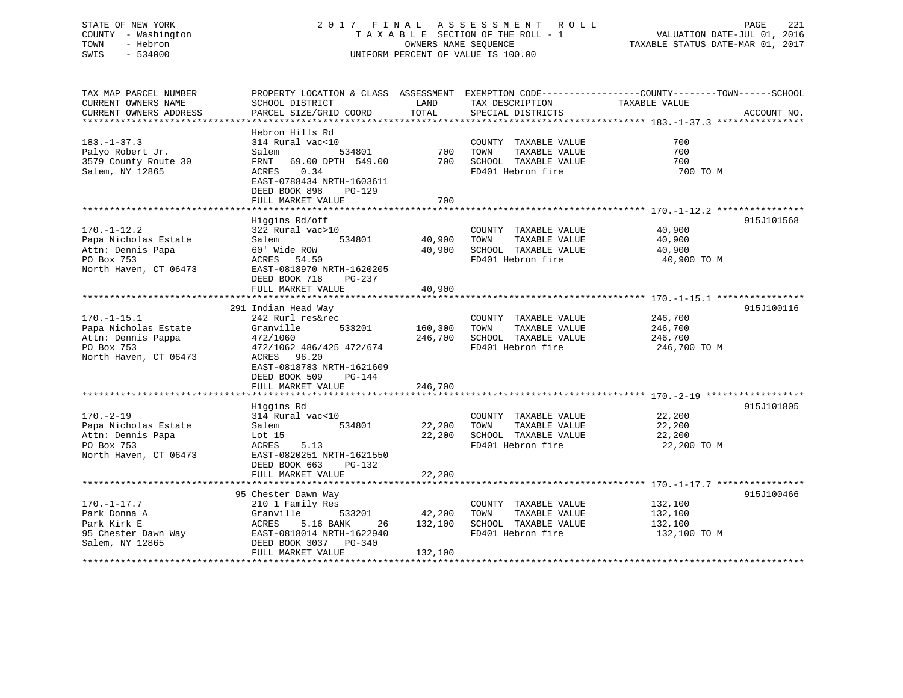STATE OF NEW YORK
COUNTY - Washington
TOWN - Hebron
SWIS - 534000

2017 FINAL ASSESSMENT ROLL
TAXABLE SECTION OF THE ROLL - 1
OWNERS NAME SEQUENCE
UNIFORM PERCENT OF VALUE IS 100.00

VALUATION DATE-JUL 01, 2016
TAXABLE STATUS DATE-MAR 01, 2017

| TAX MAP PARCEL NUMBER / CURRENT OWNERS NAME / CURRENT OWNERS ADDRESS | PROPERTY LOCATION & CLASS / SCHOOL DISTRICT / PARCEL SIZE/GRID COORD | ASSESSMENT LAND | TOTAL | EXEMPTION CODE / TAX DESCRIPTION / SPECIAL DISTRICTS | TAXABLE VALUE (COUNTY / TOWN / SCHOOL) | ACCOUNT NO. |
|---|---|---|---|---|---|---|
| **183.-1-37.3** | Hebron Hills Rd | | | | | |
| 183.-1-37.3 | 314 Rural vac<10 | | | COUNTY TAXABLE VALUE | 700 | |
| Palyo Robert Jr. | Salem 534801 | 700 | | TOWN TAXABLE VALUE | 700 | |
| 3579 County Route 30 | FRNT 69.00 DPTH 549.00 | | 700 | SCHOOL TAXABLE VALUE | 700 | |
| Salem, NY 12865 | ACRES 0.34 | | | FD401 Hebron fire | 700 TO M | |
| | EAST-0788434 NRTH-1603611 | | | | | |
| | DEED BOOK 898 PG-129 | | | | | |
| | FULL MARKET VALUE | | 700 | | | |
| **170.-1-12.2** | Higgins Rd/off | | | | | 915J101568 |
| 170.-1-12.2 | 322 Rural vac>10 | | | COUNTY TAXABLE VALUE | 40,900 | |
| Papa Nicholas Estate | Salem 534801 | 40,900 | | TOWN TAXABLE VALUE | 40,900 | |
| Attn: Dennis Papa | 60' Wide ROW | | 40,900 | SCHOOL TAXABLE VALUE | 40,900 | |
| PO Box 753 | ACRES 54.50 | | | FD401 Hebron fire | 40,900 TO M | |
| North Haven, CT 06473 | EAST-0818970 NRTH-1620205 | | | | | |
| | DEED BOOK 718 PG-237 | | | | | |
| | FULL MARKET VALUE | | 40,900 | | | |
| **170.-1-15.1** | 291 Indian Head Way | | | | | 915J100116 |
| 170.-1-15.1 | 242 Rurl res&rec | | | COUNTY TAXABLE VALUE | 246,700 | |
| Papa Nicholas Estate | Granville 533201 | 160,300 | | TOWN TAXABLE VALUE | 246,700 | |
| Attn: Dennis Pappa | 472/1060 | | 246,700 | SCHOOL TAXABLE VALUE | 246,700 | |
| PO Box 753 | 472/1062 486/425 472/674 | | | FD401 Hebron fire | 246,700 TO M | |
| North Haven, CT 06473 | ACRES 96.20 | | | | | |
| | EAST-0818783 NRTH-1621609 | | | | | |
| | DEED BOOK 509 PG-144 | | | | | |
| | FULL MARKET VALUE | | 246,700 | | | |
| **170.-2-19** | Higgins Rd | | | | | 915J101805 |
| 170.-2-19 | 314 Rural vac<10 | | | COUNTY TAXABLE VALUE | 22,200 | |
| Papa Nicholas Estate | Salem 534801 | 22,200 | | TOWN TAXABLE VALUE | 22,200 | |
| Attn: Dennis Papa | Lot 15 | | 22,200 | SCHOOL TAXABLE VALUE | 22,200 | |
| PO Box 753 | ACRES 5.13 | | | FD401 Hebron fire | 22,200 TO M | |
| North Haven, CT 06473 | EAST-0820251 NRTH-1621550 | | | | | |
| | DEED BOOK 663 PG-132 | | | | | |
| | FULL MARKET VALUE | | 22,200 | | | |
| **170.-1-17.7** | 95 Chester Dawn Way | | | | | 915J100466 |
| 170.-1-17.7 | 210 1 Family Res | | | COUNTY TAXABLE VALUE | 132,100 | |
| Park Donna A | Granville 533201 | 42,200 | | TOWN TAXABLE VALUE | 132,100 | |
| Park Kirk E | ACRES 5.16 BANK 26 | | 132,100 | SCHOOL TAXABLE VALUE | 132,100 | |
| 95 Chester Dawn Way | EAST-0818014 NRTH-1622940 | | | FD401 Hebron fire | 132,100 TO M | |
| Salem, NY 12865 | DEED BOOK 3037 PG-340 | | | | | |
| | FULL MARKET VALUE | | 132,100 | | | |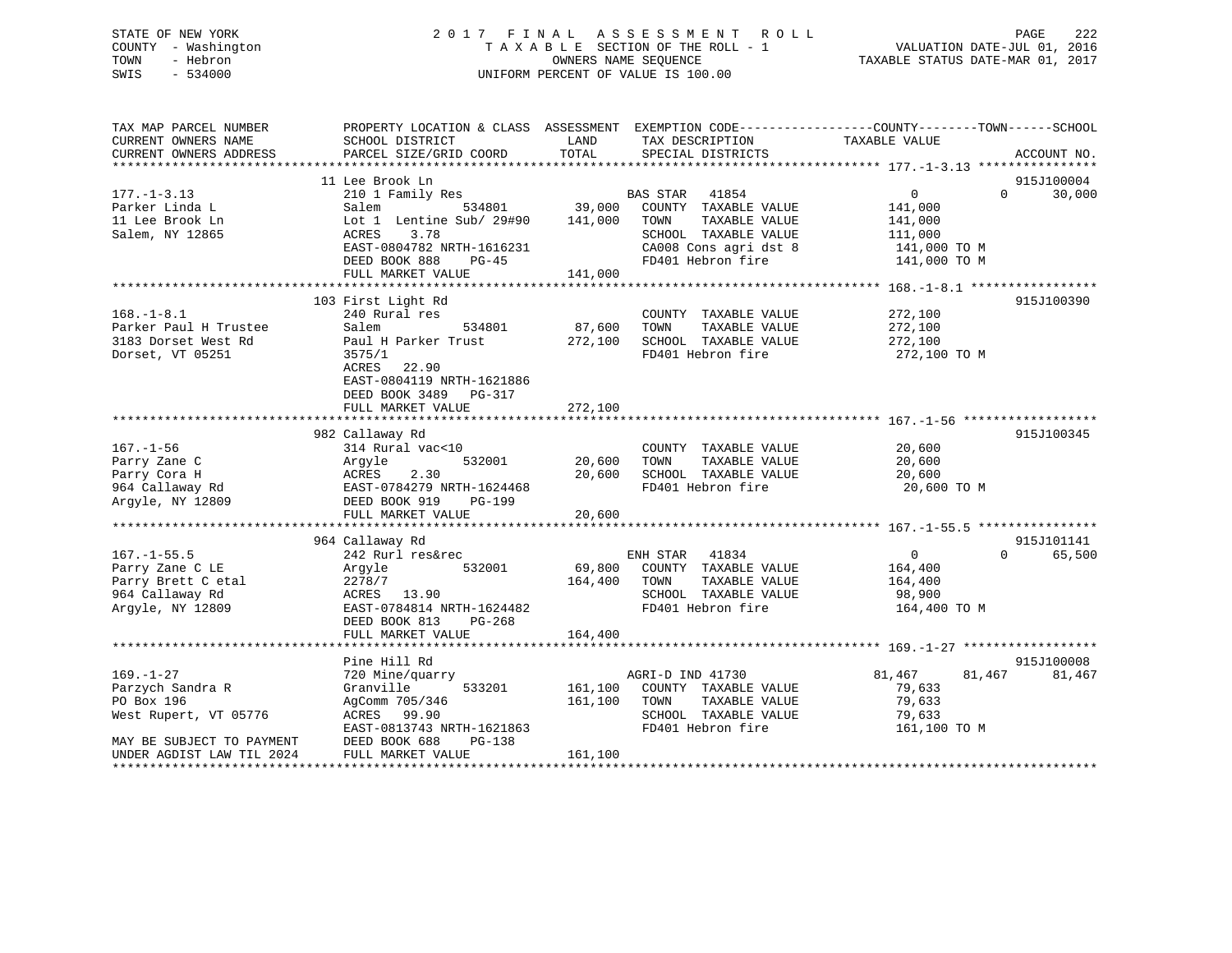STATE OF NEW YORK
COUNTY - Washington
TOWN - Hebron
SWIS - 534000

# 2017 FINAL ASSESSMENT ROLL

TAXABLE SECTION OF THE ROLL - 1
OWNERS NAME SEQUENCE
UNIFORM PERCENT OF VALUE IS 100.00

VALUATION DATE-JUL 01, 2016
TAXABLE STATUS DATE-MAR 01, 2017

```
TAX MAP PARCEL NUMBER          PROPERTY LOCATION & CLASS  ASSESSMENT  EXEMPTION CODE------------------COUNTY--------TOWN------SCHOOL
CURRENT OWNERS NAME            SCHOOL DISTRICT               LAND      TAX DESCRIPTION              TAXABLE VALUE
CURRENT OWNERS ADDRESS         PARCEL SIZE/GRID COORD        TOTAL     SPECIAL DISTRICTS                                  ACCOUNT NO.
******************************************************************************************************* 177.-1-3.13 ****************
                               11 Lee Brook Ln                                                                             915J100004
177.-1-3.13                    210 1 Family Res                       BAS STAR   41854                 0             0       30,000
Parker Linda L                 Salem            534801        39,000   COUNTY  TAXABLE VALUE          141,000
11 Lee Brook Ln                Lot 1  Lentine Sub/ 29#90     141,000   TOWN    TAXABLE VALUE          141,000
Salem, NY 12865                ACRES    3.78                           SCHOOL  TAXABLE VALUE          111,000
                               EAST-0804782 NRTH-1616231               CA008 Cons agri dst 8           141,000 TO M
                               DEED BOOK 888    PG-45                  FD401 Hebron fire               141,000 TO M
                               FULL MARKET VALUE             141,000
******************************************************************************************************* 168.-1-8.1 *****************
                               103 First Light Rd                                                                          915J100390
168.-1-8.1                     240 Rural res                           COUNTY  TAXABLE VALUE          272,100
Parker Paul H Trustee          Salem            534801        87,600   TOWN    TAXABLE VALUE          272,100
3183 Dorset West Rd            Paul H Parker Trust           272,100   SCHOOL  TAXABLE VALUE          272,100
Dorset, VT 05251               3575/1                                  FD401 Hebron fire               272,100 TO M
                               ACRES   22.90
                               EAST-0804119 NRTH-1621886
                               DEED BOOK 3489   PG-317
                               FULL MARKET VALUE             272,100
******************************************************************************************************* 167.-1-56 ******************
                               982 Callaway Rd                                                                             915J100345
167.-1-56                      314 Rural vac<10                        COUNTY  TAXABLE VALUE           20,600
Parry Zane C                   Argyle           532001        20,600   TOWN    TAXABLE VALUE           20,600
Parry Cora H                   ACRES    2.30                  20,600   SCHOOL  TAXABLE VALUE           20,600
964 Callaway Rd                EAST-0784279 NRTH-1624468               FD401 Hebron fire                20,600 TO M
Argyle, NY 12809               DEED BOOK 919    PG-199
                               FULL MARKET VALUE              20,600
******************************************************************************************************* 167.-1-55.5 ****************
                               964 Callaway Rd                                                                             915J101141
167.-1-55.5                    242 Rurl res&rec                       ENH STAR   41834                 0             0       65,500
Parry Zane C LE                Argyle           532001        69,800   COUNTY  TAXABLE VALUE          164,400
Parry Brett C etal             2278/7                        164,400   TOWN    TAXABLE VALUE          164,400
964 Callaway Rd                ACRES   13.90                           SCHOOL  TAXABLE VALUE           98,900
Argyle, NY 12809               EAST-0784814 NRTH-1624482               FD401 Hebron fire               164,400 TO M
                               DEED BOOK 813    PG-268
                               FULL MARKET VALUE             164,400
******************************************************************************************************* 169.-1-27 ******************
                               Pine Hill Rd                                                                                915J100008
169.-1-27                      720 Mine/quarry                        AGRI-D IND 41730             81,467        81,467       81,467
Parzych Sandra R               Granville        533201       161,100   COUNTY  TAXABLE VALUE           79,633
PO Box 196                     AgComm 705/346                161,100   TOWN    TAXABLE VALUE           79,633
West Rupert, VT 05776          ACRES   99.90                           SCHOOL  TAXABLE VALUE           79,633
                               EAST-0813743 NRTH-1621863               FD401 Hebron fire               161,100 TO M
MAY BE SUBJECT TO PAYMENT      DEED BOOK 688    PG-138
UNDER AGDIST LAW TIL 2024      FULL MARKET VALUE             161,100
************************************************************************************************************************************
```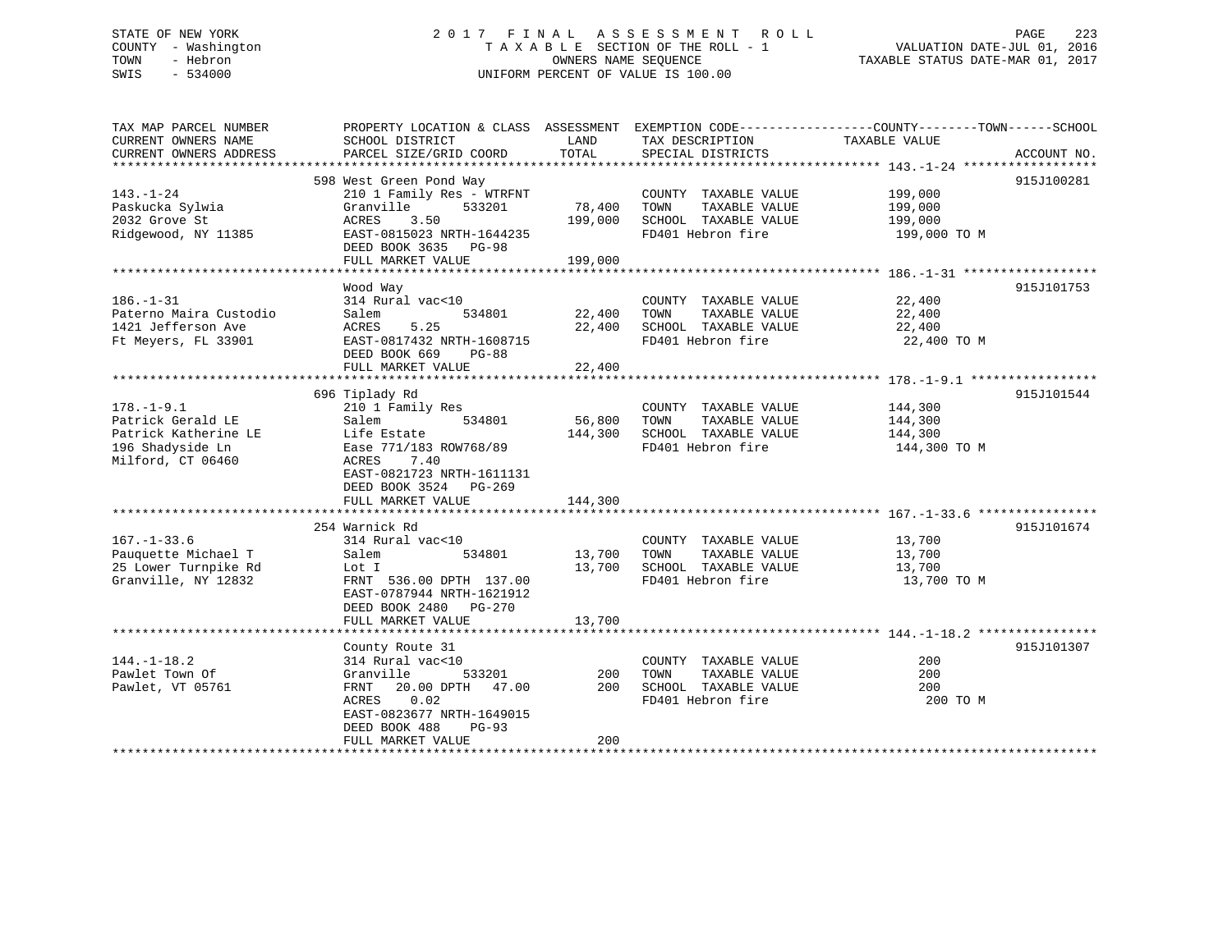STATE OF NEW YORK
COUNTY - Washington
TOWN - Hebron
SWIS - 534000

# 2017 FINAL ASSESSMENT ROLL
TAXABLE SECTION OF THE ROLL - 1
OWNERS NAME SEQUENCE
UNIFORM PERCENT OF VALUE IS 100.00

VALUATION DATE-JUL 01, 2016
TAXABLE STATUS DATE-MAR 01, 2017

| TAX MAP PARCEL NUMBER / CURRENT OWNERS NAME / CURRENT OWNERS ADDRESS | PROPERTY LOCATION & CLASS / SCHOOL DISTRICT / PARCEL SIZE/GRID COORD | ASSESSMENT LAND | TOTAL | EXEMPTION CODE / TAX DESCRIPTION / SPECIAL DISTRICTS | COUNTY--------TOWN------SCHOOL TAXABLE VALUE | ACCOUNT NO. |
|---|---|---|---|---|---|---|
| **143.-1-24** | 598 West Green Pond Way | | | | | 915J100281 |
| 143.-1-24 | 210 1 Family Res - WTRFNT | | | COUNTY TAXABLE VALUE | 199,000 | |
| Paskucka Sylwia | Granville 533201 | 78,400 | | TOWN TAXABLE VALUE | 199,000 | |
| 2032 Grove St | ACRES 3.50 | | 199,000 | SCHOOL TAXABLE VALUE | 199,000 | |
| Ridgewood, NY 11385 | EAST-0815023 NRTH-1644235 | | | FD401 Hebron fire | 199,000 TO M | |
| | DEED BOOK 3635 PG-98 | | | | | |
| | FULL MARKET VALUE | | 199,000 | | | |
| **186.-1-31** | Wood Way | | | | | 915J101753 |
| 186.-1-31 | 314 Rural vac<10 | | | COUNTY TAXABLE VALUE | 22,400 | |
| Paterno Maira Custodio | Salem 534801 | 22,400 | | TOWN TAXABLE VALUE | 22,400 | |
| 1421 Jefferson Ave | ACRES 5.25 | | 22,400 | SCHOOL TAXABLE VALUE | 22,400 | |
| Ft Meyers, FL 33901 | EAST-0817432 NRTH-1608715 | | | FD401 Hebron fire | 22,400 TO M | |
| | DEED BOOK 669 PG-88 | | | | | |
| | FULL MARKET VALUE | | 22,400 | | | |
| **178.-1-9.1** | 696 Tiplady Rd | | | | | 915J101544 |
| 178.-1-9.1 | 210 1 Family Res | | | COUNTY TAXABLE VALUE | 144,300 | |
| Patrick Gerald LE | Salem 534801 | 56,800 | | TOWN TAXABLE VALUE | 144,300 | |
| Patrick Katherine LE | Life Estate | | 144,300 | SCHOOL TAXABLE VALUE | 144,300 | |
| 196 Shadyside Ln | Ease 771/183 ROW768/89 | | | FD401 Hebron fire | 144,300 TO M | |
| Milford, CT 06460 | ACRES 7.40 | | | | | |
| | EAST-0821723 NRTH-1611131 | | | | | |
| | DEED BOOK 3524 PG-269 | | | | | |
| | FULL MARKET VALUE | | 144,300 | | | |
| **167.-1-33.6** | 254 Warnick Rd | | | | | 915J101674 |
| 167.-1-33.6 | 314 Rural vac<10 | | | COUNTY TAXABLE VALUE | 13,700 | |
| Pauquette Michael T | Salem 534801 | 13,700 | | TOWN TAXABLE VALUE | 13,700 | |
| 25 Lower Turnpike Rd | Lot I | | 13,700 | SCHOOL TAXABLE VALUE | 13,700 | |
| Granville, NY 12832 | FRNT 536.00 DPTH 137.00 | | | FD401 Hebron fire | 13,700 TO M | |
| | EAST-0787944 NRTH-1621912 | | | | | |
| | DEED BOOK 2480 PG-270 | | | | | |
| | FULL MARKET VALUE | | 13,700 | | | |
| **144.-1-18.2** | County Route 31 | | | | | 915J101307 |
| 144.-1-18.2 | 314 Rural vac<10 | | | COUNTY TAXABLE VALUE | 200 | |
| Pawlet Town Of | Granville 533201 | 200 | | TOWN TAXABLE VALUE | 200 | |
| Pawlet, VT 05761 | FRNT 20.00 DPTH 47.00 | | 200 | SCHOOL TAXABLE VALUE | 200 | |
| | ACRES 0.02 | | | FD401 Hebron fire | 200 TO M | |
| | EAST-0823677 NRTH-1649015 | | | | | |
| | DEED BOOK 488 PG-93 | | | | | |
| | FULL MARKET VALUE | | 200 | | | |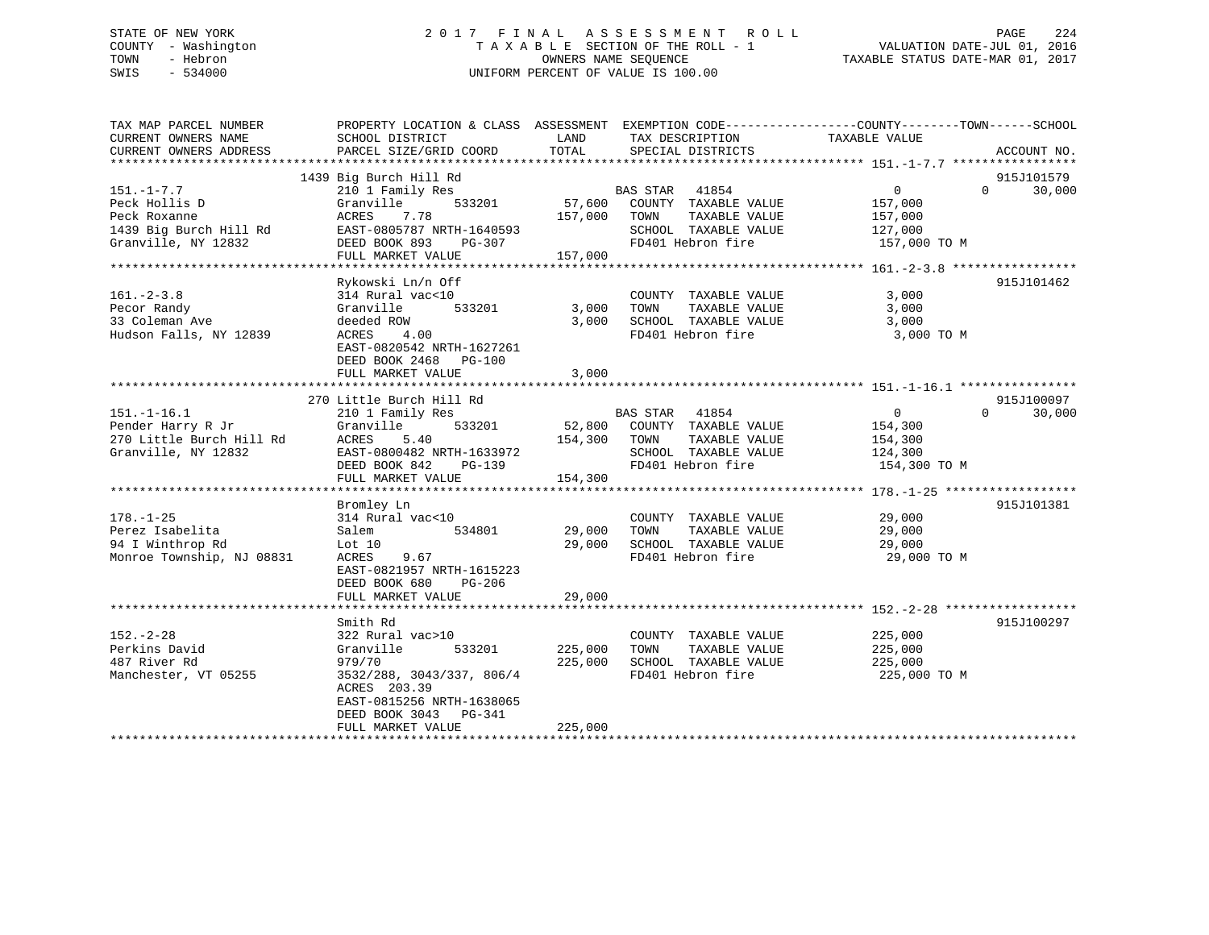STATE OF NEW YORK
COUNTY - Washington
TOWN - Hebron
SWIS - 534000

# 2017 FINAL ASSESSMENT ROLL
TAXABLE SECTION OF THE ROLL - 1
OWNERS NAME SEQUENCE
UNIFORM PERCENT OF VALUE IS 100.00

VALUATION DATE-JUL 01, 2016
TAXABLE STATUS DATE-MAR 01, 2017

| TAX MAP PARCEL NUMBER / CURRENT OWNERS NAME / CURRENT OWNERS ADDRESS | PROPERTY LOCATION & CLASS / SCHOOL DISTRICT / PARCEL SIZE/GRID COORD | ASSESSMENT LAND / TOTAL | EXEMPTION CODE / TAX DESCRIPTION / SPECIAL DISTRICTS | COUNTY / TOWN / SCHOOL TAXABLE VALUE | ACCOUNT NO. |
|---|---|---|---|---|---|
| **151.-1-7.7** | 1439 Big Burch Hill Rd | | | | 915J101579 |
| Peck Hollis D | 210 1 Family Res | | BAS STAR 41854 | 0 / 0 / 30,000 | |
| Peck Roxanne | Granville 533201 | 57,600 | COUNTY TAXABLE VALUE | 157,000 | |
| 1439 Big Burch Hill Rd | ACRES 7.78 | 157,000 | TOWN TAXABLE VALUE | 157,000 | |
| Granville, NY 12832 | EAST-0805787 NRTH-1640593 | | SCHOOL TAXABLE VALUE | 127,000 | |
| | DEED BOOK 893 PG-307 | | FD401 Hebron fire | 157,000 TO M | |
| | FULL MARKET VALUE | 157,000 | | | |
| **161.-2-3.8** | Rykowski Ln/n Off | | | | 915J101462 |
| Pecor Randy | 314 Rural vac<10 | | COUNTY TAXABLE VALUE | 3,000 | |
| 33 Coleman Ave | Granville 533201 | 3,000 | TOWN TAXABLE VALUE | 3,000 | |
| Hudson Falls, NY 12839 | deeded ROW | 3,000 | SCHOOL TAXABLE VALUE | 3,000 | |
| | ACRES 4.00 | | FD401 Hebron fire | 3,000 TO M | |
| | EAST-0820542 NRTH-1627261 | | | | |
| | DEED BOOK 2468 PG-100 | | | | |
| | FULL MARKET VALUE | 3,000 | | | |
| **151.-1-16.1** | 270 Little Burch Hill Rd | | | | 915J100097 |
| Pender Harry R Jr | 210 1 Family Res | | BAS STAR 41854 | 0 / 0 / 30,000 | |
| 270 Little Burch Hill Rd | Granville 533201 | 52,800 | COUNTY TAXABLE VALUE | 154,300 | |
| Granville, NY 12832 | ACRES 5.40 | 154,300 | TOWN TAXABLE VALUE | 154,300 | |
| | EAST-0800482 NRTH-1633972 | | SCHOOL TAXABLE VALUE | 124,300 | |
| | DEED BOOK 842 PG-139 | | FD401 Hebron fire | 154,300 TO M | |
| | FULL MARKET VALUE | 154,300 | | | |
| **178.-1-25** | Bromley Ln | | | | 915J101381 |
| Perez Isabelita | 314 Rural vac<10 | | COUNTY TAXABLE VALUE | 29,000 | |
| 94 I Winthrop Rd | Salem 534801 | 29,000 | TOWN TAXABLE VALUE | 29,000 | |
| Monroe Township, NJ 08831 | Lot 10 | 29,000 | SCHOOL TAXABLE VALUE | 29,000 | |
| | ACRES 9.67 | | FD401 Hebron fire | 29,000 TO M | |
| | EAST-0821957 NRTH-1615223 | | | | |
| | DEED BOOK 680 PG-206 | | | | |
| | FULL MARKET VALUE | 29,000 | | | |
| **152.-2-28** | Smith Rd | | | | 915J100297 |
| Perkins David | 322 Rural vac>10 | | COUNTY TAXABLE VALUE | 225,000 | |
| 487 River Rd | Granville 533201 | 225,000 | TOWN TAXABLE VALUE | 225,000 | |
| Manchester, VT 05255 | 979/70 | 225,000 | SCHOOL TAXABLE VALUE | 225,000 | |
| | 3532/288, 3043/337, 806/4 | | FD401 Hebron fire | 225,000 TO M | |
| | ACRES 203.39 | | | | |
| | EAST-0815256 NRTH-1638065 | | | | |
| | DEED BOOK 3043 PG-341 | | | | |
| | FULL MARKET VALUE | 225,000 | | | |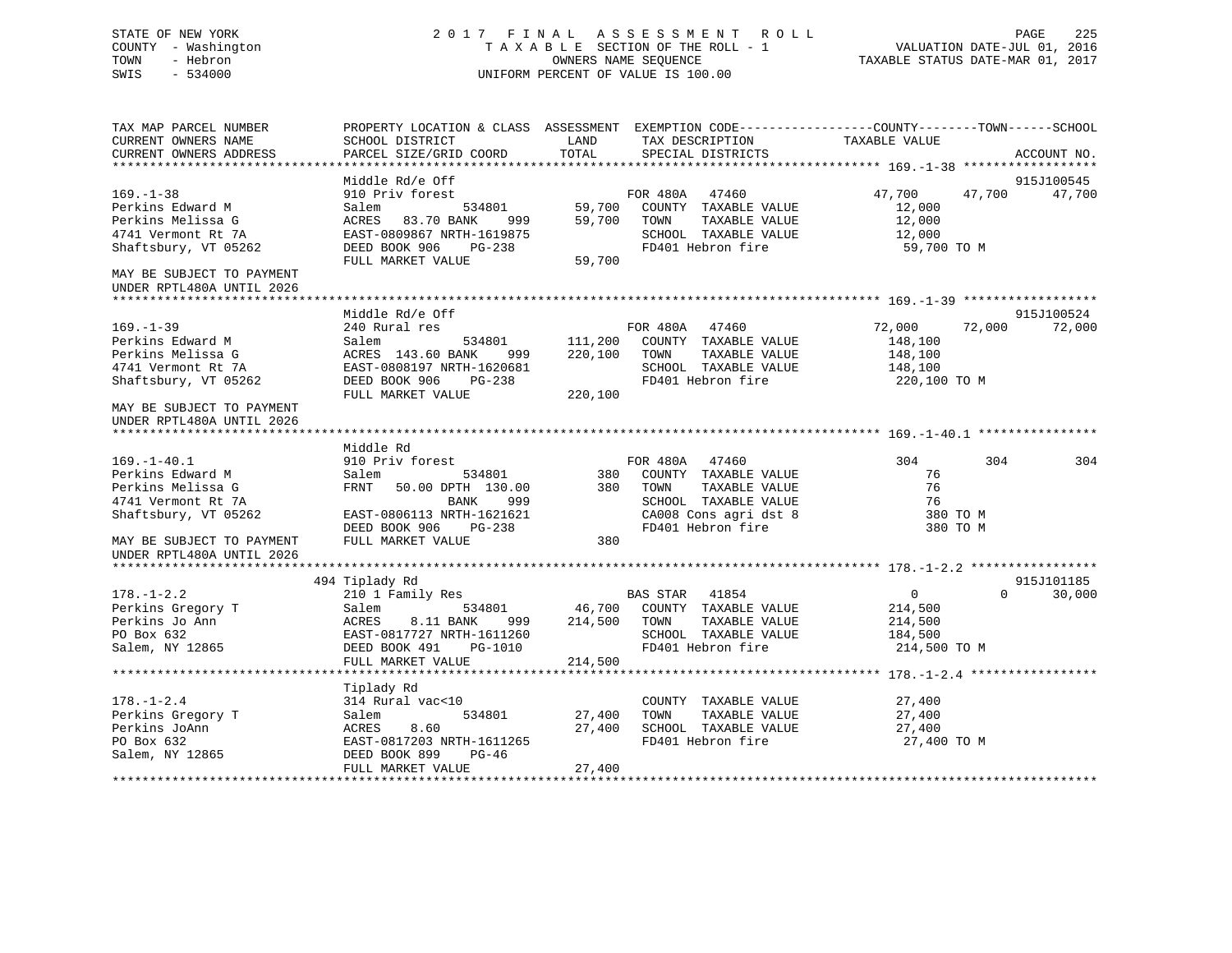STATE OF NEW YORK — COUNTY - Washington — TOWN - Hebron — SWIS - 534000

# 2017 FINAL ASSESSMENT ROLL

TAXABLE SECTION OF THE ROLL - 1
OWNERS NAME SEQUENCE
UNIFORM PERCENT OF VALUE IS 100.00

VALUATION DATE-JUL 01, 2016
TAXABLE STATUS DATE-MAR 01, 2017

```
TAX MAP PARCEL NUMBER          PROPERTY LOCATION & CLASS  ASSESSMENT  EXEMPTION CODE-----------------COUNTY--------TOWN------SCHOOL
CURRENT OWNERS NAME            SCHOOL DISTRICT               LAND      TAX DESCRIPTION            TAXABLE VALUE
CURRENT OWNERS ADDRESS         PARCEL SIZE/GRID COORD        TOTAL     SPECIAL DISTRICTS                                    ACCOUNT NO.
******************************************************************************************************* 169.-1-38 ******************
                               Middle Rd/e Off                                                                              915J100545
169.-1-38                      910 Priv forest                         FOR 480A   47460              47,700      47,700      47,700
Perkins Edward M               Salem            534801        59,700   COUNTY  TAXABLE VALUE          12,000
Perkins Melissa G              ACRES  83.70 BANK     999      59,700   TOWN    TAXABLE VALUE          12,000
4741 Vermont Rt 7A             EAST-0809867 NRTH-1619875               SCHOOL  TAXABLE VALUE          12,000
Shaftsbury, VT 05262           DEED BOOK 906    PG-238                 FD401 Hebron fire               59,700 TO M
                               FULL MARKET VALUE             59,700
MAY BE SUBJECT TO PAYMENT
UNDER RPTL480A UNTIL 2026
******************************************************************************************************* 169.-1-39 ******************
                               Middle Rd/e Off                                                                              915J100524
169.-1-39                      240 Rural res                           FOR 480A   47460              72,000      72,000      72,000
Perkins Edward M               Salem            534801       111,200   COUNTY  TAXABLE VALUE         148,100
Perkins Melissa G              ACRES 143.60 BANK     999     220,100   TOWN    TAXABLE VALUE         148,100
4741 Vermont Rt 7A             EAST-0808197 NRTH-1620681               SCHOOL  TAXABLE VALUE         148,100
Shaftsbury, VT 05262           DEED BOOK 906    PG-238                 FD401 Hebron fire              220,100 TO M
                               FULL MARKET VALUE            220,100
MAY BE SUBJECT TO PAYMENT
UNDER RPTL480A UNTIL 2026
******************************************************************************************************* 169.-1-40.1 ****************
                               Middle Rd
169.-1-40.1                    910 Priv forest                         FOR 480A   47460                 304         304         304
Perkins Edward M               Salem            534801           380   COUNTY  TAXABLE VALUE              76
Perkins Melissa G              FRNT   50.00 DPTH 130.00          380   TOWN    TAXABLE VALUE              76
4741 Vermont Rt 7A                          BANK     999               SCHOOL  TAXABLE VALUE              76
Shaftsbury, VT 05262           EAST-0806113 NRTH-1621621               CA008 Cons agri dst 8              380 TO M
                               DEED BOOK 906    PG-238                 FD401 Hebron fire                  380 TO M
MAY BE SUBJECT TO PAYMENT      FULL MARKET VALUE                 380
UNDER RPTL480A UNTIL 2026
******************************************************************************************************* 178.-1-2.2 *****************
                             494 Tiplady Rd                                                                                 915J101185
178.-1-2.2                     210 1 Family Res                        BAS STAR   41854                   0           0      30,000
Perkins Gregory T              Salem            534801        46,700   COUNTY  TAXABLE VALUE         214,500
Perkins Jo Ann                 ACRES   8.11 BANK     999     214,500   TOWN    TAXABLE VALUE         214,500
PO Box 632                     EAST-0817727 NRTH-1611260               SCHOOL  TAXABLE VALUE         184,500
Salem, NY 12865                DEED BOOK 491    PG-1010                FD401 Hebron fire              214,500 TO M
                               FULL MARKET VALUE            214,500
******************************************************************************************************* 178.-1-2.4 *****************
                               Tiplady Rd
178.-1-2.4                     314 Rural vac<10                        COUNTY  TAXABLE VALUE          27,400
Perkins Gregory T              Salem            534801        27,400   TOWN    TAXABLE VALUE          27,400
Perkins JoAnn                  ACRES   8.60                   27,400   SCHOOL  TAXABLE VALUE          27,400
PO Box 632                     EAST-0817203 NRTH-1611265               FD401 Hebron fire               27,400 TO M
Salem, NY 12865                DEED BOOK 899    PG-46
                               FULL MARKET VALUE             27,400
************************************************************************************************************************************
```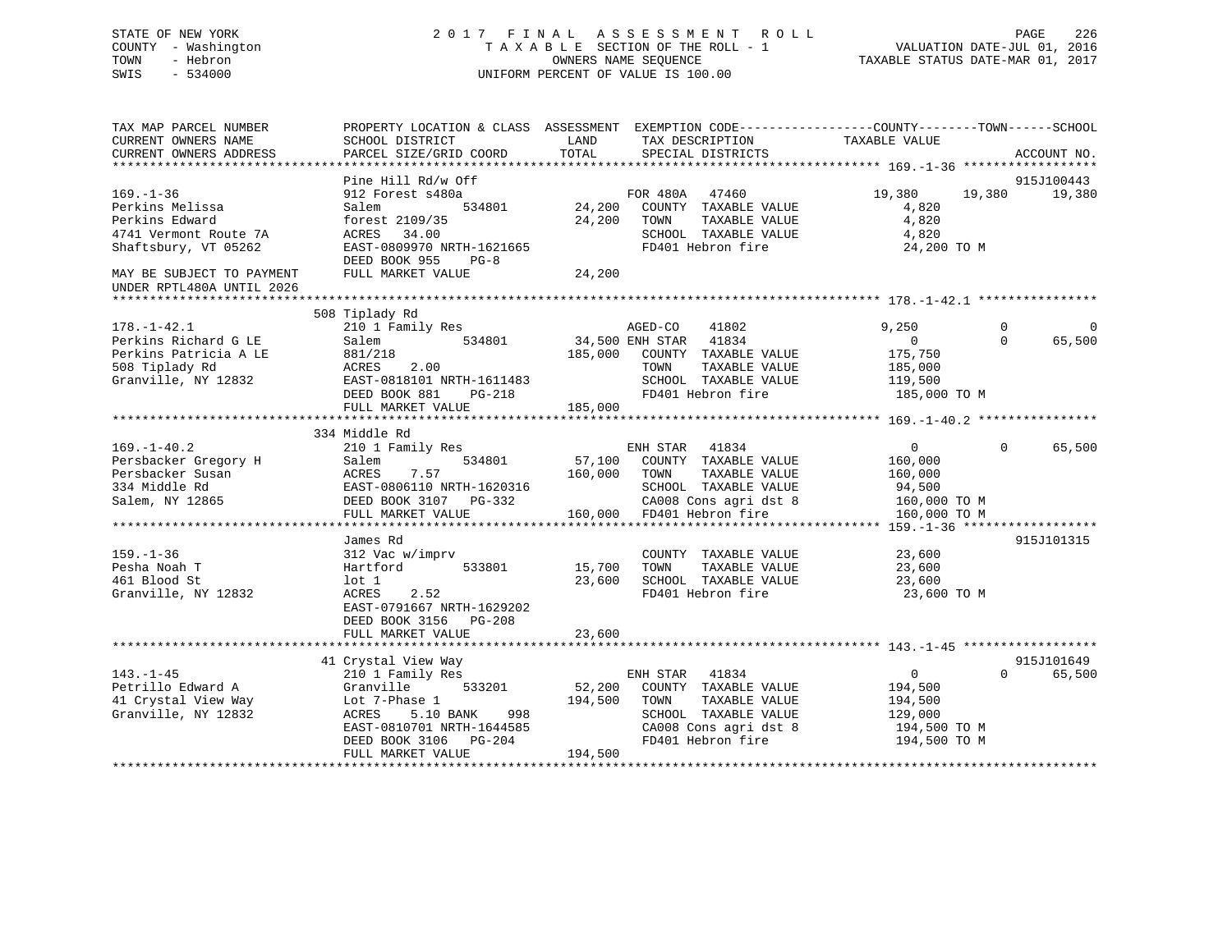STATE OF NEW YORK
COUNTY - Washington
TOWN - Hebron
SWIS - 534000

# 2017 FINAL ASSESSMENT ROLL

TAXABLE SECTION OF THE ROLL - 1
OWNERS NAME SEQUENCE
UNIFORM PERCENT OF VALUE IS 100.00

VALUATION DATE-JUL 01, 2016
TAXABLE STATUS DATE-MAR 01, 2017

```
TAX MAP PARCEL NUMBER          PROPERTY LOCATION & CLASS  ASSESSMENT  EXEMPTION CODE-----------------COUNTY--------TOWN------SCHOOL
CURRENT OWNERS NAME            SCHOOL DISTRICT              LAND      TAX DESCRIPTION              TAXABLE VALUE
CURRENT OWNERS ADDRESS         PARCEL SIZE/GRID COORD       TOTAL     SPECIAL DISTRICTS                                   ACCOUNT NO.
****************************************************************************************** 169.-1-36 ******************
                               Pine Hill Rd/w Off                                                                     915J100443
169.-1-36                      912 Forest s480a                        FOR 480A   47460              19,380     19,380      19,380
Perkins Melissa                Salem          534801        24,200    COUNTY  TAXABLE VALUE              4,820
Perkins Edward                 forest 2109/35               24,200    TOWN    TAXABLE VALUE              4,820
4741 Vermont Route 7A          ACRES   34.00                          SCHOOL  TAXABLE VALUE              4,820
Shaftsbury, VT 05262           EAST-0809970 NRTH-1621665              FD401 Hebron fire                 24,200 TO M
                               DEED BOOK 955    PG-8
MAY BE SUBJECT TO PAYMENT      FULL MARKET VALUE            24,200
UNDER RPTL480A UNTIL 2026
****************************************************************************************** 178.-1-42.1 ****************
                               508 Tiplady Rd
178.-1-42.1                    210 1 Family Res                       AGED-CO    41802              9,250          0           0
Perkins Richard G LE           Salem          534801        34,500 ENH STAR   41834                  0          0      65,500
Perkins Patricia A LE          881/218                     185,000    COUNTY  TAXABLE VALUE            175,750
508 Tiplady Rd                 ACRES    2.00                          TOWN    TAXABLE VALUE            185,000
Granville, NY 12832            EAST-0818101 NRTH-1611483              SCHOOL  TAXABLE VALUE            119,500
                               DEED BOOK 881    PG-218                FD401 Hebron fire                185,000 TO M
                               FULL MARKET VALUE           185,000
****************************************************************************************** 169.-1-40.2 ****************
                               334 Middle Rd
169.-1-40.2                    210 1 Family Res                       ENH STAR   41834                  0          0      65,500
Persbacker Gregory H           Salem          534801        57,100    COUNTY  TAXABLE VALUE            160,000
Persbacker Susan               ACRES    7.57               160,000    TOWN    TAXABLE VALUE            160,000
334 Middle Rd                  EAST-0806110 NRTH-1620316              SCHOOL  TAXABLE VALUE             94,500
Salem, NY 12865                DEED BOOK 3107   PG-332                CA008 Cons agri dst 8            160,000 TO M
                               FULL MARKET VALUE           160,000    FD401 Hebron fire                160,000 TO M
****************************************************************************************** 159.-1-36 ******************
                               James Rd                                                                               915J101315
159.-1-36                      312 Vac w/imprv                        COUNTY  TAXABLE VALUE             23,600
Pesha Noah T                   Hartford       533801        15,700    TOWN    TAXABLE VALUE             23,600
461 Blood St                   lot 1                        23,600    SCHOOL  TAXABLE VALUE             23,600
Granville, NY 12832            ACRES    2.52                          FD401 Hebron fire                 23,600 TO M
                               EAST-0791667 NRTH-1629202
                               DEED BOOK 3156   PG-208
                               FULL MARKET VALUE            23,600
****************************************************************************************** 143.-1-45 ******************
                               41 Crystal View Way                                                                    915J101649
143.-1-45                      210 1 Family Res                       ENH STAR   41834                  0          0      65,500
Petrillo Edward A              Granville      533201        52,200    COUNTY  TAXABLE VALUE            194,500
41 Crystal View Way            Lot 7-Phase 1               194,500    TOWN    TAXABLE VALUE            194,500
Granville, NY 12832            ACRES    5.10 BANK     998             SCHOOL  TAXABLE VALUE            129,000
                               EAST-0810701 NRTH-1644585              CA008 Cons agri dst 8            194,500 TO M
                               DEED BOOK 3106   PG-204                FD401 Hebron fire                194,500 TO M
                               FULL MARKET VALUE           194,500
************************************************************************************************************************
```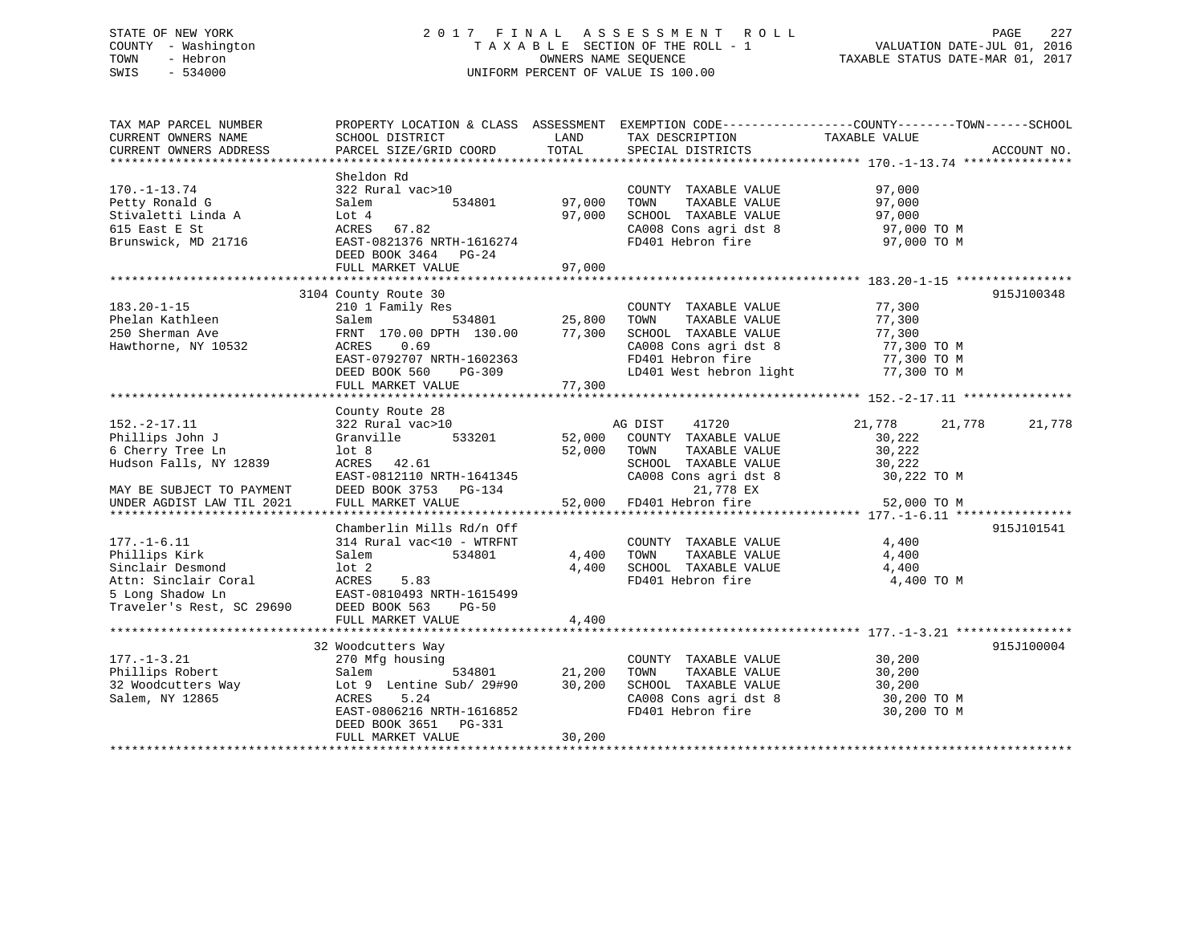STATE OF NEW YORK
COUNTY - Washington
TOWN - Hebron
SWIS - 534000

2017 FINAL ASSESSMENT ROLL
TAXABLE SECTION OF THE ROLL - 1
OWNERS NAME SEQUENCE
UNIFORM PERCENT OF VALUE IS 100.00

VALUATION DATE-JUL 01, 2016
TAXABLE STATUS DATE-MAR 01, 2017

```
TAX MAP PARCEL NUMBER          PROPERTY LOCATION & CLASS  ASSESSMENT  EXEMPTION CODE------------------COUNTY--------TOWN------SCHOOL
CURRENT OWNERS NAME            SCHOOL DISTRICT              LAND      TAX DESCRIPTION             TAXABLE VALUE
CURRENT OWNERS ADDRESS         PARCEL SIZE/GRID COORD       TOTAL     SPECIAL DISTRICTS                                       ACCOUNT NO.
******************************************************************************************************* 170.-1-13.74 ***************
                               Sheldon Rd
170.-1-13.74                   322 Rural vac>10                       COUNTY  TAXABLE VALUE            97,000
Petty Ronald G                 Salem          534801        97,000    TOWN    TAXABLE VALUE            97,000
Stivaletti Linda A             Lot 4                        97,000    SCHOOL  TAXABLE VALUE            97,000
615 East E St                  ACRES   67.82                          CA008 Cons agri dst 8             97,000 TO M
Brunswick, MD 21716            EAST-0821376 NRTH-1616274              FD401 Hebron fire                 97,000 TO M
                               DEED BOOK 3464   PG-24
                               FULL MARKET VALUE            97,000
******************************************************************************************************* 183.20-1-15 ****************
                             3104 County Route 30                                                                    915J100348
183.20-1-15                    210 1 Family Res                       COUNTY  TAXABLE VALUE            77,300
Phelan Kathleen                Salem          534801        25,800    TOWN    TAXABLE VALUE            77,300
250 Sherman Ave                FRNT 170.00 DPTH 130.00      77,300    SCHOOL  TAXABLE VALUE            77,300
Hawthorne, NY 10532            ACRES    0.69                          CA008 Cons agri dst 8             77,300 TO M
                               EAST-0792707 NRTH-1602363              FD401 Hebron fire                 77,300 TO M
                               DEED BOOK 560    PG-309                LD401 West hebron light           77,300 TO M
                               FULL MARKET VALUE            77,300
******************************************************************************************************* 152.-2-17.11 ***************
                               County Route 28
152.-2-17.11                   322 Rural vac>10                       AG DIST    41720             21,778      21,778      21,778
Phillips John J                Granville      533201        52,000    COUNTY  TAXABLE VALUE            30,222
6 Cherry Tree Ln               lot 8                        52,000    TOWN    TAXABLE VALUE            30,222
Hudson Falls, NY 12839         ACRES   42.61                          SCHOOL  TAXABLE VALUE            30,222
                               EAST-0812110 NRTH-1641345              CA008 Cons agri dst 8             30,222 TO M
MAY BE SUBJECT TO PAYMENT      DEED BOOK 3753   PG-134                      21,778 EX
UNDER AGDIST LAW TIL 2021      FULL MARKET VALUE            52,000    FD401 Hebron fire                 52,000 TO M
******************************************************************************************************* 177.-1-6.11 ****************
                               Chamberlin Mills Rd/n Off                                                             915J101541
177.-1-6.11                    314 Rural vac<10 - WTRFNT              COUNTY  TAXABLE VALUE             4,400
Phillips Kirk                  Salem          534801         4,400    TOWN    TAXABLE VALUE             4,400
Sinclair Desmond               lot 2                         4,400    SCHOOL  TAXABLE VALUE             4,400
Attn: Sinclair Coral           ACRES    5.83                          FD401 Hebron fire                  4,400 TO M
5 Long Shadow Ln               EAST-0810493 NRTH-1615499
Traveler's Rest, SC 29690      DEED BOOK 563    PG-50
                               FULL MARKET VALUE             4,400
******************************************************************************************************* 177.-1-3.21 ****************
                            32 Woodcutters Way                                                                       915J100004
177.-1-3.21                    270 Mfg housing                        COUNTY  TAXABLE VALUE            30,200
Phillips Robert                Salem          534801        21,200    TOWN    TAXABLE VALUE            30,200
32 Woodcutters Way             Lot 9  Lentine Sub/ 29#90    30,200    SCHOOL  TAXABLE VALUE            30,200
Salem, NY 12865                ACRES    5.24                          CA008 Cons agri dst 8             30,200 TO M
                               EAST-0806216 NRTH-1616852              FD401 Hebron fire                 30,200 TO M
                               DEED BOOK 3651   PG-331
                               FULL MARKET VALUE            30,200
************************************************************************************************************************************
```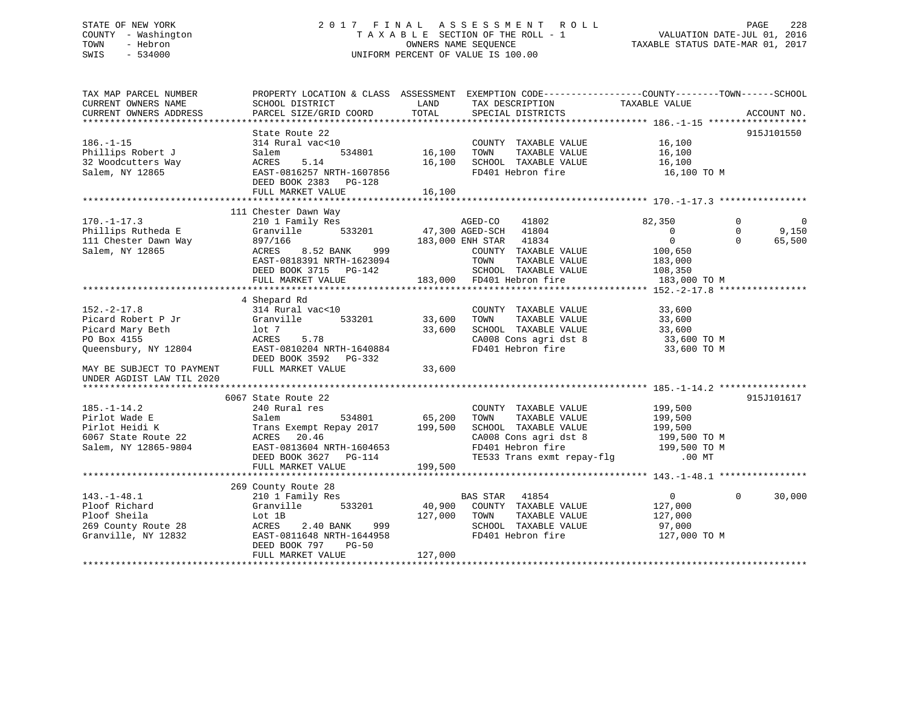STATE OF NEW YORK
COUNTY - Washington
TOWN - Hebron
SWIS - 534000

2017 FINAL ASSESSMENT ROLL
TAXABLE SECTION OF THE ROLL - 1
OWNERS NAME SEQUENCE
UNIFORM PERCENT OF VALUE IS 100.00

VALUATION DATE-JUL 01, 2016
TAXABLE STATUS DATE-MAR 01, 2017

```
TAX MAP PARCEL NUMBER          PROPERTY LOCATION & CLASS  ASSESSMENT  EXEMPTION CODE------------------COUNTY--------TOWN------SCHOOL
CURRENT OWNERS NAME            SCHOOL DISTRICT               LAND      TAX DESCRIPTION             TAXABLE VALUE
CURRENT OWNERS ADDRESS         PARCEL SIZE/GRID COORD       TOTAL      SPECIAL DISTRICTS                                    ACCOUNT NO.
****************************************************************************************************** 186.-1-15 ******************
                               State Route 22                                                                            915J101550
186.-1-15                      314 Rural vac<10                        COUNTY  TAXABLE VALUE              16,100
Phillips Robert J              Salem          534801       16,100      TOWN    TAXABLE VALUE              16,100
32 Woodcutters Way             ACRES    5.14               16,100      SCHOOL  TAXABLE VALUE              16,100
Salem, NY 12865                EAST-0816257 NRTH-1607856               FD401 Hebron fire                   16,100 TO M
                               DEED BOOK 2383   PG-128
                               FULL MARKET VALUE           16,100
****************************************************************************************************** 170.-1-17.3 ****************
                               111 Chester Dawn Way
170.-1-17.3                    210 1 Family Res                    AGED-CO    41802                82,350            0            0
Phillips Rutheda E             Granville      533201      47,300 AGED-SCH   41804                     0              0        9,150
111 Chester Dawn Way           897/166                   183,000 ENH STAR   41834                     0              0       65,500
Salem, NY 12865                ACRES    8.52 BANK    999               COUNTY  TAXABLE VALUE             100,650
                               EAST-0818391 NRTH-1623094               TOWN    TAXABLE VALUE             183,000
                               DEED BOOK 3715   PG-142                 SCHOOL  TAXABLE VALUE             108,350
                               FULL MARKET VALUE          183,000    FD401 Hebron fire                  183,000 TO M
****************************************************************************************************** 152.-2-17.8 ****************
                               4 Shepard Rd
152.-2-17.8                    314 Rural vac<10                        COUNTY  TAXABLE VALUE              33,600
Picard Robert P Jr             Granville      533201       33,600      TOWN    TAXABLE VALUE              33,600
Picard Mary Beth               lot 7                       33,600      SCHOOL  TAXABLE VALUE              33,600
PO Box 4155                    ACRES    5.78                           CA008 Cons agri dst 8               33,600 TO M
Queensbury, NY 12804           EAST-0810204 NRTH-1640884               FD401 Hebron fire                   33,600 TO M
                               DEED BOOK 3592   PG-332
MAY BE SUBJECT TO PAYMENT      FULL MARKET VALUE           33,600
UNDER AGDIST LAW TIL 2020
****************************************************************************************************** 185.-1-14.2 ****************
                               6067 State Route 22                                                                       915J101617
185.-1-14.2                    240 Rural res                           COUNTY  TAXABLE VALUE             199,500
Pirlot Wade E                  Salem          534801       65,200      TOWN    TAXABLE VALUE             199,500
Pirlot Heidi K                 Trans Exempt Repay 2017    199,500      SCHOOL  TAXABLE VALUE             199,500
6067 State Route 22            ACRES   20.46                           CA008 Cons agri dst 8              199,500 TO M
Salem, NY 12865-9804           EAST-0813604 NRTH-1604653               FD401 Hebron fire                  199,500 TO M
                               DEED BOOK 3627   PG-114                 TE533 Trans exmt repay-flg             .00 MT
                               FULL MARKET VALUE          199,500
****************************************************************************************************** 143.-1-48.1 ****************
                               269 County Route 28
143.-1-48.1                    210 1 Family Res                    BAS STAR   41854                     0              0       30,000
Ploof Richard                  Granville      533201       40,900      COUNTY  TAXABLE VALUE             127,000
Ploof Sheila                   Lot 1B                     127,000      TOWN    TAXABLE VALUE             127,000
269 County Route 28            ACRES    2.40 BANK    999               SCHOOL  TAXABLE VALUE              97,000
Granville, NY 12832            EAST-0811648 NRTH-1644958               FD401 Hebron fire                  127,000 TO M
                               DEED BOOK 797    PG-50
                               FULL MARKET VALUE          127,000
************************************************************************************************************************************
```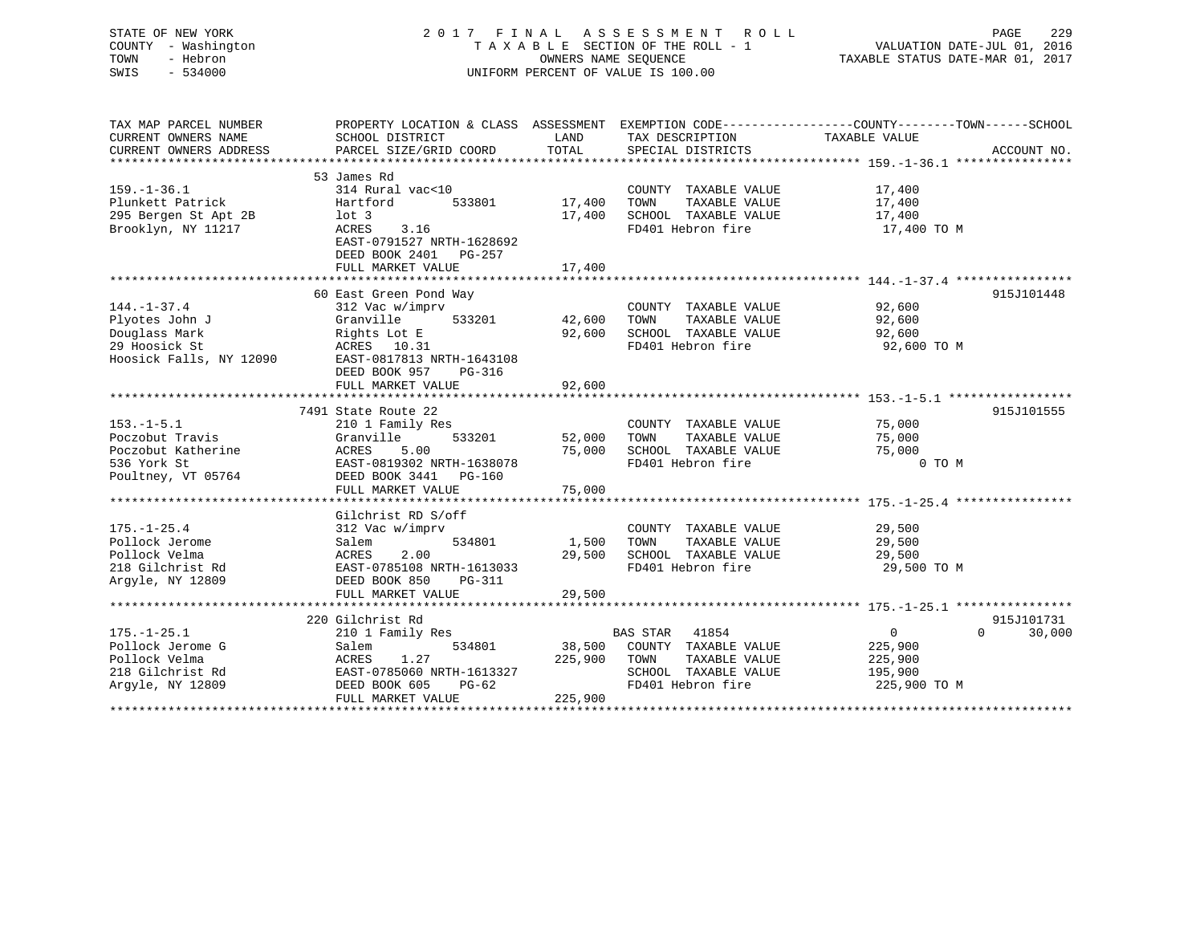STATE OF NEW YORK
COUNTY - Washington
TOWN - Hebron
SWIS - 534000

# 2017 FINAL ASSESSMENT ROLL

TAXABLE SECTION OF THE ROLL - 1
OWNERS NAME SEQUENCE
UNIFORM PERCENT OF VALUE IS 100.00

VALUATION DATE-JUL 01, 2016
TAXABLE STATUS DATE-MAR 01, 2017

| TAX MAP PARCEL NUMBER / CURRENT OWNERS NAME / CURRENT OWNERS ADDRESS | PROPERTY LOCATION & CLASS / SCHOOL DISTRICT / PARCEL SIZE/GRID COORD | ASSESSMENT LAND | TOTAL | EXEMPTION CODE / TAX DESCRIPTION / SPECIAL DISTRICTS | COUNTY / TOWN / SCHOOL TAXABLE VALUE | ACCOUNT NO. |
|---|---|---|---|---|---|---|
| **159.-1-36.1** | 53 James Rd | | | | | |
| 159.-1-36.1 | 314 Rural vac<10 | | | COUNTY TAXABLE VALUE | 17,400 | |
| Plunkett Patrick | Hartford 533801 | 17,400 | | TOWN TAXABLE VALUE | 17,400 | |
| 295 Bergen St Apt 2B | lot 3 | | 17,400 | SCHOOL TAXABLE VALUE | 17,400 | |
| Brooklyn, NY 11217 | ACRES 3.16 | | | FD401 Hebron fire | 17,400 TO M | |
| | EAST-0791527 NRTH-1628692 | | | | | |
| | DEED BOOK 2401 PG-257 | | | | | |
| | FULL MARKET VALUE | | 17,400 | | | |
| **144.-1-37.4** | 60 East Green Pond Way | | | | | 915J101448 |
| 144.-1-37.4 | 312 Vac w/imprv | | | COUNTY TAXABLE VALUE | 92,600 | |
| Plyotes John J | Granville 533201 | 42,600 | | TOWN TAXABLE VALUE | 92,600 | |
| Douglass Mark | Rights Lot E | | 92,600 | SCHOOL TAXABLE VALUE | 92,600 | |
| 29 Hoosick St | ACRES 10.31 | | | FD401 Hebron fire | 92,600 TO M | |
| Hoosick Falls, NY 12090 | EAST-0817813 NRTH-1643108 | | | | | |
| | DEED BOOK 957 PG-316 | | | | | |
| | FULL MARKET VALUE | | 92,600 | | | |
| **153.-1-5.1** | 7491 State Route 22 | | | | | 915J101555 |
| 153.-1-5.1 | 210 1 Family Res | | | COUNTY TAXABLE VALUE | 75,000 | |
| Poczobut Travis | Granville 533201 | 52,000 | | TOWN TAXABLE VALUE | 75,000 | |
| Poczobut Katherine | ACRES 5.00 | | 75,000 | SCHOOL TAXABLE VALUE | 75,000 | |
| 536 York St | EAST-0819302 NRTH-1638078 | | | FD401 Hebron fire | 0 TO M | |
| Poultney, VT 05764 | DEED BOOK 3441 PG-160 | | | | | |
| | FULL MARKET VALUE | | 75,000 | | | |
| **175.-1-25.4** | Gilchrist RD S/off | | | | | |
| 175.-1-25.4 | 312 Vac w/imprv | | | COUNTY TAXABLE VALUE | 29,500 | |
| Pollock Jerome | Salem 534801 | 1,500 | | TOWN TAXABLE VALUE | 29,500 | |
| Pollock Velma | ACRES 2.00 | | 29,500 | SCHOOL TAXABLE VALUE | 29,500 | |
| 218 Gilchrist Rd | EAST-0785108 NRTH-1613033 | | | FD401 Hebron fire | 29,500 TO M | |
| Argyle, NY 12809 | DEED BOOK 850 PG-311 | | | | | |
| | FULL MARKET VALUE | | 29,500 | | | |
| **175.-1-25.1** | 220 Gilchrist Rd | | | | | 915J101731 |
| 175.-1-25.1 | 210 1 Family Res | | | BAS STAR 41854 | 0 / 0 / 30,000 | |
| Pollock Jerome G | Salem 534801 | 38,500 | | COUNTY TAXABLE VALUE | 225,900 | |
| Pollock Velma | ACRES 1.27 | | 225,900 | TOWN TAXABLE VALUE | 225,900 | |
| 218 Gilchrist Rd | EAST-0785060 NRTH-1613327 | | | SCHOOL TAXABLE VALUE | 195,900 | |
| Argyle, NY 12809 | DEED BOOK 605 PG-62 | | | FD401 Hebron fire | 225,900 TO M | |
| | FULL MARKET VALUE | | 225,900 | | | |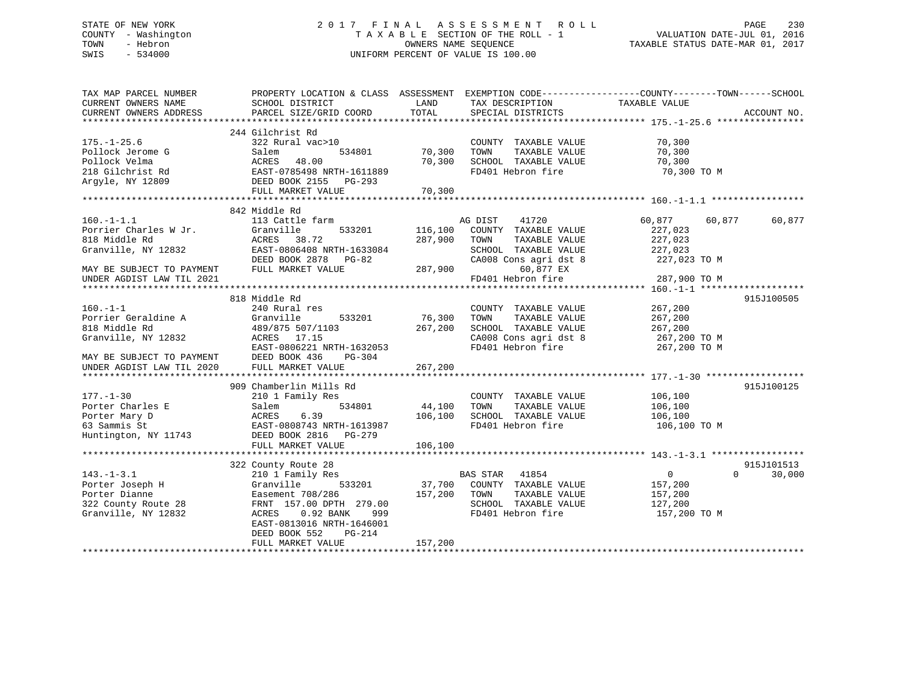STATE OF NEW YORK
COUNTY - Washington
TOWN - Hebron
SWIS - 534000

# 2017 FINAL ASSESSMENT ROLL
TAXABLE SECTION OF THE ROLL - 1
OWNERS NAME SEQUENCE
UNIFORM PERCENT OF VALUE IS 100.00

VALUATION DATE-JUL 01, 2016
TAXABLE STATUS DATE-MAR 01, 2017

```
TAX MAP PARCEL NUMBER          PROPERTY LOCATION & CLASS  ASSESSMENT  EXEMPTION CODE------------------COUNTY--------TOWN------SCHOOL
CURRENT OWNERS NAME            SCHOOL DISTRICT               LAND      TAX DESCRIPTION              TAXABLE VALUE
CURRENT OWNERS ADDRESS         PARCEL SIZE/GRID COORD        TOTAL     SPECIAL DISTRICTS                                  ACCOUNT NO.
******************************************************************************************************* 175.-1-25.6 ****************
                              244 Gilchrist Rd
175.-1-25.6                   322 Rural vac>10                         COUNTY  TAXABLE VALUE              70,300
Pollock Jerome G              Salem            534801       70,300     TOWN    TAXABLE VALUE              70,300
Pollock Velma                 ACRES   48.00                 70,300     SCHOOL  TAXABLE VALUE              70,300
218 Gilchrist Rd              EAST-0785498 NRTH-1611889                FD401 Hebron fire                   70,300 TO M
Argyle, NY 12809              DEED BOOK 2155   PG-293
                              FULL MARKET VALUE             70,300
******************************************************************************************************* 160.-1-1.1 *****************
                              842 Middle Rd
160.-1-1.1                    113 Cattle farm                        AG DIST    41720              60,877      60,877      60,877
Porrier Charles W Jr.         Granville        533201      116,100     COUNTY  TAXABLE VALUE             227,023
818 Middle Rd                 ACRES   38.72                287,900     TOWN    TAXABLE VALUE             227,023
Granville, NY 12832           EAST-0806408 NRTH-1633084                SCHOOL  TAXABLE VALUE             227,023
                              DEED BOOK 2878   PG-82                   CA008 Cons agri dst 8              227,023 TO M
MAY BE SUBJECT TO PAYMENT     FULL MARKET VALUE            287,900          60,877 EX
UNDER AGDIST LAW TIL 2021                                              FD401 Hebron fire                  287,900 TO M
******************************************************************************************************* 160.-1-1 *******************
                              818 Middle Rd                                                                           915J100505
160.-1-1                      240 Rural res                            COUNTY  TAXABLE VALUE             267,200
Porrier Geraldine A           Granville        533201       76,300     TOWN    TAXABLE VALUE             267,200
818 Middle Rd                 489/875 507/1103             267,200     SCHOOL  TAXABLE VALUE             267,200
Granville, NY 12832           ACRES   17.15                            CA008 Cons agri dst 8              267,200 TO M
                              EAST-0806221 NRTH-1632053                FD401 Hebron fire                  267,200 TO M
MAY BE SUBJECT TO PAYMENT     DEED BOOK 436    PG-304
UNDER AGDIST LAW TIL 2020     FULL MARKET VALUE            267,200
******************************************************************************************************* 177.-1-30 ******************
                              909 Chamberlin Mills Rd                                                                 915J100125
177.-1-30                     210 1 Family Res                         COUNTY  TAXABLE VALUE             106,100
Porter Charles E              Salem            534801       44,100     TOWN    TAXABLE VALUE             106,100
Porter Mary D                 ACRES    6.39                106,100     SCHOOL  TAXABLE VALUE             106,100
63 Sammis St                  EAST-0808743 NRTH-1613987                FD401 Hebron fire                  106,100 TO M
Huntington, NY 11743          DEED BOOK 2816   PG-279
                              FULL MARKET VALUE            106,100
******************************************************************************************************* 143.-1-3.1 *****************
                              322 County Route 28                                                                     915J101513
143.-1-3.1                    210 1 Family Res                       BAS STAR   41854                   0           0      30,000
Porter Joseph H               Granville        533201       37,700     COUNTY  TAXABLE VALUE             157,200
Porter Dianne                 Easement 708/286             157,200     TOWN    TAXABLE VALUE             157,200
322 County Route 28           FRNT 157.00 DPTH 279.00                  SCHOOL  TAXABLE VALUE             127,200
Granville, NY 12832           ACRES    0.92 BANK     999               FD401 Hebron fire                  157,200 TO M
                              EAST-0813016 NRTH-1646001
                              DEED BOOK 552    PG-214
                              FULL MARKET VALUE            157,200
************************************************************************************************************************************
```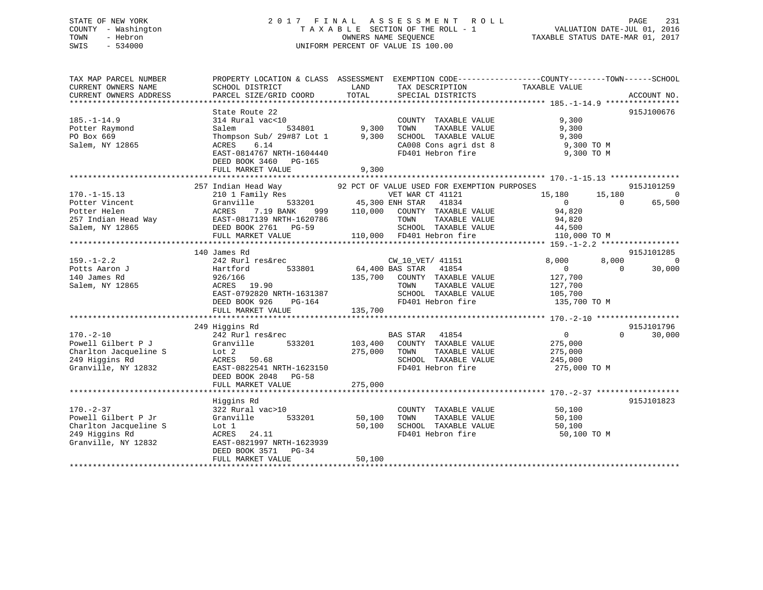STATE OF NEW YORK
COUNTY - Washington
TOWN - Hebron
SWIS - 534000

# 2017 FINAL ASSESSMENT ROLL

TAXABLE SECTION OF THE ROLL - 1
OWNERS NAME SEQUENCE
UNIFORM PERCENT OF VALUE IS 100.00

VALUATION DATE-JUL 01, 2016
TAXABLE STATUS DATE-MAR 01, 2017

```
TAX MAP PARCEL NUMBER          PROPERTY LOCATION & CLASS  ASSESSMENT  EXEMPTION CODE------------------COUNTY--------TOWN------SCHOOL
CURRENT OWNERS NAME            SCHOOL DISTRICT            LAND        TAX DESCRIPTION            TAXABLE VALUE
CURRENT OWNERS ADDRESS         PARCEL SIZE/GRID COORD     TOTAL       SPECIAL DISTRICTS                                     ACCOUNT NO.
****************************************************************************************************** 185.-1-14.9 ****************
                               State Route 22                                                                               915J100676
185.-1-14.9                    314 Rural vac<10                       COUNTY  TAXABLE VALUE           9,300
Potter Raymond                 Salem        534801        9,300       TOWN    TAXABLE VALUE           9,300
PO Box 669                     Thompson Sub/ 29#87 Lot 1  9,300       SCHOOL  TAXABLE VALUE           9,300
Salem, NY 12865                ACRES    6.14                          CA008 Cons agri dst 8           9,300 TO M
                               EAST-0814767 NRTH-1604440              FD401 Hebron fire               9,300 TO M
                               DEED BOOK 3460   PG-165
                               FULL MARKET VALUE          9,300
****************************************************************************************************** 170.-1-15.13 ***************
                               257 Indian Head Way        92 PCT OF VALUE USED FOR EXEMPTION PURPOSES                       915J101259
170.-1-15.13                   210 1 Family Res                VET WAR CT 41121             15,180      15,180           0
Potter Vincent                 Granville      533201      45,300 ENH STAR  41834                 0           0      65,500
Potter Helen                   ACRES    7.19 BANK    999  110,000   COUNTY  TAXABLE VALUE          94,820
257 Indian Head Way            EAST-0817139 NRTH-1620786              TOWN    TAXABLE VALUE          94,820
Salem, NY 12865                DEED BOOK 2761   PG-59                 SCHOOL  TAXABLE VALUE          44,500
                               FULL MARKET VALUE          110,000  FD401 Hebron fire             110,000 TO M
****************************************************************************************************** 159.-1-2.2 *****************
                               140 James Rd                                                                                 915J101285
159.-1-2.2                     242 Rurl res&rec                 CW_10_VET/ 41151              8,000       8,000           0
Potts Aaron J                  Hartford       533801      64,400 BAS STAR  41854                 0           0      30,000
140 James Rd                   926/166                    135,700   COUNTY  TAXABLE VALUE         127,700
Salem, NY 12865                ACRES   19.90                          TOWN    TAXABLE VALUE         127,700
                               EAST-0792820 NRTH-1631387              SCHOOL  TAXABLE VALUE         105,700
                               DEED BOOK 926    PG-164                FD401 Hebron fire             135,700 TO M
                               FULL MARKET VALUE          135,700
****************************************************************************************************** 170.-2-10 ******************
                               249 Higgins Rd                                                                               915J101796
170.-2-10                      242 Rurl res&rec                 BAS STAR  41854                     0           0      30,000
Powell Gilbert P J             Granville      533201      103,400   COUNTY  TAXABLE VALUE         275,000
Charlton Jacqueline S          Lot 2                      275,000   TOWN    TAXABLE VALUE         275,000
249 Higgins Rd                 ACRES   50.68                          SCHOOL  TAXABLE VALUE         245,000
Granville, NY 12832            EAST-0822541 NRTH-1623150              FD401 Hebron fire             275,000 TO M
                               DEED BOOK 2048   PG-58
                               FULL MARKET VALUE          275,000
****************************************************************************************************** 170.-2-37 ******************
                               Higgins Rd                                                                                   915J101823
170.-2-37                      322 Rural vac>10                       COUNTY  TAXABLE VALUE          50,100
Powell Gilbert P Jr            Granville      533201      50,100      TOWN    TAXABLE VALUE          50,100
Charlton Jacqueline S          Lot 1                      50,100      SCHOOL  TAXABLE VALUE          50,100
249 Higgins Rd                 ACRES   24.11                          FD401 Hebron fire              50,100 TO M
Granville, NY 12832            EAST-0821997 NRTH-1623939
                               DEED BOOK 3571   PG-34
                               FULL MARKET VALUE          50,100
************************************************************************************************************************************
```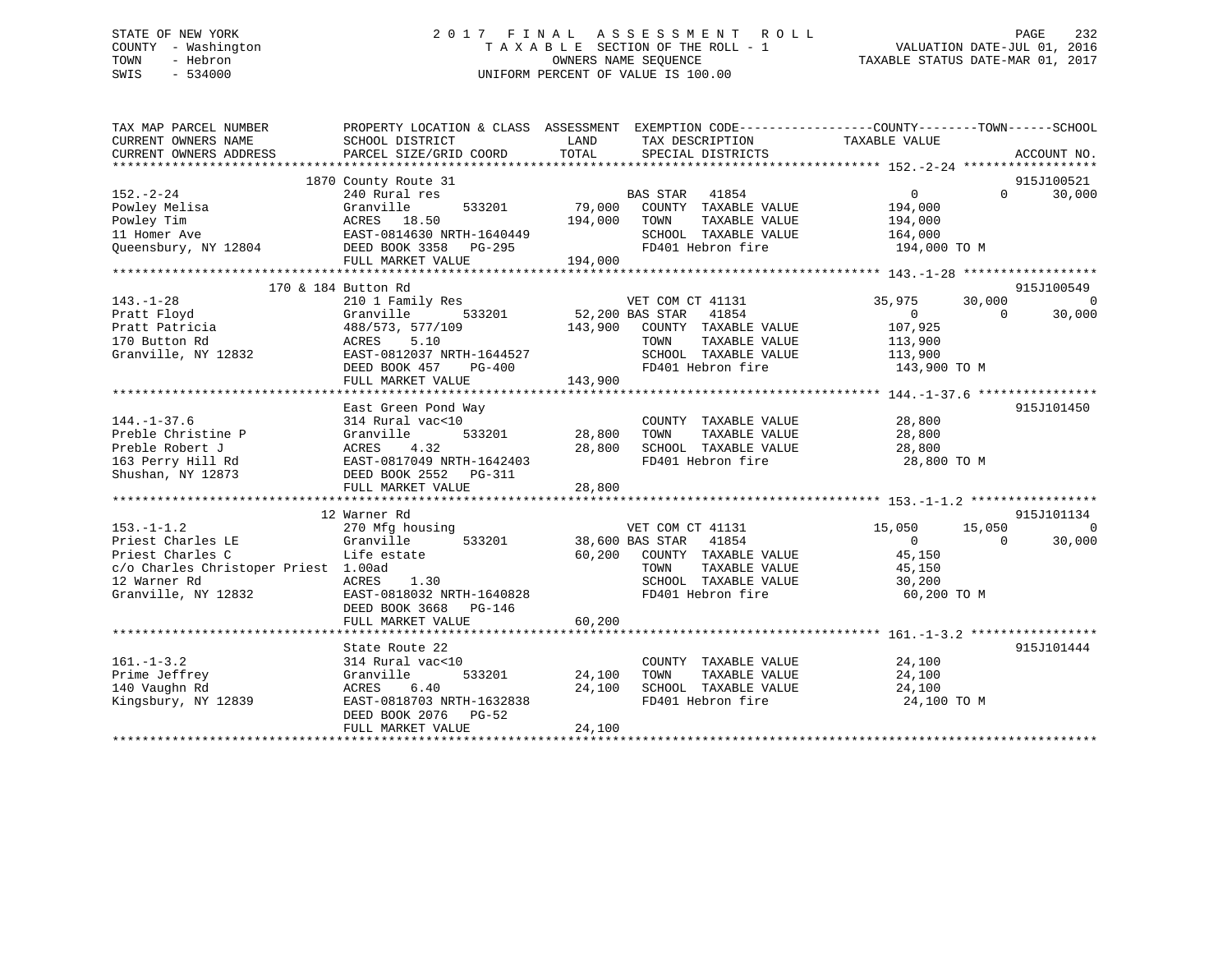STATE OF NEW YORK
COUNTY - Washington
TOWN - Hebron
SWIS - 534000

# 2017 FINAL ASSESSMENT ROLL

TAXABLE SECTION OF THE ROLL - 1
OWNERS NAME SEQUENCE
UNIFORM PERCENT OF VALUE IS 100.00

VALUATION DATE-JUL 01, 2016
TAXABLE STATUS DATE-MAR 01, 2017

| TAX MAP PARCEL NUMBER / CURRENT OWNERS NAME / CURRENT OWNERS ADDRESS | PROPERTY LOCATION & CLASS / SCHOOL DISTRICT / PARCEL SIZE/GRID COORD | ASSESSMENT LAND | TOTAL | EXEMPTION CODE / TAX DESCRIPTION / SPECIAL DISTRICTS | COUNTY TAXABLE VALUE | TOWN | SCHOOL | ACCOUNT NO. |
|---|---|---|---|---|---|---|---|---|
| | 1870 County Route 31 | | | | | | | 915J100521 |
| 152.-2-24 | 240 Rural res | | | BAS STAR 41854 | 0 | 0 | 30,000 | |
| Powley Melisa | Granville 533201 | 79,000 | | COUNTY TAXABLE VALUE | 194,000 | | | |
| Powley Tim | ACRES 18.50 | | 194,000 | TOWN TAXABLE VALUE | 194,000 | | | |
| 11 Homer Ave | EAST-0814630 NRTH-1640449 | | | SCHOOL TAXABLE VALUE | 164,000 | | | |
| Queensbury, NY 12804 | DEED BOOK 3358 PG-295 | | | FD401 Hebron fire | 194,000 TO M | | | |
| | FULL MARKET VALUE | | 194,000 | | | | | |
| | 170 & 184 Button Rd | | | | | | | 915J100549 |
| 143.-1-28 | 210 1 Family Res | | | VET COM CT 41131 | 35,975 | 30,000 | 0 | |
| Pratt Floyd | Granville 533201 | 52,200 | | BAS STAR 41854 | 0 | 0 | 30,000 | |
| Pratt Patricia | 488/573, 577/109 | | 143,900 | COUNTY TAXABLE VALUE | 107,925 | | | |
| 170 Button Rd | ACRES 5.10 | | | TOWN TAXABLE VALUE | 113,900 | | | |
| Granville, NY 12832 | EAST-0812037 NRTH-1644527 | | | SCHOOL TAXABLE VALUE | 113,900 | | | |
| | DEED BOOK 457 PG-400 | | | FD401 Hebron fire | 143,900 TO M | | | |
| | FULL MARKET VALUE | | 143,900 | | | | | |
| | East Green Pond Way | | | | | | | 915J101450 |
| 144.-1-37.6 | 314 Rural vac<10 | | | COUNTY TAXABLE VALUE | 28,800 | | | |
| Preble Christine P | Granville 533201 | 28,800 | | TOWN TAXABLE VALUE | 28,800 | | | |
| Preble Robert J | ACRES 4.32 | | 28,800 | SCHOOL TAXABLE VALUE | 28,800 | | | |
| 163 Perry Hill Rd | EAST-0817049 NRTH-1642403 | | | FD401 Hebron fire | 28,800 TO M | | | |
| Shushan, NY 12873 | DEED BOOK 2552 PG-311 | | | | | | | |
| | FULL MARKET VALUE | | 28,800 | | | | | |
| | 12 Warner Rd | | | | | | | 915J101134 |
| 153.-1-1.2 | 270 Mfg housing | | | VET COM CT 41131 | 15,050 | 15,050 | 0 | |
| Priest Charles LE | Granville 533201 | 38,600 | | BAS STAR 41854 | 0 | 0 | 30,000 | |
| Priest Charles C | Life estate | | 60,200 | COUNTY TAXABLE VALUE | 45,150 | | | |
| c/o Charles Christoper Priest | 1.00ad | | | TOWN TAXABLE VALUE | 45,150 | | | |
| 12 Warner Rd | ACRES 1.30 | | | SCHOOL TAXABLE VALUE | 30,200 | | | |
| Granville, NY 12832 | EAST-0818032 NRTH-1640828 | | | FD401 Hebron fire | 60,200 TO M | | | |
| | DEED BOOK 3668 PG-146 | | | | | | | |
| | FULL MARKET VALUE | | 60,200 | | | | | |
| | State Route 22 | | | | | | | 915J101444 |
| 161.-1-3.2 | 314 Rural vac<10 | | | COUNTY TAXABLE VALUE | 24,100 | | | |
| Prime Jeffrey | Granville 533201 | 24,100 | | TOWN TAXABLE VALUE | 24,100 | | | |
| 140 Vaughn Rd | ACRES 6.40 | | 24,100 | SCHOOL TAXABLE VALUE | 24,100 | | | |
| Kingsbury, NY 12839 | EAST-0818703 NRTH-1632838 | | | FD401 Hebron fire | 24,100 TO M | | | |
| | DEED BOOK 2076 PG-52 | | | | | | | |
| | FULL MARKET VALUE | | 24,100 | | | | | |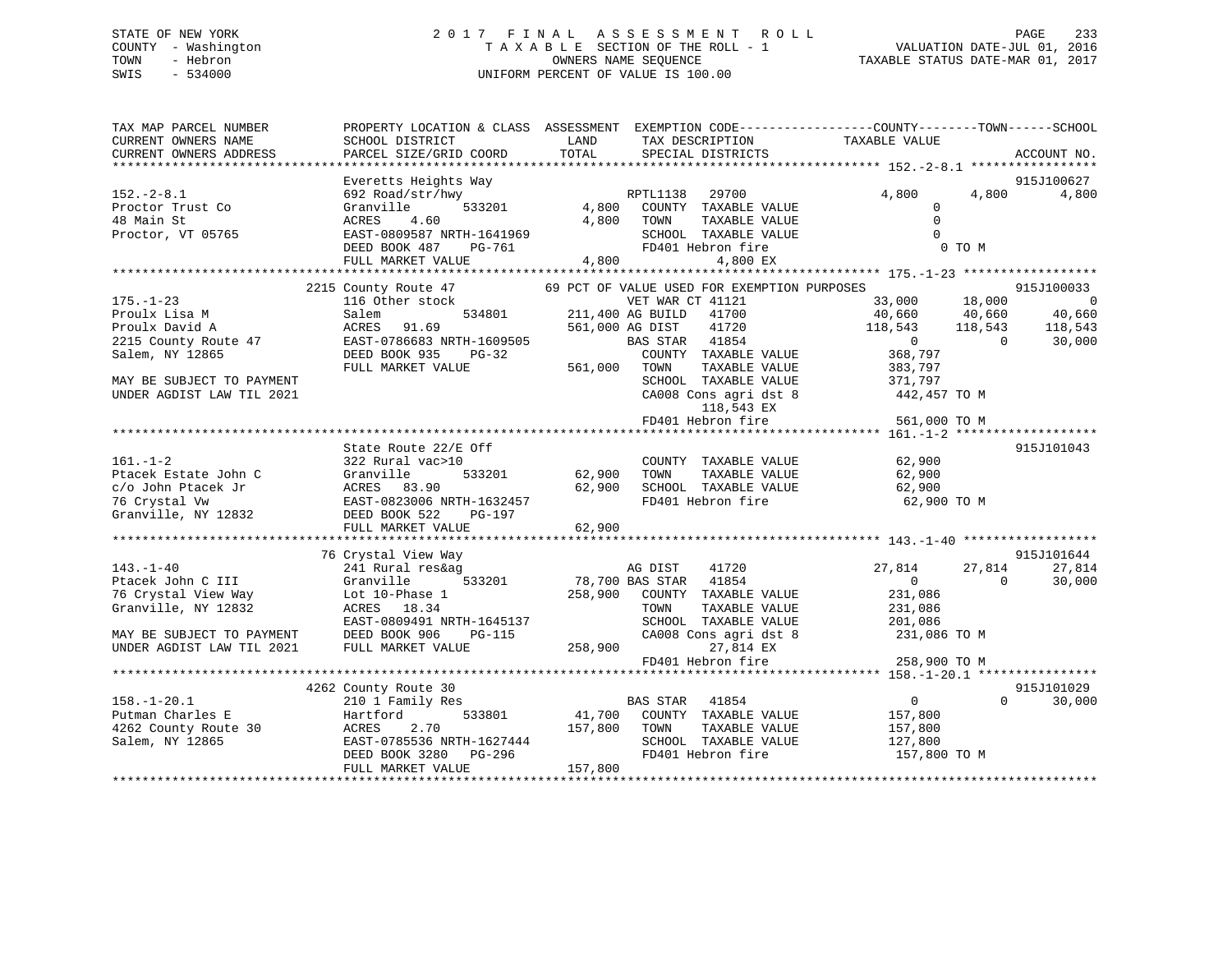STATE OF NEW YORK
COUNTY - Washington
TOWN - Hebron
SWIS - 534000

2 0 1 7 F I N A L A S S E S S M E N T R O L L
T A X A B L E SECTION OF THE ROLL - 1
OWNERS NAME SEQUENCE
UNIFORM PERCENT OF VALUE IS 100.00

VALUATION DATE-JUL 01, 2016
TAXABLE STATUS DATE-MAR 01, 2017

```
TAX MAP PARCEL NUMBER          PROPERTY LOCATION & CLASS  ASSESSMENT  EXEMPTION CODE-----------------COUNTY--------TOWN------SCHOOL
CURRENT OWNERS NAME            SCHOOL DISTRICT              LAND      TAX DESCRIPTION              TAXABLE VALUE
CURRENT OWNERS ADDRESS         PARCEL SIZE/GRID COORD       TOTAL     SPECIAL DISTRICTS                                      ACCOUNT NO.
******************************************************************************************************* 152.-2-8.1 *****************
                               Everetts Heights Way                                                                          915J100627
152.-2-8.1                     692 Road/str/hwy                    RPTL1138   29700                 4,800        4,800        4,800
Proctor Trust Co               Granville         533201      4,800   COUNTY  TAXABLE VALUE                 0
48 Main St                     ACRES    4.60                 4,800   TOWN    TAXABLE VALUE                 0
Proctor, VT 05765              EAST-0809587 NRTH-1641969             SCHOOL  TAXABLE VALUE                 0
                               DEED BOOK 487    PG-761               FD401 Hebron fire                     0 TO M
                               FULL MARKET VALUE             4,800              4,800 EX
******************************************************************************************************* 175.-1-23 ******************
                          2215 County Route 47              69 PCT OF VALUE USED FOR EXEMPTION PURPOSES                      915J100033
175.-1-23                      116 Other stock                    VET WAR CT 41121                 33,000       18,000            0
Proulx Lisa M                  Salem             534801    211,400 AG BUILD   41700                 40,660       40,660       40,660
Proulx David A                 ACRES   91.69               561,000 AG DIST    41720                118,543      118,543      118,543
2215 County Route 47           EAST-0786683 NRTH-1609505            BAS STAR   41854                     0            0       30,000
Salem, NY 12865                DEED BOOK 935    PG-32                COUNTY  TAXABLE VALUE           368,797
                               FULL MARKET VALUE           561,000   TOWN    TAXABLE VALUE           383,797
MAY BE SUBJECT TO PAYMENT                                            SCHOOL  TAXABLE VALUE           371,797
UNDER AGDIST LAW TIL 2021                                            CA008 Cons agri dst 8           442,457 TO M
                                                                            118,543 EX
                                                                     FD401 Hebron fire               561,000 TO M
******************************************************************************************************* 161.-1-2 *******************
                               State Route 22/E Off                                                                          915J101043
161.-1-2                       322 Rural vac>10                      COUNTY  TAXABLE VALUE            62,900
Ptacek Estate John C           Granville         533201     62,900   TOWN    TAXABLE VALUE            62,900
c/o John Ptacek Jr             ACRES   83.90                62,900   SCHOOL  TAXABLE VALUE            62,900
76 Crystal Vw                  EAST-0823006 NRTH-1632457             FD401 Hebron fire                62,900 TO M
Granville, NY 12832            DEED BOOK 522    PG-197
                               FULL MARKET VALUE            62,900
******************************************************************************************************* 143.-1-40 ******************
                            76 Crystal View Way                                                                              915J101644
143.-1-40                      241 Rural res&ag                    AG DIST    41720                 27,814       27,814       27,814
Ptacek John C III              Granville         533201     78,700 BAS STAR   41854                     0            0       30,000
76 Crystal View Way            Lot 10-Phase 1              258,900   COUNTY  TAXABLE VALUE           231,086
Granville, NY 12832            ACRES   18.34                         TOWN    TAXABLE VALUE           231,086
                               EAST-0809491 NRTH-1645137             SCHOOL  TAXABLE VALUE           201,086
MAY BE SUBJECT TO PAYMENT      DEED BOOK 906    PG-115               CA008 Cons agri dst 8           231,086 TO M
UNDER AGDIST LAW TIL 2021      FULL MARKET VALUE           258,900            27,814 EX
                                                                     FD401 Hebron fire               258,900 TO M
******************************************************************************************************* 158.-1-20.1 ****************
                          4262 County Route 30                                                                               915J101029
158.-1-20.1                    210 1 Family Res                    BAS STAR   41854                     0            0       30,000
Putman Charles E               Hartford          533801     41,700   COUNTY  TAXABLE VALUE           157,800
4262 County Route 30           ACRES    2.70               157,800   TOWN    TAXABLE VALUE           157,800
Salem, NY 12865                EAST-0785536 NRTH-1627444             SCHOOL  TAXABLE VALUE           127,800
                               DEED BOOK 3280   PG-296               FD401 Hebron fire               157,800 TO M
                               FULL MARKET VALUE           157,800
************************************************************************************************************************************
```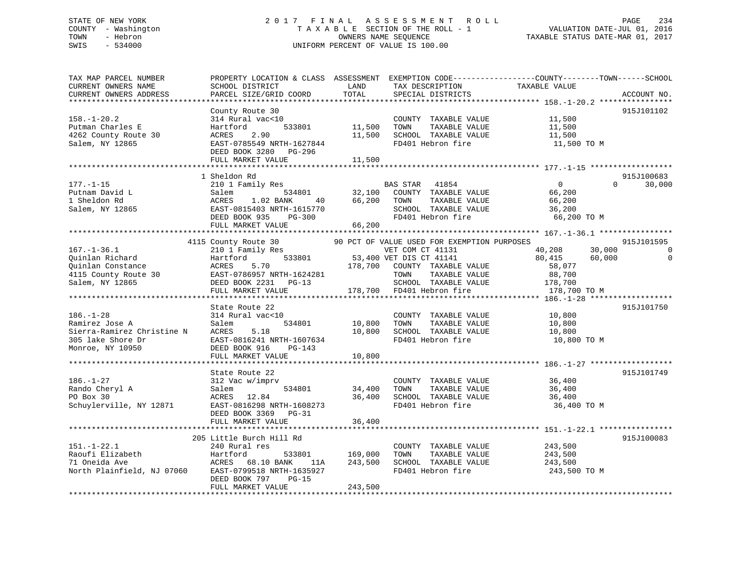STATE OF NEW YORK
COUNTY - Washington
TOWN - Hebron
SWIS - 534000

2017 FINAL ASSESSMENT ROLL
TAXABLE SECTION OF THE ROLL - 1
OWNERS NAME SEQUENCE
UNIFORM PERCENT OF VALUE IS 100.00

VALUATION DATE-JUL 01, 2016
TAXABLE STATUS DATE-MAR 01, 2017

```
TAX MAP PARCEL NUMBER          PROPERTY LOCATION & CLASS  ASSESSMENT  EXEMPTION CODE-----------------COUNTY--------TOWN------SCHOOL
CURRENT OWNERS NAME            SCHOOL DISTRICT               LAND     TAX DESCRIPTION              TAXABLE VALUE
CURRENT OWNERS ADDRESS         PARCEL SIZE/GRID COORD        TOTAL    SPECIAL DISTRICTS                                    ACCOUNT NO.
******************************************************************************************************* 158.-1-20.2 ***************
                               County Route 30                                                                              915J101102
158.-1-20.2                    314 Rural vac<10                        COUNTY  TAXABLE VALUE          11,500
Putman Charles E               Hartford        533801       11,500     TOWN    TAXABLE VALUE          11,500
4262 County Route 30           ACRES    2.90                11,500     SCHOOL  TAXABLE VALUE          11,500
Salem, NY 12865                EAST-0785549 NRTH-1627844               FD401 Hebron fire               11,500 TO M
                               DEED BOOK 3280   PG-296
                               FULL MARKET VALUE            11,500
******************************************************************************************************* 177.-1-15 ******************
                             1 Sheldon Rd                                                                                   915J100683
177.-1-15                      210 1 Family Res                        BAS STAR   41854                   0            0      30,000
Putnam David L                 Salem           534801       32,100     COUNTY  TAXABLE VALUE          66,200
1 Sheldon Rd                   ACRES    1.02 BANK     40    66,200     TOWN    TAXABLE VALUE          66,200
Salem, NY 12865                EAST-0815403 NRTH-1615770               SCHOOL  TAXABLE VALUE          36,200
                               DEED BOOK 935    PG-300                 FD401 Hebron fire               66,200 TO M
                               FULL MARKET VALUE            66,200
******************************************************************************************************* 167.-1-36.1 ****************
                          4115 County Route 30         90 PCT OF VALUE USED FOR EXEMPTION PURPOSES                          915J101595
167.-1-36.1                    210 1 Family Res                        VET COM CT 41131              40,208       30,000           0
Quinlan Richard                Hartford        533801       53,400 VET DIS CT 41141              80,415       60,000           0
Quinlan Constance              ACRES    5.70               178,700     COUNTY  TAXABLE VALUE          58,077
4115 County Route 30           EAST-0786957 NRTH-1624281               TOWN    TAXABLE VALUE          88,700
Salem, NY 12865                DEED BOOK 2231   PG-13                  SCHOOL  TAXABLE VALUE         178,700
                               FULL MARKET VALUE           178,700     FD401 Hebron fire              178,700 TO M
******************************************************************************************************* 186.-1-28 ******************
                               State Route 22                                                                               915J101750
186.-1-28                      314 Rural vac<10                        COUNTY  TAXABLE VALUE          10,800
Ramirez Jose A                 Salem           534801       10,800     TOWN    TAXABLE VALUE          10,800
Sierra-Ramirez Christine N     ACRES    5.18                10,800     SCHOOL  TAXABLE VALUE          10,800
305 lake Shore Dr              EAST-0816241 NRTH-1607634               FD401 Hebron fire               10,800 TO M
Monroe, NY 10950               DEED BOOK 916    PG-143
                               FULL MARKET VALUE            10,800
******************************************************************************************************* 186.-1-27 ******************
                               State Route 22                                                                               915J101749
186.-1-27                      312 Vac w/imprv                         COUNTY  TAXABLE VALUE          36,400
Rando Cheryl A                 Salem           534801       34,400     TOWN    TAXABLE VALUE          36,400
PO Box 30                      ACRES   12.84                36,400     SCHOOL  TAXABLE VALUE          36,400
Schuylerville, NY 12871        EAST-0816298 NRTH-1608273               FD401 Hebron fire               36,400 TO M
                               DEED BOOK 3369   PG-31
                               FULL MARKET VALUE            36,400
******************************************************************************************************* 151.-1-22.1 ****************
                           205 Little Burch Hill Rd                                                                         915J100083
151.-1-22.1                    240 Rural res                           COUNTY  TAXABLE VALUE         243,500
Raoufi Elizabeth               Hartford        533801      169,000     TOWN    TAXABLE VALUE         243,500
71 Oneida Ave                  ACRES   68.10 BANK    11A   243,500     SCHOOL  TAXABLE VALUE         243,500
North Plainfield, NJ 07060     EAST-0799518 NRTH-1635927               FD401 Hebron fire              243,500 TO M
                               DEED BOOK 797    PG-15
                               FULL MARKET VALUE           243,500
************************************************************************************************************************************
```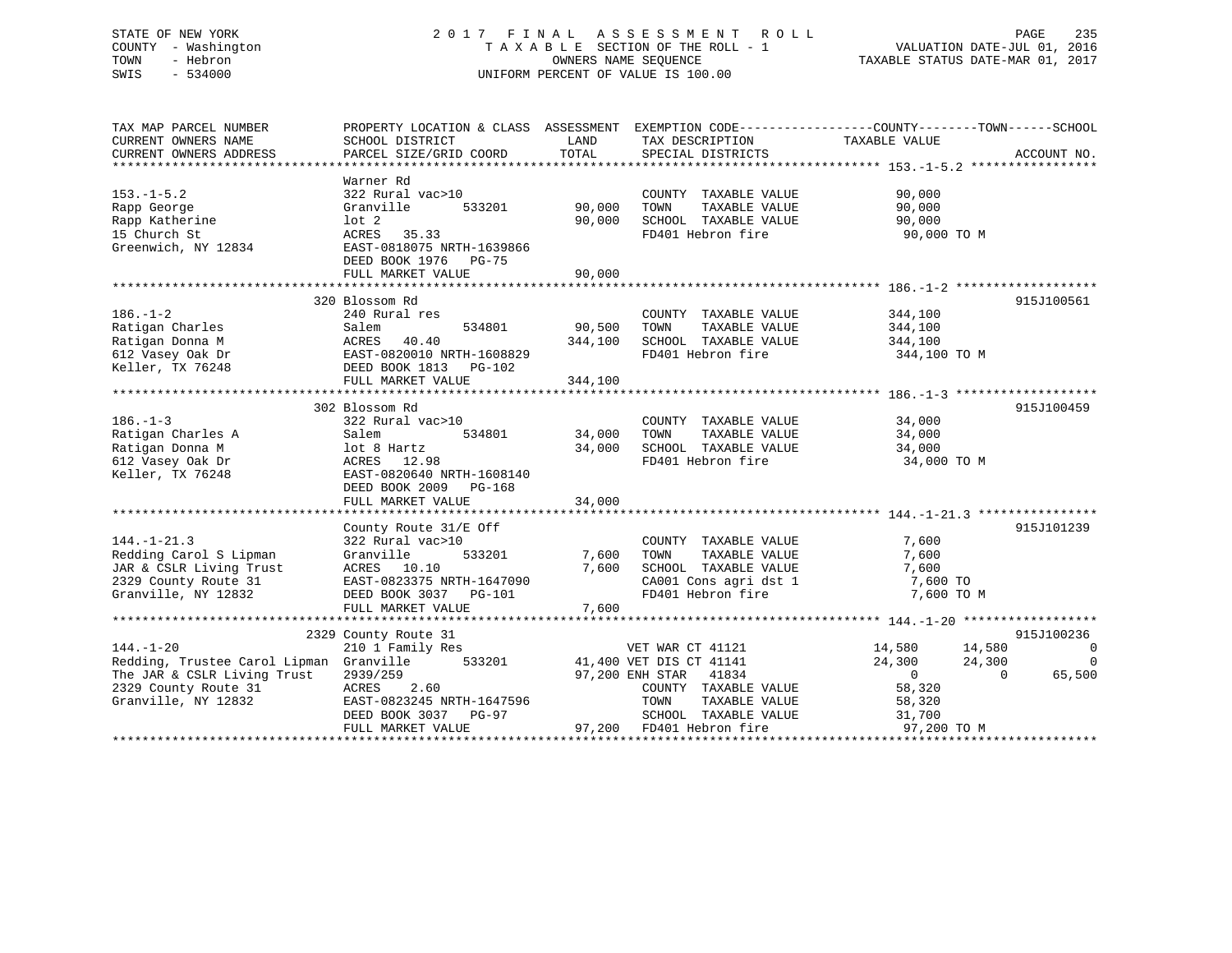STATE OF NEW YORK
COUNTY - Washington
TOWN - Hebron
SWIS - 534000

# 2017 FINAL ASSESSMENT ROLL

TAXABLE SECTION OF THE ROLL - 1
OWNERS NAME SEQUENCE
UNIFORM PERCENT OF VALUE IS 100.00

VALUATION DATE-JUL 01, 2016
TAXABLE STATUS DATE-MAR 01, 2017

```
TAX MAP PARCEL NUMBER          PROPERTY LOCATION & CLASS  ASSESSMENT  EXEMPTION CODE------------------COUNTY--------TOWN------SCHOOL
CURRENT OWNERS NAME            SCHOOL DISTRICT               LAND      TAX DESCRIPTION            TAXABLE VALUE
CURRENT OWNERS ADDRESS         PARCEL SIZE/GRID COORD        TOTAL     SPECIAL DISTRICTS                                  ACCOUNT NO.
******************************************************************************************************* 153.-1-5.2 *****************
                               Warner Rd
153.-1-5.2                     322 Rural vac>10                         COUNTY  TAXABLE VALUE             90,000
Rapp George                    Granville       533201        90,000     TOWN    TAXABLE VALUE             90,000
Rapp Katherine                 lot 2                         90,000     SCHOOL  TAXABLE VALUE             90,000
15 Church St                   ACRES   35.33                            FD401 Hebron fire                  90,000 TO M
Greenwich, NY 12834            EAST-0818075 NRTH-1639866
                               DEED BOOK 1976   PG-75
                               FULL MARKET VALUE             90,000
******************************************************************************************************* 186.-1-2 *******************
                               320 Blossom Rd                                                                         915J100561
186.-1-2                       240 Rural res                            COUNTY  TAXABLE VALUE            344,100
Ratigan Charles                Salem           534801        90,500     TOWN    TAXABLE VALUE            344,100
Ratigan Donna M                ACRES   40.40                344,100     SCHOOL  TAXABLE VALUE            344,100
612 Vasey Oak Dr               EAST-0820010 NRTH-1608829                FD401 Hebron fire                 344,100 TO M
Keller, TX 76248               DEED BOOK 1813   PG-102
                               FULL MARKET VALUE            344,100
******************************************************************************************************* 186.-1-3 *******************
                               302 Blossom Rd                                                                         915J100459
186.-1-3                       322 Rural vac>10                         COUNTY  TAXABLE VALUE             34,000
Ratigan Charles A              Salem           534801        34,000     TOWN    TAXABLE VALUE             34,000
Ratigan Donna M                lot 8 Hartz                   34,000     SCHOOL  TAXABLE VALUE             34,000
612 Vasey Oak Dr               ACRES   12.98                            FD401 Hebron fire                  34,000 TO M
Keller, TX 76248               EAST-0820640 NRTH-1608140
                               DEED BOOK 2009   PG-168
                               FULL MARKET VALUE             34,000
******************************************************************************************************* 144.-1-21.3 ****************
                               County Route 31/E Off                                                                  915J101239
144.-1-21.3                    322 Rural vac>10                         COUNTY  TAXABLE VALUE              7,600
Redding Carol S Lipman         Granville       533201         7,600     TOWN    TAXABLE VALUE              7,600
JAR & CSLR Living Trust        ACRES   10.10                  7,600     SCHOOL  TAXABLE VALUE              7,600
2329 County Route 31           EAST-0823375 NRTH-1647090                CA001 Cons agri dst 1               7,600 TO
Granville, NY 12832            DEED BOOK 3037   PG-101                  FD401 Hebron fire                   7,600 TO M
                               FULL MARKET VALUE              7,600
******************************************************************************************************* 144.-1-20 ******************
                               2329 County Route 31                                                                   915J100236
144.-1-20                      210 1 Family Res                    VET WAR CT 41121               14,580      14,580           0
Redding, Trustee Carol Lipman  Granville       533201        41,400 VET DIS CT 41141               24,300      24,300           0
The JAR & CSLR Living Trust    2939/259                      97,200 ENH STAR   41834                    0           0      65,500
2329 County Route 31           ACRES    2.60                            COUNTY  TAXABLE VALUE             58,320
Granville, NY 12832            EAST-0823245 NRTH-1647596                TOWN    TAXABLE VALUE             58,320
                               DEED BOOK 3037   PG-97                   SCHOOL  TAXABLE VALUE             31,700
                               FULL MARKET VALUE             97,200     FD401 Hebron fire                  97,200 TO M
************************************************************************************************************************************
```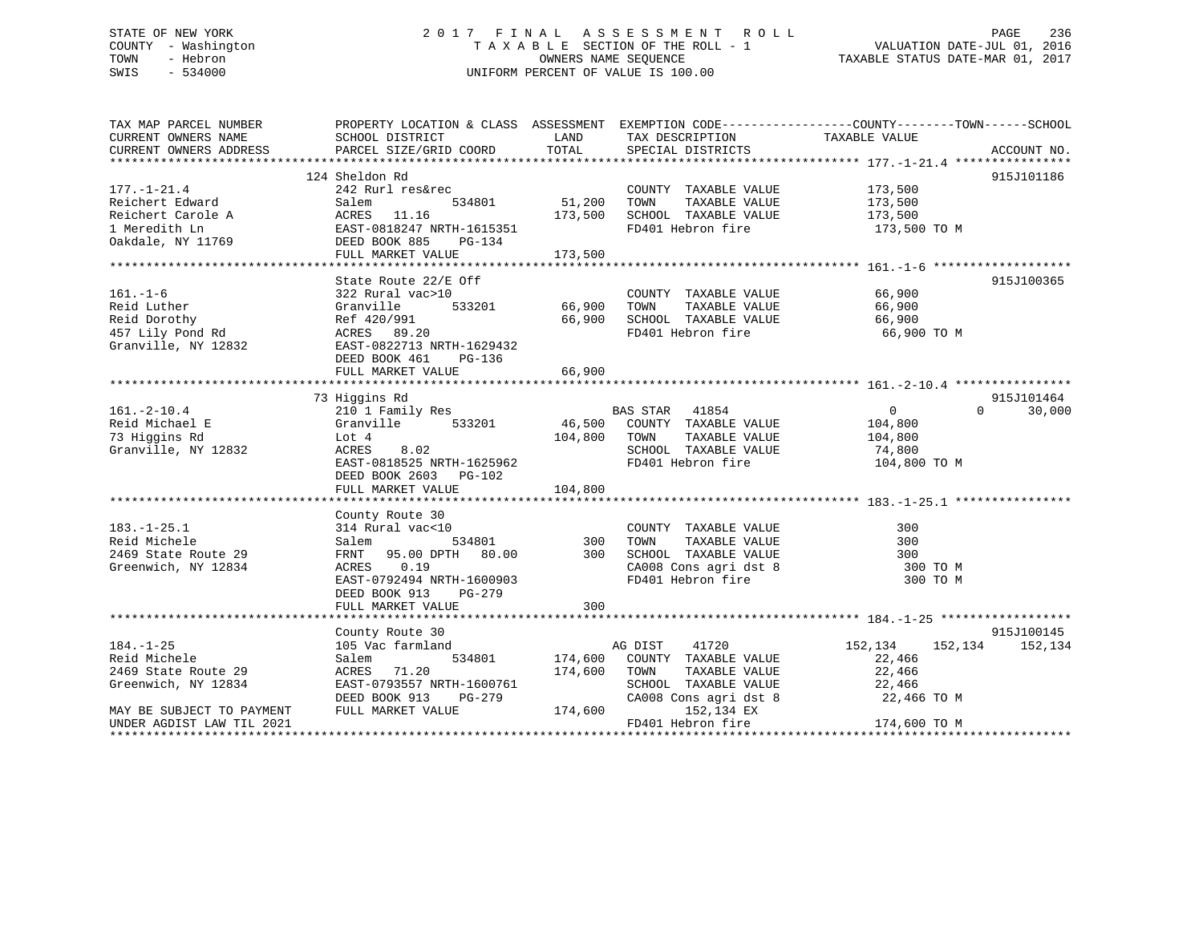STATE OF NEW YORK
COUNTY - Washington
TOWN - Hebron
SWIS - 534000

# 2017 FINAL ASSESSMENT ROLL

TAXABLE SECTION OF THE ROLL - 1
OWNERS NAME SEQUENCE
UNIFORM PERCENT OF VALUE IS 100.00

VALUATION DATE-JUL 01, 2016
TAXABLE STATUS DATE-MAR 01, 2017

| TAX MAP PARCEL NUMBER / CURRENT OWNERS NAME / CURRENT OWNERS ADDRESS | PROPERTY LOCATION & CLASS / SCHOOL DISTRICT / PARCEL SIZE/GRID COORD | ASSESSMENT LAND | TOTAL | EXEMPTION CODE / TAX DESCRIPTION / SPECIAL DISTRICTS | COUNTY TAXABLE VALUE | TOWN | SCHOOL | ACCOUNT NO. |
|---|---|---|---|---|---|---|---|---|
| **177.-1-21.4** | 124 Sheldon Rd | | | | | | | 915J101186 |
| Reichert Edward | 242 Rurl res&rec | | | COUNTY TAXABLE VALUE | 173,500 | | | |
| Reichert Carole A | Salem 534801 | 51,200 | | TOWN TAXABLE VALUE | 173,500 | | | |
| 1 Meredith Ln | ACRES 11.16 | | 173,500 | SCHOOL TAXABLE VALUE | 173,500 | | | |
| Oakdale, NY 11769 | EAST-0818247 NRTH-1615351 | | | FD401 Hebron fire | 173,500 TO M | | | |
| | DEED BOOK 885 PG-134 | | | | | | | |
| | FULL MARKET VALUE | | 173,500 | | | | | |
| **161.-1-6** | State Route 22/E Off | | | | | | | 915J100365 |
| Reid Luther | 322 Rural vac>10 | | | COUNTY TAXABLE VALUE | 66,900 | | | |
| Reid Dorothy | Granville 533201 | 66,900 | | TOWN TAXABLE VALUE | 66,900 | | | |
| 457 Lily Pond Rd | Ref 420/991 | | 66,900 | SCHOOL TAXABLE VALUE | 66,900 | | | |
| Granville, NY 12832 | ACRES 89.20 | | | FD401 Hebron fire | 66,900 TO M | | | |
| | EAST-0822713 NRTH-1629432 | | | | | | | |
| | DEED BOOK 461 PG-136 | | | | | | | |
| | FULL MARKET VALUE | | 66,900 | | | | | |
| **161.-2-10.4** | 73 Higgins Rd | | | | | | | 915J101464 |
| Reid Michael E | 210 1 Family Res | | | BAS STAR 41854 | 0 | 0 | 30,000 | |
| 73 Higgins Rd | Granville 533201 | 46,500 | | COUNTY TAXABLE VALUE | 104,800 | | | |
| Granville, NY 12832 | Lot 4 | | 104,800 | TOWN TAXABLE VALUE | 104,800 | | | |
| | ACRES 8.02 | | | SCHOOL TAXABLE VALUE | 74,800 | | | |
| | EAST-0818525 NRTH-1625962 | | | FD401 Hebron fire | 104,800 TO M | | | |
| | DEED BOOK 2603 PG-102 | | | | | | | |
| | FULL MARKET VALUE | | 104,800 | | | | | |
| **183.-1-25.1** | County Route 30 | | | | | | | |
| Reid Michele | 314 Rural vac<10 | | | COUNTY TAXABLE VALUE | 300 | | | |
| 2469 State Route 29 | Salem 534801 | 300 | | TOWN TAXABLE VALUE | 300 | | | |
| Greenwich, NY 12834 | FRNT 95.00 DPTH 80.00 | | 300 | SCHOOL TAXABLE VALUE | 300 | | | |
| | ACRES 0.19 | | | CA008 Cons agri dst 8 | 300 TO M | | | |
| | EAST-0792494 NRTH-1600903 | | | FD401 Hebron fire | 300 TO M | | | |
| | DEED BOOK 913 PG-279 | | | | | | | |
| | FULL MARKET VALUE | | 300 | | | | | |
| **184.-1-25** | County Route 30 | | | | | | | 915J100145 |
| Reid Michele | 105 Vac farmland | | | AG DIST 41720 | 152,134 | 152,134 | 152,134 | |
| 2469 State Route 29 | Salem 534801 | 174,600 | | COUNTY TAXABLE VALUE | 22,466 | | | |
| Greenwich, NY 12834 | ACRES 71.20 | | 174,600 | TOWN TAXABLE VALUE | 22,466 | | | |
| | EAST-0793557 NRTH-1600761 | | | SCHOOL TAXABLE VALUE | 22,466 | | | |
| | DEED BOOK 913 PG-279 | | | CA008 Cons agri dst 8 | 22,466 TO M | | | |
| MAY BE SUBJECT TO PAYMENT | FULL MARKET VALUE | | 174,600 | 152,134 EX | | | | |
| UNDER AGDIST LAW TIL 2021 | | | | FD401 Hebron fire | 174,600 TO M | | | |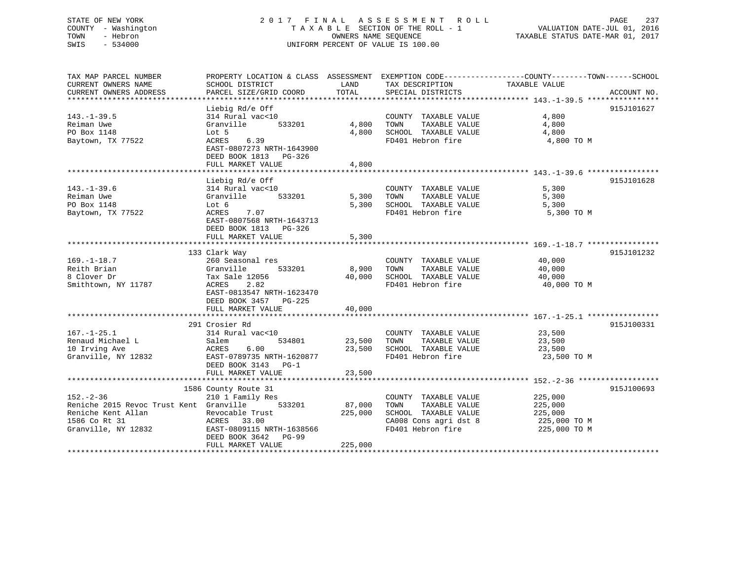STATE OF NEW YORK
COUNTY - Washington
TOWN - Hebron
SWIS - 534000

# 2017 FINAL ASSESSMENT ROLL

TAXABLE SECTION OF THE ROLL - 1
OWNERS NAME SEQUENCE
UNIFORM PERCENT OF VALUE IS 100.00

VALUATION DATE-JUL 01, 2016
TAXABLE STATUS DATE-MAR 01, 2017

| TAX MAP PARCEL NUMBER / CURRENT OWNERS NAME / CURRENT OWNERS ADDRESS | PROPERTY LOCATION & CLASS / SCHOOL DISTRICT / PARCEL SIZE/GRID COORD | ASSESSMENT LAND | TOTAL | EXEMPTION CODE / TAX DESCRIPTION / SPECIAL DISTRICTS | TAXABLE VALUE (COUNTY / TOWN / SCHOOL) | ACCOUNT NO. |
|---|---|---|---|---|---|---|
| 143.-1-39.5 | Liebig Rd/e Off | | | | | 915J101627 |
| Reiman Uwe | 314 Rural vac<10 | | | COUNTY TAXABLE VALUE | 4,800 | |
| PO Box 1148 | Granville 533201 | 4,800 | | TOWN TAXABLE VALUE | 4,800 | |
| Baytown, TX 77522 | Lot 5 | | 4,800 | SCHOOL TAXABLE VALUE | 4,800 | |
| | ACRES 6.39 | | | FD401 Hebron fire | 4,800 TO M | |
| | EAST-0807273 NRTH-1643900 | | | | | |
| | DEED BOOK 1813 PG-326 | | | | | |
| | FULL MARKET VALUE | | 4,800 | | | |
| 143.-1-39.6 | Liebig Rd/e Off | | | | | 915J101628 |
| Reiman Uwe | 314 Rural vac<10 | | | COUNTY TAXABLE VALUE | 5,300 | |
| PO Box 1148 | Granville 533201 | 5,300 | | TOWN TAXABLE VALUE | 5,300 | |
| Baytown, TX 77522 | Lot 6 | | 5,300 | SCHOOL TAXABLE VALUE | 5,300 | |
| | ACRES 7.07 | | | FD401 Hebron fire | 5,300 TO M | |
| | EAST-0807568 NRTH-1643713 | | | | | |
| | DEED BOOK 1813 PG-326 | | | | | |
| | FULL MARKET VALUE | | 5,300 | | | |
| 169.-1-18.7 | 133 Clark Way | | | | | 915J101232 |
| Reith Brian | 260 Seasonal res | | | COUNTY TAXABLE VALUE | 40,000 | |
| 8 Clover Dr | Granville 533201 | 8,900 | | TOWN TAXABLE VALUE | 40,000 | |
| Smithtown, NY 11787 | Tax Sale 12056 | | 40,000 | SCHOOL TAXABLE VALUE | 40,000 | |
| | ACRES 2.82 | | | FD401 Hebron fire | 40,000 TO M | |
| | EAST-0813547 NRTH-1623470 | | | | | |
| | DEED BOOK 3457 PG-225 | | | | | |
| | FULL MARKET VALUE | | 40,000 | | | |
| 167.-1-25.1 | 291 Crosier Rd | | | | | 915J100331 |
| Renaud Michael L | 314 Rural vac<10 | | | COUNTY TAXABLE VALUE | 23,500 | |
| 10 Irving Ave | Salem 534801 | 23,500 | | TOWN TAXABLE VALUE | 23,500 | |
| Granville, NY 12832 | ACRES 6.00 | | 23,500 | SCHOOL TAXABLE VALUE | 23,500 | |
| | EAST-0789735 NRTH-1620877 | | | FD401 Hebron fire | 23,500 TO M | |
| | DEED BOOK 3143 PG-1 | | | | | |
| | FULL MARKET VALUE | | 23,500 | | | |
| 152.-2-36 | 1586 County Route 31 | | | | | 915J100693 |
| Reniche 2015 Revoc Trust Kent | 210 1 Family Res | | | COUNTY TAXABLE VALUE | 225,000 | |
| Reniche Kent Allan | Granville 533201 | 87,000 | | TOWN TAXABLE VALUE | 225,000 | |
| 1586 Co Rt 31 | Revocable Trust | | 225,000 | SCHOOL TAXABLE VALUE | 225,000 | |
| Granville, NY 12832 | ACRES 33.00 | | | CA008 Cons agri dst 8 | 225,000 TO M | |
| | EAST-0809115 NRTH-1638566 | | | FD401 Hebron fire | 225,000 TO M | |
| | DEED BOOK 3642 PG-99 | | | | | |
| | FULL MARKET VALUE | | 225,000 | | | |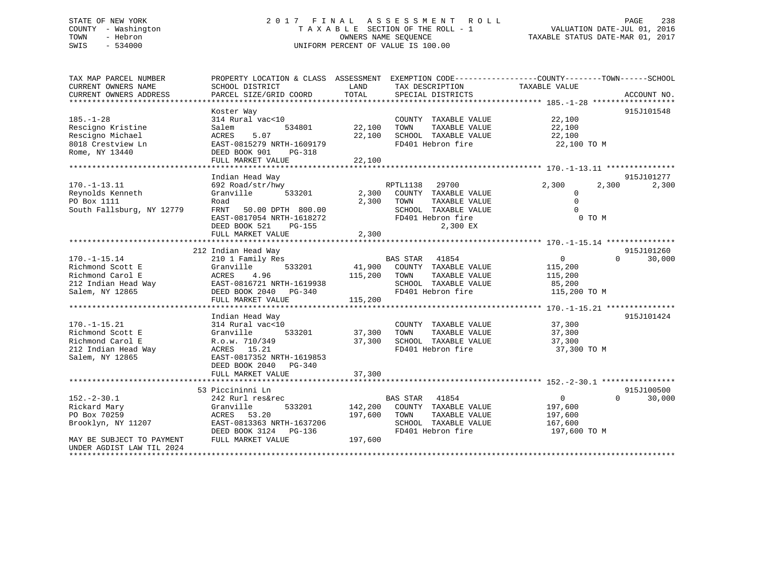STATE OF NEW YORK
COUNTY - Washington
TOWN - Hebron
SWIS - 534000

2 0 1 7 F I N A L A S S E S S M E N T R O L L
T A X A B L E SECTION OF THE ROLL - 1
OWNERS NAME SEQUENCE
UNIFORM PERCENT OF VALUE IS 100.00

VALUATION DATE-JUL 01, 2016
TAXABLE STATUS DATE-MAR 01, 2017

```
TAX MAP PARCEL NUMBER          PROPERTY LOCATION & CLASS  ASSESSMENT  EXEMPTION CODE------------------COUNTY--------TOWN------SCHOOL
CURRENT OWNERS NAME            SCHOOL DISTRICT               LAND      TAX DESCRIPTION             TAXABLE VALUE
CURRENT OWNERS ADDRESS         PARCEL SIZE/GRID COORD        TOTAL     SPECIAL DISTRICTS                                       ACCOUNT NO.
******************************************************************************************************* 185.-1-28 ******************
                               Koster Way                                                                                  915J101548
185.-1-28                      314 Rural vac<10                        COUNTY  TAXABLE VALUE          22,100
Rescigno Kristine              Salem          534801       22,100      TOWN    TAXABLE VALUE          22,100
Rescigno Michael               ACRES    5.07               22,100      SCHOOL  TAXABLE VALUE          22,100
8018 Crestview Ln              EAST-0815279 NRTH-1609179               FD401 Hebron fire               22,100 TO M
Rome, NY 13440                 DEED BOOK 901    PG-318
                               FULL MARKET VALUE           22,100
******************************************************************************************************* 170.-1-13.11 ***************
                               Indian Head Way                                                                             915J101277
170.-1-13.11                   692 Road/str/hwy                        RPTL1138   29700               2,300       2,300       2,300
Reynolds Kenneth               Granville      533201        2,300      COUNTY  TAXABLE VALUE               0
PO Box 1111                    Road                         2,300      TOWN    TAXABLE VALUE               0
South Fallsburg, NY 12779      FRNT   50.00 DPTH  800.00               SCHOOL  TAXABLE VALUE               0
                               EAST-0817054 NRTH-1618272               FD401 Hebron fire                    0 TO M
                               DEED BOOK 521    PG-155                           2,300 EX
                               FULL MARKET VALUE            2,300
******************************************************************************************************* 170.-1-15.14 ***************
                               212 Indian Head Way                                                                         915J101260
170.-1-15.14                   210 1 Family Res                        BAS STAR   41854                    0           0      30,000
Richmond Scott E               Granville      533201       41,900      COUNTY  TAXABLE VALUE         115,200
Richmond Carol E               ACRES    4.96              115,200      TOWN    TAXABLE VALUE         115,200
212 Indian Head Way            EAST-0816721 NRTH-1619938               SCHOOL  TAXABLE VALUE          85,200
Salem, NY 12865                DEED BOOK 2040   PG-340                 FD401 Hebron fire              115,200 TO M
                               FULL MARKET VALUE          115,200
******************************************************************************************************* 170.-1-15.21 ***************
                               Indian Head Way                                                                             915J101424
170.-1-15.21                   314 Rural vac<10                        COUNTY  TAXABLE VALUE          37,300
Richmond Scott E               Granville      533201       37,300      TOWN    TAXABLE VALUE          37,300
Richmond Carol E               R.o.w. 710/349              37,300      SCHOOL  TAXABLE VALUE          37,300
212 Indian Head Way            ACRES   15.21                           FD401 Hebron fire               37,300 TO M
Salem, NY 12865                EAST-0817352 NRTH-1619853
                               DEED BOOK 2040   PG-340
                               FULL MARKET VALUE           37,300
******************************************************************************************************* 152.-2-30.1 ****************
                               53 Piccininni Ln                                                                            915J100500
152.-2-30.1                    242 Rurl res&rec                        BAS STAR   41854                    0           0      30,000
Rickard Mary                   Granville      533201      142,200      COUNTY  TAXABLE VALUE         197,600
PO Box 70259                   ACRES   53.20              197,600      TOWN    TAXABLE VALUE         197,600
Brooklyn, NY 11207             EAST-0813363 NRTH-1637206               SCHOOL  TAXABLE VALUE         167,600
                               DEED BOOK 3124   PG-136                 FD401 Hebron fire              197,600 TO M
MAY BE SUBJECT TO PAYMENT      FULL MARKET VALUE          197,600
UNDER AGDIST LAW TIL 2024
************************************************************************************************************************************
```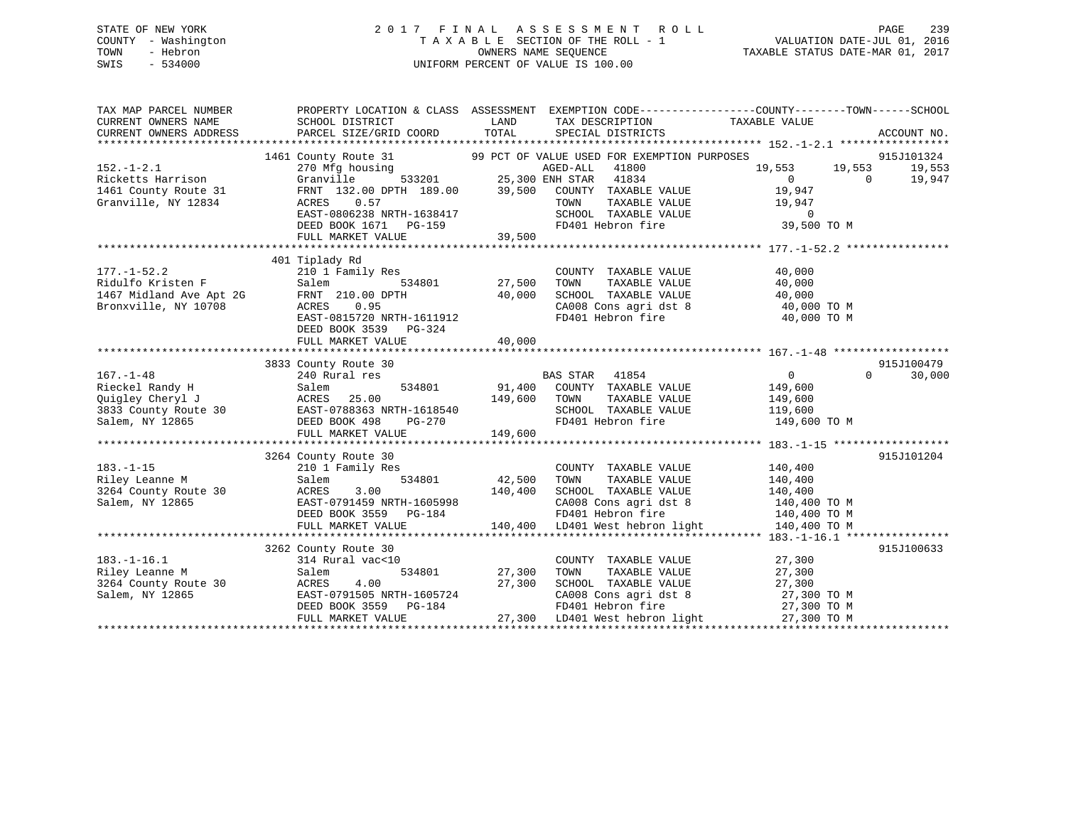STATE OF NEW YORK
COUNTY - Washington
TOWN - Hebron
SWIS - 534000

# 2017 FINAL ASSESSMENT ROLL

TAXABLE SECTION OF THE ROLL - 1
OWNERS NAME SEQUENCE
UNIFORM PERCENT OF VALUE IS 100.00

VALUATION DATE-JUL 01, 2016
TAXABLE STATUS DATE-MAR 01, 2017

```
TAX MAP PARCEL NUMBER          PROPERTY LOCATION & CLASS  ASSESSMENT  EXEMPTION CODE------------------COUNTY--------TOWN------SCHOOL
CURRENT OWNERS NAME            SCHOOL DISTRICT               LAND      TAX DESCRIPTION            TAXABLE VALUE
CURRENT OWNERS ADDRESS         PARCEL SIZE/GRID COORD        TOTAL     SPECIAL DISTRICTS                                     ACCOUNT NO.
*********************************************************************************************** 152.-1-2.1 *****************
                          1461 County Route 31          99 PCT OF VALUE USED FOR EXEMPTION PURPOSES                       915J101324
152.-1-2.1                     270 Mfg housing                        AGED-ALL   41800             19,553      19,553      19,553
Ricketts Harrison              Granville        533201       25,300 ENH STAR   41834                  0           0      19,947
1461 County Route 31           FRNT 132.00 DPTH 189.00      39,500   COUNTY  TAXABLE VALUE            19,947
Granville, NY 12834            ACRES    0.57                           TOWN    TAXABLE VALUE            19,947
                               EAST-0806238 NRTH-1638417               SCHOOL  TAXABLE VALUE                 0
                               DEED BOOK 1671   PG-159                 FD401 Hebron fire                39,500 TO M
                               FULL MARKET VALUE              39,500
*********************************************************************************************** 177.-1-52.2 ****************
                          401 Tiplady Rd
177.-1-52.2                    210 1 Family Res                        COUNTY  TAXABLE VALUE            40,000
Ridulfo Kristen F              Salem            534801       27,500    TOWN    TAXABLE VALUE            40,000
1467 Midland Ave Apt 2G        FRNT 210.00 DPTH             40,000    SCHOOL  TAXABLE VALUE            40,000
Bronxville, NY 10708           ACRES    0.95                           CA008 Cons agri dst 8            40,000 TO M
                               EAST-0815720 NRTH-1611912               FD401 Hebron fire                40,000 TO M
                               DEED BOOK 3539   PG-324
                               FULL MARKET VALUE              40,000
*********************************************************************************************** 167.-1-48 ******************
                          3833 County Route 30                                                                           915J100479
167.-1-48                      240 Rural res                          BAS STAR   41854                  0           0      30,000
Rieckel Randy H                Salem            534801       91,400    COUNTY  TAXABLE VALUE           149,600
Quigley Cheryl J               ACRES   25.00                149,600    TOWN    TAXABLE VALUE           149,600
3833 County Route 30           EAST-0788363 NRTH-1618540               SCHOOL  TAXABLE VALUE           119,600
Salem, NY 12865                DEED BOOK 498    PG-270                 FD401 Hebron fire               149,600 TO M
                               FULL MARKET VALUE             149,600
*********************************************************************************************** 183.-1-15 ******************
                          3264 County Route 30                                                                           915J101204
183.-1-15                      210 1 Family Res                        COUNTY  TAXABLE VALUE           140,400
Riley Leanne M                 Salem            534801       42,500    TOWN    TAXABLE VALUE           140,400
3264 County Route 30           ACRES    3.00                140,400    SCHOOL  TAXABLE VALUE           140,400
Salem, NY 12865                EAST-0791459 NRTH-1605998               CA008 Cons agri dst 8           140,400 TO M
                               DEED BOOK 3559   PG-184                 FD401 Hebron fire               140,400 TO M
                               FULL MARKET VALUE             140,400  LD401 West hebron light         140,400 TO M
*********************************************************************************************** 183.-1-16.1 ****************
                          3262 County Route 30                                                                           915J100633
183.-1-16.1                    314 Rural vac<10                        COUNTY  TAXABLE VALUE            27,300
Riley Leanne M                 Salem            534801       27,300    TOWN    TAXABLE VALUE            27,300
3264 County Route 30           ACRES    4.00                 27,300    SCHOOL  TAXABLE VALUE            27,300
Salem, NY 12865                EAST-0791505 NRTH-1605724               CA008 Cons agri dst 8            27,300 TO M
                               DEED BOOK 3559   PG-184                 FD401 Hebron fire                27,300 TO M
                               FULL MARKET VALUE              27,300  LD401 West hebron light          27,300 TO M
******************************************************************************************************************************
```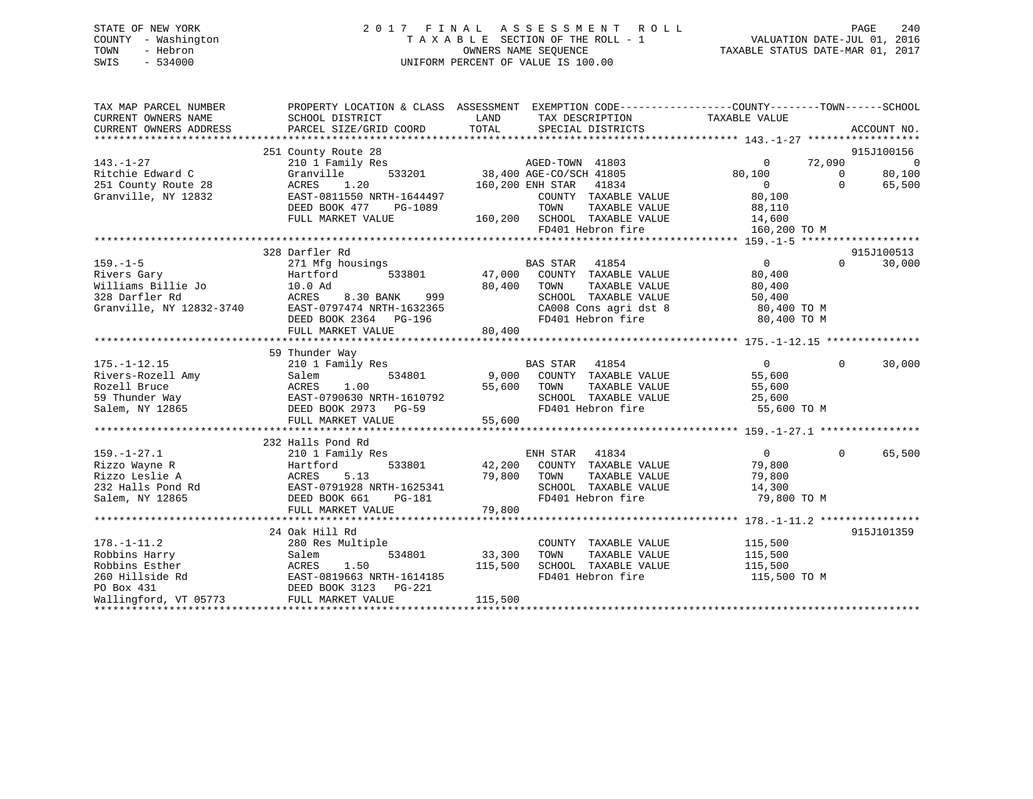STATE OF NEW YORK
COUNTY - Washington
TOWN - Hebron
SWIS - 534000

# 2017 FINAL ASSESSMENT ROLL
TAXABLE SECTION OF THE ROLL - 1
OWNERS NAME SEQUENCE
UNIFORM PERCENT OF VALUE IS 100.00

VALUATION DATE-JUL 01, 2016
TAXABLE STATUS DATE-MAR 01, 2017

| TAX MAP PARCEL NUMBER / CURRENT OWNERS NAME / CURRENT OWNERS ADDRESS | PROPERTY LOCATION & CLASS / SCHOOL DISTRICT / PARCEL SIZE/GRID COORD | ASSESSMENT LAND / TOTAL | EXEMPTION CODE / TAX DESCRIPTION / SPECIAL DISTRICTS | COUNTY TAXABLE VALUE | TOWN | SCHOOL | ACCOUNT NO. |
|---|---|---|---|---|---|---|---|
| 143.-1-27 | 251 County Route 28 | | | | | | 915J100156 |
| Ritchie Edward C | 210 1 Family Res | | AGED-TOWN 41803 | 0 | 72,090 | 0 | |
| 251 County Route 28 | Granville 533201 | 38,400 | AGE-CO/SCH 41805 | 80,100 | 0 | 80,100 | |
| Granville, NY 12832 | ACRES 1.20 | 160,200 | ENH STAR 41834 | 0 | 0 | 65,500 | |
| | EAST-0811550 NRTH-1644497 | | COUNTY TAXABLE VALUE | 80,100 | | | |
| | DEED BOOK 477 PG-1089 | | TOWN TAXABLE VALUE | 88,110 | | | |
| | FULL MARKET VALUE | 160,200 | SCHOOL TAXABLE VALUE | 14,600 | | | |
| | | | FD401 Hebron fire | 160,200 TO M | | | |
| 159.-1-5 | 328 Darfler Rd | | | | | | 915J100513 |
| Rivers Gary | 271 Mfg housings | | BAS STAR 41854 | 0 | 0 | 30,000 | |
| Williams Billie Jo | Hartford 533801 | 47,000 | COUNTY TAXABLE VALUE | 80,400 | | | |
| 328 Darfler Rd | 10.0 Ad | 80,400 | TOWN TAXABLE VALUE | 80,400 | | | |
| Granville, NY 12832-3740 | ACRES 8.30 BANK 999 | | SCHOOL TAXABLE VALUE | 50,400 | | | |
| | EAST-0797474 NRTH-1632365 | | CA008 Cons agri dst 8 | 80,400 TO M | | | |
| | DEED BOOK 2364 PG-196 | | FD401 Hebron fire | 80,400 TO M | | | |
| | FULL MARKET VALUE | 80,400 | | | | | |
| 175.-1-12.15 | 59 Thunder Way | | | | | | |
| Rivers-Rozell Amy | 210 1 Family Res | | BAS STAR 41854 | 0 | 0 | 30,000 | |
| Rozell Bruce | Salem 534801 | 9,000 | COUNTY TAXABLE VALUE | 55,600 | | | |
| 59 Thunder Way | ACRES 1.00 | 55,600 | TOWN TAXABLE VALUE | 55,600 | | | |
| Salem, NY 12865 | EAST-0790630 NRTH-1610792 | | SCHOOL TAXABLE VALUE | 25,600 | | | |
| | DEED BOOK 2973 PG-59 | | FD401 Hebron fire | 55,600 TO M | | | |
| | FULL MARKET VALUE | 55,600 | | | | | |
| 159.-1-27.1 | 232 Halls Pond Rd | | | | | | |
| Rizzo Wayne R | 210 1 Family Res | | ENH STAR 41834 | 0 | 0 | 65,500 | |
| Rizzo Leslie A | Hartford 533801 | 42,200 | COUNTY TAXABLE VALUE | 79,800 | | | |
| 232 Halls Pond Rd | ACRES 5.13 | 79,800 | TOWN TAXABLE VALUE | 79,800 | | | |
| Salem, NY 12865 | EAST-0791928 NRTH-1625341 | | SCHOOL TAXABLE VALUE | 14,300 | | | |
| | DEED BOOK 661 PG-181 | | FD401 Hebron fire | 79,800 TO M | | | |
| | FULL MARKET VALUE | 79,800 | | | | | |
| 178.-1-11.2 | 24 Oak Hill Rd | | | | | | 915J101359 |
| Robbins Harry | 280 Res Multiple | | COUNTY TAXABLE VALUE | 115,500 | | | |
| Robbins Esther | Salem 534801 | 33,300 | TOWN TAXABLE VALUE | 115,500 | | | |
| 260 Hillside Rd | ACRES 1.50 | 115,500 | SCHOOL TAXABLE VALUE | 115,500 | | | |
| PO Box 431 | EAST-0819663 NRTH-1614185 | | FD401 Hebron fire | 115,500 TO M | | | |
| Wallingford, VT 05773 | DEED BOOK 3123 PG-221 | | | | | | |
| | FULL MARKET VALUE | 115,500 | | | | | |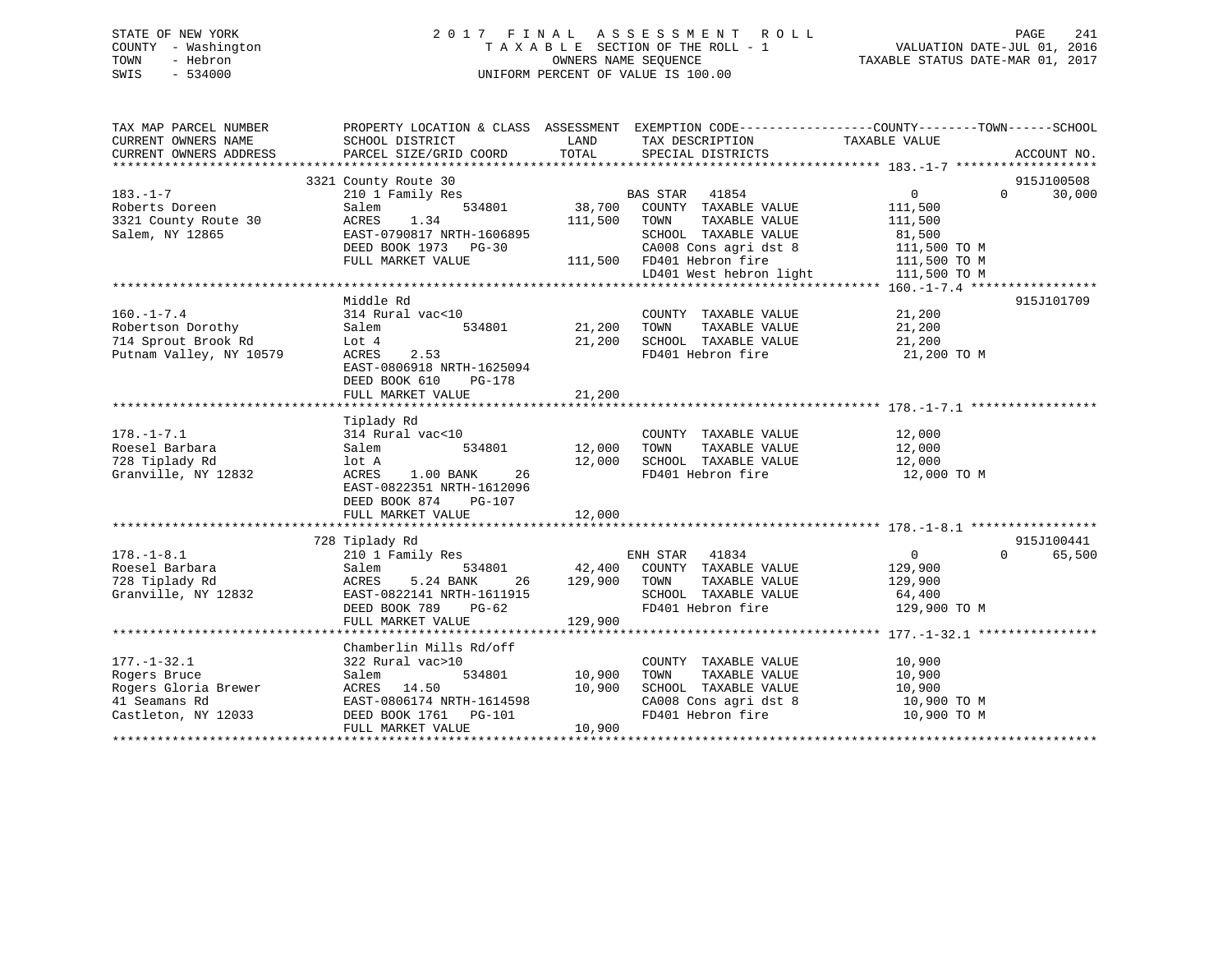STATE OF NEW YORK | COUNTY - Washington | TOWN - Hebron | SWIS - 534000

2017 FINAL ASSESSMENT ROLL
TAXABLE SECTION OF THE ROLL - 1
OWNERS NAME SEQUENCE
UNIFORM PERCENT OF VALUE IS 100.00

VALUATION DATE-JUL 01, 2016
TAXABLE STATUS DATE-MAR 01, 2017

| TAX MAP PARCEL NUMBER / CURRENT OWNERS NAME / CURRENT OWNERS ADDRESS | PROPERTY LOCATION & CLASS / SCHOOL DISTRICT / PARCEL SIZE/GRID COORD | ASSESSMENT LAND | TOTAL | EXEMPTION CODE / TAX DESCRIPTION / SPECIAL DISTRICTS | COUNTY / TOWN TAXABLE VALUE | SCHOOL | ACCOUNT NO. |
|---|---|---|---|---|---|---|---|
| | 3321 County Route 30 | | | | | | 915J100508 |
| 183.-1-7 | 210 1 Family Res | | | BAS STAR 41854 | 0 | 0 | 30,000 |
| Roberts Doreen | Salem 534801 | 38,700 | | COUNTY TAXABLE VALUE | 111,500 | | |
| 3321 County Route 30 | ACRES 1.34 | | 111,500 | TOWN TAXABLE VALUE | 111,500 | | |
| Salem, NY 12865 | EAST-0790817 NRTH-1606895 | | | SCHOOL TAXABLE VALUE | 81,500 | | |
| | DEED BOOK 1973 PG-30 | | | CA008 Cons agri dst 8 | 111,500 TO M | | |
| | FULL MARKET VALUE | | 111,500 | FD401 Hebron fire | 111,500 TO M | | |
| | | | | LD401 West hebron light | 111,500 TO M | | |
| | Middle Rd | | | | | | 915J101709 |
| 160.-1-7.4 | 314 Rural vac<10 | | | COUNTY TAXABLE VALUE | 21,200 | | |
| Robertson Dorothy | Salem 534801 | 21,200 | | TOWN TAXABLE VALUE | 21,200 | | |
| 714 Sprout Brook Rd | Lot 4 | | 21,200 | SCHOOL TAXABLE VALUE | 21,200 | | |
| Putnam Valley, NY 10579 | ACRES 2.53 | | | FD401 Hebron fire | 21,200 TO M | | |
| | EAST-0806918 NRTH-1625094 | | | | | | |
| | DEED BOOK 610 PG-178 | | | | | | |
| | FULL MARKET VALUE | | 21,200 | | | | |
| | Tiplady Rd | | | | | | |
| 178.-1-7.1 | 314 Rural vac<10 | | | COUNTY TAXABLE VALUE | 12,000 | | |
| Roesel Barbara | Salem 534801 | 12,000 | | TOWN TAXABLE VALUE | 12,000 | | |
| 728 Tiplady Rd | lot A | | 12,000 | SCHOOL TAXABLE VALUE | 12,000 | | |
| Granville, NY 12832 | ACRES 1.00 BANK 26 | | | FD401 Hebron fire | 12,000 TO M | | |
| | EAST-0822351 NRTH-1612096 | | | | | | |
| | DEED BOOK 874 PG-107 | | | | | | |
| | FULL MARKET VALUE | | 12,000 | | | | |
| | 728 Tiplady Rd | | | | | | 915J100441 |
| 178.-1-8.1 | 210 1 Family Res | | | ENH STAR 41834 | 0 | 0 | 65,500 |
| Roesel Barbara | Salem 534801 | 42,400 | | COUNTY TAXABLE VALUE | 129,900 | | |
| 728 Tiplady Rd | ACRES 5.24 BANK 26 | | 129,900 | TOWN TAXABLE VALUE | 129,900 | | |
| Granville, NY 12832 | EAST-0822141 NRTH-1611915 | | | SCHOOL TAXABLE VALUE | 64,400 | | |
| | DEED BOOK 789 PG-62 | | | FD401 Hebron fire | 129,900 TO M | | |
| | FULL MARKET VALUE | | 129,900 | | | | |
| | Chamberlin Mills Rd/off | | | | | | |
| 177.-1-32.1 | 322 Rural vac>10 | | | COUNTY TAXABLE VALUE | 10,900 | | |
| Rogers Bruce | Salem 534801 | 10,900 | | TOWN TAXABLE VALUE | 10,900 | | |
| Rogers Gloria Brewer | ACRES 14.50 | | 10,900 | SCHOOL TAXABLE VALUE | 10,900 | | |
| 41 Seamans Rd | EAST-0806174 NRTH-1614598 | | | CA008 Cons agri dst 8 | 10,900 TO M | | |
| Castleton, NY 12033 | DEED BOOK 1761 PG-101 | | | FD401 Hebron fire | 10,900 TO M | | |
| | FULL MARKET VALUE | | 10,900 | | | | |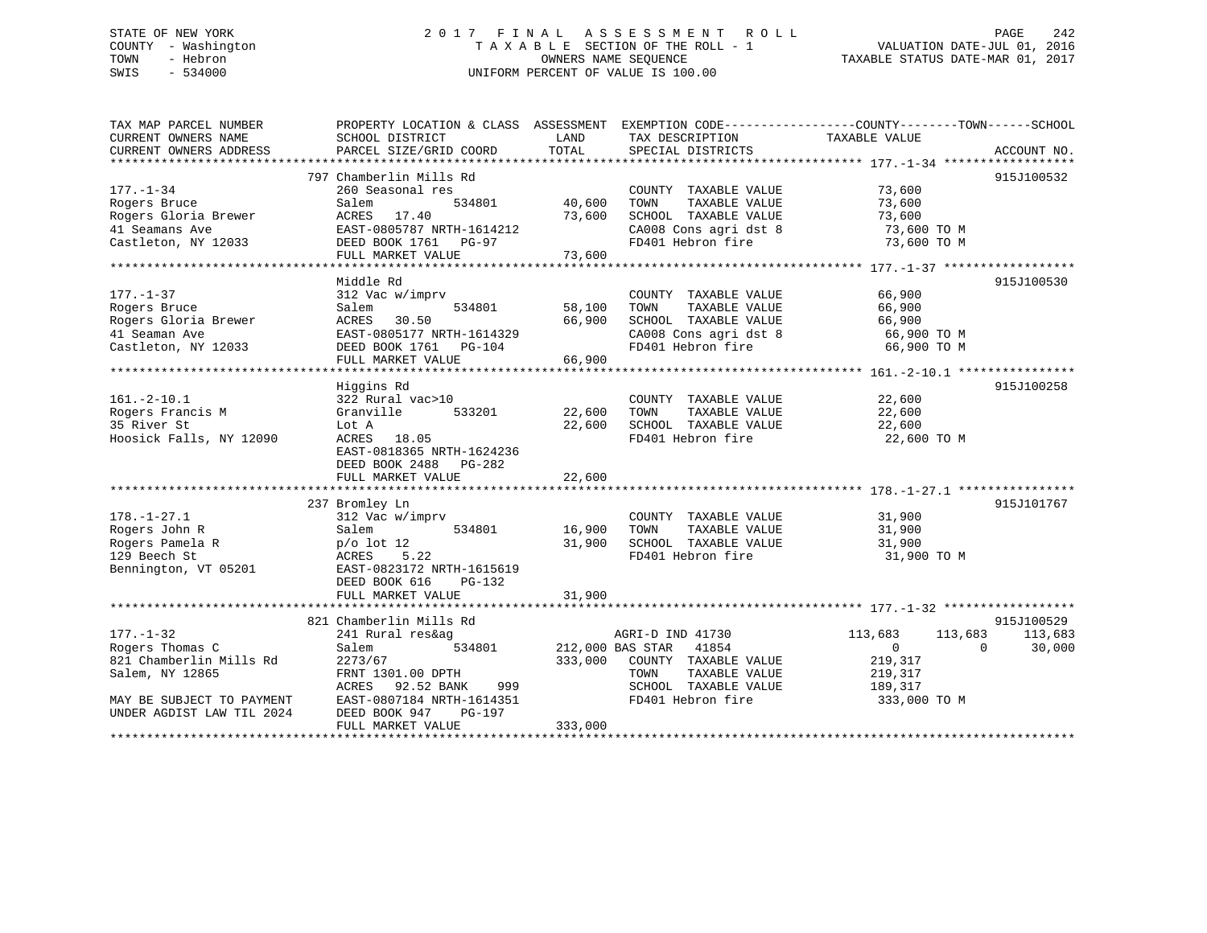STATE OF NEW YORK
COUNTY - Washington
TOWN - Hebron
SWIS - 534000

# 2017 FINAL ASSESSMENT ROLL

TAXABLE SECTION OF THE ROLL - 1
OWNERS NAME SEQUENCE
UNIFORM PERCENT OF VALUE IS 100.00

VALUATION DATE-JUL 01, 2016
TAXABLE STATUS DATE-MAR 01, 2017

```
TAX MAP PARCEL NUMBER          PROPERTY LOCATION & CLASS  ASSESSMENT  EXEMPTION CODE-----------------COUNTY--------TOWN------SCHOOL
CURRENT OWNERS NAME            SCHOOL DISTRICT               LAND     TAX DESCRIPTION               TAXABLE VALUE
CURRENT OWNERS ADDRESS         PARCEL SIZE/GRID COORD        TOTAL    SPECIAL DISTRICTS                                      ACCOUNT NO.
*********************************************************************************************** 177.-1-34 ******************
                               797 Chamberlin Mills Rd                                                                       915J100532
177.-1-34                      260 Seasonal res                       COUNTY  TAXABLE VALUE           73,600
Rogers Bruce                   Salem           534801        40,600   TOWN    TAXABLE VALUE           73,600
Rogers Gloria Brewer           ACRES  17.40                  73,600   SCHOOL  TAXABLE VALUE           73,600
41 Seamans Ave                 EAST-0805787 NRTH-1614212              CA008 Cons agri dst 8            73,600 TO M
Castleton, NY 12033            DEED BOOK 1761   PG-97                 FD401 Hebron fire                73,600 TO M
                               FULL MARKET VALUE             73,600
*********************************************************************************************** 177.-1-37 ******************
                               Middle Rd                                                                                     915J100530
177.-1-37                      312 Vac w/imprv                        COUNTY  TAXABLE VALUE           66,900
Rogers Bruce                   Salem           534801        58,100   TOWN    TAXABLE VALUE           66,900
Rogers Gloria Brewer           ACRES  30.50                  66,900   SCHOOL  TAXABLE VALUE           66,900
41 Seaman Ave                  EAST-0805177 NRTH-1614329              CA008 Cons agri dst 8            66,900 TO M
Castleton, NY 12033            DEED BOOK 1761   PG-104                FD401 Hebron fire                66,900 TO M
                               FULL MARKET VALUE             66,900
*********************************************************************************************** 161.-2-10.1 ****************
                               Higgins Rd                                                                                    915J100258
161.-2-10.1                    322 Rural vac>10                       COUNTY  TAXABLE VALUE           22,600
Rogers Francis M               Granville       533201        22,600   TOWN    TAXABLE VALUE           22,600
35 River St                    Lot A                         22,600   SCHOOL  TAXABLE VALUE           22,600
Hoosick Falls, NY 12090        ACRES  18.05                           FD401 Hebron fire                22,600 TO M
                               EAST-0818365 NRTH-1624236
                               DEED BOOK 2488   PG-282
                               FULL MARKET VALUE             22,600
*********************************************************************************************** 178.-1-27.1 ****************
                               237 Bromley Ln                                                                                915J101767
178.-1-27.1                    312 Vac w/imprv                        COUNTY  TAXABLE VALUE           31,900
Rogers John R                  Salem           534801        16,900   TOWN    TAXABLE VALUE           31,900
Rogers Pamela R                p/o lot 12                    31,900   SCHOOL  TAXABLE VALUE           31,900
129 Beech St                   ACRES   5.22                           FD401 Hebron fire                31,900 TO M
Bennington, VT 05201           EAST-0823172 NRTH-1615619
                               DEED BOOK 616    PG-132
                               FULL MARKET VALUE             31,900
*********************************************************************************************** 177.-1-32 ******************
                               821 Chamberlin Mills Rd                                                                       915J100529
177.-1-32                      241 Rural res&ag                       AGRI-D IND 41730               113,683     113,683     113,683
Rogers Thomas C                Salem           534801       212,000 BAS STAR   41854                       0           0      30,000
821 Chamberlin Mills Rd        2273/67                      333,000   COUNTY  TAXABLE VALUE          219,317
Salem, NY 12865                FRNT 1301.00 DPTH                      TOWN    TAXABLE VALUE          219,317
                               ACRES  92.52 BANK     999              SCHOOL  TAXABLE VALUE          189,317
MAY BE SUBJECT TO PAYMENT      EAST-0807184 NRTH-1614351              FD401 Hebron fire               333,000 TO M
UNDER AGDIST LAW TIL 2024      DEED BOOK 947    PG-197
                               FULL MARKET VALUE            333,000
******************************************************************************************************************************
```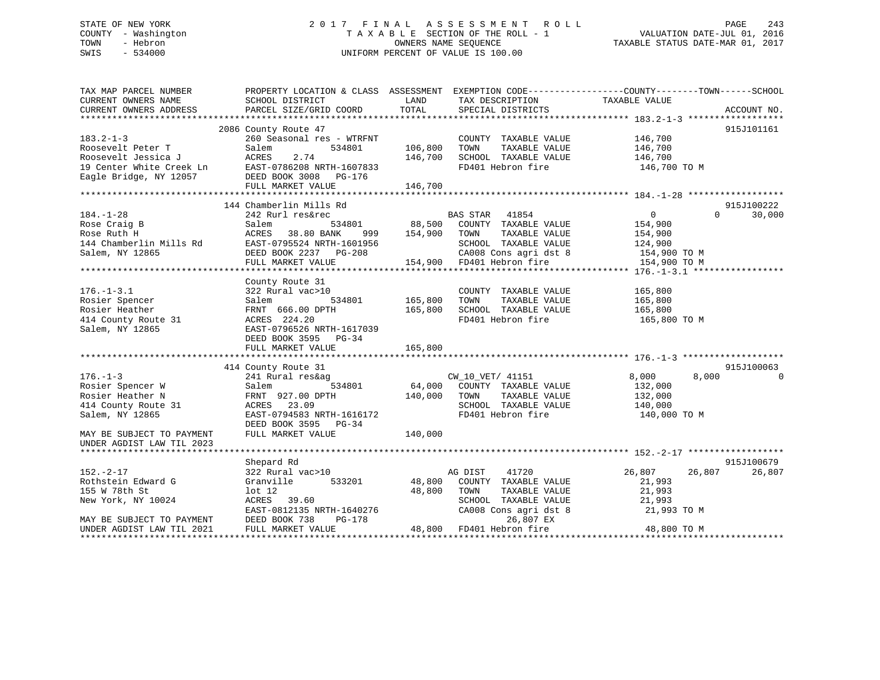STATE OF NEW YORK
COUNTY - Washington
TOWN - Hebron
SWIS - 534000

2 0 1 7 F I N A L A S S E S S M E N T R O L L
T A X A B L E SECTION OF THE ROLL - 1
OWNERS NAME SEQUENCE
UNIFORM PERCENT OF VALUE IS 100.00

VALUATION DATE-JUL 01, 2016
TAXABLE STATUS DATE-MAR 01, 2017

```
TAX MAP PARCEL NUMBER          PROPERTY LOCATION & CLASS  ASSESSMENT  EXEMPTION CODE------------------COUNTY--------TOWN------SCHOOL
CURRENT OWNERS NAME            SCHOOL DISTRICT               LAND      TAX DESCRIPTION             TAXABLE VALUE
CURRENT OWNERS ADDRESS         PARCEL SIZE/GRID COORD        TOTAL     SPECIAL DISTRICTS                                   ACCOUNT NO.
******************************************************************************************************* 183.2-1-3 ******************
                            2086 County Route 47                                                                        915J101161
183.2-1-3                      260 Seasonal res - WTRFNT             COUNTY  TAXABLE VALUE          146,700
Roosevelt Peter T              Salem           534801       106,800   TOWN    TAXABLE VALUE          146,700
Roosevelt Jessica J            ACRES    2.74                146,700   SCHOOL  TAXABLE VALUE          146,700
19 Center White Creek Ln       EAST-0786208 NRTH-1607833              FD401 Hebron fire               146,700 TO M
Eagle Bridge, NY 12057         DEED BOOK 3008   PG-176
                               FULL MARKET VALUE            146,700
******************************************************************************************************* 184.-1-28 ******************
                            144 Chamberlin Mills Rd                                                                      915J100222
184.-1-28                      242 Rurl res&rec                      BAS STAR   41854                  0             0      30,000
Rose Craig B                   Salem           534801        88,500   COUNTY  TAXABLE VALUE          154,900
Rose Ruth H                    ACRES   38.80 BANK     999   154,900   TOWN    TAXABLE VALUE          154,900
144 Chamberlin Mills Rd        EAST-0795524 NRTH-1601956              SCHOOL  TAXABLE VALUE          124,900
Salem, NY 12865                DEED BOOK 2237   PG-208                CA008 Cons agri dst 8           154,900 TO M
                               FULL MARKET VALUE            154,900   FD401 Hebron fire               154,900 TO M
******************************************************************************************************* 176.-1-3.1 *****************
                               County Route 31
176.-1-3.1                     322 Rural vac>10                      COUNTY  TAXABLE VALUE          165,800
Rosier Spencer                 Salem           534801       165,800   TOWN    TAXABLE VALUE          165,800
Rosier Heather                 FRNT 666.00 DPTH             165,800   SCHOOL  TAXABLE VALUE          165,800
414 County Route 31            ACRES  224.20                          FD401 Hebron fire               165,800 TO M
Salem, NY 12865                EAST-0796526 NRTH-1617039
                               DEED BOOK 3595   PG-34
                               FULL MARKET VALUE            165,800
******************************************************************************************************* 176.-1-3 *******************
                            414 County Route 31                                                                          915J100063
176.-1-3                       241 Rural res&ag                      CW_10_VET/ 41151              8,000         8,000           0
Rosier Spencer W               Salem           534801        64,000   COUNTY  TAXABLE VALUE          132,000
Rosier Heather N               FRNT 927.00 DPTH             140,000   TOWN    TAXABLE VALUE          132,000
414 County Route 31            ACRES   23.09                          SCHOOL  TAXABLE VALUE          140,000
Salem, NY 12865                EAST-0794583 NRTH-1616172              FD401 Hebron fire               140,000 TO M
                               DEED BOOK 3595   PG-34
MAY BE SUBJECT TO PAYMENT      FULL MARKET VALUE            140,000
UNDER AGDIST LAW TIL 2023
******************************************************************************************************* 152.-2-17 ******************
                               Shepard Rd                                                                                915J100679
152.-2-17                      322 Rural vac>10                      AG DIST    41720             26,807        26,807      26,807
Rothstein Edward G             Granville       533201        48,800   COUNTY  TAXABLE VALUE           21,993
155 W 78th St                  lot 12                        48,800   TOWN    TAXABLE VALUE           21,993
New York, NY 10024             ACRES   39.60                          SCHOOL  TAXABLE VALUE           21,993
                               EAST-0812135 NRTH-1640276              CA008 Cons agri dst 8            21,993 TO M
MAY BE SUBJECT TO PAYMENT      DEED BOOK 738    PG-178                    26,807 EX
UNDER AGDIST LAW TIL 2021      FULL MARKET VALUE             48,800   FD401 Hebron fire                48,800 TO M
************************************************************************************************************************************
```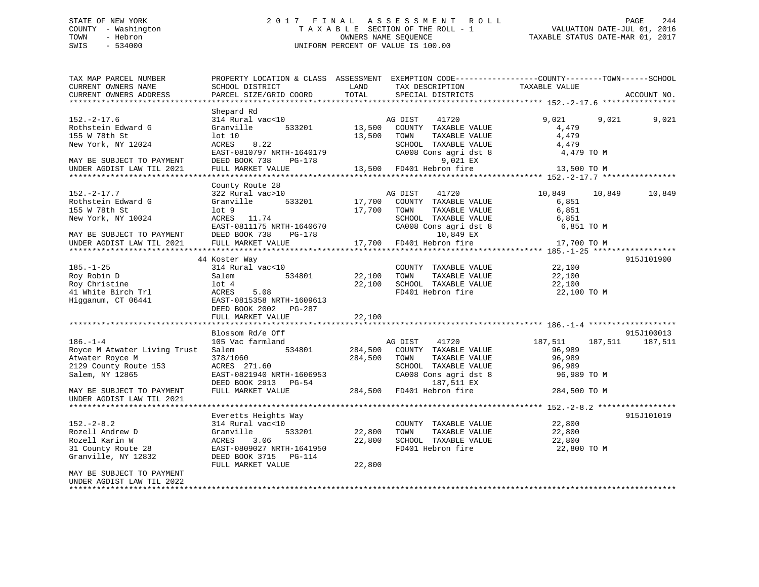STATE OF NEW YORK
COUNTY - Washington
TOWN - Hebron
SWIS - 534000

2017 FINAL ASSESSMENT ROLL
TAXABLE SECTION OF THE ROLL - 1
OWNERS NAME SEQUENCE
UNIFORM PERCENT OF VALUE IS 100.00

VALUATION DATE-JUL 01, 2016
TAXABLE STATUS DATE-MAR 01, 2017

| TAX MAP PARCEL NUMBER / CURRENT OWNERS NAME / CURRENT OWNERS ADDRESS | PROPERTY LOCATION & CLASS / SCHOOL DISTRICT / PARCEL SIZE/GRID COORD | ASSESSMENT LAND / TOTAL | EXEMPTION CODE / TAX DESCRIPTION / SPECIAL DISTRICTS | COUNTY TAXABLE VALUE | TOWN | SCHOOL | ACCOUNT NO. |
|---|---|---|---|---|---|---|---|
| **152.-2-17.6** | Shepard Rd | | | | | | |
| 152.-2-17.6 | 314 Rural vac<10 | | AG DIST 41720 | 9,021 | 9,021 | 9,021 | |
| Rothstein Edward G | Granville 533201 | 13,500 | COUNTY TAXABLE VALUE | 4,479 | | | |
| 155 W 78th St | lot 10 | 13,500 | TOWN TAXABLE VALUE | 4,479 | | | |
| New York, NY 12024 | ACRES 8.22 | | SCHOOL TAXABLE VALUE | 4,479 | | | |
| | EAST-0810797 NRTH-1640179 | | CA008 Cons agri dst 8 | 4,479 TO M | | | |
| MAY BE SUBJECT TO PAYMENT | DEED BOOK 738 PG-178 | | 9,021 EX | | | | |
| UNDER AGDIST LAW TIL 2021 | FULL MARKET VALUE | 13,500 | FD401 Hebron fire | 13,500 TO M | | | |
| **152.-2-17.7** | County Route 28 | | | | | | |
| 152.-2-17.7 | 322 Rural vac>10 | | AG DIST 41720 | 10,849 | 10,849 | 10,849 | |
| Rothstein Edward G | Granville 533201 | 17,700 | COUNTY TAXABLE VALUE | 6,851 | | | |
| 155 W 78th St | lot 9 | 17,700 | TOWN TAXABLE VALUE | 6,851 | | | |
| New York, NY 10024 | ACRES 11.74 | | SCHOOL TAXABLE VALUE | 6,851 | | | |
| | EAST-0811175 NRTH-1640670 | | CA008 Cons agri dst 8 | 6,851 TO M | | | |
| MAY BE SUBJECT TO PAYMENT | DEED BOOK 738 PG-178 | | 10,849 EX | | | | |
| UNDER AGDIST LAW TIL 2021 | FULL MARKET VALUE | 17,700 | FD401 Hebron fire | 17,700 TO M | | | |
| **185.-1-25** | 44 Koster Way | | | | | | 915J101900 |
| 185.-1-25 | 314 Rural vac<10 | | COUNTY TAXABLE VALUE | 22,100 | | | |
| Roy Robin D | Salem 534801 | 22,100 | TOWN TAXABLE VALUE | 22,100 | | | |
| Roy Christine | lot 4 | 22,100 | SCHOOL TAXABLE VALUE | 22,100 | | | |
| 41 White Birch Trl | ACRES 5.08 | | FD401 Hebron fire | 22,100 TO M | | | |
| Higganum, CT 06441 | EAST-0815358 NRTH-1609613 | | | | | | |
| | DEED BOOK 2002 PG-287 | | | | | | |
| | FULL MARKET VALUE | 22,100 | | | | | |
| **186.-1-4** | Blossom Rd/e Off | | | | | | 915J100013 |
| 186.-1-4 | 105 Vac farmland | | AG DIST 41720 | 187,511 | 187,511 | 187,511 | |
| Royce M Atwater Living Trust | Salem 534801 | 284,500 | COUNTY TAXABLE VALUE | 96,989 | | | |
| Atwater Royce M | 378/1060 | 284,500 | TOWN TAXABLE VALUE | 96,989 | | | |
| 2129 County Route 153 | ACRES 271.60 | | SCHOOL TAXABLE VALUE | 96,989 | | | |
| Salem, NY 12865 | EAST-0821940 NRTH-1606953 | | CA008 Cons agri dst 8 | 96,989 TO M | | | |
| | DEED BOOK 2913 PG-54 | | 187,511 EX | | | | |
| MAY BE SUBJECT TO PAYMENT | FULL MARKET VALUE | 284,500 | FD401 Hebron fire | 284,500 TO M | | | |
| UNDER AGDIST LAW TIL 2021 | | | | | | | |
| **152.-2-8.2** | Everetts Heights Way | | | | | | 915J101019 |
| 152.-2-8.2 | 314 Rural vac<10 | | COUNTY TAXABLE VALUE | 22,800 | | | |
| Rozell Andrew D | Granville 533201 | 22,800 | TOWN TAXABLE VALUE | 22,800 | | | |
| Rozell Karin W | ACRES 3.06 | 22,800 | SCHOOL TAXABLE VALUE | 22,800 | | | |
| 31 County Route 28 | EAST-0809027 NRTH-1641950 | | FD401 Hebron fire | 22,800 TO M | | | |
| Granville, NY 12832 | DEED BOOK 3715 PG-114 | | | | | | |
| | FULL MARKET VALUE | 22,800 | | | | | |
| MAY BE SUBJECT TO PAYMENT | | | | | | | |
| UNDER AGDIST LAW TIL 2022 | | | | | | | |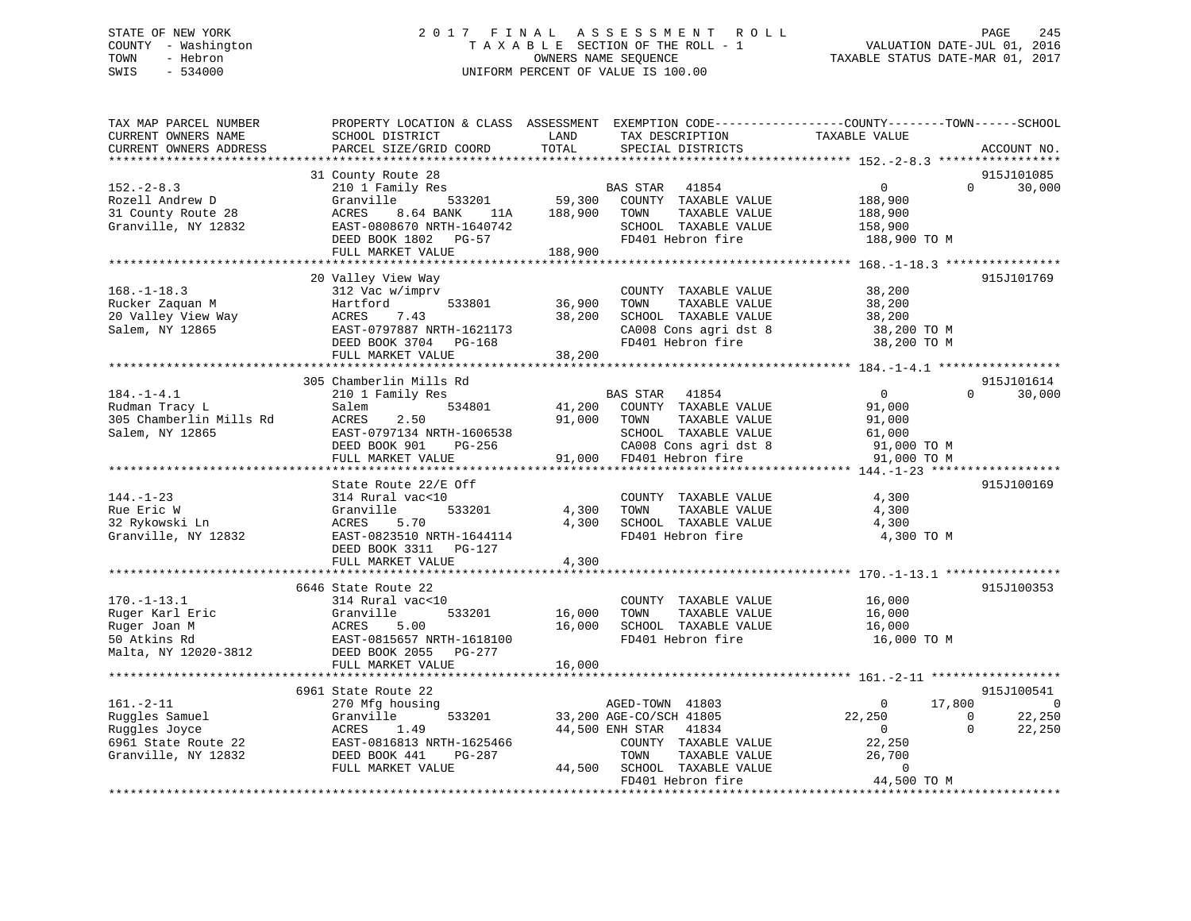STATE OF NEW YORK
COUNTY - Washington
TOWN - Hebron
SWIS - 534000

# 2017 FINAL ASSESSMENT ROLL
TAXABLE SECTION OF THE ROLL - 1
OWNERS NAME SEQUENCE
UNIFORM PERCENT OF VALUE IS 100.00

VALUATION DATE-JUL 01, 2016
TAXABLE STATUS DATE-MAR 01, 2017

```
TAX MAP PARCEL NUMBER          PROPERTY LOCATION & CLASS  ASSESSMENT  EXEMPTION CODE------------------COUNTY--------TOWN------SCHOOL
CURRENT OWNERS NAME            SCHOOL DISTRICT               LAND      TAX DESCRIPTION             TAXABLE VALUE
CURRENT OWNERS ADDRESS         PARCEL SIZE/GRID COORD        TOTAL     SPECIAL DISTRICTS                                          ACCOUNT NO.
******************************************************************************************************* 152.-2-8.3 *****************
                               31 County Route 28                                                                                 915J101085
152.-2-8.3                     210 1 Family Res                         BAS STAR   41854                 0             0        30,000
Rozell Andrew D                Granville        533201       59,300   COUNTY  TAXABLE VALUE          188,900
31 County Route 28             ACRES      8.64 BANK     11A  188,900   TOWN    TAXABLE VALUE          188,900
Granville, NY 12832            EAST-0808670 NRTH-1640742                SCHOOL  TAXABLE VALUE          158,900
                               DEED BOOK 1802   PG-57                   FD401 Hebron fire              188,900 TO M
                               FULL MARKET VALUE            188,900
******************************************************************************************************* 168.-1-18.3 ****************
                               20 Valley View Way                                                                                 915J101769
168.-1-18.3                    312 Vac w/imprv                          COUNTY  TAXABLE VALUE           38,200
Rucker Zaquan M                Hartford         533801       36,900   TOWN    TAXABLE VALUE           38,200
20 Valley View Way             ACRES      7.43               38,200   SCHOOL  TAXABLE VALUE           38,200
Salem, NY 12865                EAST-0797887 NRTH-1621173                CA008 Cons agri dst 8           38,200 TO M
                               DEED BOOK 3704   PG-168                  FD401 Hebron fire               38,200 TO M
                               FULL MARKET VALUE             38,200
******************************************************************************************************* 184.-1-4.1 *****************
                               305 Chamberlin Mills Rd                                                                            915J101614
184.-1-4.1                     210 1 Family Res                         BAS STAR   41854                 0             0        30,000
Rudman Tracy L                 Salem            534801       41,200   COUNTY  TAXABLE VALUE           91,000
305 Chamberlin Mills Rd        ACRES      2.50               91,000   TOWN    TAXABLE VALUE           91,000
Salem, NY 12865                EAST-0797134 NRTH-1606538                SCHOOL  TAXABLE VALUE           61,000
                               DEED BOOK 901    PG-256                  CA008 Cons agri dst 8           91,000 TO M
                               FULL MARKET VALUE             91,000   FD401 Hebron fire               91,000 TO M
******************************************************************************************************* 144.-1-23 ******************
                               State Route 22/E Off                                                                               915J100169
144.-1-23                      314 Rural vac<10                         COUNTY  TAXABLE VALUE            4,300
Rue Eric W                     Granville        533201        4,300   TOWN    TAXABLE VALUE            4,300
32 Rykowski Ln                 ACRES      5.70                4,300   SCHOOL  TAXABLE VALUE            4,300
Granville, NY 12832            EAST-0823510 NRTH-1644114                FD401 Hebron fire                4,300 TO M
                               DEED BOOK 3311   PG-127
                               FULL MARKET VALUE              4,300
******************************************************************************************************* 170.-1-13.1 ****************
                               6646 State Route 22                                                                                915J100353
170.-1-13.1                    314 Rural vac<10                         COUNTY  TAXABLE VALUE           16,000
Ruger Karl Eric                Granville        533201       16,000   TOWN    TAXABLE VALUE           16,000
Ruger Joan M                   ACRES      5.00               16,000   SCHOOL  TAXABLE VALUE           16,000
50 Atkins Rd                   EAST-0815657 NRTH-1618100                FD401 Hebron fire               16,000 TO M
Malta, NY 12020-3812           DEED BOOK 2055   PG-277
                               FULL MARKET VALUE             16,000
******************************************************************************************************* 161.-2-11 ******************
                               6961 State Route 22                                                                                915J100541
161.-2-11                      270 Mfg housing                          AGED-TOWN  41803                 0        17,800             0
Ruggles Samuel                 Granville        533201       33,200 AGE-CO/SCH 41805             22,250             0        22,250
Ruggles Joyce                  ACRES      1.49               44,500 ENH STAR   41834                 0             0        22,250
6961 State Route 22            EAST-0816813 NRTH-1625466                COUNTY  TAXABLE VALUE           22,250
Granville, NY 12832            DEED BOOK 441    PG-287                  TOWN    TAXABLE VALUE           26,700
                               FULL MARKET VALUE             44,500   SCHOOL  TAXABLE VALUE                0
                                                                        FD401 Hebron fire               44,500 TO M
************************************************************************************************************************************
```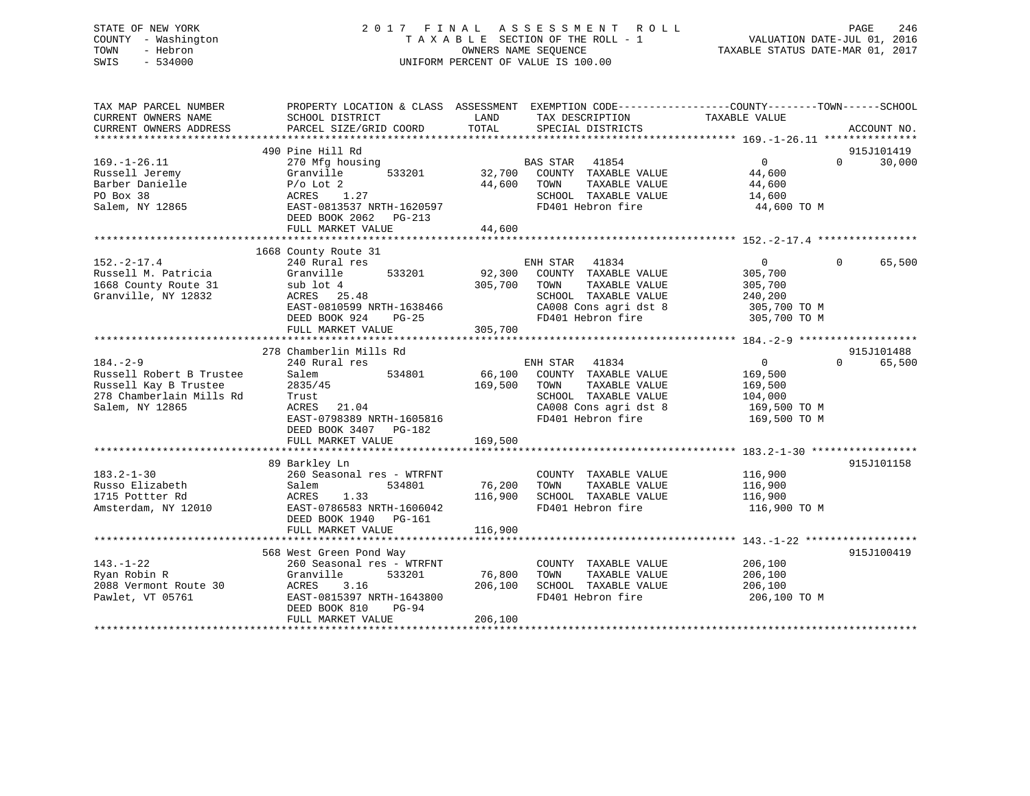STATE OF NEW YORK
COUNTY - Washington
TOWN - Hebron
SWIS - 534000

2 0 1 7 F I N A L A S S E S S M E N T R O L L
T A X A B L E SECTION OF THE ROLL - 1
OWNERS NAME SEQUENCE
UNIFORM PERCENT OF VALUE IS 100.00

VALUATION DATE-JUL 01, 2016
TAXABLE STATUS DATE-MAR 01, 2017

```
TAX MAP PARCEL NUMBER          PROPERTY LOCATION & CLASS  ASSESSMENT  EXEMPTION CODE------------------COUNTY--------TOWN------SCHOOL
CURRENT OWNERS NAME            SCHOOL DISTRICT              LAND       TAX DESCRIPTION            TAXABLE VALUE
CURRENT OWNERS ADDRESS         PARCEL SIZE/GRID COORD       TOTAL      SPECIAL DISTRICTS                                     ACCOUNT NO.
******************************************************************************************************* 169.-1-26.11 ***************
                                490 Pine Hill Rd                                                                            915J101419
169.-1-26.11                    270 Mfg housing                       BAS STAR   41854                    0          0     30,000
Russell Jeremy                  Granville       533201       32,700   COUNTY  TAXABLE VALUE         44,600
Barber Danielle                 P/o Lot 2                    44,600   TOWN    TAXABLE VALUE         44,600
PO Box 38                       ACRES    1.27                         SCHOOL  TAXABLE VALUE         14,600
Salem, NY 12865                 EAST-0813537 NRTH-1620597             FD401 Hebron fire              44,600 TO M
                                DEED BOOK 2062   PG-213
                                FULL MARKET VALUE            44,600
******************************************************************************************************* 152.-2-17.4 ****************
                                1668 County Route 31
152.-2-17.4                     240 Rural res                         ENH STAR   41834                    0          0     65,500
Russell M. Patricia             Granville       533201       92,300   COUNTY  TAXABLE VALUE        305,700
1668 County Route 31            sub lot 4                   305,700   TOWN    TAXABLE VALUE        305,700
Granville, NY 12832             ACRES   25.48                         SCHOOL  TAXABLE VALUE        240,200
                                EAST-0810599 NRTH-1638466             CA008 Cons agri dst 8         305,700 TO M
                                DEED BOOK 924    PG-25                FD401 Hebron fire             305,700 TO M
                                FULL MARKET VALUE           305,700
******************************************************************************************************* 184.-2-9 *******************
                                278 Chamberlin Mills Rd                                                                     915J101488
184.-2-9                        240 Rural res                         ENH STAR   41834                    0          0     65,500
Russell Robert B Trustee        Salem           534801       66,100   COUNTY  TAXABLE VALUE        169,500
Russell Kay B Trustee           2835/45                     169,500   TOWN    TAXABLE VALUE        169,500
278 Chamberlain Mills Rd        Trust                                 SCHOOL  TAXABLE VALUE        104,000
Salem, NY 12865                 ACRES   21.04                         CA008 Cons agri dst 8         169,500 TO M
                                EAST-0798389 NRTH-1605816             FD401 Hebron fire             169,500 TO M
                                DEED BOOK 3407   PG-182
                                FULL MARKET VALUE           169,500
******************************************************************************************************* 183.2-1-30 *****************
                                89 Barkley Ln                                                                               915J101158
183.2-1-30                      260 Seasonal res - WTRFNT             COUNTY  TAXABLE VALUE        116,900
Russo Elizabeth                 Salem           534801       76,200   TOWN    TAXABLE VALUE        116,900
1715 Pottter Rd                 ACRES    1.33               116,900   SCHOOL  TAXABLE VALUE        116,900
Amsterdam, NY 12010             EAST-0786583 NRTH-1606042             FD401 Hebron fire             116,900 TO M
                                DEED BOOK 1940   PG-161
                                FULL MARKET VALUE           116,900
******************************************************************************************************* 143.-1-22 ******************
                                568 West Green Pond Way                                                                     915J100419
143.-1-22                       260 Seasonal res - WTRFNT             COUNTY  TAXABLE VALUE        206,100
Ryan Robin R                    Granville       533201       76,800   TOWN    TAXABLE VALUE        206,100
2088 Vermont Route 30           ACRES    3.16               206,100   SCHOOL  TAXABLE VALUE        206,100
Pawlet, VT 05761                EAST-0815397 NRTH-1643800             FD401 Hebron fire             206,100 TO M
                                DEED BOOK 810    PG-94
                                FULL MARKET VALUE           206,100
************************************************************************************************************************************
```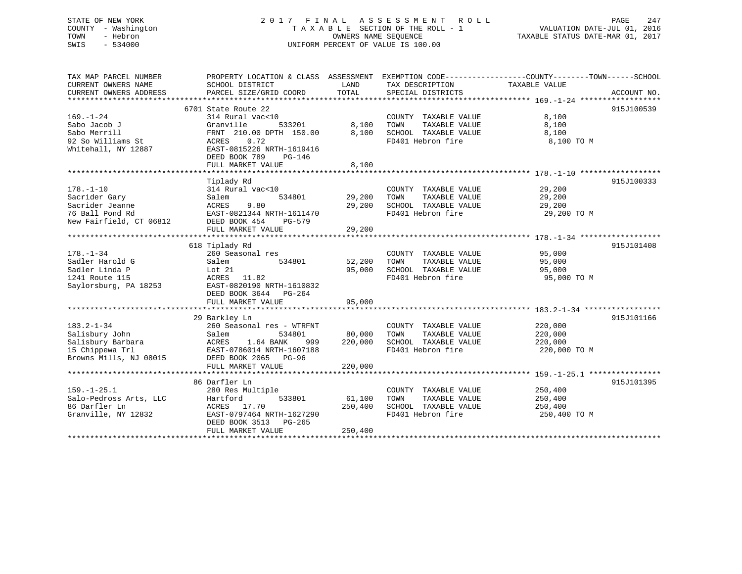STATE OF NEW YORK
COUNTY - Washington
TOWN - Hebron
SWIS - 534000

# 2017 FINAL ASSESSMENT ROLL

TAXABLE SECTION OF THE ROLL - 1
OWNERS NAME SEQUENCE
UNIFORM PERCENT OF VALUE IS 100.00

VALUATION DATE-JUL 01, 2016
TAXABLE STATUS DATE-MAR 01, 2017

| TAX MAP PARCEL NUMBER / CURRENT OWNERS NAME / CURRENT OWNERS ADDRESS | PROPERTY LOCATION & CLASS / SCHOOL DISTRICT / PARCEL SIZE/GRID COORD | ASSESSMENT LAND | TOTAL | EXEMPTION CODE / TAX DESCRIPTION / SPECIAL DISTRICTS | TAXABLE VALUE (COUNTY--TOWN--SCHOOL) | ACCOUNT NO. |
|---|---|---|---|---|---|---|
| **169.-1-24** | 6701 State Route 22 | | | | | 915J100539 |
| 169.-1-24 | 314 Rural vac<10 | | | COUNTY TAXABLE VALUE | 8,100 | |
| Sabo Jacob J | Granville 533201 | 8,100 | | TOWN TAXABLE VALUE | 8,100 | |
| Sabo Merrill | FRNT 210.00 DPTH 150.00 | | 8,100 | SCHOOL TAXABLE VALUE | 8,100 | |
| 92 So Williams St | ACRES 0.72 | | | FD401 Hebron fire | 8,100 TO M | |
| Whitehall, NY 12887 | EAST-0815226 NRTH-1619416 | | | | | |
| | DEED BOOK 789 PG-146 | | | | | |
| | FULL MARKET VALUE | | 8,100 | | | |
| **178.-1-10** | Tiplady Rd | | | | | 915J100333 |
| 178.-1-10 | 314 Rural vac<10 | | | COUNTY TAXABLE VALUE | 29,200 | |
| Sacrider Gary | Salem 534801 | 29,200 | | TOWN TAXABLE VALUE | 29,200 | |
| Sacrider Jeanne | ACRES 9.80 | | 29,200 | SCHOOL TAXABLE VALUE | 29,200 | |
| 76 Ball Pond Rd | EAST-0821344 NRTH-1611470 | | | FD401 Hebron fire | 29,200 TO M | |
| New Fairfield, CT 06812 | DEED BOOK 454 PG-579 | | | | | |
| | FULL MARKET VALUE | | 29,200 | | | |
| **178.-1-34** | 618 Tiplady Rd | | | | | 915J101408 |
| 178.-1-34 | 260 Seasonal res | | | COUNTY TAXABLE VALUE | 95,000 | |
| Sadler Harold G | Salem 534801 | 52,200 | | TOWN TAXABLE VALUE | 95,000 | |
| Sadler Linda P | Lot 21 | | 95,000 | SCHOOL TAXABLE VALUE | 95,000 | |
| 1241 Route 115 | ACRES 11.82 | | | FD401 Hebron fire | 95,000 TO M | |
| Saylorsburg, PA 18253 | EAST-0820190 NRTH-1610832 | | | | | |
| | DEED BOOK 3644 PG-264 | | | | | |
| | FULL MARKET VALUE | | 95,000 | | | |
| **183.2-1-34** | 29 Barkley Ln | | | | | 915J101166 |
| 183.2-1-34 | 260 Seasonal res - WTRFNT | | | COUNTY TAXABLE VALUE | 220,000 | |
| Salisbury John | Salem 534801 | 80,000 | | TOWN TAXABLE VALUE | 220,000 | |
| Salisbury Barbara | ACRES 1.64 BANK 999 | | 220,000 | SCHOOL TAXABLE VALUE | 220,000 | |
| 15 Chippewa Trl | EAST-0786014 NRTH-1607188 | | | FD401 Hebron fire | 220,000 TO M | |
| Browns Mills, NJ 08015 | DEED BOOK 2065 PG-96 | | | | | |
| | FULL MARKET VALUE | | 220,000 | | | |
| **159.-1-25.1** | 86 Darfler Ln | | | | | 915J101395 |
| 159.-1-25.1 | 280 Res Multiple | | | COUNTY TAXABLE VALUE | 250,400 | |
| Salo-Pedross Arts, LLC | Hartford 533801 | 61,100 | | TOWN TAXABLE VALUE | 250,400 | |
| 86 Darfler Ln | ACRES 17.70 | | 250,400 | SCHOOL TAXABLE VALUE | 250,400 | |
| Granville, NY 12832 | EAST-0797464 NRTH-1627290 | | | FD401 Hebron fire | 250,400 TO M | |
| | DEED BOOK 3513 PG-265 | | | | | |
| | FULL MARKET VALUE | | 250,400 | | | |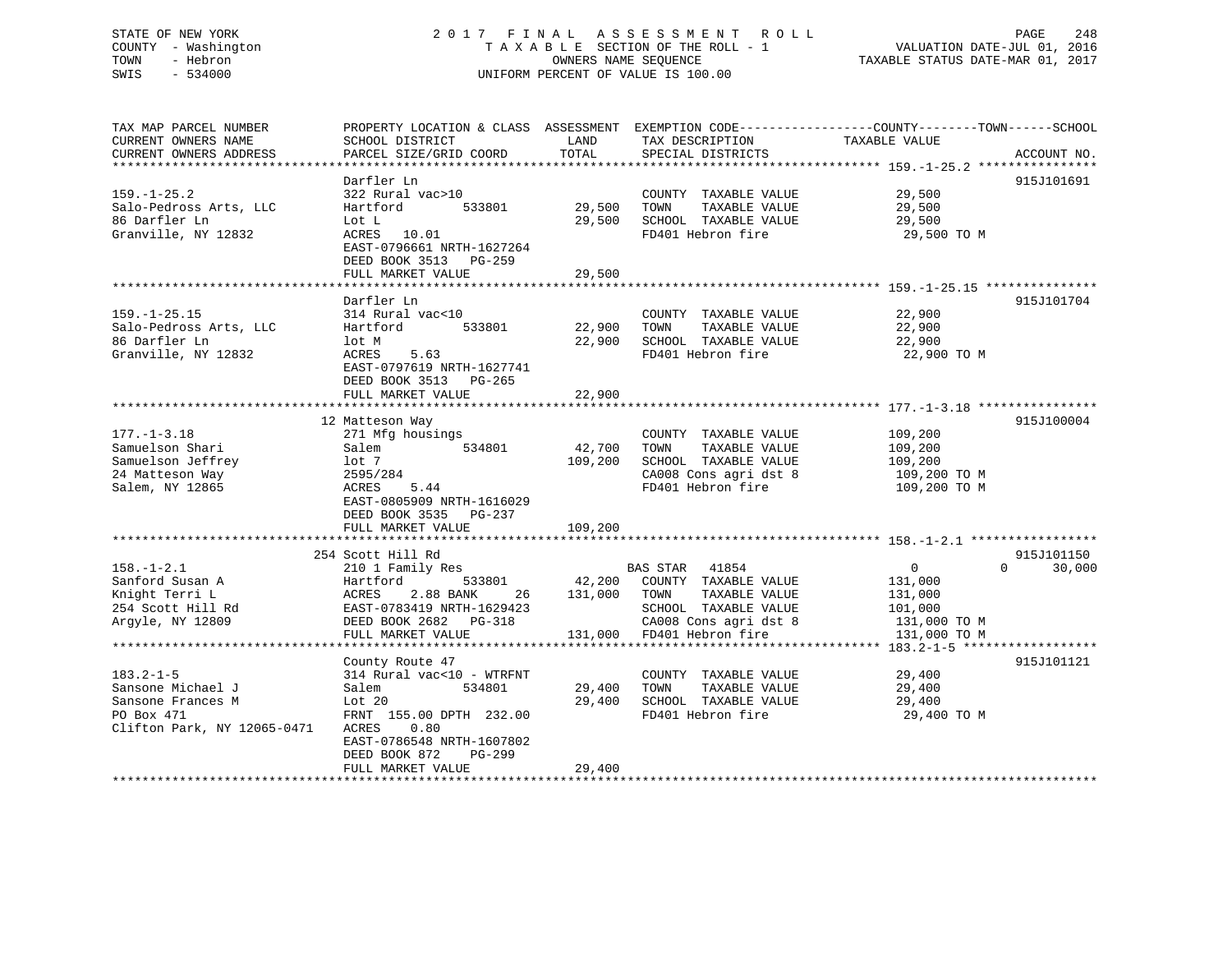STATE OF NEW YORK
COUNTY - Washington
TOWN - Hebron
SWIS - 534000

2 0 1 7 F I N A L A S S E S S M E N T R O L L
T A X A B L E SECTION OF THE ROLL - 1
OWNERS NAME SEQUENCE
UNIFORM PERCENT OF VALUE IS 100.00

VALUATION DATE-JUL 01, 2016
TAXABLE STATUS DATE-MAR 01, 2017

```
TAX MAP PARCEL NUMBER          PROPERTY LOCATION & CLASS  ASSESSMENT  EXEMPTION CODE------------------COUNTY--------TOWN------SCHOOL
CURRENT OWNERS NAME            SCHOOL DISTRICT               LAND      TAX DESCRIPTION              TAXABLE VALUE
CURRENT OWNERS ADDRESS         PARCEL SIZE/GRID COORD        TOTAL     SPECIAL DISTRICTS                                   ACCOUNT NO.
******************************************************************************************************* 159.-1-25.2 ****************
                               Darfler Ln                                                                                  915J101691
159.-1-25.2                    322 Rural vac>10                        COUNTY  TAXABLE VALUE            29,500
Salo-Pedross Arts, LLC         Hartford        533801        29,500   TOWN     TAXABLE VALUE            29,500
86 Darfler Ln                  Lot L                         29,500   SCHOOL  TAXABLE VALUE            29,500
Granville, NY 12832            ACRES   10.01                           FD401 Hebron fire                 29,500 TO M
                               EAST-0796661 NRTH-1627264
                               DEED BOOK 3513   PG-259
                               FULL MARKET VALUE             29,500
******************************************************************************************************* 159.-1-25.15 ***************
                               Darfler Ln                                                                                  915J101704
159.-1-25.15                   314 Rural vac<10                        COUNTY  TAXABLE VALUE            22,900
Salo-Pedross Arts, LLC         Hartford        533801        22,900   TOWN     TAXABLE VALUE            22,900
86 Darfler Ln                  lot M                         22,900   SCHOOL  TAXABLE VALUE            22,900
Granville, NY 12832            ACRES    5.63                           FD401 Hebron fire                 22,900 TO M
                               EAST-0797619 NRTH-1627741
                               DEED BOOK 3513   PG-265
                               FULL MARKET VALUE             22,900
******************************************************************************************************* 177.-1-3.18 ****************
                            12 Matteson Way                                                                                915J100004
177.-1-3.18                    271 Mfg housings                        COUNTY  TAXABLE VALUE           109,200
Samuelson Shari                Salem           534801        42,700   TOWN     TAXABLE VALUE           109,200
Samuelson Jeffrey              lot 7                        109,200   SCHOOL  TAXABLE VALUE           109,200
24 Matteson Way                2595/284                                CA008 Cons agri dst 8            109,200 TO M
Salem, NY 12865                ACRES    5.44                           FD401 Hebron fire                109,200 TO M
                               EAST-0805909 NRTH-1616029
                               DEED BOOK 3535   PG-237
                               FULL MARKET VALUE            109,200
******************************************************************************************************* 158.-1-2.1 *****************
                           254 Scott Hill Rd                                                                               915J101150
158.-1-2.1                     210 1 Family Res                        BAS STAR   41854                  0            0       30,000
Sanford Susan A                Hartford        533801        42,200   COUNTY  TAXABLE VALUE           131,000
Knight Terri L                 ACRES    2.88 BANK     26    131,000   TOWN     TAXABLE VALUE           131,000
254 Scott Hill Rd              EAST-0783419 NRTH-1629423               SCHOOL  TAXABLE VALUE           101,000
Argyle, NY 12809               DEED BOOK 2682   PG-318                 CA008 Cons agri dst 8            131,000 TO M
                               FULL MARKET VALUE            131,000   FD401 Hebron fire                131,000 TO M
******************************************************************************************************* 183.2-1-5 ******************
                               County Route 47                                                                             915J101121
183.2-1-5                      314 Rural vac<10 - WTRFNT               COUNTY  TAXABLE VALUE            29,400
Sansone Michael J              Salem           534801        29,400   TOWN     TAXABLE VALUE            29,400
Sansone Frances M              Lot 20                        29,400   SCHOOL  TAXABLE VALUE            29,400
PO Box 471                     FRNT 155.00 DPTH 232.00                 FD401 Hebron fire                 29,400 TO M
Clifton Park, NY 12065-0471    ACRES    0.80
                               EAST-0786548 NRTH-1607802
                               DEED BOOK 872    PG-299
                               FULL MARKET VALUE             29,400
************************************************************************************************************************************
```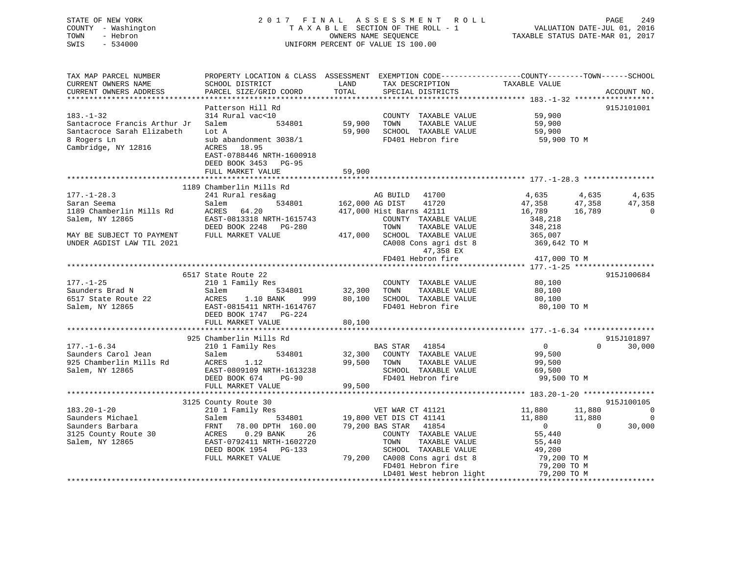STATE OF NEW YORK | COUNTY - Washington | TOWN - Hebron | SWIS - 534000

2017 FINAL ASSESSMENT ROLL
TAXABLE SECTION OF THE ROLL - 1
OWNERS NAME SEQUENCE
UNIFORM PERCENT OF VALUE IS 100.00

VALUATION DATE-JUL 01, 2016
TAXABLE STATUS DATE-MAR 01, 2017

```
TAX MAP PARCEL NUMBER          PROPERTY LOCATION & CLASS  ASSESSMENT  EXEMPTION CODE------------------COUNTY--------TOWN------SCHOOL
CURRENT OWNERS NAME            SCHOOL DISTRICT               LAND      TAX DESCRIPTION             TAXABLE VALUE
CURRENT OWNERS ADDRESS         PARCEL SIZE/GRID COORD        TOTAL     SPECIAL DISTRICTS                                        ACCOUNT NO.
******************************************************************************************************* 183.-1-32 *****************
                               Patterson Hill Rd                                                                          915J101001
183.-1-32                      314 Rural vac<10                         COUNTY  TAXABLE VALUE            59,900
Santacroce Francis Arthur Jr   Salem          534801       59,900      TOWN    TAXABLE VALUE            59,900
Santacroce Sarah Elizabeth     Lot A                       59,900      SCHOOL  TAXABLE VALUE            59,900
8 Rogers Ln                    sub abandonment 3038/1                  FD401 Hebron fire                 59,900 TO M
Cambridge, NY 12816            ACRES   18.95
                               EAST-0788446 NRTH-1600918
                               DEED BOOK 3453   PG-95
                               FULL MARKET VALUE           59,900
******************************************************************************************************* 177.-1-28.3 ***************
                               1189 Chamberlin Mills Rd
177.-1-28.3                    241 Rural res&ag                        AG BUILD   41700                 4,635       4,635       4,635
Saran Seema                    Salem          534801      162,000 AG DIST    41720                 47,358      47,358      47,358
1189 Chamberlin Mills Rd       ACRES   64.20              417,000 Hist Barns 42111                 16,789      16,789           0
Salem, NY 12865                EAST-0813318 NRTH-1615743               COUNTY  TAXABLE VALUE           348,218
                               DEED BOOK 2248   PG-280                 TOWN    TAXABLE VALUE           348,218
MAY BE SUBJECT TO PAYMENT      FULL MARKET VALUE          417,000      SCHOOL  TAXABLE VALUE           365,007
UNDER AGDIST LAW TIL 2021                                              CA008 Cons agri dst 8             369,642 TO M
                                                                             47,358 EX
                                                                       FD401 Hebron fire                 417,000 TO M
******************************************************************************************************* 177.-1-25 *****************
                               6517 State Route 22                                                                        915J100684
177.-1-25                      210 1 Family Res                        COUNTY  TAXABLE VALUE            80,100
Saunders Brad N                Salem          534801       32,300      TOWN    TAXABLE VALUE            80,100
6517 State Route 22            ACRES    1.10 BANK    999   80,100      SCHOOL  TAXABLE VALUE            80,100
Salem, NY 12865                EAST-0815411 NRTH-1614767               FD401 Hebron fire                 80,100 TO M
                               DEED BOOK 1747   PG-224
                               FULL MARKET VALUE           80,100
******************************************************************************************************* 177.-1-6.34 ***************
                               925 Chamberlin Mills Rd                                                                    915J101897
177.-1-6.34                    210 1 Family Res                        BAS STAR   41854                     0           0      30,000
Saunders Carol Jean            Salem          534801       32,300      COUNTY  TAXABLE VALUE            99,500
925 Chamberlin Mills Rd        ACRES    1.12               99,500      TOWN    TAXABLE VALUE            99,500
Salem, NY 12865                EAST-0809109 NRTH-1613238               SCHOOL  TAXABLE VALUE            69,500
                               DEED BOOK 674    PG-90                  FD401 Hebron fire                 99,500 TO M
                               FULL MARKET VALUE           99,500
******************************************************************************************************* 183.20-1-20 ***************
                               3125 County Route 30                                                                       915J100105
183.20-1-20                    210 1 Family Res                        VET WAR CT 41121                11,880      11,880           0
Saunders Michael               Salem          534801       19,800 VET DIS CT 41141                 11,880      11,880           0
Saunders Barbara               FRNT   78.00 DPTH 160.00    79,200 BAS STAR   41854                     0           0      30,000
3125 County Route 30           ACRES    0.29 BANK     26               COUNTY  TAXABLE VALUE            55,440
Salem, NY 12865                EAST-0792411 NRTH-1602720               TOWN    TAXABLE VALUE            55,440
                               DEED BOOK 1954   PG-133                 SCHOOL  TAXABLE VALUE            49,200
                               FULL MARKET VALUE           79,200      CA008 Cons agri dst 8              79,200 TO M
                                                                       FD401 Hebron fire                  79,200 TO M
                                                                       LD401 West hebron light            79,200 TO M
************************************************************************************************************************************
```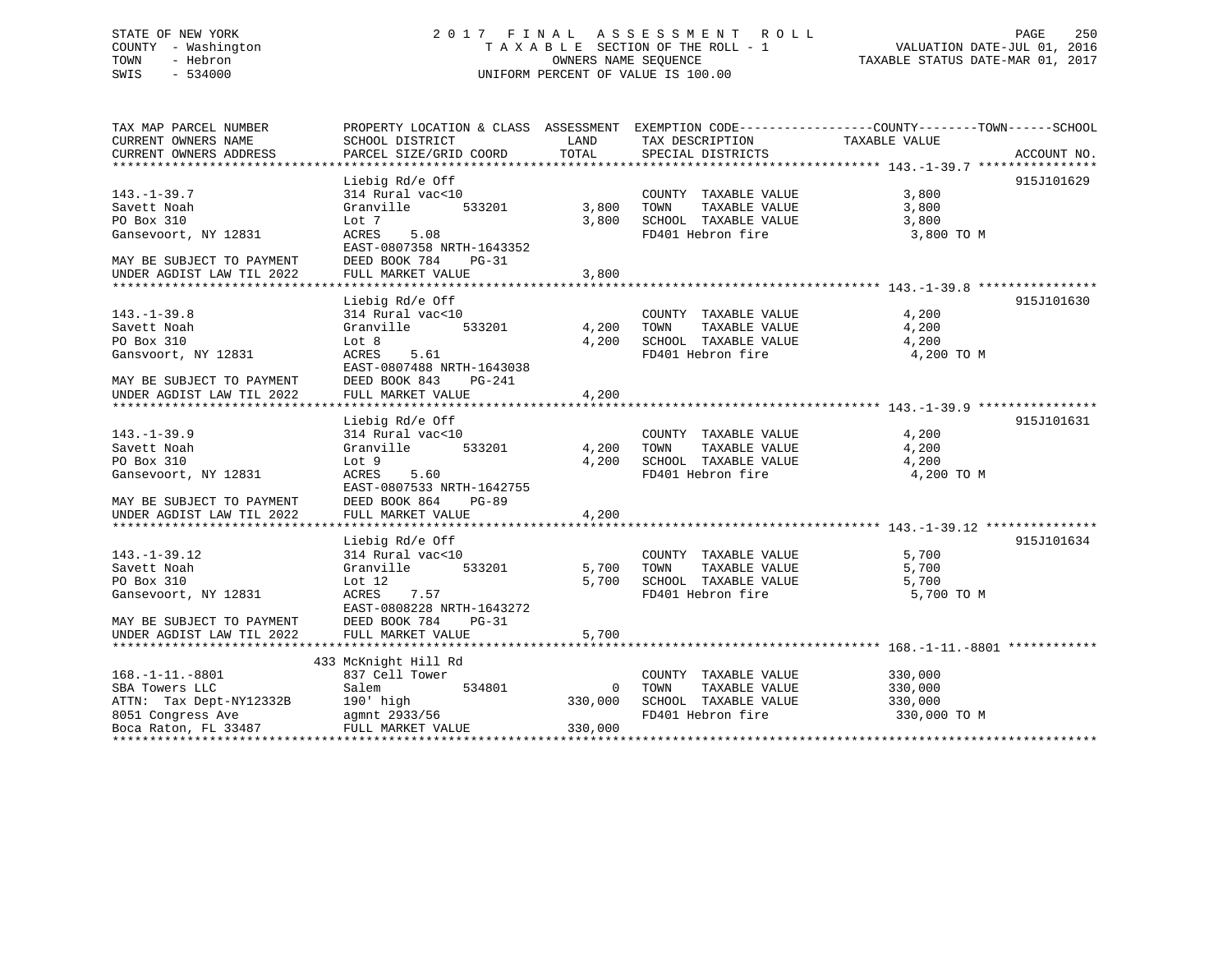STATE OF NEW YORK
COUNTY - Washington
TOWN - Hebron
SWIS - 534000

2 0 1 7  F I N A L  A S S E S S M E N T  R O L L
T A X A B L E SECTION OF THE ROLL - 1
OWNERS NAME SEQUENCE
UNIFORM PERCENT OF VALUE IS 100.00

VALUATION DATE-JUL 01, 2016
TAXABLE STATUS DATE-MAR 01, 2017

| TAX MAP PARCEL NUMBER<br>CURRENT OWNERS NAME<br>CURRENT OWNERS ADDRESS | PROPERTY LOCATION & CLASS<br>SCHOOL DISTRICT<br>PARCEL SIZE/GRID COORD | ASSESSMENT<br>LAND<br>TOTAL | EXEMPTION CODE-----COUNTY-----TOWN-----SCHOOL<br>TAX DESCRIPTION<br>SPECIAL DISTRICTS | TAXABLE VALUE | ACCOUNT NO. |
|---|---|---|---|---|---|
| **143.-1-39.7** | Liebig Rd/e Off | | | | 915J101629 |
| 143.-1-39.7 | 314 Rural vac<10 | | COUNTY TAXABLE VALUE | 3,800 | |
| Savett Noah | Granville 533201 | 3,800 | TOWN TAXABLE VALUE | 3,800 | |
| PO Box 310 | Lot 7 | 3,800 | SCHOOL TAXABLE VALUE | 3,800 | |
| Gansevoort, NY 12831 | ACRES 5.08 | | FD401 Hebron fire | 3,800 TO M | |
| | EAST-0807358 NRTH-1643352 | | | | |
| MAY BE SUBJECT TO PAYMENT | DEED BOOK 784 PG-31 | | | | |
| UNDER AGDIST LAW TIL 2022 | FULL MARKET VALUE | 3,800 | | | |
| **143.-1-39.8** | Liebig Rd/e Off | | | | 915J101630 |
| 143.-1-39.8 | 314 Rural vac<10 | | COUNTY TAXABLE VALUE | 4,200 | |
| Savett Noah | Granville 533201 | 4,200 | TOWN TAXABLE VALUE | 4,200 | |
| PO Box 310 | Lot 8 | 4,200 | SCHOOL TAXABLE VALUE | 4,200 | |
| Gansvoort, NY 12831 | ACRES 5.61 | | FD401 Hebron fire | 4,200 TO M | |
| | EAST-0807488 NRTH-1643038 | | | | |
| MAY BE SUBJECT TO PAYMENT | DEED BOOK 843 PG-241 | | | | |
| UNDER AGDIST LAW TIL 2022 | FULL MARKET VALUE | 4,200 | | | |
| **143.-1-39.9** | Liebig Rd/e Off | | | | 915J101631 |
| 143.-1-39.9 | 314 Rural vac<10 | | COUNTY TAXABLE VALUE | 4,200 | |
| Savett Noah | Granville 533201 | 4,200 | TOWN TAXABLE VALUE | 4,200 | |
| PO Box 310 | Lot 9 | 4,200 | SCHOOL TAXABLE VALUE | 4,200 | |
| Gansevoort, NY 12831 | ACRES 5.60 | | FD401 Hebron fire | 4,200 TO M | |
| | EAST-0807533 NRTH-1642755 | | | | |
| MAY BE SUBJECT TO PAYMENT | DEED BOOK 864 PG-89 | | | | |
| UNDER AGDIST LAW TIL 2022 | FULL MARKET VALUE | 4,200 | | | |
| **143.-1-39.12** | Liebig Rd/e Off | | | | 915J101634 |
| 143.-1-39.12 | 314 Rural vac<10 | | COUNTY TAXABLE VALUE | 5,700 | |
| Savett Noah | Granville 533201 | 5,700 | TOWN TAXABLE VALUE | 5,700 | |
| PO Box 310 | Lot 12 | 5,700 | SCHOOL TAXABLE VALUE | 5,700 | |
| Gansevoort, NY 12831 | ACRES 7.57 | | FD401 Hebron fire | 5,700 TO M | |
| | EAST-0808228 NRTH-1643272 | | | | |
| MAY BE SUBJECT TO PAYMENT | DEED BOOK 784 PG-31 | | | | |
| UNDER AGDIST LAW TIL 2022 | FULL MARKET VALUE | 5,700 | | | |
| **168.-1-11.-8801** | 433 McKnight Hill Rd | | | | |
| 168.-1-11.-8801 | 837 Cell Tower | | COUNTY TAXABLE VALUE | 330,000 | |
| SBA Towers LLC | Salem 534801 | 0 | TOWN TAXABLE VALUE | 330,000 | |
| ATTN: Tax Dept-NY12332B | 190' high | 330,000 | SCHOOL TAXABLE VALUE | 330,000 | |
| 8051 Congress Ave | agmnt 2933/56 | | FD401 Hebron fire | 330,000 TO M | |
| Boca Raton, FL 33487 | FULL MARKET VALUE | 330,000 | | | |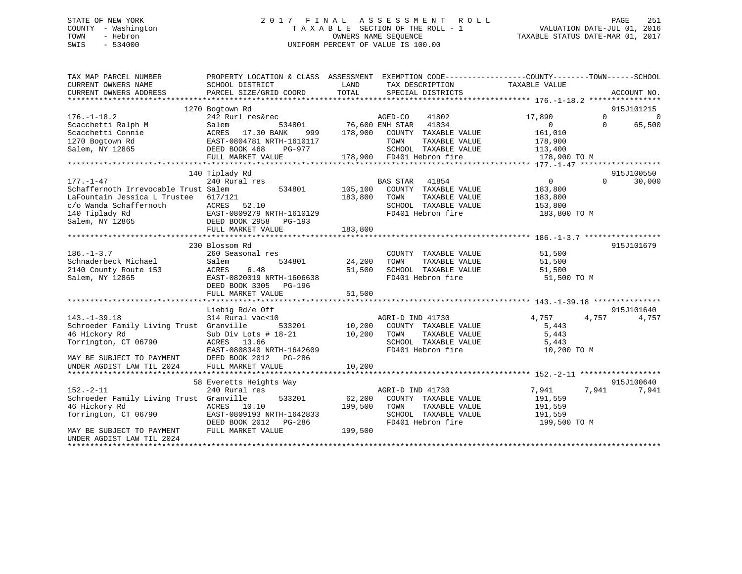STATE OF NEW YORK
COUNTY - Washington
TOWN - Hebron
SWIS - 534000

2017 FINAL ASSESSMENT ROLL
TAXABLE SECTION OF THE ROLL - 1
OWNERS NAME SEQUENCE
UNIFORM PERCENT OF VALUE IS 100.00

VALUATION DATE-JUL 01, 2016
TAXABLE STATUS DATE-MAR 01, 2017

```
TAX MAP PARCEL NUMBER          PROPERTY LOCATION & CLASS  ASSESSMENT  EXEMPTION CODE------------------COUNTY--------TOWN------SCHOOL
CURRENT OWNERS NAME            SCHOOL DISTRICT               LAND      TAX DESCRIPTION            TAXABLE VALUE
CURRENT OWNERS ADDRESS         PARCEL SIZE/GRID COORD       TOTAL      SPECIAL DISTRICTS                                      ACCOUNT NO.
******************************************************************************************************* 176.-1-18.2 ****************
                     1270 Bogtown Rd                                                                                915J101215
176.-1-18.2                    242 Rurl res&rec                    AGED-CO    41802              17,890           0             0
Scacchetti Ralph M             Salem           534801       76,600 ENH STAR  41834                   0            0        65,500
Scacchetti Connie              ACRES  17.30 BANK     999   178,900   COUNTY  TAXABLE VALUE          161,010
1270 Bogtown Rd                EAST-0804781 NRTH-1610117              TOWN    TAXABLE VALUE          178,900
Salem, NY 12865                DEED BOOK 468     PG-977               SCHOOL  TAXABLE VALUE          113,400
                               FULL MARKET VALUE            178,900   FD401 Hebron fire              178,900 TO M
******************************************************************************************************* 177.-1-47 ******************
                      140 Tiplady Rd                                                                                 915J100550
177.-1-47                      240 Rural res                       BAS STAR   41854                   0            0        30,000
Schaffernoth Irrevocable Trust Salem           534801      105,100   COUNTY  TAXABLE VALUE          183,800
LaFountain Jessica L Trustee   617/121                     183,800   TOWN    TAXABLE VALUE          183,800
c/o Wanda Schaffernoth         ACRES  52.10                          SCHOOL  TAXABLE VALUE          153,800
140 Tiplady Rd                 EAST-0809279 NRTH-1610129              FD401 Hebron fire              183,800 TO M
Salem, NY 12865                DEED BOOK 2958    PG-193
                               FULL MARKET VALUE            183,800
******************************************************************************************************* 186.-1-3.7 *****************
                      230 Blossom Rd                                                                                 915J101679
186.-1-3.7                     260 Seasonal res                      COUNTY  TAXABLE VALUE           51,500
Schnaderbeck Michael           Salem           534801       24,200   TOWN    TAXABLE VALUE           51,500
2140 County Route 153          ACRES   6.48                 51,500   SCHOOL  TAXABLE VALUE           51,500
Salem, NY 12865                EAST-0820019 NRTH-1606638              FD401 Hebron fire               51,500 TO M
                               DEED BOOK 3305    PG-196
                               FULL MARKET VALUE             51,500
******************************************************************************************************* 143.-1-39.18 ***************
                               Liebig Rd/e Off                                                                       915J101640
143.-1-39.18                   314 Rural vac<10                    AGRI-D IND 41730                4,757        4,757         4,757
Schroeder Family Living Trust  Granville       533201       10,200   COUNTY  TAXABLE VALUE            5,443
46 Hickory Rd                  Sub Div Lots # 18-21         10,200   TOWN    TAXABLE VALUE            5,443
Torrington, CT 06790           ACRES  13.66                          SCHOOL  TAXABLE VALUE            5,443
                               EAST-0808340 NRTH-1642609              FD401 Hebron fire               10,200 TO M
MAY BE SUBJECT TO PAYMENT      DEED BOOK 2012    PG-286
UNDER AGDIST LAW TIL 2024      FULL MARKET VALUE             10,200
******************************************************************************************************* 152.-2-11 ******************
                     58 Everetts Heights Way                                                                         915J100640
152.-2-11                      240 Rural res                       AGRI-D IND 41730                7,941        7,941         7,941
Schroeder Family Living Trust  Granville       533201       62,200   COUNTY  TAXABLE VALUE          191,559
46 Hickory Rd                  ACRES  10.10                199,500   TOWN    TAXABLE VALUE          191,559
Torrington, CT 06790           EAST-0809193 NRTH-1642833              SCHOOL  TAXABLE VALUE          191,559
                               DEED BOOK 2012    PG-286               FD401 Hebron fire              199,500 TO M
MAY BE SUBJECT TO PAYMENT      FULL MARKET VALUE            199,500
UNDER AGDIST LAW TIL 2024
************************************************************************************************************************************
```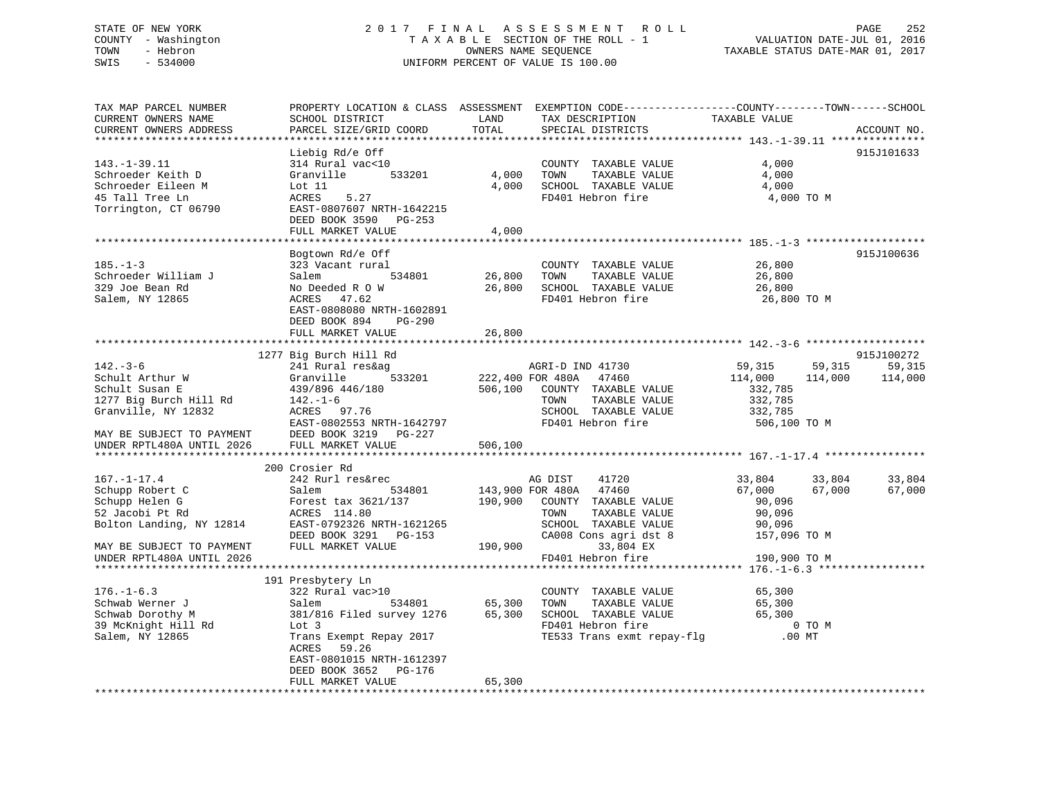STATE OF NEW YORK
COUNTY - Washington
TOWN - Hebron
SWIS - 534000

# 2017 FINAL ASSESSMENT ROLL

TAXABLE SECTION OF THE ROLL - 1
OWNERS NAME SEQUENCE
UNIFORM PERCENT OF VALUE IS 100.00

VALUATION DATE-JUL 01, 2016
TAXABLE STATUS DATE-MAR 01, 2017

```
TAX MAP PARCEL NUMBER          PROPERTY LOCATION & CLASS  ASSESSMENT  EXEMPTION CODE------------------COUNTY--------TOWN------SCHOOL
CURRENT OWNERS NAME            SCHOOL DISTRICT               LAND      TAX DESCRIPTION            TAXABLE VALUE
CURRENT OWNERS ADDRESS         PARCEL SIZE/GRID COORD       TOTAL      SPECIAL DISTRICTS                                          ACCOUNT NO.
******************************************************************************************************* 143.-1-39.11 ***************
                               Liebig Rd/e Off                                                                                     915J101633
143.-1-39.11                   314 Rural vac<10                         COUNTY  TAXABLE VALUE              4,000
Schroeder Keith D              Granville       533201         4,000     TOWN    TAXABLE VALUE              4,000
Schroeder Eileen M             Lot 11                         4,000     SCHOOL  TAXABLE VALUE              4,000
45 Tall Tree Ln                ACRES    5.27                            FD401 Hebron fire                   4,000 TO M
Torrington, CT 06790           EAST-0807607 NRTH-1642215
                               DEED BOOK 3590   PG-253
                               FULL MARKET VALUE              4,000
******************************************************************************************************* 185.-1-3 *******************
                               Bogtown Rd/e Off                                                                                    915J100636
185.-1-3                       323 Vacant rural                         COUNTY  TAXABLE VALUE             26,800
Schroeder William J            Salem           534801        26,800     TOWN    TAXABLE VALUE             26,800
329 Joe Bean Rd                No Deeded R O W               26,800     SCHOOL  TAXABLE VALUE             26,800
Salem, NY 12865                ACRES   47.62                            FD401 Hebron fire                  26,800 TO M
                               EAST-0808080 NRTH-1602891
                               DEED BOOK 894    PG-290
                               FULL MARKET VALUE             26,800
******************************************************************************************************* 142.-3-6 *******************
                           1277 Big Burch Hill Rd                                                                                  915J100272
142.-3-6                       241 Rural res&ag                         AGRI-D IND 41730         59,315     59,315     59,315
Schult Arthur W                Granville       533201       222,400 FOR 480A    47460           114,000    114,000    114,000
Schult Susan E                 439/896 446/180              506,100     COUNTY  TAXABLE VALUE            332,785
1277 Big Burch Hill Rd         142.-1-6                                 TOWN    TAXABLE VALUE            332,785
Granville, NY 12832            ACRES   97.76                            SCHOOL  TAXABLE VALUE            332,785
                               EAST-0802553 NRTH-1642797                FD401 Hebron fire                 506,100 TO M
MAY BE SUBJECT TO PAYMENT      DEED BOOK 3219   PG-227
UNDER RPTL480A UNTIL 2026      FULL MARKET VALUE            506,100
******************************************************************************************************* 167.-1-17.4 ****************
                            200 Crosier Rd
167.-1-17.4                    242 Rurl res&rec                         AG DIST     41720            33,804     33,804     33,804
Schupp Robert C                Salem           534801       143,900 FOR 480A    47460            67,000     67,000     67,000
Schupp Helen G                 Forest tax 3621/137          190,900     COUNTY  TAXABLE VALUE             90,096
52 Jacobi Pt Rd                ACRES  114.80                            TOWN    TAXABLE VALUE             90,096
Bolton Landing, NY 12814       EAST-0792326 NRTH-1621265                SCHOOL  TAXABLE VALUE             90,096
                               DEED BOOK 3291   PG-153                  CA008 Cons agri dst 8             157,096 TO M
MAY BE SUBJECT TO PAYMENT      FULL MARKET VALUE            190,900           33,804 EX
UNDER RPTL480A UNTIL 2026                                               FD401 Hebron fire                 190,900 TO M
******************************************************************************************************* 176.-1-6.3 *****************
                            191 Presbytery Ln
176.-1-6.3                     322 Rural vac>10                         COUNTY  TAXABLE VALUE             65,300
Schwab Werner J                Salem           534801        65,300     TOWN    TAXABLE VALUE             65,300
Schwab Dorothy M               381/816 Filed survey 1276     65,300     SCHOOL  TAXABLE VALUE             65,300
39 McKnight Hill Rd            Lot 3                                    FD401 Hebron fire                       0 TO M
Salem, NY 12865                Trans Exempt Repay 2017                  TE533 Trans exmt repay-flg            .00 MT
                               ACRES   59.26
                               EAST-0801015 NRTH-1612397
                               DEED BOOK 3652   PG-176
                               FULL MARKET VALUE             65,300
************************************************************************************************************************************
```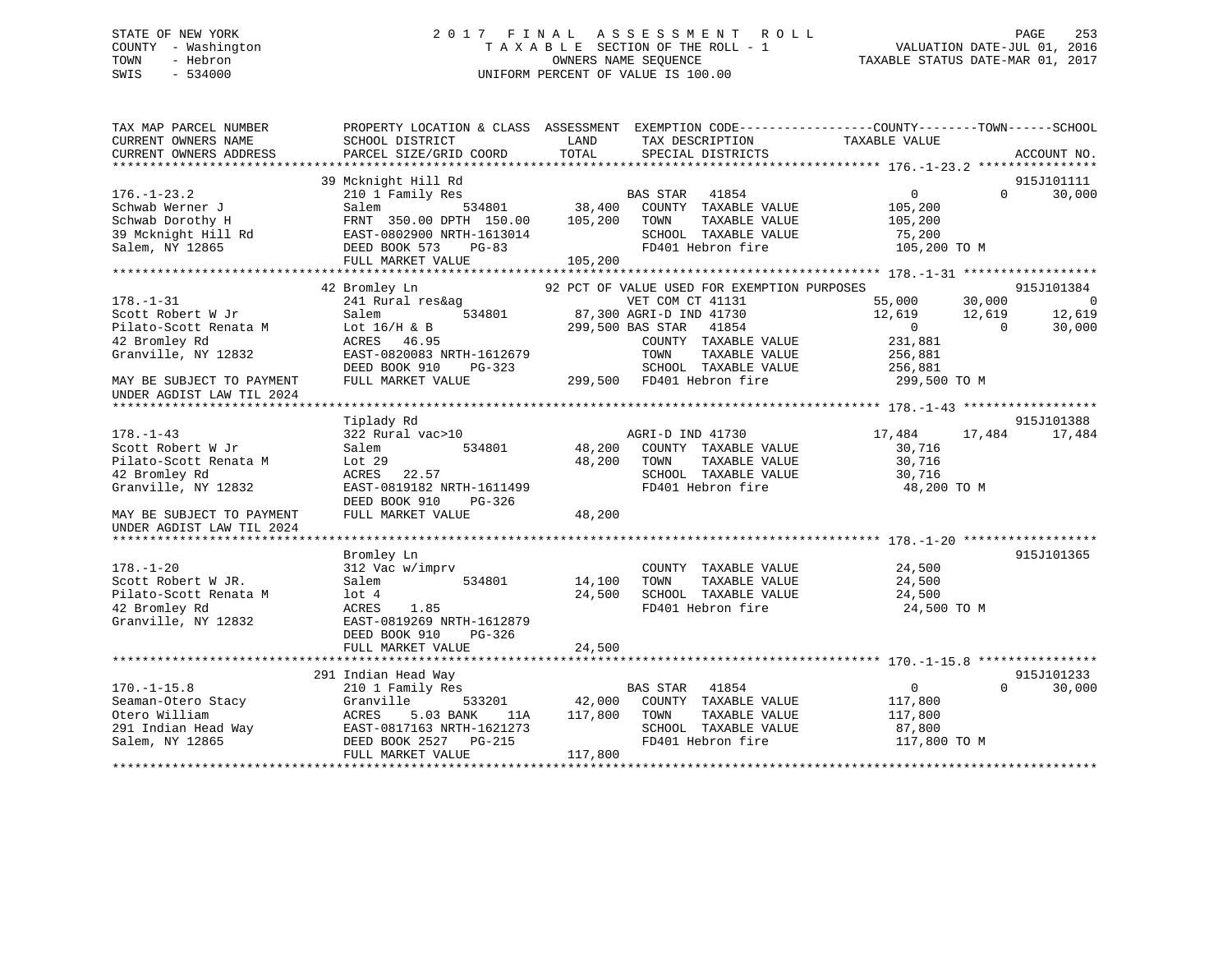STATE OF NEW YORK
COUNTY - Washington
TOWN - Hebron
SWIS - 534000

# 2017 FINAL ASSESSMENT ROLL
TAXABLE SECTION OF THE ROLL - 1
OWNERS NAME SEQUENCE
UNIFORM PERCENT OF VALUE IS 100.00

VALUATION DATE-JUL 01, 2016
TAXABLE STATUS DATE-MAR 01, 2017

```
TAX MAP PARCEL NUMBER          PROPERTY LOCATION & CLASS  ASSESSMENT  EXEMPTION CODE------------------COUNTY--------TOWN------SCHOOL
CURRENT OWNERS NAME            SCHOOL DISTRICT               LAND      TAX DESCRIPTION            TAXABLE VALUE
CURRENT OWNERS ADDRESS         PARCEL SIZE/GRID COORD        TOTAL     SPECIAL DISTRICTS                                    ACCOUNT NO.
******************************************************************************************************* 176.-1-23.2 ***************
                               39 Mcknight Hill Rd                                                                         915J101111
176.-1-23.2                    210 1 Family Res                        BAS STAR   41854                    0           0     30,000
Schwab Werner J                Salem          534801         38,400    COUNTY  TAXABLE VALUE           105,200
Schwab Dorothy H               FRNT 350.00 DPTH 150.00      105,200    TOWN    TAXABLE VALUE           105,200
39 Mcknight Hill Rd            EAST-0802900 NRTH-1613014               SCHOOL  TAXABLE VALUE            75,200
Salem, NY 12865                DEED BOOK 573    PG-83                  FD401 Hebron fire               105,200 TO M
                               FULL MARKET VALUE            105,200
******************************************************************************************************* 178.-1-31 *****************
                               42 Bromley Ln                92 PCT OF VALUE USED FOR EXEMPTION PURPOSES                    915J101384
178.-1-31                      241 Rural res&ag                        VET COM CT 41131               55,000      30,000          0
Scott Robert W Jr              Salem          534801         87,300 AGRI-D IND 41730               12,619      12,619     12,619
Pilato-Scott Renata M          Lot 16/H & B                 299,500 BAS STAR   41854                    0           0     30,000
42 Bromley Rd                  ACRES  46.95                            COUNTY  TAXABLE VALUE           231,881
Granville, NY 12832            EAST-0820083 NRTH-1612679               TOWN    TAXABLE VALUE           256,881
                               DEED BOOK 910    PG-323                 SCHOOL  TAXABLE VALUE           256,881
MAY BE SUBJECT TO PAYMENT      FULL MARKET VALUE            299,500    FD401 Hebron fire               299,500 TO M
UNDER AGDIST LAW TIL 2024
******************************************************************************************************* 178.-1-43 *****************
                               Tiplady Rd                                                                                  915J101388
178.-1-43                      322 Rural vac>10                        AGRI-D IND 41730               17,484      17,484     17,484
Scott Robert W Jr              Salem          534801         48,200    COUNTY  TAXABLE VALUE            30,716
Pilato-Scott Renata M          Lot 29                        48,200    TOWN    TAXABLE VALUE            30,716
42 Bromley Rd                  ACRES  22.57                            SCHOOL  TAXABLE VALUE            30,716
Granville, NY 12832            EAST-0819182 NRTH-1611499               FD401 Hebron fire                48,200 TO M
                               DEED BOOK 910    PG-326
MAY BE SUBJECT TO PAYMENT      FULL MARKET VALUE             48,200
UNDER AGDIST LAW TIL 2024
******************************************************************************************************* 178.-1-20 *****************
                               Bromley Ln                                                                                  915J101365
178.-1-20                      312 Vac w/imprv                         COUNTY  TAXABLE VALUE            24,500
Scott Robert W JR.             Salem          534801         14,100    TOWN    TAXABLE VALUE            24,500
Pilato-Scott Renata M          lot 4                         24,500    SCHOOL  TAXABLE VALUE            24,500
42 Bromley Rd                  ACRES   1.85                            FD401 Hebron fire                24,500 TO M
Granville, NY 12832            EAST-0819269 NRTH-1612879
                               DEED BOOK 910    PG-326
                               FULL MARKET VALUE             24,500
******************************************************************************************************* 170.-1-15.8 ***************
                               291 Indian Head Way                                                                         915J101233
170.-1-15.8                    210 1 Family Res                        BAS STAR   41854                    0           0     30,000
Seaman-Otero Stacy             Granville      533201         42,000    COUNTY  TAXABLE VALUE           117,800
Otero William                  ACRES   5.03 BANK     11A    117,800    TOWN    TAXABLE VALUE           117,800
291 Indian Head Way            EAST-0817163 NRTH-1621273               SCHOOL  TAXABLE VALUE            87,800
Salem, NY 12865                DEED BOOK 2527   PG-215                 FD401 Hebron fire               117,800 TO M
                               FULL MARKET VALUE            117,800
************************************************************************************************************************************
```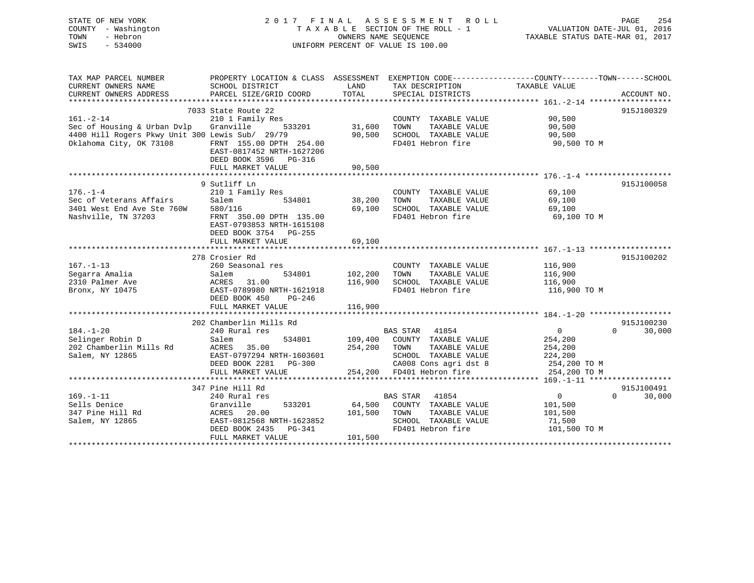STATE OF NEW YORK
COUNTY - Washington
TOWN - Hebron
SWIS - 534000

# 2017 FINAL ASSESSMENT ROLL

TAXABLE SECTION OF THE ROLL - 1
OWNERS NAME SEQUENCE
UNIFORM PERCENT OF VALUE IS 100.00

VALUATION DATE-JUL 01, 2016
TAXABLE STATUS DATE-MAR 01, 2017

| TAX MAP PARCEL NUMBER / CURRENT OWNERS NAME / CURRENT OWNERS ADDRESS | PROPERTY LOCATION & CLASS / SCHOOL DISTRICT / PARCEL SIZE/GRID COORD | ASSESSMENT LAND | TOTAL | EXEMPTION CODE / TAX DESCRIPTION / SPECIAL DISTRICTS | COUNTY / TOWN TAXABLE VALUE | SCHOOL | ACCOUNT NO. |
|---|---|---|---|---|---|---|---|
| **161.-2-14** | 7033 State Route 22 | | | | | | 915J100329 |
| 161.-2-14 | 210 1 Family Res | | | COUNTY TAXABLE VALUE | 90,500 | | |
| Sec of Housing & Urban Dvlp | Granville 533201 | 31,600 | | TOWN TAXABLE VALUE | 90,500 | | |
| 4400 Hill Rogers Pkwy Unit 300 | Lewis Sub/ 29/79 | | 90,500 | SCHOOL TAXABLE VALUE | 90,500 | | |
| Oklahoma City, OK 73108 | FRNT 155.00 DPTH 254.00 | | | FD401 Hebron fire | 90,500 TO M | | |
| | EAST-0817452 NRTH-1627206 | | | | | | |
| | DEED BOOK 3596 PG-316 | | | | | | |
| | FULL MARKET VALUE | | 90,500 | | | | |
| **176.-1-4** | 9 Sutliff Ln | | | | | | 915J100058 |
| 176.-1-4 | 210 1 Family Res | | | COUNTY TAXABLE VALUE | 69,100 | | |
| Sec of Veterans Affairs | Salem 534801 | 38,200 | | TOWN TAXABLE VALUE | 69,100 | | |
| 3401 West End Ave Ste 760W | 580/116 | | 69,100 | SCHOOL TAXABLE VALUE | 69,100 | | |
| Nashville, TN 37203 | FRNT 350.00 DPTH 135.00 | | | FD401 Hebron fire | 69,100 TO M | | |
| | EAST-0793853 NRTH-1615108 | | | | | | |
| | DEED BOOK 3754 PG-255 | | | | | | |
| | FULL MARKET VALUE | | 69,100 | | | | |
| **167.-1-13** | 278 Crosier Rd | | | | | | 915J100202 |
| 167.-1-13 | 260 Seasonal res | | | COUNTY TAXABLE VALUE | 116,900 | | |
| Segarra Amalia | Salem 534801 | 102,200 | | TOWN TAXABLE VALUE | 116,900 | | |
| 2310 Palmer Ave | ACRES 31.00 | | 116,900 | SCHOOL TAXABLE VALUE | 116,900 | | |
| Bronx, NY 10475 | EAST-0789980 NRTH-1621918 | | | FD401 Hebron fire | 116,900 TO M | | |
| | DEED BOOK 450 PG-246 | | | | | | |
| | FULL MARKET VALUE | | 116,900 | | | | |
| **184.-1-20** | 202 Chamberlin Mills Rd | | | | | | 915J100230 |
| 184.-1-20 | 240 Rural res | | | BAS STAR 41854 | 0 | 0 | 30,000 |
| Selinger Robin D | Salem 534801 | 109,400 | | COUNTY TAXABLE VALUE | 254,200 | | |
| 202 Chamberlin Mills Rd | ACRES 35.00 | | 254,200 | TOWN TAXABLE VALUE | 254,200 | | |
| Salem, NY 12865 | EAST-0797294 NRTH-1603601 | | | SCHOOL TAXABLE VALUE | 224,200 | | |
| | DEED BOOK 2281 PG-300 | | | CA008 Cons agri dst 8 | 254,200 TO M | | |
| | FULL MARKET VALUE | | 254,200 | FD401 Hebron fire | 254,200 TO M | | |
| **169.-1-11** | 347 Pine Hill Rd | | | | | | 915J100491 |
| 169.-1-11 | 240 Rural res | | | BAS STAR 41854 | 0 | 0 | 30,000 |
| Sells Denice | Granville 533201 | 64,500 | | COUNTY TAXABLE VALUE | 101,500 | | |
| 347 Pine Hill Rd | ACRES 20.00 | | 101,500 | TOWN TAXABLE VALUE | 101,500 | | |
| Salem, NY 12865 | EAST-0812568 NRTH-1623852 | | | SCHOOL TAXABLE VALUE | 71,500 | | |
| | DEED BOOK 2435 PG-341 | | | FD401 Hebron fire | 101,500 TO M | | |
| | FULL MARKET VALUE | | 101,500 | | | | |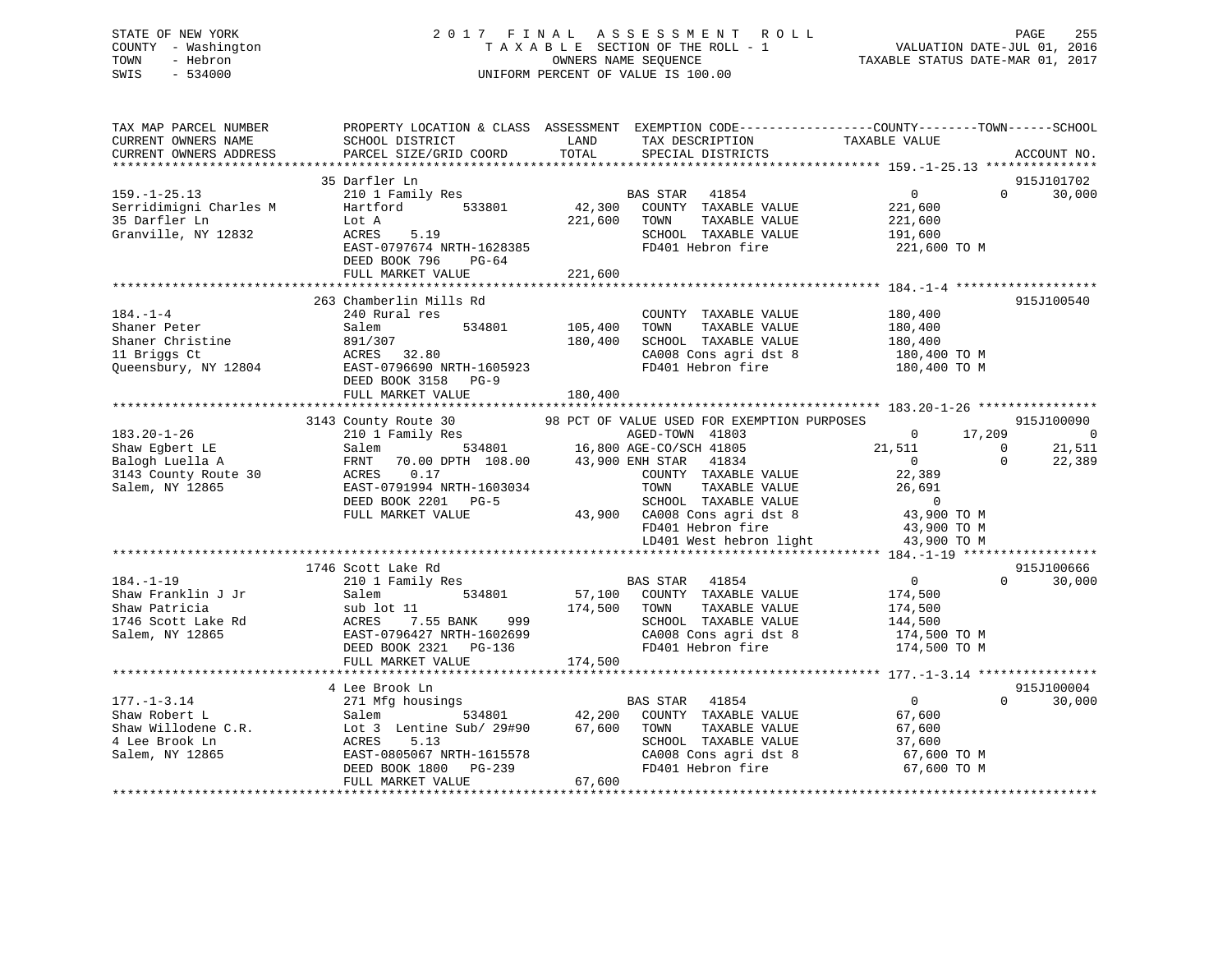STATE OF NEW YORK
COUNTY - Washington
TOWN - Hebron
SWIS - 534000

# 2017 FINAL ASSESSMENT ROLL
TAXABLE SECTION OF THE ROLL - 1
OWNERS NAME SEQUENCE
UNIFORM PERCENT OF VALUE IS 100.00

VALUATION DATE-JUL 01, 2016
TAXABLE STATUS DATE-MAR 01, 2017

```
TAX MAP PARCEL NUMBER          PROPERTY LOCATION & CLASS  ASSESSMENT  EXEMPTION CODE------------------COUNTY--------TOWN------SCHOOL
CURRENT OWNERS NAME            SCHOOL DISTRICT               LAND      TAX DESCRIPTION             TAXABLE VALUE
CURRENT OWNERS ADDRESS         PARCEL SIZE/GRID COORD        TOTAL     SPECIAL DISTRICTS                                  ACCOUNT NO.
******************************************************************************************************* 159.-1-25.13 ***************
                               35 Darfler Ln                                                                             915J101702
159.-1-25.13                   210 1 Family Res                         BAS STAR   41854                  0             0     30,000
Serridimigni Charles M         Hartford         533801       42,300    COUNTY  TAXABLE VALUE          221,600
35 Darfler Ln                  Lot A                        221,600    TOWN    TAXABLE VALUE          221,600
Granville, NY 12832            ACRES    5.19                           SCHOOL  TAXABLE VALUE          191,600
                               EAST-0797674 NRTH-1628385               FD401 Hebron fire               221,600 TO M
                               DEED BOOK 796    PG-64
                               FULL MARKET VALUE            221,600
******************************************************************************************************* 184.-1-4 *******************
                               263 Chamberlin Mills Rd                                                                    915J100540
184.-1-4                       240 Rural res                            COUNTY  TAXABLE VALUE          180,400
Shaner Peter                   Salem            534801      105,400    TOWN    TAXABLE VALUE          180,400
Shaner Christine               891/307                      180,400    SCHOOL  TAXABLE VALUE          180,400
11 Briggs Ct                   ACRES   32.80                           CA008 Cons agri dst 8           180,400 TO M
Queensbury, NY 12804           EAST-0796690 NRTH-1605923               FD401 Hebron fire               180,400 TO M
                               DEED BOOK 3158   PG-9
                               FULL MARKET VALUE            180,400
******************************************************************************************************* 183.20-1-26 ****************
                               3143 County Route 30          98 PCT OF VALUE USED FOR EXEMPTION PURPOSES                  915J100090
183.20-1-26                    210 1 Family Res                         AGED-TOWN  41803                  0        17,209          0
Shaw Egbert LE                 Salem            534801       16,800 AGE-CO/SCH 41805             21,511             0     21,511
Balogh Luella A                FRNT   70.00 DPTH 108.00      43,900 ENH STAR   41834                  0             0     22,389
3143 County Route 30           ACRES    0.17                           COUNTY  TAXABLE VALUE           22,389
Salem, NY 12865                EAST-0791994 NRTH-1603034               TOWN    TAXABLE VALUE           26,691
                               DEED BOOK 2201   PG-5                   SCHOOL  TAXABLE VALUE                0
                               FULL MARKET VALUE             43,900    CA008 Cons agri dst 8            43,900 TO M
                                                                       FD401 Hebron fire                43,900 TO M
                                                                       LD401 West hebron light          43,900 TO M
******************************************************************************************************* 184.-1-19 ******************
                               1746 Scott Lake Rd                                                                         915J100666
184.-1-19                      210 1 Family Res                         BAS STAR   41854                  0             0     30,000
Shaw Franklin J Jr             Salem            534801       57,100    COUNTY  TAXABLE VALUE          174,500
Shaw Patricia                  sub lot 11                   174,500    TOWN    TAXABLE VALUE          174,500
1746 Scott Lake Rd             ACRES    7.55 BANK     999              SCHOOL  TAXABLE VALUE          144,500
Salem, NY 12865                EAST-0796427 NRTH-1602699               CA008 Cons agri dst 8           174,500 TO M
                               DEED BOOK 2321   PG-136                 FD401 Hebron fire               174,500 TO M
                               FULL MARKET VALUE            174,500
******************************************************************************************************* 177.-1-3.14 ****************
                               4 Lee Brook Ln                                                                             915J100004
177.-1-3.14                    271 Mfg housings                         BAS STAR   41854                  0             0     30,000
Shaw Robert L                  Salem            534801       42,200    COUNTY  TAXABLE VALUE           67,600
Shaw Willodene C.R.            Lot 3  Lentine Sub/ 29#90     67,600    TOWN    TAXABLE VALUE           67,600
4 Lee Brook Ln                 ACRES    5.13                           SCHOOL  TAXABLE VALUE           37,600
Salem, NY 12865                EAST-0805067 NRTH-1615578               CA008 Cons agri dst 8            67,600 TO M
                               DEED BOOK 1800   PG-239                 FD401 Hebron fire                67,600 TO M
                               FULL MARKET VALUE             67,600
************************************************************************************************************************************
```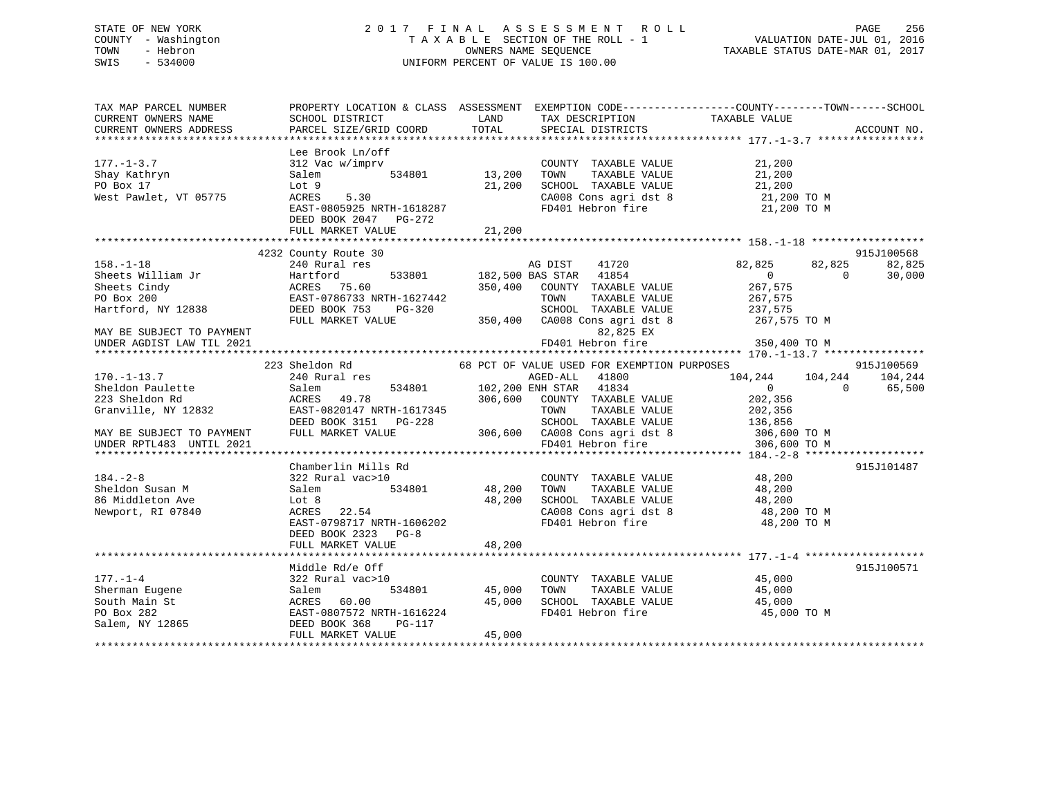STATE OF NEW YORK                    2 0 1 7   F I N A L   A S S E S S M E N T   R O L L
COUNTY - Washington                  T A X A B L E  SECTION OF THE ROLL - 1                 VALUATION DATE-JUL 01, 2016
TOWN   - Hebron                      OWNERS NAME SEQUENCE                           TAXABLE STATUS DATE-MAR 01, 2017
SWIS   - 534000                      UNIFORM PERCENT OF VALUE IS 100.00

```
TAX MAP PARCEL NUMBER          PROPERTY LOCATION & CLASS  ASSESSMENT  EXEMPTION CODE------------------COUNTY--------TOWN------SCHOOL
CURRENT OWNERS NAME            SCHOOL DISTRICT               LAND       TAX DESCRIPTION             TAXABLE VALUE
CURRENT OWNERS ADDRESS         PARCEL SIZE/GRID COORD        TOTAL      SPECIAL DISTRICTS                                    ACCOUNT NO.
******************************************************************************************************* 177.-1-3.7 *****************
                               Lee Brook Ln/off
177.-1-3.7                     312 Vac w/imprv                          COUNTY  TAXABLE VALUE            21,200
Shay Kathryn                   Salem          534801        13,200     TOWN    TAXABLE VALUE            21,200
PO Box 17                      Lot 9                        21,200     SCHOOL  TAXABLE VALUE            21,200
West Pawlet, VT 05775          ACRES    5.30                            CA008 Cons agri dst 8            21,200 TO M
                               EAST-0805925 NRTH-1618287                FD401 Hebron fire                21,200 TO M
                               DEED BOOK 2047   PG-272
                               FULL MARKET VALUE            21,200
******************************************************************************************************* 158.-1-18 ******************
                               4232 County Route 30                                                                     915J100568
158.-1-18                      240 Rural res                            AG DIST     41720             82,825     82,825     82,825
Sheets William Jr              Hartford       533801       182,500 BAS STAR  41854                   0          0     30,000
Sheets Cindy                   ACRES   75.60               350,400     COUNTY  TAXABLE VALUE           267,575
PO Box 200                     EAST-0786733 NRTH-1627442                TOWN    TAXABLE VALUE           267,575
Hartford, NY 12838             DEED BOOK 753    PG-320                  SCHOOL  TAXABLE VALUE           237,575
                               FULL MARKET VALUE           350,400     CA008 Cons agri dst 8           267,575 TO M
MAY BE SUBJECT TO PAYMENT                                                      82,825 EX
UNDER AGDIST LAW TIL 2021                                               FD401 Hebron fire               350,400 TO M
******************************************************************************************************* 170.-1-13.7 ****************
                               223 Sheldon Rd                 68 PCT OF VALUE USED FOR EXEMPTION PURPOSES                 915J100569
170.-1-13.7                    240 Rural res                            AGED-ALL    41800            104,244    104,244    104,244
Sheldon Paulette               Salem          534801       102,200 ENH STAR  41834                   0          0     65,500
223 Sheldon Rd                 ACRES   49.78               306,600     COUNTY  TAXABLE VALUE           202,356
Granville, NY 12832            EAST-0820147 NRTH-1617345                TOWN    TAXABLE VALUE           202,356
                               DEED BOOK 3151   PG-228                  SCHOOL  TAXABLE VALUE           136,856
MAY BE SUBJECT TO PAYMENT      FULL MARKET VALUE           306,600     CA008 Cons agri dst 8           306,600 TO M
UNDER RPTL483  UNTIL 2021                                               FD401 Hebron fire               306,600 TO M
******************************************************************************************************* 184.-2-8 *******************
                               Chamberlin Mills Rd                                                                      915J101487
184.-2-8                       322 Rural vac>10                         COUNTY  TAXABLE VALUE            48,200
Sheldon Susan M                Salem          534801        48,200     TOWN    TAXABLE VALUE            48,200
86 Middleton Ave               Lot 8                        48,200     SCHOOL  TAXABLE VALUE            48,200
Newport, RI 07840              ACRES   22.54                            CA008 Cons agri dst 8            48,200 TO M
                               EAST-0798717 NRTH-1606202                FD401 Hebron fire                48,200 TO M
                               DEED BOOK 2323   PG-8
                               FULL MARKET VALUE            48,200
******************************************************************************************************* 177.-1-4 *******************
                               Middle Rd/e Off                                                                          915J100571
177.-1-4                       322 Rural vac>10                         COUNTY  TAXABLE VALUE            45,000
Sherman Eugene                 Salem          534801        45,000     TOWN    TAXABLE VALUE            45,000
South Main St                  ACRES   60.00                45,000     SCHOOL  TAXABLE VALUE            45,000
PO Box 282                     EAST-0807572 NRTH-1616224                FD401 Hebron fire                45,000 TO M
Salem, NY 12865                DEED BOOK 368    PG-117
                               FULL MARKET VALUE            45,000
************************************************************************************************************************************
```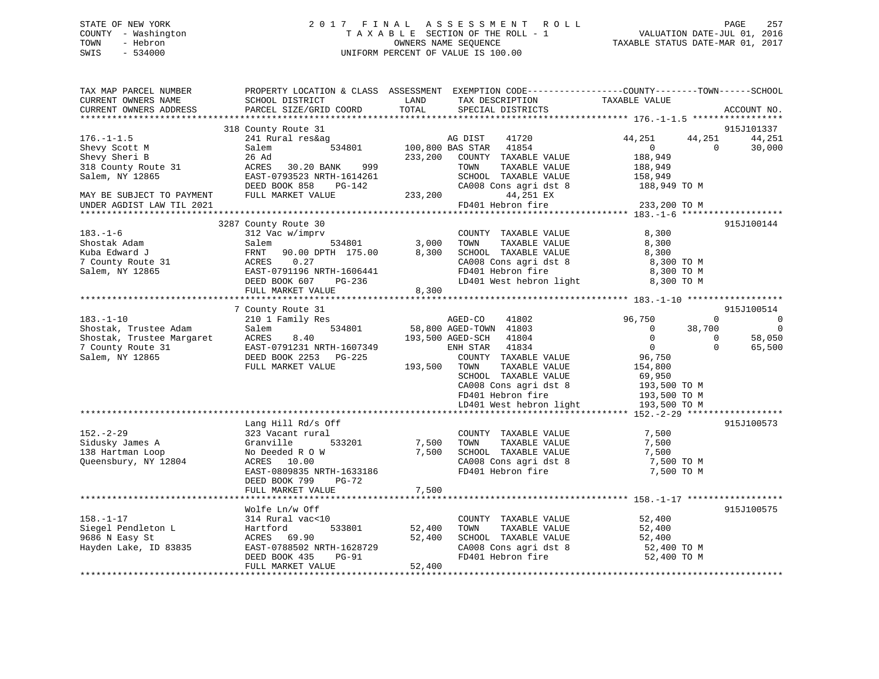STATE OF NEW YORK
COUNTY - Washington
TOWN - Hebron
SWIS - 534000

# 2017 FINAL ASSESSMENT ROLL
TAXABLE SECTION OF THE ROLL - 1
OWNERS NAME SEQUENCE
UNIFORM PERCENT OF VALUE IS 100.00

VALUATION DATE-JUL 01, 2016
TAXABLE STATUS DATE-MAR 01, 2017

```
TAX MAP PARCEL NUMBER          PROPERTY LOCATION & CLASS  ASSESSMENT  EXEMPTION CODE------------------COUNTY--------TOWN------SCHOOL
CURRENT OWNERS NAME            SCHOOL DISTRICT              LAND      TAX DESCRIPTION            TAXABLE VALUE
CURRENT OWNERS ADDRESS         PARCEL SIZE/GRID COORD       TOTAL     SPECIAL DISTRICTS                                     ACCOUNT NO.
*********************************************************************************************** 176.-1-1.5 *****************
                               318 County Route 31                                                                        915J101337
176.-1-1.5                     241 Rural res&ag                        AG DIST     41720             44,251      44,251      44,251
Shevy Scott M                  Salem            534801      100,800 BAS STAR   41854                  0           0      30,000
Shevy Sheri B                  26 Ad                        233,200   COUNTY  TAXABLE VALUE         188,949
318 County Route 31            ACRES   30.20 BANK    999               TOWN    TAXABLE VALUE         188,949
Salem, NY 12865                EAST-0793523 NRTH-1614261               SCHOOL  TAXABLE VALUE         158,949
                               DEED BOOK 858    PG-142                 CA008 Cons agri dst 8          188,949 TO M
MAY BE SUBJECT TO PAYMENT      FULL MARKET VALUE            233,200          44,251 EX
UNDER AGDIST LAW TIL 2021                                              FD401 Hebron fire              233,200 TO M
*********************************************************************************************** 183.-1-6 *******************
                               3287 County Route 30                                                                       915J100144
183.-1-6                       312 Vac w/imprv                         COUNTY  TAXABLE VALUE           8,300
Shostak Adam                   Salem            534801        3,000   TOWN    TAXABLE VALUE           8,300
Kuba Edward J                  FRNT   90.00 DPTH 175.00       8,300   SCHOOL  TAXABLE VALUE           8,300
7 County Route 31              ACRES    0.27                           CA008 Cons agri dst 8            8,300 TO M
Salem, NY 12865                EAST-0791196 NRTH-1606441               FD401 Hebron fire                8,300 TO M
                               DEED BOOK 607    PG-236                 LD401 West hebron light          8,300 TO M
                               FULL MARKET VALUE              8,300
*********************************************************************************************** 183.-1-10 ******************
                               7 County Route 31                                                                          915J100514
183.-1-10                      210 1 Family Res                        AGED-CO     41802             96,750           0           0
Shostak, Trustee Adam          Salem            534801       58,800 AGED-TOWN  41803                  0      38,700           0
Shostak, Trustee Margaret      ACRES    8.40                193,500 AGED-SCH   41804                  0           0      58,050
7 County Route 31              EAST-0791231 NRTH-1607349               ENH STAR    41834                  0           0      65,500
Salem, NY 12865                DEED BOOK 2253   PG-225                 COUNTY  TAXABLE VALUE          96,750
                               FULL MARKET VALUE            193,500   TOWN    TAXABLE VALUE         154,800
                                                                       SCHOOL  TAXABLE VALUE          69,950
                                                                       CA008 Cons agri dst 8          193,500 TO M
                                                                       FD401 Hebron fire              193,500 TO M
                                                                       LD401 West hebron light        193,500 TO M
*********************************************************************************************** 152.-2-29 ******************
                               Lang Hill Rd/s Off                                                                         915J100573
152.-2-29                      323 Vacant rural                        COUNTY  TAXABLE VALUE           7,500
Sidusky James A                Granville        533201        7,500   TOWN    TAXABLE VALUE           7,500
138 Hartman Loop               No Deeded R O W                7,500   SCHOOL  TAXABLE VALUE           7,500
Queensbury, NY 12804           ACRES   10.00                           CA008 Cons agri dst 8            7,500 TO M
                               EAST-0809835 NRTH-1633186               FD401 Hebron fire                7,500 TO M
                               DEED BOOK 799    PG-72
                               FULL MARKET VALUE              7,500
*********************************************************************************************** 158.-1-17 ******************
                               Wolfe Ln/w Off                                                                             915J100575
158.-1-17                      314 Rural vac<10                        COUNTY  TAXABLE VALUE          52,400
Siegel Pendleton L             Hartford         533801       52,400   TOWN    TAXABLE VALUE          52,400
9686 N Easy St                 ACRES   69.90                 52,400   SCHOOL  TAXABLE VALUE          52,400
Hayden Lake, ID 83835          EAST-0788502 NRTH-1628729               CA008 Cons agri dst 8           52,400 TO M
                               DEED BOOK 435    PG-91                  FD401 Hebron fire               52,400 TO M
                               FULL MARKET VALUE             52,400
****************************************************************************************************************************
```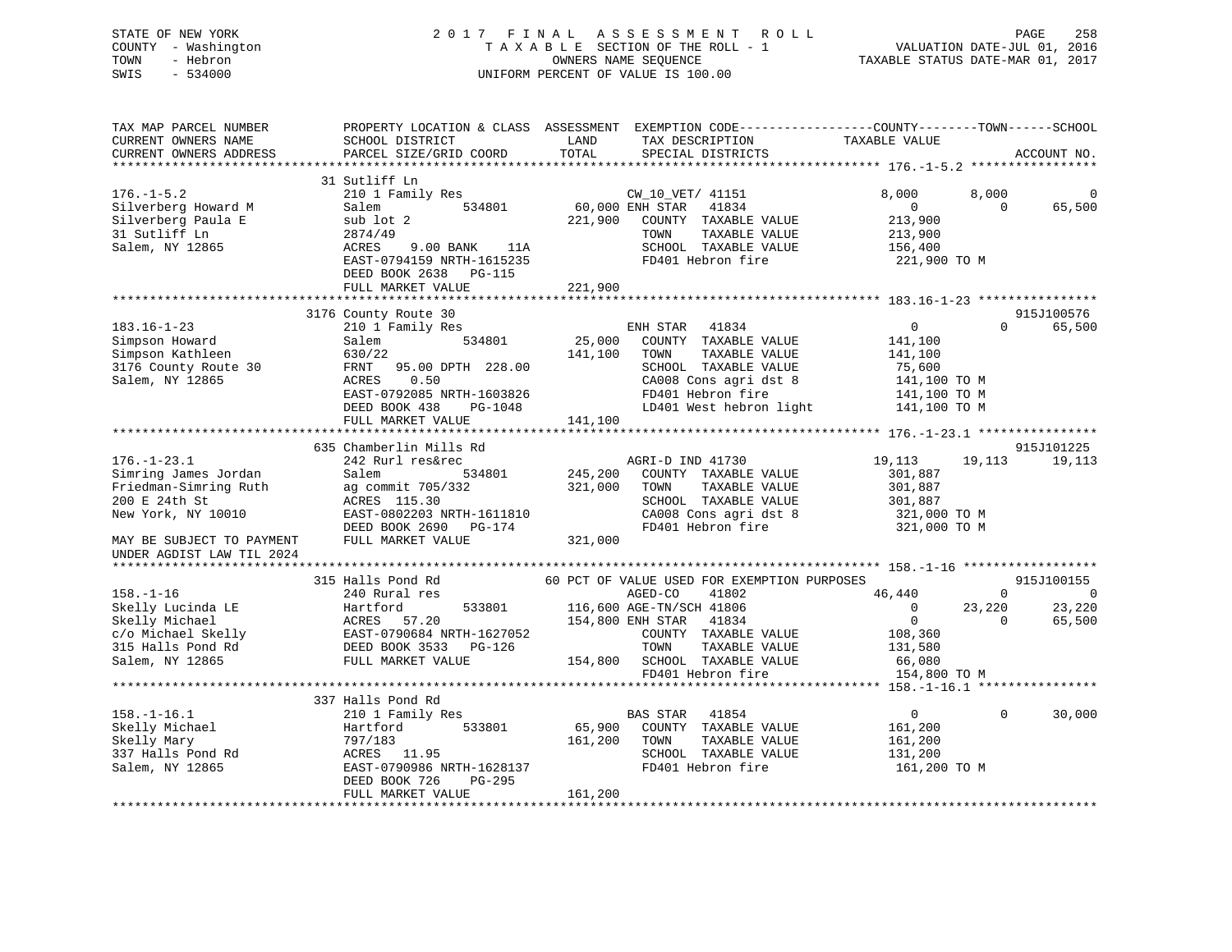STATE OF NEW YORK
COUNTY - Washington
TOWN - Hebron
SWIS - 534000

2 0 1 7 F I N A L A S S E S S M E N T R O L L
T A X A B L E SECTION OF THE ROLL - 1
OWNERS NAME SEQUENCE
UNIFORM PERCENT OF VALUE IS 100.00

VALUATION DATE-JUL 01, 2016
TAXABLE STATUS DATE-MAR 01, 2017

```
TAX MAP PARCEL NUMBER          PROPERTY LOCATION & CLASS  ASSESSMENT  EXEMPTION CODE------------------COUNTY--------TOWN------SCHOOL
CURRENT OWNERS NAME            SCHOOL DISTRICT               LAND      TAX DESCRIPTION            TAXABLE VALUE
CURRENT OWNERS ADDRESS         PARCEL SIZE/GRID COORD        TOTAL     SPECIAL DISTRICTS                                      ACCOUNT NO.
******************************************************************************************************* 176.-1-5.2 *****************
                    31 Sutliff Ln
176.-1-5.2                     210 1 Family Res                        CW_10_VET/ 41151              8,000        8,000             0
Silverberg Howard M            Salem             534801       60,000 ENH STAR   41834                 0            0        65,500
Silverberg Paula E             sub lot 2                     221,900    COUNTY  TAXABLE VALUE         213,900
31 Sutliff Ln                  2874/49                                  TOWN    TAXABLE VALUE         213,900
Salem, NY 12865                ACRES     9.00 BANK    11A               SCHOOL  TAXABLE VALUE         156,400
                               EAST-0794159 NRTH-1615235                FD401 Hebron fire              221,900 TO M
                               DEED BOOK 2638   PG-115
                               FULL MARKET VALUE             221,900
******************************************************************************************************* 183.16-1-23 ****************
                    3176 County Route 30                                                                               915J100576
183.16-1-23                    210 1 Family Res                        ENH STAR   41834                 0            0        65,500
Simpson Howard                 Salem             534801       25,000    COUNTY  TAXABLE VALUE         141,100
Simpson Kathleen               630/22                         141,100    TOWN    TAXABLE VALUE         141,100
3176 County Route 30           FRNT    95.00 DPTH  228.00               SCHOOL  TAXABLE VALUE          75,600
Salem, NY 12865                ACRES     0.50                           CA008 Cons agri dst 8          141,100 TO M
                               EAST-0792085 NRTH-1603826                FD401 Hebron fire              141,100 TO M
                               DEED BOOK 438    PG-1048                 LD401 West hebron light        141,100 TO M
                               FULL MARKET VALUE             141,100
******************************************************************************************************* 176.-1-23.1 ****************
                    635 Chamberlin Mills Rd                                                                            915J101225
176.-1-23.1                    242 Rurl res&rec                        AGRI-D IND 41730              19,113       19,113        19,113
Simring James Jordan           Salem             534801      245,200    COUNTY  TAXABLE VALUE         301,887
Friedman-Simring Ruth          ag commit 705/332              321,000    TOWN    TAXABLE VALUE         301,887
200 E 24th St                  ACRES   115.30                           SCHOOL  TAXABLE VALUE         301,887
New York, NY 10010             EAST-0802203 NRTH-1611810                CA008 Cons agri dst 8          321,000 TO M
                               DEED BOOK 2690   PG-174                  FD401 Hebron fire              321,000 TO M
MAY BE SUBJECT TO PAYMENT      FULL MARKET VALUE             321,000
UNDER AGDIST LAW TIL 2024
******************************************************************************************************* 158.-1-16 ******************
                    315 Halls Pond Rd             60 PCT OF VALUE USED FOR EXEMPTION PURPOSES                          915J100155
158.-1-16                      240 Rural res                           AGED-CO    41802              46,440            0             0
Skelly Lucinda LE              Hartford          533801      116,600 AGE-TN/SCH 41806                 0       23,220        23,220
Skelly Michael                 ACRES    57.20                154,800 ENH STAR   41834                 0            0        65,500
c/o Michael Skelly             EAST-0790684 NRTH-1627052                COUNTY  TAXABLE VALUE         108,360
315 Halls Pond Rd              DEED BOOK 3533   PG-126                  TOWN    TAXABLE VALUE         131,580
Salem, NY 12865                FULL MARKET VALUE             154,800    SCHOOL  TAXABLE VALUE          66,080
                                                                        FD401 Hebron fire              154,800 TO M
******************************************************************************************************* 158.-1-16.1 ****************
                    337 Halls Pond Rd
158.-1-16.1                    210 1 Family Res                        BAS STAR   41854                 0            0        30,000
Skelly Michael                 Hartford          533801       65,900    COUNTY  TAXABLE VALUE         161,200
Skelly Mary                    797/183                        161,200    TOWN    TAXABLE VALUE         161,200
337 Halls Pond Rd              ACRES    11.95                           SCHOOL  TAXABLE VALUE         131,200
Salem, NY 12865                EAST-0790986 NRTH-1628137                FD401 Hebron fire              161,200 TO M
                               DEED BOOK 726    PG-295
                               FULL MARKET VALUE             161,200
************************************************************************************************************************************
```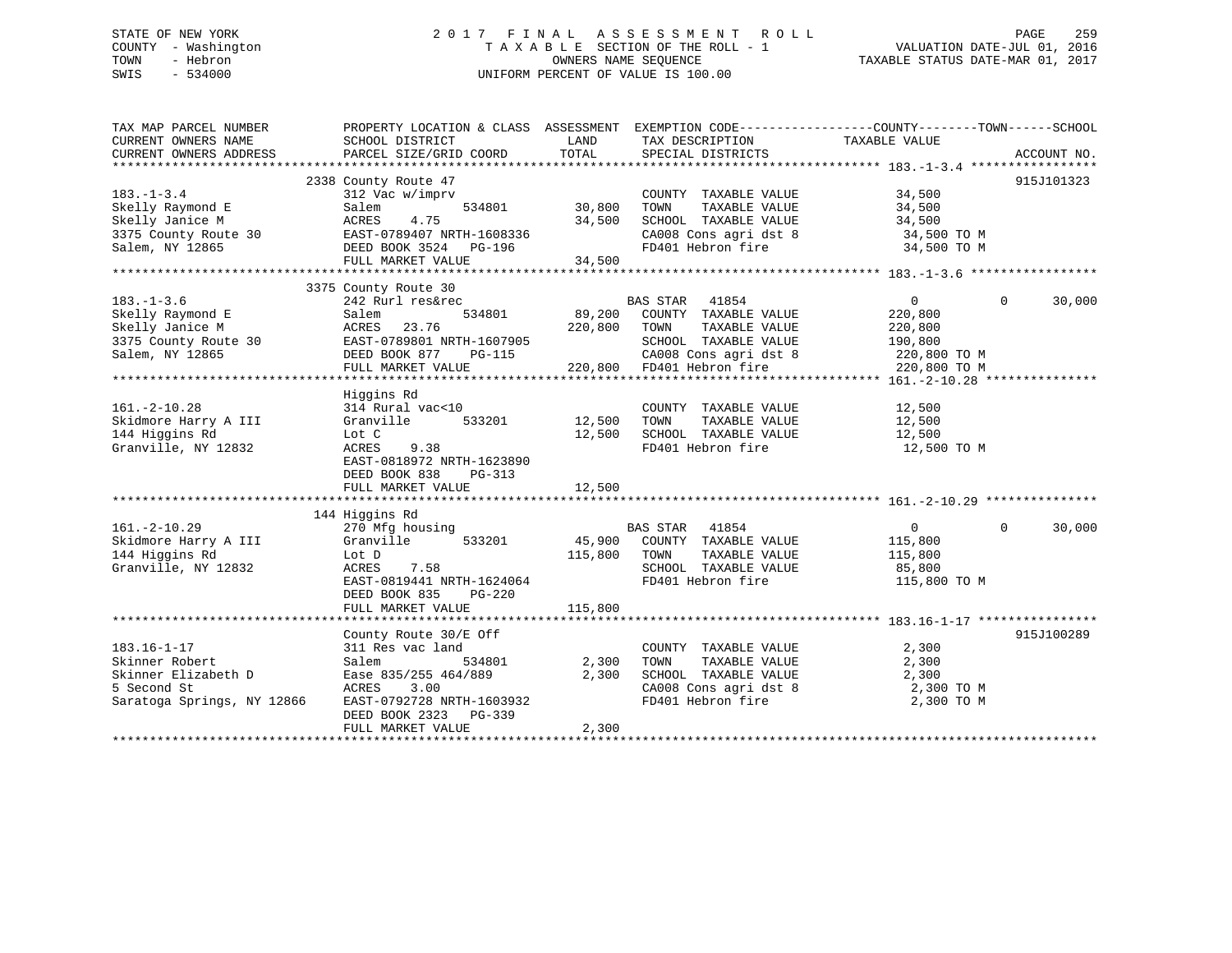STATE OF NEW YORK
COUNTY - Washington
TOWN - Hebron
SWIS - 534000

# 2017 FINAL ASSESSMENT ROLL
TAXABLE SECTION OF THE ROLL - 1
OWNERS NAME SEQUENCE
UNIFORM PERCENT OF VALUE IS 100.00

VALUATION DATE-JUL 01, 2016
TAXABLE STATUS DATE-MAR 01, 2017

| TAX MAP PARCEL NUMBER / CURRENT OWNERS NAME / CURRENT OWNERS ADDRESS | PROPERTY LOCATION & CLASS / SCHOOL DISTRICT / PARCEL SIZE/GRID COORD | ASSESSMENT LAND | TOTAL | EXEMPTION CODE / TAX DESCRIPTION / SPECIAL DISTRICTS | COUNTY TAXABLE VALUE | TOWN | SCHOOL | ACCOUNT NO. |
|---|---|---|---|---|---|---|---|---|
| 183.-1-3.4 | 2338 County Route 47 | | | | | | | 915J101323 |
| Skelly Raymond E | 312 Vac w/imprv | | | COUNTY TAXABLE VALUE | 34,500 | | | |
| Skelly Janice M | Salem 534801 | 30,800 | | TOWN TAXABLE VALUE | 34,500 | | | |
| 3375 County Route 30 | ACRES 4.75 | | 34,500 | SCHOOL TAXABLE VALUE | 34,500 | | | |
| Salem, NY 12865 | EAST-0789407 NRTH-1608336 | | | CA008 Cons agri dst 8 | 34,500 TO M | | | |
| | DEED BOOK 3524 PG-196 | | | FD401 Hebron fire | 34,500 TO M | | | |
| | FULL MARKET VALUE | | 34,500 | | | | | |
| 183.-1-3.6 | 3375 County Route 30 | | | | | | | |
| Skelly Raymond E | 242 Rurl res&rec | | | BAS STAR 41854 | 0 | 0 | 30,000 | |
| Skelly Janice M | Salem 534801 | 89,200 | | COUNTY TAXABLE VALUE | 220,800 | | | |
| 3375 County Route 30 | ACRES 23.76 | | 220,800 | TOWN TAXABLE VALUE | 220,800 | | | |
| Salem, NY 12865 | EAST-0789801 NRTH-1607905 | | | SCHOOL TAXABLE VALUE | 190,800 | | | |
| | DEED BOOK 877 PG-115 | | | CA008 Cons agri dst 8 | 220,800 TO M | | | |
| | FULL MARKET VALUE | | 220,800 | FD401 Hebron fire | 220,800 TO M | | | |
| 161.-2-10.28 | Higgins Rd | | | | | | | |
| Skidmore Harry A III | 314 Rural vac<10 | | | COUNTY TAXABLE VALUE | 12,500 | | | |
| 144 Higgins Rd | Granville 533201 | 12,500 | | TOWN TAXABLE VALUE | 12,500 | | | |
| Granville, NY 12832 | Lot C | | 12,500 | SCHOOL TAXABLE VALUE | 12,500 | | | |
| | ACRES 9.38 | | | FD401 Hebron fire | 12,500 TO M | | | |
| | EAST-0818972 NRTH-1623890 | | | | | | | |
| | DEED BOOK 838 PG-313 | | | | | | | |
| | FULL MARKET VALUE | | 12,500 | | | | | |
| 161.-2-10.29 | 144 Higgins Rd | | | | | | | |
| Skidmore Harry A III | 270 Mfg housing | | | BAS STAR 41854 | 0 | 0 | 30,000 | |
| 144 Higgins Rd | Granville 533201 | 45,900 | | COUNTY TAXABLE VALUE | 115,800 | | | |
| Granville, NY 12832 | Lot D | | 115,800 | TOWN TAXABLE VALUE | 115,800 | | | |
| | ACRES 7.58 | | | SCHOOL TAXABLE VALUE | 85,800 | | | |
| | EAST-0819441 NRTH-1624064 | | | FD401 Hebron fire | 115,800 TO M | | | |
| | DEED BOOK 835 PG-220 | | | | | | | |
| | FULL MARKET VALUE | | 115,800 | | | | | |
| 183.16-1-17 | County Route 30/E Off | | | | | | | 915J100289 |
| Skinner Robert | 311 Res vac land | | | COUNTY TAXABLE VALUE | 2,300 | | | |
| Skinner Elizabeth D | Salem 534801 | 2,300 | | TOWN TAXABLE VALUE | 2,300 | | | |
| 5 Second St | Ease 835/255 464/889 | | 2,300 | SCHOOL TAXABLE VALUE | 2,300 | | | |
| Saratoga Springs, NY 12866 | ACRES 3.00 | | | CA008 Cons agri dst 8 | 2,300 TO M | | | |
| | EAST-0792728 NRTH-1603932 | | | FD401 Hebron fire | 2,300 TO M | | | |
| | DEED BOOK 2323 PG-339 | | | | | | | |
| | FULL MARKET VALUE | | 2,300 | | | | | |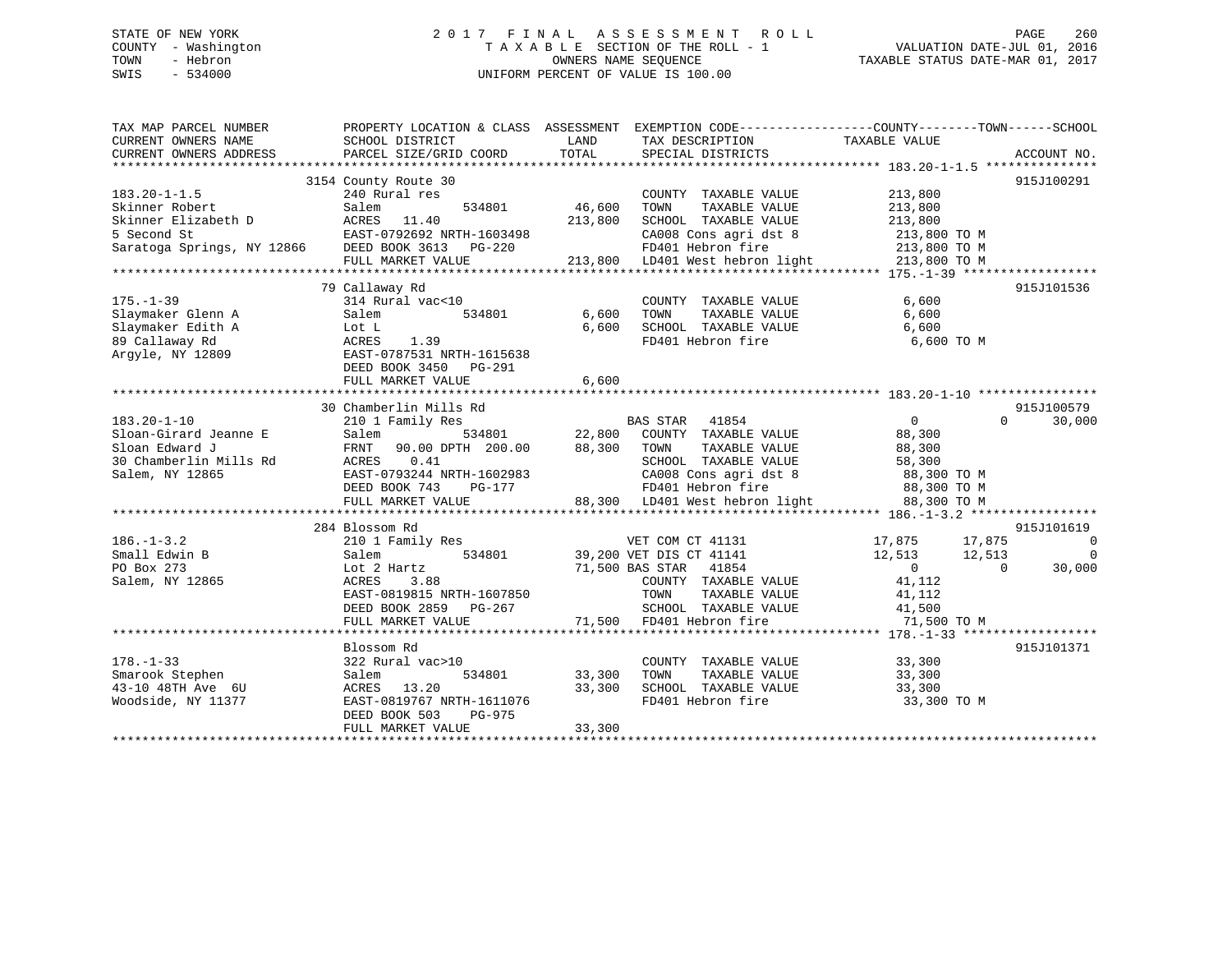STATE OF NEW YORK
COUNTY - Washington
TOWN - Hebron
SWIS - 534000

2 0 1 7 F I N A L A S S E S S M E N T R O L L
T A X A B L E SECTION OF THE ROLL - 1
OWNERS NAME SEQUENCE
UNIFORM PERCENT OF VALUE IS 100.00

VALUATION DATE-JUL 01, 2016
TAXABLE STATUS DATE-MAR 01, 2017

| TAX MAP PARCEL NUMBER / CURRENT OWNERS NAME / CURRENT OWNERS ADDRESS | PROPERTY LOCATION & CLASS / SCHOOL DISTRICT / PARCEL SIZE/GRID COORD | ASSESSMENT LAND | TOTAL | EXEMPTION CODE / TAX DESCRIPTION / SPECIAL DISTRICTS | COUNTY | TOWN | SCHOOL / TAXABLE VALUE | ACCOUNT NO. |
|---|---|---|---|---|---|---|---|---|
| | 3154 County Route 30 | | | | | | | 915J100291 |
| 183.20-1-1.5 | 240 Rural res | | | COUNTY TAXABLE VALUE | 213,800 | | | |
| Skinner Robert | Salem 534801 | 46,600 | | TOWN TAXABLE VALUE | 213,800 | | | |
| Skinner Elizabeth D | ACRES 11.40 | | 213,800 | SCHOOL TAXABLE VALUE | 213,800 | | | |
| 5 Second St | EAST-0792692 NRTH-1603498 | | | CA008 Cons agri dst 8 | 213,800 TO M | | | |
| Saratoga Springs, NY 12866 | DEED BOOK 3613 PG-220 | | | FD401 Hebron fire | 213,800 TO M | | | |
| | FULL MARKET VALUE | | 213,800 | LD401 West hebron light | 213,800 TO M | | | |
| | 79 Callaway Rd | | | | | | | 915J101536 |
| 175.-1-39 | 314 Rural vac<10 | | | COUNTY TAXABLE VALUE | 6,600 | | | |
| Slaymaker Glenn A | Salem 534801 | 6,600 | | TOWN TAXABLE VALUE | 6,600 | | | |
| Slaymaker Edith A | Lot L | | 6,600 | SCHOOL TAXABLE VALUE | 6,600 | | | |
| 89 Callaway Rd | ACRES 1.39 | | | FD401 Hebron fire | 6,600 TO M | | | |
| Argyle, NY 12809 | EAST-0787531 NRTH-1615638 | | | | | | | |
| | DEED BOOK 3450 PG-291 | | | | | | | |
| | FULL MARKET VALUE | | 6,600 | | | | | |
| | 30 Chamberlin Mills Rd | | | | | | | 915J100579 |
| 183.20-1-10 | 210 1 Family Res | | | BAS STAR 41854 | 0 | 0 | 30,000 | |
| Sloan-Girard Jeanne E | Salem 534801 | 22,800 | | COUNTY TAXABLE VALUE | 88,300 | | | |
| Sloan Edward J | FRNT 90.00 DPTH 200.00 | | 88,300 | TOWN TAXABLE VALUE | 88,300 | | | |
| 30 Chamberlin Mills Rd | ACRES 0.41 | | | SCHOOL TAXABLE VALUE | 58,300 | | | |
| Salem, NY 12865 | EAST-0793244 NRTH-1602983 | | | CA008 Cons agri dst 8 | 88,300 TO M | | | |
| | DEED BOOK 743 PG-177 | | | FD401 Hebron fire | 88,300 TO M | | | |
| | FULL MARKET VALUE | | 88,300 | LD401 West hebron light | 88,300 TO M | | | |
| | 284 Blossom Rd | | | | | | | 915J101619 |
| 186.-1-3.2 | 210 1 Family Res | | | VET COM CT 41131 | 17,875 | 17,875 | 0 | |
| Small Edwin B | Salem 534801 | 39,200 | | VET DIS CT 41141 | 12,513 | 12,513 | 0 | |
| PO Box 273 | Lot 2 Hartz | | 71,500 | BAS STAR 41854 | 0 | 0 | 30,000 | |
| Salem, NY 12865 | ACRES 3.88 | | | COUNTY TAXABLE VALUE | 41,112 | | | |
| | EAST-0819815 NRTH-1607850 | | | TOWN TAXABLE VALUE | 41,112 | | | |
| | DEED BOOK 2859 PG-267 | | | SCHOOL TAXABLE VALUE | 41,500 | | | |
| | FULL MARKET VALUE | | 71,500 | FD401 Hebron fire | 71,500 TO M | | | |
| | Blossom Rd | | | | | | | 915J101371 |
| 178.-1-33 | 322 Rural vac>10 | | | COUNTY TAXABLE VALUE | 33,300 | | | |
| Smarook Stephen | Salem 534801 | 33,300 | | TOWN TAXABLE VALUE | 33,300 | | | |
| 43-10 48TH Ave 6U | ACRES 13.20 | | 33,300 | SCHOOL TAXABLE VALUE | 33,300 | | | |
| Woodside, NY 11377 | EAST-0819767 NRTH-1611076 | | | FD401 Hebron fire | 33,300 TO M | | | |
| | DEED BOOK 503 PG-975 | | | | | | | |
| | FULL MARKET VALUE | | 33,300 | | | | | |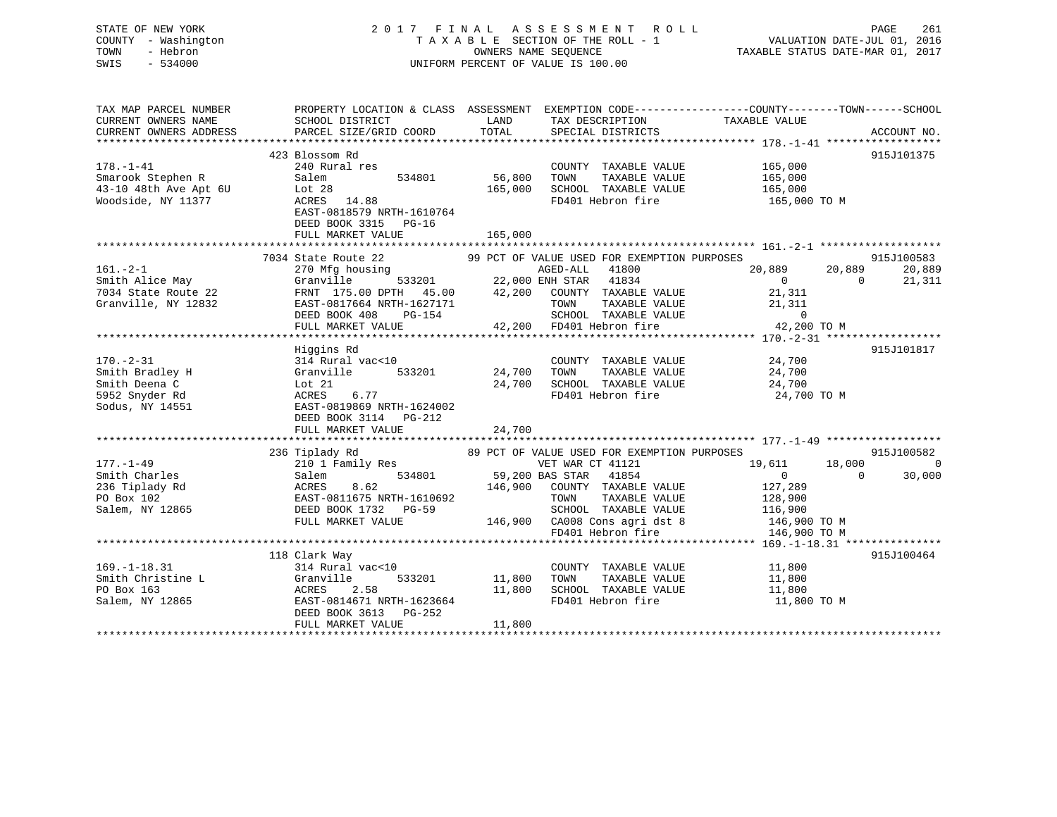STATE OF NEW YORK
COUNTY - Washington
TOWN - Hebron
SWIS - 534000

# 2017 FINAL ASSESSMENT ROLL
TAXABLE SECTION OF THE ROLL - 1
OWNERS NAME SEQUENCE
UNIFORM PERCENT OF VALUE IS 100.00

VALUATION DATE-JUL 01, 2016
TAXABLE STATUS DATE-MAR 01, 2017

```
TAX MAP PARCEL NUMBER      PROPERTY LOCATION & CLASS  ASSESSMENT  EXEMPTION CODE-----------------COUNTY--------TOWN------SCHOOL
CURRENT OWNERS NAME        SCHOOL DISTRICT             LAND       TAX DESCRIPTION            TAXABLE VALUE
CURRENT OWNERS ADDRESS     PARCEL SIZE/GRID COORD      TOTAL      SPECIAL DISTRICTS                                    ACCOUNT NO.
******************************************************************************************************* 178.-1-41 ******************
                           423 Blossom Rd                                                                              915J101375
178.-1-41                  240 Rural res                          COUNTY  TAXABLE VALUE          165,000
Smarook Stephen R          Salem         534801        56,800     TOWN    TAXABLE VALUE          165,000
43-10 48th Ave Apt 6U      Lot 28                     165,000     SCHOOL  TAXABLE VALUE          165,000
Woodside, NY 11377         ACRES  14.88                           FD401 Hebron fire               165,000 TO M
                           EAST-0818579 NRTH-1610764
                           DEED BOOK 3315   PG-16
                           FULL MARKET VALUE          165,000
******************************************************************************************************* 161.-2-1 *******************
                           7034 State Route 22          99 PCT OF VALUE USED FOR EXEMPTION PURPOSES                    915J100583
161.-2-1                   270 Mfg housing                        AGED-ALL    41800          20,889       20,889       20,889
Smith Alice May            Granville     533201        22,000 ENH STAR    41834                 0            0       21,311
7034 State Route 22        FRNT 175.00 DPTH  45.00     42,200     COUNTY  TAXABLE VALUE           21,311
Granville, NY 12832        EAST-0817664 NRTH-1627171              TOWN    TAXABLE VALUE           21,311
                           DEED BOOK 408    PG-154                SCHOOL  TAXABLE VALUE                0
                           FULL MARKET VALUE           42,200     FD401 Hebron fire                42,200 TO M
******************************************************************************************************* 170.-2-31 ******************
                           Higgins Rd                                                                                  915J101817
170.-2-31                  314 Rural vac<10                       COUNTY  TAXABLE VALUE           24,700
Smith Bradley H            Granville     533201        24,700     TOWN    TAXABLE VALUE           24,700
Smith Deena C              Lot 21                      24,700     SCHOOL  TAXABLE VALUE           24,700
5952 Snyder Rd             ACRES   6.77                           FD401 Hebron fire                24,700 TO M
Sodus, NY 14551            EAST-0819869 NRTH-1624002
                           DEED BOOK 3114   PG-212
                           FULL MARKET VALUE           24,700
******************************************************************************************************* 177.-1-49 ******************
                           236 Tiplady Rd               89 PCT OF VALUE USED FOR EXEMPTION PURPOSES                    915J100582
177.-1-49                  210 1 Family Res                       VET WAR CT 41121           19,611       18,000            0
Smith Charles              Salem         534801        59,200 BAS STAR    41854                 0            0       30,000
236 Tiplady Rd             ACRES   8.62               146,900     COUNTY  TAXABLE VALUE          127,289
PO Box 102                 EAST-0811675 NRTH-1610692              TOWN    TAXABLE VALUE          128,900
Salem, NY 12865            DEED BOOK 1732   PG-59                 SCHOOL  TAXABLE VALUE          116,900
                           FULL MARKET VALUE          146,900     CA008 Cons agri dst 8           146,900 TO M
                                                                  FD401 Hebron fire               146,900 TO M
******************************************************************************************************* 169.-1-18.31 ***************
                           118 Clark Way                                                                               915J100464
169.-1-18.31               314 Rural vac<10                       COUNTY  TAXABLE VALUE           11,800
Smith Christine L          Granville     533201        11,800     TOWN    TAXABLE VALUE           11,800
PO Box 163                 ACRES   2.58                11,800     SCHOOL  TAXABLE VALUE           11,800
Salem, NY 12865            EAST-0814671 NRTH-1623664              FD401 Hebron fire                11,800 TO M
                           DEED BOOK 3613   PG-252
                           FULL MARKET VALUE           11,800
************************************************************************************************************************************
```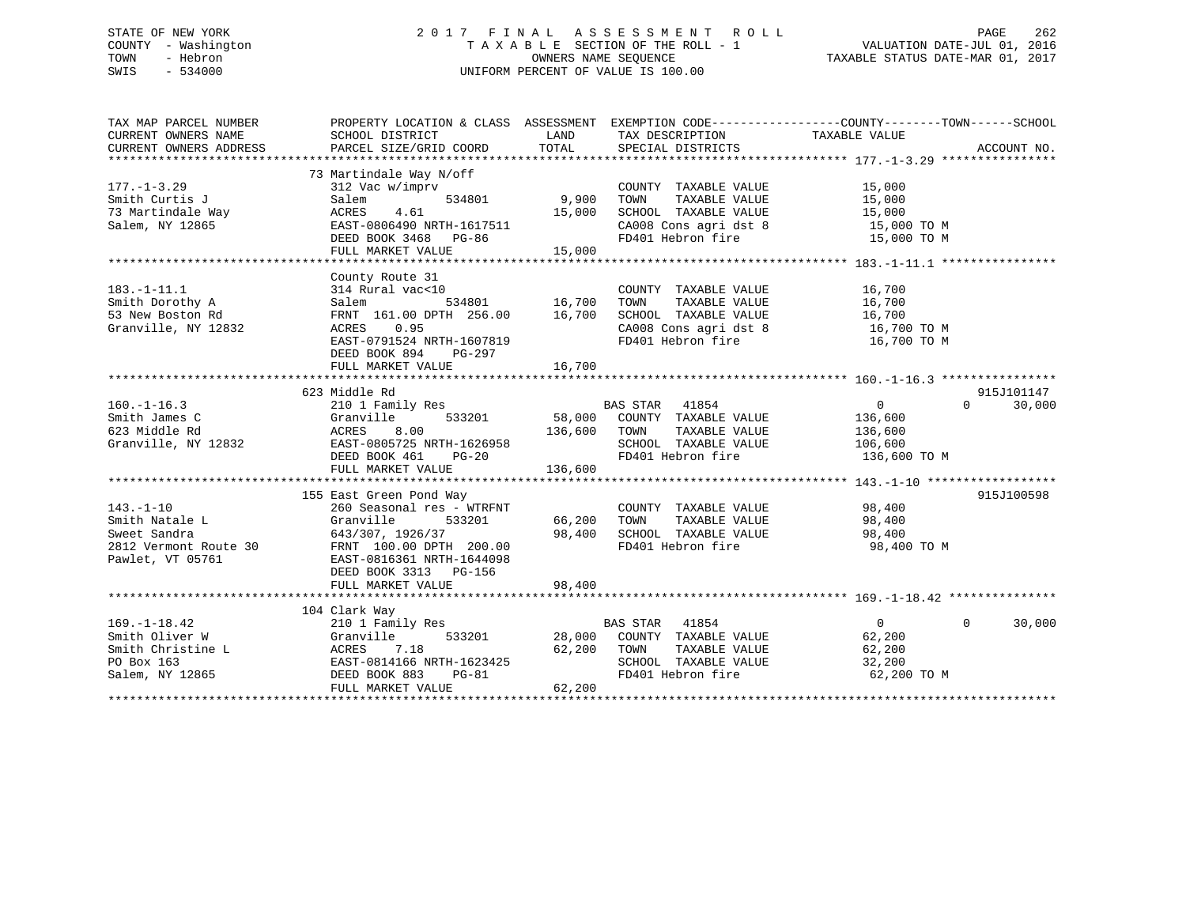STATE OF NEW YORK
COUNTY - Washington
TOWN - Hebron
SWIS - 534000

# 2017 FINAL ASSESSMENT ROLL

TAXABLE SECTION OF THE ROLL - 1
OWNERS NAME SEQUENCE
UNIFORM PERCENT OF VALUE IS 100.00

VALUATION DATE-JUL 01, 2016
TAXABLE STATUS DATE-MAR 01, 2017

| TAX MAP PARCEL NUMBER / CURRENT OWNERS NAME / CURRENT OWNERS ADDRESS | PROPERTY LOCATION & CLASS / SCHOOL DISTRICT / PARCEL SIZE/GRID COORD | ASSESSMENT LAND | TOTAL | EXEMPTION CODE / TAX DESCRIPTION / SPECIAL DISTRICTS | COUNTY | TOWN | SCHOOL TAXABLE VALUE | ACCOUNT NO. |
|---|---|---|---|---|---|---|---|---|
| **177.-1-3.29** | 73 Martindale Way N/off | | | | | | | |
| 177.-1-3.29 | 312 Vac w/imprv | | | COUNTY TAXABLE VALUE | 15,000 | | | |
| Smith Curtis J | Salem 534801 | 9,900 | | TOWN TAXABLE VALUE | | 15,000 | | |
| 73 Martindale Way | ACRES 4.61 | | 15,000 | SCHOOL TAXABLE VALUE | | | 15,000 | |
| Salem, NY 12865 | EAST-0806490 NRTH-1617511 | | | CA008 Cons agri dst 8 | 15,000 TO M | | | |
| | DEED BOOK 3468 PG-86 | | | FD401 Hebron fire | 15,000 TO M | | | |
| | FULL MARKET VALUE | | 15,000 | | | | | |
| **183.-1-11.1** | County Route 31 | | | | | | | |
| 183.-1-11.1 | 314 Rural vac<10 | | | COUNTY TAXABLE VALUE | 16,700 | | | |
| Smith Dorothy A | Salem 534801 | 16,700 | | TOWN TAXABLE VALUE | | 16,700 | | |
| 53 New Boston Rd | FRNT 161.00 DPTH 256.00 | | 16,700 | SCHOOL TAXABLE VALUE | | | 16,700 | |
| Granville, NY 12832 | ACRES 0.95 | | | CA008 Cons agri dst 8 | 16,700 TO M | | | |
| | EAST-0791524 NRTH-1607819 | | | FD401 Hebron fire | 16,700 TO M | | | |
| | DEED BOOK 894 PG-297 | | | | | | | |
| | FULL MARKET VALUE | | 16,700 | | | | | |
| **160.-1-16.3** | 623 Middle Rd | | | | | | | 915J101147 |
| 160.-1-16.3 | 210 1 Family Res | | | BAS STAR 41854 | 0 | 0 | 30,000 | |
| Smith James C | Granville 533201 | 58,000 | | COUNTY TAXABLE VALUE | 136,600 | | | |
| 623 Middle Rd | ACRES 8.00 | | 136,600 | TOWN TAXABLE VALUE | | 136,600 | | |
| Granville, NY 12832 | EAST-0805725 NRTH-1626958 | | | SCHOOL TAXABLE VALUE | | | 106,600 | |
| | DEED BOOK 461 PG-20 | | | FD401 Hebron fire | 136,600 TO M | | | |
| | FULL MARKET VALUE | | 136,600 | | | | | |
| **143.-1-10** | 155 East Green Pond Way | | | | | | | 915J100598 |
| 143.-1-10 | 260 Seasonal res - WTRFNT | | | COUNTY TAXABLE VALUE | 98,400 | | | |
| Smith Natale L | Granville 533201 | 66,200 | | TOWN TAXABLE VALUE | | 98,400 | | |
| Sweet Sandra | 643/307, 1926/37 | | 98,400 | SCHOOL TAXABLE VALUE | | | 98,400 | |
| 2812 Vermont Route 30 | FRNT 100.00 DPTH 200.00 | | | FD401 Hebron fire | 98,400 TO M | | | |
| Pawlet, VT 05761 | EAST-0816361 NRTH-1644098 | | | | | | | |
| | DEED BOOK 3313 PG-156 | | | | | | | |
| | FULL MARKET VALUE | | 98,400 | | | | | |
| **169.-1-18.42** | 104 Clark Way | | | | | | | |
| 169.-1-18.42 | 210 1 Family Res | | | BAS STAR 41854 | 0 | 0 | 30,000 | |
| Smith Oliver W | Granville 533201 | 28,000 | | COUNTY TAXABLE VALUE | 62,200 | | | |
| Smith Christine L | ACRES 7.18 | | 62,200 | TOWN TAXABLE VALUE | | 62,200 | | |
| PO Box 163 | EAST-0814166 NRTH-1623425 | | | SCHOOL TAXABLE VALUE | | | 32,200 | |
| Salem, NY 12865 | DEED BOOK 883 PG-81 | | | FD401 Hebron fire | 62,200 TO M | | | |
| | FULL MARKET VALUE | | 62,200 | | | | | |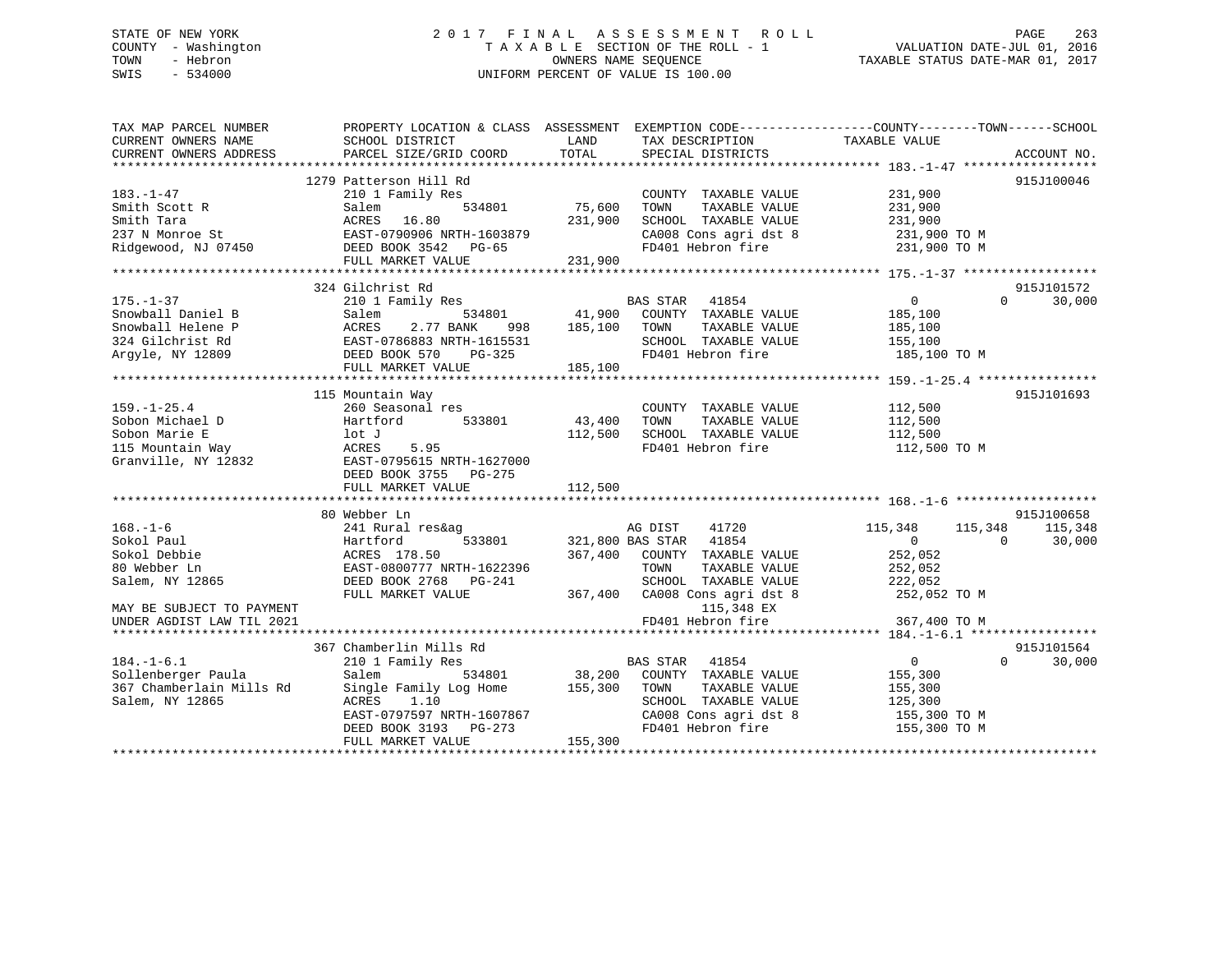STATE OF NEW YORK
COUNTY - Washington
TOWN - Hebron
SWIS - 534000

# 2017 FINAL ASSESSMENT ROLL

TAXABLE SECTION OF THE ROLL - 1
OWNERS NAME SEQUENCE
UNIFORM PERCENT OF VALUE IS 100.00

VALUATION DATE-JUL 01, 2016
TAXABLE STATUS DATE-MAR 01, 2017

```
TAX MAP PARCEL NUMBER          PROPERTY LOCATION & CLASS  ASSESSMENT  EXEMPTION CODE------------------COUNTY--------TOWN------SCHOOL
CURRENT OWNERS NAME            SCHOOL DISTRICT               LAND      TAX DESCRIPTION            TAXABLE VALUE
CURRENT OWNERS ADDRESS         PARCEL SIZE/GRID COORD        TOTAL     SPECIAL DISTRICTS                                    ACCOUNT NO.
*********************************************************************************************** 183.-1-47 ******************
                               1279 Patterson Hill Rd                                                                      915J100046
183.-1-47                      210 1 Family Res                        COUNTY  TAXABLE VALUE         231,900
Smith Scott R                  Salem          534801        75,600     TOWN    TAXABLE VALUE         231,900
Smith Tara                     ACRES  16.80                231,900     SCHOOL  TAXABLE VALUE         231,900
237 N Monroe St                EAST-0790906 NRTH-1603879               CA008 Cons agri dst 8          231,900 TO M
Ridgewood, NJ 07450            DEED BOOK 3542   PG-65                  FD401 Hebron fire              231,900 TO M
                               FULL MARKET VALUE           231,900
*********************************************************************************************** 175.-1-37 ******************
                               324 Gilchrist Rd                                                                            915J101572
175.-1-37                      210 1 Family Res                        BAS STAR   41854                  0          0     30,000
Snowball Daniel B              Salem          534801        41,900     COUNTY  TAXABLE VALUE         185,100
Snowball Helene P              ACRES    2.77 BANK    998   185,100     TOWN    TAXABLE VALUE         185,100
324 Gilchrist Rd               EAST-0786883 NRTH-1615531               SCHOOL  TAXABLE VALUE         155,100
Argyle, NY 12809               DEED BOOK 570    PG-325                 FD401 Hebron fire              185,100 TO M
                               FULL MARKET VALUE           185,100
*********************************************************************************************** 159.-1-25.4 ****************
                               115 Mountain Way                                                                            915J101693
159.-1-25.4                    260 Seasonal res                        COUNTY  TAXABLE VALUE         112,500
Sobon Michael D                Hartford       533801        43,400     TOWN    TAXABLE VALUE         112,500
Sobon Marie E                  lot J                       112,500     SCHOOL  TAXABLE VALUE         112,500
115 Mountain Way               ACRES    5.95                           FD401 Hebron fire              112,500 TO M
Granville, NY 12832            EAST-0795615 NRTH-1627000
                               DEED BOOK 3755   PG-275
                               FULL MARKET VALUE           112,500
*********************************************************************************************** 168.-1-6 *******************
                               80 Webber Ln                                                                                915J100658
168.-1-6                       241 Rural res&ag                        AG DIST    41720            115,348    115,348    115,348
Sokol Paul                     Hartford       533801       321,800 BAS STAR   41854                  0          0     30,000
Sokol Debbie                   ACRES 178.50                367,400     COUNTY  TAXABLE VALUE         252,052
80 Webber Ln                   EAST-0800777 NRTH-1622396               TOWN    TAXABLE VALUE         252,052
Salem, NY 12865                DEED BOOK 2768   PG-241                 SCHOOL  TAXABLE VALUE         222,052
                               FULL MARKET VALUE           367,400     CA008 Cons agri dst 8          252,052 TO M
MAY BE SUBJECT TO PAYMENT                                                       115,348 EX
UNDER AGDIST LAW TIL 2021                                              FD401 Hebron fire              367,400 TO M
*********************************************************************************************** 184.-1-6.1 *****************
                               367 Chamberlin Mills Rd                                                                     915J101564
184.-1-6.1                     210 1 Family Res                        BAS STAR   41854                  0          0     30,000
Sollenberger Paula             Salem          534801        38,200     COUNTY  TAXABLE VALUE         155,300
367 Chamberlain Mills Rd       Single Family Log Home      155,300     TOWN    TAXABLE VALUE         155,300
Salem, NY 12865                ACRES    1.10                           SCHOOL  TAXABLE VALUE         125,300
                               EAST-0797597 NRTH-1607867               CA008 Cons agri dst 8          155,300 TO M
                               DEED BOOK 3193   PG-273                 FD401 Hebron fire              155,300 TO M
                               FULL MARKET VALUE           155,300
****************************************************************************************************************************
```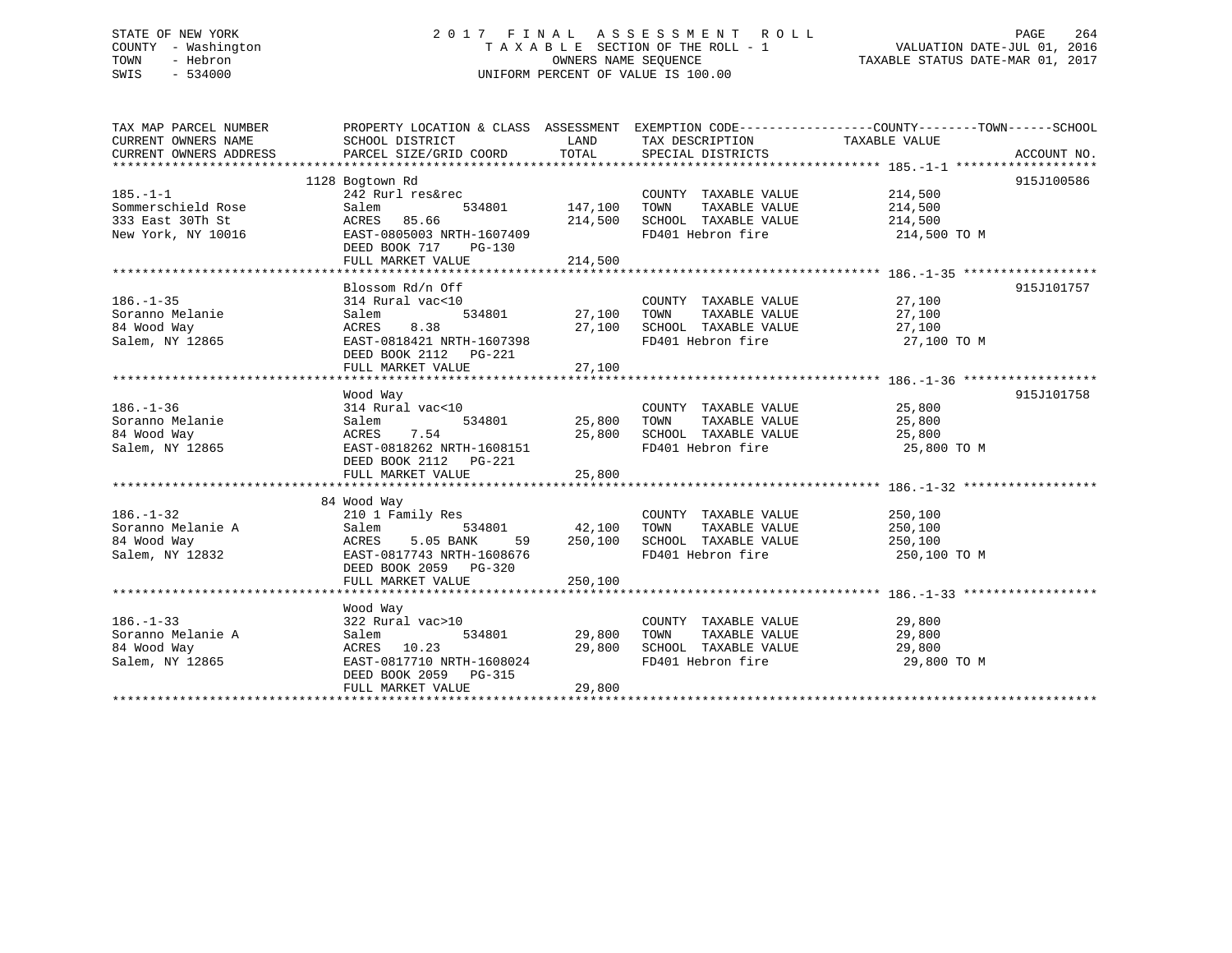STATE OF NEW YORK
COUNTY - Washington
TOWN - Hebron
SWIS - 534000

# 2017 FINAL ASSESSMENT ROLL

TAXABLE SECTION OF THE ROLL - 1
OWNERS NAME SEQUENCE
UNIFORM PERCENT OF VALUE IS 100.00

VALUATION DATE-JUL 01, 2016
TAXABLE STATUS DATE-MAR 01, 2017

| TAX MAP PARCEL NUMBER<br>CURRENT OWNERS NAME<br>CURRENT OWNERS ADDRESS | PROPERTY LOCATION & CLASS<br>SCHOOL DISTRICT<br>PARCEL SIZE/GRID COORD | ASSESSMENT<br>LAND<br>TOTAL | EXEMPTION CODE<br>TAX DESCRIPTION<br>SPECIAL DISTRICTS | COUNTY--------TOWN------SCHOOL<br>TAXABLE VALUE | ACCOUNT NO. |
|---|---|---|---|---|---|
| 185.-1-1 | 1128 Bogtown Rd | | | | 915J100586 |
| | 242 Rurl res&rec | | COUNTY TAXABLE VALUE | 214,500 | |
| Sommerschield Rose | Salem 534801 | 147,100 | TOWN TAXABLE VALUE | 214,500 | |
| 333 East 30Th St | ACRES 85.66 | 214,500 | SCHOOL TAXABLE VALUE | 214,500 | |
| New York, NY 10016 | EAST-0805003 NRTH-1607409 | | FD401 Hebron fire | 214,500 TO M | |
| | DEED BOOK 717 PG-130 | | | | |
| | FULL MARKET VALUE | 214,500 | | | |
| 186.-1-35 | Blossom Rd/n Off | | | | 915J101757 |
| | 314 Rural vac<10 | | COUNTY TAXABLE VALUE | 27,100 | |
| Soranno Melanie | Salem 534801 | 27,100 | TOWN TAXABLE VALUE | 27,100 | |
| 84 Wood Way | ACRES 8.38 | 27,100 | SCHOOL TAXABLE VALUE | 27,100 | |
| Salem, NY 12865 | EAST-0818421 NRTH-1607398 | | FD401 Hebron fire | 27,100 TO M | |
| | DEED BOOK 2112 PG-221 | | | | |
| | FULL MARKET VALUE | 27,100 | | | |
| 186.-1-36 | Wood Way | | | | 915J101758 |
| | 314 Rural vac<10 | | COUNTY TAXABLE VALUE | 25,800 | |
| Soranno Melanie | Salem 534801 | 25,800 | TOWN TAXABLE VALUE | 25,800 | |
| 84 Wood Way | ACRES 7.54 | 25,800 | SCHOOL TAXABLE VALUE | 25,800 | |
| Salem, NY 12865 | EAST-0818262 NRTH-1608151 | | FD401 Hebron fire | 25,800 TO M | |
| | DEED BOOK 2112 PG-221 | | | | |
| | FULL MARKET VALUE | 25,800 | | | |
| 186.-1-32 | 84 Wood Way | | | | |
| | 210 1 Family Res | | COUNTY TAXABLE VALUE | 250,100 | |
| Soranno Melanie A | Salem 534801 | 42,100 | TOWN TAXABLE VALUE | 250,100 | |
| 84 Wood Way | ACRES 5.05 BANK 59 | 250,100 | SCHOOL TAXABLE VALUE | 250,100 | |
| Salem, NY 12832 | EAST-0817743 NRTH-1608676 | | FD401 Hebron fire | 250,100 TO M | |
| | DEED BOOK 2059 PG-320 | | | | |
| | FULL MARKET VALUE | 250,100 | | | |
| 186.-1-33 | Wood Way | | | | |
| | 322 Rural vac>10 | | COUNTY TAXABLE VALUE | 29,800 | |
| Soranno Melanie A | Salem 534801 | 29,800 | TOWN TAXABLE VALUE | 29,800 | |
| 84 Wood Way | ACRES 10.23 | 29,800 | SCHOOL TAXABLE VALUE | 29,800 | |
| Salem, NY 12865 | EAST-0817710 NRTH-1608024 | | FD401 Hebron fire | 29,800 TO M | |
| | DEED BOOK 2059 PG-315 | | | | |
| | FULL MARKET VALUE | 29,800 | | | |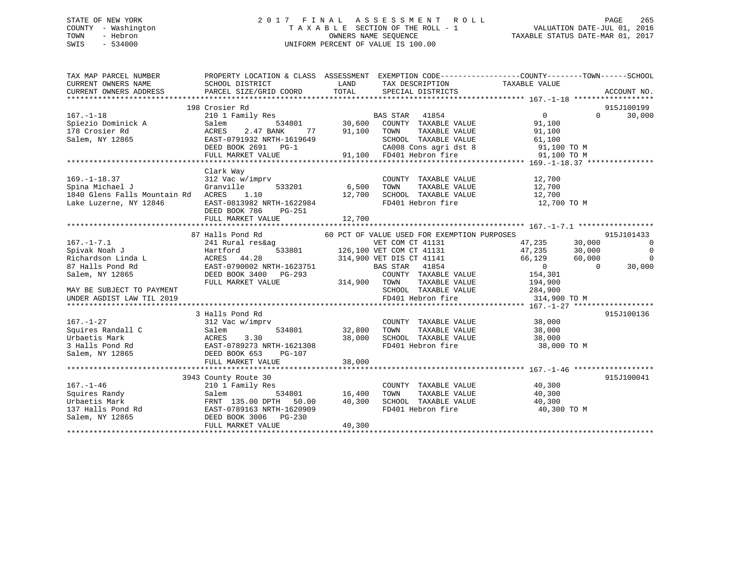STATE OF NEW YORK
COUNTY - Washington
TOWN - Hebron
SWIS - 534000

2017 FINAL ASSESSMENT ROLL
TAXABLE SECTION OF THE ROLL - 1
OWNERS NAME SEQUENCE
UNIFORM PERCENT OF VALUE IS 100.00

VALUATION DATE-JUL 01, 2016
TAXABLE STATUS DATE-MAR 01, 2017

```
TAX MAP PARCEL NUMBER          PROPERTY LOCATION & CLASS  ASSESSMENT  EXEMPTION CODE------------------COUNTY--------TOWN------SCHOOL
CURRENT OWNERS NAME            SCHOOL DISTRICT              LAND      TAX DESCRIPTION              TAXABLE VALUE
CURRENT OWNERS ADDRESS         PARCEL SIZE/GRID COORD      TOTAL      SPECIAL DISTRICTS                                    ACCOUNT NO.
******************************************************************************************************* 167.-1-18 ******************
                    198 Crosier Rd                                                                                      915J100199
167.-1-18                      210 1 Family Res                    BAS STAR   41854                  0            0      30,000
Spiezio Dominick A             Salem          534801      30,600   COUNTY  TAXABLE VALUE            91,100
178 Crosier Rd                 ACRES    2.47 BANK     77   91,100   TOWN    TAXABLE VALUE            91,100
Salem, NY 12865                EAST-0791932 NRTH-1619649            SCHOOL  TAXABLE VALUE            61,100
                               DEED BOOK 2691   PG-1                CA008 Cons agri dst 8             91,100 TO M
                               FULL MARKET VALUE           91,100   FD401 Hebron fire                 91,100 TO M
******************************************************************************************************* 169.-1-18.37 ***************
                    Clark Way
169.-1-18.37                   312 Vac w/imprv                      COUNTY  TAXABLE VALUE            12,700
Spina Michael J                Granville      533201       6,500    TOWN    TAXABLE VALUE            12,700
1840 Glens Falls Mountain Rd   ACRES    1.10              12,700    SCHOOL  TAXABLE VALUE            12,700
Lake Luzerne, NY 12846         EAST-0813982 NRTH-1622984            FD401 Hebron fire                 12,700 TO M
                               DEED BOOK 786    PG-251
                               FULL MARKET VALUE           12,700
******************************************************************************************************* 167.-1-7.1 *****************
                    87 Halls Pond Rd             60 PCT OF VALUE USED FOR EXEMPTION PURPOSES                            915J101433
167.-1-7.1                     241 Rural res&ag                    VET COM CT 41131             47,235       30,000            0
Spivak Noah J                  Hartford       533801     126,100 VET COM CT 41131             47,235       30,000            0
Richardson Linda L             ACRES   44.28             314,900 VET DIS CT 41141             66,129       60,000            0
87 Halls Pond Rd               EAST-0790002 NRTH-1623751           BAS STAR   41854                  0            0      30,000
Salem, NY 12865                DEED BOOK 3400   PG-293              COUNTY  TAXABLE VALUE           154,301
                               FULL MARKET VALUE          314,900   TOWN    TAXABLE VALUE           194,900
MAY BE SUBJECT TO PAYMENT                                           SCHOOL  TAXABLE VALUE           284,900
UNDER AGDIST LAW TIL 2019                                           FD401 Hebron fire                314,900 TO M
******************************************************************************************************* 167.-1-27 ******************
                    3 Halls Pond Rd                                                                                     915J100136
167.-1-27                      312 Vac w/imprv                      COUNTY  TAXABLE VALUE            38,000
Squires Randall C              Salem          534801      32,800    TOWN    TAXABLE VALUE            38,000
Urbaetis Mark                  ACRES    3.30              38,000    SCHOOL  TAXABLE VALUE            38,000
3 Halls Pond Rd                EAST-0789273 NRTH-1621308            FD401 Hebron fire                 38,000 TO M
Salem, NY 12865                DEED BOOK 653    PG-107
                               FULL MARKET VALUE           38,000
******************************************************************************************************* 167.-1-46 ******************
                    3943 County Route 30                                                                                915J100041
167.-1-46                      210 1 Family Res                     COUNTY  TAXABLE VALUE            40,300
Squires Randy                  Salem          534801      16,400    TOWN    TAXABLE VALUE            40,300
Urbaetis Mark                  FRNT 135.00 DPTH  50.00    40,300    SCHOOL  TAXABLE VALUE            40,300
137 Halls Pond Rd              EAST-0789163 NRTH-1620909            FD401 Hebron fire                 40,300 TO M
Salem, NY 12865                DEED BOOK 3006   PG-230
                               FULL MARKET VALUE           40,300
************************************************************************************************************************************
```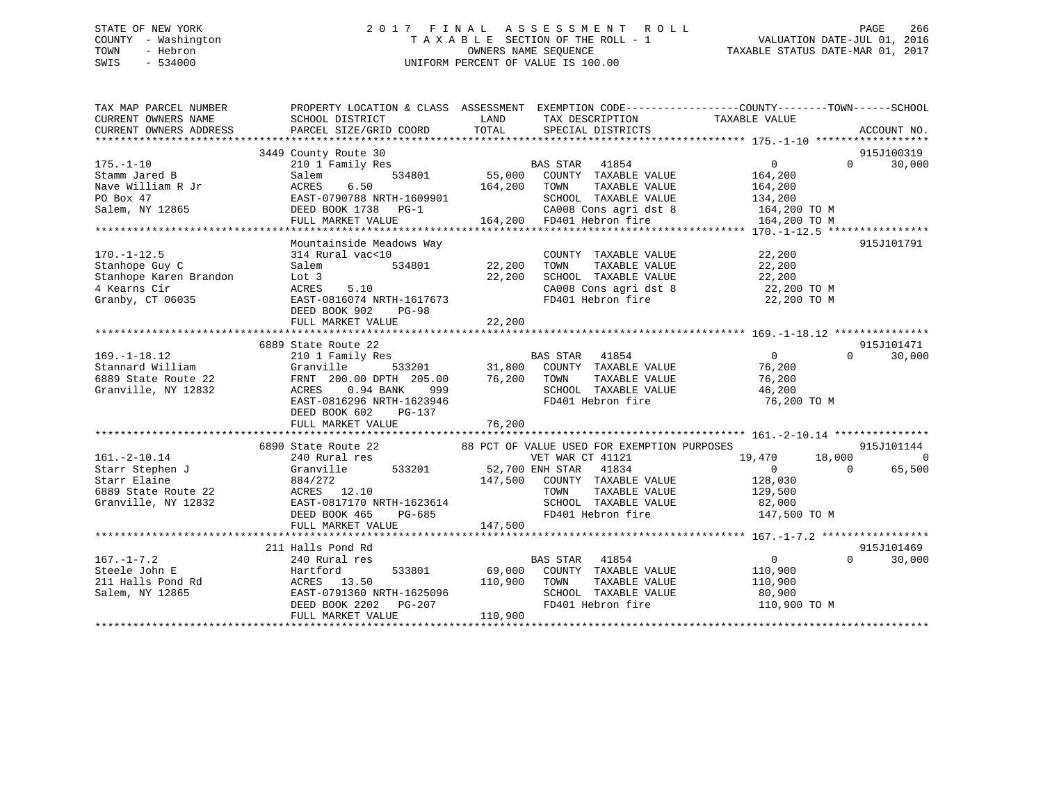STATE OF NEW YORK
COUNTY - Washington
TOWN - Hebron
SWIS - 534000

2 0 1 7 F I N A L A S S E S S M E N T R O L L
T A X A B L E SECTION OF THE ROLL - 1
OWNERS NAME SEQUENCE
UNIFORM PERCENT OF VALUE IS 100.00

VALUATION DATE-JUL 01, 2016
TAXABLE STATUS DATE-MAR 01, 2017

```
TAX MAP PARCEL NUMBER          PROPERTY LOCATION & CLASS  ASSESSMENT  EXEMPTION CODE------------------COUNTY--------TOWN------SCHOOL
CURRENT OWNERS NAME            SCHOOL DISTRICT              LAND       TAX DESCRIPTION              TAXABLE VALUE
CURRENT OWNERS ADDRESS         PARCEL SIZE/GRID COORD       TOTAL      SPECIAL DISTRICTS                                      ACCOUNT NO.
******************************************************************************************************* 175.-1-10 ******************
                               3449 County Route 30                                                                          915J100319
175.-1-10                      210 1 Family Res                        BAS STAR   41854                  0            0       30,000
Stamm Jared B                  Salem           534801        55,000    COUNTY  TAXABLE VALUE            164,200
Nave William R Jr              ACRES    6.50                164,200    TOWN    TAXABLE VALUE            164,200
PO Box 47                      EAST-0790788 NRTH-1609901               SCHOOL  TAXABLE VALUE            134,200
Salem, NY 12865                DEED BOOK 1738   PG-1                   CA008 Cons agri dst 8             164,200 TO M
                               FULL MARKET VALUE            164,200    FD401 Hebron fire                 164,200 TO M
******************************************************************************************************* 170.-1-12.5 ****************
                               Mountainside Meadows Way                                                                      915J101791
170.-1-12.5                    314 Rural vac<10                        COUNTY  TAXABLE VALUE             22,200
Stanhope Guy C                 Salem           534801        22,200    TOWN    TAXABLE VALUE             22,200
Stanhope Karen Brandon         Lot 3                         22,200    SCHOOL  TAXABLE VALUE             22,200
4 Kearns Cir                   ACRES    5.10                           CA008 Cons agri dst 8              22,200 TO M
Granby, CT 06035               EAST-0816074 NRTH-1617673               FD401 Hebron fire                  22,200 TO M
                               DEED BOOK 902    PG-98
                               FULL MARKET VALUE             22,200
******************************************************************************************************* 169.-1-18.12 ***************
                               6889 State Route 22                                                                           915J101471
169.-1-18.12                   210 1 Family Res                        BAS STAR   41854                  0            0       30,000
Stannard William               Granville       533201        31,800    COUNTY  TAXABLE VALUE             76,200
6889 State Route 22            FRNT 200.00 DPTH 205.00       76,200    TOWN    TAXABLE VALUE             76,200
Granville, NY 12832            ACRES    0.94 BANK    999               SCHOOL  TAXABLE VALUE             46,200
                               EAST-0816296 NRTH-1623946               FD401 Hebron fire                  76,200 TO M
                               DEED BOOK 602    PG-137
                               FULL MARKET VALUE             76,200
******************************************************************************************************* 161.-2-10.14 ***************
                               6890 State Route 22          88 PCT OF VALUE USED FOR EXEMPTION PURPOSES                      915J101144
161.-2-10.14                   240 Rural res                           VET WAR CT 41121              19,470       18,000           0
Starr Stephen J                Granville       533201        52,700 ENH STAR   41834                  0            0       65,500
Starr Elaine                   884/272                      147,500    COUNTY  TAXABLE VALUE            128,030
6889 State Route 22            ACRES   12.10                           TOWN    TAXABLE VALUE            129,500
Granville, NY 12832            EAST-0817170 NRTH-1623614               SCHOOL  TAXABLE VALUE             82,000
                               DEED BOOK 465    PG-685                 FD401 Hebron fire                 147,500 TO M
                               FULL MARKET VALUE            147,500
******************************************************************************************************* 167.-1-7.2 *****************
                               211 Halls Pond Rd                                                                             915J101469
167.-1-7.2                     240 Rural res                           BAS STAR   41854                  0            0       30,000
Steele John E                  Hartford        533801        69,000    COUNTY  TAXABLE VALUE            110,900
211 Halls Pond Rd              ACRES   13.50                110,900    TOWN    TAXABLE VALUE            110,900
Salem, NY 12865                EAST-0791360 NRTH-1625096               SCHOOL  TAXABLE VALUE             80,900
                               DEED BOOK 2202   PG-207                 FD401 Hebron fire                 110,900 TO M
                               FULL MARKET VALUE            110,900
************************************************************************************************************************************
```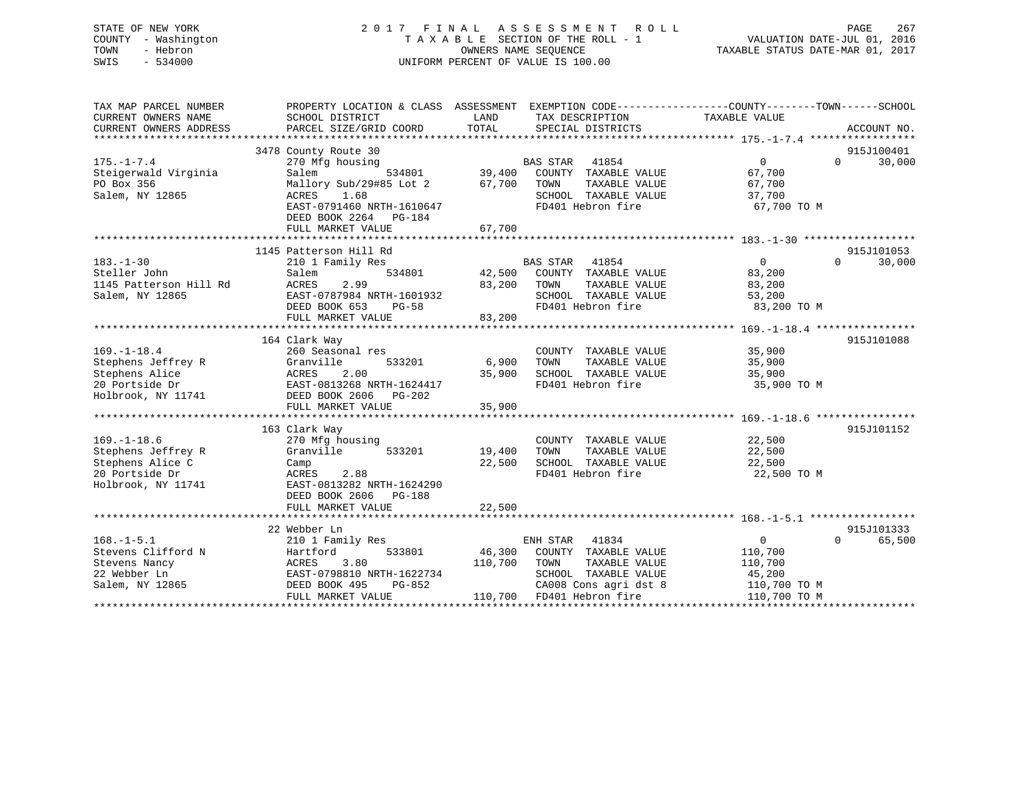STATE OF NEW YORK
COUNTY - Washington
TOWN - Hebron
SWIS - 534000

2017 FINAL ASSESSMENT ROLL
TAXABLE SECTION OF THE ROLL - 1
OWNERS NAME SEQUENCE
UNIFORM PERCENT OF VALUE IS 100.00

VALUATION DATE-JUL 01, 2016
TAXABLE STATUS DATE-MAR 01, 2017

```
TAX MAP PARCEL NUMBER          PROPERTY LOCATION & CLASS  ASSESSMENT  EXEMPTION CODE-----------------COUNTY--------TOWN------SCHOOL
CURRENT OWNERS NAME            SCHOOL DISTRICT              LAND      TAX DESCRIPTION           TAXABLE VALUE
CURRENT OWNERS ADDRESS         PARCEL SIZE/GRID COORD       TOTAL     SPECIAL DISTRICTS                                ACCOUNT NO.
******************************************************************************************* 175.-1-7.4 *****************
                               3478 County Route 30                                                                   915J100401
175.-1-7.4                     270 Mfg housing                        BAS STAR   41854                0          0       30,000
Steigerwald Virginia           Salem           534801      39,400     COUNTY  TAXABLE VALUE          67,700
PO Box 356                     Mallory Sub/29#85 Lot 2     67,700     TOWN    TAXABLE VALUE          67,700
Salem, NY 12865                ACRES    1.68                          SCHOOL  TAXABLE VALUE          37,700
                               EAST-0791460 NRTH-1610647              FD401 Hebron fire               67,700 TO M
                               DEED BOOK 2264   PG-184
                               FULL MARKET VALUE           67,700
******************************************************************************************* 183.-1-30 ******************
                               1145 Patterson Hill Rd                                                                 915J101053
183.-1-30                      210 1 Family Res                       BAS STAR   41854                0          0       30,000
Steller John                   Salem           534801      42,500     COUNTY  TAXABLE VALUE          83,200
1145 Patterson Hill Rd         ACRES    2.99               83,200     TOWN    TAXABLE VALUE          83,200
Salem, NY 12865                EAST-0787984 NRTH-1601932              SCHOOL  TAXABLE VALUE          53,200
                               DEED BOOK 653    PG-58                 FD401 Hebron fire               83,200 TO M
                               FULL MARKET VALUE           83,200
******************************************************************************************* 169.-1-18.4 ****************
                               164 Clark Way                                                                          915J101088
169.-1-18.4                    260 Seasonal res                       COUNTY  TAXABLE VALUE          35,900
Stephens Jeffrey R             Granville       533201       6,900     TOWN    TAXABLE VALUE          35,900
Stephens Alice                 ACRES    2.00               35,900     SCHOOL  TAXABLE VALUE          35,900
20 Portside Dr                 EAST-0813268 NRTH-1624417              FD401 Hebron fire               35,900 TO M
Holbrook, NY 11741             DEED BOOK 2606   PG-202
                               FULL MARKET VALUE           35,900
******************************************************************************************* 169.-1-18.6 ****************
                               163 Clark Way                                                                          915J101152
169.-1-18.6                    270 Mfg housing                        COUNTY  TAXABLE VALUE          22,500
Stephens Jeffrey R             Granville       533201      19,400     TOWN    TAXABLE VALUE          22,500
Stephens Alice C               Camp                        22,500     SCHOOL  TAXABLE VALUE          22,500
20 Portside Dr                 ACRES    2.88                          FD401 Hebron fire               22,500 TO M
Holbrook, NY 11741             EAST-0813282 NRTH-1624290
                               DEED BOOK 2606   PG-188
                               FULL MARKET VALUE           22,500
******************************************************************************************* 168.-1-5.1 *****************
                               22 Webber Ln                                                                           915J101333
168.-1-5.1                     210 1 Family Res                       ENH STAR   41834                0          0       65,500
Stevens Clifford N             Hartford        533801      46,300     COUNTY  TAXABLE VALUE         110,700
Stevens Nancy                  ACRES    3.80              110,700     TOWN    TAXABLE VALUE         110,700
22 Webber Ln                   EAST-0798810 NRTH-1622734              SCHOOL  TAXABLE VALUE          45,200
Salem, NY 12865                DEED BOOK 495    PG-852                CA008 Cons agri dst 8          110,700 TO M
                               FULL MARKET VALUE          110,700     FD401 Hebron fire              110,700 TO M
*************************************************************************************************************************
```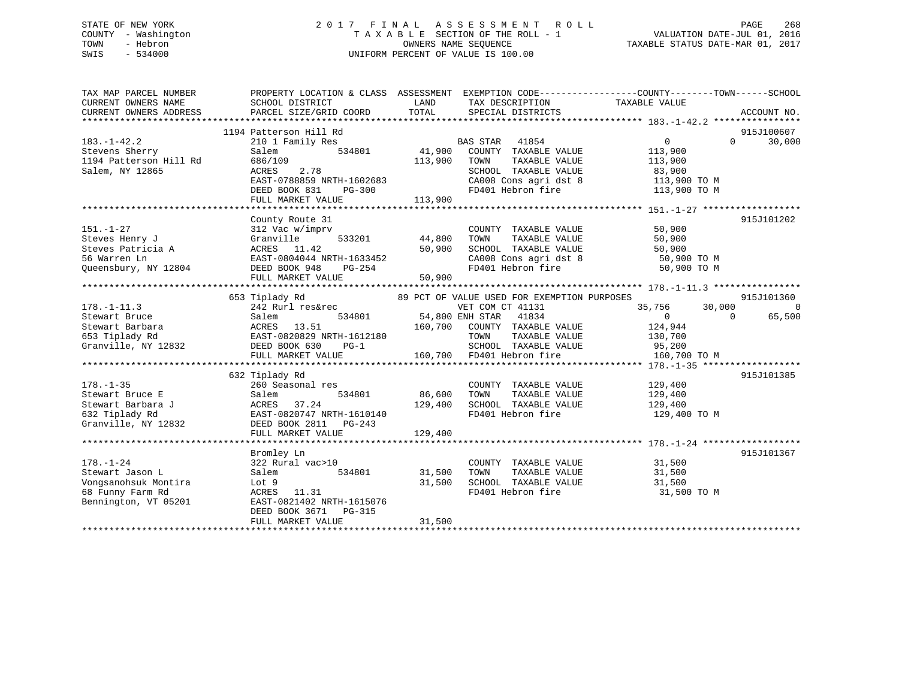STATE OF NEW YORK
COUNTY - Washington
TOWN - Hebron
SWIS - 534000

2017 FINAL ASSESSMENT ROLL
TAXABLE SECTION OF THE ROLL - 1
OWNERS NAME SEQUENCE
UNIFORM PERCENT OF VALUE IS 100.00

VALUATION DATE-JUL 01, 2016
TAXABLE STATUS DATE-MAR 01, 2017

| TAX MAP PARCEL NUMBER / CURRENT OWNERS NAME / CURRENT OWNERS ADDRESS | PROPERTY LOCATION & CLASS / SCHOOL DISTRICT / PARCEL SIZE/GRID COORD | ASSESSMENT LAND | TOTAL | EXEMPTION CODE / TAX DESCRIPTION / SPECIAL DISTRICTS | COUNTY TAXABLE VALUE | TOWN | SCHOOL | ACCOUNT NO. |
|---|---|---|---|---|---|---|---|---|
| **183.-1-42.2** | 1194 Patterson Hill Rd | | | | | | | 915J100607 |
| 183.-1-42.2 | 210 1 Family Res | | | BAS STAR 41854 | 0 | 0 | 30,000 | |
| Stevens Sherry | Salem 534801 | 41,900 | | COUNTY TAXABLE VALUE | 113,900 | | | |
| 1194 Patterson Hill Rd | 686/109 | | 113,900 | TOWN TAXABLE VALUE | 113,900 | | | |
| Salem, NY 12865 | ACRES 2.78 | | | SCHOOL TAXABLE VALUE | 83,900 | | | |
| | EAST-0788859 NRTH-1602683 | | | CA008 Cons agri dst 8 | 113,900 TO M | | | |
| | DEED BOOK 831 PG-300 | | | FD401 Hebron fire | 113,900 TO M | | | |
| | FULL MARKET VALUE | | 113,900 | | | | | |
| **151.-1-27** | County Route 31 | | | | | | | 915J101202 |
| 151.-1-27 | 312 Vac w/imprv | | | COUNTY TAXABLE VALUE | 50,900 | | | |
| Steves Henry J | Granville 533201 | 44,800 | | TOWN TAXABLE VALUE | 50,900 | | | |
| Steves Patricia A | ACRES 11.42 | | 50,900 | SCHOOL TAXABLE VALUE | 50,900 | | | |
| 56 Warren Ln | EAST-0804044 NRTH-1633452 | | | CA008 Cons agri dst 8 | 50,900 TO M | | | |
| Queensbury, NY 12804 | DEED BOOK 948 PG-254 | | | FD401 Hebron fire | 50,900 TO M | | | |
| | FULL MARKET VALUE | | 50,900 | | | | | |
| **178.-1-11.3** | 653 Tiplady Rd | | | 89 PCT OF VALUE USED FOR EXEMPTION PURPOSES | | | | 915J101360 |
| 178.-1-11.3 | 242 Rurl res&rec | | | VET COM CT 41131 | 35,756 | 30,000 | 0 | |
| Stewart Bruce | Salem 534801 | 54,800 | | ENH STAR 41834 | 0 | 0 | 65,500 | |
| Stewart Barbara | ACRES 13.51 | | 160,700 | COUNTY TAXABLE VALUE | 124,944 | | | |
| 653 Tiplady Rd | EAST-0820829 NRTH-1612180 | | | TOWN TAXABLE VALUE | 130,700 | | | |
| Granville, NY 12832 | DEED BOOK 630 PG-1 | | | SCHOOL TAXABLE VALUE | 95,200 | | | |
| | FULL MARKET VALUE | | 160,700 | FD401 Hebron fire | 160,700 TO M | | | |
| **178.-1-35** | 632 Tiplady Rd | | | | | | | 915J101385 |
| 178.-1-35 | 260 Seasonal res | | | COUNTY TAXABLE VALUE | 129,400 | | | |
| Stewart Bruce E | Salem 534801 | 86,600 | | TOWN TAXABLE VALUE | 129,400 | | | |
| Stewart Barbara J | ACRES 37.24 | | 129,400 | SCHOOL TAXABLE VALUE | 129,400 | | | |
| 632 Tiplady Rd | EAST-0820747 NRTH-1610140 | | | FD401 Hebron fire | 129,400 TO M | | | |
| Granville, NY 12832 | DEED BOOK 2811 PG-243 | | | | | | | |
| | FULL MARKET VALUE | | 129,400 | | | | | |
| **178.-1-24** | Bromley Ln | | | | | | | 915J101367 |
| 178.-1-24 | 322 Rural vac>10 | | | COUNTY TAXABLE VALUE | 31,500 | | | |
| Stewart Jason L | Salem 534801 | 31,500 | | TOWN TAXABLE VALUE | 31,500 | | | |
| Vongsanohsuk Montira | Lot 9 | | 31,500 | SCHOOL TAXABLE VALUE | 31,500 | | | |
| 68 Funny Farm Rd | ACRES 11.31 | | | FD401 Hebron fire | 31,500 TO M | | | |
| Bennington, VT 05201 | EAST-0821402 NRTH-1615076 | | | | | | | |
| | DEED BOOK 3671 PG-315 | | | | | | | |
| | FULL MARKET VALUE | | 31,500 | | | | | |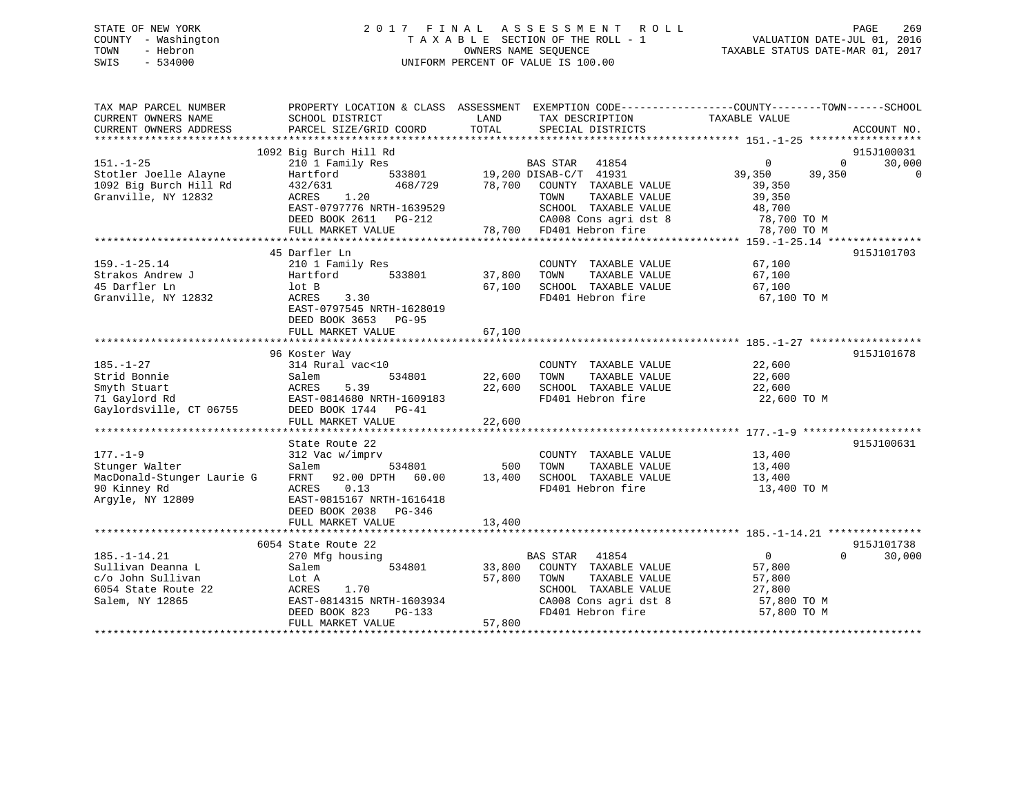STATE OF NEW YORK
COUNTY - Washington
TOWN - Hebron
SWIS - 534000

2 0 1 7  F I N A L  A S S E S S M E N T  R O L L
T A X A B L E  SECTION OF THE ROLL - 1
OWNERS NAME SEQUENCE
UNIFORM PERCENT OF VALUE IS 100.00

VALUATION DATE-JUL 01, 2016
TAXABLE STATUS DATE-MAR 01, 2017

```
TAX MAP PARCEL NUMBER          PROPERTY LOCATION & CLASS  ASSESSMENT  EXEMPTION CODE------------------COUNTY--------TOWN------SCHOOL
CURRENT OWNERS NAME            SCHOOL DISTRICT               LAND      TAX DESCRIPTION              TAXABLE VALUE
CURRENT OWNERS ADDRESS         PARCEL SIZE/GRID COORD        TOTAL     SPECIAL DISTRICTS                                        ACCOUNT NO.
******************************************************************************************************* 151.-1-25 ******************
                            1092 Big Burch Hill Rd                                                                          915J100031
151.-1-25                      210 1 Family Res                       BAS STAR   41854                 0            0        30,000
Stotler Joelle Alayne          Hartford        533801      19,200 DISAB-C/T  41931             39,350       39,350             0
1092 Big Burch Hill Rd         432/631         468/729     78,700   COUNTY  TAXABLE VALUE            39,350
Granville, NY 12832            ACRES     1.20                       TOWN    TAXABLE VALUE            39,350
                               EAST-0797776 NRTH-1639529            SCHOOL  TAXABLE VALUE            48,700
                               DEED BOOK 2611   PG-212              CA008 Cons agri dst 8              78,700 TO M
                               FULL MARKET VALUE            78,700  FD401 Hebron fire                  78,700 TO M
******************************************************************************************************* 159.-1-25.14 ***************
                            45 Darfler Ln                                                                                   915J101703
159.-1-25.14                   210 1 Family Res                       COUNTY  TAXABLE VALUE            67,100
Strakos Andrew J               Hartford        533801      37,800   TOWN    TAXABLE VALUE            67,100
45 Darfler Ln                  lot B                       67,100   SCHOOL  TAXABLE VALUE            67,100
Granville, NY 12832            ACRES     3.30                       FD401 Hebron fire                  67,100 TO M
                               EAST-0797545 NRTH-1628019
                               DEED BOOK 3653   PG-95
                               FULL MARKET VALUE            67,100
******************************************************************************************************* 185.-1-27 ******************
                            96 Koster Way                                                                                   915J101678
185.-1-27                      314 Rural vac<10                       COUNTY  TAXABLE VALUE            22,600
Strid Bonnie                   Salem           534801      22,600   TOWN    TAXABLE VALUE            22,600
Smyth Stuart                   ACRES     5.39              22,600   SCHOOL  TAXABLE VALUE            22,600
71 Gaylord Rd                  EAST-0814680 NRTH-1609183            FD401 Hebron fire                  22,600 TO M
Gaylordsville, CT 06755        DEED BOOK 1744   PG-41
                               FULL MARKET VALUE            22,600
******************************************************************************************************* 177.-1-9 *******************
                               State Route 22                                                                               915J100631
177.-1-9                       312 Vac w/imprv                        COUNTY  TAXABLE VALUE            13,400
Stunger Walter                 Salem           534801         500   TOWN    TAXABLE VALUE            13,400
MacDonald-Stunger Laurie G     FRNT   92.00 DPTH   60.00   13,400   SCHOOL  TAXABLE VALUE            13,400
90 Kinney Rd                   ACRES     0.13                       FD401 Hebron fire                  13,400 TO M
Argyle, NY 12809               EAST-0815167 NRTH-1616418
                               DEED BOOK 2038   PG-346
                               FULL MARKET VALUE            13,400
******************************************************************************************************* 185.-1-14.21 ***************
                            6054 State Route 22                                                                             915J101738
185.-1-14.21                   270 Mfg housing                        BAS STAR   41854                 0            0        30,000
Sullivan Deanna L              Salem           534801      33,800   COUNTY  TAXABLE VALUE            57,800
c/o John Sullivan              Lot A                       57,800   TOWN    TAXABLE VALUE            57,800
6054 State Route 22            ACRES     1.70                       SCHOOL  TAXABLE VALUE            27,800
Salem, NY 12865                EAST-0814315 NRTH-1603934            CA008 Cons agri dst 8              57,800 TO M
                               DEED BOOK 823    PG-133              FD401 Hebron fire                  57,800 TO M
                               FULL MARKET VALUE            57,800
************************************************************************************************************************************
```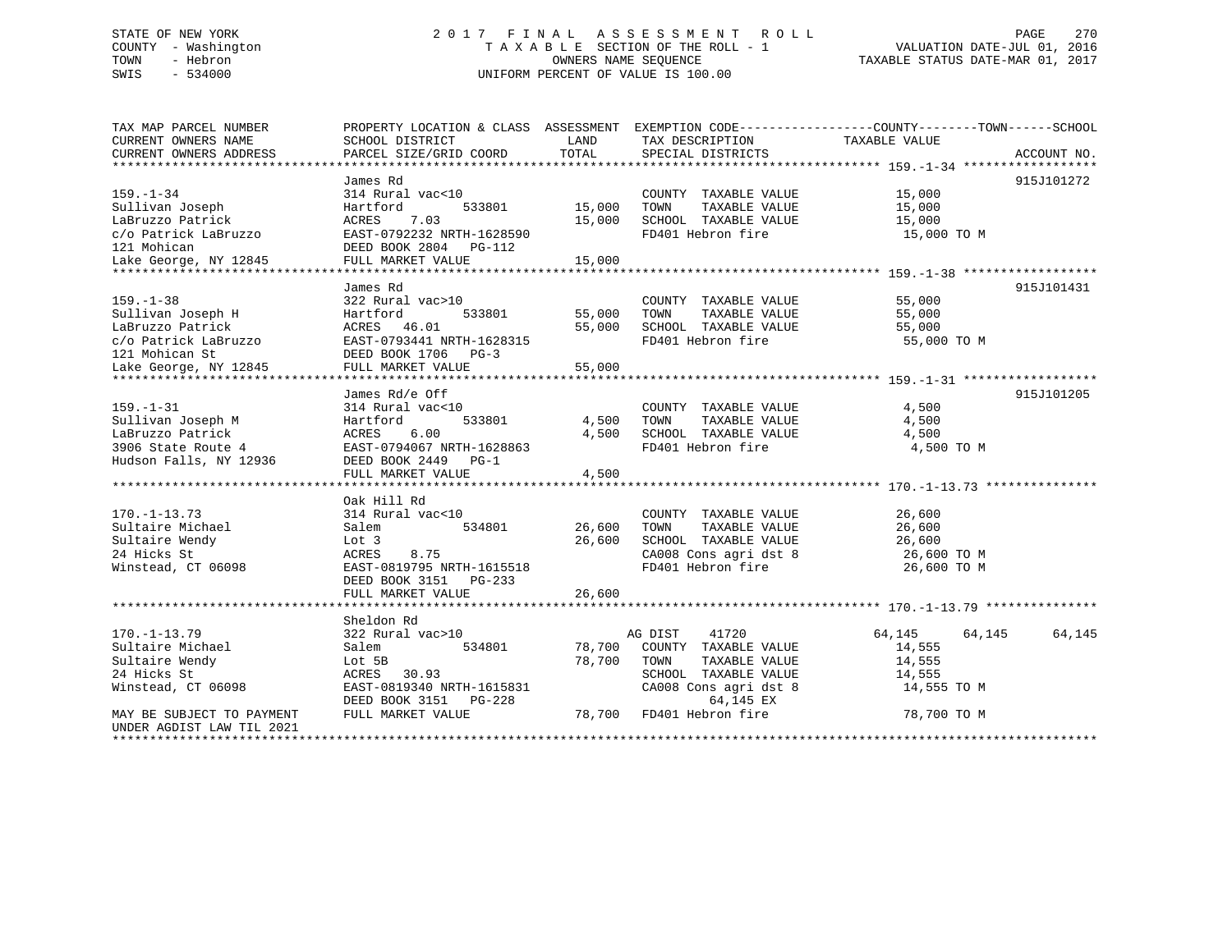STATE OF NEW YORK
COUNTY - Washington
TOWN - Hebron
SWIS - 534000

2 0 1 7 F I N A L A S S E S S M E N T R O L L
T A X A B L E SECTION OF THE ROLL - 1
OWNERS NAME SEQUENCE
UNIFORM PERCENT OF VALUE IS 100.00

VALUATION DATE-JUL 01, 2016
TAXABLE STATUS DATE-MAR 01, 2017

| TAX MAP PARCEL NUMBER / CURRENT OWNERS NAME / CURRENT OWNERS ADDRESS | PROPERTY LOCATION & CLASS / SCHOOL DISTRICT / PARCEL SIZE/GRID COORD | ASSESSMENT LAND / TOTAL | EXEMPTION CODE / TAX DESCRIPTION / SPECIAL DISTRICTS | COUNTY / TOWN / SCHOOL TAXABLE VALUE | ACCOUNT NO. |
|---|---|---|---|---|---|
| **159.-1-34** | James Rd | | | | 915J101272 |
| 159.-1-34 | 314 Rural vac<10 | | COUNTY TAXABLE VALUE | 15,000 | |
| Sullivan Joseph | Hartford 533801 | 15,000 | TOWN TAXABLE VALUE | 15,000 | |
| LaBruzzo Patrick | ACRES 7.03 | 15,000 | SCHOOL TAXABLE VALUE | 15,000 | |
| c/o Patrick LaBruzzo | EAST-0792232 NRTH-1628590 | | FD401 Hebron fire | 15,000 TO M | |
| 121 Mohican | DEED BOOK 2804 PG-112 | | | | |
| Lake George, NY 12845 | FULL MARKET VALUE | 15,000 | | | |
| **159.-1-38** | James Rd | | | | 915J101431 |
| 159.-1-38 | 322 Rural vac>10 | | COUNTY TAXABLE VALUE | 55,000 | |
| Sullivan Joseph H | Hartford 533801 | 55,000 | TOWN TAXABLE VALUE | 55,000 | |
| LaBruzzo Patrick | ACRES 46.01 | 55,000 | SCHOOL TAXABLE VALUE | 55,000 | |
| c/o Patrick LaBruzzo | EAST-0793441 NRTH-1628315 | | FD401 Hebron fire | 55,000 TO M | |
| 121 Mohican St | DEED BOOK 1706 PG-3 | | | | |
| Lake George, NY 12845 | FULL MARKET VALUE | 55,000 | | | |
| **159.-1-31** | James Rd/e Off | | | | 915J101205 |
| 159.-1-31 | 314 Rural vac<10 | | COUNTY TAXABLE VALUE | 4,500 | |
| Sullivan Joseph M | Hartford 533801 | 4,500 | TOWN TAXABLE VALUE | 4,500 | |
| LaBruzzo Patrick | ACRES 6.00 | 4,500 | SCHOOL TAXABLE VALUE | 4,500 | |
| 3906 State Route 4 | EAST-0794067 NRTH-1628863 | | FD401 Hebron fire | 4,500 TO M | |
| Hudson Falls, NY 12936 | DEED BOOK 2449 PG-1 | | | | |
| | FULL MARKET VALUE | 4,500 | | | |
| **170.-1-13.73** | Oak Hill Rd | | | | |
| 170.-1-13.73 | 314 Rural vac<10 | | COUNTY TAXABLE VALUE | 26,600 | |
| Sultaire Michael | Salem 534801 | 26,600 | TOWN TAXABLE VALUE | 26,600 | |
| Sultaire Wendy | Lot 3 | 26,600 | SCHOOL TAXABLE VALUE | 26,600 | |
| 24 Hicks St | ACRES 8.75 | | CA008 Cons agri dst 8 | 26,600 TO M | |
| Winstead, CT 06098 | EAST-0819795 NRTH-1615518 | | FD401 Hebron fire | 26,600 TO M | |
| | DEED BOOK 3151 PG-233 | | | | |
| | FULL MARKET VALUE | 26,600 | | | |
| **170.-1-13.79** | Sheldon Rd | | | | |
| 170.-1-13.79 | 322 Rural vac>10 | | AG DIST 41720 | 64,145 64,145 64,145 | |
| Sultaire Michael | Salem 534801 | 78,700 | COUNTY TAXABLE VALUE | 14,555 | |
| Sultaire Wendy | Lot 5B | 78,700 | TOWN TAXABLE VALUE | 14,555 | |
| 24 Hicks St | ACRES 30.93 | | SCHOOL TAXABLE VALUE | 14,555 | |
| Winstead, CT 06098 | EAST-0819340 NRTH-1615831 | | CA008 Cons agri dst 8 | 14,555 TO M | |
| | DEED BOOK 3151 PG-228 | | 64,145 EX | | |
| MAY BE SUBJECT TO PAYMENT | FULL MARKET VALUE | 78,700 | FD401 Hebron fire | 78,700 TO M | |
| UNDER AGDIST LAW TIL 2021 | | | | | |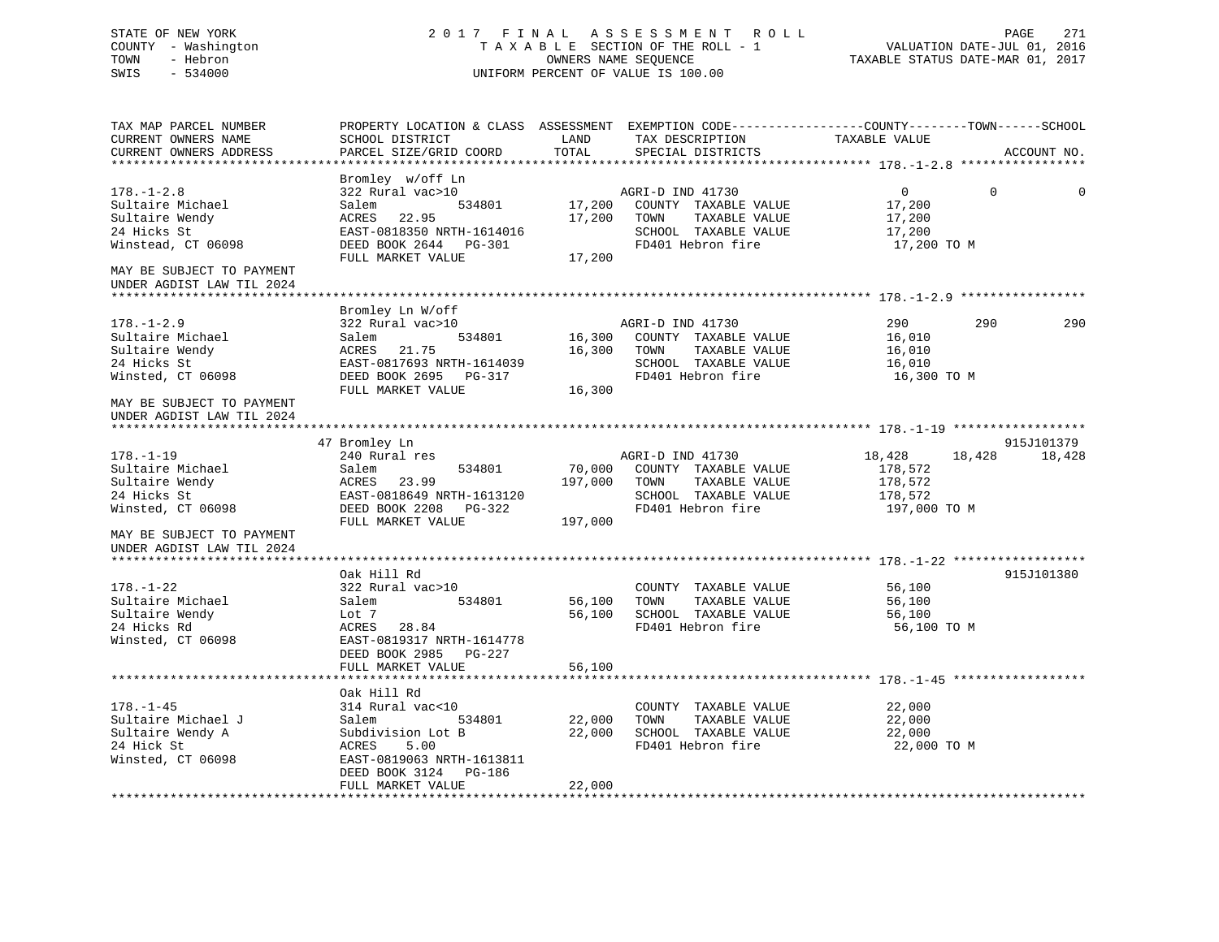STATE OF NEW YORK — 2017 FINAL ASSESSMENT ROLL
COUNTY - Washington — TAXABLE SECTION OF THE ROLL - 1 — VALUATION DATE-JUL 01, 2016
TOWN - Hebron — OWNERS NAME SEQUENCE — TAXABLE STATUS DATE-MAR 01, 2017
SWIS - 534000 — UNIFORM PERCENT OF VALUE IS 100.00

| TAX MAP PARCEL NUMBER / CURRENT OWNERS NAME / CURRENT OWNERS ADDRESS | PROPERTY LOCATION & CLASS / SCHOOL DISTRICT / PARCEL SIZE/GRID COORD | ASSESSMENT LAND | TOTAL | EXEMPTION CODE / TAX DESCRIPTION / SPECIAL DISTRICTS | COUNTY TAXABLE VALUE | TOWN | SCHOOL | ACCOUNT NO. |
|---|---|---|---|---|---|---|---|---|
| **178.-1-2.8** | Bromley w/off Ln | | | | | | | |
| 178.-1-2.8 | 322 Rural vac>10 | | | AGRI-D IND 41730 | 0 | 0 | 0 | |
| Sultaire Michael | Salem 534801 | 17,200 | | COUNTY TAXABLE VALUE | 17,200 | | | |
| Sultaire Wendy | ACRES 22.95 | | 17,200 | TOWN TAXABLE VALUE | 17,200 | | | |
| 24 Hicks St | EAST-0818350 NRTH-1614016 | | | SCHOOL TAXABLE VALUE | 17,200 | | | |
| Winstead, CT 06098 | DEED BOOK 2644 PG-301 | | | FD401 Hebron fire | 17,200 TO M | | | |
| | FULL MARKET VALUE | | 17,200 | | | | | |
| MAY BE SUBJECT TO PAYMENT UNDER AGDIST LAW TIL 2024 | | | | | | | | |
| **178.-1-2.9** | Bromley Ln W/off | | | | | | | |
| 178.-1-2.9 | 322 Rural vac>10 | | | AGRI-D IND 41730 | 290 | 290 | 290 | |
| Sultaire Michael | Salem 534801 | 16,300 | | COUNTY TAXABLE VALUE | 16,010 | | | |
| Sultaire Wendy | ACRES 21.75 | | 16,300 | TOWN TAXABLE VALUE | 16,010 | | | |
| 24 Hicks St | EAST-0817693 NRTH-1614039 | | | SCHOOL TAXABLE VALUE | 16,010 | | | |
| Winsted, CT 06098 | DEED BOOK 2695 PG-317 | | | FD401 Hebron fire | 16,300 TO M | | | |
| | FULL MARKET VALUE | | 16,300 | | | | | |
| MAY BE SUBJECT TO PAYMENT UNDER AGDIST LAW TIL 2024 | | | | | | | | |
| **178.-1-19** | 47 Bromley Ln | | | | | | | 915J101379 |
| 178.-1-19 | 240 Rural res | | | AGRI-D IND 41730 | 18,428 | 18,428 | 18,428 | |
| Sultaire Michael | Salem 534801 | 70,000 | | COUNTY TAXABLE VALUE | 178,572 | | | |
| Sultaire Wendy | ACRES 23.99 | | 197,000 | TOWN TAXABLE VALUE | 178,572 | | | |
| 24 Hicks St | EAST-0818649 NRTH-1613120 | | | SCHOOL TAXABLE VALUE | 178,572 | | | |
| Winsted, CT 06098 | DEED BOOK 2208 PG-322 | | | FD401 Hebron fire | 197,000 TO M | | | |
| | FULL MARKET VALUE | | 197,000 | | | | | |
| MAY BE SUBJECT TO PAYMENT UNDER AGDIST LAW TIL 2024 | | | | | | | | |
| **178.-1-22** | Oak Hill Rd | | | | | | | 915J101380 |
| 178.-1-22 | 322 Rural vac>10 | | | COUNTY TAXABLE VALUE | 56,100 | | | |
| Sultaire Michael | Salem 534801 | 56,100 | | TOWN TAXABLE VALUE | 56,100 | | | |
| Sultaire Wendy | Lot 7 | | 56,100 | SCHOOL TAXABLE VALUE | 56,100 | | | |
| 24 Hicks Rd | ACRES 28.84 | | | FD401 Hebron fire | 56,100 TO M | | | |
| Winsted, CT 06098 | EAST-0819317 NRTH-1614778 | | | | | | | |
| | DEED BOOK 2985 PG-227 | | | | | | | |
| | FULL MARKET VALUE | | 56,100 | | | | | |
| **178.-1-45** | Oak Hill Rd | | | | | | | |
| 178.-1-45 | 314 Rural vac<10 | | | COUNTY TAXABLE VALUE | 22,000 | | | |
| Sultaire Michael J | Salem 534801 | 22,000 | | TOWN TAXABLE VALUE | 22,000 | | | |
| Sultaire Wendy A | Subdivision Lot B | | 22,000 | SCHOOL TAXABLE VALUE | 22,000 | | | |
| 24 Hick St | ACRES 5.00 | | | FD401 Hebron fire | 22,000 TO M | | | |
| Winsted, CT 06098 | EAST-0819063 NRTH-1613811 | | | | | | | |
| | DEED BOOK 3124 PG-186 | | | | | | | |
| | FULL MARKET VALUE | | 22,000 | | | | | |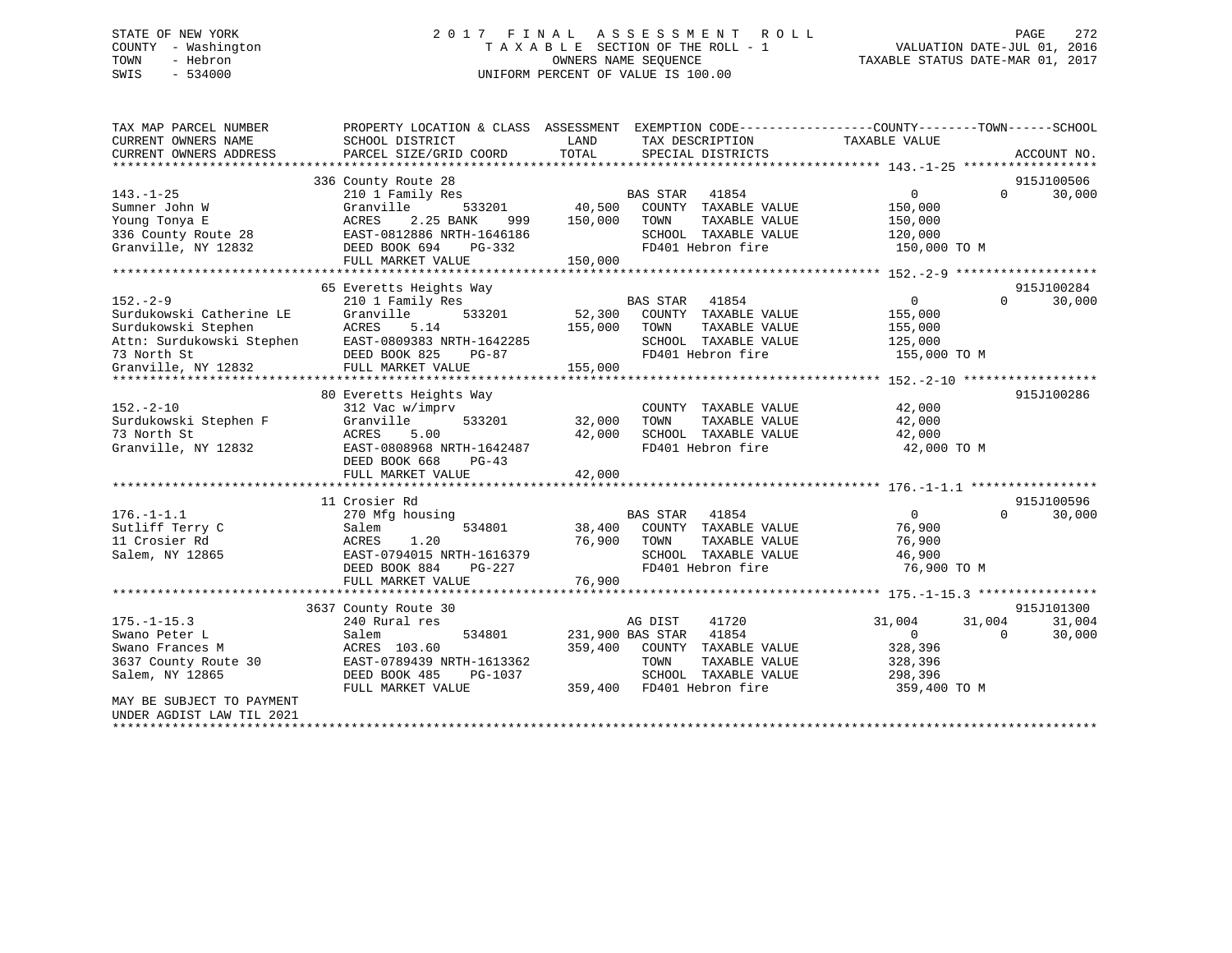STATE OF NEW YORK
COUNTY - Washington
TOWN - Hebron
SWIS - 534000

2 0 1 7 F I N A L A S S E S S M E N T R O L L
T A X A B L E SECTION OF THE ROLL - 1
OWNERS NAME SEQUENCE
UNIFORM PERCENT OF VALUE IS 100.00

VALUATION DATE-JUL 01, 2016
TAXABLE STATUS DATE-MAR 01, 2017

```
TAX MAP PARCEL NUMBER          PROPERTY LOCATION & CLASS  ASSESSMENT  EXEMPTION CODE------------------COUNTY--------TOWN------SCHOOL
CURRENT OWNERS NAME            SCHOOL DISTRICT              LAND      TAX DESCRIPTION             TAXABLE VALUE
CURRENT OWNERS ADDRESS         PARCEL SIZE/GRID COORD       TOTAL     SPECIAL DISTRICTS                                  ACCOUNT NO.
******************************************************************************************************* 143.-1-25 ******************
                          336 County Route 28                                                                          915J100506
143.-1-25                      210 1 Family Res                       BAS STAR  41854             0              0        30,000
Sumner John W                  Granville        533201      40,500    COUNTY  TAXABLE VALUE         150,000
Young Tonya E                  ACRES    2.25 BANK    999   150,000    TOWN    TAXABLE VALUE         150,000
336 County Route 28            EAST-0812886 NRTH-1646186              SCHOOL  TAXABLE VALUE         120,000
Granville, NY 12832            DEED BOOK 694    PG-332                FD401 Hebron fire              150,000 TO M
                               FULL MARKET VALUE           150,000
******************************************************************************************************* 152.-2-9 *******************
                          65 Everetts Heights Way                                                                      915J100284
152.-2-9                       210 1 Family Res                       BAS STAR  41854             0              0        30,000
Surdukowski Catherine LE       Granville        533201      52,300    COUNTY  TAXABLE VALUE         155,000
Surdukowski Stephen            ACRES    5.14               155,000    TOWN    TAXABLE VALUE         155,000
Attn: Surdukowski Stephen      EAST-0809383 NRTH-1642285              SCHOOL  TAXABLE VALUE         125,000
73 North St                    DEED BOOK 825    PG-87                 FD401 Hebron fire              155,000 TO M
Granville, NY 12832            FULL MARKET VALUE           155,000
******************************************************************************************************* 152.-2-10 ******************
                          80 Everetts Heights Way                                                                      915J100286
152.-2-10                      312 Vac w/imprv                        COUNTY  TAXABLE VALUE          42,000
Surdukowski Stephen F          Granville        533201      32,000    TOWN    TAXABLE VALUE          42,000
73 North St                    ACRES    5.00                42,000    SCHOOL  TAXABLE VALUE          42,000
Granville, NY 12832            EAST-0808968 NRTH-1642487              FD401 Hebron fire               42,000 TO M
                               DEED BOOK 668    PG-43
                               FULL MARKET VALUE            42,000
******************************************************************************************************* 176.-1-1.1 *****************
                          11 Crosier Rd                                                                                915J100596
176.-1-1.1                     270 Mfg housing                        BAS STAR  41854             0              0        30,000
Sutliff Terry C                Salem            534801      38,400    COUNTY  TAXABLE VALUE          76,900
11 Crosier Rd                  ACRES    1.20                76,900    TOWN    TAXABLE VALUE          76,900
Salem, NY 12865                EAST-0794015 NRTH-1616379              SCHOOL  TAXABLE VALUE          46,900
                               DEED BOOK 884    PG-227                FD401 Hebron fire               76,900 TO M
                               FULL MARKET VALUE            76,900
******************************************************************************************************* 175.-1-15.3 ****************
                          3637 County Route 30                                                                         915J101300
175.-1-15.3                    240 Rural res                          AG DIST   41720        31,004         31,004        31,004
Swano Peter L                  Salem            534801     231,900 BAS STAR  41854             0              0        30,000
Swano Frances M                ACRES  103.60               359,400    COUNTY  TAXABLE VALUE         328,396
3637 County Route 30           EAST-0789439 NRTH-1613362              TOWN    TAXABLE VALUE         328,396
Salem, NY 12865                DEED BOOK 485    PG-1037               SCHOOL  TAXABLE VALUE         298,396
                               FULL MARKET VALUE           359,400    FD401 Hebron fire              359,400 TO M
MAY BE SUBJECT TO PAYMENT
UNDER AGDIST LAW TIL 2021
************************************************************************************************************************************
```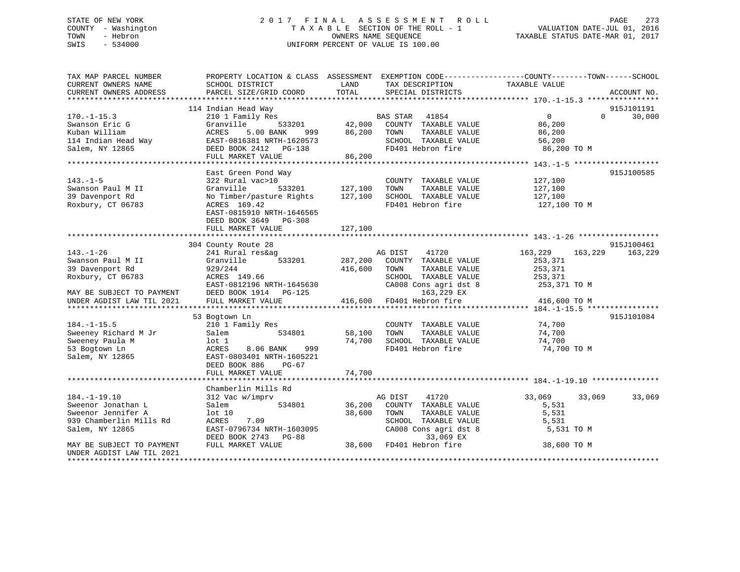STATE OF NEW YORK
COUNTY - Washington
TOWN - Hebron
SWIS - 534000

# 2017 FINAL ASSESSMENT ROLL
TAXABLE SECTION OF THE ROLL - 1
OWNERS NAME SEQUENCE
UNIFORM PERCENT OF VALUE IS 100.00

VALUATION DATE-JUL 01, 2016
TAXABLE STATUS DATE-MAR 01, 2017

| TAX MAP PARCEL NUMBER / CURRENT OWNERS NAME / CURRENT OWNERS ADDRESS | PROPERTY LOCATION & CLASS / SCHOOL DISTRICT / PARCEL SIZE/GRID COORD | ASSESSMENT LAND | TOTAL | EXEMPTION CODE / TAX DESCRIPTION / SPECIAL DISTRICTS | COUNTY TAXABLE VALUE | TOWN | SCHOOL | ACCOUNT NO. |
|---|---|---|---|---|---|---|---|---|
| 170.-1-15.3 | 114 Indian Head Way | | | | | | | 915J101191 |
| Swanson Eric G | 210 1 Family Res | | | BAS STAR 41854 | 0 | 0 | 30,000 | |
| Kuban William | Granville 533201 | 42,000 | | COUNTY TAXABLE VALUE | 86,200 | | | |
| 114 Indian Head Way | ACRES 5.00 BANK 999 | | 86,200 | TOWN TAXABLE VALUE | 86,200 | | | |
| Salem, NY 12865 | EAST-0816381 NRTH-1620573 | | | SCHOOL TAXABLE VALUE | 56,200 | | | |
| | DEED BOOK 2412 PG-138 | | | FD401 Hebron fire | 86,200 TO M | | | |
| | FULL MARKET VALUE | | 86,200 | | | | | |
| 143.-1-5 | East Green Pond Way | | | | | | | 915J100585 |
| Swanson Paul M II | 322 Rural vac>10 | | | COUNTY TAXABLE VALUE | 127,100 | | | |
| 39 Davenport Rd | Granville 533201 | 127,100 | | TOWN TAXABLE VALUE | 127,100 | | | |
| Roxbury, CT 06783 | No Timber/pasture Rights | | 127,100 | SCHOOL TAXABLE VALUE | 127,100 | | | |
| | ACRES 169.42 | | | FD401 Hebron fire | 127,100 TO M | | | |
| | EAST-0815910 NRTH-1646565 | | | | | | | |
| | DEED BOOK 3649 PG-308 | | | | | | | |
| | FULL MARKET VALUE | | 127,100 | | | | | |
| 143.-1-26 | 304 County Route 28 | | | | | | | 915J100461 |
| Swanson Paul M II | 241 Rural res&ag | | | AG DIST 41720 | 163,229 | 163,229 | 163,229 | |
| 39 Davenport Rd | Granville 533201 | 287,200 | | COUNTY TAXABLE VALUE | 253,371 | | | |
| Roxbury, CT 06783 | 929/244 | | 416,600 | TOWN TAXABLE VALUE | 253,371 | | | |
| | ACRES 149.66 | | | SCHOOL TAXABLE VALUE | 253,371 | | | |
| | EAST-0812196 NRTH-1645630 | | | CA008 Cons agri dst 8 | 253,371 TO M | | | |
| MAY BE SUBJECT TO PAYMENT | DEED BOOK 1914 PG-125 | | | 163,229 EX | | | | |
| UNDER AGDIST LAW TIL 2021 | FULL MARKET VALUE | | 416,600 | FD401 Hebron fire | 416,600 TO M | | | |
| 184.-1-15.5 | 53 Bogtown Ln | | | | | | | 915J101084 |
| Sweeney Richard M Jr | 210 1 Family Res | | | COUNTY TAXABLE VALUE | 74,700 | | | |
| Sweeney Paula M | Salem 534801 | 58,100 | | TOWN TAXABLE VALUE | 74,700 | | | |
| 53 Bogtown Ln | lot 1 | | 74,700 | SCHOOL TAXABLE VALUE | 74,700 | | | |
| Salem, NY 12865 | ACRES 8.06 BANK 999 | | | FD401 Hebron fire | 74,700 TO M | | | |
| | EAST-0803401 NRTH-1605221 | | | | | | | |
| | DEED BOOK 886 PG-67 | | | | | | | |
| | FULL MARKET VALUE | | 74,700 | | | | | |
| 184.-1-19.10 | Chamberlin Mills Rd | | | | | | | |
| Sweenor Jonathan L | 312 Vac w/imprv | | | AG DIST 41720 | 33,069 | 33,069 | 33,069 | |
| Sweenor Jennifer A | Salem 534801 | 36,200 | | COUNTY TAXABLE VALUE | 5,531 | | | |
| 939 Chamberlin Mills Rd | lot 10 | | 38,600 | TOWN TAXABLE VALUE | 5,531 | | | |
| Salem, NY 12865 | ACRES 7.09 | | | SCHOOL TAXABLE VALUE | 5,531 | | | |
| | EAST-0796734 NRTH-1603095 | | | CA008 Cons agri dst 8 | 5,531 TO M | | | |
| | DEED BOOK 2743 PG-88 | | | 33,069 EX | | | | |
| MAY BE SUBJECT TO PAYMENT | FULL MARKET VALUE | | 38,600 | FD401 Hebron fire | 38,600 TO M | | | |
| UNDER AGDIST LAW TIL 2021 | | | | | | | | |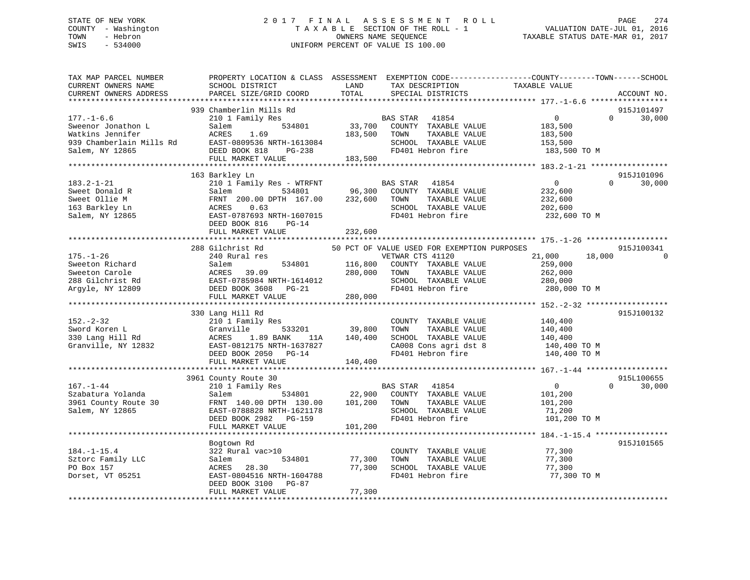STATE OF NEW YORK
COUNTY - Washington
TOWN - Hebron
SWIS - 534000

2017 FINAL ASSESSMENT ROLL
TAXABLE SECTION OF THE ROLL - 1
OWNERS NAME SEQUENCE
UNIFORM PERCENT OF VALUE IS 100.00

VALUATION DATE-JUL 01, 2016
TAXABLE STATUS DATE-MAR 01, 2017

| TAX MAP PARCEL NUMBER / CURRENT OWNERS NAME / CURRENT OWNERS ADDRESS | PROPERTY LOCATION & CLASS / SCHOOL DISTRICT / PARCEL SIZE/GRID COORD | ASSESSMENT LAND / TOTAL | EXEMPTION CODE / TAX DESCRIPTION / SPECIAL DISTRICTS | COUNTY | TOWN | SCHOOL | ACCOUNT NO. |
|---|---|---|---|---|---|---|---|
| **177.-1-6.6** | 939 Chamberlin Mills Rd | | | | | | 915J101497 |
| Sweenor Jonathon L | 210 1 Family Res | | BAS STAR 41854 | 0 | 0 | 30,000 | |
| Watkins Jennifer | Salem 534801 | 33,700 | COUNTY TAXABLE VALUE | 183,500 | | | |
| 939 Chamberlain Mills Rd | ACRES 1.69 | 183,500 | TOWN TAXABLE VALUE | 183,500 | | | |
| Salem, NY 12865 | EAST-0809536 NRTH-1613084 | | SCHOOL TAXABLE VALUE | 153,500 | | | |
| | DEED BOOK 818 PG-238 | | FD401 Hebron fire | 183,500 TO M | | | |
| | FULL MARKET VALUE | 183,500 | | | | | |
| **183.2-1-21** | 163 Barkley Ln | | | | | | 915J101096 |
| Sweet Donald R | 210 1 Family Res - WTRFNT | | BAS STAR 41854 | 0 | 0 | 30,000 | |
| Sweet Ollie M | Salem 534801 | 96,300 | COUNTY TAXABLE VALUE | 232,600 | | | |
| 163 Barkley Ln | FRNT 200.00 DPTH 167.00 | 232,600 | TOWN TAXABLE VALUE | 232,600 | | | |
| Salem, NY 12865 | ACRES 0.63 | | SCHOOL TAXABLE VALUE | 202,600 | | | |
| | EAST-0787693 NRTH-1607015 | | FD401 Hebron fire | 232,600 TO M | | | |
| | DEED BOOK 816 PG-14 | | | | | | |
| | FULL MARKET VALUE | 232,600 | | | | | |
| **175.-1-26** | 288 Gilchrist Rd | | 50 PCT OF VALUE USED FOR EXEMPTION PURPOSES | | | | 915J100341 |
| Sweeton Richard | 240 Rural res | | VETWAR CTS 41120 | 21,000 | 18,000 | 0 | |
| Sweeton Carole | Salem 534801 | 116,800 | COUNTY TAXABLE VALUE | 259,000 | | | |
| 288 Gilchrist Rd | ACRES 39.09 | 280,000 | TOWN TAXABLE VALUE | 262,000 | | | |
| Argyle, NY 12809 | EAST-0785984 NRTH-1614012 | | SCHOOL TAXABLE VALUE | 280,000 | | | |
| | DEED BOOK 3608 PG-21 | | FD401 Hebron fire | 280,000 TO M | | | |
| | FULL MARKET VALUE | 280,000 | | | | | |
| **152.-2-32** | 330 Lang Hill Rd | | | | | | 915J100132 |
| Sword Koren L | 210 1 Family Res | | COUNTY TAXABLE VALUE | 140,400 | | | |
| 330 Lang Hill Rd | Granville 533201 | 39,800 | TOWN TAXABLE VALUE | 140,400 | | | |
| Granville, NY 12832 | ACRES 1.89 BANK 11A | 140,400 | SCHOOL TAXABLE VALUE | 140,400 | | | |
| | EAST-0812175 NRTH-1637827 | | CA008 Cons agri dst 8 | 140,400 TO M | | | |
| | DEED BOOK 2050 PG-14 | | FD401 Hebron fire | 140,400 TO M | | | |
| | FULL MARKET VALUE | 140,400 | | | | | |
| **167.-1-44** | 3961 County Route 30 | | | | | | 915L100655 |
| Szabatura Yolanda | 210 1 Family Res | | BAS STAR 41854 | 0 | 0 | 30,000 | |
| 3961 County Route 30 | Salem 534801 | 22,900 | COUNTY TAXABLE VALUE | 101,200 | | | |
| Salem, NY 12865 | FRNT 140.00 DPTH 130.00 | 101,200 | TOWN TAXABLE VALUE | 101,200 | | | |
| | EAST-0788828 NRTH-1621178 | | SCHOOL TAXABLE VALUE | 71,200 | | | |
| | DEED BOOK 2982 PG-159 | | FD401 Hebron fire | 101,200 TO M | | | |
| | FULL MARKET VALUE | 101,200 | | | | | |
| **184.-1-15.4** | Bogtown Rd | | | | | | 915J101565 |
| Sztorc Family LLC | 322 Rural vac>10 | | COUNTY TAXABLE VALUE | 77,300 | | | |
| PO Box 157 | Salem 534801 | 77,300 | TOWN TAXABLE VALUE | 77,300 | | | |
| Dorset, VT 05251 | ACRES 28.30 | 77,300 | SCHOOL TAXABLE VALUE | 77,300 | | | |
| | EAST-0804516 NRTH-1604788 | | FD401 Hebron fire | 77,300 TO M | | | |
| | DEED BOOK 3100 PG-87 | | | | | | |
| | FULL MARKET VALUE | 77,300 | | | | | |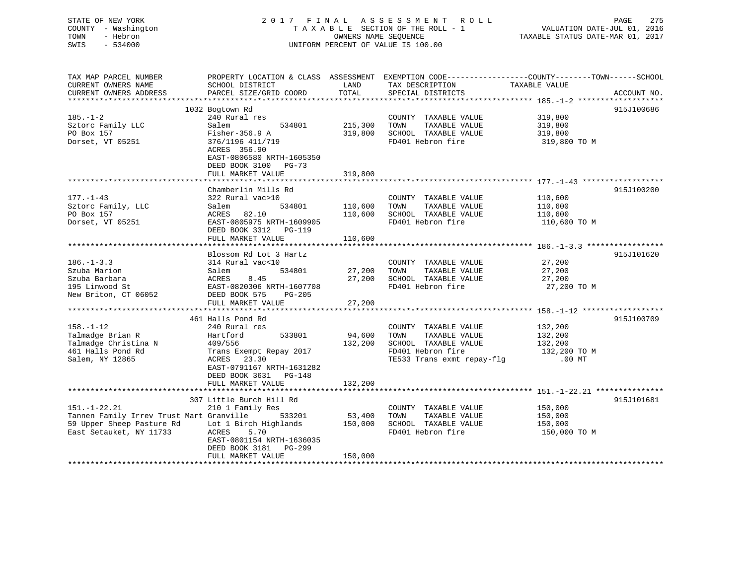STATE OF NEW YORK
COUNTY - Washington
TOWN - Hebron
SWIS - 534000

2017 FINAL ASSESSMENT ROLL
TAXABLE SECTION OF THE ROLL - 1
OWNERS NAME SEQUENCE
UNIFORM PERCENT OF VALUE IS 100.00

VALUATION DATE-JUL 01, 2016
TAXABLE STATUS DATE-MAR 01, 2017

| TAX MAP PARCEL NUMBER / CURRENT OWNERS NAME / CURRENT OWNERS ADDRESS | PROPERTY LOCATION & CLASS / SCHOOL DISTRICT / PARCEL SIZE/GRID COORD | ASSESSMENT LAND | TOTAL | EXEMPTION CODE / TAX DESCRIPTION / SPECIAL DISTRICTS | COUNTY--------TOWN------SCHOOL TAXABLE VALUE | ACCOUNT NO. |
|---|---|---|---|---|---|---|
| 185.-1-2 | 1032 Bogtown Rd | | | | | 915J100686 |
| 185.-1-2 | 240 Rural res | | | COUNTY TAXABLE VALUE | 319,800 | |
| Sztorc Family LLC | Salem 534801 | 215,300 | | TOWN TAXABLE VALUE | 319,800 | |
| PO Box 157 | Fisher-356.9 A | | 319,800 | SCHOOL TAXABLE VALUE | 319,800 | |
| Dorset, VT 05251 | 376/1196 411/719 | | | FD401 Hebron fire | 319,800 TO M | |
| | ACRES 356.90 | | | | | |
| | EAST-0806580 NRTH-1605350 | | | | | |
| | DEED BOOK 3100 PG-73 | | | | | |
| | FULL MARKET VALUE | | 319,800 | | | |
| 177.-1-43 | Chamberlin Mills Rd | | | | | 915J100200 |
| 177.-1-43 | 322 Rural vac>10 | | | COUNTY TAXABLE VALUE | 110,600 | |
| Sztorc Family, LLC | Salem 534801 | 110,600 | | TOWN TAXABLE VALUE | 110,600 | |
| PO Box 157 | ACRES 82.10 | | 110,600 | SCHOOL TAXABLE VALUE | 110,600 | |
| Dorset, VT 05251 | EAST-0805975 NRTH-1609905 | | | FD401 Hebron fire | 110,600 TO M | |
| | DEED BOOK 3312 PG-119 | | | | | |
| | FULL MARKET VALUE | | 110,600 | | | |
| 186.-1-3.3 | Blossom Rd Lot 3 Hartz | | | | | 915J101620 |
| 186.-1-3.3 | 314 Rural vac<10 | | | COUNTY TAXABLE VALUE | 27,200 | |
| Szuba Marion | Salem 534801 | 27,200 | | TOWN TAXABLE VALUE | 27,200 | |
| Szuba Barbara | ACRES 8.45 | | 27,200 | SCHOOL TAXABLE VALUE | 27,200 | |
| 195 Linwood St | EAST-0820306 NRTH-1607708 | | | FD401 Hebron fire | 27,200 TO M | |
| New Briton, CT 06052 | DEED BOOK 575 PG-205 | | | | | |
| | FULL MARKET VALUE | | 27,200 | | | |
| 158.-1-12 | 461 Halls Pond Rd | | | | | 915J100709 |
| 158.-1-12 | 240 Rural res | | | COUNTY TAXABLE VALUE | 132,200 | |
| Talmadge Brian R | Hartford 533801 | 94,600 | | TOWN TAXABLE VALUE | 132,200 | |
| Talmadge Christina N | 409/556 | | 132,200 | SCHOOL TAXABLE VALUE | 132,200 | |
| 461 Halls Pond Rd | Trans Exempt Repay 2017 | | | FD401 Hebron fire | 132,200 TO M | |
| Salem, NY 12865 | ACRES 23.30 | | | TE533 Trans exmt repay-flg | .00 MT | |
| | EAST-0791167 NRTH-1631282 | | | | | |
| | DEED BOOK 3631 PG-148 | | | | | |
| | FULL MARKET VALUE | | 132,200 | | | |
| 151.-1-22.21 | 307 Little Burch Hill Rd | | | | | 915J101681 |
| 151.-1-22.21 | 210 1 Family Res | | | COUNTY TAXABLE VALUE | 150,000 | |
| Tannen Family Irrev Trust Mart | Granville 533201 | 53,400 | | TOWN TAXABLE VALUE | 150,000 | |
| 59 Upper Sheep Pasture Rd | Lot 1 Birch Highlands | | 150,000 | SCHOOL TAXABLE VALUE | 150,000 | |
| East Setauket, NY 11733 | ACRES 5.70 | | | FD401 Hebron fire | 150,000 TO M | |
| | EAST-0801154 NRTH-1636035 | | | | | |
| | DEED BOOK 3181 PG-299 | | | | | |
| | FULL MARKET VALUE | | 150,000 | | | |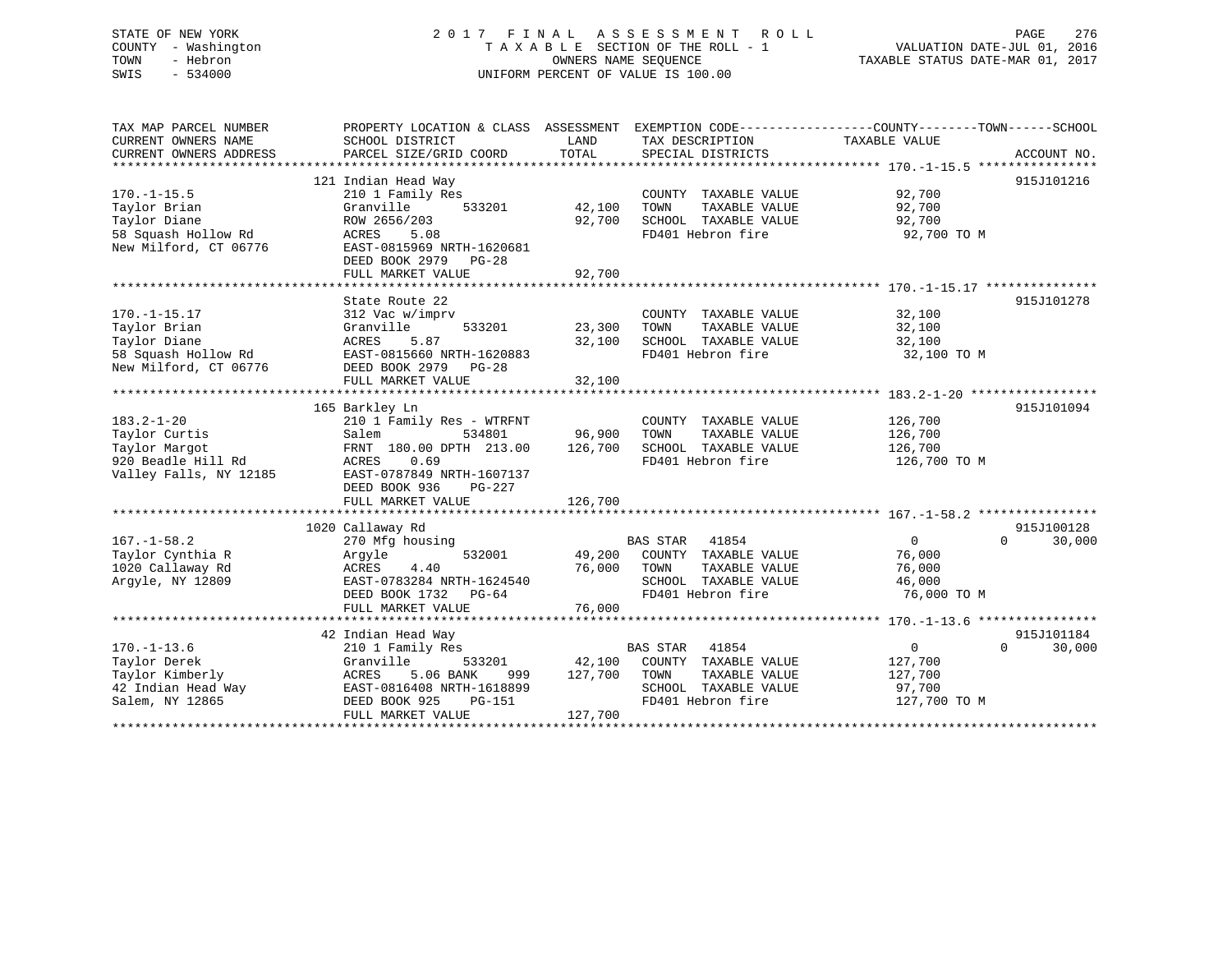STATE OF NEW YORK
COUNTY - Washington
TOWN - Hebron
SWIS - 534000

2017 FINAL ASSESSMENT ROLL
TAXABLE SECTION OF THE ROLL - 1
OWNERS NAME SEQUENCE
UNIFORM PERCENT OF VALUE IS 100.00

VALUATION DATE-JUL 01, 2016
TAXABLE STATUS DATE-MAR 01, 2017

| TAX MAP PARCEL NUMBER / CURRENT OWNERS NAME / CURRENT OWNERS ADDRESS | PROPERTY LOCATION & CLASS / SCHOOL DISTRICT / PARCEL SIZE/GRID COORD | ASSESSMENT LAND | TOTAL | EXEMPTION CODE / TAX DESCRIPTION / SPECIAL DISTRICTS | COUNTY / TOWN TAXABLE VALUE | SCHOOL | ACCOUNT NO. |
|---|---|---|---|---|---|---|---|
| **170.-1-15.5** | 121 Indian Head Way | | | | | | 915J101216 |
| 170.-1-15.5 | 210 1 Family Res | | | COUNTY TAXABLE VALUE | 92,700 | | |
| Taylor Brian | Granville 533201 | 42,100 | | TOWN TAXABLE VALUE | 92,700 | | |
| Taylor Diane | ROW 2656/203 | | 92,700 | SCHOOL TAXABLE VALUE | 92,700 | | |
| 58 Squash Hollow Rd | ACRES 5.08 | | | FD401 Hebron fire | 92,700 TO M | | |
| New Milford, CT 06776 | EAST-0815969 NRTH-1620681 | | | | | | |
| | DEED BOOK 2979 PG-28 | | | | | | |
| | FULL MARKET VALUE | | 92,700 | | | | |
| **170.-1-15.17** | State Route 22 | | | | | | 915J101278 |
| 170.-1-15.17 | 312 Vac w/imprv | | | COUNTY TAXABLE VALUE | 32,100 | | |
| Taylor Brian | Granville 533201 | 23,300 | | TOWN TAXABLE VALUE | 32,100 | | |
| Taylor Diane | ACRES 5.87 | | 32,100 | SCHOOL TAXABLE VALUE | 32,100 | | |
| 58 Squash Hollow Rd | EAST-0815660 NRTH-1620883 | | | FD401 Hebron fire | 32,100 TO M | | |
| New Milford, CT 06776 | DEED BOOK 2979 PG-28 | | | | | | |
| | FULL MARKET VALUE | | 32,100 | | | | |
| **183.2-1-20** | 165 Barkley Ln | | | | | | 915J101094 |
| 183.2-1-20 | 210 1 Family Res - WTRFNT | | | COUNTY TAXABLE VALUE | 126,700 | | |
| Taylor Curtis | Salem 534801 | 96,900 | | TOWN TAXABLE VALUE | 126,700 | | |
| Taylor Margot | FRNT 180.00 DPTH 213.00 | | 126,700 | SCHOOL TAXABLE VALUE | 126,700 | | |
| 920 Beadle Hill Rd | ACRES 0.69 | | | FD401 Hebron fire | 126,700 TO M | | |
| Valley Falls, NY 12185 | EAST-0787849 NRTH-1607137 | | | | | | |
| | DEED BOOK 936 PG-227 | | | | | | |
| | FULL MARKET VALUE | | 126,700 | | | | |
| **167.-1-58.2** | 1020 Callaway Rd | | | | | | 915J100128 |
| 167.-1-58.2 | 270 Mfg housing | | | BAS STAR 41854 | 0 / 0 | 30,000 | |
| Taylor Cynthia R | Argyle 532001 | 49,200 | | COUNTY TAXABLE VALUE | 76,000 | | |
| 1020 Callaway Rd | ACRES 4.40 | | 76,000 | TOWN TAXABLE VALUE | 76,000 | | |
| Argyle, NY 12809 | EAST-0783284 NRTH-1624540 | | | SCHOOL TAXABLE VALUE | 46,000 | | |
| | DEED BOOK 1732 PG-64 | | | FD401 Hebron fire | 76,000 TO M | | |
| | FULL MARKET VALUE | | 76,000 | | | | |
| **170.-1-13.6** | 42 Indian Head Way | | | | | | 915J101184 |
| 170.-1-13.6 | 210 1 Family Res | | | BAS STAR 41854 | 0 / 0 | 30,000 | |
| Taylor Derek | Granville 533201 | 42,100 | | COUNTY TAXABLE VALUE | 127,700 | | |
| Taylor Kimberly | ACRES 5.06 BANK 999 | | 127,700 | TOWN TAXABLE VALUE | 127,700 | | |
| 42 Indian Head Way | EAST-0816408 NRTH-1618899 | | | SCHOOL TAXABLE VALUE | 97,700 | | |
| Salem, NY 12865 | DEED BOOK 925 PG-151 | | | FD401 Hebron fire | 127,700 TO M | | |
| | FULL MARKET VALUE | | 127,700 | | | | |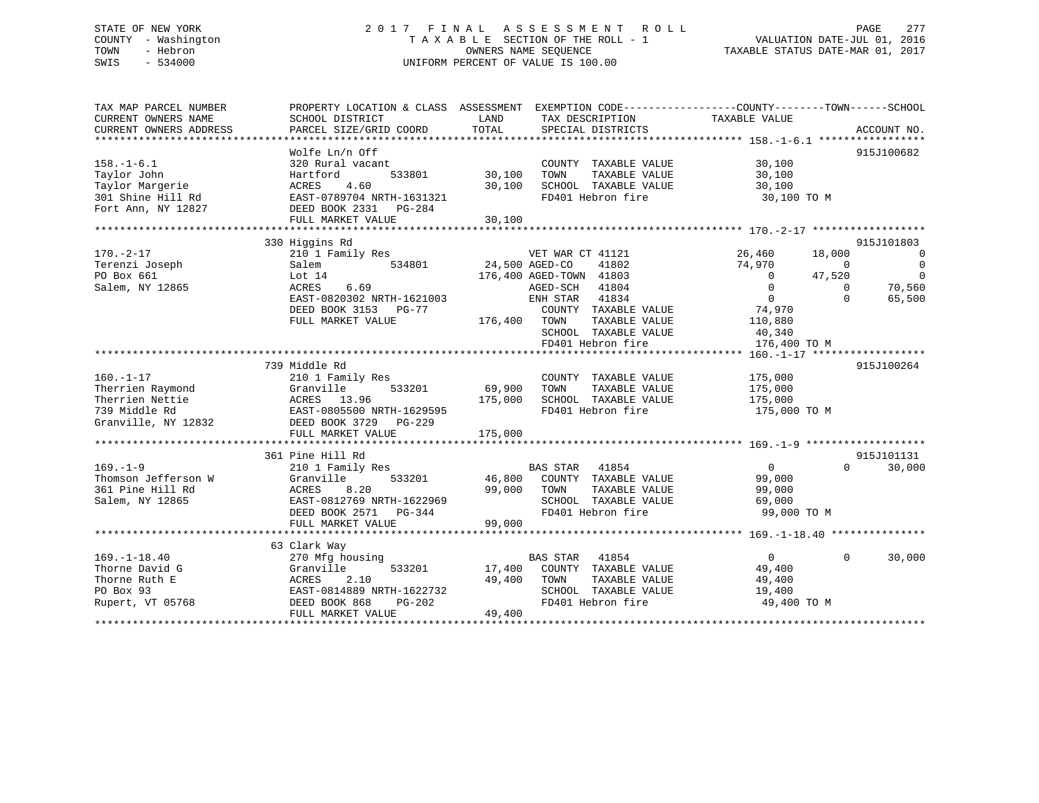STATE OF NEW YORK
COUNTY - Washington
TOWN - Hebron
SWIS - 534000

2017 FINAL ASSESSMENT ROLL
TAXABLE SECTION OF THE ROLL - 1
OWNERS NAME SEQUENCE
UNIFORM PERCENT OF VALUE IS 100.00

VALUATION DATE-JUL 01, 2016
TAXABLE STATUS DATE-MAR 01, 2017

```
TAX MAP PARCEL NUMBER     PROPERTY LOCATION & CLASS  ASSESSMENT  EXEMPTION CODE------------------COUNTY--------TOWN------SCHOOL
CURRENT OWNERS NAME       SCHOOL DISTRICT               LAND      TAX DESCRIPTION            TAXABLE VALUE
CURRENT OWNERS ADDRESS    PARCEL SIZE/GRID COORD        TOTAL     SPECIAL DISTRICTS                                  ACCOUNT NO.
******************************************************************************************** 158.-1-6.1 *****************
                          Wolfe Ln/n Off                                                                             915J100682
158.-1-6.1                320 Rural vacant                         COUNTY  TAXABLE VALUE          30,100
Taylor John               Hartford         533801      30,100      TOWN    TAXABLE VALUE          30,100
Taylor Margerie           ACRES    4.60                30,100      SCHOOL  TAXABLE VALUE          30,100
301 Shine Hill Rd         EAST-0789704 NRTH-1631321                FD401 Hebron fire               30,100 TO M
Fort Ann, NY 12827        DEED BOOK 2331   PG-284
                          FULL MARKET VALUE            30,100
******************************************************************************************** 170.-2-17 ******************
                          330 Higgins Rd                                                                             915J101803
170.-2-17                 210 1 Family Res                         VET WAR CT 41121          26,460      18,000            0
Terenzi Joseph            Salem            534801      24,500 AGED-CO     41802              74,970           0            0
PO Box 661                Lot 14                      176,400 AGED-TOWN  41803                   0      47,520            0
Salem, NY 12865           ACRES    6.69                        AGED-SCH   41804                   0           0       70,560
                          EAST-0820302 NRTH-1621003            ENH STAR   41834                   0           0       65,500
                          DEED BOOK 3153   PG-77                COUNTY  TAXABLE VALUE          74,970
                          FULL MARKET VALUE           176,400   TOWN    TAXABLE VALUE         110,880
                                                                SCHOOL  TAXABLE VALUE          40,340
                                                                FD401 Hebron fire              176,400 TO M
******************************************************************************************** 160.-1-17 ******************
                          739 Middle Rd                                                                              915J100264
160.-1-17                 210 1 Family Res                         COUNTY  TAXABLE VALUE         175,000
Therrien Raymond          Granville        533201      69,900      TOWN    TAXABLE VALUE         175,000
Therrien Nettie           ACRES   13.96               175,000      SCHOOL  TAXABLE VALUE         175,000
739 Middle Rd             EAST-0805500 NRTH-1629595                FD401 Hebron fire              175,000 TO M
Granville, NY 12832       DEED BOOK 3729   PG-229
                          FULL MARKET VALUE           175,000
******************************************************************************************** 169.-1-9 *******************
                          361 Pine Hill Rd                                                                           915J101131
169.-1-9                  210 1 Family Res                         BAS STAR   41854                   0           0       30,000
Thomson Jefferson W       Granville        533201      46,800      COUNTY  TAXABLE VALUE          99,000
361 Pine Hill Rd          ACRES    8.20                99,000      TOWN    TAXABLE VALUE          99,000
Salem, NY 12865           EAST-0812769 NRTH-1622969                SCHOOL  TAXABLE VALUE          69,000
                          DEED BOOK 2571   PG-344                  FD401 Hebron fire               99,000 TO M
                          FULL MARKET VALUE            99,000
******************************************************************************************** 169.-1-18.40 ***************
                          63 Clark Way
169.-1-18.40              270 Mfg housing                          BAS STAR   41854                   0           0       30,000
Thorne David G            Granville        533201      17,400      COUNTY  TAXABLE VALUE          49,400
Thorne Ruth E             ACRES    2.10                49,400      TOWN    TAXABLE VALUE          49,400
PO Box 93                 EAST-0814889 NRTH-1622732                SCHOOL  TAXABLE VALUE          19,400
Rupert, VT 05768          DEED BOOK 868    PG-202                  FD401 Hebron fire               49,400 TO M
                          FULL MARKET VALUE            49,400
**************************************************************************************************************************
```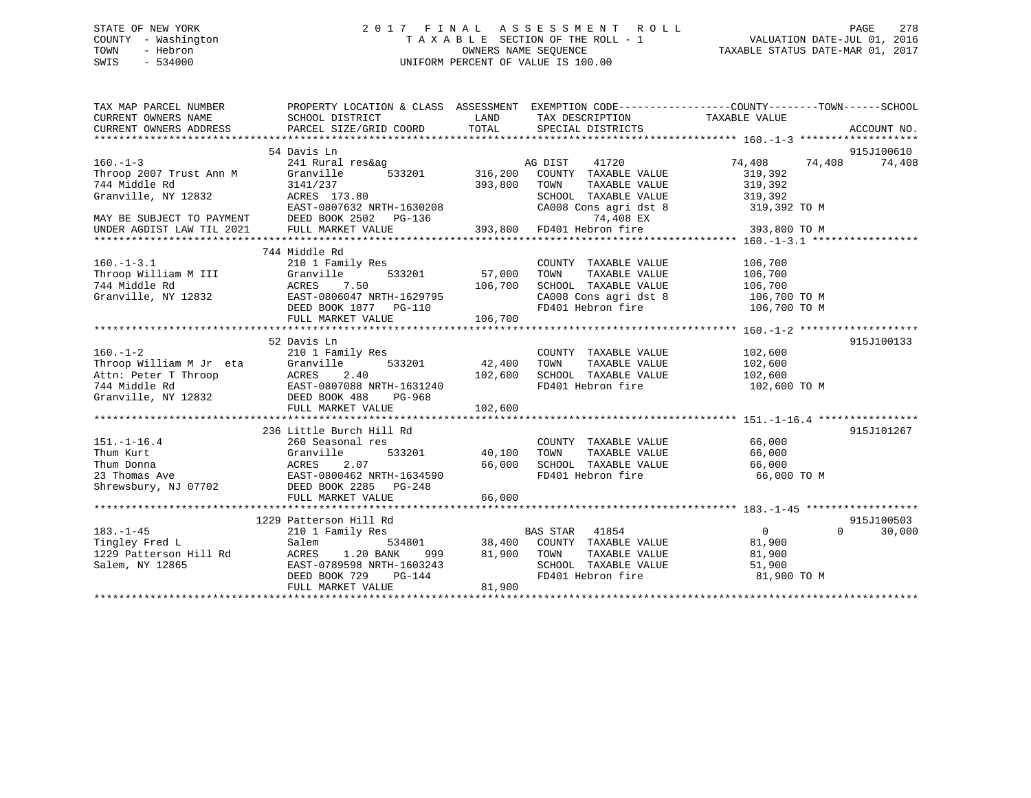STATE OF NEW YORK
COUNTY - Washington
TOWN - Hebron
SWIS - 534000

2017 FINAL ASSESSMENT ROLL
TAXABLE SECTION OF THE ROLL - 1
OWNERS NAME SEQUENCE
UNIFORM PERCENT OF VALUE IS 100.00

VALUATION DATE-JUL 01, 2016
TAXABLE STATUS DATE-MAR 01, 2017

```
TAX MAP PARCEL NUMBER          PROPERTY LOCATION & CLASS  ASSESSMENT  EXEMPTION CODE------------------COUNTY--------TOWN------SCHOOL
CURRENT OWNERS NAME            SCHOOL DISTRICT            LAND        TAX DESCRIPTION              TAXABLE VALUE
CURRENT OWNERS ADDRESS         PARCEL SIZE/GRID COORD     TOTAL       SPECIAL DISTRICTS                                       ACCOUNT NO.
******************************************************************************************************* 160.-1-3 *******************
                               54 Davis Ln                                                                                 915J100610
160.-1-3                       241 Rural res&ag                       AG DIST     41720             74,408      74,408     74,408
Throop 2007 Trust Ann M        Granville       533201     316,200     COUNTY  TAXABLE VALUE         319,392
744 Middle Rd                  3141/237                   393,800     TOWN    TAXABLE VALUE         319,392
Granville, NY 12832            ACRES 173.80                           SCHOOL  TAXABLE VALUE         319,392
                               EAST-0807632 NRTH-1630208              CA008 Cons agri dst 8          319,392 TO M
MAY BE SUBJECT TO PAYMENT      DEED BOOK 2502   PG-136                      74,408 EX
UNDER AGDIST LAW TIL 2021      FULL MARKET VALUE          393,800     FD401 Hebron fire              393,800 TO M
******************************************************************************************************* 160.-1-3.1 *****************
                               744 Middle Rd
160.-1-3.1                     210 1 Family Res                       COUNTY  TAXABLE VALUE         106,700
Throop William M III           Granville       533201      57,000     TOWN    TAXABLE VALUE         106,700
744 Middle Rd                  ACRES    7.50              106,700     SCHOOL  TAXABLE VALUE         106,700
Granville, NY 12832            EAST-0806047 NRTH-1629795              CA008 Cons agri dst 8          106,700 TO M
                               DEED BOOK 1877   PG-110                FD401 Hebron fire              106,700 TO M
                               FULL MARKET VALUE          106,700
******************************************************************************************************* 160.-1-2 *******************
                               52 Davis Ln                                                                                 915J100133
160.-1-2                       210 1 Family Res                       COUNTY  TAXABLE VALUE         102,600
Throop William M Jr  eta       Granville       533201      42,400     TOWN    TAXABLE VALUE         102,600
Attn: Peter T Throop           ACRES    2.40              102,600     SCHOOL  TAXABLE VALUE         102,600
744 Middle Rd                  EAST-0807088 NRTH-1631240              FD401 Hebron fire              102,600 TO M
Granville, NY 12832            DEED BOOK 488    PG-968
                               FULL MARKET VALUE          102,600
******************************************************************************************************* 151.-1-16.4 ****************
                               236 Little Burch Hill Rd                                                                    915J101267
151.-1-16.4                    260 Seasonal res                       COUNTY  TAXABLE VALUE          66,000
Thum Kurt                      Granville       533201      40,100     TOWN    TAXABLE VALUE          66,000
Thum Donna                     ACRES    2.07               66,000     SCHOOL  TAXABLE VALUE          66,000
23 Thomas Ave                  EAST-0800462 NRTH-1634590              FD401 Hebron fire               66,000 TO M
Shrewsbury, NJ 07702           DEED BOOK 2285   PG-248
                               FULL MARKET VALUE           66,000
******************************************************************************************************* 183.-1-45 ******************
                               1229 Patterson Hill Rd                                                                      915J100503
183.-1-45                      210 1 Family Res                       BAS STAR    41854                  0           0     30,000
Tingley Fred L                 Salem           534801      38,400     COUNTY  TAXABLE VALUE          81,900
1229 Patterson Hill Rd         ACRES    1.20 BANK     999  81,900     TOWN    TAXABLE VALUE          81,900
Salem, NY 12865                EAST-0789598 NRTH-1603243              SCHOOL  TAXABLE VALUE          51,900
                               DEED BOOK 729    PG-144                FD401 Hebron fire               81,900 TO M
                               FULL MARKET VALUE           81,900
************************************************************************************************************************************
```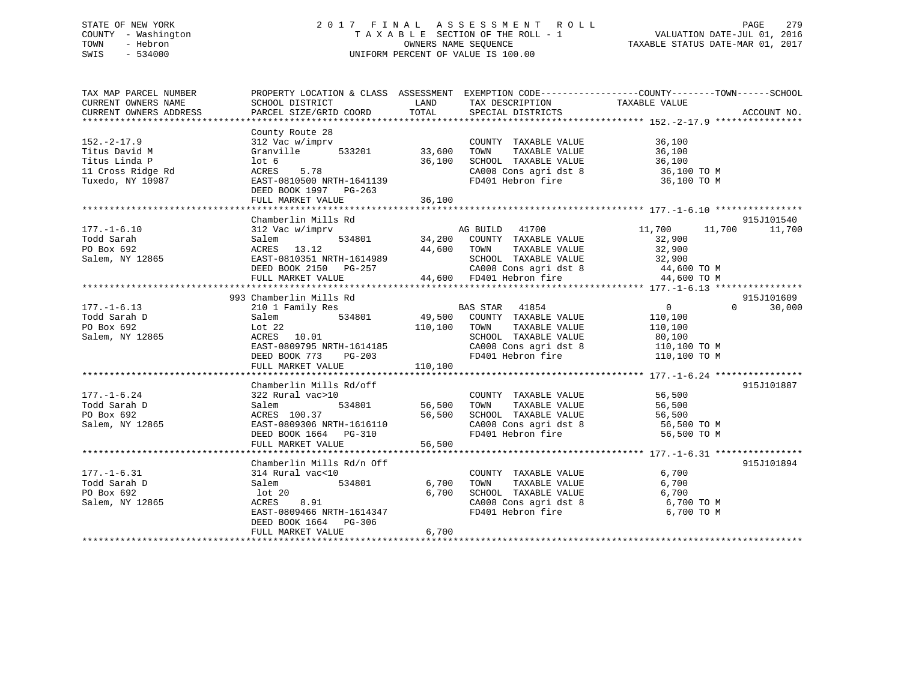STATE OF NEW YORK
COUNTY - Washington
TOWN - Hebron
SWIS - 534000

# 2017 FINAL ASSESSMENT ROLL
TAXABLE SECTION OF THE ROLL - 1
OWNERS NAME SEQUENCE
UNIFORM PERCENT OF VALUE IS 100.00

VALUATION DATE-JUL 01, 2016
TAXABLE STATUS DATE-MAR 01, 2017

```
TAX MAP PARCEL NUMBER          PROPERTY LOCATION & CLASS  ASSESSMENT  EXEMPTION CODE------------------COUNTY--------TOWN------SCHOOL
CURRENT OWNERS NAME            SCHOOL DISTRICT              LAND       TAX DESCRIPTION            TAXABLE VALUE
CURRENT OWNERS ADDRESS         PARCEL SIZE/GRID COORD       TOTAL      SPECIAL DISTRICTS                                    ACCOUNT NO.
******************************************************************************************************* 152.-2-17.9 ****************
                               County Route 28
152.-2-17.9                    312 Vac w/imprv                        COUNTY  TAXABLE VALUE          36,100
Titus David M                  Granville      533201      33,600      TOWN    TAXABLE VALUE          36,100
Titus Linda P                  lot 6                      36,100      SCHOOL  TAXABLE VALUE          36,100
11 Cross Ridge Rd              ACRES    5.78                          CA008 Cons agri dst 8           36,100 TO M
Tuxedo, NY 10987               EAST-0810500 NRTH-1641139              FD401 Hebron fire               36,100 TO M
                               DEED BOOK 1997   PG-263
                               FULL MARKET VALUE          36,100
******************************************************************************************************* 177.-1-6.10 ****************
                               Chamberlin Mills Rd                                                                   915J101540
177.-1-6.10                    312 Vac w/imprv                        AG BUILD   41700          11,700      11,700      11,700
Todd Sarah                     Salem          534801      34,200      COUNTY  TAXABLE VALUE          32,900
PO Box 692                     ACRES   13.12              44,600      TOWN    TAXABLE VALUE          32,900
Salem, NY 12865                EAST-0810351 NRTH-1614989              SCHOOL  TAXABLE VALUE          32,900
                               DEED BOOK 2150   PG-257                CA008 Cons agri dst 8           44,600 TO M
                               FULL MARKET VALUE          44,600      FD401 Hebron fire               44,600 TO M
******************************************************************************************************* 177.-1-6.13 ****************
                           993 Chamberlin Mills Rd                                                                   915J101609
177.-1-6.13                    210 1 Family Res                       BAS STAR   41854               0           0      30,000
Todd Sarah D                   Salem          534801      49,500      COUNTY  TAXABLE VALUE         110,100
PO Box 692                     Lot 22                    110,100      TOWN    TAXABLE VALUE         110,100
Salem, NY 12865                ACRES   10.01                          SCHOOL  TAXABLE VALUE          80,100
                               EAST-0809795 NRTH-1614185              CA008 Cons agri dst 8          110,100 TO M
                               DEED BOOK 773    PG-203                FD401 Hebron fire              110,100 TO M
                               FULL MARKET VALUE         110,100
******************************************************************************************************* 177.-1-6.24 ****************
                               Chamberlin Mills Rd/off                                                               915J101887
177.-1-6.24                    322 Rural vac>10                       COUNTY  TAXABLE VALUE          56,500
Todd Sarah D                   Salem          534801      56,500      TOWN    TAXABLE VALUE          56,500
PO Box 692                     ACRES  100.37              56,500      SCHOOL  TAXABLE VALUE          56,500
Salem, NY 12865                EAST-0809306 NRTH-1616110              CA008 Cons agri dst 8           56,500 TO M
                               DEED BOOK 1664   PG-310                FD401 Hebron fire               56,500 TO M
                               FULL MARKET VALUE          56,500
******************************************************************************************************* 177.-1-6.31 ****************
                               Chamberlin Mills Rd/n Off                                                             915J101894
177.-1-6.31                    314 Rural vac<10                       COUNTY  TAXABLE VALUE           6,700
Todd Sarah D                   Salem          534801       6,700      TOWN    TAXABLE VALUE           6,700
PO Box 692                     lot 20                      6,700      SCHOOL  TAXABLE VALUE           6,700
Salem, NY 12865                ACRES    8.91                          CA008 Cons agri dst 8            6,700 TO M
                               EAST-0809466 NRTH-1614347              FD401 Hebron fire                6,700 TO M
                               DEED BOOK 1664   PG-306
                               FULL MARKET VALUE           6,700
************************************************************************************************************************************
```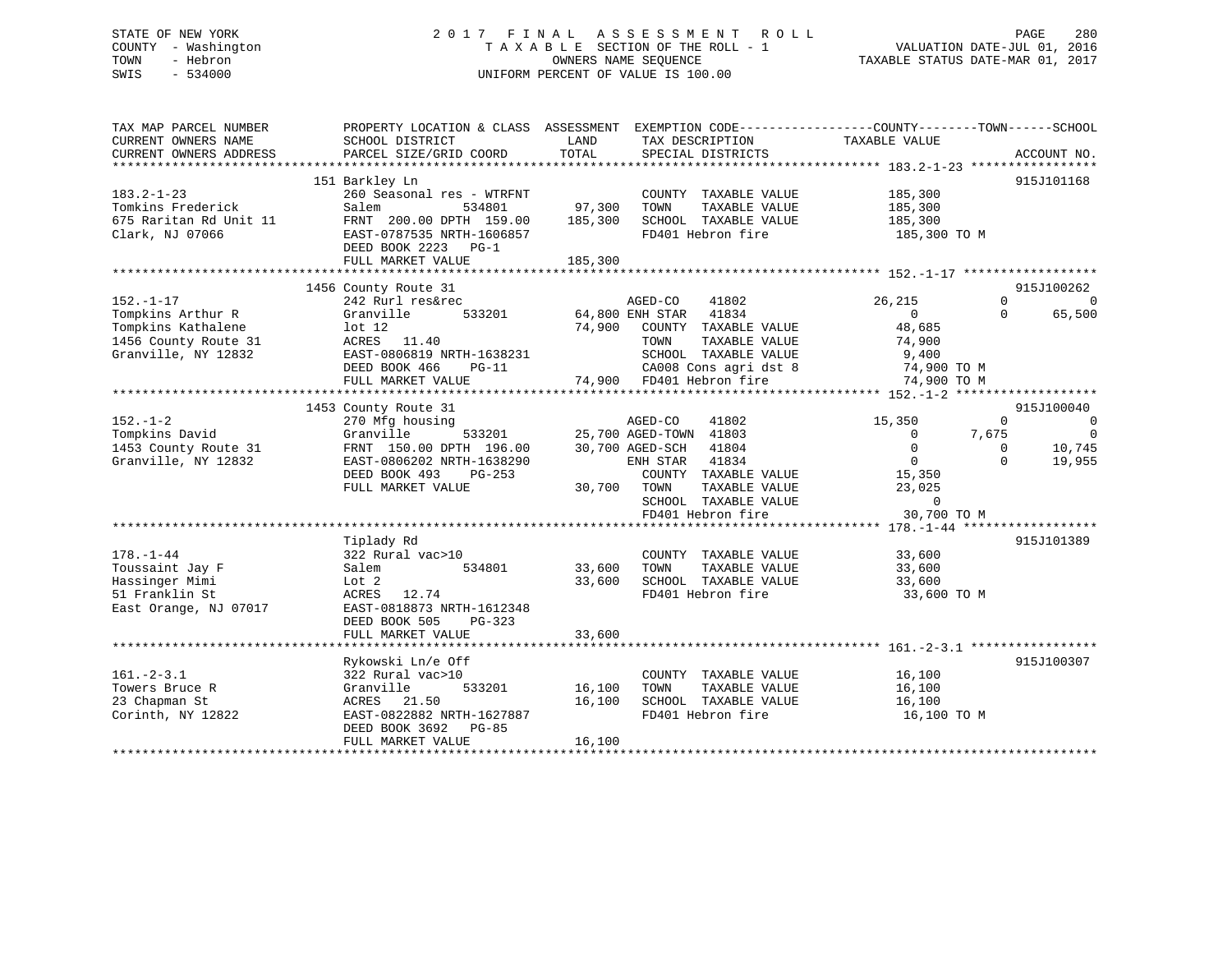STATE OF NEW YORK
COUNTY - Washington
TOWN - Hebron
SWIS - 534000

# 2017 FINAL ASSESSMENT ROLL
TAXABLE SECTION OF THE ROLL - 1
OWNERS NAME SEQUENCE
UNIFORM PERCENT OF VALUE IS 100.00

VALUATION DATE-JUL 01, 2016
TAXABLE STATUS DATE-MAR 01, 2017

```
TAX MAP PARCEL NUMBER      PROPERTY LOCATION & CLASS  ASSESSMENT  EXEMPTION CODE------------------COUNTY--------TOWN------SCHOOL
CURRENT OWNERS NAME        SCHOOL DISTRICT              LAND      TAX DESCRIPTION            TAXABLE VALUE
CURRENT OWNERS ADDRESS     PARCEL SIZE/GRID COORD       TOTAL     SPECIAL DISTRICTS                                   ACCOUNT NO.
******************************************************************************************************* 183.2-1-23 *****************
                          151 Barkley Ln                                                                              915J101168
183.2-1-23                260 Seasonal res - WTRFNT           COUNTY  TAXABLE VALUE          185,300
Tomkins Frederick         Salem          534801      97,300   TOWN    TAXABLE VALUE          185,300
675 Raritan Rd Unit 11    FRNT 200.00 DPTH 159.00   185,300   SCHOOL  TAXABLE VALUE          185,300
Clark, NJ 07066           EAST-0787535 NRTH-1606857           FD401 Hebron fire               185,300 TO M
                          DEED BOOK 2223   PG-1
                          FULL MARKET VALUE         185,300
******************************************************************************************************* 152.-1-17 ******************
                          1456 County Route 31                                                                        915J100262
152.-1-17                 242 Rurl res&rec                    AGED-CO    41802           26,215           0            0
Tompkins Arthur R         Granville      533201      64,800 ENH STAR   41834                0           0       65,500
Tompkins Kathalene        lot 12                     74,900   COUNTY  TAXABLE VALUE           48,685
1456 County Route 31      ACRES  11.40                        TOWN    TAXABLE VALUE           74,900
Granville, NY 12832       EAST-0806819 NRTH-1638231           SCHOOL  TAXABLE VALUE            9,400
                          DEED BOOK 466    PG-11              CA008 Cons agri dst 8            74,900 TO M
                          FULL MARKET VALUE          74,900   FD401 Hebron fire                74,900 TO M
******************************************************************************************************* 152.-1-2 *******************
                          1453 County Route 31                                                                        915J100040
152.-1-2                  270 Mfg housing                     AGED-CO    41802           15,350           0            0
Tompkins David            Granville      533201      25,700 AGED-TOWN  41803                0       7,675            0
1453 County Route 31      FRNT 150.00 DPTH 196.00    30,700 AGED-SCH   41804                0           0       10,745
Granville, NY 12832       EAST-0806202 NRTH-1638290           ENH STAR   41834                0           0       19,955
                          DEED BOOK 493    PG-253             COUNTY  TAXABLE VALUE           15,350
                          FULL MARKET VALUE          30,700   TOWN    TAXABLE VALUE           23,025
                                                              SCHOOL  TAXABLE VALUE                0
                                                              FD401 Hebron fire                30,700 TO M
******************************************************************************************************* 178.-1-44 ******************
                          Tiplady Rd                                                                                  915J101389
178.-1-44                 322 Rural vac>10                    COUNTY  TAXABLE VALUE           33,600
Toussaint Jay F           Salem          534801      33,600   TOWN    TAXABLE VALUE           33,600
Hassinger Mimi            Lot 2                      33,600   SCHOOL  TAXABLE VALUE           33,600
51 Franklin St            ACRES  12.74                        FD401 Hebron fire                33,600 TO M
East Orange, NJ 07017     EAST-0818873 NRTH-1612348
                          DEED BOOK 505    PG-323
                          FULL MARKET VALUE          33,600
******************************************************************************************************* 161.-2-3.1 *****************
                          Rykowski Ln/e Off                                                                           915J100307
161.-2-3.1                322 Rural vac>10                    COUNTY  TAXABLE VALUE           16,100
Towers Bruce R            Granville      533201      16,100   TOWN    TAXABLE VALUE           16,100
23 Chapman St             ACRES  21.50               16,100   SCHOOL  TAXABLE VALUE           16,100
Corinth, NY 12822         EAST-0822882 NRTH-1627887           FD401 Hebron fire                16,100 TO M
                          DEED BOOK 3692   PG-85
                          FULL MARKET VALUE          16,100
************************************************************************************************************************************
```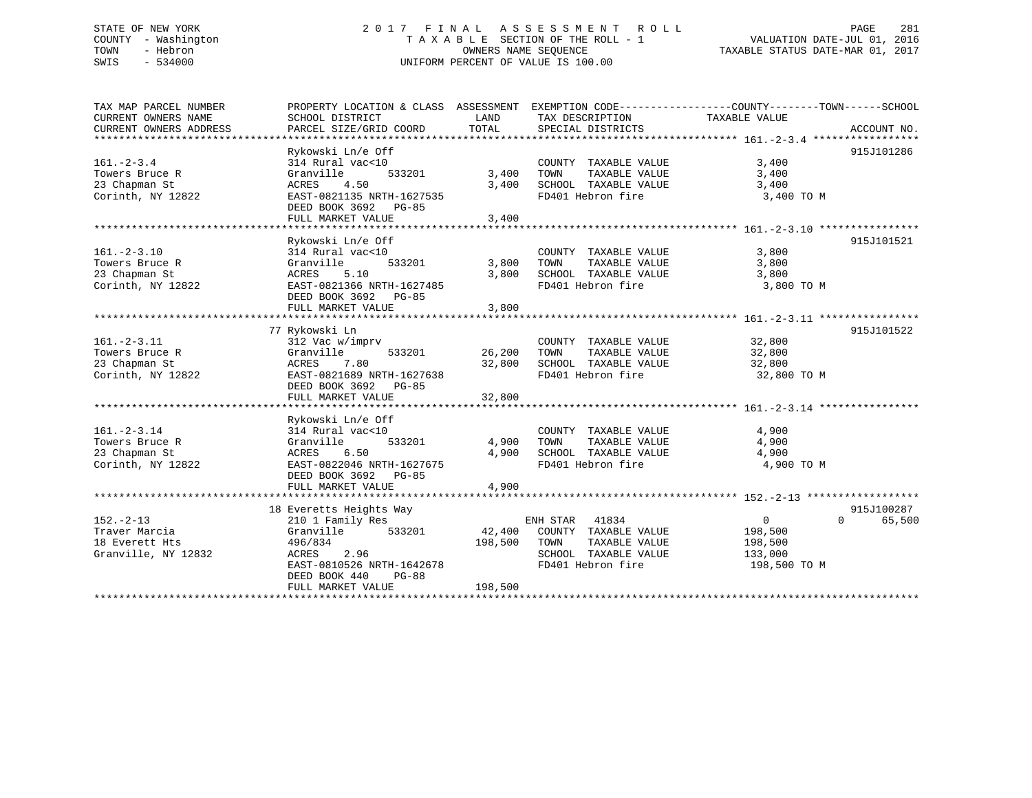STATE OF NEW YORK
COUNTY - Washington
TOWN - Hebron
SWIS - 534000

# 2017 FINAL ASSESSMENT ROLL

TAXABLE SECTION OF THE ROLL - 1
OWNERS NAME SEQUENCE
UNIFORM PERCENT OF VALUE IS 100.00

VALUATION DATE-JUL 01, 2016
TAXABLE STATUS DATE-MAR 01, 2017

| TAX MAP PARCEL NUMBER / CURRENT OWNERS NAME / CURRENT OWNERS ADDRESS | PROPERTY LOCATION & CLASS / SCHOOL DISTRICT / PARCEL SIZE/GRID COORD | ASSESSMENT LAND | TOTAL | EXEMPTION CODE / TAX DESCRIPTION / SPECIAL DISTRICTS | COUNTY / TOWN / SCHOOL TAXABLE VALUE | ACCOUNT NO. |
|---|---|---|---|---|---|---|
| 161.-2-3.4 | Rykowski Ln/e Off | | | | | 915J101286 |
| Towers Bruce R | 314 Rural vac<10 | | | COUNTY TAXABLE VALUE | 3,400 | |
| 23 Chapman St | Granville 533201 | 3,400 | | TOWN TAXABLE VALUE | 3,400 | |
| Corinth, NY 12822 | ACRES 4.50 | | 3,400 | SCHOOL TAXABLE VALUE | 3,400 | |
| | EAST-0821135 NRTH-1627535 | | | FD401 Hebron fire | 3,400 TO M | |
| | DEED BOOK 3692 PG-85 | | | | | |
| | FULL MARKET VALUE | | 3,400 | | | |
| 161.-2-3.10 | Rykowski Ln/e Off | | | | | 915J101521 |
| Towers Bruce R | 314 Rural vac<10 | | | COUNTY TAXABLE VALUE | 3,800 | |
| 23 Chapman St | Granville 533201 | 3,800 | | TOWN TAXABLE VALUE | 3,800 | |
| Corinth, NY 12822 | ACRES 5.10 | | 3,800 | SCHOOL TAXABLE VALUE | 3,800 | |
| | EAST-0821366 NRTH-1627485 | | | FD401 Hebron fire | 3,800 TO M | |
| | DEED BOOK 3692 PG-85 | | | | | |
| | FULL MARKET VALUE | | 3,800 | | | |
| 161.-2-3.11 | 77 Rykowski Ln | | | | | 915J101522 |
| Towers Bruce R | 312 Vac w/imprv | | | COUNTY TAXABLE VALUE | 32,800 | |
| 23 Chapman St | Granville 533201 | 26,200 | | TOWN TAXABLE VALUE | 32,800 | |
| Corinth, NY 12822 | ACRES 7.80 | | 32,800 | SCHOOL TAXABLE VALUE | 32,800 | |
| | EAST-0821689 NRTH-1627638 | | | FD401 Hebron fire | 32,800 TO M | |
| | DEED BOOK 3692 PG-85 | | | | | |
| | FULL MARKET VALUE | | 32,800 | | | |
| 161.-2-3.14 | Rykowski Ln/e Off | | | | | |
| Towers Bruce R | 314 Rural vac<10 | | | COUNTY TAXABLE VALUE | 4,900 | |
| 23 Chapman St | Granville 533201 | 4,900 | | TOWN TAXABLE VALUE | 4,900 | |
| Corinth, NY 12822 | ACRES 6.50 | | 4,900 | SCHOOL TAXABLE VALUE | 4,900 | |
| | EAST-0822046 NRTH-1627675 | | | FD401 Hebron fire | 4,900 TO M | |
| | DEED BOOK 3692 PG-85 | | | | | |
| | FULL MARKET VALUE | | 4,900 | | | |
| 152.-2-13 | 18 Everetts Heights Way | | | | | 915J100287 |
| Traver Marcia | 210 1 Family Res | | | ENH STAR 41834 | 0 0 | 65,500 |
| 18 Everett Hts | Granville 533201 | 42,400 | | COUNTY TAXABLE VALUE | 198,500 | |
| Granville, NY 12832 | 496/834 | | 198,500 | TOWN TAXABLE VALUE | 198,500 | |
| | ACRES 2.96 | | | SCHOOL TAXABLE VALUE | 133,000 | |
| | EAST-0810526 NRTH-1642678 | | | FD401 Hebron fire | 198,500 TO M | |
| | DEED BOOK 440 PG-88 | | | | | |
| | FULL MARKET VALUE | | 198,500 | | | |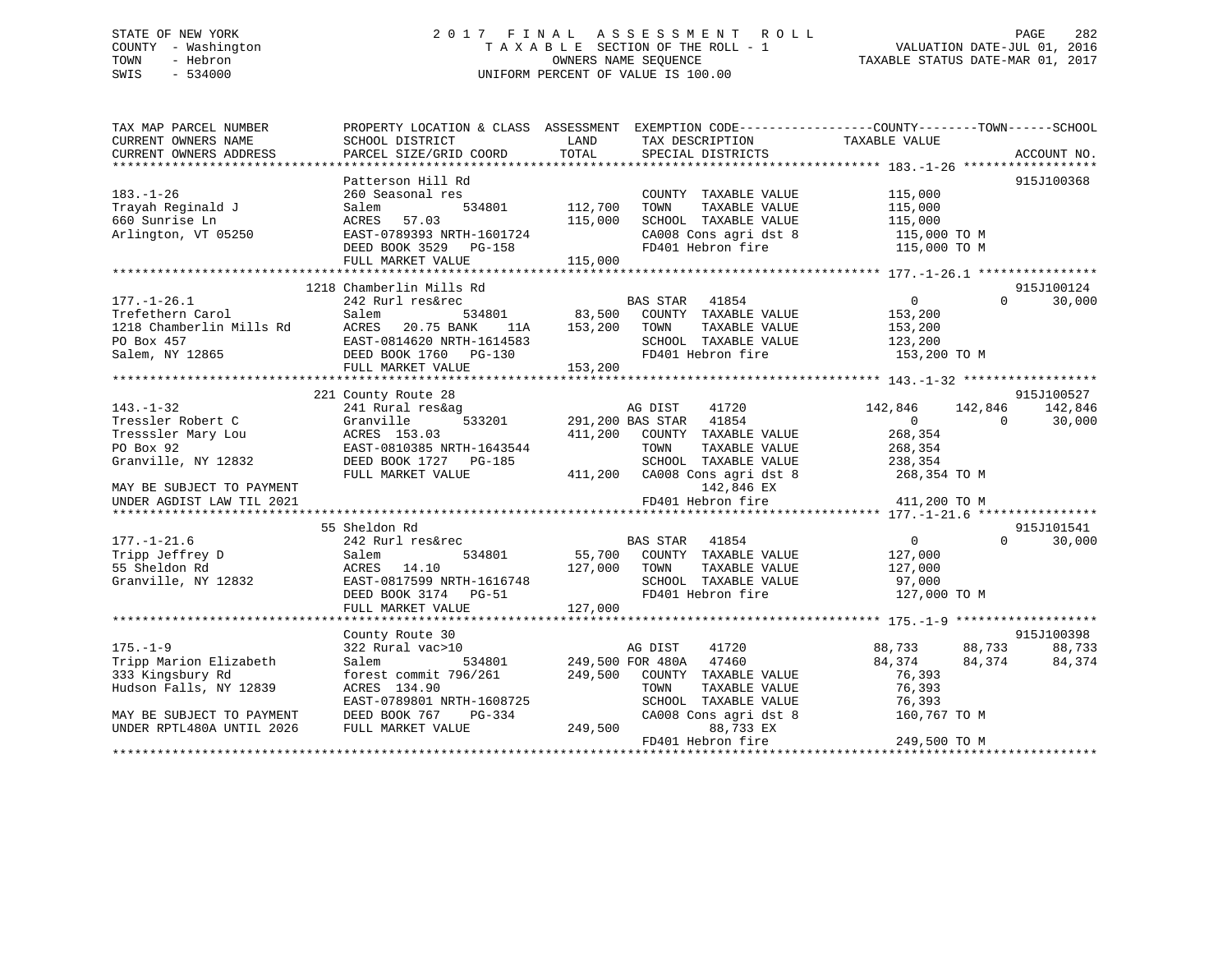STATE OF NEW YORK
COUNTY - Washington
TOWN - Hebron
SWIS - 534000

# 2017 FINAL ASSESSMENT ROLL
TAXABLE SECTION OF THE ROLL - 1
OWNERS NAME SEQUENCE
UNIFORM PERCENT OF VALUE IS 100.00

VALUATION DATE-JUL 01, 2016
TAXABLE STATUS DATE-MAR 01, 2017

```
TAX MAP PARCEL NUMBER          PROPERTY LOCATION & CLASS  ASSESSMENT  EXEMPTION CODE------------------COUNTY--------TOWN------SCHOOL
CURRENT OWNERS NAME            SCHOOL DISTRICT              LAND      TAX DESCRIPTION            TAXABLE VALUE
CURRENT OWNERS ADDRESS         PARCEL SIZE/GRID COORD       TOTAL     SPECIAL DISTRICTS                                       ACCOUNT NO.
******************************************************************************************************* 183.-1-26 ******************
                               Patterson Hill Rd                                                                            915J100368
183.-1-26                      260 Seasonal res                       COUNTY  TAXABLE VALUE         115,000
Trayah Reginald J              Salem          534801       112,700   TOWN    TAXABLE VALUE         115,000
660 Sunrise Ln                 ACRES   57.03               115,000   SCHOOL  TAXABLE VALUE         115,000
Arlington, VT 05250            EAST-0789393 NRTH-1601724              CA008 Cons agri dst 8          115,000 TO M
                               DEED BOOK 3529   PG-158                FD401 Hebron fire              115,000 TO M
                               FULL MARKET VALUE           115,000
******************************************************************************************************* 177.-1-26.1 ****************
                          1218 Chamberlin Mills Rd                                                                          915J100124
177.-1-26.1                    242 Rurl res&rec                      BAS STAR   41854                     0          0      30,000
Trefethern Carol               Salem          534801        83,500   COUNTY  TAXABLE VALUE         153,200
1218 Chamberlin Mills Rd       ACRES   20.75 BANK    11A   153,200   TOWN    TAXABLE VALUE         153,200
PO Box 457                     EAST-0814620 NRTH-1614583              SCHOOL  TAXABLE VALUE         123,200
Salem, NY 12865                DEED BOOK 1760   PG-130                FD401 Hebron fire              153,200 TO M
                               FULL MARKET VALUE           153,200
******************************************************************************************************* 143.-1-32 ******************
                           221 County Route 28                                                                              915J100527
143.-1-32                      241 Rural res&ag                       AG DIST    41720               142,846    142,846    142,846
Tressler Robert C              Granville      533201       291,200 BAS STAR   41854                     0          0      30,000
Tresssler Mary Lou             ACRES  153.03               411,200   COUNTY  TAXABLE VALUE         268,354
PO Box 92                      EAST-0810385 NRTH-1643544              TOWN    TAXABLE VALUE         268,354
Granville, NY 12832            DEED BOOK 1727   PG-185                SCHOOL  TAXABLE VALUE         238,354
                               FULL MARKET VALUE           411,200   CA008 Cons agri dst 8          268,354 TO M
MAY BE SUBJECT TO PAYMENT                                                  142,846 EX
UNDER AGDIST LAW TIL 2021                                             FD401 Hebron fire              411,200 TO M
******************************************************************************************************* 177.-1-21.6 ****************
                            55 Sheldon Rd                                                                                   915J101541
177.-1-21.6                    242 Rurl res&rec                      BAS STAR   41854                     0          0      30,000
Tripp Jeffrey D                Salem          534801        55,700   COUNTY  TAXABLE VALUE         127,000
55 Sheldon Rd                  ACRES   14.10               127,000   TOWN    TAXABLE VALUE         127,000
Granville, NY 12832            EAST-0817599 NRTH-1616748              SCHOOL  TAXABLE VALUE          97,000
                               DEED BOOK 3174   PG-51                 FD401 Hebron fire              127,000 TO M
                               FULL MARKET VALUE           127,000
******************************************************************************************************* 175.-1-9 *******************
                               County Route 30                                                                              915J100398
175.-1-9                       322 Rural vac>10                       AG DIST    41720                88,733     88,733     88,733
Tripp Marion Elizabeth         Salem          534801       249,500 FOR 480A   47460                84,374     84,374     84,374
333 Kingsbury Rd               forest commit 796/261       249,500   COUNTY  TAXABLE VALUE          76,393
Hudson Falls, NY 12839         ACRES  134.90                          TOWN    TAXABLE VALUE          76,393
                               EAST-0789801 NRTH-1608725              SCHOOL  TAXABLE VALUE          76,393
MAY BE SUBJECT TO PAYMENT      DEED BOOK 767    PG-334                CA008 Cons agri dst 8          160,767 TO M
UNDER RPTL480A UNTIL 2026      FULL MARKET VALUE           249,500          88,733 EX
                                                                      FD401 Hebron fire              249,500 TO M
************************************************************************************************************************************
```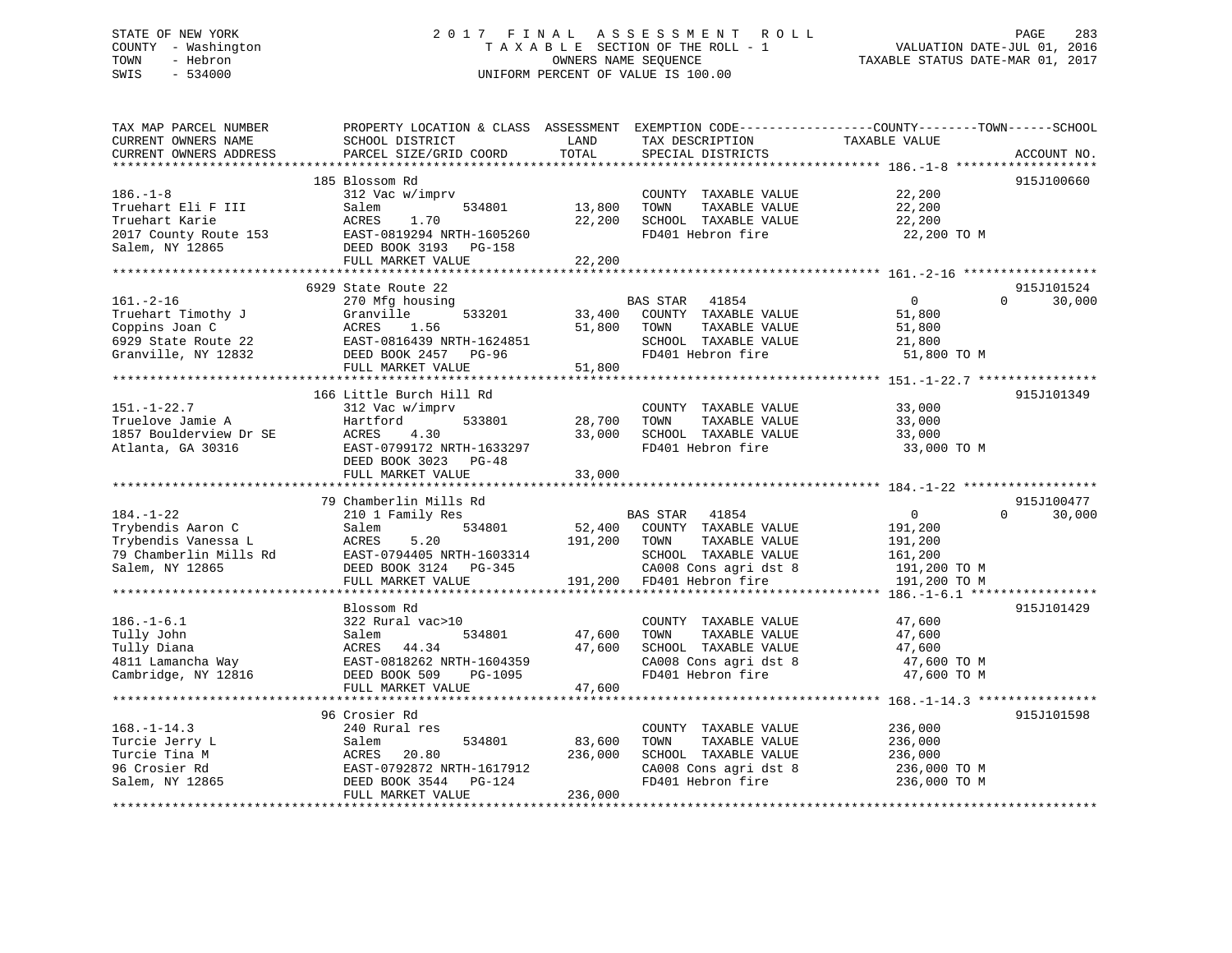STATE OF NEW YORK
COUNTY - Washington
TOWN - Hebron
SWIS - 534000

2017 FINAL ASSESSMENT ROLL
TAXABLE SECTION OF THE ROLL - 1
OWNERS NAME SEQUENCE
UNIFORM PERCENT OF VALUE IS 100.00

VALUATION DATE-JUL 01, 2016
TAXABLE STATUS DATE-MAR 01, 2017

```
TAX MAP PARCEL NUMBER     PROPERTY LOCATION & CLASS  ASSESSMENT  EXEMPTION CODE-----------------COUNTY--------TOWN------SCHOOL
CURRENT OWNERS NAME       SCHOOL DISTRICT               LAND      TAX DESCRIPTION            TAXABLE VALUE
CURRENT OWNERS ADDRESS    PARCEL SIZE/GRID COORD        TOTAL     SPECIAL DISTRICTS                                    ACCOUNT NO.
******************************************************************************************************* 186.-1-8 *******************
                          185 Blossom Rd                                                                                 915J100660
186.-1-8                  312 Vac w/imprv                         COUNTY  TAXABLE VALUE          22,200
Truehart Eli F III        Salem           534801       13,800    TOWN    TAXABLE VALUE          22,200
Truehart Karie            ACRES    1.70                22,200    SCHOOL  TAXABLE VALUE          22,200
2017 County Route 153     EAST-0819294 NRTH-1605260               FD401 Hebron fire               22,200 TO M
Salem, NY 12865           DEED BOOK 3193   PG-158
                          FULL MARKET VALUE            22,200
******************************************************************************************************* 161.-2-16 ******************
                          6929 State Route 22                                                                            915J101524
161.-2-16                 270 Mfg housing                         BAS STAR   41854                0          0       30,000
Truehart Timothy J        Granville       533201       33,400    COUNTY  TAXABLE VALUE          51,800
Coppins Joan C            ACRES    1.56                51,800    TOWN    TAXABLE VALUE          51,800
6929 State Route 22       EAST-0816439 NRTH-1624851               SCHOOL  TAXABLE VALUE          21,800
Granville, NY 12832       DEED BOOK 2457   PG-96                  FD401 Hebron fire               51,800 TO M
                          FULL MARKET VALUE            51,800
******************************************************************************************************* 151.-1-22.7 ****************
                          166 Little Burch Hill Rd                                                                       915J101349
151.-1-22.7               312 Vac w/imprv                         COUNTY  TAXABLE VALUE          33,000
Truelove Jamie A          Hartford        533801       28,700    TOWN    TAXABLE VALUE          33,000
1857 Boulderview Dr SE    ACRES    4.30                33,000    SCHOOL  TAXABLE VALUE          33,000
Atlanta, GA 30316         EAST-0799172 NRTH-1633297               FD401 Hebron fire               33,000 TO M
                          DEED BOOK 3023   PG-48
                          FULL MARKET VALUE            33,000
******************************************************************************************************* 184.-1-22 ******************
                          79 Chamberlin Mills Rd                                                                         915J100477
184.-1-22                 210 1 Family Res                        BAS STAR   41854                0          0       30,000
Trybendis Aaron C         Salem           534801       52,400    COUNTY  TAXABLE VALUE         191,200
Trybendis Vanessa L       ACRES    5.20               191,200    TOWN    TAXABLE VALUE         191,200
79 Chamberlin Mills Rd    EAST-0794405 NRTH-1603314               SCHOOL  TAXABLE VALUE         161,200
Salem, NY 12865           DEED BOOK 3124   PG-345                 CA008 Cons agri dst 8          191,200 TO M
                          FULL MARKET VALUE           191,200    FD401 Hebron fire              191,200 TO M
******************************************************************************************************* 186.-1-6.1 *****************
                          Blossom Rd                                                                                     915J101429
186.-1-6.1                322 Rural vac>10                        COUNTY  TAXABLE VALUE          47,600
Tully John                Salem           534801       47,600    TOWN    TAXABLE VALUE          47,600
Tully Diana               ACRES   44.34                47,600    SCHOOL  TAXABLE VALUE          47,600
4811 Lamancha Way         EAST-0818262 NRTH-1604359               CA008 Cons agri dst 8           47,600 TO M
Cambridge, NY 12816       DEED BOOK 509    PG-1095                FD401 Hebron fire               47,600 TO M
                          FULL MARKET VALUE            47,600
******************************************************************************************************* 168.-1-14.3 ****************
                          96 Crosier Rd                                                                                  915J101598
168.-1-14.3               240 Rural res                           COUNTY  TAXABLE VALUE         236,000
Turcie Jerry L            Salem           534801       83,600    TOWN    TAXABLE VALUE         236,000
Turcie Tina M             ACRES   20.80               236,000    SCHOOL  TAXABLE VALUE         236,000
96 Crosier Rd             EAST-0792872 NRTH-1617912               CA008 Cons agri dst 8          236,000 TO M
Salem, NY 12865           DEED BOOK 3544   PG-124                 FD401 Hebron fire              236,000 TO M
                          FULL MARKET VALUE           236,000
************************************************************************************************************************************
```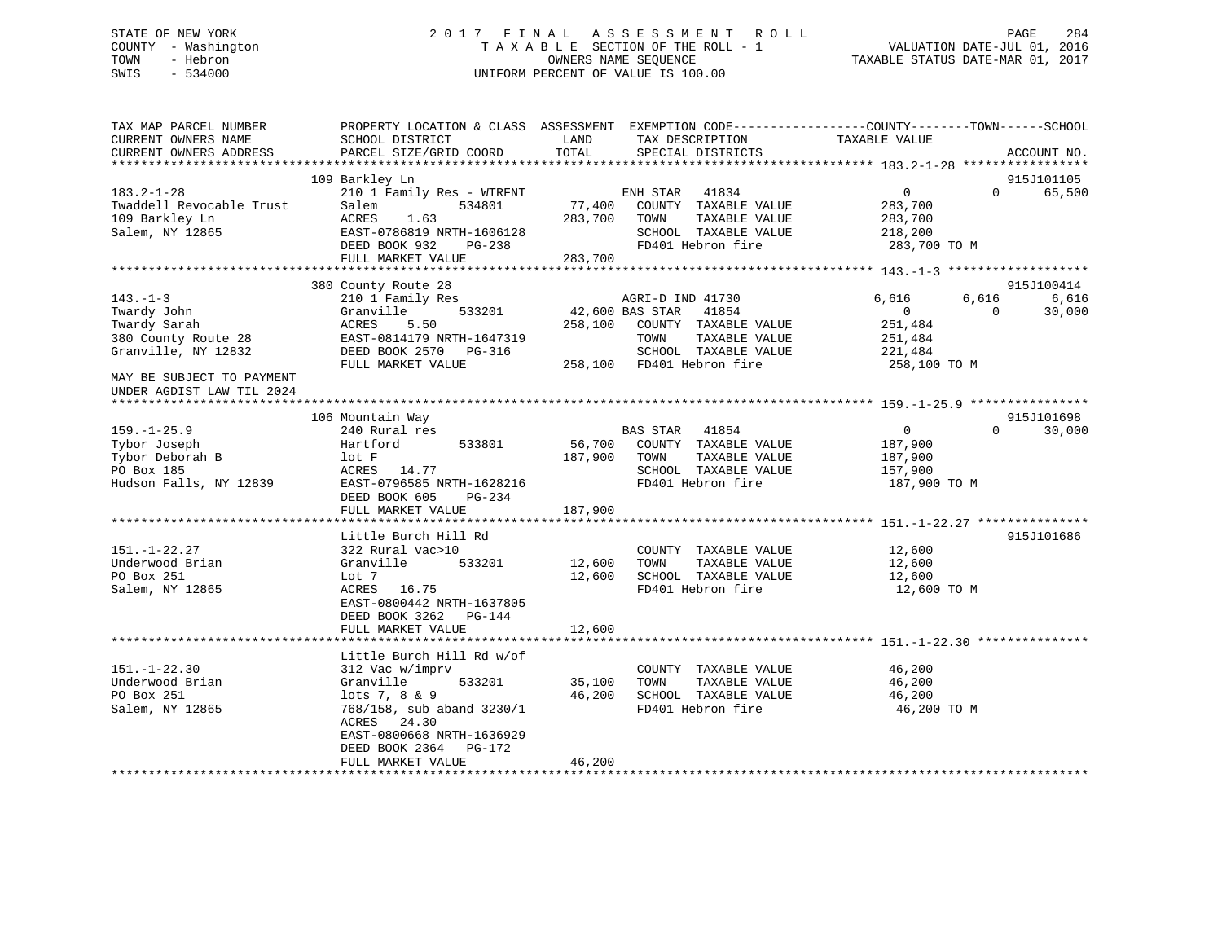STATE OF NEW YORK
COUNTY - Washington
TOWN - Hebron
SWIS - 534000

2017 FINAL ASSESSMENT ROLL
TAXABLE SECTION OF THE ROLL - 1
OWNERS NAME SEQUENCE
UNIFORM PERCENT OF VALUE IS 100.00

VALUATION DATE-JUL 01, 2016
TAXABLE STATUS DATE-MAR 01, 2017

| TAX MAP PARCEL NUMBER / CURRENT OWNERS NAME / CURRENT OWNERS ADDRESS | PROPERTY LOCATION & CLASS / SCHOOL DISTRICT / PARCEL SIZE/GRID COORD | ASSESSMENT LAND / TOTAL | EXEMPTION CODE / TAX DESCRIPTION / SPECIAL DISTRICTS | COUNTY TAXABLE VALUE | TOWN | SCHOOL / ACCOUNT NO. |
|---|---|---|---|---|---|---|
| **183.2-1-28** | 109 Barkley Ln | | | | | 915J101105 |
| 183.2-1-28 | 210 1 Family Res - WTRFNT | | ENH STAR 41834 | 0 | 0 | 65,500 |
| Twaddell Revocable Trust | Salem 534801 | 77,400 | COUNTY TAXABLE VALUE | 283,700 | | |
| 109 Barkley Ln | ACRES 1.63 | 283,700 | TOWN TAXABLE VALUE | 283,700 | | |
| Salem, NY 12865 | EAST-0786819 NRTH-1606128 | | SCHOOL TAXABLE VALUE | 218,200 | | |
| | DEED BOOK 932 PG-238 | | FD401 Hebron fire | 283,700 TO M | | |
| | FULL MARKET VALUE | 283,700 | | | | |
| **143.-1-3** | 380 County Route 28 | | | | | 915J100414 |
| 143.-1-3 | 210 1 Family Res | | AGRI-D IND 41730 | 6,616 | 6,616 | 6,616 |
| Twardy John | Granville 533201 | 42,600 | BAS STAR 41854 | 0 | 0 | 30,000 |
| Twardy Sarah | ACRES 5.50 | 258,100 | COUNTY TAXABLE VALUE | 251,484 | | |
| 380 County Route 28 | EAST-0814179 NRTH-1647319 | | TOWN TAXABLE VALUE | 251,484 | | |
| Granville, NY 12832 | DEED BOOK 2570 PG-316 | | SCHOOL TAXABLE VALUE | 221,484 | | |
| | FULL MARKET VALUE | 258,100 | FD401 Hebron fire | 258,100 TO M | | |
| MAY BE SUBJECT TO PAYMENT UNDER AGDIST LAW TIL 2024 | | | | | | |
| **159.-1-25.9** | 106 Mountain Way | | | | | 915J101698 |
| 159.-1-25.9 | 240 Rural res | | BAS STAR 41854 | 0 | 0 | 30,000 |
| Tybor Joseph | Hartford 533801 | 56,700 | COUNTY TAXABLE VALUE | 187,900 | | |
| Tybor Deborah B | lot F | 187,900 | TOWN TAXABLE VALUE | 187,900 | | |
| PO Box 185 | ACRES 14.77 | | SCHOOL TAXABLE VALUE | 157,900 | | |
| Hudson Falls, NY 12839 | EAST-0796585 NRTH-1628216 | | FD401 Hebron fire | 187,900 TO M | | |
| | DEED BOOK 605 PG-234 | | | | | |
| | FULL MARKET VALUE | 187,900 | | | | |
| **151.-1-22.27** | Little Burch Hill Rd | | | | | 915J101686 |
| 151.-1-22.27 | 322 Rural vac>10 | | COUNTY TAXABLE VALUE | 12,600 | | |
| Underwood Brian | Granville 533201 | 12,600 | TOWN TAXABLE VALUE | 12,600 | | |
| PO Box 251 | Lot 7 | 12,600 | SCHOOL TAXABLE VALUE | 12,600 | | |
| Salem, NY 12865 | ACRES 16.75 | | FD401 Hebron fire | 12,600 TO M | | |
| | EAST-0800442 NRTH-1637805 | | | | | |
| | DEED BOOK 3262 PG-144 | | | | | |
| | FULL MARKET VALUE | 12,600 | | | | |
| **151.-1-22.30** | Little Burch Hill Rd w/of | | | | | |
| 151.-1-22.30 | 312 Vac w/imprv | | COUNTY TAXABLE VALUE | 46,200 | | |
| Underwood Brian | Granville 533201 | 35,100 | TOWN TAXABLE VALUE | 46,200 | | |
| PO Box 251 | lots 7, 8 & 9 | 46,200 | SCHOOL TAXABLE VALUE | 46,200 | | |
| Salem, NY 12865 | 768/158, sub aband 3230/1 | | FD401 Hebron fire | 46,200 TO M | | |
| | ACRES 24.30 | | | | | |
| | EAST-0800668 NRTH-1636929 | | | | | |
| | DEED BOOK 2364 PG-172 | | | | | |
| | FULL MARKET VALUE | 46,200 | | | | |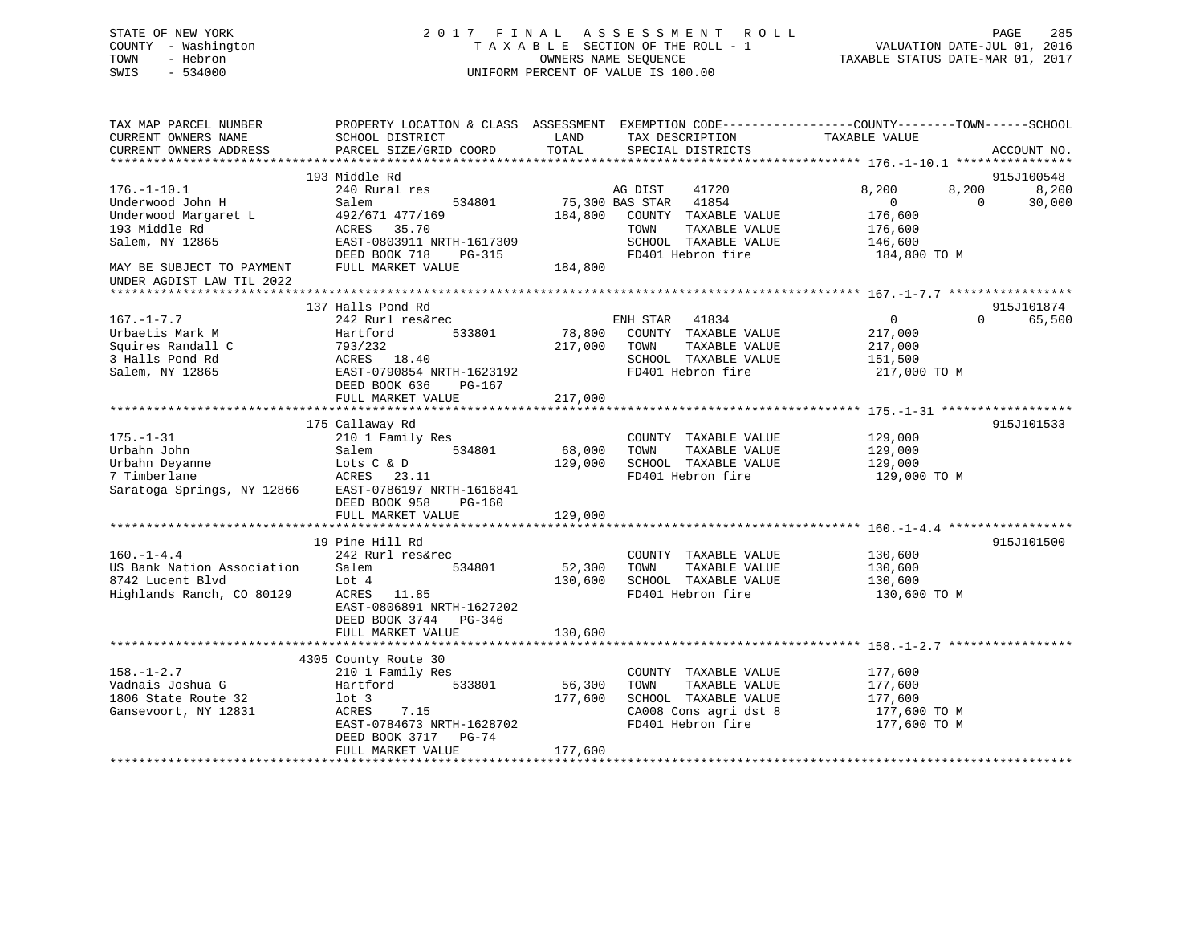STATE OF NEW YORK
COUNTY - Washington
TOWN - Hebron
SWIS - 534000

2 0 1 7 F I N A L A S S E S S M E N T R O L L
T A X A B L E SECTION OF THE ROLL - 1
OWNERS NAME SEQUENCE
UNIFORM PERCENT OF VALUE IS 100.00

VALUATION DATE-JUL 01, 2016
TAXABLE STATUS DATE-MAR 01, 2017

```
TAX MAP PARCEL NUMBER          PROPERTY LOCATION & CLASS  ASSESSMENT  EXEMPTION CODE------------------COUNTY--------TOWN------SCHOOL
CURRENT OWNERS NAME            SCHOOL DISTRICT             LAND       TAX DESCRIPTION             TAXABLE VALUE
CURRENT OWNERS ADDRESS         PARCEL SIZE/GRID COORD      TOTAL      SPECIAL DISTRICTS                                        ACCOUNT NO.
******************************************************************************************************* 176.-1-10.1 ****************
                               193 Middle Rd                                                                                915J100548
176.-1-10.1                    240 Rural res                         AG DIST    41720            8,200        8,200        8,200
Underwood John H               Salem           534801      75,300 BAS STAR  41854                0            0       30,000
Underwood Margaret L           492/671 477/169            184,800    COUNTY  TAXABLE VALUE       176,600
193 Middle Rd                  ACRES  35.70                          TOWN    TAXABLE VALUE       176,600
Salem, NY 12865                EAST-0803911 NRTH-1617309             SCHOOL  TAXABLE VALUE       146,600
                               DEED BOOK 718    PG-315               FD401 Hebron fire            184,800 TO M
MAY BE SUBJECT TO PAYMENT      FULL MARKET VALUE          184,800
UNDER AGDIST LAW TIL 2022
******************************************************************************************************* 167.-1-7.7 *****************
                               137 Halls Pond Rd                                                                            915J101874
167.-1-7.7                     242 Rurl res&rec                      ENH STAR   41834                0            0       65,500
Urbaetis Mark M                Hartford        533801      78,800    COUNTY  TAXABLE VALUE       217,000
Squires Randall C              793/232                    217,000    TOWN    TAXABLE VALUE       217,000
3 Halls Pond Rd                ACRES  18.40                          SCHOOL  TAXABLE VALUE       151,500
Salem, NY 12865                EAST-0790854 NRTH-1623192             FD401 Hebron fire            217,000 TO M
                               DEED BOOK 636    PG-167
                               FULL MARKET VALUE          217,000
******************************************************************************************************* 175.-1-31 ******************
                               175 Callaway Rd                                                                              915J101533
175.-1-31                      210 1 Family Res                      COUNTY  TAXABLE VALUE       129,000
Urbahn John                    Salem           534801      68,000    TOWN    TAXABLE VALUE       129,000
Urbahn Deyanne                 Lots C & D                 129,000    SCHOOL  TAXABLE VALUE       129,000
7 Timberlane                   ACRES  23.11                          FD401 Hebron fire            129,000 TO M
Saratoga Springs, NY 12866     EAST-0786197 NRTH-1616841
                               DEED BOOK 958    PG-160
                               FULL MARKET VALUE          129,000
******************************************************************************************************* 160.-1-4.4 *****************
                               19 Pine Hill Rd                                                                              915J101500
160.-1-4.4                     242 Rurl res&rec                      COUNTY  TAXABLE VALUE       130,600
US Bank Nation Association     Salem           534801      52,300    TOWN    TAXABLE VALUE       130,600
8742 Lucent Blvd               Lot 4                      130,600    SCHOOL  TAXABLE VALUE       130,600
Highlands Ranch, CO 80129      ACRES  11.85                          FD401 Hebron fire            130,600 TO M
                               EAST-0806891 NRTH-1627202
                               DEED BOOK 3744   PG-346
                               FULL MARKET VALUE          130,600
******************************************************************************************************* 158.-1-2.7 *****************
                               4305 County Route 30
158.-1-2.7                     210 1 Family Res                      COUNTY  TAXABLE VALUE       177,600
Vadnais Joshua G               Hartford        533801      56,300    TOWN    TAXABLE VALUE       177,600
1806 State Route 32            lot 3                      177,600    SCHOOL  TAXABLE VALUE       177,600
Gansevoort, NY 12831           ACRES   7.15                          CA008 Cons agri dst 8        177,600 TO M
                               EAST-0784673 NRTH-1628702             FD401 Hebron fire            177,600 TO M
                               DEED BOOK 3717   PG-74
                               FULL MARKET VALUE          177,600
************************************************************************************************************************************
```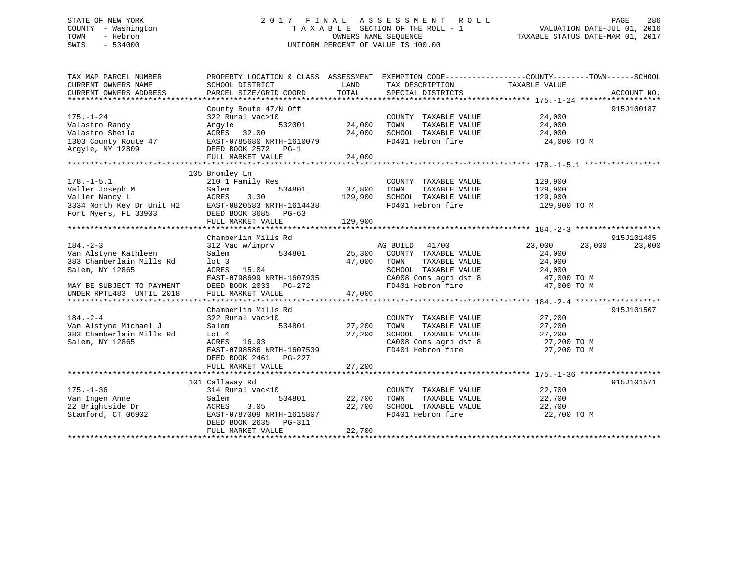STATE OF NEW YORK
COUNTY - Washington
TOWN - Hebron
SWIS - 534000

# 2017 FINAL ASSESSMENT ROLL
TAXABLE SECTION OF THE ROLL - 1
OWNERS NAME SEQUENCE
UNIFORM PERCENT OF VALUE IS 100.00

VALUATION DATE-JUL 01, 2016
TAXABLE STATUS DATE-MAR 01, 2017

| TAX MAP PARCEL NUMBER / CURRENT OWNERS NAME / CURRENT OWNERS ADDRESS | PROPERTY LOCATION & CLASS / SCHOOL DISTRICT / PARCEL SIZE/GRID COORD | ASSESSMENT LAND | TOTAL | EXEMPTION CODE / TAX DESCRIPTION / SPECIAL DISTRICTS | COUNTY TAXABLE VALUE | TOWN | SCHOOL | ACCOUNT NO. |
|---|---|---|---|---|---|---|---|---|
| 175.-1-24 | County Route 47/N Off | | | | | | | 915J100187 |
| | 322 Rural vac>10 | | | COUNTY TAXABLE VALUE | 24,000 | | | |
| Valastro Randy | Argyle 532001 | 24,000 | | TOWN TAXABLE VALUE | 24,000 | | | |
| Valastro Sheila | ACRES 32.00 | | 24,000 | SCHOOL TAXABLE VALUE | 24,000 | | | |
| 1303 County Route 47 | EAST-0785680 NRTH-1610079 | | | FD401 Hebron fire | 24,000 TO M | | | |
| Argyle, NY 12809 | DEED BOOK 2572 PG-1 | | | | | | | |
| | FULL MARKET VALUE | | 24,000 | | | | | |
| 178.-1-5.1 | 105 Bromley Ln | | | | | | | |
| | 210 1 Family Res | | | COUNTY TAXABLE VALUE | 129,900 | | | |
| Valler Joseph M | Salem 534801 | 37,800 | | TOWN TAXABLE VALUE | 129,900 | | | |
| Valler Nancy L | ACRES 3.30 | | 129,900 | SCHOOL TAXABLE VALUE | 129,900 | | | |
| 3334 North Key Dr Unit H2 | EAST-0820583 NRTH-1614438 | | | FD401 Hebron fire | 129,900 TO M | | | |
| Fort Myers, FL 33903 | DEED BOOK 3685 PG-63 | | | | | | | |
| | FULL MARKET VALUE | | 129,900 | | | | | |
| 184.-2-3 | Chamberlin Mills Rd | | | | | | | 915J101485 |
| | 312 Vac w/imprv | | | AG BUILD 41700 | 23,000 | 23,000 | 23,000 | |
| Van Alstyne Kathleen | Salem 534801 | 25,300 | | COUNTY TAXABLE VALUE | 24,000 | | | |
| 383 Chamberlain Mills Rd | lot 3 | | 47,000 | TOWN TAXABLE VALUE | 24,000 | | | |
| Salem, NY 12865 | ACRES 15.04 | | | SCHOOL TAXABLE VALUE | 24,000 | | | |
| | EAST-0798699 NRTH-1607935 | | | CA008 Cons agri dst 8 | 47,000 TO M | | | |
| MAY BE SUBJECT TO PAYMENT | DEED BOOK 2033 PG-272 | | | FD401 Hebron fire | 47,000 TO M | | | |
| UNDER RPTL483 UNTIL 2018 | FULL MARKET VALUE | | 47,000 | | | | | |
| 184.-2-4 | Chamberlin Mills Rd | | | | | | | 915J101507 |
| | 322 Rural vac>10 | | | COUNTY TAXABLE VALUE | 27,200 | | | |
| Van Alstyne Michael J | Salem 534801 | 27,200 | | TOWN TAXABLE VALUE | 27,200 | | | |
| 383 Chamberlain Mills Rd | Lot 4 | | 27,200 | SCHOOL TAXABLE VALUE | 27,200 | | | |
| Salem, NY 12865 | ACRES 16.93 | | | CA008 Cons agri dst 8 | 27,200 TO M | | | |
| | EAST-0798586 NRTH-1607539 | | | FD401 Hebron fire | 27,200 TO M | | | |
| | DEED BOOK 2461 PG-227 | | | | | | | |
| | FULL MARKET VALUE | | 27,200 | | | | | |
| 175.-1-36 | 101 Callaway Rd | | | | | | | 915J101571 |
| | 314 Rural vac<10 | | | COUNTY TAXABLE VALUE | 22,700 | | | |
| Van Ingen Anne | Salem 534801 | 22,700 | | TOWN TAXABLE VALUE | 22,700 | | | |
| 22 Brightside Dr | ACRES 3.05 | | 22,700 | SCHOOL TAXABLE VALUE | 22,700 | | | |
| Stamford, CT 06902 | EAST-0787009 NRTH-1615807 | | | FD401 Hebron fire | 22,700 TO M | | | |
| | DEED BOOK 2635 PG-311 | | | | | | | |
| | FULL MARKET VALUE | | 22,700 | | | | | |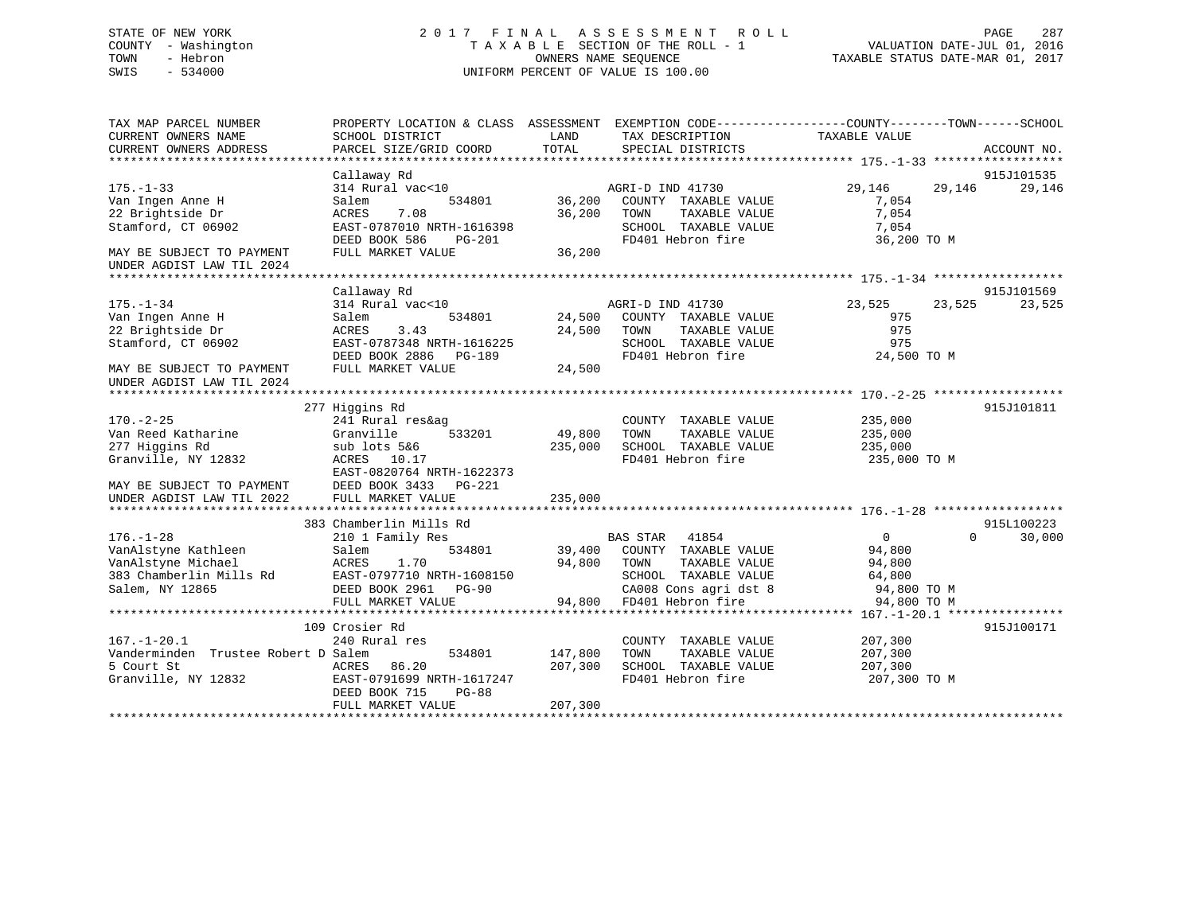STATE OF NEW YORK
COUNTY - Washington
TOWN - Hebron
SWIS - 534000

# 2017 FINAL ASSESSMENT ROLL
TAXABLE SECTION OF THE ROLL - 1
OWNERS NAME SEQUENCE
UNIFORM PERCENT OF VALUE IS 100.00

VALUATION DATE-JUL 01, 2016
TAXABLE STATUS DATE-MAR 01, 2017

| TAX MAP PARCEL NUMBER / CURRENT OWNERS NAME / CURRENT OWNERS ADDRESS | PROPERTY LOCATION & CLASS / SCHOOL DISTRICT / PARCEL SIZE/GRID COORD | ASSESSMENT LAND | TOTAL | EXEMPTION CODE / TAX DESCRIPTION / SPECIAL DISTRICTS | COUNTY TAXABLE VALUE | TOWN | SCHOOL | ACCOUNT NO. |
|---|---|---|---|---|---|---|---|---|
| 175.-1-33 | Callaway Rd | | | | | | | 915J101535 |
| Van Ingen Anne H | 314 Rural vac<10 | | | AGRI-D IND 41730 | 29,146 | 29,146 | 29,146 | |
| 22 Brightside Dr | Salem 534801 | 36,200 | | COUNTY TAXABLE VALUE | 7,054 | | | |
| Stamford, CT 06902 | ACRES 7.08 | | 36,200 | TOWN TAXABLE VALUE | 7,054 | | | |
| | EAST-0787010 NRTH-1616398 | | | SCHOOL TAXABLE VALUE | 7,054 | | | |
| | DEED BOOK 586 PG-201 | | | FD401 Hebron fire | 36,200 TO M | | | |
| MAY BE SUBJECT TO PAYMENT UNDER AGDIST LAW TIL 2024 | FULL MARKET VALUE | | 36,200 | | | | | |
| 175.-1-34 | Callaway Rd | | | | | | | 915J101569 |
| Van Ingen Anne H | 314 Rural vac<10 | | | AGRI-D IND 41730 | 23,525 | 23,525 | 23,525 | |
| 22 Brightside Dr | Salem 534801 | 24,500 | | COUNTY TAXABLE VALUE | 975 | | | |
| Stamford, CT 06902 | ACRES 3.43 | | 24,500 | TOWN TAXABLE VALUE | 975 | | | |
| | EAST-0787348 NRTH-1616225 | | | SCHOOL TAXABLE VALUE | 975 | | | |
| | DEED BOOK 2886 PG-189 | | | FD401 Hebron fire | 24,500 TO M | | | |
| MAY BE SUBJECT TO PAYMENT UNDER AGDIST LAW TIL 2024 | FULL MARKET VALUE | | 24,500 | | | | | |
| 170.-2-25 | 277 Higgins Rd | | | | | | | 915J101811 |
| Van Reed Katharine | 241 Rural res&ag | | | COUNTY TAXABLE VALUE | 235,000 | | | |
| 277 Higgins Rd | Granville 533201 | 49,800 | | TOWN TAXABLE VALUE | 235,000 | | | |
| Granville, NY 12832 | sub lots 5&6 | | 235,000 | SCHOOL TAXABLE VALUE | 235,000 | | | |
| | ACRES 10.17 | | | FD401 Hebron fire | 235,000 TO M | | | |
| | EAST-0820764 NRTH-1622373 | | | | | | | |
| MAY BE SUBJECT TO PAYMENT | DEED BOOK 3433 PG-221 | | | | | | | |
| UNDER AGDIST LAW TIL 2022 | FULL MARKET VALUE | | 235,000 | | | | | |
| 176.-1-28 | 383 Chamberlin Mills Rd | | | | | | | 915L100223 |
| VanAlstyne Kathleen | 210 1 Family Res | | | BAS STAR 41854 | 0 | 0 | 30,000 | |
| VanAlstyne Michael | Salem 534801 | 39,400 | | COUNTY TAXABLE VALUE | 94,800 | | | |
| 383 Chamberlin Mills Rd | ACRES 1.70 | | 94,800 | TOWN TAXABLE VALUE | 94,800 | | | |
| Salem, NY 12865 | EAST-0797710 NRTH-1608150 | | | SCHOOL TAXABLE VALUE | 64,800 | | | |
| | DEED BOOK 2961 PG-90 | | | CA008 Cons agri dst 8 | 94,800 TO M | | | |
| | FULL MARKET VALUE | | 94,800 | FD401 Hebron fire | 94,800 TO M | | | |
| 167.-1-20.1 | 109 Crosier Rd | | | | | | | 915J100171 |
| Vanderminden Trustee Robert D | 240 Rural res | | | COUNTY TAXABLE VALUE | 207,300 | | | |
| 5 Court St | Salem 534801 | 147,800 | | TOWN TAXABLE VALUE | 207,300 | | | |
| Granville, NY 12832 | ACRES 86.20 | | 207,300 | SCHOOL TAXABLE VALUE | 207,300 | | | |
| | EAST-0791699 NRTH-1617247 | | | FD401 Hebron fire | 207,300 TO M | | | |
| | DEED BOOK 715 PG-88 | | | | | | | |
| | FULL MARKET VALUE | | 207,300 | | | | | |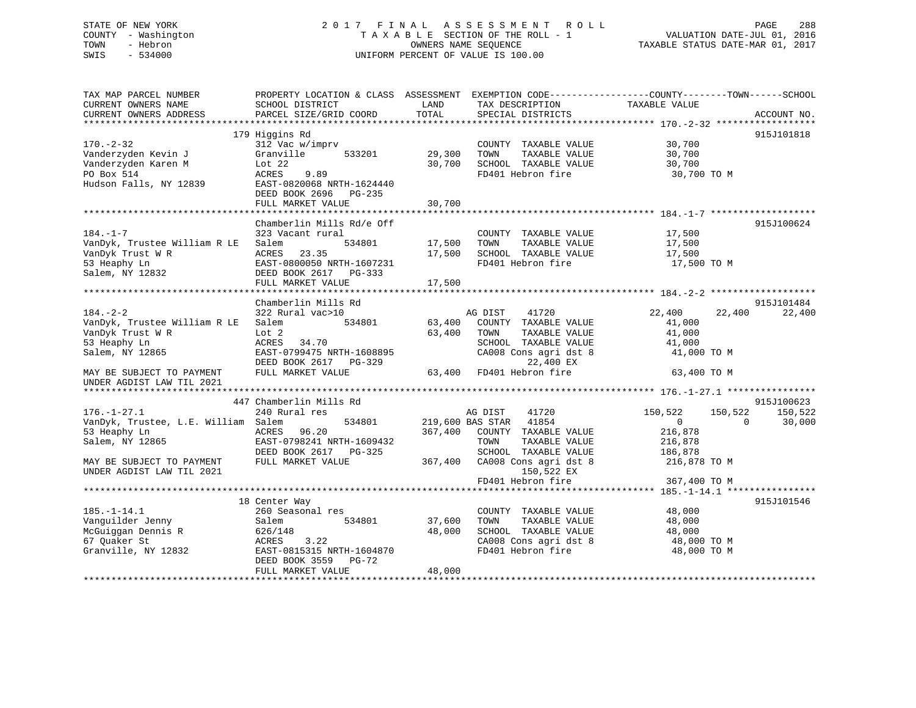STATE OF NEW YORK
COUNTY - Washington
TOWN - Hebron
SWIS - 534000

2017 FINAL ASSESSMENT ROLL
TAXABLE SECTION OF THE ROLL - 1
OWNERS NAME SEQUENCE
UNIFORM PERCENT OF VALUE IS 100.00

VALUATION DATE-JUL 01, 2016
TAXABLE STATUS DATE-MAR 01, 2017

```
TAX MAP PARCEL NUMBER          PROPERTY LOCATION & CLASS  ASSESSMENT  EXEMPTION CODE------------------COUNTY--------TOWN------SCHOOL
CURRENT OWNERS NAME            SCHOOL DISTRICT               LAND      TAX DESCRIPTION             TAXABLE VALUE
CURRENT OWNERS ADDRESS         PARCEL SIZE/GRID COORD        TOTAL     SPECIAL DISTRICTS                                    ACCOUNT NO.
******************************************************************************************************* 170.-2-32 ******************
                               179 Higgins Rd                                                                               915J101818
170.-2-32                      312 Vac w/imprv                          COUNTY  TAXABLE VALUE             30,700
Vanderzyden Kevin J            Granville       533201        29,300    TOWN    TAXABLE VALUE             30,700
Vanderzyden Karen M            Lot 22                        30,700    SCHOOL  TAXABLE VALUE             30,700
PO Box 514                     ACRES    9.89                            FD401 Hebron fire                 30,700 TO M
Hudson Falls, NY 12839         EAST-0820068 NRTH-1624440
                               DEED BOOK 2696   PG-235
                               FULL MARKET VALUE             30,700
******************************************************************************************************* 184.-1-7 *******************
                               Chamberlin Mills Rd/e Off                                                                    915J100624
184.-1-7                       323 Vacant rural                         COUNTY  TAXABLE VALUE             17,500
VanDyk, Trustee William R LE   Salem           534801        17,500    TOWN    TAXABLE VALUE             17,500
VanDyk Trust W R               ACRES   23.35                 17,500    SCHOOL  TAXABLE VALUE             17,500
53 Heaphy Ln                   EAST-0800050 NRTH-1607231                FD401 Hebron fire                 17,500 TO M
Salem, NY 12832                DEED BOOK 2617   PG-333
                               FULL MARKET VALUE             17,500
******************************************************************************************************* 184.-2-2 *******************
                               Chamberlin Mills Rd                                                                          915J101484
184.-2-2                       322 Rural vac>10                         AG DIST     41720              22,400      22,400      22,400
VanDyk, Trustee William R LE   Salem           534801        63,400    COUNTY  TAXABLE VALUE             41,000
VanDyk Trust W R               Lot 2                         63,400    TOWN    TAXABLE VALUE             41,000
53 Heaphy Ln                   ACRES   34.70                            SCHOOL  TAXABLE VALUE             41,000
Salem, NY 12865                EAST-0799475 NRTH-1608895                CA008 Cons agri dst 8             41,000 TO M
                               DEED BOOK 2617   PG-329                        22,400 EX
MAY BE SUBJECT TO PAYMENT      FULL MARKET VALUE             63,400    FD401 Hebron fire                 63,400 TO M
UNDER AGDIST LAW TIL 2021
******************************************************************************************************* 176.-1-27.1 ****************
                               447 Chamberlin Mills Rd                                                                      915J100623
176.-1-27.1                    240 Rural res                            AG DIST     41720             150,522     150,522     150,522
VanDyk, Trustee, L.E. William  Salem           534801       219,600 BAS STAR   41854                    0           0      30,000
53 Heaphy Ln                   ACRES   96.20                367,400    COUNTY  TAXABLE VALUE            216,878
Salem, NY 12865                EAST-0798241 NRTH-1609432                TOWN    TAXABLE VALUE            216,878
                               DEED BOOK 2617   PG-325                  SCHOOL  TAXABLE VALUE            186,878
MAY BE SUBJECT TO PAYMENT      FULL MARKET VALUE            367,400    CA008 Cons agri dst 8            216,878 TO M
UNDER AGDIST LAW TIL 2021                                                      150,522 EX
                                                                        FD401 Hebron fire                367,400 TO M
******************************************************************************************************* 185.-1-14.1 ****************
                               18 Center Way                                                                                915J101546
185.-1-14.1                    260 Seasonal res                         COUNTY  TAXABLE VALUE             48,000
Vanguilder Jenny               Salem           534801        37,600    TOWN    TAXABLE VALUE             48,000
McGuiggan Dennis R             626/148                       48,000    SCHOOL  TAXABLE VALUE             48,000
67 Quaker St                   ACRES    3.22                            CA008 Cons agri dst 8             48,000 TO M
Granville, NY 12832            EAST-0815315 NRTH-1604870                FD401 Hebron fire                 48,000 TO M
                               DEED BOOK 3559   PG-72
                               FULL MARKET VALUE             48,000
************************************************************************************************************************************
```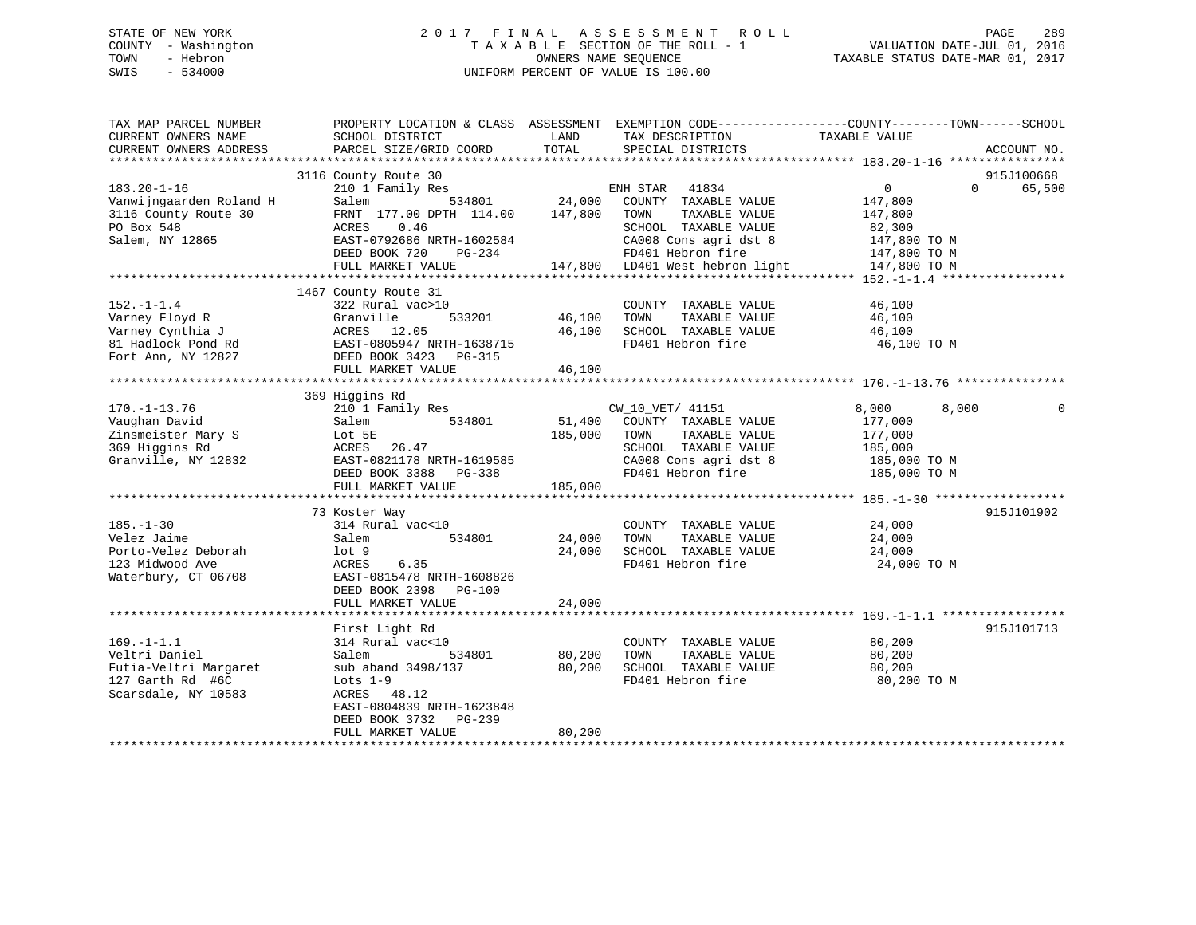STATE OF NEW YORK
COUNTY - Washington
TOWN - Hebron
SWIS - 534000

# 2017 FINAL ASSESSMENT ROLL
TAXABLE SECTION OF THE ROLL - 1
OWNERS NAME SEQUENCE
UNIFORM PERCENT OF VALUE IS 100.00

VALUATION DATE-JUL 01, 2016
TAXABLE STATUS DATE-MAR 01, 2017

| TAX MAP PARCEL NUMBER / CURRENT OWNERS NAME / CURRENT OWNERS ADDRESS | PROPERTY LOCATION & CLASS / SCHOOL DISTRICT / PARCEL SIZE/GRID COORD | ASSESSMENT LAND | TOTAL | EXEMPTION CODE / TAX DESCRIPTION / SPECIAL DISTRICTS | COUNTY TAXABLE VALUE | TOWN | SCHOOL | ACCOUNT NO. |
|---|---|---|---|---|---|---|---|---|
| 183.20-1-16 | 3116 County Route 30 | | | | | | | 915J100668 |
| Vanwijngaarden Roland H | 210 1 Family Res | | | ENH STAR 41834 | 0 | 0 | 65,500 | |
| 3116 County Route 30 | Salem 534801 | 24,000 | | COUNTY TAXABLE VALUE | 147,800 | | | |
| PO Box 548 | FRNT 177.00 DPTH 114.00 | | 147,800 | TOWN TAXABLE VALUE | 147,800 | | | |
| Salem, NY 12865 | ACRES 0.46 | | | SCHOOL TAXABLE VALUE | 82,300 | | | |
| | EAST-0792686 NRTH-1602584 | | | CA008 Cons agri dst 8 | 147,800 TO M | | | |
| | DEED BOOK 720 PG-234 | | | FD401 Hebron fire | 147,800 TO M | | | |
| | FULL MARKET VALUE | | 147,800 | LD401 West hebron light | 147,800 TO M | | | |
| 152.-1-1.4 | 1467 County Route 31 | | | | | | | |
| Varney Floyd R | 322 Rural vac>10 | | | COUNTY TAXABLE VALUE | 46,100 | | | |
| Varney Cynthia J | Granville 533201 | 46,100 | | TOWN TAXABLE VALUE | 46,100 | | | |
| 81 Hadlock Pond Rd | ACRES 12.05 | | 46,100 | SCHOOL TAXABLE VALUE | 46,100 | | | |
| Fort Ann, NY 12827 | EAST-0805947 NRTH-1638715 | | | FD401 Hebron fire | 46,100 TO M | | | |
| | DEED BOOK 3423 PG-315 | | | | | | | |
| | FULL MARKET VALUE | | 46,100 | | | | | |
| 170.-1-13.76 | 369 Higgins Rd | | | | | | | |
| Vaughan David | 210 1 Family Res | | | CW_10_VET/ 41151 | 8,000 | 8,000 | 0 | |
| Zinsmeister Mary S | Salem 534801 | 51,400 | | COUNTY TAXABLE VALUE | 177,000 | | | |
| 369 Higgins Rd | Lot 5E | | 185,000 | TOWN TAXABLE VALUE | 177,000 | | | |
| Granville, NY 12832 | ACRES 26.47 | | | SCHOOL TAXABLE VALUE | 185,000 | | | |
| | EAST-0821178 NRTH-1619585 | | | CA008 Cons agri dst 8 | 185,000 TO M | | | |
| | DEED BOOK 3388 PG-338 | | | FD401 Hebron fire | 185,000 TO M | | | |
| | FULL MARKET VALUE | | 185,000 | | | | | |
| 185.-1-30 | 73 Koster Way | | | | | | | 915J101902 |
| Velez Jaime | 314 Rural vac<10 | | | COUNTY TAXABLE VALUE | 24,000 | | | |
| Porto-Velez Deborah | Salem 534801 | 24,000 | | TOWN TAXABLE VALUE | 24,000 | | | |
| 123 Midwood Ave | lot 9 | | 24,000 | SCHOOL TAXABLE VALUE | 24,000 | | | |
| Waterbury, CT 06708 | ACRES 6.35 | | | FD401 Hebron fire | 24,000 TO M | | | |
| | EAST-0815478 NRTH-1608826 | | | | | | | |
| | DEED BOOK 2398 PG-100 | | | | | | | |
| | FULL MARKET VALUE | | 24,000 | | | | | |
| 169.-1-1.1 | First Light Rd | | | | | | | 915J101713 |
| Veltri Daniel | 314 Rural vac<10 | | | COUNTY TAXABLE VALUE | 80,200 | | | |
| Futia-Veltri Margaret | Salem 534801 | 80,200 | | TOWN TAXABLE VALUE | 80,200 | | | |
| 127 Garth Rd #6C | sub aband 3498/137 | | 80,200 | SCHOOL TAXABLE VALUE | 80,200 | | | |
| Scarsdale, NY 10583 | Lots 1-9 | | | FD401 Hebron fire | 80,200 TO M | | | |
| | ACRES 48.12 | | | | | | | |
| | EAST-0804839 NRTH-1623848 | | | | | | | |
| | DEED BOOK 3732 PG-239 | | | | | | | |
| | FULL MARKET VALUE | | 80,200 | | | | | |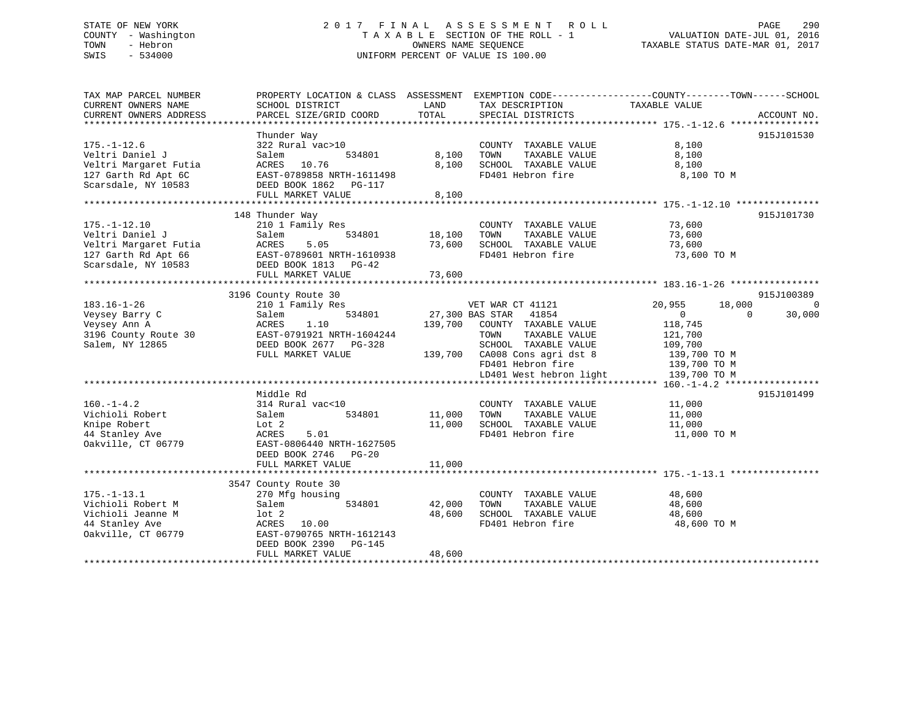STATE OF NEW YORK
COUNTY - Washington
TOWN - Hebron
SWIS - 534000

# 2017 FINAL ASSESSMENT ROLL
TAXABLE SECTION OF THE ROLL - 1
OWNERS NAME SEQUENCE
UNIFORM PERCENT OF VALUE IS 100.00

VALUATION DATE-JUL 01, 2016
TAXABLE STATUS DATE-MAR 01, 2017

| TAX MAP PARCEL NUMBER / CURRENT OWNERS NAME / CURRENT OWNERS ADDRESS | PROPERTY LOCATION & CLASS / SCHOOL DISTRICT / PARCEL SIZE/GRID COORD | ASSESSMENT LAND | TOTAL | EXEMPTION CODE / TAX DESCRIPTION / SPECIAL DISTRICTS | COUNTY TAXABLE VALUE | TOWN | SCHOOL | ACCOUNT NO. |
|---|---|---|---|---|---|---|---|---|
| 175.-1-12.6 | Thunder Way | | | | | | | 915J101530 |
| Veltri Daniel J | 322 Rural vac>10 | | | COUNTY TAXABLE VALUE | 8,100 | | | |
| Veltri Margaret Futia | Salem 534801 | 8,100 | | TOWN TAXABLE VALUE | 8,100 | | | |
| 127 Garth Rd Apt 6C | ACRES 10.76 | | 8,100 | SCHOOL TAXABLE VALUE | 8,100 | | | |
| Scarsdale, NY 10583 | EAST-0789858 NRTH-1611498 | | | FD401 Hebron fire | 8,100 TO M | | | |
| | DEED BOOK 1862 PG-117 | | | | | | | |
| | FULL MARKET VALUE | | 8,100 | | | | | |
| 175.-1-12.10 | 148 Thunder Way | | | | | | | 915J101730 |
| Veltri Daniel J | 210 1 Family Res | | | COUNTY TAXABLE VALUE | 73,600 | | | |
| Veltri Margaret Futia | Salem 534801 | 18,100 | | TOWN TAXABLE VALUE | 73,600 | | | |
| 127 Garth Rd Apt 66 | ACRES 5.05 | | 73,600 | SCHOOL TAXABLE VALUE | 73,600 | | | |
| Scarsdale, NY 10583 | EAST-0789601 NRTH-1610938 | | | FD401 Hebron fire | 73,600 TO M | | | |
| | DEED BOOK 1813 PG-42 | | | | | | | |
| | FULL MARKET VALUE | | 73,600 | | | | | |
| 183.16-1-26 | 3196 County Route 30 | | | | | | | 915J100389 |
| Veysey Barry C | 210 1 Family Res | | | VET WAR CT 41121 | 20,955 | 18,000 | 0 | |
| Veysey Ann A | Salem 534801 | 27,300 | | BAS STAR 41854 | 0 | 0 | 30,000 | |
| 3196 County Route 30 | ACRES 1.10 | | 139,700 | COUNTY TAXABLE VALUE | 118,745 | | | |
| Salem, NY 12865 | EAST-0791921 NRTH-1604244 | | | TOWN TAXABLE VALUE | 121,700 | | | |
| | DEED BOOK 2677 PG-328 | | | SCHOOL TAXABLE VALUE | 109,700 | | | |
| | FULL MARKET VALUE | | 139,700 | CA008 Cons agri dst 8 | 139,700 TO M | | | |
| | | | | FD401 Hebron fire | 139,700 TO M | | | |
| | | | | LD401 West hebron light | 139,700 TO M | | | |
| 160.-1-4.2 | Middle Rd | | | | | | | 915J101499 |
| Vichioli Robert | 314 Rural vac<10 | | | COUNTY TAXABLE VALUE | 11,000 | | | |
| Knipe Robert | Salem 534801 | 11,000 | | TOWN TAXABLE VALUE | 11,000 | | | |
| 44 Stanley Ave | Lot 2 | | 11,000 | SCHOOL TAXABLE VALUE | 11,000 | | | |
| Oakville, CT 06779 | ACRES 5.01 | | | FD401 Hebron fire | 11,000 TO M | | | |
| | EAST-0806440 NRTH-1627505 | | | | | | | |
| | DEED BOOK 2746 PG-20 | | | | | | | |
| | FULL MARKET VALUE | | 11,000 | | | | | |
| 175.-1-13.1 | 3547 County Route 30 | | | | | | | |
| Vichioli Robert M | 270 Mfg housing | | | COUNTY TAXABLE VALUE | 48,600 | | | |
| Vichioli Jeanne M | Salem 534801 | 42,000 | | TOWN TAXABLE VALUE | 48,600 | | | |
| 44 Stanley Ave | lot 2 | | 48,600 | SCHOOL TAXABLE VALUE | 48,600 | | | |
| Oakville, CT 06779 | ACRES 10.00 | | | FD401 Hebron fire | 48,600 TO M | | | |
| | EAST-0790765 NRTH-1612143 | | | | | | | |
| | DEED BOOK 2390 PG-145 | | | | | | | |
| | FULL MARKET VALUE | | 48,600 | | | | | |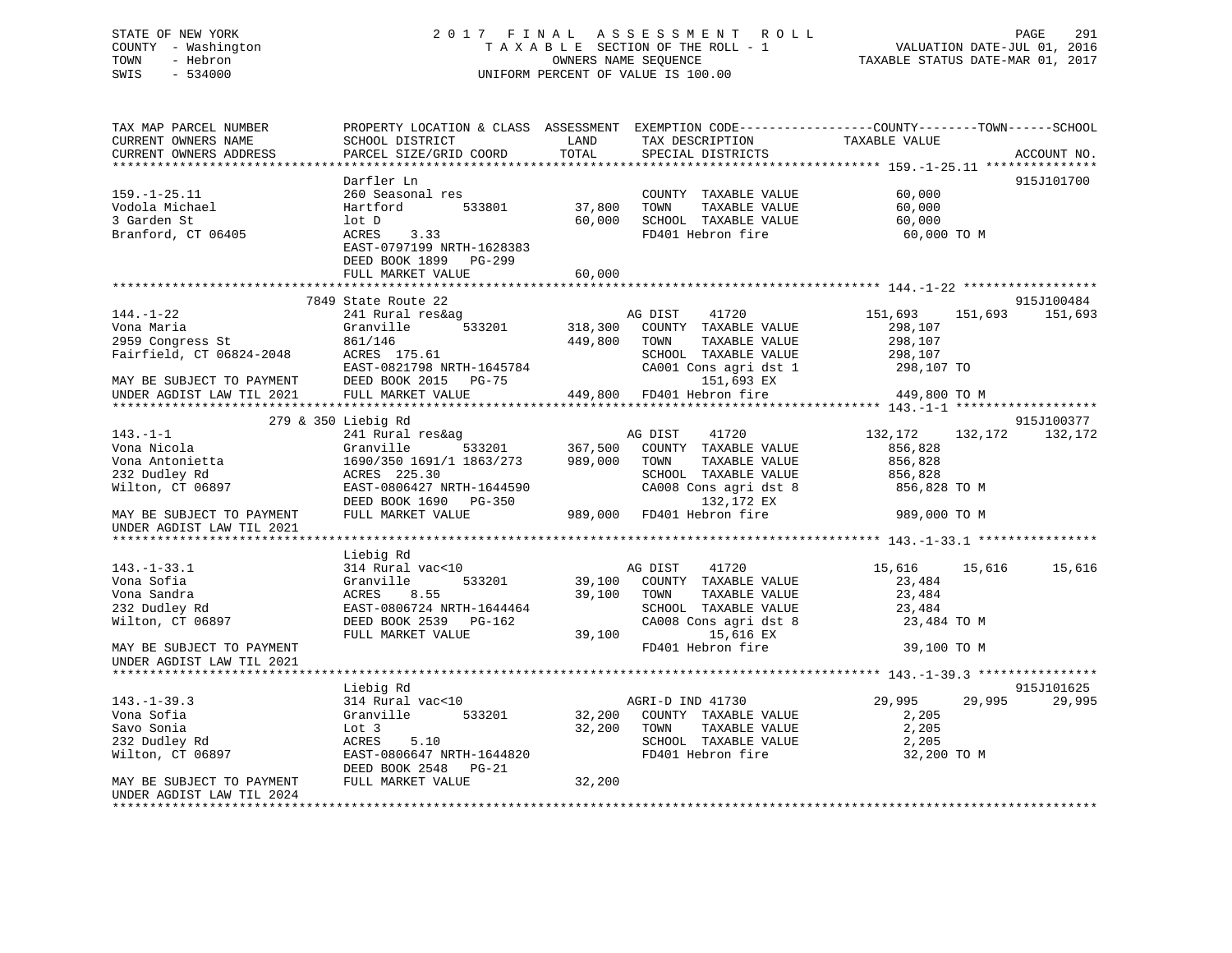STATE OF NEW YORK
COUNTY - Washington
TOWN - Hebron
SWIS - 534000

2017 FINAL ASSESSMENT ROLL
TAXABLE SECTION OF THE ROLL - 1
OWNERS NAME SEQUENCE
UNIFORM PERCENT OF VALUE IS 100.00

VALUATION DATE-JUL 01, 2016
TAXABLE STATUS DATE-MAR 01, 2017

```
TAX MAP PARCEL NUMBER          PROPERTY LOCATION & CLASS  ASSESSMENT  EXEMPTION CODE------------------COUNTY--------TOWN------SCHOOL
CURRENT OWNERS NAME            SCHOOL DISTRICT               LAND      TAX DESCRIPTION             TAXABLE VALUE
CURRENT OWNERS ADDRESS         PARCEL SIZE/GRID COORD        TOTAL     SPECIAL DISTRICTS                                    ACCOUNT NO.
************************************************************************************************ 159.-1-25.11 ***************
                               Darfler Ln                                                                                915J101700
159.-1-25.11                   260 Seasonal res                        COUNTY  TAXABLE VALUE           60,000
Vodola Michael                 Hartford          533801      37,800    TOWN    TAXABLE VALUE           60,000
3 Garden St                    lot D                         60,000    SCHOOL  TAXABLE VALUE           60,000
Branford, CT 06405             ACRES    3.33                           FD401 Hebron fire                60,000 TO M
                               EAST-0797199 NRTH-1628383
                               DEED BOOK 1899   PG-299
                               FULL MARKET VALUE             60,000
************************************************************************************************ 144.-1-22 ******************
                          7849 State Route 22                                                                            915J100484
144.-1-22                      241 Rural res&ag                        AG DIST     41720           151,693    151,693     151,693
Vona Maria                     Granville         533201     318,300    COUNTY  TAXABLE VALUE          298,107
2959 Congress St               861/146                      449,800    TOWN    TAXABLE VALUE          298,107
Fairfield, CT 06824-2048       ACRES  175.61                           SCHOOL  TAXABLE VALUE          298,107
                               EAST-0821798 NRTH-1645784               CA001 Cons agri dst 1          298,107 TO
MAY BE SUBJECT TO PAYMENT      DEED BOOK 2015   PG-75                        151,693 EX
UNDER AGDIST LAW TIL 2021      FULL MARKET VALUE            449,800    FD401 Hebron fire              449,800 TO M
************************************************************************************************ 143.-1-1 *******************
                     279 & 350 Liebig Rd                                                                                 915J100377
143.-1-1                       241 Rural res&ag                        AG DIST     41720           132,172    132,172     132,172
Vona Nicola                    Granville         533201     367,500    COUNTY  TAXABLE VALUE          856,828
Vona Antonietta                1690/350 1691/1 1863/273     989,000    TOWN    TAXABLE VALUE          856,828
232 Dudley Rd                  ACRES  225.30                           SCHOOL  TAXABLE VALUE          856,828
Wilton, CT 06897               EAST-0806427 NRTH-1644590               CA008 Cons agri dst 8          856,828 TO M
                               DEED BOOK 1690   PG-350                       132,172 EX
MAY BE SUBJECT TO PAYMENT      FULL MARKET VALUE            989,000    FD401 Hebron fire              989,000 TO M
UNDER AGDIST LAW TIL 2021
************************************************************************************************ 143.-1-33.1 ****************
                               Liebig Rd
143.-1-33.1                    314 Rural vac<10                        AG DIST     41720            15,616     15,616      15,616
Vona Sofia                     Granville         533201      39,100    COUNTY  TAXABLE VALUE           23,484
Vona Sandra                    ACRES    8.55                 39,100    TOWN    TAXABLE VALUE           23,484
232 Dudley Rd                  EAST-0806724 NRTH-1644464               SCHOOL  TAXABLE VALUE           23,484
Wilton, CT 06897               DEED BOOK 2539   PG-162                 CA008 Cons agri dst 8            23,484 TO M
                               FULL MARKET VALUE             39,100          15,616 EX
MAY BE SUBJECT TO PAYMENT                                              FD401 Hebron fire                39,100 TO M
UNDER AGDIST LAW TIL 2021
************************************************************************************************ 143.-1-39.3 ****************
                               Liebig Rd                                                                                 915J101625
143.-1-39.3                    314 Rural vac<10                        AGRI-D IND 41730             29,995     29,995      29,995
Vona Sofia                     Granville         533201      32,200    COUNTY  TAXABLE VALUE            2,205
Savo Sonia                     Lot 3                         32,200    TOWN    TAXABLE VALUE            2,205
232 Dudley Rd                  ACRES    5.10                           SCHOOL  TAXABLE VALUE            2,205
Wilton, CT 06897               EAST-0806647 NRTH-1644820               FD401 Hebron fire                32,200 TO M
                               DEED BOOK 2548   PG-21
MAY BE SUBJECT TO PAYMENT      FULL MARKET VALUE             32,200
UNDER AGDIST LAW TIL 2024
******************************************************************************************************************************
```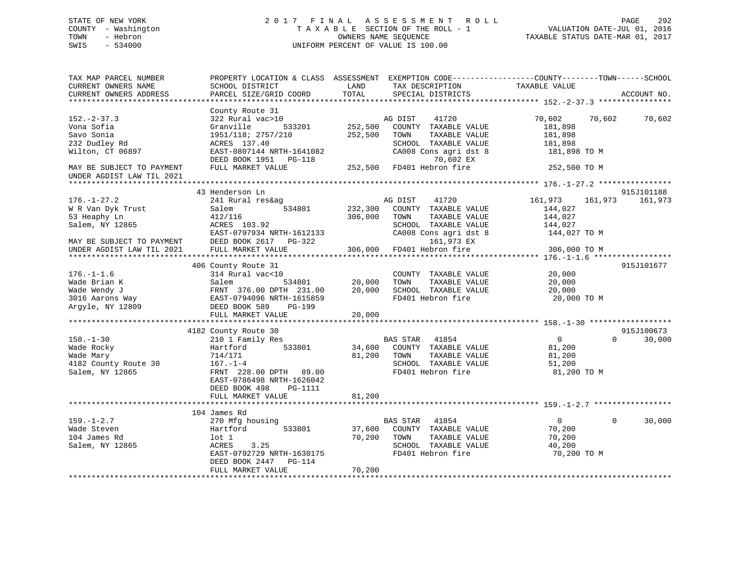STATE OF NEW YORK
COUNTY - Washington
TOWN - Hebron
SWIS - 534000

2 0 1 7 F I N A L A S S E S S M E N T R O L L
T A X A B L E SECTION OF THE ROLL - 1
OWNERS NAME SEQUENCE
UNIFORM PERCENT OF VALUE IS 100.00

VALUATION DATE-JUL 01, 2016
TAXABLE STATUS DATE-MAR 01, 2017

```
TAX MAP PARCEL NUMBER          PROPERTY LOCATION & CLASS  ASSESSMENT  EXEMPTION CODE------------------COUNTY--------TOWN------SCHOOL
CURRENT OWNERS NAME            SCHOOL DISTRICT              LAND      TAX DESCRIPTION              TAXABLE VALUE
CURRENT OWNERS ADDRESS         PARCEL SIZE/GRID COORD       TOTAL     SPECIAL DISTRICTS                                    ACCOUNT NO.
******************************************************************************************************* 152.-2-37.3 ****************
                               County Route 31
152.-2-37.3                    322 Rural vac>10                      AG DIST    41720              70,602     70,602     70,602
Vona Sofia                     Granville        533201     252,500   COUNTY  TAXABLE VALUE           181,898
Savo Sonia                     1951/118; 2757/210          252,500   TOWN    TAXABLE VALUE           181,898
232 Dudley Rd                  ACRES 137.40                          SCHOOL  TAXABLE VALUE           181,898
Wilton, CT 06897               EAST-0807144 NRTH-1641082             CA008 Cons agri dst 8           181,898 TO M
                               DEED BOOK 1951   PG-118                     70,602 EX
MAY BE SUBJECT TO PAYMENT      FULL MARKET VALUE           252,500   FD401 Hebron fire               252,500 TO M
UNDER AGDIST LAW TIL 2021
******************************************************************************************************* 176.-1-27.2 ****************
                               43 Henderson Ln                                                                         915J101188
176.-1-27.2                    241 Rural res&ag                      AG DIST    41720             161,973    161,973    161,973
W R Van Dyk Trust              Salem            534801     232,300   COUNTY  TAXABLE VALUE           144,027
53 Heaphy Ln                   412/116                     306,000   TOWN    TAXABLE VALUE           144,027
Salem, NY 12865                ACRES 103.92                          SCHOOL  TAXABLE VALUE           144,027
                               EAST-0797934 NRTH-1612133             CA008 Cons agri dst 8           144,027 TO M
MAY BE SUBJECT TO PAYMENT      DEED BOOK 2617   PG-322                    161,973 EX
UNDER AGDIST LAW TIL 2021      FULL MARKET VALUE           306,000   FD401 Hebron fire               306,000 TO M
******************************************************************************************************* 176.-1-1.6 *****************
                               406 County Route 31                                                                     915J101677
176.-1-1.6                     314 Rural vac<10                      COUNTY  TAXABLE VALUE            20,000
Wade Brian K                   Salem            534801      20,000   TOWN    TAXABLE VALUE            20,000
Wade Wendy J                   FRNT 376.00 DPTH 231.00      20,000   SCHOOL  TAXABLE VALUE            20,000
3016 Aarons Way                EAST-0794096 NRTH-1615859             FD401 Hebron fire                20,000 TO M
Argyle, NY 12809               DEED BOOK 589    PG-199
                               FULL MARKET VALUE            20,000
******************************************************************************************************* 158.-1-30 ******************
                               4182 County Route 30                                                                    915J100673
158.-1-30                      210 1 Family Res                      BAS STAR   41854                  0          0     30,000
Wade Rocky                     Hartford         533801      34,600   COUNTY  TAXABLE VALUE            81,200
Wade Mary                      714/171                      81,200   TOWN    TAXABLE VALUE            81,200
4182 County Route 30           167.-1-4                              SCHOOL  TAXABLE VALUE            51,200
Salem, NY 12865                FRNT 228.00 DPTH  89.00               FD401 Hebron fire                81,200 TO M
                               EAST-0786498 NRTH-1626042
                               DEED BOOK 498    PG-1111
                               FULL MARKET VALUE            81,200
******************************************************************************************************* 159.-1-2.7 *****************
                               104 James Rd
159.-1-2.7                     270 Mfg housing                       BAS STAR   41854                  0          0     30,000
Wade Steven                    Hartford         533801      37,600   COUNTY  TAXABLE VALUE            70,200
104 James Rd                   lot 1                        70,200   TOWN    TAXABLE VALUE            70,200
Salem, NY 12865                ACRES    3.25                         SCHOOL  TAXABLE VALUE            40,200
                               EAST-0792729 NRTH-1630175             FD401 Hebron fire                70,200 TO M
                               DEED BOOK 2447   PG-114
                               FULL MARKET VALUE            70,200
************************************************************************************************************************************
```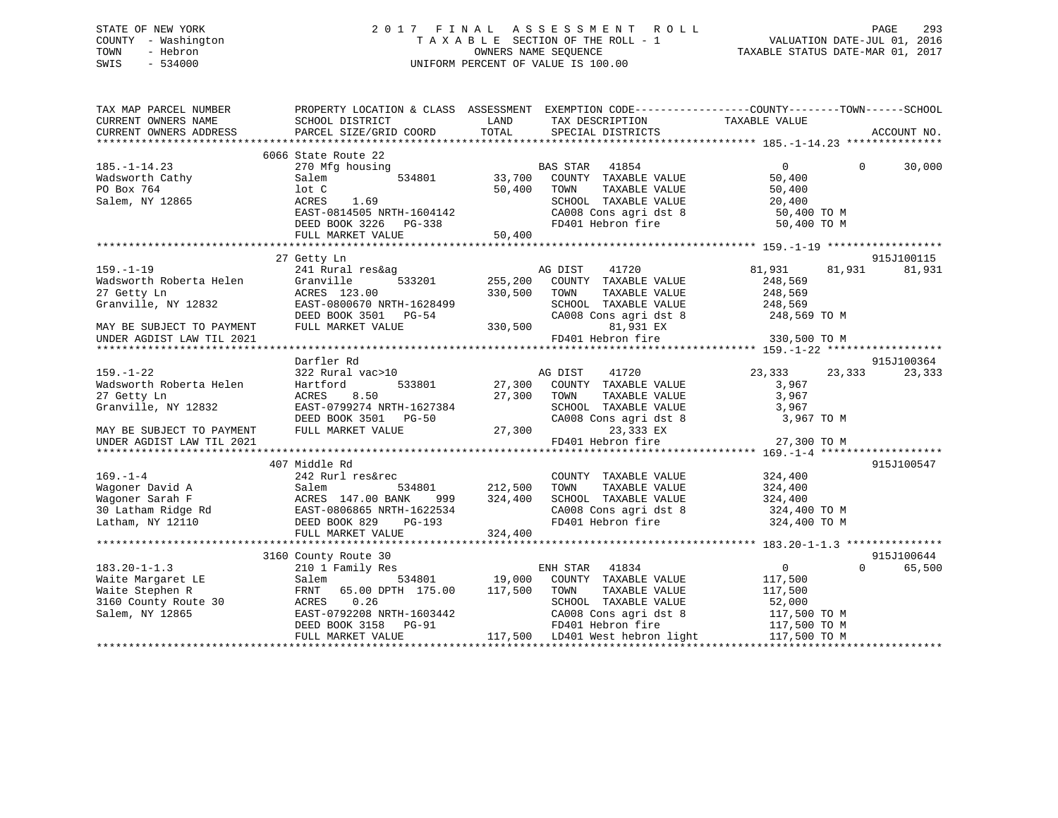STATE OF NEW YORK
COUNTY - Washington
TOWN - Hebron
SWIS - 534000

2017 FINAL ASSESSMENT ROLL
TAXABLE SECTION OF THE ROLL - 1
OWNERS NAME SEQUENCE
UNIFORM PERCENT OF VALUE IS 100.00

VALUATION DATE-JUL 01, 2016
TAXABLE STATUS DATE-MAR 01, 2017

```
TAX MAP PARCEL NUMBER         PROPERTY LOCATION & CLASS  ASSESSMENT  EXEMPTION CODE------------------COUNTY--------TOWN------SCHOOL
CURRENT OWNERS NAME           SCHOOL DISTRICT               LAND      TAX DESCRIPTION             TAXABLE VALUE
CURRENT OWNERS ADDRESS        PARCEL SIZE/GRID COORD        TOTAL     SPECIAL DISTRICTS                                    ACCOUNT NO.
******************************************************************************************************* 185.-1-14.23 ***************
                              6066 State Route 22
185.-1-14.23                  270 Mfg housing                         BAS STAR   41854              0            0        30,000
Wadsworth Cathy               Salem            534801        33,700   COUNTY  TAXABLE VALUE          50,400
PO Box 764                    lot C                          50,400   TOWN    TAXABLE VALUE          50,400
Salem, NY 12865               ACRES    1.69                           SCHOOL  TAXABLE VALUE          20,400
                              EAST-0814505 NRTH-1604142               CA008 Cons agri dst 8           50,400 TO M
                              DEED BOOK 3226   PG-338                 FD401 Hebron fire               50,400 TO M
                              FULL MARKET VALUE              50,400
******************************************************************************************************* 159.-1-19 ******************
                              27 Getty Ln                                                                          915J100115
159.-1-19                     241 Rural res&ag                        AG DIST    41720           81,931       81,931      81,931
Wadsworth Roberta Helen       Granville        533201       255,200   COUNTY  TAXABLE VALUE         248,569
27 Getty Ln                   ACRES  123.00                 330,500   TOWN    TAXABLE VALUE         248,569
Granville, NY 12832           EAST-0800670 NRTH-1628499               SCHOOL  TAXABLE VALUE         248,569
                              DEED BOOK 3501   PG-54                  CA008 Cons agri dst 8          248,569 TO M
MAY BE SUBJECT TO PAYMENT     FULL MARKET VALUE             330,500         81,931 EX
UNDER AGDIST LAW TIL 2021                                             FD401 Hebron fire              330,500 TO M
******************************************************************************************************* 159.-1-22 ******************
                              Darfler Rd                                                                           915J100364
159.-1-22                     322 Rural vac>10                        AG DIST    41720           23,333       23,333      23,333
Wadsworth Roberta Helen       Hartford         533801        27,300   COUNTY  TAXABLE VALUE           3,967
27 Getty Ln                   ACRES    8.50                  27,300   TOWN    TAXABLE VALUE           3,967
Granville, NY 12832           EAST-0799274 NRTH-1627384               SCHOOL  TAXABLE VALUE           3,967
                              DEED BOOK 3501   PG-50                  CA008 Cons agri dst 8            3,967 TO M
MAY BE SUBJECT TO PAYMENT     FULL MARKET VALUE              27,300         23,333 EX
UNDER AGDIST LAW TIL 2021                                             FD401 Hebron fire               27,300 TO M
******************************************************************************************************* 169.-1-4 *******************
                              407 Middle Rd                                                                        915J100547
169.-1-4                      242 Rurl res&rec                        COUNTY  TAXABLE VALUE         324,400
Wagoner David A               Salem            534801       212,500   TOWN    TAXABLE VALUE         324,400
Wagoner Sarah F               ACRES  147.00 BANK     999    324,400   SCHOOL  TAXABLE VALUE         324,400
30 Latham Ridge Rd            EAST-0806865 NRTH-1622534               CA008 Cons agri dst 8          324,400 TO M
Latham, NY 12110              DEED BOOK 829    PG-193                 FD401 Hebron fire              324,400 TO M
                              FULL MARKET VALUE             324,400
******************************************************************************************************* 183.20-1-1.3 ***************
                              3160 County Route 30                                                                 915J100644
183.20-1-1.3                  210 1 Family Res                        ENH STAR   41834              0            0        65,500
Waite Margaret LE             Salem            534801        19,000   COUNTY  TAXABLE VALUE         117,500
Waite Stephen R               FRNT   65.00 DPTH 175.00      117,500   TOWN    TAXABLE VALUE         117,500
3160 County Route 30          ACRES    0.26                           SCHOOL  TAXABLE VALUE          52,000
Salem, NY 12865               EAST-0792208 NRTH-1603442               CA008 Cons agri dst 8          117,500 TO M
                              DEED BOOK 3158   PG-91                  FD401 Hebron fire              117,500 TO M
                              FULL MARKET VALUE             117,500   LD401 West hebron light        117,500 TO M
************************************************************************************************************************************
```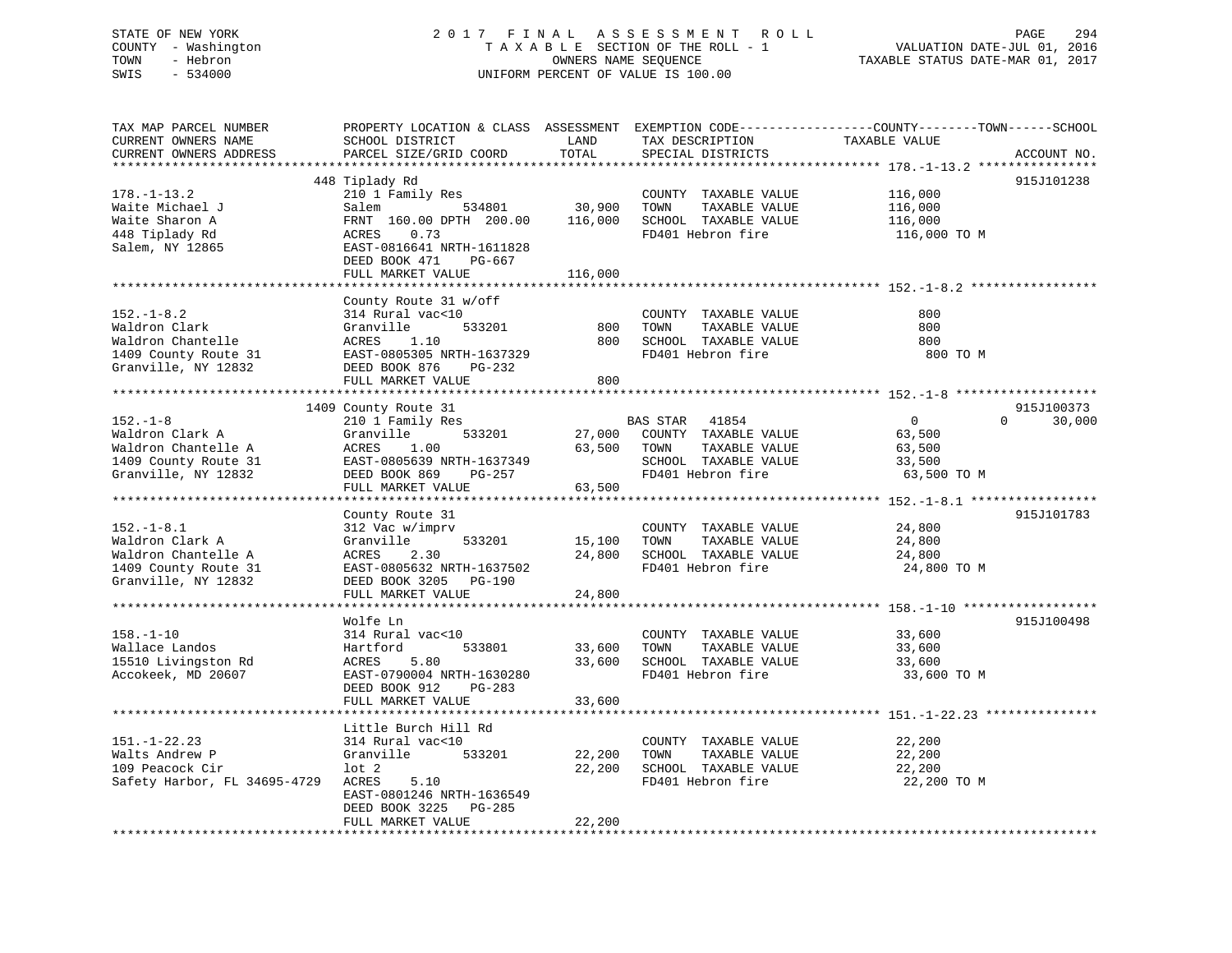STATE OF NEW YORK
COUNTY - Washington
TOWN - Hebron
SWIS - 534000

2 0 1 7 F I N A L A S S E S S M E N T R O L L
T A X A B L E SECTION OF THE ROLL - 1
OWNERS NAME SEQUENCE
UNIFORM PERCENT OF VALUE IS 100.00

VALUATION DATE-JUL 01, 2016
TAXABLE STATUS DATE-MAR 01, 2017

| TAX MAP PARCEL NUMBER / CURRENT OWNERS NAME / CURRENT OWNERS ADDRESS | PROPERTY LOCATION & CLASS / SCHOOL DISTRICT / PARCEL SIZE/GRID COORD | ASSESSMENT LAND | TOTAL | EXEMPTION CODE / TAX DESCRIPTION / SPECIAL DISTRICTS | COUNTY TAXABLE VALUE | TOWN | SCHOOL | ACCOUNT NO. |
|---|---|---|---|---|---|---|---|---|
| **178.-1-13.2** | 448 Tiplady Rd | | | | | | | 915J101238 |
| 178.-1-13.2 | 210 1 Family Res | | | COUNTY TAXABLE VALUE | 116,000 | | | |
| Waite Michael J | Salem 534801 | 30,900 | | TOWN TAXABLE VALUE | 116,000 | | | |
| Waite Sharon A | FRNT 160.00 DPTH 200.00 | | 116,000 | SCHOOL TAXABLE VALUE | 116,000 | | | |
| 448 Tiplady Rd | ACRES 0.73 | | | FD401 Hebron fire | 116,000 TO M | | | |
| Salem, NY 12865 | EAST-0816641 NRTH-1611828 | | | | | | | |
| | DEED BOOK 471 PG-667 | | | | | | | |
| | FULL MARKET VALUE | | 116,000 | | | | | |
| **152.-1-8.2** | County Route 31 w/off | | | | | | | |
| 152.-1-8.2 | 314 Rural vac<10 | | | COUNTY TAXABLE VALUE | 800 | | | |
| Waldron Clark | Granville 533201 | 800 | | TOWN TAXABLE VALUE | 800 | | | |
| Waldron Chantelle | ACRES 1.10 | | 800 | SCHOOL TAXABLE VALUE | 800 | | | |
| 1409 County Route 31 | EAST-0805305 NRTH-1637329 | | | FD401 Hebron fire | 800 TO M | | | |
| Granville, NY 12832 | DEED BOOK 876 PG-232 | | | | | | | |
| | FULL MARKET VALUE | | 800 | | | | | |
| **152.-1-8** | 1409 County Route 31 | | | | | | | 915J100373 |
| 152.-1-8 | 210 1 Family Res | | | BAS STAR 41854 | 0 | 0 | 30,000 | |
| Waldron Clark A | Granville 533201 | 27,000 | | COUNTY TAXABLE VALUE | 63,500 | | | |
| Waldron Chantelle A | ACRES 1.00 | | 63,500 | TOWN TAXABLE VALUE | 63,500 | | | |
| 1409 County Route 31 | EAST-0805639 NRTH-1637349 | | | SCHOOL TAXABLE VALUE | 33,500 | | | |
| Granville, NY 12832 | DEED BOOK 869 PG-257 | | | FD401 Hebron fire | 63,500 TO M | | | |
| | FULL MARKET VALUE | | 63,500 | | | | | |
| **152.-1-8.1** | County Route 31 | | | | | | | 915J101783 |
| 152.-1-8.1 | 312 Vac w/imprv | | | COUNTY TAXABLE VALUE | 24,800 | | | |
| Waldron Clark A | Granville 533201 | 15,100 | | TOWN TAXABLE VALUE | 24,800 | | | |
| Waldron Chantelle A | ACRES 2.30 | | 24,800 | SCHOOL TAXABLE VALUE | 24,800 | | | |
| 1409 County Route 31 | EAST-0805632 NRTH-1637502 | | | FD401 Hebron fire | 24,800 TO M | | | |
| Granville, NY 12832 | DEED BOOK 3205 PG-190 | | | | | | | |
| | FULL MARKET VALUE | | 24,800 | | | | | |
| **158.-1-10** | Wolfe Ln | | | | | | | 915J100498 |
| 158.-1-10 | 314 Rural vac<10 | | | COUNTY TAXABLE VALUE | 33,600 | | | |
| Wallace Landos | Hartford 533801 | 33,600 | | TOWN TAXABLE VALUE | 33,600 | | | |
| 15510 Livingston Rd | ACRES 5.80 | | 33,600 | SCHOOL TAXABLE VALUE | 33,600 | | | |
| Accokeek, MD 20607 | EAST-0790004 NRTH-1630280 | | | FD401 Hebron fire | 33,600 TO M | | | |
| | DEED BOOK 912 PG-283 | | | | | | | |
| | FULL MARKET VALUE | | 33,600 | | | | | |
| **151.-1-22.23** | Little Burch Hill Rd | | | | | | | |
| 151.-1-22.23 | 314 Rural vac<10 | | | COUNTY TAXABLE VALUE | 22,200 | | | |
| Walts Andrew P | Granville 533201 | 22,200 | | TOWN TAXABLE VALUE | 22,200 | | | |
| 109 Peacock Cir | lot 2 | | 22,200 | SCHOOL TAXABLE VALUE | 22,200 | | | |
| Safety Harbor, FL 34695-4729 | ACRES 5.10 | | | FD401 Hebron fire | 22,200 TO M | | | |
| | EAST-0801246 NRTH-1636549 | | | | | | | |
| | DEED BOOK 3225 PG-285 | | | | | | | |
| | FULL MARKET VALUE | | 22,200 | | | | | |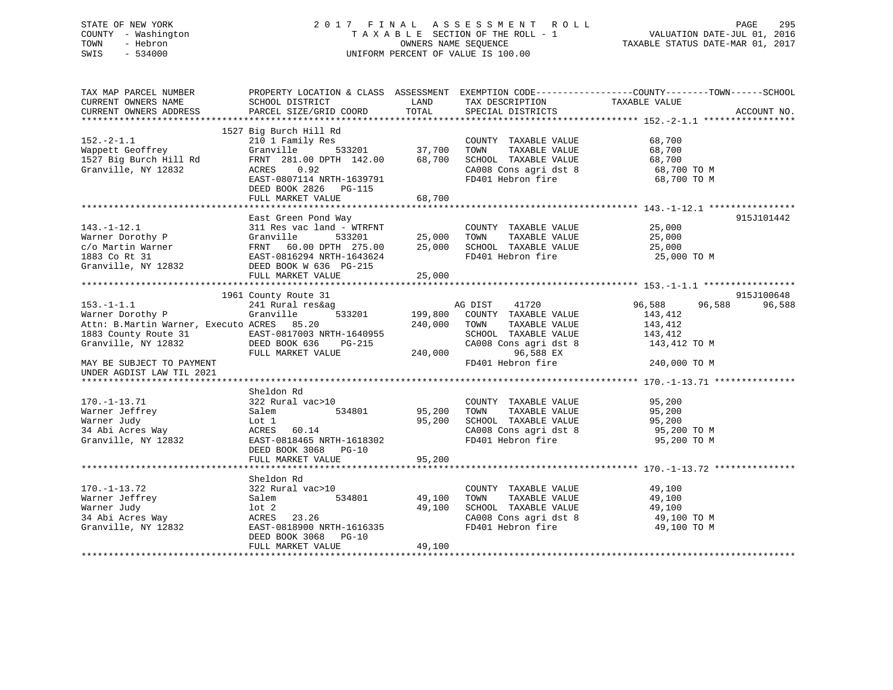STATE OF NEW YORK
COUNTY - Washington
TOWN - Hebron
SWIS - 534000

# 2017 FINAL ASSESSMENT ROLL

TAXABLE SECTION OF THE ROLL - 1
OWNERS NAME SEQUENCE
UNIFORM PERCENT OF VALUE IS 100.00

VALUATION DATE-JUL 01, 2016
TAXABLE STATUS DATE-MAR 01, 2017

```
TAX MAP PARCEL NUMBER          PROPERTY LOCATION & CLASS  ASSESSMENT  EXEMPTION CODE------------------COUNTY--------TOWN------SCHOOL
CURRENT OWNERS NAME            SCHOOL DISTRICT              LAND      TAX DESCRIPTION            TAXABLE VALUE
CURRENT OWNERS ADDRESS         PARCEL SIZE/GRID COORD       TOTAL     SPECIAL DISTRICTS                                     ACCOUNT NO.
******************************************************************************************************* 152.-2-1.1 *****************
                               1527 Big Burch Hill Rd
152.-2-1.1                     210 1 Family Res                        COUNTY  TAXABLE VALUE          68,700
Wappett Geoffrey               Granville       533201      37,700     TOWN    TAXABLE VALUE          68,700
1527 Big Burch Hill Rd         FRNT 281.00 DPTH 142.00     68,700     SCHOOL  TAXABLE VALUE          68,700
Granville, NY 12832            ACRES    0.92                          CA008 Cons agri dst 8           68,700 TO M
                               EAST-0807114 NRTH-1639791              FD401 Hebron fire               68,700 TO M
                               DEED BOOK 2826   PG-115
                               FULL MARKET VALUE           68,700
******************************************************************************************************* 143.-1-12.1 ****************
                               East Green Pond Way                                                                    915J101442
143.-1-12.1                    311 Res vac land - WTRFNT              COUNTY  TAXABLE VALUE          25,000
Warner Dorothy P               Granville       533201      25,000     TOWN    TAXABLE VALUE          25,000
c/o Martin Warner              FRNT  60.00 DPTH 275.00     25,000     SCHOOL  TAXABLE VALUE          25,000
1883 Co Rt 31                  EAST-0816294 NRTH-1643624              FD401 Hebron fire               25,000 TO M
Granville, NY 12832            DEED BOOK W 636  PG-215
                               FULL MARKET VALUE           25,000
******************************************************************************************************* 153.-1-1.1 *****************
                               1961 County Route 31                                                                   915J100648
153.-1-1.1                     241 Rural res&ag                       AG DIST    41720              96,588      96,588      96,588
Warner Dorothy P               Granville       533201     199,800     COUNTY  TAXABLE VALUE         143,412
Attn: B.Martin Warner, Executo ACRES  85.20               240,000     TOWN    TAXABLE VALUE         143,412
1883 County Route 31           EAST-0817003 NRTH-1640955              SCHOOL  TAXABLE VALUE         143,412
Granville, NY 12832            DEED BOOK 636    PG-215                CA008 Cons agri dst 8          143,412 TO M
                               FULL MARKET VALUE          240,000           96,588 EX
MAY BE SUBJECT TO PAYMENT                                             FD401 Hebron fire              240,000 TO M
UNDER AGDIST LAW TIL 2021
******************************************************************************************************* 170.-1-13.71 ***************
                               Sheldon Rd
170.-1-13.71                   322 Rural vac>10                       COUNTY  TAXABLE VALUE          95,200
Warner Jeffrey                 Salem           534801      95,200     TOWN    TAXABLE VALUE          95,200
Warner Judy                    Lot 1                       95,200     SCHOOL  TAXABLE VALUE          95,200
34 Abi Acres Way               ACRES  60.14                           CA008 Cons agri dst 8           95,200 TO M
Granville, NY 12832            EAST-0818465 NRTH-1618302              FD401 Hebron fire               95,200 TO M
                               DEED BOOK 3068   PG-10
                               FULL MARKET VALUE           95,200
******************************************************************************************************* 170.-1-13.72 ***************
                               Sheldon Rd
170.-1-13.72                   322 Rural vac>10                       COUNTY  TAXABLE VALUE          49,100
Warner Jeffrey                 Salem           534801      49,100     TOWN    TAXABLE VALUE          49,100
Warner Judy                    lot 2                       49,100     SCHOOL  TAXABLE VALUE          49,100
34 Abi Acres Way               ACRES  23.26                           CA008 Cons agri dst 8           49,100 TO M
Granville, NY 12832            EAST-0818900 NRTH-1616335              FD401 Hebron fire               49,100 TO M
                               DEED BOOK 3068   PG-10
                               FULL MARKET VALUE           49,100
************************************************************************************************************************************
```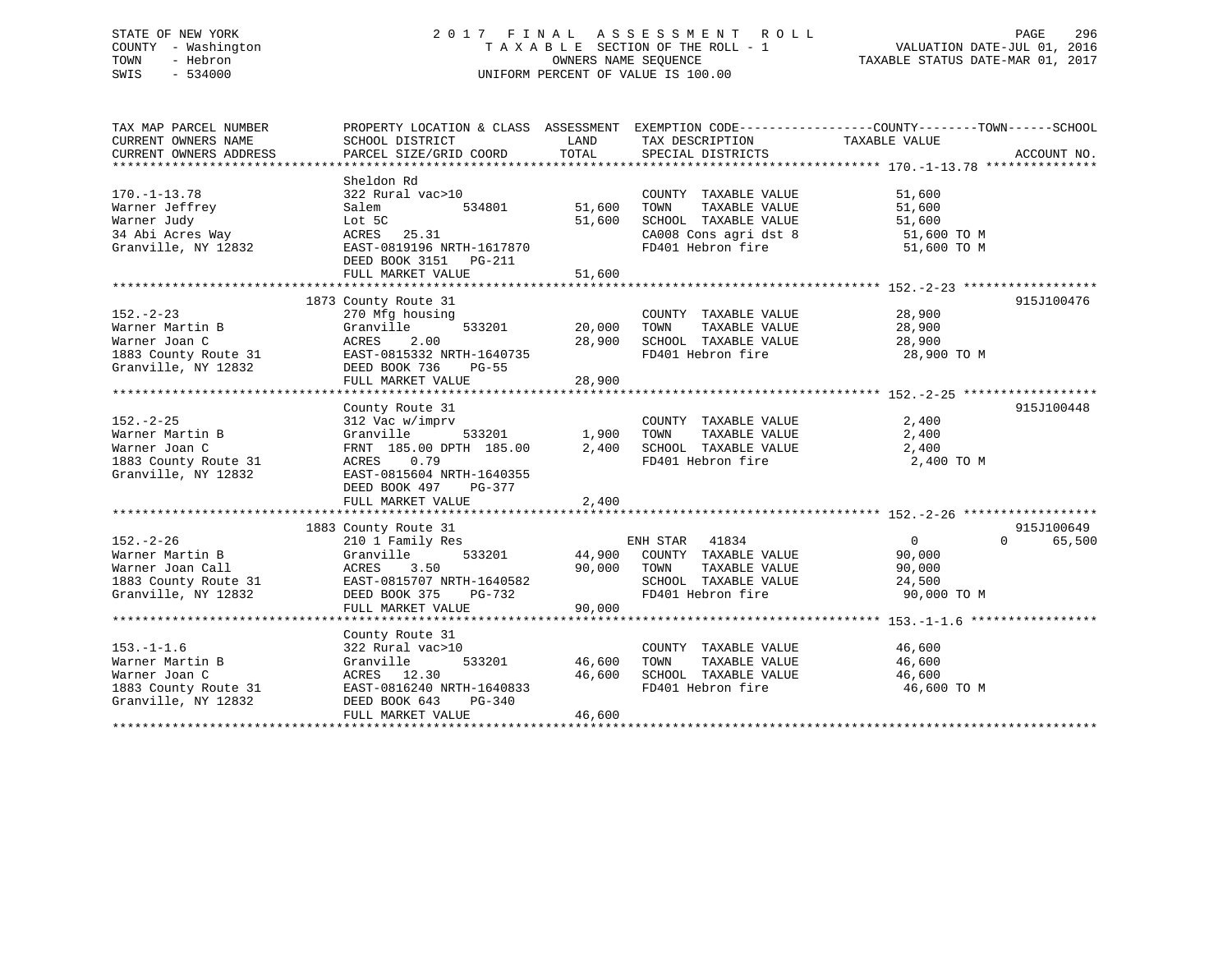STATE OF NEW YORK  
COUNTY - Washington  
TOWN - Hebron  
SWIS - 534000

2 0 1 7 F I N A L A S S E S S M E N T R O L L  
T A X A B L E SECTION OF THE ROLL - 1  
OWNERS NAME SEQUENCE  
UNIFORM PERCENT OF VALUE IS 100.00

VALUATION DATE-JUL 01, 2016  
TAXABLE STATUS DATE-MAR 01, 2017

| TAX MAP PARCEL NUMBER / CURRENT OWNERS NAME / CURRENT OWNERS ADDRESS | PROPERTY LOCATION & CLASS / SCHOOL DISTRICT / PARCEL SIZE/GRID COORD | ASSESSMENT LAND | TOTAL | EXEMPTION CODE / TAX DESCRIPTION / SPECIAL DISTRICTS | COUNTY--------TOWN------SCHOOL TAXABLE VALUE | ACCOUNT NO. |
|---|---|---|---|---|---|---|
| **170.-1-13.78** | Sheldon Rd | | | | | |
| 170.-1-13.78 | 322 Rural vac>10 | | | COUNTY TAXABLE VALUE | 51,600 | |
| Warner Jeffrey | Salem 534801 | 51,600 | | TOWN TAXABLE VALUE | 51,600 | |
| Warner Judy | Lot 5C | | 51,600 | SCHOOL TAXABLE VALUE | 51,600 | |
| 34 Abi Acres Way | ACRES 25.31 | | | CA008 Cons agri dst 8 | 51,600 TO M | |
| Granville, NY 12832 | EAST-0819196 NRTH-1617870 | | | FD401 Hebron fire | 51,600 TO M | |
| | DEED BOOK 3151 PG-211 | | | | | |
| | FULL MARKET VALUE | | 51,600 | | | |
| **152.-2-23** | 1873 County Route 31 | | | | | 915J100476 |
| 152.-2-23 | 270 Mfg housing | | | COUNTY TAXABLE VALUE | 28,900 | |
| Warner Martin B | Granville 533201 | 20,000 | | TOWN TAXABLE VALUE | 28,900 | |
| Warner Joan C | ACRES 2.00 | | 28,900 | SCHOOL TAXABLE VALUE | 28,900 | |
| 1883 County Route 31 | EAST-0815332 NRTH-1640735 | | | FD401 Hebron fire | 28,900 TO M | |
| Granville, NY 12832 | DEED BOOK 736 PG-55 | | | | | |
| | FULL MARKET VALUE | | 28,900 | | | |
| **152.-2-25** | County Route 31 | | | | | 915J100448 |
| 152.-2-25 | 312 Vac w/imprv | | | COUNTY TAXABLE VALUE | 2,400 | |
| Warner Martin B | Granville 533201 | 1,900 | | TOWN TAXABLE VALUE | 2,400 | |
| Warner Joan C | FRNT 185.00 DPTH 185.00 | | 2,400 | SCHOOL TAXABLE VALUE | 2,400 | |
| 1883 County Route 31 | ACRES 0.79 | | | FD401 Hebron fire | 2,400 TO M | |
| Granville, NY 12832 | EAST-0815604 NRTH-1640355 | | | | | |
| | DEED BOOK 497 PG-377 | | | | | |
| | FULL MARKET VALUE | | 2,400 | | | |
| **152.-2-26** | 1883 County Route 31 | | | | | 915J100649 |
| 152.-2-26 | 210 1 Family Res | | | ENH STAR 41834 | 0 0 65,500 | |
| Warner Martin B | Granville 533201 | 44,900 | | COUNTY TAXABLE VALUE | 90,000 | |
| Warner Joan Call | ACRES 3.50 | | 90,000 | TOWN TAXABLE VALUE | 90,000 | |
| 1883 County Route 31 | EAST-0815707 NRTH-1640582 | | | SCHOOL TAXABLE VALUE | 24,500 | |
| Granville, NY 12832 | DEED BOOK 375 PG-732 | | | FD401 Hebron fire | 90,000 TO M | |
| | FULL MARKET VALUE | | 90,000 | | | |
| **153.-1-1.6** | County Route 31 | | | | | |
| 153.-1-1.6 | 322 Rural vac>10 | | | COUNTY TAXABLE VALUE | 46,600 | |
| Warner Martin B | Granville 533201 | 46,600 | | TOWN TAXABLE VALUE | 46,600 | |
| Warner Joan C | ACRES 12.30 | | 46,600 | SCHOOL TAXABLE VALUE | 46,600 | |
| 1883 County Route 31 | EAST-0816240 NRTH-1640833 | | | FD401 Hebron fire | 46,600 TO M | |
| Granville, NY 12832 | DEED BOOK 643 PG-340 | | | | | |
| | FULL MARKET VALUE | | 46,600 | | | |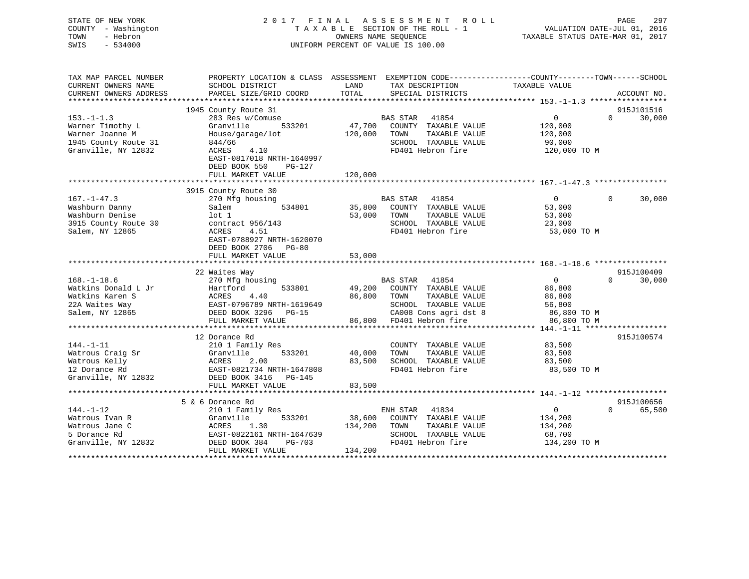STATE OF NEW YORK
COUNTY - Washington
TOWN - Hebron
SWIS - 534000

2017 FINAL ASSESSMENT ROLL
TAXABLE SECTION OF THE ROLL - 1
OWNERS NAME SEQUENCE
UNIFORM PERCENT OF VALUE IS 100.00

VALUATION DATE-JUL 01, 2016
TAXABLE STATUS DATE-MAR 01, 2017

```
TAX MAP PARCEL NUMBER          PROPERTY LOCATION & CLASS  ASSESSMENT  EXEMPTION CODE------------------COUNTY--------TOWN------SCHOOL
CURRENT OWNERS NAME            SCHOOL DISTRICT             LAND       TAX DESCRIPTION             TAXABLE VALUE
CURRENT OWNERS ADDRESS         PARCEL SIZE/GRID COORD      TOTAL      SPECIAL DISTRICTS                                      ACCOUNT NO.
******************************************************************************************************* 153.-1-1.3 *****************
                               1945 County Route 31                                                                          915J101516
153.-1-1.3                     283 Res w/Comuse                        BAS STAR   41854                  0             0       30,000
Warner Timothy L               Granville        533201      47,700     COUNTY  TAXABLE VALUE        120,000
Warner Joanne M                House/garage/lot            120,000     TOWN    TAXABLE VALUE        120,000
1945 County Route 31           844/66                                  SCHOOL  TAXABLE VALUE         90,000
Granville, NY 12832            ACRES     4.10                          FD401 Hebron fire            120,000 TO M
                               EAST-0817018 NRTH-1640997
                               DEED BOOK 550    PG-127
                               FULL MARKET VALUE           120,000
******************************************************************************************************* 167.-1-47.3 ****************
                               3915 County Route 30
167.-1-47.3                    270 Mfg housing                         BAS STAR   41854                  0             0       30,000
Washburn Danny                 Salem            534801      35,800     COUNTY  TAXABLE VALUE         53,000
Washburn Denise                lot 1                        53,000     TOWN    TAXABLE VALUE         53,000
3915 County Route 30           contract 956/143                        SCHOOL  TAXABLE VALUE         23,000
Salem, NY 12865                ACRES     4.51                          FD401 Hebron fire             53,000 TO M
                               EAST-0788927 NRTH-1620070
                               DEED BOOK 2706   PG-80
                               FULL MARKET VALUE            53,000
******************************************************************************************************* 168.-1-18.6 ****************
                               22 Waites Way                                                                                 915J100409
168.-1-18.6                    270 Mfg housing                         BAS STAR   41854                  0             0       30,000
Watkins Donald L Jr            Hartford         533801      49,200     COUNTY  TAXABLE VALUE         86,800
Watkins Karen S                ACRES     4.40               86,800     TOWN    TAXABLE VALUE         86,800
22A Waites Way                 EAST-0796789 NRTH-1619649               SCHOOL  TAXABLE VALUE         56,800
Salem, NY 12865                DEED BOOK 3296   PG-15                  CA008 Cons agri dst 8          86,800 TO M
                               FULL MARKET VALUE            86,800     FD401 Hebron fire             86,800 TO M
******************************************************************************************************* 144.-1-11 ******************
                               12 Dorance Rd                                                                                 915J100574
144.-1-11                      210 1 Family Res                        COUNTY  TAXABLE VALUE         83,500
Watrous Craig Sr               Granville        533201      40,000     TOWN    TAXABLE VALUE         83,500
Watrous Kelly                  ACRES     2.00               83,500     SCHOOL  TAXABLE VALUE         83,500
12 Dorance Rd                  EAST-0821734 NRTH-1647808               FD401 Hebron fire             83,500 TO M
Granville, NY 12832            DEED BOOK 3416   PG-145
                               FULL MARKET VALUE            83,500
******************************************************************************************************* 144.-1-12 ******************
                               5 & 6 Dorance Rd                                                                              915J100656
144.-1-12                      210 1 Family Res                        ENH STAR   41834                  0             0       65,500
Watrous Ivan R                 Granville        533201      38,600     COUNTY  TAXABLE VALUE        134,200
Watrous Jane C                 ACRES     1.30              134,200     TOWN    TAXABLE VALUE        134,200
5 Dorance Rd                   EAST-0822161 NRTH-1647639               SCHOOL  TAXABLE VALUE         68,700
Granville, NY 12832            DEED BOOK 384    PG-703                 FD401 Hebron fire            134,200 TO M
                               FULL MARKET VALUE           134,200
************************************************************************************************************************************
```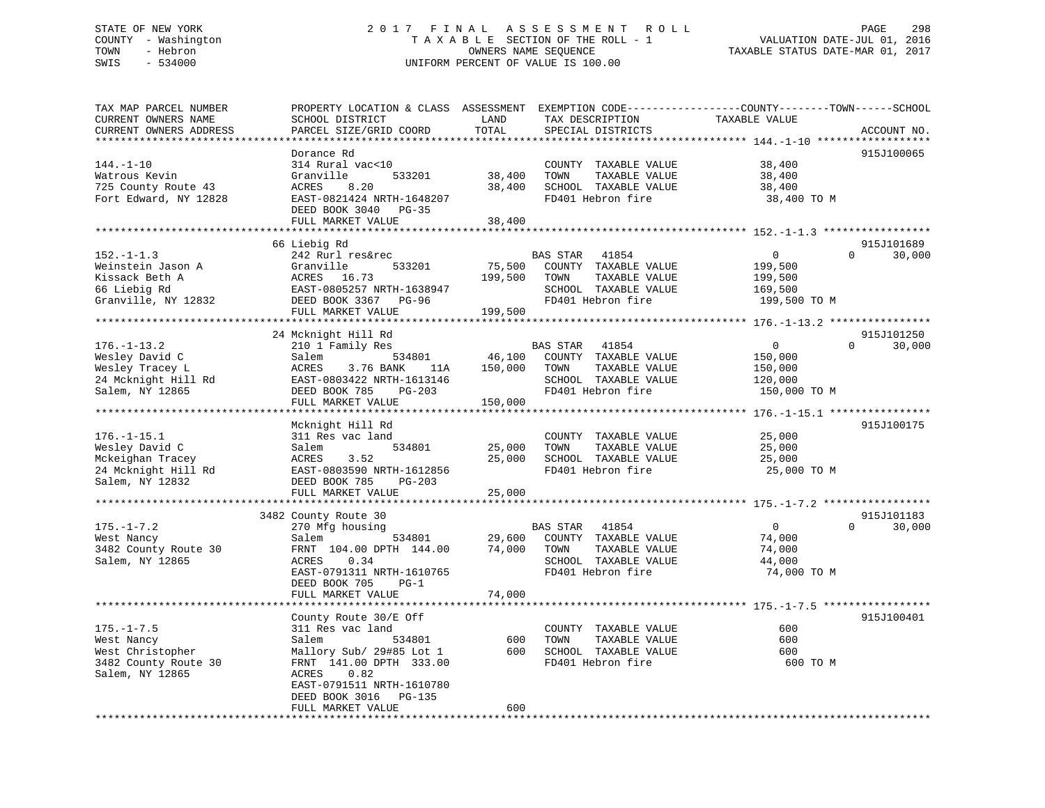STATE OF NEW YORK
COUNTY - Washington
TOWN - Hebron
SWIS - 534000

2017 FINAL ASSESSMENT ROLL
TAXABLE SECTION OF THE ROLL - 1
OWNERS NAME SEQUENCE
UNIFORM PERCENT OF VALUE IS 100.00

VALUATION DATE-JUL 01, 2016
TAXABLE STATUS DATE-MAR 01, 2017

| TAX MAP PARCEL NUMBER / CURRENT OWNERS NAME / CURRENT OWNERS ADDRESS | PROPERTY LOCATION & CLASS / SCHOOL DISTRICT / PARCEL SIZE/GRID COORD | ASSESSMENT LAND | TOTAL | EXEMPTION CODE / TAX DESCRIPTION / SPECIAL DISTRICTS | COUNTY / TOWN / SCHOOL TAXABLE VALUE | ACCOUNT NO. |
|---|---|---|---|---|---|---|
| 144.-1-10 | Dorance Rd | | | | | 915J100065 |
| 144.-1-10 | 314 Rural vac<10 | | | COUNTY TAXABLE VALUE | 38,400 | |
| Watrous Kevin | Granville 533201 | 38,400 | | TOWN TAXABLE VALUE | 38,400 | |
| 725 County Route 43 | ACRES 8.20 | | 38,400 | SCHOOL TAXABLE VALUE | 38,400 | |
| Fort Edward, NY 12828 | EAST-0821424 NRTH-1648207 | | | FD401 Hebron fire | 38,400 TO M | |
| | DEED BOOK 3040 PG-35 | | | | | |
| | FULL MARKET VALUE | | 38,400 | | | |
| 152.-1-1.3 | 66 Liebig Rd | | | | | 915J101689 |
| 152.-1-1.3 | 242 Rurl res&rec | | | BAS STAR 41854 | 0 0 30,000 | |
| Weinstein Jason A | Granville 533201 | 75,500 | | COUNTY TAXABLE VALUE | 199,500 | |
| Kissack Beth A | ACRES 16.73 | | 199,500 | TOWN TAXABLE VALUE | 199,500 | |
| 66 Liebig Rd | EAST-0805257 NRTH-1638947 | | | SCHOOL TAXABLE VALUE | 169,500 | |
| Granville, NY 12832 | DEED BOOK 3367 PG-96 | | | FD401 Hebron fire | 199,500 TO M | |
| | FULL MARKET VALUE | | 199,500 | | | |
| 176.-1-13.2 | 24 Mcknight Hill Rd | | | | | 915J101250 |
| 176.-1-13.2 | 210 1 Family Res | | | BAS STAR 41854 | 0 0 30,000 | |
| Wesley David C | Salem 534801 | 46,100 | | COUNTY TAXABLE VALUE | 150,000 | |
| Wesley Tracey L | ACRES 3.76 BANK 11A | | 150,000 | TOWN TAXABLE VALUE | 150,000 | |
| 24 Mcknight Hill Rd | EAST-0803422 NRTH-1613146 | | | SCHOOL TAXABLE VALUE | 120,000 | |
| Salem, NY 12865 | DEED BOOK 785 PG-203 | | | FD401 Hebron fire | 150,000 TO M | |
| | FULL MARKET VALUE | | 150,000 | | | |
| 176.-1-15.1 | Mcknight Hill Rd | | | | | 915J100175 |
| 176.-1-15.1 | 311 Res vac land | | | COUNTY TAXABLE VALUE | 25,000 | |
| Wesley David C | Salem 534801 | 25,000 | | TOWN TAXABLE VALUE | 25,000 | |
| Mckeighan Tracey | ACRES 3.52 | | 25,000 | SCHOOL TAXABLE VALUE | 25,000 | |
| 24 Mcknight Hill Rd | EAST-0803590 NRTH-1612856 | | | FD401 Hebron fire | 25,000 TO M | |
| Salem, NY 12832 | DEED BOOK 785 PG-203 | | | | | |
| | FULL MARKET VALUE | | 25,000 | | | |
| 175.-1-7.2 | 3482 County Route 30 | | | | | 915J101183 |
| 175.-1-7.2 | 270 Mfg housing | | | BAS STAR 41854 | 0 0 30,000 | |
| West Nancy | Salem 534801 | 29,600 | | COUNTY TAXABLE VALUE | 74,000 | |
| 3482 County Route 30 | FRNT 104.00 DPTH 144.00 | | 74,000 | TOWN TAXABLE VALUE | 74,000 | |
| Salem, NY 12865 | ACRES 0.34 | | | SCHOOL TAXABLE VALUE | 44,000 | |
| | EAST-0791311 NRTH-1610765 | | | FD401 Hebron fire | 74,000 TO M | |
| | DEED BOOK 705 PG-1 | | | | | |
| | FULL MARKET VALUE | | 74,000 | | | |
| 175.-1-7.5 | County Route 30/E Off | | | | | 915J100401 |
| 175.-1-7.5 | 311 Res vac land | | | COUNTY TAXABLE VALUE | 600 | |
| West Nancy | Salem 534801 | 600 | | TOWN TAXABLE VALUE | 600 | |
| West Christopher | Mallory Sub/ 29#85 Lot 1 | | 600 | SCHOOL TAXABLE VALUE | 600 | |
| 3482 County Route 30 | FRNT 141.00 DPTH 333.00 | | | FD401 Hebron fire | 600 TO M | |
| Salem, NY 12865 | ACRES 0.82 | | | | | |
| | EAST-0791511 NRTH-1610780 | | | | | |
| | DEED BOOK 3016 PG-135 | | | | | |
| | FULL MARKET VALUE | | 600 | | | |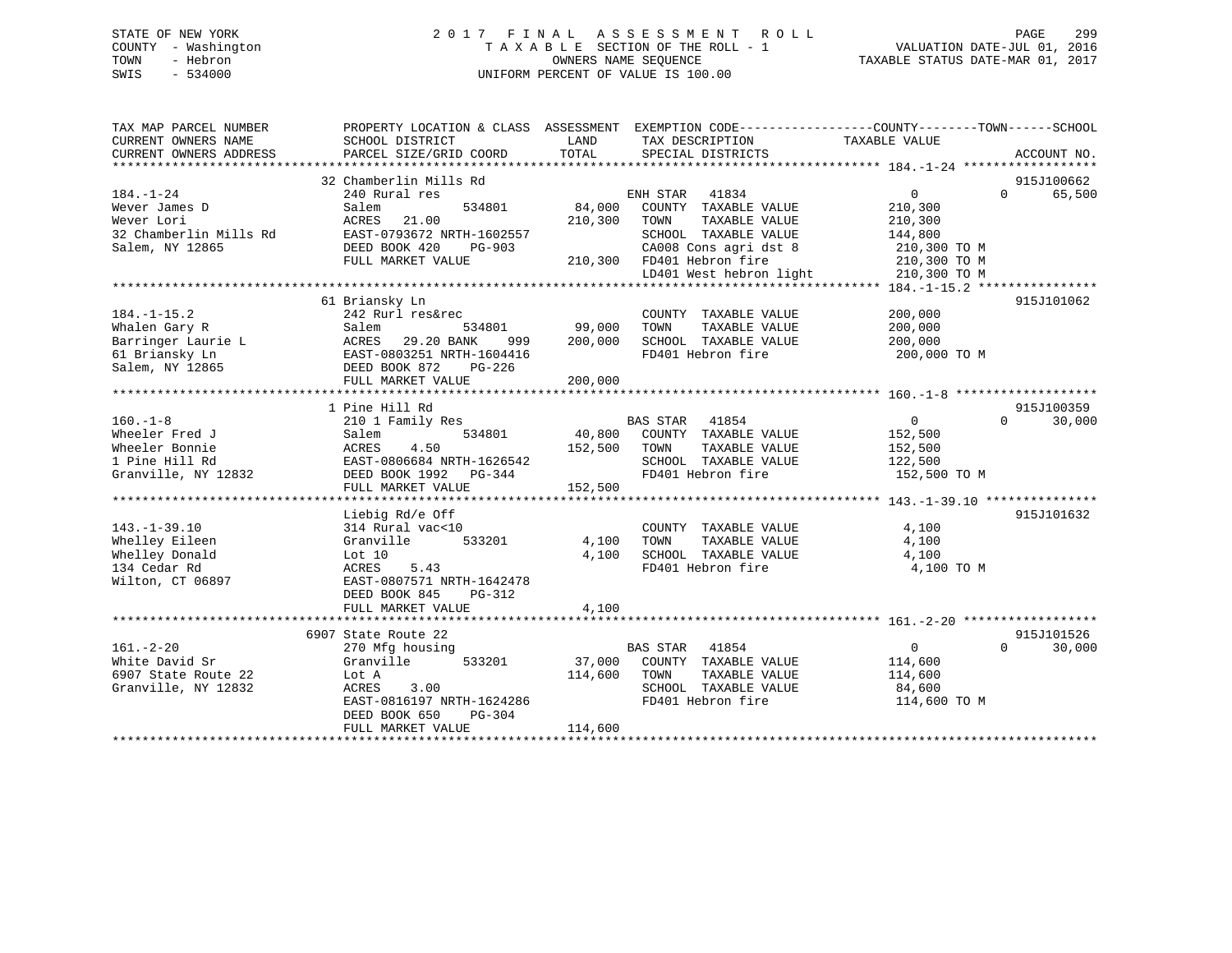STATE OF NEW YORK
COUNTY - Washington
TOWN - Hebron
SWIS - 534000

2017 FINAL ASSESSMENT ROLL
TAXABLE SECTION OF THE ROLL - 1
OWNERS NAME SEQUENCE
UNIFORM PERCENT OF VALUE IS 100.00

VALUATION DATE-JUL 01, 2016
TAXABLE STATUS DATE-MAR 01, 2017

| TAX MAP PARCEL NUMBER / CURRENT OWNERS NAME / CURRENT OWNERS ADDRESS | PROPERTY LOCATION & CLASS / SCHOOL DISTRICT / PARCEL SIZE/GRID COORD | ASSESSMENT LAND | TOTAL | EXEMPTION CODE / TAX DESCRIPTION / SPECIAL DISTRICTS | COUNTY / TOWN TAXABLE VALUE | SCHOOL | ACCOUNT NO. |
|---|---|---|---|---|---|---|---|
| 184.-1-24 | 32 Chamberlin Mills Rd | | | | | | 915J100662 |
| | 240 Rural res | | | ENH STAR 41834 | 0 | 0 65,500 | |
| Wever James D | Salem 534801 | 84,000 | | COUNTY TAXABLE VALUE | 210,300 | | |
| Wever Lori | ACRES 21.00 | | 210,300 | TOWN TAXABLE VALUE | 210,300 | | |
| 32 Chamberlin Mills Rd | EAST-0793672 NRTH-1602557 | | | SCHOOL TAXABLE VALUE | 144,800 | | |
| Salem, NY 12865 | DEED BOOK 420 PG-903 | | | CA008 Cons agri dst 8 | 210,300 TO M | | |
| | FULL MARKET VALUE | | 210,300 | FD401 Hebron fire | 210,300 TO M | | |
| | | | | LD401 West hebron light | 210,300 TO M | | |
| 184.-1-15.2 | 61 Briansky Ln | | | | | | 915J101062 |
| | 242 Rurl res&rec | | | COUNTY TAXABLE VALUE | 200,000 | | |
| Whalen Gary R | Salem 534801 | 99,000 | | TOWN TAXABLE VALUE | 200,000 | | |
| Barringer Laurie L | ACRES 29.20 BANK 999 | | 200,000 | SCHOOL TAXABLE VALUE | 200,000 | | |
| 61 Briansky Ln | EAST-0803251 NRTH-1604416 | | | FD401 Hebron fire | 200,000 TO M | | |
| Salem, NY 12865 | DEED BOOK 872 PG-226 | | | | | | |
| | FULL MARKET VALUE | | 200,000 | | | | |
| 160.-1-8 | 1 Pine Hill Rd | | | | | | 915J100359 |
| | 210 1 Family Res | | | BAS STAR 41854 | 0 | 0 30,000 | |
| Wheeler Fred J | Salem 534801 | 40,800 | | COUNTY TAXABLE VALUE | 152,500 | | |
| Wheeler Bonnie | ACRES 4.50 | | 152,500 | TOWN TAXABLE VALUE | 152,500 | | |
| 1 Pine Hill Rd | EAST-0806684 NRTH-1626542 | | | SCHOOL TAXABLE VALUE | 122,500 | | |
| Granville, NY 12832 | DEED BOOK 1992 PG-344 | | | FD401 Hebron fire | 152,500 TO M | | |
| | FULL MARKET VALUE | | 152,500 | | | | |
| 143.-1-39.10 | Liebig Rd/e Off | | | | | | 915J101632 |
| | 314 Rural vac<10 | | | COUNTY TAXABLE VALUE | 4,100 | | |
| Whelley Eileen | Granville 533201 | 4,100 | | TOWN TAXABLE VALUE | 4,100 | | |
| Whelley Donald | Lot 10 | | 4,100 | SCHOOL TAXABLE VALUE | 4,100 | | |
| 134 Cedar Rd | ACRES 5.43 | | | FD401 Hebron fire | 4,100 TO M | | |
| Wilton, CT 06897 | EAST-0807571 NRTH-1642478 | | | | | | |
| | DEED BOOK 845 PG-312 | | | | | | |
| | FULL MARKET VALUE | | 4,100 | | | | |
| 161.-2-20 | 6907 State Route 22 | | | | | | 915J101526 |
| | 270 Mfg housing | | | BAS STAR 41854 | 0 | 0 30,000 | |
| White David Sr | Granville 533201 | 37,000 | | COUNTY TAXABLE VALUE | 114,600 | | |
| 6907 State Route 22 | Lot A | | 114,600 | TOWN TAXABLE VALUE | 114,600 | | |
| Granville, NY 12832 | ACRES 3.00 | | | SCHOOL TAXABLE VALUE | 84,600 | | |
| | EAST-0816197 NRTH-1624286 | | | FD401 Hebron fire | 114,600 TO M | | |
| | DEED BOOK 650 PG-304 | | | | | | |
| | FULL MARKET VALUE | | 114,600 | | | | |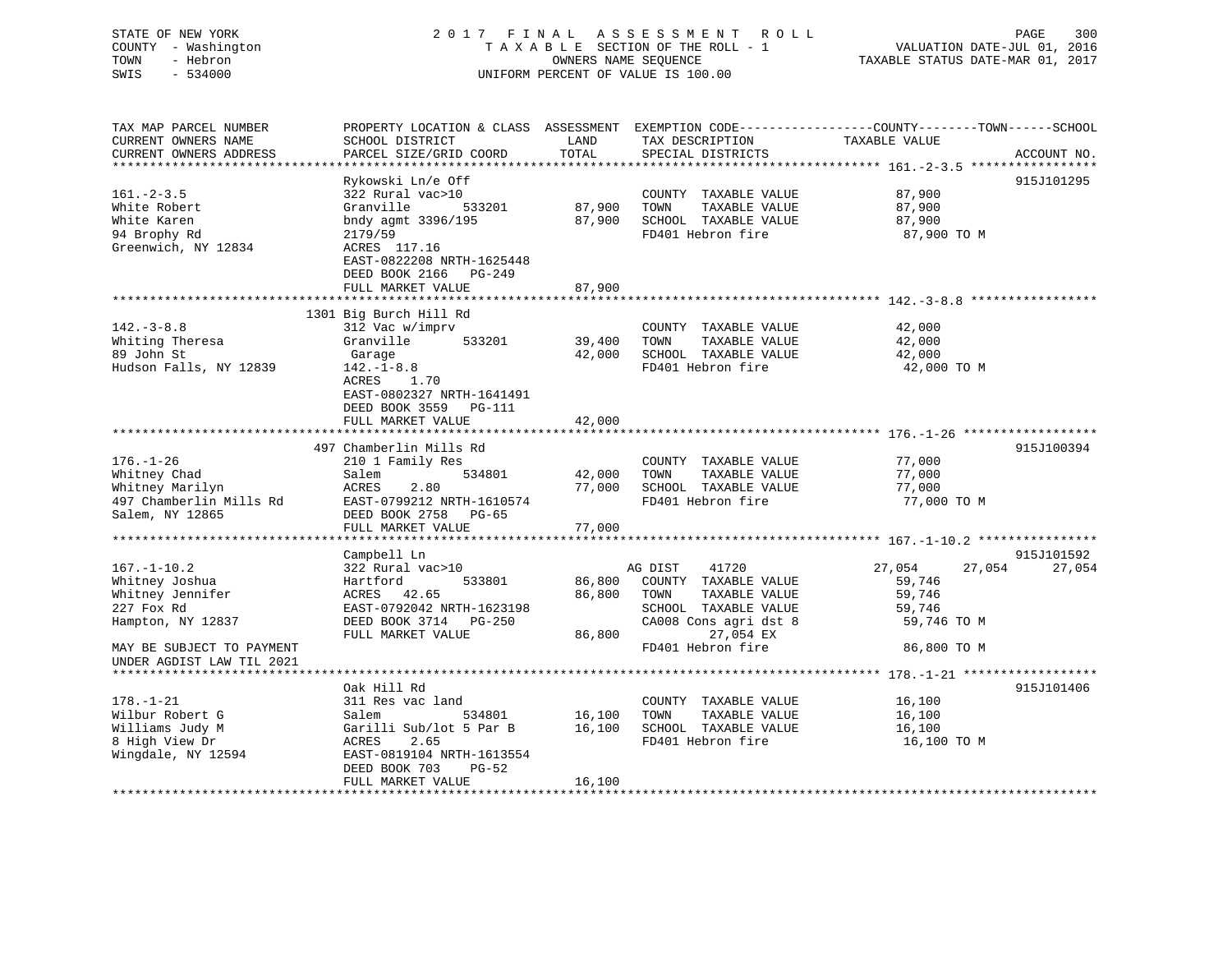STATE OF NEW YORK
COUNTY - Washington
TOWN - Hebron
SWIS - 534000

2017 FINAL ASSESSMENT ROLL
TAXABLE SECTION OF THE ROLL - 1
OWNERS NAME SEQUENCE
UNIFORM PERCENT OF VALUE IS 100.00

VALUATION DATE-JUL 01, 2016
TAXABLE STATUS DATE-MAR 01, 2017

| TAX MAP PARCEL NUMBER / CURRENT OWNERS NAME / CURRENT OWNERS ADDRESS | PROPERTY LOCATION & CLASS / SCHOOL DISTRICT / PARCEL SIZE/GRID COORD | ASSESSMENT LAND / TOTAL | EXEMPTION CODE / TAX DESCRIPTION / SPECIAL DISTRICTS | COUNTY / TOWN / SCHOOL TAXABLE VALUE | ACCOUNT NO. |
|---|---|---|---|---|---|
| **161.-2-3.5** | Rykowski Ln/e Off | | | | 915J101295 |
| White Robert<br>White Karen<br>94 Brophy Rd<br>Greenwich, NY 12834 | 322 Rural vac>10<br>Granville 533201<br>bndy agmt 3396/195<br>2179/59<br>ACRES 117.16<br>EAST-0822208 NRTH-1625448<br>DEED BOOK 2166 PG-249<br>FULL MARKET VALUE | 87,900<br>87,900<br><br><br><br><br><br>87,900 | COUNTY TAXABLE VALUE<br>TOWN TAXABLE VALUE<br>SCHOOL TAXABLE VALUE<br>FD401 Hebron fire | 87,900<br>87,900<br>87,900<br>87,900 TO M | |
| **142.-3-8.8** | 1301 Big Burch Hill Rd | | | | |
| Whiting Theresa<br>89 John St<br>Hudson Falls, NY 12839 | 312 Vac w/imprv<br>Granville 533201<br>Garage<br>142.-1-8.8<br>ACRES 1.70<br>EAST-0802327 NRTH-1641491<br>DEED BOOK 3559 PG-111<br>FULL MARKET VALUE | 39,400<br>42,000<br><br><br><br><br><br>42,000 | COUNTY TAXABLE VALUE<br>TOWN TAXABLE VALUE<br>SCHOOL TAXABLE VALUE<br>FD401 Hebron fire | 42,000<br>42,000<br>42,000<br>42,000 TO M | |
| **176.-1-26** | 497 Chamberlin Mills Rd | | | | 915J100394 |
| Whitney Chad<br>Whitney Marilyn<br>497 Chamberlin Mills Rd<br>Salem, NY 12865 | 210 1 Family Res<br>Salem 534801<br>ACRES 2.80<br>EAST-0799212 NRTH-1610574<br>DEED BOOK 2758 PG-65<br>FULL MARKET VALUE | 42,000<br>77,000<br><br><br><br>77,000 | COUNTY TAXABLE VALUE<br>TOWN TAXABLE VALUE<br>SCHOOL TAXABLE VALUE<br>FD401 Hebron fire | 77,000<br>77,000<br>77,000<br>77,000 TO M | |
| **167.-1-10.2** | Campbell Ln | | | | 915J101592 |
| Whitney Joshua<br>Whitney Jennifer<br>227 Fox Rd<br>Hampton, NY 12837<br><br>MAY BE SUBJECT TO PAYMENT<br>UNDER AGDIST LAW TIL 2021 | 322 Rural vac>10<br>Hartford 533801<br>ACRES 42.65<br>EAST-0792042 NRTH-1623198<br>DEED BOOK 3714 PG-250<br>FULL MARKET VALUE | <br>86,800<br>86,800<br><br><br>86,800 | AG DIST 41720<br>COUNTY TAXABLE VALUE<br>TOWN TAXABLE VALUE<br>SCHOOL TAXABLE VALUE<br>CA008 Cons agri dst 8<br>27,054 EX<br>FD401 Hebron fire | 27,054 27,054 27,054<br>59,746<br>59,746<br>59,746<br>59,746 TO M<br><br>86,800 TO M | |
| **178.-1-21** | Oak Hill Rd | | | | 915J101406 |
| Wilbur Robert G<br>Williams Judy M<br>8 High View Dr<br>Wingdale, NY 12594 | 311 Res vac land<br>Salem 534801<br>Garilli Sub/lot 5 Par B<br>ACRES 2.65<br>EAST-0819104 NRTH-1613554<br>DEED BOOK 703 PG-52<br>FULL MARKET VALUE | 16,100<br>16,100<br><br><br><br><br>16,100 | COUNTY TAXABLE VALUE<br>TOWN TAXABLE VALUE<br>SCHOOL TAXABLE VALUE<br>FD401 Hebron fire | 16,100<br>16,100<br>16,100<br>16,100 TO M | |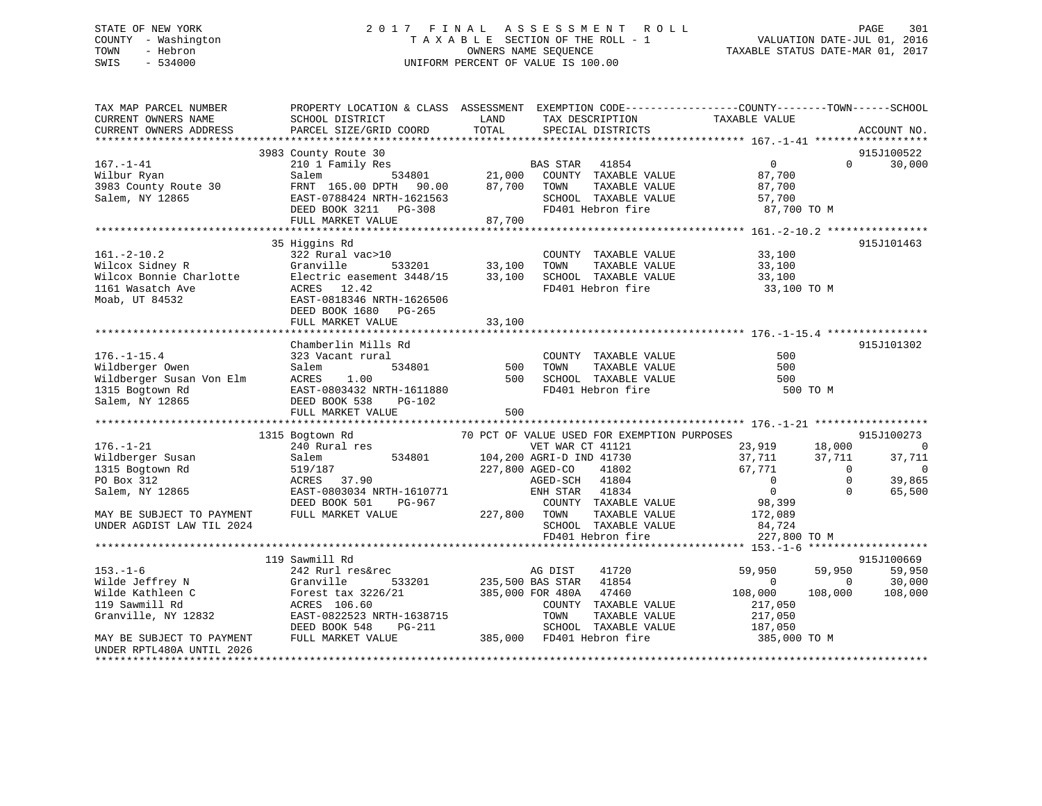STATE OF NEW YORK
COUNTY - Washington
TOWN - Hebron
SWIS - 534000

# 2017 FINAL ASSESSMENT ROLL

TAXABLE SECTION OF THE ROLL - 1
OWNERS NAME SEQUENCE
UNIFORM PERCENT OF VALUE IS 100.00

VALUATION DATE-JUL 01, 2016
TAXABLE STATUS DATE-MAR 01, 2017

```
TAX MAP PARCEL NUMBER          PROPERTY LOCATION & CLASS  ASSESSMENT  EXEMPTION CODE------------------COUNTY--------TOWN------SCHOOL
CURRENT OWNERS NAME            SCHOOL DISTRICT              LAND       TAX DESCRIPTION            TAXABLE VALUE
CURRENT OWNERS ADDRESS         PARCEL SIZE/GRID COORD      TOTAL       SPECIAL DISTRICTS                                      ACCOUNT NO.
******************************************************************************************************* 167.-1-41 ******************
                    3983 County Route 30                                                                                   915J100522
167.-1-41                      210 1 Family Res                     BAS STAR   41854                  0              0      30,000
Wilbur Ryan                    Salem          534801       21,000   COUNTY  TAXABLE VALUE          87,700
3983 County Route 30           FRNT 165.00 DPTH  90.00     87,700   TOWN    TAXABLE VALUE          87,700
Salem, NY 12865                EAST-0788424 NRTH-1621563            SCHOOL  TAXABLE VALUE          57,700
                               DEED BOOK 3211   PG-308              FD401 Hebron fire               87,700 TO M
                               FULL MARKET VALUE           87,700
******************************************************************************************************* 161.-2-10.2 ****************
                    35 Higgins Rd                                                                                          915J101463
161.-2-10.2                    322 Rural vac>10                     COUNTY  TAXABLE VALUE          33,100
Wilcox Sidney R                Granville      533201       33,100   TOWN    TAXABLE VALUE          33,100
Wilcox Bonnie Charlotte        Electric easement 3448/15   33,100   SCHOOL  TAXABLE VALUE          33,100
1161 Wasatch Ave               ACRES  12.42                         FD401 Hebron fire               33,100 TO M
Moab, UT 84532                 EAST-0818346 NRTH-1626506
                               DEED BOOK 1680   PG-265
                               FULL MARKET VALUE           33,100
******************************************************************************************************* 176.-1-15.4 ****************
                    Chamberlin Mills Rd                                                                                    915J101302
176.-1-15.4                    323 Vacant rural                     COUNTY  TAXABLE VALUE             500
Wildberger Owen                Salem          534801          500   TOWN    TAXABLE VALUE             500
Wildberger Susan Von Elm       ACRES   1.00                   500   SCHOOL  TAXABLE VALUE             500
1315 Bogtown Rd                EAST-0803432 NRTH-1611880            FD401 Hebron fire                  500 TO M
Salem, NY 12865                DEED BOOK 538    PG-102
                               FULL MARKET VALUE              500
******************************************************************************************************* 176.-1-21 ******************
                    1315 Bogtown Rd                  70 PCT OF VALUE USED FOR EXEMPTION PURPOSES                           915J100273
176.-1-21                      240 Rural res                        VET WAR CT 41121             23,919         18,000           0
Wildberger Susan               Salem          534801      104,200 AGRI-D IND 41730               37,711         37,711      37,711
1315 Bogtown Rd                519/187                    227,800 AGED-CO    41802               67,771              0           0
PO Box 312                     ACRES  37.90                         AGED-SCH   41804                  0              0      39,865
Salem, NY 12865                EAST-0803034 NRTH-1610771            ENH STAR   41834                  0              0      65,500
                               DEED BOOK 501    PG-967              COUNTY  TAXABLE VALUE          98,399
MAY BE SUBJECT TO PAYMENT      FULL MARKET VALUE          227,800   TOWN    TAXABLE VALUE         172,089
UNDER AGDIST LAW TIL 2024                                           SCHOOL  TAXABLE VALUE          84,724
                                                                    FD401 Hebron fire              227,800 TO M
******************************************************************************************************* 153.-1-6 *******************
                    119 Sawmill Rd                                                                                         915J100669
153.-1-6                       242 Rurl res&rec                     AG DIST    41720             59,950         59,950      59,950
Wilde Jeffrey N                Granville      533201      235,500 BAS STAR   41854                    0              0      30,000
Wilde Kathleen C               Forest tax 3226/21         385,000 FOR 480A   47460              108,000        108,000     108,000
119 Sawmill Rd                 ACRES 106.60                         COUNTY  TAXABLE VALUE         217,050
Granville, NY 12832            EAST-0822523 NRTH-1638715            TOWN    TAXABLE VALUE         217,050
                               DEED BOOK 548    PG-211              SCHOOL  TAXABLE VALUE         187,050
MAY BE SUBJECT TO PAYMENT      FULL MARKET VALUE          385,000   FD401 Hebron fire              385,000 TO M
UNDER RPTL480A UNTIL 2026
************************************************************************************************************************************
```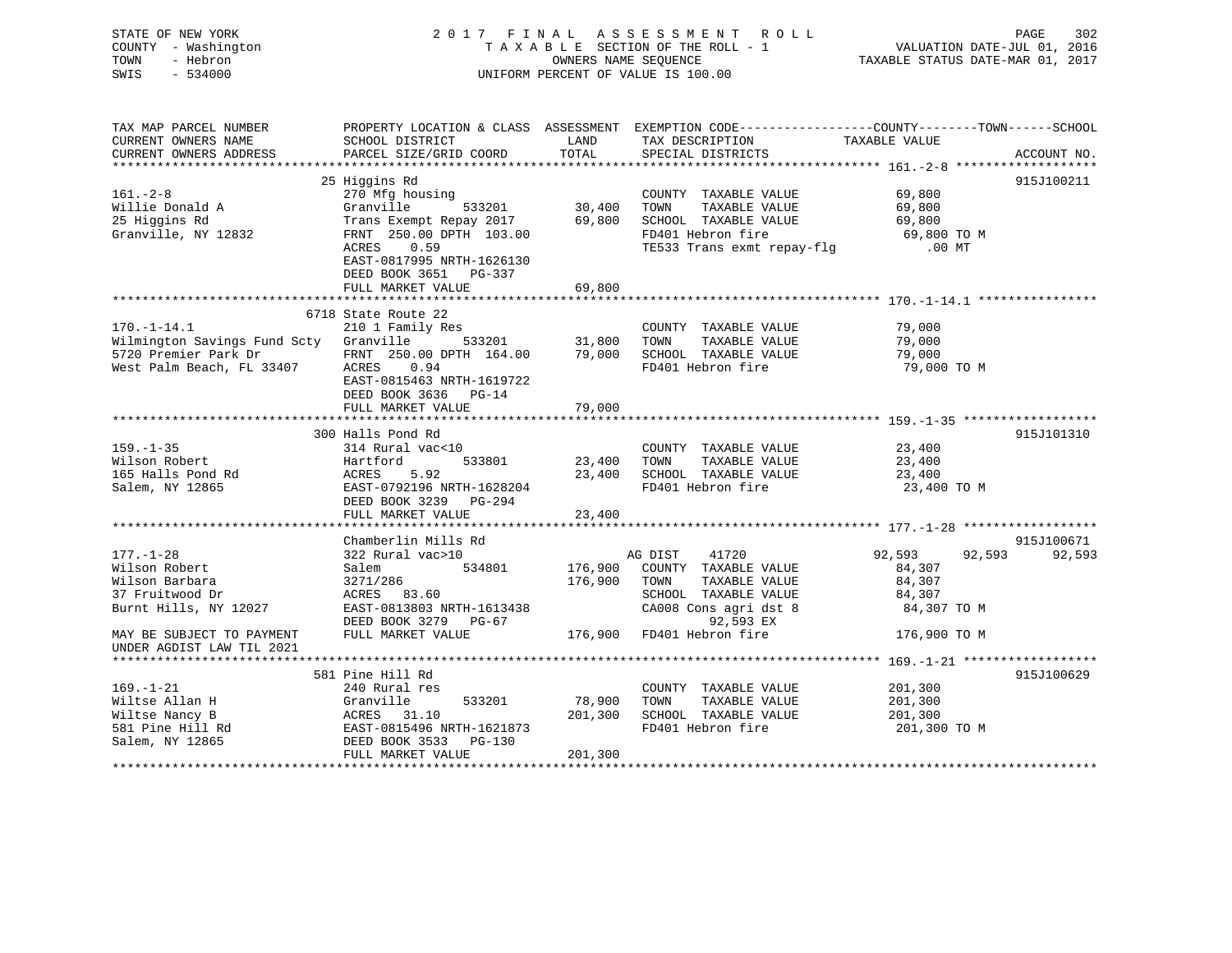STATE OF NEW YORK
COUNTY - Washington
TOWN - Hebron
SWIS - 534000

# 2017 FINAL ASSESSMENT ROLL
TAXABLE SECTION OF THE ROLL - 1
OWNERS NAME SEQUENCE
UNIFORM PERCENT OF VALUE IS 100.00

VALUATION DATE-JUL 01, 2016
TAXABLE STATUS DATE-MAR 01, 2017

| TAX MAP PARCEL NUMBER / CURRENT OWNERS NAME / CURRENT OWNERS ADDRESS | PROPERTY LOCATION & CLASS / SCHOOL DISTRICT / PARCEL SIZE/GRID COORD | ASSESSMENT LAND | TOTAL | EXEMPTION CODE / TAX DESCRIPTION / SPECIAL DISTRICTS | COUNTY TAXABLE VALUE | TOWN | SCHOOL | ACCOUNT NO. |
|---|---|---|---|---|---|---|---|---|
| **161.-2-8** | 25 Higgins Rd | | | | | | | 915J100211 |
| Willie Donald A | 270 Mfg housing | | | COUNTY TAXABLE VALUE | 69,800 | | | |
| 25 Higgins Rd | Granville 533201 | 30,400 | | TOWN TAXABLE VALUE | 69,800 | | | |
| Granville, NY 12832 | Trans Exempt Repay 2017 | | 69,800 | SCHOOL TAXABLE VALUE | 69,800 | | | |
| | FRNT 250.00 DPTH 103.00 | | | FD401 Hebron fire | 69,800 TO M | | | |
| | ACRES 0.59 | | | TE533 Trans exmt repay-flg | .00 MT | | | |
| | EAST-0817995 NRTH-1626130 | | | | | | | |
| | DEED BOOK 3651 PG-337 | | | | | | | |
| | FULL MARKET VALUE | | 69,800 | | | | | |
| **170.-1-14.1** | 6718 State Route 22 | | | | | | | |
| Wilmington Savings Fund Scty | 210 1 Family Res | | | COUNTY TAXABLE VALUE | 79,000 | | | |
| 5720 Premier Park Dr | Granville 533201 | 31,800 | | TOWN TAXABLE VALUE | 79,000 | | | |
| West Palm Beach, FL 33407 | FRNT 250.00 DPTH 164.00 | | 79,000 | SCHOOL TAXABLE VALUE | 79,000 | | | |
| | ACRES 0.94 | | | FD401 Hebron fire | 79,000 TO M | | | |
| | EAST-0815463 NRTH-1619722 | | | | | | | |
| | DEED BOOK 3636 PG-14 | | | | | | | |
| | FULL MARKET VALUE | | 79,000 | | | | | |
| **159.-1-35** | 300 Halls Pond Rd | | | | | | | 915J101310 |
| Wilson Robert | 314 Rural vac<10 | | | COUNTY TAXABLE VALUE | 23,400 | | | |
| 165 Halls Pond Rd | Hartford 533801 | 23,400 | | TOWN TAXABLE VALUE | 23,400 | | | |
| Salem, NY 12865 | ACRES 5.92 | | 23,400 | SCHOOL TAXABLE VALUE | 23,400 | | | |
| | EAST-0792196 NRTH-1628204 | | | FD401 Hebron fire | 23,400 TO M | | | |
| | DEED BOOK 3239 PG-294 | | | | | | | |
| | FULL MARKET VALUE | | 23,400 | | | | | |
| **177.-1-28** | Chamberlin Mills Rd | | | | | | | 915J100671 |
| Wilson Robert | 322 Rural vac>10 | | | AG DIST 41720 | 92,593 | 92,593 | 92,593 | |
| Wilson Barbara | Salem 534801 | 176,900 | | COUNTY TAXABLE VALUE | 84,307 | | | |
| 37 Fruitwood Dr | 3271/286 | | 176,900 | TOWN TAXABLE VALUE | 84,307 | | | |
| Burnt Hills, NY 12027 | ACRES 83.60 | | | SCHOOL TAXABLE VALUE | 84,307 | | | |
| | EAST-0813803 NRTH-1613438 | | | CA008 Cons agri dst 8 | 84,307 TO M | | | |
| | DEED BOOK 3279 PG-67 | | | 92,593 EX | | | | |
| MAY BE SUBJECT TO PAYMENT UNDER AGDIST LAW TIL 2021 | FULL MARKET VALUE | | 176,900 | FD401 Hebron fire | 176,900 TO M | | | |
| **169.-1-21** | 581 Pine Hill Rd | | | | | | | 915J100629 |
| Wiltse Allan H | 240 Rural res | | | COUNTY TAXABLE VALUE | 201,300 | | | |
| Wiltse Nancy B | Granville 533201 | 78,900 | | TOWN TAXABLE VALUE | 201,300 | | | |
| 581 Pine Hill Rd | ACRES 31.10 | | 201,300 | SCHOOL TAXABLE VALUE | 201,300 | | | |
| Salem, NY 12865 | EAST-0815496 NRTH-1621873 | | | FD401 Hebron fire | 201,300 TO M | | | |
| | DEED BOOK 3533 PG-130 | | | | | | | |
| | FULL MARKET VALUE | | 201,300 | | | | | |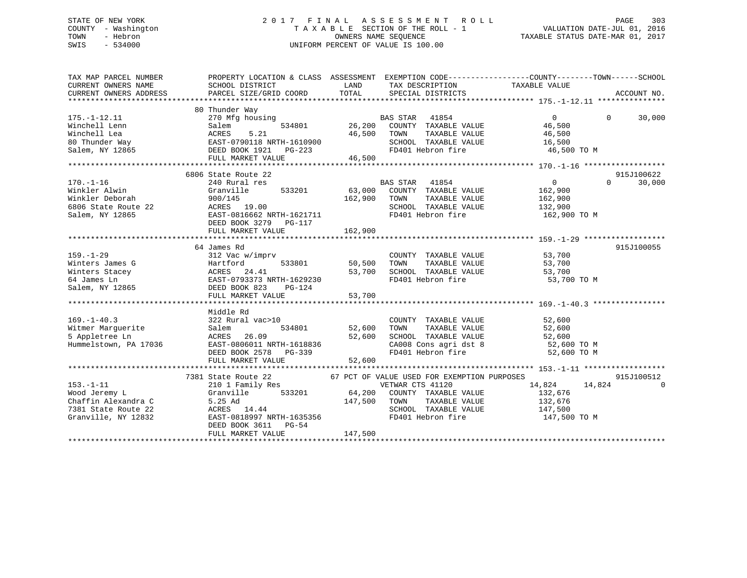STATE OF NEW YORK
COUNTY - Washington
TOWN - Hebron
SWIS - 534000

2 0 1 7 F I N A L A S S E S S M E N T R O L L
T A X A B L E SECTION OF THE ROLL - 1
OWNERS NAME SEQUENCE
UNIFORM PERCENT OF VALUE IS 100.00

VALUATION DATE-JUL 01, 2016
TAXABLE STATUS DATE-MAR 01, 2017

```
TAX MAP PARCEL NUMBER          PROPERTY LOCATION & CLASS  ASSESSMENT  EXEMPTION CODE------------------COUNTY--------TOWN------SCHOOL
CURRENT OWNERS NAME            SCHOOL DISTRICT               LAND      TAX DESCRIPTION              TAXABLE VALUE
CURRENT OWNERS ADDRESS         PARCEL SIZE/GRID COORD        TOTAL     SPECIAL DISTRICTS                                         ACCOUNT NO.
*********************************************************************************************************** 175.-1-12.11 ***************
                               80 Thunder Way
175.-1-12.11                   270 Mfg housing                          BAS STAR   41854                    0            0       30,000
Winchell Lenn                  Salem            534801      26,200      COUNTY  TAXABLE VALUE            46,500
Winchell Lea                   ACRES    5.21                46,500      TOWN    TAXABLE VALUE            46,500
80 Thunder Way                 EAST-0790118 NRTH-1610900                SCHOOL  TAXABLE VALUE            16,500
Salem, NY 12865                DEED BOOK 1921   PG-223                  FD401 Hebron fire                  46,500 TO M
                               FULL MARKET VALUE            46,500
*********************************************************************************************************** 170.-1-16 ******************
                               6806 State Route 22                                                                           915J100622
170.-1-16                      240 Rural res                            BAS STAR   41854                    0            0       30,000
Winkler Alwin                  Granville        533201      63,000      COUNTY  TAXABLE VALUE           162,900
Winkler Deborah                900/145                     162,900      TOWN    TAXABLE VALUE           162,900
6806 State Route 22            ACRES   19.00                            SCHOOL  TAXABLE VALUE           132,900
Salem, NY 12865                EAST-0816662 NRTH-1621711                FD401 Hebron fire                 162,900 TO M
                               DEED BOOK 3279   PG-117
                               FULL MARKET VALUE           162,900
*********************************************************************************************************** 159.-1-29 ******************
                               64 James Rd                                                                                   915J100055
159.-1-29                      312 Vac w/imprv                          COUNTY  TAXABLE VALUE            53,700
Winters James G                Hartford         533801      50,500      TOWN    TAXABLE VALUE            53,700
Winters Stacey                 ACRES   24.41                53,700      SCHOOL  TAXABLE VALUE            53,700
64 James Ln                    EAST-0793373 NRTH-1629230                FD401 Hebron fire                  53,700 TO M
Salem, NY 12865                DEED BOOK 823    PG-124
                               FULL MARKET VALUE            53,700
*********************************************************************************************************** 169.-1-40.3 ****************
                               Middle Rd
169.-1-40.3                    322 Rural vac>10                         COUNTY  TAXABLE VALUE            52,600
Witmer Marguerite              Salem            534801      52,600      TOWN    TAXABLE VALUE            52,600
5 Appletree Ln                 ACRES   26.09                52,600      SCHOOL  TAXABLE VALUE            52,600
Hummelstown, PA 17036          EAST-0806011 NRTH-1618836                CA008 Cons agri dst 8              52,600 TO M
                               DEED BOOK 2578   PG-339                  FD401 Hebron fire                  52,600 TO M
                               FULL MARKET VALUE            52,600
*********************************************************************************************************** 153.-1-11 ******************
                               7381 State Route 22           67 PCT OF VALUE USED FOR EXEMPTION PURPOSES                     915J100512
153.-1-11                      210 1 Family Res                         VETWAR CTS 41120               14,824       14,824            0
Wood Jeremy L                  Granville        533201      64,200      COUNTY  TAXABLE VALUE           132,676
Chaffin Alexandra C            5.25 Ad                     147,500      TOWN    TAXABLE VALUE           132,676
7381 State Route 22            ACRES   14.44                            SCHOOL  TAXABLE VALUE           147,500
Granville, NY 12832            EAST-0818997 NRTH-1635356                FD401 Hebron fire                 147,500 TO M
                               DEED BOOK 3611   PG-54
                               FULL MARKET VALUE           147,500
****************************************************************************************************************************************
```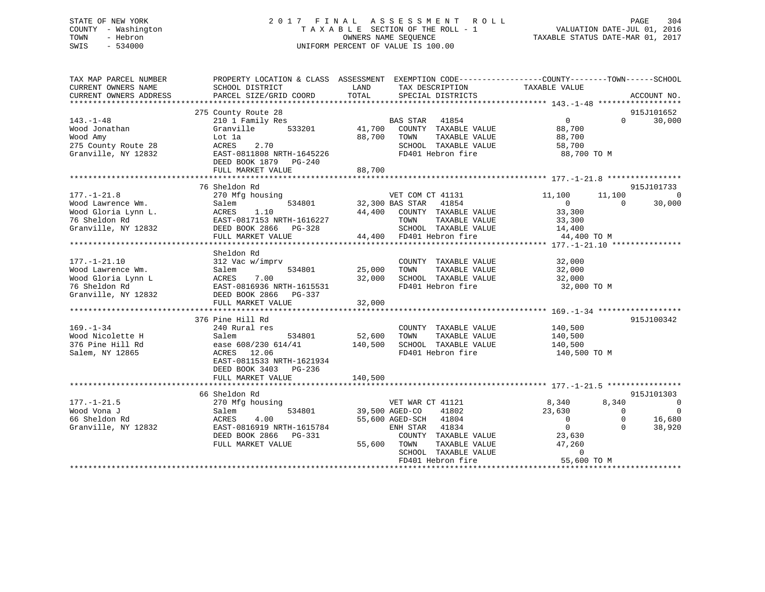STATE OF NEW YORK
COUNTY - Washington
TOWN - Hebron
SWIS - 534000

# 2017 FINAL ASSESSMENT ROLL

TAXABLE SECTION OF THE ROLL - 1
OWNERS NAME SEQUENCE
UNIFORM PERCENT OF VALUE IS 100.00

VALUATION DATE-JUL 01, 2016
TAXABLE STATUS DATE-MAR 01, 2017

| TAX MAP PARCEL NUMBER / CURRENT OWNERS NAME / CURRENT OWNERS ADDRESS | PROPERTY LOCATION & CLASS / SCHOOL DISTRICT / PARCEL SIZE/GRID COORD | ASSESSMENT LAND | TOTAL | EXEMPTION CODE / TAX DESCRIPTION / SPECIAL DISTRICTS | COUNTY TAXABLE VALUE | TOWN | SCHOOL | ACCOUNT NO. |
|---|---|---|---|---|---|---|---|---|
| **143.-1-48** | 275 County Route 28 | | | | | | | 915J101652 |
| Wood Jonathan | 210 1 Family Res | | | BAS STAR 41854 | 0 | 0 | 30,000 | |
| Wood Amy | Granville 533201 | 41,700 | | COUNTY TAXABLE VALUE | 88,700 | | | |
| 275 County Route 28 | Lot 1a | | 88,700 | TOWN TAXABLE VALUE | 88,700 | | | |
| Granville, NY 12832 | ACRES 2.70 | | | SCHOOL TAXABLE VALUE | 58,700 | | | |
| | EAST-0811808 NRTH-1645226 | | | FD401 Hebron fire | 88,700 TO M | | | |
| | DEED BOOK 1879 PG-240 | | | | | | | |
| | FULL MARKET VALUE | | 88,700 | | | | | |
| **177.-1-21.8** | 76 Sheldon Rd | | | | | | | 915J101733 |
| Wood Lawrence Wm. | 270 Mfg housing | | | VET COM CT 41131 | 11,100 | 11,100 | 0 | |
| Wood Gloria Lynn L. | Salem 534801 | 32,300 | | BAS STAR 41854 | 0 | 0 | 30,000 | |
| 76 Sheldon Rd | ACRES 1.10 | | 44,400 | COUNTY TAXABLE VALUE | 33,300 | | | |
| Granville, NY 12832 | EAST-0817153 NRTH-1616227 | | | TOWN TAXABLE VALUE | 33,300 | | | |
| | DEED BOOK 2866 PG-328 | | | SCHOOL TAXABLE VALUE | 14,400 | | | |
| | FULL MARKET VALUE | | 44,400 | FD401 Hebron fire | 44,400 TO M | | | |
| **177.-1-21.10** | Sheldon Rd | | | | | | | |
| Wood Lawrence Wm. | 312 Vac w/imprv | | | COUNTY TAXABLE VALUE | 32,000 | | | |
| Wood Gloria Lynn L | Salem 534801 | 25,000 | | TOWN TAXABLE VALUE | 32,000 | | | |
| 76 Sheldon Rd | ACRES 7.00 | | 32,000 | SCHOOL TAXABLE VALUE | 32,000 | | | |
| Granville, NY 12832 | EAST-0816936 NRTH-1615531 | | | FD401 Hebron fire | 32,000 TO M | | | |
| | DEED BOOK 2866 PG-337 | | | | | | | |
| | FULL MARKET VALUE | | 32,000 | | | | | |
| **169.-1-34** | 376 Pine Hill Rd | | | | | | | 915J100342 |
| Wood Nicolette H | 240 Rural res | | | COUNTY TAXABLE VALUE | 140,500 | | | |
| 376 Pine Hill Rd | Salem 534801 | 52,600 | | TOWN TAXABLE VALUE | 140,500 | | | |
| Salem, NY 12865 | ease 608/230 614/41 | | 140,500 | SCHOOL TAXABLE VALUE | 140,500 | | | |
| | ACRES 12.06 | | | FD401 Hebron fire | 140,500 TO M | | | |
| | EAST-0811533 NRTH-1621934 | | | | | | | |
| | DEED BOOK 3403 PG-236 | | | | | | | |
| | FULL MARKET VALUE | | 140,500 | | | | | |
| **177.-1-21.5** | 66 Sheldon Rd | | | | | | | 915J101303 |
| Wood Vona J | 270 Mfg housing | | | VET WAR CT 41121 | 8,340 | 8,340 | 0 | |
| 66 Sheldon Rd | Salem 534801 | 39,500 | | AGED-CO 41802 | 23,630 | 0 | 0 | |
| Granville, NY 12832 | ACRES 4.00 | | 55,600 | AGED-SCH 41804 | 0 | 0 | 16,680 | |
| | EAST-0816919 NRTH-1615784 | | | ENH STAR 41834 | 0 | 0 | 38,920 | |
| | DEED BOOK 2866 PG-331 | | | COUNTY TAXABLE VALUE | 23,630 | | | |
| | FULL MARKET VALUE | | 55,600 | TOWN TAXABLE VALUE | 47,260 | | | |
| | | | | SCHOOL TAXABLE VALUE | 0 | | | |
| | | | | FD401 Hebron fire | 55,600 TO M | | | |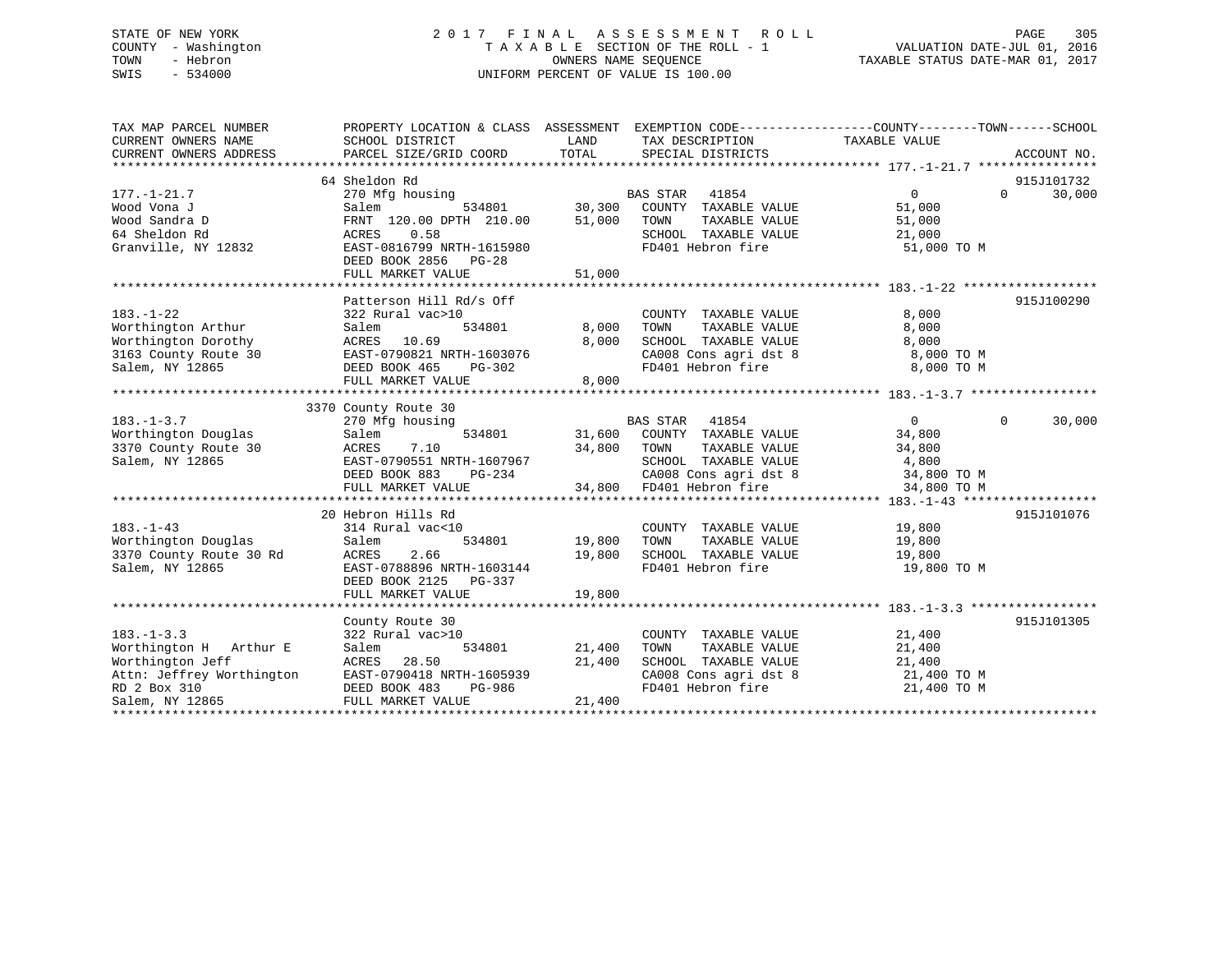STATE OF NEW YORK
COUNTY - Washington
TOWN - Hebron
SWIS - 534000

2017 FINAL ASSESSMENT ROLL
TAXABLE SECTION OF THE ROLL - 1
OWNERS NAME SEQUENCE
UNIFORM PERCENT OF VALUE IS 100.00

VALUATION DATE-JUL 01, 2016
TAXABLE STATUS DATE-MAR 01, 2017

| TAX MAP PARCEL NUMBER / CURRENT OWNERS NAME / CURRENT OWNERS ADDRESS | PROPERTY LOCATION & CLASS / SCHOOL DISTRICT / PARCEL SIZE/GRID COORD | ASSESSMENT LAND | TOTAL | EXEMPTION CODE / TAX DESCRIPTION / SPECIAL DISTRICTS | COUNTY / TOWN TAXABLE VALUE | SCHOOL | ACCOUNT NO. |
|---|---|---|---|---|---|---|---|
| 177.-1-21.7 | 64 Sheldon Rd | | | | | | 915J101732 |
| Wood Vona J | 270 Mfg housing | | | BAS STAR 41854 | 0 | 0 30,000 | |
| Wood Sandra D | Salem 534801 | 30,300 | | COUNTY TAXABLE VALUE | 51,000 | | |
| 64 Sheldon Rd | FRNT 120.00 DPTH 210.00 | | 51,000 | TOWN TAXABLE VALUE | 51,000 | | |
| Granville, NY 12832 | ACRES 0.58 | | | SCHOOL TAXABLE VALUE | 21,000 | | |
| | EAST-0816799 NRTH-1615980 | | | FD401 Hebron fire | 51,000 TO M | | |
| | DEED BOOK 2856 PG-28 | | | | | | |
| | FULL MARKET VALUE | | 51,000 | | | | |
| 183.-1-22 | Patterson Hill Rd/s Off | | | | | | 915J100290 |
| Worthington Arthur | 322 Rural vac>10 | | | COUNTY TAXABLE VALUE | 8,000 | | |
| Worthington Dorothy | Salem 534801 | 8,000 | | TOWN TAXABLE VALUE | 8,000 | | |
| 3163 County Route 30 | ACRES 10.69 | | 8,000 | SCHOOL TAXABLE VALUE | 8,000 | | |
| Salem, NY 12865 | EAST-0790821 NRTH-1603076 | | | CA008 Cons agri dst 8 | 8,000 TO M | | |
| | DEED BOOK 465 PG-302 | | | FD401 Hebron fire | 8,000 TO M | | |
| | FULL MARKET VALUE | | 8,000 | | | | |
| 183.-1-3.7 | 3370 County Route 30 | | | | | | |
| Worthington Douglas | 270 Mfg housing | | | BAS STAR 41854 | 0 | 0 30,000 | |
| 3370 County Route 30 | Salem 534801 | 31,600 | | COUNTY TAXABLE VALUE | 34,800 | | |
| Salem, NY 12865 | ACRES 7.10 | | 34,800 | TOWN TAXABLE VALUE | 34,800 | | |
| | EAST-0790551 NRTH-1607967 | | | SCHOOL TAXABLE VALUE | 4,800 | | |
| | DEED BOOK 883 PG-234 | | | CA008 Cons agri dst 8 | 34,800 TO M | | |
| | FULL MARKET VALUE | | 34,800 | FD401 Hebron fire | 34,800 TO M | | |
| 183.-1-43 | 20 Hebron Hills Rd | | | | | | 915J101076 |
| Worthington Douglas | 314 Rural vac<10 | | | COUNTY TAXABLE VALUE | 19,800 | | |
| 3370 County Route 30 Rd | Salem 534801 | 19,800 | | TOWN TAXABLE VALUE | 19,800 | | |
| Salem, NY 12865 | ACRES 2.66 | | 19,800 | SCHOOL TAXABLE VALUE | 19,800 | | |
| | EAST-0788896 NRTH-1603144 | | | FD401 Hebron fire | 19,800 TO M | | |
| | DEED BOOK 2125 PG-337 | | | | | | |
| | FULL MARKET VALUE | | 19,800 | | | | |
| 183.-1-3.3 | County Route 30 | | | | | | 915J101305 |
| Worthington H Arthur E | 322 Rural vac>10 | | | COUNTY TAXABLE VALUE | 21,400 | | |
| Worthington Jeff | Salem 534801 | 21,400 | | TOWN TAXABLE VALUE | 21,400 | | |
| Attn: Jeffrey Worthington | ACRES 28.50 | | 21,400 | SCHOOL TAXABLE VALUE | 21,400 | | |
| RD 2 Box 310 | EAST-0790418 NRTH-1605939 | | | CA008 Cons agri dst 8 | 21,400 TO M | | |
| Salem, NY 12865 | DEED BOOK 483 PG-986 | | | FD401 Hebron fire | 21,400 TO M | | |
| | FULL MARKET VALUE | | 21,400 | | | | |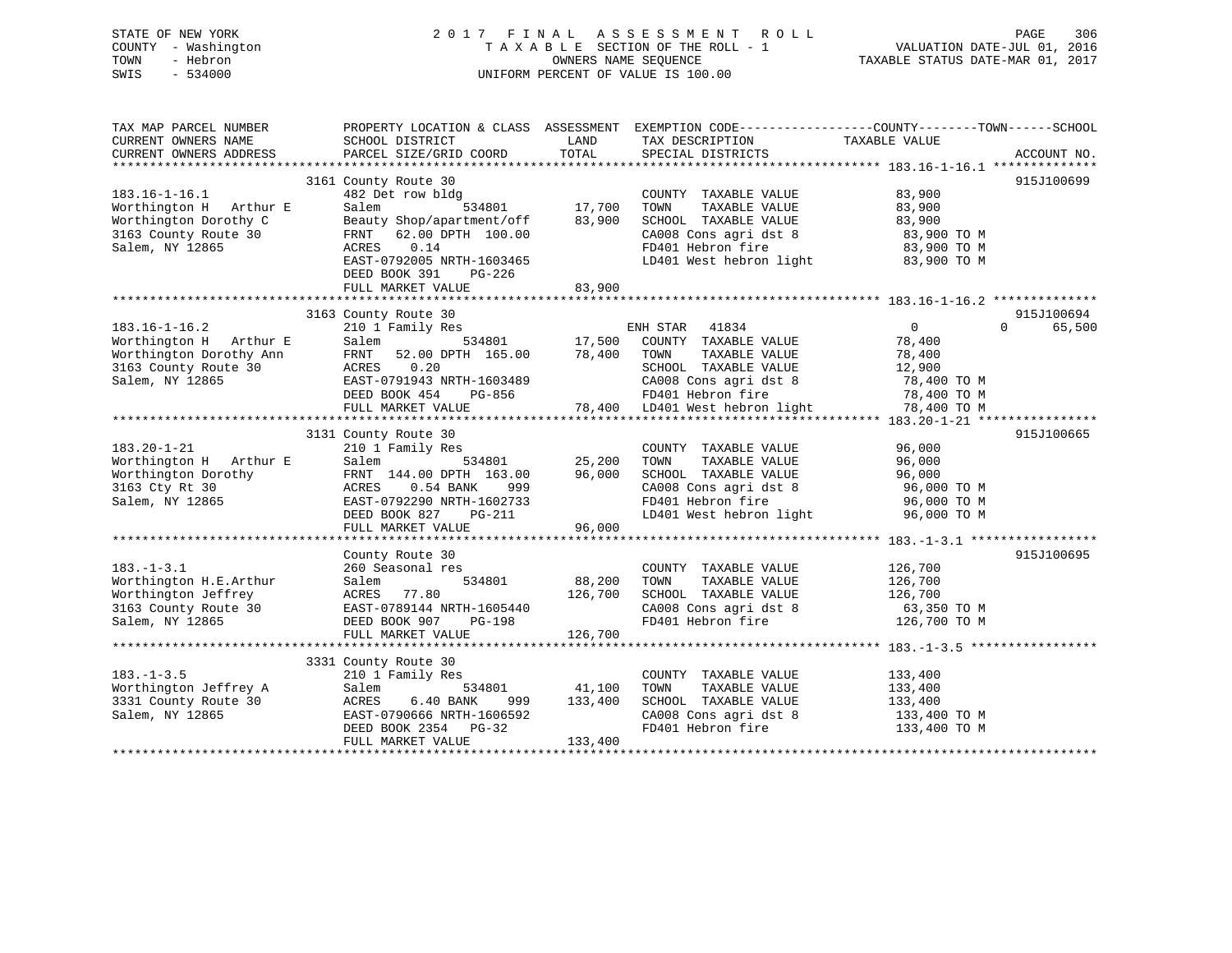STATE OF NEW YORK
COUNTY - Washington
TOWN - Hebron
SWIS - 534000

# 2017 FINAL ASSESSMENT ROLL
TAXABLE SECTION OF THE ROLL - 1
OWNERS NAME SEQUENCE
UNIFORM PERCENT OF VALUE IS 100.00

VALUATION DATE-JUL 01, 2016
TAXABLE STATUS DATE-MAR 01, 2017

```
TAX MAP PARCEL NUMBER          PROPERTY LOCATION & CLASS  ASSESSMENT  EXEMPTION CODE------------------COUNTY--------TOWN------SCHOOL
CURRENT OWNERS NAME            SCHOOL DISTRICT               LAND      TAX DESCRIPTION               TAXABLE VALUE
CURRENT OWNERS ADDRESS         PARCEL SIZE/GRID COORD        TOTAL     SPECIAL DISTRICTS                                      ACCOUNT NO.
******************************************************************************************************* 183.16-1-16.1 **************
                               3161 County Route 30                                                                          915J100699
183.16-1-16.1                  482 Det row bldg                        COUNTY  TAXABLE VALUE            83,900
Worthington H  Arthur E        Salem           534801      17,700      TOWN    TAXABLE VALUE            83,900
Worthington Dorothy C          Beauty Shop/apartment/off   83,900      SCHOOL  TAXABLE VALUE            83,900
3163 County Route 30           FRNT   62.00 DPTH 100.00                CA008 Cons agri dst 8             83,900 TO M
Salem, NY 12865                ACRES    0.14                           FD401 Hebron fire                 83,900 TO M
                               EAST-0792005 NRTH-1603465               LD401 West hebron light           83,900 TO M
                               DEED BOOK 391    PG-226
                               FULL MARKET VALUE           83,900
******************************************************************************************************* 183.16-1-16.2 **************
                               3163 County Route 30                                                                          915J100694
183.16-1-16.2                  210 1 Family Res                        ENH STAR  41834                   0             0      65,500
Worthington H  Arthur E        Salem           534801      17,500      COUNTY  TAXABLE VALUE            78,400
Worthington Dorothy Ann        FRNT   52.00 DPTH 165.00    78,400      TOWN    TAXABLE VALUE            78,400
3163 County Route 30           ACRES    0.20                           SCHOOL  TAXABLE VALUE            12,900
Salem, NY 12865                EAST-0791943 NRTH-1603489               CA008 Cons agri dst 8             78,400 TO M
                               DEED BOOK 454    PG-856                 FD401 Hebron fire                 78,400 TO M
                               FULL MARKET VALUE           78,400      LD401 West hebron light           78,400 TO M
******************************************************************************************************* 183.20-1-21 ****************
                               3131 County Route 30                                                                          915J100665
183.20-1-21                    210 1 Family Res                        COUNTY  TAXABLE VALUE            96,000
Worthington H  Arthur E        Salem           534801      25,200      TOWN    TAXABLE VALUE            96,000
Worthington Dorothy            FRNT  144.00 DPTH 163.00    96,000      SCHOOL  TAXABLE VALUE            96,000
3163 Cty Rt 30                 ACRES    0.54 BANK    999               CA008 Cons agri dst 8             96,000 TO M
Salem, NY 12865                EAST-0792290 NRTH-1602733               FD401 Hebron fire                 96,000 TO M
                               DEED BOOK 827    PG-211                 LD401 West hebron light           96,000 TO M
                               FULL MARKET VALUE           96,000
******************************************************************************************************* 183.-1-3.1 *****************
                               County Route 30                                                                               915J100695
183.-1-3.1                     260 Seasonal res                        COUNTY  TAXABLE VALUE           126,700
Worthington H.E.Arthur         Salem           534801      88,200      TOWN    TAXABLE VALUE           126,700
Worthington Jeffrey            ACRES   77.80              126,700      SCHOOL  TAXABLE VALUE           126,700
3163 County Route 30           EAST-0789144 NRTH-1605440               CA008 Cons agri dst 8             63,350 TO M
Salem, NY 12865                DEED BOOK 907    PG-198                 FD401 Hebron fire                126,700 TO M
                               FULL MARKET VALUE          126,700
******************************************************************************************************* 183.-1-3.5 *****************
                               3331 County Route 30
183.-1-3.5                     210 1 Family Res                        COUNTY  TAXABLE VALUE           133,400
Worthington Jeffrey A          Salem           534801      41,100      TOWN    TAXABLE VALUE           133,400
3331 County Route 30           ACRES    6.40 BANK    999  133,400      SCHOOL  TAXABLE VALUE           133,400
Salem, NY 12865                EAST-0790666 NRTH-1606592               CA008 Cons agri dst 8            133,400 TO M
                               DEED BOOK 2354   PG-32                  FD401 Hebron fire                133,400 TO M
                               FULL MARKET VALUE          133,400
************************************************************************************************************************************
```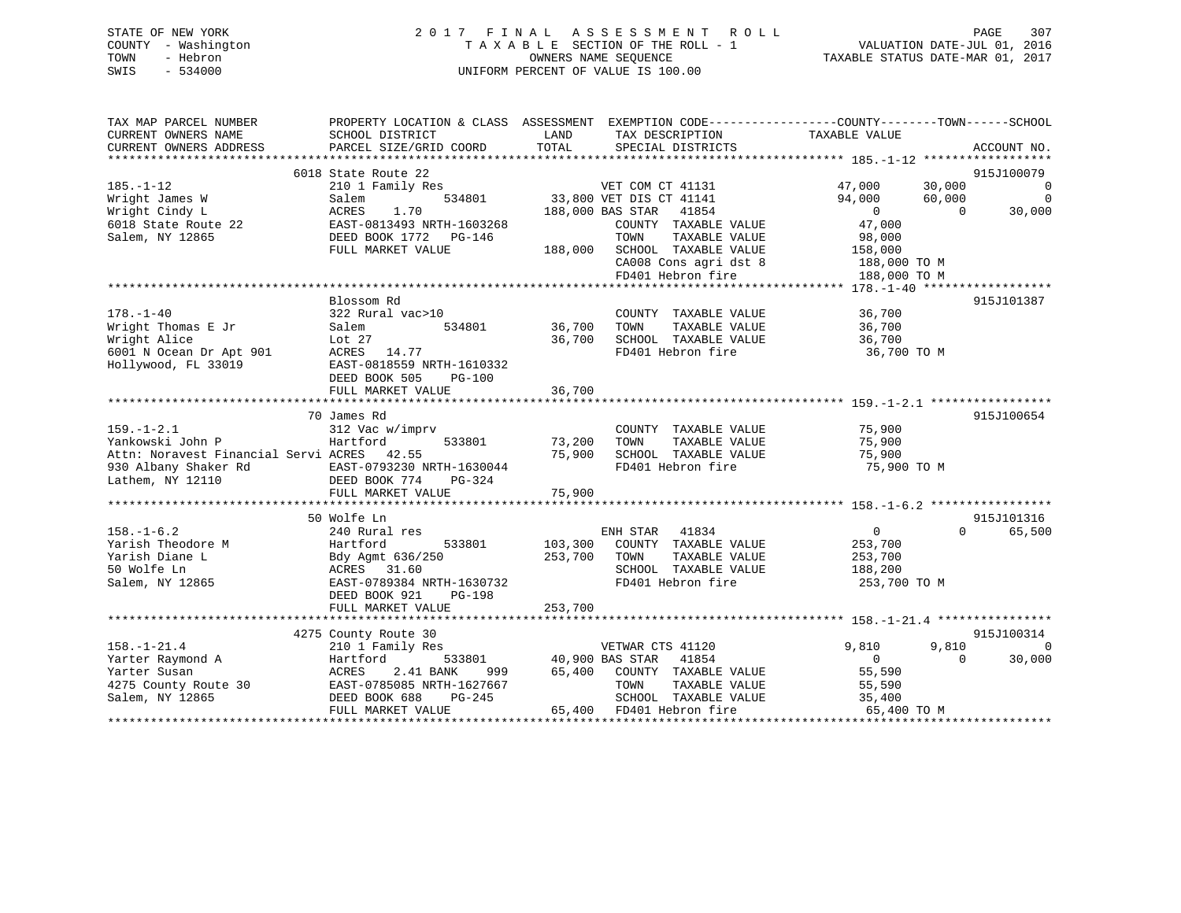STATE OF NEW YORK
COUNTY - Washington
TOWN - Hebron
SWIS - 534000

2 0 1 7 F I N A L A S S E S S M E N T R O L L
T A X A B L E SECTION OF THE ROLL - 1
OWNERS NAME SEQUENCE
UNIFORM PERCENT OF VALUE IS 100.00

VALUATION DATE-JUL 01, 2016
TAXABLE STATUS DATE-MAR 01, 2017

```
TAX MAP PARCEL NUMBER          PROPERTY LOCATION & CLASS  ASSESSMENT  EXEMPTION CODE------------------COUNTY--------TOWN------SCHOOL
CURRENT OWNERS NAME            SCHOOL DISTRICT               LAND      TAX DESCRIPTION            TAXABLE VALUE
CURRENT OWNERS ADDRESS         PARCEL SIZE/GRID COORD        TOTAL     SPECIAL DISTRICTS                                   ACCOUNT NO.
******************************************************************************************************* 185.-1-12 ******************
                               6018 State Route 22                                                                      915J100079
185.-1-12                      210 1 Family Res                        VET COM CT 41131            47,000     30,000           0
Wright James W                 Salem          534801       33,800 VET DIS CT 41141            94,000     60,000           0
Wright Cindy L                 ACRES    1.70              188,000 BAS STAR  41854                  0          0      30,000
6018 State Route 22            EAST-0813493 NRTH-1603268           COUNTY  TAXABLE VALUE           47,000
Salem, NY 12865                DEED BOOK 1772   PG-146             TOWN    TAXABLE VALUE           98,000
                               FULL MARKET VALUE          188,000  SCHOOL  TAXABLE VALUE          158,000
                                                                   CA008 Cons agri dst 8          188,000 TO M
                                                                   FD401 Hebron fire              188,000 TO M
******************************************************************************************************* 178.-1-40 ******************
                               Blossom Rd                                                                               915J101387
178.-1-40                      322 Rural vac>10                    COUNTY  TAXABLE VALUE           36,700
Wright Thomas E Jr             Salem          534801       36,700  TOWN    TAXABLE VALUE           36,700
Wright Alice                   Lot 27                      36,700  SCHOOL  TAXABLE VALUE           36,700
6001 N Ocean Dr Apt 901        ACRES   14.77                       FD401 Hebron fire               36,700 TO M
Hollywood, FL 33019            EAST-0818559 NRTH-1610332
                               DEED BOOK 505    PG-100
                               FULL MARKET VALUE           36,700
******************************************************************************************************* 159.-1-2.1 *****************
                               70 James Rd                                                                              915J100654
159.-1-2.1                     312 Vac w/imprv                     COUNTY  TAXABLE VALUE           75,900
Yankowski John P               Hartford       533801       73,200  TOWN    TAXABLE VALUE           75,900
Attn: Noravest Financial Servi ACRES   42.55               75,900  SCHOOL  TAXABLE VALUE           75,900
930 Albany Shaker Rd           EAST-0793230 NRTH-1630044           FD401 Hebron fire               75,900 TO M
Lathem, NY 12110               DEED BOOK 774    PG-324
                               FULL MARKET VALUE           75,900
******************************************************************************************************* 158.-1-6.2 *****************
                               50 Wolfe Ln                                                                              915J101316
158.-1-6.2                     240 Rural res                       ENH STAR  41834                 0          0      65,500
Yarish Theodore M              Hartford       533801      103,300  COUNTY  TAXABLE VALUE          253,700
Yarish Diane L                 Bdy Agmt 636/250           253,700  TOWN    TAXABLE VALUE          253,700
50 Wolfe Ln                    ACRES   31.60                       SCHOOL  TAXABLE VALUE          188,200
Salem, NY 12865                EAST-0789384 NRTH-1630732           FD401 Hebron fire              253,700 TO M
                               DEED BOOK 921    PG-198
                               FULL MARKET VALUE          253,700
******************************************************************************************************* 158.-1-21.4 ****************
                               4275 County Route 30                                                                     915J100314
158.-1-21.4                    210 1 Family Res                        VETWAR CTS 41120             9,810      9,810           0
Yarter Raymond A               Hartford       533801       40,900 BAS STAR  41854                  0          0      30,000
Yarter Susan                   ACRES    2.41 BANK    999   65,400  COUNTY  TAXABLE VALUE           55,590
4275 County Route 30           EAST-0785085 NRTH-1627667           TOWN    TAXABLE VALUE           55,590
Salem, NY 12865                DEED BOOK 688    PG-245             SCHOOL  TAXABLE VALUE           35,400
                               FULL MARKET VALUE           65,400  FD401 Hebron fire               65,400 TO M
************************************************************************************************************************************
```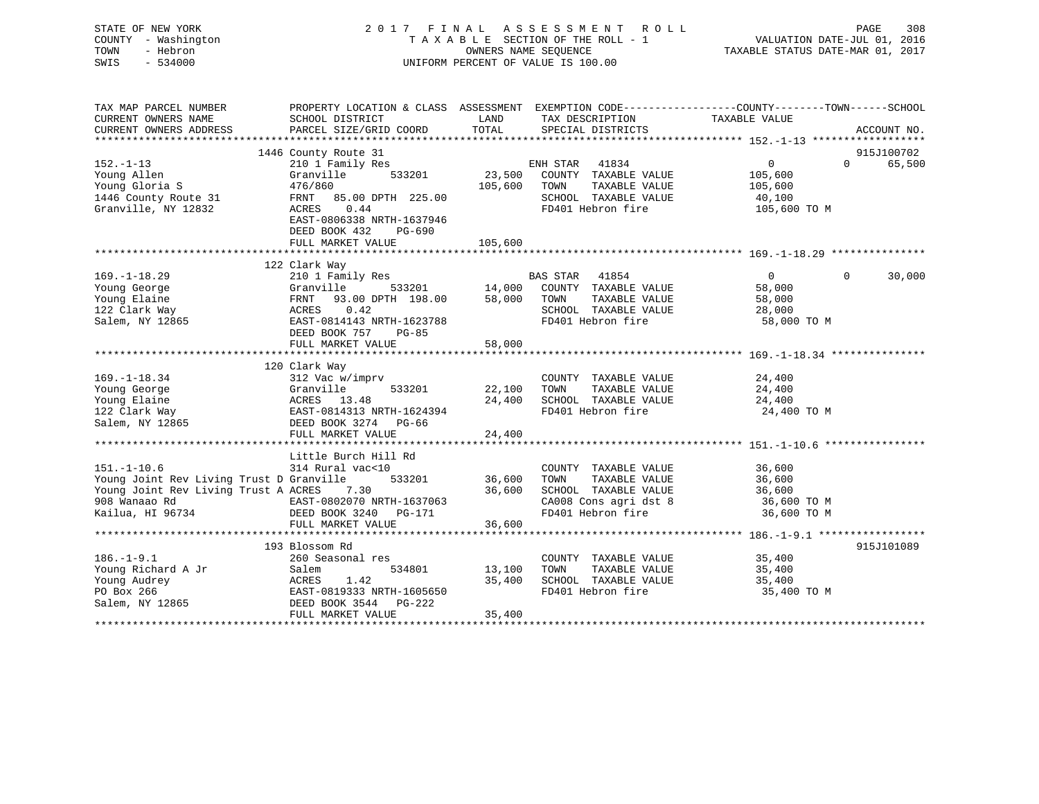STATE OF NEW YORK
COUNTY - Washington
TOWN - Hebron
SWIS - 534000

# 2017 FINAL ASSESSMENT ROLL

TAXABLE SECTION OF THE ROLL - 1
OWNERS NAME SEQUENCE
UNIFORM PERCENT OF VALUE IS 100.00

VALUATION DATE-JUL 01, 2016
TAXABLE STATUS DATE-MAR 01, 2017

| TAX MAP PARCEL NUMBER / CURRENT OWNERS NAME / CURRENT OWNERS ADDRESS | PROPERTY LOCATION & CLASS / SCHOOL DISTRICT / PARCEL SIZE/GRID COORD | ASSESSMENT LAND | TOTAL | EXEMPTION CODE / TAX DESCRIPTION / SPECIAL DISTRICTS | COUNTY TAXABLE VALUE | TOWN | SCHOOL | ACCOUNT NO. |
|---|---|---|---|---|---|---|---|---|
| 152.-1-13 | 1446 County Route 31 | | | | | | | 915J100702 |
| 152.-1-13 | 210 1 Family Res | | | ENH STAR 41834 | 0 | 0 | 65,500 | |
| Young Allen | Granville 533201 | 23,500 | | COUNTY TAXABLE VALUE | 105,600 | | | |
| Young Gloria S | 476/860 | | 105,600 | TOWN TAXABLE VALUE | 105,600 | | | |
| 1446 County Route 31 | FRNT 85.00 DPTH 225.00 | | | SCHOOL TAXABLE VALUE | 40,100 | | | |
| Granville, NY 12832 | ACRES 0.44 | | | FD401 Hebron fire | 105,600 TO M | | | |
| | EAST-0806338 NRTH-1637946 | | | | | | | |
| | DEED BOOK 432 PG-690 | | | | | | | |
| | FULL MARKET VALUE | | 105,600 | | | | | |
| 169.-1-18.29 | 122 Clark Way | | | | | | | |
| 169.-1-18.29 | 210 1 Family Res | | | BAS STAR 41854 | 0 | 0 | 30,000 | |
| Young George | Granville 533201 | 14,000 | | COUNTY TAXABLE VALUE | 58,000 | | | |
| Young Elaine | FRNT 93.00 DPTH 198.00 | | 58,000 | TOWN TAXABLE VALUE | 58,000 | | | |
| 122 Clark Way | ACRES 0.42 | | | SCHOOL TAXABLE VALUE | 28,000 | | | |
| Salem, NY 12865 | EAST-0814143 NRTH-1623788 | | | FD401 Hebron fire | 58,000 TO M | | | |
| | DEED BOOK 757 PG-85 | | | | | | | |
| | FULL MARKET VALUE | | 58,000 | | | | | |
| 169.-1-18.34 | 120 Clark Way | | | | | | | |
| 169.-1-18.34 | 312 Vac w/imprv | | | COUNTY TAXABLE VALUE | 24,400 | | | |
| Young George | Granville 533201 | 22,100 | | TOWN TAXABLE VALUE | 24,400 | | | |
| Young Elaine | ACRES 13.48 | | 24,400 | SCHOOL TAXABLE VALUE | 24,400 | | | |
| 122 Clark Way | EAST-0814313 NRTH-1624394 | | | FD401 Hebron fire | 24,400 TO M | | | |
| Salem, NY 12865 | DEED BOOK 3274 PG-66 | | | | | | | |
| | FULL MARKET VALUE | | 24,400 | | | | | |
| 151.-1-10.6 | Little Burch Hill Rd | | | | | | | |
| 151.-1-10.6 | 314 Rural vac<10 | | | COUNTY TAXABLE VALUE | 36,600 | | | |
| Young Joint Rev Living Trust D | Granville 533201 | 36,600 | | TOWN TAXABLE VALUE | 36,600 | | | |
| Young Joint Rev Living Trust A | ACRES 7.30 | | 36,600 | SCHOOL TAXABLE VALUE | 36,600 | | | |
| 908 Wanaao Rd | EAST-0802070 NRTH-1637063 | | | CA008 Cons agri dst 8 | 36,600 TO M | | | |
| Kailua, HI 96734 | DEED BOOK 3240 PG-171 | | | FD401 Hebron fire | 36,600 TO M | | | |
| | FULL MARKET VALUE | | 36,600 | | | | | |
| 186.-1-9.1 | 193 Blossom Rd | | | | | | | 915J101089 |
| 186.-1-9.1 | 260 Seasonal res | | | COUNTY TAXABLE VALUE | 35,400 | | | |
| Young Richard A Jr | Salem 534801 | 13,100 | | TOWN TAXABLE VALUE | 35,400 | | | |
| Young Audrey | ACRES 1.42 | | 35,400 | SCHOOL TAXABLE VALUE | 35,400 | | | |
| PO Box 266 | EAST-0819333 NRTH-1605650 | | | FD401 Hebron fire | 35,400 TO M | | | |
| Salem, NY 12865 | DEED BOOK 3544 PG-222 | | | | | | | |
| | FULL MARKET VALUE | | 35,400 | | | | | |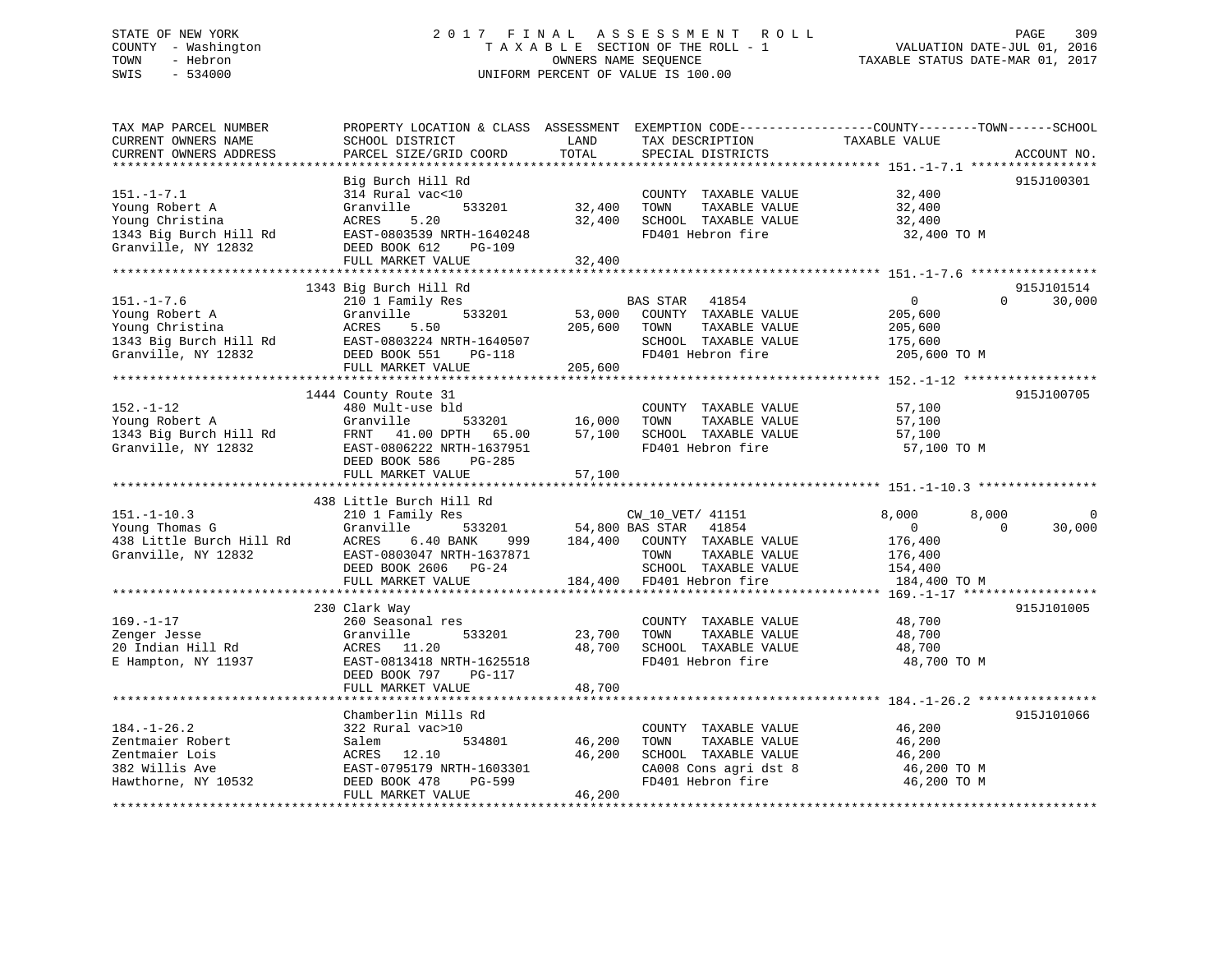STATE OF NEW YORK
COUNTY - Washington
TOWN - Hebron
SWIS - 534000

2 0 1 7 F I N A L A S S E S S M E N T R O L L
T A X A B L E SECTION OF THE ROLL - 1
OWNERS NAME SEQUENCE
UNIFORM PERCENT OF VALUE IS 100.00

VALUATION DATE-JUL 01, 2016
TAXABLE STATUS DATE-MAR 01, 2017

```
TAX MAP PARCEL NUMBER          PROPERTY LOCATION & CLASS  ASSESSMENT  EXEMPTION CODE------------------COUNTY--------TOWN------SCHOOL
CURRENT OWNERS NAME            SCHOOL DISTRICT               LAND      TAX DESCRIPTION             TAXABLE VALUE
CURRENT OWNERS ADDRESS         PARCEL SIZE/GRID COORD        TOTAL     SPECIAL DISTRICTS                                     ACCOUNT NO.
******************************************************************************************************* 151.-1-7.1 *****************
                               Big Burch Hill Rd                                                                             915J100301
151.-1-7.1                     314 Rural vac<10                        COUNTY  TAXABLE VALUE          32,400
Young Robert A                 Granville       533201        32,400    TOWN    TAXABLE VALUE          32,400
Young Christina                ACRES    5.20                 32,400    SCHOOL  TAXABLE VALUE          32,400
1343 Big Burch Hill Rd         EAST-0803539 NRTH-1640248               FD401 Hebron fire               32,400 TO M
Granville, NY 12832            DEED BOOK 612    PG-109
                               FULL MARKET VALUE             32,400
******************************************************************************************************* 151.-1-7.6 *****************
                           1343 Big Burch Hill Rd                                                                            915J101514
151.-1-7.6                     210 1 Family Res                        BAS STAR   41854                    0           0      30,000
Young Robert A                 Granville       533201        53,000    COUNTY  TAXABLE VALUE         205,600
Young Christina                ACRES    5.50                205,600    TOWN    TAXABLE VALUE         205,600
1343 Big Burch Hill Rd         EAST-0803224 NRTH-1640507               SCHOOL  TAXABLE VALUE         175,600
Granville, NY 12832            DEED BOOK 551    PG-118                 FD401 Hebron fire              205,600 TO M
                               FULL MARKET VALUE            205,600
******************************************************************************************************* 152.-1-12 ******************
                           1444 County Route 31                                                                              915J100705
152.-1-12                      480 Mult-use bld                        COUNTY  TAXABLE VALUE          57,100
Young Robert A                 Granville       533201        16,000    TOWN    TAXABLE VALUE          57,100
1343 Big Burch Hill Rd         FRNT  41.00 DPTH  65.00       57,100    SCHOOL  TAXABLE VALUE          57,100
Granville, NY 12832            EAST-0806222 NRTH-1637951               FD401 Hebron fire               57,100 TO M
                               DEED BOOK 586    PG-285
                               FULL MARKET VALUE             57,100
******************************************************************************************************* 151.-1-10.3 ****************
                            438 Little Burch Hill Rd
151.-1-10.3                    210 1 Family Res                        CW_10_VET/ 41151               8,000       8,000           0
Young Thomas G                 Granville       533201        54,800 BAS STAR   41854                    0           0      30,000
438 Little Burch Hill Rd       ACRES    6.40 BANK     999   184,400    COUNTY  TAXABLE VALUE         176,400
Granville, NY 12832            EAST-0803047 NRTH-1637871               TOWN    TAXABLE VALUE         176,400
                               DEED BOOK 2606   PG-24                  SCHOOL  TAXABLE VALUE         154,400
                               FULL MARKET VALUE            184,400    FD401 Hebron fire              184,400 TO M
******************************************************************************************************* 169.-1-17 ******************
                            230 Clark Way                                                                                    915J101005
169.-1-17                      260 Seasonal res                        COUNTY  TAXABLE VALUE          48,700
Zenger Jesse                   Granville       533201        23,700    TOWN    TAXABLE VALUE          48,700
20 Indian Hill Rd              ACRES   11.20                 48,700    SCHOOL  TAXABLE VALUE          48,700
E Hampton, NY 11937            EAST-0813418 NRTH-1625518               FD401 Hebron fire               48,700 TO M
                               DEED BOOK 797    PG-117
                               FULL MARKET VALUE             48,700
******************************************************************************************************* 184.-1-26.2 ****************
                               Chamberlin Mills Rd                                                                           915J101066
184.-1-26.2                    322 Rural vac>10                        COUNTY  TAXABLE VALUE          46,200
Zentmaier Robert               Salem           534801        46,200    TOWN    TAXABLE VALUE          46,200
Zentmaier Lois                 ACRES   12.10                 46,200    SCHOOL  TAXABLE VALUE          46,200
382 Willis Ave                 EAST-0795179 NRTH-1603301               CA008 Cons agri dst 8           46,200 TO M
Hawthorne, NY 10532            DEED BOOK 478    PG-599                 FD401 Hebron fire               46,200 TO M
                               FULL MARKET VALUE             46,200
************************************************************************************************************************************
```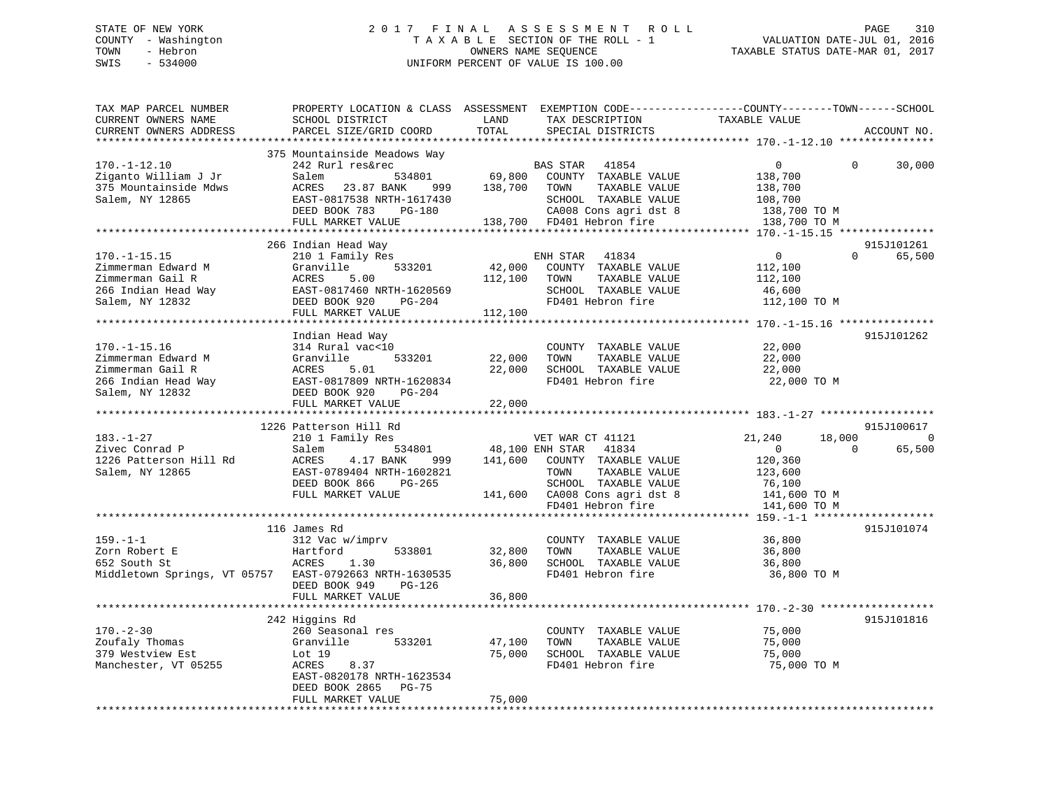STATE OF NEW YORK
COUNTY - Washington
TOWN - Hebron
SWIS - 534000

2017 FINAL ASSESSMENT ROLL
TAXABLE SECTION OF THE ROLL - 1
OWNERS NAME SEQUENCE
UNIFORM PERCENT OF VALUE IS 100.00

VALUATION DATE-JUL 01, 2016
TAXABLE STATUS DATE-MAR 01, 2017

| TAX MAP PARCEL NUMBER / CURRENT OWNERS NAME / CURRENT OWNERS ADDRESS | PROPERTY LOCATION & CLASS / SCHOOL DISTRICT / PARCEL SIZE/GRID COORD | ASSESSMENT LAND | TOTAL | EXEMPTION CODE / TAX DESCRIPTION / SPECIAL DISTRICTS | COUNTY TAXABLE VALUE | TOWN | SCHOOL | ACCOUNT NO. |
|---|---|---|---|---|---|---|---|---|
| **170.-1-12.10** | 375 Mountainside Meadows Way | | | | | | | |
| 170.-1-12.10 | 242 Rurl res&rec | | | BAS STAR 41854 | 0 | 0 | 30,000 | |
| Ziganto William J Jr | Salem 534801 | 69,800 | | COUNTY TAXABLE VALUE | 138,700 | | | |
| 375 Mountainside Mdws | ACRES 23.87 BANK 999 | | 138,700 | TOWN TAXABLE VALUE | 138,700 | | | |
| Salem, NY 12865 | EAST-0817538 NRTH-1617430 | | | SCHOOL TAXABLE VALUE | 108,700 | | | |
| | DEED BOOK 783 PG-180 | | | CA008 Cons agri dst 8 | 138,700 TO M | | | |
| | FULL MARKET VALUE | | 138,700 | FD401 Hebron fire | 138,700 TO M | | | |
| **170.-1-15.15** | 266 Indian Head Way | | | | | | | 915J101261 |
| 170.-1-15.15 | 210 1 Family Res | | | ENH STAR 41834 | 0 | 0 | 65,500 | |
| Zimmerman Edward M | Granville 533201 | 42,000 | | COUNTY TAXABLE VALUE | 112,100 | | | |
| Zimmerman Gail R | ACRES 5.00 | | 112,100 | TOWN TAXABLE VALUE | 112,100 | | | |
| 266 Indian Head Way | EAST-0817460 NRTH-1620569 | | | SCHOOL TAXABLE VALUE | 46,600 | | | |
| Salem, NY 12832 | DEED BOOK 920 PG-204 | | | FD401 Hebron fire | 112,100 TO M | | | |
| | FULL MARKET VALUE | | 112,100 | | | | | |
| **170.-1-15.16** | Indian Head Way | | | | | | | 915J101262 |
| 170.-1-15.16 | 314 Rural vac<10 | | | COUNTY TAXABLE VALUE | 22,000 | | | |
| Zimmerman Edward M | Granville 533201 | 22,000 | | TOWN TAXABLE VALUE | 22,000 | | | |
| Zimmerman Gail R | ACRES 5.01 | | 22,000 | SCHOOL TAXABLE VALUE | 22,000 | | | |
| 266 Indian Head Way | EAST-0817809 NRTH-1620834 | | | FD401 Hebron fire | 22,000 TO M | | | |
| Salem, NY 12832 | DEED BOOK 920 PG-204 | | | | | | | |
| | FULL MARKET VALUE | | 22,000 | | | | | |
| **183.-1-27** | 1226 Patterson Hill Rd | | | | | | | 915J100617 |
| 183.-1-27 | 210 1 Family Res | | | VET WAR CT 41121 | 21,240 | 18,000 | 0 | |
| Zivec Conrad P | Salem 534801 | 48,100 | | ENH STAR 41834 | 0 | 0 | 65,500 | |
| 1226 Patterson Hill Rd | ACRES 4.17 BANK 999 | | 141,600 | COUNTY TAXABLE VALUE | 120,360 | | | |
| Salem, NY 12865 | EAST-0789404 NRTH-1602821 | | | TOWN TAXABLE VALUE | 123,600 | | | |
| | DEED BOOK 866 PG-265 | | | SCHOOL TAXABLE VALUE | 76,100 | | | |
| | FULL MARKET VALUE | | 141,600 | CA008 Cons agri dst 8 | 141,600 TO M | | | |
| | | | | FD401 Hebron fire | 141,600 TO M | | | |
| **159.-1-1** | 116 James Rd | | | | | | | 915J101074 |
| 159.-1-1 | 312 Vac w/imprv | | | COUNTY TAXABLE VALUE | 36,800 | | | |
| Zorn Robert E | Hartford 533801 | 32,800 | | TOWN TAXABLE VALUE | 36,800 | | | |
| 652 South St | ACRES 1.30 | | 36,800 | SCHOOL TAXABLE VALUE | 36,800 | | | |
| Middletown Springs, VT 05757 | EAST-0792663 NRTH-1630535 | | | FD401 Hebron fire | 36,800 TO M | | | |
| | DEED BOOK 949 PG-126 | | | | | | | |
| | FULL MARKET VALUE | | 36,800 | | | | | |
| **170.-2-30** | 242 Higgins Rd | | | | | | | 915J101816 |
| 170.-2-30 | 260 Seasonal res | | | COUNTY TAXABLE VALUE | 75,000 | | | |
| Zoufaly Thomas | Granville 533201 | 47,100 | | TOWN TAXABLE VALUE | 75,000 | | | |
| 379 Westview Est | Lot 19 | | 75,000 | SCHOOL TAXABLE VALUE | 75,000 | | | |
| Manchester, VT 05255 | ACRES 8.37 | | | FD401 Hebron fire | 75,000 TO M | | | |
| | EAST-0820178 NRTH-1623534 | | | | | | | |
| | DEED BOOK 2865 PG-75 | | | | | | | |
| | FULL MARKET VALUE | | 75,000 | | | | | |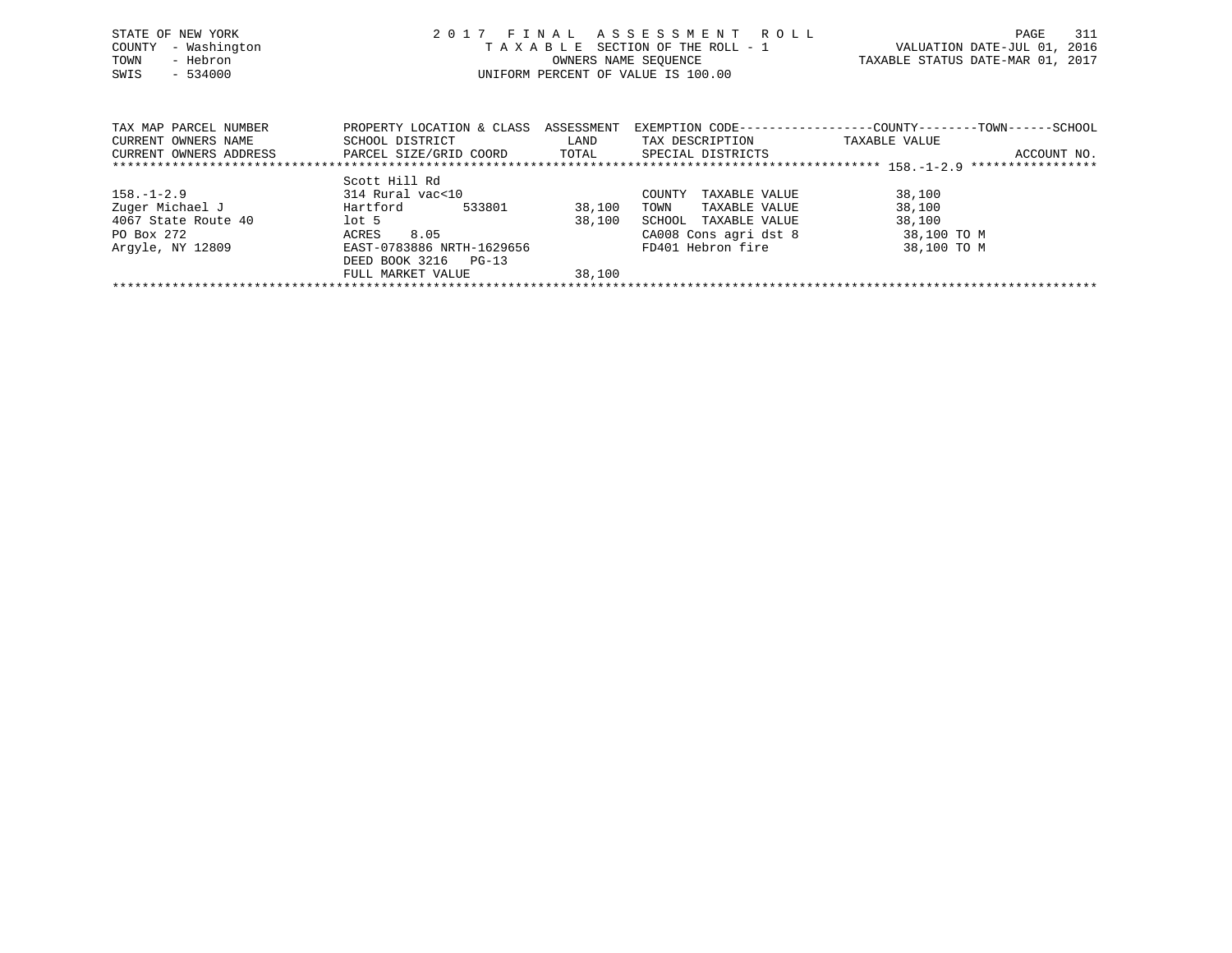STATE OF NEW YORK
COUNTY - Washington
TOWN - Hebron
SWIS - 534000

2 0 1 7 F I N A L A S S E S S M E N T R O L L
T A X A B L E SECTION OF THE ROLL - 1
OWNERS NAME SEQUENCE
UNIFORM PERCENT OF VALUE IS 100.00

VALUATION DATE-JUL 01, 2016
TAXABLE STATUS DATE-MAR 01, 2017

| TAX MAP PARCEL NUMBER<br>CURRENT OWNERS NAME<br>CURRENT OWNERS ADDRESS | PROPERTY LOCATION & CLASS<br>SCHOOL DISTRICT<br>PARCEL SIZE/GRID COORD | ASSESSMENT<br>LAND<br>TOTAL | EXEMPTION CODE<br>TAX DESCRIPTION<br>SPECIAL DISTRICTS | COUNTY--------TOWN------SCHOOL<br>TAXABLE VALUE<br>ACCOUNT NO. |
|---|---|---|---|---|
| | Scott Hill Rd | | | 158.-1-2.9 |
| 158.-1-2.9 | 314 Rural vac<10 | | COUNTY TAXABLE VALUE | 38,100 |
| Zuger Michael J | Hartford 533801 | 38,100 | TOWN TAXABLE VALUE | 38,100 |
| 4067 State Route 40 | lot 5 | 38,100 | SCHOOL TAXABLE VALUE | 38,100 |
| PO Box 272 | ACRES 8.05 | | CA008 Cons agri dst 8 | 38,100 TO M |
| Argyle, NY 12809 | EAST-0783886 NRTH-1629656 | | FD401 Hebron fire | 38,100 TO M |
| | DEED BOOK 3216 PG-13 | | | |
| | FULL MARKET VALUE | 38,100 | | |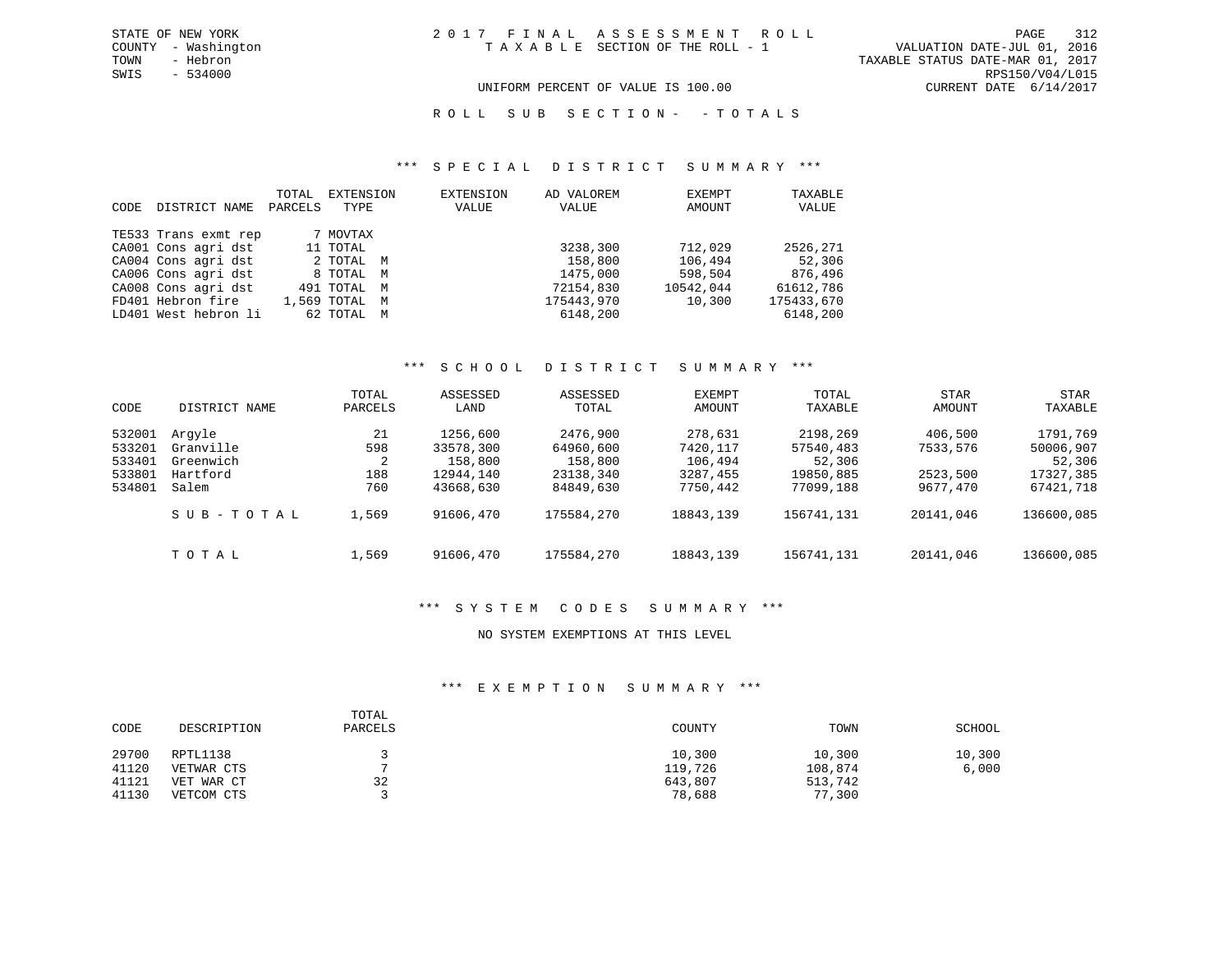STATE OF NEW YORK
COUNTY - Washington
TOWN - Hebron
SWIS - 534000

2017 FINAL ASSESSMENT ROLL
TAXABLE SECTION OF THE ROLL - 1

VALUATION DATE-JUL 01, 2016
TAXABLE STATUS DATE-MAR 01, 2017
RPS150/V04/L015
CURRENT DATE 6/14/2017

UNIFORM PERCENT OF VALUE IS 100.00

## ROLL SUB SECTION- - TOTALS

### *** SPECIAL DISTRICT SUMMARY ***

| CODE | DISTRICT NAME | TOTAL PARCELS | EXTENSION TYPE | EXTENSION VALUE | AD VALOREM VALUE | EXEMPT AMOUNT | TAXABLE VALUE |
|---|---|---|---|---|---|---|---|
| TE533 | Trans exmt rep | 7 | MOVTAX | | | | |
| CA001 | Cons agri dst | 11 | TOTAL | | 3238,300 | 712,029 | 2526,271 |
| CA004 | Cons agri dst | 2 | TOTAL M | | 158,800 | 106,494 | 52,306 |
| CA006 | Cons agri dst | 8 | TOTAL M | | 1475,000 | 598,504 | 876,496 |
| CA008 | Cons agri dst | 491 | TOTAL M | | 72154,830 | 10542,044 | 61612,786 |
| FD401 | Hebron fire | 1,569 | TOTAL M | | 175443,970 | 10,300 | 175433,670 |
| LD401 | West hebron li | 62 | TOTAL M | | 6148,200 | | 6148,200 |

### *** SCHOOL DISTRICT SUMMARY ***

| CODE | DISTRICT NAME | TOTAL PARCELS | ASSESSED LAND | ASSESSED TOTAL | EXEMPT AMOUNT | TOTAL TAXABLE | STAR AMOUNT | STAR TAXABLE |
|---|---|---|---|---|---|---|---|---|
| 532001 | Argyle | 21 | 1256,600 | 2476,900 | 278,631 | 2198,269 | 406,500 | 1791,769 |
| 533201 | Granville | 598 | 33578,300 | 64960,600 | 7420,117 | 57540,483 | 7533,576 | 50006,907 |
| 533401 | Greenwich | 2 | 158,800 | 158,800 | 106,494 | 52,306 | | 52,306 |
| 533801 | Hartford | 188 | 12944,140 | 23138,340 | 3287,455 | 19850,885 | 2523,500 | 17327,385 |
| 534801 | Salem | 760 | 43668,630 | 84849,630 | 7750,442 | 77099,188 | 9677,470 | 67421,718 |
| | SUB-TOTAL | 1,569 | 91606,470 | 175584,270 | 18843,139 | 156741,131 | 20141,046 | 136600,085 |
| | TOTAL | 1,569 | 91606,470 | 175584,270 | 18843,139 | 156741,131 | 20141,046 | 136600,085 |

### *** SYSTEM CODES SUMMARY ***

NO SYSTEM EXEMPTIONS AT THIS LEVEL

### *** EXEMPTION SUMMARY ***

| CODE | DESCRIPTION | TOTAL PARCELS | COUNTY | TOWN | SCHOOL |
|---|---|---|---|---|---|
| 29700 | RPTL1138 | 3 | 10,300 | 10,300 | 10,300 |
| 41120 | VETWAR CTS | 7 | 119,726 | 108,874 | 6,000 |
| 41121 | VET WAR CT | 32 | 643,807 | 513,742 | |
| 41130 | VETCOM CTS | 3 | 78,688 | 77,300 | |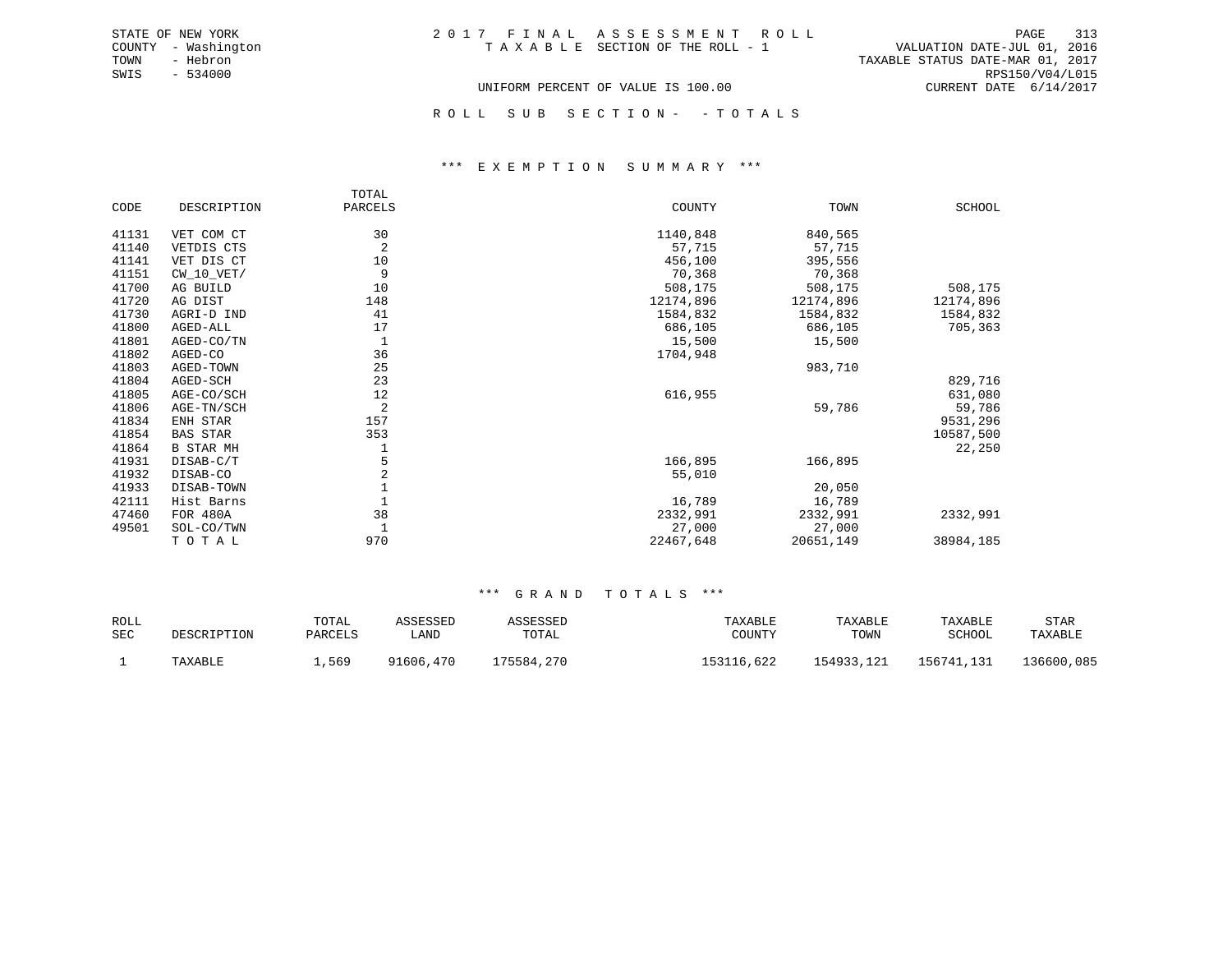STATE OF NEW YORK
COUNTY - Washington
TOWN - Hebron
SWIS - 534000

# 2017 FINAL ASSESSMENT ROLL

TAXABLE SECTION OF THE ROLL - 1

VALUATION DATE-JUL 01, 2016
TAXABLE STATUS DATE-MAR 01, 2017
RPS150/V04/L015
CURRENT DATE 6/14/2017

UNIFORM PERCENT OF VALUE IS 100.00

## ROLL SUB SECTION- - TOTALS

### *** EXEMPTION SUMMARY ***

| CODE | DESCRIPTION | TOTAL PARCELS | COUNTY | TOWN | SCHOOL |
|---|---|---|---|---|---|
| 41131 | VET COM CT | 30 | 1140,848 | 840,565 | |
| 41140 | VETDIS CTS | 2 | 57,715 | 57,715 | |
| 41141 | VET DIS CT | 10 | 456,100 | 395,556 | |
| 41151 | CW_10_VET/ | 9 | 70,368 | 70,368 | |
| 41700 | AG BUILD | 10 | 508,175 | 508,175 | 508,175 |
| 41720 | AG DIST | 148 | 12174,896 | 12174,896 | 12174,896 |
| 41730 | AGRI-D IND | 41 | 1584,832 | 1584,832 | 1584,832 |
| 41800 | AGED-ALL | 17 | 686,105 | 686,105 | 705,363 |
| 41801 | AGED-CO/TN | 1 | 15,500 | 15,500 | |
| 41802 | AGED-CO | 36 | 1704,948 | | |
| 41803 | AGED-TOWN | 25 | | 983,710 | |
| 41804 | AGED-SCH | 23 | | | 829,716 |
| 41805 | AGE-CO/SCH | 12 | 616,955 | | 631,080 |
| 41806 | AGE-TN/SCH | 2 | | 59,786 | 59,786 |
| 41834 | ENH STAR | 157 | | | 9531,296 |
| 41854 | BAS STAR | 353 | | | 10587,500 |
| 41864 | B STAR MH | 1 | | | 22,250 |
| 41931 | DISAB-C/T | 5 | 166,895 | 166,895 | |
| 41932 | DISAB-CO | 2 | 55,010 | | |
| 41933 | DISAB-TOWN | 1 | | 20,050 | |
| 42111 | Hist Barns | 1 | 16,789 | 16,789 | |
| 47460 | FOR 480A | 38 | 2332,991 | 2332,991 | 2332,991 |
| 49501 | SOL-CO/TWN | 1 | 27,000 | 27,000 | |
| | T O T A L | 970 | 22467,648 | 20651,149 | 38984,185 |

### *** GRAND TOTALS ***

| ROLL SEC | DESCRIPTION | TOTAL PARCELS | ASSESSED LAND | ASSESSED TOTAL | TAXABLE COUNTY | TAXABLE TOWN | TAXABLE SCHOOL | STAR TAXABLE |
|---|---|---|---|---|---|---|---|---|
| 1 | TAXABLE | 1,569 | 91606,470 | 175584,270 | 153116,622 | 154933,121 | 156741,131 | 136600,085 |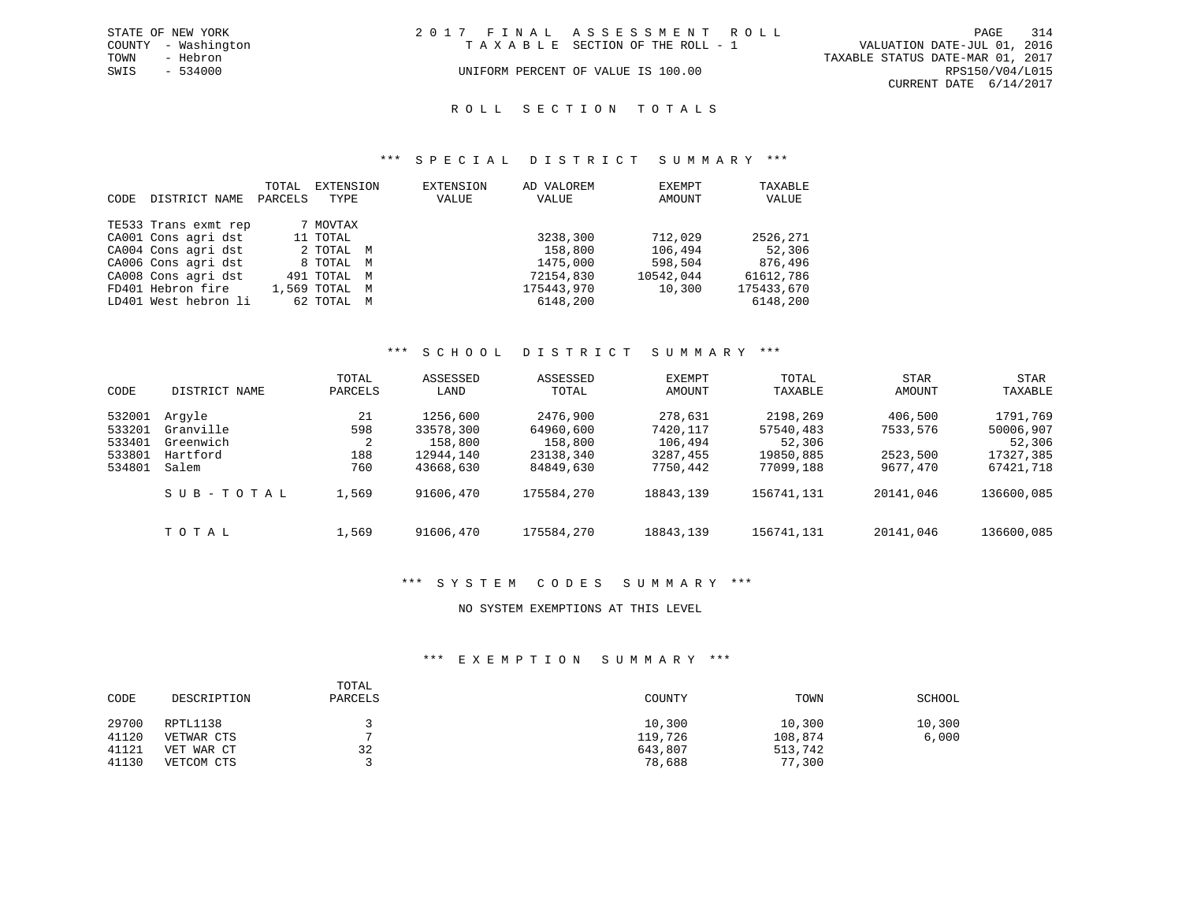STATE OF NEW YORK
COUNTY - Washington
TOWN - Hebron
SWIS - 534000

2 0 1 7 F I N A L A S S E S S M E N T R O L L
T A X A B L E SECTION OF THE ROLL - 1
UNIFORM PERCENT OF VALUE IS 100.00

VALUATION DATE-JUL 01, 2016
TAXABLE STATUS DATE-MAR 01, 2017
RPS150/V04/L015
CURRENT DATE 6/14/2017

## R O L L S E C T I O N T O T A L S

### *** S P E C I A L D I S T R I C T S U M M A R Y ***

| CODE | DISTRICT NAME | TOTAL PARCELS | EXTENSION TYPE | EXTENSION VALUE | AD VALOREM VALUE | EXEMPT AMOUNT | TAXABLE VALUE |
|---|---|---|---|---|---|---|---|
| TE533 | Trans exmt rep | 7 | MOVTAX | | | | |
| CA001 | Cons agri dst | 11 | TOTAL | | 3238,300 | 712,029 | 2526,271 |
| CA004 | Cons agri dst | 2 | TOTAL M | | 158,800 | 106,494 | 52,306 |
| CA006 | Cons agri dst | 8 | TOTAL M | | 1475,000 | 598,504 | 876,496 |
| CA008 | Cons agri dst | 491 | TOTAL M | | 72154,830 | 10542,044 | 61612,786 |
| FD401 | Hebron fire | 1,569 | TOTAL M | | 175443,970 | 10,300 | 175433,670 |
| LD401 | West hebron li | 62 | TOTAL M | | 6148,200 | | 6148,200 |

### *** S C H O O L D I S T R I C T S U M M A R Y ***

| CODE | DISTRICT NAME | TOTAL PARCELS | ASSESSED LAND | ASSESSED TOTAL | EXEMPT AMOUNT | TOTAL TAXABLE | STAR AMOUNT | STAR TAXABLE |
|---|---|---|---|---|---|---|---|---|
| 532001 | Argyle | 21 | 1256,600 | 2476,900 | 278,631 | 2198,269 | 406,500 | 1791,769 |
| 533201 | Granville | 598 | 33578,300 | 64960,600 | 7420,117 | 57540,483 | 7533,576 | 50006,907 |
| 533401 | Greenwich | 2 | 158,800 | 158,800 | 106,494 | 52,306 | | 52,306 |
| 533801 | Hartford | 188 | 12944,140 | 23138,340 | 3287,455 | 19850,885 | 2523,500 | 17327,385 |
| 534801 | Salem | 760 | 43668,630 | 84849,630 | 7750,442 | 77099,188 | 9677,470 | 67421,718 |
| | S U B - T O T A L | 1,569 | 91606,470 | 175584,270 | 18843,139 | 156741,131 | 20141,046 | 136600,085 |
| | T O T A L | 1,569 | 91606,470 | 175584,270 | 18843,139 | 156741,131 | 20141,046 | 136600,085 |

### *** S Y S T E M C O D E S S U M M A R Y ***

NO SYSTEM EXEMPTIONS AT THIS LEVEL

### *** E X E M P T I O N S U M M A R Y ***

| CODE | DESCRIPTION | TOTAL PARCELS | COUNTY | TOWN | SCHOOL |
|---|---|---|---|---|---|
| 29700 | RPTL1138 | 3 | 10,300 | 10,300 | 10,300 |
| 41120 | VETWAR CTS | 7 | 119,726 | 108,874 | 6,000 |
| 41121 | VET WAR CT | 32 | 643,807 | 513,742 | |
| 41130 | VETCOM CTS | 3 | 78,688 | 77,300 | |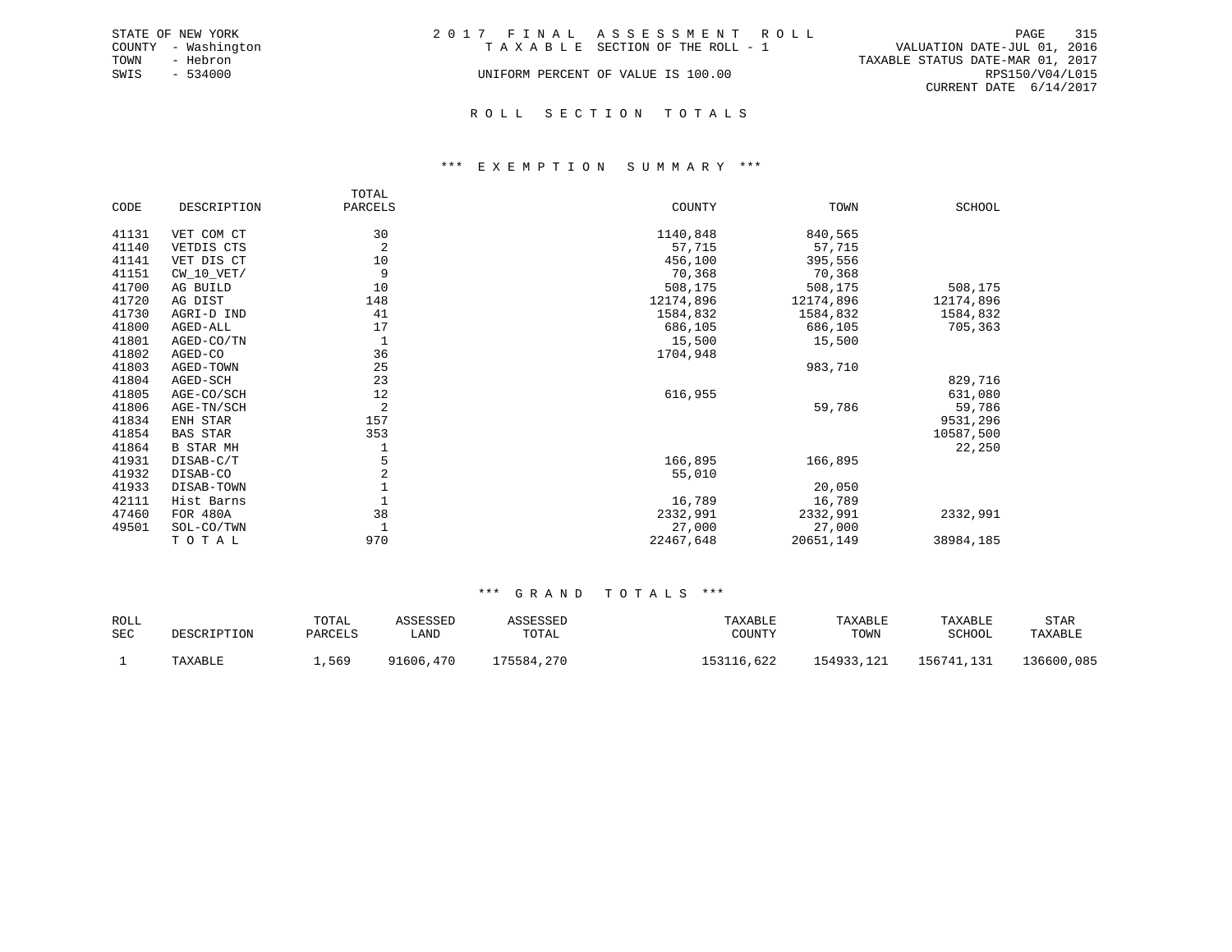STATE OF NEW YORK
COUNTY - Washington
TOWN - Hebron
SWIS - 534000

# 2017 FINAL ASSESSMENT ROLL

TAXABLE SECTION OF THE ROLL - 1

UNIFORM PERCENT OF VALUE IS 100.00

VALUATION DATE-JUL 01, 2016
TAXABLE STATUS DATE-MAR 01, 2017
RPS150/V04/L015
CURRENT DATE 6/14/2017

## ROLL SECTION TOTALS

### *** EXEMPTION SUMMARY ***

| CODE | DESCRIPTION | TOTAL PARCELS | COUNTY | TOWN | SCHOOL |
|---|---|---|---|---|---|
| 41131 | VET COM CT | 30 | 1140,848 | 840,565 | |
| 41140 | VETDIS CTS | 2 | 57,715 | 57,715 | |
| 41141 | VET DIS CT | 10 | 456,100 | 395,556 | |
| 41151 | CW_10_VET/ | 9 | 70,368 | 70,368 | |
| 41700 | AG BUILD | 10 | 508,175 | 508,175 | 508,175 |
| 41720 | AG DIST | 148 | 12174,896 | 12174,896 | 12174,896 |
| 41730 | AGRI-D IND | 41 | 1584,832 | 1584,832 | 1584,832 |
| 41800 | AGED-ALL | 17 | 686,105 | 686,105 | 705,363 |
| 41801 | AGED-CO/TN | 1 | 15,500 | 15,500 | |
| 41802 | AGED-CO | 36 | 1704,948 | | |
| 41803 | AGED-TOWN | 25 | | 983,710 | |
| 41804 | AGED-SCH | 23 | | | 829,716 |
| 41805 | AGE-CO/SCH | 12 | 616,955 | | 631,080 |
| 41806 | AGE-TN/SCH | 2 | | 59,786 | 59,786 |
| 41834 | ENH STAR | 157 | | | 9531,296 |
| 41854 | BAS STAR | 353 | | | 10587,500 |
| 41864 | B STAR MH | 1 | | | 22,250 |
| 41931 | DISAB-C/T | 5 | 166,895 | 166,895 | |
| 41932 | DISAB-CO | 2 | 55,010 | | |
| 41933 | DISAB-TOWN | 1 | | 20,050 | |
| 42111 | Hist Barns | 1 | 16,789 | 16,789 | |
| 47460 | FOR 480A | 38 | 2332,991 | 2332,991 | 2332,991 |
| 49501 | SOL-CO/TWN | 1 | 27,000 | 27,000 | |
| | TOTAL | 970 | 22467,648 | 20651,149 | 38984,185 |

### *** GRAND TOTALS ***

| ROLL SEC | DESCRIPTION | TOTAL PARCELS | ASSESSED LAND | ASSESSED TOTAL | TAXABLE COUNTY | TAXABLE TOWN | TAXABLE SCHOOL | STAR TAXABLE |
|---|---|---|---|---|---|---|---|---|
| 1 | TAXABLE | 1,569 | 91606,470 | 175584,270 | 153116,622 | 154933,121 | 156741,131 | 136600,085 |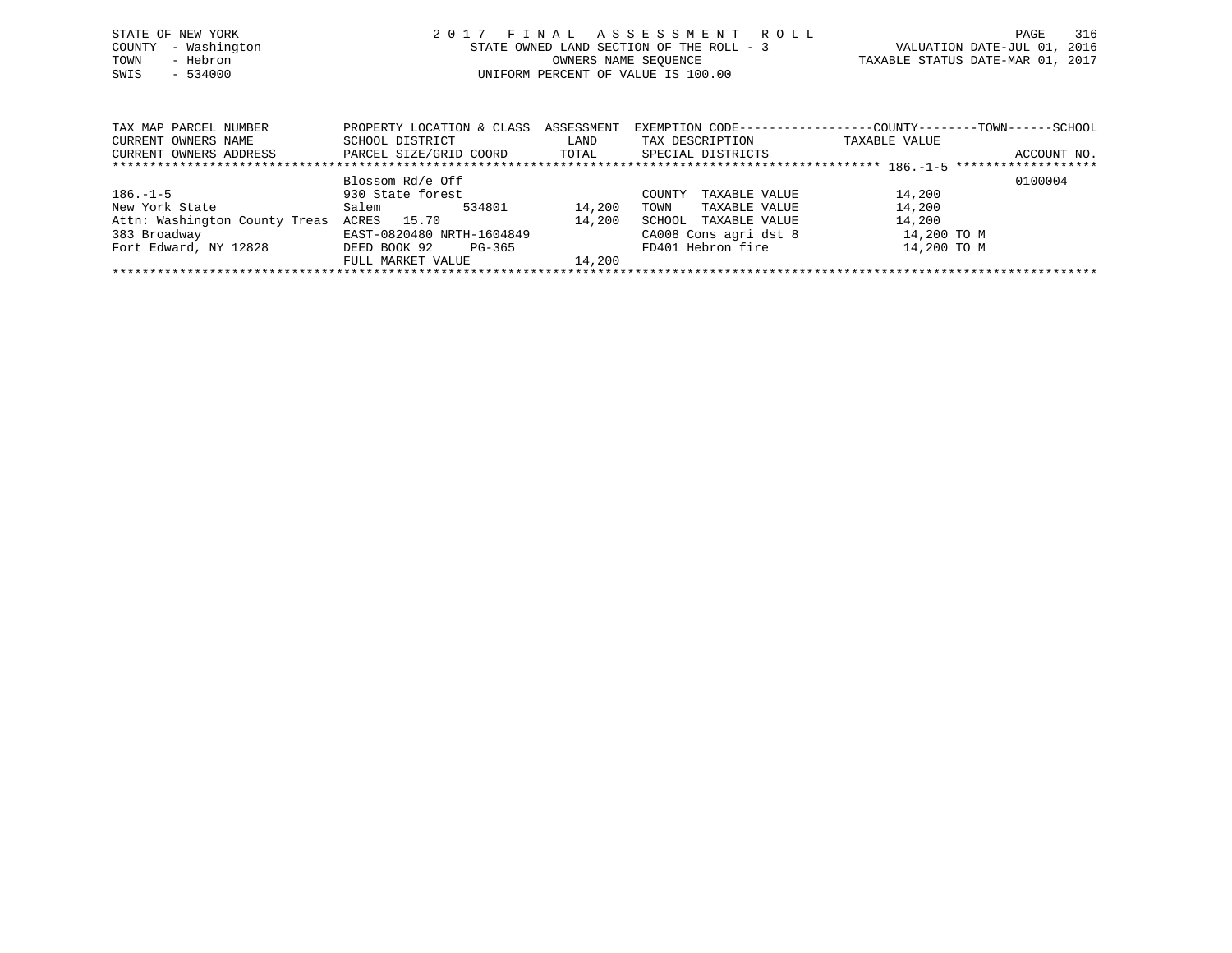STATE OF NEW YORK
COUNTY - Washington
TOWN - Hebron
SWIS - 534000

2 0 1 7 F I N A L A S S E S S M E N T R O L L
STATE OWNED LAND SECTION OF THE ROLL - 3
OWNERS NAME SEQUENCE
UNIFORM PERCENT OF VALUE IS 100.00

VALUATION DATE-JUL 01, 2016
TAXABLE STATUS DATE-MAR 01, 2017

| TAX MAP PARCEL NUMBER<br>CURRENT OWNERS NAME<br>CURRENT OWNERS ADDRESS | PROPERTY LOCATION & CLASS<br>SCHOOL DISTRICT<br>PARCEL SIZE/GRID COORD | ASSESSMENT<br>LAND<br>TOTAL | EXEMPTION CODE<br>TAX DESCRIPTION<br>SPECIAL DISTRICTS | COUNTY--------TOWN------SCHOOL<br>TAXABLE VALUE | ACCOUNT NO. |
|---|---|---|---|---|---|
| | Blossom Rd/e Off | | | 186.-1-5 | 0100004 |
| 186.-1-5 | 930 State forest | | COUNTY TAXABLE VALUE | 14,200 | |
| New York State | Salem 534801 | 14,200 | TOWN TAXABLE VALUE | 14,200 | |
| Attn: Washington County Treas | ACRES 15.70 | 14,200 | SCHOOL TAXABLE VALUE | 14,200 | |
| 383 Broadway | EAST-0820480 NRTH-1604849 | | CA008 Cons agri dst 8 | 14,200 TO M | |
| Fort Edward, NY 12828 | DEED BOOK 92 PG-365 | | FD401 Hebron fire | 14,200 TO M | |
| | FULL MARKET VALUE | 14,200 | | | |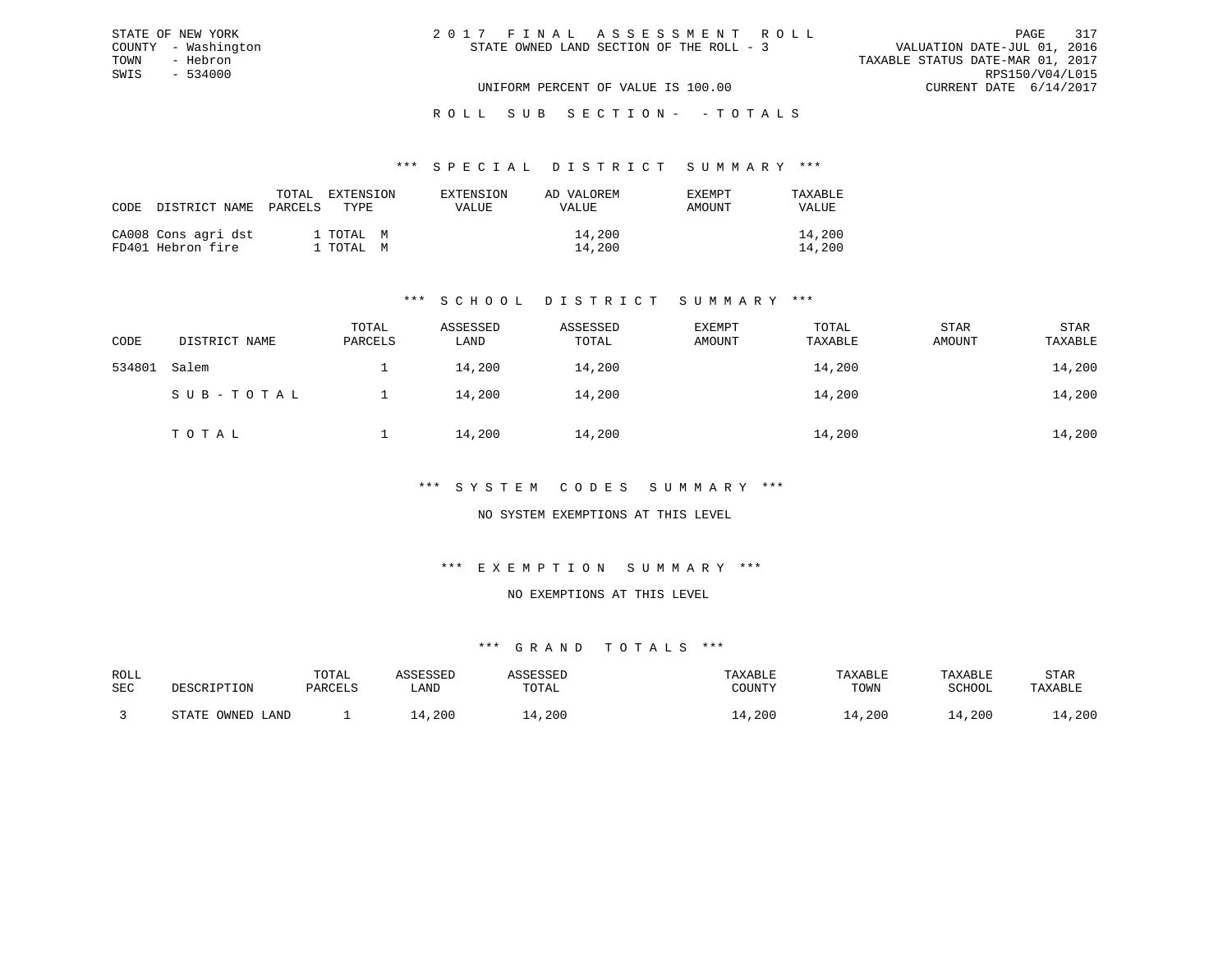STATE OF NEW YORK
COUNTY - Washington
TOWN - Hebron
SWIS - 534000

2 0 1 7 F I N A L A S S E S S M E N T R O L L
STATE OWNED LAND SECTION OF THE ROLL - 3

VALUATION DATE-JUL 01, 2016
TAXABLE STATUS DATE-MAR 01, 2017
RPS150/V04/L015
CURRENT DATE 6/14/2017

UNIFORM PERCENT OF VALUE IS 100.00

R O L L S U B S E C T I O N - - T O T A L S

*** S P E C I A L D I S T R I C T S U M M A R Y ***

| CODE | DISTRICT NAME | TOTAL PARCELS | EXTENSION TYPE | EXTENSION VALUE | AD VALOREM VALUE | EXEMPT AMOUNT | TAXABLE VALUE |
|---|---|---|---|---|---|---|---|
| CA008 | Cons agri dst | 1 | TOTAL M | | 14,200 | | 14,200 |
| FD401 | Hebron fire | 1 | TOTAL M | | 14,200 | | 14,200 |

*** S C H O O L D I S T R I C T S U M M A R Y ***

| CODE | DISTRICT NAME | TOTAL PARCELS | ASSESSED LAND | ASSESSED TOTAL | EXEMPT AMOUNT | TOTAL TAXABLE | STAR AMOUNT | STAR TAXABLE |
|---|---|---|---|---|---|---|---|---|
| 534801 | Salem | 1 | 14,200 | 14,200 | | 14,200 | | 14,200 |
| | S U B - T O T A L | 1 | 14,200 | 14,200 | | 14,200 | | 14,200 |
| | T O T A L | 1 | 14,200 | 14,200 | | 14,200 | | 14,200 |

*** S Y S T E M C O D E S S U M M A R Y ***

NO SYSTEM EXEMPTIONS AT THIS LEVEL

*** E X E M P T I O N S U M M A R Y ***

NO EXEMPTIONS AT THIS LEVEL

*** G R A N D T O T A L S ***

| ROLL SEC | DESCRIPTION | TOTAL PARCELS | ASSESSED LAND | ASSESSED TOTAL | TAXABLE COUNTY | TAXABLE TOWN | TAXABLE SCHOOL | STAR TAXABLE |
|---|---|---|---|---|---|---|---|---|
| 3 | STATE OWNED LAND | 1 | 14,200 | 14,200 | 14,200 | 14,200 | 14,200 | 14,200 |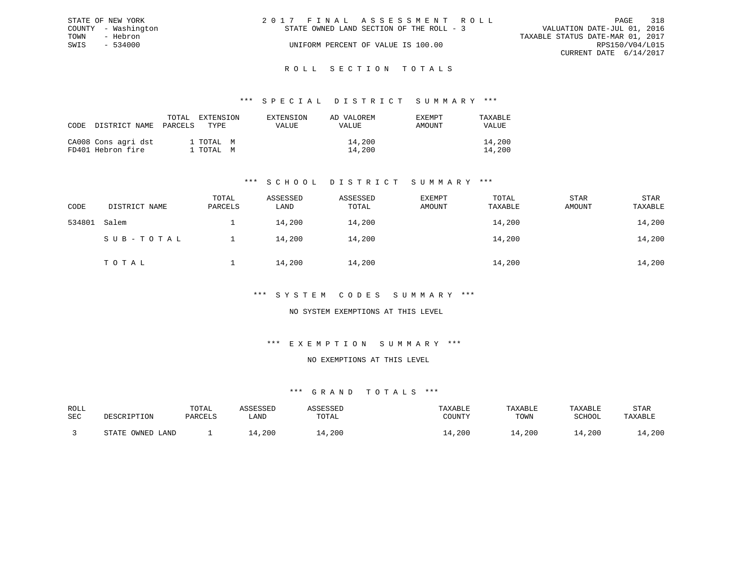STATE OF NEW YORK
COUNTY - Washington
TOWN - Hebron
SWIS - 534000

2 0 1 7 F I N A L A S S E S S M E N T R O L L
STATE OWNED LAND SECTION OF THE ROLL - 3
UNIFORM PERCENT OF VALUE IS 100.00

VALUATION DATE-JUL 01, 2016
TAXABLE STATUS DATE-MAR 01, 2017
RPS150/V04/L015
CURRENT DATE 6/14/2017

## R O L L S E C T I O N T O T A L S

### *** S P E C I A L D I S T R I C T S U M M A R Y ***

| CODE | DISTRICT NAME | TOTAL PARCELS | EXTENSION TYPE | EXTENSION VALUE | AD VALOREM VALUE | EXEMPT AMOUNT | TAXABLE VALUE |
|---|---|---|---|---|---|---|---|
| CA008 | Cons agri dst | 1 | TOTAL M | | 14,200 | | 14,200 |
| FD401 | Hebron fire | 1 | TOTAL M | | 14,200 | | 14,200 |

### *** S C H O O L D I S T R I C T S U M M A R Y ***

| CODE | DISTRICT NAME | TOTAL PARCELS | ASSESSED LAND | ASSESSED TOTAL | EXEMPT AMOUNT | TOTAL TAXABLE | STAR AMOUNT | STAR TAXABLE |
|---|---|---|---|---|---|---|---|---|
| 534801 | Salem | 1 | 14,200 | 14,200 | | 14,200 | | 14,200 |
| | S U B - T O T A L | 1 | 14,200 | 14,200 | | 14,200 | | 14,200 |
| | T O T A L | 1 | 14,200 | 14,200 | | 14,200 | | 14,200 |

### *** S Y S T E M C O D E S S U M M A R Y ***

NO SYSTEM EXEMPTIONS AT THIS LEVEL

### *** E X E M P T I O N S U M M A R Y ***

NO EXEMPTIONS AT THIS LEVEL

### *** G R A N D T O T A L S ***

| ROLL SEC | DESCRIPTION | TOTAL PARCELS | ASSESSED LAND | ASSESSED TOTAL | TAXABLE COUNTY | TAXABLE TOWN | TAXABLE SCHOOL | STAR TAXABLE |
|---|---|---|---|---|---|---|---|---|
| 3 | STATE OWNED LAND | 1 | 14,200 | 14,200 | 14,200 | 14,200 | 14,200 | 14,200 |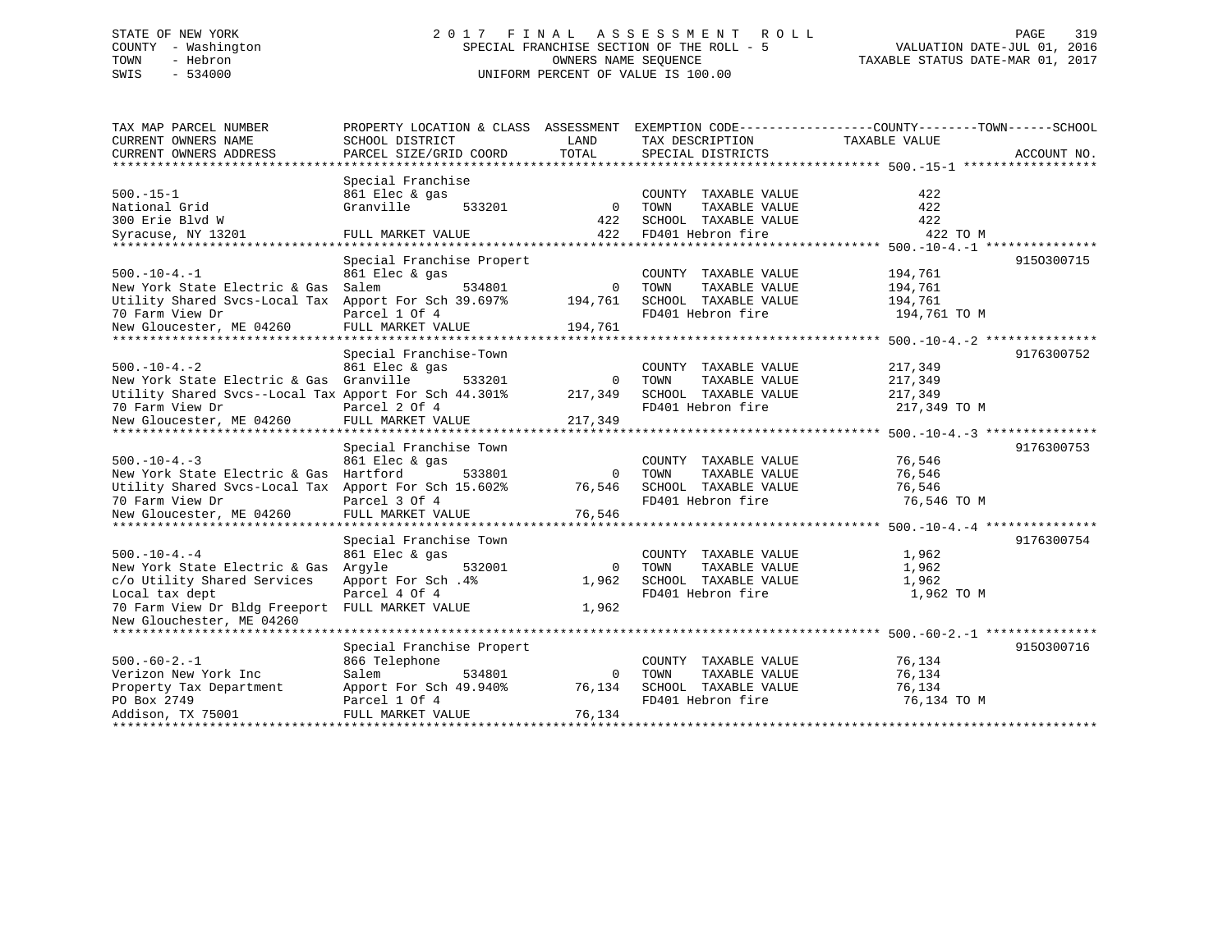STATE OF NEW YORK
COUNTY - Washington
TOWN - Hebron
SWIS - 534000

2 0 1 7 F I N A L A S S E S S M E N T R O L L
SPECIAL FRANCHISE SECTION OF THE ROLL - 5
OWNERS NAME SEQUENCE
UNIFORM PERCENT OF VALUE IS 100.00

VALUATION DATE-JUL 01, 2016
TAXABLE STATUS DATE-MAR 01, 2017

| TAX MAP PARCEL NUMBER / CURRENT OWNERS NAME / CURRENT OWNERS ADDRESS | PROPERTY LOCATION & CLASS / SCHOOL DISTRICT / PARCEL SIZE/GRID COORD | ASSESSMENT LAND / TOTAL | EXEMPTION CODE / TAX DESCRIPTION / SPECIAL DISTRICTS | TAXABLE VALUE (COUNTY--TOWN--SCHOOL) | ACCOUNT NO. |
|---|---|---|---|---|---|
| **500.-15-1** | Special Franchise | | | | |
| 500.-15-1 | 861 Elec & gas | | COUNTY TAXABLE VALUE | 422 | |
| National Grid | Granville 533201 | 0 | TOWN TAXABLE VALUE | 422 | |
| 300 Erie Blvd W | | 422 | SCHOOL TAXABLE VALUE | 422 | |
| Syracuse, NY 13201 | FULL MARKET VALUE | 422 | FD401 Hebron fire | 422 TO M | |
| **500.-10-4.-1** | Special Franchise Propert | | | | 915O300715 |
| 500.-10-4.-1 | 861 Elec & gas | | COUNTY TAXABLE VALUE | 194,761 | |
| New York State Electric & Gas | Salem 534801 | 0 | TOWN TAXABLE VALUE | 194,761 | |
| Utility Shared Svcs-Local Tax | Apport For Sch 39.697% | 194,761 | SCHOOL TAXABLE VALUE | 194,761 | |
| 70 Farm View Dr | Parcel 1 Of 4 | | FD401 Hebron fire | 194,761 TO M | |
| New Gloucester, ME 04260 | FULL MARKET VALUE | 194,761 | | | |
| **500.-10-4.-2** | Special Franchise-Town | | | | 9176300752 |
| 500.-10-4.-2 | 861 Elec & gas | | COUNTY TAXABLE VALUE | 217,349 | |
| New York State Electric & Gas | Granville 533201 | 0 | TOWN TAXABLE VALUE | 217,349 | |
| Utility Shared Svcs--Local Tax | Apport For Sch 44.301% | 217,349 | SCHOOL TAXABLE VALUE | 217,349 | |
| 70 Farm View Dr | Parcel 2 Of 4 | | FD401 Hebron fire | 217,349 TO M | |
| New Gloucester, ME 04260 | FULL MARKET VALUE | 217,349 | | | |
| **500.-10-4.-3** | Special Franchise Town | | | | 9176300753 |
| 500.-10-4.-3 | 861 Elec & gas | | COUNTY TAXABLE VALUE | 76,546 | |
| New York State Electric & Gas | Hartford 533801 | 0 | TOWN TAXABLE VALUE | 76,546 | |
| Utility Shared Svcs-Local Tax | Apport For Sch 15.602% | 76,546 | SCHOOL TAXABLE VALUE | 76,546 | |
| 70 Farm View Dr | Parcel 3 Of 4 | | FD401 Hebron fire | 76,546 TO M | |
| New Gloucester, ME 04260 | FULL MARKET VALUE | 76,546 | | | |
| **500.-10-4.-4** | Special Franchise Town | | | | 9176300754 |
| 500.-10-4.-4 | 861 Elec & gas | | COUNTY TAXABLE VALUE | 1,962 | |
| New York State Electric & Gas | Argyle 532001 | 0 | TOWN TAXABLE VALUE | 1,962 | |
| c/o Utility Shared Services | Apport For Sch .4% | 1,962 | SCHOOL TAXABLE VALUE | 1,962 | |
| Local tax dept | Parcel 4 Of 4 | | FD401 Hebron fire | 1,962 TO M | |
| 70 Farm View Dr Bldg Freeport | FULL MARKET VALUE | 1,962 | | | |
| New Glouchester, ME 04260 | | | | | |
| **500.-60-2.-1** | Special Franchise Propert | | | | 915O300716 |
| 500.-60-2.-1 | 866 Telephone | | COUNTY TAXABLE VALUE | 76,134 | |
| Verizon New York Inc | Salem 534801 | 0 | TOWN TAXABLE VALUE | 76,134 | |
| Property Tax Department | Apport For Sch 49.940% | 76,134 | SCHOOL TAXABLE VALUE | 76,134 | |
| PO Box 2749 | Parcel 1 Of 4 | | FD401 Hebron fire | 76,134 TO M | |
| Addison, TX 75001 | FULL MARKET VALUE | 76,134 | | | |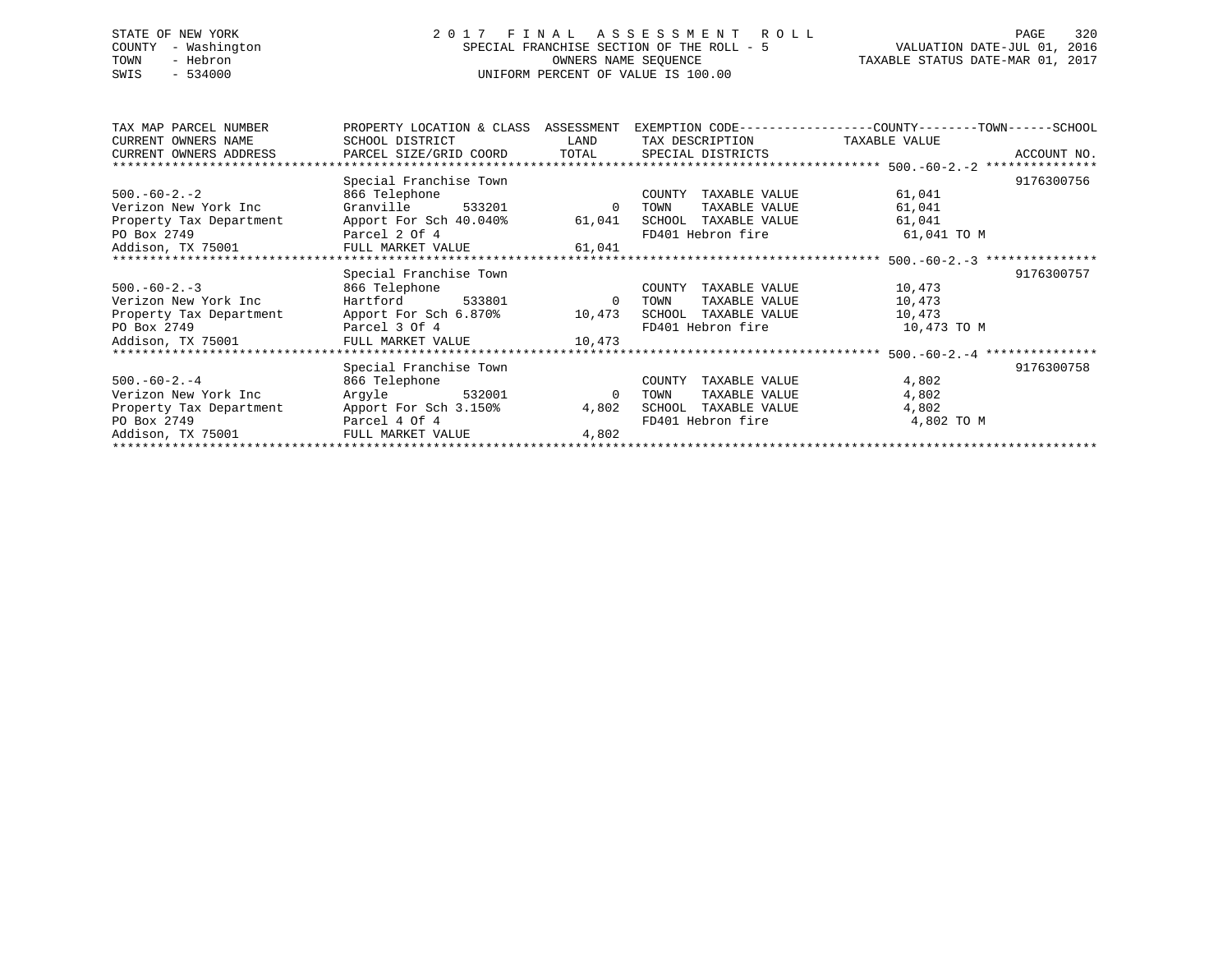STATE OF NEW YORK
COUNTY - Washington
TOWN - Hebron
SWIS - 534000

2 0 1 7 F I N A L A S S E S S M E N T R O L L
SPECIAL FRANCHISE SECTION OF THE ROLL - 5
OWNERS NAME SEQUENCE
UNIFORM PERCENT OF VALUE IS 100.00

VALUATION DATE-JUL 01, 2016
TAXABLE STATUS DATE-MAR 01, 2017

| TAX MAP PARCEL NUMBER / CURRENT OWNERS NAME / CURRENT OWNERS ADDRESS | PROPERTY LOCATION & CLASS / SCHOOL DISTRICT / PARCEL SIZE/GRID COORD | ASSESSMENT LAND / TOTAL | EXEMPTION CODE / TAX DESCRIPTION / SPECIAL DISTRICTS | COUNTY / TOWN / SCHOOL TAXABLE VALUE | ACCOUNT NO. |
|---|---|---|---|---|---|
| 500.-60-2.-2 | Special Franchise Town | | | | 9176300756 |
| | 866 Telephone | | COUNTY TAXABLE VALUE | 61,041 | |
| Verizon New York Inc | Granville 533201 | 0 | TOWN TAXABLE VALUE | 61,041 | |
| Property Tax Department | Apport For Sch 40.040% | 61,041 | SCHOOL TAXABLE VALUE | 61,041 | |
| PO Box 2749 | Parcel 2 Of 4 | | FD401 Hebron fire | 61,041 TO M | |
| Addison, TX 75001 | FULL MARKET VALUE | 61,041 | | | |
| 500.-60-2.-3 | Special Franchise Town | | | | 9176300757 |
| | 866 Telephone | | COUNTY TAXABLE VALUE | 10,473 | |
| Verizon New York Inc | Hartford 533801 | 0 | TOWN TAXABLE VALUE | 10,473 | |
| Property Tax Department | Apport For Sch 6.870% | 10,473 | SCHOOL TAXABLE VALUE | 10,473 | |
| PO Box 2749 | Parcel 3 Of 4 | | FD401 Hebron fire | 10,473 TO M | |
| Addison, TX 75001 | FULL MARKET VALUE | 10,473 | | | |
| 500.-60-2.-4 | Special Franchise Town | | | | 9176300758 |
| | 866 Telephone | | COUNTY TAXABLE VALUE | 4,802 | |
| Verizon New York Inc | Argyle 532001 | 0 | TOWN TAXABLE VALUE | 4,802 | |
| Property Tax Department | Apport For Sch 3.150% | 4,802 | SCHOOL TAXABLE VALUE | 4,802 | |
| PO Box 2749 | Parcel 4 Of 4 | | FD401 Hebron fire | 4,802 TO M | |
| Addison, TX 75001 | FULL MARKET VALUE | 4,802 | | | |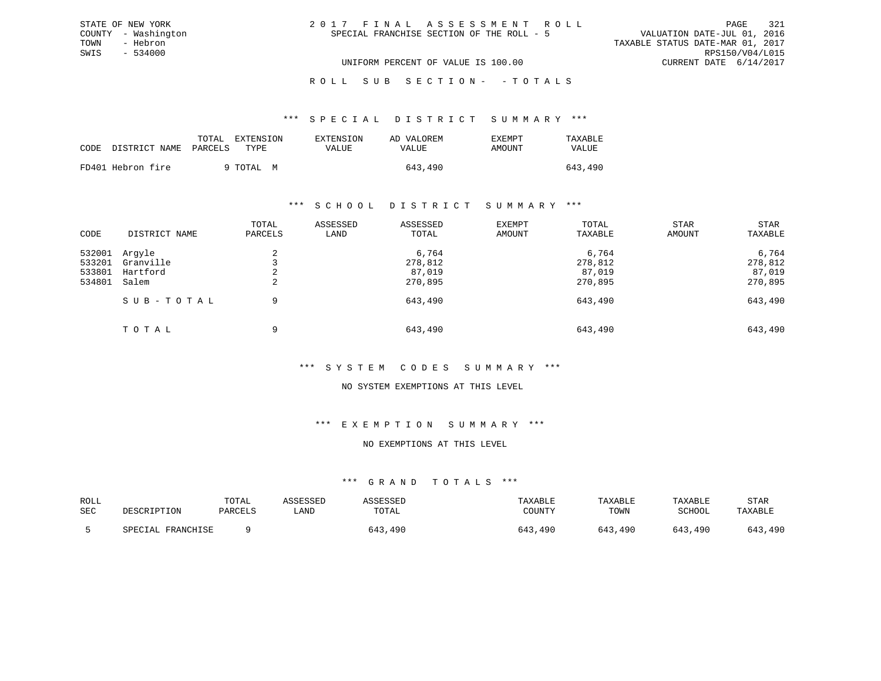STATE OF NEW YORK
COUNTY - Washington
TOWN - Hebron
SWIS - 534000

# 2017 FINAL ASSESSMENT ROLL

SPECIAL FRANCHISE SECTION OF THE ROLL - 5

UNIFORM PERCENT OF VALUE IS 100.00

VALUATION DATE-JUL 01, 2016
TAXABLE STATUS DATE-MAR 01, 2017
RPS150/V04/L015
CURRENT DATE 6/14/2017

## ROLL SUB SECTION- - TOTALS

### *** SPECIAL DISTRICT SUMMARY ***

| CODE | DISTRICT NAME | TOTAL PARCELS | EXTENSION TYPE | EXTENSION VALUE | AD VALOREM VALUE | EXEMPT AMOUNT | TAXABLE VALUE |
|---|---|---|---|---|---|---|---|
| FD401 | Hebron fire | 9 | TOTAL M | | 643,490 | | 643,490 |

### *** SCHOOL DISTRICT SUMMARY ***

| CODE | DISTRICT NAME | TOTAL PARCELS | ASSESSED LAND | ASSESSED TOTAL | EXEMPT AMOUNT | TOTAL TAXABLE | STAR AMOUNT | STAR TAXABLE |
|---|---|---|---|---|---|---|---|---|
| 532001 | Argyle | 2 | | 6,764 | | 6,764 | | 6,764 |
| 533201 | Granville | 3 | | 278,812 | | 278,812 | | 278,812 |
| 533801 | Hartford | 2 | | 87,019 | | 87,019 | | 87,019 |
| 534801 | Salem | 2 | | 270,895 | | 270,895 | | 270,895 |
| | SUB-TOTAL | 9 | | 643,490 | | 643,490 | | 643,490 |
| | TOTAL | 9 | | 643,490 | | 643,490 | | 643,490 |

### *** SYSTEM CODES SUMMARY ***

NO SYSTEM EXEMPTIONS AT THIS LEVEL

### *** EXEMPTION SUMMARY ***

NO EXEMPTIONS AT THIS LEVEL

### *** GRAND TOTALS ***

| ROLL SEC | DESCRIPTION | TOTAL PARCELS | ASSESSED LAND | ASSESSED TOTAL | TAXABLE COUNTY | TAXABLE TOWN | TAXABLE SCHOOL | STAR TAXABLE |
|---|---|---|---|---|---|---|---|---|
| 5 | SPECIAL FRANCHISE | 9 | | 643,490 | 643,490 | 643,490 | 643,490 | 643,490 |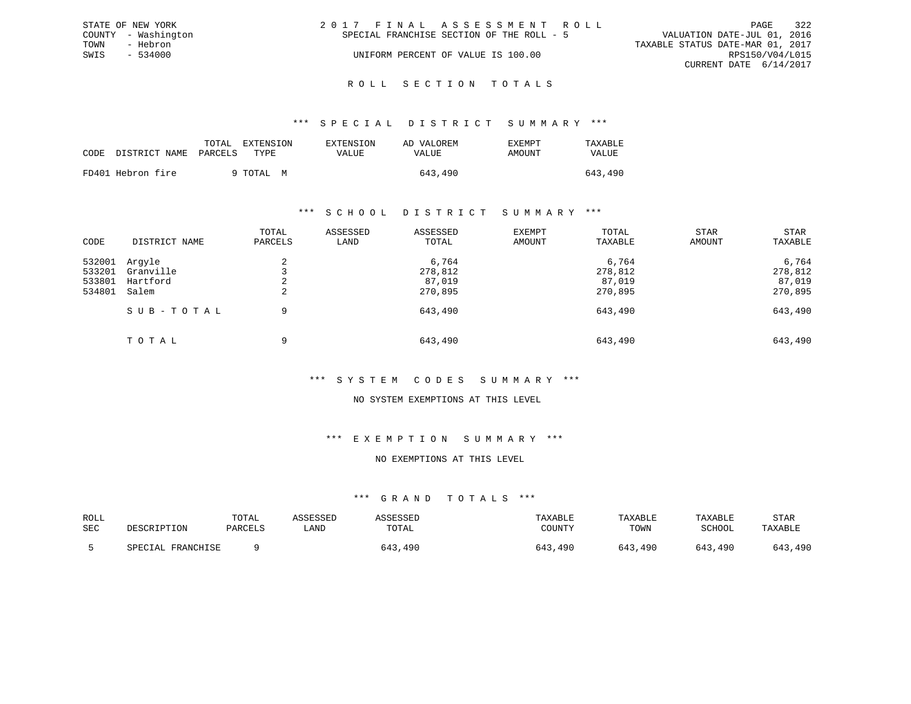STATE OF NEW YORK
COUNTY - Washington
TOWN - Hebron
SWIS - 534000

2 0 1 7 F I N A L A S S E S S M E N T R O L L
SPECIAL FRANCHISE SECTION OF THE ROLL - 5
UNIFORM PERCENT OF VALUE IS 100.00

VALUATION DATE-JUL 01, 2016
TAXABLE STATUS DATE-MAR 01, 2017
RPS150/V04/L015
CURRENT DATE 6/14/2017

## R O L L S E C T I O N T O T A L S

### *** S P E C I A L D I S T R I C T S U M M A R Y ***

| CODE | DISTRICT NAME | TOTAL PARCELS | EXTENSION TYPE | EXTENSION VALUE | AD VALOREM VALUE | EXEMPT AMOUNT | TAXABLE VALUE |
|---|---|---|---|---|---|---|---|
| FD401 | Hebron fire | 9 | TOTAL M | | 643,490 | | 643,490 |

### *** S C H O O L D I S T R I C T S U M M A R Y ***

| CODE | DISTRICT NAME | TOTAL PARCELS | ASSESSED LAND | ASSESSED TOTAL | EXEMPT AMOUNT | TOTAL TAXABLE | STAR AMOUNT | STAR TAXABLE |
|---|---|---|---|---|---|---|---|---|
| 532001 | Argyle | 2 | | 6,764 | | 6,764 | | 6,764 |
| 533201 | Granville | 3 | | 278,812 | | 278,812 | | 278,812 |
| 533801 | Hartford | 2 | | 87,019 | | 87,019 | | 87,019 |
| 534801 | Salem | 2 | | 270,895 | | 270,895 | | 270,895 |
| | S U B - T O T A L | 9 | | 643,490 | | 643,490 | | 643,490 |
| | T O T A L | 9 | | 643,490 | | 643,490 | | 643,490 |

### *** S Y S T E M C O D E S S U M M A R Y ***

NO SYSTEM EXEMPTIONS AT THIS LEVEL

### *** E X E M P T I O N S U M M A R Y ***

NO EXEMPTIONS AT THIS LEVEL

### *** G R A N D T O T A L S ***

| ROLL SEC | DESCRIPTION | TOTAL PARCELS | ASSESSED LAND | ASSESSED TOTAL | TAXABLE COUNTY | TAXABLE TOWN | TAXABLE SCHOOL | STAR TAXABLE |
|---|---|---|---|---|---|---|---|---|
| 5 | SPECIAL FRANCHISE | 9 | | 643,490 | 643,490 | 643,490 | 643,490 | 643,490 |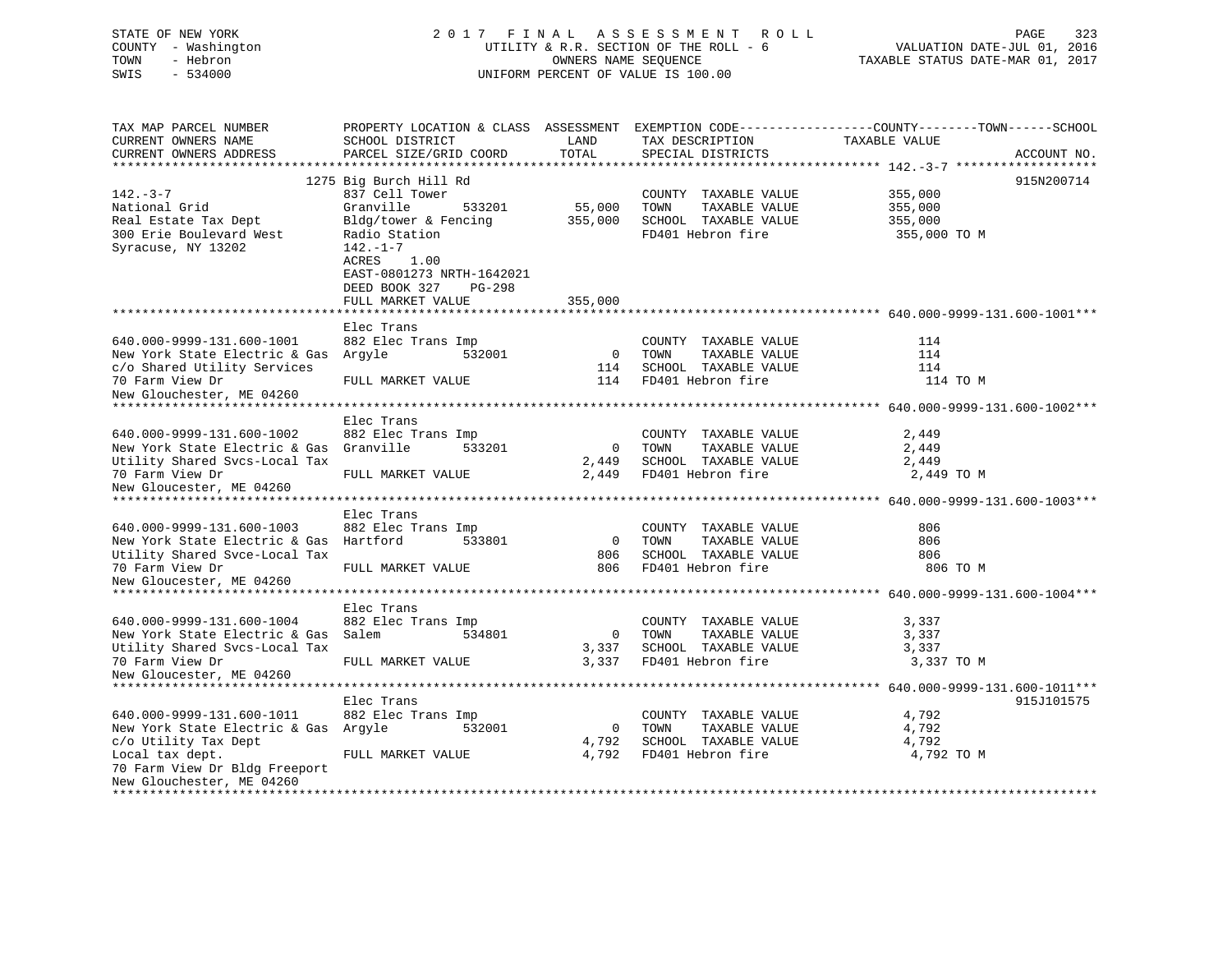STATE OF NEW YORK
COUNTY - Washington
TOWN - Hebron
SWIS - 534000

2017 FINAL ASSESSMENT ROLL
UTILITY & R.R. SECTION OF THE ROLL - 6
OWNERS NAME SEQUENCE
UNIFORM PERCENT OF VALUE IS 100.00

VALUATION DATE-JUL 01, 2016
TAXABLE STATUS DATE-MAR 01, 2017

| TAX MAP PARCEL NUMBER / CURRENT OWNERS NAME / CURRENT OWNERS ADDRESS | PROPERTY LOCATION & CLASS / SCHOOL DISTRICT / PARCEL SIZE/GRID COORD | ASSESSMENT LAND | TOTAL | EXEMPTION CODE / TAX DESCRIPTION / SPECIAL DISTRICTS | COUNTY--------TOWN------SCHOOL TAXABLE VALUE | ACCOUNT NO. |
|---|---|---|---|---|---|---|
| **142.-3-7** | 1275 Big Burch Hill Rd | | | | | 915N200714 |
| 142.-3-7 | 837 Cell Tower | | | COUNTY TAXABLE VALUE | 355,000 | |
| National Grid | Granville 533201 | 55,000 | | TOWN TAXABLE VALUE | 355,000 | |
| Real Estate Tax Dept | Bldg/tower & Fencing | | 355,000 | SCHOOL TAXABLE VALUE | 355,000 | |
| 300 Erie Boulevard West | Radio Station | | | FD401 Hebron fire | 355,000 TO M | |
| Syracuse, NY 13202 | 142.-1-7 | | | | | |
| | ACRES 1.00 | | | | | |
| | EAST-0801273 NRTH-1642021 | | | | | |
| | DEED BOOK 327 PG-298 | | | | | |
| | FULL MARKET VALUE | | 355,000 | | | |
| **640.000-9999-131.600-1001** | Elec Trans | | | | | |
| 640.000-9999-131.600-1001 | 882 Elec Trans Imp | | | COUNTY TAXABLE VALUE | 114 | |
| New York State Electric & Gas | Argyle 532001 | 0 | | TOWN TAXABLE VALUE | 114 | |
| c/o Shared Utility Services | | | 114 | SCHOOL TAXABLE VALUE | 114 | |
| 70 Farm View Dr | FULL MARKET VALUE | | 114 | FD401 Hebron fire | 114 TO M | |
| New Glouchester, ME 04260 | | | | | | |
| **640.000-9999-131.600-1002** | Elec Trans | | | | | |
| 640.000-9999-131.600-1002 | 882 Elec Trans Imp | | | COUNTY TAXABLE VALUE | 2,449 | |
| New York State Electric & Gas | Granville 533201 | 0 | | TOWN TAXABLE VALUE | 2,449 | |
| Utility Shared Svcs-Local Tax | | | 2,449 | SCHOOL TAXABLE VALUE | 2,449 | |
| 70 Farm View Dr | FULL MARKET VALUE | | 2,449 | FD401 Hebron fire | 2,449 TO M | |
| New Gloucester, ME 04260 | | | | | | |
| **640.000-9999-131.600-1003** | Elec Trans | | | | | |
| 640.000-9999-131.600-1003 | 882 Elec Trans Imp | | | COUNTY TAXABLE VALUE | 806 | |
| New York State Electric & Gas | Hartford 533801 | 0 | | TOWN TAXABLE VALUE | 806 | |
| Utility Shared Svce-Local Tax | | | 806 | SCHOOL TAXABLE VALUE | 806 | |
| 70 Farm View Dr | FULL MARKET VALUE | | 806 | FD401 Hebron fire | 806 TO M | |
| New Gloucester, ME 04260 | | | | | | |
| **640.000-9999-131.600-1004** | Elec Trans | | | | | |
| 640.000-9999-131.600-1004 | 882 Elec Trans Imp | | | COUNTY TAXABLE VALUE | 3,337 | |
| New York State Electric & Gas | Salem 534801 | 0 | | TOWN TAXABLE VALUE | 3,337 | |
| Utility Shared Svcs-Local Tax | | | 3,337 | SCHOOL TAXABLE VALUE | 3,337 | |
| 70 Farm View Dr | FULL MARKET VALUE | | 3,337 | FD401 Hebron fire | 3,337 TO M | |
| New Gloucester, ME 04260 | | | | | | |
| **640.000-9999-131.600-1011** | Elec Trans | | | | | 915J101575 |
| 640.000-9999-131.600-1011 | 882 Elec Trans Imp | | | COUNTY TAXABLE VALUE | 4,792 | |
| New York State Electric & Gas | Argyle 532001 | 0 | | TOWN TAXABLE VALUE | 4,792 | |
| c/o Utility Tax Dept | | | 4,792 | SCHOOL TAXABLE VALUE | 4,792 | |
| Local tax dept. | FULL MARKET VALUE | | 4,792 | FD401 Hebron fire | 4,792 TO M | |
| 70 Farm View Dr Bldg Freeport | | | | | | |
| New Glouchester, ME 04260 | | | | | | |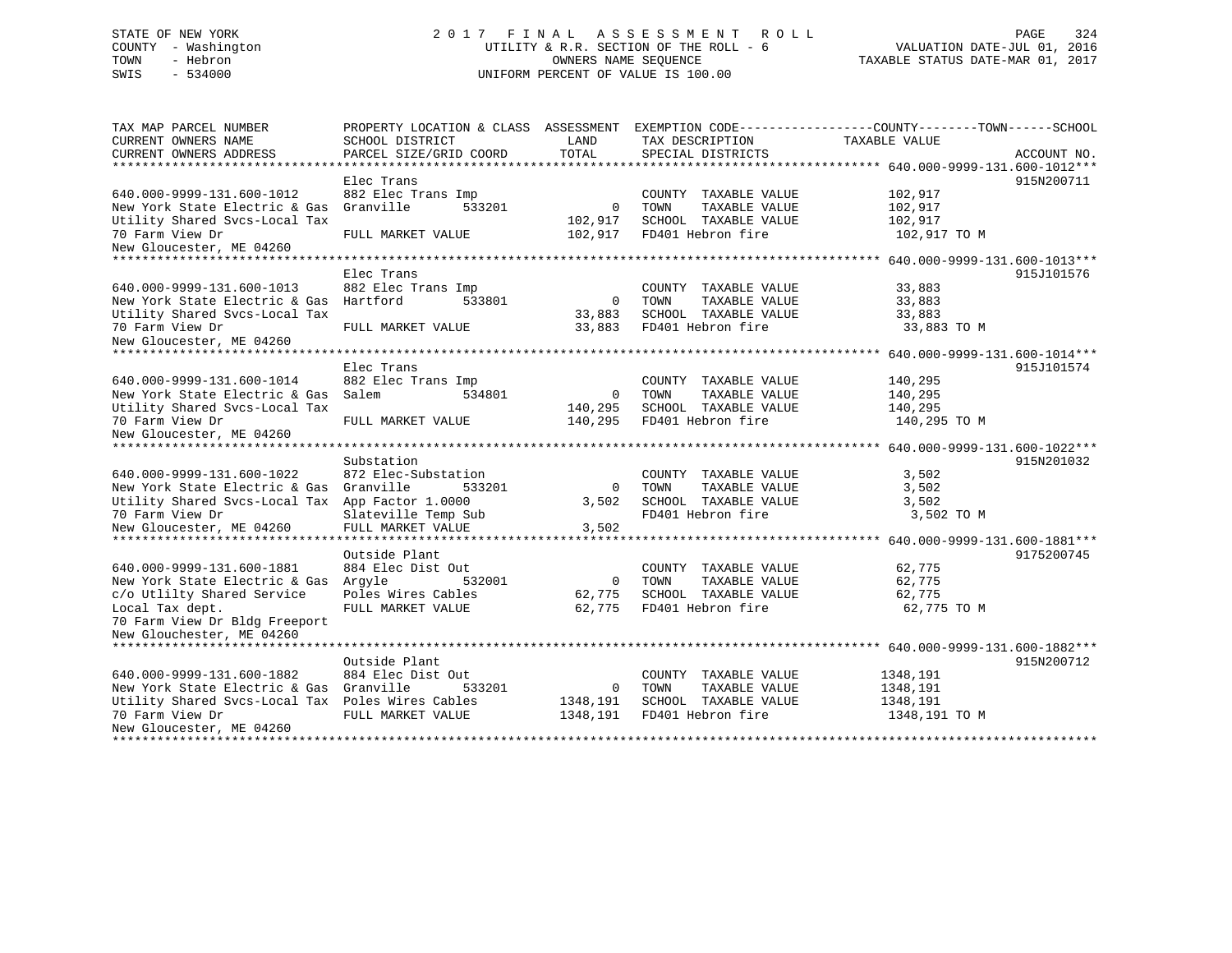STATE OF NEW YORK
COUNTY - Washington
TOWN - Hebron
SWIS - 534000

2 0 1 7 F I N A L A S S E S S M E N T R O L L
UTILITY & R.R. SECTION OF THE ROLL - 6
OWNERS NAME SEQUENCE
UNIFORM PERCENT OF VALUE IS 100.00

VALUATION DATE-JUL 01, 2016
TAXABLE STATUS DATE-MAR 01, 2017

| TAX MAP PARCEL NUMBER / CURRENT OWNERS NAME / CURRENT OWNERS ADDRESS | PROPERTY LOCATION & CLASS / SCHOOL DISTRICT / PARCEL SIZE/GRID COORD | ASSESSMENT LAND / TOTAL | EXEMPTION CODE / TAX DESCRIPTION / SPECIAL DISTRICTS | TAXABLE VALUE | ACCOUNT NO. |
|---|---|---|---|---|---|
| **640.000-9999-131.600-1012** | Elec Trans | | | | 915N200711 |
| 640.000-9999-131.600-1012 | 882 Elec Trans Imp | | COUNTY TAXABLE VALUE | 102,917 | |
| New York State Electric & Gas | Granville 533201 | 0 | TOWN TAXABLE VALUE | 102,917 | |
| Utility Shared Svcs-Local Tax | | 102,917 | SCHOOL TAXABLE VALUE | 102,917 | |
| 70 Farm View Dr | FULL MARKET VALUE | 102,917 | FD401 Hebron fire | 102,917 TO M | |
| New Gloucester, ME 04260 | | | | | |
| **640.000-9999-131.600-1013** | Elec Trans | | | | 915J101576 |
| 640.000-9999-131.600-1013 | 882 Elec Trans Imp | | COUNTY TAXABLE VALUE | 33,883 | |
| New York State Electric & Gas | Hartford 533801 | 0 | TOWN TAXABLE VALUE | 33,883 | |
| Utility Shared Svcs-Local Tax | | 33,883 | SCHOOL TAXABLE VALUE | 33,883 | |
| 70 Farm View Dr | FULL MARKET VALUE | 33,883 | FD401 Hebron fire | 33,883 TO M | |
| New Gloucester, ME 04260 | | | | | |
| **640.000-9999-131.600-1014** | Elec Trans | | | | 915J101574 |
| 640.000-9999-131.600-1014 | 882 Elec Trans Imp | | COUNTY TAXABLE VALUE | 140,295 | |
| New York State Electric & Gas | Salem 534801 | 0 | TOWN TAXABLE VALUE | 140,295 | |
| Utility Shared Svcs-Local Tax | | 140,295 | SCHOOL TAXABLE VALUE | 140,295 | |
| 70 Farm View Dr | FULL MARKET VALUE | 140,295 | FD401 Hebron fire | 140,295 TO M | |
| New Gloucester, ME 04260 | | | | | |
| **640.000-9999-131.600-1022** | Substation | | | | 915N201032 |
| 640.000-9999-131.600-1022 | 872 Elec-Substation | | COUNTY TAXABLE VALUE | 3,502 | |
| New York State Electric & Gas | Granville 533201 | 0 | TOWN TAXABLE VALUE | 3,502 | |
| Utility Shared Svcs-Local Tax | App Factor 1.0000 | 3,502 | SCHOOL TAXABLE VALUE | 3,502 | |
| 70 Farm View Dr | Slateville Temp Sub | | FD401 Hebron fire | 3,502 TO M | |
| New Gloucester, ME 04260 | FULL MARKET VALUE | 3,502 | | | |
| **640.000-9999-131.600-1881** | Outside Plant | | | | 9175200745 |
| 640.000-9999-131.600-1881 | 884 Elec Dist Out | | COUNTY TAXABLE VALUE | 62,775 | |
| New York State Electric & Gas | Argyle 532001 | 0 | TOWN TAXABLE VALUE | 62,775 | |
| c/o Utlilty Shared Service | Poles Wires Cables | 62,775 | SCHOOL TAXABLE VALUE | 62,775 | |
| Local Tax dept. | FULL MARKET VALUE | 62,775 | FD401 Hebron fire | 62,775 TO M | |
| 70 Farm View Dr Bldg Freeport | | | | | |
| New Glouchester, ME 04260 | | | | | |
| **640.000-9999-131.600-1882** | Outside Plant | | | | 915N200712 |
| 640.000-9999-131.600-1882 | 884 Elec Dist Out | | COUNTY TAXABLE VALUE | 1348,191 | |
| New York State Electric & Gas | Granville 533201 | 0 | TOWN TAXABLE VALUE | 1348,191 | |
| Utility Shared Svcs-Local Tax | Poles Wires Cables | 1348,191 | SCHOOL TAXABLE VALUE | 1348,191 | |
| 70 Farm View Dr | FULL MARKET VALUE | 1348,191 | FD401 Hebron fire | 1348,191 TO M | |
| New Gloucester, ME 04260 | | | | | |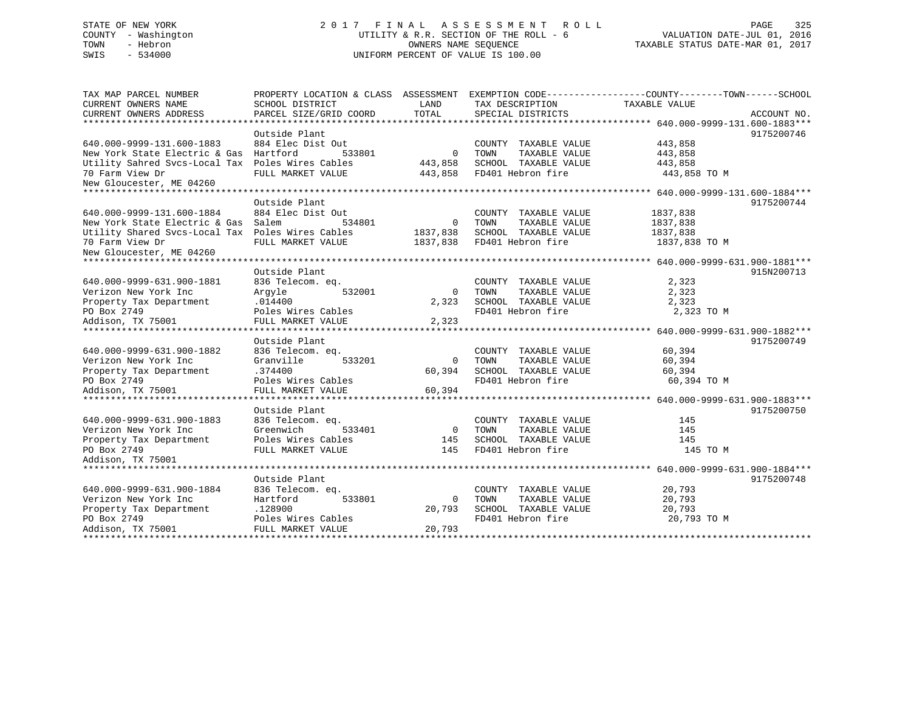STATE OF NEW YORK
COUNTY - Washington
TOWN - Hebron
SWIS - 534000

2 0 1 7 F I N A L A S S E S S M E N T R O L L
UTILITY & R.R. SECTION OF THE ROLL - 6
OWNERS NAME SEQUENCE
UNIFORM PERCENT OF VALUE IS 100.00

VALUATION DATE-JUL 01, 2016
TAXABLE STATUS DATE-MAR 01, 2017

| TAX MAP PARCEL NUMBER / CURRENT OWNERS NAME / CURRENT OWNERS ADDRESS | PROPERTY LOCATION & CLASS / SCHOOL DISTRICT / PARCEL SIZE/GRID COORD | ASSESSMENT LAND / TOTAL | EXEMPTION CODE / TAX DESCRIPTION / SPECIAL DISTRICTS | TAXABLE VALUE | ACCOUNT NO. |
|---|---|---|---|---|---|
| **640.000-9999-131.600-1883** | Outside Plant | | | | 9175200746 |
| 640.000-9999-131.600-1883 | 884 Elec Dist Out | | COUNTY TAXABLE VALUE | 443,858 | |
| New York State Electric & Gas | Hartford 533801 | 0 | TOWN TAXABLE VALUE | 443,858 | |
| Utility Sahred Svcs-Local Tax | Poles Wires Cables | 443,858 | SCHOOL TAXABLE VALUE | 443,858 | |
| 70 Farm View Dr | FULL MARKET VALUE | 443,858 | FD401 Hebron fire | 443,858 TO M | |
| New Gloucester, ME 04260 | | | | | |
| **640.000-9999-131.600-1884** | Outside Plant | | | | 9175200744 |
| 640.000-9999-131.600-1884 | 884 Elec Dist Out | | COUNTY TAXABLE VALUE | 1837,838 | |
| New York State Electric & Gas | Salem 534801 | 0 | TOWN TAXABLE VALUE | 1837,838 | |
| Utility Shared Svcs-Local Tax | Poles Wires Cables | 1837,838 | SCHOOL TAXABLE VALUE | 1837,838 | |
| 70 Farm View Dr | FULL MARKET VALUE | 1837,838 | FD401 Hebron fire | 1837,838 TO M | |
| New Gloucester, ME 04260 | | | | | |
| **640.000-9999-631.900-1881** | Outside Plant | | | | 915N200713 |
| 640.000-9999-631.900-1881 | 836 Telecom. eq. | | COUNTY TAXABLE VALUE | 2,323 | |
| Verizon New York Inc | Argyle 532001 | 0 | TOWN TAXABLE VALUE | 2,323 | |
| Property Tax Department | .014400 | 2,323 | SCHOOL TAXABLE VALUE | 2,323 | |
| PO Box 2749 | Poles Wires Cables | | FD401 Hebron fire | 2,323 TO M | |
| Addison, TX 75001 | FULL MARKET VALUE | 2,323 | | | |
| **640.000-9999-631.900-1882** | Outside Plant | | | | 9175200749 |
| 640.000-9999-631.900-1882 | 836 Telecom. eq. | | COUNTY TAXABLE VALUE | 60,394 | |
| Verizon New York Inc | Granville 533201 | 0 | TOWN TAXABLE VALUE | 60,394 | |
| Property Tax Department | .374400 | 60,394 | SCHOOL TAXABLE VALUE | 60,394 | |
| PO Box 2749 | Poles Wires Cables | | FD401 Hebron fire | 60,394 TO M | |
| Addison, TX 75001 | FULL MARKET VALUE | 60,394 | | | |
| **640.000-9999-631.900-1883** | Outside Plant | | | | 9175200750 |
| 640.000-9999-631.900-1883 | 836 Telecom. eq. | | COUNTY TAXABLE VALUE | 145 | |
| Verizon New York Inc | Greenwich 533401 | 0 | TOWN TAXABLE VALUE | 145 | |
| Property Tax Department | Poles Wires Cables | 145 | SCHOOL TAXABLE VALUE | 145 | |
| PO Box 2749 | FULL MARKET VALUE | 145 | FD401 Hebron fire | 145 TO M | |
| Addison, TX 75001 | | | | | |
| **640.000-9999-631.900-1884** | Outside Plant | | | | 9175200748 |
| 640.000-9999-631.900-1884 | 836 Telecom. eq. | | COUNTY TAXABLE VALUE | 20,793 | |
| Verizon New York Inc | Hartford 533801 | 0 | TOWN TAXABLE VALUE | 20,793 | |
| Property Tax Department | .128900 | 20,793 | SCHOOL TAXABLE VALUE | 20,793 | |
| PO Box 2749 | Poles Wires Cables | | FD401 Hebron fire | 20,793 TO M | |
| Addison, TX 75001 | FULL MARKET VALUE | 20,793 | | | |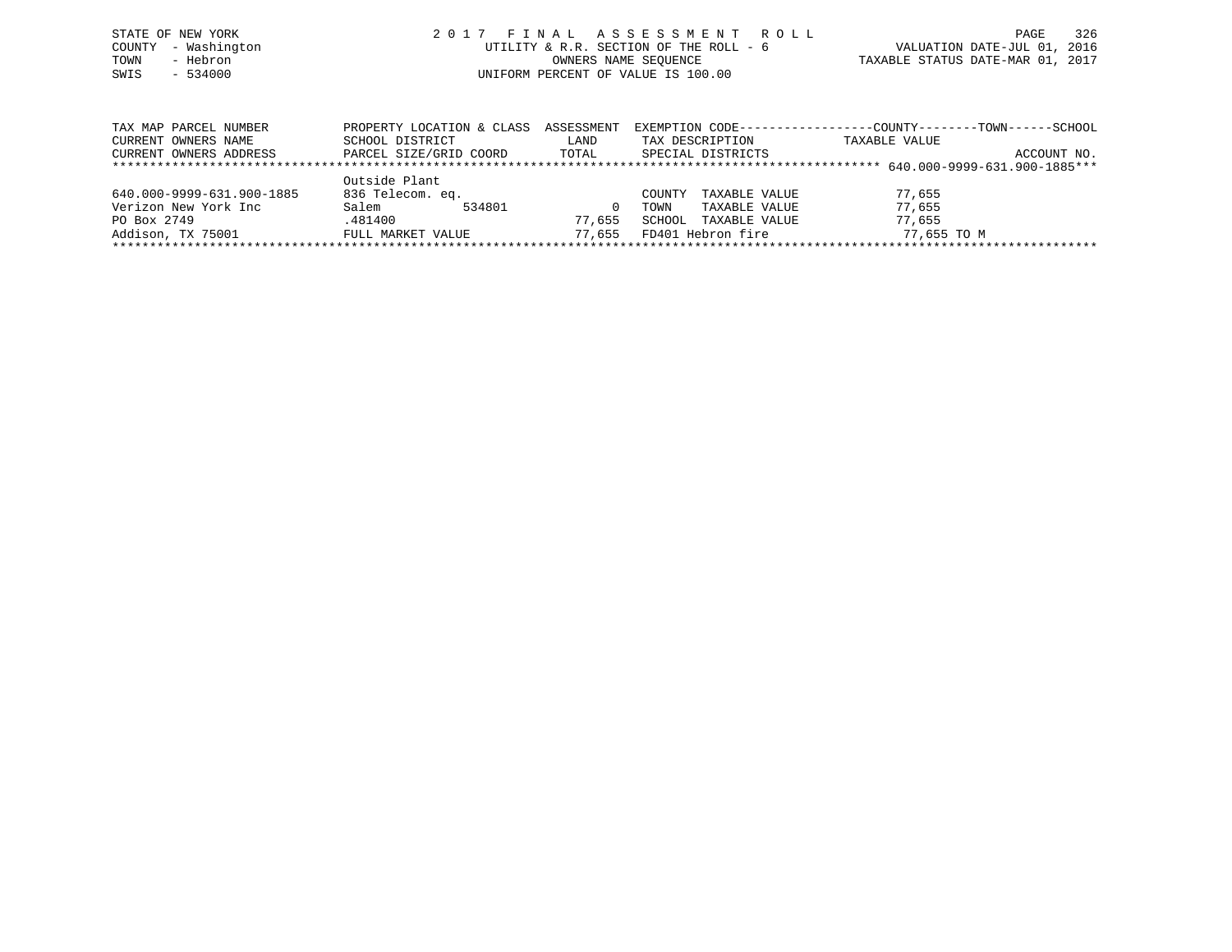STATE OF NEW YORK
COUNTY - Washington
TOWN - Hebron
SWIS - 534000

2 0 1 7 F I N A L A S S E S S M E N T R O L L
UTILITY & R.R. SECTION OF THE ROLL - 6
OWNERS NAME SEQUENCE
UNIFORM PERCENT OF VALUE IS 100.00

VALUATION DATE-JUL 01, 2016
TAXABLE STATUS DATE-MAR 01, 2017

| TAX MAP PARCEL NUMBER / CURRENT OWNERS NAME / CURRENT OWNERS ADDRESS | PROPERTY LOCATION & CLASS / SCHOOL DISTRICT / PARCEL SIZE/GRID COORD | ASSESSMENT LAND / TOTAL | EXEMPTION CODE / TAX DESCRIPTION / SPECIAL DISTRICTS | COUNTY--------TOWN------SCHOOL TAXABLE VALUE | ACCOUNT NO. |
|---|---|---|---|---|---|
| 640.000-9999-631.900-1885 | | | | | |
| | Outside Plant | | | | |
| 640.000-9999-631.900-1885 | 836 Telecom. eq. | | COUNTY TAXABLE VALUE | 77,655 | |
| Verizon New York Inc | Salem 534801 | 0 | TOWN TAXABLE VALUE | 77,655 | |
| PO Box 2749 | .481400 | 77,655 | SCHOOL TAXABLE VALUE | 77,655 | |
| Addison, TX 75001 | FULL MARKET VALUE | 77,655 | FD401 Hebron fire | 77,655 TO M | |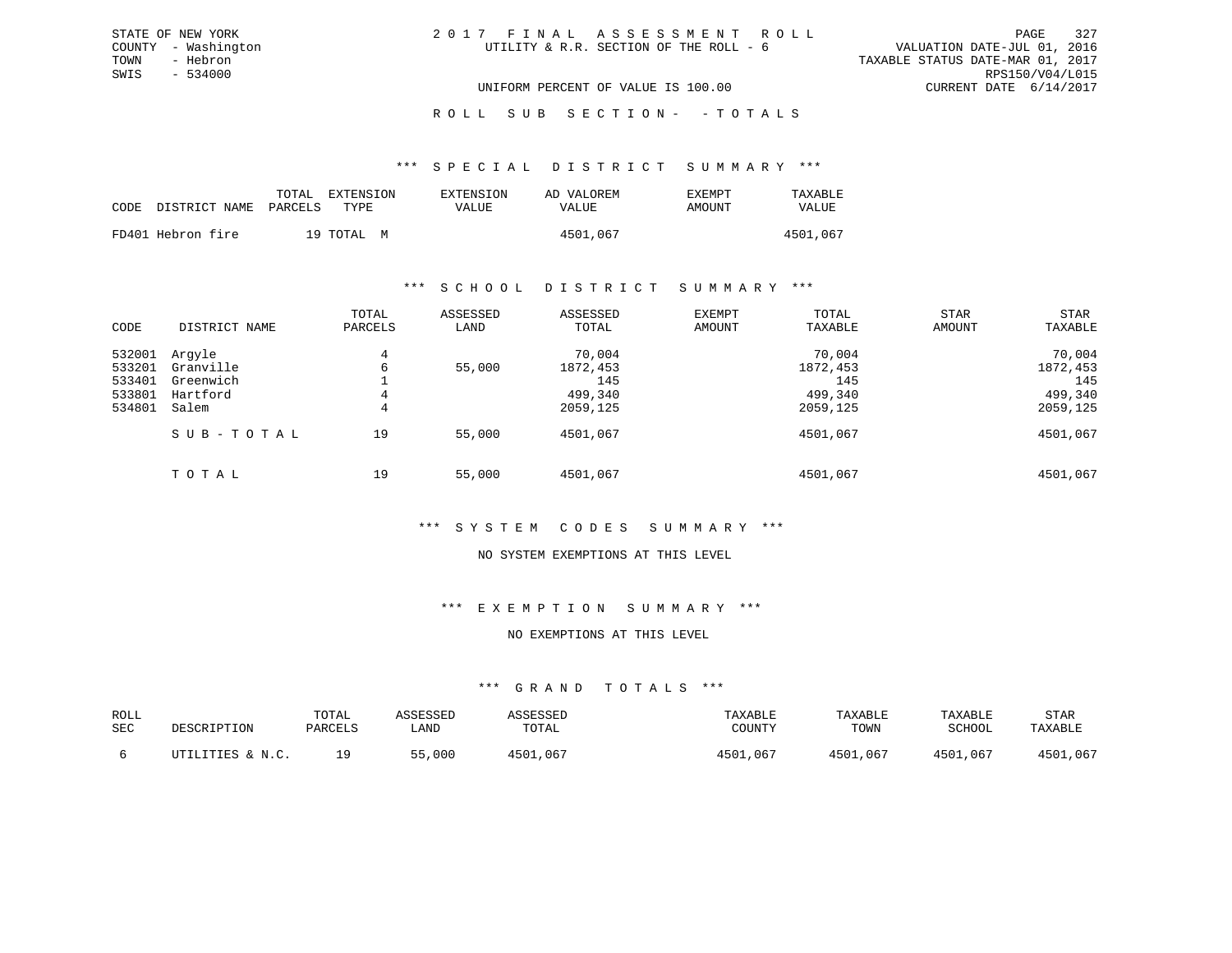STATE OF NEW YORK
COUNTY - Washington
TOWN - Hebron
SWIS - 534000

2 0 1 7 F I N A L A S S E S S M E N T R O L L
UTILITY & R.R. SECTION OF THE ROLL - 6

VALUATION DATE-JUL 01, 2016
TAXABLE STATUS DATE-MAR 01, 2017
RPS150/V04/L015
CURRENT DATE 6/14/2017

UNIFORM PERCENT OF VALUE IS 100.00

R O L L S U B S E C T I O N - - T O T A L S

### *** S P E C I A L D I S T R I C T S U M M A R Y ***

| CODE | DISTRICT NAME | TOTAL PARCELS | EXTENSION TYPE | EXTENSION VALUE | AD VALOREM VALUE | EXEMPT AMOUNT | TAXABLE VALUE |
|---|---|---|---|---|---|---|---|
| FD401 | Hebron fire | 19 | TOTAL M | | 4501,067 | | 4501,067 |

### *** S C H O O L D I S T R I C T S U M M A R Y ***

| CODE | DISTRICT NAME | TOTAL PARCELS | ASSESSED LAND | ASSESSED TOTAL | EXEMPT AMOUNT | TOTAL TAXABLE | STAR AMOUNT | STAR TAXABLE |
|---|---|---|---|---|---|---|---|---|
| 532001 | Argyle | 4 | | 70,004 | | 70,004 | | 70,004 |
| 533201 | Granville | 6 | 55,000 | 1872,453 | | 1872,453 | | 1872,453 |
| 533401 | Greenwich | 1 | | 145 | | 145 | | 145 |
| 533801 | Hartford | 4 | | 499,340 | | 499,340 | | 499,340 |
| 534801 | Salem | 4 | | 2059,125 | | 2059,125 | | 2059,125 |
| | S U B - T O T A L | 19 | 55,000 | 4501,067 | | 4501,067 | | 4501,067 |
| | T O T A L | 19 | 55,000 | 4501,067 | | 4501,067 | | 4501,067 |

### *** S Y S T E M C O D E S S U M M A R Y ***

NO SYSTEM EXEMPTIONS AT THIS LEVEL

### *** E X E M P T I O N S U M M A R Y ***

NO EXEMPTIONS AT THIS LEVEL

### *** G R A N D T O T A L S ***

| ROLL SEC | DESCRIPTION | TOTAL PARCELS | ASSESSED LAND | ASSESSED TOTAL | TAXABLE COUNTY | TAXABLE TOWN | TAXABLE SCHOOL | STAR TAXABLE |
|---|---|---|---|---|---|---|---|---|
| 6 | UTILITIES & N.C. | 19 | 55,000 | 4501,067 | 4501,067 | 4501,067 | 4501,067 | 4501,067 |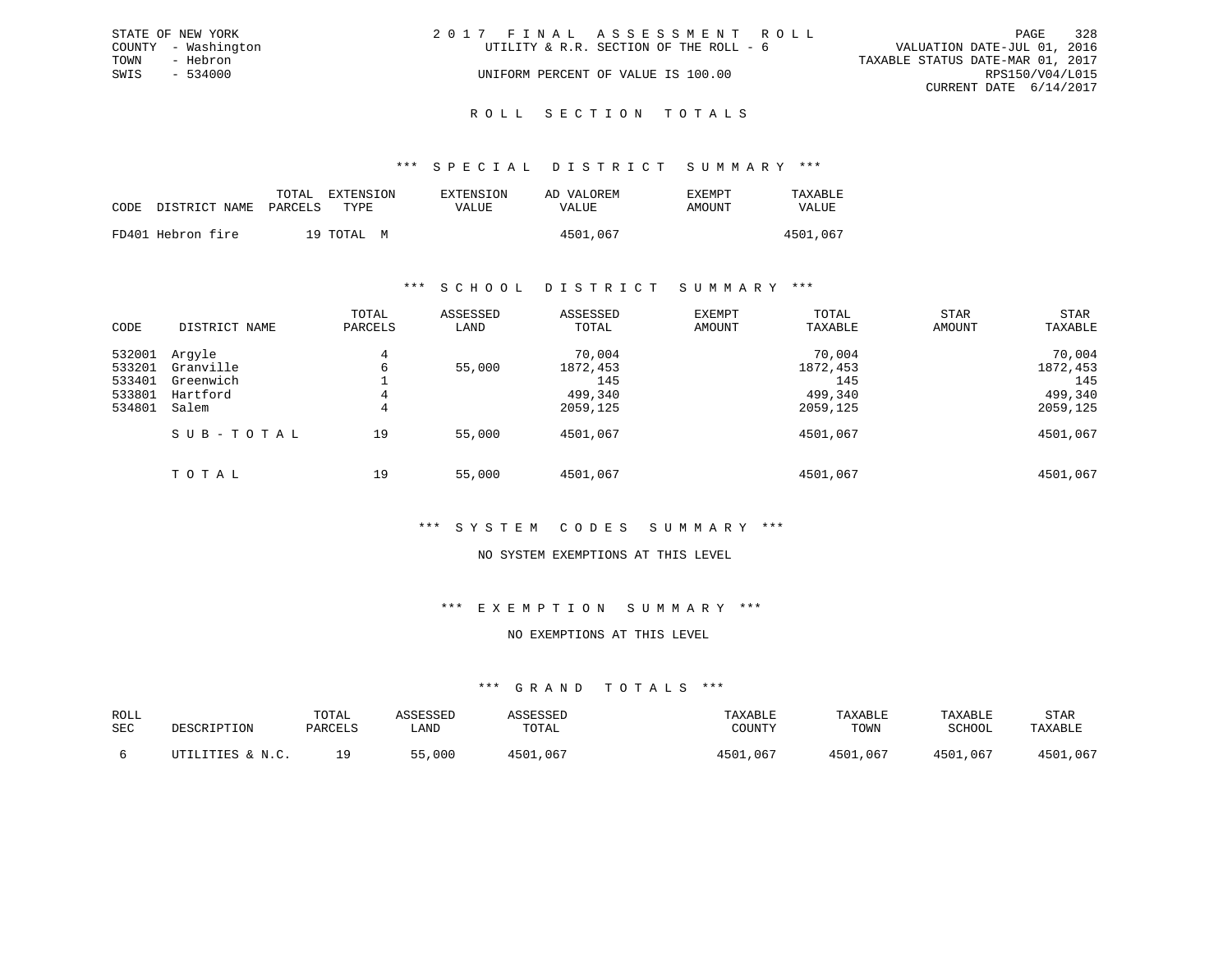STATE OF NEW YORK
COUNTY - Washington
TOWN - Hebron
SWIS - 534000

2 0 1 7 F I N A L A S S E S S M E N T R O L L
UTILITY & R.R. SECTION OF THE ROLL - 6
UNIFORM PERCENT OF VALUE IS 100.00

VALUATION DATE-JUL 01, 2016
TAXABLE STATUS DATE-MAR 01, 2017
RPS150/V04/L015
CURRENT DATE 6/14/2017

## R O L L S E C T I O N T O T A L S

### *** S P E C I A L D I S T R I C T S U M M A R Y ***

| CODE | DISTRICT NAME | TOTAL PARCELS | EXTENSION TYPE | EXTENSION VALUE | AD VALOREM VALUE | EXEMPT AMOUNT | TAXABLE VALUE |
|---|---|---|---|---|---|---|---|
| FD401 | Hebron fire | 19 | TOTAL M | | 4501,067 | | 4501,067 |

### *** S C H O O L D I S T R I C T S U M M A R Y ***

| CODE | DISTRICT NAME | TOTAL PARCELS | ASSESSED LAND | ASSESSED TOTAL | EXEMPT AMOUNT | TOTAL TAXABLE | STAR AMOUNT | STAR TAXABLE |
|---|---|---|---|---|---|---|---|---|
| 532001 | Argyle | 4 | | 70,004 | | 70,004 | | 70,004 |
| 533201 | Granville | 6 | 55,000 | 1872,453 | | 1872,453 | | 1872,453 |
| 533401 | Greenwich | 1 | | 145 | | 145 | | 145 |
| 533801 | Hartford | 4 | | 499,340 | | 499,340 | | 499,340 |
| 534801 | Salem | 4 | | 2059,125 | | 2059,125 | | 2059,125 |
| | S U B - T O T A L | 19 | 55,000 | 4501,067 | | 4501,067 | | 4501,067 |
| | T O T A L | 19 | 55,000 | 4501,067 | | 4501,067 | | 4501,067 |

### *** S Y S T E M C O D E S S U M M A R Y ***

NO SYSTEM EXEMPTIONS AT THIS LEVEL

### *** E X E M P T I O N S U M M A R Y ***

NO EXEMPTIONS AT THIS LEVEL

### *** G R A N D T O T A L S ***

| ROLL SEC | DESCRIPTION | TOTAL PARCELS | ASSESSED LAND | ASSESSED TOTAL | TAXABLE COUNTY | TAXABLE TOWN | TAXABLE SCHOOL | STAR TAXABLE |
|---|---|---|---|---|---|---|---|---|
| 6 | UTILITIES & N.C. | 19 | 55,000 | 4501,067 | 4501,067 | 4501,067 | 4501,067 | 4501,067 |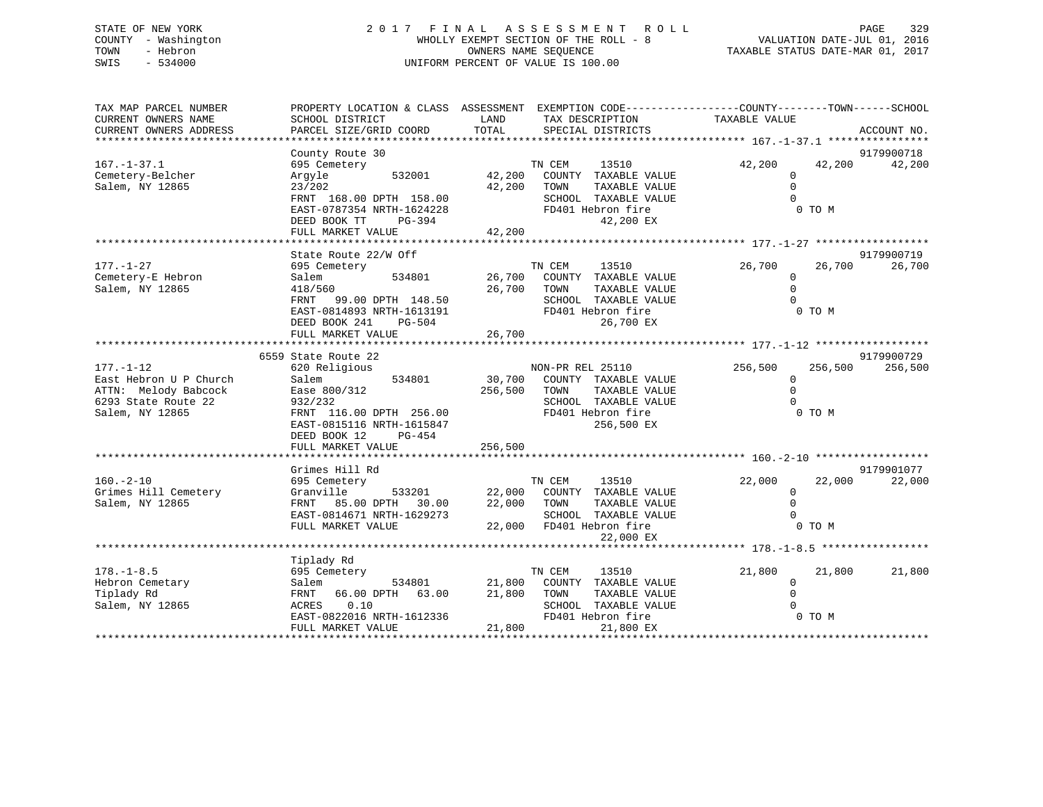STATE OF NEW YORK
COUNTY - Washington
TOWN - Hebron
SWIS - 534000

# 2017 FINAL ASSESSMENT ROLL

WHOLLY EXEMPT SECTION OF THE ROLL - 8
OWNERS NAME SEQUENCE
UNIFORM PERCENT OF VALUE IS 100.00

VALUATION DATE-JUL 01, 2016
TAXABLE STATUS DATE-MAR 01, 2017

| TAX MAP PARCEL NUMBER / CURRENT OWNERS NAME / CURRENT OWNERS ADDRESS | PROPERTY LOCATION & CLASS / SCHOOL DISTRICT / PARCEL SIZE/GRID COORD | ASSESSMENT LAND | TOTAL | EXEMPTION CODE / TAX DESCRIPTION / SPECIAL DISTRICTS | COUNTY TAXABLE VALUE | TOWN | SCHOOL | ACCOUNT NO. |
|---|---|---|---|---|---|---|---|---|
| **167.-1-37.1** | County Route 30 | | | | | | | 9179900718 |
| 167.-1-37.1 | 695 Cemetery | | | TN CEM 13510 | 42,200 | 42,200 | 42,200 | |
| Cemetery-Belcher | Argyle 532001 | 42,200 | | COUNTY TAXABLE VALUE | 0 | | | |
| Salem, NY 12865 | 23/202 | | 42,200 | TOWN TAXABLE VALUE | 0 | | | |
| | FRNT 168.00 DPTH 158.00 | | | SCHOOL TAXABLE VALUE | 0 | | | |
| | EAST-0787354 NRTH-1624228 | | | FD401 Hebron fire | 0 TO M | | | |
| | DEED BOOK TT PG-394 | | | 42,200 EX | | | | |
| | FULL MARKET VALUE | | 42,200 | | | | | |
| **177.-1-27** | State Route 22/W Off | | | | | | | 9179900719 |
| 177.-1-27 | 695 Cemetery | | | TN CEM 13510 | 26,700 | 26,700 | 26,700 | |
| Cemetery-E Hebron | Salem 534801 | 26,700 | | COUNTY TAXABLE VALUE | 0 | | | |
| Salem, NY 12865 | 418/560 | | 26,700 | TOWN TAXABLE VALUE | 0 | | | |
| | FRNT 99.00 DPTH 148.50 | | | SCHOOL TAXABLE VALUE | 0 | | | |
| | EAST-0814893 NRTH-1613191 | | | FD401 Hebron fire | 0 TO M | | | |
| | DEED BOOK 241 PG-504 | | | 26,700 EX | | | | |
| | FULL MARKET VALUE | | 26,700 | | | | | |
| **177.-1-12** | 6559 State Route 22 | | | | | | | 9179900729 |
| 177.-1-12 | 620 Religious | | | NON-PR REL 25110 | 256,500 | 256,500 | 256,500 | |
| East Hebron U P Church | Salem 534801 | 30,700 | | COUNTY TAXABLE VALUE | 0 | | | |
| ATTN: Melody Babcock | Ease 800/312 | | 256,500 | TOWN TAXABLE VALUE | 0 | | | |
| 6293 State Route 22 | 932/232 | | | SCHOOL TAXABLE VALUE | 0 | | | |
| Salem, NY 12865 | FRNT 116.00 DPTH 256.00 | | | FD401 Hebron fire | 0 TO M | | | |
| | EAST-0815116 NRTH-1615847 | | | 256,500 EX | | | | |
| | DEED BOOK 12 PG-454 | | | | | | | |
| | FULL MARKET VALUE | | 256,500 | | | | | |
| **160.-2-10** | Grimes Hill Rd | | | | | | | 9179901077 |
| 160.-2-10 | 695 Cemetery | | | TN CEM 13510 | 22,000 | 22,000 | 22,000 | |
| Grimes Hill Cemetery | Granville 533201 | 22,000 | | COUNTY TAXABLE VALUE | 0 | | | |
| Salem, NY 12865 | FRNT 85.00 DPTH 30.00 | | 22,000 | TOWN TAXABLE VALUE | 0 | | | |
| | EAST-0814671 NRTH-1629273 | | | SCHOOL TAXABLE VALUE | 0 | | | |
| | FULL MARKET VALUE | | 22,000 | FD401 Hebron fire | 0 TO M | | | |
| | | | | 22,000 EX | | | | |
| **178.-1-8.5** | Tiplady Rd | | | | | | | |
| 178.-1-8.5 | 695 Cemetery | | | TN CEM 13510 | 21,800 | 21,800 | 21,800 | |
| Hebron Cemetary | Salem 534801 | 21,800 | | COUNTY TAXABLE VALUE | 0 | | | |
| Tiplady Rd | FRNT 66.00 DPTH 63.00 | | 21,800 | TOWN TAXABLE VALUE | 0 | | | |
| Salem, NY 12865 | ACRES 0.10 | | | SCHOOL TAXABLE VALUE | 0 | | | |
| | EAST-0822016 NRTH-1612336 | | | FD401 Hebron fire | 0 TO M | | | |
| | FULL MARKET VALUE | | 21,800 | 21,800 EX | | | | |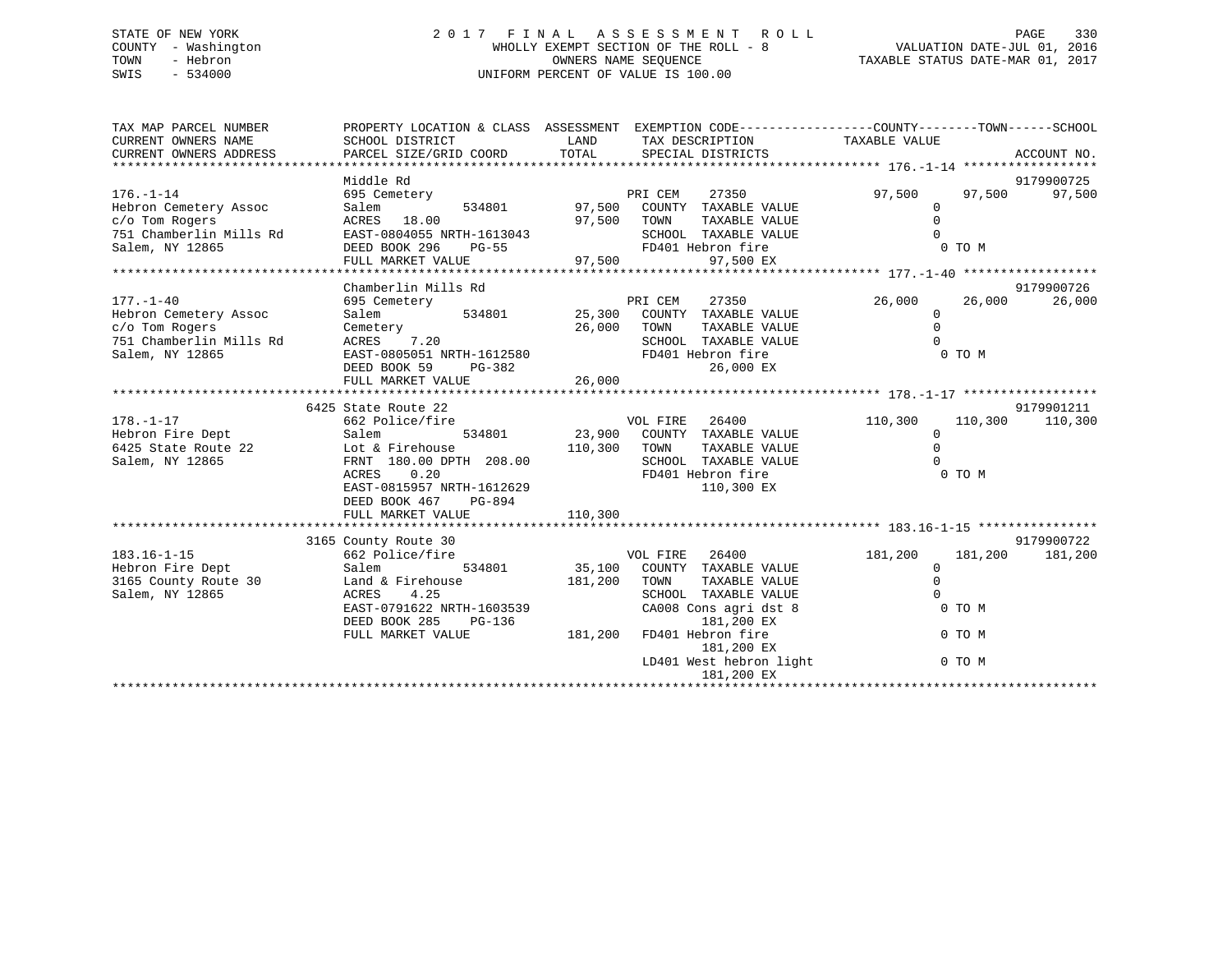STATE OF NEW YORK
COUNTY - Washington
TOWN - Hebron
SWIS - 534000

2 0 1 7 F I N A L A S S E S S M E N T R O L L
WHOLLY EXEMPT SECTION OF THE ROLL - 8
OWNERS NAME SEQUENCE
UNIFORM PERCENT OF VALUE IS 100.00

VALUATION DATE-JUL 01, 2016
TAXABLE STATUS DATE-MAR 01, 2017

```
TAX MAP PARCEL NUMBER          PROPERTY LOCATION & CLASS  ASSESSMENT  EXEMPTION CODE------------------COUNTY--------TOWN------SCHOOL
CURRENT OWNERS NAME            SCHOOL DISTRICT               LAND      TAX DESCRIPTION              TAXABLE VALUE
CURRENT OWNERS ADDRESS         PARCEL SIZE/GRID COORD        TOTAL     SPECIAL DISTRICTS                                     ACCOUNT NO.
******************************************************************************************************* 176.-1-14 ******************
                               Middle Rd                                                                                 9179900725
176.-1-14                      695 Cemetery                            PRI CEM    27350              97,500      97,500     97,500
Hebron Cemetery Assoc          Salem          534801       97,500    COUNTY  TAXABLE VALUE                  0
c/o Tom Rogers                 ACRES   18.00               97,500    TOWN    TAXABLE VALUE                  0
751 Chamberlin Mills Rd        EAST-0804055 NRTH-1613043             SCHOOL  TAXABLE VALUE                  0
Salem, NY 12865                DEED BOOK 296    PG-55                 FD401 Hebron fire                      0 TO M
                               FULL MARKET VALUE           97,500           97,500 EX
******************************************************************************************************* 177.-1-40 ******************
                               Chamberlin Mills Rd                                                                       9179900726
177.-1-40                      695 Cemetery                            PRI CEM    27350              26,000      26,000     26,000
Hebron Cemetery Assoc          Salem          534801       25,300    COUNTY  TAXABLE VALUE                  0
c/o Tom Rogers                 Cemetery                    26,000    TOWN    TAXABLE VALUE                  0
751 Chamberlin Mills Rd        ACRES    7.20                         SCHOOL  TAXABLE VALUE                  0
Salem, NY 12865                EAST-0805051 NRTH-1612580              FD401 Hebron fire                      0 TO M
                               DEED BOOK 59     PG-382                      26,000 EX
                               FULL MARKET VALUE           26,000
******************************************************************************************************* 178.-1-17 ******************
                               6425 State Route 22                                                                       9179901211
178.-1-17                      662 Police/fire                         VOL FIRE   26400             110,300     110,300    110,300
Hebron Fire Dept               Salem          534801       23,900    COUNTY  TAXABLE VALUE                  0
6425 State Route 22            Lot & Firehouse            110,300    TOWN    TAXABLE VALUE                  0
Salem, NY 12865                FRNT  180.00 DPTH  208.00             SCHOOL  TAXABLE VALUE                  0
                               ACRES    0.20                          FD401 Hebron fire                      0 TO M
                               EAST-0815957 NRTH-1612629                    110,300 EX
                               DEED BOOK 467    PG-894
                               FULL MARKET VALUE          110,300
******************************************************************************************************* 183.16-1-15 ****************
                               3165 County Route 30                                                                      9179900722
183.16-1-15                    662 Police/fire                         VOL FIRE   26400             181,200     181,200    181,200
Hebron Fire Dept               Salem          534801       35,100    COUNTY  TAXABLE VALUE                  0
3165 County Route 30           Land & Firehouse           181,200    TOWN    TAXABLE VALUE                  0
Salem, NY 12865                ACRES    4.25                         SCHOOL  TAXABLE VALUE                  0
                               EAST-0791622 NRTH-1603539              CA008 Cons agri dst 8                  0 TO M
                               DEED BOOK 285    PG-136                      181,200 EX
                               FULL MARKET VALUE          181,200    FD401 Hebron fire                      0 TO M
                                                                            181,200 EX
                                                                     LD401 West hebron light                0 TO M
                                                                            181,200 EX
************************************************************************************************************************************
```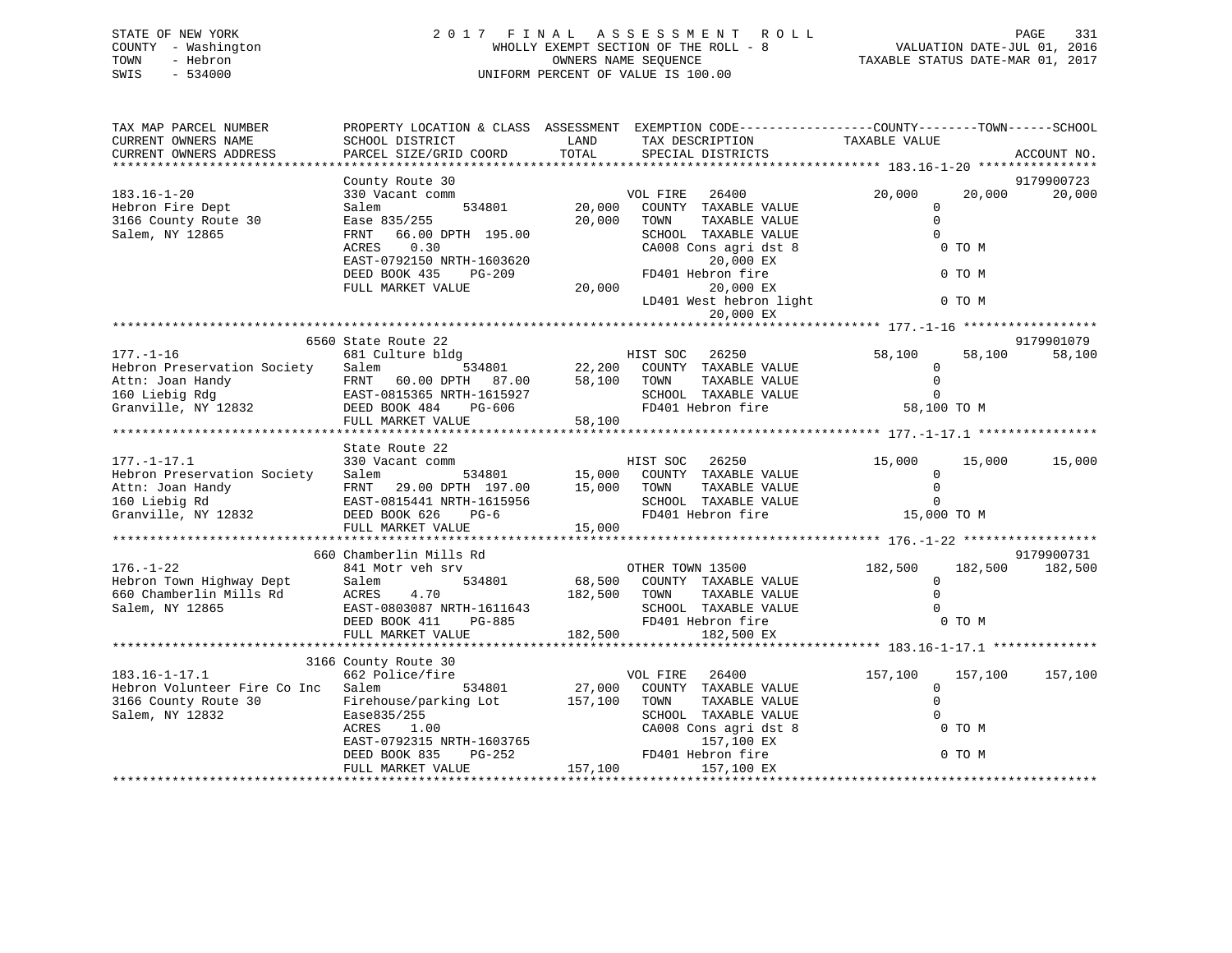STATE OF NEW YORK
COUNTY - Washington
TOWN - Hebron
SWIS - 534000

# 2017 FINAL ASSESSMENT ROLL

WHOLLY EXEMPT SECTION OF THE ROLL - 8
OWNERS NAME SEQUENCE
UNIFORM PERCENT OF VALUE IS 100.00

VALUATION DATE-JUL 01, 2016
TAXABLE STATUS DATE-MAR 01, 2017

```
TAX MAP PARCEL NUMBER          PROPERTY LOCATION & CLASS  ASSESSMENT  EXEMPTION CODE-----------------COUNTY--------TOWN------SCHOOL
CURRENT OWNERS NAME            SCHOOL DISTRICT              LAND      TAX DESCRIPTION            TAXABLE VALUE
CURRENT OWNERS ADDRESS         PARCEL SIZE/GRID COORD      TOTAL      SPECIAL DISTRICTS                                    ACCOUNT NO.
******************************************************************************************************* 183.16-1-20 ****************
                               County Route 30                                                                          9179900723
183.16-1-20                    330 Vacant comm                        VOL FIRE   26400               20,000      20,000      20,000
Hebron Fire Dept               Salem          534801       20,000   COUNTY  TAXABLE VALUE                0
3166 County Route 30           Ease 835/255                20,000   TOWN    TAXABLE VALUE                0
Salem, NY 12865                FRNT   66.00 DPTH  195.00             SCHOOL  TAXABLE VALUE                0
                               ACRES    0.30                         CA008 Cons agri dst 8                 0 TO M
                               EAST-0792150 NRTH-1603620                        20,000 EX
                               DEED BOOK 435    PG-209               FD401 Hebron fire                     0 TO M
                               FULL MARKET VALUE           20,000               20,000 EX
                                                                     LD401 West hebron light               0 TO M
                                                                                20,000 EX
******************************************************************************************************* 177.-1-16 ******************
                               6560 State Route 22                                                                      9179901079
177.-1-16                      681 Culture bldg                       HIST SOC   26250               58,100      58,100      58,100
Hebron Preservation Society    Salem          534801       22,200   COUNTY  TAXABLE VALUE                0
Attn: Joan Handy               FRNT   60.00 DPTH   87.00   58,100   TOWN    TAXABLE VALUE                0
160 Liebig Rdg                 EAST-0815365 NRTH-1615927             SCHOOL  TAXABLE VALUE                0
Granville, NY 12832            DEED BOOK 484    PG-606               FD401 Hebron fire                58,100 TO M
                               FULL MARKET VALUE           58,100
******************************************************************************************************* 177.-1-17.1 ****************
                               State Route 22
177.-1-17.1                    330 Vacant comm                        HIST SOC   26250               15,000      15,000      15,000
Hebron Preservation Society    Salem          534801       15,000   COUNTY  TAXABLE VALUE                0
Attn: Joan Handy               FRNT   29.00 DPTH  197.00   15,000   TOWN    TAXABLE VALUE                0
160 Liebig Rd                  EAST-0815441 NRTH-1615956             SCHOOL  TAXABLE VALUE                0
Granville, NY 12832            DEED BOOK 626    PG-6                 FD401 Hebron fire                15,000 TO M
                               FULL MARKET VALUE           15,000
******************************************************************************************************* 176.-1-22 ******************
                               660 Chamberlin Mills Rd                                                                  9179900731
176.-1-22                      841 Motr veh srv                       OTHER TOWN 13500              182,500     182,500     182,500
Hebron Town Highway Dept       Salem          534801       68,500   COUNTY  TAXABLE VALUE                0
660 Chamberlin Mills Rd        ACRES    4.70              182,500   TOWN    TAXABLE VALUE                0
Salem, NY 12865                EAST-0803087 NRTH-1611643             SCHOOL  TAXABLE VALUE                0
                               DEED BOOK 411    PG-885               FD401 Hebron fire                     0 TO M
                               FULL MARKET VALUE          182,500              182,500 EX
******************************************************************************************************* 183.16-1-17.1 **************
                               3166 County Route 30
183.16-1-17.1                  662 Police/fire                        VOL FIRE   26400              157,100     157,100     157,100
Hebron Volunteer Fire Co Inc   Salem          534801       27,000   COUNTY  TAXABLE VALUE                0
3166 County Route 30           Firehouse/parking Lot      157,100   TOWN    TAXABLE VALUE                0
Salem, NY 12832                Ease835/255                           SCHOOL  TAXABLE VALUE                0
                               ACRES    1.00                         CA008 Cons agri dst 8                 0 TO M
                               EAST-0792315 NRTH-1603765                       157,100 EX
                               DEED BOOK 835    PG-252               FD401 Hebron fire                     0 TO M
                               FULL MARKET VALUE          157,100              157,100 EX
************************************************************************************************************************************
```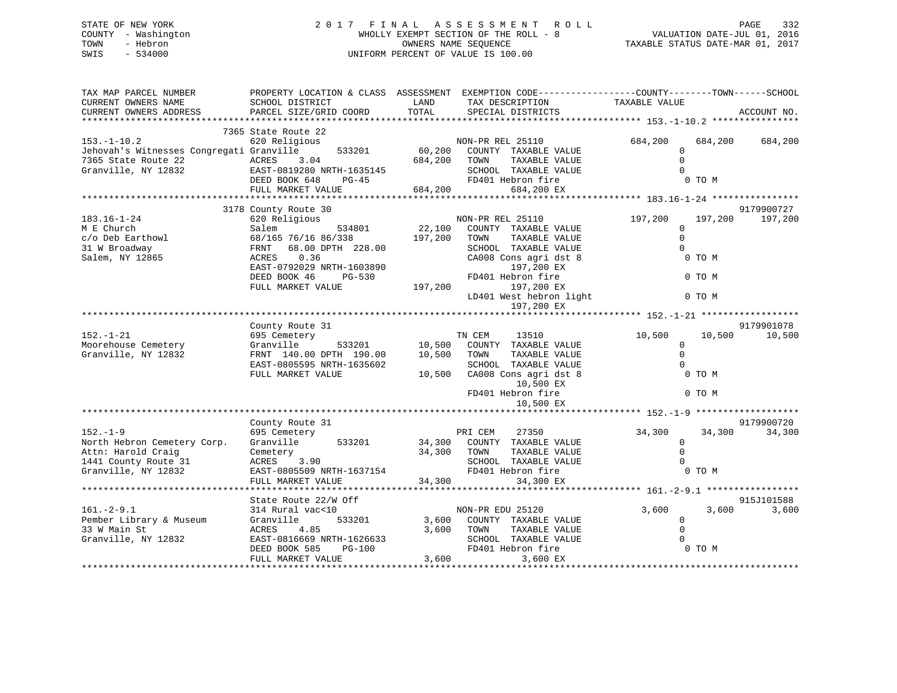STATE OF NEW YORK
COUNTY - Washington
TOWN - Hebron
SWIS - 534000

2017 FINAL ASSESSMENT ROLL
WHOLLY EXEMPT SECTION OF THE ROLL - 8
OWNERS NAME SEQUENCE
UNIFORM PERCENT OF VALUE IS 100.00

VALUATION DATE-JUL 01, 2016
TAXABLE STATUS DATE-MAR 01, 2017

```
TAX MAP PARCEL NUMBER          PROPERTY LOCATION & CLASS  ASSESSMENT  EXEMPTION CODE------------------COUNTY--------TOWN------SCHOOL
CURRENT OWNERS NAME            SCHOOL DISTRICT              LAND      TAX DESCRIPTION             TAXABLE VALUE
CURRENT OWNERS ADDRESS         PARCEL SIZE/GRID COORD       TOTAL     SPECIAL DISTRICTS                                     ACCOUNT NO.
******************************************************************************************************* 153.-1-10.2 ****************
                          7365 State Route 22
153.-1-10.2                    620 Religious                        NON-PR REL 25110           684,200    684,200    684,200
Jehovah's Witnesses Congregati Granville         533201      60,200   COUNTY  TAXABLE VALUE            0
7365 State Route 22            ACRES     3.04               684,200   TOWN    TAXABLE VALUE            0
Granville, NY 12832            EAST-0819280 NRTH-1635145             SCHOOL  TAXABLE VALUE            0
                               DEED BOOK 648     PG-45               FD401 Hebron fire                  0 TO M
                               FULL MARKET VALUE            684,200          684,200 EX
******************************************************************************************************* 183.16-1-24 ****************
                          3178 County Route 30                                                                   9179900727
183.16-1-24                    620 Religious                        NON-PR REL 25110           197,200    197,200    197,200
M E Church                     Salem             534801      22,100   COUNTY  TAXABLE VALUE            0
c/o Deb Earthowl               68/165 76/16 86/338          197,200   TOWN    TAXABLE VALUE            0
31 W Broadway                  FRNT  68.00 DPTH 228.00               SCHOOL  TAXABLE VALUE            0
Salem, NY 12865                ACRES     0.36                        CA008 Cons agri dst 8              0 TO M
                               EAST-0792029 NRTH-1603890                     197,200 EX
                               DEED BOOK 46      PG-530              FD401 Hebron fire                  0 TO M
                               FULL MARKET VALUE            197,200          197,200 EX
                                                                     LD401 West hebron light            0 TO M
                                                                             197,200 EX
******************************************************************************************************* 152.-1-21 ******************
                               County Route 31                                                                   9179901078
152.-1-21                      695 Cemetery                         TN CEM     13510            10,500     10,500     10,500
Moorehouse Cemetery            Granville         533201      10,500   COUNTY  TAXABLE VALUE            0
Granville, NY 12832            FRNT 140.00 DPTH 190.00       10,500   TOWN    TAXABLE VALUE            0
                               EAST-0805595 NRTH-1635602             SCHOOL  TAXABLE VALUE            0
                               FULL MARKET VALUE             10,500   CA008 Cons agri dst 8             0 TO M
                                                                             10,500 EX
                                                                     FD401 Hebron fire                  0 TO M
                                                                             10,500 EX
******************************************************************************************************* 152.-1-9 *******************
                               County Route 31                                                                   9179900720
152.-1-9                       695 Cemetery                         PRI CEM    27350            34,300     34,300     34,300
North Hebron Cemetery Corp.    Granville         533201      34,300   COUNTY  TAXABLE VALUE            0
Attn: Harold Craig             Cemetery                      34,300   TOWN    TAXABLE VALUE            0
1441 County Route 31           ACRES     3.90                        SCHOOL  TAXABLE VALUE            0
Granville, NY 12832            EAST-0805509 NRTH-1637154             FD401 Hebron fire                  0 TO M
                               FULL MARKET VALUE             34,300          34,300 EX
******************************************************************************************************* 161.-2-9.1 *****************
                               State Route 22/W Off                                                              915J101588
161.-2-9.1                     314 Rural vac<10                     NON-PR EDU 25120             3,600      3,600      3,600
Pember Library & Museum        Granville         533201       3,600   COUNTY  TAXABLE VALUE            0
33 W Main St                   ACRES     4.85                 3,600   TOWN    TAXABLE VALUE            0
Granville, NY 12832            EAST-0816669 NRTH-1626633             SCHOOL  TAXABLE VALUE            0
                               DEED BOOK 585     PG-100              FD401 Hebron fire                  0 TO M
                               FULL MARKET VALUE              3,600           3,600 EX
************************************************************************************************************************************
```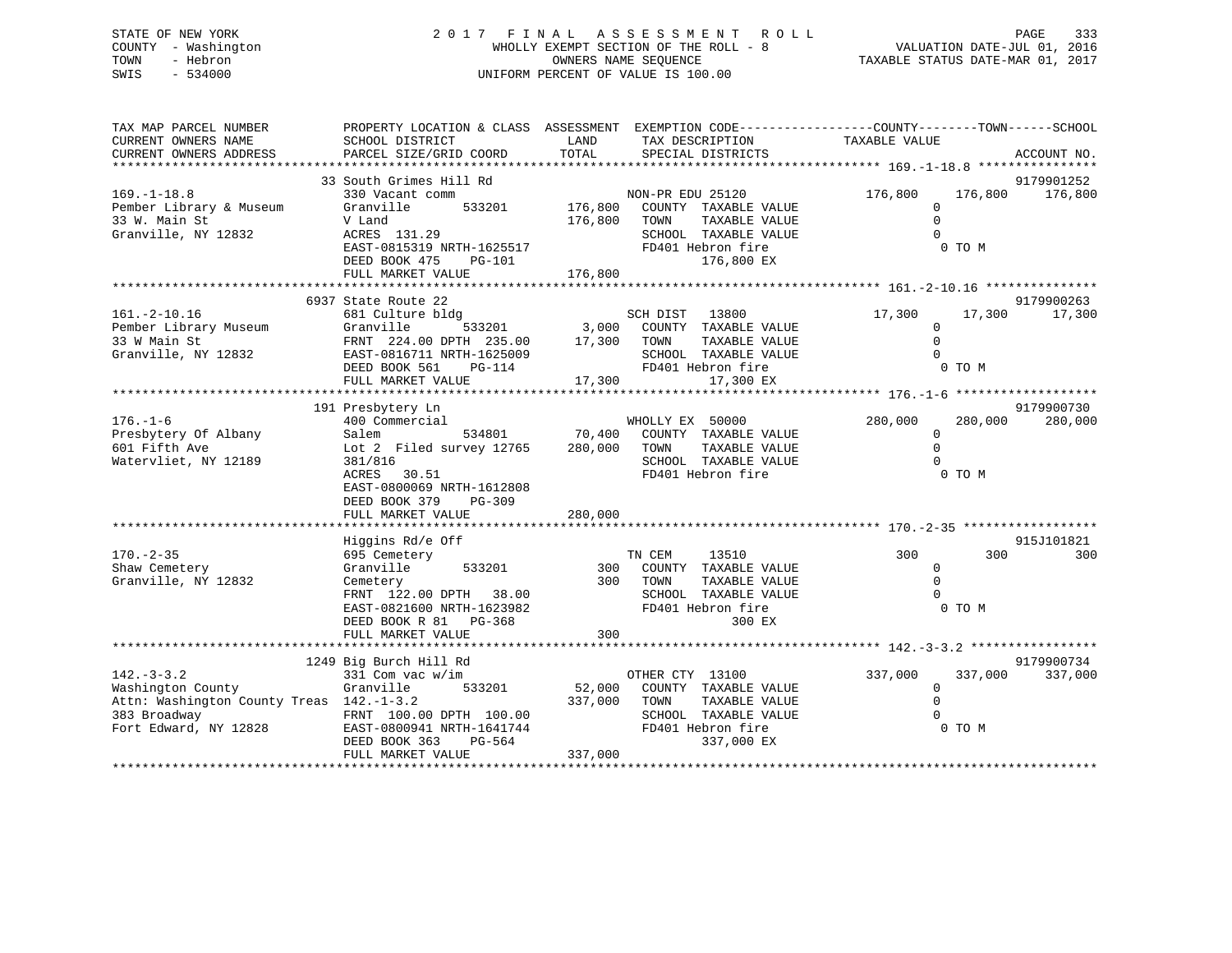STATE OF NEW YORK
COUNTY - Washington
TOWN - Hebron
SWIS - 534000

# 2017 FINAL ASSESSMENT ROLL

WHOLLY EXEMPT SECTION OF THE ROLL - 8
OWNERS NAME SEQUENCE
UNIFORM PERCENT OF VALUE IS 100.00

VALUATION DATE-JUL 01, 2016
TAXABLE STATUS DATE-MAR 01, 2017

| TAX MAP PARCEL NUMBER / CURRENT OWNERS NAME / CURRENT OWNERS ADDRESS | PROPERTY LOCATION & CLASS / SCHOOL DISTRICT / PARCEL SIZE/GRID COORD | ASSESSMENT LAND / TOTAL | EXEMPTION CODE / TAX DESCRIPTION / SPECIAL DISTRICTS | COUNTY TAXABLE VALUE | TOWN | SCHOOL / ACCOUNT NO. |
|---|---|---|---|---|---|---|
| 169.-1-18.8 | 33 South Grimes Hill Rd | | | | | 9179901252 |
| 169.-1-18.8 | 330 Vacant comm | | NON-PR EDU 25120 | 176,800 | 176,800 | 176,800 |
| Pember Library & Museum | Granville 533201 | 176,800 | COUNTY TAXABLE VALUE | 0 | | |
| 33 W. Main St | V Land | 176,800 | TOWN TAXABLE VALUE | 0 | | |
| Granville, NY 12832 | ACRES 131.29 | | SCHOOL TAXABLE VALUE | 0 | | |
| | EAST-0815319 NRTH-1625517 | | FD401 Hebron fire | 0 TO M | | |
| | DEED BOOK 475 PG-101 | | 176,800 EX | | | |
| | FULL MARKET VALUE | 176,800 | | | | |
| 161.-2-10.16 | 6937 State Route 22 | | | | | 9179900263 |
| 161.-2-10.16 | 681 Culture bldg | | SCH DIST 13800 | 17,300 | 17,300 | 17,300 |
| Pember Library Museum | Granville 533201 | 3,000 | COUNTY TAXABLE VALUE | 0 | | |
| 33 W Main St | FRNT 224.00 DPTH 235.00 | 17,300 | TOWN TAXABLE VALUE | 0 | | |
| Granville, NY 12832 | EAST-0816711 NRTH-1625009 | | SCHOOL TAXABLE VALUE | 0 | | |
| | DEED BOOK 561 PG-114 | | FD401 Hebron fire | 0 TO M | | |
| | FULL MARKET VALUE | 17,300 | 17,300 EX | | | |
| 176.-1-6 | 191 Presbytery Ln | | | | | 9179900730 |
| 176.-1-6 | 400 Commercial | | WHOLLY EX 50000 | 280,000 | 280,000 | 280,000 |
| Presbytery Of Albany | Salem 534801 | 70,400 | COUNTY TAXABLE VALUE | 0 | | |
| 601 Fifth Ave | Lot 2 Filed survey 12765 | 280,000 | TOWN TAXABLE VALUE | 0 | | |
| Watervliet, NY 12189 | 381/816 | | SCHOOL TAXABLE VALUE | 0 | | |
| | ACRES 30.51 | | FD401 Hebron fire | 0 TO M | | |
| | EAST-0800069 NRTH-1612808 | | | | | |
| | DEED BOOK 379 PG-309 | | | | | |
| | FULL MARKET VALUE | 280,000 | | | | |
| 170.-2-35 | Higgins Rd/e Off | | | | | 915J101821 |
| 170.-2-35 | 695 Cemetery | | TN CEM 13510 | 300 | 300 | 300 |
| Shaw Cemetery | Granville 533201 | 300 | COUNTY TAXABLE VALUE | 0 | | |
| Granville, NY 12832 | Cemetery | 300 | TOWN TAXABLE VALUE | 0 | | |
| | FRNT 122.00 DPTH 38.00 | | SCHOOL TAXABLE VALUE | 0 | | |
| | EAST-0821600 NRTH-1623982 | | FD401 Hebron fire | 0 TO M | | |
| | DEED BOOK R 81 PG-368 | | 300 EX | | | |
| | FULL MARKET VALUE | 300 | | | | |
| 142.-3-3.2 | 1249 Big Burch Hill Rd | | | | | 9179900734 |
| 142.-3-3.2 | 331 Com vac w/im | | OTHER CTY 13100 | 337,000 | 337,000 | 337,000 |
| Washington County | Granville 533201 | 52,000 | COUNTY TAXABLE VALUE | 0 | | |
| Attn: Washington County Treas | 142.-1-3.2 | 337,000 | TOWN TAXABLE VALUE | 0 | | |
| 383 Broadway | FRNT 100.00 DPTH 100.00 | | SCHOOL TAXABLE VALUE | 0 | | |
| Fort Edward, NY 12828 | EAST-0800941 NRTH-1641744 | | FD401 Hebron fire | 0 TO M | | |
| | DEED BOOK 363 PG-564 | | 337,000 EX | | | |
| | FULL MARKET VALUE | 337,000 | | | | |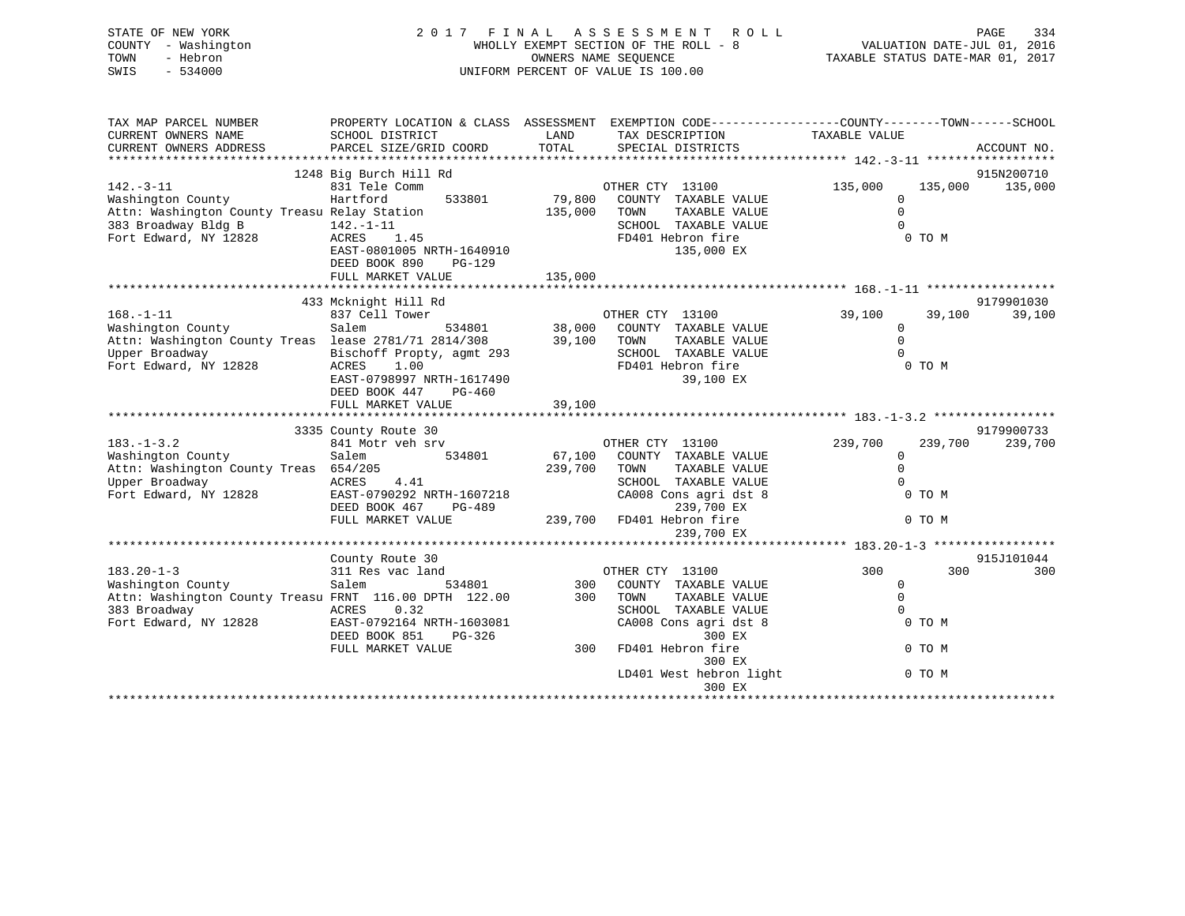STATE OF NEW YORK
COUNTY - Washington
TOWN - Hebron
SWIS - 534000

# 2017 FINAL ASSESSMENT ROLL

WHOLLY EXEMPT SECTION OF THE ROLL - 8
OWNERS NAME SEQUENCE
UNIFORM PERCENT OF VALUE IS 100.00

VALUATION DATE-JUL 01, 2016
TAXABLE STATUS DATE-MAR 01, 2017

```
TAX MAP PARCEL NUMBER          PROPERTY LOCATION & CLASS  ASSESSMENT  EXEMPTION CODE------------------COUNTY--------TOWN------SCHOOL
CURRENT OWNERS NAME            SCHOOL DISTRICT              LAND      TAX DESCRIPTION              TAXABLE VALUE
CURRENT OWNERS ADDRESS         PARCEL SIZE/GRID COORD       TOTAL     SPECIAL DISTRICTS                                        ACCOUNT NO.
****************************************************************************************************** 142.-3-11 ******************
                               1248 Big Burch Hill Rd                                                                      915N200710
142.-3-11                      831 Tele Comm                          OTHER CTY  13100             135,000     135,000     135,000
Washington County              Hartford       533801        79,800    COUNTY  TAXABLE VALUE              0
Attn: Washington County Treasu Relay Station               135,000    TOWN    TAXABLE VALUE              0
383 Broadway Bldg B            142.-1-11                               SCHOOL  TAXABLE VALUE              0
Fort Edward, NY 12828          ACRES    1.45                           FD401 Hebron fire                  0 TO M
                               EAST-0801005 NRTH-1640910                     135,000 EX
                               DEED BOOK 890    PG-129
                               FULL MARKET VALUE           135,000
****************************************************************************************************** 168.-1-11 ******************
                               433 Mcknight Hill Rd                                                                        9179901030
168.-1-11                      837 Cell Tower                         OTHER CTY  13100              39,100      39,100      39,100
Washington County              Salem          534801        38,000    COUNTY  TAXABLE VALUE              0
Attn: Washington County Treas  lease 2781/71 2814/308       39,100    TOWN    TAXABLE VALUE              0
Upper Broadway                 Bischoff Propty, agmt 293               SCHOOL  TAXABLE VALUE              0
Fort Edward, NY 12828          ACRES    1.00                           FD401 Hebron fire                  0 TO M
                               EAST-0798997 NRTH-1617490                      39,100 EX
                               DEED BOOK 447    PG-460
                               FULL MARKET VALUE            39,100
****************************************************************************************************** 183.-1-3.2 *****************
                               3335 County Route 30                                                                        9179900733
183.-1-3.2                     841 Motr veh srv                       OTHER CTY  13100             239,700     239,700     239,700
Washington County              Salem          534801        67,100    COUNTY  TAXABLE VALUE              0
Attn: Washington County Treas  654/205                     239,700    TOWN    TAXABLE VALUE              0
Upper Broadway                 ACRES    4.41                           SCHOOL  TAXABLE VALUE              0
Fort Edward, NY 12828          EAST-0790292 NRTH-1607218               CA008 Cons agri dst 8              0 TO M
                               DEED BOOK 467    PG-489                       239,700 EX
                               FULL MARKET VALUE           239,700    FD401 Hebron fire                  0 TO M
                                                                             239,700 EX
****************************************************************************************************** 183.20-1-3 *****************
                               County Route 30                                                                             915J101044
183.20-1-3                     311 Res vac land                       OTHER CTY  13100                 300         300         300
Washington County              Salem          534801           300    COUNTY  TAXABLE VALUE              0
Attn: Washington County Treasu FRNT 116.00 DPTH 122.00         300    TOWN    TAXABLE VALUE              0
383 Broadway                   ACRES    0.32                           SCHOOL  TAXABLE VALUE              0
Fort Edward, NY 12828          EAST-0792164 NRTH-1603081               CA008 Cons agri dst 8              0 TO M
                               DEED BOOK 851    PG-326                           300 EX
                               FULL MARKET VALUE               300    FD401 Hebron fire                  0 TO M
                                                                                 300 EX
                                                                      LD401 West hebron light            0 TO M
                                                                                 300 EX
************************************************************************************************************************************
```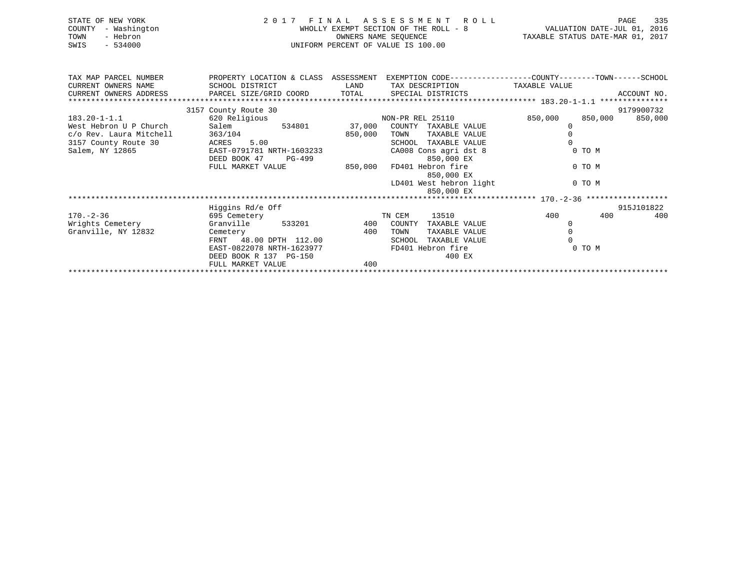STATE OF NEW YORK
COUNTY - Washington
TOWN - Hebron
SWIS - 534000

2017 FINAL ASSESSMENT ROLL
WHOLLY EXEMPT SECTION OF THE ROLL - 8
OWNERS NAME SEQUENCE
UNIFORM PERCENT OF VALUE IS 100.00

VALUATION DATE-JUL 01, 2016
TAXABLE STATUS DATE-MAR 01, 2017

```
TAX MAP PARCEL NUMBER          PROPERTY LOCATION & CLASS  ASSESSMENT  EXEMPTION CODE------------------COUNTY--------TOWN------SCHOOL
CURRENT OWNERS NAME            SCHOOL DISTRICT               LAND      TAX DESCRIPTION            TAXABLE VALUE
CURRENT OWNERS ADDRESS         PARCEL SIZE/GRID COORD       TOTAL      SPECIAL DISTRICTS                                  ACCOUNT NO.
******************************************************************************************************* 183.20-1-1.1 ***************
                          3157 County Route 30                                                                         9179900732
183.20-1-1.1                   620 Religious                           NON-PR REL 25110              850,000     850,000     850,000
West Hebron U P Church         Salem           534801        37,000    COUNTY  TAXABLE VALUE                0
c/o Rev. Laura Mitchell        363/104                      850,000    TOWN    TAXABLE VALUE                0
3157 County Route 30           ACRES     5.00                          SCHOOL  TAXABLE VALUE                0
Salem, NY 12865                EAST-0791781 NRTH-1603233               CA008 Cons agri dst 8                 0 TO M
                               DEED BOOK 47      PG-499                      850,000 EX
                               FULL MARKET VALUE            850,000    FD401 Hebron fire                     0 TO M
                                                                             850,000 EX
                                                                       LD401 West hebron light               0 TO M
                                                                             850,000 EX
******************************************************************************************************* 170.-2-36 ******************
                               Higgins Rd/e Off                                                                         915J101822
170.-2-36                      695 Cemetery                            TN CEM     13510                  400         400         400
Wrights Cemetery               Granville       533201           400    COUNTY  TAXABLE VALUE                0
Granville, NY 12832            Cemetery                         400    TOWN    TAXABLE VALUE                0
                               FRNT   48.00 DPTH  112.00               SCHOOL  TAXABLE VALUE                0
                               EAST-0822078 NRTH-1623977               FD401 Hebron fire                     0 TO M
                               DEED BOOK R 137  PG-150                         400 EX
                               FULL MARKET VALUE                400
************************************************************************************************************************************
```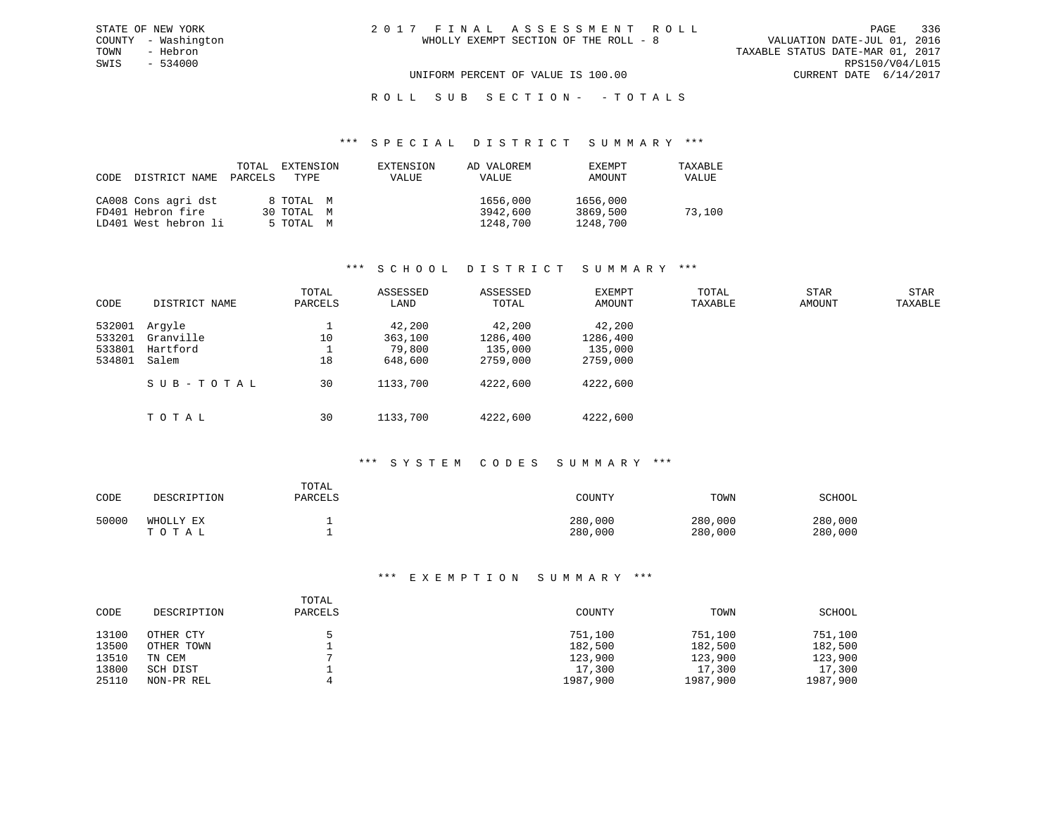STATE OF NEW YORK
COUNTY - Washington
TOWN - Hebron
SWIS - 534000

# 2017 FINAL ASSESSMENT ROLL

WHOLLY EXEMPT SECTION OF THE ROLL - 8

VALUATION DATE-JUL 01, 2016
TAXABLE STATUS DATE-MAR 01, 2017
RPS150/V04/L015
CURRENT DATE 6/14/2017

UNIFORM PERCENT OF VALUE IS 100.00

## ROLL SUB SECTION- - TOTALS

### *** SPECIAL DISTRICT SUMMARY ***

| CODE | DISTRICT NAME | TOTAL PARCELS | EXTENSION TYPE | EXTENSION VALUE | AD VALOREM VALUE | EXEMPT AMOUNT | TAXABLE VALUE |
|---|---|---|---|---|---|---|---|
| CA008 | Cons agri dst | 8 | TOTAL M | | 1656,000 | 1656,000 | |
| FD401 | Hebron fire | 30 | TOTAL M | | 3942,600 | 3869,500 | 73,100 |
| LD401 | West hebron li | 5 | TOTAL M | | 1248,700 | 1248,700 | |

### *** SCHOOL DISTRICT SUMMARY ***

| CODE | DISTRICT NAME | TOTAL PARCELS | ASSESSED LAND | ASSESSED TOTAL | EXEMPT AMOUNT | TOTAL TAXABLE | STAR AMOUNT | STAR TAXABLE |
|---|---|---|---|---|---|---|---|---|
| 532001 | Argyle | 1 | 42,200 | 42,200 | 42,200 | | | |
| 533201 | Granville | 10 | 363,100 | 1286,400 | 1286,400 | | | |
| 533801 | Hartford | 1 | 79,800 | 135,000 | 135,000 | | | |
| 534801 | Salem | 18 | 648,600 | 2759,000 | 2759,000 | | | |
| | SUB-TOTAL | 30 | 1133,700 | 4222,600 | 4222,600 | | | |
| | TOTAL | 30 | 1133,700 | 4222,600 | 4222,600 | | | |

### *** SYSTEM CODES SUMMARY ***

| CODE | DESCRIPTION | TOTAL PARCELS | COUNTY | TOWN | SCHOOL |
|---|---|---|---|---|---|
| 50000 | WHOLLY EX | 1 | 280,000 | 280,000 | 280,000 |
| | TOTAL | 1 | 280,000 | 280,000 | 280,000 |

### *** EXEMPTION SUMMARY ***

| CODE | DESCRIPTION | TOTAL PARCELS | COUNTY | TOWN | SCHOOL |
|---|---|---|---|---|---|
| 13100 | OTHER CTY | 5 | 751,100 | 751,100 | 751,100 |
| 13500 | OTHER TOWN | 1 | 182,500 | 182,500 | 182,500 |
| 13510 | TN CEM | 7 | 123,900 | 123,900 | 123,900 |
| 13800 | SCH DIST | 1 | 17,300 | 17,300 | 17,300 |
| 25110 | NON-PR REL | 4 | 1987,900 | 1987,900 | 1987,900 |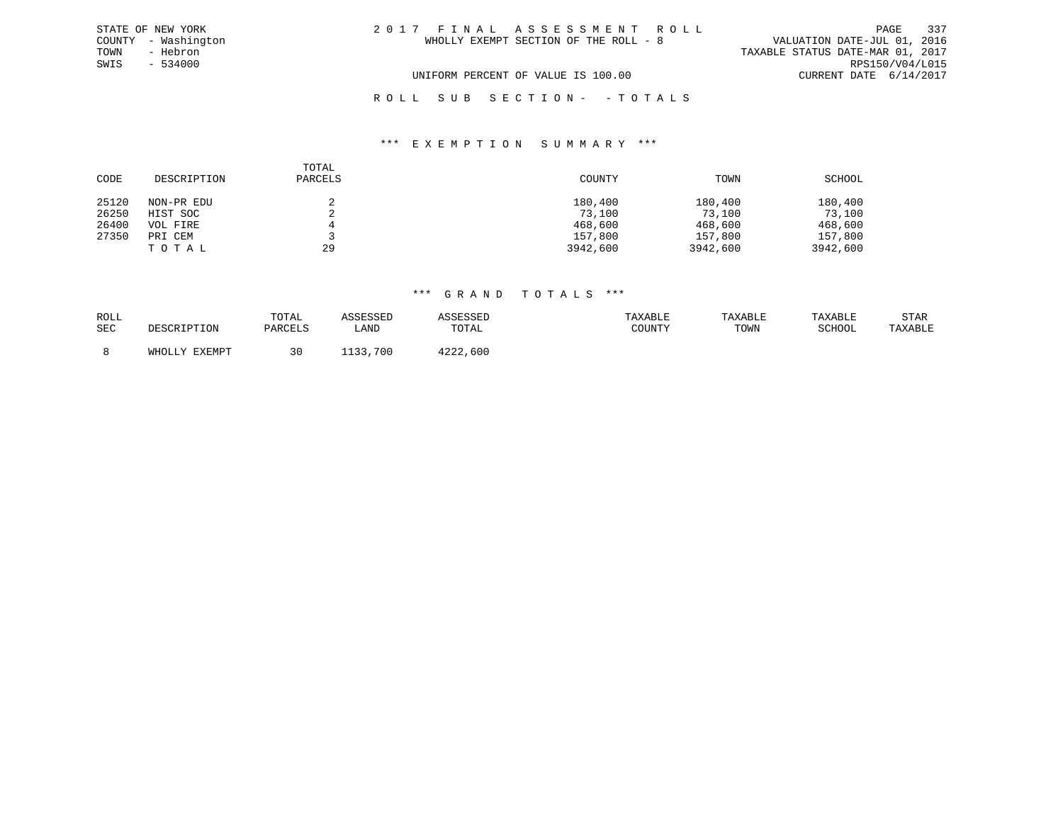STATE OF NEW YORK
COUNTY - Washington
TOWN - Hebron
SWIS - 534000

2 0 1 7 F I N A L A S S E S S M E N T R O L L
WHOLLY EXEMPT SECTION OF THE ROLL - 8

VALUATION DATE-JUL 01, 2016
TAXABLE STATUS DATE-MAR 01, 2017
RPS150/V04/L015
CURRENT DATE 6/14/2017

UNIFORM PERCENT OF VALUE IS 100.00

R O L L S U B S E C T I O N - - T O T A L S

\*\*\* E X E M P T I O N S U M M A R Y \*\*\*

| CODE | DESCRIPTION | TOTAL PARCELS | COUNTY | TOWN | SCHOOL |
|---|---|---|---|---|---|
| 25120 | NON-PR EDU | 2 | 180,400 | 180,400 | 180,400 |
| 26250 | HIST SOC | 2 | 73,100 | 73,100 | 73,100 |
| 26400 | VOL FIRE | 4 | 468,600 | 468,600 | 468,600 |
| 27350 | PRI CEM | 3 | 157,800 | 157,800 | 157,800 |
| | T O T A L | 29 | 3942,600 | 3942,600 | 3942,600 |

\*\*\* G R A N D T O T A L S \*\*\*

| ROLL SEC | DESCRIPTION | TOTAL PARCELS | ASSESSED LAND | ASSESSED TOTAL | TAXABLE COUNTY | TAXABLE TOWN | TAXABLE SCHOOL | STAR TAXABLE |
|---|---|---|---|---|---|---|---|---|
| 8 | WHOLLY EXEMPT | 30 | 1133,700 | 4222,600 | | | | |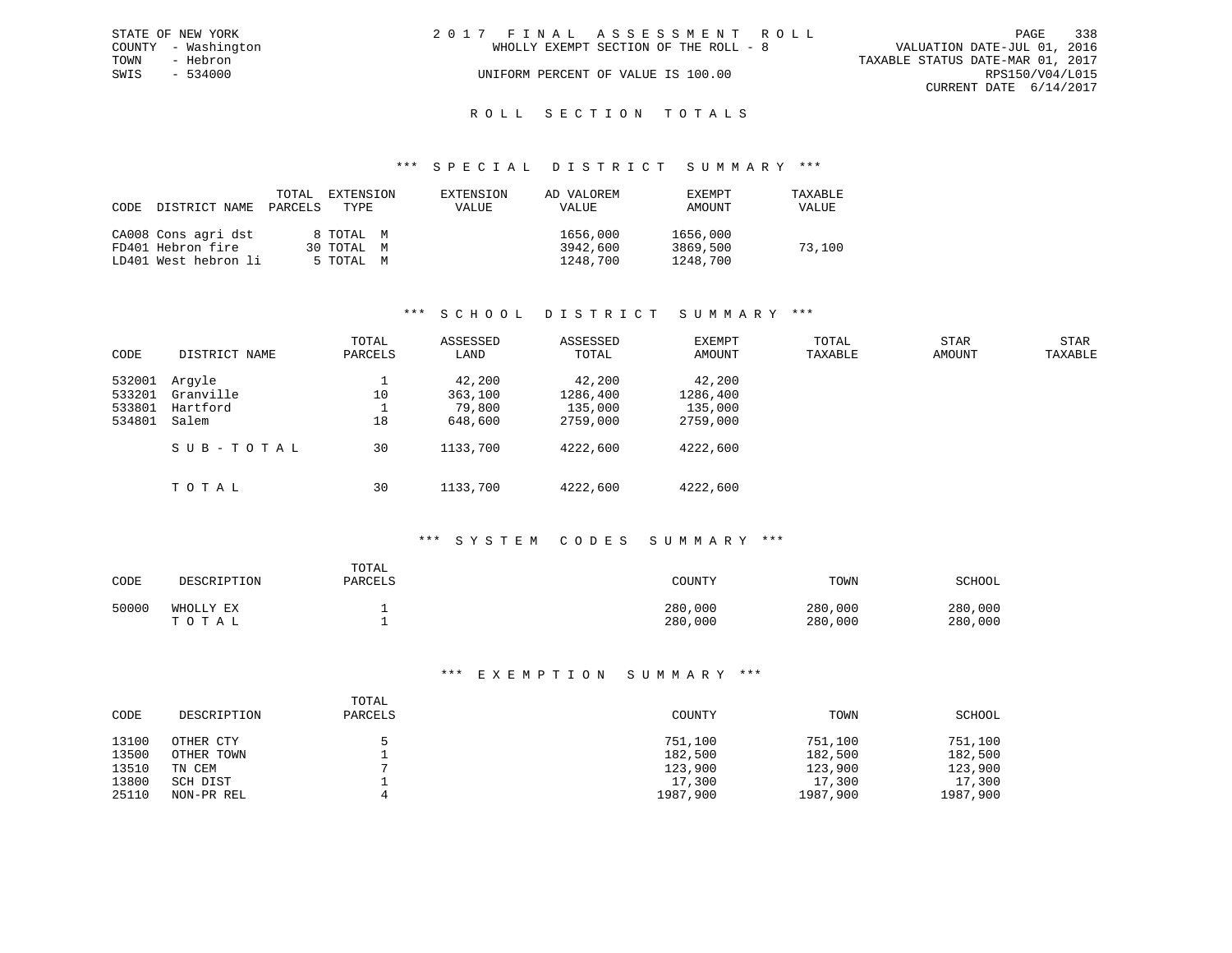STATE OF NEW YORK
COUNTY - Washington
TOWN - Hebron
SWIS - 534000

2017 FINAL ASSESSMENT ROLL
WHOLLY EXEMPT SECTION OF THE ROLL - 8
UNIFORM PERCENT OF VALUE IS 100.00

VALUATION DATE-JUL 01, 2016
TAXABLE STATUS DATE-MAR 01, 2017
RPS150/V04/L015
CURRENT DATE 6/14/2017

## ROLL SECTION TOTALS

### *** SPECIAL DISTRICT SUMMARY ***

| CODE | DISTRICT NAME | TOTAL PARCELS | EXTENSION TYPE | EXTENSION VALUE | AD VALOREM VALUE | EXEMPT AMOUNT | TAXABLE VALUE |
|---|---|---|---|---|---|---|---|
| CA008 | Cons agri dst | 8 | TOTAL M | | 1656,000 | 1656,000 | |
| FD401 | Hebron fire | 30 | TOTAL M | | 3942,600 | 3869,500 | 73,100 |
| LD401 | West hebron li | 5 | TOTAL M | | 1248,700 | 1248,700 | |

### *** SCHOOL DISTRICT SUMMARY ***

| CODE | DISTRICT NAME | TOTAL PARCELS | ASSESSED LAND | ASSESSED TOTAL | EXEMPT AMOUNT | TOTAL TAXABLE | STAR AMOUNT | STAR TAXABLE |
|---|---|---|---|---|---|---|---|---|
| 532001 | Argyle | 1 | 42,200 | 42,200 | 42,200 | | | |
| 533201 | Granville | 10 | 363,100 | 1286,400 | 1286,400 | | | |
| 533801 | Hartford | 1 | 79,800 | 135,000 | 135,000 | | | |
| 534801 | Salem | 18 | 648,600 | 2759,000 | 2759,000 | | | |
| | SUB-TOTAL | 30 | 1133,700 | 4222,600 | 4222,600 | | | |
| | TOTAL | 30 | 1133,700 | 4222,600 | 4222,600 | | | |

### *** SYSTEM CODES SUMMARY ***

| CODE | DESCRIPTION | TOTAL PARCELS | COUNTY | TOWN | SCHOOL |
|---|---|---|---|---|---|
| 50000 | WHOLLY EX | 1 | 280,000 | 280,000 | 280,000 |
| | TOTAL | 1 | 280,000 | 280,000 | 280,000 |

### *** EXEMPTION SUMMARY ***

| CODE | DESCRIPTION | TOTAL PARCELS | COUNTY | TOWN | SCHOOL |
|---|---|---|---|---|---|
| 13100 | OTHER CTY | 5 | 751,100 | 751,100 | 751,100 |
| 13500 | OTHER TOWN | 1 | 182,500 | 182,500 | 182,500 |
| 13510 | TN CEM | 7 | 123,900 | 123,900 | 123,900 |
| 13800 | SCH DIST | 1 | 17,300 | 17,300 | 17,300 |
| 25110 | NON-PR REL | 4 | 1987,900 | 1987,900 | 1987,900 |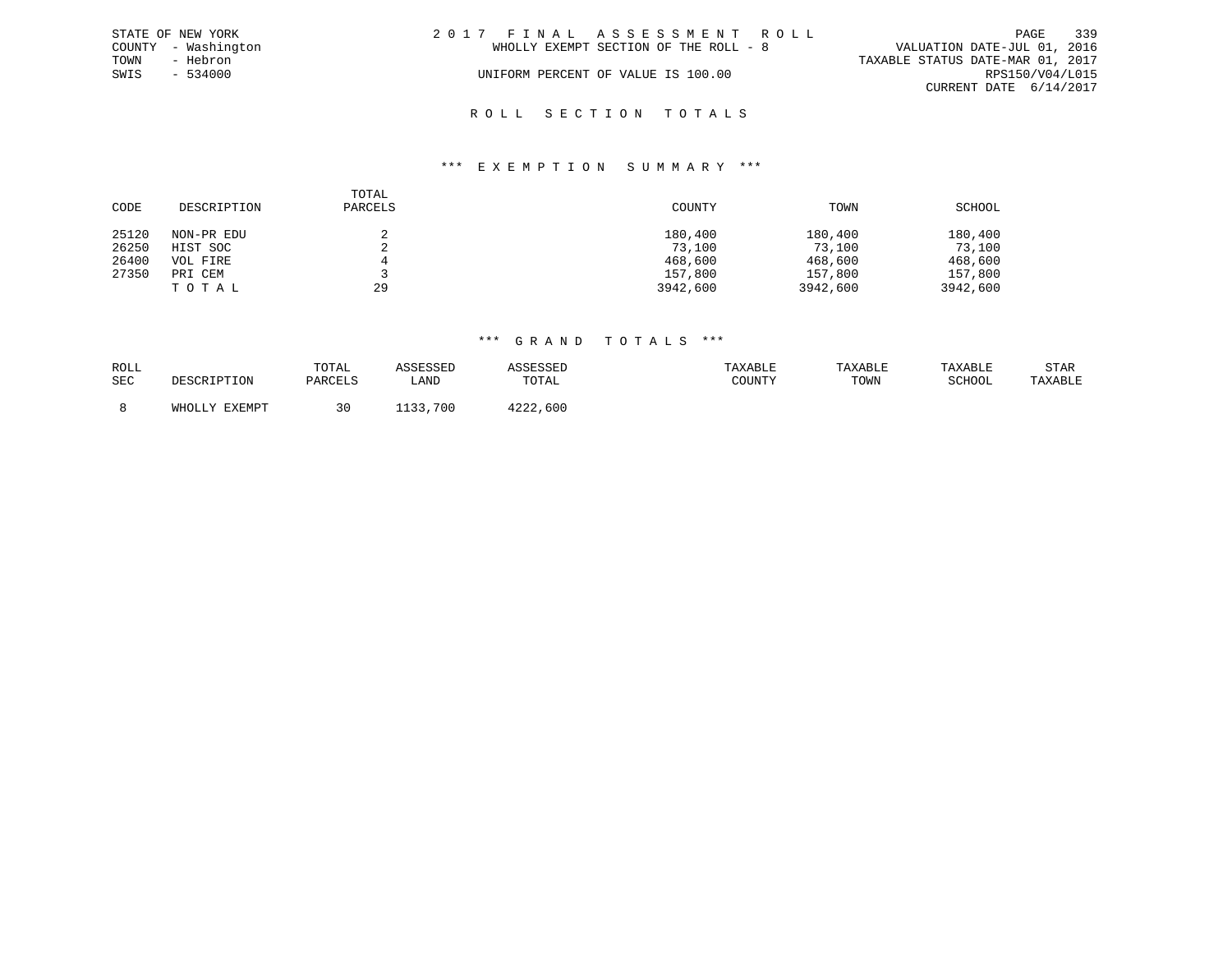STATE OF NEW YORK
COUNTY - Washington
TOWN - Hebron
SWIS - 534000

2017 FINAL ASSESSMENT ROLL
WHOLLY EXEMPT SECTION OF THE ROLL - 8
UNIFORM PERCENT OF VALUE IS 100.00

VALUATION DATE-JUL 01, 2016
TAXABLE STATUS DATE-MAR 01, 2017
RPS150/V04/L015
CURRENT DATE 6/14/2017

## ROLL SECTION TOTALS

### *** EXEMPTION SUMMARY ***

| CODE | DESCRIPTION | TOTAL PARCELS | COUNTY | TOWN | SCHOOL |
|---|---|---|---|---|---|
| 25120 | NON-PR EDU | 2 | 180,400 | 180,400 | 180,400 |
| 26250 | HIST SOC | 2 | 73,100 | 73,100 | 73,100 |
| 26400 | VOL FIRE | 4 | 468,600 | 468,600 | 468,600 |
| 27350 | PRI CEM | 3 | 157,800 | 157,800 | 157,800 |
| | TOTAL | 29 | 3942,600 | 3942,600 | 3942,600 |

### *** GRAND TOTALS ***

| ROLL SEC | DESCRIPTION | TOTAL PARCELS | ASSESSED LAND | ASSESSED TOTAL | TAXABLE COUNTY | TAXABLE TOWN | TAXABLE SCHOOL | STAR TAXABLE |
|---|---|---|---|---|---|---|---|---|
| 8 | WHOLLY EXEMPT | 30 | 1133,700 | 4222,600 | | | | |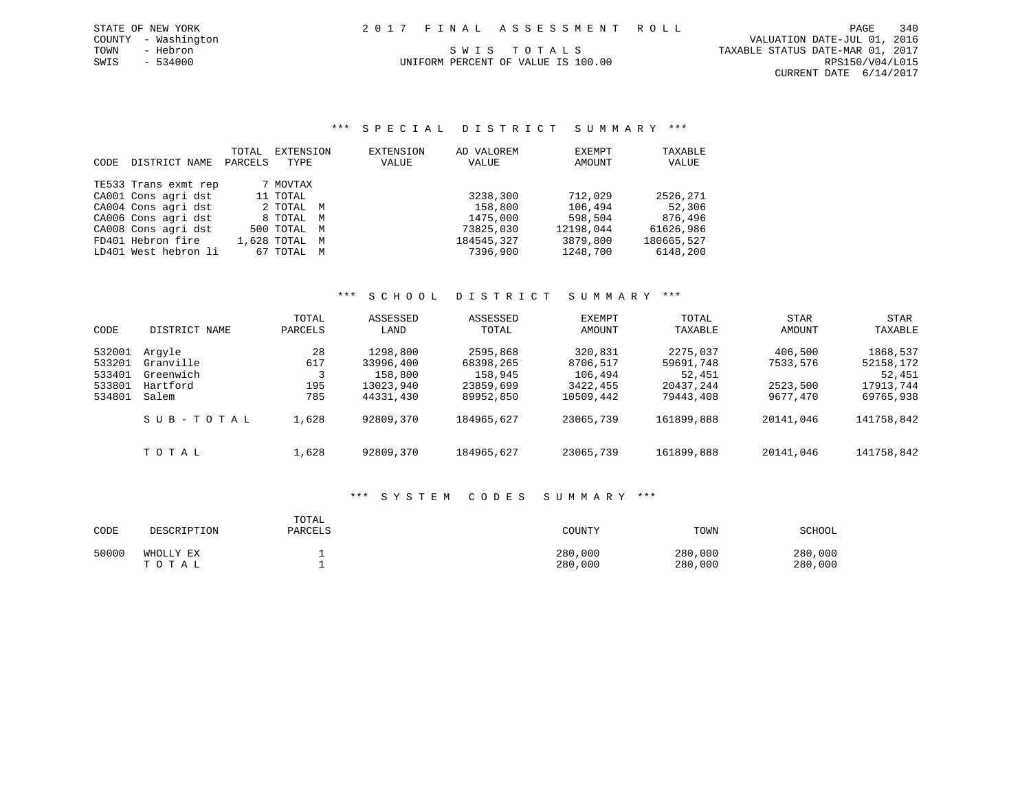STATE OF NEW YORK
COUNTY - Washington
TOWN - Hebron
SWIS - 534000

2017 FINAL ASSESSMENT ROLL

SWIS TOTALS

UNIFORM PERCENT OF VALUE IS 100.00

VALUATION DATE-JUL 01, 2016
TAXABLE STATUS DATE-MAR 01, 2017
RPS150/V04/L015
CURRENT DATE 6/14/2017

## *** SPECIAL DISTRICT SUMMARY ***

| CODE | DISTRICT NAME | TOTAL PARCELS | EXTENSION TYPE | EXTENSION VALUE | AD VALOREM VALUE | EXEMPT AMOUNT | TAXABLE VALUE |
|---|---|---|---|---|---|---|---|
| TE533 | Trans exmt rep | 7 | MOVTAX | | | | |
| CA001 | Cons agri dst | 11 | TOTAL | | 3238,300 | 712,029 | 2526,271 |
| CA004 | Cons agri dst | 2 | TOTAL M | | 158,800 | 106,494 | 52,306 |
| CA006 | Cons agri dst | 8 | TOTAL M | | 1475,000 | 598,504 | 876,496 |
| CA008 | Cons agri dst | 500 | TOTAL M | | 73825,030 | 12198,044 | 61626,986 |
| FD401 | Hebron fire | 1,628 | TOTAL M | | 184545,327 | 3879,800 | 180665,527 |
| LD401 | West hebron li | 67 | TOTAL M | | 7396,900 | 1248,700 | 6148,200 |

## *** SCHOOL DISTRICT SUMMARY ***

| CODE | DISTRICT NAME | TOTAL PARCELS | ASSESSED LAND | ASSESSED TOTAL | EXEMPT AMOUNT | TOTAL TAXABLE | STAR AMOUNT | STAR TAXABLE |
|---|---|---|---|---|---|---|---|---|
| 532001 | Argyle | 28 | 1298,800 | 2595,868 | 320,831 | 2275,037 | 406,500 | 1868,537 |
| 533201 | Granville | 617 | 33996,400 | 68398,265 | 8706,517 | 59691,748 | 7533,576 | 52158,172 |
| 533401 | Greenwich | 3 | 158,800 | 158,945 | 106,494 | 52,451 | | 52,451 |
| 533801 | Hartford | 195 | 13023,940 | 23859,699 | 3422,455 | 20437,244 | 2523,500 | 17913,744 |
| 534801 | Salem | 785 | 44331,430 | 89952,850 | 10509,442 | 79443,408 | 9677,470 | 69765,938 |
| | SUB-TOTAL | 1,628 | 92809,370 | 184965,627 | 23065,739 | 161899,888 | 20141,046 | 141758,842 |
| | TOTAL | 1,628 | 92809,370 | 184965,627 | 23065,739 | 161899,888 | 20141,046 | 141758,842 |

## *** SYSTEM CODES SUMMARY ***

| CODE | DESCRIPTION | TOTAL PARCELS | COUNTY | TOWN | SCHOOL |
|---|---|---|---|---|---|
| 50000 | WHOLLY EX | 1 | 280,000 | 280,000 | 280,000 |
| | TOTAL | 1 | 280,000 | 280,000 | 280,000 |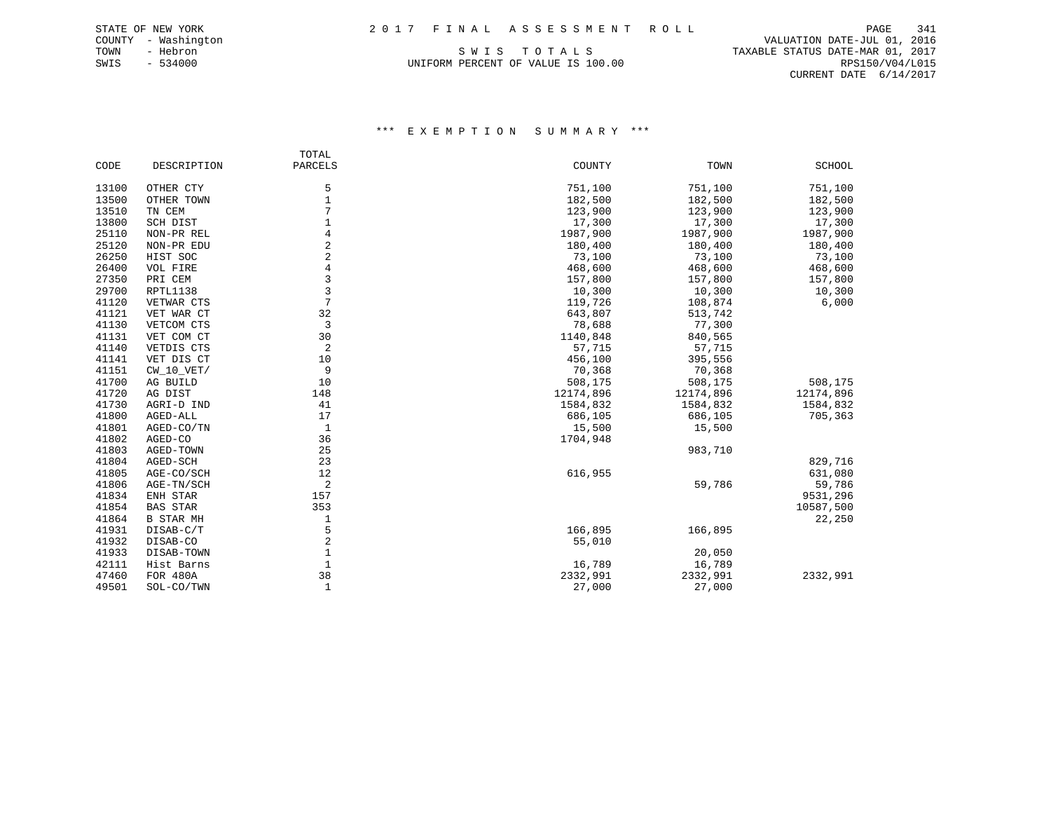STATE OF NEW YORK
COUNTY - Washington
TOWN - Hebron
SWIS - 534000

2 0 1 7 F I N A L A S S E S S M E N T R O L L

S W I S T O T A L S
UNIFORM PERCENT OF VALUE IS 100.00

VALUATION DATE-JUL 01, 2016
TAXABLE STATUS DATE-MAR 01, 2017
RPS150/V04/L015
CURRENT DATE 6/14/2017

### *** E X E M P T I O N S U M M A R Y ***

| CODE | DESCRIPTION | TOTAL PARCELS | COUNTY | TOWN | SCHOOL |
|---|---|---|---|---|---|
| 13100 | OTHER CTY | 5 | 751,100 | 751,100 | 751,100 |
| 13500 | OTHER TOWN | 1 | 182,500 | 182,500 | 182,500 |
| 13510 | TN CEM | 7 | 123,900 | 123,900 | 123,900 |
| 13800 | SCH DIST | 1 | 17,300 | 17,300 | 17,300 |
| 25110 | NON-PR REL | 4 | 1987,900 | 1987,900 | 1987,900 |
| 25120 | NON-PR EDU | 2 | 180,400 | 180,400 | 180,400 |
| 26250 | HIST SOC | 2 | 73,100 | 73,100 | 73,100 |
| 26400 | VOL FIRE | 4 | 468,600 | 468,600 | 468,600 |
| 27350 | PRI CEM | 3 | 157,800 | 157,800 | 157,800 |
| 29700 | RPTL1138 | 3 | 10,300 | 10,300 | 10,300 |
| 41120 | VETWAR CTS | 7 | 119,726 | 108,874 | 6,000 |
| 41121 | VET WAR CT | 32 | 643,807 | 513,742 | |
| 41130 | VETCOM CTS | 3 | 78,688 | 77,300 | |
| 41131 | VET COM CT | 30 | 1140,848 | 840,565 | |
| 41140 | VETDIS CTS | 2 | 57,715 | 57,715 | |
| 41141 | VET DIS CT | 10 | 456,100 | 395,556 | |
| 41151 | CW_10_VET/ | 9 | 70,368 | 70,368 | |
| 41700 | AG BUILD | 10 | 508,175 | 508,175 | 508,175 |
| 41720 | AG DIST | 148 | 12174,896 | 12174,896 | 12174,896 |
| 41730 | AGRI-D IND | 41 | 1584,832 | 1584,832 | 1584,832 |
| 41800 | AGED-ALL | 17 | 686,105 | 686,105 | 705,363 |
| 41801 | AGED-CO/TN | 1 | 15,500 | 15,500 | |
| 41802 | AGED-CO | 36 | 1704,948 | | |
| 41803 | AGED-TOWN | 25 | | 983,710 | |
| 41804 | AGED-SCH | 23 | | | 829,716 |
| 41805 | AGE-CO/SCH | 12 | 616,955 | | 631,080 |
| 41806 | AGE-TN/SCH | 2 | | 59,786 | 59,786 |
| 41834 | ENH STAR | 157 | | | 9531,296 |
| 41854 | BAS STAR | 353 | | | 10587,500 |
| 41864 | B STAR MH | 1 | | | 22,250 |
| 41931 | DISAB-C/T | 5 | 166,895 | 166,895 | |
| 41932 | DISAB-CO | 2 | 55,010 | | |
| 41933 | DISAB-TOWN | 1 | | 20,050 | |
| 42111 | Hist Barns | 1 | 16,789 | 16,789 | |
| 47460 | FOR 480A | 38 | 2332,991 | 2332,991 | 2332,991 |
| 49501 | SOL-CO/TWN | 1 | 27,000 | 27,000 | |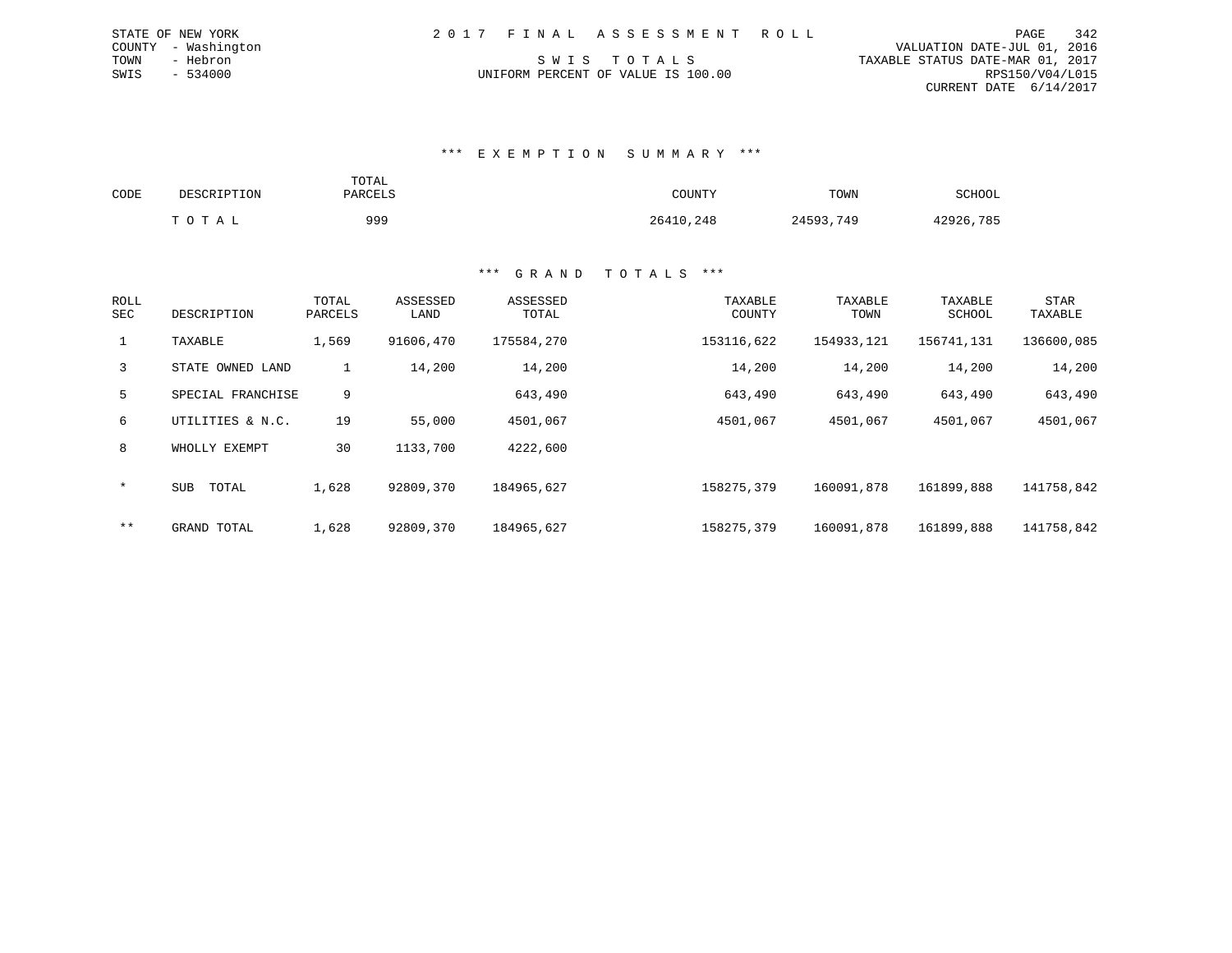STATE OF NEW YORK
COUNTY - Washington
TOWN - Hebron
SWIS - 534000

2 0 1 7 F I N A L A S S E S S M E N T R O L L

S W I S T O T A L S
UNIFORM PERCENT OF VALUE IS 100.00

VALUATION DATE-JUL 01, 2016
TAXABLE STATUS DATE-MAR 01, 2017
RPS150/V04/L015
CURRENT DATE 6/14/2017

### *** E X E M P T I O N S U M M A R Y ***

| CODE | DESCRIPTION | TOTAL PARCELS | COUNTY | TOWN | SCHOOL |
|---|---|---|---|---|---|
| | T O T A L | 999 | 26410,248 | 24593,749 | 42926,785 |

### *** G R A N D T O T A L S ***

| ROLL SEC | DESCRIPTION | TOTAL PARCELS | ASSESSED LAND | ASSESSED TOTAL | TAXABLE COUNTY | TAXABLE TOWN | TAXABLE SCHOOL | STAR TAXABLE |
|---|---|---|---|---|---|---|---|---|
| 1 | TAXABLE | 1,569 | 91606,470 | 175584,270 | 153116,622 | 154933,121 | 156741,131 | 136600,085 |
| 3 | STATE OWNED LAND | 1 | 14,200 | 14,200 | 14,200 | 14,200 | 14,200 | 14,200 |
| 5 | SPECIAL FRANCHISE | 9 | | 643,490 | 643,490 | 643,490 | 643,490 | 643,490 |
| 6 | UTILITIES & N.C. | 19 | 55,000 | 4501,067 | 4501,067 | 4501,067 | 4501,067 | 4501,067 |
| 8 | WHOLLY EXEMPT | 30 | 1133,700 | 4222,600 | | | | |
| * | SUB TOTAL | 1,628 | 92809,370 | 184965,627 | 158275,379 | 160091,878 | 161899,888 | 141758,842 |
| ** | GRAND TOTAL | 1,628 | 92809,370 | 184965,627 | 158275,379 | 160091,878 | 161899,888 | 141758,842 |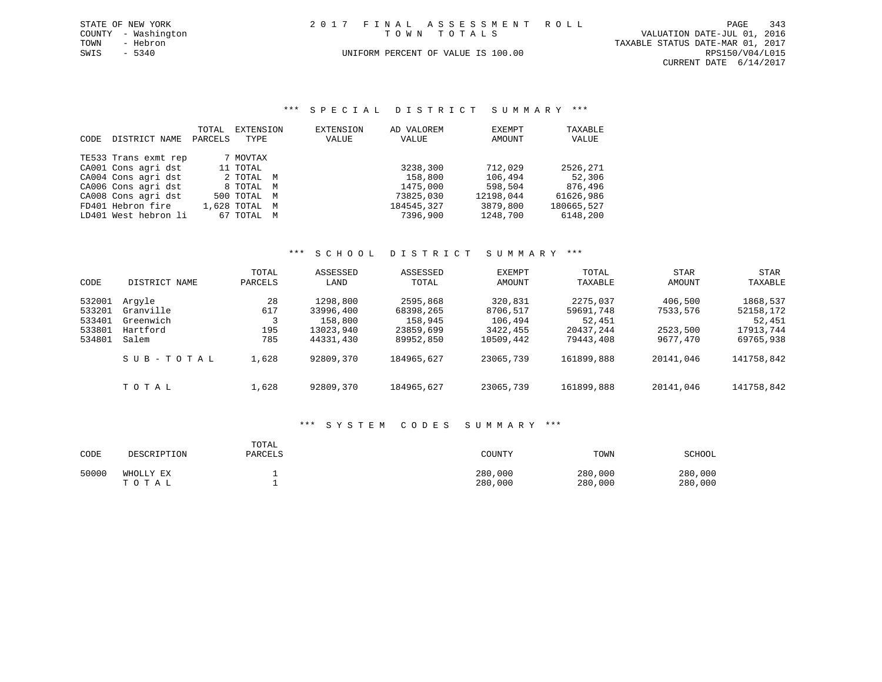STATE OF NEW YORK
COUNTY - Washington
TOWN - Hebron
SWIS - 5340

# 2017 FINAL ASSESSMENT ROLL

TOWN TOTALS

UNIFORM PERCENT OF VALUE IS 100.00

VALUATION DATE-JUL 01, 2016
TAXABLE STATUS DATE-MAR 01, 2017
RPS150/V04/L015
CURRENT DATE 6/14/2017

## *** SPECIAL DISTRICT SUMMARY ***

| CODE | DISTRICT NAME | TOTAL PARCELS | EXTENSION TYPE | EXTENSION VALUE | AD VALOREM VALUE | EXEMPT AMOUNT | TAXABLE VALUE |
|---|---|---|---|---|---|---|---|
| TE533 | Trans exmt rep | 7 | MOVTAX | | | | |
| CA001 | Cons agri dst | 11 | TOTAL | | 3238,300 | 712,029 | 2526,271 |
| CA004 | Cons agri dst | 2 | TOTAL M | | 158,800 | 106,494 | 52,306 |
| CA006 | Cons agri dst | 8 | TOTAL M | | 1475,000 | 598,504 | 876,496 |
| CA008 | Cons agri dst | 500 | TOTAL M | | 73825,030 | 12198,044 | 61626,986 |
| FD401 | Hebron fire | 1,628 | TOTAL M | | 184545,327 | 3879,800 | 180665,527 |
| LD401 | West hebron li | 67 | TOTAL M | | 7396,900 | 1248,700 | 6148,200 |

## *** SCHOOL DISTRICT SUMMARY ***

| CODE | DISTRICT NAME | TOTAL PARCELS | ASSESSED LAND | ASSESSED TOTAL | EXEMPT AMOUNT | TOTAL TAXABLE | STAR AMOUNT | STAR TAXABLE |
|---|---|---|---|---|---|---|---|---|
| 532001 | Argyle | 28 | 1298,800 | 2595,868 | 320,831 | 2275,037 | 406,500 | 1868,537 |
| 533201 | Granville | 617 | 33996,400 | 68398,265 | 8706,517 | 59691,748 | 7533,576 | 52158,172 |
| 533401 | Greenwich | 3 | 158,800 | 158,945 | 106,494 | 52,451 | | 52,451 |
| 533801 | Hartford | 195 | 13023,940 | 23859,699 | 3422,455 | 20437,244 | 2523,500 | 17913,744 |
| 534801 | Salem | 785 | 44331,430 | 89952,850 | 10509,442 | 79443,408 | 9677,470 | 69765,938 |
| | SUB-TOTAL | 1,628 | 92809,370 | 184965,627 | 23065,739 | 161899,888 | 20141,046 | 141758,842 |
| | TOTAL | 1,628 | 92809,370 | 184965,627 | 23065,739 | 161899,888 | 20141,046 | 141758,842 |

## *** SYSTEM CODES SUMMARY ***

| CODE | DESCRIPTION | TOTAL PARCELS | COUNTY | TOWN | SCHOOL |
|---|---|---|---|---|---|
| 50000 | WHOLLY EX | 1 | 280,000 | 280,000 | 280,000 |
| | TOTAL | 1 | 280,000 | 280,000 | 280,000 |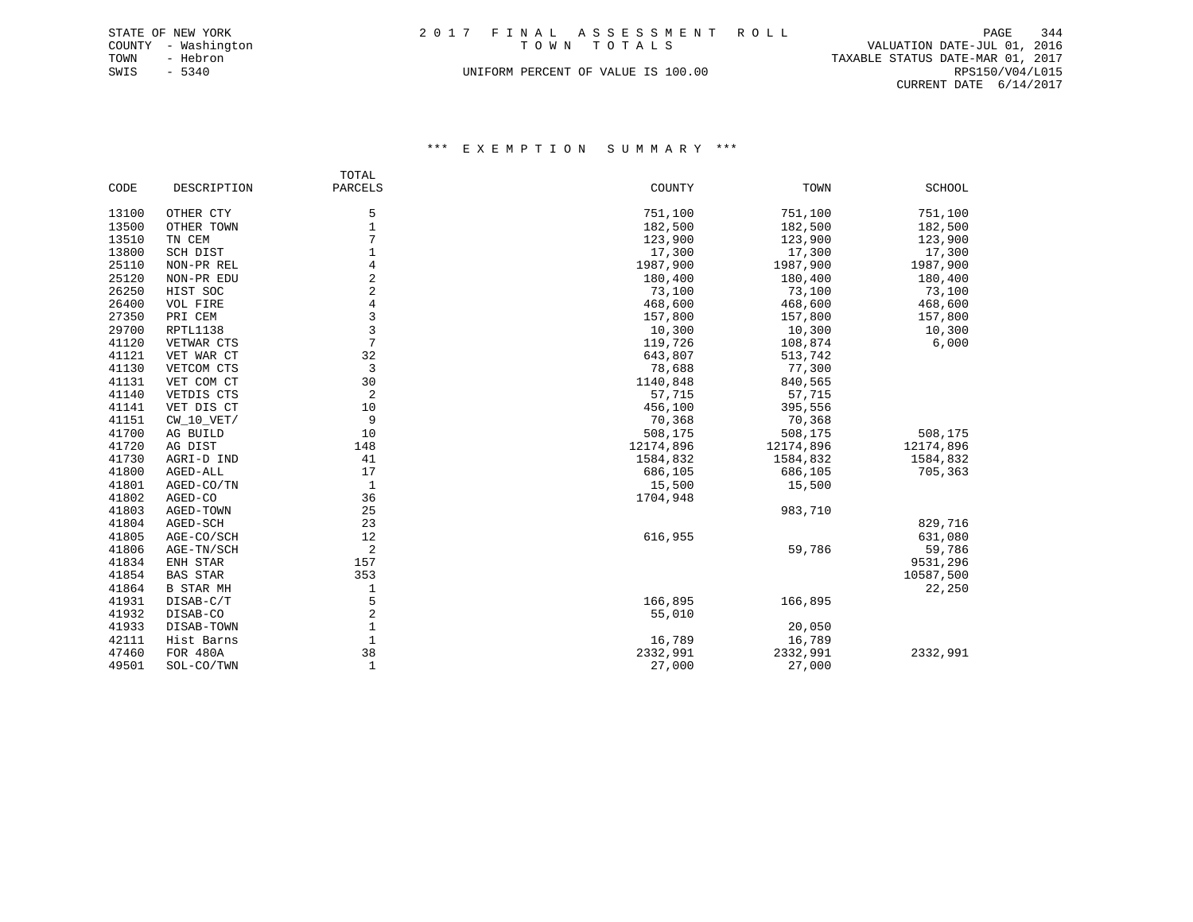STATE OF NEW YORK
COUNTY - Washington
TOWN - Hebron
SWIS - 5340

# 2017 FINAL ASSESSMENT ROLL

TOWN TOTALS

UNIFORM PERCENT OF VALUE IS 100.00

VALUATION DATE-JUL 01, 2016
TAXABLE STATUS DATE-MAR 01, 2017
RPS150/V04/L015
CURRENT DATE 6/14/2017

## *** EXEMPTION SUMMARY ***

| CODE | DESCRIPTION | TOTAL PARCELS | COUNTY | TOWN | SCHOOL |
|---|---|---|---|---|---|
| 13100 | OTHER CTY | 5 | 751,100 | 751,100 | 751,100 |
| 13500 | OTHER TOWN | 1 | 182,500 | 182,500 | 182,500 |
| 13510 | TN CEM | 7 | 123,900 | 123,900 | 123,900 |
| 13800 | SCH DIST | 1 | 17,300 | 17,300 | 17,300 |
| 25110 | NON-PR REL | 4 | 1987,900 | 1987,900 | 1987,900 |
| 25120 | NON-PR EDU | 2 | 180,400 | 180,400 | 180,400 |
| 26250 | HIST SOC | 2 | 73,100 | 73,100 | 73,100 |
| 26400 | VOL FIRE | 4 | 468,600 | 468,600 | 468,600 |
| 27350 | PRI CEM | 3 | 157,800 | 157,800 | 157,800 |
| 29700 | RPTL1138 | 3 | 10,300 | 10,300 | 10,300 |
| 41120 | VETWAR CTS | 7 | 119,726 | 108,874 | 6,000 |
| 41121 | VET WAR CT | 32 | 643,807 | 513,742 | |
| 41130 | VETCOM CTS | 3 | 78,688 | 77,300 | |
| 41131 | VET COM CT | 30 | 1140,848 | 840,565 | |
| 41140 | VETDIS CTS | 2 | 57,715 | 57,715 | |
| 41141 | VET DIS CT | 10 | 456,100 | 395,556 | |
| 41151 | CW_10_VET/ | 9 | 70,368 | 70,368 | |
| 41700 | AG BUILD | 10 | 508,175 | 508,175 | 508,175 |
| 41720 | AG DIST | 148 | 12174,896 | 12174,896 | 12174,896 |
| 41730 | AGRI-D IND | 41 | 1584,832 | 1584,832 | 1584,832 |
| 41800 | AGED-ALL | 17 | 686,105 | 686,105 | 705,363 |
| 41801 | AGED-CO/TN | 1 | 15,500 | 15,500 | |
| 41802 | AGED-CO | 36 | 1704,948 | | |
| 41803 | AGED-TOWN | 25 | | 983,710 | |
| 41804 | AGED-SCH | 23 | | | 829,716 |
| 41805 | AGE-CO/SCH | 12 | 616,955 | | 631,080 |
| 41806 | AGE-TN/SCH | 2 | | 59,786 | 59,786 |
| 41834 | ENH STAR | 157 | | | 9531,296 |
| 41854 | BAS STAR | 353 | | | 10587,500 |
| 41864 | B STAR MH | 1 | | | 22,250 |
| 41931 | DISAB-C/T | 5 | 166,895 | 166,895 | |
| 41932 | DISAB-CO | 2 | 55,010 | | |
| 41933 | DISAB-TOWN | 1 | | 20,050 | |
| 42111 | Hist Barns | 1 | 16,789 | 16,789 | |
| 47460 | FOR 480A | 38 | 2332,991 | 2332,991 | 2332,991 |
| 49501 | SOL-CO/TWN | 1 | 27,000 | 27,000 | |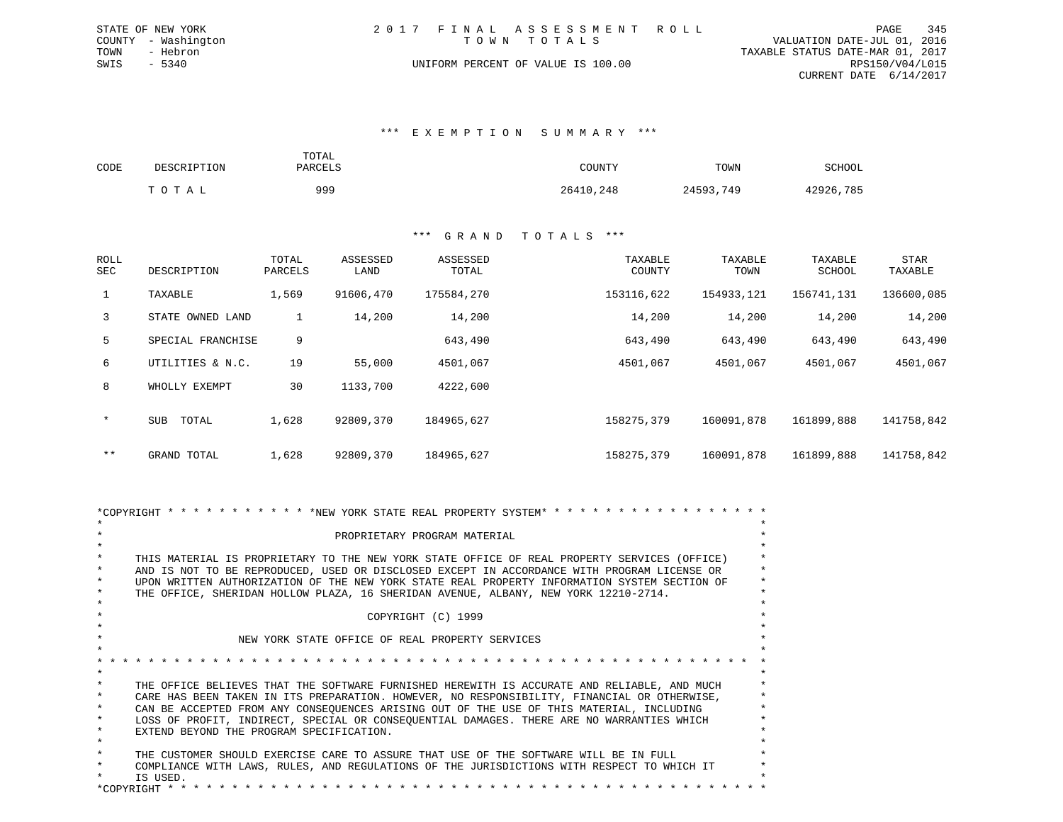STATE OF NEW YORK
COUNTY - Washington
TOWN - Hebron
SWIS - 5340

2 0 1 7 F I N A L A S S E S S M E N T R O L L
T O W N T O T A L S
UNIFORM PERCENT OF VALUE IS 100.00

VALUATION DATE-JUL 01, 2016
TAXABLE STATUS DATE-MAR 01, 2017
RPS150/V04/L015
CURRENT DATE 6/14/2017

### *** E X E M P T I O N S U M M A R Y ***

| CODE | DESCRIPTION | TOTAL PARCELS | COUNTY | TOWN | SCHOOL |
|---|---|---|---|---|---|
| | T O T A L | 999 | 26410,248 | 24593,749 | 42926,785 |

### *** G R A N D T O T A L S ***

| ROLL SEC | DESCRIPTION | TOTAL PARCELS | ASSESSED LAND | ASSESSED TOTAL | TAXABLE COUNTY | TAXABLE TOWN | TAXABLE SCHOOL | STAR TAXABLE |
|---|---|---|---|---|---|---|---|---|
| 1 | TAXABLE | 1,569 | 91606,470 | 175584,270 | 153116,622 | 154933,121 | 156741,131 | 136600,085 |
| 3 | STATE OWNED LAND | 1 | 14,200 | 14,200 | 14,200 | 14,200 | 14,200 | 14,200 |
| 5 | SPECIAL FRANCHISE | 9 | | 643,490 | 643,490 | 643,490 | 643,490 | 643,490 |
| 6 | UTILITIES & N.C. | 19 | 55,000 | 4501,067 | 4501,067 | 4501,067 | 4501,067 | 4501,067 |
| 8 | WHOLLY EXEMPT | 30 | 1133,700 | 4222,600 | | | | |
| * | SUB TOTAL | 1,628 | 92809,370 | 184965,627 | 158275,379 | 160091,878 | 161899,888 | 141758,842 |
| ** | GRAND TOTAL | 1,628 | 92809,370 | 184965,627 | 158275,379 | 160091,878 | 161899,888 | 141758,842 |

*COPYRIGHT * * * * * * * * * * * *NEW YORK STATE REAL PROPERTY SYSTEM* * * * * * * * * * * * * * * * * *

PROPRIETARY PROGRAM MATERIAL

THIS MATERIAL IS PROPRIETARY TO THE NEW YORK STATE OFFICE OF REAL PROPERTY SERVICES (OFFICE) AND IS NOT TO BE REPRODUCED, USED OR DISCLOSED EXCEPT IN ACCORDANCE WITH PROGRAM LICENSE OR UPON WRITTEN AUTHORIZATION OF THE NEW YORK STATE REAL PROPERTY INFORMATION SYSTEM SECTION OF THE OFFICE, SHERIDAN HOLLOW PLAZA, 16 SHERIDAN AVENUE, ALBANY, NEW YORK 12210-2714.

COPYRIGHT (C) 1999

NEW YORK STATE OFFICE OF REAL PROPERTY SERVICES

THE OFFICE BELIEVES THAT THE SOFTWARE FURNISHED HEREWITH IS ACCURATE AND RELIABLE, AND MUCH CARE HAS BEEN TAKEN IN ITS PREPARATION. HOWEVER, NO RESPONSIBILITY, FINANCIAL OR OTHERWISE, CAN BE ACCEPTED FROM ANY CONSEQUENCES ARISING OUT OF THE USE OF THIS MATERIAL, INCLUDING LOSS OF PROFIT, INDIRECT, SPECIAL OR CONSEQUENTIAL DAMAGES. THERE ARE NO WARRANTIES WHICH EXTEND BEYOND THE PROGRAM SPECIFICATION.

THE CUSTOMER SHOULD EXERCISE CARE TO ASSURE THAT USE OF THE SOFTWARE WILL BE IN FULL COMPLIANCE WITH LAWS, RULES, AND REGULATIONS OF THE JURISDICTIONS WITH RESPECT TO WHICH IT IS USED.

*COPYRIGHT * * * * * * * * * * * * * * * * * * * * * * * * * * * * * * * * * * * * * * * * * * * * * * *